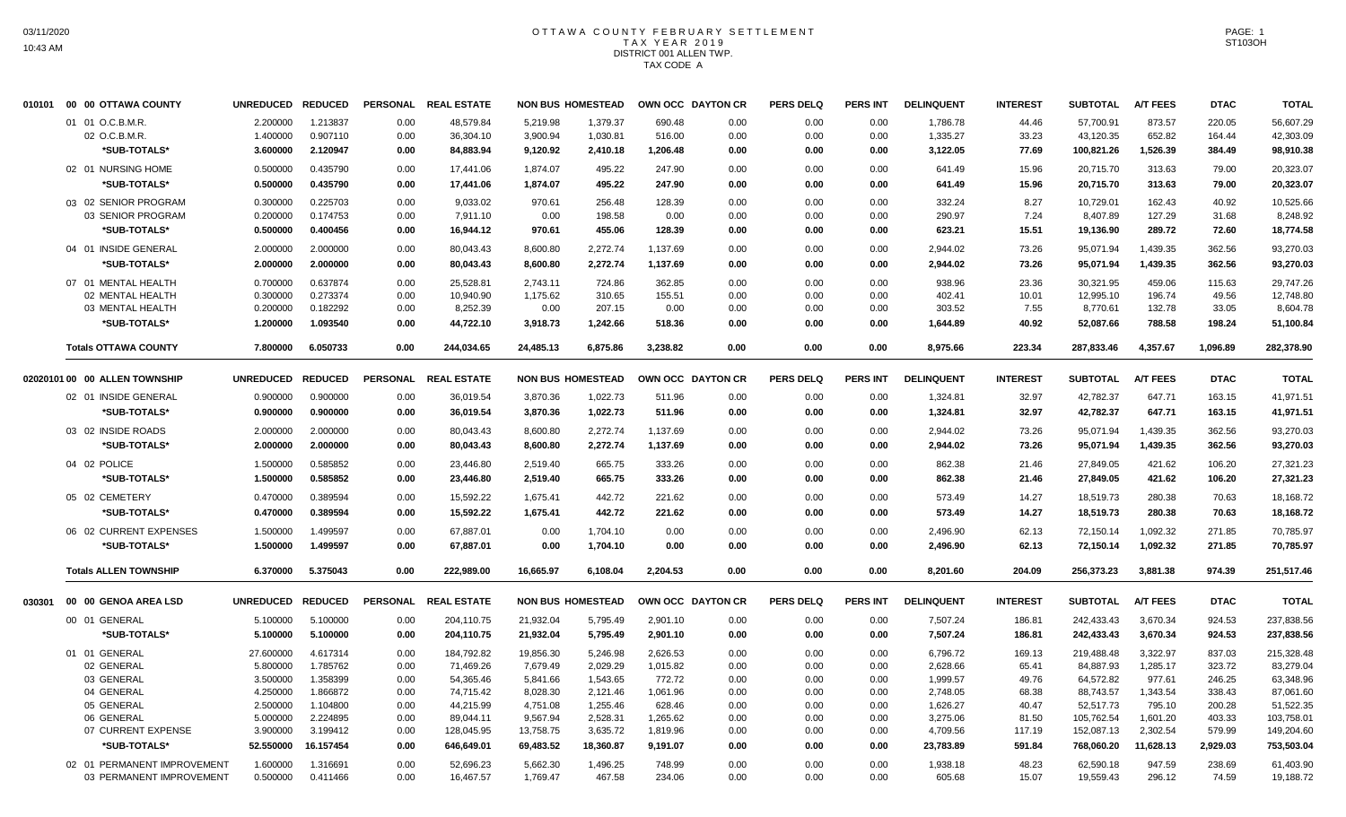# OTTAWA COUNTY FEBRUARY SETTLEMENT
## TAX YEAR 2019
## DISTRICT 001 ALLEN TWP.
## TAX CODE A

03/11/2020
10:43 AM

PAGE: 1
ST103OH

| 010101 | 00 00 OTTAWA COUNTY | UNREDUCED | REDUCED | PERSONAL | REAL ESTATE | NON BUS | HOMESTEAD | OWN OCC | DAYTON CR | PERS DELQ | PERS INT | DELINQUENT | INTEREST | SUBTOTAL | A/T FEES | DTAC | TOTAL |
|---|---|---|---|---|---|---|---|---|---|---|---|---|---|---|---|---|---|
| | 01 01 O.C.B.M.R. | 2.200000 | 1.213837 | 0.00 | 48,579.84 | 5,219.98 | 1,379.37 | 690.48 | 0.00 | 0.00 | 0.00 | 1,786.78 | 44.46 | 57,700.91 | 873.57 | 220.05 | 56,607.29 |
| | 02 O.C.B.M.R. | 1.400000 | 0.907110 | 0.00 | 36,304.10 | 3,900.94 | 1,030.81 | 516.00 | 0.00 | 0.00 | 0.00 | 1,335.27 | 33.23 | 43,120.35 | 652.82 | 164.44 | 42,303.09 |
| | *SUB-TOTALS* | 3.600000 | 2.120947 | 0.00 | 84,883.94 | 9,120.92 | 2,410.18 | 1,206.48 | 0.00 | 0.00 | 0.00 | 3,122.05 | 77.69 | 100,821.26 | 1,526.39 | 384.49 | 98,910.38 |
| | 02 01 NURSING HOME | 0.500000 | 0.435790 | 0.00 | 17,441.06 | 1,874.07 | 495.22 | 247.90 | 0.00 | 0.00 | 0.00 | 641.49 | 15.96 | 20,715.70 | 313.63 | 79.00 | 20,323.07 |
| | *SUB-TOTALS* | 0.500000 | 0.435790 | 0.00 | 17,441.06 | 1,874.07 | 495.22 | 247.90 | 0.00 | 0.00 | 0.00 | 641.49 | 15.96 | 20,715.70 | 313.63 | 79.00 | 20,323.07 |
| | 03 02 SENIOR PROGRAM | 0.300000 | 0.225703 | 0.00 | 9,033.02 | 970.61 | 256.48 | 128.39 | 0.00 | 0.00 | 0.00 | 332.24 | 8.27 | 10,729.01 | 162.43 | 40.92 | 10,525.66 |
| | 03 SENIOR PROGRAM | 0.200000 | 0.174753 | 0.00 | 7,911.10 | 0.00 | 198.58 | 0.00 | 0.00 | 0.00 | 0.00 | 290.97 | 7.24 | 8,407.89 | 127.29 | 31.68 | 8,248.92 |
| | *SUB-TOTALS* | 0.500000 | 0.400456 | 0.00 | 16,944.12 | 970.61 | 455.06 | 128.39 | 0.00 | 0.00 | 0.00 | 623.21 | 15.51 | 19,136.90 | 289.72 | 72.60 | 18,774.58 |
| | 04 01 INSIDE GENERAL | 2.000000 | 2.000000 | 0.00 | 80,043.43 | 8,600.80 | 2,272.74 | 1,137.69 | 0.00 | 0.00 | 0.00 | 2,944.02 | 73.26 | 95,071.94 | 1,439.35 | 362.56 | 93,270.03 |
| | *SUB-TOTALS* | 2.000000 | 2.000000 | 0.00 | 80,043.43 | 8,600.80 | 2,272.74 | 1,137.69 | 0.00 | 0.00 | 0.00 | 2,944.02 | 73.26 | 95,071.94 | 1,439.35 | 362.56 | 93,270.03 |
| | 07 01 MENTAL HEALTH | 0.700000 | 0.637874 | 0.00 | 25,528.81 | 2,743.11 | 724.86 | 362.85 | 0.00 | 0.00 | 0.00 | 938.96 | 23.36 | 30,321.95 | 459.06 | 115.63 | 29,747.26 |
| | 02 MENTAL HEALTH | 0.300000 | 0.273374 | 0.00 | 10,940.90 | 1,175.62 | 310.65 | 155.51 | 0.00 | 0.00 | 0.00 | 402.41 | 10.01 | 12,995.10 | 196.74 | 49.56 | 12,748.80 |
| | 03 MENTAL HEALTH | 0.200000 | 0.182292 | 0.00 | 8,252.39 | 0.00 | 207.15 | 0.00 | 0.00 | 0.00 | 0.00 | 303.52 | 7.55 | 8,770.61 | 132.78 | 33.05 | 8,604.78 |
| | *SUB-TOTALS* | 1.200000 | 1.093540 | 0.00 | 44,722.10 | 3,918.73 | 1,242.66 | 518.36 | 0.00 | 0.00 | 0.00 | 1,644.89 | 40.92 | 52,087.66 | 788.58 | 198.24 | 51,100.84 |
| | **Totals OTTAWA COUNTY** | 7.800000 | 6.050733 | 0.00 | 244,034.65 | 24,485.13 | 6,875.86 | 3,238.82 | 0.00 | 0.00 | 0.00 | 8,975.66 | 223.34 | 287,833.46 | 4,357.67 | 1,096.89 | 282,378.90 |

| 02020101 | 00 00 ALLEN TOWNSHIP | UNREDUCED | REDUCED | PERSONAL | REAL ESTATE | NON BUS | HOMESTEAD | OWN OCC | DAYTON CR | PERS DELQ | PERS INT | DELINQUENT | INTEREST | SUBTOTAL | A/T FEES | DTAC | TOTAL |
|---|---|---|---|---|---|---|---|---|---|---|---|---|---|---|---|---|---|
| | 02 01 INSIDE GENERAL | 0.900000 | 0.900000 | 0.00 | 36,019.54 | 3,870.36 | 1,022.73 | 511.96 | 0.00 | 0.00 | 0.00 | 1,324.81 | 32.97 | 42,782.37 | 647.71 | 163.15 | 41,971.51 |
| | *SUB-TOTALS* | 0.900000 | 0.900000 | 0.00 | 36,019.54 | 3,870.36 | 1,022.73 | 511.96 | 0.00 | 0.00 | 0.00 | 1,324.81 | 32.97 | 42,782.37 | 647.71 | 163.15 | 41,971.51 |
| | 03 02 INSIDE ROADS | 2.000000 | 2.000000 | 0.00 | 80,043.43 | 8,600.80 | 2,272.74 | 1,137.69 | 0.00 | 0.00 | 0.00 | 2,944.02 | 73.26 | 95,071.94 | 1,439.35 | 362.56 | 93,270.03 |
| | *SUB-TOTALS* | 2.000000 | 2.000000 | 0.00 | 80,043.43 | 8,600.80 | 2,272.74 | 1,137.69 | 0.00 | 0.00 | 0.00 | 2,944.02 | 73.26 | 95,071.94 | 1,439.35 | 362.56 | 93,270.03 |
| | 04 02 POLICE | 1.500000 | 0.585852 | 0.00 | 23,446.80 | 2,519.40 | 665.75 | 333.26 | 0.00 | 0.00 | 0.00 | 862.38 | 21.46 | 27,849.05 | 421.62 | 106.20 | 27,321.23 |
| | *SUB-TOTALS* | 1.500000 | 0.585852 | 0.00 | 23,446.80 | 2,519.40 | 665.75 | 333.26 | 0.00 | 0.00 | 0.00 | 862.38 | 21.46 | 27,849.05 | 421.62 | 106.20 | 27,321.23 |
| | 05 02 CEMETERY | 0.470000 | 0.389594 | 0.00 | 15,592.22 | 1,675.41 | 442.72 | 221.62 | 0.00 | 0.00 | 0.00 | 573.49 | 14.27 | 18,519.73 | 280.38 | 70.63 | 18,168.72 |
| | *SUB-TOTALS* | 0.470000 | 0.389594 | 0.00 | 15,592.22 | 1,675.41 | 442.72 | 221.62 | 0.00 | 0.00 | 0.00 | 573.49 | 14.27 | 18,519.73 | 280.38 | 70.63 | 18,168.72 |
| | 06 02 CURRENT EXPENSES | 1.500000 | 1.499597 | 0.00 | 67,887.01 | 0.00 | 1,704.10 | 0.00 | 0.00 | 0.00 | 0.00 | 2,496.90 | 62.13 | 72,150.14 | 1,092.32 | 271.85 | 70,785.97 |
| | *SUB-TOTALS* | 1.500000 | 1.499597 | 0.00 | 67,887.01 | 0.00 | 1,704.10 | 0.00 | 0.00 | 0.00 | 0.00 | 2,496.90 | 62.13 | 72,150.14 | 1,092.32 | 271.85 | 70,785.97 |
| | **Totals ALLEN TOWNSHIP** | 6.370000 | 5.375043 | 0.00 | 222,989.00 | 16,665.97 | 6,108.04 | 2,204.53 | 0.00 | 0.00 | 0.00 | 8,201.60 | 204.09 | 256,373.23 | 3,881.38 | 974.39 | 251,517.46 |

| 030301 | 00 00 GENOA AREA LSD | UNREDUCED | REDUCED | PERSONAL | REAL ESTATE | NON BUS | HOMESTEAD | OWN OCC | DAYTON CR | PERS DELQ | PERS INT | DELINQUENT | INTEREST | SUBTOTAL | A/T FEES | DTAC | TOTAL |
|---|---|---|---|---|---|---|---|---|---|---|---|---|---|---|---|---|---|
| | 00 01 GENERAL | 5.100000 | 5.100000 | 0.00 | 204,110.75 | 21,932.04 | 5,795.49 | 2,901.10 | 0.00 | 0.00 | 0.00 | 7,507.24 | 186.81 | 242,433.43 | 3,670.34 | 924.53 | 237,838.56 |
| | *SUB-TOTALS* | 5.100000 | 5.100000 | 0.00 | 204,110.75 | 21,932.04 | 5,795.49 | 2,901.10 | 0.00 | 0.00 | 0.00 | 7,507.24 | 186.81 | 242,433.43 | 3,670.34 | 924.53 | 237,838.56 |
| | 01 01 GENERAL | 27.600000 | 4.617314 | 0.00 | 184,792.82 | 19,856.30 | 5,246.98 | 2,626.53 | 0.00 | 0.00 | 0.00 | 6,796.72 | 169.13 | 219,488.48 | 3,322.97 | 837.03 | 215,328.48 |
| | 02 GENERAL | 5.800000 | 1.785762 | 0.00 | 71,469.26 | 7,679.49 | 2,029.29 | 1,015.82 | 0.00 | 0.00 | 0.00 | 2,628.66 | 65.41 | 84,887.93 | 1,285.17 | 323.72 | 83,279.04 |
| | 03 GENERAL | 3.500000 | 1.358399 | 0.00 | 54,365.46 | 5,841.66 | 1,543.65 | 772.72 | 0.00 | 0.00 | 0.00 | 1,999.57 | 49.76 | 64,572.82 | 977.61 | 246.25 | 63,348.96 |
| | 04 GENERAL | 4.250000 | 1.866872 | 0.00 | 74,715.42 | 8,028.30 | 2,121.46 | 1,061.96 | 0.00 | 0.00 | 0.00 | 2,748.05 | 68.38 | 88,743.57 | 1,343.54 | 338.43 | 87,061.60 |
| | 05 GENERAL | 2.500000 | 1.104800 | 0.00 | 44,215.99 | 4,751.08 | 1,255.46 | 628.46 | 0.00 | 0.00 | 0.00 | 1,626.27 | 40.47 | 52,517.73 | 795.10 | 200.28 | 51,522.35 |
| | 06 GENERAL | 5.000000 | 2.224895 | 0.00 | 89,044.11 | 9,567.94 | 2,528.31 | 1,265.62 | 0.00 | 0.00 | 0.00 | 3,275.06 | 81.50 | 105,762.54 | 1,601.20 | 403.33 | 103,758.01 |
| | 07 CURRENT EXPENSE | 3.900000 | 3.199412 | 0.00 | 128,045.95 | 13,758.75 | 3,635.72 | 1,819.96 | 0.00 | 0.00 | 0.00 | 4,709.56 | 117.19 | 152,087.13 | 2,302.54 | 579.99 | 149,204.60 |
| | *SUB-TOTALS* | 52.550000 | 16.157454 | 0.00 | 646,649.01 | 69,483.52 | 18,360.87 | 9,191.07 | 0.00 | 0.00 | 0.00 | 23,783.89 | 591.84 | 768,060.20 | 11,628.13 | 2,929.03 | 753,503.04 |
| | 02 01 PERMANENT IMPROVEMENT | 1.600000 | 1.316691 | 0.00 | 52,696.23 | 5,662.30 | 1,496.25 | 748.99 | 0.00 | 0.00 | 0.00 | 1,938.18 | 48.23 | 62,590.18 | 947.59 | 238.69 | 61,403.90 |
| | 03 PERMANENT IMPROVEMENT | 0.500000 | 0.411466 | 0.00 | 16,467.57 | 1,769.47 | 467.58 | 234.06 | 0.00 | 0.00 | 0.00 | 605.68 | 15.07 | 19,559.43 | 296.12 | 74.59 | 19,188.72 |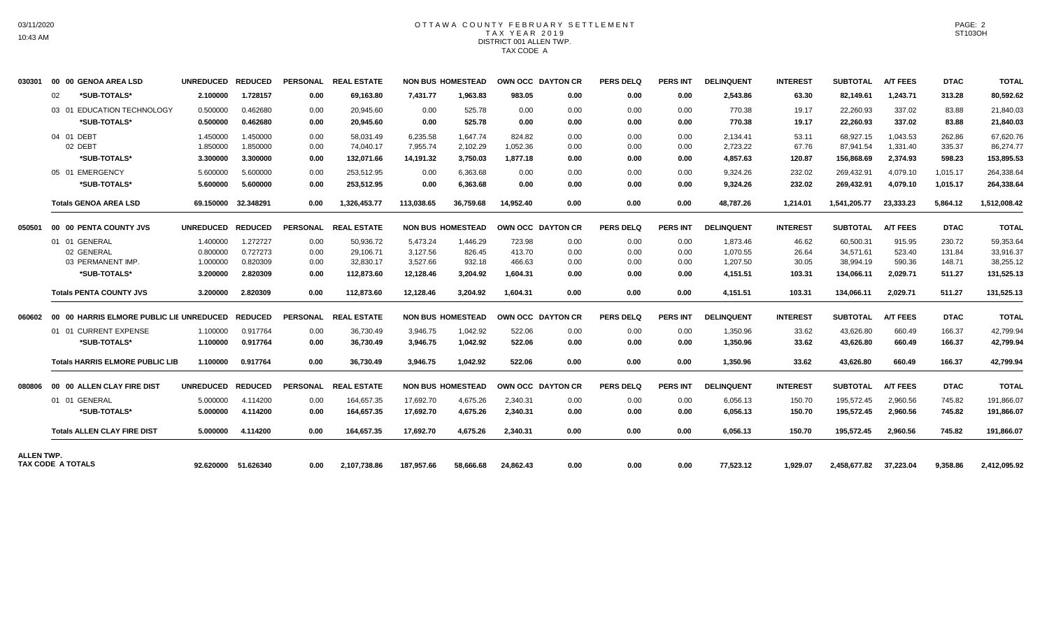OTTAWA COUNTY FEBRUARY SETTLEMENT
TAX YEAR 2019
DISTRICT 001 ALLEN TWP.
TAX CODE A

| | | UNREDUCED | REDUCED | PERSONAL | REAL ESTATE | NON BUS | HOMESTEAD | OWN OCC | DAYTON CR | PERS DELQ | PERS INT | DELINQUENT | INTEREST | SUBTOTAL | A/T FEES | DTAC | TOTAL |
|---|---|---|---|---|---|---|---|---|---|---|---|---|---|---|---|---|---|
| 030301 | 00 00 GENOA AREA LSD | | | | | | | | | | | | | | | | |
| | 02 *SUB-TOTALS* | 2.100000 | 1.728157 | 0.00 | 69,163.80 | 7,431.77 | 1,963.83 | 983.05 | 0.00 | 0.00 | 0.00 | 2,543.86 | 63.30 | 82,149.61 | 1,243.71 | 313.28 | 80,592.62 |
| | 03 01 EDUCATION TECHNOLOGY | 0.500000 | 0.462680 | 0.00 | 20,945.60 | 0.00 | 525.78 | 0.00 | 0.00 | 0.00 | 0.00 | 770.38 | 19.17 | 22,260.93 | 337.02 | 83.88 | 21,840.03 |
| | *SUB-TOTALS* | 0.500000 | 0.462680 | 0.00 | 20,945.60 | 0.00 | 525.78 | 0.00 | 0.00 | 0.00 | 0.00 | 770.38 | 19.17 | 22,260.93 | 337.02 | 83.88 | 21,840.03 |
| | 04 01 DEBT | 1.450000 | 1.450000 | 0.00 | 58,031.49 | 6,235.58 | 1,647.74 | 824.82 | 0.00 | 0.00 | 0.00 | 2,134.41 | 53.11 | 68,927.15 | 1,043.53 | 262.86 | 67,620.76 |
| | 02 DEBT | 1.850000 | 1.850000 | 0.00 | 74,040.17 | 7,955.74 | 2,102.29 | 1,052.36 | 0.00 | 0.00 | 0.00 | 2,723.22 | 67.76 | 87,941.54 | 1,331.40 | 335.37 | 86,274.77 |
| | *SUB-TOTALS* | 3.300000 | 3.300000 | 0.00 | 132,071.66 | 14,191.32 | 3,750.03 | 1,877.18 | 0.00 | 0.00 | 0.00 | 4,857.63 | 120.87 | 156,868.69 | 2,374.93 | 598.23 | 153,895.53 |
| | 05 01 EMERGENCY | 5.600000 | 5.600000 | 0.00 | 253,512.95 | 0.00 | 6,363.68 | 0.00 | 0.00 | 0.00 | 0.00 | 9,324.26 | 232.02 | 269,432.91 | 4,079.10 | 1,015.17 | 264,338.64 |
| | *SUB-TOTALS* | 5.600000 | 5.600000 | 0.00 | 253,512.95 | 0.00 | 6,363.68 | 0.00 | 0.00 | 0.00 | 0.00 | 9,324.26 | 232.02 | 269,432.91 | 4,079.10 | 1,015.17 | 264,338.64 |
| | Totals GENOA AREA LSD | 69.150000 | 32.348291 | 0.00 | 1,326,453.77 | 113,038.65 | 36,759.68 | 14,952.40 | 0.00 | 0.00 | 0.00 | 48,787.26 | 1,214.01 | 1,541,205.77 | 23,333.23 | 5,864.12 | 1,512,008.42 |
| 050501 | 00 00 PENTA COUNTY JVS | UNREDUCED | REDUCED | PERSONAL | REAL ESTATE | NON BUS | HOMESTEAD | OWN OCC | DAYTON CR | PERS DELQ | PERS INT | DELINQUENT | INTEREST | SUBTOTAL | A/T FEES | DTAC | TOTAL |
| | 01 01 GENERAL | 1.400000 | 1.272727 | 0.00 | 50,936.72 | 5,473.24 | 1,446.29 | 723.98 | 0.00 | 0.00 | 0.00 | 1,873.46 | 46.62 | 60,500.31 | 915.95 | 230.72 | 59,353.64 |
| | 02 GENERAL | 0.800000 | 0.727273 | 0.00 | 29,106.71 | 3,127.56 | 826.45 | 413.70 | 0.00 | 0.00 | 0.00 | 1,070.55 | 26.64 | 34,571.61 | 523.40 | 131.84 | 33,916.37 |
| | 03 PERMANENT IMP. | 1.000000 | 0.820309 | 0.00 | 32,830.17 | 3,527.66 | 932.18 | 466.63 | 0.00 | 0.00 | 0.00 | 1,207.50 | 30.05 | 38,994.19 | 590.36 | 148.71 | 38,255.12 |
| | *SUB-TOTALS* | 3.200000 | 2.820309 | 0.00 | 112,873.60 | 12,128.46 | 3,204.92 | 1,604.31 | 0.00 | 0.00 | 0.00 | 4,151.51 | 103.31 | 134,066.11 | 2,029.71 | 511.27 | 131,525.13 |
| | Totals PENTA COUNTY JVS | 3.200000 | 2.820309 | 0.00 | 112,873.60 | 12,128.46 | 3,204.92 | 1,604.31 | 0.00 | 0.00 | 0.00 | 4,151.51 | 103.31 | 134,066.11 | 2,029.71 | 511.27 | 131,525.13 |
| 060602 | 00 00 HARRIS ELMORE PUBLIC LIE | UNREDUCED | REDUCED | PERSONAL | REAL ESTATE | NON BUS | HOMESTEAD | OWN OCC | DAYTON CR | PERS DELQ | PERS INT | DELINQUENT | INTEREST | SUBTOTAL | A/T FEES | DTAC | TOTAL |
| | 01 01 CURRENT EXPENSE | 1.100000 | 0.917764 | 0.00 | 36,730.49 | 3,946.75 | 1,042.92 | 522.06 | 0.00 | 0.00 | 0.00 | 1,350.96 | 33.62 | 43,626.80 | 660.49 | 166.37 | 42,799.94 |
| | *SUB-TOTALS* | 1.100000 | 0.917764 | 0.00 | 36,730.49 | 3,946.75 | 1,042.92 | 522.06 | 0.00 | 0.00 | 0.00 | 1,350.96 | 33.62 | 43,626.80 | 660.49 | 166.37 | 42,799.94 |
| | Totals HARRIS ELMORE PUBLIC LIB | 1.100000 | 0.917764 | 0.00 | 36,730.49 | 3,946.75 | 1,042.92 | 522.06 | 0.00 | 0.00 | 0.00 | 1,350.96 | 33.62 | 43,626.80 | 660.49 | 166.37 | 42,799.94 |
| 080806 | 00 00 ALLEN CLAY FIRE DIST | UNREDUCED | REDUCED | PERSONAL | REAL ESTATE | NON BUS | HOMESTEAD | OWN OCC | DAYTON CR | PERS DELQ | PERS INT | DELINQUENT | INTEREST | SUBTOTAL | A/T FEES | DTAC | TOTAL |
| | 01 01 GENERAL | 5.000000 | 4.114200 | 0.00 | 164,657.35 | 17,692.70 | 4,675.26 | 2,340.31 | 0.00 | 0.00 | 0.00 | 6,056.13 | 150.70 | 195,572.45 | 2,960.56 | 745.82 | 191,866.07 |
| | *SUB-TOTALS* | 5.000000 | 4.114200 | 0.00 | 164,657.35 | 17,692.70 | 4,675.26 | 2,340.31 | 0.00 | 0.00 | 0.00 | 6,056.13 | 150.70 | 195,572.45 | 2,960.56 | 745.82 | 191,866.07 |
| | Totals ALLEN CLAY FIRE DIST | 5.000000 | 4.114200 | 0.00 | 164,657.35 | 17,692.70 | 4,675.26 | 2,340.31 | 0.00 | 0.00 | 0.00 | 6,056.13 | 150.70 | 195,572.45 | 2,960.56 | 745.82 | 191,866.07 |
| ALLEN TWP. TAX CODE A TOTALS | | 92.620000 | 51.626340 | 0.00 | 2,107,738.86 | 187,957.66 | 58,666.68 | 24,862.43 | 0.00 | 0.00 | 0.00 | 77,523.12 | 1,929.07 | 2,458,677.82 | 37,223.04 | 9,358.86 | 2,412,095.92 |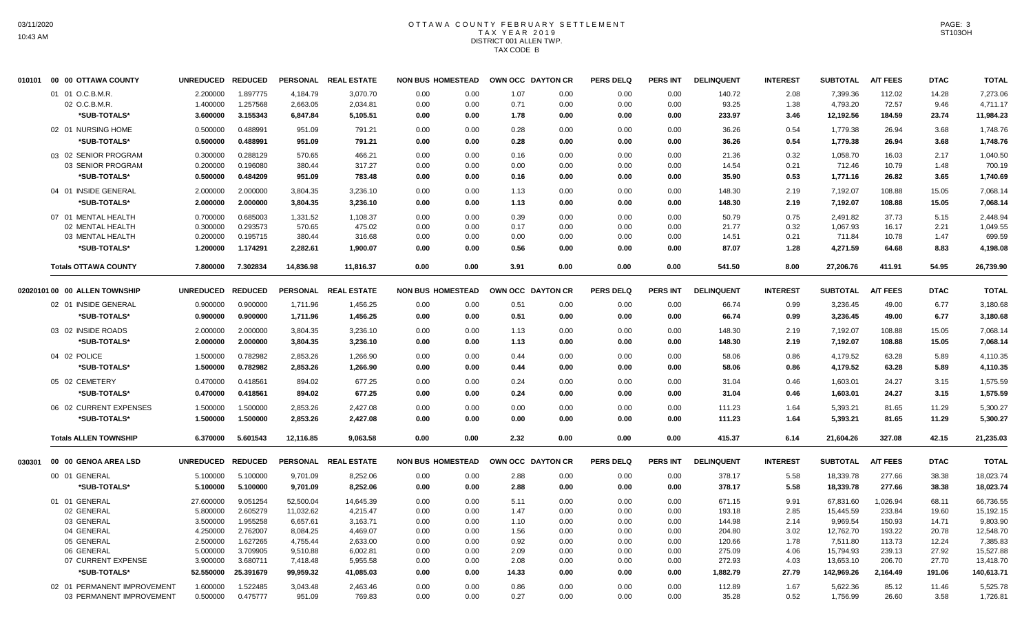# OTTAWA COUNTY FEBRUARY SETTLEMENT
## TAX YEAR 2019
### DISTRICT 001 ALLEN TWP.
### TAX CODE B

| | | UNREDUCED | REDUCED | PERSONAL | REAL ESTATE | NON BUS | HOMESTEAD | OWN OCC | DAYTON CR | PERS DELQ | PERS INT | DELINQUENT | INTEREST | SUBTOTAL | A/T FEES | DTAC | TOTAL |
|---|---|---|---|---|---|---|---|---|---|---|---|---|---|---|---|---|---|
| 010101 | 00 00 OTTAWA COUNTY | | | | | | | | | | | | | | | | |
| | 01 01 O.C.B.M.R. | 2.200000 | 1.897775 | 4,184.79 | 3,070.70 | 0.00 | 0.00 | 1.07 | 0.00 | 0.00 | 0.00 | 140.72 | 2.08 | 7,399.36 | 112.02 | 14.28 | 7,273.06 |
| | 02 O.C.B.M.R. | 1.400000 | 1.257568 | 2,663.05 | 2,034.81 | 0.00 | 0.00 | 0.71 | 0.00 | 0.00 | 0.00 | 93.25 | 1.38 | 4,793.20 | 72.57 | 9.46 | 4,711.17 |
| | **\*SUB-TOTALS\*** | **3.600000** | **3.155343** | **6,847.84** | **5,105.51** | **0.00** | **0.00** | **1.78** | **0.00** | **0.00** | **0.00** | **233.97** | **3.46** | **12,192.56** | **184.59** | **23.74** | **11,984.23** |
| | 02 01 NURSING HOME | 0.500000 | 0.488991 | 951.09 | 791.21 | 0.00 | 0.00 | 0.28 | 0.00 | 0.00 | 0.00 | 36.26 | 0.54 | 1,779.38 | 26.94 | 3.68 | 1,748.76 |
| | **\*SUB-TOTALS\*** | **0.500000** | **0.488991** | **951.09** | **791.21** | **0.00** | **0.00** | **0.28** | **0.00** | **0.00** | **0.00** | **36.26** | **0.54** | **1,779.38** | **26.94** | **3.68** | **1,748.76** |
| | 03 02 SENIOR PROGRAM | 0.300000 | 0.288129 | 570.65 | 466.21 | 0.00 | 0.00 | 0.16 | 0.00 | 0.00 | 0.00 | 21.36 | 0.32 | 1,058.70 | 16.03 | 2.17 | 1,040.50 |
| | 03 SENIOR PROGRAM | 0.200000 | 0.196080 | 380.44 | 317.27 | 0.00 | 0.00 | 0.00 | 0.00 | 0.00 | 0.00 | 14.54 | 0.21 | 712.46 | 10.79 | 1.48 | 700.19 |
| | **\*SUB-TOTALS\*** | **0.500000** | **0.484209** | **951.09** | **783.48** | **0.00** | **0.00** | **0.16** | **0.00** | **0.00** | **0.00** | **35.90** | **0.53** | **1,771.16** | **26.82** | **3.65** | **1,740.69** |
| | 04 01 INSIDE GENERAL | 2.000000 | 2.000000 | 3,804.35 | 3,236.10 | 0.00 | 0.00 | 1.13 | 0.00 | 0.00 | 0.00 | 148.30 | 2.19 | 7,192.07 | 108.88 | 15.05 | 7,068.14 |
| | **\*SUB-TOTALS\*** | **2.000000** | **2.000000** | **3,804.35** | **3,236.10** | **0.00** | **0.00** | **1.13** | **0.00** | **0.00** | **0.00** | **148.30** | **2.19** | **7,192.07** | **108.88** | **15.05** | **7,068.14** |
| | 07 01 MENTAL HEALTH | 0.700000 | 0.685003 | 1,331.52 | 1,108.37 | 0.00 | 0.00 | 0.39 | 0.00 | 0.00 | 0.00 | 50.79 | 0.75 | 2,491.82 | 37.73 | 5.15 | 2,448.94 |
| | 02 MENTAL HEALTH | 0.300000 | 0.293573 | 570.65 | 475.02 | 0.00 | 0.00 | 0.17 | 0.00 | 0.00 | 0.00 | 21.77 | 0.32 | 1,067.93 | 16.17 | 2.21 | 1,049.55 |
| | 03 MENTAL HEALTH | 0.200000 | 0.195715 | 380.44 | 316.68 | 0.00 | 0.00 | 0.00 | 0.00 | 0.00 | 0.00 | 14.51 | 0.21 | 711.84 | 10.78 | 1.47 | 699.59 |
| | **\*SUB-TOTALS\*** | **1.200000** | **1.174291** | **2,282.61** | **1,900.07** | **0.00** | **0.00** | **0.56** | **0.00** | **0.00** | **0.00** | **87.07** | **1.28** | **4,271.59** | **64.68** | **8.83** | **4,198.08** |
| | **Totals OTTAWA COUNTY** | **7.800000** | **7.302834** | **14,836.98** | **11,816.37** | **0.00** | **0.00** | **3.91** | **0.00** | **0.00** | **0.00** | **541.50** | **8.00** | **27,206.76** | **411.91** | **54.95** | **26,739.90** |

| | | UNREDUCED | REDUCED | PERSONAL | REAL ESTATE | NON BUS | HOMESTEAD | OWN OCC | DAYTON CR | PERS DELQ | PERS INT | DELINQUENT | INTEREST | SUBTOTAL | A/T FEES | DTAC | TOTAL |
|---|---|---|---|---|---|---|---|---|---|---|---|---|---|---|---|---|---|
| 02020101 | 00 00 ALLEN TOWNSHIP | | | | | | | | | | | | | | | | |
| | 02 01 INSIDE GENERAL | 0.900000 | 0.900000 | 1,711.96 | 1,456.25 | 0.00 | 0.00 | 0.51 | 0.00 | 0.00 | 0.00 | 66.74 | 0.99 | 3,236.45 | 49.00 | 6.77 | 3,180.68 |
| | **\*SUB-TOTALS\*** | **0.900000** | **0.900000** | **1,711.96** | **1,456.25** | **0.00** | **0.00** | **0.51** | **0.00** | **0.00** | **0.00** | **66.74** | **0.99** | **3,236.45** | **49.00** | **6.77** | **3,180.68** |
| | 03 02 INSIDE ROADS | 2.000000 | 2.000000 | 3,804.35 | 3,236.10 | 0.00 | 0.00 | 1.13 | 0.00 | 0.00 | 0.00 | 148.30 | 2.19 | 7,192.07 | 108.88 | 15.05 | 7,068.14 |
| | **\*SUB-TOTALS\*** | **2.000000** | **2.000000** | **3,804.35** | **3,236.10** | **0.00** | **0.00** | **1.13** | **0.00** | **0.00** | **0.00** | **148.30** | **2.19** | **7,192.07** | **108.88** | **15.05** | **7,068.14** |
| | 04 02 POLICE | 1.500000 | 0.782982 | 2,853.26 | 1,266.90 | 0.00 | 0.00 | 0.44 | 0.00 | 0.00 | 0.00 | 58.06 | 0.86 | 4,179.52 | 63.28 | 5.89 | 4,110.35 |
| | **\*SUB-TOTALS\*** | **1.500000** | **0.782982** | **2,853.26** | **1,266.90** | **0.00** | **0.00** | **0.44** | **0.00** | **0.00** | **0.00** | **58.06** | **0.86** | **4,179.52** | **63.28** | **5.89** | **4,110.35** |
| | 05 02 CEMETERY | 0.470000 | 0.418561 | 894.02 | 677.25 | 0.00 | 0.00 | 0.24 | 0.00 | 0.00 | 0.00 | 31.04 | 0.46 | 1,603.01 | 24.27 | 3.15 | 1,575.59 |
| | **\*SUB-TOTALS\*** | **0.470000** | **0.418561** | **894.02** | **677.25** | **0.00** | **0.00** | **0.24** | **0.00** | **0.00** | **0.00** | **31.04** | **0.46** | **1,603.01** | **24.27** | **3.15** | **1,575.59** |
| | 06 02 CURRENT EXPENSES | 1.500000 | 1.500000 | 2,853.26 | 2,427.08 | 0.00 | 0.00 | 0.00 | 0.00 | 0.00 | 0.00 | 111.23 | 1.64 | 5,393.21 | 81.65 | 11.29 | 5,300.27 |
| | **\*SUB-TOTALS\*** | **1.500000** | **1.500000** | **2,853.26** | **2,427.08** | **0.00** | **0.00** | **0.00** | **0.00** | **0.00** | **0.00** | **111.23** | **1.64** | **5,393.21** | **81.65** | **11.29** | **5,300.27** |
| | **Totals ALLEN TOWNSHIP** | **6.370000** | **5.601543** | **12,116.85** | **9,063.58** | **0.00** | **0.00** | **2.32** | **0.00** | **0.00** | **0.00** | **415.37** | **6.14** | **21,604.26** | **327.08** | **42.15** | **21,235.03** |

| | | UNREDUCED | REDUCED | PERSONAL | REAL ESTATE | NON BUS | HOMESTEAD | OWN OCC | DAYTON CR | PERS DELQ | PERS INT | DELINQUENT | INTEREST | SUBTOTAL | A/T FEES | DTAC | TOTAL |
|---|---|---|---|---|---|---|---|---|---|---|---|---|---|---|---|---|---|
| 030301 | 00 00 GENOA AREA LSD | | | | | | | | | | | | | | | | |
| | 00 01 GENERAL | 5.100000 | 5.100000 | 9,701.09 | 8,252.06 | 0.00 | 0.00 | 2.88 | 0.00 | 0.00 | 0.00 | 378.17 | 5.58 | 18,339.78 | 277.66 | 38.38 | 18,023.74 |
| | **\*SUB-TOTALS\*** | **5.100000** | **5.100000** | **9,701.09** | **8,252.06** | **0.00** | **0.00** | **2.88** | **0.00** | **0.00** | **0.00** | **378.17** | **5.58** | **18,339.78** | **277.66** | **38.38** | **18,023.74** |
| | 01 01 GENERAL | 27.600000 | 9.051254 | 52,500.04 | 14,645.39 | 0.00 | 0.00 | 5.11 | 0.00 | 0.00 | 0.00 | 671.15 | 9.91 | 67,831.60 | 1,026.94 | 68.11 | 66,736.55 |
| | 02 GENERAL | 5.800000 | 2.605279 | 11,032.62 | 4,215.47 | 0.00 | 0.00 | 1.47 | 0.00 | 0.00 | 0.00 | 193.18 | 2.85 | 15,445.59 | 233.84 | 19.60 | 15,192.15 |
| | 03 GENERAL | 3.500000 | 1.955258 | 6,657.61 | 3,163.71 | 0.00 | 0.00 | 1.10 | 0.00 | 0.00 | 0.00 | 144.98 | 2.14 | 9,969.54 | 150.93 | 14.71 | 9,803.90 |
| | 04 GENERAL | 4.250000 | 2.762007 | 8,084.25 | 4,469.07 | 0.00 | 0.00 | 1.56 | 0.00 | 0.00 | 0.00 | 204.80 | 3.02 | 12,762.70 | 193.22 | 20.78 | 12,548.70 |
| | 05 GENERAL | 2.500000 | 1.627265 | 4,755.44 | 2,633.00 | 0.00 | 0.00 | 0.92 | 0.00 | 0.00 | 0.00 | 120.66 | 1.78 | 7,511.80 | 113.73 | 12.24 | 7,385.83 |
| | 06 GENERAL | 5.000000 | 3.709905 | 9,510.88 | 6,002.81 | 0.00 | 0.00 | 2.09 | 0.00 | 0.00 | 0.00 | 275.09 | 4.06 | 15,794.93 | 239.13 | 27.92 | 15,527.88 |
| | 07 CURRENT EXPENSE | 3.900000 | 3.680711 | 7,418.48 | 5,955.58 | 0.00 | 0.00 | 2.08 | 0.00 | 0.00 | 0.00 | 272.93 | 4.03 | 13,653.10 | 206.70 | 27.70 | 13,418.70 |
| | **\*SUB-TOTALS\*** | **52.550000** | **25.391679** | **99,959.32** | **41,085.03** | **0.00** | **0.00** | **14.33** | **0.00** | **0.00** | **0.00** | **1,882.79** | **27.79** | **142,969.26** | **2,164.49** | **191.06** | **140,613.71** |
| | 02 01 PERMANENT IMPROVEMENT | 1.600000 | 1.522485 | 3,043.48 | 2,463.46 | 0.00 | 0.00 | 0.86 | 0.00 | 0.00 | 0.00 | 112.89 | 1.67 | 5,622.36 | 85.12 | 11.46 | 5,525.78 |
| | 03 PERMANENT IMPROVEMENT | 0.500000 | 0.475777 | 951.09 | 769.83 | 0.00 | 0.00 | 0.27 | 0.00 | 0.00 | 0.00 | 35.28 | 0.52 | 1,756.99 | 26.60 | 3.58 | 1,726.81 |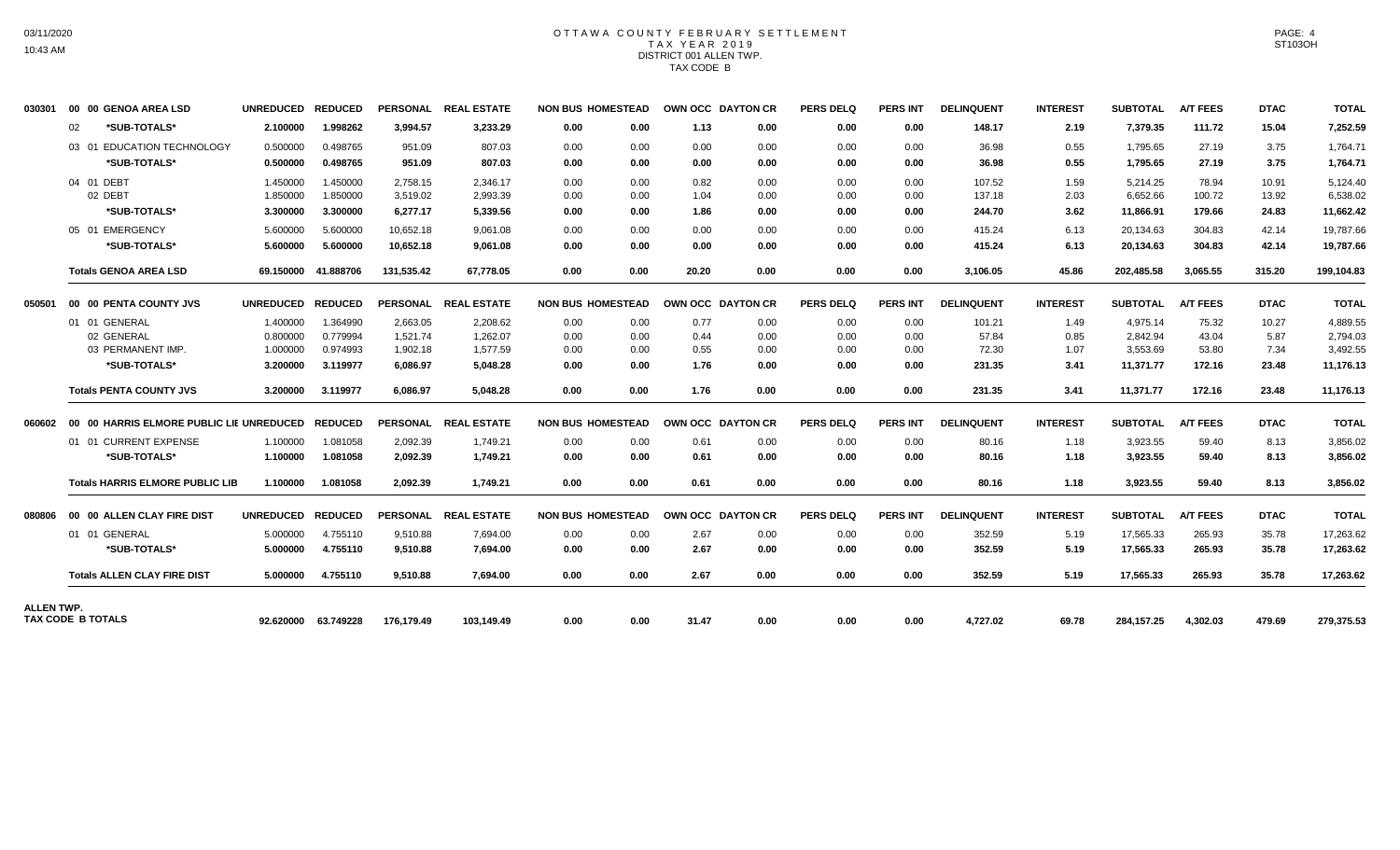# OTTAWA COUNTY FEBRUARY SETTLEMENT
## TAX YEAR 2019
## DISTRICT 001 ALLEN TWP.
## TAX CODE B

| | | UNREDUCED | REDUCED | PERSONAL | REAL ESTATE | NON BUS | HOMESTEAD | OWN OCC | DAYTON CR | PERS DELQ | PERS INT | DELINQUENT | INTEREST | SUBTOTAL | A/T FEES | DTAC | TOTAL |
|---|---|---|---|---|---|---|---|---|---|---|---|---|---|---|---|---|---|
| 030301 | 00 00 GENOA AREA LSD | UNREDUCED | REDUCED | PERSONAL | REAL ESTATE | NON BUS | HOMESTEAD | OWN OCC | DAYTON CR | PERS DELQ | PERS INT | DELINQUENT | INTEREST | SUBTOTAL | A/T FEES | DTAC | TOTAL |
| | 02 **\*SUB-TOTALS\*** | **2.100000** | **1.998262** | **3,994.57** | **3,233.29** | **0.00** | **0.00** | **1.13** | **0.00** | **0.00** | **0.00** | **148.17** | **2.19** | **7,379.35** | **111.72** | **15.04** | **7,252.59** |
| | 03 01 EDUCATION TECHNOLOGY | 0.500000 | 0.498765 | 951.09 | 807.03 | 0.00 | 0.00 | 0.00 | 0.00 | 0.00 | 0.00 | 36.98 | 0.55 | 1,795.65 | 27.19 | 3.75 | 1,764.71 |
| | **\*SUB-TOTALS\*** | **0.500000** | **0.498765** | **951.09** | **807.03** | **0.00** | **0.00** | **0.00** | **0.00** | **0.00** | **0.00** | **36.98** | **0.55** | **1,795.65** | **27.19** | **3.75** | **1,764.71** |
| | 04 01 DEBT | 1.450000 | 1.450000 | 2,758.15 | 2,346.17 | 0.00 | 0.00 | 0.82 | 0.00 | 0.00 | 0.00 | 107.52 | 1.59 | 5,214.25 | 78.94 | 10.91 | 5,124.40 |
| | 02 DEBT | 1.850000 | 1.850000 | 3,519.02 | 2,993.39 | 0.00 | 0.00 | 1.04 | 0.00 | 0.00 | 0.00 | 137.18 | 2.03 | 6,652.66 | 100.72 | 13.92 | 6,538.02 |
| | **\*SUB-TOTALS\*** | **3.300000** | **3.300000** | **6,277.17** | **5,339.56** | **0.00** | **0.00** | **1.86** | **0.00** | **0.00** | **0.00** | **244.70** | **3.62** | **11,866.91** | **179.66** | **24.83** | **11,662.42** |
| | 05 01 EMERGENCY | 5.600000 | 5.600000 | 10,652.18 | 9,061.08 | 0.00 | 0.00 | 0.00 | 0.00 | 0.00 | 0.00 | 415.24 | 6.13 | 20,134.63 | 304.83 | 42.14 | 19,787.66 |
| | **\*SUB-TOTALS\*** | **5.600000** | **5.600000** | **10,652.18** | **9,061.08** | **0.00** | **0.00** | **0.00** | **0.00** | **0.00** | **0.00** | **415.24** | **6.13** | **20,134.63** | **304.83** | **42.14** | **19,787.66** |
| | **Totals GENOA AREA LSD** | **69.150000** | **41.888706** | **131,535.42** | **67,778.05** | **0.00** | **0.00** | **20.20** | **0.00** | **0.00** | **0.00** | **3,106.05** | **45.86** | **202,485.58** | **3,065.55** | **315.20** | **199,104.83** |
| 050501 | 00 00 PENTA COUNTY JVS | UNREDUCED | REDUCED | PERSONAL | REAL ESTATE | NON BUS | HOMESTEAD | OWN OCC | DAYTON CR | PERS DELQ | PERS INT | DELINQUENT | INTEREST | SUBTOTAL | A/T FEES | DTAC | TOTAL |
| | 01 01 GENERAL | 1.400000 | 1.364990 | 2,663.05 | 2,208.62 | 0.00 | 0.00 | 0.77 | 0.00 | 0.00 | 0.00 | 101.21 | 1.49 | 4,975.14 | 75.32 | 10.27 | 4,889.55 |
| | 02 GENERAL | 0.800000 | 0.779994 | 1,521.74 | 1,262.07 | 0.00 | 0.00 | 0.44 | 0.00 | 0.00 | 0.00 | 57.84 | 0.85 | 2,842.94 | 43.04 | 5.87 | 2,794.03 |
| | 03 PERMANENT IMP. | 1.000000 | 0.974993 | 1,902.18 | 1,577.59 | 0.00 | 0.00 | 0.55 | 0.00 | 0.00 | 0.00 | 72.30 | 1.07 | 3,553.69 | 53.80 | 7.34 | 3,492.55 |
| | **\*SUB-TOTALS\*** | **3.200000** | **3.119977** | **6,086.97** | **5,048.28** | **0.00** | **0.00** | **1.76** | **0.00** | **0.00** | **0.00** | **231.35** | **3.41** | **11,371.77** | **172.16** | **23.48** | **11,176.13** |
| | **Totals PENTA COUNTY JVS** | **3.200000** | **3.119977** | **6,086.97** | **5,048.28** | **0.00** | **0.00** | **1.76** | **0.00** | **0.00** | **0.00** | **231.35** | **3.41** | **11,371.77** | **172.16** | **23.48** | **11,176.13** |
| 060602 | 00 00 HARRIS ELMORE PUBLIC LIE | UNREDUCED | REDUCED | PERSONAL | REAL ESTATE | NON BUS | HOMESTEAD | OWN OCC | DAYTON CR | PERS DELQ | PERS INT | DELINQUENT | INTEREST | SUBTOTAL | A/T FEES | DTAC | TOTAL |
| | 01 01 CURRENT EXPENSE | 1.100000 | 1.081058 | 2,092.39 | 1,749.21 | 0.00 | 0.00 | 0.61 | 0.00 | 0.00 | 0.00 | 80.16 | 1.18 | 3,923.55 | 59.40 | 8.13 | 3,856.02 |
| | **\*SUB-TOTALS\*** | **1.100000** | **1.081058** | **2,092.39** | **1,749.21** | **0.00** | **0.00** | **0.61** | **0.00** | **0.00** | **0.00** | **80.16** | **1.18** | **3,923.55** | **59.40** | **8.13** | **3,856.02** |
| | **Totals HARRIS ELMORE PUBLIC LIB** | **1.100000** | **1.081058** | **2,092.39** | **1,749.21** | **0.00** | **0.00** | **0.61** | **0.00** | **0.00** | **0.00** | **80.16** | **1.18** | **3,923.55** | **59.40** | **8.13** | **3,856.02** |
| 080806 | 00 00 ALLEN CLAY FIRE DIST | UNREDUCED | REDUCED | PERSONAL | REAL ESTATE | NON BUS | HOMESTEAD | OWN OCC | DAYTON CR | PERS DELQ | PERS INT | DELINQUENT | INTEREST | SUBTOTAL | A/T FEES | DTAC | TOTAL |
| | 01 01 GENERAL | 5.000000 | 4.755110 | 9,510.88 | 7,694.00 | 0.00 | 0.00 | 2.67 | 0.00 | 0.00 | 0.00 | 352.59 | 5.19 | 17,565.33 | 265.93 | 35.78 | 17,263.62 |
| | **\*SUB-TOTALS\*** | **5.000000** | **4.755110** | **9,510.88** | **7,694.00** | **0.00** | **0.00** | **2.67** | **0.00** | **0.00** | **0.00** | **352.59** | **5.19** | **17,565.33** | **265.93** | **35.78** | **17,263.62** |
| | **Totals ALLEN CLAY FIRE DIST** | **5.000000** | **4.755110** | **9,510.88** | **7,694.00** | **0.00** | **0.00** | **2.67** | **0.00** | **0.00** | **0.00** | **352.59** | **5.19** | **17,565.33** | **265.93** | **35.78** | **17,263.62** |
| **ALLEN TWP. TAX CODE B TOTALS** | | **92.620000** | **63.749228** | **176,179.49** | **103,149.49** | **0.00** | **0.00** | **31.47** | **0.00** | **0.00** | **0.00** | **4,727.02** | **69.78** | **284,157.25** | **4,302.03** | **479.69** | **279,375.53** |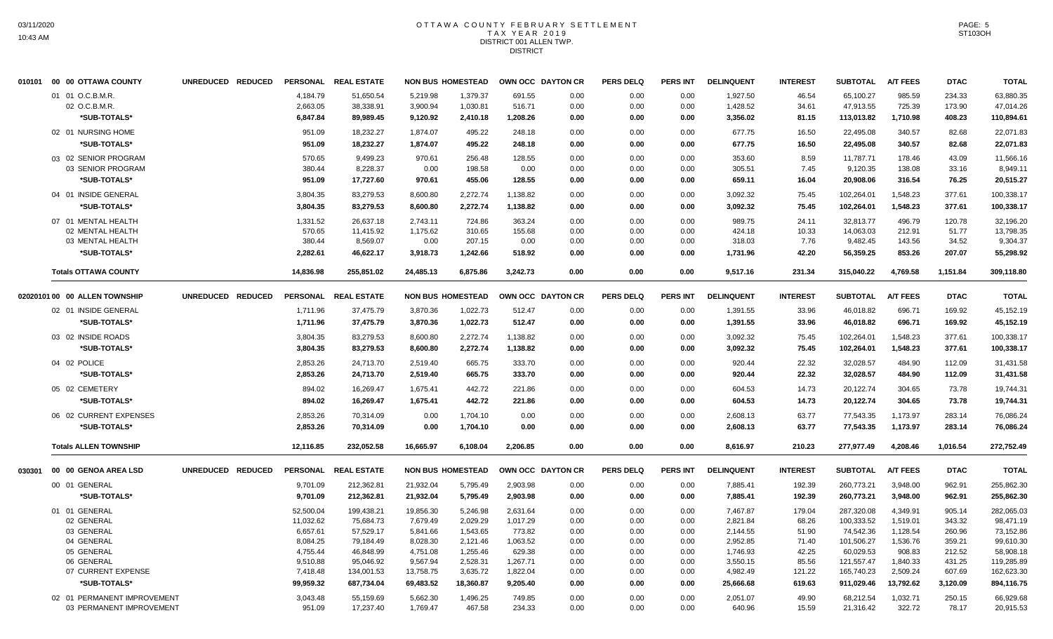# OTTAWA COUNTY FEBRUARY SETTLEMENT
## TAX YEAR 2019
### DISTRICT 001 ALLEN TWP.
### DISTRICT

| 010101 00 00 OTTAWA COUNTY | UNREDUCED | REDUCED | PERSONAL | REAL ESTATE | NON BUS | HOMESTEAD | OWN OCC | DAYTON CR | PERS DELQ | PERS INT | DELINQUENT | INTEREST | SUBTOTAL | A/T FEES | DTAC | TOTAL |
|---|---|---|---|---|---|---|---|---|---|---|---|---|---|---|---|---|
| 01 01 O.C.B.M.R. | | | 4,184.79 | 51,650.54 | 5,219.98 | 1,379.37 | 691.55 | 0.00 | 0.00 | 0.00 | 1,927.50 | 46.54 | 65,100.27 | 985.59 | 234.33 | 63,880.35 |
| 02 O.C.B.M.R. | | | 2,663.05 | 38,338.91 | 3,900.94 | 1,030.81 | 516.71 | 0.00 | 0.00 | 0.00 | 1,428.52 | 34.61 | 47,913.55 | 725.39 | 173.90 | 47,014.26 |
| *SUB-TOTALS* | | | 6,847.84 | 89,989.45 | 9,120.92 | 2,410.18 | 1,208.26 | 0.00 | 0.00 | 0.00 | 3,356.02 | 81.15 | 113,013.82 | 1,710.98 | 408.23 | 110,894.61 |
| 02 01 NURSING HOME | | | 951.09 | 18,232.27 | 1,874.07 | 495.22 | 248.18 | 0.00 | 0.00 | 0.00 | 677.75 | 16.50 | 22,495.08 | 340.57 | 82.68 | 22,071.83 |
| *SUB-TOTALS* | | | 951.09 | 18,232.27 | 1,874.07 | 495.22 | 248.18 | 0.00 | 0.00 | 0.00 | 677.75 | 16.50 | 22,495.08 | 340.57 | 82.68 | 22,071.83 |
| 03 02 SENIOR PROGRAM | | | 570.65 | 9,499.23 | 970.61 | 256.48 | 128.55 | 0.00 | 0.00 | 0.00 | 353.60 | 8.59 | 11,787.71 | 178.46 | 43.09 | 11,566.16 |
| 03 SENIOR PROGRAM | | | 380.44 | 8,228.37 | 0.00 | 198.58 | 0.00 | 0.00 | 0.00 | 0.00 | 305.51 | 7.45 | 9,120.35 | 138.08 | 33.16 | 8,949.11 |
| *SUB-TOTALS* | | | 951.09 | 17,727.60 | 970.61 | 455.06 | 128.55 | 0.00 | 0.00 | 0.00 | 659.11 | 16.04 | 20,908.06 | 316.54 | 76.25 | 20,515.27 |
| 04 01 INSIDE GENERAL | | | 3,804.35 | 83,279.53 | 8,600.80 | 2,272.74 | 1,138.82 | 0.00 | 0.00 | 0.00 | 3,092.32 | 75.45 | 102,264.01 | 1,548.23 | 377.61 | 100,338.17 |
| *SUB-TOTALS* | | | 3,804.35 | 83,279.53 | 8,600.80 | 2,272.74 | 1,138.82 | 0.00 | 0.00 | 0.00 | 3,092.32 | 75.45 | 102,264.01 | 1,548.23 | 377.61 | 100,338.17 |
| 07 01 MENTAL HEALTH | | | 1,331.52 | 26,637.18 | 2,743.11 | 724.86 | 363.24 | 0.00 | 0.00 | 0.00 | 989.75 | 24.11 | 32,813.77 | 496.79 | 120.78 | 32,196.20 |
| 02 MENTAL HEALTH | | | 570.65 | 11,415.92 | 1,175.62 | 310.65 | 155.68 | 0.00 | 0.00 | 0.00 | 424.18 | 10.33 | 14,063.03 | 212.91 | 51.77 | 13,798.35 |
| 03 MENTAL HEALTH | | | 380.44 | 8,569.07 | 0.00 | 207.15 | 0.00 | 0.00 | 0.00 | 0.00 | 318.03 | 7.76 | 9,482.45 | 143.56 | 34.52 | 9,304.37 |
| *SUB-TOTALS* | | | 2,282.61 | 46,622.17 | 3,918.73 | 1,242.66 | 518.92 | 0.00 | 0.00 | 0.00 | 1,731.96 | 42.20 | 56,359.25 | 853.26 | 207.07 | 55,298.92 |
| **Totals OTTAWA COUNTY** | | | 14,836.98 | 255,851.02 | 24,485.13 | 6,875.86 | 3,242.73 | 0.00 | 0.00 | 0.00 | 9,517.16 | 231.34 | 315,040.22 | 4,769.58 | 1,151.84 | 309,118.80 |

| 02020101 00 00 ALLEN TOWNSHIP | UNREDUCED | REDUCED | PERSONAL | REAL ESTATE | NON BUS | HOMESTEAD | OWN OCC | DAYTON CR | PERS DELQ | PERS INT | DELINQUENT | INTEREST | SUBTOTAL | A/T FEES | DTAC | TOTAL |
|---|---|---|---|---|---|---|---|---|---|---|---|---|---|---|---|---|
| 02 01 INSIDE GENERAL | | | 1,711.96 | 37,475.79 | 3,870.36 | 1,022.73 | 512.47 | 0.00 | 0.00 | 0.00 | 1,391.55 | 33.96 | 46,018.82 | 696.71 | 169.92 | 45,152.19 |
| *SUB-TOTALS* | | | 1,711.96 | 37,475.79 | 3,870.36 | 1,022.73 | 512.47 | 0.00 | 0.00 | 0.00 | 1,391.55 | 33.96 | 46,018.82 | 696.71 | 169.92 | 45,152.19 |
| 03 02 INSIDE ROADS | | | 3,804.35 | 83,279.53 | 8,600.80 | 2,272.74 | 1,138.82 | 0.00 | 0.00 | 0.00 | 3,092.32 | 75.45 | 102,264.01 | 1,548.23 | 377.61 | 100,338.17 |
| *SUB-TOTALS* | | | 3,804.35 | 83,279.53 | 8,600.80 | 2,272.74 | 1,138.82 | 0.00 | 0.00 | 0.00 | 3,092.32 | 75.45 | 102,264.01 | 1,548.23 | 377.61 | 100,338.17 |
| 04 02 POLICE | | | 2,853.26 | 24,713.70 | 2,519.40 | 665.75 | 333.70 | 0.00 | 0.00 | 0.00 | 920.44 | 22.32 | 32,028.57 | 484.90 | 112.09 | 31,431.58 |
| *SUB-TOTALS* | | | 2,853.26 | 24,713.70 | 2,519.40 | 665.75 | 333.70 | 0.00 | 0.00 | 0.00 | 920.44 | 22.32 | 32,028.57 | 484.90 | 112.09 | 31,431.58 |
| 05 02 CEMETERY | | | 894.02 | 16,269.47 | 1,675.41 | 442.72 | 221.86 | 0.00 | 0.00 | 0.00 | 604.53 | 14.73 | 20,122.74 | 304.65 | 73.78 | 19,744.31 |
| *SUB-TOTALS* | | | 894.02 | 16,269.47 | 1,675.41 | 442.72 | 221.86 | 0.00 | 0.00 | 0.00 | 604.53 | 14.73 | 20,122.74 | 304.65 | 73.78 | 19,744.31 |
| 06 02 CURRENT EXPENSES | | | 2,853.26 | 70,314.09 | 0.00 | 1,704.10 | 0.00 | 0.00 | 0.00 | 0.00 | 2,608.13 | 63.77 | 77,543.35 | 1,173.97 | 283.14 | 76,086.24 |
| *SUB-TOTALS* | | | 2,853.26 | 70,314.09 | 0.00 | 1,704.10 | 0.00 | 0.00 | 0.00 | 0.00 | 2,608.13 | 63.77 | 77,543.35 | 1,173.97 | 283.14 | 76,086.24 |
| **Totals ALLEN TOWNSHIP** | | | 12,116.85 | 232,052.58 | 16,665.97 | 6,108.04 | 2,206.85 | 0.00 | 0.00 | 0.00 | 8,616.97 | 210.23 | 277,977.49 | 4,208.46 | 1,016.54 | 272,752.49 |

| 030301 00 00 GENOA AREA LSD | UNREDUCED | REDUCED | PERSONAL | REAL ESTATE | NON BUS | HOMESTEAD | OWN OCC | DAYTON CR | PERS DELQ | PERS INT | DELINQUENT | INTEREST | SUBTOTAL | A/T FEES | DTAC | TOTAL |
|---|---|---|---|---|---|---|---|---|---|---|---|---|---|---|---|---|
| 00 01 GENERAL | | | 9,701.09 | 212,362.81 | 21,932.04 | 5,795.49 | 2,903.98 | 0.00 | 0.00 | 0.00 | 7,885.41 | 192.39 | 260,773.21 | 3,948.00 | 962.91 | 255,862.30 |
| *SUB-TOTALS* | | | 9,701.09 | 212,362.81 | 21,932.04 | 5,795.49 | 2,903.98 | 0.00 | 0.00 | 0.00 | 7,885.41 | 192.39 | 260,773.21 | 3,948.00 | 962.91 | 255,862.30 |
| 01 01 GENERAL | | | 52,500.04 | 199,438.21 | 19,856.30 | 5,246.98 | 2,631.64 | 0.00 | 0.00 | 0.00 | 7,467.87 | 179.04 | 287,320.08 | 4,349.91 | 905.14 | 282,065.03 |
| 02 GENERAL | | | 11,032.62 | 75,684.73 | 7,679.49 | 2,029.29 | 1,017.29 | 0.00 | 0.00 | 0.00 | 2,821.84 | 68.26 | 100,333.52 | 1,519.01 | 343.32 | 98,471.19 |
| 03 GENERAL | | | 6,657.61 | 57,529.17 | 5,841.66 | 1,543.65 | 773.82 | 0.00 | 0.00 | 0.00 | 2,144.55 | 51.90 | 74,542.36 | 1,128.54 | 260.96 | 73,152.86 |
| 04 GENERAL | | | 8,084.25 | 79,184.49 | 8,028.30 | 2,121.46 | 1,063.52 | 0.00 | 0.00 | 0.00 | 2,952.85 | 71.40 | 101,506.27 | 1,536.76 | 359.21 | 99,610.30 |
| 05 GENERAL | | | 4,755.44 | 46,848.99 | 4,751.08 | 1,255.46 | 629.38 | 0.00 | 0.00 | 0.00 | 1,746.93 | 42.25 | 60,029.53 | 908.83 | 212.52 | 58,908.18 |
| 06 GENERAL | | | 9,510.88 | 95,046.92 | 9,567.94 | 2,528.31 | 1,267.71 | 0.00 | 0.00 | 0.00 | 3,550.15 | 85.56 | 121,557.47 | 1,840.33 | 431.25 | 119,285.89 |
| 07 CURRENT EXPENSE | | | 7,418.48 | 134,001.53 | 13,758.75 | 3,635.72 | 1,822.04 | 0.00 | 0.00 | 0.00 | 4,982.49 | 121.22 | 165,740.23 | 2,509.24 | 607.69 | 162,623.30 |
| *SUB-TOTALS* | | | 99,959.32 | 687,734.04 | 69,483.52 | 18,360.87 | 9,205.40 | 0.00 | 0.00 | 0.00 | 25,666.68 | 619.63 | 911,029.46 | 13,792.62 | 3,120.09 | 894,116.75 |
| 02 01 PERMANENT IMPROVEMENT | | | 3,043.48 | 55,159.69 | 5,662.30 | 1,496.25 | 749.85 | 0.00 | 0.00 | 0.00 | 2,051.07 | 49.90 | 68,212.54 | 1,032.71 | 250.15 | 66,929.68 |
| 03 PERMANENT IMPROVEMENT | | | 951.09 | 17,237.40 | 1,769.47 | 467.58 | 234.33 | 0.00 | 0.00 | 0.00 | 640.96 | 15.59 | 21,316.42 | 322.72 | 78.17 | 20,915.53 |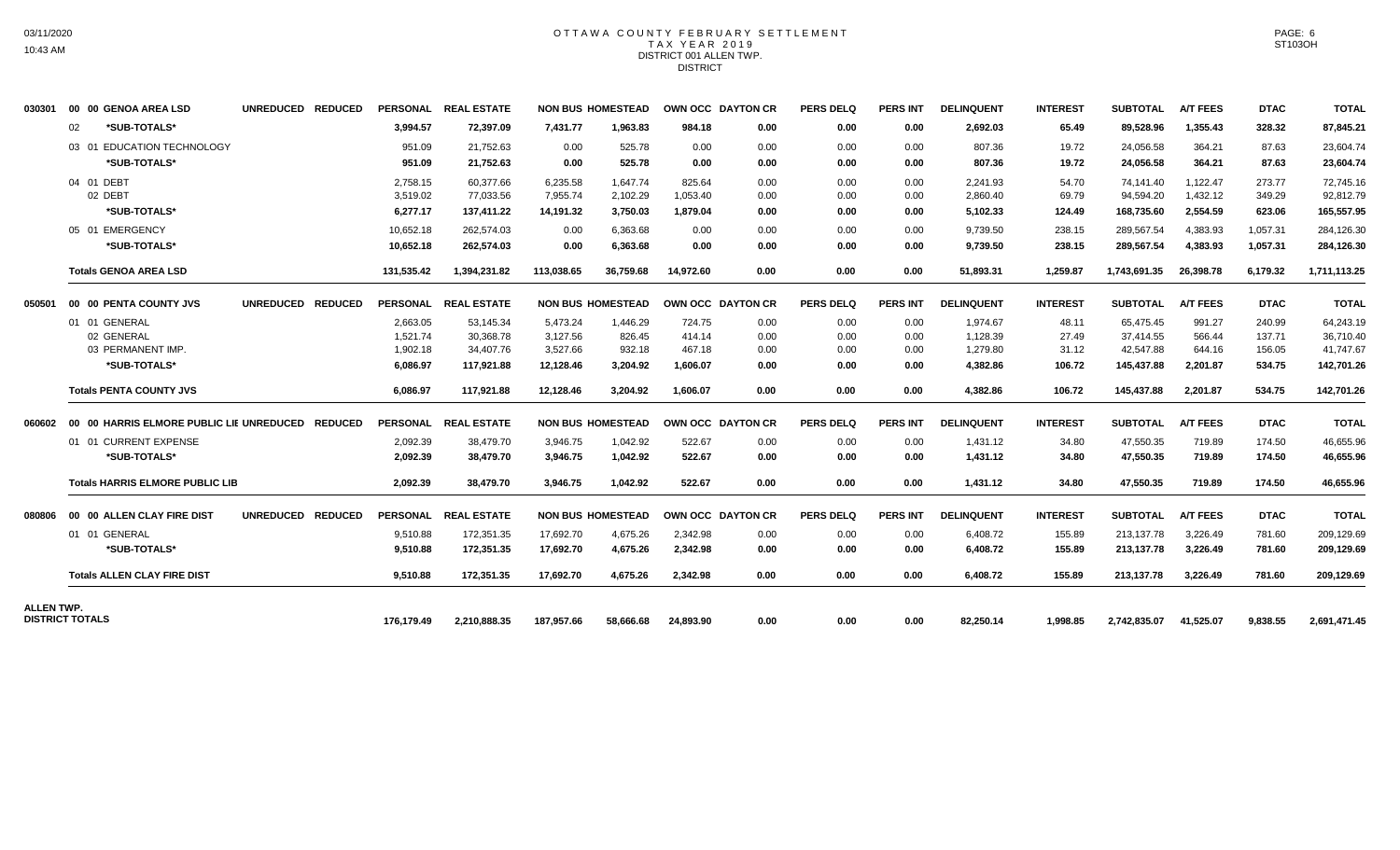# OTTAWA COUNTY FEBRUARY SETTLEMENT
## TAX YEAR 2019
### DISTRICT 001 ALLEN TWP.
### DISTRICT

| | | | | PERSONAL | REAL ESTATE | NON BUS | HOMESTEAD | OWN OCC | DAYTON CR | PERS DELQ | PERS INT | DELINQUENT | INTEREST | SUBTOTAL | A/T FEES | DTAC | TOTAL |
|---|---|---|---|---|---|---|---|---|---|---|---|---|---|---|---|---|---|
| 030301 | 00 00 GENOA AREA LSD | UNREDUCED | REDUCED | PERSONAL | REAL ESTATE | NON BUS | HOMESTEAD | OWN OCC | DAYTON CR | PERS DELQ | PERS INT | DELINQUENT | INTEREST | SUBTOTAL | A/T FEES | DTAC | TOTAL |
| | 02 *SUB-TOTALS* | | | 3,994.57 | 72,397.09 | 7,431.77 | 1,963.83 | 984.18 | 0.00 | 0.00 | 0.00 | 2,692.03 | 65.49 | 89,528.96 | 1,355.43 | 328.32 | 87,845.21 |
| | 03 01 EDUCATION TECHNOLOGY | | | 951.09 | 21,752.63 | 0.00 | 525.78 | 0.00 | 0.00 | 0.00 | 0.00 | 807.36 | 19.72 | 24,056.58 | 364.21 | 87.63 | 23,604.74 |
| | *SUB-TOTALS* | | | 951.09 | 21,752.63 | 0.00 | 525.78 | 0.00 | 0.00 | 0.00 | 0.00 | 807.36 | 19.72 | 24,056.58 | 364.21 | 87.63 | 23,604.74 |
| | 04 01 DEBT | | | 2,758.15 | 60,377.66 | 6,235.58 | 1,647.74 | 825.64 | 0.00 | 0.00 | 0.00 | 2,241.93 | 54.70 | 74,141.40 | 1,122.47 | 273.77 | 72,745.16 |
| | 02 DEBT | | | 3,519.02 | 77,033.56 | 7,955.74 | 2,102.29 | 1,053.40 | 0.00 | 0.00 | 0.00 | 2,860.40 | 69.79 | 94,594.20 | 1,432.12 | 349.29 | 92,812.79 |
| | *SUB-TOTALS* | | | 6,277.17 | 137,411.22 | 14,191.32 | 3,750.03 | 1,879.04 | 0.00 | 0.00 | 0.00 | 5,102.33 | 124.49 | 168,735.60 | 2,554.59 | 623.06 | 165,557.95 |
| | 05 01 EMERGENCY | | | 10,652.18 | 262,574.03 | 0.00 | 6,363.68 | 0.00 | 0.00 | 0.00 | 0.00 | 9,739.50 | 238.15 | 289,567.54 | 4,383.93 | 1,057.31 | 284,126.30 |
| | *SUB-TOTALS* | | | 10,652.18 | 262,574.03 | 0.00 | 6,363.68 | 0.00 | 0.00 | 0.00 | 0.00 | 9,739.50 | 238.15 | 289,567.54 | 4,383.93 | 1,057.31 | 284,126.30 |
| | **Totals GENOA AREA LSD** | | | 131,535.42 | 1,394,231.82 | 113,038.65 | 36,759.68 | 14,972.60 | 0.00 | 0.00 | 0.00 | 51,893.31 | 1,259.87 | 1,743,691.35 | 26,398.78 | 6,179.32 | 1,711,113.25 |
| 050501 | 00 00 PENTA COUNTY JVS | UNREDUCED | REDUCED | PERSONAL | REAL ESTATE | NON BUS | HOMESTEAD | OWN OCC | DAYTON CR | PERS DELQ | PERS INT | DELINQUENT | INTEREST | SUBTOTAL | A/T FEES | DTAC | TOTAL |
| | 01 01 GENERAL | | | 2,663.05 | 53,145.34 | 5,473.24 | 1,446.29 | 724.75 | 0.00 | 0.00 | 0.00 | 1,974.67 | 48.11 | 65,475.45 | 991.27 | 240.99 | 64,243.19 |
| | 02 GENERAL | | | 1,521.74 | 30,368.78 | 3,127.56 | 826.45 | 414.14 | 0.00 | 0.00 | 0.00 | 1,128.39 | 27.49 | 37,414.55 | 566.44 | 137.71 | 36,710.40 |
| | 03 PERMANENT IMP. | | | 1,902.18 | 34,407.76 | 3,527.66 | 932.18 | 467.18 | 0.00 | 0.00 | 0.00 | 1,279.80 | 31.12 | 42,547.88 | 644.16 | 156.05 | 41,747.67 |
| | *SUB-TOTALS* | | | 6,086.97 | 117,921.88 | 12,128.46 | 3,204.92 | 1,606.07 | 0.00 | 0.00 | 0.00 | 4,382.86 | 106.72 | 145,437.88 | 2,201.87 | 534.75 | 142,701.26 |
| | **Totals PENTA COUNTY JVS** | | | 6,086.97 | 117,921.88 | 12,128.46 | 3,204.92 | 1,606.07 | 0.00 | 0.00 | 0.00 | 4,382.86 | 106.72 | 145,437.88 | 2,201.87 | 534.75 | 142,701.26 |
| 060602 | 00 00 HARRIS ELMORE PUBLIC LIE | UNREDUCED | REDUCED | PERSONAL | REAL ESTATE | NON BUS | HOMESTEAD | OWN OCC | DAYTON CR | PERS DELQ | PERS INT | DELINQUENT | INTEREST | SUBTOTAL | A/T FEES | DTAC | TOTAL |
| | 01 01 CURRENT EXPENSE | | | 2,092.39 | 38,479.70 | 3,946.75 | 1,042.92 | 522.67 | 0.00 | 0.00 | 0.00 | 1,431.12 | 34.80 | 47,550.35 | 719.89 | 174.50 | 46,655.96 |
| | *SUB-TOTALS* | | | 2,092.39 | 38,479.70 | 3,946.75 | 1,042.92 | 522.67 | 0.00 | 0.00 | 0.00 | 1,431.12 | 34.80 | 47,550.35 | 719.89 | 174.50 | 46,655.96 |
| | **Totals HARRIS ELMORE PUBLIC LIB** | | | 2,092.39 | 38,479.70 | 3,946.75 | 1,042.92 | 522.67 | 0.00 | 0.00 | 0.00 | 1,431.12 | 34.80 | 47,550.35 | 719.89 | 174.50 | 46,655.96 |
| 080806 | 00 00 ALLEN CLAY FIRE DIST | UNREDUCED | REDUCED | PERSONAL | REAL ESTATE | NON BUS | HOMESTEAD | OWN OCC | DAYTON CR | PERS DELQ | PERS INT | DELINQUENT | INTEREST | SUBTOTAL | A/T FEES | DTAC | TOTAL |
| | 01 01 GENERAL | | | 9,510.88 | 172,351.35 | 17,692.70 | 4,675.26 | 2,342.98 | 0.00 | 0.00 | 0.00 | 6,408.72 | 155.89 | 213,137.78 | 3,226.49 | 781.60 | 209,129.69 |
| | *SUB-TOTALS* | | | 9,510.88 | 172,351.35 | 17,692.70 | 4,675.26 | 2,342.98 | 0.00 | 0.00 | 0.00 | 6,408.72 | 155.89 | 213,137.78 | 3,226.49 | 781.60 | 209,129.69 |
| | **Totals ALLEN CLAY FIRE DIST** | | | 9,510.88 | 172,351.35 | 17,692.70 | 4,675.26 | 2,342.98 | 0.00 | 0.00 | 0.00 | 6,408.72 | 155.89 | 213,137.78 | 3,226.49 | 781.60 | 209,129.69 |
| **ALLEN TWP. DISTRICT TOTALS** | | | | 176,179.49 | 2,210,888.35 | 187,957.66 | 58,666.68 | 24,893.90 | 0.00 | 0.00 | 0.00 | 82,250.14 | 1,998.85 | 2,742,835.07 | 41,525.07 | 9,838.55 | 2,691,471.45 |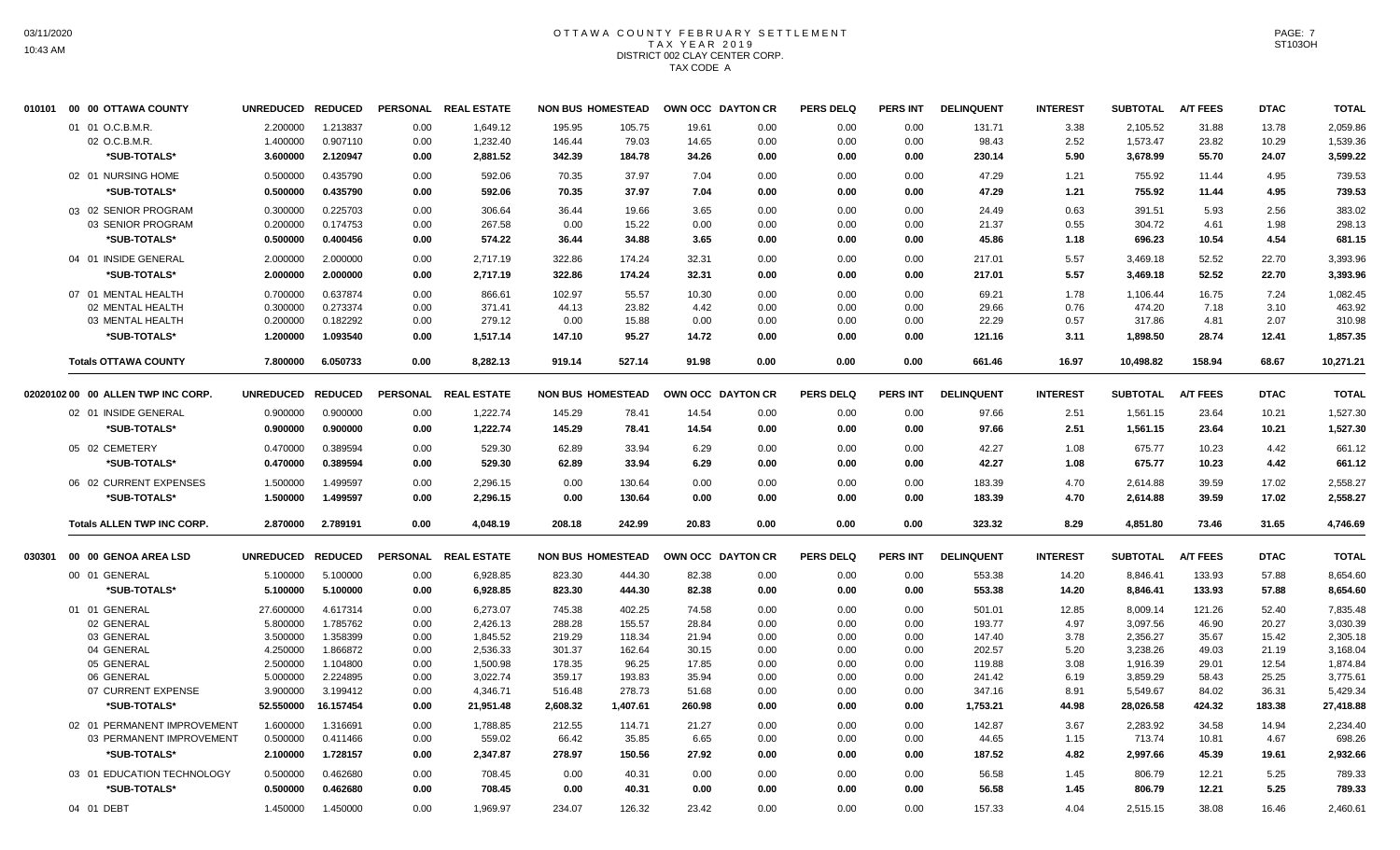# OTTAWA COUNTY FEBRUARY SETTLEMENT
## TAX YEAR 2019
### DISTRICT 002 CLAY CENTER CORP.
### TAX CODE A

| 010101 00 00 OTTAWA COUNTY | UNREDUCED | REDUCED | PERSONAL | REAL ESTATE | NON BUS | HOMESTEAD | OWN OCC | DAYTON CR | PERS DELQ | PERS INT | DELINQUENT | INTEREST | SUBTOTAL | A/T FEES | DTAC | TOTAL |
|---|---|---|---|---|---|---|---|---|---|---|---|---|---|---|---|---|
| 01 01 O.C.B.M.R. | 2.200000 | 1.213837 | 0.00 | 1,649.12 | 195.95 | 105.75 | 19.61 | 0.00 | 0.00 | 0.00 | 131.71 | 3.38 | 2,105.52 | 31.88 | 13.78 | 2,059.86 |
| 02 O.C.B.M.R. | 1.400000 | 0.907110 | 0.00 | 1,232.40 | 146.44 | 79.03 | 14.65 | 0.00 | 0.00 | 0.00 | 98.43 | 2.52 | 1,573.47 | 23.82 | 10.29 | 1,539.36 |
| *SUB-TOTALS* | 3.600000 | 2.120947 | 0.00 | 2,881.52 | 342.39 | 184.78 | 34.26 | 0.00 | 0.00 | 0.00 | 230.14 | 5.90 | 3,678.99 | 55.70 | 24.07 | 3,599.22 |
| 02 01 NURSING HOME | 0.500000 | 0.435790 | 0.00 | 592.06 | 70.35 | 37.97 | 7.04 | 0.00 | 0.00 | 0.00 | 47.29 | 1.21 | 755.92 | 11.44 | 4.95 | 739.53 |
| *SUB-TOTALS* | 0.500000 | 0.435790 | 0.00 | 592.06 | 70.35 | 37.97 | 7.04 | 0.00 | 0.00 | 0.00 | 47.29 | 1.21 | 755.92 | 11.44 | 4.95 | 739.53 |
| 03 02 SENIOR PROGRAM | 0.300000 | 0.225703 | 0.00 | 306.64 | 36.44 | 19.66 | 3.65 | 0.00 | 0.00 | 0.00 | 24.49 | 0.63 | 391.51 | 5.93 | 2.56 | 383.02 |
| 03 SENIOR PROGRAM | 0.200000 | 0.174753 | 0.00 | 267.58 | 0.00 | 15.22 | 0.00 | 0.00 | 0.00 | 0.00 | 21.37 | 0.55 | 304.72 | 4.61 | 1.98 | 298.13 |
| *SUB-TOTALS* | 0.500000 | 0.400456 | 0.00 | 574.22 | 36.44 | 34.88 | 3.65 | 0.00 | 0.00 | 0.00 | 45.86 | 1.18 | 696.23 | 10.54 | 4.54 | 681.15 |
| 04 01 INSIDE GENERAL | 2.000000 | 2.000000 | 0.00 | 2,717.19 | 322.86 | 174.24 | 32.31 | 0.00 | 0.00 | 0.00 | 217.01 | 5.57 | 3,469.18 | 52.52 | 22.70 | 3,393.96 |
| *SUB-TOTALS* | 2.000000 | 2.000000 | 0.00 | 2,717.19 | 322.86 | 174.24 | 32.31 | 0.00 | 0.00 | 0.00 | 217.01 | 5.57 | 3,469.18 | 52.52 | 22.70 | 3,393.96 |
| 07 01 MENTAL HEALTH | 0.700000 | 0.637874 | 0.00 | 866.61 | 102.97 | 55.57 | 10.30 | 0.00 | 0.00 | 0.00 | 69.21 | 1.78 | 1,106.44 | 16.75 | 7.24 | 1,082.45 |
| 02 MENTAL HEALTH | 0.300000 | 0.273374 | 0.00 | 371.41 | 44.13 | 23.82 | 4.42 | 0.00 | 0.00 | 0.00 | 29.66 | 0.76 | 474.20 | 7.18 | 3.10 | 463.92 |
| 03 MENTAL HEALTH | 0.200000 | 0.182292 | 0.00 | 279.12 | 0.00 | 15.88 | 0.00 | 0.00 | 0.00 | 0.00 | 22.29 | 0.57 | 317.86 | 4.81 | 2.07 | 310.98 |
| *SUB-TOTALS* | 1.200000 | 1.093540 | 0.00 | 1,517.14 | 147.10 | 95.27 | 14.72 | 0.00 | 0.00 | 0.00 | 121.16 | 3.11 | 1,898.50 | 28.74 | 12.41 | 1,857.35 |
| **Totals OTTAWA COUNTY** | 7.800000 | 6.050733 | 0.00 | 8,282.13 | 919.14 | 527.14 | 91.98 | 0.00 | 0.00 | 0.00 | 661.46 | 16.97 | 10,498.82 | 158.94 | 68.67 | 10,271.21 |

| 02020102 00 00 ALLEN TWP INC CORP. | UNREDUCED | REDUCED | PERSONAL | REAL ESTATE | NON BUS | HOMESTEAD | OWN OCC | DAYTON CR | PERS DELQ | PERS INT | DELINQUENT | INTEREST | SUBTOTAL | A/T FEES | DTAC | TOTAL |
|---|---|---|---|---|---|---|---|---|---|---|---|---|---|---|---|---|
| 02 01 INSIDE GENERAL | 0.900000 | 0.900000 | 0.00 | 1,222.74 | 145.29 | 78.41 | 14.54 | 0.00 | 0.00 | 0.00 | 97.66 | 2.51 | 1,561.15 | 23.64 | 10.21 | 1,527.30 |
| *SUB-TOTALS* | 0.900000 | 0.900000 | 0.00 | 1,222.74 | 145.29 | 78.41 | 14.54 | 0.00 | 0.00 | 0.00 | 97.66 | 2.51 | 1,561.15 | 23.64 | 10.21 | 1,527.30 |
| 05 02 CEMETERY | 0.470000 | 0.389594 | 0.00 | 529.30 | 62.89 | 33.94 | 6.29 | 0.00 | 0.00 | 0.00 | 42.27 | 1.08 | 675.77 | 10.23 | 4.42 | 661.12 |
| *SUB-TOTALS* | 0.470000 | 0.389594 | 0.00 | 529.30 | 62.89 | 33.94 | 6.29 | 0.00 | 0.00 | 0.00 | 42.27 | 1.08 | 675.77 | 10.23 | 4.42 | 661.12 |
| 06 02 CURRENT EXPENSES | 1.500000 | 1.499597 | 0.00 | 2,296.15 | 0.00 | 130.64 | 0.00 | 0.00 | 0.00 | 0.00 | 183.39 | 4.70 | 2,614.88 | 39.59 | 17.02 | 2,558.27 |
| *SUB-TOTALS* | 1.500000 | 1.499597 | 0.00 | 2,296.15 | 0.00 | 130.64 | 0.00 | 0.00 | 0.00 | 0.00 | 183.39 | 4.70 | 2,614.88 | 39.59 | 17.02 | 2,558.27 |
| **Totals ALLEN TWP INC CORP.** | 2.870000 | 2.789191 | 0.00 | 4,048.19 | 208.18 | 242.99 | 20.83 | 0.00 | 0.00 | 0.00 | 323.32 | 8.29 | 4,851.80 | 73.46 | 31.65 | 4,746.69 |

| 030301 00 00 GENOA AREA LSD | UNREDUCED | REDUCED | PERSONAL | REAL ESTATE | NON BUS | HOMESTEAD | OWN OCC | DAYTON CR | PERS DELQ | PERS INT | DELINQUENT | INTEREST | SUBTOTAL | A/T FEES | DTAC | TOTAL |
|---|---|---|---|---|---|---|---|---|---|---|---|---|---|---|---|---|
| 00 01 GENERAL | 5.100000 | 5.100000 | 0.00 | 6,928.85 | 823.30 | 444.30 | 82.38 | 0.00 | 0.00 | 0.00 | 553.38 | 14.20 | 8,846.41 | 133.93 | 57.88 | 8,654.60 |
| *SUB-TOTALS* | 5.100000 | 5.100000 | 0.00 | 6,928.85 | 823.30 | 444.30 | 82.38 | 0.00 | 0.00 | 0.00 | 553.38 | 14.20 | 8,846.41 | 133.93 | 57.88 | 8,654.60 |
| 01 01 GENERAL | 27.600000 | 4.617314 | 0.00 | 6,273.07 | 745.38 | 402.25 | 74.58 | 0.00 | 0.00 | 0.00 | 501.01 | 12.85 | 8,009.14 | 121.26 | 52.40 | 7,835.48 |
| 02 GENERAL | 5.800000 | 1.785762 | 0.00 | 2,426.13 | 288.28 | 155.57 | 28.84 | 0.00 | 0.00 | 0.00 | 193.77 | 4.97 | 3,097.56 | 46.90 | 20.27 | 3,030.39 |
| 03 GENERAL | 3.500000 | 1.358399 | 0.00 | 1,845.52 | 219.29 | 118.34 | 21.94 | 0.00 | 0.00 | 0.00 | 147.40 | 3.78 | 2,356.27 | 35.67 | 15.42 | 2,305.18 |
| 04 GENERAL | 4.250000 | 1.866872 | 0.00 | 2,536.33 | 301.37 | 162.64 | 30.15 | 0.00 | 0.00 | 0.00 | 202.57 | 5.20 | 3,238.26 | 49.03 | 21.19 | 3,168.04 |
| 05 GENERAL | 2.500000 | 1.104800 | 0.00 | 1,500.98 | 178.35 | 96.25 | 17.85 | 0.00 | 0.00 | 0.00 | 119.88 | 3.08 | 1,916.39 | 29.01 | 12.54 | 1,874.84 |
| 06 GENERAL | 5.000000 | 2.224895 | 0.00 | 3,022.74 | 359.17 | 193.83 | 35.94 | 0.00 | 0.00 | 0.00 | 241.42 | 6.19 | 3,859.29 | 58.43 | 25.25 | 3,775.61 |
| 07 CURRENT EXPENSE | 3.900000 | 3.199412 | 0.00 | 4,346.71 | 516.48 | 278.73 | 51.68 | 0.00 | 0.00 | 0.00 | 347.16 | 8.91 | 5,549.67 | 84.02 | 36.31 | 5,429.34 |
| *SUB-TOTALS* | 52.550000 | 16.157454 | 0.00 | 21,951.48 | 2,608.32 | 1,407.61 | 260.98 | 0.00 | 0.00 | 0.00 | 1,753.21 | 44.98 | 28,026.58 | 424.32 | 183.38 | 27,418.88 |
| 02 01 PERMANENT IMPROVEMENT | 1.600000 | 1.316691 | 0.00 | 1,788.85 | 212.55 | 114.71 | 21.27 | 0.00 | 0.00 | 0.00 | 142.87 | 3.67 | 2,283.92 | 34.58 | 14.94 | 2,234.40 |
| 03 PERMANENT IMPROVEMENT | 0.500000 | 0.411466 | 0.00 | 559.02 | 66.42 | 35.85 | 6.65 | 0.00 | 0.00 | 0.00 | 44.65 | 1.15 | 713.74 | 10.81 | 4.67 | 698.26 |
| *SUB-TOTALS* | 2.100000 | 1.728157 | 0.00 | 2,347.87 | 278.97 | 150.56 | 27.92 | 0.00 | 0.00 | 0.00 | 187.52 | 4.82 | 2,997.66 | 45.39 | 19.61 | 2,932.66 |
| 03 01 EDUCATION TECHNOLOGY | 0.500000 | 0.462680 | 0.00 | 708.45 | 0.00 | 40.31 | 0.00 | 0.00 | 0.00 | 0.00 | 56.58 | 1.45 | 806.79 | 12.21 | 5.25 | 789.33 |
| *SUB-TOTALS* | 0.500000 | 0.462680 | 0.00 | 708.45 | 0.00 | 40.31 | 0.00 | 0.00 | 0.00 | 0.00 | 56.58 | 1.45 | 806.79 | 12.21 | 5.25 | 789.33 |
| 04 01 DEBT | 1.450000 | 1.450000 | 0.00 | 1,969.97 | 234.07 | 126.32 | 23.42 | 0.00 | 0.00 | 0.00 | 157.33 | 4.04 | 2,515.15 | 38.08 | 16.46 | 2,460.61 |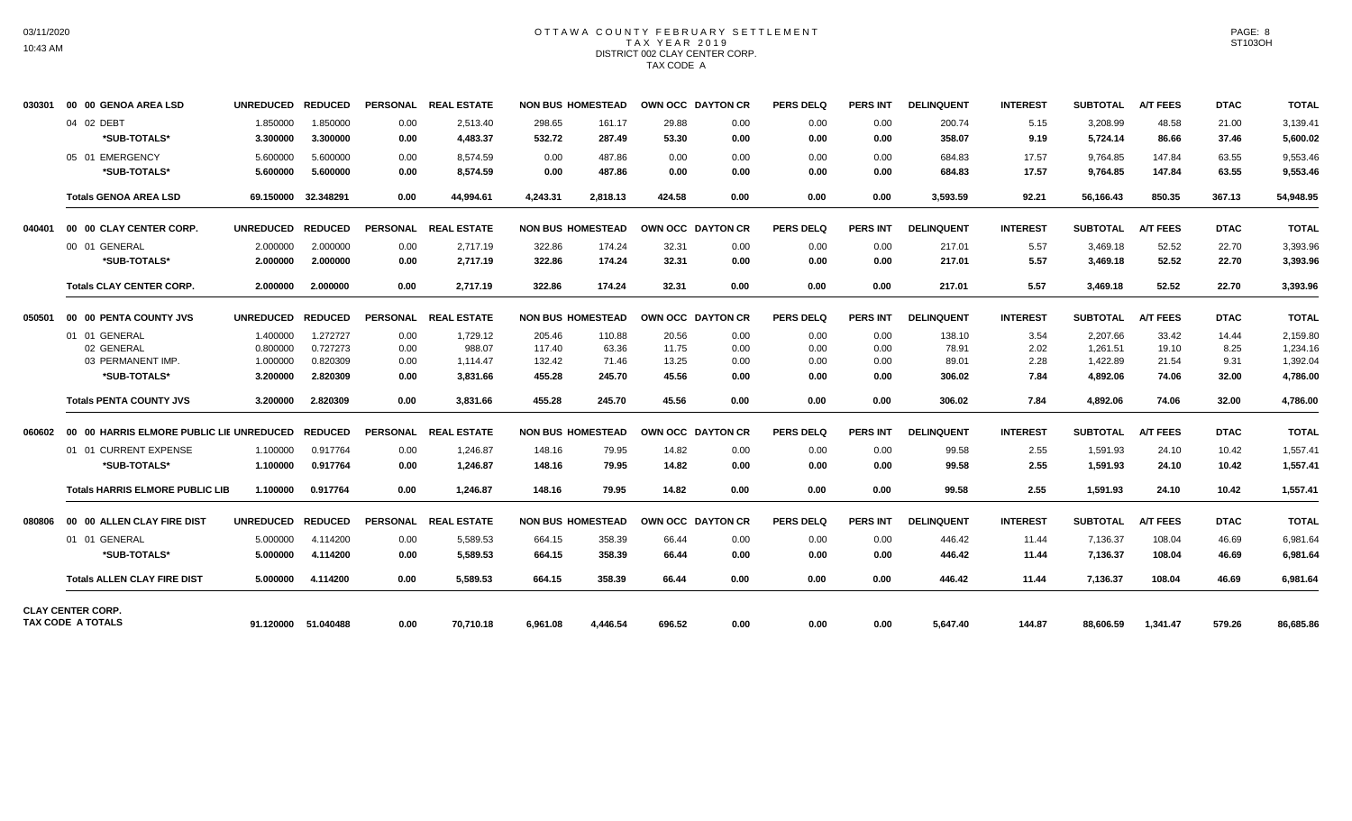# OTTAWA COUNTY FEBRUARY SETTLEMENT
## TAX YEAR 2019
### DISTRICT 002 CLAY CENTER CORP.
### TAX CODE A

| | | UNREDUCED | REDUCED | PERSONAL | REAL ESTATE | NON BUS | HOMESTEAD | OWN OCC | DAYTON CR | PERS DELQ | PERS INT | DELINQUENT | INTEREST | SUBTOTAL | A/T FEES | DTAC | TOTAL |
|---|---|---|---|---|---|---|---|---|---|---|---|---|---|---|---|---|---|
| 030301 | 00 00 GENOA AREA LSD | | | | | | | | | | | | | | | | |
| | 04 02 DEBT | 1.850000 | 1.850000 | 0.00 | 2,513.40 | 298.65 | 161.17 | 29.88 | 0.00 | 0.00 | 0.00 | 200.74 | 5.15 | 3,208.99 | 48.58 | 21.00 | 3,139.41 |
| | *SUB-TOTALS* | 3.300000 | 3.300000 | 0.00 | 4,483.37 | 532.72 | 287.49 | 53.30 | 0.00 | 0.00 | 0.00 | 358.07 | 9.19 | 5,724.14 | 86.66 | 37.46 | 5,600.02 |
| | 05 01 EMERGENCY | 5.600000 | 5.600000 | 0.00 | 8,574.59 | 0.00 | 487.86 | 0.00 | 0.00 | 0.00 | 0.00 | 684.83 | 17.57 | 9,764.85 | 147.84 | 63.55 | 9,553.46 |
| | *SUB-TOTALS* | 5.600000 | 5.600000 | 0.00 | 8,574.59 | 0.00 | 487.86 | 0.00 | 0.00 | 0.00 | 0.00 | 684.83 | 17.57 | 9,764.85 | 147.84 | 63.55 | 9,553.46 |
| | **Totals GENOA AREA LSD** | 69.150000 | 32.348291 | 0.00 | 44,994.61 | 4,243.31 | 2,818.13 | 424.58 | 0.00 | 0.00 | 0.00 | 3,593.59 | 92.21 | 56,166.43 | 850.35 | 367.13 | 54,948.95 |
| 040401 | 00 00 CLAY CENTER CORP. | UNREDUCED | REDUCED | PERSONAL | REAL ESTATE | NON BUS | HOMESTEAD | OWN OCC | DAYTON CR | PERS DELQ | PERS INT | DELINQUENT | INTEREST | SUBTOTAL | A/T FEES | DTAC | TOTAL |
| | 00 01 GENERAL | 2.000000 | 2.000000 | 0.00 | 2,717.19 | 322.86 | 174.24 | 32.31 | 0.00 | 0.00 | 0.00 | 217.01 | 5.57 | 3,469.18 | 52.52 | 22.70 | 3,393.96 |
| | *SUB-TOTALS* | 2.000000 | 2.000000 | 0.00 | 2,717.19 | 322.86 | 174.24 | 32.31 | 0.00 | 0.00 | 0.00 | 217.01 | 5.57 | 3,469.18 | 52.52 | 22.70 | 3,393.96 |
| | **Totals CLAY CENTER CORP.** | 2.000000 | 2.000000 | 0.00 | 2,717.19 | 322.86 | 174.24 | 32.31 | 0.00 | 0.00 | 0.00 | 217.01 | 5.57 | 3,469.18 | 52.52 | 22.70 | 3,393.96 |
| 050501 | 00 00 PENTA COUNTY JVS | UNREDUCED | REDUCED | PERSONAL | REAL ESTATE | NON BUS | HOMESTEAD | OWN OCC | DAYTON CR | PERS DELQ | PERS INT | DELINQUENT | INTEREST | SUBTOTAL | A/T FEES | DTAC | TOTAL |
| | 01 01 GENERAL | 1.400000 | 1.272727 | 0.00 | 1,729.12 | 205.46 | 110.88 | 20.56 | 0.00 | 0.00 | 0.00 | 138.10 | 3.54 | 2,207.66 | 33.42 | 14.44 | 2,159.80 |
| | 02 GENERAL | 0.800000 | 0.727273 | 0.00 | 988.07 | 117.40 | 63.36 | 11.75 | 0.00 | 0.00 | 0.00 | 78.91 | 2.02 | 1,261.51 | 19.10 | 8.25 | 1,234.16 |
| | 03 PERMANENT IMP. | 1.000000 | 0.820309 | 0.00 | 1,114.47 | 132.42 | 71.46 | 13.25 | 0.00 | 0.00 | 0.00 | 89.01 | 2.28 | 1,422.89 | 21.54 | 9.31 | 1,392.04 |
| | *SUB-TOTALS* | 3.200000 | 2.820309 | 0.00 | 3,831.66 | 455.28 | 245.70 | 45.56 | 0.00 | 0.00 | 0.00 | 306.02 | 7.84 | 4,892.06 | 74.06 | 32.00 | 4,786.00 |
| | **Totals PENTA COUNTY JVS** | 3.200000 | 2.820309 | 0.00 | 3,831.66 | 455.28 | 245.70 | 45.56 | 0.00 | 0.00 | 0.00 | 306.02 | 7.84 | 4,892.06 | 74.06 | 32.00 | 4,786.00 |
| 060602 | 00 00 HARRIS ELMORE PUBLIC LIE | UNREDUCED | REDUCED | PERSONAL | REAL ESTATE | NON BUS | HOMESTEAD | OWN OCC | DAYTON CR | PERS DELQ | PERS INT | DELINQUENT | INTEREST | SUBTOTAL | A/T FEES | DTAC | TOTAL |
| | 01 01 CURRENT EXPENSE | 1.100000 | 0.917764 | 0.00 | 1,246.87 | 148.16 | 79.95 | 14.82 | 0.00 | 0.00 | 0.00 | 99.58 | 2.55 | 1,591.93 | 24.10 | 10.42 | 1,557.41 |
| | *SUB-TOTALS* | 1.100000 | 0.917764 | 0.00 | 1,246.87 | 148.16 | 79.95 | 14.82 | 0.00 | 0.00 | 0.00 | 99.58 | 2.55 | 1,591.93 | 24.10 | 10.42 | 1,557.41 |
| | **Totals HARRIS ELMORE PUBLIC LIB** | 1.100000 | 0.917764 | 0.00 | 1,246.87 | 148.16 | 79.95 | 14.82 | 0.00 | 0.00 | 0.00 | 99.58 | 2.55 | 1,591.93 | 24.10 | 10.42 | 1,557.41 |
| 080806 | 00 00 ALLEN CLAY FIRE DIST | UNREDUCED | REDUCED | PERSONAL | REAL ESTATE | NON BUS | HOMESTEAD | OWN OCC | DAYTON CR | PERS DELQ | PERS INT | DELINQUENT | INTEREST | SUBTOTAL | A/T FEES | DTAC | TOTAL |
| | 01 01 GENERAL | 5.000000 | 4.114200 | 0.00 | 5,589.53 | 664.15 | 358.39 | 66.44 | 0.00 | 0.00 | 0.00 | 446.42 | 11.44 | 7,136.37 | 108.04 | 46.69 | 6,981.64 |
| | *SUB-TOTALS* | 5.000000 | 4.114200 | 0.00 | 5,589.53 | 664.15 | 358.39 | 66.44 | 0.00 | 0.00 | 0.00 | 446.42 | 11.44 | 7,136.37 | 108.04 | 46.69 | 6,981.64 |
| | **Totals ALLEN CLAY FIRE DIST** | 5.000000 | 4.114200 | 0.00 | 5,589.53 | 664.15 | 358.39 | 66.44 | 0.00 | 0.00 | 0.00 | 446.42 | 11.44 | 7,136.37 | 108.04 | 46.69 | 6,981.64 |
| **CLAY CENTER CORP. TAX CODE A TOTALS** | | 91.120000 | 51.040488 | 0.00 | 70,710.18 | 6,961.08 | 4,446.54 | 696.52 | 0.00 | 0.00 | 0.00 | 5,647.40 | 144.87 | 88,606.59 | 1,341.47 | 579.26 | 86,685.86 |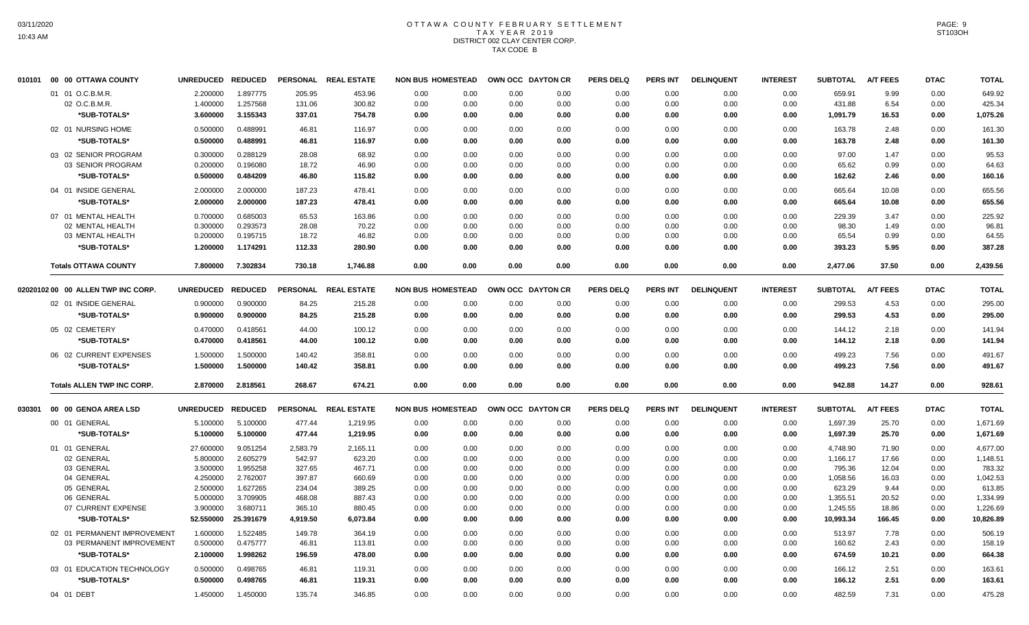# OTTAWA COUNTY FEBRUARY SETTLEMENT
## TAX YEAR 2019
### DISTRICT 002 CLAY CENTER CORP.
### TAX CODE B

| 010101 00 00 OTTAWA COUNTY | UNREDUCED | REDUCED | PERSONAL | REAL ESTATE | NON BUS | HOMESTEAD | OWN OCC | DAYTON CR | PERS DELQ | PERS INT | DELINQUENT | INTEREST | SUBTOTAL | A/T FEES | DTAC | TOTAL |
|---|---|---|---|---|---|---|---|---|---|---|---|---|---|---|---|---|
| 01 01 O.C.B.M.R. | 2.200000 | 1.897775 | 205.95 | 453.96 | 0.00 | 0.00 | 0.00 | 0.00 | 0.00 | 0.00 | 0.00 | 0.00 | 659.91 | 9.99 | 0.00 | 649.92 |
| 02 O.C.B.M.R. | 1.400000 | 1.257568 | 131.06 | 300.82 | 0.00 | 0.00 | 0.00 | 0.00 | 0.00 | 0.00 | 0.00 | 0.00 | 431.88 | 6.54 | 0.00 | 425.34 |
| **\*SUB-TOTALS\*** | **3.600000** | **3.155343** | **337.01** | **754.78** | **0.00** | **0.00** | **0.00** | **0.00** | **0.00** | **0.00** | **0.00** | **0.00** | **1,091.79** | **16.53** | **0.00** | **1,075.26** |
| 02 01 NURSING HOME | 0.500000 | 0.488991 | 46.81 | 116.97 | 0.00 | 0.00 | 0.00 | 0.00 | 0.00 | 0.00 | 0.00 | 0.00 | 163.78 | 2.48 | 0.00 | 161.30 |
| **\*SUB-TOTALS\*** | **0.500000** | **0.488991** | **46.81** | **116.97** | **0.00** | **0.00** | **0.00** | **0.00** | **0.00** | **0.00** | **0.00** | **0.00** | **163.78** | **2.48** | **0.00** | **161.30** |
| 03 02 SENIOR PROGRAM | 0.300000 | 0.288129 | 28.08 | 68.92 | 0.00 | 0.00 | 0.00 | 0.00 | 0.00 | 0.00 | 0.00 | 0.00 | 97.00 | 1.47 | 0.00 | 95.53 |
| 03 SENIOR PROGRAM | 0.200000 | 0.196080 | 18.72 | 46.90 | 0.00 | 0.00 | 0.00 | 0.00 | 0.00 | 0.00 | 0.00 | 0.00 | 65.62 | 0.99 | 0.00 | 64.63 |
| **\*SUB-TOTALS\*** | **0.500000** | **0.484209** | **46.80** | **115.82** | **0.00** | **0.00** | **0.00** | **0.00** | **0.00** | **0.00** | **0.00** | **0.00** | **162.62** | **2.46** | **0.00** | **160.16** |
| 04 01 INSIDE GENERAL | 2.000000 | 2.000000 | 187.23 | 478.41 | 0.00 | 0.00 | 0.00 | 0.00 | 0.00 | 0.00 | 0.00 | 0.00 | 665.64 | 10.08 | 0.00 | 655.56 |
| **\*SUB-TOTALS\*** | **2.000000** | **2.000000** | **187.23** | **478.41** | **0.00** | **0.00** | **0.00** | **0.00** | **0.00** | **0.00** | **0.00** | **0.00** | **665.64** | **10.08** | **0.00** | **655.56** |
| 07 01 MENTAL HEALTH | 0.700000 | 0.685003 | 65.53 | 163.86 | 0.00 | 0.00 | 0.00 | 0.00 | 0.00 | 0.00 | 0.00 | 0.00 | 229.39 | 3.47 | 0.00 | 225.92 |
| 02 MENTAL HEALTH | 0.300000 | 0.293573 | 28.08 | 70.22 | 0.00 | 0.00 | 0.00 | 0.00 | 0.00 | 0.00 | 0.00 | 0.00 | 98.30 | 1.49 | 0.00 | 96.81 |
| 03 MENTAL HEALTH | 0.200000 | 0.195715 | 18.72 | 46.82 | 0.00 | 0.00 | 0.00 | 0.00 | 0.00 | 0.00 | 0.00 | 0.00 | 65.54 | 0.99 | 0.00 | 64.55 |
| **\*SUB-TOTALS\*** | **1.200000** | **1.174291** | **112.33** | **280.90** | **0.00** | **0.00** | **0.00** | **0.00** | **0.00** | **0.00** | **0.00** | **0.00** | **393.23** | **5.95** | **0.00** | **387.28** |
| **Totals OTTAWA COUNTY** | **7.800000** | **7.302834** | **730.18** | **1,746.88** | **0.00** | **0.00** | **0.00** | **0.00** | **0.00** | **0.00** | **0.00** | **0.00** | **2,477.06** | **37.50** | **0.00** | **2,439.56** |

| 02020102 00 00 ALLEN TWP INC CORP. | UNREDUCED | REDUCED | PERSONAL | REAL ESTATE | NON BUS | HOMESTEAD | OWN OCC | DAYTON CR | PERS DELQ | PERS INT | DELINQUENT | INTEREST | SUBTOTAL | A/T FEES | DTAC | TOTAL |
|---|---|---|---|---|---|---|---|---|---|---|---|---|---|---|---|---|
| 02 01 INSIDE GENERAL | 0.900000 | 0.900000 | 84.25 | 215.28 | 0.00 | 0.00 | 0.00 | 0.00 | 0.00 | 0.00 | 0.00 | 0.00 | 299.53 | 4.53 | 0.00 | 295.00 |
| **\*SUB-TOTALS\*** | **0.900000** | **0.900000** | **84.25** | **215.28** | **0.00** | **0.00** | **0.00** | **0.00** | **0.00** | **0.00** | **0.00** | **0.00** | **299.53** | **4.53** | **0.00** | **295.00** |
| 05 02 CEMETERY | 0.470000 | 0.418561 | 44.00 | 100.12 | 0.00 | 0.00 | 0.00 | 0.00 | 0.00 | 0.00 | 0.00 | 0.00 | 144.12 | 2.18 | 0.00 | 141.94 |
| **\*SUB-TOTALS\*** | **0.470000** | **0.418561** | **44.00** | **100.12** | **0.00** | **0.00** | **0.00** | **0.00** | **0.00** | **0.00** | **0.00** | **0.00** | **144.12** | **2.18** | **0.00** | **141.94** |
| 06 02 CURRENT EXPENSES | 1.500000 | 1.500000 | 140.42 | 358.81 | 0.00 | 0.00 | 0.00 | 0.00 | 0.00 | 0.00 | 0.00 | 0.00 | 499.23 | 7.56 | 0.00 | 491.67 |
| **\*SUB-TOTALS\*** | **1.500000** | **1.500000** | **140.42** | **358.81** | **0.00** | **0.00** | **0.00** | **0.00** | **0.00** | **0.00** | **0.00** | **0.00** | **499.23** | **7.56** | **0.00** | **491.67** |
| **Totals ALLEN TWP INC CORP.** | **2.870000** | **2.818561** | **268.67** | **674.21** | **0.00** | **0.00** | **0.00** | **0.00** | **0.00** | **0.00** | **0.00** | **0.00** | **942.88** | **14.27** | **0.00** | **928.61** |

| 030301 00 00 GENOA AREA LSD | UNREDUCED | REDUCED | PERSONAL | REAL ESTATE | NON BUS | HOMESTEAD | OWN OCC | DAYTON CR | PERS DELQ | PERS INT | DELINQUENT | INTEREST | SUBTOTAL | A/T FEES | DTAC | TOTAL |
|---|---|---|---|---|---|---|---|---|---|---|---|---|---|---|---|---|
| 00 01 GENERAL | 5.100000 | 5.100000 | 477.44 | 1,219.95 | 0.00 | 0.00 | 0.00 | 0.00 | 0.00 | 0.00 | 0.00 | 0.00 | 1,697.39 | 25.70 | 0.00 | 1,671.69 |
| **\*SUB-TOTALS\*** | **5.100000** | **5.100000** | **477.44** | **1,219.95** | **0.00** | **0.00** | **0.00** | **0.00** | **0.00** | **0.00** | **0.00** | **0.00** | **1,697.39** | **25.70** | **0.00** | **1,671.69** |
| 01 01 GENERAL | 27.600000 | 9.051254 | 2,583.79 | 2,165.11 | 0.00 | 0.00 | 0.00 | 0.00 | 0.00 | 0.00 | 0.00 | 0.00 | 4,748.90 | 71.90 | 0.00 | 4,677.00 |
| 02 GENERAL | 5.800000 | 2.605279 | 542.97 | 623.20 | 0.00 | 0.00 | 0.00 | 0.00 | 0.00 | 0.00 | 0.00 | 0.00 | 1,166.17 | 17.66 | 0.00 | 1,148.51 |
| 03 GENERAL | 3.500000 | 1.955258 | 327.65 | 467.71 | 0.00 | 0.00 | 0.00 | 0.00 | 0.00 | 0.00 | 0.00 | 0.00 | 795.36 | 12.04 | 0.00 | 783.32 |
| 04 GENERAL | 4.250000 | 2.762007 | 397.87 | 660.69 | 0.00 | 0.00 | 0.00 | 0.00 | 0.00 | 0.00 | 0.00 | 0.00 | 1,058.56 | 16.03 | 0.00 | 1,042.53 |
| 05 GENERAL | 2.500000 | 1.627265 | 234.04 | 389.25 | 0.00 | 0.00 | 0.00 | 0.00 | 0.00 | 0.00 | 0.00 | 0.00 | 623.29 | 9.44 | 0.00 | 613.85 |
| 06 GENERAL | 5.000000 | 3.709905 | 468.08 | 887.43 | 0.00 | 0.00 | 0.00 | 0.00 | 0.00 | 0.00 | 0.00 | 0.00 | 1,355.51 | 20.52 | 0.00 | 1,334.99 |
| 07 CURRENT EXPENSE | 3.900000 | 3.680711 | 365.10 | 880.45 | 0.00 | 0.00 | 0.00 | 0.00 | 0.00 | 0.00 | 0.00 | 0.00 | 1,245.55 | 18.86 | 0.00 | 1,226.69 |
| **\*SUB-TOTALS\*** | **52.550000** | **25.391679** | **4,919.50** | **6,073.84** | **0.00** | **0.00** | **0.00** | **0.00** | **0.00** | **0.00** | **0.00** | **0.00** | **10,993.34** | **166.45** | **0.00** | **10,826.89** |
| 02 01 PERMANENT IMPROVEMENT | 1.600000 | 1.522485 | 149.78 | 364.19 | 0.00 | 0.00 | 0.00 | 0.00 | 0.00 | 0.00 | 0.00 | 0.00 | 513.97 | 7.78 | 0.00 | 506.19 |
| 03 PERMANENT IMPROVEMENT | 0.500000 | 0.475777 | 46.81 | 113.81 | 0.00 | 0.00 | 0.00 | 0.00 | 0.00 | 0.00 | 0.00 | 0.00 | 160.62 | 2.43 | 0.00 | 158.19 |
| **\*SUB-TOTALS\*** | **2.100000** | **1.998262** | **196.59** | **478.00** | **0.00** | **0.00** | **0.00** | **0.00** | **0.00** | **0.00** | **0.00** | **0.00** | **674.59** | **10.21** | **0.00** | **664.38** |
| 03 01 EDUCATION TECHNOLOGY | 0.500000 | 0.498765 | 46.81 | 119.31 | 0.00 | 0.00 | 0.00 | 0.00 | 0.00 | 0.00 | 0.00 | 0.00 | 166.12 | 2.51 | 0.00 | 163.61 |
| **\*SUB-TOTALS\*** | **0.500000** | **0.498765** | **46.81** | **119.31** | **0.00** | **0.00** | **0.00** | **0.00** | **0.00** | **0.00** | **0.00** | **0.00** | **166.12** | **2.51** | **0.00** | **163.61** |
| 04 01 DEBT | 1.450000 | 1.450000 | 135.74 | 346.85 | 0.00 | 0.00 | 0.00 | 0.00 | 0.00 | 0.00 | 0.00 | 0.00 | 482.59 | 7.31 | 0.00 | 475.28 |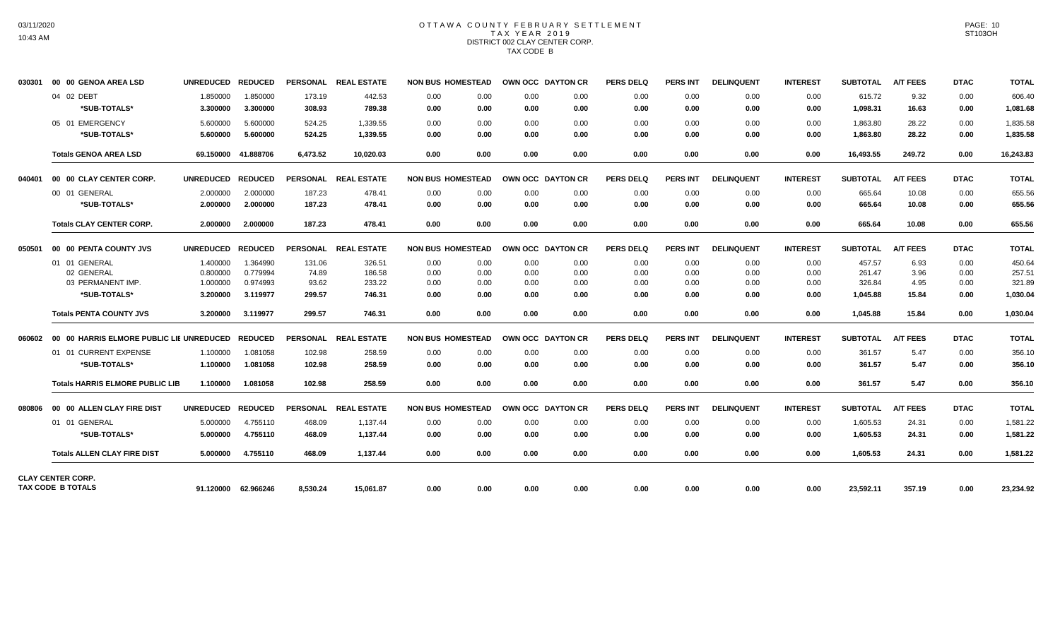# OTTAWA COUNTY FEBRUARY SETTLEMENT
## TAX YEAR 2019
### DISTRICT 002 CLAY CENTER CORP.
### TAX CODE B

| | | UNREDUCED | REDUCED | PERSONAL | REAL ESTATE | NON BUS | HOMESTEAD | OWN OCC | DAYTON CR | PERS DELQ | PERS INT | DELINQUENT | INTEREST | SUBTOTAL | A/T FEES | DTAC | TOTAL |
|---|---|---|---|---|---|---|---|---|---|---|---|---|---|---|---|---|---|
| 030301 | 00 00 GENOA AREA LSD | | | | | | | | | | | | | | | | |
| | 04 02 DEBT | 1.850000 | 1.850000 | 173.19 | 442.53 | 0.00 | 0.00 | 0.00 | 0.00 | 0.00 | 0.00 | 0.00 | 0.00 | 615.72 | 9.32 | 0.00 | 606.40 |
| | *SUB-TOTALS* | 3.300000 | 3.300000 | 308.93 | 789.38 | 0.00 | 0.00 | 0.00 | 0.00 | 0.00 | 0.00 | 0.00 | 0.00 | 1,098.31 | 16.63 | 0.00 | 1,081.68 |
| | 05 01 EMERGENCY | 5.600000 | 5.600000 | 524.25 | 1,339.55 | 0.00 | 0.00 | 0.00 | 0.00 | 0.00 | 0.00 | 0.00 | 0.00 | 1,863.80 | 28.22 | 0.00 | 1,835.58 |
| | *SUB-TOTALS* | 5.600000 | 5.600000 | 524.25 | 1,339.55 | 0.00 | 0.00 | 0.00 | 0.00 | 0.00 | 0.00 | 0.00 | 0.00 | 1,863.80 | 28.22 | 0.00 | 1,835.58 |
| | **Totals GENOA AREA LSD** | 69.150000 | 41.888706 | 6,473.52 | 10,020.03 | 0.00 | 0.00 | 0.00 | 0.00 | 0.00 | 0.00 | 0.00 | 0.00 | 16,493.55 | 249.72 | 0.00 | 16,243.83 |
| 040401 | 00 00 CLAY CENTER CORP. | | | | | | | | | | | | | | | | |
| | 00 01 GENERAL | 2.000000 | 2.000000 | 187.23 | 478.41 | 0.00 | 0.00 | 0.00 | 0.00 | 0.00 | 0.00 | 0.00 | 0.00 | 665.64 | 10.08 | 0.00 | 655.56 |
| | *SUB-TOTALS* | 2.000000 | 2.000000 | 187.23 | 478.41 | 0.00 | 0.00 | 0.00 | 0.00 | 0.00 | 0.00 | 0.00 | 0.00 | 665.64 | 10.08 | 0.00 | 655.56 |
| | **Totals CLAY CENTER CORP.** | 2.000000 | 2.000000 | 187.23 | 478.41 | 0.00 | 0.00 | 0.00 | 0.00 | 0.00 | 0.00 | 0.00 | 0.00 | 665.64 | 10.08 | 0.00 | 655.56 |
| 050501 | 00 00 PENTA COUNTY JVS | | | | | | | | | | | | | | | | |
| | 01 01 GENERAL | 1.400000 | 1.364990 | 131.06 | 326.51 | 0.00 | 0.00 | 0.00 | 0.00 | 0.00 | 0.00 | 0.00 | 0.00 | 457.57 | 6.93 | 0.00 | 450.64 |
| | 02 GENERAL | 0.800000 | 0.779994 | 74.89 | 186.58 | 0.00 | 0.00 | 0.00 | 0.00 | 0.00 | 0.00 | 0.00 | 0.00 | 261.47 | 3.96 | 0.00 | 257.51 |
| | 03 PERMANENT IMP. | 1.000000 | 0.974993 | 93.62 | 233.22 | 0.00 | 0.00 | 0.00 | 0.00 | 0.00 | 0.00 | 0.00 | 0.00 | 326.84 | 4.95 | 0.00 | 321.89 |
| | *SUB-TOTALS* | 3.200000 | 3.119977 | 299.57 | 746.31 | 0.00 | 0.00 | 0.00 | 0.00 | 0.00 | 0.00 | 0.00 | 0.00 | 1,045.88 | 15.84 | 0.00 | 1,030.04 |
| | **Totals PENTA COUNTY JVS** | 3.200000 | 3.119977 | 299.57 | 746.31 | 0.00 | 0.00 | 0.00 | 0.00 | 0.00 | 0.00 | 0.00 | 0.00 | 1,045.88 | 15.84 | 0.00 | 1,030.04 |
| 060602 | 00 00 HARRIS ELMORE PUBLIC LIE | | | | | | | | | | | | | | | | |
| | 01 01 CURRENT EXPENSE | 1.100000 | 1.081058 | 102.98 | 258.59 | 0.00 | 0.00 | 0.00 | 0.00 | 0.00 | 0.00 | 0.00 | 0.00 | 361.57 | 5.47 | 0.00 | 356.10 |
| | *SUB-TOTALS* | 1.100000 | 1.081058 | 102.98 | 258.59 | 0.00 | 0.00 | 0.00 | 0.00 | 0.00 | 0.00 | 0.00 | 0.00 | 361.57 | 5.47 | 0.00 | 356.10 |
| | **Totals HARRIS ELMORE PUBLIC LIB** | 1.100000 | 1.081058 | 102.98 | 258.59 | 0.00 | 0.00 | 0.00 | 0.00 | 0.00 | 0.00 | 0.00 | 0.00 | 361.57 | 5.47 | 0.00 | 356.10 |
| 080806 | 00 00 ALLEN CLAY FIRE DIST | | | | | | | | | | | | | | | | |
| | 01 01 GENERAL | 5.000000 | 4.755110 | 468.09 | 1,137.44 | 0.00 | 0.00 | 0.00 | 0.00 | 0.00 | 0.00 | 0.00 | 0.00 | 1,605.53 | 24.31 | 0.00 | 1,581.22 |
| | *SUB-TOTALS* | 5.000000 | 4.755110 | 468.09 | 1,137.44 | 0.00 | 0.00 | 0.00 | 0.00 | 0.00 | 0.00 | 0.00 | 0.00 | 1,605.53 | 24.31 | 0.00 | 1,581.22 |
| | **Totals ALLEN CLAY FIRE DIST** | 5.000000 | 4.755110 | 468.09 | 1,137.44 | 0.00 | 0.00 | 0.00 | 0.00 | 0.00 | 0.00 | 0.00 | 0.00 | 1,605.53 | 24.31 | 0.00 | 1,581.22 |
| **CLAY CENTER CORP. TAX CODE B TOTALS** | | 91.120000 | 62.966246 | 8,530.24 | 15,061.87 | 0.00 | 0.00 | 0.00 | 0.00 | 0.00 | 0.00 | 0.00 | 0.00 | 23,592.11 | 357.19 | 0.00 | 23,234.92 |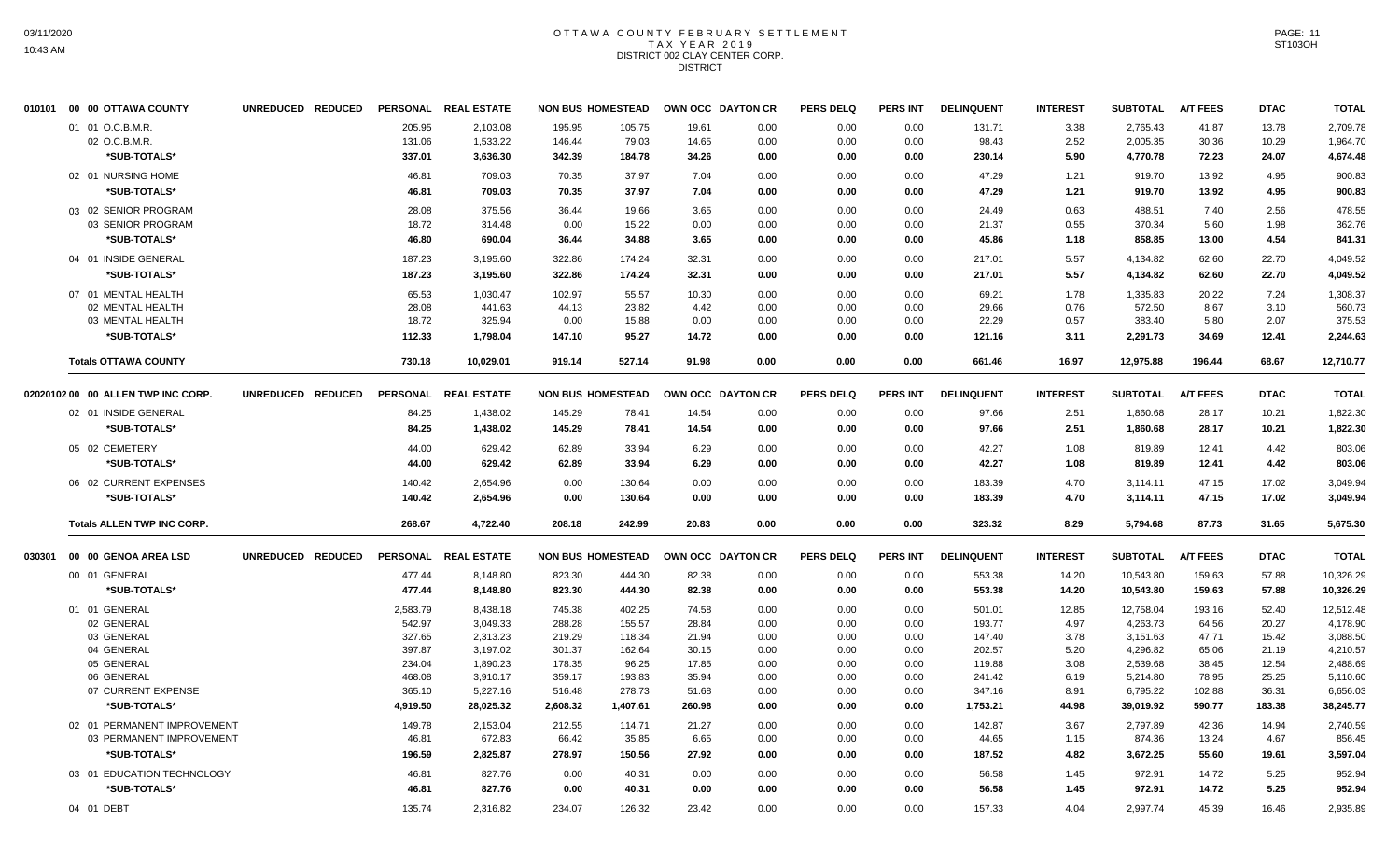# OTTAWA COUNTY FEBRUARY SETTLEMENT
## TAX YEAR 2019
### DISTRICT 002 CLAY CENTER CORP.
### DISTRICT

03/11/2020
10:43 AM

PAGE: 11
ST103OH

| 010101 00 00 OTTAWA COUNTY | UNREDUCED | REDUCED | PERSONAL | REAL ESTATE | NON BUS | HOMESTEAD | OWN OCC | DAYTON CR | PERS DELQ | PERS INT | DELINQUENT | INTEREST | SUBTOTAL | A/T FEES | DTAC | TOTAL |
|---|---|---|---|---|---|---|---|---|---|---|---|---|---|---|---|---|
| 01 01 O.C.B.M.R. | | | 205.95 | 2,103.08 | 195.95 | 105.75 | 19.61 | 0.00 | 0.00 | 0.00 | 131.71 | 3.38 | 2,765.43 | 41.87 | 13.78 | 2,709.78 |
| 02 O.C.B.M.R. | | | 131.06 | 1,533.22 | 146.44 | 79.03 | 14.65 | 0.00 | 0.00 | 0.00 | 98.43 | 2.52 | 2,005.35 | 30.36 | 10.29 | 1,964.70 |
| *SUB-TOTALS* | | | 337.01 | 3,636.30 | 342.39 | 184.78 | 34.26 | 0.00 | 0.00 | 0.00 | 230.14 | 5.90 | 4,770.78 | 72.23 | 24.07 | 4,674.48 |
| 02 01 NURSING HOME | | | 46.81 | 709.03 | 70.35 | 37.97 | 7.04 | 0.00 | 0.00 | 0.00 | 47.29 | 1.21 | 919.70 | 13.92 | 4.95 | 900.83 |
| *SUB-TOTALS* | | | 46.81 | 709.03 | 70.35 | 37.97 | 7.04 | 0.00 | 0.00 | 0.00 | 47.29 | 1.21 | 919.70 | 13.92 | 4.95 | 900.83 |
| 03 02 SENIOR PROGRAM | | | 28.08 | 375.56 | 36.44 | 19.66 | 3.65 | 0.00 | 0.00 | 0.00 | 24.49 | 0.63 | 488.51 | 7.40 | 2.56 | 478.55 |
| 03 SENIOR PROGRAM | | | 18.72 | 314.48 | 0.00 | 15.22 | 0.00 | 0.00 | 0.00 | 0.00 | 21.37 | 0.55 | 370.34 | 5.60 | 1.98 | 362.76 |
| *SUB-TOTALS* | | | 46.80 | 690.04 | 36.44 | 34.88 | 3.65 | 0.00 | 0.00 | 0.00 | 45.86 | 1.18 | 858.85 | 13.00 | 4.54 | 841.31 |
| 04 01 INSIDE GENERAL | | | 187.23 | 3,195.60 | 322.86 | 174.24 | 32.31 | 0.00 | 0.00 | 0.00 | 217.01 | 5.57 | 4,134.82 | 62.60 | 22.70 | 4,049.52 |
| *SUB-TOTALS* | | | 187.23 | 3,195.60 | 322.86 | 174.24 | 32.31 | 0.00 | 0.00 | 0.00 | 217.01 | 5.57 | 4,134.82 | 62.60 | 22.70 | 4,049.52 |
| 07 01 MENTAL HEALTH | | | 65.53 | 1,030.47 | 102.97 | 55.57 | 10.30 | 0.00 | 0.00 | 0.00 | 69.21 | 1.78 | 1,335.83 | 20.22 | 7.24 | 1,308.37 |
| 02 MENTAL HEALTH | | | 28.08 | 441.63 | 44.13 | 23.82 | 4.42 | 0.00 | 0.00 | 0.00 | 29.66 | 0.76 | 572.50 | 8.67 | 3.10 | 560.73 |
| 03 MENTAL HEALTH | | | 18.72 | 325.94 | 0.00 | 15.88 | 0.00 | 0.00 | 0.00 | 0.00 | 22.29 | 0.57 | 383.40 | 5.80 | 2.07 | 375.53 |
| *SUB-TOTALS* | | | 112.33 | 1,798.04 | 147.10 | 95.27 | 14.72 | 0.00 | 0.00 | 0.00 | 121.16 | 3.11 | 2,291.73 | 34.69 | 12.41 | 2,244.63 |
| **Totals OTTAWA COUNTY** | | | 730.18 | 10,029.01 | 919.14 | 527.14 | 91.98 | 0.00 | 0.00 | 0.00 | 661.46 | 16.97 | 12,975.88 | 196.44 | 68.67 | 12,710.77 |

| 02020102 00 00 ALLEN TWP INC CORP. | UNREDUCED | REDUCED | PERSONAL | REAL ESTATE | NON BUS | HOMESTEAD | OWN OCC | DAYTON CR | PERS DELQ | PERS INT | DELINQUENT | INTEREST | SUBTOTAL | A/T FEES | DTAC | TOTAL |
|---|---|---|---|---|---|---|---|---|---|---|---|---|---|---|---|---|
| 02 01 INSIDE GENERAL | | | 84.25 | 1,438.02 | 145.29 | 78.41 | 14.54 | 0.00 | 0.00 | 0.00 | 97.66 | 2.51 | 1,860.68 | 28.17 | 10.21 | 1,822.30 |
| *SUB-TOTALS* | | | 84.25 | 1,438.02 | 145.29 | 78.41 | 14.54 | 0.00 | 0.00 | 0.00 | 97.66 | 2.51 | 1,860.68 | 28.17 | 10.21 | 1,822.30 |
| 05 02 CEMETERY | | | 44.00 | 629.42 | 62.89 | 33.94 | 6.29 | 0.00 | 0.00 | 0.00 | 42.27 | 1.08 | 819.89 | 12.41 | 4.42 | 803.06 |
| *SUB-TOTALS* | | | 44.00 | 629.42 | 62.89 | 33.94 | 6.29 | 0.00 | 0.00 | 0.00 | 42.27 | 1.08 | 819.89 | 12.41 | 4.42 | 803.06 |
| 06 02 CURRENT EXPENSES | | | 140.42 | 2,654.96 | 0.00 | 130.64 | 0.00 | 0.00 | 0.00 | 0.00 | 183.39 | 4.70 | 3,114.11 | 47.15 | 17.02 | 3,049.94 |
| *SUB-TOTALS* | | | 140.42 | 2,654.96 | 0.00 | 130.64 | 0.00 | 0.00 | 0.00 | 0.00 | 183.39 | 4.70 | 3,114.11 | 47.15 | 17.02 | 3,049.94 |
| **Totals ALLEN TWP INC CORP.** | | | 268.67 | 4,722.40 | 208.18 | 242.99 | 20.83 | 0.00 | 0.00 | 0.00 | 323.32 | 8.29 | 5,794.68 | 87.73 | 31.65 | 5,675.30 |

| 030301 00 00 GENOA AREA LSD | UNREDUCED | REDUCED | PERSONAL | REAL ESTATE | NON BUS | HOMESTEAD | OWN OCC | DAYTON CR | PERS DELQ | PERS INT | DELINQUENT | INTEREST | SUBTOTAL | A/T FEES | DTAC | TOTAL |
|---|---|---|---|---|---|---|---|---|---|---|---|---|---|---|---|---|
| 00 01 GENERAL | | | 477.44 | 8,148.80 | 823.30 | 444.30 | 82.38 | 0.00 | 0.00 | 0.00 | 553.38 | 14.20 | 10,543.80 | 159.63 | 57.88 | 10,326.29 |
| *SUB-TOTALS* | | | 477.44 | 8,148.80 | 823.30 | 444.30 | 82.38 | 0.00 | 0.00 | 0.00 | 553.38 | 14.20 | 10,543.80 | 159.63 | 57.88 | 10,326.29 |
| 01 01 GENERAL | | | 2,583.79 | 8,438.18 | 745.38 | 402.25 | 74.58 | 0.00 | 0.00 | 0.00 | 501.01 | 12.85 | 12,758.04 | 193.16 | 52.40 | 12,512.48 |
| 02 GENERAL | | | 542.97 | 3,049.33 | 288.28 | 155.57 | 28.84 | 0.00 | 0.00 | 0.00 | 193.77 | 4.97 | 4,263.73 | 64.56 | 20.27 | 4,178.90 |
| 03 GENERAL | | | 327.65 | 2,313.23 | 219.29 | 118.34 | 21.94 | 0.00 | 0.00 | 0.00 | 147.40 | 3.78 | 3,151.63 | 47.71 | 15.42 | 3,088.50 |
| 04 GENERAL | | | 397.87 | 3,197.02 | 301.37 | 162.64 | 30.15 | 0.00 | 0.00 | 0.00 | 202.57 | 5.20 | 4,296.82 | 65.06 | 21.19 | 4,210.57 |
| 05 GENERAL | | | 234.04 | 1,890.23 | 178.35 | 96.25 | 17.85 | 0.00 | 0.00 | 0.00 | 119.88 | 3.08 | 2,539.68 | 38.45 | 12.54 | 2,488.69 |
| 06 GENERAL | | | 468.08 | 3,910.17 | 359.17 | 193.83 | 35.94 | 0.00 | 0.00 | 0.00 | 241.42 | 6.19 | 5,214.80 | 78.95 | 25.25 | 5,110.60 |
| 07 CURRENT EXPENSE | | | 365.10 | 5,227.16 | 516.48 | 278.73 | 51.68 | 0.00 | 0.00 | 0.00 | 347.16 | 8.91 | 6,795.22 | 102.88 | 36.31 | 6,656.03 |
| *SUB-TOTALS* | | | 4,919.50 | 28,025.32 | 2,608.32 | 1,407.61 | 260.98 | 0.00 | 0.00 | 0.00 | 1,753.21 | 44.98 | 39,019.92 | 590.77 | 183.38 | 38,245.77 |
| 02 01 PERMANENT IMPROVEMENT | | | 149.78 | 2,153.04 | 212.55 | 114.71 | 21.27 | 0.00 | 0.00 | 0.00 | 142.87 | 3.67 | 2,797.89 | 42.36 | 14.94 | 2,740.59 |
| 03 PERMANENT IMPROVEMENT | | | 46.81 | 672.83 | 66.42 | 35.85 | 6.65 | 0.00 | 0.00 | 0.00 | 44.65 | 1.15 | 874.36 | 13.24 | 4.67 | 856.45 |
| *SUB-TOTALS* | | | 196.59 | 2,825.87 | 278.97 | 150.56 | 27.92 | 0.00 | 0.00 | 0.00 | 187.52 | 4.82 | 3,672.25 | 55.60 | 19.61 | 3,597.04 |
| 03 01 EDUCATION TECHNOLOGY | | | 46.81 | 827.76 | 0.00 | 40.31 | 0.00 | 0.00 | 0.00 | 0.00 | 56.58 | 1.45 | 972.91 | 14.72 | 5.25 | 952.94 |
| *SUB-TOTALS* | | | 46.81 | 827.76 | 0.00 | 40.31 | 0.00 | 0.00 | 0.00 | 0.00 | 56.58 | 1.45 | 972.91 | 14.72 | 5.25 | 952.94 |
| 04 01 DEBT | | | 135.74 | 2,316.82 | 234.07 | 126.32 | 23.42 | 0.00 | 0.00 | 0.00 | 157.33 | 4.04 | 2,997.74 | 45.39 | 16.46 | 2,935.89 |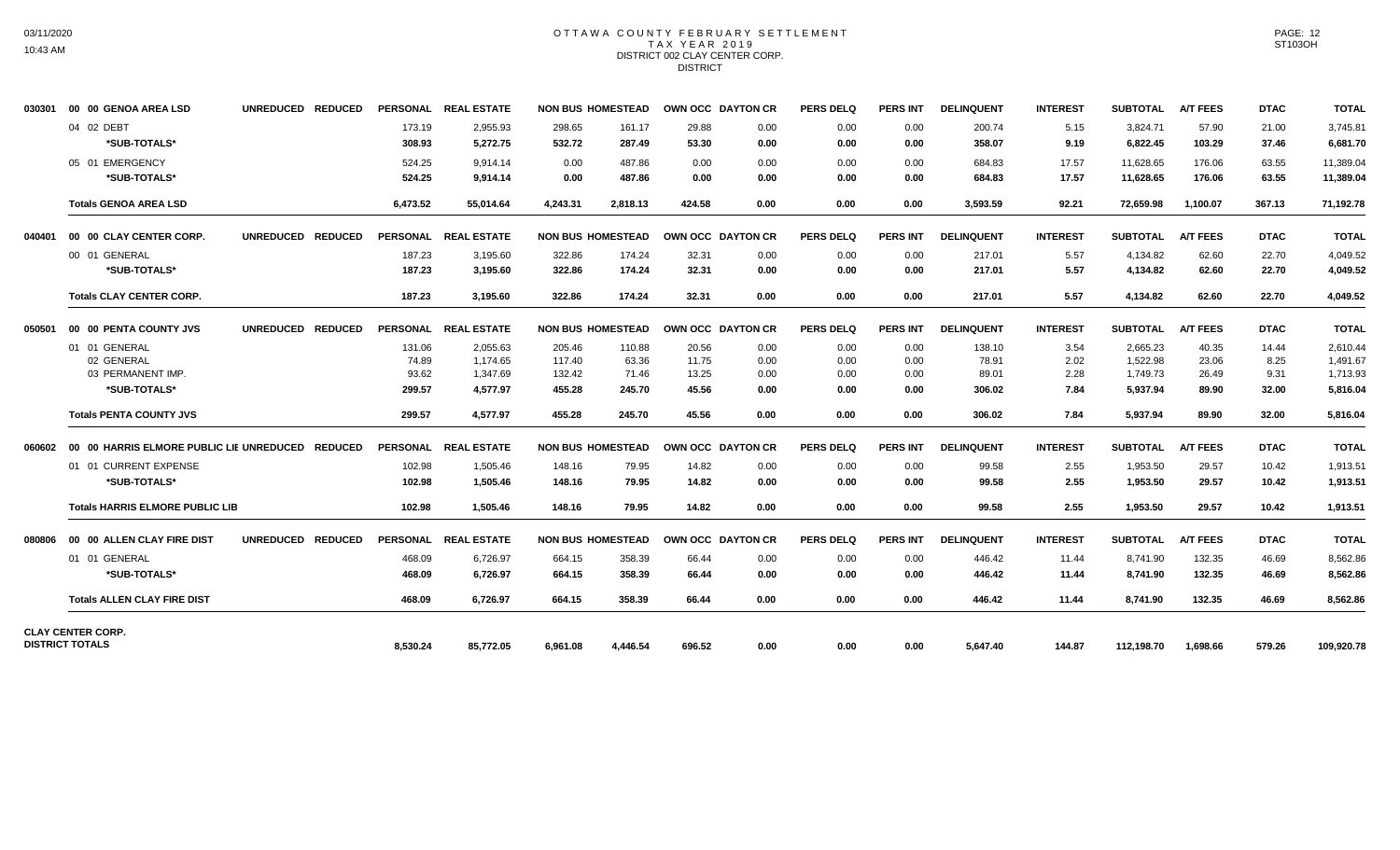# OTTAWA COUNTY FEBRUARY SETTLEMENT
## TAX YEAR 2019
### DISTRICT 002 CLAY CENTER CORP.
DISTRICT

| | | UNREDUCED | REDUCED | PERSONAL | REAL ESTATE | NON BUS | HOMESTEAD | OWN OCC | DAYTON CR | PERS DELQ | PERS INT | DELINQUENT | INTEREST | SUBTOTAL | A/T FEES | DTAC | TOTAL |
|---|---|---|---|---|---|---|---|---|---|---|---|---|---|---|---|---|---|
| 030301 | 00 00 GENOA AREA LSD | | | | | | | | | | | | | | | | |
| | 04 02 DEBT | | | 173.19 | 2,955.93 | 298.65 | 161.17 | 29.88 | 0.00 | 0.00 | 0.00 | 200.74 | 5.15 | 3,824.71 | 57.90 | 21.00 | 3,745.81 |
| | **\*SUB-TOTALS\*** | | | **308.93** | **5,272.75** | **532.72** | **287.49** | **53.30** | **0.00** | **0.00** | **0.00** | **358.07** | **9.19** | **6,822.45** | **103.29** | **37.46** | **6,681.70** |
| | 05 01 EMERGENCY | | | 524.25 | 9,914.14 | 0.00 | 487.86 | 0.00 | 0.00 | 0.00 | 0.00 | 684.83 | 17.57 | 11,628.65 | 176.06 | 63.55 | 11,389.04 |
| | **\*SUB-TOTALS\*** | | | **524.25** | **9,914.14** | **0.00** | **487.86** | **0.00** | **0.00** | **0.00** | **0.00** | **684.83** | **17.57** | **11,628.65** | **176.06** | **63.55** | **11,389.04** |
| | **Totals GENOA AREA LSD** | | | **6,473.52** | **55,014.64** | **4,243.31** | **2,818.13** | **424.58** | **0.00** | **0.00** | **0.00** | **3,593.59** | **92.21** | **72,659.98** | **1,100.07** | **367.13** | **71,192.78** |
| 040401 | 00 00 CLAY CENTER CORP. | UNREDUCED | REDUCED | PERSONAL | REAL ESTATE | NON BUS | HOMESTEAD | OWN OCC | DAYTON CR | PERS DELQ | PERS INT | DELINQUENT | INTEREST | SUBTOTAL | A/T FEES | DTAC | TOTAL |
| | 00 01 GENERAL | | | 187.23 | 3,195.60 | 322.86 | 174.24 | 32.31 | 0.00 | 0.00 | 0.00 | 217.01 | 5.57 | 4,134.82 | 62.60 | 22.70 | 4,049.52 |
| | **\*SUB-TOTALS\*** | | | **187.23** | **3,195.60** | **322.86** | **174.24** | **32.31** | **0.00** | **0.00** | **0.00** | **217.01** | **5.57** | **4,134.82** | **62.60** | **22.70** | **4,049.52** |
| | **Totals CLAY CENTER CORP.** | | | **187.23** | **3,195.60** | **322.86** | **174.24** | **32.31** | **0.00** | **0.00** | **0.00** | **217.01** | **5.57** | **4,134.82** | **62.60** | **22.70** | **4,049.52** |
| 050501 | 00 00 PENTA COUNTY JVS | UNREDUCED | REDUCED | PERSONAL | REAL ESTATE | NON BUS | HOMESTEAD | OWN OCC | DAYTON CR | PERS DELQ | PERS INT | DELINQUENT | INTEREST | SUBTOTAL | A/T FEES | DTAC | TOTAL |
| | 01 01 GENERAL | | | 131.06 | 2,055.63 | 205.46 | 110.88 | 20.56 | 0.00 | 0.00 | 0.00 | 138.10 | 3.54 | 2,665.23 | 40.35 | 14.44 | 2,610.44 |
| | 02 GENERAL | | | 74.89 | 1,174.65 | 117.40 | 63.36 | 11.75 | 0.00 | 0.00 | 0.00 | 78.91 | 2.02 | 1,522.98 | 23.06 | 8.25 | 1,491.67 |
| | 03 PERMANENT IMP. | | | 93.62 | 1,347.69 | 132.42 | 71.46 | 13.25 | 0.00 | 0.00 | 0.00 | 89.01 | 2.28 | 1,749.73 | 26.49 | 9.31 | 1,713.93 |
| | **\*SUB-TOTALS\*** | | | **299.57** | **4,577.97** | **455.28** | **245.70** | **45.56** | **0.00** | **0.00** | **0.00** | **306.02** | **7.84** | **5,937.94** | **89.90** | **32.00** | **5,816.04** |
| | **Totals PENTA COUNTY JVS** | | | **299.57** | **4,577.97** | **455.28** | **245.70** | **45.56** | **0.00** | **0.00** | **0.00** | **306.02** | **7.84** | **5,937.94** | **89.90** | **32.00** | **5,816.04** |
| 060602 | 00 00 HARRIS ELMORE PUBLIC LIE | UNREDUCED | REDUCED | PERSONAL | REAL ESTATE | NON BUS | HOMESTEAD | OWN OCC | DAYTON CR | PERS DELQ | PERS INT | DELINQUENT | INTEREST | SUBTOTAL | A/T FEES | DTAC | TOTAL |
| | 01 01 CURRENT EXPENSE | | | 102.98 | 1,505.46 | 148.16 | 79.95 | 14.82 | 0.00 | 0.00 | 0.00 | 99.58 | 2.55 | 1,953.50 | 29.57 | 10.42 | 1,913.51 |
| | **\*SUB-TOTALS\*** | | | **102.98** | **1,505.46** | **148.16** | **79.95** | **14.82** | **0.00** | **0.00** | **0.00** | **99.58** | **2.55** | **1,953.50** | **29.57** | **10.42** | **1,913.51** |
| | **Totals HARRIS ELMORE PUBLIC LIB** | | | **102.98** | **1,505.46** | **148.16** | **79.95** | **14.82** | **0.00** | **0.00** | **0.00** | **99.58** | **2.55** | **1,953.50** | **29.57** | **10.42** | **1,913.51** |
| 080806 | 00 00 ALLEN CLAY FIRE DIST | UNREDUCED | REDUCED | PERSONAL | REAL ESTATE | NON BUS | HOMESTEAD | OWN OCC | DAYTON CR | PERS DELQ | PERS INT | DELINQUENT | INTEREST | SUBTOTAL | A/T FEES | DTAC | TOTAL |
| | 01 01 GENERAL | | | 468.09 | 6,726.97 | 664.15 | 358.39 | 66.44 | 0.00 | 0.00 | 0.00 | 446.42 | 11.44 | 8,741.90 | 132.35 | 46.69 | 8,562.86 |
| | **\*SUB-TOTALS\*** | | | **468.09** | **6,726.97** | **664.15** | **358.39** | **66.44** | **0.00** | **0.00** | **0.00** | **446.42** | **11.44** | **8,741.90** | **132.35** | **46.69** | **8,562.86** |
| | **Totals ALLEN CLAY FIRE DIST** | | | **468.09** | **6,726.97** | **664.15** | **358.39** | **66.44** | **0.00** | **0.00** | **0.00** | **446.42** | **11.44** | **8,741.90** | **132.35** | **46.69** | **8,562.86** |
| **CLAY CENTER CORP. DISTRICT TOTALS** | | | | **8,530.24** | **85,772.05** | **6,961.08** | **4,446.54** | **696.52** | **0.00** | **0.00** | **0.00** | **5,647.40** | **144.87** | **112,198.70** | **1,698.66** | **579.26** | **109,920.78** |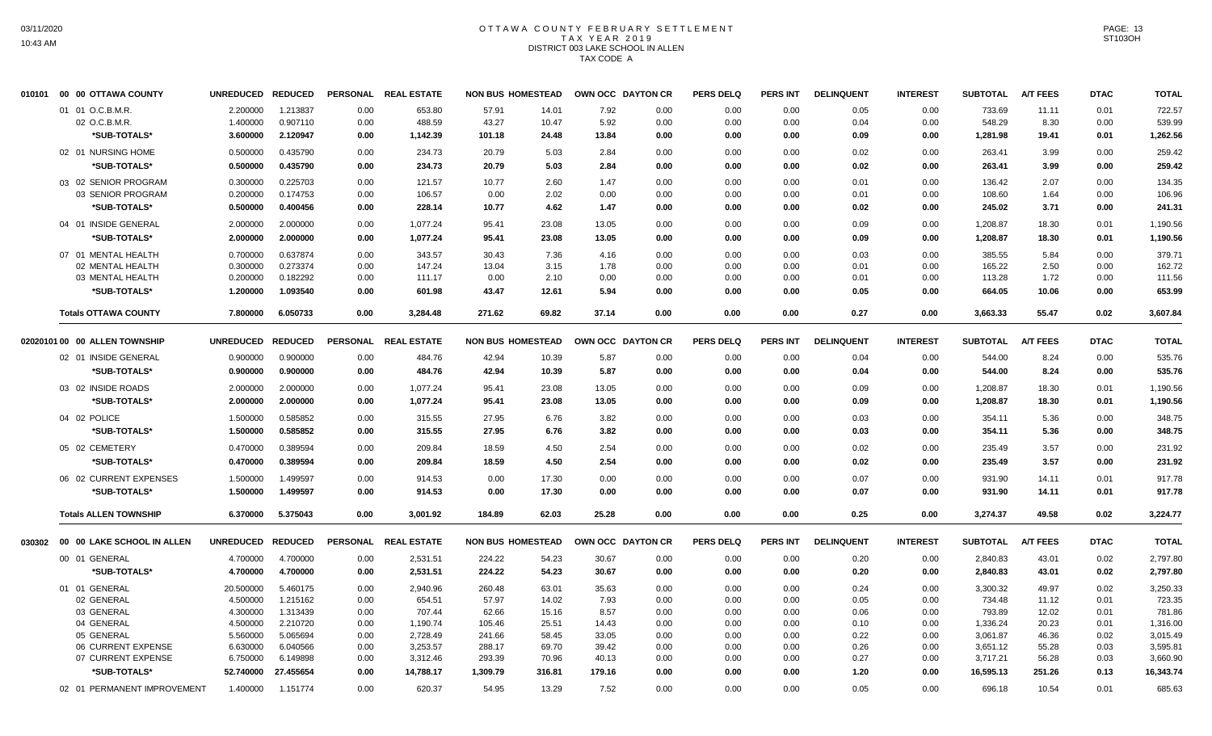# OTTAWA COUNTY FEBRUARY SETTLEMENT
## TAX YEAR 2019
## DISTRICT 003 LAKE SCHOOL IN ALLEN
## TAX CODE A

| 010101 00 00 OTTAWA COUNTY | UNREDUCED | REDUCED | PERSONAL | REAL ESTATE | NON BUS | HOMESTEAD | OWN OCC | DAYTON CR | PERS DELQ | PERS INT | DELINQUENT | INTEREST | SUBTOTAL | A/T FEES | DTAC | TOTAL |
|---|---|---|---|---|---|---|---|---|---|---|---|---|---|---|---|---|
| 01 01 O.C.B.M.R. | 2.200000 | 1.213837 | 0.00 | 653.80 | 57.91 | 14.01 | 7.92 | 0.00 | 0.00 | 0.00 | 0.05 | 0.00 | 733.69 | 11.11 | 0.01 | 722.57 |
| 02 O.C.B.M.R. | 1.400000 | 0.907110 | 0.00 | 488.59 | 43.27 | 10.47 | 5.92 | 0.00 | 0.00 | 0.00 | 0.04 | 0.00 | 548.29 | 8.30 | 0.00 | 539.99 |
| *SUB-TOTALS* | 3.600000 | 2.120947 | 0.00 | 1,142.39 | 101.18 | 24.48 | 13.84 | 0.00 | 0.00 | 0.00 | 0.09 | 0.00 | 1,281.98 | 19.41 | 0.01 | 1,262.56 |
| 02 01 NURSING HOME | 0.500000 | 0.435790 | 0.00 | 234.73 | 20.79 | 5.03 | 2.84 | 0.00 | 0.00 | 0.00 | 0.02 | 0.00 | 263.41 | 3.99 | 0.00 | 259.42 |
| *SUB-TOTALS* | 0.500000 | 0.435790 | 0.00 | 234.73 | 20.79 | 5.03 | 2.84 | 0.00 | 0.00 | 0.00 | 0.02 | 0.00 | 263.41 | 3.99 | 0.00 | 259.42 |
| 03 02 SENIOR PROGRAM | 0.300000 | 0.225703 | 0.00 | 121.57 | 10.77 | 2.60 | 1.47 | 0.00 | 0.00 | 0.00 | 0.01 | 0.00 | 136.42 | 2.07 | 0.00 | 134.35 |
| 03 SENIOR PROGRAM | 0.200000 | 0.174753 | 0.00 | 106.57 | 0.00 | 2.02 | 0.00 | 0.00 | 0.00 | 0.00 | 0.01 | 0.00 | 108.60 | 1.64 | 0.00 | 106.96 |
| *SUB-TOTALS* | 0.500000 | 0.400456 | 0.00 | 228.14 | 10.77 | 4.62 | 1.47 | 0.00 | 0.00 | 0.00 | 0.02 | 0.00 | 245.02 | 3.71 | 0.00 | 241.31 |
| 04 01 INSIDE GENERAL | 2.000000 | 2.000000 | 0.00 | 1,077.24 | 95.41 | 23.08 | 13.05 | 0.00 | 0.00 | 0.00 | 0.09 | 0.00 | 1,208.87 | 18.30 | 0.01 | 1,190.56 |
| *SUB-TOTALS* | 2.000000 | 2.000000 | 0.00 | 1,077.24 | 95.41 | 23.08 | 13.05 | 0.00 | 0.00 | 0.00 | 0.09 | 0.00 | 1,208.87 | 18.30 | 0.01 | 1,190.56 |
| 07 01 MENTAL HEALTH | 0.700000 | 0.637874 | 0.00 | 343.57 | 30.43 | 7.36 | 4.16 | 0.00 | 0.00 | 0.00 | 0.03 | 0.00 | 385.55 | 5.84 | 0.00 | 379.71 |
| 02 MENTAL HEALTH | 0.300000 | 0.273374 | 0.00 | 147.24 | 13.04 | 3.15 | 1.78 | 0.00 | 0.00 | 0.00 | 0.01 | 0.00 | 165.22 | 2.50 | 0.00 | 162.72 |
| 03 MENTAL HEALTH | 0.200000 | 0.182292 | 0.00 | 111.17 | 0.00 | 2.10 | 0.00 | 0.00 | 0.00 | 0.00 | 0.01 | 0.00 | 113.28 | 1.72 | 0.00 | 111.56 |
| *SUB-TOTALS* | 1.200000 | 1.093540 | 0.00 | 601.98 | 43.47 | 12.61 | 5.94 | 0.00 | 0.00 | 0.00 | 0.05 | 0.00 | 664.05 | 10.06 | 0.00 | 653.99 |
| **Totals OTTAWA COUNTY** | 7.800000 | 6.050733 | 0.00 | 3,284.48 | 271.62 | 69.82 | 37.14 | 0.00 | 0.00 | 0.00 | 0.27 | 0.00 | 3,663.33 | 55.47 | 0.02 | 3,607.84 |

| 02020101 00 00 ALLEN TOWNSHIP | UNREDUCED | REDUCED | PERSONAL | REAL ESTATE | NON BUS | HOMESTEAD | OWN OCC | DAYTON CR | PERS DELQ | PERS INT | DELINQUENT | INTEREST | SUBTOTAL | A/T FEES | DTAC | TOTAL |
|---|---|---|---|---|---|---|---|---|---|---|---|---|---|---|---|---|
| 02 01 INSIDE GENERAL | 0.900000 | 0.900000 | 0.00 | 484.76 | 42.94 | 10.39 | 5.87 | 0.00 | 0.00 | 0.00 | 0.04 | 0.00 | 544.00 | 8.24 | 0.00 | 535.76 |
| *SUB-TOTALS* | 0.900000 | 0.900000 | 0.00 | 484.76 | 42.94 | 10.39 | 5.87 | 0.00 | 0.00 | 0.00 | 0.04 | 0.00 | 544.00 | 8.24 | 0.00 | 535.76 |
| 03 02 INSIDE ROADS | 2.000000 | 2.000000 | 0.00 | 1,077.24 | 95.41 | 23.08 | 13.05 | 0.00 | 0.00 | 0.00 | 0.09 | 0.00 | 1,208.87 | 18.30 | 0.01 | 1,190.56 |
| *SUB-TOTALS* | 2.000000 | 2.000000 | 0.00 | 1,077.24 | 95.41 | 23.08 | 13.05 | 0.00 | 0.00 | 0.00 | 0.09 | 0.00 | 1,208.87 | 18.30 | 0.01 | 1,190.56 |
| 04 02 POLICE | 1.500000 | 0.585852 | 0.00 | 315.55 | 27.95 | 6.76 | 3.82 | 0.00 | 0.00 | 0.00 | 0.03 | 0.00 | 354.11 | 5.36 | 0.00 | 348.75 |
| *SUB-TOTALS* | 1.500000 | 0.585852 | 0.00 | 315.55 | 27.95 | 6.76 | 3.82 | 0.00 | 0.00 | 0.00 | 0.03 | 0.00 | 354.11 | 5.36 | 0.00 | 348.75 |
| 05 02 CEMETERY | 0.470000 | 0.389594 | 0.00 | 209.84 | 18.59 | 4.50 | 2.54 | 0.00 | 0.00 | 0.00 | 0.02 | 0.00 | 235.49 | 3.57 | 0.00 | 231.92 |
| *SUB-TOTALS* | 0.470000 | 0.389594 | 0.00 | 209.84 | 18.59 | 4.50 | 2.54 | 0.00 | 0.00 | 0.00 | 0.02 | 0.00 | 235.49 | 3.57 | 0.00 | 231.92 |
| 06 02 CURRENT EXPENSES | 1.500000 | 1.499597 | 0.00 | 914.53 | 0.00 | 17.30 | 0.00 | 0.00 | 0.00 | 0.00 | 0.07 | 0.00 | 931.90 | 14.11 | 0.01 | 917.78 |
| *SUB-TOTALS* | 1.500000 | 1.499597 | 0.00 | 914.53 | 0.00 | 17.30 | 0.00 | 0.00 | 0.00 | 0.00 | 0.07 | 0.00 | 931.90 | 14.11 | 0.01 | 917.78 |
| **Totals ALLEN TOWNSHIP** | 6.370000 | 5.375043 | 0.00 | 3,001.92 | 184.89 | 62.03 | 25.28 | 0.00 | 0.00 | 0.00 | 0.25 | 0.00 | 3,274.37 | 49.58 | 0.02 | 3,224.77 |

| 030302 00 00 LAKE SCHOOL IN ALLEN | UNREDUCED | REDUCED | PERSONAL | REAL ESTATE | NON BUS | HOMESTEAD | OWN OCC | DAYTON CR | PERS DELQ | PERS INT | DELINQUENT | INTEREST | SUBTOTAL | A/T FEES | DTAC | TOTAL |
|---|---|---|---|---|---|---|---|---|---|---|---|---|---|---|---|---|
| 00 01 GENERAL | 4.700000 | 4.700000 | 0.00 | 2,531.51 | 224.22 | 54.23 | 30.67 | 0.00 | 0.00 | 0.00 | 0.20 | 0.00 | 2,840.83 | 43.01 | 0.02 | 2,797.80 |
| *SUB-TOTALS* | 4.700000 | 4.700000 | 0.00 | 2,531.51 | 224.22 | 54.23 | 30.67 | 0.00 | 0.00 | 0.00 | 0.20 | 0.00 | 2,840.83 | 43.01 | 0.02 | 2,797.80 |
| 01 01 GENERAL | 20.500000 | 5.460175 | 0.00 | 2,940.96 | 260.48 | 63.01 | 35.63 | 0.00 | 0.00 | 0.00 | 0.24 | 0.00 | 3,300.32 | 49.97 | 0.02 | 3,250.33 |
| 02 GENERAL | 4.500000 | 1.215162 | 0.00 | 654.51 | 57.97 | 14.02 | 7.93 | 0.00 | 0.00 | 0.00 | 0.05 | 0.00 | 734.48 | 11.12 | 0.01 | 723.35 |
| 03 GENERAL | 4.300000 | 1.313439 | 0.00 | 707.44 | 62.66 | 15.16 | 8.57 | 0.00 | 0.00 | 0.00 | 0.06 | 0.00 | 793.89 | 12.02 | 0.01 | 781.86 |
| 04 GENERAL | 4.500000 | 2.210720 | 0.00 | 1,190.74 | 105.46 | 25.51 | 14.43 | 0.00 | 0.00 | 0.00 | 0.10 | 0.00 | 1,336.24 | 20.23 | 0.01 | 1,316.00 |
| 05 GENERAL | 5.560000 | 5.065694 | 0.00 | 2,728.49 | 241.66 | 58.45 | 33.05 | 0.00 | 0.00 | 0.00 | 0.22 | 0.00 | 3,061.87 | 46.36 | 0.02 | 3,015.49 |
| 06 CURRENT EXPENSE | 6.630000 | 6.040566 | 0.00 | 3,253.57 | 288.17 | 69.70 | 39.42 | 0.00 | 0.00 | 0.00 | 0.26 | 0.00 | 3,651.12 | 55.28 | 0.03 | 3,595.81 |
| 07 CURRENT EXPENSE | 6.750000 | 6.149898 | 0.00 | 3,312.46 | 293.39 | 70.96 | 40.13 | 0.00 | 0.00 | 0.00 | 0.27 | 0.00 | 3,717.21 | 56.28 | 0.03 | 3,660.90 |
| *SUB-TOTALS* | 52.740000 | 27.455654 | 0.00 | 14,788.17 | 1,309.79 | 316.81 | 179.16 | 0.00 | 0.00 | 0.00 | 1.20 | 0.00 | 16,595.13 | 251.26 | 0.13 | 16,343.74 |
| 02 01 PERMANENT IMPROVEMENT | 1.400000 | 1.151774 | 0.00 | 620.37 | 54.95 | 13.29 | 7.52 | 0.00 | 0.00 | 0.00 | 0.05 | 0.00 | 696.18 | 10.54 | 0.01 | 685.63 |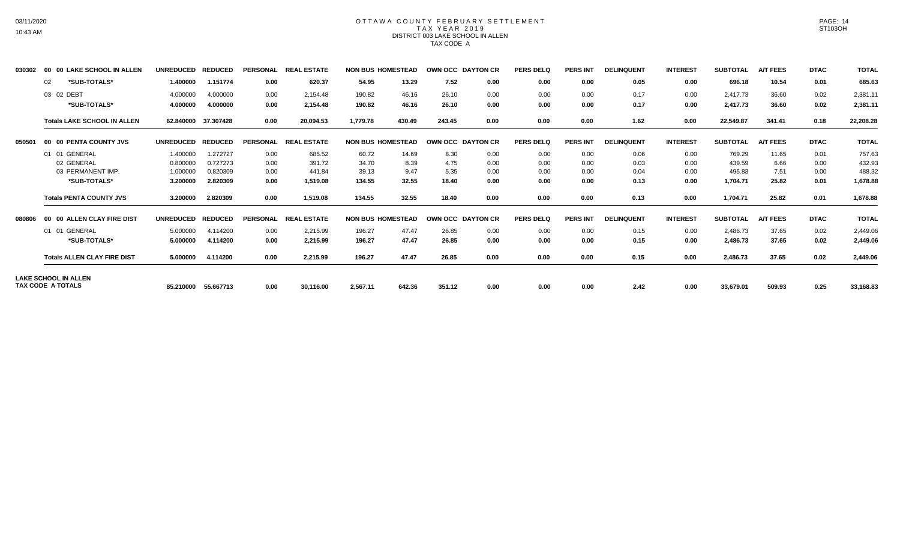# OTTAWA COUNTY FEBRUARY SETTLEMENT

TAX YEAR 2019

DISTRICT 003 LAKE SCHOOL IN ALLEN

TAX CODE A

| | | UNREDUCED | REDUCED | PERSONAL | REAL ESTATE | NON BUS | HOMESTEAD | OWN OCC | DAYTON CR | PERS DELQ | PERS INT | DELINQUENT | INTEREST | SUBTOTAL | A/T FEES | DTAC | TOTAL |
|---|---|---|---|---|---|---|---|---|---|---|---|---|---|---|---|---|---|
| 030302 | 00 00 LAKE SCHOOL IN ALLEN | UNREDUCED | REDUCED | PERSONAL | REAL ESTATE | NON BUS | HOMESTEAD | OWN OCC | DAYTON CR | PERS DELQ | PERS INT | DELINQUENT | INTEREST | SUBTOTAL | A/T FEES | DTAC | TOTAL |
| | 02 *SUB-TOTALS* | 1.400000 | 1.151774 | 0.00 | 620.37 | 54.95 | 13.29 | 7.52 | 0.00 | 0.00 | 0.00 | 0.05 | 0.00 | 696.18 | 10.54 | 0.01 | 685.63 |
| | 03 02 DEBT | 4.000000 | 4.000000 | 0.00 | 2,154.48 | 190.82 | 46.16 | 26.10 | 0.00 | 0.00 | 0.00 | 0.17 | 0.00 | 2,417.73 | 36.60 | 0.02 | 2,381.11 |
| | *SUB-TOTALS* | 4.000000 | 4.000000 | 0.00 | 2,154.48 | 190.82 | 46.16 | 26.10 | 0.00 | 0.00 | 0.00 | 0.17 | 0.00 | 2,417.73 | 36.60 | 0.02 | 2,381.11 |
| | Totals LAKE SCHOOL IN ALLEN | 62.840000 | 37.307428 | 0.00 | 20,094.53 | 1,779.78 | 430.49 | 243.45 | 0.00 | 0.00 | 0.00 | 1.62 | 0.00 | 22,549.87 | 341.41 | 0.18 | 22,208.28 |
| 050501 | 00 00 PENTA COUNTY JVS | UNREDUCED | REDUCED | PERSONAL | REAL ESTATE | NON BUS | HOMESTEAD | OWN OCC | DAYTON CR | PERS DELQ | PERS INT | DELINQUENT | INTEREST | SUBTOTAL | A/T FEES | DTAC | TOTAL |
| | 01 01 GENERAL | 1.400000 | 1.272727 | 0.00 | 685.52 | 60.72 | 14.69 | 8.30 | 0.00 | 0.00 | 0.00 | 0.06 | 0.00 | 769.29 | 11.65 | 0.01 | 757.63 |
| | 02 GENERAL | 0.800000 | 0.727273 | 0.00 | 391.72 | 34.70 | 8.39 | 4.75 | 0.00 | 0.00 | 0.00 | 0.03 | 0.00 | 439.59 | 6.66 | 0.00 | 432.93 |
| | 03 PERMANENT IMP. | 1.000000 | 0.820309 | 0.00 | 441.84 | 39.13 | 9.47 | 5.35 | 0.00 | 0.00 | 0.00 | 0.04 | 0.00 | 495.83 | 7.51 | 0.00 | 488.32 |
| | *SUB-TOTALS* | 3.200000 | 2.820309 | 0.00 | 1,519.08 | 134.55 | 32.55 | 18.40 | 0.00 | 0.00 | 0.00 | 0.13 | 0.00 | 1,704.71 | 25.82 | 0.01 | 1,678.88 |
| | Totals PENTA COUNTY JVS | 3.200000 | 2.820309 | 0.00 | 1,519.08 | 134.55 | 32.55 | 18.40 | 0.00 | 0.00 | 0.00 | 0.13 | 0.00 | 1,704.71 | 25.82 | 0.01 | 1,678.88 |
| 080806 | 00 00 ALLEN CLAY FIRE DIST | UNREDUCED | REDUCED | PERSONAL | REAL ESTATE | NON BUS | HOMESTEAD | OWN OCC | DAYTON CR | PERS DELQ | PERS INT | DELINQUENT | INTEREST | SUBTOTAL | A/T FEES | DTAC | TOTAL |
| | 01 01 GENERAL | 5.000000 | 4.114200 | 0.00 | 2,215.99 | 196.27 | 47.47 | 26.85 | 0.00 | 0.00 | 0.00 | 0.15 | 0.00 | 2,486.73 | 37.65 | 0.02 | 2,449.06 |
| | *SUB-TOTALS* | 5.000000 | 4.114200 | 0.00 | 2,215.99 | 196.27 | 47.47 | 26.85 | 0.00 | 0.00 | 0.00 | 0.15 | 0.00 | 2,486.73 | 37.65 | 0.02 | 2,449.06 |
| | Totals ALLEN CLAY FIRE DIST | 5.000000 | 4.114200 | 0.00 | 2,215.99 | 196.27 | 47.47 | 26.85 | 0.00 | 0.00 | 0.00 | 0.15 | 0.00 | 2,486.73 | 37.65 | 0.02 | 2,449.06 |
| LAKE SCHOOL IN ALLEN TAX CODE A TOTALS | | 85.210000 | 55.667713 | 0.00 | 30,116.00 | 2,567.11 | 642.36 | 351.12 | 0.00 | 0.00 | 0.00 | 2.42 | 0.00 | 33,679.01 | 509.93 | 0.25 | 33,168.83 |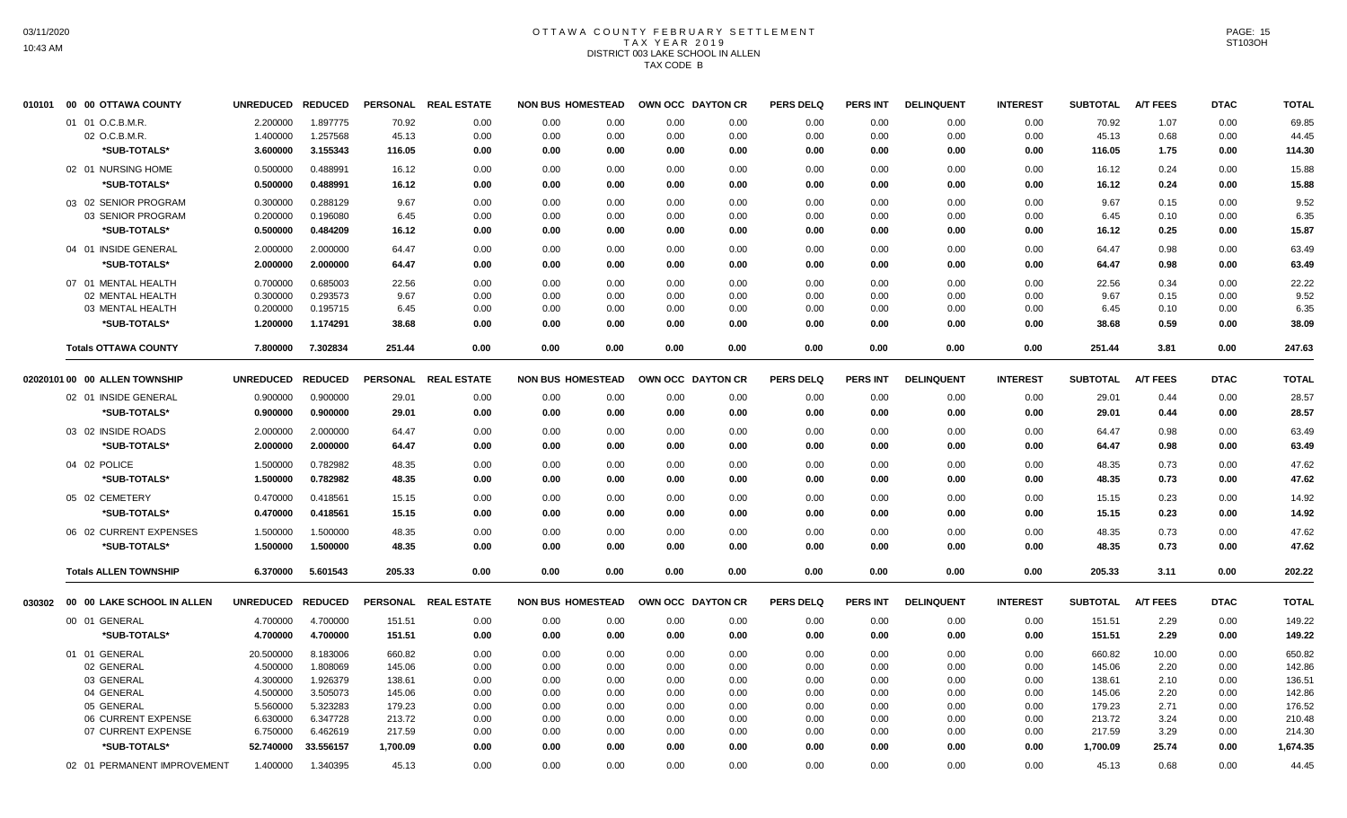# OTTAWA COUNTY FEBRUARY SETTLEMENT
## TAX YEAR 2019
## DISTRICT 003 LAKE SCHOOL IN ALLEN
## TAX CODE B

| 010101 00 00 OTTAWA COUNTY | UNREDUCED | REDUCED | PERSONAL | REAL ESTATE | NON BUS | HOMESTEAD | OWN OCC | DAYTON CR | PERS DELQ | PERS INT | DELINQUENT | INTEREST | SUBTOTAL | A/T FEES | DTAC | TOTAL |
|---|---|---|---|---|---|---|---|---|---|---|---|---|---|---|---|---|
| 01 01 O.C.B.M.R. | 2.200000 | 1.897775 | 70.92 | 0.00 | 0.00 | 0.00 | 0.00 | 0.00 | 0.00 | 0.00 | 0.00 | 0.00 | 70.92 | 1.07 | 0.00 | 69.85 |
| 02 O.C.B.M.R. | 1.400000 | 1.257568 | 45.13 | 0.00 | 0.00 | 0.00 | 0.00 | 0.00 | 0.00 | 0.00 | 0.00 | 0.00 | 45.13 | 0.68 | 0.00 | 44.45 |
| *SUB-TOTALS* | 3.600000 | 3.155343 | 116.05 | 0.00 | 0.00 | 0.00 | 0.00 | 0.00 | 0.00 | 0.00 | 0.00 | 0.00 | 116.05 | 1.75 | 0.00 | 114.30 |
| 02 01 NURSING HOME | 0.500000 | 0.488991 | 16.12 | 0.00 | 0.00 | 0.00 | 0.00 | 0.00 | 0.00 | 0.00 | 0.00 | 0.00 | 16.12 | 0.24 | 0.00 | 15.88 |
| *SUB-TOTALS* | 0.500000 | 0.488991 | 16.12 | 0.00 | 0.00 | 0.00 | 0.00 | 0.00 | 0.00 | 0.00 | 0.00 | 0.00 | 16.12 | 0.24 | 0.00 | 15.88 |
| 03 02 SENIOR PROGRAM | 0.300000 | 0.288129 | 9.67 | 0.00 | 0.00 | 0.00 | 0.00 | 0.00 | 0.00 | 0.00 | 0.00 | 0.00 | 9.67 | 0.15 | 0.00 | 9.52 |
| 03 SENIOR PROGRAM | 0.200000 | 0.196080 | 6.45 | 0.00 | 0.00 | 0.00 | 0.00 | 0.00 | 0.00 | 0.00 | 0.00 | 0.00 | 6.45 | 0.10 | 0.00 | 6.35 |
| *SUB-TOTALS* | 0.500000 | 0.484209 | 16.12 | 0.00 | 0.00 | 0.00 | 0.00 | 0.00 | 0.00 | 0.00 | 0.00 | 0.00 | 16.12 | 0.25 | 0.00 | 15.87 |
| 04 01 INSIDE GENERAL | 2.000000 | 2.000000 | 64.47 | 0.00 | 0.00 | 0.00 | 0.00 | 0.00 | 0.00 | 0.00 | 0.00 | 0.00 | 64.47 | 0.98 | 0.00 | 63.49 |
| *SUB-TOTALS* | 2.000000 | 2.000000 | 64.47 | 0.00 | 0.00 | 0.00 | 0.00 | 0.00 | 0.00 | 0.00 | 0.00 | 0.00 | 64.47 | 0.98 | 0.00 | 63.49 |
| 07 01 MENTAL HEALTH | 0.700000 | 0.685003 | 22.56 | 0.00 | 0.00 | 0.00 | 0.00 | 0.00 | 0.00 | 0.00 | 0.00 | 0.00 | 22.56 | 0.34 | 0.00 | 22.22 |
| 02 MENTAL HEALTH | 0.300000 | 0.293573 | 9.67 | 0.00 | 0.00 | 0.00 | 0.00 | 0.00 | 0.00 | 0.00 | 0.00 | 0.00 | 9.67 | 0.15 | 0.00 | 9.52 |
| 03 MENTAL HEALTH | 0.200000 | 0.195715 | 6.45 | 0.00 | 0.00 | 0.00 | 0.00 | 0.00 | 0.00 | 0.00 | 0.00 | 0.00 | 6.45 | 0.10 | 0.00 | 6.35 |
| *SUB-TOTALS* | 1.200000 | 1.174291 | 38.68 | 0.00 | 0.00 | 0.00 | 0.00 | 0.00 | 0.00 | 0.00 | 0.00 | 0.00 | 38.68 | 0.59 | 0.00 | 38.09 |
| **Totals OTTAWA COUNTY** | 7.800000 | 7.302834 | 251.44 | 0.00 | 0.00 | 0.00 | 0.00 | 0.00 | 0.00 | 0.00 | 0.00 | 0.00 | 251.44 | 3.81 | 0.00 | 247.63 |

| 02020101 00 00 ALLEN TOWNSHIP | UNREDUCED | REDUCED | PERSONAL | REAL ESTATE | NON BUS | HOMESTEAD | OWN OCC | DAYTON CR | PERS DELQ | PERS INT | DELINQUENT | INTEREST | SUBTOTAL | A/T FEES | DTAC | TOTAL |
|---|---|---|---|---|---|---|---|---|---|---|---|---|---|---|---|---|
| 02 01 INSIDE GENERAL | 0.900000 | 0.900000 | 29.01 | 0.00 | 0.00 | 0.00 | 0.00 | 0.00 | 0.00 | 0.00 | 0.00 | 0.00 | 29.01 | 0.44 | 0.00 | 28.57 |
| *SUB-TOTALS* | 0.900000 | 0.900000 | 29.01 | 0.00 | 0.00 | 0.00 | 0.00 | 0.00 | 0.00 | 0.00 | 0.00 | 0.00 | 29.01 | 0.44 | 0.00 | 28.57 |
| 03 02 INSIDE ROADS | 2.000000 | 2.000000 | 64.47 | 0.00 | 0.00 | 0.00 | 0.00 | 0.00 | 0.00 | 0.00 | 0.00 | 0.00 | 64.47 | 0.98 | 0.00 | 63.49 |
| *SUB-TOTALS* | 2.000000 | 2.000000 | 64.47 | 0.00 | 0.00 | 0.00 | 0.00 | 0.00 | 0.00 | 0.00 | 0.00 | 0.00 | 64.47 | 0.98 | 0.00 | 63.49 |
| 04 02 POLICE | 1.500000 | 0.782982 | 48.35 | 0.00 | 0.00 | 0.00 | 0.00 | 0.00 | 0.00 | 0.00 | 0.00 | 0.00 | 48.35 | 0.73 | 0.00 | 47.62 |
| *SUB-TOTALS* | 1.500000 | 0.782982 | 48.35 | 0.00 | 0.00 | 0.00 | 0.00 | 0.00 | 0.00 | 0.00 | 0.00 | 0.00 | 48.35 | 0.73 | 0.00 | 47.62 |
| 05 02 CEMETERY | 0.470000 | 0.418561 | 15.15 | 0.00 | 0.00 | 0.00 | 0.00 | 0.00 | 0.00 | 0.00 | 0.00 | 0.00 | 15.15 | 0.23 | 0.00 | 14.92 |
| *SUB-TOTALS* | 0.470000 | 0.418561 | 15.15 | 0.00 | 0.00 | 0.00 | 0.00 | 0.00 | 0.00 | 0.00 | 0.00 | 0.00 | 15.15 | 0.23 | 0.00 | 14.92 |
| 06 02 CURRENT EXPENSES | 1.500000 | 1.500000 | 48.35 | 0.00 | 0.00 | 0.00 | 0.00 | 0.00 | 0.00 | 0.00 | 0.00 | 0.00 | 48.35 | 0.73 | 0.00 | 47.62 |
| *SUB-TOTALS* | 1.500000 | 1.500000 | 48.35 | 0.00 | 0.00 | 0.00 | 0.00 | 0.00 | 0.00 | 0.00 | 0.00 | 0.00 | 48.35 | 0.73 | 0.00 | 47.62 |
| **Totals ALLEN TOWNSHIP** | 6.370000 | 5.601543 | 205.33 | 0.00 | 0.00 | 0.00 | 0.00 | 0.00 | 0.00 | 0.00 | 0.00 | 0.00 | 205.33 | 3.11 | 0.00 | 202.22 |

| 030302 00 00 LAKE SCHOOL IN ALLEN | UNREDUCED | REDUCED | PERSONAL | REAL ESTATE | NON BUS | HOMESTEAD | OWN OCC | DAYTON CR | PERS DELQ | PERS INT | DELINQUENT | INTEREST | SUBTOTAL | A/T FEES | DTAC | TOTAL |
|---|---|---|---|---|---|---|---|---|---|---|---|---|---|---|---|---|
| 00 01 GENERAL | 4.700000 | 4.700000 | 151.51 | 0.00 | 0.00 | 0.00 | 0.00 | 0.00 | 0.00 | 0.00 | 0.00 | 0.00 | 151.51 | 2.29 | 0.00 | 149.22 |
| *SUB-TOTALS* | 4.700000 | 4.700000 | 151.51 | 0.00 | 0.00 | 0.00 | 0.00 | 0.00 | 0.00 | 0.00 | 0.00 | 0.00 | 151.51 | 2.29 | 0.00 | 149.22 |
| 01 01 GENERAL | 20.500000 | 8.183006 | 660.82 | 0.00 | 0.00 | 0.00 | 0.00 | 0.00 | 0.00 | 0.00 | 0.00 | 0.00 | 660.82 | 10.00 | 0.00 | 650.82 |
| 02 GENERAL | 4.500000 | 1.808069 | 145.06 | 0.00 | 0.00 | 0.00 | 0.00 | 0.00 | 0.00 | 0.00 | 0.00 | 0.00 | 145.06 | 2.20 | 0.00 | 142.86 |
| 03 GENERAL | 4.300000 | 1.926379 | 138.61 | 0.00 | 0.00 | 0.00 | 0.00 | 0.00 | 0.00 | 0.00 | 0.00 | 0.00 | 138.61 | 2.10 | 0.00 | 136.51 |
| 04 GENERAL | 4.500000 | 3.505073 | 145.06 | 0.00 | 0.00 | 0.00 | 0.00 | 0.00 | 0.00 | 0.00 | 0.00 | 0.00 | 145.06 | 2.20 | 0.00 | 142.86 |
| 05 GENERAL | 5.560000 | 5.323283 | 179.23 | 0.00 | 0.00 | 0.00 | 0.00 | 0.00 | 0.00 | 0.00 | 0.00 | 0.00 | 179.23 | 2.71 | 0.00 | 176.52 |
| 06 CURRENT EXPENSE | 6.630000 | 6.347728 | 213.72 | 0.00 | 0.00 | 0.00 | 0.00 | 0.00 | 0.00 | 0.00 | 0.00 | 0.00 | 213.72 | 3.24 | 0.00 | 210.48 |
| 07 CURRENT EXPENSE | 6.750000 | 6.462619 | 217.59 | 0.00 | 0.00 | 0.00 | 0.00 | 0.00 | 0.00 | 0.00 | 0.00 | 0.00 | 217.59 | 3.29 | 0.00 | 214.30 |
| *SUB-TOTALS* | 52.740000 | 33.556157 | 1,700.09 | 0.00 | 0.00 | 0.00 | 0.00 | 0.00 | 0.00 | 0.00 | 0.00 | 0.00 | 1,700.09 | 25.74 | 0.00 | 1,674.35 |
| 02 01 PERMANENT IMPROVEMENT | 1.400000 | 1.340395 | 45.13 | 0.00 | 0.00 | 0.00 | 0.00 | 0.00 | 0.00 | 0.00 | 0.00 | 0.00 | 45.13 | 0.68 | 0.00 | 44.45 |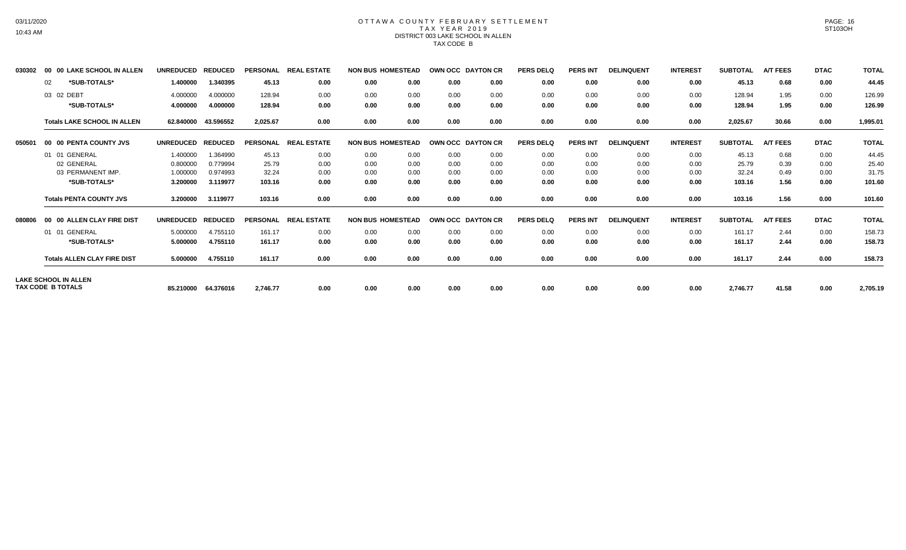# OTTAWA COUNTY FEBRUARY SETTLEMENT
## TAX YEAR 2019
### DISTRICT 003 LAKE SCHOOL IN ALLEN
### TAX CODE B

| | | UNREDUCED | REDUCED | PERSONAL | REAL ESTATE | NON BUS | HOMESTEAD | OWN OCC | DAYTON CR | PERS DELQ | PERS INT | DELINQUENT | INTEREST | SUBTOTAL | A/T FEES | DTAC | TOTAL |
|---|---|---|---|---|---|---|---|---|---|---|---|---|---|---|---|---|---|
| 030302 | 00 00 LAKE SCHOOL IN ALLEN | | | | | | | | | | | | | | | | |
| | 02 *SUB-TOTALS* | 1.400000 | 1.340395 | 45.13 | 0.00 | 0.00 | 0.00 | 0.00 | 0.00 | 0.00 | 0.00 | 0.00 | 0.00 | 45.13 | 0.68 | 0.00 | 44.45 |
| | 03 02 DEBT | 4.000000 | 4.000000 | 128.94 | 0.00 | 0.00 | 0.00 | 0.00 | 0.00 | 0.00 | 0.00 | 0.00 | 0.00 | 128.94 | 1.95 | 0.00 | 126.99 |
| | *SUB-TOTALS* | 4.000000 | 4.000000 | 128.94 | 0.00 | 0.00 | 0.00 | 0.00 | 0.00 | 0.00 | 0.00 | 0.00 | 0.00 | 128.94 | 1.95 | 0.00 | 126.99 |
| | Totals LAKE SCHOOL IN ALLEN | 62.840000 | 43.596552 | 2,025.67 | 0.00 | 0.00 | 0.00 | 0.00 | 0.00 | 0.00 | 0.00 | 0.00 | 0.00 | 2,025.67 | 30.66 | 0.00 | 1,995.01 |
| 050501 | 00 00 PENTA COUNTY JVS | UNREDUCED | REDUCED | PERSONAL | REAL ESTATE | NON BUS | HOMESTEAD | OWN OCC | DAYTON CR | PERS DELQ | PERS INT | DELINQUENT | INTEREST | SUBTOTAL | A/T FEES | DTAC | TOTAL |
| | 01 01 GENERAL | 1.400000 | 1.364990 | 45.13 | 0.00 | 0.00 | 0.00 | 0.00 | 0.00 | 0.00 | 0.00 | 0.00 | 0.00 | 45.13 | 0.68 | 0.00 | 44.45 |
| | 02 GENERAL | 0.800000 | 0.779994 | 25.79 | 0.00 | 0.00 | 0.00 | 0.00 | 0.00 | 0.00 | 0.00 | 0.00 | 0.00 | 25.79 | 0.39 | 0.00 | 25.40 |
| | 03 PERMANENT IMP. | 1.000000 | 0.974993 | 32.24 | 0.00 | 0.00 | 0.00 | 0.00 | 0.00 | 0.00 | 0.00 | 0.00 | 0.00 | 32.24 | 0.49 | 0.00 | 31.75 |
| | *SUB-TOTALS* | 3.200000 | 3.119977 | 103.16 | 0.00 | 0.00 | 0.00 | 0.00 | 0.00 | 0.00 | 0.00 | 0.00 | 0.00 | 103.16 | 1.56 | 0.00 | 101.60 |
| | Totals PENTA COUNTY JVS | 3.200000 | 3.119977 | 103.16 | 0.00 | 0.00 | 0.00 | 0.00 | 0.00 | 0.00 | 0.00 | 0.00 | 0.00 | 103.16 | 1.56 | 0.00 | 101.60 |
| 080806 | 00 00 ALLEN CLAY FIRE DIST | UNREDUCED | REDUCED | PERSONAL | REAL ESTATE | NON BUS | HOMESTEAD | OWN OCC | DAYTON CR | PERS DELQ | PERS INT | DELINQUENT | INTEREST | SUBTOTAL | A/T FEES | DTAC | TOTAL |
| | 01 01 GENERAL | 5.000000 | 4.755110 | 161.17 | 0.00 | 0.00 | 0.00 | 0.00 | 0.00 | 0.00 | 0.00 | 0.00 | 0.00 | 161.17 | 2.44 | 0.00 | 158.73 |
| | *SUB-TOTALS* | 5.000000 | 4.755110 | 161.17 | 0.00 | 0.00 | 0.00 | 0.00 | 0.00 | 0.00 | 0.00 | 0.00 | 0.00 | 161.17 | 2.44 | 0.00 | 158.73 |
| | Totals ALLEN CLAY FIRE DIST | 5.000000 | 4.755110 | 161.17 | 0.00 | 0.00 | 0.00 | 0.00 | 0.00 | 0.00 | 0.00 | 0.00 | 0.00 | 161.17 | 2.44 | 0.00 | 158.73 |
| | LAKE SCHOOL IN ALLEN TAX CODE B TOTALS | 85.210000 | 64.376016 | 2,746.77 | 0.00 | 0.00 | 0.00 | 0.00 | 0.00 | 0.00 | 0.00 | 0.00 | 0.00 | 2,746.77 | 41.58 | 0.00 | 2,705.19 |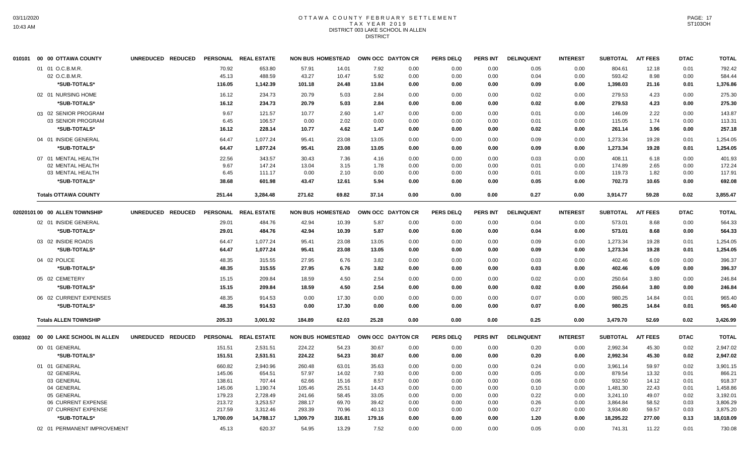# OTTAWA COUNTY FEBRUARY SETTLEMENT
## TAX YEAR 2019
## DISTRICT 003 LAKE SCHOOL IN ALLEN
## DISTRICT

03/11/2020
10:43 AM

PAGE: 17
ST103OH

| 010101 00 00 OTTAWA COUNTY | UNREDUCED | REDUCED | PERSONAL | REAL ESTATE | NON BUS | HOMESTEAD | OWN OCC | DAYTON CR | PERS DELQ | PERS INT | DELINQUENT | INTEREST | SUBTOTAL | A/T FEES | DTAC | TOTAL |
|---|---|---|---|---|---|---|---|---|---|---|---|---|---|---|---|---|
| 01 01 O.C.B.M.R. | | | 70.92 | 653.80 | 57.91 | 14.01 | 7.92 | 0.00 | 0.00 | 0.00 | 0.05 | 0.00 | 804.61 | 12.18 | 0.01 | 792.42 |
| 02 O.C.B.M.R. | | | 45.13 | 488.59 | 43.27 | 10.47 | 5.92 | 0.00 | 0.00 | 0.00 | 0.04 | 0.00 | 593.42 | 8.98 | 0.00 | 584.44 |
| *SUB-TOTALS* | | | 116.05 | 1,142.39 | 101.18 | 24.48 | 13.84 | 0.00 | 0.00 | 0.00 | 0.09 | 0.00 | 1,398.03 | 21.16 | 0.01 | 1,376.86 |
| 02 01 NURSING HOME | | | 16.12 | 234.73 | 20.79 | 5.03 | 2.84 | 0.00 | 0.00 | 0.00 | 0.02 | 0.00 | 279.53 | 4.23 | 0.00 | 275.30 |
| *SUB-TOTALS* | | | 16.12 | 234.73 | 20.79 | 5.03 | 2.84 | 0.00 | 0.00 | 0.00 | 0.02 | 0.00 | 279.53 | 4.23 | 0.00 | 275.30 |
| 03 02 SENIOR PROGRAM | | | 9.67 | 121.57 | 10.77 | 2.60 | 1.47 | 0.00 | 0.00 | 0.00 | 0.01 | 0.00 | 146.09 | 2.22 | 0.00 | 143.87 |
| 03 SENIOR PROGRAM | | | 6.45 | 106.57 | 0.00 | 2.02 | 0.00 | 0.00 | 0.00 | 0.00 | 0.01 | 0.00 | 115.05 | 1.74 | 0.00 | 113.31 |
| *SUB-TOTALS* | | | 16.12 | 228.14 | 10.77 | 4.62 | 1.47 | 0.00 | 0.00 | 0.00 | 0.02 | 0.00 | 261.14 | 3.96 | 0.00 | 257.18 |
| 04 01 INSIDE GENERAL | | | 64.47 | 1,077.24 | 95.41 | 23.08 | 13.05 | 0.00 | 0.00 | 0.00 | 0.09 | 0.00 | 1,273.34 | 19.28 | 0.01 | 1,254.05 |
| *SUB-TOTALS* | | | 64.47 | 1,077.24 | 95.41 | 23.08 | 13.05 | 0.00 | 0.00 | 0.00 | 0.09 | 0.00 | 1,273.34 | 19.28 | 0.01 | 1,254.05 |
| 07 01 MENTAL HEALTH | | | 22.56 | 343.57 | 30.43 | 7.36 | 4.16 | 0.00 | 0.00 | 0.00 | 0.03 | 0.00 | 408.11 | 6.18 | 0.00 | 401.93 |
| 02 MENTAL HEALTH | | | 9.67 | 147.24 | 13.04 | 3.15 | 1.78 | 0.00 | 0.00 | 0.00 | 0.01 | 0.00 | 174.89 | 2.65 | 0.00 | 172.24 |
| 03 MENTAL HEALTH | | | 6.45 | 111.17 | 0.00 | 2.10 | 0.00 | 0.00 | 0.00 | 0.00 | 0.01 | 0.00 | 119.73 | 1.82 | 0.00 | 117.91 |
| *SUB-TOTALS* | | | 38.68 | 601.98 | 43.47 | 12.61 | 5.94 | 0.00 | 0.00 | 0.00 | 0.05 | 0.00 | 702.73 | 10.65 | 0.00 | 692.08 |
| **Totals OTTAWA COUNTY** | | | 251.44 | 3,284.48 | 271.62 | 69.82 | 37.14 | 0.00 | 0.00 | 0.00 | 0.27 | 0.00 | 3,914.77 | 59.28 | 0.02 | 3,855.47 |

| 02020101 00 00 ALLEN TOWNSHIP | UNREDUCED | REDUCED | PERSONAL | REAL ESTATE | NON BUS | HOMESTEAD | OWN OCC | DAYTON CR | PERS DELQ | PERS INT | DELINQUENT | INTEREST | SUBTOTAL | A/T FEES | DTAC | TOTAL |
|---|---|---|---|---|---|---|---|---|---|---|---|---|---|---|---|---|
| 02 01 INSIDE GENERAL | | | 29.01 | 484.76 | 42.94 | 10.39 | 5.87 | 0.00 | 0.00 | 0.00 | 0.04 | 0.00 | 573.01 | 8.68 | 0.00 | 564.33 |
| *SUB-TOTALS* | | | 29.01 | 484.76 | 42.94 | 10.39 | 5.87 | 0.00 | 0.00 | 0.00 | 0.04 | 0.00 | 573.01 | 8.68 | 0.00 | 564.33 |
| 03 02 INSIDE ROADS | | | 64.47 | 1,077.24 | 95.41 | 23.08 | 13.05 | 0.00 | 0.00 | 0.00 | 0.09 | 0.00 | 1,273.34 | 19.28 | 0.01 | 1,254.05 |
| *SUB-TOTALS* | | | 64.47 | 1,077.24 | 95.41 | 23.08 | 13.05 | 0.00 | 0.00 | 0.00 | 0.09 | 0.00 | 1,273.34 | 19.28 | 0.01 | 1,254.05 |
| 04 02 POLICE | | | 48.35 | 315.55 | 27.95 | 6.76 | 3.82 | 0.00 | 0.00 | 0.00 | 0.03 | 0.00 | 402.46 | 6.09 | 0.00 | 396.37 |
| *SUB-TOTALS* | | | 48.35 | 315.55 | 27.95 | 6.76 | 3.82 | 0.00 | 0.00 | 0.00 | 0.03 | 0.00 | 402.46 | 6.09 | 0.00 | 396.37 |
| 05 02 CEMETERY | | | 15.15 | 209.84 | 18.59 | 4.50 | 2.54 | 0.00 | 0.00 | 0.00 | 0.02 | 0.00 | 250.64 | 3.80 | 0.00 | 246.84 |
| *SUB-TOTALS* | | | 15.15 | 209.84 | 18.59 | 4.50 | 2.54 | 0.00 | 0.00 | 0.00 | 0.02 | 0.00 | 250.64 | 3.80 | 0.00 | 246.84 |
| 06 02 CURRENT EXPENSES | | | 48.35 | 914.53 | 0.00 | 17.30 | 0.00 | 0.00 | 0.00 | 0.00 | 0.07 | 0.00 | 980.25 | 14.84 | 0.01 | 965.40 |
| *SUB-TOTALS* | | | 48.35 | 914.53 | 0.00 | 17.30 | 0.00 | 0.00 | 0.00 | 0.00 | 0.07 | 0.00 | 980.25 | 14.84 | 0.01 | 965.40 |
| **Totals ALLEN TOWNSHIP** | | | 205.33 | 3,001.92 | 184.89 | 62.03 | 25.28 | 0.00 | 0.00 | 0.00 | 0.25 | 0.00 | 3,479.70 | 52.69 | 0.02 | 3,426.99 |

| 030302 00 00 LAKE SCHOOL IN ALLEN | UNREDUCED | REDUCED | PERSONAL | REAL ESTATE | NON BUS | HOMESTEAD | OWN OCC | DAYTON CR | PERS DELQ | PERS INT | DELINQUENT | INTEREST | SUBTOTAL | A/T FEES | DTAC | TOTAL |
|---|---|---|---|---|---|---|---|---|---|---|---|---|---|---|---|---|
| 00 01 GENERAL | | | 151.51 | 2,531.51 | 224.22 | 54.23 | 30.67 | 0.00 | 0.00 | 0.00 | 0.20 | 0.00 | 2,992.34 | 45.30 | 0.02 | 2,947.02 |
| *SUB-TOTALS* | | | 151.51 | 2,531.51 | 224.22 | 54.23 | 30.67 | 0.00 | 0.00 | 0.00 | 0.20 | 0.00 | 2,992.34 | 45.30 | 0.02 | 2,947.02 |
| 01 01 GENERAL | | | 660.82 | 2,940.96 | 260.48 | 63.01 | 35.63 | 0.00 | 0.00 | 0.00 | 0.24 | 0.00 | 3,961.14 | 59.97 | 0.02 | 3,901.15 |
| 02 GENERAL | | | 145.06 | 654.51 | 57.97 | 14.02 | 7.93 | 0.00 | 0.00 | 0.00 | 0.05 | 0.00 | 879.54 | 13.32 | 0.01 | 866.21 |
| 03 GENERAL | | | 138.61 | 707.44 | 62.66 | 15.16 | 8.57 | 0.00 | 0.00 | 0.00 | 0.06 | 0.00 | 932.50 | 14.12 | 0.01 | 918.37 |
| 04 GENERAL | | | 145.06 | 1,190.74 | 105.46 | 25.51 | 14.43 | 0.00 | 0.00 | 0.00 | 0.10 | 0.00 | 1,481.30 | 22.43 | 0.01 | 1,458.86 |
| 05 GENERAL | | | 179.23 | 2,728.49 | 241.66 | 58.45 | 33.05 | 0.00 | 0.00 | 0.00 | 0.22 | 0.00 | 3,241.10 | 49.07 | 0.02 | 3,192.01 |
| 06 CURRENT EXPENSE | | | 213.72 | 3,253.57 | 288.17 | 69.70 | 39.42 | 0.00 | 0.00 | 0.00 | 0.26 | 0.00 | 3,864.84 | 58.52 | 0.03 | 3,806.29 |
| 07 CURRENT EXPENSE | | | 217.59 | 3,312.46 | 293.39 | 70.96 | 40.13 | 0.00 | 0.00 | 0.00 | 0.27 | 0.00 | 3,934.80 | 59.57 | 0.03 | 3,875.20 |
| *SUB-TOTALS* | | | 1,700.09 | 14,788.17 | 1,309.79 | 316.81 | 179.16 | 0.00 | 0.00 | 0.00 | 1.20 | 0.00 | 18,295.22 | 277.00 | 0.13 | 18,018.09 |
| 02 01 PERMANENT IMPROVEMENT | | | 45.13 | 620.37 | 54.95 | 13.29 | 7.52 | 0.00 | 0.00 | 0.00 | 0.05 | 0.00 | 741.31 | 11.22 | 0.01 | 730.08 |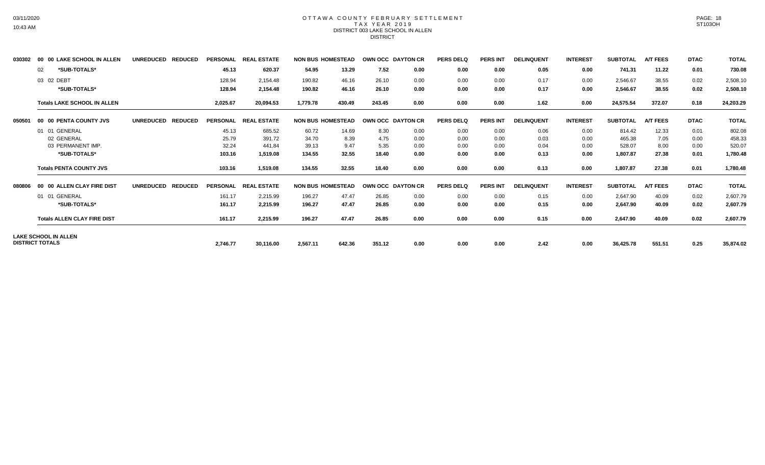# OTTAWA COUNTY FEBRUARY SETTLEMENT
## TAX YEAR 2019
## DISTRICT 003 LAKE SCHOOL IN ALLEN
## DISTRICT

| Code | Fund | UNREDUCED | REDUCED | PERSONAL | REAL ESTATE | NON BUS | HOMESTEAD | OWN OCC | DAYTON CR | PERS DELQ | PERS INT | DELINQUENT | INTEREST | SUBTOTAL | A/T FEES | DTAC | TOTAL |
|---|---|---|---|---|---|---|---|---|---|---|---|---|---|---|---|---|---|
| 030302 | 00 00 LAKE SCHOOL IN ALLEN | UNREDUCED | REDUCED | PERSONAL | REAL ESTATE | NON BUS | HOMESTEAD | OWN OCC | DAYTON CR | PERS DELQ | PERS INT | DELINQUENT | INTEREST | SUBTOTAL | A/T FEES | DTAC | TOTAL |
| | 02 *SUB-TOTALS* | | | **45.13** | **620.37** | **54.95** | **13.29** | **7.52** | **0.00** | **0.00** | **0.00** | **0.05** | **0.00** | **741.31** | **11.22** | **0.01** | **730.08** |
| | 03 02 DEBT | | | 128.94 | 2,154.48 | 190.82 | 46.16 | 26.10 | 0.00 | 0.00 | 0.00 | 0.17 | 0.00 | 2,546.67 | 38.55 | 0.02 | 2,508.10 |
| | *SUB-TOTALS* | | | **128.94** | **2,154.48** | **190.82** | **46.16** | **26.10** | **0.00** | **0.00** | **0.00** | **0.17** | **0.00** | **2,546.67** | **38.55** | **0.02** | **2,508.10** |
| | **Totals LAKE SCHOOL IN ALLEN** | | | **2,025.67** | **20,094.53** | **1,779.78** | **430.49** | **243.45** | **0.00** | **0.00** | **0.00** | **1.62** | **0.00** | **24,575.54** | **372.07** | **0.18** | **24,203.29** |
| 050501 | 00 00 PENTA COUNTY JVS | UNREDUCED | REDUCED | PERSONAL | REAL ESTATE | NON BUS | HOMESTEAD | OWN OCC | DAYTON CR | PERS DELQ | PERS INT | DELINQUENT | INTEREST | SUBTOTAL | A/T FEES | DTAC | TOTAL |
| | 01 01 GENERAL | | | 45.13 | 685.52 | 60.72 | 14.69 | 8.30 | 0.00 | 0.00 | 0.00 | 0.06 | 0.00 | 814.42 | 12.33 | 0.01 | 802.08 |
| | 02 GENERAL | | | 25.79 | 391.72 | 34.70 | 8.39 | 4.75 | 0.00 | 0.00 | 0.00 | 0.03 | 0.00 | 465.38 | 7.05 | 0.00 | 458.33 |
| | 03 PERMANENT IMP. | | | 32.24 | 441.84 | 39.13 | 9.47 | 5.35 | 0.00 | 0.00 | 0.00 | 0.04 | 0.00 | 528.07 | 8.00 | 0.00 | 520.07 |
| | *SUB-TOTALS* | | | **103.16** | **1,519.08** | **134.55** | **32.55** | **18.40** | **0.00** | **0.00** | **0.00** | **0.13** | **0.00** | **1,807.87** | **27.38** | **0.01** | **1,780.48** |
| | **Totals PENTA COUNTY JVS** | | | **103.16** | **1,519.08** | **134.55** | **32.55** | **18.40** | **0.00** | **0.00** | **0.00** | **0.13** | **0.00** | **1,807.87** | **27.38** | **0.01** | **1,780.48** |
| 080806 | 00 00 ALLEN CLAY FIRE DIST | UNREDUCED | REDUCED | PERSONAL | REAL ESTATE | NON BUS | HOMESTEAD | OWN OCC | DAYTON CR | PERS DELQ | PERS INT | DELINQUENT | INTEREST | SUBTOTAL | A/T FEES | DTAC | TOTAL |
| | 01 01 GENERAL | | | 161.17 | 2,215.99 | 196.27 | 47.47 | 26.85 | 0.00 | 0.00 | 0.00 | 0.15 | 0.00 | 2,647.90 | 40.09 | 0.02 | 2,607.79 |
| | *SUB-TOTALS* | | | **161.17** | **2,215.99** | **196.27** | **47.47** | **26.85** | **0.00** | **0.00** | **0.00** | **0.15** | **0.00** | **2,647.90** | **40.09** | **0.02** | **2,607.79** |
| | **Totals ALLEN CLAY FIRE DIST** | | | **161.17** | **2,215.99** | **196.27** | **47.47** | **26.85** | **0.00** | **0.00** | **0.00** | **0.15** | **0.00** | **2,647.90** | **40.09** | **0.02** | **2,607.79** |
| **LAKE SCHOOL IN ALLEN DISTRICT TOTALS** | | | | **2,746.77** | **30,116.00** | **2,567.11** | **642.36** | **351.12** | **0.00** | **0.00** | **0.00** | **2.42** | **0.00** | **36,425.78** | **551.51** | **0.25** | **35,874.02** |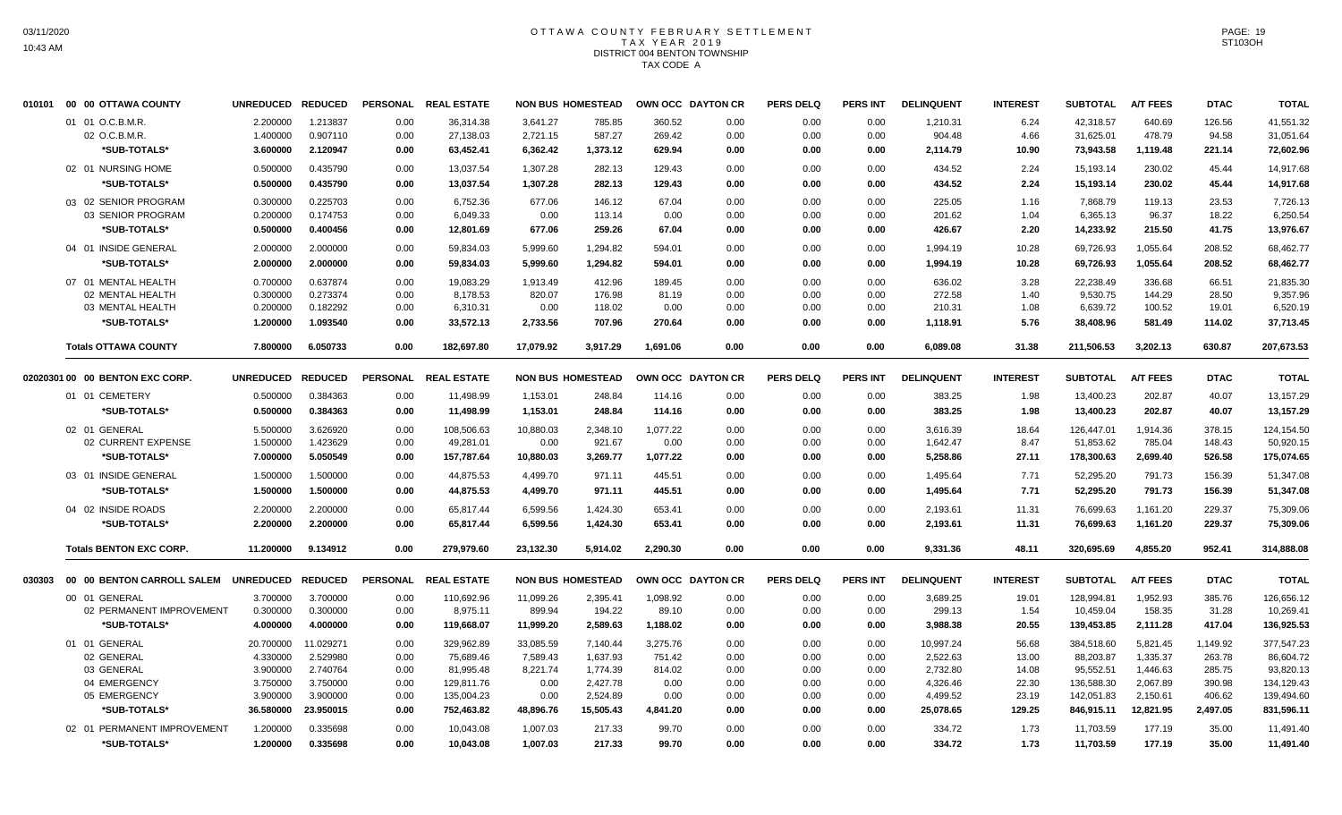# OTTAWA COUNTY FEBRUARY SETTLEMENT
## TAX YEAR 2019
### DISTRICT 004 BENTON TOWNSHIP
### TAX CODE A

| | UNREDUCED | REDUCED | PERSONAL | REAL ESTATE | NON BUS | HOMESTEAD | OWN OCC | DAYTON CR | PERS DELQ | PERS INT | DELINQUENT | INTEREST | SUBTOTAL | A/T FEES | DTAC | TOTAL |
|---|---|---|---|---|---|---|---|---|---|---|---|---|---|---|---|---|
| **010101 00 00 OTTAWA COUNTY** | | | | | | | | | | | | | | | | |
| 01 01 O.C.B.M.R. | 2.200000 | 1.213837 | 0.00 | 36,314.38 | 3,641.27 | 785.85 | 360.52 | 0.00 | 0.00 | 0.00 | 1,210.31 | 6.24 | 42,318.57 | 640.69 | 126.56 | 41,551.32 |
| 02 O.C.B.M.R. | 1.400000 | 0.907110 | 0.00 | 27,138.03 | 2,721.15 | 587.27 | 269.42 | 0.00 | 0.00 | 0.00 | 904.48 | 4.66 | 31,625.01 | 478.79 | 94.58 | 31,051.64 |
| *SUB-TOTALS* | 3.600000 | 2.120947 | 0.00 | 63,452.41 | 6,362.42 | 1,373.12 | 629.94 | 0.00 | 0.00 | 0.00 | 2,114.79 | 10.90 | 73,943.58 | 1,119.48 | 221.14 | 72,602.96 |
| 02 01 NURSING HOME | 0.500000 | 0.435790 | 0.00 | 13,037.54 | 1,307.28 | 282.13 | 129.43 | 0.00 | 0.00 | 0.00 | 434.52 | 2.24 | 15,193.14 | 230.02 | 45.44 | 14,917.68 |
| *SUB-TOTALS* | 0.500000 | 0.435790 | 0.00 | 13,037.54 | 1,307.28 | 282.13 | 129.43 | 0.00 | 0.00 | 0.00 | 434.52 | 2.24 | 15,193.14 | 230.02 | 45.44 | 14,917.68 |
| 03 02 SENIOR PROGRAM | 0.300000 | 0.225703 | 0.00 | 6,752.36 | 677.06 | 146.12 | 67.04 | 0.00 | 0.00 | 0.00 | 225.05 | 1.16 | 7,868.79 | 119.13 | 23.53 | 7,726.13 |
| 03 SENIOR PROGRAM | 0.200000 | 0.174753 | 0.00 | 6,049.33 | 0.00 | 113.14 | 0.00 | 0.00 | 0.00 | 0.00 | 201.62 | 1.04 | 6,365.13 | 96.37 | 18.22 | 6,250.54 |
| *SUB-TOTALS* | 0.500000 | 0.400456 | 0.00 | 12,801.69 | 677.06 | 259.26 | 67.04 | 0.00 | 0.00 | 0.00 | 426.67 | 2.20 | 14,233.92 | 215.50 | 41.75 | 13,976.67 |
| 04 01 INSIDE GENERAL | 2.000000 | 2.000000 | 0.00 | 59,834.03 | 5,999.60 | 1,294.82 | 594.01 | 0.00 | 0.00 | 0.00 | 1,994.19 | 10.28 | 69,726.93 | 1,055.64 | 208.52 | 68,462.77 |
| *SUB-TOTALS* | 2.000000 | 2.000000 | 0.00 | 59,834.03 | 5,999.60 | 1,294.82 | 594.01 | 0.00 | 0.00 | 0.00 | 1,994.19 | 10.28 | 69,726.93 | 1,055.64 | 208.52 | 68,462.77 |
| 07 01 MENTAL HEALTH | 0.700000 | 0.637874 | 0.00 | 19,083.29 | 1,913.49 | 412.96 | 189.45 | 0.00 | 0.00 | 0.00 | 636.02 | 3.28 | 22,238.49 | 336.68 | 66.51 | 21,835.30 |
| 02 MENTAL HEALTH | 0.300000 | 0.273374 | 0.00 | 8,178.53 | 820.07 | 176.98 | 81.19 | 0.00 | 0.00 | 0.00 | 272.58 | 1.40 | 9,530.75 | 144.29 | 28.50 | 9,357.96 |
| 03 MENTAL HEALTH | 0.200000 | 0.182292 | 0.00 | 6,310.31 | 0.00 | 118.02 | 0.00 | 0.00 | 0.00 | 0.00 | 210.31 | 1.08 | 6,639.72 | 100.52 | 19.01 | 6,520.19 |
| *SUB-TOTALS* | 1.200000 | 1.093540 | 0.00 | 33,572.13 | 2,733.56 | 707.96 | 270.64 | 0.00 | 0.00 | 0.00 | 1,118.91 | 5.76 | 38,408.96 | 581.49 | 114.02 | 37,713.45 |
| **Totals OTTAWA COUNTY** | 7.800000 | 6.050733 | 0.00 | 182,697.80 | 17,079.92 | 3,917.29 | 1,691.06 | 0.00 | 0.00 | 0.00 | 6,089.08 | 31.38 | 211,506.53 | 3,202.13 | 630.87 | 207,673.53 |
| **02020301 00 00 BENTON EXC CORP.** | UNREDUCED | REDUCED | PERSONAL | REAL ESTATE | NON BUS | HOMESTEAD | OWN OCC | DAYTON CR | PERS DELQ | PERS INT | DELINQUENT | INTEREST | SUBTOTAL | A/T FEES | DTAC | TOTAL |
| 01 01 CEMETERY | 0.500000 | 0.384363 | 0.00 | 11,498.99 | 1,153.01 | 248.84 | 114.16 | 0.00 | 0.00 | 0.00 | 383.25 | 1.98 | 13,400.23 | 202.87 | 40.07 | 13,157.29 |
| *SUB-TOTALS* | 0.500000 | 0.384363 | 0.00 | 11,498.99 | 1,153.01 | 248.84 | 114.16 | 0.00 | 0.00 | 0.00 | 383.25 | 1.98 | 13,400.23 | 202.87 | 40.07 | 13,157.29 |
| 02 01 GENERAL | 5.500000 | 3.626920 | 0.00 | 108,506.63 | 10,880.03 | 2,348.10 | 1,077.22 | 0.00 | 0.00 | 0.00 | 3,616.39 | 18.64 | 126,447.01 | 1,914.36 | 378.15 | 124,154.50 |
| 02 CURRENT EXPENSE | 1.500000 | 1.423629 | 0.00 | 49,281.01 | 0.00 | 921.67 | 0.00 | 0.00 | 0.00 | 0.00 | 1,642.47 | 8.47 | 51,853.62 | 785.04 | 148.43 | 50,920.15 |
| *SUB-TOTALS* | 7.000000 | 5.050549 | 0.00 | 157,787.64 | 10,880.03 | 3,269.77 | 1,077.22 | 0.00 | 0.00 | 0.00 | 5,258.86 | 27.11 | 178,300.63 | 2,699.40 | 526.58 | 175,074.65 |
| 03 01 INSIDE GENERAL | 1.500000 | 1.500000 | 0.00 | 44,875.53 | 4,499.70 | 971.11 | 445.51 | 0.00 | 0.00 | 0.00 | 1,495.64 | 7.71 | 52,295.20 | 791.73 | 156.39 | 51,347.08 |
| *SUB-TOTALS* | 1.500000 | 1.500000 | 0.00 | 44,875.53 | 4,499.70 | 971.11 | 445.51 | 0.00 | 0.00 | 0.00 | 1,495.64 | 7.71 | 52,295.20 | 791.73 | 156.39 | 51,347.08 |
| 04 02 INSIDE ROADS | 2.200000 | 2.200000 | 0.00 | 65,817.44 | 6,599.56 | 1,424.30 | 653.41 | 0.00 | 0.00 | 0.00 | 2,193.61 | 11.31 | 76,699.63 | 1,161.20 | 229.37 | 75,309.06 |
| *SUB-TOTALS* | 2.200000 | 2.200000 | 0.00 | 65,817.44 | 6,599.56 | 1,424.30 | 653.41 | 0.00 | 0.00 | 0.00 | 2,193.61 | 11.31 | 76,699.63 | 1,161.20 | 229.37 | 75,309.06 |
| **Totals BENTON EXC CORP.** | 11.200000 | 9.134912 | 0.00 | 279,979.60 | 23,132.30 | 5,914.02 | 2,290.30 | 0.00 | 0.00 | 0.00 | 9,331.36 | 48.11 | 320,695.69 | 4,855.20 | 952.41 | 314,888.08 |
| **030303 00 00 BENTON CARROLL SALEM** | UNREDUCED | REDUCED | PERSONAL | REAL ESTATE | NON BUS | HOMESTEAD | OWN OCC | DAYTON CR | PERS DELQ | PERS INT | DELINQUENT | INTEREST | SUBTOTAL | A/T FEES | DTAC | TOTAL |
| 00 01 GENERAL | 3.700000 | 3.700000 | 0.00 | 110,692.96 | 11,099.26 | 2,395.41 | 1,098.92 | 0.00 | 0.00 | 0.00 | 3,689.25 | 19.01 | 128,994.81 | 1,952.93 | 385.76 | 126,656.12 |
| 02 PERMANENT IMPROVEMENT | 0.300000 | 0.300000 | 0.00 | 8,975.11 | 899.94 | 194.22 | 89.10 | 0.00 | 0.00 | 0.00 | 299.13 | 1.54 | 10,459.04 | 158.35 | 31.28 | 10,269.41 |
| *SUB-TOTALS* | 4.000000 | 4.000000 | 0.00 | 119,668.07 | 11,999.20 | 2,589.63 | 1,188.02 | 0.00 | 0.00 | 0.00 | 3,988.38 | 20.55 | 139,453.85 | 2,111.28 | 417.04 | 136,925.53 |
| 01 01 GENERAL | 20.700000 | 11.029271 | 0.00 | 329,962.89 | 33,085.59 | 7,140.44 | 3,275.76 | 0.00 | 0.00 | 0.00 | 10,997.24 | 56.68 | 384,518.60 | 5,821.45 | 1,149.92 | 377,547.23 |
| 02 GENERAL | 4.330000 | 2.529980 | 0.00 | 75,689.46 | 7,589.43 | 1,637.93 | 751.42 | 0.00 | 0.00 | 0.00 | 2,522.63 | 13.00 | 88,203.87 | 1,335.37 | 263.78 | 86,604.72 |
| 03 GENERAL | 3.900000 | 2.740764 | 0.00 | 81,995.48 | 8,221.74 | 1,774.39 | 814.02 | 0.00 | 0.00 | 0.00 | 2,732.80 | 14.08 | 95,552.51 | 1,446.63 | 285.75 | 93,820.13 |
| 04 EMERGENCY | 3.750000 | 3.750000 | 0.00 | 129,811.76 | 0.00 | 2,427.78 | 0.00 | 0.00 | 0.00 | 0.00 | 4,326.46 | 22.30 | 136,588.30 | 2,067.89 | 390.98 | 134,129.43 |
| 05 EMERGENCY | 3.900000 | 3.900000 | 0.00 | 135,004.23 | 0.00 | 2,524.89 | 0.00 | 0.00 | 0.00 | 0.00 | 4,499.52 | 23.19 | 142,051.83 | 2,150.61 | 406.62 | 139,494.60 |
| *SUB-TOTALS* | 36.580000 | 23.950015 | 0.00 | 752,463.82 | 48,896.76 | 15,505.43 | 4,841.20 | 0.00 | 0.00 | 0.00 | 25,078.65 | 129.25 | 846,915.11 | 12,821.95 | 2,497.05 | 831,596.11 |
| 02 01 PERMANENT IMPROVEMENT | 1.200000 | 0.335698 | 0.00 | 10,043.08 | 1,007.03 | 217.33 | 99.70 | 0.00 | 0.00 | 0.00 | 334.72 | 1.73 | 11,703.59 | 177.19 | 35.00 | 11,491.40 |
| *SUB-TOTALS* | 1.200000 | 0.335698 | 0.00 | 10,043.08 | 1,007.03 | 217.33 | 99.70 | 0.00 | 0.00 | 0.00 | 334.72 | 1.73 | 11,703.59 | 177.19 | 35.00 | 11,491.40 |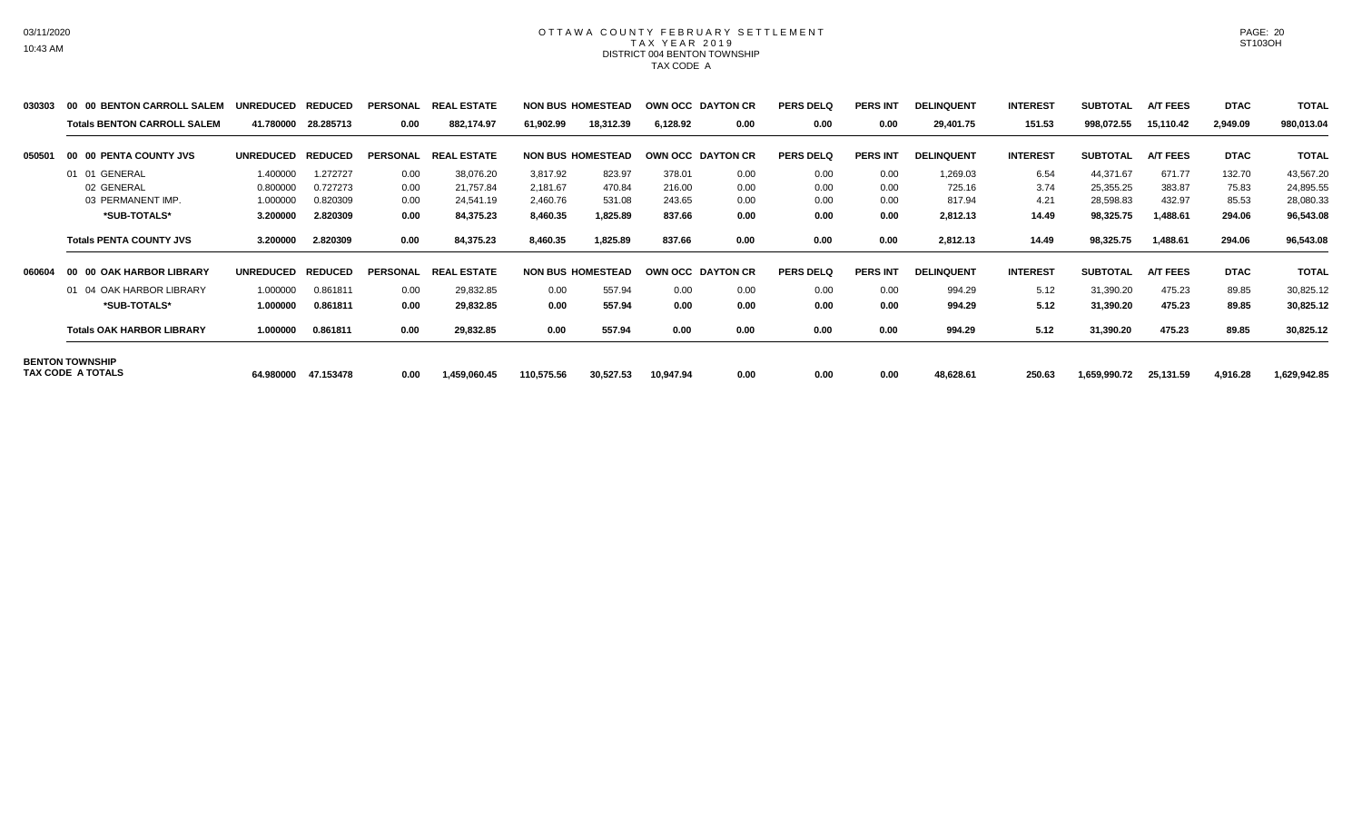# OTTAWA COUNTY FEBRUARY SETTLEMENT
## TAX YEAR 2019
### DISTRICT 004 BENTON TOWNSHIP
### TAX CODE A

| | | UNREDUCED | REDUCED | PERSONAL | REAL ESTATE | NON BUS | HOMESTEAD | OWN OCC | DAYTON CR | PERS DELQ | PERS INT | DELINQUENT | INTEREST | SUBTOTAL | A/T FEES | DTAC | TOTAL |
|---|---|---|---|---|---|---|---|---|---|---|---|---|---|---|---|---|---|
| 030303 | 00 00 BENTON CARROLL SALEM | | | | | | | | | | | | | | | | |
| | **Totals BENTON CARROLL SALEM** | **41.780000** | **28.285713** | **0.00** | **882,174.97** | **61,902.99** | **18,312.39** | **6,128.92** | **0.00** | **0.00** | **0.00** | **29,401.75** | **151.53** | **998,072.55** | **15,110.42** | **2,949.09** | **980,013.04** |
| 050501 | 00 00 PENTA COUNTY JVS | | | | | | | | | | | | | | | | |
| | 01 01 GENERAL | 1.400000 | 1.272727 | 0.00 | 38,076.20 | 3,817.92 | 823.97 | 378.01 | 0.00 | 0.00 | 0.00 | 1,269.03 | 6.54 | 44,371.67 | 671.77 | 132.70 | 43,567.20 |
| | 02 GENERAL | 0.800000 | 0.727273 | 0.00 | 21,757.84 | 2,181.67 | 470.84 | 216.00 | 0.00 | 0.00 | 0.00 | 725.16 | 3.74 | 25,355.25 | 383.87 | 75.83 | 24,895.55 |
| | 03 PERMANENT IMP. | 1.000000 | 0.820309 | 0.00 | 24,541.19 | 2,460.76 | 531.08 | 243.65 | 0.00 | 0.00 | 0.00 | 817.94 | 4.21 | 28,598.83 | 432.97 | 85.53 | 28,080.33 |
| | **\*SUB-TOTALS\*** | **3.200000** | **2.820309** | **0.00** | **84,375.23** | **8,460.35** | **1,825.89** | **837.66** | **0.00** | **0.00** | **0.00** | **2,812.13** | **14.49** | **98,325.75** | **1,488.61** | **294.06** | **96,543.08** |
| | **Totals PENTA COUNTY JVS** | **3.200000** | **2.820309** | **0.00** | **84,375.23** | **8,460.35** | **1,825.89** | **837.66** | **0.00** | **0.00** | **0.00** | **2,812.13** | **14.49** | **98,325.75** | **1,488.61** | **294.06** | **96,543.08** |
| 060604 | 00 00 OAK HARBOR LIBRARY | | | | | | | | | | | | | | | | |
| | 01 04 OAK HARBOR LIBRARY | 1.000000 | 0.861811 | 0.00 | 29,832.85 | 0.00 | 557.94 | 0.00 | 0.00 | 0.00 | 0.00 | 994.29 | 5.12 | 31,390.20 | 475.23 | 89.85 | 30,825.12 |
| | **\*SUB-TOTALS\*** | **1.000000** | **0.861811** | **0.00** | **29,832.85** | **0.00** | **557.94** | **0.00** | **0.00** | **0.00** | **0.00** | **994.29** | **5.12** | **31,390.20** | **475.23** | **89.85** | **30,825.12** |
| | **Totals OAK HARBOR LIBRARY** | **1.000000** | **0.861811** | **0.00** | **29,832.85** | **0.00** | **557.94** | **0.00** | **0.00** | **0.00** | **0.00** | **994.29** | **5.12** | **31,390.20** | **475.23** | **89.85** | **30,825.12** |
| **BENTON TOWNSHIP TAX CODE A TOTALS** | | **64.980000** | **47.153478** | **0.00** | **1,459,060.45** | **110,575.56** | **30,527.53** | **10,947.94** | **0.00** | **0.00** | **0.00** | **48,628.61** | **250.63** | **1,659,990.72** | **25,131.59** | **4,916.28** | **1,629,942.85** |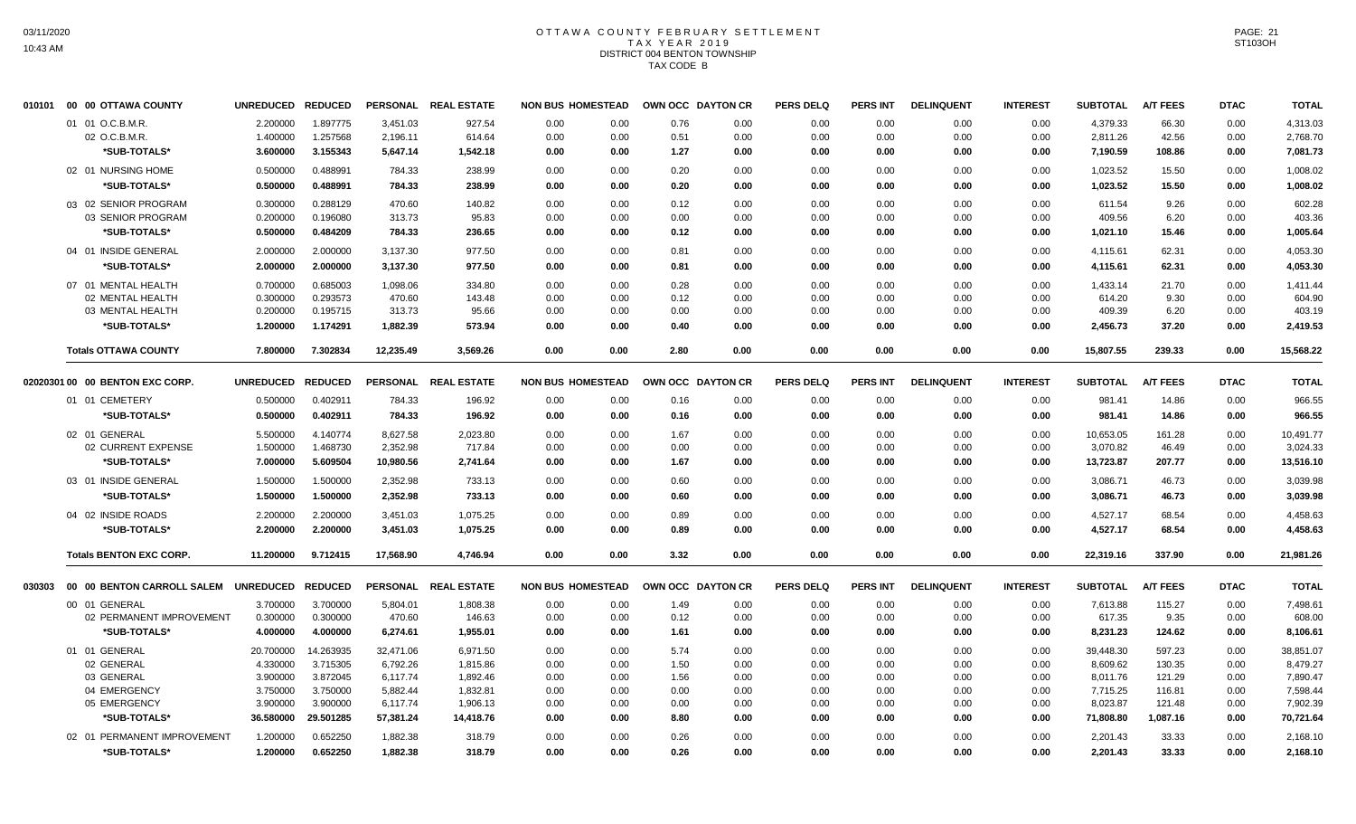# OTTAWA COUNTY FEBRUARY SETTLEMENT
## TAX YEAR 2019
## DISTRICT 004 BENTON TOWNSHIP
## TAX CODE B

| 010101 00 00 OTTAWA COUNTY | UNREDUCED | REDUCED | PERSONAL | REAL ESTATE | NON BUS | HOMESTEAD | OWN OCC | DAYTON CR | PERS DELQ | PERS INT | DELINQUENT | INTEREST | SUBTOTAL | A/T FEES | DTAC | TOTAL |
|---|---|---|---|---|---|---|---|---|---|---|---|---|---|---|---|---|
| 01 01 O.C.B.M.R. | 2.200000 | 1.897775 | 3,451.03 | 927.54 | 0.00 | 0.00 | 0.76 | 0.00 | 0.00 | 0.00 | 0.00 | 0.00 | 4,379.33 | 66.30 | 0.00 | 4,313.03 |
| 02 O.C.B.M.R. | 1.400000 | 1.257568 | 2,196.11 | 614.64 | 0.00 | 0.00 | 0.51 | 0.00 | 0.00 | 0.00 | 0.00 | 0.00 | 2,811.26 | 42.56 | 0.00 | 2,768.70 |
| **\*SUB-TOTALS\*** | **3.600000** | **3.155343** | **5,647.14** | **1,542.18** | **0.00** | **0.00** | **1.27** | **0.00** | **0.00** | **0.00** | **0.00** | **0.00** | **7,190.59** | **108.86** | **0.00** | **7,081.73** |
| 02 01 NURSING HOME | 0.500000 | 0.488991 | 784.33 | 238.99 | 0.00 | 0.00 | 0.20 | 0.00 | 0.00 | 0.00 | 0.00 | 0.00 | 1,023.52 | 15.50 | 0.00 | 1,008.02 |
| **\*SUB-TOTALS\*** | **0.500000** | **0.488991** | **784.33** | **238.99** | **0.00** | **0.00** | **0.20** | **0.00** | **0.00** | **0.00** | **0.00** | **0.00** | **1,023.52** | **15.50** | **0.00** | **1,008.02** |
| 03 02 SENIOR PROGRAM | 0.300000 | 0.288129 | 470.60 | 140.82 | 0.00 | 0.00 | 0.12 | 0.00 | 0.00 | 0.00 | 0.00 | 0.00 | 611.54 | 9.26 | 0.00 | 602.28 |
| 03 SENIOR PROGRAM | 0.200000 | 0.196080 | 313.73 | 95.83 | 0.00 | 0.00 | 0.00 | 0.00 | 0.00 | 0.00 | 0.00 | 0.00 | 409.56 | 6.20 | 0.00 | 403.36 |
| **\*SUB-TOTALS\*** | **0.500000** | **0.484209** | **784.33** | **236.65** | **0.00** | **0.00** | **0.12** | **0.00** | **0.00** | **0.00** | **0.00** | **0.00** | **1,021.10** | **15.46** | **0.00** | **1,005.64** |
| 04 01 INSIDE GENERAL | 2.000000 | 2.000000 | 3,137.30 | 977.50 | 0.00 | 0.00 | 0.81 | 0.00 | 0.00 | 0.00 | 0.00 | 0.00 | 4,115.61 | 62.31 | 0.00 | 4,053.30 |
| **\*SUB-TOTALS\*** | **2.000000** | **2.000000** | **3,137.30** | **977.50** | **0.00** | **0.00** | **0.81** | **0.00** | **0.00** | **0.00** | **0.00** | **0.00** | **4,115.61** | **62.31** | **0.00** | **4,053.30** |
| 07 01 MENTAL HEALTH | 0.700000 | 0.685003 | 1,098.06 | 334.80 | 0.00 | 0.00 | 0.28 | 0.00 | 0.00 | 0.00 | 0.00 | 0.00 | 1,433.14 | 21.70 | 0.00 | 1,411.44 |
| 02 MENTAL HEALTH | 0.300000 | 0.293573 | 470.60 | 143.48 | 0.00 | 0.00 | 0.12 | 0.00 | 0.00 | 0.00 | 0.00 | 0.00 | 614.20 | 9.30 | 0.00 | 604.90 |
| 03 MENTAL HEALTH | 0.200000 | 0.195715 | 313.73 | 95.66 | 0.00 | 0.00 | 0.00 | 0.00 | 0.00 | 0.00 | 0.00 | 0.00 | 409.39 | 6.20 | 0.00 | 403.19 |
| **\*SUB-TOTALS\*** | **1.200000** | **1.174291** | **1,882.39** | **573.94** | **0.00** | **0.00** | **0.40** | **0.00** | **0.00** | **0.00** | **0.00** | **0.00** | **2,456.73** | **37.20** | **0.00** | **2,419.53** |
| **Totals OTTAWA COUNTY** | **7.800000** | **7.302834** | **12,235.49** | **3,569.26** | **0.00** | **0.00** | **2.80** | **0.00** | **0.00** | **0.00** | **0.00** | **0.00** | **15,807.55** | **239.33** | **0.00** | **15,568.22** |

| 02020301 00 00 BENTON EXC CORP. | UNREDUCED | REDUCED | PERSONAL | REAL ESTATE | NON BUS | HOMESTEAD | OWN OCC | DAYTON CR | PERS DELQ | PERS INT | DELINQUENT | INTEREST | SUBTOTAL | A/T FEES | DTAC | TOTAL |
|---|---|---|---|---|---|---|---|---|---|---|---|---|---|---|---|---|
| 01 01 CEMETERY | 0.500000 | 0.402911 | 784.33 | 196.92 | 0.00 | 0.00 | 0.16 | 0.00 | 0.00 | 0.00 | 0.00 | 0.00 | 981.41 | 14.86 | 0.00 | 966.55 |
| **\*SUB-TOTALS\*** | **0.500000** | **0.402911** | **784.33** | **196.92** | **0.00** | **0.00** | **0.16** | **0.00** | **0.00** | **0.00** | **0.00** | **0.00** | **981.41** | **14.86** | **0.00** | **966.55** |
| 02 01 GENERAL | 5.500000 | 4.140774 | 8,627.58 | 2,023.80 | 0.00 | 0.00 | 1.67 | 0.00 | 0.00 | 0.00 | 0.00 | 0.00 | 10,653.05 | 161.28 | 0.00 | 10,491.77 |
| 02 CURRENT EXPENSE | 1.500000 | 1.468730 | 2,352.98 | 717.84 | 0.00 | 0.00 | 0.00 | 0.00 | 0.00 | 0.00 | 0.00 | 0.00 | 3,070.82 | 46.49 | 0.00 | 3,024.33 |
| **\*SUB-TOTALS\*** | **7.000000** | **5.609504** | **10,980.56** | **2,741.64** | **0.00** | **0.00** | **1.67** | **0.00** | **0.00** | **0.00** | **0.00** | **0.00** | **13,723.87** | **207.77** | **0.00** | **13,516.10** |
| 03 01 INSIDE GENERAL | 1.500000 | 1.500000 | 2,352.98 | 733.13 | 0.00 | 0.00 | 0.60 | 0.00 | 0.00 | 0.00 | 0.00 | 0.00 | 3,086.71 | 46.73 | 0.00 | 3,039.98 |
| **\*SUB-TOTALS\*** | **1.500000** | **1.500000** | **2,352.98** | **733.13** | **0.00** | **0.00** | **0.60** | **0.00** | **0.00** | **0.00** | **0.00** | **0.00** | **3,086.71** | **46.73** | **0.00** | **3,039.98** |
| 04 02 INSIDE ROADS | 2.200000 | 2.200000 | 3,451.03 | 1,075.25 | 0.00 | 0.00 | 0.89 | 0.00 | 0.00 | 0.00 | 0.00 | 0.00 | 4,527.17 | 68.54 | 0.00 | 4,458.63 |
| **\*SUB-TOTALS\*** | **2.200000** | **2.200000** | **3,451.03** | **1,075.25** | **0.00** | **0.00** | **0.89** | **0.00** | **0.00** | **0.00** | **0.00** | **0.00** | **4,527.17** | **68.54** | **0.00** | **4,458.63** |
| **Totals BENTON EXC CORP.** | **11.200000** | **9.712415** | **17,568.90** | **4,746.94** | **0.00** | **0.00** | **3.32** | **0.00** | **0.00** | **0.00** | **0.00** | **0.00** | **22,319.16** | **337.90** | **0.00** | **21,981.26** |

| 030303 00 00 BENTON CARROLL SALEM | UNREDUCED | REDUCED | PERSONAL | REAL ESTATE | NON BUS | HOMESTEAD | OWN OCC | DAYTON CR | PERS DELQ | PERS INT | DELINQUENT | INTEREST | SUBTOTAL | A/T FEES | DTAC | TOTAL |
|---|---|---|---|---|---|---|---|---|---|---|---|---|---|---|---|---|
| 00 01 GENERAL | 3.700000 | 3.700000 | 5,804.01 | 1,808.38 | 0.00 | 0.00 | 1.49 | 0.00 | 0.00 | 0.00 | 0.00 | 0.00 | 7,613.88 | 115.27 | 0.00 | 7,498.61 |
| 02 PERMANENT IMPROVEMENT | 0.300000 | 0.300000 | 470.60 | 146.63 | 0.00 | 0.00 | 0.12 | 0.00 | 0.00 | 0.00 | 0.00 | 0.00 | 617.35 | 9.35 | 0.00 | 608.00 |
| **\*SUB-TOTALS\*** | **4.000000** | **4.000000** | **6,274.61** | **1,955.01** | **0.00** | **0.00** | **1.61** | **0.00** | **0.00** | **0.00** | **0.00** | **0.00** | **8,231.23** | **124.62** | **0.00** | **8,106.61** |
| 01 01 GENERAL | 20.700000 | 14.263935 | 32,471.06 | 6,971.50 | 0.00 | 0.00 | 5.74 | 0.00 | 0.00 | 0.00 | 0.00 | 0.00 | 39,448.30 | 597.23 | 0.00 | 38,851.07 |
| 02 GENERAL | 4.330000 | 3.715305 | 6,792.26 | 1,815.86 | 0.00 | 0.00 | 1.50 | 0.00 | 0.00 | 0.00 | 0.00 | 0.00 | 8,609.62 | 130.35 | 0.00 | 8,479.27 |
| 03 GENERAL | 3.900000 | 3.872045 | 6,117.74 | 1,892.46 | 0.00 | 0.00 | 1.56 | 0.00 | 0.00 | 0.00 | 0.00 | 0.00 | 8,011.76 | 121.29 | 0.00 | 7,890.47 |
| 04 EMERGENCY | 3.750000 | 3.750000 | 5,882.44 | 1,832.81 | 0.00 | 0.00 | 0.00 | 0.00 | 0.00 | 0.00 | 0.00 | 0.00 | 7,715.25 | 116.81 | 0.00 | 7,598.44 |
| 05 EMERGENCY | 3.900000 | 3.900000 | 6,117.74 | 1,906.13 | 0.00 | 0.00 | 0.00 | 0.00 | 0.00 | 0.00 | 0.00 | 0.00 | 8,023.87 | 121.48 | 0.00 | 7,902.39 |
| **\*SUB-TOTALS\*** | **36.580000** | **29.501285** | **57,381.24** | **14,418.76** | **0.00** | **0.00** | **8.80** | **0.00** | **0.00** | **0.00** | **0.00** | **0.00** | **71,808.80** | **1,087.16** | **0.00** | **70,721.64** |
| 02 01 PERMANENT IMPROVEMENT | 1.200000 | 0.652250 | 1,882.38 | 318.79 | 0.00 | 0.00 | 0.26 | 0.00 | 0.00 | 0.00 | 0.00 | 0.00 | 2,201.43 | 33.33 | 0.00 | 2,168.10 |
| **\*SUB-TOTALS\*** | **1.200000** | **0.652250** | **1,882.38** | **318.79** | **0.00** | **0.00** | **0.26** | **0.00** | **0.00** | **0.00** | **0.00** | **0.00** | **2,201.43** | **33.33** | **0.00** | **2,168.10** |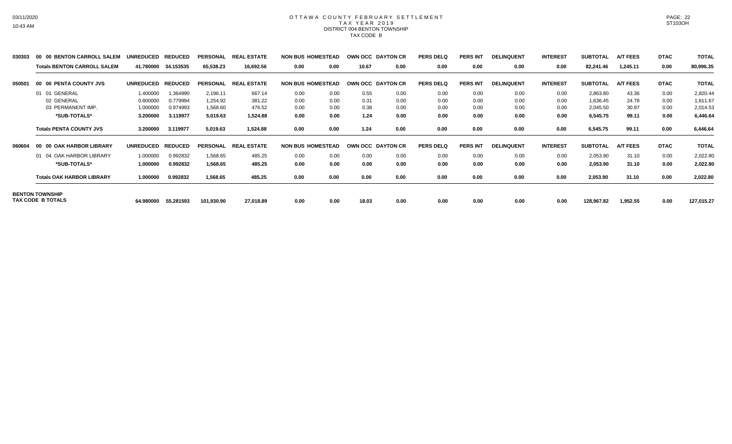# OTTAWA COUNTY FEBRUARY SETTLEMENT
## TAX YEAR 2019
### DISTRICT 004 BENTON TOWNSHIP
### TAX CODE B

| | | UNREDUCED | REDUCED | PERSONAL | REAL ESTATE | NON BUS | HOMESTEAD | OWN OCC | DAYTON CR | PERS DELQ | PERS INT | DELINQUENT | INTEREST | SUBTOTAL | A/T FEES | DTAC | TOTAL |
|---|---|---|---|---|---|---|---|---|---|---|---|---|---|---|---|---|---|
| 030303 | 00 00 BENTON CARROLL SALEM | UNREDUCED | REDUCED | PERSONAL | REAL ESTATE | NON BUS | HOMESTEAD | OWN OCC | DAYTON CR | PERS DELQ | PERS INT | DELINQUENT | INTEREST | SUBTOTAL | A/T FEES | DTAC | TOTAL |
| | **Totals BENTON CARROLL SALEM** | **41.780000** | **34.153535** | **65,538.23** | **16,692.56** | **0.00** | **0.00** | **10.67** | **0.00** | **0.00** | **0.00** | **0.00** | **0.00** | **82,241.46** | **1,245.11** | **0.00** | **80,996.35** |
| 050501 | 00 00 PENTA COUNTY JVS | UNREDUCED | REDUCED | PERSONAL | REAL ESTATE | NON BUS | HOMESTEAD | OWN OCC | DAYTON CR | PERS DELQ | PERS INT | DELINQUENT | INTEREST | SUBTOTAL | A/T FEES | DTAC | TOTAL |
| | 01 01 GENERAL | 1.400000 | 1.364990 | 2,196.11 | 667.14 | 0.00 | 0.00 | 0.55 | 0.00 | 0.00 | 0.00 | 0.00 | 0.00 | 2,863.80 | 43.36 | 0.00 | 2,820.44 |
| | 02 GENERAL | 0.800000 | 0.779994 | 1,254.92 | 381.22 | 0.00 | 0.00 | 0.31 | 0.00 | 0.00 | 0.00 | 0.00 | 0.00 | 1,636.45 | 24.78 | 0.00 | 1,611.67 |
| | 03 PERMANENT IMP. | 1.000000 | 0.974993 | 1,568.60 | 476.52 | 0.00 | 0.00 | 0.38 | 0.00 | 0.00 | 0.00 | 0.00 | 0.00 | 2,045.50 | 30.97 | 0.00 | 2,014.53 |
| | **\*SUB-TOTALS\*** | **3.200000** | **3.119977** | **5,019.63** | **1,524.88** | **0.00** | **0.00** | **1.24** | **0.00** | **0.00** | **0.00** | **0.00** | **0.00** | **6,545.75** | **99.11** | **0.00** | **6,446.64** |
| | **Totals PENTA COUNTY JVS** | **3.200000** | **3.119977** | **5,019.63** | **1,524.88** | **0.00** | **0.00** | **1.24** | **0.00** | **0.00** | **0.00** | **0.00** | **0.00** | **6,545.75** | **99.11** | **0.00** | **6,446.64** |
| 060604 | 00 00 OAK HARBOR LIBRARY | UNREDUCED | REDUCED | PERSONAL | REAL ESTATE | NON BUS | HOMESTEAD | OWN OCC | DAYTON CR | PERS DELQ | PERS INT | DELINQUENT | INTEREST | SUBTOTAL | A/T FEES | DTAC | TOTAL |
| | 01 04 OAK HARBOR LIBRARY | 1.000000 | 0.992832 | 1,568.65 | 485.25 | 0.00 | 0.00 | 0.00 | 0.00 | 0.00 | 0.00 | 0.00 | 0.00 | 2,053.90 | 31.10 | 0.00 | 2,022.80 |
| | **\*SUB-TOTALS\*** | **1.000000** | **0.992832** | **1,568.65** | **485.25** | **0.00** | **0.00** | **0.00** | **0.00** | **0.00** | **0.00** | **0.00** | **0.00** | **2,053.90** | **31.10** | **0.00** | **2,022.80** |
| | **Totals OAK HARBOR LIBRARY** | **1.000000** | **0.992832** | **1,568.65** | **485.25** | **0.00** | **0.00** | **0.00** | **0.00** | **0.00** | **0.00** | **0.00** | **0.00** | **2,053.90** | **31.10** | **0.00** | **2,022.80** |
| **BENTON TOWNSHIP TAX CODE B TOTALS** | | **64.980000** | **55.281593** | **101,930.90** | **27,018.89** | **0.00** | **0.00** | **18.03** | **0.00** | **0.00** | **0.00** | **0.00** | **0.00** | **128,967.82** | **1,952.55** | **0.00** | **127,015.27** |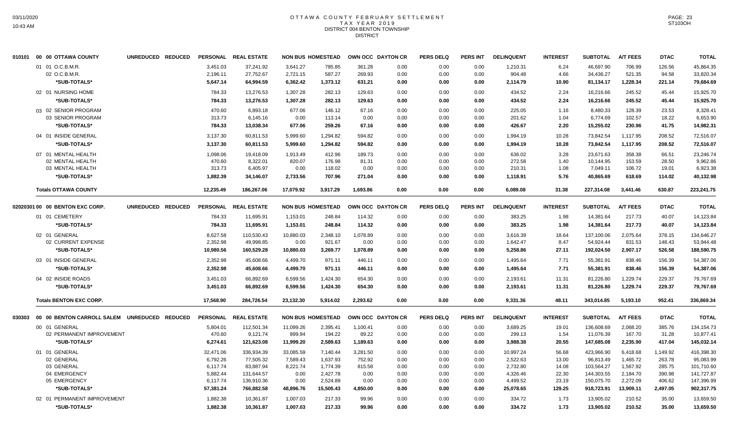# OTTAWA COUNTY FEBRUARY SETTLEMENT
## TAX YEAR 2019
### DISTRICT 004 BENTON TOWNSHIP
### DISTRICT

| 010101 00 00 OTTAWA COUNTY | UNREDUCED | REDUCED | PERSONAL | REAL ESTATE | NON BUS | HOMESTEAD | OWN OCC | DAYTON CR | PERS DELQ | PERS INT | DELINQUENT | INTEREST | SUBTOTAL | A/T FEES | DTAC | TOTAL |
|---|---|---|---|---|---|---|---|---|---|---|---|---|---|---|---|---|
| 01 01 O.C.B.M.R. | | | 3,451.03 | 37,241.92 | 3,641.27 | 785.85 | 361.28 | 0.00 | 0.00 | 0.00 | 1,210.31 | 6.24 | 46,697.90 | 706.99 | 126.56 | 45,864.35 |
| 02 O.C.B.M.R. | | | 2,196.11 | 27,752.67 | 2,721.15 | 587.27 | 269.93 | 0.00 | 0.00 | 0.00 | 904.48 | 4.66 | 34,436.27 | 521.35 | 94.58 | 33,820.34 |
| *SUB-TOTALS* | | | 5,647.14 | 64,994.59 | 6,362.42 | 1,373.12 | 631.21 | 0.00 | 0.00 | 0.00 | 2,114.79 | 10.90 | 81,134.17 | 1,228.34 | 221.14 | 79,684.69 |
| 02 01 NURSING HOME | | | 784.33 | 13,276.53 | 1,307.28 | 282.13 | 129.63 | 0.00 | 0.00 | 0.00 | 434.52 | 2.24 | 16,216.66 | 245.52 | 45.44 | 15,925.70 |
| *SUB-TOTALS* | | | 784.33 | 13,276.53 | 1,307.28 | 282.13 | 129.63 | 0.00 | 0.00 | 0.00 | 434.52 | 2.24 | 16,216.66 | 245.52 | 45.44 | 15,925.70 |
| 03 02 SENIOR PROGRAM | | | 470.60 | 6,893.18 | 677.06 | 146.12 | 67.16 | 0.00 | 0.00 | 0.00 | 225.05 | 1.16 | 8,480.33 | 128.39 | 23.53 | 8,328.41 |
| 03 SENIOR PROGRAM | | | 313.73 | 6,145.16 | 0.00 | 113.14 | 0.00 | 0.00 | 0.00 | 0.00 | 201.62 | 1.04 | 6,774.69 | 102.57 | 18.22 | 6,653.90 |
| *SUB-TOTALS* | | | 784.33 | 13,038.34 | 677.06 | 259.26 | 67.16 | 0.00 | 0.00 | 0.00 | 426.67 | 2.20 | 15,255.02 | 230.96 | 41.75 | 14,982.31 |
| 04 01 INSIDE GENERAL | | | 3,137.30 | 60,811.53 | 5,999.60 | 1,294.82 | 594.82 | 0.00 | 0.00 | 0.00 | 1,994.19 | 10.28 | 73,842.54 | 1,117.95 | 208.52 | 72,516.07 |
| *SUB-TOTALS* | | | 3,137.30 | 60,811.53 | 5,999.60 | 1,294.82 | 594.82 | 0.00 | 0.00 | 0.00 | 1,994.19 | 10.28 | 73,842.54 | 1,117.95 | 208.52 | 72,516.07 |
| 07 01 MENTAL HEALTH | | | 1,098.06 | 19,418.09 | 1,913.49 | 412.96 | 189.73 | 0.00 | 0.00 | 0.00 | 636.02 | 3.28 | 23,671.63 | 358.38 | 66.51 | 23,246.74 |
| 02 MENTAL HEALTH | | | 470.60 | 8,322.01 | 820.07 | 176.98 | 81.31 | 0.00 | 0.00 | 0.00 | 272.58 | 1.40 | 10,144.95 | 153.59 | 28.50 | 9,962.86 |
| 03 MENTAL HEALTH | | | 313.73 | 6,405.97 | 0.00 | 118.02 | 0.00 | 0.00 | 0.00 | 0.00 | 210.31 | 1.08 | 7,049.11 | 106.72 | 19.01 | 6,923.38 |
| *SUB-TOTALS* | | | 1,882.39 | 34,146.07 | 2,733.56 | 707.96 | 271.04 | 0.00 | 0.00 | 0.00 | 1,118.91 | 5.76 | 40,865.69 | 618.69 | 114.02 | 40,132.98 |
| **Totals OTTAWA COUNTY** | | | 12,235.49 | 186,267.06 | 17,079.92 | 3,917.29 | 1,693.86 | 0.00 | 0.00 | 0.00 | 6,089.08 | 31.38 | 227,314.08 | 3,441.46 | 630.87 | 223,241.75 |

| 02020301 00 00 BENTON EXC CORP. | UNREDUCED | REDUCED | PERSONAL | REAL ESTATE | NON BUS | HOMESTEAD | OWN OCC | DAYTON CR | PERS DELQ | PERS INT | DELINQUENT | INTEREST | SUBTOTAL | A/T FEES | DTAC | TOTAL |
|---|---|---|---|---|---|---|---|---|---|---|---|---|---|---|---|---|
| 01 01 CEMETERY | | | 784.33 | 11,695.91 | 1,153.01 | 248.84 | 114.32 | 0.00 | 0.00 | 0.00 | 383.25 | 1.98 | 14,381.64 | 217.73 | 40.07 | 14,123.84 |
| *SUB-TOTALS* | | | 784.33 | 11,695.91 | 1,153.01 | 248.84 | 114.32 | 0.00 | 0.00 | 0.00 | 383.25 | 1.98 | 14,381.64 | 217.73 | 40.07 | 14,123.84 |
| 02 01 GENERAL | | | 8,627.58 | 110,530.43 | 10,880.03 | 2,348.10 | 1,078.89 | 0.00 | 0.00 | 0.00 | 3,616.39 | 18.64 | 137,100.06 | 2,075.64 | 378.15 | 134,646.27 |
| 02 CURRENT EXPENSE | | | 2,352.98 | 49,998.85 | 0.00 | 921.67 | 0.00 | 0.00 | 0.00 | 0.00 | 1,642.47 | 8.47 | 54,924.44 | 831.53 | 148.43 | 53,944.48 |
| *SUB-TOTALS* | | | 10,980.56 | 160,529.28 | 10,880.03 | 3,269.77 | 1,078.89 | 0.00 | 0.00 | 0.00 | 5,258.86 | 27.11 | 192,024.50 | 2,907.17 | 526.58 | 188,590.75 |
| 03 01 INSIDE GENERAL | | | 2,352.98 | 45,608.66 | 4,499.70 | 971.11 | 446.11 | 0.00 | 0.00 | 0.00 | 1,495.64 | 7.71 | 55,381.91 | 838.46 | 156.39 | 54,387.06 |
| *SUB-TOTALS* | | | 2,352.98 | 45,608.66 | 4,499.70 | 971.11 | 446.11 | 0.00 | 0.00 | 0.00 | 1,495.64 | 7.71 | 55,381.91 | 838.46 | 156.39 | 54,387.06 |
| 04 02 INSIDE ROADS | | | 3,451.03 | 66,892.69 | 6,599.56 | 1,424.30 | 654.30 | 0.00 | 0.00 | 0.00 | 2,193.61 | 11.31 | 81,226.80 | 1,229.74 | 229.37 | 79,767.69 |
| *SUB-TOTALS* | | | 3,451.03 | 66,892.69 | 6,599.56 | 1,424.30 | 654.30 | 0.00 | 0.00 | 0.00 | 2,193.61 | 11.31 | 81,226.80 | 1,229.74 | 229.37 | 79,767.69 |
| **Totals BENTON EXC CORP.** | | | 17,568.90 | 284,726.54 | 23,132.30 | 5,914.02 | 2,293.62 | 0.00 | 0.00 | 0.00 | 9,331.36 | 48.11 | 343,014.85 | 5,193.10 | 952.41 | 336,869.34 |

| 030303 00 00 BENTON CARROLL SALEM | UNREDUCED | REDUCED | PERSONAL | REAL ESTATE | NON BUS | HOMESTEAD | OWN OCC | DAYTON CR | PERS DELQ | PERS INT | DELINQUENT | INTEREST | SUBTOTAL | A/T FEES | DTAC | TOTAL |
|---|---|---|---|---|---|---|---|---|---|---|---|---|---|---|---|---|
| 00 01 GENERAL | | | 5,804.01 | 112,501.34 | 11,099.26 | 2,395.41 | 1,100.41 | 0.00 | 0.00 | 0.00 | 3,689.25 | 19.01 | 136,608.69 | 2,068.20 | 385.76 | 134,154.73 |
| 02 PERMANENT IMPROVEMENT | | | 470.60 | 9,121.74 | 899.94 | 194.22 | 89.22 | 0.00 | 0.00 | 0.00 | 299.13 | 1.54 | 11,076.39 | 167.70 | 31.28 | 10,877.41 |
| *SUB-TOTALS* | | | 6,274.61 | 121,623.08 | 11,999.20 | 2,589.63 | 1,189.63 | 0.00 | 0.00 | 0.00 | 3,988.38 | 20.55 | 147,685.08 | 2,235.90 | 417.04 | 145,032.14 |
| 01 01 GENERAL | | | 32,471.06 | 336,934.39 | 33,085.59 | 7,140.44 | 3,281.50 | 0.00 | 0.00 | 0.00 | 10,997.24 | 56.68 | 423,966.90 | 6,418.68 | 1,149.92 | 416,398.30 |
| 02 GENERAL | | | 6,792.26 | 77,505.32 | 7,589.43 | 1,637.93 | 752.92 | 0.00 | 0.00 | 0.00 | 2,522.63 | 13.00 | 96,813.49 | 1,465.72 | 263.78 | 95,083.99 |
| 03 GENERAL | | | 6,117.74 | 83,887.94 | 8,221.74 | 1,774.39 | 815.58 | 0.00 | 0.00 | 0.00 | 2,732.80 | 14.08 | 103,564.27 | 1,567.92 | 285.75 | 101,710.60 |
| 04 EMERGENCY | | | 5,882.44 | 131,644.57 | 0.00 | 2,427.78 | 0.00 | 0.00 | 0.00 | 0.00 | 4,326.46 | 22.30 | 144,303.55 | 2,184.70 | 390.98 | 141,727.87 |
| 05 EMERGENCY | | | 6,117.74 | 136,910.36 | 0.00 | 2,524.89 | 0.00 | 0.00 | 0.00 | 0.00 | 4,499.52 | 23.19 | 150,075.70 | 2,272.09 | 406.62 | 147,396.99 |
| *SUB-TOTALS* | | | 57,381.24 | 766,882.58 | 48,896.76 | 15,505.43 | 4,850.00 | 0.00 | 0.00 | 0.00 | 25,078.65 | 129.25 | 918,723.91 | 13,909.11 | 2,497.05 | 902,317.75 |
| 02 01 PERMANENT IMPROVEMENT | | | 1,882.38 | 10,361.87 | 1,007.03 | 217.33 | 99.96 | 0.00 | 0.00 | 0.00 | 334.72 | 1.73 | 13,905.02 | 210.52 | 35.00 | 13,659.50 |
| *SUB-TOTALS* | | | 1,882.38 | 10,361.87 | 1,007.03 | 217.33 | 99.96 | 0.00 | 0.00 | 0.00 | 334.72 | 1.73 | 13,905.02 | 210.52 | 35.00 | 13,659.50 |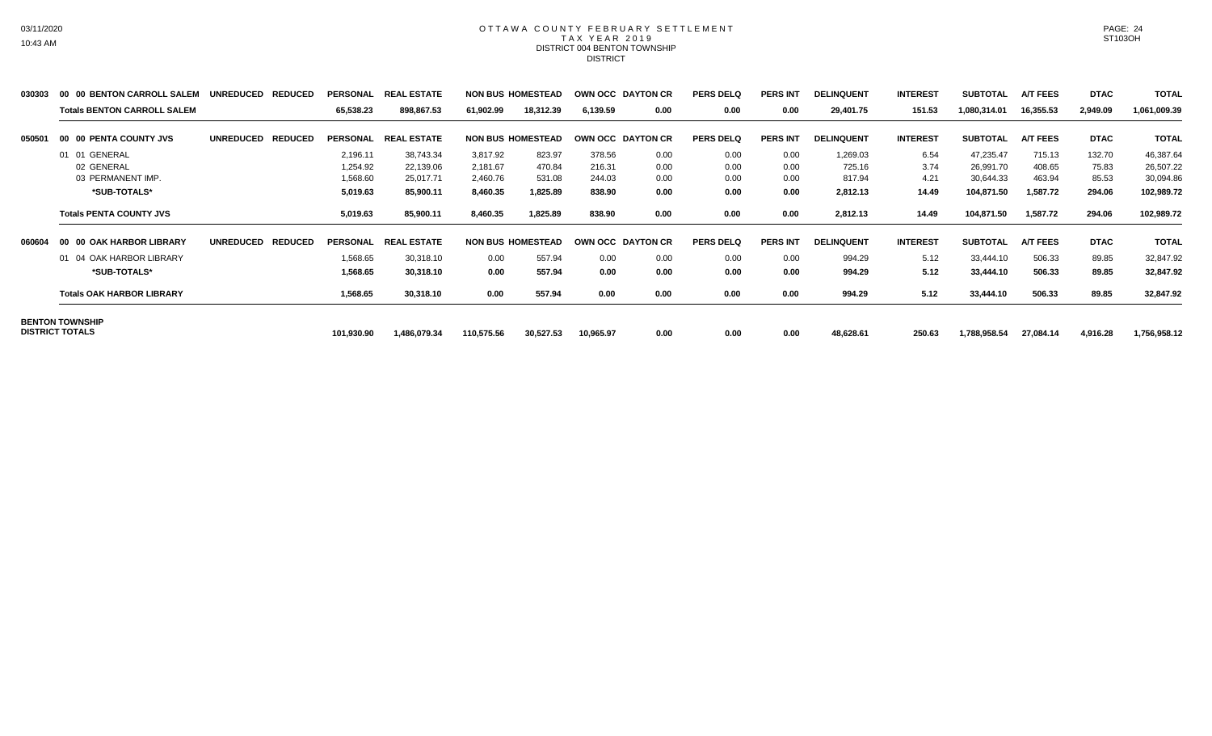# OTTAWA COUNTY FEBRUARY SETTLEMENT
## TAX YEAR 2019
### DISTRICT 004 BENTON TOWNSHIP
DISTRICT

| | | UNREDUCED | REDUCED | PERSONAL | REAL ESTATE | NON BUS | HOMESTEAD | OWN OCC | DAYTON CR | PERS DELQ | PERS INT | DELINQUENT | INTEREST | SUBTOTAL | A/T FEES | DTAC | TOTAL |
|---|---|---|---|---|---|---|---|---|---|---|---|---|---|---|---|---|---|
| 030303 | 00 00 BENTON CARROLL SALEM | | | | | | | | | | | | | | | | |
| | **Totals BENTON CARROLL SALEM** | | | **65,538.23** | **898,867.53** | **61,902.99** | **18,312.39** | **6,139.59** | **0.00** | **0.00** | **0.00** | **29,401.75** | **151.53** | **1,080,314.01** | **16,355.53** | **2,949.09** | **1,061,009.39** |
| 050501 | 00 00 PENTA COUNTY JVS | | | | | | | | | | | | | | | | |
| | 01 01 GENERAL | | | 2,196.11 | 38,743.34 | 3,817.92 | 823.97 | 378.56 | 0.00 | 0.00 | 0.00 | 1,269.03 | 6.54 | 47,235.47 | 715.13 | 132.70 | 46,387.64 |
| | 02 GENERAL | | | 1,254.92 | 22,139.06 | 2,181.67 | 470.84 | 216.31 | 0.00 | 0.00 | 0.00 | 725.16 | 3.74 | 26,991.70 | 408.65 | 75.83 | 26,507.22 |
| | 03 PERMANENT IMP. | | | 1,568.60 | 25,017.71 | 2,460.76 | 531.08 | 244.03 | 0.00 | 0.00 | 0.00 | 817.94 | 4.21 | 30,644.33 | 463.94 | 85.53 | 30,094.86 |
| | ***SUB-TOTALS*** | | | **5,019.63** | **85,900.11** | **8,460.35** | **1,825.89** | **838.90** | **0.00** | **0.00** | **0.00** | **2,812.13** | **14.49** | **104,871.50** | **1,587.72** | **294.06** | **102,989.72** |
| | **Totals PENTA COUNTY JVS** | | | **5,019.63** | **85,900.11** | **8,460.35** | **1,825.89** | **838.90** | **0.00** | **0.00** | **0.00** | **2,812.13** | **14.49** | **104,871.50** | **1,587.72** | **294.06** | **102,989.72** |
| 060604 | 00 00 OAK HARBOR LIBRARY | | | | | | | | | | | | | | | | |
| | 01 04 OAK HARBOR LIBRARY | | | 1,568.65 | 30,318.10 | 0.00 | 557.94 | 0.00 | 0.00 | 0.00 | 0.00 | 994.29 | 5.12 | 33,444.10 | 506.33 | 89.85 | 32,847.92 |
| | ***SUB-TOTALS*** | | | **1,568.65** | **30,318.10** | **0.00** | **557.94** | **0.00** | **0.00** | **0.00** | **0.00** | **994.29** | **5.12** | **33,444.10** | **506.33** | **89.85** | **32,847.92** |
| | **Totals OAK HARBOR LIBRARY** | | | **1,568.65** | **30,318.10** | **0.00** | **557.94** | **0.00** | **0.00** | **0.00** | **0.00** | **994.29** | **5.12** | **33,444.10** | **506.33** | **89.85** | **32,847.92** |
| **BENTON TOWNSHIP DISTRICT TOTALS** | | | | **101,930.90** | **1,486,079.34** | **110,575.56** | **30,527.53** | **10,965.97** | **0.00** | **0.00** | **0.00** | **48,628.61** | **250.63** | **1,788,958.54** | **27,084.14** | **4,916.28** | **1,756,958.12** |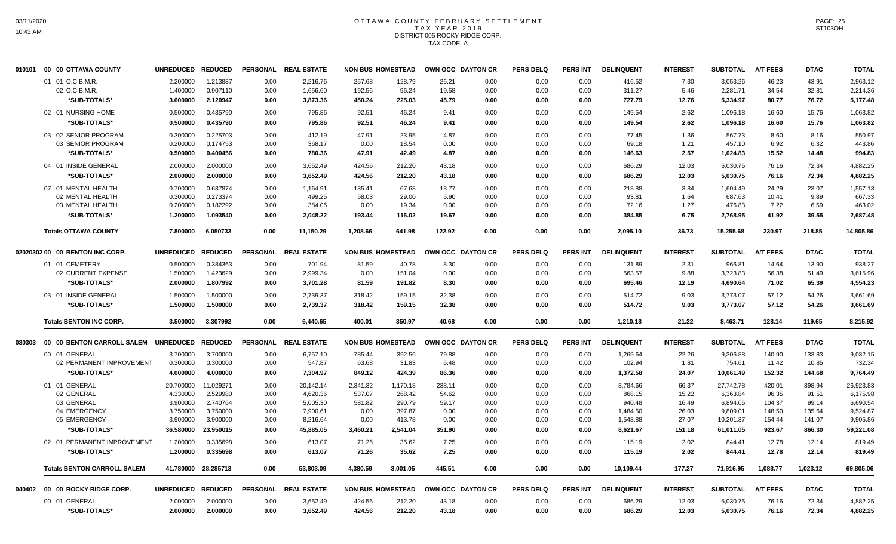# OTTAWA COUNTY FEBRUARY SETTLEMENT
## TAX YEAR 2019
### DISTRICT 005 ROCKY RIDGE CORP.
TAX CODE A

| | UNREDUCED | REDUCED | PERSONAL | REAL ESTATE | NON BUS | HOMESTEAD | OWN OCC | DAYTON CR | PERS DELQ | PERS INT | DELINQUENT | INTEREST | SUBTOTAL | A/T FEES | DTAC | TOTAL |
|---|---|---|---|---|---|---|---|---|---|---|---|---|---|---|---|---|
| **010101 00 00 OTTAWA COUNTY** | | | | | | | | | | | | | | | | |
| 01 01 O.C.B.M.R. | 2.200000 | 1.213837 | 0.00 | 2,216.76 | 257.68 | 128.79 | 26.21 | 0.00 | 0.00 | 0.00 | 416.52 | 7.30 | 3,053.26 | 46.23 | 43.91 | 2,963.12 |
| 02 O.C.B.M.R. | 1.400000 | 0.907110 | 0.00 | 1,656.60 | 192.56 | 96.24 | 19.58 | 0.00 | 0.00 | 0.00 | 311.27 | 5.46 | 2,281.71 | 34.54 | 32.81 | 2,214.36 |
| *SUB-TOTALS* | 3.600000 | 2.120947 | 0.00 | 3,873.36 | 450.24 | 225.03 | 45.79 | 0.00 | 0.00 | 0.00 | 727.79 | 12.76 | 5,334.97 | 80.77 | 76.72 | 5,177.48 |
| 02 01 NURSING HOME | 0.500000 | 0.435790 | 0.00 | 795.86 | 92.51 | 46.24 | 9.41 | 0.00 | 0.00 | 0.00 | 149.54 | 2.62 | 1,096.18 | 16.60 | 15.76 | 1,063.82 |
| *SUB-TOTALS* | 0.500000 | 0.435790 | 0.00 | 795.86 | 92.51 | 46.24 | 9.41 | 0.00 | 0.00 | 0.00 | 149.54 | 2.62 | 1,096.18 | 16.60 | 15.76 | 1,063.82 |
| 03 02 SENIOR PROGRAM | 0.300000 | 0.225703 | 0.00 | 412.19 | 47.91 | 23.95 | 4.87 | 0.00 | 0.00 | 0.00 | 77.45 | 1.36 | 567.73 | 8.60 | 8.16 | 550.97 |
| 03 SENIOR PROGRAM | 0.200000 | 0.174753 | 0.00 | 368.17 | 0.00 | 18.54 | 0.00 | 0.00 | 0.00 | 0.00 | 69.18 | 1.21 | 457.10 | 6.92 | 6.32 | 443.86 |
| *SUB-TOTALS* | 0.500000 | 0.400456 | 0.00 | 780.36 | 47.91 | 42.49 | 4.87 | 0.00 | 0.00 | 0.00 | 146.63 | 2.57 | 1,024.83 | 15.52 | 14.48 | 994.83 |
| 04 01 INSIDE GENERAL | 2.000000 | 2.000000 | 0.00 | 3,652.49 | 424.56 | 212.20 | 43.18 | 0.00 | 0.00 | 0.00 | 686.29 | 12.03 | 5,030.75 | 76.16 | 72.34 | 4,882.25 |
| *SUB-TOTALS* | 2.000000 | 2.000000 | 0.00 | 3,652.49 | 424.56 | 212.20 | 43.18 | 0.00 | 0.00 | 0.00 | 686.29 | 12.03 | 5,030.75 | 76.16 | 72.34 | 4,882.25 |
| 07 01 MENTAL HEALTH | 0.700000 | 0.637874 | 0.00 | 1,164.91 | 135.41 | 67.68 | 13.77 | 0.00 | 0.00 | 0.00 | 218.88 | 3.84 | 1,604.49 | 24.29 | 23.07 | 1,557.13 |
| 02 MENTAL HEALTH | 0.300000 | 0.273374 | 0.00 | 499.25 | 58.03 | 29.00 | 5.90 | 0.00 | 0.00 | 0.00 | 93.81 | 1.64 | 687.63 | 10.41 | 9.89 | 667.33 |
| 03 MENTAL HEALTH | 0.200000 | 0.182292 | 0.00 | 384.06 | 0.00 | 19.34 | 0.00 | 0.00 | 0.00 | 0.00 | 72.16 | 1.27 | 476.83 | 7.22 | 6.59 | 463.02 |
| *SUB-TOTALS* | 1.200000 | 1.093540 | 0.00 | 2,048.22 | 193.44 | 116.02 | 19.67 | 0.00 | 0.00 | 0.00 | 384.85 | 6.75 | 2,768.95 | 41.92 | 39.55 | 2,687.48 |
| **Totals OTTAWA COUNTY** | 7.800000 | 6.050733 | 0.00 | 11,150.29 | 1,208.66 | 641.98 | 122.92 | 0.00 | 0.00 | 0.00 | 2,095.10 | 36.73 | 15,255.68 | 230.97 | 218.85 | 14,805.86 |
| **02020302 00 00 BENTON INC CORP.** | | | | | | | | | | | | | | | | |
| 01 01 CEMETERY | 0.500000 | 0.384363 | 0.00 | 701.94 | 81.59 | 40.78 | 8.30 | 0.00 | 0.00 | 0.00 | 131.89 | 2.31 | 966.81 | 14.64 | 13.90 | 938.27 |
| 02 CURRENT EXPENSE | 1.500000 | 1.423629 | 0.00 | 2,999.34 | 0.00 | 151.04 | 0.00 | 0.00 | 0.00 | 0.00 | 563.57 | 9.88 | 3,723.83 | 56.38 | 51.49 | 3,615.96 |
| *SUB-TOTALS* | 2.000000 | 1.807992 | 0.00 | 3,701.28 | 81.59 | 191.82 | 8.30 | 0.00 | 0.00 | 0.00 | 695.46 | 12.19 | 4,690.64 | 71.02 | 65.39 | 4,554.23 |
| 03 01 INSIDE GENERAL | 1.500000 | 1.500000 | 0.00 | 2,739.37 | 318.42 | 159.15 | 32.38 | 0.00 | 0.00 | 0.00 | 514.72 | 9.03 | 3,773.07 | 57.12 | 54.26 | 3,661.69 |
| *SUB-TOTALS* | 1.500000 | 1.500000 | 0.00 | 2,739.37 | 318.42 | 159.15 | 32.38 | 0.00 | 0.00 | 0.00 | 514.72 | 9.03 | 3,773.07 | 57.12 | 54.26 | 3,661.69 |
| **Totals BENTON INC CORP.** | 3.500000 | 3.307992 | 0.00 | 6,440.65 | 400.01 | 350.97 | 40.68 | 0.00 | 0.00 | 0.00 | 1,210.18 | 21.22 | 8,463.71 | 128.14 | 119.65 | 8,215.92 |
| **030303 00 00 BENTON CARROLL SALEM** | | | | | | | | | | | | | | | | |
| 00 01 GENERAL | 3.700000 | 3.700000 | 0.00 | 6,757.10 | 785.44 | 392.56 | 79.88 | 0.00 | 0.00 | 0.00 | 1,269.64 | 22.26 | 9,306.88 | 140.90 | 133.83 | 9,032.15 |
| 02 PERMANENT IMPROVEMENT | 0.300000 | 0.300000 | 0.00 | 547.87 | 63.68 | 31.83 | 6.48 | 0.00 | 0.00 | 0.00 | 102.94 | 1.81 | 754.61 | 11.42 | 10.85 | 732.34 |
| *SUB-TOTALS* | 4.000000 | 4.000000 | 0.00 | 7,304.97 | 849.12 | 424.39 | 86.36 | 0.00 | 0.00 | 0.00 | 1,372.58 | 24.07 | 10,061.49 | 152.32 | 144.68 | 9,764.49 |
| 01 01 GENERAL | 20.700000 | 11.029271 | 0.00 | 20,142.14 | 2,341.32 | 1,170.18 | 238.11 | 0.00 | 0.00 | 0.00 | 3,784.66 | 66.37 | 27,742.78 | 420.01 | 398.94 | 26,923.83 |
| 02 GENERAL | 4.330000 | 2.529980 | 0.00 | 4,620.36 | 537.07 | 268.42 | 54.62 | 0.00 | 0.00 | 0.00 | 868.15 | 15.22 | 6,363.84 | 96.35 | 91.51 | 6,175.98 |
| 03 GENERAL | 3.900000 | 2.740764 | 0.00 | 5,005.30 | 581.82 | 290.79 | 59.17 | 0.00 | 0.00 | 0.00 | 940.48 | 16.49 | 6,894.05 | 104.37 | 99.14 | 6,690.54 |
| 04 EMERGENCY | 3.750000 | 3.750000 | 0.00 | 7,900.61 | 0.00 | 397.87 | 0.00 | 0.00 | 0.00 | 0.00 | 1,484.50 | 26.03 | 9,809.01 | 148.50 | 135.64 | 9,524.87 |
| 05 EMERGENCY | 3.900000 | 3.900000 | 0.00 | 8,216.64 | 0.00 | 413.78 | 0.00 | 0.00 | 0.00 | 0.00 | 1,543.88 | 27.07 | 10,201.37 | 154.44 | 141.07 | 9,905.86 |
| *SUB-TOTALS* | 36.580000 | 23.950015 | 0.00 | 45,885.05 | 3,460.21 | 2,541.04 | 351.90 | 0.00 | 0.00 | 0.00 | 8,621.67 | 151.18 | 61,011.05 | 923.67 | 866.30 | 59,221.08 |
| 02 01 PERMANENT IMPROVEMENT | 1.200000 | 0.335698 | 0.00 | 613.07 | 71.26 | 35.62 | 7.25 | 0.00 | 0.00 | 0.00 | 115.19 | 2.02 | 844.41 | 12.78 | 12.14 | 819.49 |
| *SUB-TOTALS* | 1.200000 | 0.335698 | 0.00 | 613.07 | 71.26 | 35.62 | 7.25 | 0.00 | 0.00 | 0.00 | 115.19 | 2.02 | 844.41 | 12.78 | 12.14 | 819.49 |
| **Totals BENTON CARROLL SALEM** | 41.780000 | 28.285713 | 0.00 | 53,803.09 | 4,380.59 | 3,001.05 | 445.51 | 0.00 | 0.00 | 0.00 | 10,109.44 | 177.27 | 71,916.95 | 1,088.77 | 1,023.12 | 69,805.06 |
| **040402 00 00 ROCKY RIDGE CORP.** | | | | | | | | | | | | | | | | |
| 00 01 GENERAL | 2.000000 | 2.000000 | 0.00 | 3,652.49 | 424.56 | 212.20 | 43.18 | 0.00 | 0.00 | 0.00 | 686.29 | 12.03 | 5,030.75 | 76.16 | 72.34 | 4,882.25 |
| *SUB-TOTALS* | 2.000000 | 2.000000 | 0.00 | 3,652.49 | 424.56 | 212.20 | 43.18 | 0.00 | 0.00 | 0.00 | 686.29 | 12.03 | 5,030.75 | 76.16 | 72.34 | 4,882.25 |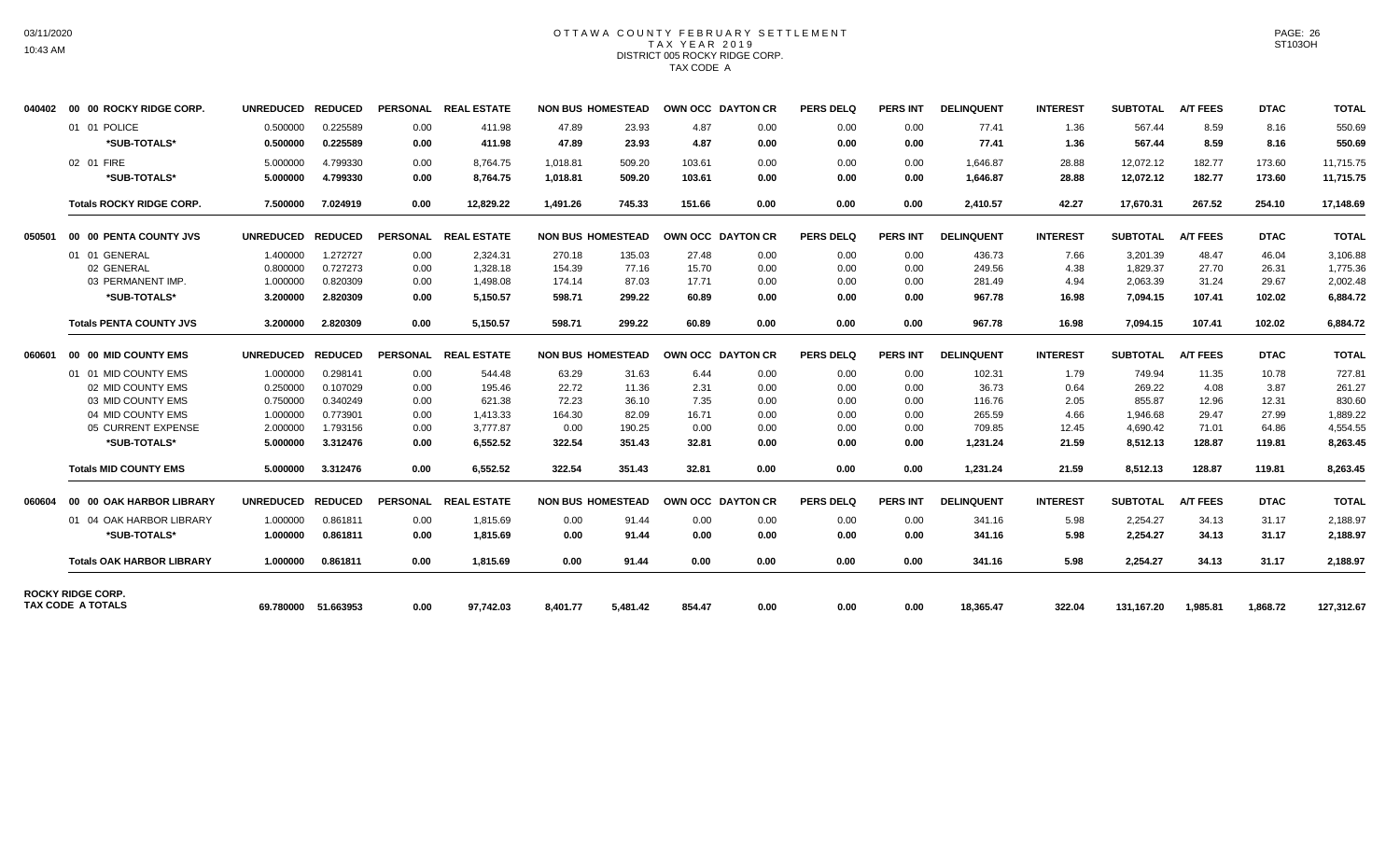# OTTAWA COUNTY FEBRUARY SETTLEMENT
## TAX YEAR 2019
### DISTRICT 005 ROCKY RIDGE CORP.
TAX CODE A

| | | UNREDUCED | REDUCED | PERSONAL | REAL ESTATE | NON BUS | HOMESTEAD | OWN OCC | DAYTON CR | PERS DELQ | PERS INT | DELINQUENT | INTEREST | SUBTOTAL | A/T FEES | DTAC | TOTAL |
|---|---|---|---|---|---|---|---|---|---|---|---|---|---|---|---|---|---|
| 040402 | 00 00 ROCKY RIDGE CORP. | | | | | | | | | | | | | | | | |
| | 01 01 POLICE | 0.500000 | 0.225589 | 0.00 | 411.98 | 47.89 | 23.93 | 4.87 | 0.00 | 0.00 | 0.00 | 77.41 | 1.36 | 567.44 | 8.59 | 8.16 | 550.69 |
| | **\*SUB-TOTALS\*** | **0.500000** | **0.225589** | **0.00** | **411.98** | **47.89** | **23.93** | **4.87** | **0.00** | **0.00** | **0.00** | **77.41** | **1.36** | **567.44** | **8.59** | **8.16** | **550.69** |
| | 02 01 FIRE | 5.000000 | 4.799330 | 0.00 | 8,764.75 | 1,018.81 | 509.20 | 103.61 | 0.00 | 0.00 | 0.00 | 1,646.87 | 28.88 | 12,072.12 | 182.77 | 173.60 | 11,715.75 |
| | **\*SUB-TOTALS\*** | **5.000000** | **4.799330** | **0.00** | **8,764.75** | **1,018.81** | **509.20** | **103.61** | **0.00** | **0.00** | **0.00** | **1,646.87** | **28.88** | **12,072.12** | **182.77** | **173.60** | **11,715.75** |
| | **Totals ROCKY RIDGE CORP.** | **7.500000** | **7.024919** | **0.00** | **12,829.22** | **1,491.26** | **745.33** | **151.66** | **0.00** | **0.00** | **0.00** | **2,410.57** | **42.27** | **17,670.31** | **267.52** | **254.10** | **17,148.69** |
| 050501 | 00 00 PENTA COUNTY JVS | | | | | | | | | | | | | | | | |
| | 01 01 GENERAL | 1.400000 | 1.272727 | 0.00 | 2,324.31 | 270.18 | 135.03 | 27.48 | 0.00 | 0.00 | 0.00 | 436.73 | 7.66 | 3,201.39 | 48.47 | 46.04 | 3,106.88 |
| | 02 GENERAL | 0.800000 | 0.727273 | 0.00 | 1,328.18 | 154.39 | 77.16 | 15.70 | 0.00 | 0.00 | 0.00 | 249.56 | 4.38 | 1,829.37 | 27.70 | 26.31 | 1,775.36 |
| | 03 PERMANENT IMP. | 1.000000 | 0.820309 | 0.00 | 1,498.08 | 174.14 | 87.03 | 17.71 | 0.00 | 0.00 | 0.00 | 281.49 | 4.94 | 2,063.39 | 31.24 | 29.67 | 2,002.48 |
| | **\*SUB-TOTALS\*** | **3.200000** | **2.820309** | **0.00** | **5,150.57** | **598.71** | **299.22** | **60.89** | **0.00** | **0.00** | **0.00** | **967.78** | **16.98** | **7,094.15** | **107.41** | **102.02** | **6,884.72** |
| | **Totals PENTA COUNTY JVS** | **3.200000** | **2.820309** | **0.00** | **5,150.57** | **598.71** | **299.22** | **60.89** | **0.00** | **0.00** | **0.00** | **967.78** | **16.98** | **7,094.15** | **107.41** | **102.02** | **6,884.72** |
| 060601 | 00 00 MID COUNTY EMS | | | | | | | | | | | | | | | | |
| | 01 01 MID COUNTY EMS | 1.000000 | 0.298141 | 0.00 | 544.48 | 63.29 | 31.63 | 6.44 | 0.00 | 0.00 | 0.00 | 102.31 | 1.79 | 749.94 | 11.35 | 10.78 | 727.81 |
| | 02 MID COUNTY EMS | 0.250000 | 0.107029 | 0.00 | 195.46 | 22.72 | 11.36 | 2.31 | 0.00 | 0.00 | 0.00 | 36.73 | 0.64 | 269.22 | 4.08 | 3.87 | 261.27 |
| | 03 MID COUNTY EMS | 0.750000 | 0.340249 | 0.00 | 621.38 | 72.23 | 36.10 | 7.35 | 0.00 | 0.00 | 0.00 | 116.76 | 2.05 | 855.87 | 12.96 | 12.31 | 830.60 |
| | 04 MID COUNTY EMS | 1.000000 | 0.773901 | 0.00 | 1,413.33 | 164.30 | 82.09 | 16.71 | 0.00 | 0.00 | 0.00 | 265.59 | 4.66 | 1,946.68 | 29.47 | 27.99 | 1,889.22 |
| | 05 CURRENT EXPENSE | 2.000000 | 1.793156 | 0.00 | 3,777.87 | 0.00 | 190.25 | 0.00 | 0.00 | 0.00 | 0.00 | 709.85 | 12.45 | 4,690.42 | 71.01 | 64.86 | 4,554.55 |
| | **\*SUB-TOTALS\*** | **5.000000** | **3.312476** | **0.00** | **6,552.52** | **322.54** | **351.43** | **32.81** | **0.00** | **0.00** | **0.00** | **1,231.24** | **21.59** | **8,512.13** | **128.87** | **119.81** | **8,263.45** |
| | **Totals MID COUNTY EMS** | **5.000000** | **3.312476** | **0.00** | **6,552.52** | **322.54** | **351.43** | **32.81** | **0.00** | **0.00** | **0.00** | **1,231.24** | **21.59** | **8,512.13** | **128.87** | **119.81** | **8,263.45** |
| 060604 | 00 00 OAK HARBOR LIBRARY | | | | | | | | | | | | | | | | |
| | 01 04 OAK HARBOR LIBRARY | 1.000000 | 0.861811 | 0.00 | 1,815.69 | 0.00 | 91.44 | 0.00 | 0.00 | 0.00 | 0.00 | 341.16 | 5.98 | 2,254.27 | 34.13 | 31.17 | 2,188.97 |
| | **\*SUB-TOTALS\*** | **1.000000** | **0.861811** | **0.00** | **1,815.69** | **0.00** | **91.44** | **0.00** | **0.00** | **0.00** | **0.00** | **341.16** | **5.98** | **2,254.27** | **34.13** | **31.17** | **2,188.97** |
| | **Totals OAK HARBOR LIBRARY** | **1.000000** | **0.861811** | **0.00** | **1,815.69** | **0.00** | **91.44** | **0.00** | **0.00** | **0.00** | **0.00** | **341.16** | **5.98** | **2,254.27** | **34.13** | **31.17** | **2,188.97** |
| **ROCKY RIDGE CORP. TAX CODE A TOTALS** | | **69.780000** | **51.663953** | **0.00** | **97,742.03** | **8,401.77** | **5,481.42** | **854.47** | **0.00** | **0.00** | **0.00** | **18,365.47** | **322.04** | **131,167.20** | **1,985.81** | **1,868.72** | **127,312.67** |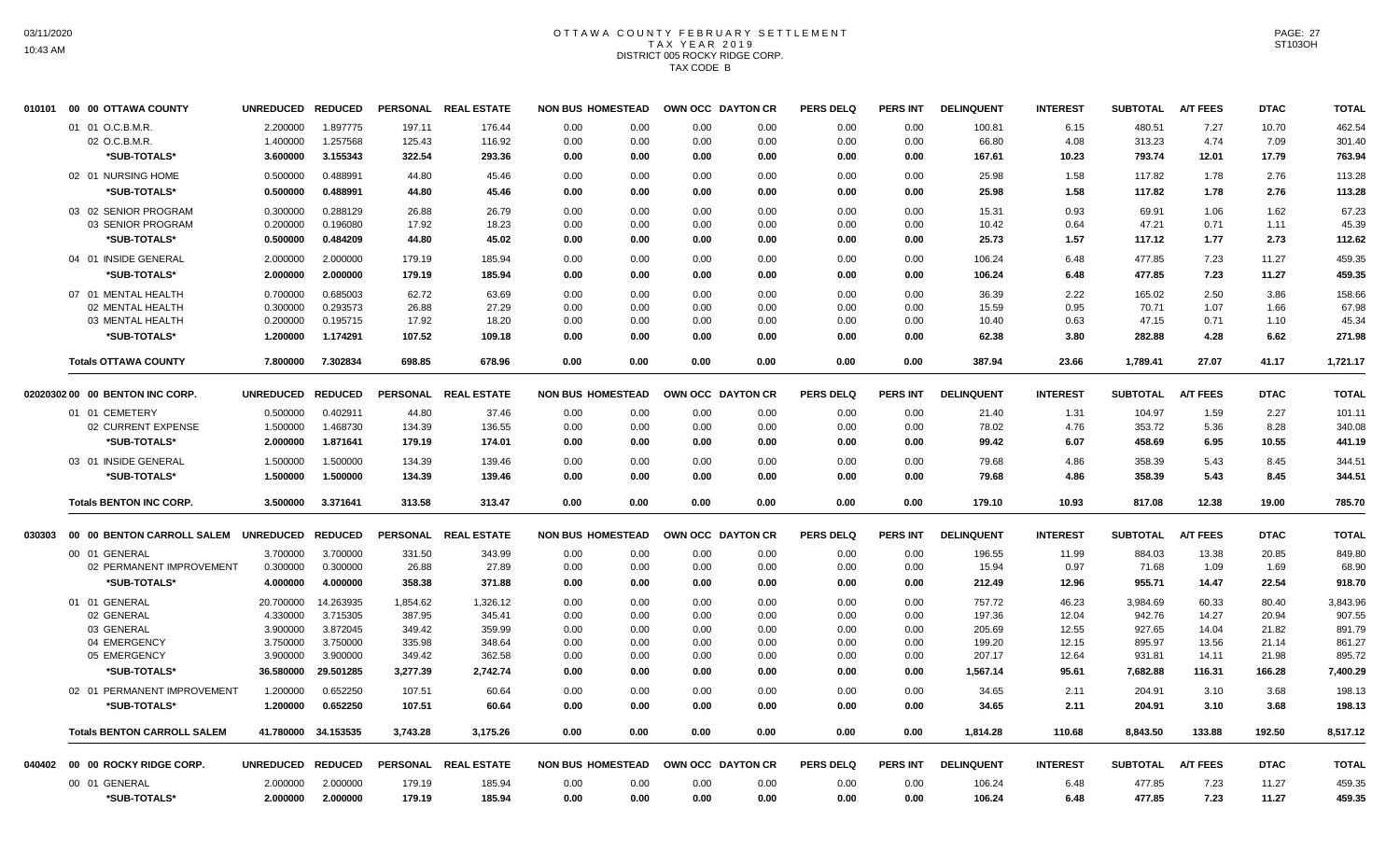# OTTAWA COUNTY FEBRUARY SETTLEMENT
## TAX YEAR 2019
### DISTRICT 005 ROCKY RIDGE CORP.
### TAX CODE B

| | | UNREDUCED | REDUCED | PERSONAL | REAL ESTATE | NON BUS | HOMESTEAD | OWN OCC | DAYTON CR | PERS DELQ | PERS INT | DELINQUENT | INTEREST | SUBTOTAL | A/T FEES | DTAC | TOTAL |
|---|---|---|---|---|---|---|---|---|---|---|---|---|---|---|---|---|---|
| 010101 | 00 00 OTTAWA COUNTY | | | | | | | | | | | | | | | | |
| | 01 01 O.C.B.M.R. | 2.200000 | 1.897775 | 197.11 | 176.44 | 0.00 | 0.00 | 0.00 | 0.00 | 0.00 | 0.00 | 100.81 | 6.15 | 480.51 | 7.27 | 10.70 | 462.54 |
| | 02 O.C.B.M.R. | 1.400000 | 1.257568 | 125.43 | 116.92 | 0.00 | 0.00 | 0.00 | 0.00 | 0.00 | 0.00 | 66.80 | 4.08 | 313.23 | 4.74 | 7.09 | 301.40 |
| | *SUB-TOTALS* | 3.600000 | 3.155343 | 322.54 | 293.36 | 0.00 | 0.00 | 0.00 | 0.00 | 0.00 | 0.00 | 167.61 | 10.23 | 793.74 | 12.01 | 17.79 | 763.94 |
| | 02 01 NURSING HOME | 0.500000 | 0.488991 | 44.80 | 45.46 | 0.00 | 0.00 | 0.00 | 0.00 | 0.00 | 0.00 | 25.98 | 1.58 | 117.82 | 1.78 | 2.76 | 113.28 |
| | *SUB-TOTALS* | 0.500000 | 0.488991 | 44.80 | 45.46 | 0.00 | 0.00 | 0.00 | 0.00 | 0.00 | 0.00 | 25.98 | 1.58 | 117.82 | 1.78 | 2.76 | 113.28 |
| | 03 02 SENIOR PROGRAM | 0.300000 | 0.288129 | 26.88 | 26.79 | 0.00 | 0.00 | 0.00 | 0.00 | 0.00 | 0.00 | 15.31 | 0.93 | 69.91 | 1.06 | 1.62 | 67.23 |
| | 03 SENIOR PROGRAM | 0.200000 | 0.196080 | 17.92 | 18.23 | 0.00 | 0.00 | 0.00 | 0.00 | 0.00 | 0.00 | 10.42 | 0.64 | 47.21 | 0.71 | 1.11 | 45.39 |
| | *SUB-TOTALS* | 0.500000 | 0.484209 | 44.80 | 45.02 | 0.00 | 0.00 | 0.00 | 0.00 | 0.00 | 0.00 | 25.73 | 1.57 | 117.12 | 1.77 | 2.73 | 112.62 |
| | 04 01 INSIDE GENERAL | 2.000000 | 2.000000 | 179.19 | 185.94 | 0.00 | 0.00 | 0.00 | 0.00 | 0.00 | 0.00 | 106.24 | 6.48 | 477.85 | 7.23 | 11.27 | 459.35 |
| | *SUB-TOTALS* | 2.000000 | 2.000000 | 179.19 | 185.94 | 0.00 | 0.00 | 0.00 | 0.00 | 0.00 | 0.00 | 106.24 | 6.48 | 477.85 | 7.23 | 11.27 | 459.35 |
| | 07 01 MENTAL HEALTH | 0.700000 | 0.685003 | 62.72 | 63.69 | 0.00 | 0.00 | 0.00 | 0.00 | 0.00 | 0.00 | 36.39 | 2.22 | 165.02 | 2.50 | 3.86 | 158.66 |
| | 02 MENTAL HEALTH | 0.300000 | 0.293573 | 26.88 | 27.29 | 0.00 | 0.00 | 0.00 | 0.00 | 0.00 | 0.00 | 15.59 | 0.95 | 70.71 | 1.07 | 1.66 | 67.98 |
| | 03 MENTAL HEALTH | 0.200000 | 0.195715 | 17.92 | 18.20 | 0.00 | 0.00 | 0.00 | 0.00 | 0.00 | 0.00 | 10.40 | 0.63 | 47.15 | 0.71 | 1.10 | 45.34 |
| | *SUB-TOTALS* | 1.200000 | 1.174291 | 107.52 | 109.18 | 0.00 | 0.00 | 0.00 | 0.00 | 0.00 | 0.00 | 62.38 | 3.80 | 282.88 | 4.28 | 6.62 | 271.98 |
| | **Totals OTTAWA COUNTY** | 7.800000 | 7.302834 | 698.85 | 678.96 | 0.00 | 0.00 | 0.00 | 0.00 | 0.00 | 0.00 | 387.94 | 23.66 | 1,789.41 | 27.07 | 41.17 | 1,721.17 |
| 02020302 | 00 00 BENTON INC CORP. | UNREDUCED | REDUCED | PERSONAL | REAL ESTATE | NON BUS | HOMESTEAD | OWN OCC | DAYTON CR | PERS DELQ | PERS INT | DELINQUENT | INTEREST | SUBTOTAL | A/T FEES | DTAC | TOTAL |
| | 01 01 CEMETERY | 0.500000 | 0.402911 | 44.80 | 37.46 | 0.00 | 0.00 | 0.00 | 0.00 | 0.00 | 0.00 | 21.40 | 1.31 | 104.97 | 1.59 | 2.27 | 101.11 |
| | 02 CURRENT EXPENSE | 1.500000 | 1.468730 | 134.39 | 136.55 | 0.00 | 0.00 | 0.00 | 0.00 | 0.00 | 0.00 | 78.02 | 4.76 | 353.72 | 5.36 | 8.28 | 340.08 |
| | *SUB-TOTALS* | 2.000000 | 1.871641 | 179.19 | 174.01 | 0.00 | 0.00 | 0.00 | 0.00 | 0.00 | 0.00 | 99.42 | 6.07 | 458.69 | 6.95 | 10.55 | 441.19 |
| | 03 01 INSIDE GENERAL | 1.500000 | 1.500000 | 134.39 | 139.46 | 0.00 | 0.00 | 0.00 | 0.00 | 0.00 | 0.00 | 79.68 | 4.86 | 358.39 | 5.43 | 8.45 | 344.51 |
| | *SUB-TOTALS* | 1.500000 | 1.500000 | 134.39 | 139.46 | 0.00 | 0.00 | 0.00 | 0.00 | 0.00 | 0.00 | 79.68 | 4.86 | 358.39 | 5.43 | 8.45 | 344.51 |
| | **Totals BENTON INC CORP.** | 3.500000 | 3.371641 | 313.58 | 313.47 | 0.00 | 0.00 | 0.00 | 0.00 | 0.00 | 0.00 | 179.10 | 10.93 | 817.08 | 12.38 | 19.00 | 785.70 |
| 030303 | 00 00 BENTON CARROLL SALEM | UNREDUCED | REDUCED | PERSONAL | REAL ESTATE | NON BUS | HOMESTEAD | OWN OCC | DAYTON CR | PERS DELQ | PERS INT | DELINQUENT | INTEREST | SUBTOTAL | A/T FEES | DTAC | TOTAL |
| | 00 01 GENERAL | 3.700000 | 3.700000 | 331.50 | 343.99 | 0.00 | 0.00 | 0.00 | 0.00 | 0.00 | 0.00 | 196.55 | 11.99 | 884.03 | 13.38 | 20.85 | 849.80 |
| | 02 PERMANENT IMPROVEMENT | 0.300000 | 0.300000 | 26.88 | 27.89 | 0.00 | 0.00 | 0.00 | 0.00 | 0.00 | 0.00 | 15.94 | 0.97 | 71.68 | 1.09 | 1.69 | 68.90 |
| | *SUB-TOTALS* | 4.000000 | 4.000000 | 358.38 | 371.88 | 0.00 | 0.00 | 0.00 | 0.00 | 0.00 | 0.00 | 212.49 | 12.96 | 955.71 | 14.47 | 22.54 | 918.70 |
| | 01 01 GENERAL | 20.700000 | 14.263935 | 1,854.62 | 1,326.12 | 0.00 | 0.00 | 0.00 | 0.00 | 0.00 | 0.00 | 757.72 | 46.23 | 3,984.69 | 60.33 | 80.40 | 3,843.96 |
| | 02 GENERAL | 4.330000 | 3.715305 | 387.95 | 345.41 | 0.00 | 0.00 | 0.00 | 0.00 | 0.00 | 0.00 | 197.36 | 12.04 | 942.76 | 14.27 | 20.94 | 907.55 |
| | 03 GENERAL | 3.900000 | 3.872045 | 349.42 | 359.99 | 0.00 | 0.00 | 0.00 | 0.00 | 0.00 | 0.00 | 205.69 | 12.55 | 927.65 | 14.04 | 21.82 | 891.79 |
| | 04 EMERGENCY | 3.750000 | 3.750000 | 335.98 | 348.64 | 0.00 | 0.00 | 0.00 | 0.00 | 0.00 | 0.00 | 199.20 | 12.15 | 895.97 | 13.56 | 21.14 | 861.27 |
| | 05 EMERGENCY | 3.900000 | 3.900000 | 349.42 | 362.58 | 0.00 | 0.00 | 0.00 | 0.00 | 0.00 | 0.00 | 207.17 | 12.64 | 931.81 | 14.11 | 21.98 | 895.72 |
| | *SUB-TOTALS* | 36.580000 | 29.501285 | 3,277.39 | 2,742.74 | 0.00 | 0.00 | 0.00 | 0.00 | 0.00 | 0.00 | 1,567.14 | 95.61 | 7,682.88 | 116.31 | 166.28 | 7,400.29 |
| | 02 01 PERMANENT IMPROVEMENT | 1.200000 | 0.652250 | 107.51 | 60.64 | 0.00 | 0.00 | 0.00 | 0.00 | 0.00 | 0.00 | 34.65 | 2.11 | 204.91 | 3.10 | 3.68 | 198.13 |
| | *SUB-TOTALS* | 1.200000 | 0.652250 | 107.51 | 60.64 | 0.00 | 0.00 | 0.00 | 0.00 | 0.00 | 0.00 | 34.65 | 2.11 | 204.91 | 3.10 | 3.68 | 198.13 |
| | **Totals BENTON CARROLL SALEM** | 41.780000 | 34.153535 | 3,743.28 | 3,175.26 | 0.00 | 0.00 | 0.00 | 0.00 | 0.00 | 0.00 | 1,814.28 | 110.68 | 8,843.50 | 133.88 | 192.50 | 8,517.12 |
| 040402 | 00 00 ROCKY RIDGE CORP. | UNREDUCED | REDUCED | PERSONAL | REAL ESTATE | NON BUS | HOMESTEAD | OWN OCC | DAYTON CR | PERS DELQ | PERS INT | DELINQUENT | INTEREST | SUBTOTAL | A/T FEES | DTAC | TOTAL |
| | 00 01 GENERAL | 2.000000 | 2.000000 | 179.19 | 185.94 | 0.00 | 0.00 | 0.00 | 0.00 | 0.00 | 0.00 | 106.24 | 6.48 | 477.85 | 7.23 | 11.27 | 459.35 |
| | *SUB-TOTALS* | 2.000000 | 2.000000 | 179.19 | 185.94 | 0.00 | 0.00 | 0.00 | 0.00 | 0.00 | 0.00 | 106.24 | 6.48 | 477.85 | 7.23 | 11.27 | 459.35 |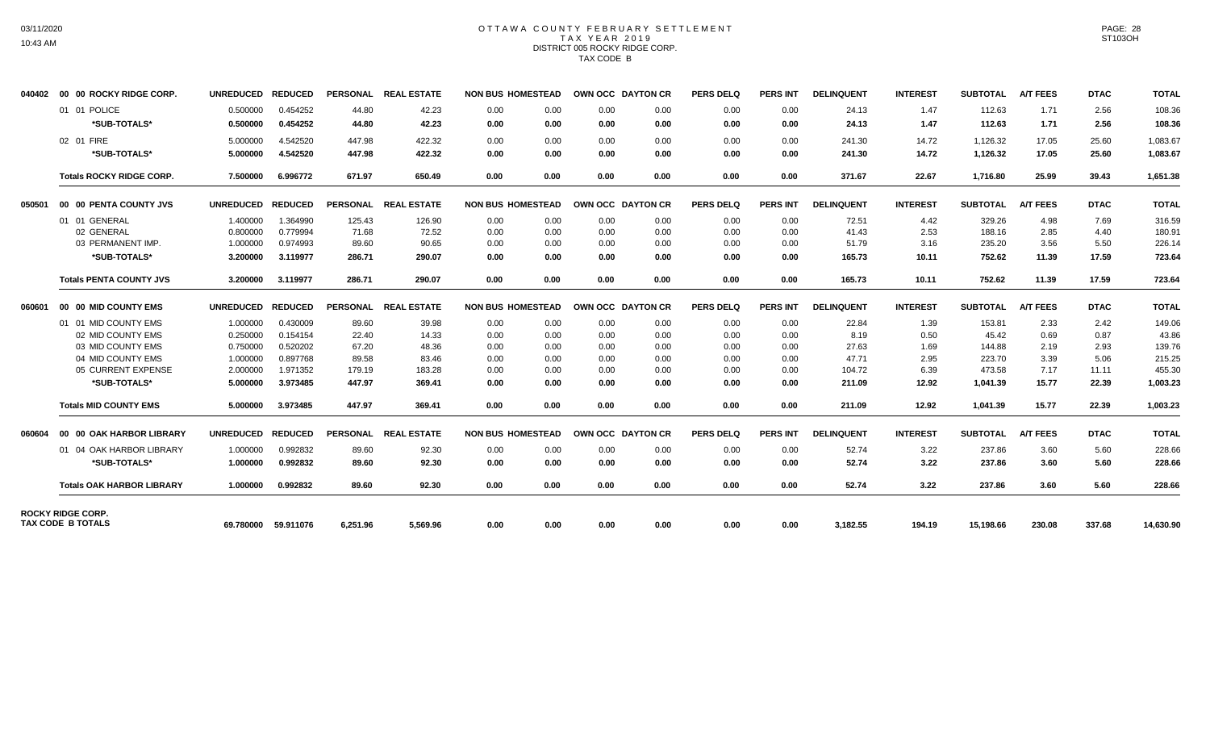# OTTAWA COUNTY FEBRUARY SETTLEMENT
## TAX YEAR 2019
### DISTRICT 005 ROCKY RIDGE CORP.
### TAX CODE B

| | | UNREDUCED | REDUCED | PERSONAL | REAL ESTATE | NON BUS | HOMESTEAD | OWN OCC | DAYTON CR | PERS DELQ | PERS INT | DELINQUENT | INTEREST | SUBTOTAL | A/T FEES | DTAC | TOTAL |
|---|---|---|---|---|---|---|---|---|---|---|---|---|---|---|---|---|---|
| 040402 | 00 00 ROCKY RIDGE CORP. | | | | | | | | | | | | | | | | |
| | 01 01 POLICE | 0.500000 | 0.454252 | 44.80 | 42.23 | 0.00 | 0.00 | 0.00 | 0.00 | 0.00 | 0.00 | 24.13 | 1.47 | 112.63 | 1.71 | 2.56 | 108.36 |
| | **\*SUB-TOTALS\*** | **0.500000** | **0.454252** | **44.80** | **42.23** | **0.00** | **0.00** | **0.00** | **0.00** | **0.00** | **0.00** | **24.13** | **1.47** | **112.63** | **1.71** | **2.56** | **108.36** |
| | 02 01 FIRE | 5.000000 | 4.542520 | 447.98 | 422.32 | 0.00 | 0.00 | 0.00 | 0.00 | 0.00 | 0.00 | 241.30 | 14.72 | 1,126.32 | 17.05 | 25.60 | 1,083.67 |
| | **\*SUB-TOTALS\*** | **5.000000** | **4.542520** | **447.98** | **422.32** | **0.00** | **0.00** | **0.00** | **0.00** | **0.00** | **0.00** | **241.30** | **14.72** | **1,126.32** | **17.05** | **25.60** | **1,083.67** |
| | **Totals ROCKY RIDGE CORP.** | **7.500000** | **6.996772** | **671.97** | **650.49** | **0.00** | **0.00** | **0.00** | **0.00** | **0.00** | **0.00** | **371.67** | **22.67** | **1,716.80** | **25.99** | **39.43** | **1,651.38** |
| 050501 | 00 00 PENTA COUNTY JVS | | | | | | | | | | | | | | | | |
| | 01 01 GENERAL | 1.400000 | 1.364990 | 125.43 | 126.90 | 0.00 | 0.00 | 0.00 | 0.00 | 0.00 | 0.00 | 72.51 | 4.42 | 329.26 | 4.98 | 7.69 | 316.59 |
| | 02 GENERAL | 0.800000 | 0.779994 | 71.68 | 72.52 | 0.00 | 0.00 | 0.00 | 0.00 | 0.00 | 0.00 | 41.43 | 2.53 | 188.16 | 2.85 | 4.40 | 180.91 |
| | 03 PERMANENT IMP. | 1.000000 | 0.974993 | 89.60 | 90.65 | 0.00 | 0.00 | 0.00 | 0.00 | 0.00 | 0.00 | 51.79 | 3.16 | 235.20 | 3.56 | 5.50 | 226.14 |
| | **\*SUB-TOTALS\*** | **3.200000** | **3.119977** | **286.71** | **290.07** | **0.00** | **0.00** | **0.00** | **0.00** | **0.00** | **0.00** | **165.73** | **10.11** | **752.62** | **11.39** | **17.59** | **723.64** |
| | **Totals PENTA COUNTY JVS** | **3.200000** | **3.119977** | **286.71** | **290.07** | **0.00** | **0.00** | **0.00** | **0.00** | **0.00** | **0.00** | **165.73** | **10.11** | **752.62** | **11.39** | **17.59** | **723.64** |
| 060601 | 00 00 MID COUNTY EMS | | | | | | | | | | | | | | | | |
| | 01 01 MID COUNTY EMS | 1.000000 | 0.430009 | 89.60 | 39.98 | 0.00 | 0.00 | 0.00 | 0.00 | 0.00 | 0.00 | 22.84 | 1.39 | 153.81 | 2.33 | 2.42 | 149.06 |
| | 02 MID COUNTY EMS | 0.250000 | 0.154154 | 22.40 | 14.33 | 0.00 | 0.00 | 0.00 | 0.00 | 0.00 | 0.00 | 8.19 | 0.50 | 45.42 | 0.69 | 0.87 | 43.86 |
| | 03 MID COUNTY EMS | 0.750000 | 0.520202 | 67.20 | 48.36 | 0.00 | 0.00 | 0.00 | 0.00 | 0.00 | 0.00 | 27.63 | 1.69 | 144.88 | 2.19 | 2.93 | 139.76 |
| | 04 MID COUNTY EMS | 1.000000 | 0.897768 | 89.58 | 83.46 | 0.00 | 0.00 | 0.00 | 0.00 | 0.00 | 0.00 | 47.71 | 2.95 | 223.70 | 3.39 | 5.06 | 215.25 |
| | 05 CURRENT EXPENSE | 2.000000 | 1.971352 | 179.19 | 183.28 | 0.00 | 0.00 | 0.00 | 0.00 | 0.00 | 0.00 | 104.72 | 6.39 | 473.58 | 7.17 | 11.11 | 455.30 |
| | **\*SUB-TOTALS\*** | **5.000000** | **3.973485** | **447.97** | **369.41** | **0.00** | **0.00** | **0.00** | **0.00** | **0.00** | **0.00** | **211.09** | **12.92** | **1,041.39** | **15.77** | **22.39** | **1,003.23** |
| | **Totals MID COUNTY EMS** | **5.000000** | **3.973485** | **447.97** | **369.41** | **0.00** | **0.00** | **0.00** | **0.00** | **0.00** | **0.00** | **211.09** | **12.92** | **1,041.39** | **15.77** | **22.39** | **1,003.23** |
| 060604 | 00 00 OAK HARBOR LIBRARY | | | | | | | | | | | | | | | | |
| | 01 04 OAK HARBOR LIBRARY | 1.000000 | 0.992832 | 89.60 | 92.30 | 0.00 | 0.00 | 0.00 | 0.00 | 0.00 | 0.00 | 52.74 | 3.22 | 237.86 | 3.60 | 5.60 | 228.66 |
| | **\*SUB-TOTALS\*** | **1.000000** | **0.992832** | **89.60** | **92.30** | **0.00** | **0.00** | **0.00** | **0.00** | **0.00** | **0.00** | **52.74** | **3.22** | **237.86** | **3.60** | **5.60** | **228.66** |
| | **Totals OAK HARBOR LIBRARY** | **1.000000** | **0.992832** | **89.60** | **92.30** | **0.00** | **0.00** | **0.00** | **0.00** | **0.00** | **0.00** | **52.74** | **3.22** | **237.86** | **3.60** | **5.60** | **228.66** |
| **ROCKY RIDGE CORP. TAX CODE B TOTALS** | | **69.780000** | **59.911076** | **6,251.96** | **5,569.96** | **0.00** | **0.00** | **0.00** | **0.00** | **0.00** | **0.00** | **3,182.55** | **194.19** | **15,198.66** | **230.08** | **337.68** | **14,630.90** |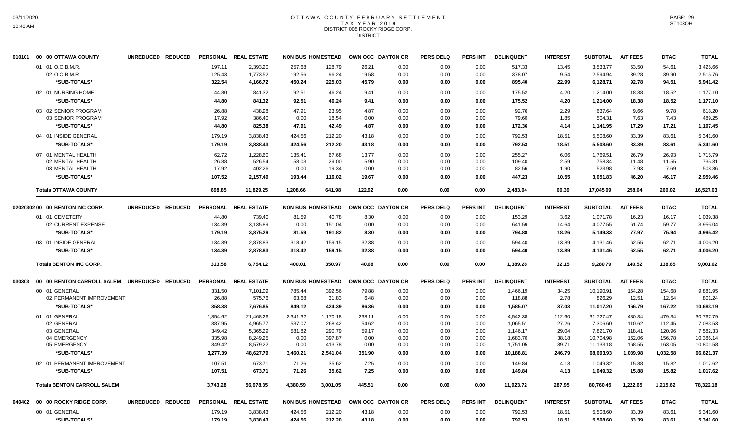# OTTAWA COUNTY FEBRUARY SETTLEMENT
## TAX YEAR 2019
## DISTRICT 005 ROCKY RIDGE CORP.
## DISTRICT

| | | UNREDUCED | REDUCED | PERSONAL | REAL ESTATE | NON BUS | HOMESTEAD | OWN OCC | DAYTON CR | PERS DELQ | PERS INT | DELINQUENT | INTEREST | SUBTOTAL | A/T FEES | DTAC | TOTAL |
|---|---|---|---|---|---|---|---|---|---|---|---|---|---|---|---|---|---|
| 010101 | 00 00 OTTAWA COUNTY | | | | | | | | | | | | | | | | |
| | 01 01 O.C.B.M.R. | | | 197.11 | 2,393.20 | 257.68 | 128.79 | 26.21 | 0.00 | 0.00 | 0.00 | 517.33 | 13.45 | 3,533.77 | 53.50 | 54.61 | 3,425.66 |
| | 02 O.C.B.M.R. | | | 125.43 | 1,773.52 | 192.56 | 96.24 | 19.58 | 0.00 | 0.00 | 0.00 | 378.07 | 9.54 | 2,594.94 | 39.28 | 39.90 | 2,515.76 |
| | *SUB-TOTALS* | | | 322.54 | 4,166.72 | 450.24 | 225.03 | 45.79 | 0.00 | 0.00 | 0.00 | 895.40 | 22.99 | 6,128.71 | 92.78 | 94.51 | 5,941.42 |
| | 02 01 NURSING HOME | | | 44.80 | 841.32 | 92.51 | 46.24 | 9.41 | 0.00 | 0.00 | 0.00 | 175.52 | 4.20 | 1,214.00 | 18.38 | 18.52 | 1,177.10 |
| | *SUB-TOTALS* | | | 44.80 | 841.32 | 92.51 | 46.24 | 9.41 | 0.00 | 0.00 | 0.00 | 175.52 | 4.20 | 1,214.00 | 18.38 | 18.52 | 1,177.10 |
| | 03 02 SENIOR PROGRAM | | | 26.88 | 438.98 | 47.91 | 23.95 | 4.87 | 0.00 | 0.00 | 0.00 | 92.76 | 2.29 | 637.64 | 9.66 | 9.78 | 618.20 |
| | 03 SENIOR PROGRAM | | | 17.92 | 386.40 | 0.00 | 18.54 | 0.00 | 0.00 | 0.00 | 0.00 | 79.60 | 1.85 | 504.31 | 7.63 | 7.43 | 489.25 |
| | *SUB-TOTALS* | | | 44.80 | 825.38 | 47.91 | 42.49 | 4.87 | 0.00 | 0.00 | 0.00 | 172.36 | 4.14 | 1,141.95 | 17.29 | 17.21 | 1,107.45 |
| | 04 01 INSIDE GENERAL | | | 179.19 | 3,838.43 | 424.56 | 212.20 | 43.18 | 0.00 | 0.00 | 0.00 | 792.53 | 18.51 | 5,508.60 | 83.39 | 83.61 | 5,341.60 |
| | *SUB-TOTALS* | | | 179.19 | 3,838.43 | 424.56 | 212.20 | 43.18 | 0.00 | 0.00 | 0.00 | 792.53 | 18.51 | 5,508.60 | 83.39 | 83.61 | 5,341.60 |
| | 07 01 MENTAL HEALTH | | | 62.72 | 1,228.60 | 135.41 | 67.68 | 13.77 | 0.00 | 0.00 | 0.00 | 255.27 | 6.06 | 1,769.51 | 26.79 | 26.93 | 1,715.79 |
| | 02 MENTAL HEALTH | | | 26.88 | 526.54 | 58.03 | 29.00 | 5.90 | 0.00 | 0.00 | 0.00 | 109.40 | 2.59 | 758.34 | 11.48 | 11.55 | 735.31 |
| | 03 MENTAL HEALTH | | | 17.92 | 402.26 | 0.00 | 19.34 | 0.00 | 0.00 | 0.00 | 0.00 | 82.56 | 1.90 | 523.98 | 7.93 | 7.69 | 508.36 |
| | *SUB-TOTALS* | | | 107.52 | 2,157.40 | 193.44 | 116.02 | 19.67 | 0.00 | 0.00 | 0.00 | 447.23 | 10.55 | 3,051.83 | 46.20 | 46.17 | 2,959.46 |
| | Totals OTTAWA COUNTY | | | 698.85 | 11,829.25 | 1,208.66 | 641.98 | 122.92 | 0.00 | 0.00 | 0.00 | 2,483.04 | 60.39 | 17,045.09 | 258.04 | 260.02 | 16,527.03 |
| 02020302 | 00 00 BENTON INC CORP. | | | | | | | | | | | | | | | | |
| | 01 01 CEMETERY | | | 44.80 | 739.40 | 81.59 | 40.78 | 8.30 | 0.00 | 0.00 | 0.00 | 153.29 | 3.62 | 1,071.78 | 16.23 | 16.17 | 1,039.38 |
| | 02 CURRENT EXPENSE | | | 134.39 | 3,135.89 | 0.00 | 151.04 | 0.00 | 0.00 | 0.00 | 0.00 | 641.59 | 14.64 | 4,077.55 | 61.74 | 59.77 | 3,956.04 |
| | *SUB-TOTALS* | | | 179.19 | 3,875.29 | 81.59 | 191.82 | 8.30 | 0.00 | 0.00 | 0.00 | 794.88 | 18.26 | 5,149.33 | 77.97 | 75.94 | 4,995.42 |
| | 03 01 INSIDE GENERAL | | | 134.39 | 2,878.83 | 318.42 | 159.15 | 32.38 | 0.00 | 0.00 | 0.00 | 594.40 | 13.89 | 4,131.46 | 62.55 | 62.71 | 4,006.20 |
| | *SUB-TOTALS* | | | 134.39 | 2,878.83 | 318.42 | 159.15 | 32.38 | 0.00 | 0.00 | 0.00 | 594.40 | 13.89 | 4,131.46 | 62.55 | 62.71 | 4,006.20 |
| | Totals BENTON INC CORP. | | | 313.58 | 6,754.12 | 400.01 | 350.97 | 40.68 | 0.00 | 0.00 | 0.00 | 1,389.28 | 32.15 | 9,280.79 | 140.52 | 138.65 | 9,001.62 |
| 030303 | 00 00 BENTON CARROLL SALEM | | | | | | | | | | | | | | | | |
| | 00 01 GENERAL | | | 331.50 | 7,101.09 | 785.44 | 392.56 | 79.88 | 0.00 | 0.00 | 0.00 | 1,466.19 | 34.25 | 10,190.91 | 154.28 | 154.68 | 9,881.95 |
| | 02 PERMANENT IMPROVEMENT | | | 26.88 | 575.76 | 63.68 | 31.83 | 6.48 | 0.00 | 0.00 | 0.00 | 118.88 | 2.78 | 826.29 | 12.51 | 12.54 | 801.24 |
| | *SUB-TOTALS* | | | 358.38 | 7,676.85 | 849.12 | 424.39 | 86.36 | 0.00 | 0.00 | 0.00 | 1,585.07 | 37.03 | 11,017.20 | 166.79 | 167.22 | 10,683.19 |
| | 01 01 GENERAL | | | 1,854.62 | 21,468.26 | 2,341.32 | 1,170.18 | 238.11 | 0.00 | 0.00 | 0.00 | 4,542.38 | 112.60 | 31,727.47 | 480.34 | 479.34 | 30,767.79 |
| | 02 GENERAL | | | 387.95 | 4,965.77 | 537.07 | 268.42 | 54.62 | 0.00 | 0.00 | 0.00 | 1,065.51 | 27.26 | 7,306.60 | 110.62 | 112.45 | 7,083.53 |
| | 03 GENERAL | | | 349.42 | 5,365.29 | 581.82 | 290.79 | 59.17 | 0.00 | 0.00 | 0.00 | 1,146.17 | 29.04 | 7,821.70 | 118.41 | 120.96 | 7,582.33 |
| | 04 EMERGENCY | | | 335.98 | 8,249.25 | 0.00 | 397.87 | 0.00 | 0.00 | 0.00 | 0.00 | 1,683.70 | 38.18 | 10,704.98 | 162.06 | 156.78 | 10,386.14 |
| | 05 EMERGENCY | | | 349.42 | 8,579.22 | 0.00 | 413.78 | 0.00 | 0.00 | 0.00 | 0.00 | 1,751.05 | 39.71 | 11,133.18 | 168.55 | 163.05 | 10,801.58 |
| | *SUB-TOTALS* | | | 3,277.39 | 48,627.79 | 3,460.21 | 2,541.04 | 351.90 | 0.00 | 0.00 | 0.00 | 10,188.81 | 246.79 | 68,693.93 | 1,039.98 | 1,032.58 | 66,621.37 |
| | 02 01 PERMANENT IMPROVEMENT | | | 107.51 | 673.71 | 71.26 | 35.62 | 7.25 | 0.00 | 0.00 | 0.00 | 149.84 | 4.13 | 1,049.32 | 15.88 | 15.82 | 1,017.62 |
| | *SUB-TOTALS* | | | 107.51 | 673.71 | 71.26 | 35.62 | 7.25 | 0.00 | 0.00 | 0.00 | 149.84 | 4.13 | 1,049.32 | 15.88 | 15.82 | 1,017.62 |
| | Totals BENTON CARROLL SALEM | | | 3,743.28 | 56,978.35 | 4,380.59 | 3,001.05 | 445.51 | 0.00 | 0.00 | 0.00 | 11,923.72 | 287.95 | 80,760.45 | 1,222.65 | 1,215.62 | 78,322.18 |
| 040402 | 00 00 ROCKY RIDGE CORP. | | | | | | | | | | | | | | | | |
| | 00 01 GENERAL | | | 179.19 | 3,838.43 | 424.56 | 212.20 | 43.18 | 0.00 | 0.00 | 0.00 | 792.53 | 18.51 | 5,508.60 | 83.39 | 83.61 | 5,341.60 |
| | *SUB-TOTALS* | | | 179.19 | 3,838.43 | 424.56 | 212.20 | 43.18 | 0.00 | 0.00 | 0.00 | 792.53 | 18.51 | 5,508.60 | 83.39 | 83.61 | 5,341.60 |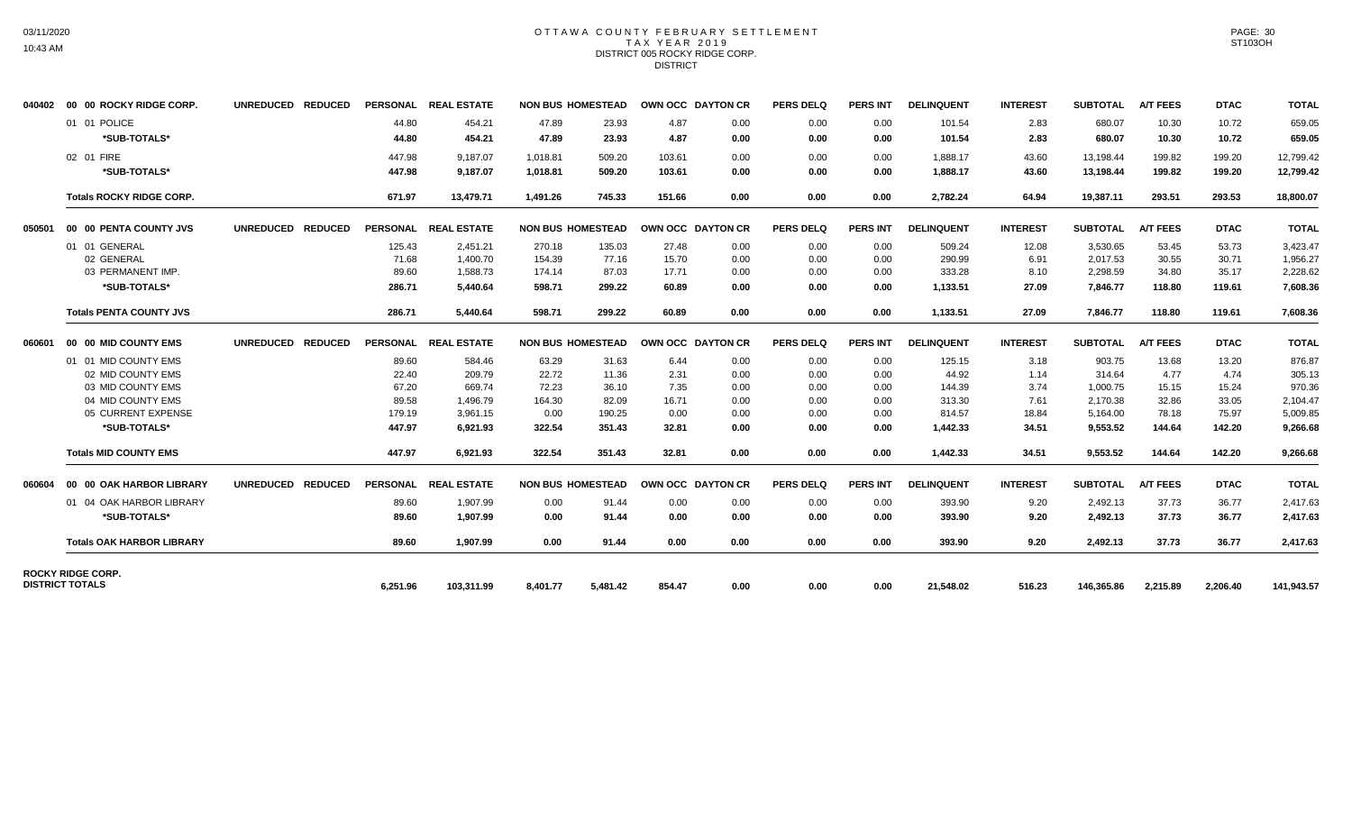# OTTAWA COUNTY FEBRUARY SETTLEMENT
## TAX YEAR 2019
### DISTRICT 005 ROCKY RIDGE CORP.
DISTRICT

| | | UNREDUCED | REDUCED | PERSONAL | REAL ESTATE | NON BUS | HOMESTEAD | OWN OCC | DAYTON CR | PERS DELQ | PERS INT | DELINQUENT | INTEREST | SUBTOTAL | A/T FEES | DTAC | TOTAL |
|---|---|---|---|---|---|---|---|---|---|---|---|---|---|---|---|---|---|
| 040402 | 00 00 ROCKY RIDGE CORP. | UNREDUCED | REDUCED | PERSONAL | REAL ESTATE | NON BUS | HOMESTEAD | OWN OCC | DAYTON CR | PERS DELQ | PERS INT | DELINQUENT | INTEREST | SUBTOTAL | A/T FEES | DTAC | TOTAL |
| | 01 01 POLICE | | | 44.80 | 454.21 | 47.89 | 23.93 | 4.87 | 0.00 | 0.00 | 0.00 | 101.54 | 2.83 | 680.07 | 10.30 | 10.72 | 659.05 |
| | **\*SUB-TOTALS\*** | | | **44.80** | **454.21** | **47.89** | **23.93** | **4.87** | **0.00** | **0.00** | **0.00** | **101.54** | **2.83** | **680.07** | **10.30** | **10.72** | **659.05** |
| | 02 01 FIRE | | | 447.98 | 9,187.07 | 1,018.81 | 509.20 | 103.61 | 0.00 | 0.00 | 0.00 | 1,888.17 | 43.60 | 13,198.44 | 199.82 | 199.20 | 12,799.42 |
| | **\*SUB-TOTALS\*** | | | **447.98** | **9,187.07** | **1,018.81** | **509.20** | **103.61** | **0.00** | **0.00** | **0.00** | **1,888.17** | **43.60** | **13,198.44** | **199.82** | **199.20** | **12,799.42** |
| | **Totals ROCKY RIDGE CORP.** | | | **671.97** | **13,479.71** | **1,491.26** | **745.33** | **151.66** | **0.00** | **0.00** | **0.00** | **2,782.24** | **64.94** | **19,387.11** | **293.51** | **293.53** | **18,800.07** |
| 050501 | 00 00 PENTA COUNTY JVS | UNREDUCED | REDUCED | PERSONAL | REAL ESTATE | NON BUS | HOMESTEAD | OWN OCC | DAYTON CR | PERS DELQ | PERS INT | DELINQUENT | INTEREST | SUBTOTAL | A/T FEES | DTAC | TOTAL |
| | 01 01 GENERAL | | | 125.43 | 2,451.21 | 270.18 | 135.03 | 27.48 | 0.00 | 0.00 | 0.00 | 509.24 | 12.08 | 3,530.65 | 53.45 | 53.73 | 3,423.47 |
| | 02 GENERAL | | | 71.68 | 1,400.70 | 154.39 | 77.16 | 15.70 | 0.00 | 0.00 | 0.00 | 290.99 | 6.91 | 2,017.53 | 30.55 | 30.71 | 1,956.27 |
| | 03 PERMANENT IMP. | | | 89.60 | 1,588.73 | 174.14 | 87.03 | 17.71 | 0.00 | 0.00 | 0.00 | 333.28 | 8.10 | 2,298.59 | 34.80 | 35.17 | 2,228.62 |
| | **\*SUB-TOTALS\*** | | | **286.71** | **5,440.64** | **598.71** | **299.22** | **60.89** | **0.00** | **0.00** | **0.00** | **1,133.51** | **27.09** | **7,846.77** | **118.80** | **119.61** | **7,608.36** |
| | **Totals PENTA COUNTY JVS** | | | **286.71** | **5,440.64** | **598.71** | **299.22** | **60.89** | **0.00** | **0.00** | **0.00** | **1,133.51** | **27.09** | **7,846.77** | **118.80** | **119.61** | **7,608.36** |
| 060601 | 00 00 MID COUNTY EMS | UNREDUCED | REDUCED | PERSONAL | REAL ESTATE | NON BUS | HOMESTEAD | OWN OCC | DAYTON CR | PERS DELQ | PERS INT | DELINQUENT | INTEREST | SUBTOTAL | A/T FEES | DTAC | TOTAL |
| | 01 01 MID COUNTY EMS | | | 89.60 | 584.46 | 63.29 | 31.63 | 6.44 | 0.00 | 0.00 | 0.00 | 125.15 | 3.18 | 903.75 | 13.68 | 13.20 | 876.87 |
| | 02 MID COUNTY EMS | | | 22.40 | 209.79 | 22.72 | 11.36 | 2.31 | 0.00 | 0.00 | 0.00 | 44.92 | 1.14 | 314.64 | 4.77 | 4.74 | 305.13 |
| | 03 MID COUNTY EMS | | | 67.20 | 669.74 | 72.23 | 36.10 | 7.35 | 0.00 | 0.00 | 0.00 | 144.39 | 3.74 | 1,000.75 | 15.15 | 15.24 | 970.36 |
| | 04 MID COUNTY EMS | | | 89.58 | 1,496.79 | 164.30 | 82.09 | 16.71 | 0.00 | 0.00 | 0.00 | 313.30 | 7.61 | 2,170.38 | 32.86 | 33.05 | 2,104.47 |
| | 05 CURRENT EXPENSE | | | 179.19 | 3,961.15 | 0.00 | 190.25 | 0.00 | 0.00 | 0.00 | 0.00 | 814.57 | 18.84 | 5,164.00 | 78.18 | 75.97 | 5,009.85 |
| | **\*SUB-TOTALS\*** | | | **447.97** | **6,921.93** | **322.54** | **351.43** | **32.81** | **0.00** | **0.00** | **0.00** | **1,442.33** | **34.51** | **9,553.52** | **144.64** | **142.20** | **9,266.68** |
| | **Totals MID COUNTY EMS** | | | **447.97** | **6,921.93** | **322.54** | **351.43** | **32.81** | **0.00** | **0.00** | **0.00** | **1,442.33** | **34.51** | **9,553.52** | **144.64** | **142.20** | **9,266.68** |
| 060604 | 00 00 OAK HARBOR LIBRARY | UNREDUCED | REDUCED | PERSONAL | REAL ESTATE | NON BUS | HOMESTEAD | OWN OCC | DAYTON CR | PERS DELQ | PERS INT | DELINQUENT | INTEREST | SUBTOTAL | A/T FEES | DTAC | TOTAL |
| | 01 04 OAK HARBOR LIBRARY | | | 89.60 | 1,907.99 | 0.00 | 91.44 | 0.00 | 0.00 | 0.00 | 0.00 | 393.90 | 9.20 | 2,492.13 | 37.73 | 36.77 | 2,417.63 |
| | **\*SUB-TOTALS\*** | | | **89.60** | **1,907.99** | **0.00** | **91.44** | **0.00** | **0.00** | **0.00** | **0.00** | **393.90** | **9.20** | **2,492.13** | **37.73** | **36.77** | **2,417.63** |
| | **Totals OAK HARBOR LIBRARY** | | | **89.60** | **1,907.99** | **0.00** | **91.44** | **0.00** | **0.00** | **0.00** | **0.00** | **393.90** | **9.20** | **2,492.13** | **37.73** | **36.77** | **2,417.63** |
| **ROCKY RIDGE CORP. DISTRICT TOTALS** | | | | **6,251.96** | **103,311.99** | **8,401.77** | **5,481.42** | **854.47** | **0.00** | **0.00** | **0.00** | **21,548.02** | **516.23** | **146,365.86** | **2,215.89** | **2,206.40** | **141,943.57** |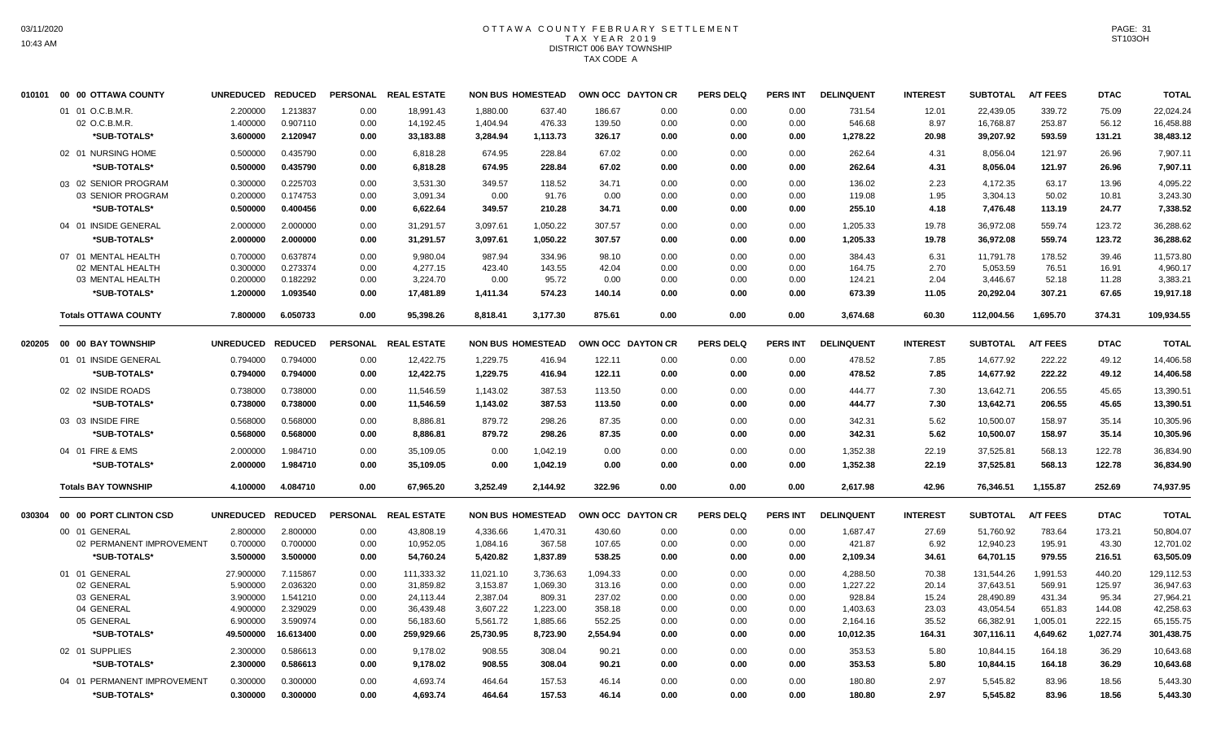# OTTAWA COUNTY FEBRUARY SETTLEMENT
## TAX YEAR 2019
## DISTRICT 006 BAY TOWNSHIP
## TAX CODE A

| | | UNREDUCED | REDUCED | PERSONAL | REAL ESTATE | NON BUS | HOMESTEAD | OWN OCC | DAYTON CR | PERS DELQ | PERS INT | DELINQUENT | INTEREST | SUBTOTAL | A/T FEES | DTAC | TOTAL |
|---|---|---|---|---|---|---|---|---|---|---|---|---|---|---|---|---|---|
| 010101 | 00 00 OTTAWA COUNTY | | | | | | | | | | | | | | | | |
| | 01 01 O.C.B.M.R. | 2.200000 | 1.213837 | 0.00 | 18,991.43 | 1,880.00 | 637.40 | 186.67 | 0.00 | 0.00 | 0.00 | 731.54 | 12.01 | 22,439.05 | 339.72 | 75.09 | 22,024.24 |
| | 02 O.C.B.M.R. | 1.400000 | 0.907110 | 0.00 | 14,192.45 | 1,404.94 | 476.33 | 139.50 | 0.00 | 0.00 | 0.00 | 546.68 | 8.97 | 16,768.87 | 253.87 | 56.12 | 16,458.88 |
| | *SUB-TOTALS* | 3.600000 | 2.120947 | 0.00 | 33,183.88 | 3,284.94 | 1,113.73 | 326.17 | 0.00 | 0.00 | 0.00 | 1,278.22 | 20.98 | 39,207.92 | 593.59 | 131.21 | 38,483.12 |
| | 02 01 NURSING HOME | 0.500000 | 0.435790 | 0.00 | 6,818.28 | 674.95 | 228.84 | 67.02 | 0.00 | 0.00 | 0.00 | 262.64 | 4.31 | 8,056.04 | 121.97 | 26.96 | 7,907.11 |
| | *SUB-TOTALS* | 0.500000 | 0.435790 | 0.00 | 6,818.28 | 674.95 | 228.84 | 67.02 | 0.00 | 0.00 | 0.00 | 262.64 | 4.31 | 8,056.04 | 121.97 | 26.96 | 7,907.11 |
| | 03 02 SENIOR PROGRAM | 0.300000 | 0.225703 | 0.00 | 3,531.30 | 349.57 | 118.52 | 34.71 | 0.00 | 0.00 | 0.00 | 136.02 | 2.23 | 4,172.35 | 63.17 | 13.96 | 4,095.22 |
| | 03 SENIOR PROGRAM | 0.200000 | 0.174753 | 0.00 | 3,091.34 | 0.00 | 91.76 | 0.00 | 0.00 | 0.00 | 0.00 | 119.08 | 1.95 | 3,304.13 | 50.02 | 10.81 | 3,243.30 |
| | *SUB-TOTALS* | 0.500000 | 0.400456 | 0.00 | 6,622.64 | 349.57 | 210.28 | 34.71 | 0.00 | 0.00 | 0.00 | 255.10 | 4.18 | 7,476.48 | 113.19 | 24.77 | 7,338.52 |
| | 04 01 INSIDE GENERAL | 2.000000 | 2.000000 | 0.00 | 31,291.57 | 3,097.61 | 1,050.22 | 307.57 | 0.00 | 0.00 | 0.00 | 1,205.33 | 19.78 | 36,972.08 | 559.74 | 123.72 | 36,288.62 |
| | *SUB-TOTALS* | 2.000000 | 2.000000 | 0.00 | 31,291.57 | 3,097.61 | 1,050.22 | 307.57 | 0.00 | 0.00 | 0.00 | 1,205.33 | 19.78 | 36,972.08 | 559.74 | 123.72 | 36,288.62 |
| | 07 01 MENTAL HEALTH | 0.700000 | 0.637874 | 0.00 | 9,980.04 | 987.94 | 334.96 | 98.10 | 0.00 | 0.00 | 0.00 | 384.43 | 6.31 | 11,791.78 | 178.52 | 39.46 | 11,573.80 |
| | 02 MENTAL HEALTH | 0.300000 | 0.273374 | 0.00 | 4,277.15 | 423.40 | 143.55 | 42.04 | 0.00 | 0.00 | 0.00 | 164.75 | 2.70 | 5,053.59 | 76.51 | 16.91 | 4,960.17 |
| | 03 MENTAL HEALTH | 0.200000 | 0.182292 | 0.00 | 3,224.70 | 0.00 | 95.72 | 0.00 | 0.00 | 0.00 | 0.00 | 124.21 | 2.04 | 3,446.67 | 52.18 | 11.28 | 3,383.21 |
| | *SUB-TOTALS* | 1.200000 | 1.093540 | 0.00 | 17,481.89 | 1,411.34 | 574.23 | 140.14 | 0.00 | 0.00 | 0.00 | 673.39 | 11.05 | 20,292.04 | 307.21 | 67.65 | 19,917.18 |
| | **Totals OTTAWA COUNTY** | 7.800000 | 6.050733 | 0.00 | 95,398.26 | 8,818.41 | 3,177.30 | 875.61 | 0.00 | 0.00 | 0.00 | 3,674.68 | 60.30 | 112,004.56 | 1,695.70 | 374.31 | 109,934.55 |
| 020205 | 00 00 BAY TOWNSHIP | UNREDUCED | REDUCED | PERSONAL | REAL ESTATE | NON BUS | HOMESTEAD | OWN OCC | DAYTON CR | PERS DELQ | PERS INT | DELINQUENT | INTEREST | SUBTOTAL | A/T FEES | DTAC | TOTAL |
| | 01 01 INSIDE GENERAL | 0.794000 | 0.794000 | 0.00 | 12,422.75 | 1,229.75 | 416.94 | 122.11 | 0.00 | 0.00 | 0.00 | 478.52 | 7.85 | 14,677.92 | 222.22 | 49.12 | 14,406.58 |
| | *SUB-TOTALS* | 0.794000 | 0.794000 | 0.00 | 12,422.75 | 1,229.75 | 416.94 | 122.11 | 0.00 | 0.00 | 0.00 | 478.52 | 7.85 | 14,677.92 | 222.22 | 49.12 | 14,406.58 |
| | 02 02 INSIDE ROADS | 0.738000 | 0.738000 | 0.00 | 11,546.59 | 1,143.02 | 387.53 | 113.50 | 0.00 | 0.00 | 0.00 | 444.77 | 7.30 | 13,642.71 | 206.55 | 45.65 | 13,390.51 |
| | *SUB-TOTALS* | 0.738000 | 0.738000 | 0.00 | 11,546.59 | 1,143.02 | 387.53 | 113.50 | 0.00 | 0.00 | 0.00 | 444.77 | 7.30 | 13,642.71 | 206.55 | 45.65 | 13,390.51 |
| | 03 03 INSIDE FIRE | 0.568000 | 0.568000 | 0.00 | 8,886.81 | 879.72 | 298.26 | 87.35 | 0.00 | 0.00 | 0.00 | 342.31 | 5.62 | 10,500.07 | 158.97 | 35.14 | 10,305.96 |
| | *SUB-TOTALS* | 0.568000 | 0.568000 | 0.00 | 8,886.81 | 879.72 | 298.26 | 87.35 | 0.00 | 0.00 | 0.00 | 342.31 | 5.62 | 10,500.07 | 158.97 | 35.14 | 10,305.96 |
| | 04 01 FIRE & EMS | 2.000000 | 1.984710 | 0.00 | 35,109.05 | 0.00 | 1,042.19 | 0.00 | 0.00 | 0.00 | 0.00 | 1,352.38 | 22.19 | 37,525.81 | 568.13 | 122.78 | 36,834.90 |
| | *SUB-TOTALS* | 2.000000 | 1.984710 | 0.00 | 35,109.05 | 0.00 | 1,042.19 | 0.00 | 0.00 | 0.00 | 0.00 | 1,352.38 | 22.19 | 37,525.81 | 568.13 | 122.78 | 36,834.90 |
| | **Totals BAY TOWNSHIP** | 4.100000 | 4.084710 | 0.00 | 67,965.20 | 3,252.49 | 2,144.92 | 322.96 | 0.00 | 0.00 | 0.00 | 2,617.98 | 42.96 | 76,346.51 | 1,155.87 | 252.69 | 74,937.95 |
| 030304 | 00 00 PORT CLINTON CSD | UNREDUCED | REDUCED | PERSONAL | REAL ESTATE | NON BUS | HOMESTEAD | OWN OCC | DAYTON CR | PERS DELQ | PERS INT | DELINQUENT | INTEREST | SUBTOTAL | A/T FEES | DTAC | TOTAL |
| | 00 01 GENERAL | 2.800000 | 2.800000 | 0.00 | 43,808.19 | 4,336.66 | 1,470.31 | 430.60 | 0.00 | 0.00 | 0.00 | 1,687.47 | 27.69 | 51,760.92 | 783.64 | 173.21 | 50,804.07 |
| | 02 PERMANENT IMPROVEMENT | 0.700000 | 0.700000 | 0.00 | 10,952.05 | 1,084.16 | 367.58 | 107.65 | 0.00 | 0.00 | 0.00 | 421.87 | 6.92 | 12,940.23 | 195.91 | 43.30 | 12,701.02 |
| | *SUB-TOTALS* | 3.500000 | 3.500000 | 0.00 | 54,760.24 | 5,420.82 | 1,837.89 | 538.25 | 0.00 | 0.00 | 0.00 | 2,109.34 | 34.61 | 64,701.15 | 979.55 | 216.51 | 63,505.09 |
| | 01 01 GENERAL | 27.900000 | 7.115867 | 0.00 | 111,333.32 | 11,021.10 | 3,736.63 | 1,094.33 | 0.00 | 0.00 | 0.00 | 4,288.50 | 70.38 | 131,544.26 | 1,991.53 | 440.20 | 129,112.53 |
| | 02 GENERAL | 5.900000 | 2.036320 | 0.00 | 31,859.82 | 3,153.87 | 1,069.30 | 313.16 | 0.00 | 0.00 | 0.00 | 1,227.22 | 20.14 | 37,643.51 | 569.91 | 125.97 | 36,947.63 |
| | 03 GENERAL | 3.900000 | 1.541210 | 0.00 | 24,113.44 | 2,387.04 | 809.31 | 237.02 | 0.00 | 0.00 | 0.00 | 928.84 | 15.24 | 28,490.89 | 431.34 | 95.34 | 27,964.21 |
| | 04 GENERAL | 4.900000 | 2.329029 | 0.00 | 36,439.48 | 3,607.22 | 1,223.00 | 358.18 | 0.00 | 0.00 | 0.00 | 1,403.63 | 23.03 | 43,054.54 | 651.83 | 144.08 | 42,258.63 |
| | 05 GENERAL | 6.900000 | 3.590974 | 0.00 | 56,183.60 | 5,561.72 | 1,885.66 | 552.25 | 0.00 | 0.00 | 0.00 | 2,164.16 | 35.52 | 66,382.91 | 1,005.01 | 222.15 | 65,155.75 |
| | *SUB-TOTALS* | 49.500000 | 16.613400 | 0.00 | 259,929.66 | 25,730.95 | 8,723.90 | 2,554.94 | 0.00 | 0.00 | 0.00 | 10,012.35 | 164.31 | 307,116.11 | 4,649.62 | 1,027.74 | 301,438.75 |
| | 02 01 SUPPLIES | 2.300000 | 0.586613 | 0.00 | 9,178.02 | 908.55 | 308.04 | 90.21 | 0.00 | 0.00 | 0.00 | 353.53 | 5.80 | 10,844.15 | 164.18 | 36.29 | 10,643.68 |
| | *SUB-TOTALS* | 2.300000 | 0.586613 | 0.00 | 9,178.02 | 908.55 | 308.04 | 90.21 | 0.00 | 0.00 | 0.00 | 353.53 | 5.80 | 10,844.15 | 164.18 | 36.29 | 10,643.68 |
| | 04 01 PERMANENT IMPROVEMENT | 0.300000 | 0.300000 | 0.00 | 4,693.74 | 464.64 | 157.53 | 46.14 | 0.00 | 0.00 | 0.00 | 180.80 | 2.97 | 5,545.82 | 83.96 | 18.56 | 5,443.30 |
| | *SUB-TOTALS* | 0.300000 | 0.300000 | 0.00 | 4,693.74 | 464.64 | 157.53 | 46.14 | 0.00 | 0.00 | 0.00 | 180.80 | 2.97 | 5,545.82 | 83.96 | 18.56 | 5,443.30 |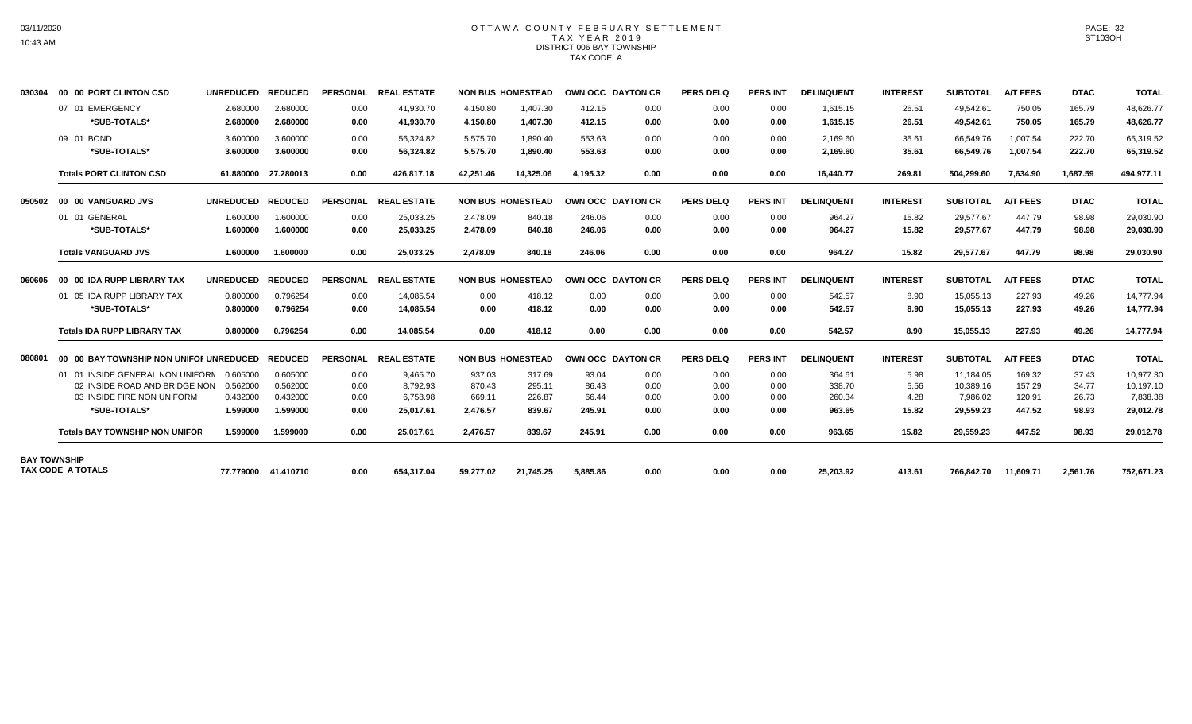# OTTAWA COUNTY FEBRUARY SETTLEMENT
## TAX YEAR 2019
### DISTRICT 006 BAY TOWNSHIP
### TAX CODE A

| | | UNREDUCED | REDUCED | PERSONAL | REAL ESTATE | NON BUS | HOMESTEAD | OWN OCC | DAYTON CR | PERS DELQ | PERS INT | DELINQUENT | INTEREST | SUBTOTAL | A/T FEES | DTAC | TOTAL |
|---|---|---|---|---|---|---|---|---|---|---|---|---|---|---|---|---|---|
| 030304 | 00 00 PORT CLINTON CSD | | | | | | | | | | | | | | | | |
| | 07 01 EMERGENCY | 2.680000 | 2.680000 | 0.00 | 41,930.70 | 4,150.80 | 1,407.30 | 412.15 | 0.00 | 0.00 | 0.00 | 1,615.15 | 26.51 | 49,542.61 | 750.05 | 165.79 | 48,626.77 |
| | **\*SUB-TOTALS\*** | **2.680000** | **2.680000** | **0.00** | **41,930.70** | **4,150.80** | **1,407.30** | **412.15** | **0.00** | **0.00** | **0.00** | **1,615.15** | **26.51** | **49,542.61** | **750.05** | **165.79** | **48,626.77** |
| | 09 01 BOND | 3.600000 | 3.600000 | 0.00 | 56,324.82 | 5,575.70 | 1,890.40 | 553.63 | 0.00 | 0.00 | 0.00 | 2,169.60 | 35.61 | 66,549.76 | 1,007.54 | 222.70 | 65,319.52 |
| | **\*SUB-TOTALS\*** | **3.600000** | **3.600000** | **0.00** | **56,324.82** | **5,575.70** | **1,890.40** | **553.63** | **0.00** | **0.00** | **0.00** | **2,169.60** | **35.61** | **66,549.76** | **1,007.54** | **222.70** | **65,319.52** |
| | **Totals PORT CLINTON CSD** | **61.880000** | **27.280013** | **0.00** | **426,817.18** | **42,251.46** | **14,325.06** | **4,195.32** | **0.00** | **0.00** | **0.00** | **16,440.77** | **269.81** | **504,299.60** | **7,634.90** | **1,687.59** | **494,977.11** |
| 050502 | 00 00 VANGUARD JVS | | | | | | | | | | | | | | | | |
| | 01 01 GENERAL | 1.600000 | 1.600000 | 0.00 | 25,033.25 | 2,478.09 | 840.18 | 246.06 | 0.00 | 0.00 | 0.00 | 964.27 | 15.82 | 29,577.67 | 447.79 | 98.98 | 29,030.90 |
| | **\*SUB-TOTALS\*** | **1.600000** | **1.600000** | **0.00** | **25,033.25** | **2,478.09** | **840.18** | **246.06** | **0.00** | **0.00** | **0.00** | **964.27** | **15.82** | **29,577.67** | **447.79** | **98.98** | **29,030.90** |
| | **Totals VANGUARD JVS** | **1.600000** | **1.600000** | **0.00** | **25,033.25** | **2,478.09** | **840.18** | **246.06** | **0.00** | **0.00** | **0.00** | **964.27** | **15.82** | **29,577.67** | **447.79** | **98.98** | **29,030.90** |
| 060605 | 00 00 IDA RUPP LIBRARY TAX | | | | | | | | | | | | | | | | |
| | 01 05 IDA RUPP LIBRARY TAX | 0.800000 | 0.796254 | 0.00 | 14,085.54 | 0.00 | 418.12 | 0.00 | 0.00 | 0.00 | 0.00 | 542.57 | 8.90 | 15,055.13 | 227.93 | 49.26 | 14,777.94 |
| | **\*SUB-TOTALS\*** | **0.800000** | **0.796254** | **0.00** | **14,085.54** | **0.00** | **418.12** | **0.00** | **0.00** | **0.00** | **0.00** | **542.57** | **8.90** | **15,055.13** | **227.93** | **49.26** | **14,777.94** |
| | **Totals IDA RUPP LIBRARY TAX** | **0.800000** | **0.796254** | **0.00** | **14,085.54** | **0.00** | **418.12** | **0.00** | **0.00** | **0.00** | **0.00** | **542.57** | **8.90** | **15,055.13** | **227.93** | **49.26** | **14,777.94** |
| 080801 | 00 00 BAY TOWNSHIP NON UNIFOI | | | | | | | | | | | | | | | | |
| | 01 01 INSIDE GENERAL NON UNIFORM | 0.605000 | 0.605000 | 0.00 | 9,465.70 | 937.03 | 317.69 | 93.04 | 0.00 | 0.00 | 0.00 | 364.61 | 5.98 | 11,184.05 | 169.32 | 37.43 | 10,977.30 |
| | 02 INSIDE ROAD AND BRIDGE NON | 0.562000 | 0.562000 | 0.00 | 8,792.93 | 870.43 | 295.11 | 86.43 | 0.00 | 0.00 | 0.00 | 338.70 | 5.56 | 10,389.16 | 157.29 | 34.77 | 10,197.10 |
| | 03 INSIDE FIRE NON UNIFORM | 0.432000 | 0.432000 | 0.00 | 6,758.98 | 669.11 | 226.87 | 66.44 | 0.00 | 0.00 | 0.00 | 260.34 | 4.28 | 7,986.02 | 120.91 | 26.73 | 7,838.38 |
| | **\*SUB-TOTALS\*** | **1.599000** | **1.599000** | **0.00** | **25,017.61** | **2,476.57** | **839.67** | **245.91** | **0.00** | **0.00** | **0.00** | **963.65** | **15.82** | **29,559.23** | **447.52** | **98.93** | **29,012.78** |
| | **Totals BAY TOWNSHIP NON UNIFOR** | **1.599000** | **1.599000** | **0.00** | **25,017.61** | **2,476.57** | **839.67** | **245.91** | **0.00** | **0.00** | **0.00** | **963.65** | **15.82** | **29,559.23** | **447.52** | **98.93** | **29,012.78** |
| **BAY TOWNSHIP TAX CODE A TOTALS** | | **77.779000** | **41.410710** | **0.00** | **654,317.04** | **59,277.02** | **21,745.25** | **5,885.86** | **0.00** | **0.00** | **0.00** | **25,203.92** | **413.61** | **766,842.70** | **11,609.71** | **2,561.76** | **752,671.23** |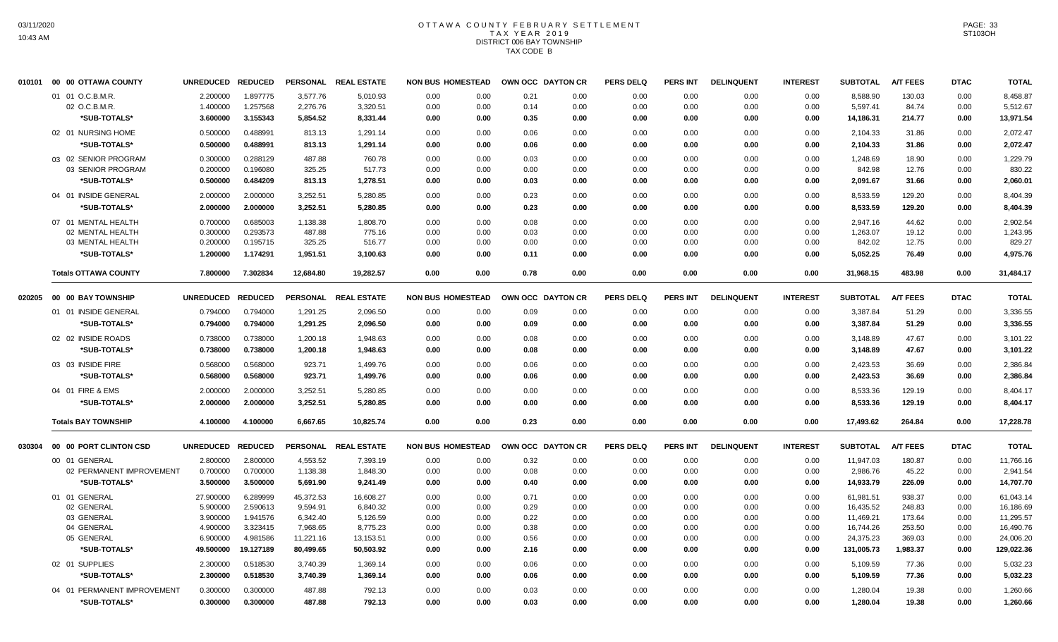# OTTAWA COUNTY FEBRUARY SETTLEMENT
## TAX YEAR 2019
## DISTRICT 006 BAY TOWNSHIP
## TAX CODE B

| | | UNREDUCED | REDUCED | PERSONAL | REAL ESTATE | NON BUS | HOMESTEAD | OWN OCC | DAYTON CR | PERS DELQ | PERS INT | DELINQUENT | INTEREST | SUBTOTAL | A/T FEES | DTAC | TOTAL |
|---|---|---|---|---|---|---|---|---|---|---|---|---|---|---|---|---|---|
| 010101 | 00 00 OTTAWA COUNTY | | | | | | | | | | | | | | | | |
| | 01 01 O.C.B.M.R. | 2.200000 | 1.897775 | 3,577.76 | 5,010.93 | 0.00 | 0.00 | 0.21 | 0.00 | 0.00 | 0.00 | 0.00 | 0.00 | 8,588.90 | 130.03 | 0.00 | 8,458.87 |
| | 02 O.C.B.M.R. | 1.400000 | 1.257568 | 2,276.76 | 3,320.51 | 0.00 | 0.00 | 0.14 | 0.00 | 0.00 | 0.00 | 0.00 | 0.00 | 5,597.41 | 84.74 | 0.00 | 5,512.67 |
| | *SUB-TOTALS* | 3.600000 | 3.155343 | 5,854.52 | 8,331.44 | 0.00 | 0.00 | 0.35 | 0.00 | 0.00 | 0.00 | 0.00 | 0.00 | 14,186.31 | 214.77 | 0.00 | 13,971.54 |
| | 02 01 NURSING HOME | 0.500000 | 0.488991 | 813.13 | 1,291.14 | 0.00 | 0.00 | 0.06 | 0.00 | 0.00 | 0.00 | 0.00 | 0.00 | 2,104.33 | 31.86 | 0.00 | 2,072.47 |
| | *SUB-TOTALS* | 0.500000 | 0.488991 | 813.13 | 1,291.14 | 0.00 | 0.00 | 0.06 | 0.00 | 0.00 | 0.00 | 0.00 | 0.00 | 2,104.33 | 31.86 | 0.00 | 2,072.47 |
| | 03 02 SENIOR PROGRAM | 0.300000 | 0.288129 | 487.88 | 760.78 | 0.00 | 0.00 | 0.03 | 0.00 | 0.00 | 0.00 | 0.00 | 0.00 | 1,248.69 | 18.90 | 0.00 | 1,229.79 |
| | 03 SENIOR PROGRAM | 0.200000 | 0.196080 | 325.25 | 517.73 | 0.00 | 0.00 | 0.00 | 0.00 | 0.00 | 0.00 | 0.00 | 0.00 | 842.98 | 12.76 | 0.00 | 830.22 |
| | *SUB-TOTALS* | 0.500000 | 0.484209 | 813.13 | 1,278.51 | 0.00 | 0.00 | 0.03 | 0.00 | 0.00 | 0.00 | 0.00 | 0.00 | 2,091.67 | 31.66 | 0.00 | 2,060.01 |
| | 04 01 INSIDE GENERAL | 2.000000 | 2.000000 | 3,252.51 | 5,280.85 | 0.00 | 0.00 | 0.23 | 0.00 | 0.00 | 0.00 | 0.00 | 0.00 | 8,533.59 | 129.20 | 0.00 | 8,404.39 |
| | *SUB-TOTALS* | 2.000000 | 2.000000 | 3,252.51 | 5,280.85 | 0.00 | 0.00 | 0.23 | 0.00 | 0.00 | 0.00 | 0.00 | 0.00 | 8,533.59 | 129.20 | 0.00 | 8,404.39 |
| | 07 01 MENTAL HEALTH | 0.700000 | 0.685003 | 1,138.38 | 1,808.70 | 0.00 | 0.00 | 0.08 | 0.00 | 0.00 | 0.00 | 0.00 | 0.00 | 2,947.16 | 44.62 | 0.00 | 2,902.54 |
| | 02 MENTAL HEALTH | 0.300000 | 0.293573 | 487.88 | 775.16 | 0.00 | 0.00 | 0.03 | 0.00 | 0.00 | 0.00 | 0.00 | 0.00 | 1,263.07 | 19.12 | 0.00 | 1,243.95 |
| | 03 MENTAL HEALTH | 0.200000 | 0.195715 | 325.25 | 516.77 | 0.00 | 0.00 | 0.00 | 0.00 | 0.00 | 0.00 | 0.00 | 0.00 | 842.02 | 12.75 | 0.00 | 829.27 |
| | *SUB-TOTALS* | 1.200000 | 1.174291 | 1,951.51 | 3,100.63 | 0.00 | 0.00 | 0.11 | 0.00 | 0.00 | 0.00 | 0.00 | 0.00 | 5,052.25 | 76.49 | 0.00 | 4,975.76 |
| | **Totals OTTAWA COUNTY** | 7.800000 | 7.302834 | 12,684.80 | 19,282.57 | 0.00 | 0.00 | 0.78 | 0.00 | 0.00 | 0.00 | 0.00 | 0.00 | 31,968.15 | 483.98 | 0.00 | 31,484.17 |
| 020205 | 00 00 BAY TOWNSHIP | UNREDUCED | REDUCED | PERSONAL | REAL ESTATE | NON BUS | HOMESTEAD | OWN OCC | DAYTON CR | PERS DELQ | PERS INT | DELINQUENT | INTEREST | SUBTOTAL | A/T FEES | DTAC | TOTAL |
| | 01 01 INSIDE GENERAL | 0.794000 | 0.794000 | 1,291.25 | 2,096.50 | 0.00 | 0.00 | 0.09 | 0.00 | 0.00 | 0.00 | 0.00 | 0.00 | 3,387.84 | 51.29 | 0.00 | 3,336.55 |
| | *SUB-TOTALS* | 0.794000 | 0.794000 | 1,291.25 | 2,096.50 | 0.00 | 0.00 | 0.09 | 0.00 | 0.00 | 0.00 | 0.00 | 0.00 | 3,387.84 | 51.29 | 0.00 | 3,336.55 |
| | 02 02 INSIDE ROADS | 0.738000 | 0.738000 | 1,200.18 | 1,948.63 | 0.00 | 0.00 | 0.08 | 0.00 | 0.00 | 0.00 | 0.00 | 0.00 | 3,148.89 | 47.67 | 0.00 | 3,101.22 |
| | *SUB-TOTALS* | 0.738000 | 0.738000 | 1,200.18 | 1,948.63 | 0.00 | 0.00 | 0.08 | 0.00 | 0.00 | 0.00 | 0.00 | 0.00 | 3,148.89 | 47.67 | 0.00 | 3,101.22 |
| | 03 03 INSIDE FIRE | 0.568000 | 0.568000 | 923.71 | 1,499.76 | 0.00 | 0.00 | 0.06 | 0.00 | 0.00 | 0.00 | 0.00 | 0.00 | 2,423.53 | 36.69 | 0.00 | 2,386.84 |
| | *SUB-TOTALS* | 0.568000 | 0.568000 | 923.71 | 1,499.76 | 0.00 | 0.00 | 0.06 | 0.00 | 0.00 | 0.00 | 0.00 | 0.00 | 2,423.53 | 36.69 | 0.00 | 2,386.84 |
| | 04 01 FIRE & EMS | 2.000000 | 2.000000 | 3,252.51 | 5,280.85 | 0.00 | 0.00 | 0.00 | 0.00 | 0.00 | 0.00 | 0.00 | 0.00 | 8,533.36 | 129.19 | 0.00 | 8,404.17 |
| | *SUB-TOTALS* | 2.000000 | 2.000000 | 3,252.51 | 5,280.85 | 0.00 | 0.00 | 0.00 | 0.00 | 0.00 | 0.00 | 0.00 | 0.00 | 8,533.36 | 129.19 | 0.00 | 8,404.17 |
| | **Totals BAY TOWNSHIP** | 4.100000 | 4.100000 | 6,667.65 | 10,825.74 | 0.00 | 0.00 | 0.23 | 0.00 | 0.00 | 0.00 | 0.00 | 0.00 | 17,493.62 | 264.84 | 0.00 | 17,228.78 |
| 030304 | 00 00 PORT CLINTON CSD | UNREDUCED | REDUCED | PERSONAL | REAL ESTATE | NON BUS | HOMESTEAD | OWN OCC | DAYTON CR | PERS DELQ | PERS INT | DELINQUENT | INTEREST | SUBTOTAL | A/T FEES | DTAC | TOTAL |
| | 00 01 GENERAL | 2.800000 | 2.800000 | 4,553.52 | 7,393.19 | 0.00 | 0.00 | 0.32 | 0.00 | 0.00 | 0.00 | 0.00 | 0.00 | 11,947.03 | 180.87 | 0.00 | 11,766.16 |
| | 02 PERMANENT IMPROVEMENT | 0.700000 | 0.700000 | 1,138.38 | 1,848.30 | 0.00 | 0.00 | 0.08 | 0.00 | 0.00 | 0.00 | 0.00 | 0.00 | 2,986.76 | 45.22 | 0.00 | 2,941.54 |
| | *SUB-TOTALS* | 3.500000 | 3.500000 | 5,691.90 | 9,241.49 | 0.00 | 0.00 | 0.40 | 0.00 | 0.00 | 0.00 | 0.00 | 0.00 | 14,933.79 | 226.09 | 0.00 | 14,707.70 |
| | 01 01 GENERAL | 27.900000 | 6.289999 | 45,372.53 | 16,608.27 | 0.00 | 0.00 | 0.71 | 0.00 | 0.00 | 0.00 | 0.00 | 0.00 | 61,981.51 | 938.37 | 0.00 | 61,043.14 |
| | 02 GENERAL | 5.900000 | 2.590613 | 9,594.91 | 6,840.32 | 0.00 | 0.00 | 0.29 | 0.00 | 0.00 | 0.00 | 0.00 | 0.00 | 16,435.52 | 248.83 | 0.00 | 16,186.69 |
| | 03 GENERAL | 3.900000 | 1.941576 | 6,342.40 | 5,126.59 | 0.00 | 0.00 | 0.22 | 0.00 | 0.00 | 0.00 | 0.00 | 0.00 | 11,469.21 | 173.64 | 0.00 | 11,295.57 |
| | 04 GENERAL | 4.900000 | 3.323415 | 7,968.65 | 8,775.23 | 0.00 | 0.00 | 0.38 | 0.00 | 0.00 | 0.00 | 0.00 | 0.00 | 16,744.26 | 253.50 | 0.00 | 16,490.76 |
| | 05 GENERAL | 6.900000 | 4.981586 | 11,221.16 | 13,153.51 | 0.00 | 0.00 | 0.56 | 0.00 | 0.00 | 0.00 | 0.00 | 0.00 | 24,375.23 | 369.03 | 0.00 | 24,006.20 |
| | *SUB-TOTALS* | 49.500000 | 19.127189 | 80,499.65 | 50,503.92 | 0.00 | 0.00 | 2.16 | 0.00 | 0.00 | 0.00 | 0.00 | 0.00 | 131,005.73 | 1,983.37 | 0.00 | 129,022.36 |
| | 02 01 SUPPLIES | 2.300000 | 0.518530 | 3,740.39 | 1,369.14 | 0.00 | 0.00 | 0.06 | 0.00 | 0.00 | 0.00 | 0.00 | 0.00 | 5,109.59 | 77.36 | 0.00 | 5,032.23 |
| | *SUB-TOTALS* | 2.300000 | 0.518530 | 3,740.39 | 1,369.14 | 0.00 | 0.00 | 0.06 | 0.00 | 0.00 | 0.00 | 0.00 | 0.00 | 5,109.59 | 77.36 | 0.00 | 5,032.23 |
| | 04 01 PERMANENT IMPROVEMENT | 0.300000 | 0.300000 | 487.88 | 792.13 | 0.00 | 0.00 | 0.03 | 0.00 | 0.00 | 0.00 | 0.00 | 0.00 | 1,280.04 | 19.38 | 0.00 | 1,260.66 |
| | *SUB-TOTALS* | 0.300000 | 0.300000 | 487.88 | 792.13 | 0.00 | 0.00 | 0.03 | 0.00 | 0.00 | 0.00 | 0.00 | 0.00 | 1,280.04 | 19.38 | 0.00 | 1,260.66 |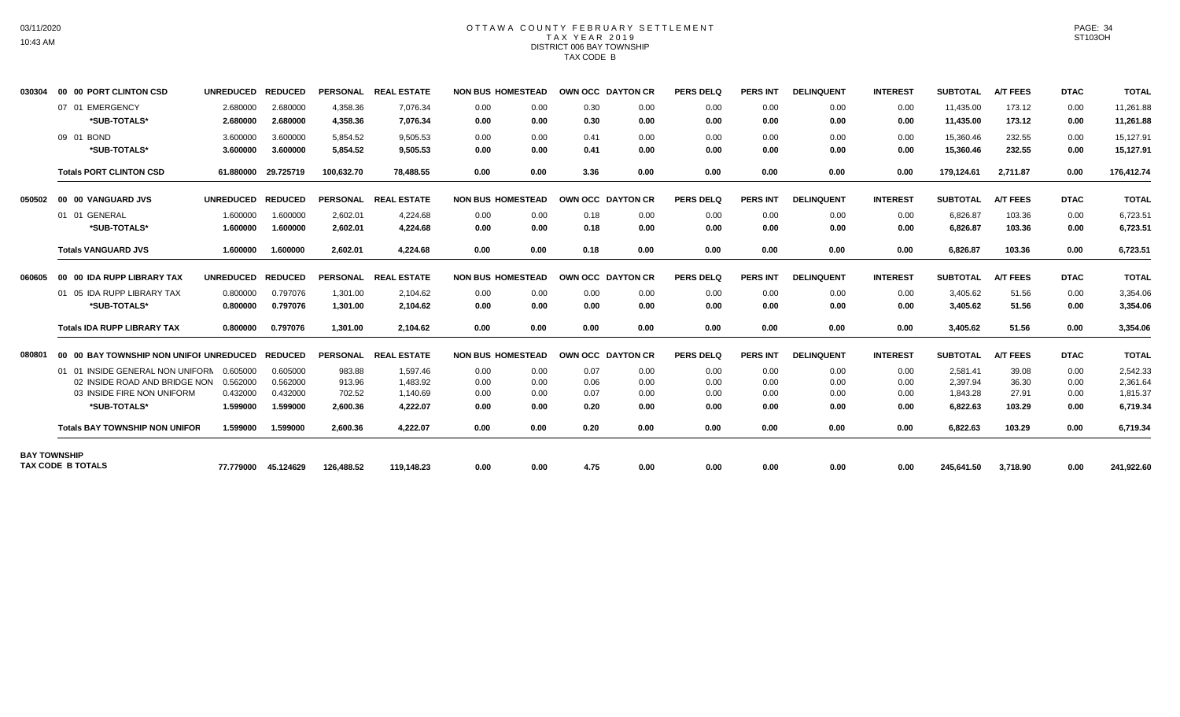# OTTAWA COUNTY FEBRUARY SETTLEMENT
## TAX YEAR 2019
### DISTRICT 006 BAY TOWNSHIP
### TAX CODE B

| | | UNREDUCED | REDUCED | PERSONAL | REAL ESTATE | NON BUS | HOMESTEAD | OWN OCC | DAYTON CR | PERS DELQ | PERS INT | DELINQUENT | INTEREST | SUBTOTAL | A/T FEES | DTAC | TOTAL |
|---|---|---|---|---|---|---|---|---|---|---|---|---|---|---|---|---|---|
| 030304 | 00 00 PORT CLINTON CSD | | | | | | | | | | | | | | | | |
| | 07 01 EMERGENCY | 2.680000 | 2.680000 | 4,358.36 | 7,076.34 | 0.00 | 0.00 | 0.30 | 0.00 | 0.00 | 0.00 | 0.00 | 0.00 | 11,435.00 | 173.12 | 0.00 | 11,261.88 |
| | **\*SUB-TOTALS\*** | **2.680000** | **2.680000** | **4,358.36** | **7,076.34** | **0.00** | **0.00** | **0.30** | **0.00** | **0.00** | **0.00** | **0.00** | **0.00** | **11,435.00** | **173.12** | **0.00** | **11,261.88** |
| | 09 01 BOND | 3.600000 | 3.600000 | 5,854.52 | 9,505.53 | 0.00 | 0.00 | 0.41 | 0.00 | 0.00 | 0.00 | 0.00 | 0.00 | 15,360.46 | 232.55 | 0.00 | 15,127.91 |
| | **\*SUB-TOTALS\*** | **3.600000** | **3.600000** | **5,854.52** | **9,505.53** | **0.00** | **0.00** | **0.41** | **0.00** | **0.00** | **0.00** | **0.00** | **0.00** | **15,360.46** | **232.55** | **0.00** | **15,127.91** |
| | **Totals PORT CLINTON CSD** | **61.880000** | **29.725719** | **100,632.70** | **78,488.55** | **0.00** | **0.00** | **3.36** | **0.00** | **0.00** | **0.00** | **0.00** | **0.00** | **179,124.61** | **2,711.87** | **0.00** | **176,412.74** |
| 050502 | 00 00 VANGUARD JVS | | | | | | | | | | | | | | | | |
| | 01 01 GENERAL | 1.600000 | 1.600000 | 2,602.01 | 4,224.68 | 0.00 | 0.00 | 0.18 | 0.00 | 0.00 | 0.00 | 0.00 | 0.00 | 6,826.87 | 103.36 | 0.00 | 6,723.51 |
| | **\*SUB-TOTALS\*** | **1.600000** | **1.600000** | **2,602.01** | **4,224.68** | **0.00** | **0.00** | **0.18** | **0.00** | **0.00** | **0.00** | **0.00** | **0.00** | **6,826.87** | **103.36** | **0.00** | **6,723.51** |
| | **Totals VANGUARD JVS** | **1.600000** | **1.600000** | **2,602.01** | **4,224.68** | **0.00** | **0.00** | **0.18** | **0.00** | **0.00** | **0.00** | **0.00** | **0.00** | **6,826.87** | **103.36** | **0.00** | **6,723.51** |
| 060605 | 00 00 IDA RUPP LIBRARY TAX | | | | | | | | | | | | | | | | |
| | 01 05 IDA RUPP LIBRARY TAX | 0.800000 | 0.797076 | 1,301.00 | 2,104.62 | 0.00 | 0.00 | 0.00 | 0.00 | 0.00 | 0.00 | 0.00 | 0.00 | 3,405.62 | 51.56 | 0.00 | 3,354.06 |
| | **\*SUB-TOTALS\*** | **0.800000** | **0.797076** | **1,301.00** | **2,104.62** | **0.00** | **0.00** | **0.00** | **0.00** | **0.00** | **0.00** | **0.00** | **0.00** | **3,405.62** | **51.56** | **0.00** | **3,354.06** |
| | **Totals IDA RUPP LIBRARY TAX** | **0.800000** | **0.797076** | **1,301.00** | **2,104.62** | **0.00** | **0.00** | **0.00** | **0.00** | **0.00** | **0.00** | **0.00** | **0.00** | **3,405.62** | **51.56** | **0.00** | **3,354.06** |
| 080801 | 00 00 BAY TOWNSHIP NON UNIFOI | | | | | | | | | | | | | | | | |
| | 01 01 INSIDE GENERAL NON UNIFORN | 0.605000 | 0.605000 | 983.88 | 1,597.46 | 0.00 | 0.00 | 0.07 | 0.00 | 0.00 | 0.00 | 0.00 | 0.00 | 2,581.41 | 39.08 | 0.00 | 2,542.33 |
| | 02 INSIDE ROAD AND BRIDGE NON | 0.562000 | 0.562000 | 913.96 | 1,483.92 | 0.00 | 0.00 | 0.06 | 0.00 | 0.00 | 0.00 | 0.00 | 0.00 | 2,397.94 | 36.30 | 0.00 | 2,361.64 |
| | 03 INSIDE FIRE NON UNIFORM | 0.432000 | 0.432000 | 702.52 | 1,140.69 | 0.00 | 0.00 | 0.07 | 0.00 | 0.00 | 0.00 | 0.00 | 0.00 | 1,843.28 | 27.91 | 0.00 | 1,815.37 |
| | **\*SUB-TOTALS\*** | **1.599000** | **1.599000** | **2,600.36** | **4,222.07** | **0.00** | **0.00** | **0.20** | **0.00** | **0.00** | **0.00** | **0.00** | **0.00** | **6,822.63** | **103.29** | **0.00** | **6,719.34** |
| | **Totals BAY TOWNSHIP NON UNIFOR** | **1.599000** | **1.599000** | **2,600.36** | **4,222.07** | **0.00** | **0.00** | **0.20** | **0.00** | **0.00** | **0.00** | **0.00** | **0.00** | **6,822.63** | **103.29** | **0.00** | **6,719.34** |
| **BAY TOWNSHIP TAX CODE B TOTALS** | | **77.779000** | **45.124629** | **126,488.52** | **119,148.23** | **0.00** | **0.00** | **4.75** | **0.00** | **0.00** | **0.00** | **0.00** | **0.00** | **245,641.50** | **3,718.90** | **0.00** | **241,922.60** |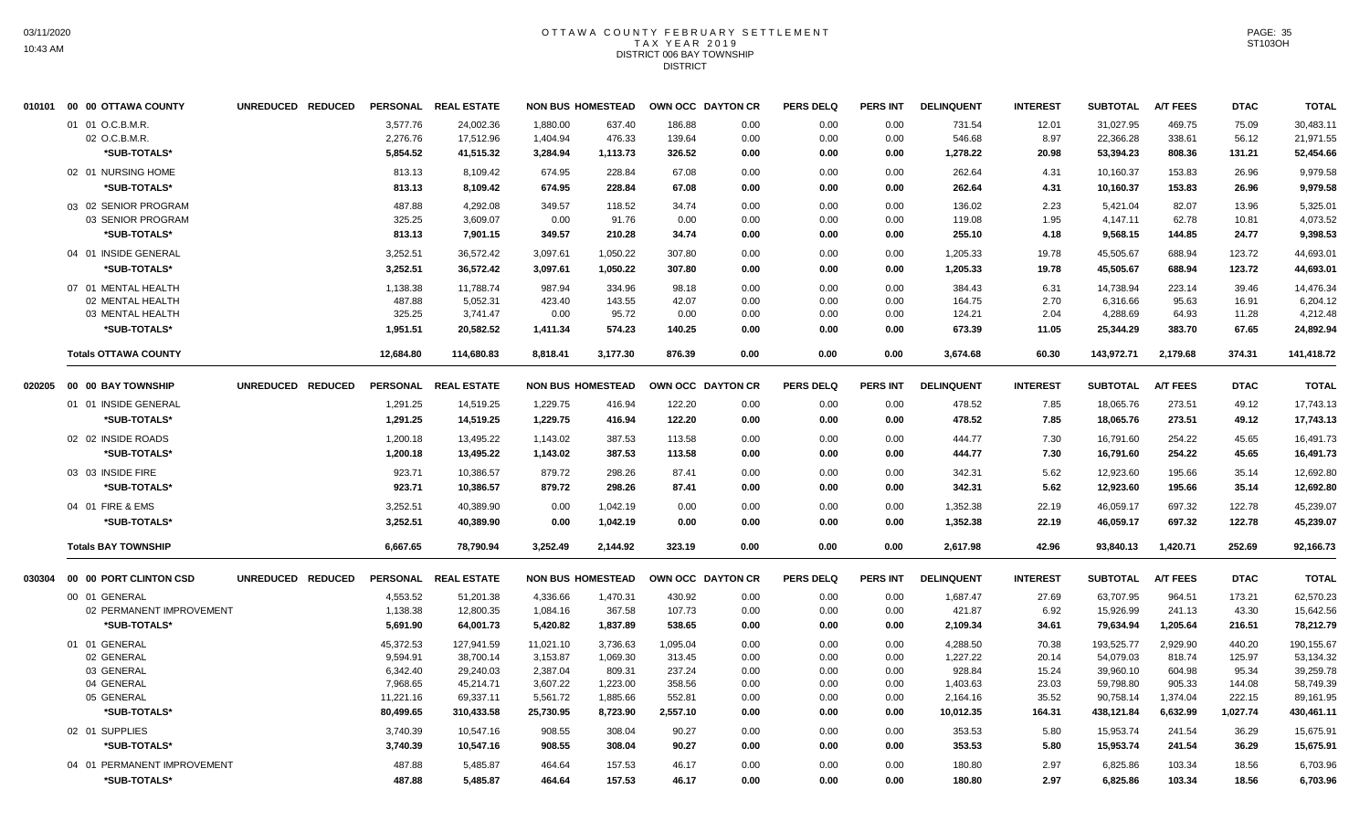# OTTAWA COUNTY FEBRUARY SETTLEMENT
## TAX YEAR 2019
## DISTRICT 006 BAY TOWNSHIP
## DISTRICT

03/11/2020
10:43 AM

PAGE: 35
ST103OH

| | | PERSONAL | REAL ESTATE | NON BUS | HOMESTEAD | OWN OCC | DAYTON CR | PERS DELQ | PERS INT | DELINQUENT | INTEREST | SUBTOTAL | A/T FEES | DTAC | TOTAL |
|---|---|---|---|---|---|---|---|---|---|---|---|---|---|---|---|
| 010101 | 00 00 OTTAWA COUNTY UNREDUCED REDUCED | PERSONAL | REAL ESTATE | NON BUS | HOMESTEAD | OWN OCC | DAYTON CR | PERS DELQ | PERS INT | DELINQUENT | INTEREST | SUBTOTAL | A/T FEES | DTAC | TOTAL |
| | 01 01 O.C.B.M.R. | 3,577.76 | 24,002.36 | 1,880.00 | 637.40 | 186.88 | 0.00 | 0.00 | 0.00 | 731.54 | 12.01 | 31,027.95 | 469.75 | 75.09 | 30,483.11 |
| | 02 O.C.B.M.R. | 2,276.76 | 17,512.96 | 1,404.94 | 476.33 | 139.64 | 0.00 | 0.00 | 0.00 | 546.68 | 8.97 | 22,366.28 | 338.61 | 56.12 | 21,971.55 |
| | *SUB-TOTALS* | 5,854.52 | 41,515.32 | 3,284.94 | 1,113.73 | 326.52 | 0.00 | 0.00 | 0.00 | 1,278.22 | 20.98 | 53,394.23 | 808.36 | 131.21 | 52,454.66 |
| | 02 01 NURSING HOME | 813.13 | 8,109.42 | 674.95 | 228.84 | 67.08 | 0.00 | 0.00 | 0.00 | 262.64 | 4.31 | 10,160.37 | 153.83 | 26.96 | 9,979.58 |
| | *SUB-TOTALS* | 813.13 | 8,109.42 | 674.95 | 228.84 | 67.08 | 0.00 | 0.00 | 0.00 | 262.64 | 4.31 | 10,160.37 | 153.83 | 26.96 | 9,979.58 |
| | 03 02 SENIOR PROGRAM | 487.88 | 4,292.08 | 349.57 | 118.52 | 34.74 | 0.00 | 0.00 | 0.00 | 136.02 | 2.23 | 5,421.04 | 82.07 | 13.96 | 5,325.01 |
| | 03 SENIOR PROGRAM | 325.25 | 3,609.07 | 0.00 | 91.76 | 0.00 | 0.00 | 0.00 | 0.00 | 119.08 | 1.95 | 4,147.11 | 62.78 | 10.81 | 4,073.52 |
| | *SUB-TOTALS* | 813.13 | 7,901.15 | 349.57 | 210.28 | 34.74 | 0.00 | 0.00 | 0.00 | 255.10 | 4.18 | 9,568.15 | 144.85 | 24.77 | 9,398.53 |
| | 04 01 INSIDE GENERAL | 3,252.51 | 36,572.42 | 3,097.61 | 1,050.22 | 307.80 | 0.00 | 0.00 | 0.00 | 1,205.33 | 19.78 | 45,505.67 | 688.94 | 123.72 | 44,693.01 |
| | *SUB-TOTALS* | 3,252.51 | 36,572.42 | 3,097.61 | 1,050.22 | 307.80 | 0.00 | 0.00 | 0.00 | 1,205.33 | 19.78 | 45,505.67 | 688.94 | 123.72 | 44,693.01 |
| | 07 01 MENTAL HEALTH | 1,138.38 | 11,788.74 | 987.94 | 334.96 | 98.18 | 0.00 | 0.00 | 0.00 | 384.43 | 6.31 | 14,738.94 | 223.14 | 39.46 | 14,476.34 |
| | 02 MENTAL HEALTH | 487.88 | 5,052.31 | 423.40 | 143.55 | 42.07 | 0.00 | 0.00 | 0.00 | 164.75 | 2.70 | 6,316.66 | 95.63 | 16.91 | 6,204.12 |
| | 03 MENTAL HEALTH | 325.25 | 3,741.47 | 0.00 | 95.72 | 0.00 | 0.00 | 0.00 | 0.00 | 124.21 | 2.04 | 4,288.69 | 64.93 | 11.28 | 4,212.48 |
| | *SUB-TOTALS* | 1,951.51 | 20,582.52 | 1,411.34 | 574.23 | 140.25 | 0.00 | 0.00 | 0.00 | 673.39 | 11.05 | 25,344.29 | 383.70 | 67.65 | 24,892.94 |
| | **Totals OTTAWA COUNTY** | 12,684.80 | 114,680.83 | 8,818.41 | 3,177.30 | 876.39 | 0.00 | 0.00 | 0.00 | 3,674.68 | 60.30 | 143,972.71 | 2,179.68 | 374.31 | 141,418.72 |
| 020205 | 00 00 BAY TOWNSHIP UNREDUCED REDUCED | PERSONAL | REAL ESTATE | NON BUS | HOMESTEAD | OWN OCC | DAYTON CR | PERS DELQ | PERS INT | DELINQUENT | INTEREST | SUBTOTAL | A/T FEES | DTAC | TOTAL |
| | 01 01 INSIDE GENERAL | 1,291.25 | 14,519.25 | 1,229.75 | 416.94 | 122.20 | 0.00 | 0.00 | 0.00 | 478.52 | 7.85 | 18,065.76 | 273.51 | 49.12 | 17,743.13 |
| | *SUB-TOTALS* | 1,291.25 | 14,519.25 | 1,229.75 | 416.94 | 122.20 | 0.00 | 0.00 | 0.00 | 478.52 | 7.85 | 18,065.76 | 273.51 | 49.12 | 17,743.13 |
| | 02 02 INSIDE ROADS | 1,200.18 | 13,495.22 | 1,143.02 | 387.53 | 113.58 | 0.00 | 0.00 | 0.00 | 444.77 | 7.30 | 16,791.60 | 254.22 | 45.65 | 16,491.73 |
| | *SUB-TOTALS* | 1,200.18 | 13,495.22 | 1,143.02 | 387.53 | 113.58 | 0.00 | 0.00 | 0.00 | 444.77 | 7.30 | 16,791.60 | 254.22 | 45.65 | 16,491.73 |
| | 03 03 INSIDE FIRE | 923.71 | 10,386.57 | 879.72 | 298.26 | 87.41 | 0.00 | 0.00 | 0.00 | 342.31 | 5.62 | 12,923.60 | 195.66 | 35.14 | 12,692.80 |
| | *SUB-TOTALS* | 923.71 | 10,386.57 | 879.72 | 298.26 | 87.41 | 0.00 | 0.00 | 0.00 | 342.31 | 5.62 | 12,923.60 | 195.66 | 35.14 | 12,692.80 |
| | 04 01 FIRE & EMS | 3,252.51 | 40,389.90 | 0.00 | 1,042.19 | 0.00 | 0.00 | 0.00 | 0.00 | 1,352.38 | 22.19 | 46,059.17 | 697.32 | 122.78 | 45,239.07 |
| | *SUB-TOTALS* | 3,252.51 | 40,389.90 | 0.00 | 1,042.19 | 0.00 | 0.00 | 0.00 | 0.00 | 1,352.38 | 22.19 | 46,059.17 | 697.32 | 122.78 | 45,239.07 |
| | **Totals BAY TOWNSHIP** | 6,667.65 | 78,790.94 | 3,252.49 | 2,144.92 | 323.19 | 0.00 | 0.00 | 0.00 | 2,617.98 | 42.96 | 93,840.13 | 1,420.71 | 252.69 | 92,166.73 |
| 030304 | 00 00 PORT CLINTON CSD UNREDUCED REDUCED | PERSONAL | REAL ESTATE | NON BUS | HOMESTEAD | OWN OCC | DAYTON CR | PERS DELQ | PERS INT | DELINQUENT | INTEREST | SUBTOTAL | A/T FEES | DTAC | TOTAL |
| | 00 01 GENERAL | 4,553.52 | 51,201.38 | 4,336.66 | 1,470.31 | 430.92 | 0.00 | 0.00 | 0.00 | 1,687.47 | 27.69 | 63,707.95 | 964.51 | 173.21 | 62,570.23 |
| | 02 PERMANENT IMPROVEMENT | 1,138.38 | 12,800.35 | 1,084.16 | 367.58 | 107.73 | 0.00 | 0.00 | 0.00 | 421.87 | 6.92 | 15,926.99 | 241.13 | 43.30 | 15,642.56 |
| | *SUB-TOTALS* | 5,691.90 | 64,001.73 | 5,420.82 | 1,837.89 | 538.65 | 0.00 | 0.00 | 0.00 | 2,109.34 | 34.61 | 79,634.94 | 1,205.64 | 216.51 | 78,212.79 |
| | 01 01 GENERAL | 45,372.53 | 127,941.59 | 11,021.10 | 3,736.63 | 1,095.04 | 0.00 | 0.00 | 0.00 | 4,288.50 | 70.38 | 193,525.77 | 2,929.90 | 440.20 | 190,155.67 |
| | 02 GENERAL | 9,594.91 | 38,700.14 | 3,153.87 | 1,069.30 | 313.45 | 0.00 | 0.00 | 0.00 | 1,227.22 | 20.14 | 54,079.03 | 818.74 | 125.97 | 53,134.32 |
| | 03 GENERAL | 6,342.40 | 29,240.03 | 2,387.04 | 809.31 | 237.24 | 0.00 | 0.00 | 0.00 | 928.84 | 15.24 | 39,960.10 | 604.98 | 95.34 | 39,259.78 |
| | 04 GENERAL | 7,968.65 | 45,214.71 | 3,607.22 | 1,223.00 | 358.56 | 0.00 | 0.00 | 0.00 | 1,403.63 | 23.03 | 59,798.80 | 905.33 | 144.08 | 58,749.39 |
| | 05 GENERAL | 11,221.16 | 69,337.11 | 5,561.72 | 1,885.66 | 552.81 | 0.00 | 0.00 | 0.00 | 2,164.16 | 35.52 | 90,758.14 | 1,374.04 | 222.15 | 89,161.95 |
| | *SUB-TOTALS* | 80,499.65 | 310,433.58 | 25,730.95 | 8,723.90 | 2,557.10 | 0.00 | 0.00 | 0.00 | 10,012.35 | 164.31 | 438,121.84 | 6,632.99 | 1,027.74 | 430,461.11 |
| | 02 01 SUPPLIES | 3,740.39 | 10,547.16 | 908.55 | 308.04 | 90.27 | 0.00 | 0.00 | 0.00 | 353.53 | 5.80 | 15,953.74 | 241.54 | 36.29 | 15,675.91 |
| | *SUB-TOTALS* | 3,740.39 | 10,547.16 | 908.55 | 308.04 | 90.27 | 0.00 | 0.00 | 0.00 | 353.53 | 5.80 | 15,953.74 | 241.54 | 36.29 | 15,675.91 |
| | 04 01 PERMANENT IMPROVEMENT | 487.88 | 5,485.87 | 464.64 | 157.53 | 46.17 | 0.00 | 0.00 | 0.00 | 180.80 | 2.97 | 6,825.86 | 103.34 | 18.56 | 6,703.96 |
| | *SUB-TOTALS* | 487.88 | 5,485.87 | 464.64 | 157.53 | 46.17 | 0.00 | 0.00 | 0.00 | 180.80 | 2.97 | 6,825.86 | 103.34 | 18.56 | 6,703.96 |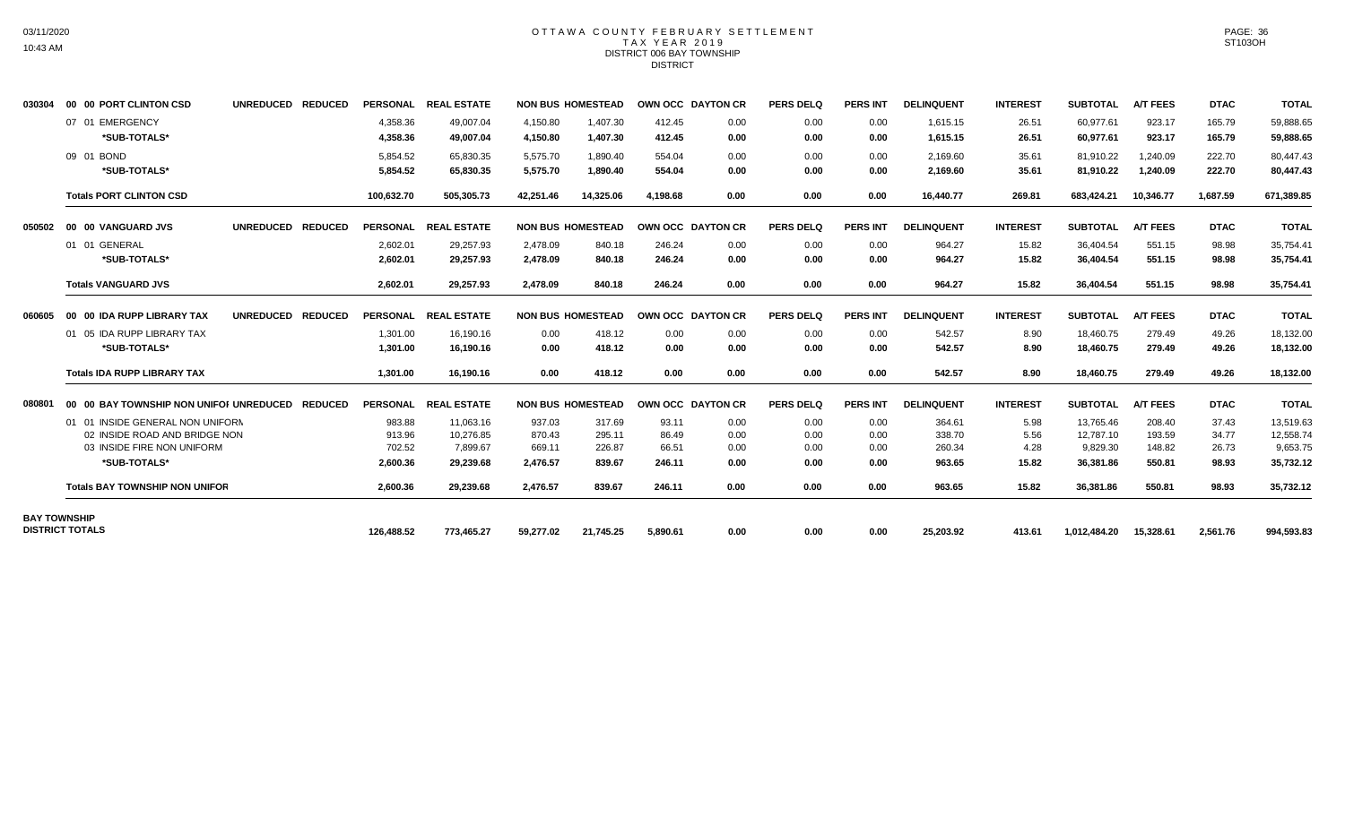# OTTAWA COUNTY FEBRUARY SETTLEMENT
## TAX YEAR 2019
### DISTRICT 006 BAY TOWNSHIP
DISTRICT

| | | | PERSONAL | REAL ESTATE | NON BUS | HOMESTEAD | OWN OCC | DAYTON CR | PERS DELQ | PERS INT | DELINQUENT | INTEREST | SUBTOTAL | A/T FEES | DTAC | TOTAL |
|---|---|---|---|---|---|---|---|---|---|---|---|---|---|---|---|---|
| 030304 | 00 00 PORT CLINTON CSD | UNREDUCED REDUCED | PERSONAL | REAL ESTATE | NON BUS | HOMESTEAD | OWN OCC | DAYTON CR | PERS DELQ | PERS INT | DELINQUENT | INTEREST | SUBTOTAL | A/T FEES | DTAC | TOTAL |
| | 07 01 EMERGENCY | | 4,358.36 | 49,007.04 | 4,150.80 | 1,407.30 | 412.45 | 0.00 | 0.00 | 0.00 | 1,615.15 | 26.51 | 60,977.61 | 923.17 | 165.79 | 59,888.65 |
| | *SUB-TOTALS* | | 4,358.36 | 49,007.04 | 4,150.80 | 1,407.30 | 412.45 | 0.00 | 0.00 | 0.00 | 1,615.15 | 26.51 | 60,977.61 | 923.17 | 165.79 | 59,888.65 |
| | 09 01 BOND | | 5,854.52 | 65,830.35 | 5,575.70 | 1,890.40 | 554.04 | 0.00 | 0.00 | 0.00 | 2,169.60 | 35.61 | 81,910.22 | 1,240.09 | 222.70 | 80,447.43 |
| | *SUB-TOTALS* | | 5,854.52 | 65,830.35 | 5,575.70 | 1,890.40 | 554.04 | 0.00 | 0.00 | 0.00 | 2,169.60 | 35.61 | 81,910.22 | 1,240.09 | 222.70 | 80,447.43 |
| | Totals PORT CLINTON CSD | | 100,632.70 | 505,305.73 | 42,251.46 | 14,325.06 | 4,198.68 | 0.00 | 0.00 | 0.00 | 16,440.77 | 269.81 | 683,424.21 | 10,346.77 | 1,687.59 | 671,389.85 |
| 050502 | 00 00 VANGUARD JVS | UNREDUCED REDUCED | PERSONAL | REAL ESTATE | NON BUS | HOMESTEAD | OWN OCC | DAYTON CR | PERS DELQ | PERS INT | DELINQUENT | INTEREST | SUBTOTAL | A/T FEES | DTAC | TOTAL |
| | 01 01 GENERAL | | 2,602.01 | 29,257.93 | 2,478.09 | 840.18 | 246.24 | 0.00 | 0.00 | 0.00 | 964.27 | 15.82 | 36,404.54 | 551.15 | 98.98 | 35,754.41 |
| | *SUB-TOTALS* | | 2,602.01 | 29,257.93 | 2,478.09 | 840.18 | 246.24 | 0.00 | 0.00 | 0.00 | 964.27 | 15.82 | 36,404.54 | 551.15 | 98.98 | 35,754.41 |
| | Totals VANGUARD JVS | | 2,602.01 | 29,257.93 | 2,478.09 | 840.18 | 246.24 | 0.00 | 0.00 | 0.00 | 964.27 | 15.82 | 36,404.54 | 551.15 | 98.98 | 35,754.41 |
| 060605 | 00 00 IDA RUPP LIBRARY TAX | UNREDUCED REDUCED | PERSONAL | REAL ESTATE | NON BUS | HOMESTEAD | OWN OCC | DAYTON CR | PERS DELQ | PERS INT | DELINQUENT | INTEREST | SUBTOTAL | A/T FEES | DTAC | TOTAL |
| | 01 05 IDA RUPP LIBRARY TAX | | 1,301.00 | 16,190.16 | 0.00 | 418.12 | 0.00 | 0.00 | 0.00 | 0.00 | 542.57 | 8.90 | 18,460.75 | 279.49 | 49.26 | 18,132.00 |
| | *SUB-TOTALS* | | 1,301.00 | 16,190.16 | 0.00 | 418.12 | 0.00 | 0.00 | 0.00 | 0.00 | 542.57 | 8.90 | 18,460.75 | 279.49 | 49.26 | 18,132.00 |
| | Totals IDA RUPP LIBRARY TAX | | 1,301.00 | 16,190.16 | 0.00 | 418.12 | 0.00 | 0.00 | 0.00 | 0.00 | 542.57 | 8.90 | 18,460.75 | 279.49 | 49.26 | 18,132.00 |
| 080801 | 00 00 BAY TOWNSHIP NON UNIFOI | UNREDUCED REDUCED | PERSONAL | REAL ESTATE | NON BUS | HOMESTEAD | OWN OCC | DAYTON CR | PERS DELQ | PERS INT | DELINQUENT | INTEREST | SUBTOTAL | A/T FEES | DTAC | TOTAL |
| | 01 01 INSIDE GENERAL NON UNIFORM | | 983.88 | 11,063.16 | 937.03 | 317.69 | 93.11 | 0.00 | 0.00 | 0.00 | 364.61 | 5.98 | 13,765.46 | 208.40 | 37.43 | 13,519.63 |
| | 02 INSIDE ROAD AND BRIDGE NON | | 913.96 | 10,276.85 | 870.43 | 295.11 | 86.49 | 0.00 | 0.00 | 0.00 | 338.70 | 5.56 | 12,787.10 | 193.59 | 34.77 | 12,558.74 |
| | 03 INSIDE FIRE NON UNIFORM | | 702.52 | 7,899.67 | 669.11 | 226.87 | 66.51 | 0.00 | 0.00 | 0.00 | 260.34 | 4.28 | 9,829.30 | 148.82 | 26.73 | 9,653.75 |
| | *SUB-TOTALS* | | 2,600.36 | 29,239.68 | 2,476.57 | 839.67 | 246.11 | 0.00 | 0.00 | 0.00 | 963.65 | 15.82 | 36,381.86 | 550.81 | 98.93 | 35,732.12 |
| | Totals BAY TOWNSHIP NON UNIFOR | | 2,600.36 | 29,239.68 | 2,476.57 | 839.67 | 246.11 | 0.00 | 0.00 | 0.00 | 963.65 | 15.82 | 36,381.86 | 550.81 | 98.93 | 35,732.12 |
| BAY TOWNSHIP DISTRICT TOTALS | | | 126,488.52 | 773,465.27 | 59,277.02 | 21,745.25 | 5,890.61 | 0.00 | 0.00 | 0.00 | 25,203.92 | 413.61 | 1,012,484.20 | 15,328.61 | 2,561.76 | 994,593.83 |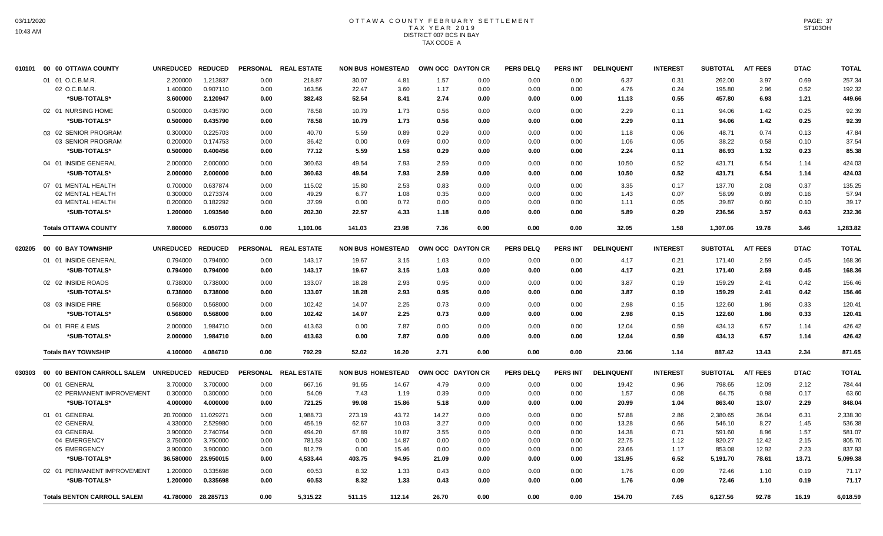# OTTAWA COUNTY FEBRUARY SETTLEMENT
## TAX YEAR 2019
## DISTRICT 007 BCS IN BAY
## TAX CODE A

| | | UNREDUCED | REDUCED | PERSONAL | REAL ESTATE | NON BUS | HOMESTEAD | OWN OCC | DAYTON CR | PERS DELQ | PERS INT | DELINQUENT | INTEREST | SUBTOTAL | A/T FEES | DTAC | TOTAL |
|---|---|---|---|---|---|---|---|---|---|---|---|---|---|---|---|---|---|
| 010101 | 00 00 OTTAWA COUNTY | | | | | | | | | | | | | | | | |
| | 01 01 O.C.B.M.R. | 2.200000 | 1.213837 | 0.00 | 218.87 | 30.07 | 4.81 | 1.57 | 0.00 | 0.00 | 0.00 | 6.37 | 0.31 | 262.00 | 3.97 | 0.69 | 257.34 |
| | 02 O.C.B.M.R. | 1.400000 | 0.907110 | 0.00 | 163.56 | 22.47 | 3.60 | 1.17 | 0.00 | 0.00 | 0.00 | 4.76 | 0.24 | 195.80 | 2.96 | 0.52 | 192.32 |
| | *SUB-TOTALS* | 3.600000 | 2.120947 | 0.00 | 382.43 | 52.54 | 8.41 | 2.74 | 0.00 | 0.00 | 0.00 | 11.13 | 0.55 | 457.80 | 6.93 | 1.21 | 449.66 |
| | 02 01 NURSING HOME | 0.500000 | 0.435790 | 0.00 | 78.58 | 10.79 | 1.73 | 0.56 | 0.00 | 0.00 | 0.00 | 2.29 | 0.11 | 94.06 | 1.42 | 0.25 | 92.39 |
| | *SUB-TOTALS* | 0.500000 | 0.435790 | 0.00 | 78.58 | 10.79 | 1.73 | 0.56 | 0.00 | 0.00 | 0.00 | 2.29 | 0.11 | 94.06 | 1.42 | 0.25 | 92.39 |
| | 03 02 SENIOR PROGRAM | 0.300000 | 0.225703 | 0.00 | 40.70 | 5.59 | 0.89 | 0.29 | 0.00 | 0.00 | 0.00 | 1.18 | 0.06 | 48.71 | 0.74 | 0.13 | 47.84 |
| | 03 SENIOR PROGRAM | 0.200000 | 0.174753 | 0.00 | 36.42 | 0.00 | 0.69 | 0.00 | 0.00 | 0.00 | 0.00 | 1.06 | 0.05 | 38.22 | 0.58 | 0.10 | 37.54 |
| | *SUB-TOTALS* | 0.500000 | 0.400456 | 0.00 | 77.12 | 5.59 | 1.58 | 0.29 | 0.00 | 0.00 | 0.00 | 2.24 | 0.11 | 86.93 | 1.32 | 0.23 | 85.38 |
| | 04 01 INSIDE GENERAL | 2.000000 | 2.000000 | 0.00 | 360.63 | 49.54 | 7.93 | 2.59 | 0.00 | 0.00 | 0.00 | 10.50 | 0.52 | 431.71 | 6.54 | 1.14 | 424.03 |
| | *SUB-TOTALS* | 2.000000 | 2.000000 | 0.00 | 360.63 | 49.54 | 7.93 | 2.59 | 0.00 | 0.00 | 0.00 | 10.50 | 0.52 | 431.71 | 6.54 | 1.14 | 424.03 |
| | 07 01 MENTAL HEALTH | 0.700000 | 0.637874 | 0.00 | 115.02 | 15.80 | 2.53 | 0.83 | 0.00 | 0.00 | 0.00 | 3.35 | 0.17 | 137.70 | 2.08 | 0.37 | 135.25 |
| | 02 MENTAL HEALTH | 0.300000 | 0.273374 | 0.00 | 49.29 | 6.77 | 1.08 | 0.35 | 0.00 | 0.00 | 0.00 | 1.43 | 0.07 | 58.99 | 0.89 | 0.16 | 57.94 |
| | 03 MENTAL HEALTH | 0.200000 | 0.182292 | 0.00 | 37.99 | 0.00 | 0.72 | 0.00 | 0.00 | 0.00 | 0.00 | 1.11 | 0.05 | 39.87 | 0.60 | 0.10 | 39.17 |
| | *SUB-TOTALS* | 1.200000 | 1.093540 | 0.00 | 202.30 | 22.57 | 4.33 | 1.18 | 0.00 | 0.00 | 0.00 | 5.89 | 0.29 | 236.56 | 3.57 | 0.63 | 232.36 |
| | **Totals OTTAWA COUNTY** | 7.800000 | 6.050733 | 0.00 | 1,101.06 | 141.03 | 23.98 | 7.36 | 0.00 | 0.00 | 0.00 | 32.05 | 1.58 | 1,307.06 | 19.78 | 3.46 | 1,283.82 |
| 020205 | 00 00 BAY TOWNSHIP | UNREDUCED | REDUCED | PERSONAL | REAL ESTATE | NON BUS | HOMESTEAD | OWN OCC | DAYTON CR | PERS DELQ | PERS INT | DELINQUENT | INTEREST | SUBTOTAL | A/T FEES | DTAC | TOTAL |
| | 01 01 INSIDE GENERAL | 0.794000 | 0.794000 | 0.00 | 143.17 | 19.67 | 3.15 | 1.03 | 0.00 | 0.00 | 0.00 | 4.17 | 0.21 | 171.40 | 2.59 | 0.45 | 168.36 |
| | *SUB-TOTALS* | 0.794000 | 0.794000 | 0.00 | 143.17 | 19.67 | 3.15 | 1.03 | 0.00 | 0.00 | 0.00 | 4.17 | 0.21 | 171.40 | 2.59 | 0.45 | 168.36 |
| | 02 02 INSIDE ROADS | 0.738000 | 0.738000 | 0.00 | 133.07 | 18.28 | 2.93 | 0.95 | 0.00 | 0.00 | 0.00 | 3.87 | 0.19 | 159.29 | 2.41 | 0.42 | 156.46 |
| | *SUB-TOTALS* | 0.738000 | 0.738000 | 0.00 | 133.07 | 18.28 | 2.93 | 0.95 | 0.00 | 0.00 | 0.00 | 3.87 | 0.19 | 159.29 | 2.41 | 0.42 | 156.46 |
| | 03 03 INSIDE FIRE | 0.568000 | 0.568000 | 0.00 | 102.42 | 14.07 | 2.25 | 0.73 | 0.00 | 0.00 | 0.00 | 2.98 | 0.15 | 122.60 | 1.86 | 0.33 | 120.41 |
| | *SUB-TOTALS* | 0.568000 | 0.568000 | 0.00 | 102.42 | 14.07 | 2.25 | 0.73 | 0.00 | 0.00 | 0.00 | 2.98 | 0.15 | 122.60 | 1.86 | 0.33 | 120.41 |
| | 04 01 FIRE & EMS | 2.000000 | 1.984710 | 0.00 | 413.63 | 0.00 | 7.87 | 0.00 | 0.00 | 0.00 | 0.00 | 12.04 | 0.59 | 434.13 | 6.57 | 1.14 | 426.42 |
| | *SUB-TOTALS* | 2.000000 | 1.984710 | 0.00 | 413.63 | 0.00 | 7.87 | 0.00 | 0.00 | 0.00 | 0.00 | 12.04 | 0.59 | 434.13 | 6.57 | 1.14 | 426.42 |
| | **Totals BAY TOWNSHIP** | 4.100000 | 4.084710 | 0.00 | 792.29 | 52.02 | 16.20 | 2.71 | 0.00 | 0.00 | 0.00 | 23.06 | 1.14 | 887.42 | 13.43 | 2.34 | 871.65 |
| 030303 | 00 00 BENTON CARROLL SALEM | UNREDUCED | REDUCED | PERSONAL | REAL ESTATE | NON BUS | HOMESTEAD | OWN OCC | DAYTON CR | PERS DELQ | PERS INT | DELINQUENT | INTEREST | SUBTOTAL | A/T FEES | DTAC | TOTAL |
| | 00 01 GENERAL | 3.700000 | 3.700000 | 0.00 | 667.16 | 91.65 | 14.67 | 4.79 | 0.00 | 0.00 | 0.00 | 19.42 | 0.96 | 798.65 | 12.09 | 2.12 | 784.44 |
| | 02 PERMANENT IMPROVEMENT | 0.300000 | 0.300000 | 0.00 | 54.09 | 7.43 | 1.19 | 0.39 | 0.00 | 0.00 | 0.00 | 1.57 | 0.08 | 64.75 | 0.98 | 0.17 | 63.60 |
| | *SUB-TOTALS* | 4.000000 | 4.000000 | 0.00 | 721.25 | 99.08 | 15.86 | 5.18 | 0.00 | 0.00 | 0.00 | 20.99 | 1.04 | 863.40 | 13.07 | 2.29 | 848.04 |
| | 01 01 GENERAL | 20.700000 | 11.029271 | 0.00 | 1,988.73 | 273.19 | 43.72 | 14.27 | 0.00 | 0.00 | 0.00 | 57.88 | 2.86 | 2,380.65 | 36.04 | 6.31 | 2,338.30 |
| | 02 GENERAL | 4.330000 | 2.529980 | 0.00 | 456.19 | 62.67 | 10.03 | 3.27 | 0.00 | 0.00 | 0.00 | 13.28 | 0.66 | 546.10 | 8.27 | 1.45 | 536.38 |
| | 03 GENERAL | 3.900000 | 2.740764 | 0.00 | 494.20 | 67.89 | 10.87 | 3.55 | 0.00 | 0.00 | 0.00 | 14.38 | 0.71 | 591.60 | 8.96 | 1.57 | 581.07 |
| | 04 EMERGENCY | 3.750000 | 3.750000 | 0.00 | 781.53 | 0.00 | 14.87 | 0.00 | 0.00 | 0.00 | 0.00 | 22.75 | 1.12 | 820.27 | 12.42 | 2.15 | 805.70 |
| | 05 EMERGENCY | 3.900000 | 3.900000 | 0.00 | 812.79 | 0.00 | 15.46 | 0.00 | 0.00 | 0.00 | 0.00 | 23.66 | 1.17 | 853.08 | 12.92 | 2.23 | 837.93 |
| | *SUB-TOTALS* | 36.580000 | 23.950015 | 0.00 | 4,533.44 | 403.75 | 94.95 | 21.09 | 0.00 | 0.00 | 0.00 | 131.95 | 6.52 | 5,191.70 | 78.61 | 13.71 | 5,099.38 |
| | 02 01 PERMANENT IMPROVEMENT | 1.200000 | 0.335698 | 0.00 | 60.53 | 8.32 | 1.33 | 0.43 | 0.00 | 0.00 | 0.00 | 1.76 | 0.09 | 72.46 | 1.10 | 0.19 | 71.17 |
| | *SUB-TOTALS* | 1.200000 | 0.335698 | 0.00 | 60.53 | 8.32 | 1.33 | 0.43 | 0.00 | 0.00 | 0.00 | 1.76 | 0.09 | 72.46 | 1.10 | 0.19 | 71.17 |
| | **Totals BENTON CARROLL SALEM** | 41.780000 | 28.285713 | 0.00 | 5,315.22 | 511.15 | 112.14 | 26.70 | 0.00 | 0.00 | 0.00 | 154.70 | 7.65 | 6,127.56 | 92.78 | 16.19 | 6,018.59 |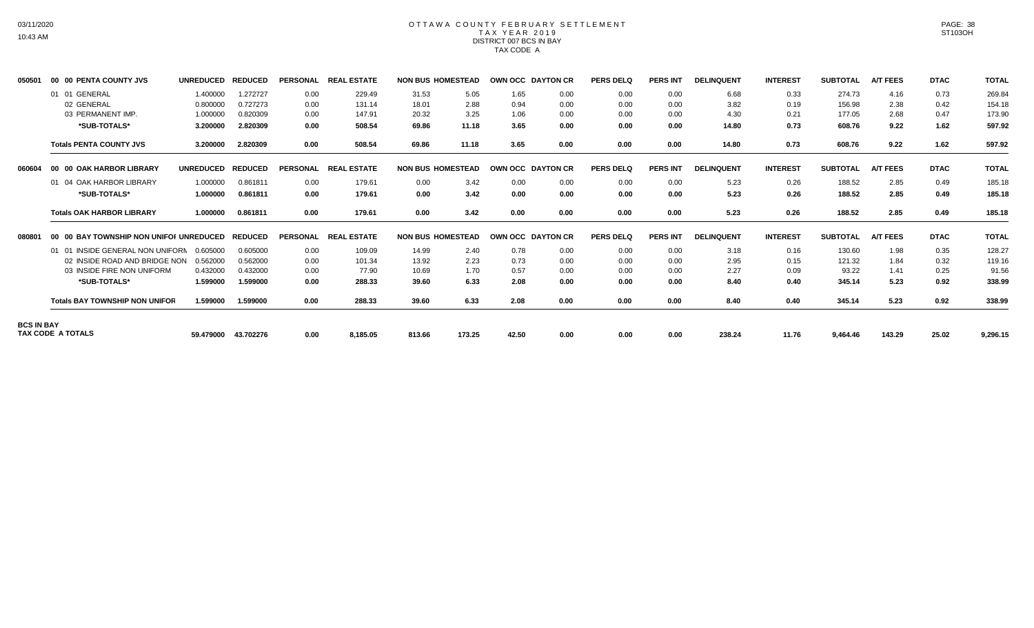# OTTAWA COUNTY FEBRUARY SETTLEMENT
## TAX YEAR 2019
### DISTRICT 007 BCS IN BAY
### TAX CODE A

| | | UNREDUCED | REDUCED | PERSONAL | REAL ESTATE | NON BUS | HOMESTEAD | OWN OCC | DAYTON CR | PERS DELQ | PERS INT | DELINQUENT | INTEREST | SUBTOTAL | A/T FEES | DTAC | TOTAL |
|---|---|---|---|---|---|---|---|---|---|---|---|---|---|---|---|---|---|
| 050501 | 00 00 PENTA COUNTY JVS | UNREDUCED | REDUCED | PERSONAL | REAL ESTATE | NON BUS | HOMESTEAD | OWN OCC | DAYTON CR | PERS DELQ | PERS INT | DELINQUENT | INTEREST | SUBTOTAL | A/T FEES | DTAC | TOTAL |
| | 01 01 GENERAL | 1.400000 | 1.272727 | 0.00 | 229.49 | 31.53 | 5.05 | 1.65 | 0.00 | 0.00 | 0.00 | 6.68 | 0.33 | 274.73 | 4.16 | 0.73 | 269.84 |
| | 02 GENERAL | 0.800000 | 0.727273 | 0.00 | 131.14 | 18.01 | 2.88 | 0.94 | 0.00 | 0.00 | 0.00 | 3.82 | 0.19 | 156.98 | 2.38 | 0.42 | 154.18 |
| | 03 PERMANENT IMP. | 1.000000 | 0.820309 | 0.00 | 147.91 | 20.32 | 3.25 | 1.06 | 0.00 | 0.00 | 0.00 | 4.30 | 0.21 | 177.05 | 2.68 | 0.47 | 173.90 |
| | **\*SUB-TOTALS\*** | **3.200000** | **2.820309** | **0.00** | **508.54** | **69.86** | **11.18** | **3.65** | **0.00** | **0.00** | **0.00** | **14.80** | **0.73** | **608.76** | **9.22** | **1.62** | **597.92** |
| | **Totals PENTA COUNTY JVS** | **3.200000** | **2.820309** | **0.00** | **508.54** | **69.86** | **11.18** | **3.65** | **0.00** | **0.00** | **0.00** | **14.80** | **0.73** | **608.76** | **9.22** | **1.62** | **597.92** |
| 060604 | 00 00 OAK HARBOR LIBRARY | UNREDUCED | REDUCED | PERSONAL | REAL ESTATE | NON BUS | HOMESTEAD | OWN OCC | DAYTON CR | PERS DELQ | PERS INT | DELINQUENT | INTEREST | SUBTOTAL | A/T FEES | DTAC | TOTAL |
| | 01 04 OAK HARBOR LIBRARY | 1.000000 | 0.861811 | 0.00 | 179.61 | 0.00 | 3.42 | 0.00 | 0.00 | 0.00 | 0.00 | 5.23 | 0.26 | 188.52 | 2.85 | 0.49 | 185.18 |
| | **\*SUB-TOTALS\*** | **1.000000** | **0.861811** | **0.00** | **179.61** | **0.00** | **3.42** | **0.00** | **0.00** | **0.00** | **0.00** | **5.23** | **0.26** | **188.52** | **2.85** | **0.49** | **185.18** |
| | **Totals OAK HARBOR LIBRARY** | **1.000000** | **0.861811** | **0.00** | **179.61** | **0.00** | **3.42** | **0.00** | **0.00** | **0.00** | **0.00** | **5.23** | **0.26** | **188.52** | **2.85** | **0.49** | **185.18** |
| 080801 | 00 00 BAY TOWNSHIP NON UNIFOI | UNREDUCED | REDUCED | PERSONAL | REAL ESTATE | NON BUS | HOMESTEAD | OWN OCC | DAYTON CR | PERS DELQ | PERS INT | DELINQUENT | INTEREST | SUBTOTAL | A/T FEES | DTAC | TOTAL |
| | 01 01 INSIDE GENERAL NON UNIFORM | 0.605000 | 0.605000 | 0.00 | 109.09 | 14.99 | 2.40 | 0.78 | 0.00 | 0.00 | 0.00 | 3.18 | 0.16 | 130.60 | 1.98 | 0.35 | 128.27 |
| | 02 INSIDE ROAD AND BRIDGE NON | 0.562000 | 0.562000 | 0.00 | 101.34 | 13.92 | 2.23 | 0.73 | 0.00 | 0.00 | 0.00 | 2.95 | 0.15 | 121.32 | 1.84 | 0.32 | 119.16 |
| | 03 INSIDE FIRE NON UNIFORM | 0.432000 | 0.432000 | 0.00 | 77.90 | 10.69 | 1.70 | 0.57 | 0.00 | 0.00 | 0.00 | 2.27 | 0.09 | 93.22 | 1.41 | 0.25 | 91.56 |
| | **\*SUB-TOTALS\*** | **1.599000** | **1.599000** | **0.00** | **288.33** | **39.60** | **6.33** | **2.08** | **0.00** | **0.00** | **0.00** | **8.40** | **0.40** | **345.14** | **5.23** | **0.92** | **338.99** |
| | **Totals BAY TOWNSHIP NON UNIFOR** | **1.599000** | **1.599000** | **0.00** | **288.33** | **39.60** | **6.33** | **2.08** | **0.00** | **0.00** | **0.00** | **8.40** | **0.40** | **345.14** | **5.23** | **0.92** | **338.99** |
| **BCS IN BAY TAX CODE A TOTALS** | | **59.479000** | **43.702276** | **0.00** | **8,185.05** | **813.66** | **173.25** | **42.50** | **0.00** | **0.00** | **0.00** | **238.24** | **11.76** | **9,464.46** | **143.29** | **25.02** | **9,296.15** |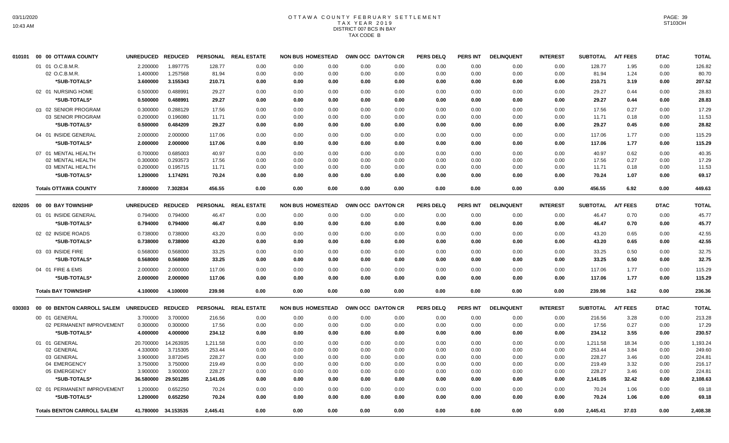# OTTAWA COUNTY FEBRUARY SETTLEMENT
## TAX YEAR 2019
## DISTRICT 007 BCS IN BAY
## TAX CODE B

| | | UNREDUCED | REDUCED | PERSONAL | REAL ESTATE | NON BUS | HOMESTEAD | OWN OCC | DAYTON CR | PERS DELQ | PERS INT | DELINQUENT | INTEREST | SUBTOTAL | A/T FEES | DTAC | TOTAL |
|---|---|---|---|---|---|---|---|---|---|---|---|---|---|---|---|---|---|
| 010101 | 00 00 OTTAWA COUNTY | | | | | | | | | | | | | | | | |
| | 01 01 O.C.B.M.R. | 2.200000 | 1.897775 | 128.77 | 0.00 | 0.00 | 0.00 | 0.00 | 0.00 | 0.00 | 0.00 | 0.00 | 0.00 | 128.77 | 1.95 | 0.00 | 126.82 |
| | 02 O.C.B.M.R. | 1.400000 | 1.257568 | 81.94 | 0.00 | 0.00 | 0.00 | 0.00 | 0.00 | 0.00 | 0.00 | 0.00 | 0.00 | 81.94 | 1.24 | 0.00 | 80.70 |
| | *SUB-TOTALS* | 3.600000 | 3.155343 | 210.71 | 0.00 | 0.00 | 0.00 | 0.00 | 0.00 | 0.00 | 0.00 | 0.00 | 0.00 | 210.71 | 3.19 | 0.00 | 207.52 |
| | 02 01 NURSING HOME | 0.500000 | 0.488991 | 29.27 | 0.00 | 0.00 | 0.00 | 0.00 | 0.00 | 0.00 | 0.00 | 0.00 | 0.00 | 29.27 | 0.44 | 0.00 | 28.83 |
| | *SUB-TOTALS* | 0.500000 | 0.488991 | 29.27 | 0.00 | 0.00 | 0.00 | 0.00 | 0.00 | 0.00 | 0.00 | 0.00 | 0.00 | 29.27 | 0.44 | 0.00 | 28.83 |
| | 03 02 SENIOR PROGRAM | 0.300000 | 0.288129 | 17.56 | 0.00 | 0.00 | 0.00 | 0.00 | 0.00 | 0.00 | 0.00 | 0.00 | 0.00 | 17.56 | 0.27 | 0.00 | 17.29 |
| | 03 SENIOR PROGRAM | 0.200000 | 0.196080 | 11.71 | 0.00 | 0.00 | 0.00 | 0.00 | 0.00 | 0.00 | 0.00 | 0.00 | 0.00 | 11.71 | 0.18 | 0.00 | 11.53 |
| | *SUB-TOTALS* | 0.500000 | 0.484209 | 29.27 | 0.00 | 0.00 | 0.00 | 0.00 | 0.00 | 0.00 | 0.00 | 0.00 | 0.00 | 29.27 | 0.45 | 0.00 | 28.82 |
| | 04 01 INSIDE GENERAL | 2.000000 | 2.000000 | 117.06 | 0.00 | 0.00 | 0.00 | 0.00 | 0.00 | 0.00 | 0.00 | 0.00 | 0.00 | 117.06 | 1.77 | 0.00 | 115.29 |
| | *SUB-TOTALS* | 2.000000 | 2.000000 | 117.06 | 0.00 | 0.00 | 0.00 | 0.00 | 0.00 | 0.00 | 0.00 | 0.00 | 0.00 | 117.06 | 1.77 | 0.00 | 115.29 |
| | 07 01 MENTAL HEALTH | 0.700000 | 0.685003 | 40.97 | 0.00 | 0.00 | 0.00 | 0.00 | 0.00 | 0.00 | 0.00 | 0.00 | 0.00 | 40.97 | 0.62 | 0.00 | 40.35 |
| | 02 MENTAL HEALTH | 0.300000 | 0.293573 | 17.56 | 0.00 | 0.00 | 0.00 | 0.00 | 0.00 | 0.00 | 0.00 | 0.00 | 0.00 | 17.56 | 0.27 | 0.00 | 17.29 |
| | 03 MENTAL HEALTH | 0.200000 | 0.195715 | 11.71 | 0.00 | 0.00 | 0.00 | 0.00 | 0.00 | 0.00 | 0.00 | 0.00 | 0.00 | 11.71 | 0.18 | 0.00 | 11.53 |
| | *SUB-TOTALS* | 1.200000 | 1.174291 | 70.24 | 0.00 | 0.00 | 0.00 | 0.00 | 0.00 | 0.00 | 0.00 | 0.00 | 0.00 | 70.24 | 1.07 | 0.00 | 69.17 |
| | **Totals OTTAWA COUNTY** | 7.800000 | 7.302834 | 456.55 | 0.00 | 0.00 | 0.00 | 0.00 | 0.00 | 0.00 | 0.00 | 0.00 | 0.00 | 456.55 | 6.92 | 0.00 | 449.63 |
| 020205 | 00 00 BAY TOWNSHIP | UNREDUCED | REDUCED | PERSONAL | REAL ESTATE | NON BUS | HOMESTEAD | OWN OCC | DAYTON CR | PERS DELQ | PERS INT | DELINQUENT | INTEREST | SUBTOTAL | A/T FEES | DTAC | TOTAL |
| | 01 01 INSIDE GENERAL | 0.794000 | 0.794000 | 46.47 | 0.00 | 0.00 | 0.00 | 0.00 | 0.00 | 0.00 | 0.00 | 0.00 | 0.00 | 46.47 | 0.70 | 0.00 | 45.77 |
| | *SUB-TOTALS* | 0.794000 | 0.794000 | 46.47 | 0.00 | 0.00 | 0.00 | 0.00 | 0.00 | 0.00 | 0.00 | 0.00 | 0.00 | 46.47 | 0.70 | 0.00 | 45.77 |
| | 02 02 INSIDE ROADS | 0.738000 | 0.738000 | 43.20 | 0.00 | 0.00 | 0.00 | 0.00 | 0.00 | 0.00 | 0.00 | 0.00 | 0.00 | 43.20 | 0.65 | 0.00 | 42.55 |
| | *SUB-TOTALS* | 0.738000 | 0.738000 | 43.20 | 0.00 | 0.00 | 0.00 | 0.00 | 0.00 | 0.00 | 0.00 | 0.00 | 0.00 | 43.20 | 0.65 | 0.00 | 42.55 |
| | 03 03 INSIDE FIRE | 0.568000 | 0.568000 | 33.25 | 0.00 | 0.00 | 0.00 | 0.00 | 0.00 | 0.00 | 0.00 | 0.00 | 0.00 | 33.25 | 0.50 | 0.00 | 32.75 |
| | *SUB-TOTALS* | 0.568000 | 0.568000 | 33.25 | 0.00 | 0.00 | 0.00 | 0.00 | 0.00 | 0.00 | 0.00 | 0.00 | 0.00 | 33.25 | 0.50 | 0.00 | 32.75 |
| | 04 01 FIRE & EMS | 2.000000 | 2.000000 | 117.06 | 0.00 | 0.00 | 0.00 | 0.00 | 0.00 | 0.00 | 0.00 | 0.00 | 0.00 | 117.06 | 1.77 | 0.00 | 115.29 |
| | *SUB-TOTALS* | 2.000000 | 2.000000 | 117.06 | 0.00 | 0.00 | 0.00 | 0.00 | 0.00 | 0.00 | 0.00 | 0.00 | 0.00 | 117.06 | 1.77 | 0.00 | 115.29 |
| | **Totals BAY TOWNSHIP** | 4.100000 | 4.100000 | 239.98 | 0.00 | 0.00 | 0.00 | 0.00 | 0.00 | 0.00 | 0.00 | 0.00 | 0.00 | 239.98 | 3.62 | 0.00 | 236.36 |
| 030303 | 00 00 BENTON CARROLL SALEM | UNREDUCED | REDUCED | PERSONAL | REAL ESTATE | NON BUS | HOMESTEAD | OWN OCC | DAYTON CR | PERS DELQ | PERS INT | DELINQUENT | INTEREST | SUBTOTAL | A/T FEES | DTAC | TOTAL |
| | 00 01 GENERAL | 3.700000 | 3.700000 | 216.56 | 0.00 | 0.00 | 0.00 | 0.00 | 0.00 | 0.00 | 0.00 | 0.00 | 0.00 | 216.56 | 3.28 | 0.00 | 213.28 |
| | 02 PERMANENT IMPROVEMENT | 0.300000 | 0.300000 | 17.56 | 0.00 | 0.00 | 0.00 | 0.00 | 0.00 | 0.00 | 0.00 | 0.00 | 0.00 | 17.56 | 0.27 | 0.00 | 17.29 |
| | *SUB-TOTALS* | 4.000000 | 4.000000 | 234.12 | 0.00 | 0.00 | 0.00 | 0.00 | 0.00 | 0.00 | 0.00 | 0.00 | 0.00 | 234.12 | 3.55 | 0.00 | 230.57 |
| | 01 01 GENERAL | 20.700000 | 14.263935 | 1,211.58 | 0.00 | 0.00 | 0.00 | 0.00 | 0.00 | 0.00 | 0.00 | 0.00 | 0.00 | 1,211.58 | 18.34 | 0.00 | 1,193.24 |
| | 02 GENERAL | 4.330000 | 3.715305 | 253.44 | 0.00 | 0.00 | 0.00 | 0.00 | 0.00 | 0.00 | 0.00 | 0.00 | 0.00 | 253.44 | 3.84 | 0.00 | 249.60 |
| | 03 GENERAL | 3.900000 | 3.872045 | 228.27 | 0.00 | 0.00 | 0.00 | 0.00 | 0.00 | 0.00 | 0.00 | 0.00 | 0.00 | 228.27 | 3.46 | 0.00 | 224.81 |
| | 04 EMERGENCY | 3.750000 | 3.750000 | 219.49 | 0.00 | 0.00 | 0.00 | 0.00 | 0.00 | 0.00 | 0.00 | 0.00 | 0.00 | 219.49 | 3.32 | 0.00 | 216.17 |
| | 05 EMERGENCY | 3.900000 | 3.900000 | 228.27 | 0.00 | 0.00 | 0.00 | 0.00 | 0.00 | 0.00 | 0.00 | 0.00 | 0.00 | 228.27 | 3.46 | 0.00 | 224.81 |
| | *SUB-TOTALS* | 36.580000 | 29.501285 | 2,141.05 | 0.00 | 0.00 | 0.00 | 0.00 | 0.00 | 0.00 | 0.00 | 0.00 | 0.00 | 2,141.05 | 32.42 | 0.00 | 2,108.63 |
| | 02 01 PERMANENT IMPROVEMENT | 1.200000 | 0.652250 | 70.24 | 0.00 | 0.00 | 0.00 | 0.00 | 0.00 | 0.00 | 0.00 | 0.00 | 0.00 | 70.24 | 1.06 | 0.00 | 69.18 |
| | *SUB-TOTALS* | 1.200000 | 0.652250 | 70.24 | 0.00 | 0.00 | 0.00 | 0.00 | 0.00 | 0.00 | 0.00 | 0.00 | 0.00 | 70.24 | 1.06 | 0.00 | 69.18 |
| | **Totals BENTON CARROLL SALEM** | 41.780000 | 34.153535 | 2,445.41 | 0.00 | 0.00 | 0.00 | 0.00 | 0.00 | 0.00 | 0.00 | 0.00 | 0.00 | 2,445.41 | 37.03 | 0.00 | 2,408.38 |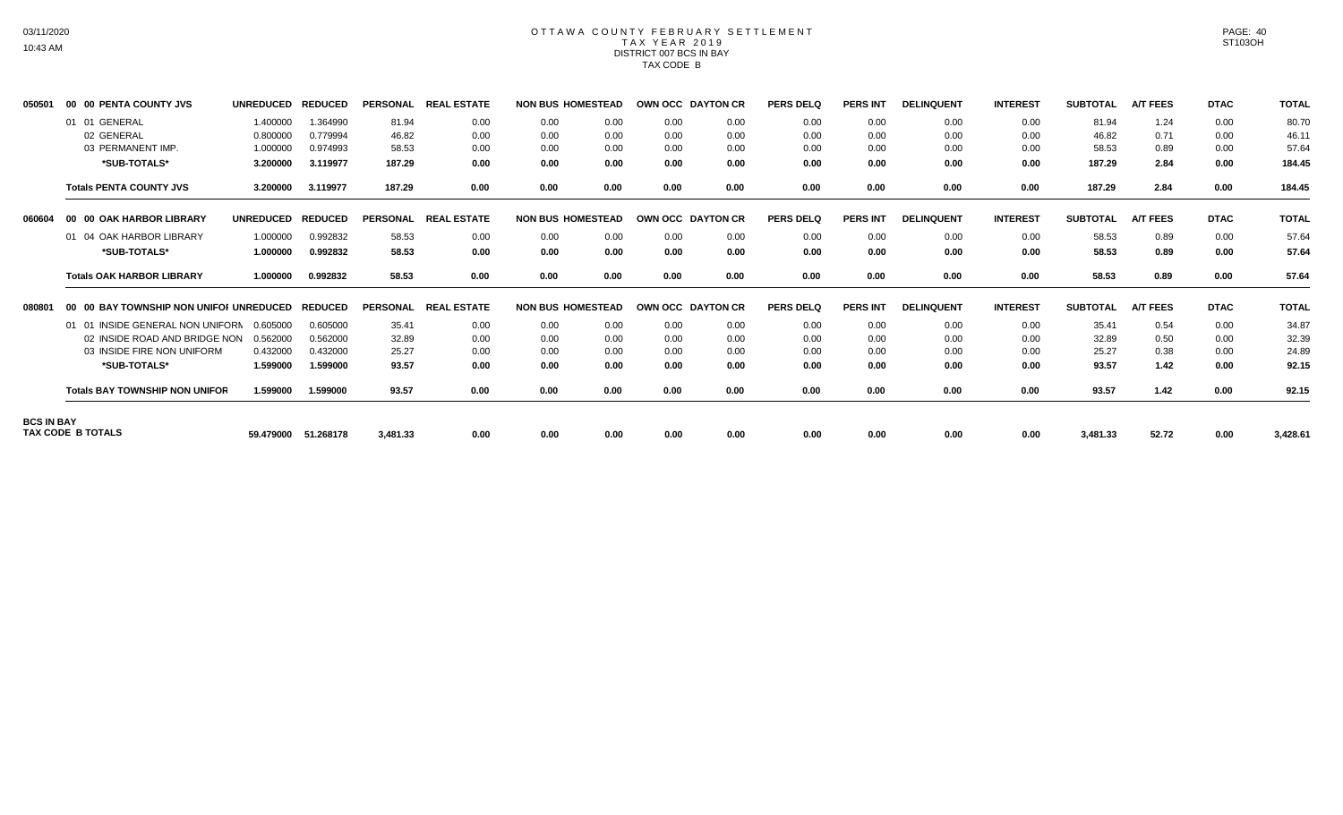# OTTAWA COUNTY FEBRUARY SETTLEMENT
## TAX YEAR 2019
### DISTRICT 007 BCS IN BAY
### TAX CODE B

| | | UNREDUCED | REDUCED | PERSONAL | REAL ESTATE | NON BUS | HOMESTEAD | OWN OCC | DAYTON CR | PERS DELQ | PERS INT | DELINQUENT | INTEREST | SUBTOTAL | A/T FEES | DTAC | TOTAL |
|---|---|---|---|---|---|---|---|---|---|---|---|---|---|---|---|---|---|
| 050501 | 00 00 PENTA COUNTY JVS | | | | | | | | | | | | | | | | |
| | 01 01 GENERAL | 1.400000 | 1.364990 | 81.94 | 0.00 | 0.00 | 0.00 | 0.00 | 0.00 | 0.00 | 0.00 | 0.00 | 0.00 | 81.94 | 1.24 | 0.00 | 80.70 |
| | 02 GENERAL | 0.800000 | 0.779994 | 46.82 | 0.00 | 0.00 | 0.00 | 0.00 | 0.00 | 0.00 | 0.00 | 0.00 | 0.00 | 46.82 | 0.71 | 0.00 | 46.11 |
| | 03 PERMANENT IMP. | 1.000000 | 0.974993 | 58.53 | 0.00 | 0.00 | 0.00 | 0.00 | 0.00 | 0.00 | 0.00 | 0.00 | 0.00 | 58.53 | 0.89 | 0.00 | 57.64 |
| | **\*SUB-TOTALS\*** | **3.200000** | **3.119977** | **187.29** | **0.00** | **0.00** | **0.00** | **0.00** | **0.00** | **0.00** | **0.00** | **0.00** | **0.00** | **187.29** | **2.84** | **0.00** | **184.45** |
| | **Totals PENTA COUNTY JVS** | **3.200000** | **3.119977** | **187.29** | **0.00** | **0.00** | **0.00** | **0.00** | **0.00** | **0.00** | **0.00** | **0.00** | **0.00** | **187.29** | **2.84** | **0.00** | **184.45** |
| 060604 | 00 00 OAK HARBOR LIBRARY | | | | | | | | | | | | | | | | |
| | 01 04 OAK HARBOR LIBRARY | 1.000000 | 0.992832 | 58.53 | 0.00 | 0.00 | 0.00 | 0.00 | 0.00 | 0.00 | 0.00 | 0.00 | 0.00 | 58.53 | 0.89 | 0.00 | 57.64 |
| | **\*SUB-TOTALS\*** | **1.000000** | **0.992832** | **58.53** | **0.00** | **0.00** | **0.00** | **0.00** | **0.00** | **0.00** | **0.00** | **0.00** | **0.00** | **58.53** | **0.89** | **0.00** | **57.64** |
| | **Totals OAK HARBOR LIBRARY** | **1.000000** | **0.992832** | **58.53** | **0.00** | **0.00** | **0.00** | **0.00** | **0.00** | **0.00** | **0.00** | **0.00** | **0.00** | **58.53** | **0.89** | **0.00** | **57.64** |
| 080801 | 00 00 BAY TOWNSHIP NON UNIFOI | | | | | | | | | | | | | | | | |
| | 01 01 INSIDE GENERAL NON UNIFORM | 0.605000 | 0.605000 | 35.41 | 0.00 | 0.00 | 0.00 | 0.00 | 0.00 | 0.00 | 0.00 | 0.00 | 0.00 | 35.41 | 0.54 | 0.00 | 34.87 |
| | 02 INSIDE ROAD AND BRIDGE NON | 0.562000 | 0.562000 | 32.89 | 0.00 | 0.00 | 0.00 | 0.00 | 0.00 | 0.00 | 0.00 | 0.00 | 0.00 | 32.89 | 0.50 | 0.00 | 32.39 |
| | 03 INSIDE FIRE NON UNIFORM | 0.432000 | 0.432000 | 25.27 | 0.00 | 0.00 | 0.00 | 0.00 | 0.00 | 0.00 | 0.00 | 0.00 | 0.00 | 25.27 | 0.38 | 0.00 | 24.89 |
| | **\*SUB-TOTALS\*** | **1.599000** | **1.599000** | **93.57** | **0.00** | **0.00** | **0.00** | **0.00** | **0.00** | **0.00** | **0.00** | **0.00** | **0.00** | **93.57** | **1.42** | **0.00** | **92.15** |
| | **Totals BAY TOWNSHIP NON UNIFOR** | **1.599000** | **1.599000** | **93.57** | **0.00** | **0.00** | **0.00** | **0.00** | **0.00** | **0.00** | **0.00** | **0.00** | **0.00** | **93.57** | **1.42** | **0.00** | **92.15** |
| **BCS IN BAY TAX CODE B TOTALS** | | **59.479000** | **51.268178** | **3,481.33** | **0.00** | **0.00** | **0.00** | **0.00** | **0.00** | **0.00** | **0.00** | **0.00** | **0.00** | **3,481.33** | **52.72** | **0.00** | **3,428.61** |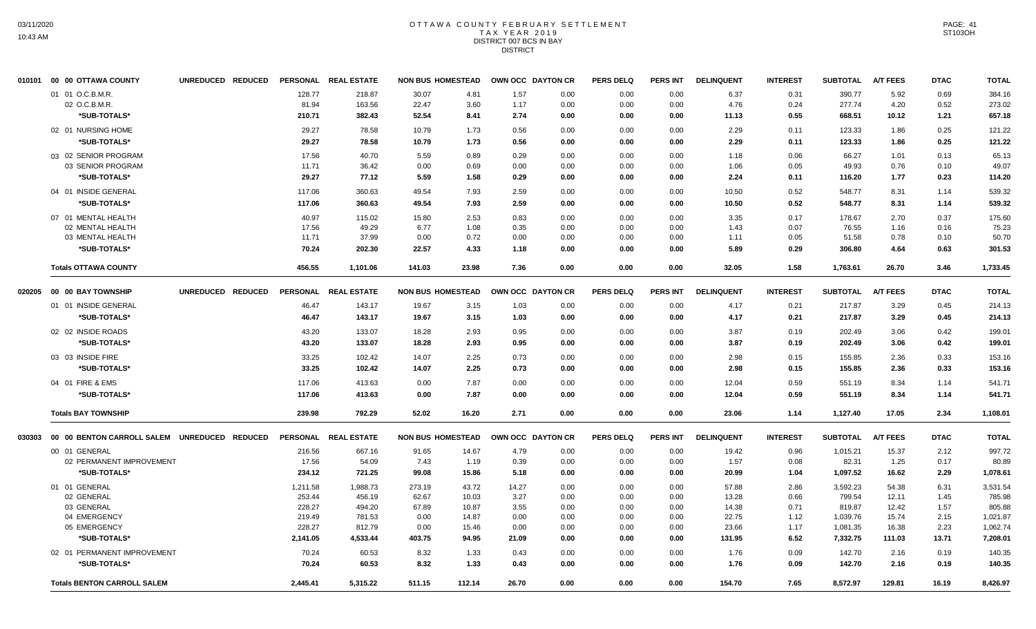# OTTAWA COUNTY FEBRUARY SETTLEMENT
## TAX YEAR 2019
### DISTRICT 007 BCS IN BAY
### DISTRICT

| | | UNREDUCED | REDUCED | PERSONAL | REAL ESTATE | NON BUS | HOMESTEAD | OWN OCC | DAYTON CR | PERS DELQ | PERS INT | DELINQUENT | INTEREST | SUBTOTAL | A/T FEES | DTAC | TOTAL |
|---|---|---|---|---|---|---|---|---|---|---|---|---|---|---|---|---|---|
| 010101 | 00 00 OTTAWA COUNTY | | | | | | | | | | | | | | | | |
| | 01 01 O.C.B.M.R. | | | 128.77 | 218.87 | 30.07 | 4.81 | 1.57 | 0.00 | 0.00 | 0.00 | 6.37 | 0.31 | 390.77 | 5.92 | 0.69 | 384.16 |
| | 02 O.C.B.M.R. | | | 81.94 | 163.56 | 22.47 | 3.60 | 1.17 | 0.00 | 0.00 | 0.00 | 4.76 | 0.24 | 277.74 | 4.20 | 0.52 | 273.02 |
| | *SUB-TOTALS* | | | 210.71 | 382.43 | 52.54 | 8.41 | 2.74 | 0.00 | 0.00 | 0.00 | 11.13 | 0.55 | 668.51 | 10.12 | 1.21 | 657.18 |
| | 02 01 NURSING HOME | | | 29.27 | 78.58 | 10.79 | 1.73 | 0.56 | 0.00 | 0.00 | 0.00 | 2.29 | 0.11 | 123.33 | 1.86 | 0.25 | 121.22 |
| | *SUB-TOTALS* | | | 29.27 | 78.58 | 10.79 | 1.73 | 0.56 | 0.00 | 0.00 | 0.00 | 2.29 | 0.11 | 123.33 | 1.86 | 0.25 | 121.22 |
| | 03 02 SENIOR PROGRAM | | | 17.56 | 40.70 | 5.59 | 0.89 | 0.29 | 0.00 | 0.00 | 0.00 | 1.18 | 0.06 | 66.27 | 1.01 | 0.13 | 65.13 |
| | 03 SENIOR PROGRAM | | | 11.71 | 36.42 | 0.00 | 0.69 | 0.00 | 0.00 | 0.00 | 0.00 | 1.06 | 0.05 | 49.93 | 0.76 | 0.10 | 49.07 |
| | *SUB-TOTALS* | | | 29.27 | 77.12 | 5.59 | 1.58 | 0.29 | 0.00 | 0.00 | 0.00 | 2.24 | 0.11 | 116.20 | 1.77 | 0.23 | 114.20 |
| | 04 01 INSIDE GENERAL | | | 117.06 | 360.63 | 49.54 | 7.93 | 2.59 | 0.00 | 0.00 | 0.00 | 10.50 | 0.52 | 548.77 | 8.31 | 1.14 | 539.32 |
| | *SUB-TOTALS* | | | 117.06 | 360.63 | 49.54 | 7.93 | 2.59 | 0.00 | 0.00 | 0.00 | 10.50 | 0.52 | 548.77 | 8.31 | 1.14 | 539.32 |
| | 07 01 MENTAL HEALTH | | | 40.97 | 115.02 | 15.80 | 2.53 | 0.83 | 0.00 | 0.00 | 0.00 | 3.35 | 0.17 | 178.67 | 2.70 | 0.37 | 175.60 |
| | 02 MENTAL HEALTH | | | 17.56 | 49.29 | 6.77 | 1.08 | 0.35 | 0.00 | 0.00 | 0.00 | 1.43 | 0.07 | 76.55 | 1.16 | 0.16 | 75.23 |
| | 03 MENTAL HEALTH | | | 11.71 | 37.99 | 0.00 | 0.72 | 0.00 | 0.00 | 0.00 | 0.00 | 1.11 | 0.05 | 51.58 | 0.78 | 0.10 | 50.70 |
| | *SUB-TOTALS* | | | 70.24 | 202.30 | 22.57 | 4.33 | 1.18 | 0.00 | 0.00 | 0.00 | 5.89 | 0.29 | 306.80 | 4.64 | 0.63 | 301.53 |
| | Totals OTTAWA COUNTY | | | 456.55 | 1,101.06 | 141.03 | 23.98 | 7.36 | 0.00 | 0.00 | 0.00 | 32.05 | 1.58 | 1,763.61 | 26.70 | 3.46 | 1,733.45 |
| 020205 | 00 00 BAY TOWNSHIP | UNREDUCED | REDUCED | PERSONAL | REAL ESTATE | NON BUS | HOMESTEAD | OWN OCC | DAYTON CR | PERS DELQ | PERS INT | DELINQUENT | INTEREST | SUBTOTAL | A/T FEES | DTAC | TOTAL |
| | 01 01 INSIDE GENERAL | | | 46.47 | 143.17 | 19.67 | 3.15 | 1.03 | 0.00 | 0.00 | 0.00 | 4.17 | 0.21 | 217.87 | 3.29 | 0.45 | 214.13 |
| | *SUB-TOTALS* | | | 46.47 | 143.17 | 19.67 | 3.15 | 1.03 | 0.00 | 0.00 | 0.00 | 4.17 | 0.21 | 217.87 | 3.29 | 0.45 | 214.13 |
| | 02 02 INSIDE ROADS | | | 43.20 | 133.07 | 18.28 | 2.93 | 0.95 | 0.00 | 0.00 | 0.00 | 3.87 | 0.19 | 202.49 | 3.06 | 0.42 | 199.01 |
| | *SUB-TOTALS* | | | 43.20 | 133.07 | 18.28 | 2.93 | 0.95 | 0.00 | 0.00 | 0.00 | 3.87 | 0.19 | 202.49 | 3.06 | 0.42 | 199.01 |
| | 03 03 INSIDE FIRE | | | 33.25 | 102.42 | 14.07 | 2.25 | 0.73 | 0.00 | 0.00 | 0.00 | 2.98 | 0.15 | 155.85 | 2.36 | 0.33 | 153.16 |
| | *SUB-TOTALS* | | | 33.25 | 102.42 | 14.07 | 2.25 | 0.73 | 0.00 | 0.00 | 0.00 | 2.98 | 0.15 | 155.85 | 2.36 | 0.33 | 153.16 |
| | 04 01 FIRE & EMS | | | 117.06 | 413.63 | 0.00 | 7.87 | 0.00 | 0.00 | 0.00 | 0.00 | 12.04 | 0.59 | 551.19 | 8.34 | 1.14 | 541.71 |
| | *SUB-TOTALS* | | | 117.06 | 413.63 | 0.00 | 7.87 | 0.00 | 0.00 | 0.00 | 0.00 | 12.04 | 0.59 | 551.19 | 8.34 | 1.14 | 541.71 |
| | Totals BAY TOWNSHIP | | | 239.98 | 792.29 | 52.02 | 16.20 | 2.71 | 0.00 | 0.00 | 0.00 | 23.06 | 1.14 | 1,127.40 | 17.05 | 2.34 | 1,108.01 |
| 030303 | 00 00 BENTON CARROLL SALEM | UNREDUCED | REDUCED | PERSONAL | REAL ESTATE | NON BUS | HOMESTEAD | OWN OCC | DAYTON CR | PERS DELQ | PERS INT | DELINQUENT | INTEREST | SUBTOTAL | A/T FEES | DTAC | TOTAL |
| | 00 01 GENERAL | | | 216.56 | 667.16 | 91.65 | 14.67 | 4.79 | 0.00 | 0.00 | 0.00 | 19.42 | 0.96 | 1,015.21 | 15.37 | 2.12 | 997.72 |
| | 02 PERMANENT IMPROVEMENT | | | 17.56 | 54.09 | 7.43 | 1.19 | 0.39 | 0.00 | 0.00 | 0.00 | 1.57 | 0.08 | 82.31 | 1.25 | 0.17 | 80.89 |
| | *SUB-TOTALS* | | | 234.12 | 721.25 | 99.08 | 15.86 | 5.18 | 0.00 | 0.00 | 0.00 | 20.99 | 1.04 | 1,097.52 | 16.62 | 2.29 | 1,078.61 |
| | 01 01 GENERAL | | | 1,211.58 | 1,988.73 | 273.19 | 43.72 | 14.27 | 0.00 | 0.00 | 0.00 | 57.88 | 2.86 | 3,592.23 | 54.38 | 6.31 | 3,531.54 |
| | 02 GENERAL | | | 253.44 | 456.19 | 62.67 | 10.03 | 3.27 | 0.00 | 0.00 | 0.00 | 13.28 | 0.66 | 799.54 | 12.11 | 1.45 | 785.98 |
| | 03 GENERAL | | | 228.27 | 494.20 | 67.89 | 10.87 | 3.55 | 0.00 | 0.00 | 0.00 | 14.38 | 0.71 | 819.87 | 12.42 | 1.57 | 805.88 |
| | 04 EMERGENCY | | | 219.49 | 781.53 | 0.00 | 14.87 | 0.00 | 0.00 | 0.00 | 0.00 | 22.75 | 1.12 | 1,039.76 | 15.74 | 2.15 | 1,021.87 |
| | 05 EMERGENCY | | | 228.27 | 812.79 | 0.00 | 15.46 | 0.00 | 0.00 | 0.00 | 0.00 | 23.66 | 1.17 | 1,081.35 | 16.38 | 2.23 | 1,062.74 |
| | *SUB-TOTALS* | | | 2,141.05 | 4,533.44 | 403.75 | 94.95 | 21.09 | 0.00 | 0.00 | 0.00 | 131.95 | 6.52 | 7,332.75 | 111.03 | 13.71 | 7,208.01 |
| | 02 01 PERMANENT IMPROVEMENT | | | 70.24 | 60.53 | 8.32 | 1.33 | 0.43 | 0.00 | 0.00 | 0.00 | 1.76 | 0.09 | 142.70 | 2.16 | 0.19 | 140.35 |
| | *SUB-TOTALS* | | | 70.24 | 60.53 | 8.32 | 1.33 | 0.43 | 0.00 | 0.00 | 0.00 | 1.76 | 0.09 | 142.70 | 2.16 | 0.19 | 140.35 |
| | Totals BENTON CARROLL SALEM | | | 2,445.41 | 5,315.22 | 511.15 | 112.14 | 26.70 | 0.00 | 0.00 | 0.00 | 154.70 | 7.65 | 8,572.97 | 129.81 | 16.19 | 8,426.97 |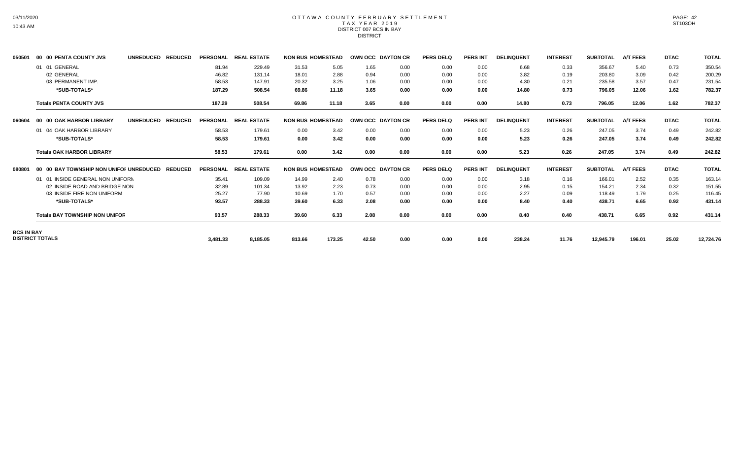# OTTAWA COUNTY FEBRUARY SETTLEMENT
## TAX YEAR 2019
### DISTRICT 007 BCS IN BAY
### DISTRICT

| | | UNREDUCED | REDUCED | PERSONAL | REAL ESTATE | NON BUS | HOMESTEAD | OWN OCC | DAYTON CR | PERS DELQ | PERS INT | DELINQUENT | INTEREST | SUBTOTAL | A/T FEES | DTAC | TOTAL |
|---|---|---|---|---|---|---|---|---|---|---|---|---|---|---|---|---|---|
| 050501 | **00 00 PENTA COUNTY JVS** | | | | | | | | | | | | | | | | |
| | 01 01 GENERAL | | | 81.94 | 229.49 | 31.53 | 5.05 | 1.65 | 0.00 | 0.00 | 0.00 | 6.68 | 0.33 | 356.67 | 5.40 | 0.73 | 350.54 |
| | 02 GENERAL | | | 46.82 | 131.14 | 18.01 | 2.88 | 0.94 | 0.00 | 0.00 | 0.00 | 3.82 | 0.19 | 203.80 | 3.09 | 0.42 | 200.29 |
| | 03 PERMANENT IMP. | | | 58.53 | 147.91 | 20.32 | 3.25 | 1.06 | 0.00 | 0.00 | 0.00 | 4.30 | 0.21 | 235.58 | 3.57 | 0.47 | 231.54 |
| | ***SUB-TOTALS*** | | | **187.29** | **508.54** | **69.86** | **11.18** | **3.65** | **0.00** | **0.00** | **0.00** | **14.80** | **0.73** | **796.05** | **12.06** | **1.62** | **782.37** |
| | **Totals PENTA COUNTY JVS** | | | **187.29** | **508.54** | **69.86** | **11.18** | **3.65** | **0.00** | **0.00** | **0.00** | **14.80** | **0.73** | **796.05** | **12.06** | **1.62** | **782.37** |
| 060604 | **00 00 OAK HARBOR LIBRARY** | | | | | | | | | | | | | | | | |
| | 01 04 OAK HARBOR LIBRARY | | | 58.53 | 179.61 | 0.00 | 3.42 | 0.00 | 0.00 | 0.00 | 0.00 | 5.23 | 0.26 | 247.05 | 3.74 | 0.49 | 242.82 |
| | ***SUB-TOTALS*** | | | **58.53** | **179.61** | **0.00** | **3.42** | **0.00** | **0.00** | **0.00** | **0.00** | **5.23** | **0.26** | **247.05** | **3.74** | **0.49** | **242.82** |
| | **Totals OAK HARBOR LIBRARY** | | | **58.53** | **179.61** | **0.00** | **3.42** | **0.00** | **0.00** | **0.00** | **0.00** | **5.23** | **0.26** | **247.05** | **3.74** | **0.49** | **242.82** |
| 080801 | **00 00 BAY TOWNSHIP NON UNIFOI** | | | | | | | | | | | | | | | | |
| | 01 01 INSIDE GENERAL NON UNIFORN | | | 35.41 | 109.09 | 14.99 | 2.40 | 0.78 | 0.00 | 0.00 | 0.00 | 3.18 | 0.16 | 166.01 | 2.52 | 0.35 | 163.14 |
| | 02 INSIDE ROAD AND BRIDGE NON | | | 32.89 | 101.34 | 13.92 | 2.23 | 0.73 | 0.00 | 0.00 | 0.00 | 2.95 | 0.15 | 154.21 | 2.34 | 0.32 | 151.55 |
| | 03 INSIDE FIRE NON UNIFORM | | | 25.27 | 77.90 | 10.69 | 1.70 | 0.57 | 0.00 | 0.00 | 0.00 | 2.27 | 0.09 | 118.49 | 1.79 | 0.25 | 116.45 |
| | ***SUB-TOTALS*** | | | **93.57** | **288.33** | **39.60** | **6.33** | **2.08** | **0.00** | **0.00** | **0.00** | **8.40** | **0.40** | **438.71** | **6.65** | **0.92** | **431.14** |
| | **Totals BAY TOWNSHIP NON UNIFOR** | | | **93.57** | **288.33** | **39.60** | **6.33** | **2.08** | **0.00** | **0.00** | **0.00** | **8.40** | **0.40** | **438.71** | **6.65** | **0.92** | **431.14** |
| **BCS IN BAY DISTRICT TOTALS** | | | | **3,481.33** | **8,185.05** | **813.66** | **173.25** | **42.50** | **0.00** | **0.00** | **0.00** | **238.24** | **11.76** | **12,945.79** | **196.01** | **25.02** | **12,724.76** |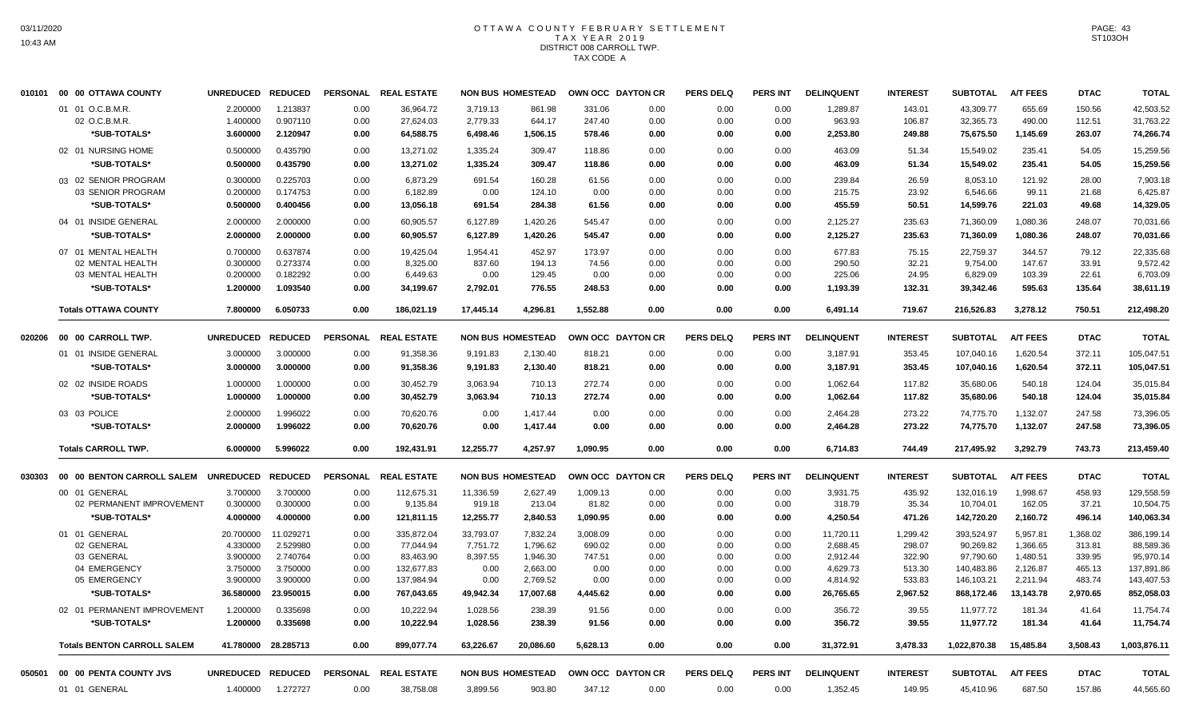# OTTAWA COUNTY FEBRUARY SETTLEMENT
## TAX YEAR 2019
## DISTRICT 008 CARROLL TWP.
## TAX CODE A

| | | UNREDUCED | REDUCED | PERSONAL | REAL ESTATE | NON BUS | HOMESTEAD | OWN OCC | DAYTON CR | PERS DELQ | PERS INT | DELINQUENT | INTEREST | SUBTOTAL | A/T FEES | DTAC | TOTAL |
|---|---|---|---|---|---|---|---|---|---|---|---|---|---|---|---|---|---|
| 010101 | 00 00 OTTAWA COUNTY | | | | | | | | | | | | | | | | |
| | 01 01 O.C.B.M.R. | 2.200000 | 1.213837 | 0.00 | 36,964.72 | 3,719.13 | 861.98 | 331.06 | 0.00 | 0.00 | 0.00 | 1,289.87 | 143.01 | 43,309.77 | 655.69 | 150.56 | 42,503.52 |
| | 02 O.C.B.M.R. | 1.400000 | 0.907110 | 0.00 | 27,624.03 | 2,779.33 | 644.17 | 247.40 | 0.00 | 0.00 | 0.00 | 963.93 | 106.87 | 32,365.73 | 490.00 | 112.51 | 31,763.22 |
| | *SUB-TOTALS* | 3.600000 | 2.120947 | 0.00 | 64,588.75 | 6,498.46 | 1,506.15 | 578.46 | 0.00 | 0.00 | 0.00 | 2,253.80 | 249.88 | 75,675.50 | 1,145.69 | 263.07 | 74,266.74 |
| | 02 01 NURSING HOME | 0.500000 | 0.435790 | 0.00 | 13,271.02 | 1,335.24 | 309.47 | 118.86 | 0.00 | 0.00 | 0.00 | 463.09 | 51.34 | 15,549.02 | 235.41 | 54.05 | 15,259.56 |
| | *SUB-TOTALS* | 0.500000 | 0.435790 | 0.00 | 13,271.02 | 1,335.24 | 309.47 | 118.86 | 0.00 | 0.00 | 0.00 | 463.09 | 51.34 | 15,549.02 | 235.41 | 54.05 | 15,259.56 |
| | 03 02 SENIOR PROGRAM | 0.300000 | 0.225703 | 0.00 | 6,873.29 | 691.54 | 160.28 | 61.56 | 0.00 | 0.00 | 0.00 | 239.84 | 26.59 | 8,053.10 | 121.92 | 28.00 | 7,903.18 |
| | 03 SENIOR PROGRAM | 0.200000 | 0.174753 | 0.00 | 6,182.89 | 0.00 | 124.10 | 0.00 | 0.00 | 0.00 | 0.00 | 215.75 | 23.92 | 6,546.66 | 99.11 | 21.68 | 6,425.87 |
| | *SUB-TOTALS* | 0.500000 | 0.400456 | 0.00 | 13,056.18 | 691.54 | 284.38 | 61.56 | 0.00 | 0.00 | 0.00 | 455.59 | 50.51 | 14,599.76 | 221.03 | 49.68 | 14,329.05 |
| | 04 01 INSIDE GENERAL | 2.000000 | 2.000000 | 0.00 | 60,905.57 | 6,127.89 | 1,420.26 | 545.47 | 0.00 | 0.00 | 0.00 | 2,125.27 | 235.63 | 71,360.09 | 1,080.36 | 248.07 | 70,031.66 |
| | *SUB-TOTALS* | 2.000000 | 2.000000 | 0.00 | 60,905.57 | 6,127.89 | 1,420.26 | 545.47 | 0.00 | 0.00 | 0.00 | 2,125.27 | 235.63 | 71,360.09 | 1,080.36 | 248.07 | 70,031.66 |
| | 07 01 MENTAL HEALTH | 0.700000 | 0.637874 | 0.00 | 19,425.04 | 1,954.41 | 452.97 | 173.97 | 0.00 | 0.00 | 0.00 | 677.83 | 75.15 | 22,759.37 | 344.57 | 79.12 | 22,335.68 |
| | 02 MENTAL HEALTH | 0.300000 | 0.273374 | 0.00 | 8,325.00 | 837.60 | 194.13 | 74.56 | 0.00 | 0.00 | 0.00 | 290.50 | 32.21 | 9,754.00 | 147.67 | 33.91 | 9,572.42 |
| | 03 MENTAL HEALTH | 0.200000 | 0.182292 | 0.00 | 6,449.63 | 0.00 | 129.45 | 0.00 | 0.00 | 0.00 | 0.00 | 225.06 | 24.95 | 6,829.09 | 103.39 | 22.61 | 6,703.09 |
| | *SUB-TOTALS* | 1.200000 | 1.093540 | 0.00 | 34,199.67 | 2,792.01 | 776.55 | 248.53 | 0.00 | 0.00 | 0.00 | 1,193.39 | 132.31 | 39,342.46 | 595.63 | 135.64 | 38,611.19 |
| | **Totals OTTAWA COUNTY** | 7.800000 | 6.050733 | 0.00 | 186,021.19 | 17,445.14 | 4,296.81 | 1,552.88 | 0.00 | 0.00 | 0.00 | 6,491.14 | 719.67 | 216,526.83 | 3,278.12 | 750.51 | 212,498.20 |
| 020206 | 00 00 CARROLL TWP. | UNREDUCED | REDUCED | PERSONAL | REAL ESTATE | NON BUS | HOMESTEAD | OWN OCC | DAYTON CR | PERS DELQ | PERS INT | DELINQUENT | INTEREST | SUBTOTAL | A/T FEES | DTAC | TOTAL |
| | 01 01 INSIDE GENERAL | 3.000000 | 3.000000 | 0.00 | 91,358.36 | 9,191.83 | 2,130.40 | 818.21 | 0.00 | 0.00 | 0.00 | 3,187.91 | 353.45 | 107,040.16 | 1,620.54 | 372.11 | 105,047.51 |
| | *SUB-TOTALS* | 3.000000 | 3.000000 | 0.00 | 91,358.36 | 9,191.83 | 2,130.40 | 818.21 | 0.00 | 0.00 | 0.00 | 3,187.91 | 353.45 | 107,040.16 | 1,620.54 | 372.11 | 105,047.51 |
| | 02 02 INSIDE ROADS | 1.000000 | 1.000000 | 0.00 | 30,452.79 | 3,063.94 | 710.13 | 272.74 | 0.00 | 0.00 | 0.00 | 1,062.64 | 117.82 | 35,680.06 | 540.18 | 124.04 | 35,015.84 |
| | *SUB-TOTALS* | 1.000000 | 1.000000 | 0.00 | 30,452.79 | 3,063.94 | 710.13 | 272.74 | 0.00 | 0.00 | 0.00 | 1,062.64 | 117.82 | 35,680.06 | 540.18 | 124.04 | 35,015.84 |
| | 03 03 POLICE | 2.000000 | 1.996022 | 0.00 | 70,620.76 | 0.00 | 1,417.44 | 0.00 | 0.00 | 0.00 | 0.00 | 2,464.28 | 273.22 | 74,775.70 | 1,132.07 | 247.58 | 73,396.05 |
| | *SUB-TOTALS* | 2.000000 | 1.996022 | 0.00 | 70,620.76 | 0.00 | 1,417.44 | 0.00 | 0.00 | 0.00 | 0.00 | 2,464.28 | 273.22 | 74,775.70 | 1,132.07 | 247.58 | 73,396.05 |
| | **Totals CARROLL TWP.** | 6.000000 | 5.996022 | 0.00 | 192,431.91 | 12,255.77 | 4,257.97 | 1,090.95 | 0.00 | 0.00 | 0.00 | 6,714.83 | 744.49 | 217,495.92 | 3,292.79 | 743.73 | 213,459.40 |
| 030303 | 00 00 BENTON CARROLL SALEM | UNREDUCED | REDUCED | PERSONAL | REAL ESTATE | NON BUS | HOMESTEAD | OWN OCC | DAYTON CR | PERS DELQ | PERS INT | DELINQUENT | INTEREST | SUBTOTAL | A/T FEES | DTAC | TOTAL |
| | 00 01 GENERAL | 3.700000 | 3.700000 | 0.00 | 112,675.31 | 11,336.59 | 2,627.49 | 1,009.13 | 0.00 | 0.00 | 0.00 | 3,931.75 | 435.92 | 132,016.19 | 1,998.67 | 458.93 | 129,558.59 |
| | 02 PERMANENT IMPROVEMENT | 0.300000 | 0.300000 | 0.00 | 9,135.84 | 919.18 | 213.04 | 81.82 | 0.00 | 0.00 | 0.00 | 318.79 | 35.34 | 10,704.01 | 162.05 | 37.21 | 10,504.75 |
| | *SUB-TOTALS* | 4.000000 | 4.000000 | 0.00 | 121,811.15 | 12,255.77 | 2,840.53 | 1,090.95 | 0.00 | 0.00 | 0.00 | 4,250.54 | 471.26 | 142,720.20 | 2,160.72 | 496.14 | 140,063.34 |
| | 01 01 GENERAL | 20.700000 | 11.029271 | 0.00 | 335,872.04 | 33,793.07 | 7,832.24 | 3,008.09 | 0.00 | 0.00 | 0.00 | 11,720.11 | 1,299.42 | 393,524.97 | 5,957.81 | 1,368.02 | 386,199.14 |
| | 02 GENERAL | 4.330000 | 2.529980 | 0.00 | 77,044.94 | 7,751.72 | 1,796.62 | 690.02 | 0.00 | 0.00 | 0.00 | 2,688.45 | 298.07 | 90,269.82 | 1,366.65 | 313.81 | 88,589.36 |
| | 03 GENERAL | 3.900000 | 2.740764 | 0.00 | 83,463.90 | 8,397.55 | 1,946.30 | 747.51 | 0.00 | 0.00 | 0.00 | 2,912.44 | 322.90 | 97,790.60 | 1,480.51 | 339.95 | 95,970.14 |
| | 04 EMERGENCY | 3.750000 | 3.750000 | 0.00 | 132,677.83 | 0.00 | 2,663.00 | 0.00 | 0.00 | 0.00 | 0.00 | 4,629.73 | 513.30 | 140,483.86 | 2,126.87 | 465.13 | 137,891.86 |
| | 05 EMERGENCY | 3.900000 | 3.900000 | 0.00 | 137,984.94 | 0.00 | 2,769.52 | 0.00 | 0.00 | 0.00 | 0.00 | 4,814.92 | 533.83 | 146,103.21 | 2,211.94 | 483.74 | 143,407.53 |
| | *SUB-TOTALS* | 36.580000 | 23.950015 | 0.00 | 767,043.65 | 49,942.34 | 17,007.68 | 4,445.62 | 0.00 | 0.00 | 0.00 | 26,765.65 | 2,967.52 | 868,172.46 | 13,143.78 | 2,970.65 | 852,058.03 |
| | 02 01 PERMANENT IMPROVEMENT | 1.200000 | 0.335698 | 0.00 | 10,222.94 | 1,028.56 | 238.39 | 91.56 | 0.00 | 0.00 | 0.00 | 356.72 | 39.55 | 11,977.72 | 181.34 | 41.64 | 11,754.74 |
| | *SUB-TOTALS* | 1.200000 | 0.335698 | 0.00 | 10,222.94 | 1,028.56 | 238.39 | 91.56 | 0.00 | 0.00 | 0.00 | 356.72 | 39.55 | 11,977.72 | 181.34 | 41.64 | 11,754.74 |
| | **Totals BENTON CARROLL SALEM** | 41.780000 | 28.285713 | 0.00 | 899,077.74 | 63,226.67 | 20,086.60 | 5,628.13 | 0.00 | 0.00 | 0.00 | 31,372.91 | 3,478.33 | 1,022,870.38 | 15,485.84 | 3,508.43 | 1,003,876.11 |
| 050501 | 00 00 PENTA COUNTY JVS | UNREDUCED | REDUCED | PERSONAL | REAL ESTATE | NON BUS | HOMESTEAD | OWN OCC | DAYTON CR | PERS DELQ | PERS INT | DELINQUENT | INTEREST | SUBTOTAL | A/T FEES | DTAC | TOTAL |
| | 01 01 GENERAL | 1.400000 | 1.272727 | 0.00 | 38,758.08 | 3,899.56 | 903.80 | 347.12 | 0.00 | 0.00 | 0.00 | 1,352.45 | 149.95 | 45,410.96 | 687.50 | 157.86 | 44,565.60 |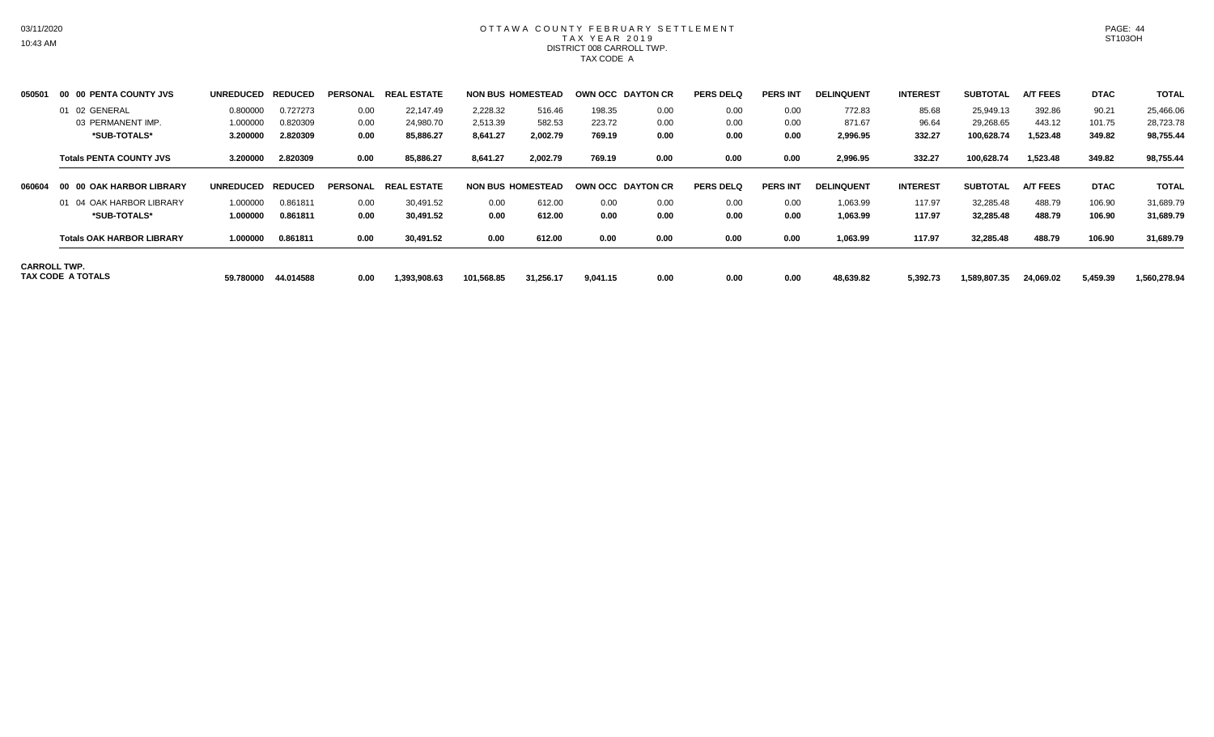# OTTAWA COUNTY FEBRUARY SETTLEMENT
## TAX YEAR 2019
### DISTRICT 008 CARROLL TWP.
### TAX CODE A

| | | UNREDUCED | REDUCED | PERSONAL | REAL ESTATE | NON BUS | HOMESTEAD | OWN OCC | DAYTON CR | PERS DELQ | PERS INT | DELINQUENT | INTEREST | SUBTOTAL | A/T FEES | DTAC | TOTAL |
|---|---|---|---|---|---|---|---|---|---|---|---|---|---|---|---|---|---|
| 050501 | 00 00 PENTA COUNTY JVS | | | | | | | | | | | | | | | | |
| | 01 02 GENERAL | 0.800000 | 0.727273 | 0.00 | 22,147.49 | 2,228.32 | 516.46 | 198.35 | 0.00 | 0.00 | 0.00 | 772.83 | 85.68 | 25,949.13 | 392.86 | 90.21 | 25,466.06 |
| | 03 PERMANENT IMP. | 1.000000 | 0.820309 | 0.00 | 24,980.70 | 2,513.39 | 582.53 | 223.72 | 0.00 | 0.00 | 0.00 | 871.67 | 96.64 | 29,268.65 | 443.12 | 101.75 | 28,723.78 |
| | **\*SUB-TOTALS\*** | **3.200000** | **2.820309** | **0.00** | **85,886.27** | **8,641.27** | **2,002.79** | **769.19** | **0.00** | **0.00** | **0.00** | **2,996.95** | **332.27** | **100,628.74** | **1,523.48** | **349.82** | **98,755.44** |
| | **Totals PENTA COUNTY JVS** | **3.200000** | **2.820309** | **0.00** | **85,886.27** | **8,641.27** | **2,002.79** | **769.19** | **0.00** | **0.00** | **0.00** | **2,996.95** | **332.27** | **100,628.74** | **1,523.48** | **349.82** | **98,755.44** |
| 060604 | 00 00 OAK HARBOR LIBRARY | | | | | | | | | | | | | | | | |
| | 01 04 OAK HARBOR LIBRARY | 1.000000 | 0.861811 | 0.00 | 30,491.52 | 0.00 | 612.00 | 0.00 | 0.00 | 0.00 | 0.00 | 1,063.99 | 117.97 | 32,285.48 | 488.79 | 106.90 | 31,689.79 |
| | **\*SUB-TOTALS\*** | **1.000000** | **0.861811** | **0.00** | **30,491.52** | **0.00** | **612.00** | **0.00** | **0.00** | **0.00** | **0.00** | **1,063.99** | **117.97** | **32,285.48** | **488.79** | **106.90** | **31,689.79** |
| | **Totals OAK HARBOR LIBRARY** | **1.000000** | **0.861811** | **0.00** | **30,491.52** | **0.00** | **612.00** | **0.00** | **0.00** | **0.00** | **0.00** | **1,063.99** | **117.97** | **32,285.48** | **488.79** | **106.90** | **31,689.79** |
| **CARROLL TWP. TAX CODE A TOTALS** | | **59.780000** | **44.014588** | **0.00** | **1,393,908.63** | **101,568.85** | **31,256.17** | **9,041.15** | **0.00** | **0.00** | **0.00** | **48,639.82** | **5,392.73** | **1,589,807.35** | **24,069.02** | **5,459.39** | **1,560,278.94** |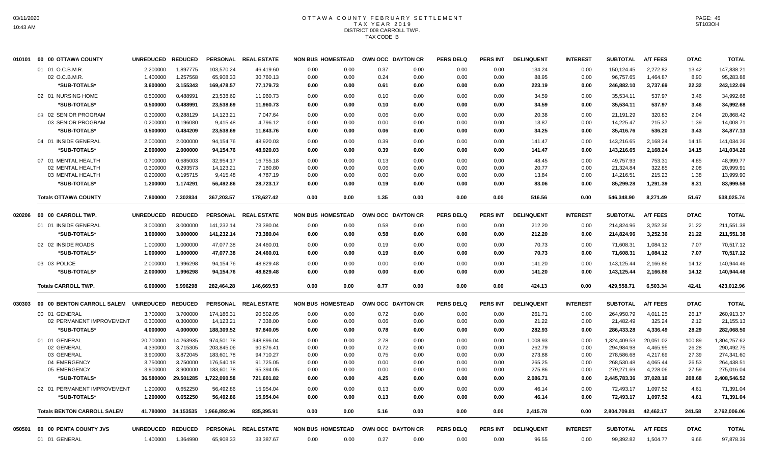# OTTAWA COUNTY FEBRUARY SETTLEMENT
## TAX YEAR 2019
## DISTRICT 008 CARROLL TWP.
## TAX CODE B

| | | UNREDUCED | REDUCED | PERSONAL | REAL ESTATE | NON BUS | HOMESTEAD | OWN OCC | DAYTON CR | PERS DELQ | PERS INT | DELINQUENT | INTEREST | SUBTOTAL | A/T FEES | DTAC | TOTAL |
|---|---|---|---|---|---|---|---|---|---|---|---|---|---|---|---|---|---|
| 010101 | 00 00 OTTAWA COUNTY | | | | | | | | | | | | | | | | |
| | 01 01 O.C.B.M.R. | 2.200000 | 1.897775 | 103,570.24 | 46,419.60 | 0.00 | 0.00 | 0.37 | 0.00 | 0.00 | 0.00 | 134.24 | 0.00 | 150,124.45 | 2,272.82 | 13.42 | 147,838.21 |
| | 02 O.C.B.M.R. | 1.400000 | 1.257568 | 65,908.33 | 30,760.13 | 0.00 | 0.00 | 0.24 | 0.00 | 0.00 | 0.00 | 88.95 | 0.00 | 96,757.65 | 1,464.87 | 8.90 | 95,283.88 |
| | *SUB-TOTALS* | 3.600000 | 3.155343 | 169,478.57 | 77,179.73 | 0.00 | 0.00 | 0.61 | 0.00 | 0.00 | 0.00 | 223.19 | 0.00 | 246,882.10 | 3,737.69 | 22.32 | 243,122.09 |
| | 02 01 NURSING HOME | 0.500000 | 0.488991 | 23,538.69 | 11,960.73 | 0.00 | 0.00 | 0.10 | 0.00 | 0.00 | 0.00 | 34.59 | 0.00 | 35,534.11 | 537.97 | 3.46 | 34,992.68 |
| | *SUB-TOTALS* | 0.500000 | 0.488991 | 23,538.69 | 11,960.73 | 0.00 | 0.00 | 0.10 | 0.00 | 0.00 | 0.00 | 34.59 | 0.00 | 35,534.11 | 537.97 | 3.46 | 34,992.68 |
| | 03 02 SENIOR PROGRAM | 0.300000 | 0.288129 | 14,123.21 | 7,047.64 | 0.00 | 0.00 | 0.06 | 0.00 | 0.00 | 0.00 | 20.38 | 0.00 | 21,191.29 | 320.83 | 2.04 | 20,868.42 |
| | 03 SENIOR PROGRAM | 0.200000 | 0.196080 | 9,415.48 | 4,796.12 | 0.00 | 0.00 | 0.00 | 0.00 | 0.00 | 0.00 | 13.87 | 0.00 | 14,225.47 | 215.37 | 1.39 | 14,008.71 |
| | *SUB-TOTALS* | 0.500000 | 0.484209 | 23,538.69 | 11,843.76 | 0.00 | 0.00 | 0.06 | 0.00 | 0.00 | 0.00 | 34.25 | 0.00 | 35,416.76 | 536.20 | 3.43 | 34,877.13 |
| | 04 01 INSIDE GENERAL | 2.000000 | 2.000000 | 94,154.76 | 48,920.03 | 0.00 | 0.00 | 0.39 | 0.00 | 0.00 | 0.00 | 141.47 | 0.00 | 143,216.65 | 2,168.24 | 14.15 | 141,034.26 |
| | *SUB-TOTALS* | 2.000000 | 2.000000 | 94,154.76 | 48,920.03 | 0.00 | 0.00 | 0.39 | 0.00 | 0.00 | 0.00 | 141.47 | 0.00 | 143,216.65 | 2,168.24 | 14.15 | 141,034.26 |
| | 07 01 MENTAL HEALTH | 0.700000 | 0.685003 | 32,954.17 | 16,755.18 | 0.00 | 0.00 | 0.13 | 0.00 | 0.00 | 0.00 | 48.45 | 0.00 | 49,757.93 | 753.31 | 4.85 | 48,999.77 |
| | 02 MENTAL HEALTH | 0.300000 | 0.293573 | 14,123.21 | 7,180.80 | 0.00 | 0.00 | 0.06 | 0.00 | 0.00 | 0.00 | 20.77 | 0.00 | 21,324.84 | 322.85 | 2.08 | 20,999.91 |
| | 03 MENTAL HEALTH | 0.200000 | 0.195715 | 9,415.48 | 4,787.19 | 0.00 | 0.00 | 0.00 | 0.00 | 0.00 | 0.00 | 13.84 | 0.00 | 14,216.51 | 215.23 | 1.38 | 13,999.90 |
| | *SUB-TOTALS* | 1.200000 | 1.174291 | 56,492.86 | 28,723.17 | 0.00 | 0.00 | 0.19 | 0.00 | 0.00 | 0.00 | 83.06 | 0.00 | 85,299.28 | 1,291.39 | 8.31 | 83,999.58 |
| | **Totals OTTAWA COUNTY** | 7.800000 | 7.302834 | 367,203.57 | 178,627.42 | 0.00 | 0.00 | 1.35 | 0.00 | 0.00 | 0.00 | 516.56 | 0.00 | 546,348.90 | 8,271.49 | 51.67 | 538,025.74 |
| 020206 | 00 00 CARROLL TWP. | UNREDUCED | REDUCED | PERSONAL | REAL ESTATE | NON BUS | HOMESTEAD | OWN OCC | DAYTON CR | PERS DELQ | PERS INT | DELINQUENT | INTEREST | SUBTOTAL | A/T FEES | DTAC | TOTAL |
| | 01 01 INSIDE GENERAL | 3.000000 | 3.000000 | 141,232.14 | 73,380.04 | 0.00 | 0.00 | 0.58 | 0.00 | 0.00 | 0.00 | 212.20 | 0.00 | 214,824.96 | 3,252.36 | 21.22 | 211,551.38 |
| | *SUB-TOTALS* | 3.000000 | 3.000000 | 141,232.14 | 73,380.04 | 0.00 | 0.00 | 0.58 | 0.00 | 0.00 | 0.00 | 212.20 | 0.00 | 214,824.96 | 3,252.36 | 21.22 | 211,551.38 |
| | 02 02 INSIDE ROADS | 1.000000 | 1.000000 | 47,077.38 | 24,460.01 | 0.00 | 0.00 | 0.19 | 0.00 | 0.00 | 0.00 | 70.73 | 0.00 | 71,608.31 | 1,084.12 | 7.07 | 70,517.12 |
| | *SUB-TOTALS* | 1.000000 | 1.000000 | 47,077.38 | 24,460.01 | 0.00 | 0.00 | 0.19 | 0.00 | 0.00 | 0.00 | 70.73 | 0.00 | 71,608.31 | 1,084.12 | 7.07 | 70,517.12 |
| | 03 03 POLICE | 2.000000 | 1.996298 | 94,154.76 | 48,829.48 | 0.00 | 0.00 | 0.00 | 0.00 | 0.00 | 0.00 | 141.20 | 0.00 | 143,125.44 | 2,166.86 | 14.12 | 140,944.46 |
| | *SUB-TOTALS* | 2.000000 | 1.996298 | 94,154.76 | 48,829.48 | 0.00 | 0.00 | 0.00 | 0.00 | 0.00 | 0.00 | 141.20 | 0.00 | 143,125.44 | 2,166.86 | 14.12 | 140,944.46 |
| | **Totals CARROLL TWP.** | 6.000000 | 5.996298 | 282,464.28 | 146,669.53 | 0.00 | 0.00 | 0.77 | 0.00 | 0.00 | 0.00 | 424.13 | 0.00 | 429,558.71 | 6,503.34 | 42.41 | 423,012.96 |
| 030303 | 00 00 BENTON CARROLL SALEM | UNREDUCED | REDUCED | PERSONAL | REAL ESTATE | NON BUS | HOMESTEAD | OWN OCC | DAYTON CR | PERS DELQ | PERS INT | DELINQUENT | INTEREST | SUBTOTAL | A/T FEES | DTAC | TOTAL |
| | 00 01 GENERAL | 3.700000 | 3.700000 | 174,186.31 | 90,502.05 | 0.00 | 0.00 | 0.72 | 0.00 | 0.00 | 0.00 | 261.71 | 0.00 | 264,950.79 | 4,011.25 | 26.17 | 260,913.37 |
| | 02 PERMANENT IMPROVEMENT | 0.300000 | 0.300000 | 14,123.21 | 7,338.00 | 0.00 | 0.00 | 0.06 | 0.00 | 0.00 | 0.00 | 21.22 | 0.00 | 21,482.49 | 325.24 | 2.12 | 21,155.13 |
| | *SUB-TOTALS* | 4.000000 | 4.000000 | 188,309.52 | 97,840.05 | 0.00 | 0.00 | 0.78 | 0.00 | 0.00 | 0.00 | 282.93 | 0.00 | 286,433.28 | 4,336.49 | 28.29 | 282,068.50 |
| | 01 01 GENERAL | 20.700000 | 14.263935 | 974,501.78 | 348,896.04 | 0.00 | 0.00 | 2.78 | 0.00 | 0.00 | 0.00 | 1,008.93 | 0.00 | 1,324,409.53 | 20,051.02 | 100.89 | 1,304,257.62 |
| | 02 GENERAL | 4.330000 | 3.715305 | 203,845.06 | 90,876.41 | 0.00 | 0.00 | 0.72 | 0.00 | 0.00 | 0.00 | 262.79 | 0.00 | 294,984.98 | 4,465.95 | 26.28 | 290,492.75 |
| | 03 GENERAL | 3.900000 | 3.872045 | 183,601.78 | 94,710.27 | 0.00 | 0.00 | 0.75 | 0.00 | 0.00 | 0.00 | 273.88 | 0.00 | 278,586.68 | 4,217.69 | 27.39 | 274,341.60 |
| | 04 EMERGENCY | 3.750000 | 3.750000 | 176,540.18 | 91,725.05 | 0.00 | 0.00 | 0.00 | 0.00 | 0.00 | 0.00 | 265.25 | 0.00 | 268,530.48 | 4,065.44 | 26.53 | 264,438.51 |
| | 05 EMERGENCY | 3.900000 | 3.900000 | 183,601.78 | 95,394.05 | 0.00 | 0.00 | 0.00 | 0.00 | 0.00 | 0.00 | 275.86 | 0.00 | 279,271.69 | 4,228.06 | 27.59 | 275,016.04 |
| | *SUB-TOTALS* | 36.580000 | 29.501285 | 1,722,090.58 | 721,601.82 | 0.00 | 0.00 | 4.25 | 0.00 | 0.00 | 0.00 | 2,086.71 | 0.00 | 2,445,783.36 | 37,028.16 | 208.68 | 2,408,546.52 |
| | 02 01 PERMANENT IMPROVEMENT | 1.200000 | 0.652250 | 56,492.86 | 15,954.04 | 0.00 | 0.00 | 0.13 | 0.00 | 0.00 | 0.00 | 46.14 | 0.00 | 72,493.17 | 1,097.52 | 4.61 | 71,391.04 |
| | *SUB-TOTALS* | 1.200000 | 0.652250 | 56,492.86 | 15,954.04 | 0.00 | 0.00 | 0.13 | 0.00 | 0.00 | 0.00 | 46.14 | 0.00 | 72,493.17 | 1,097.52 | 4.61 | 71,391.04 |
| | **Totals BENTON CARROLL SALEM** | 41.780000 | 34.153535 | 1,966,892.96 | 835,395.91 | 0.00 | 0.00 | 5.16 | 0.00 | 0.00 | 0.00 | 2,415.78 | 0.00 | 2,804,709.81 | 42,462.17 | 241.58 | 2,762,006.06 |
| 050501 | 00 00 PENTA COUNTY JVS | UNREDUCED | REDUCED | PERSONAL | REAL ESTATE | NON BUS | HOMESTEAD | OWN OCC | DAYTON CR | PERS DELQ | PERS INT | DELINQUENT | INTEREST | SUBTOTAL | A/T FEES | DTAC | TOTAL |
| | 01 01 GENERAL | 1.400000 | 1.364990 | 65,908.33 | 33,387.67 | 0.00 | 0.00 | 0.27 | 0.00 | 0.00 | 0.00 | 96.55 | 0.00 | 99,392.82 | 1,504.77 | 9.66 | 97,878.39 |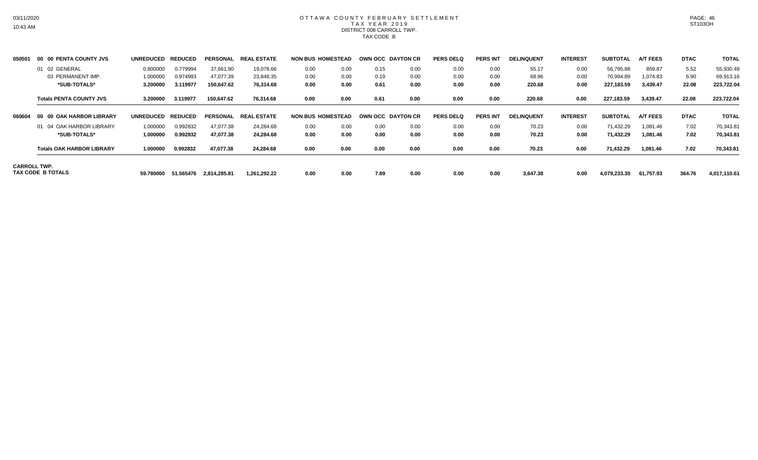# OTTAWA COUNTY FEBRUARY SETTLEMENT
## TAX YEAR 2019
### DISTRICT 008 CARROLL TWP.
### TAX CODE B

| | | UNREDUCED | REDUCED | PERSONAL | REAL ESTATE | NON BUS | HOMESTEAD | OWN OCC | DAYTON CR | PERS DELQ | PERS INT | DELINQUENT | INTEREST | SUBTOTAL | A/T FEES | DTAC | TOTAL |
|---|---|---|---|---|---|---|---|---|---|---|---|---|---|---|---|---|---|
| 050501 | **00 00 PENTA COUNTY JVS** | | | | | | | | | | | | | | | | |
| | 01 02 GENERAL | 0.800000 | 0.779994 | 37,661.90 | 19,078.66 | 0.00 | 0.00 | 0.15 | 0.00 | 0.00 | 0.00 | 55.17 | 0.00 | 56,795.88 | 859.87 | 5.52 | 55,930.49 |
| | 03 PERMANENT IMP. | 1.000000 | 0.974993 | 47,077.39 | 23,848.35 | 0.00 | 0.00 | 0.19 | 0.00 | 0.00 | 0.00 | 68.96 | 0.00 | 70,994.89 | 1,074.83 | 6.90 | 69,913.16 |
| | ***SUB-TOTALS*** | **3.200000** | **3.119977** | **150,647.62** | **76,314.68** | **0.00** | **0.00** | **0.61** | **0.00** | **0.00** | **0.00** | **220.68** | **0.00** | **227,183.59** | **3,439.47** | **22.08** | **223,722.04** |
| | **Totals PENTA COUNTY JVS** | **3.200000** | **3.119977** | **150,647.62** | **76,314.68** | **0.00** | **0.00** | **0.61** | **0.00** | **0.00** | **0.00** | **220.68** | **0.00** | **227,183.59** | **3,439.47** | **22.08** | **223,722.04** |
| 060604 | **00 00 OAK HARBOR LIBRARY** | | | | | | | | | | | | | | | | |
| | 01 04 OAK HARBOR LIBRARY | 1.000000 | 0.992832 | 47,077.38 | 24,284.68 | 0.00 | 0.00 | 0.00 | 0.00 | 0.00 | 0.00 | 70.23 | 0.00 | 71,432.29 | 1,081.46 | 7.02 | 70,343.81 |
| | ***SUB-TOTALS*** | **1.000000** | **0.992832** | **47,077.38** | **24,284.68** | **0.00** | **0.00** | **0.00** | **0.00** | **0.00** | **0.00** | **70.23** | **0.00** | **71,432.29** | **1,081.46** | **7.02** | **70,343.81** |
| | **Totals OAK HARBOR LIBRARY** | **1.000000** | **0.992832** | **47,077.38** | **24,284.68** | **0.00** | **0.00** | **0.00** | **0.00** | **0.00** | **0.00** | **70.23** | **0.00** | **71,432.29** | **1,081.46** | **7.02** | **70,343.81** |
| **CARROLL TWP. TAX CODE B TOTALS** | | **59.780000** | **51.565476** | **2,814,285.81** | **1,261,292.22** | **0.00** | **0.00** | **7.89** | **0.00** | **0.00** | **0.00** | **3,647.38** | **0.00** | **4,079,233.30** | **61,757.93** | **364.76** | **4,017,110.61** |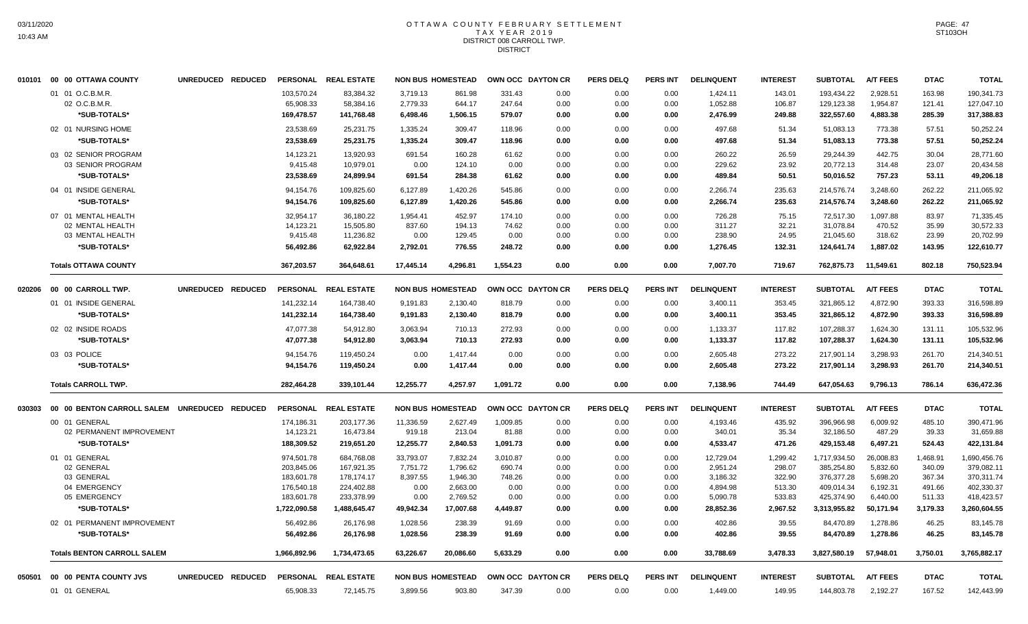# OTTAWA COUNTY FEBRUARY SETTLEMENT
## TAX YEAR 2019
## DISTRICT 008 CARROLL TWP.
## DISTRICT

| | | UNREDUCED | REDUCED | PERSONAL | REAL ESTATE | NON BUS | HOMESTEAD | OWN OCC | DAYTON CR | PERS DELQ | PERS INT | DELINQUENT | INTEREST | SUBTOTAL | A/T FEES | DTAC | TOTAL |
|---|---|---|---|---|---|---|---|---|---|---|---|---|---|---|---|---|---|
| 010101 | 00 00 OTTAWA COUNTY | | | | | | | | | | | | | | | | |
| | 01 01 O.C.B.M.R. | | | 103,570.24 | 83,384.32 | 3,719.13 | 861.98 | 331.43 | 0.00 | 0.00 | 0.00 | 1,424.11 | 143.01 | 193,434.22 | 2,928.51 | 163.98 | 190,341.73 |
| | 02 O.C.B.M.R. | | | 65,908.33 | 58,384.16 | 2,779.33 | 644.17 | 247.64 | 0.00 | 0.00 | 0.00 | 1,052.88 | 106.87 | 129,123.38 | 1,954.87 | 121.41 | 127,047.10 |
| | *SUB-TOTALS* | | | 169,478.57 | 141,768.48 | 6,498.46 | 1,506.15 | 579.07 | 0.00 | 0.00 | 0.00 | 2,476.99 | 249.88 | 322,557.60 | 4,883.38 | 285.39 | 317,388.83 |
| | 02 01 NURSING HOME | | | 23,538.69 | 25,231.75 | 1,335.24 | 309.47 | 118.96 | 0.00 | 0.00 | 0.00 | 497.68 | 51.34 | 51,083.13 | 773.38 | 57.51 | 50,252.24 |
| | *SUB-TOTALS* | | | 23,538.69 | 25,231.75 | 1,335.24 | 309.47 | 118.96 | 0.00 | 0.00 | 0.00 | 497.68 | 51.34 | 51,083.13 | 773.38 | 57.51 | 50,252.24 |
| | 03 02 SENIOR PROGRAM | | | 14,123.21 | 13,920.93 | 691.54 | 160.28 | 61.62 | 0.00 | 0.00 | 0.00 | 260.22 | 26.59 | 29,244.39 | 442.75 | 30.04 | 28,771.60 |
| | 03 SENIOR PROGRAM | | | 9,415.48 | 10,979.01 | 0.00 | 124.10 | 0.00 | 0.00 | 0.00 | 0.00 | 229.62 | 23.92 | 20,772.13 | 314.48 | 23.07 | 20,434.58 |
| | *SUB-TOTALS* | | | 23,538.69 | 24,899.94 | 691.54 | 284.38 | 61.62 | 0.00 | 0.00 | 0.00 | 489.84 | 50.51 | 50,016.52 | 757.23 | 53.11 | 49,206.18 |
| | 04 01 INSIDE GENERAL | | | 94,154.76 | 109,825.60 | 6,127.89 | 1,420.26 | 545.86 | 0.00 | 0.00 | 0.00 | 2,266.74 | 235.63 | 214,576.74 | 3,248.60 | 262.22 | 211,065.92 |
| | *SUB-TOTALS* | | | 94,154.76 | 109,825.60 | 6,127.89 | 1,420.26 | 545.86 | 0.00 | 0.00 | 0.00 | 2,266.74 | 235.63 | 214,576.74 | 3,248.60 | 262.22 | 211,065.92 |
| | 07 01 MENTAL HEALTH | | | 32,954.17 | 36,180.22 | 1,954.41 | 452.97 | 174.10 | 0.00 | 0.00 | 0.00 | 726.28 | 75.15 | 72,517.30 | 1,097.88 | 83.97 | 71,335.45 |
| | 02 MENTAL HEALTH | | | 14,123.21 | 15,505.80 | 837.60 | 194.13 | 74.62 | 0.00 | 0.00 | 0.00 | 311.27 | 32.21 | 31,078.84 | 470.52 | 35.99 | 30,572.33 |
| | 03 MENTAL HEALTH | | | 9,415.48 | 11,236.82 | 0.00 | 129.45 | 0.00 | 0.00 | 0.00 | 0.00 | 238.90 | 24.95 | 21,045.60 | 318.62 | 23.99 | 20,702.99 |
| | *SUB-TOTALS* | | | 56,492.86 | 62,922.84 | 2,792.01 | 776.55 | 248.72 | 0.00 | 0.00 | 0.00 | 1,276.45 | 132.31 | 124,641.74 | 1,887.02 | 143.95 | 122,610.77 |
| | **Totals OTTAWA COUNTY** | | | 367,203.57 | 364,648.61 | 17,445.14 | 4,296.81 | 1,554.23 | 0.00 | 0.00 | 0.00 | 7,007.70 | 719.67 | 762,875.73 | 11,549.61 | 802.18 | 750,523.94 |
| 020206 | 00 00 CARROLL TWP. | UNREDUCED | REDUCED | PERSONAL | REAL ESTATE | NON BUS | HOMESTEAD | OWN OCC | DAYTON CR | PERS DELQ | PERS INT | DELINQUENT | INTEREST | SUBTOTAL | A/T FEES | DTAC | TOTAL |
| | 01 01 INSIDE GENERAL | | | 141,232.14 | 164,738.40 | 9,191.83 | 2,130.40 | 818.79 | 0.00 | 0.00 | 0.00 | 3,400.11 | 353.45 | 321,865.12 | 4,872.90 | 393.33 | 316,598.89 |
| | *SUB-TOTALS* | | | 141,232.14 | 164,738.40 | 9,191.83 | 2,130.40 | 818.79 | 0.00 | 0.00 | 0.00 | 3,400.11 | 353.45 | 321,865.12 | 4,872.90 | 393.33 | 316,598.89 |
| | 02 02 INSIDE ROADS | | | 47,077.38 | 54,912.80 | 3,063.94 | 710.13 | 272.93 | 0.00 | 0.00 | 0.00 | 1,133.37 | 117.82 | 107,288.37 | 1,624.30 | 131.11 | 105,532.96 |
| | *SUB-TOTALS* | | | 47,077.38 | 54,912.80 | 3,063.94 | 710.13 | 272.93 | 0.00 | 0.00 | 0.00 | 1,133.37 | 117.82 | 107,288.37 | 1,624.30 | 131.11 | 105,532.96 |
| | 03 03 POLICE | | | 94,154.76 | 119,450.24 | 0.00 | 1,417.44 | 0.00 | 0.00 | 0.00 | 0.00 | 2,605.48 | 273.22 | 217,901.14 | 3,298.93 | 261.70 | 214,340.51 |
| | *SUB-TOTALS* | | | 94,154.76 | 119,450.24 | 0.00 | 1,417.44 | 0.00 | 0.00 | 0.00 | 0.00 | 2,605.48 | 273.22 | 217,901.14 | 3,298.93 | 261.70 | 214,340.51 |
| | **Totals CARROLL TWP.** | | | 282,464.28 | 339,101.44 | 12,255.77 | 4,257.97 | 1,091.72 | 0.00 | 0.00 | 0.00 | 7,138.96 | 744.49 | 647,054.63 | 9,796.13 | 786.14 | 636,472.36 |
| 030303 | 00 00 BENTON CARROLL SALEM | UNREDUCED | REDUCED | PERSONAL | REAL ESTATE | NON BUS | HOMESTEAD | OWN OCC | DAYTON CR | PERS DELQ | PERS INT | DELINQUENT | INTEREST | SUBTOTAL | A/T FEES | DTAC | TOTAL |
| | 00 01 GENERAL | | | 174,186.31 | 203,177.36 | 11,336.59 | 2,627.49 | 1,009.85 | 0.00 | 0.00 | 0.00 | 4,193.46 | 435.92 | 396,966.98 | 6,009.92 | 485.10 | 390,471.96 |
| | 02 PERMANENT IMPROVEMENT | | | 14,123.21 | 16,473.84 | 919.18 | 213.04 | 81.88 | 0.00 | 0.00 | 0.00 | 340.01 | 35.34 | 32,186.50 | 487.29 | 39.33 | 31,659.88 |
| | *SUB-TOTALS* | | | 188,309.52 | 219,651.20 | 12,255.77 | 2,840.53 | 1,091.73 | 0.00 | 0.00 | 0.00 | 4,533.47 | 471.26 | 429,153.48 | 6,497.21 | 524.43 | 422,131.84 |
| | 01 01 GENERAL | | | 974,501.78 | 684,768.08 | 33,793.07 | 7,832.24 | 3,010.87 | 0.00 | 0.00 | 0.00 | 12,729.04 | 1,299.42 | 1,717,934.50 | 26,008.83 | 1,468.91 | 1,690,456.76 |
| | 02 GENERAL | | | 203,845.06 | 167,921.35 | 7,751.72 | 1,796.62 | 690.74 | 0.00 | 0.00 | 0.00 | 2,951.24 | 298.07 | 385,254.80 | 5,832.60 | 340.09 | 379,082.11 |
| | 03 GENERAL | | | 183,601.78 | 178,174.17 | 8,397.55 | 1,946.30 | 748.26 | 0.00 | 0.00 | 0.00 | 3,186.32 | 322.90 | 376,377.28 | 5,698.20 | 367.34 | 370,311.74 |
| | 04 EMERGENCY | | | 176,540.18 | 224,402.88 | 0.00 | 2,663.00 | 0.00 | 0.00 | 0.00 | 0.00 | 4,894.98 | 513.30 | 409,014.34 | 6,192.31 | 491.66 | 402,330.37 |
| | 05 EMERGENCY | | | 183,601.78 | 233,378.99 | 0.00 | 2,769.52 | 0.00 | 0.00 | 0.00 | 0.00 | 5,090.78 | 533.83 | 425,374.90 | 6,440.00 | 511.33 | 418,423.57 |
| | *SUB-TOTALS* | | | 1,722,090.58 | 1,488,645.47 | 49,942.34 | 17,007.68 | 4,449.87 | 0.00 | 0.00 | 0.00 | 28,852.36 | 2,967.52 | 3,313,955.82 | 50,171.94 | 3,179.33 | 3,260,604.55 |
| | 02 01 PERMANENT IMPROVEMENT | | | 56,492.86 | 26,176.98 | 1,028.56 | 238.39 | 91.69 | 0.00 | 0.00 | 0.00 | 402.86 | 39.55 | 84,470.89 | 1,278.86 | 46.25 | 83,145.78 |
| | *SUB-TOTALS* | | | 56,492.86 | 26,176.98 | 1,028.56 | 238.39 | 91.69 | 0.00 | 0.00 | 0.00 | 402.86 | 39.55 | 84,470.89 | 1,278.86 | 46.25 | 83,145.78 |
| | **Totals BENTON CARROLL SALEM** | | | 1,966,892.96 | 1,734,473.65 | 63,226.67 | 20,086.60 | 5,633.29 | 0.00 | 0.00 | 0.00 | 33,788.69 | 3,478.33 | 3,827,580.19 | 57,948.01 | 3,750.01 | 3,765,882.17 |
| 050501 | 00 00 PENTA COUNTY JVS | UNREDUCED | REDUCED | PERSONAL | REAL ESTATE | NON BUS | HOMESTEAD | OWN OCC | DAYTON CR | PERS DELQ | PERS INT | DELINQUENT | INTEREST | SUBTOTAL | A/T FEES | DTAC | TOTAL |
| | 01 01 GENERAL | | | 65,908.33 | 72,145.75 | 3,899.56 | 903.80 | 347.39 | 0.00 | 0.00 | 0.00 | 1,449.00 | 149.95 | 144,803.78 | 2,192.27 | 167.52 | 142,443.99 |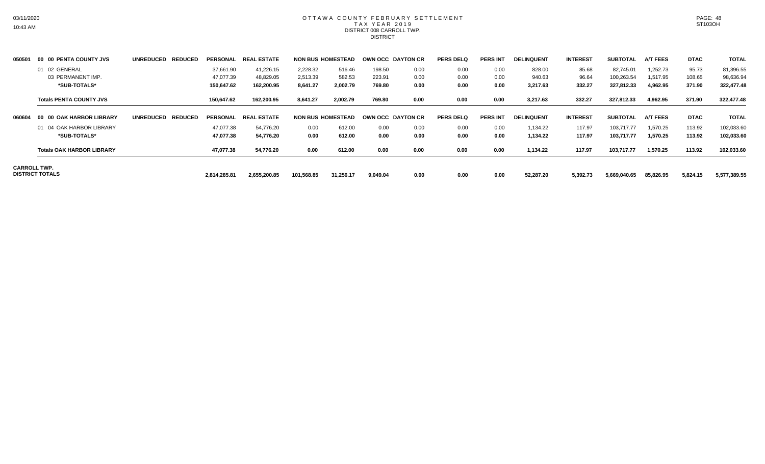# OTTAWA COUNTY FEBRUARY SETTLEMENT
## TAX YEAR 2019
### DISTRICT 008 CARROLL TWP.
DISTRICT

| | | UNREDUCED | REDUCED | PERSONAL | REAL ESTATE | NON BUS | HOMESTEAD | OWN OCC | DAYTON CR | PERS DELQ | PERS INT | DELINQUENT | INTEREST | SUBTOTAL | A/T FEES | DTAC | TOTAL |
|---|---|---|---|---|---|---|---|---|---|---|---|---|---|---|---|---|---|
| 050501 | 00 00 PENTA COUNTY JVS | | | | | | | | | | | | | | | | |
| | 01 02 GENERAL | | | 37,661.90 | 41,226.15 | 2,228.32 | 516.46 | 198.50 | 0.00 | 0.00 | 0.00 | 828.00 | 85.68 | 82,745.01 | 1,252.73 | 95.73 | 81,396.55 |
| | 03 PERMANENT IMP. | | | 47,077.39 | 48,829.05 | 2,513.39 | 582.53 | 223.91 | 0.00 | 0.00 | 0.00 | 940.63 | 96.64 | 100,263.54 | 1,517.95 | 108.65 | 98,636.94 |
| | **\*SUB-TOTALS\*** | | | **150,647.62** | **162,200.95** | **8,641.27** | **2,002.79** | **769.80** | **0.00** | **0.00** | **0.00** | **3,217.63** | **332.27** | **327,812.33** | **4,962.95** | **371.90** | **322,477.48** |
| | **Totals PENTA COUNTY JVS** | | | **150,647.62** | **162,200.95** | **8,641.27** | **2,002.79** | **769.80** | **0.00** | **0.00** | **0.00** | **3,217.63** | **332.27** | **327,812.33** | **4,962.95** | **371.90** | **322,477.48** |
| 060604 | 00 00 OAK HARBOR LIBRARY | | | | | | | | | | | | | | | | |
| | 01 04 OAK HARBOR LIBRARY | | | 47,077.38 | 54,776.20 | 0.00 | 612.00 | 0.00 | 0.00 | 0.00 | 0.00 | 1,134.22 | 117.97 | 103,717.77 | 1,570.25 | 113.92 | 102,033.60 |
| | **\*SUB-TOTALS\*** | | | **47,077.38** | **54,776.20** | **0.00** | **612.00** | **0.00** | **0.00** | **0.00** | **0.00** | **1,134.22** | **117.97** | **103,717.77** | **1,570.25** | **113.92** | **102,033.60** |
| | **Totals OAK HARBOR LIBRARY** | | | **47,077.38** | **54,776.20** | **0.00** | **612.00** | **0.00** | **0.00** | **0.00** | **0.00** | **1,134.22** | **117.97** | **103,717.77** | **1,570.25** | **113.92** | **102,033.60** |
| **CARROLL TWP. DISTRICT TOTALS** | | | | **2,814,285.81** | **2,655,200.85** | **101,568.85** | **31,256.17** | **9,049.04** | **0.00** | **0.00** | **0.00** | **52,287.20** | **5,392.73** | **5,669,040.65** | **85,826.95** | **5,824.15** | **5,577,389.55** |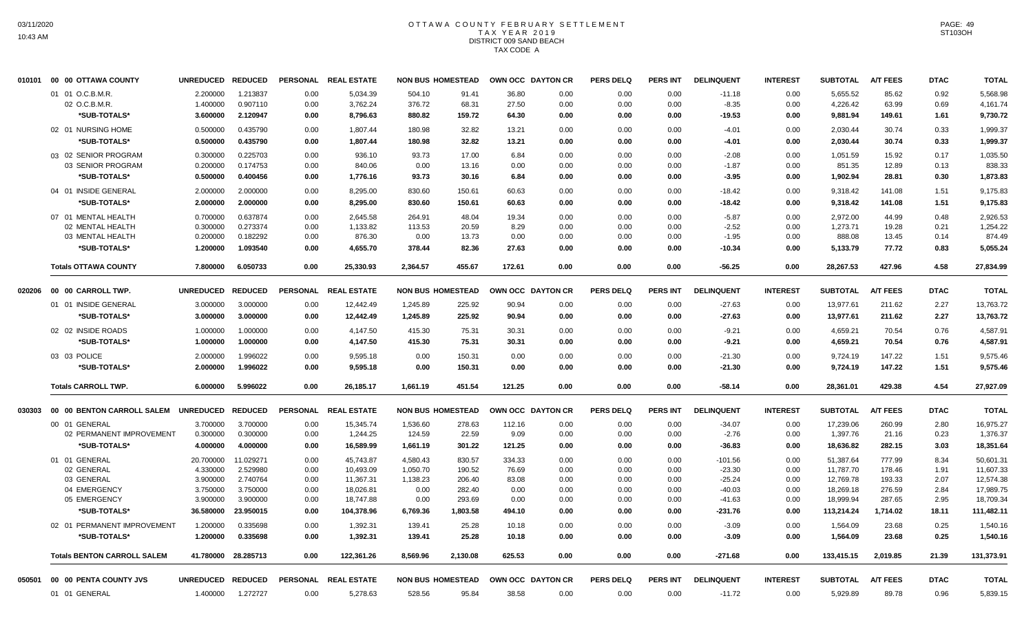# OTTAWA COUNTY FEBRUARY SETTLEMENT
## TAX YEAR 2019
## DISTRICT 009 SAND BEACH
## TAX CODE A

| | | UNREDUCED | REDUCED | PERSONAL | REAL ESTATE | NON BUS | HOMESTEAD | OWN OCC | DAYTON CR | PERS DELQ | PERS INT | DELINQUENT | INTEREST | SUBTOTAL | A/T FEES | DTAC | TOTAL |
|---|---|---|---|---|---|---|---|---|---|---|---|---|---|---|---|---|---|
| 010101 | 00 00 OTTAWA COUNTY | | | | | | | | | | | | | | | | |
| | 01 01 O.C.B.M.R. | 2.200000 | 1.213837 | 0.00 | 5,034.39 | 504.10 | 91.41 | 36.80 | 0.00 | 0.00 | 0.00 | -11.18 | 0.00 | 5,655.52 | 85.62 | 0.92 | 5,568.98 |
| | 02 O.C.B.M.R. | 1.400000 | 0.907110 | 0.00 | 3,762.24 | 376.72 | 68.31 | 27.50 | 0.00 | 0.00 | 0.00 | -8.35 | 0.00 | 4,226.42 | 63.99 | 0.69 | 4,161.74 |
| | *SUB-TOTALS* | 3.600000 | 2.120947 | 0.00 | 8,796.63 | 880.82 | 159.72 | 64.30 | 0.00 | 0.00 | 0.00 | -19.53 | 0.00 | 9,881.94 | 149.61 | 1.61 | 9,730.72 |
| | 02 01 NURSING HOME | 0.500000 | 0.435790 | 0.00 | 1,807.44 | 180.98 | 32.82 | 13.21 | 0.00 | 0.00 | 0.00 | -4.01 | 0.00 | 2,030.44 | 30.74 | 0.33 | 1,999.37 |
| | *SUB-TOTALS* | 0.500000 | 0.435790 | 0.00 | 1,807.44 | 180.98 | 32.82 | 13.21 | 0.00 | 0.00 | 0.00 | -4.01 | 0.00 | 2,030.44 | 30.74 | 0.33 | 1,999.37 |
| | 03 02 SENIOR PROGRAM | 0.300000 | 0.225703 | 0.00 | 936.10 | 93.73 | 17.00 | 6.84 | 0.00 | 0.00 | 0.00 | -2.08 | 0.00 | 1,051.59 | 15.92 | 0.17 | 1,035.50 |
| | 03 SENIOR PROGRAM | 0.200000 | 0.174753 | 0.00 | 840.06 | 0.00 | 13.16 | 0.00 | 0.00 | 0.00 | 0.00 | -1.87 | 0.00 | 851.35 | 12.89 | 0.13 | 838.33 |
| | *SUB-TOTALS* | 0.500000 | 0.400456 | 0.00 | 1,776.16 | 93.73 | 30.16 | 6.84 | 0.00 | 0.00 | 0.00 | -3.95 | 0.00 | 1,902.94 | 28.81 | 0.30 | 1,873.83 |
| | 04 01 INSIDE GENERAL | 2.000000 | 2.000000 | 0.00 | 8,295.00 | 830.60 | 150.61 | 60.63 | 0.00 | 0.00 | 0.00 | -18.42 | 0.00 | 9,318.42 | 141.08 | 1.51 | 9,175.83 |
| | *SUB-TOTALS* | 2.000000 | 2.000000 | 0.00 | 8,295.00 | 830.60 | 150.61 | 60.63 | 0.00 | 0.00 | 0.00 | -18.42 | 0.00 | 9,318.42 | 141.08 | 1.51 | 9,175.83 |
| | 07 01 MENTAL HEALTH | 0.700000 | 0.637874 | 0.00 | 2,645.58 | 264.91 | 48.04 | 19.34 | 0.00 | 0.00 | 0.00 | -5.87 | 0.00 | 2,972.00 | 44.99 | 0.48 | 2,926.53 |
| | 02 MENTAL HEALTH | 0.300000 | 0.273374 | 0.00 | 1,133.82 | 113.53 | 20.59 | 8.29 | 0.00 | 0.00 | 0.00 | -2.52 | 0.00 | 1,273.71 | 19.28 | 0.21 | 1,254.22 |
| | 03 MENTAL HEALTH | 0.200000 | 0.182292 | 0.00 | 876.30 | 0.00 | 13.73 | 0.00 | 0.00 | 0.00 | 0.00 | -1.95 | 0.00 | 888.08 | 13.45 | 0.14 | 874.49 |
| | *SUB-TOTALS* | 1.200000 | 1.093540 | 0.00 | 4,655.70 | 378.44 | 82.36 | 27.63 | 0.00 | 0.00 | 0.00 | -10.34 | 0.00 | 5,133.79 | 77.72 | 0.83 | 5,055.24 |
| | **Totals OTTAWA COUNTY** | 7.800000 | 6.050733 | 0.00 | 25,330.93 | 2,364.57 | 455.67 | 172.61 | 0.00 | 0.00 | 0.00 | -56.25 | 0.00 | 28,267.53 | 427.96 | 4.58 | 27,834.99 |
| 020206 | 00 00 CARROLL TWP. | UNREDUCED | REDUCED | PERSONAL | REAL ESTATE | NON BUS | HOMESTEAD | OWN OCC | DAYTON CR | PERS DELQ | PERS INT | DELINQUENT | INTEREST | SUBTOTAL | A/T FEES | DTAC | TOTAL |
| | 01 01 INSIDE GENERAL | 3.000000 | 3.000000 | 0.00 | 12,442.49 | 1,245.89 | 225.92 | 90.94 | 0.00 | 0.00 | 0.00 | -27.63 | 0.00 | 13,977.61 | 211.62 | 2.27 | 13,763.72 |
| | *SUB-TOTALS* | 3.000000 | 3.000000 | 0.00 | 12,442.49 | 1,245.89 | 225.92 | 90.94 | 0.00 | 0.00 | 0.00 | -27.63 | 0.00 | 13,977.61 | 211.62 | 2.27 | 13,763.72 |
| | 02 02 INSIDE ROADS | 1.000000 | 1.000000 | 0.00 | 4,147.50 | 415.30 | 75.31 | 30.31 | 0.00 | 0.00 | 0.00 | -9.21 | 0.00 | 4,659.21 | 70.54 | 0.76 | 4,587.91 |
| | *SUB-TOTALS* | 1.000000 | 1.000000 | 0.00 | 4,147.50 | 415.30 | 75.31 | 30.31 | 0.00 | 0.00 | 0.00 | -9.21 | 0.00 | 4,659.21 | 70.54 | 0.76 | 4,587.91 |
| | 03 03 POLICE | 2.000000 | 1.996022 | 0.00 | 9,595.18 | 0.00 | 150.31 | 0.00 | 0.00 | 0.00 | 0.00 | -21.30 | 0.00 | 9,724.19 | 147.22 | 1.51 | 9,575.46 |
| | *SUB-TOTALS* | 2.000000 | 1.996022 | 0.00 | 9,595.18 | 0.00 | 150.31 | 0.00 | 0.00 | 0.00 | 0.00 | -21.30 | 0.00 | 9,724.19 | 147.22 | 1.51 | 9,575.46 |
| | **Totals CARROLL TWP.** | 6.000000 | 5.996022 | 0.00 | 26,185.17 | 1,661.19 | 451.54 | 121.25 | 0.00 | 0.00 | 0.00 | -58.14 | 0.00 | 28,361.01 | 429.38 | 4.54 | 27,927.09 |
| 030303 | 00 00 BENTON CARROLL SALEM | UNREDUCED | REDUCED | PERSONAL | REAL ESTATE | NON BUS | HOMESTEAD | OWN OCC | DAYTON CR | PERS DELQ | PERS INT | DELINQUENT | INTEREST | SUBTOTAL | A/T FEES | DTAC | TOTAL |
| | 00 01 GENERAL | 3.700000 | 3.700000 | 0.00 | 15,345.74 | 1,536.60 | 278.63 | 112.16 | 0.00 | 0.00 | 0.00 | -34.07 | 0.00 | 17,239.06 | 260.99 | 2.80 | 16,975.27 |
| | 02 PERMANENT IMPROVEMENT | 0.300000 | 0.300000 | 0.00 | 1,244.25 | 124.59 | 22.59 | 9.09 | 0.00 | 0.00 | 0.00 | -2.76 | 0.00 | 1,397.76 | 21.16 | 0.23 | 1,376.37 |
| | *SUB-TOTALS* | 4.000000 | 4.000000 | 0.00 | 16,589.99 | 1,661.19 | 301.22 | 121.25 | 0.00 | 0.00 | 0.00 | -36.83 | 0.00 | 18,636.82 | 282.15 | 3.03 | 18,351.64 |
| | 01 01 GENERAL | 20.700000 | 11.029271 | 0.00 | 45,743.87 | 4,580.43 | 830.57 | 334.33 | 0.00 | 0.00 | 0.00 | -101.56 | 0.00 | 51,387.64 | 777.99 | 8.34 | 50,601.31 |
| | 02 GENERAL | 4.330000 | 2.529980 | 0.00 | 10,493.09 | 1,050.70 | 190.52 | 76.69 | 0.00 | 0.00 | 0.00 | -23.30 | 0.00 | 11,787.70 | 178.46 | 1.91 | 11,607.33 |
| | 03 GENERAL | 3.900000 | 2.740764 | 0.00 | 11,367.31 | 1,138.23 | 206.40 | 83.08 | 0.00 | 0.00 | 0.00 | -25.24 | 0.00 | 12,769.78 | 193.33 | 2.07 | 12,574.38 |
| | 04 EMERGENCY | 3.750000 | 3.750000 | 0.00 | 18,026.81 | 0.00 | 282.40 | 0.00 | 0.00 | 0.00 | 0.00 | -40.03 | 0.00 | 18,269.18 | 276.59 | 2.84 | 17,989.75 |
| | 05 EMERGENCY | 3.900000 | 3.900000 | 0.00 | 18,747.88 | 0.00 | 293.69 | 0.00 | 0.00 | 0.00 | 0.00 | -41.63 | 0.00 | 18,999.94 | 287.65 | 2.95 | 18,709.34 |
| | *SUB-TOTALS* | 36.580000 | 23.950015 | 0.00 | 104,378.96 | 6,769.36 | 1,803.58 | 494.10 | 0.00 | 0.00 | 0.00 | -231.76 | 0.00 | 113,214.24 | 1,714.02 | 18.11 | 111,482.11 |
| | 02 01 PERMANENT IMPROVEMENT | 1.200000 | 0.335698 | 0.00 | 1,392.31 | 139.41 | 25.28 | 10.18 | 0.00 | 0.00 | 0.00 | -3.09 | 0.00 | 1,564.09 | 23.68 | 0.25 | 1,540.16 |
| | *SUB-TOTALS* | 1.200000 | 0.335698 | 0.00 | 1,392.31 | 139.41 | 25.28 | 10.18 | 0.00 | 0.00 | 0.00 | -3.09 | 0.00 | 1,564.09 | 23.68 | 0.25 | 1,540.16 |
| | **Totals BENTON CARROLL SALEM** | 41.780000 | 28.285713 | 0.00 | 122,361.26 | 8,569.96 | 2,130.08 | 625.53 | 0.00 | 0.00 | 0.00 | -271.68 | 0.00 | 133,415.15 | 2,019.85 | 21.39 | 131,373.91 |
| 050501 | 00 00 PENTA COUNTY JVS | UNREDUCED | REDUCED | PERSONAL | REAL ESTATE | NON BUS | HOMESTEAD | OWN OCC | DAYTON CR | PERS DELQ | PERS INT | DELINQUENT | INTEREST | SUBTOTAL | A/T FEES | DTAC | TOTAL |
| | 01 01 GENERAL | 1.400000 | 1.272727 | 0.00 | 5,278.63 | 528.56 | 95.84 | 38.58 | 0.00 | 0.00 | 0.00 | -11.72 | 0.00 | 5,929.89 | 89.78 | 0.96 | 5,839.15 |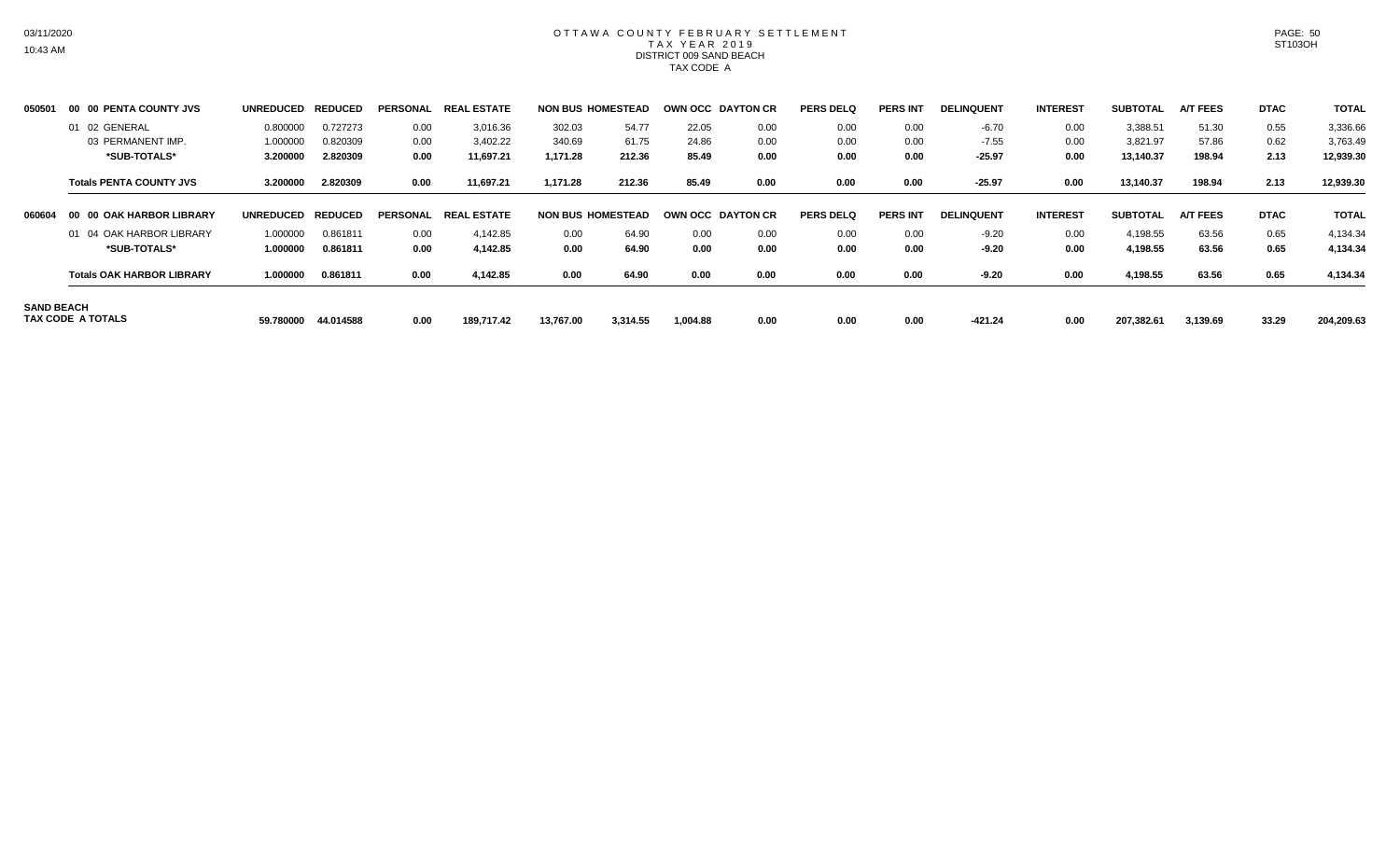# OTTAWA COUNTY FEBRUARY SETTLEMENT
## TAX YEAR 2019
### DISTRICT 009 SAND BEACH
### TAX CODE A

| | | UNREDUCED | REDUCED | PERSONAL | REAL ESTATE | NON BUS | HOMESTEAD | OWN OCC | DAYTON CR | PERS DELQ | PERS INT | DELINQUENT | INTEREST | SUBTOTAL | A/T FEES | DTAC | TOTAL |
|---|---|---|---|---|---|---|---|---|---|---|---|---|---|---|---|---|---|
| 050501 | 00 00 PENTA COUNTY JVS | | | | | | | | | | | | | | | | |
| | 01 02 GENERAL | 0.800000 | 0.727273 | 0.00 | 3,016.36 | 302.03 | 54.77 | 22.05 | 0.00 | 0.00 | 0.00 | -6.70 | 0.00 | 3,388.51 | 51.30 | 0.55 | 3,336.66 |
| | 03 PERMANENT IMP. | 1.000000 | 0.820309 | 0.00 | 3,402.22 | 340.69 | 61.75 | 24.86 | 0.00 | 0.00 | 0.00 | -7.55 | 0.00 | 3,821.97 | 57.86 | 0.62 | 3,763.49 |
| | **\*SUB-TOTALS\*** | **3.200000** | **2.820309** | **0.00** | **11,697.21** | **1,171.28** | **212.36** | **85.49** | **0.00** | **0.00** | **0.00** | **-25.97** | **0.00** | **13,140.37** | **198.94** | **2.13** | **12,939.30** |
| | **Totals PENTA COUNTY JVS** | **3.200000** | **2.820309** | **0.00** | **11,697.21** | **1,171.28** | **212.36** | **85.49** | **0.00** | **0.00** | **0.00** | **-25.97** | **0.00** | **13,140.37** | **198.94** | **2.13** | **12,939.30** |
| 060604 | 00 00 OAK HARBOR LIBRARY | | | | | | | | | | | | | | | | |
| | 01 04 OAK HARBOR LIBRARY | 1.000000 | 0.861811 | 0.00 | 4,142.85 | 0.00 | 64.90 | 0.00 | 0.00 | 0.00 | 0.00 | -9.20 | 0.00 | 4,198.55 | 63.56 | 0.65 | 4,134.34 |
| | **\*SUB-TOTALS\*** | **1.000000** | **0.861811** | **0.00** | **4,142.85** | **0.00** | **64.90** | **0.00** | **0.00** | **0.00** | **0.00** | **-9.20** | **0.00** | **4,198.55** | **63.56** | **0.65** | **4,134.34** |
| | **Totals OAK HARBOR LIBRARY** | **1.000000** | **0.861811** | **0.00** | **4,142.85** | **0.00** | **64.90** | **0.00** | **0.00** | **0.00** | **0.00** | **-9.20** | **0.00** | **4,198.55** | **63.56** | **0.65** | **4,134.34** |
| **SAND BEACH TAX CODE A TOTALS** | | **59.780000** | **44.014588** | **0.00** | **189,717.42** | **13,767.00** | **3,314.55** | **1,004.88** | **0.00** | **0.00** | **0.00** | **-421.24** | **0.00** | **207,382.61** | **3,139.69** | **33.29** | **204,209.63** |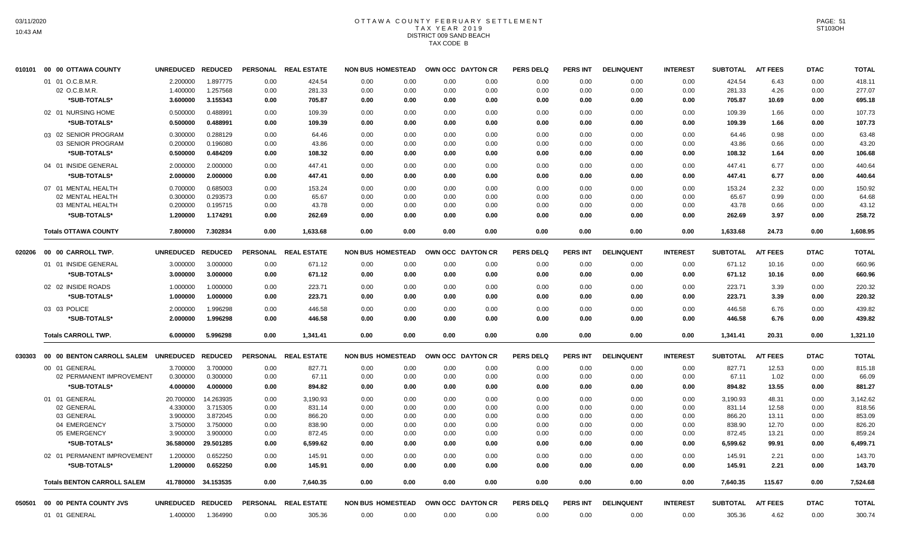# OTTAWA COUNTY FEBRUARY SETTLEMENT
## TAX YEAR 2019
### DISTRICT 009 SAND BEACH
### TAX CODE B

| | | UNREDUCED | REDUCED | PERSONAL | REAL ESTATE | NON BUS | HOMESTEAD | OWN OCC | DAYTON CR | PERS DELQ | PERS INT | DELINQUENT | INTEREST | SUBTOTAL | A/T FEES | DTAC | TOTAL |
|---|---|---|---|---|---|---|---|---|---|---|---|---|---|---|---|---|---|
| 010101 | 00 00 OTTAWA COUNTY | | | | | | | | | | | | | | | | |
| | 01 01 O.C.B.M.R. | 2.200000 | 1.897775 | 0.00 | 424.54 | 0.00 | 0.00 | 0.00 | 0.00 | 0.00 | 0.00 | 0.00 | 0.00 | 424.54 | 6.43 | 0.00 | 418.11 |
| | 02 O.C.B.M.R. | 1.400000 | 1.257568 | 0.00 | 281.33 | 0.00 | 0.00 | 0.00 | 0.00 | 0.00 | 0.00 | 0.00 | 0.00 | 281.33 | 4.26 | 0.00 | 277.07 |
| | *SUB-TOTALS* | 3.600000 | 3.155343 | 0.00 | 705.87 | 0.00 | 0.00 | 0.00 | 0.00 | 0.00 | 0.00 | 0.00 | 0.00 | 705.87 | 10.69 | 0.00 | 695.18 |
| | 02 01 NURSING HOME | 0.500000 | 0.488991 | 0.00 | 109.39 | 0.00 | 0.00 | 0.00 | 0.00 | 0.00 | 0.00 | 0.00 | 0.00 | 109.39 | 1.66 | 0.00 | 107.73 |
| | *SUB-TOTALS* | 0.500000 | 0.488991 | 0.00 | 109.39 | 0.00 | 0.00 | 0.00 | 0.00 | 0.00 | 0.00 | 0.00 | 0.00 | 109.39 | 1.66 | 0.00 | 107.73 |
| | 03 02 SENIOR PROGRAM | 0.300000 | 0.288129 | 0.00 | 64.46 | 0.00 | 0.00 | 0.00 | 0.00 | 0.00 | 0.00 | 0.00 | 0.00 | 64.46 | 0.98 | 0.00 | 63.48 |
| | 03 SENIOR PROGRAM | 0.200000 | 0.196080 | 0.00 | 43.86 | 0.00 | 0.00 | 0.00 | 0.00 | 0.00 | 0.00 | 0.00 | 0.00 | 43.86 | 0.66 | 0.00 | 43.20 |
| | *SUB-TOTALS* | 0.500000 | 0.484209 | 0.00 | 108.32 | 0.00 | 0.00 | 0.00 | 0.00 | 0.00 | 0.00 | 0.00 | 0.00 | 108.32 | 1.64 | 0.00 | 106.68 |
| | 04 01 INSIDE GENERAL | 2.000000 | 2.000000 | 0.00 | 447.41 | 0.00 | 0.00 | 0.00 | 0.00 | 0.00 | 0.00 | 0.00 | 0.00 | 447.41 | 6.77 | 0.00 | 440.64 |
| | *SUB-TOTALS* | 2.000000 | 2.000000 | 0.00 | 447.41 | 0.00 | 0.00 | 0.00 | 0.00 | 0.00 | 0.00 | 0.00 | 0.00 | 447.41 | 6.77 | 0.00 | 440.64 |
| | 07 01 MENTAL HEALTH | 0.700000 | 0.685003 | 0.00 | 153.24 | 0.00 | 0.00 | 0.00 | 0.00 | 0.00 | 0.00 | 0.00 | 0.00 | 153.24 | 2.32 | 0.00 | 150.92 |
| | 02 MENTAL HEALTH | 0.300000 | 0.293573 | 0.00 | 65.67 | 0.00 | 0.00 | 0.00 | 0.00 | 0.00 | 0.00 | 0.00 | 0.00 | 65.67 | 0.99 | 0.00 | 64.68 |
| | 03 MENTAL HEALTH | 0.200000 | 0.195715 | 0.00 | 43.78 | 0.00 | 0.00 | 0.00 | 0.00 | 0.00 | 0.00 | 0.00 | 0.00 | 43.78 | 0.66 | 0.00 | 43.12 |
| | *SUB-TOTALS* | 1.200000 | 1.174291 | 0.00 | 262.69 | 0.00 | 0.00 | 0.00 | 0.00 | 0.00 | 0.00 | 0.00 | 0.00 | 262.69 | 3.97 | 0.00 | 258.72 |
| | **Totals OTTAWA COUNTY** | 7.800000 | 7.302834 | 0.00 | 1,633.68 | 0.00 | 0.00 | 0.00 | 0.00 | 0.00 | 0.00 | 0.00 | 0.00 | 1,633.68 | 24.73 | 0.00 | 1,608.95 |
| 020206 | 00 00 CARROLL TWP. | | | | | | | | | | | | | | | | |
| | 01 01 INSIDE GENERAL | 3.000000 | 3.000000 | 0.00 | 671.12 | 0.00 | 0.00 | 0.00 | 0.00 | 0.00 | 0.00 | 0.00 | 0.00 | 671.12 | 10.16 | 0.00 | 660.96 |
| | *SUB-TOTALS* | 3.000000 | 3.000000 | 0.00 | 671.12 | 0.00 | 0.00 | 0.00 | 0.00 | 0.00 | 0.00 | 0.00 | 0.00 | 671.12 | 10.16 | 0.00 | 660.96 |
| | 02 02 INSIDE ROADS | 1.000000 | 1.000000 | 0.00 | 223.71 | 0.00 | 0.00 | 0.00 | 0.00 | 0.00 | 0.00 | 0.00 | 0.00 | 223.71 | 3.39 | 0.00 | 220.32 |
| | *SUB-TOTALS* | 1.000000 | 1.000000 | 0.00 | 223.71 | 0.00 | 0.00 | 0.00 | 0.00 | 0.00 | 0.00 | 0.00 | 0.00 | 223.71 | 3.39 | 0.00 | 220.32 |
| | 03 03 POLICE | 2.000000 | 1.996298 | 0.00 | 446.58 | 0.00 | 0.00 | 0.00 | 0.00 | 0.00 | 0.00 | 0.00 | 0.00 | 446.58 | 6.76 | 0.00 | 439.82 |
| | *SUB-TOTALS* | 2.000000 | 1.996298 | 0.00 | 446.58 | 0.00 | 0.00 | 0.00 | 0.00 | 0.00 | 0.00 | 0.00 | 0.00 | 446.58 | 6.76 | 0.00 | 439.82 |
| | **Totals CARROLL TWP.** | 6.000000 | 5.996298 | 0.00 | 1,341.41 | 0.00 | 0.00 | 0.00 | 0.00 | 0.00 | 0.00 | 0.00 | 0.00 | 1,341.41 | 20.31 | 0.00 | 1,321.10 |
| 030303 | 00 00 BENTON CARROLL SALEM | | | | | | | | | | | | | | | | |
| | 00 01 GENERAL | 3.700000 | 3.700000 | 0.00 | 827.71 | 0.00 | 0.00 | 0.00 | 0.00 | 0.00 | 0.00 | 0.00 | 0.00 | 827.71 | 12.53 | 0.00 | 815.18 |
| | 02 PERMANENT IMPROVEMENT | 0.300000 | 0.300000 | 0.00 | 67.11 | 0.00 | 0.00 | 0.00 | 0.00 | 0.00 | 0.00 | 0.00 | 0.00 | 67.11 | 1.02 | 0.00 | 66.09 |
| | *SUB-TOTALS* | 4.000000 | 4.000000 | 0.00 | 894.82 | 0.00 | 0.00 | 0.00 | 0.00 | 0.00 | 0.00 | 0.00 | 0.00 | 894.82 | 13.55 | 0.00 | 881.27 |
| | 01 01 GENERAL | 20.700000 | 14.263935 | 0.00 | 3,190.93 | 0.00 | 0.00 | 0.00 | 0.00 | 0.00 | 0.00 | 0.00 | 0.00 | 3,190.93 | 48.31 | 0.00 | 3,142.62 |
| | 02 GENERAL | 4.330000 | 3.715305 | 0.00 | 831.14 | 0.00 | 0.00 | 0.00 | 0.00 | 0.00 | 0.00 | 0.00 | 0.00 | 831.14 | 12.58 | 0.00 | 818.56 |
| | 03 GENERAL | 3.900000 | 3.872045 | 0.00 | 866.20 | 0.00 | 0.00 | 0.00 | 0.00 | 0.00 | 0.00 | 0.00 | 0.00 | 866.20 | 13.11 | 0.00 | 853.09 |
| | 04 EMERGENCY | 3.750000 | 3.750000 | 0.00 | 838.90 | 0.00 | 0.00 | 0.00 | 0.00 | 0.00 | 0.00 | 0.00 | 0.00 | 838.90 | 12.70 | 0.00 | 826.20 |
| | 05 EMERGENCY | 3.900000 | 3.900000 | 0.00 | 872.45 | 0.00 | 0.00 | 0.00 | 0.00 | 0.00 | 0.00 | 0.00 | 0.00 | 872.45 | 13.21 | 0.00 | 859.24 |
| | *SUB-TOTALS* | 36.580000 | 29.501285 | 0.00 | 6,599.62 | 0.00 | 0.00 | 0.00 | 0.00 | 0.00 | 0.00 | 0.00 | 0.00 | 6,599.62 | 99.91 | 0.00 | 6,499.71 |
| | 02 01 PERMANENT IMPROVEMENT | 1.200000 | 0.652250 | 0.00 | 145.91 | 0.00 | 0.00 | 0.00 | 0.00 | 0.00 | 0.00 | 0.00 | 0.00 | 145.91 | 2.21 | 0.00 | 143.70 |
| | *SUB-TOTALS* | 1.200000 | 0.652250 | 0.00 | 145.91 | 0.00 | 0.00 | 0.00 | 0.00 | 0.00 | 0.00 | 0.00 | 0.00 | 145.91 | 2.21 | 0.00 | 143.70 |
| | **Totals BENTON CARROLL SALEM** | 41.780000 | 34.153535 | 0.00 | 7,640.35 | 0.00 | 0.00 | 0.00 | 0.00 | 0.00 | 0.00 | 0.00 | 0.00 | 7,640.35 | 115.67 | 0.00 | 7,524.68 |
| 050501 | 00 00 PENTA COUNTY JVS | | | | | | | | | | | | | | | | |
| | 01 01 GENERAL | 1.400000 | 1.364990 | 0.00 | 305.36 | 0.00 | 0.00 | 0.00 | 0.00 | 0.00 | 0.00 | 0.00 | 0.00 | 305.36 | 4.62 | 0.00 | 300.74 |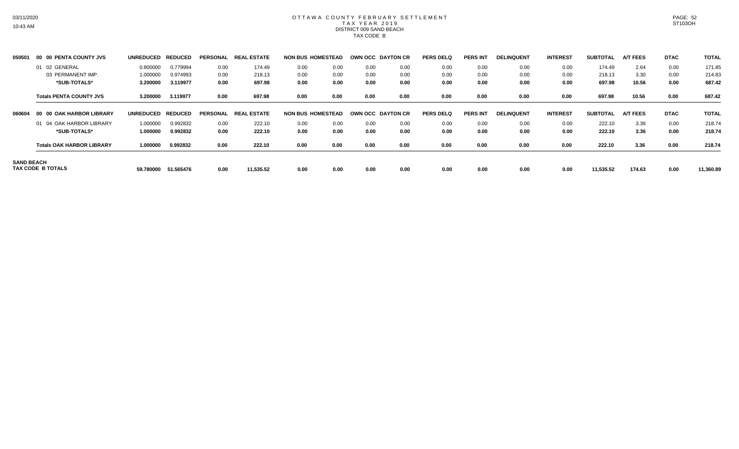# OTTAWA COUNTY FEBRUARY SETTLEMENT
## TAX YEAR 2019
### DISTRICT 009 SAND BEACH
### TAX CODE B

| | | UNREDUCED | REDUCED | PERSONAL | REAL ESTATE | NON BUS | HOMESTEAD | OWN OCC | DAYTON CR | PERS DELQ | PERS INT | DELINQUENT | INTEREST | SUBTOTAL | A/T FEES | DTAC | TOTAL |
|---|---|---|---|---|---|---|---|---|---|---|---|---|---|---|---|---|---|
| 050501 | 00 00 PENTA COUNTY JVS | | | | | | | | | | | | | | | | |
| | 01 02 GENERAL | 0.800000 | 0.779994 | 0.00 | 174.49 | 0.00 | 0.00 | 0.00 | 0.00 | 0.00 | 0.00 | 0.00 | 0.00 | 174.49 | 2.64 | 0.00 | 171.85 |
| | 03 PERMANENT IMP. | 1.000000 | 0.974993 | 0.00 | 218.13 | 0.00 | 0.00 | 0.00 | 0.00 | 0.00 | 0.00 | 0.00 | 0.00 | 218.13 | 3.30 | 0.00 | 214.83 |
| | **\*SUB-TOTALS\*** | **3.200000** | **3.119977** | **0.00** | **697.98** | **0.00** | **0.00** | **0.00** | **0.00** | **0.00** | **0.00** | **0.00** | **0.00** | **697.98** | **10.56** | **0.00** | **687.42** |
| | **Totals PENTA COUNTY JVS** | **3.200000** | **3.119977** | **0.00** | **697.98** | **0.00** | **0.00** | **0.00** | **0.00** | **0.00** | **0.00** | **0.00** | **0.00** | **697.98** | **10.56** | **0.00** | **687.42** |
| 060604 | 00 00 OAK HARBOR LIBRARY | | | | | | | | | | | | | | | | |
| | 01 04 OAK HARBOR LIBRARY | 1.000000 | 0.992832 | 0.00 | 222.10 | 0.00 | 0.00 | 0.00 | 0.00 | 0.00 | 0.00 | 0.00 | 0.00 | 222.10 | 3.36 | 0.00 | 218.74 |
| | **\*SUB-TOTALS\*** | **1.000000** | **0.992832** | **0.00** | **222.10** | **0.00** | **0.00** | **0.00** | **0.00** | **0.00** | **0.00** | **0.00** | **0.00** | **222.10** | **3.36** | **0.00** | **218.74** |
| | **Totals OAK HARBOR LIBRARY** | **1.000000** | **0.992832** | **0.00** | **222.10** | **0.00** | **0.00** | **0.00** | **0.00** | **0.00** | **0.00** | **0.00** | **0.00** | **222.10** | **3.36** | **0.00** | **218.74** |
| **SAND BEACH TAX CODE B TOTALS** | | **59.780000** | **51.565476** | **0.00** | **11,535.52** | **0.00** | **0.00** | **0.00** | **0.00** | **0.00** | **0.00** | **0.00** | **0.00** | **11,535.52** | **174.63** | **0.00** | **11,360.89** |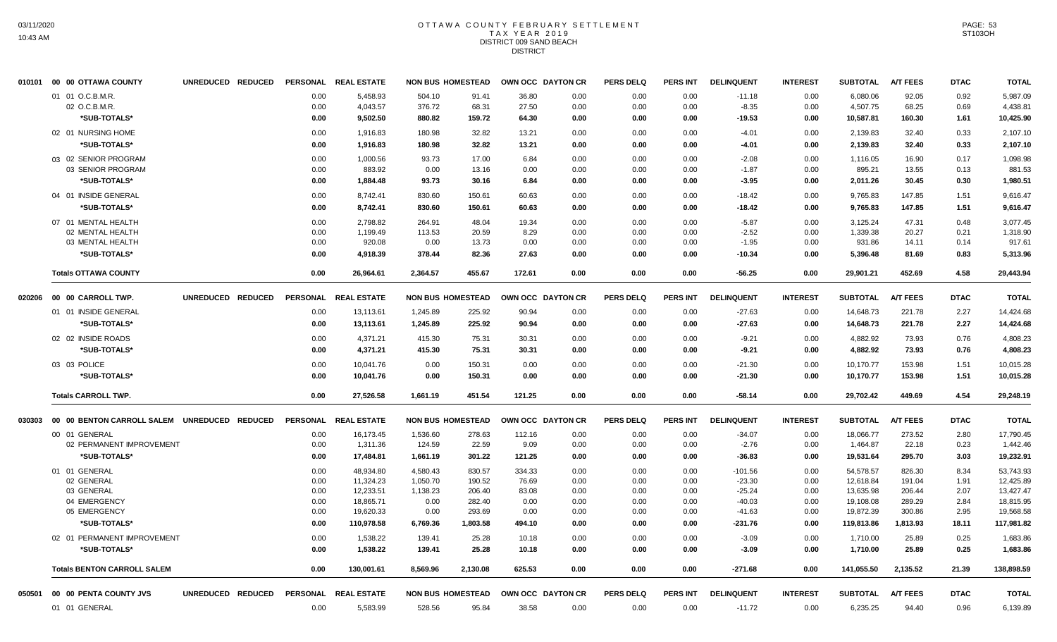# OTTAWA COUNTY FEBRUARY SETTLEMENT
## TAX YEAR 2019
## DISTRICT 009 SAND BEACH
## DISTRICT

| | | UNREDUCED | REDUCED | PERSONAL | REAL ESTATE | NON BUS | HOMESTEAD | OWN OCC | DAYTON CR | PERS DELQ | PERS INT | DELINQUENT | INTEREST | SUBTOTAL | A/T FEES | DTAC | TOTAL |
|---|---|---|---|---|---|---|---|---|---|---|---|---|---|---|---|---|---|
| 010101 | 00 00 OTTAWA COUNTY | | | | | | | | | | | | | | | | |
| | 01 01 O.C.B.M.R. | | | 0.00 | 5,458.93 | 504.10 | 91.41 | 36.80 | 0.00 | 0.00 | 0.00 | -11.18 | 0.00 | 6,080.06 | 92.05 | 0.92 | 5,987.09 |
| | 02 O.C.B.M.R. | | | 0.00 | 4,043.57 | 376.72 | 68.31 | 27.50 | 0.00 | 0.00 | 0.00 | -8.35 | 0.00 | 4,507.75 | 68.25 | 0.69 | 4,438.81 |
| | *SUB-TOTALS* | | | 0.00 | 9,502.50 | 880.82 | 159.72 | 64.30 | 0.00 | 0.00 | 0.00 | -19.53 | 0.00 | 10,587.81 | 160.30 | 1.61 | 10,425.90 |
| | 02 01 NURSING HOME | | | 0.00 | 1,916.83 | 180.98 | 32.82 | 13.21 | 0.00 | 0.00 | 0.00 | -4.01 | 0.00 | 2,139.83 | 32.40 | 0.33 | 2,107.10 |
| | *SUB-TOTALS* | | | 0.00 | 1,916.83 | 180.98 | 32.82 | 13.21 | 0.00 | 0.00 | 0.00 | -4.01 | 0.00 | 2,139.83 | 32.40 | 0.33 | 2,107.10 |
| | 03 02 SENIOR PROGRAM | | | 0.00 | 1,000.56 | 93.73 | 17.00 | 6.84 | 0.00 | 0.00 | 0.00 | -2.08 | 0.00 | 1,116.05 | 16.90 | 0.17 | 1,098.98 |
| | 03 SENIOR PROGRAM | | | 0.00 | 883.92 | 0.00 | 13.16 | 0.00 | 0.00 | 0.00 | 0.00 | -1.87 | 0.00 | 895.21 | 13.55 | 0.13 | 881.53 |
| | *SUB-TOTALS* | | | 0.00 | 1,884.48 | 93.73 | 30.16 | 6.84 | 0.00 | 0.00 | 0.00 | -3.95 | 0.00 | 2,011.26 | 30.45 | 0.30 | 1,980.51 |
| | 04 01 INSIDE GENERAL | | | 0.00 | 8,742.41 | 830.60 | 150.61 | 60.63 | 0.00 | 0.00 | 0.00 | -18.42 | 0.00 | 9,765.83 | 147.85 | 1.51 | 9,616.47 |
| | *SUB-TOTALS* | | | 0.00 | 8,742.41 | 830.60 | 150.61 | 60.63 | 0.00 | 0.00 | 0.00 | -18.42 | 0.00 | 9,765.83 | 147.85 | 1.51 | 9,616.47 |
| | 07 01 MENTAL HEALTH | | | 0.00 | 2,798.82 | 264.91 | 48.04 | 19.34 | 0.00 | 0.00 | 0.00 | -5.87 | 0.00 | 3,125.24 | 47.31 | 0.48 | 3,077.45 |
| | 02 MENTAL HEALTH | | | 0.00 | 1,199.49 | 113.53 | 20.59 | 8.29 | 0.00 | 0.00 | 0.00 | -2.52 | 0.00 | 1,339.38 | 20.27 | 0.21 | 1,318.90 |
| | 03 MENTAL HEALTH | | | 0.00 | 920.08 | 0.00 | 13.73 | 0.00 | 0.00 | 0.00 | 0.00 | -1.95 | 0.00 | 931.86 | 14.11 | 0.14 | 917.61 |
| | *SUB-TOTALS* | | | 0.00 | 4,918.39 | 378.44 | 82.36 | 27.63 | 0.00 | 0.00 | 0.00 | -10.34 | 0.00 | 5,396.48 | 81.69 | 0.83 | 5,313.96 |
| | Totals OTTAWA COUNTY | | | 0.00 | 26,964.61 | 2,364.57 | 455.67 | 172.61 | 0.00 | 0.00 | 0.00 | -56.25 | 0.00 | 29,901.21 | 452.69 | 4.58 | 29,443.94 |
| 020206 | 00 00 CARROLL TWP. | UNREDUCED | REDUCED | PERSONAL | REAL ESTATE | NON BUS | HOMESTEAD | OWN OCC | DAYTON CR | PERS DELQ | PERS INT | DELINQUENT | INTEREST | SUBTOTAL | A/T FEES | DTAC | TOTAL |
| | 01 01 INSIDE GENERAL | | | 0.00 | 13,113.61 | 1,245.89 | 225.92 | 90.94 | 0.00 | 0.00 | 0.00 | -27.63 | 0.00 | 14,648.73 | 221.78 | 2.27 | 14,424.68 |
| | *SUB-TOTALS* | | | 0.00 | 13,113.61 | 1,245.89 | 225.92 | 90.94 | 0.00 | 0.00 | 0.00 | -27.63 | 0.00 | 14,648.73 | 221.78 | 2.27 | 14,424.68 |
| | 02 02 INSIDE ROADS | | | 0.00 | 4,371.21 | 415.30 | 75.31 | 30.31 | 0.00 | 0.00 | 0.00 | -9.21 | 0.00 | 4,882.92 | 73.93 | 0.76 | 4,808.23 |
| | *SUB-TOTALS* | | | 0.00 | 4,371.21 | 415.30 | 75.31 | 30.31 | 0.00 | 0.00 | 0.00 | -9.21 | 0.00 | 4,882.92 | 73.93 | 0.76 | 4,808.23 |
| | 03 03 POLICE | | | 0.00 | 10,041.76 | 0.00 | 150.31 | 0.00 | 0.00 | 0.00 | 0.00 | -21.30 | 0.00 | 10,170.77 | 153.98 | 1.51 | 10,015.28 |
| | *SUB-TOTALS* | | | 0.00 | 10,041.76 | 0.00 | 150.31 | 0.00 | 0.00 | 0.00 | 0.00 | -21.30 | 0.00 | 10,170.77 | 153.98 | 1.51 | 10,015.28 |
| | Totals CARROLL TWP. | | | 0.00 | 27,526.58 | 1,661.19 | 451.54 | 121.25 | 0.00 | 0.00 | 0.00 | -58.14 | 0.00 | 29,702.42 | 449.69 | 4.54 | 29,248.19 |
| 030303 | 00 00 BENTON CARROLL SALEM | UNREDUCED | REDUCED | PERSONAL | REAL ESTATE | NON BUS | HOMESTEAD | OWN OCC | DAYTON CR | PERS DELQ | PERS INT | DELINQUENT | INTEREST | SUBTOTAL | A/T FEES | DTAC | TOTAL |
| | 00 01 GENERAL | | | 0.00 | 16,173.45 | 1,536.60 | 278.63 | 112.16 | 0.00 | 0.00 | 0.00 | -34.07 | 0.00 | 18,066.77 | 273.52 | 2.80 | 17,790.45 |
| | 02 PERMANENT IMPROVEMENT | | | 0.00 | 1,311.36 | 124.59 | 22.59 | 9.09 | 0.00 | 0.00 | 0.00 | -2.76 | 0.00 | 1,464.87 | 22.18 | 0.23 | 1,442.46 |
| | *SUB-TOTALS* | | | 0.00 | 17,484.81 | 1,661.19 | 301.22 | 121.25 | 0.00 | 0.00 | 0.00 | -36.83 | 0.00 | 19,531.64 | 295.70 | 3.03 | 19,232.91 |
| | 01 01 GENERAL | | | 0.00 | 48,934.80 | 4,580.43 | 830.57 | 334.33 | 0.00 | 0.00 | 0.00 | -101.56 | 0.00 | 54,578.57 | 826.30 | 8.34 | 53,743.93 |
| | 02 GENERAL | | | 0.00 | 11,324.23 | 1,050.70 | 190.52 | 76.69 | 0.00 | 0.00 | 0.00 | -23.30 | 0.00 | 12,618.84 | 191.04 | 1.91 | 12,425.89 |
| | 03 GENERAL | | | 0.00 | 12,233.51 | 1,138.23 | 206.40 | 83.08 | 0.00 | 0.00 | 0.00 | -25.24 | 0.00 | 13,635.98 | 206.44 | 2.07 | 13,427.47 |
| | 04 EMERGENCY | | | 0.00 | 18,865.71 | 0.00 | 282.40 | 0.00 | 0.00 | 0.00 | 0.00 | -40.03 | 0.00 | 19,108.08 | 289.29 | 2.84 | 18,815.95 |
| | 05 EMERGENCY | | | 0.00 | 19,620.33 | 0.00 | 293.69 | 0.00 | 0.00 | 0.00 | 0.00 | -41.63 | 0.00 | 19,872.39 | 300.86 | 2.95 | 19,568.58 |
| | *SUB-TOTALS* | | | 0.00 | 110,978.58 | 6,769.36 | 1,803.58 | 494.10 | 0.00 | 0.00 | 0.00 | -231.76 | 0.00 | 119,813.86 | 1,813.93 | 18.11 | 117,981.82 |
| | 02 01 PERMANENT IMPROVEMENT | | | 0.00 | 1,538.22 | 139.41 | 25.28 | 10.18 | 0.00 | 0.00 | 0.00 | -3.09 | 0.00 | 1,710.00 | 25.89 | 0.25 | 1,683.86 |
| | *SUB-TOTALS* | | | 0.00 | 1,538.22 | 139.41 | 25.28 | 10.18 | 0.00 | 0.00 | 0.00 | -3.09 | 0.00 | 1,710.00 | 25.89 | 0.25 | 1,683.86 |
| | Totals BENTON CARROLL SALEM | | | 0.00 | 130,001.61 | 8,569.96 | 2,130.08 | 625.53 | 0.00 | 0.00 | 0.00 | -271.68 | 0.00 | 141,055.50 | 2,135.52 | 21.39 | 138,898.59 |
| 050501 | 00 00 PENTA COUNTY JVS | UNREDUCED | REDUCED | PERSONAL | REAL ESTATE | NON BUS | HOMESTEAD | OWN OCC | DAYTON CR | PERS DELQ | PERS INT | DELINQUENT | INTEREST | SUBTOTAL | A/T FEES | DTAC | TOTAL |
| | 01 01 GENERAL | | | 0.00 | 5,583.99 | 528.56 | 95.84 | 38.58 | 0.00 | 0.00 | 0.00 | -11.72 | 0.00 | 6,235.25 | 94.40 | 0.96 | 6,139.89 |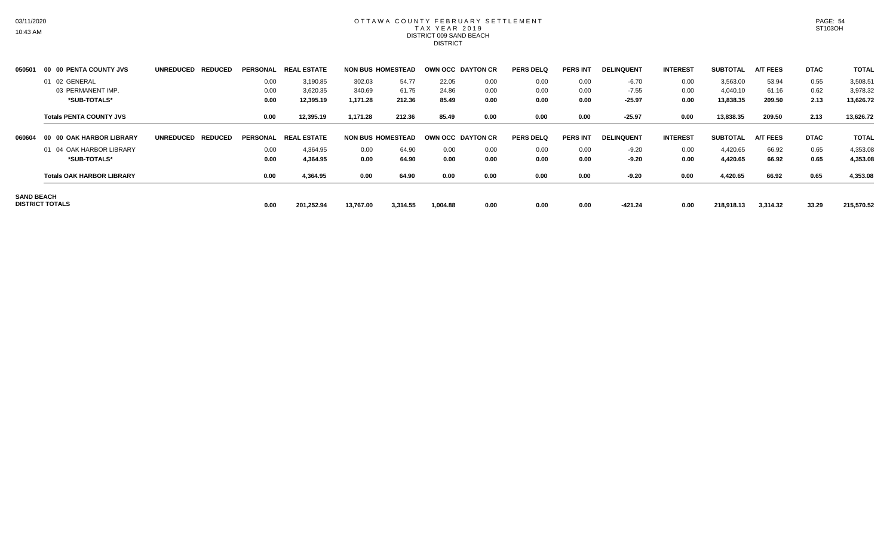# OTTAWA COUNTY FEBRUARY SETTLEMENT
## TAX YEAR 2019
### DISTRICT 009 SAND BEACH
### DISTRICT

| | | UNREDUCED | REDUCED | PERSONAL | REAL ESTATE | NON BUS | HOMESTEAD | OWN OCC | DAYTON CR | PERS DELQ | PERS INT | DELINQUENT | INTEREST | SUBTOTAL | A/T FEES | DTAC | TOTAL |
|---|---|---|---|---|---|---|---|---|---|---|---|---|---|---|---|---|---|
| 050501 | 00 00 PENTA COUNTY JVS | | | | | | | | | | | | | | | | |
| | 01 02 GENERAL | | | 0.00 | 3,190.85 | 302.03 | 54.77 | 22.05 | 0.00 | 0.00 | 0.00 | -6.70 | 0.00 | 3,563.00 | 53.94 | 0.55 | 3,508.51 |
| | 03 PERMANENT IMP. | | | 0.00 | 3,620.35 | 340.69 | 61.75 | 24.86 | 0.00 | 0.00 | 0.00 | -7.55 | 0.00 | 4,040.10 | 61.16 | 0.62 | 3,978.32 |
| | **\*SUB-TOTALS\*** | | | **0.00** | **12,395.19** | **1,171.28** | **212.36** | **85.49** | **0.00** | **0.00** | **0.00** | **-25.97** | **0.00** | **13,838.35** | **209.50** | **2.13** | **13,626.72** |
| | **Totals PENTA COUNTY JVS** | | | **0.00** | **12,395.19** | **1,171.28** | **212.36** | **85.49** | **0.00** | **0.00** | **0.00** | **-25.97** | **0.00** | **13,838.35** | **209.50** | **2.13** | **13,626.72** |
| 060604 | 00 00 OAK HARBOR LIBRARY | | | | | | | | | | | | | | | | |
| | 01 04 OAK HARBOR LIBRARY | | | 0.00 | 4,364.95 | 0.00 | 64.90 | 0.00 | 0.00 | 0.00 | 0.00 | -9.20 | 0.00 | 4,420.65 | 66.92 | 0.65 | 4,353.08 |
| | **\*SUB-TOTALS\*** | | | **0.00** | **4,364.95** | **0.00** | **64.90** | **0.00** | **0.00** | **0.00** | **0.00** | **-9.20** | **0.00** | **4,420.65** | **66.92** | **0.65** | **4,353.08** |
| | **Totals OAK HARBOR LIBRARY** | | | **0.00** | **4,364.95** | **0.00** | **64.90** | **0.00** | **0.00** | **0.00** | **0.00** | **-9.20** | **0.00** | **4,420.65** | **66.92** | **0.65** | **4,353.08** |
| **SAND BEACH DISTRICT TOTALS** | | | | **0.00** | **201,252.94** | **13,767.00** | **3,314.55** | **1,004.88** | **0.00** | **0.00** | **0.00** | **-421.24** | **0.00** | **218,918.13** | **3,314.32** | **33.29** | **215,570.52** |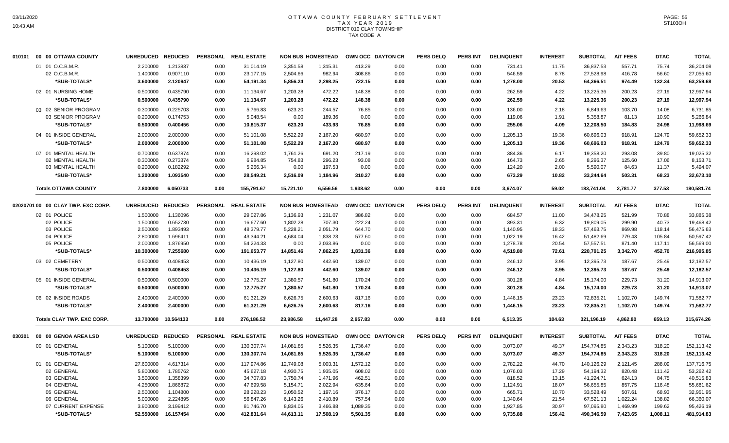# OTTAWA COUNTY FEBRUARY SETTLEMENT
## TAX YEAR 2019
### DISTRICT 010 CLAY TOWNSHIP
### TAX CODE A

| 010101 00 00 OTTAWA COUNTY | UNREDUCED | REDUCED | PERSONAL | REAL ESTATE | NON BUS | HOMESTEAD | OWN OCC | DAYTON CR | PERS DELQ | PERS INT | DELINQUENT | INTEREST | SUBTOTAL | A/T FEES | DTAC | TOTAL |
|---|---|---|---|---|---|---|---|---|---|---|---|---|---|---|---|---|
| 01 01 O.C.B.M.R. | 2.200000 | 1.213837 | 0.00 | 31,014.19 | 3,351.58 | 1,315.31 | 413.29 | 0.00 | 0.00 | 0.00 | 731.41 | 11.75 | 36,837.53 | 557.71 | 75.74 | 36,204.08 |
| 02 O.C.B.M.R. | 1.400000 | 0.907110 | 0.00 | 23,177.15 | 2,504.66 | 982.94 | 308.86 | 0.00 | 0.00 | 0.00 | 546.59 | 8.78 | 27,528.98 | 416.78 | 56.60 | 27,055.60 |
| *SUB-TOTALS* | 3.600000 | 2.120947 | 0.00 | 54,191.34 | 5,856.24 | 2,298.25 | 722.15 | 0.00 | 0.00 | 0.00 | 1,278.00 | 20.53 | 64,366.51 | 974.49 | 132.34 | 63,259.68 |
| 02 01 NURSING HOME | 0.500000 | 0.435790 | 0.00 | 11,134.67 | 1,203.28 | 472.22 | 148.38 | 0.00 | 0.00 | 0.00 | 262.59 | 4.22 | 13,225.36 | 200.23 | 27.19 | 12,997.94 |
| *SUB-TOTALS* | 0.500000 | 0.435790 | 0.00 | 11,134.67 | 1,203.28 | 472.22 | 148.38 | 0.00 | 0.00 | 0.00 | 262.59 | 4.22 | 13,225.36 | 200.23 | 27.19 | 12,997.94 |
| 03 02 SENIOR PROGRAM | 0.300000 | 0.225703 | 0.00 | 5,766.83 | 623.20 | 244.57 | 76.85 | 0.00 | 0.00 | 0.00 | 136.00 | 2.18 | 6,849.63 | 103.70 | 14.08 | 6,731.85 |
| 03 SENIOR PROGRAM | 0.200000 | 0.174753 | 0.00 | 5,048.54 | 0.00 | 189.36 | 0.00 | 0.00 | 0.00 | 0.00 | 119.06 | 1.91 | 5,358.87 | 81.13 | 10.90 | 5,266.84 |
| *SUB-TOTALS* | 0.500000 | 0.400456 | 0.00 | 10,815.37 | 623.20 | 433.93 | 76.85 | 0.00 | 0.00 | 0.00 | 255.06 | 4.09 | 12,208.50 | 184.83 | 24.98 | 11,998.69 |
| 04 01 INSIDE GENERAL | 2.000000 | 2.000000 | 0.00 | 51,101.08 | 5,522.29 | 2,167.20 | 680.97 | 0.00 | 0.00 | 0.00 | 1,205.13 | 19.36 | 60,696.03 | 918.91 | 124.79 | 59,652.33 |
| *SUB-TOTALS* | 2.000000 | 2.000000 | 0.00 | 51,101.08 | 5,522.29 | 2,167.20 | 680.97 | 0.00 | 0.00 | 0.00 | 1,205.13 | 19.36 | 60,696.03 | 918.91 | 124.79 | 59,652.33 |
| 07 01 MENTAL HEALTH | 0.700000 | 0.637874 | 0.00 | 16,298.02 | 1,761.26 | 691.20 | 217.19 | 0.00 | 0.00 | 0.00 | 384.36 | 6.17 | 19,358.20 | 293.08 | 39.80 | 19,025.32 |
| 02 MENTAL HEALTH | 0.300000 | 0.273374 | 0.00 | 6,984.85 | 754.83 | 296.23 | 93.08 | 0.00 | 0.00 | 0.00 | 164.73 | 2.65 | 8,296.37 | 125.60 | 17.06 | 8,153.71 |
| 03 MENTAL HEALTH | 0.200000 | 0.182292 | 0.00 | 5,266.34 | 0.00 | 197.53 | 0.00 | 0.00 | 0.00 | 0.00 | 124.20 | 2.00 | 5,590.07 | 84.63 | 11.37 | 5,494.07 |
| *SUB-TOTALS* | 1.200000 | 1.093540 | 0.00 | 28,549.21 | 2,516.09 | 1,184.96 | 310.27 | 0.00 | 0.00 | 0.00 | 673.29 | 10.82 | 33,244.64 | 503.31 | 68.23 | 32,673.10 |
| **Totals OTTAWA COUNTY** | 7.800000 | 6.050733 | 0.00 | 155,791.67 | 15,721.10 | 6,556.56 | 1,938.62 | 0.00 | 0.00 | 0.00 | 3,674.07 | 59.02 | 183,741.04 | 2,781.77 | 377.53 | 180,581.74 |

| 02020701 00 00 CLAY TWP. EXC CORP. | UNREDUCED | REDUCED | PERSONAL | REAL ESTATE | NON BUS | HOMESTEAD | OWN OCC | DAYTON CR | PERS DELQ | PERS INT | DELINQUENT | INTEREST | SUBTOTAL | A/T FEES | DTAC | TOTAL |
|---|---|---|---|---|---|---|---|---|---|---|---|---|---|---|---|---|
| 02 01 POLICE | 1.500000 | 1.136096 | 0.00 | 29,027.86 | 3,136.93 | 1,231.07 | 386.82 | 0.00 | 0.00 | 0.00 | 684.57 | 11.00 | 34,478.25 | 521.99 | 70.88 | 33,885.38 |
| 02 POLICE | 1.500000 | 0.652730 | 0.00 | 16,677.60 | 1,802.28 | 707.30 | 222.24 | 0.00 | 0.00 | 0.00 | 393.31 | 6.32 | 19,809.05 | 299.90 | 40.73 | 19,468.42 |
| 03 POLICE | 2.500000 | 1.893493 | 0.00 | 48,379.77 | 5,228.21 | 2,051.79 | 644.70 | 0.00 | 0.00 | 0.00 | 1,140.95 | 18.33 | 57,463.75 | 869.98 | 118.14 | 56,475.63 |
| 04 POLICE | 2.800000 | 1.696411 | 0.00 | 43,344.21 | 4,684.04 | 1,838.23 | 577.60 | 0.00 | 0.00 | 0.00 | 1,022.19 | 16.42 | 51,482.69 | 779.43 | 105.84 | 50,597.42 |
| 05 POLICE | 2.000000 | 1.876950 | 0.00 | 54,224.33 | 0.00 | 2,033.86 | 0.00 | 0.00 | 0.00 | 0.00 | 1,278.78 | 20.54 | 57,557.51 | 871.40 | 117.11 | 56,569.00 |
| *SUB-TOTALS* | 10.300000 | 7.255680 | 0.00 | 191,653.77 | 14,851.46 | 7,862.25 | 1,831.36 | 0.00 | 0.00 | 0.00 | 4,519.80 | 72.61 | 220,791.25 | 3,342.70 | 452.70 | 216,995.85 |
| 03 02 CEMETERY | 0.500000 | 0.408453 | 0.00 | 10,436.19 | 1,127.80 | 442.60 | 139.07 | 0.00 | 0.00 | 0.00 | 246.12 | 3.95 | 12,395.73 | 187.67 | 25.49 | 12,182.57 |
| *SUB-TOTALS* | 0.500000 | 0.408453 | 0.00 | 10,436.19 | 1,127.80 | 442.60 | 139.07 | 0.00 | 0.00 | 0.00 | 246.12 | 3.95 | 12,395.73 | 187.67 | 25.49 | 12,182.57 |
| 05 01 INSIDE GENERAL | 0.500000 | 0.500000 | 0.00 | 12,775.27 | 1,380.57 | 541.80 | 170.24 | 0.00 | 0.00 | 0.00 | 301.28 | 4.84 | 15,174.00 | 229.73 | 31.20 | 14,913.07 |
| *SUB-TOTALS* | 0.500000 | 0.500000 | 0.00 | 12,775.27 | 1,380.57 | 541.80 | 170.24 | 0.00 | 0.00 | 0.00 | 301.28 | 4.84 | 15,174.00 | 229.73 | 31.20 | 14,913.07 |
| 06 02 INSIDE ROADS | 2.400000 | 2.400000 | 0.00 | 61,321.29 | 6,626.75 | 2,600.63 | 817.16 | 0.00 | 0.00 | 0.00 | 1,446.15 | 23.23 | 72,835.21 | 1,102.70 | 149.74 | 71,582.77 |
| *SUB-TOTALS* | 2.400000 | 2.400000 | 0.00 | 61,321.29 | 6,626.75 | 2,600.63 | 817.16 | 0.00 | 0.00 | 0.00 | 1,446.15 | 23.23 | 72,835.21 | 1,102.70 | 149.74 | 71,582.77 |
| **Totals CLAY TWP. EXC CORP.** | 13.700000 | 10.564133 | 0.00 | 276,186.52 | 23,986.58 | 11,447.28 | 2,957.83 | 0.00 | 0.00 | 0.00 | 6,513.35 | 104.63 | 321,196.19 | 4,862.80 | 659.13 | 315,674.26 |

| 030301 00 00 GENOA AREA LSD | UNREDUCED | REDUCED | PERSONAL | REAL ESTATE | NON BUS | HOMESTEAD | OWN OCC | DAYTON CR | PERS DELQ | PERS INT | DELINQUENT | INTEREST | SUBTOTAL | A/T FEES | DTAC | TOTAL |
|---|---|---|---|---|---|---|---|---|---|---|---|---|---|---|---|---|
| 00 01 GENERAL | 5.100000 | 5.100000 | 0.00 | 130,307.74 | 14,081.85 | 5,526.35 | 1,736.47 | 0.00 | 0.00 | 0.00 | 3,073.07 | 49.37 | 154,774.85 | 2,343.23 | 318.20 | 152,113.42 |
| *SUB-TOTALS* | 5.100000 | 5.100000 | 0.00 | 130,307.74 | 14,081.85 | 5,526.35 | 1,736.47 | 0.00 | 0.00 | 0.00 | 3,073.07 | 49.37 | 154,774.85 | 2,343.23 | 318.20 | 152,113.42 |
| 01 01 GENERAL | 27.600000 | 4.617314 | 0.00 | 117,974.86 | 12,749.08 | 5,003.31 | 1,572.12 | 0.00 | 0.00 | 0.00 | 2,782.22 | 44.70 | 140,126.29 | 2,121.45 | 288.09 | 137,716.75 |
| 02 GENERAL | 5.800000 | 1.785762 | 0.00 | 45,627.18 | 4,930.75 | 1,935.05 | 608.02 | 0.00 | 0.00 | 0.00 | 1,076.03 | 17.29 | 54,194.32 | 820.48 | 111.42 | 53,262.42 |
| 03 GENERAL | 3.500000 | 1.358399 | 0.00 | 34,707.83 | 3,750.74 | 1,471.96 | 462.51 | 0.00 | 0.00 | 0.00 | 818.52 | 13.15 | 41,224.71 | 624.13 | 84.75 | 40,515.83 |
| 04 GENERAL | 4.250000 | 1.866872 | 0.00 | 47,699.58 | 5,154.71 | 2,022.94 | 635.64 | 0.00 | 0.00 | 0.00 | 1,124.91 | 18.07 | 56,655.85 | 857.75 | 116.48 | 55,681.62 |
| 05 GENERAL | 2.500000 | 1.104800 | 0.00 | 28,228.23 | 3,050.52 | 1,197.16 | 376.17 | 0.00 | 0.00 | 0.00 | 665.71 | 10.70 | 33,528.49 | 507.61 | 68.93 | 32,951.95 |
| 06 GENERAL | 5.000000 | 2.224895 | 0.00 | 56,847.26 | 6,143.26 | 2,410.89 | 757.54 | 0.00 | 0.00 | 0.00 | 1,340.64 | 21.54 | 67,521.13 | 1,022.24 | 138.82 | 66,360.07 |
| 07 CURRENT EXPENSE | 3.900000 | 3.199412 | 0.00 | 81,746.70 | 8,834.05 | 3,466.88 | 1,089.35 | 0.00 | 0.00 | 0.00 | 1,927.85 | 30.97 | 97,095.80 | 1,469.99 | 199.62 | 95,426.19 |
| *SUB-TOTALS* | 52.550000 | 16.157454 | 0.00 | 412,831.64 | 44,613.11 | 17,508.19 | 5,501.35 | 0.00 | 0.00 | 0.00 | 9,735.88 | 156.42 | 490,346.59 | 7,423.65 | 1,008.11 | 481,914.83 |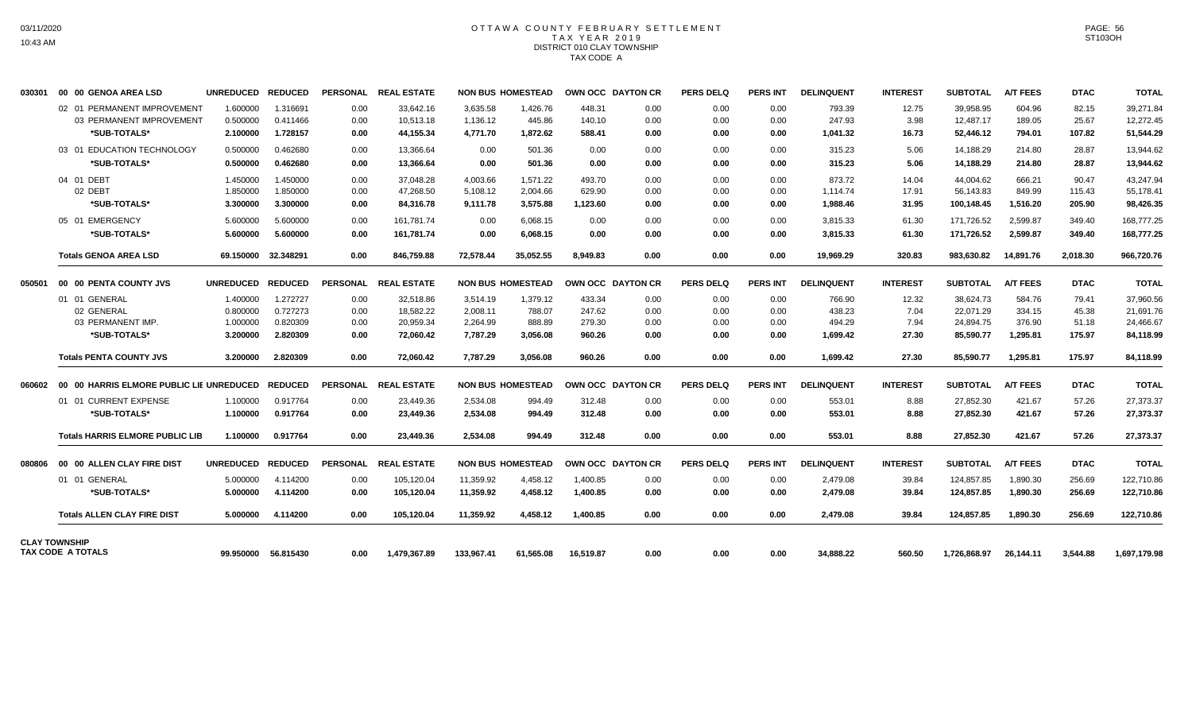# OTTAWA COUNTY FEBRUARY SETTLEMENT
## TAX YEAR 2019
### DISTRICT 010 CLAY TOWNSHIP
### TAX CODE A

03/11/2020
10:43 AM

PAGE: 56
ST103OH

| Code | Description | UNREDUCED | REDUCED | PERSONAL | REAL ESTATE | NON BUS | HOMESTEAD | OWN OCC | DAYTON CR | PERS DELQ | PERS INT | DELINQUENT | INTEREST | SUBTOTAL | A/T FEES | DTAC | TOTAL |
|---|---|---|---|---|---|---|---|---|---|---|---|---|---|---|---|---|---|
| 030301 | 00 00 GENOA AREA LSD | UNREDUCED | REDUCED | PERSONAL | REAL ESTATE | NON BUS | HOMESTEAD | OWN OCC | DAYTON CR | PERS DELQ | PERS INT | DELINQUENT | INTEREST | SUBTOTAL | A/T FEES | DTAC | TOTAL |
| | 02 01 PERMANENT IMPROVEMENT | 1.600000 | 1.316691 | 0.00 | 33,642.16 | 3,635.58 | 1,426.76 | 448.31 | 0.00 | 0.00 | 0.00 | 793.39 | 12.75 | 39,958.95 | 604.96 | 82.15 | 39,271.84 |
| | 03 PERMANENT IMPROVEMENT | 0.500000 | 0.411466 | 0.00 | 10,513.18 | 1,136.12 | 445.86 | 140.10 | 0.00 | 0.00 | 0.00 | 247.93 | 3.98 | 12,487.17 | 189.05 | 25.67 | 12,272.45 |
| | **\*SUB-TOTALS\*** | **2.100000** | **1.728157** | **0.00** | **44,155.34** | **4,771.70** | **1,872.62** | **588.41** | **0.00** | **0.00** | **0.00** | **1,041.32** | **16.73** | **52,446.12** | **794.01** | **107.82** | **51,544.29** |
| | 03 01 EDUCATION TECHNOLOGY | 0.500000 | 0.462680 | 0.00 | 13,366.64 | 0.00 | 501.36 | 0.00 | 0.00 | 0.00 | 0.00 | 315.23 | 5.06 | 14,188.29 | 214.80 | 28.87 | 13,944.62 |
| | **\*SUB-TOTALS\*** | **0.500000** | **0.462680** | **0.00** | **13,366.64** | **0.00** | **501.36** | **0.00** | **0.00** | **0.00** | **0.00** | **315.23** | **5.06** | **14,188.29** | **214.80** | **28.87** | **13,944.62** |
| | 04 01 DEBT | 1.450000 | 1.450000 | 0.00 | 37,048.28 | 4,003.66 | 1,571.22 | 493.70 | 0.00 | 0.00 | 0.00 | 873.72 | 14.04 | 44,004.62 | 666.21 | 90.47 | 43,247.94 |
| | 02 DEBT | 1.850000 | 1.850000 | 0.00 | 47,268.50 | 5,108.12 | 2,004.66 | 629.90 | 0.00 | 0.00 | 0.00 | 1,114.74 | 17.91 | 56,143.83 | 849.99 | 115.43 | 55,178.41 |
| | **\*SUB-TOTALS\*** | **3.300000** | **3.300000** | **0.00** | **84,316.78** | **9,111.78** | **3,575.88** | **1,123.60** | **0.00** | **0.00** | **0.00** | **1,988.46** | **31.95** | **100,148.45** | **1,516.20** | **205.90** | **98,426.35** |
| | 05 01 EMERGENCY | 5.600000 | 5.600000 | 0.00 | 161,781.74 | 0.00 | 6,068.15 | 0.00 | 0.00 | 0.00 | 0.00 | 3,815.33 | 61.30 | 171,726.52 | 2,599.87 | 349.40 | 168,777.25 |
| | **\*SUB-TOTALS\*** | **5.600000** | **5.600000** | **0.00** | **161,781.74** | **0.00** | **6,068.15** | **0.00** | **0.00** | **0.00** | **0.00** | **3,815.33** | **61.30** | **171,726.52** | **2,599.87** | **349.40** | **168,777.25** |
| | **Totals GENOA AREA LSD** | **69.150000** | **32.348291** | **0.00** | **846,759.88** | **72,578.44** | **35,052.55** | **8,949.83** | **0.00** | **0.00** | **0.00** | **19,969.29** | **320.83** | **983,630.82** | **14,891.76** | **2,018.30** | **966,720.76** |
| 050501 | 00 00 PENTA COUNTY JVS | UNREDUCED | REDUCED | PERSONAL | REAL ESTATE | NON BUS | HOMESTEAD | OWN OCC | DAYTON CR | PERS DELQ | PERS INT | DELINQUENT | INTEREST | SUBTOTAL | A/T FEES | DTAC | TOTAL |
| | 01 01 GENERAL | 1.400000 | 1.272727 | 0.00 | 32,518.86 | 3,514.19 | 1,379.12 | 433.34 | 0.00 | 0.00 | 0.00 | 766.90 | 12.32 | 38,624.73 | 584.76 | 79.41 | 37,960.56 |
| | 02 GENERAL | 0.800000 | 0.727273 | 0.00 | 18,582.22 | 2,008.11 | 788.07 | 247.62 | 0.00 | 0.00 | 0.00 | 438.23 | 7.04 | 22,071.29 | 334.15 | 45.38 | 21,691.76 |
| | 03 PERMANENT IMP. | 1.000000 | 0.820309 | 0.00 | 20,959.34 | 2,264.99 | 888.89 | 279.30 | 0.00 | 0.00 | 0.00 | 494.29 | 7.94 | 24,894.75 | 376.90 | 51.18 | 24,466.67 |
| | **\*SUB-TOTALS\*** | **3.200000** | **2.820309** | **0.00** | **72,060.42** | **7,787.29** | **3,056.08** | **960.26** | **0.00** | **0.00** | **0.00** | **1,699.42** | **27.30** | **85,590.77** | **1,295.81** | **175.97** | **84,118.99** |
| | **Totals PENTA COUNTY JVS** | **3.200000** | **2.820309** | **0.00** | **72,060.42** | **7,787.29** | **3,056.08** | **960.26** | **0.00** | **0.00** | **0.00** | **1,699.42** | **27.30** | **85,590.77** | **1,295.81** | **175.97** | **84,118.99** |
| 060602 | 00 00 HARRIS ELMORE PUBLIC LIB | UNREDUCED | REDUCED | PERSONAL | REAL ESTATE | NON BUS | HOMESTEAD | OWN OCC | DAYTON CR | PERS DELQ | PERS INT | DELINQUENT | INTEREST | SUBTOTAL | A/T FEES | DTAC | TOTAL |
| | 01 01 CURRENT EXPENSE | 1.100000 | 0.917764 | 0.00 | 23,449.36 | 2,534.08 | 994.49 | 312.48 | 0.00 | 0.00 | 0.00 | 553.01 | 8.88 | 27,852.30 | 421.67 | 57.26 | 27,373.37 |
| | **\*SUB-TOTALS\*** | **1.100000** | **0.917764** | **0.00** | **23,449.36** | **2,534.08** | **994.49** | **312.48** | **0.00** | **0.00** | **0.00** | **553.01** | **8.88** | **27,852.30** | **421.67** | **57.26** | **27,373.37** |
| | **Totals HARRIS ELMORE PUBLIC LIB** | **1.100000** | **0.917764** | **0.00** | **23,449.36** | **2,534.08** | **994.49** | **312.48** | **0.00** | **0.00** | **0.00** | **553.01** | **8.88** | **27,852.30** | **421.67** | **57.26** | **27,373.37** |
| 080806 | 00 00 ALLEN CLAY FIRE DIST | UNREDUCED | REDUCED | PERSONAL | REAL ESTATE | NON BUS | HOMESTEAD | OWN OCC | DAYTON CR | PERS DELQ | PERS INT | DELINQUENT | INTEREST | SUBTOTAL | A/T FEES | DTAC | TOTAL |
| | 01 01 GENERAL | 5.000000 | 4.114200 | 0.00 | 105,120.04 | 11,359.92 | 4,458.12 | 1,400.85 | 0.00 | 0.00 | 0.00 | 2,479.08 | 39.84 | 124,857.85 | 1,890.30 | 256.69 | 122,710.86 |
| | **\*SUB-TOTALS\*** | **5.000000** | **4.114200** | **0.00** | **105,120.04** | **11,359.92** | **4,458.12** | **1,400.85** | **0.00** | **0.00** | **0.00** | **2,479.08** | **39.84** | **124,857.85** | **1,890.30** | **256.69** | **122,710.86** |
| | **Totals ALLEN CLAY FIRE DIST** | **5.000000** | **4.114200** | **0.00** | **105,120.04** | **11,359.92** | **4,458.12** | **1,400.85** | **0.00** | **0.00** | **0.00** | **2,479.08** | **39.84** | **124,857.85** | **1,890.30** | **256.69** | **122,710.86** |
| **CLAY TOWNSHIP TAX CODE A TOTALS** | | **99.950000** | **56.815430** | **0.00** | **1,479,367.89** | **133,967.41** | **61,565.08** | **16,519.87** | **0.00** | **0.00** | **0.00** | **34,888.22** | **560.50** | **1,726,868.97** | **26,144.11** | **3,544.88** | **1,697,179.98** |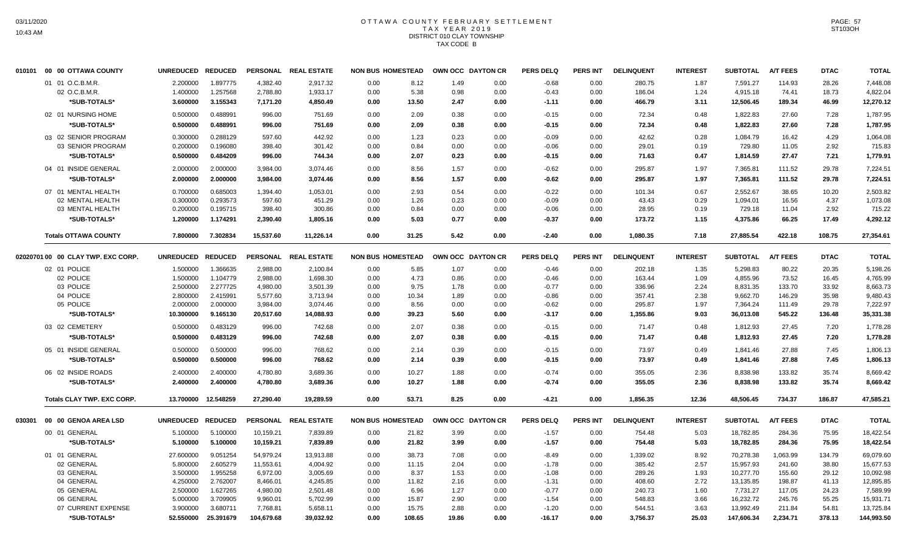# OTTAWA COUNTY FEBRUARY SETTLEMENT
## TAX YEAR 2019
## DISTRICT 010 CLAY TOWNSHIP
## TAX CODE B

| | | UNREDUCED | REDUCED | PERSONAL | REAL ESTATE | NON BUS | HOMESTEAD | OWN OCC | DAYTON CR | PERS DELQ | PERS INT | DELINQUENT | INTEREST | SUBTOTAL | A/T FEES | DTAC | TOTAL |
|---|---|---|---|---|---|---|---|---|---|---|---|---|---|---|---|---|---|
| 010101 | 00 00 OTTAWA COUNTY | | | | | | | | | | | | | | | | |
| | 01 01 O.C.B.M.R. | 2.200000 | 1.897775 | 4,382.40 | 2,917.32 | 0.00 | 8.12 | 1.49 | 0.00 | -0.68 | 0.00 | 280.75 | 1.87 | 7,591.27 | 114.93 | 28.26 | 7,448.08 |
| | 02 O.C.B.M.R. | 1.400000 | 1.257568 | 2,788.80 | 1,933.17 | 0.00 | 5.38 | 0.98 | 0.00 | -0.43 | 0.00 | 186.04 | 1.24 | 4,915.18 | 74.41 | 18.73 | 4,822.04 |
| | *SUB-TOTALS* | 3.600000 | 3.155343 | 7,171.20 | 4,850.49 | 0.00 | 13.50 | 2.47 | 0.00 | -1.11 | 0.00 | 466.79 | 3.11 | 12,506.45 | 189.34 | 46.99 | 12,270.12 |
| | 02 01 NURSING HOME | 0.500000 | 0.488991 | 996.00 | 751.69 | 0.00 | 2.09 | 0.38 | 0.00 | -0.15 | 0.00 | 72.34 | 0.48 | 1,822.83 | 27.60 | 7.28 | 1,787.95 |
| | *SUB-TOTALS* | 0.500000 | 0.488991 | 996.00 | 751.69 | 0.00 | 2.09 | 0.38 | 0.00 | -0.15 | 0.00 | 72.34 | 0.48 | 1,822.83 | 27.60 | 7.28 | 1,787.95 |
| | 03 02 SENIOR PROGRAM | 0.300000 | 0.288129 | 597.60 | 442.92 | 0.00 | 1.23 | 0.23 | 0.00 | -0.09 | 0.00 | 42.62 | 0.28 | 1,084.79 | 16.42 | 4.29 | 1,064.08 |
| | 03 SENIOR PROGRAM | 0.200000 | 0.196080 | 398.40 | 301.42 | 0.00 | 0.84 | 0.00 | 0.00 | -0.06 | 0.00 | 29.01 | 0.19 | 729.80 | 11.05 | 2.92 | 715.83 |
| | *SUB-TOTALS* | 0.500000 | 0.484209 | 996.00 | 744.34 | 0.00 | 2.07 | 0.23 | 0.00 | -0.15 | 0.00 | 71.63 | 0.47 | 1,814.59 | 27.47 | 7.21 | 1,779.91 |
| | 04 01 INSIDE GENERAL | 2.000000 | 2.000000 | 3,984.00 | 3,074.46 | 0.00 | 8.56 | 1.57 | 0.00 | -0.62 | 0.00 | 295.87 | 1.97 | 7,365.81 | 111.52 | 29.78 | 7,224.51 |
| | *SUB-TOTALS* | 2.000000 | 2.000000 | 3,984.00 | 3,074.46 | 0.00 | 8.56 | 1.57 | 0.00 | -0.62 | 0.00 | 295.87 | 1.97 | 7,365.81 | 111.52 | 29.78 | 7,224.51 |
| | 07 01 MENTAL HEALTH | 0.700000 | 0.685003 | 1,394.40 | 1,053.01 | 0.00 | 2.93 | 0.54 | 0.00 | -0.22 | 0.00 | 101.34 | 0.67 | 2,552.67 | 38.65 | 10.20 | 2,503.82 |
| | 02 MENTAL HEALTH | 0.300000 | 0.293573 | 597.60 | 451.29 | 0.00 | 1.26 | 0.23 | 0.00 | -0.09 | 0.00 | 43.43 | 0.29 | 1,094.01 | 16.56 | 4.37 | 1,073.08 |
| | 03 MENTAL HEALTH | 0.200000 | 0.195715 | 398.40 | 300.86 | 0.00 | 0.84 | 0.00 | 0.00 | -0.06 | 0.00 | 28.95 | 0.19 | 729.18 | 11.04 | 2.92 | 715.22 |
| | *SUB-TOTALS* | 1.200000 | 1.174291 | 2,390.40 | 1,805.16 | 0.00 | 5.03 | 0.77 | 0.00 | -0.37 | 0.00 | 173.72 | 1.15 | 4,375.86 | 66.25 | 17.49 | 4,292.12 |
| | **Totals OTTAWA COUNTY** | 7.800000 | 7.302834 | 15,537.60 | 11,226.14 | 0.00 | 31.25 | 5.42 | 0.00 | -2.40 | 0.00 | 1,080.35 | 7.18 | 27,885.54 | 422.18 | 108.75 | 27,354.61 |
| 02020701 | 00 00 CLAY TWP. EXC CORP. | UNREDUCED | REDUCED | PERSONAL | REAL ESTATE | NON BUS | HOMESTEAD | OWN OCC | DAYTON CR | PERS DELQ | PERS INT | DELINQUENT | INTEREST | SUBTOTAL | A/T FEES | DTAC | TOTAL |
| | 02 01 POLICE | 1.500000 | 1.366635 | 2,988.00 | 2,100.84 | 0.00 | 5.85 | 1.07 | 0.00 | -0.46 | 0.00 | 202.18 | 1.35 | 5,298.83 | 80.22 | 20.35 | 5,198.26 |
| | 02 POLICE | 1.500000 | 1.104779 | 2,988.00 | 1,698.30 | 0.00 | 4.73 | 0.86 | 0.00 | -0.46 | 0.00 | 163.44 | 1.09 | 4,855.96 | 73.52 | 16.45 | 4,765.99 |
| | 03 POLICE | 2.500000 | 2.277725 | 4,980.00 | 3,501.39 | 0.00 | 9.75 | 1.78 | 0.00 | -0.77 | 0.00 | 336.96 | 2.24 | 8,831.35 | 133.70 | 33.92 | 8,663.73 |
| | 04 POLICE | 2.800000 | 2.415991 | 5,577.60 | 3,713.94 | 0.00 | 10.34 | 1.89 | 0.00 | -0.86 | 0.00 | 357.41 | 2.38 | 9,662.70 | 146.29 | 35.98 | 9,480.43 |
| | 05 POLICE | 2.000000 | 2.000000 | 3,984.00 | 3,074.46 | 0.00 | 8.56 | 0.00 | 0.00 | -0.62 | 0.00 | 295.87 | 1.97 | 7,364.24 | 111.49 | 29.78 | 7,222.97 |
| | *SUB-TOTALS* | 10.300000 | 9.165130 | 20,517.60 | 14,088.93 | 0.00 | 39.23 | 5.60 | 0.00 | -3.17 | 0.00 | 1,355.86 | 9.03 | 36,013.08 | 545.22 | 136.48 | 35,331.38 |
| | 03 02 CEMETERY | 0.500000 | 0.483129 | 996.00 | 742.68 | 0.00 | 2.07 | 0.38 | 0.00 | -0.15 | 0.00 | 71.47 | 0.48 | 1,812.93 | 27.45 | 7.20 | 1,778.28 |
| | *SUB-TOTALS* | 0.500000 | 0.483129 | 996.00 | 742.68 | 0.00 | 2.07 | 0.38 | 0.00 | -0.15 | 0.00 | 71.47 | 0.48 | 1,812.93 | 27.45 | 7.20 | 1,778.28 |
| | 05 01 INSIDE GENERAL | 0.500000 | 0.500000 | 996.00 | 768.62 | 0.00 | 2.14 | 0.39 | 0.00 | -0.15 | 0.00 | 73.97 | 0.49 | 1,841.46 | 27.88 | 7.45 | 1,806.13 |
| | *SUB-TOTALS* | 0.500000 | 0.500000 | 996.00 | 768.62 | 0.00 | 2.14 | 0.39 | 0.00 | -0.15 | 0.00 | 73.97 | 0.49 | 1,841.46 | 27.88 | 7.45 | 1,806.13 |
| | 06 02 INSIDE ROADS | 2.400000 | 2.400000 | 4,780.80 | 3,689.36 | 0.00 | 10.27 | 1.88 | 0.00 | -0.74 | 0.00 | 355.05 | 2.36 | 8,838.98 | 133.82 | 35.74 | 8,669.42 |
| | *SUB-TOTALS* | 2.400000 | 2.400000 | 4,780.80 | 3,689.36 | 0.00 | 10.27 | 1.88 | 0.00 | -0.74 | 0.00 | 355.05 | 2.36 | 8,838.98 | 133.82 | 35.74 | 8,669.42 |
| | **Totals CLAY TWP. EXC CORP.** | 13.700000 | 12.548259 | 27,290.40 | 19,289.59 | 0.00 | 53.71 | 8.25 | 0.00 | -4.21 | 0.00 | 1,856.35 | 12.36 | 48,506.45 | 734.37 | 186.87 | 47,585.21 |
| 030301 | 00 00 GENOA AREA LSD | UNREDUCED | REDUCED | PERSONAL | REAL ESTATE | NON BUS | HOMESTEAD | OWN OCC | DAYTON CR | PERS DELQ | PERS INT | DELINQUENT | INTEREST | SUBTOTAL | A/T FEES | DTAC | TOTAL |
| | 00 01 GENERAL | 5.100000 | 5.100000 | 10,159.21 | 7,839.89 | 0.00 | 21.82 | 3.99 | 0.00 | -1.57 | 0.00 | 754.48 | 5.03 | 18,782.85 | 284.36 | 75.95 | 18,422.54 |
| | *SUB-TOTALS* | 5.100000 | 5.100000 | 10,159.21 | 7,839.89 | 0.00 | 21.82 | 3.99 | 0.00 | -1.57 | 0.00 | 754.48 | 5.03 | 18,782.85 | 284.36 | 75.95 | 18,422.54 |
| | 01 01 GENERAL | 27.600000 | 9.051254 | 54,979.24 | 13,913.88 | 0.00 | 38.73 | 7.08 | 0.00 | -8.49 | 0.00 | 1,339.02 | 8.92 | 70,278.38 | 1,063.99 | 134.79 | 69,079.60 |
| | 02 GENERAL | 5.800000 | 2.605279 | 11,553.61 | 4,004.92 | 0.00 | 11.15 | 2.04 | 0.00 | -1.78 | 0.00 | 385.42 | 2.57 | 15,957.93 | 241.60 | 38.80 | 15,677.53 |
| | 03 GENERAL | 3.500000 | 1.955258 | 6,972.00 | 3,005.69 | 0.00 | 8.37 | 1.53 | 0.00 | -1.08 | 0.00 | 289.26 | 1.93 | 10,277.70 | 155.60 | 29.12 | 10,092.98 |
| | 04 GENERAL | 4.250000 | 2.762007 | 8,466.01 | 4,245.85 | 0.00 | 11.82 | 2.16 | 0.00 | -1.31 | 0.00 | 408.60 | 2.72 | 13,135.85 | 198.87 | 41.13 | 12,895.85 |
| | 05 GENERAL | 2.500000 | 1.627265 | 4,980.00 | 2,501.48 | 0.00 | 6.96 | 1.27 | 0.00 | -0.77 | 0.00 | 240.73 | 1.60 | 7,731.27 | 117.05 | 24.23 | 7,589.99 |
| | 06 GENERAL | 5.000000 | 3.709905 | 9,960.01 | 5,702.99 | 0.00 | 15.87 | 2.90 | 0.00 | -1.54 | 0.00 | 548.83 | 3.66 | 16,232.72 | 245.76 | 55.25 | 15,931.71 |
| | 07 CURRENT EXPENSE | 3.900000 | 3.680711 | 7,768.81 | 5,658.11 | 0.00 | 15.75 | 2.88 | 0.00 | -1.20 | 0.00 | 544.51 | 3.63 | 13,992.49 | 211.84 | 54.81 | 13,725.84 |
| | *SUB-TOTALS* | 52.550000 | 25.391679 | 104,679.68 | 39,032.92 | 0.00 | 108.65 | 19.86 | 0.00 | -16.17 | 0.00 | 3,756.37 | 25.03 | 147,606.34 | 2,234.71 | 378.13 | 144,993.50 |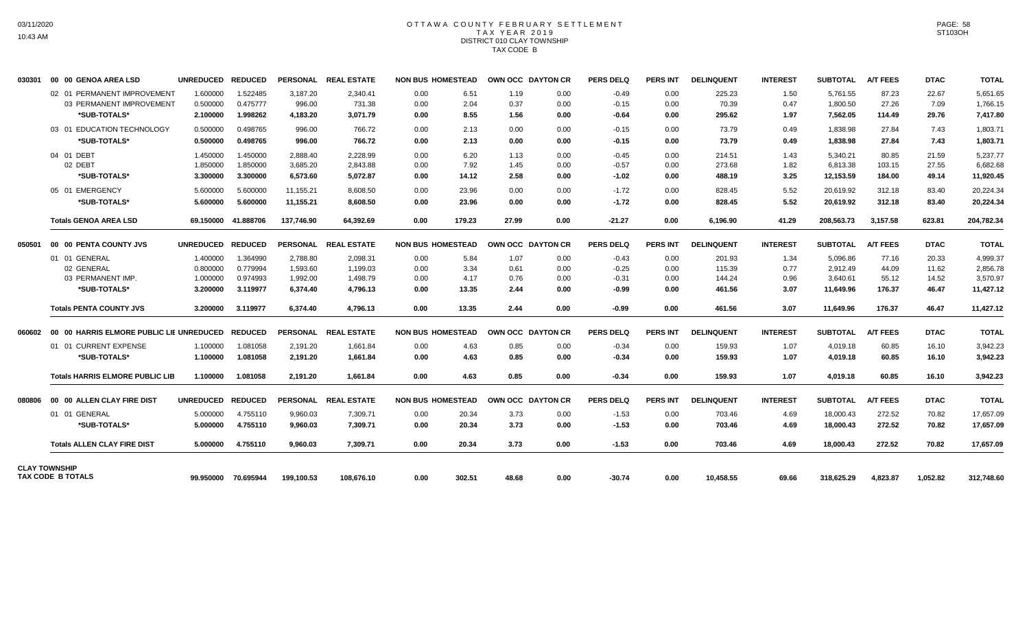# OTTAWA COUNTY FEBRUARY SETTLEMENT
## TAX YEAR 2019
## DISTRICT 010 CLAY TOWNSHIP
## TAX CODE B

| | | UNREDUCED | REDUCED | PERSONAL | REAL ESTATE | NON BUS | HOMESTEAD | OWN OCC | DAYTON CR | PERS DELQ | PERS INT | DELINQUENT | INTEREST | SUBTOTAL | A/T FEES | DTAC | TOTAL |
|---|---|---|---|---|---|---|---|---|---|---|---|---|---|---|---|---|---|
| 030301 | 00 00 GENOA AREA LSD | UNREDUCED | REDUCED | PERSONAL | REAL ESTATE | NON BUS | HOMESTEAD | OWN OCC | DAYTON CR | PERS DELQ | PERS INT | DELINQUENT | INTEREST | SUBTOTAL | A/T FEES | DTAC | TOTAL |
| | 02 01 PERMANENT IMPROVEMENT | 1.600000 | 1.522485 | 3,187.20 | 2,340.41 | 0.00 | 6.51 | 1.19 | 0.00 | -0.49 | 0.00 | 225.23 | 1.50 | 5,761.55 | 87.23 | 22.67 | 5,651.65 |
| | 03 PERMANENT IMPROVEMENT | 0.500000 | 0.475777 | 996.00 | 731.38 | 0.00 | 2.04 | 0.37 | 0.00 | -0.15 | 0.00 | 70.39 | 0.47 | 1,800.50 | 27.26 | 7.09 | 1,766.15 |
| | **\*SUB-TOTALS\*** | **2.100000** | **1.998262** | **4,183.20** | **3,071.79** | **0.00** | **8.55** | **1.56** | **0.00** | **-0.64** | **0.00** | **295.62** | **1.97** | **7,562.05** | **114.49** | **29.76** | **7,417.80** |
| | 03 01 EDUCATION TECHNOLOGY | 0.500000 | 0.498765 | 996.00 | 766.72 | 0.00 | 2.13 | 0.00 | 0.00 | -0.15 | 0.00 | 73.79 | 0.49 | 1,838.98 | 27.84 | 7.43 | 1,803.71 |
| | **\*SUB-TOTALS\*** | **0.500000** | **0.498765** | **996.00** | **766.72** | **0.00** | **2.13** | **0.00** | **0.00** | **-0.15** | **0.00** | **73.79** | **0.49** | **1,838.98** | **27.84** | **7.43** | **1,803.71** |
| | 04 01 DEBT | 1.450000 | 1.450000 | 2,888.40 | 2,228.99 | 0.00 | 6.20 | 1.13 | 0.00 | -0.45 | 0.00 | 214.51 | 1.43 | 5,340.21 | 80.85 | 21.59 | 5,237.77 |
| | 02 DEBT | 1.850000 | 1.850000 | 3,685.20 | 2,843.88 | 0.00 | 7.92 | 1.45 | 0.00 | -0.57 | 0.00 | 273.68 | 1.82 | 6,813.38 | 103.15 | 27.55 | 6,682.68 |
| | **\*SUB-TOTALS\*** | **3.300000** | **3.300000** | **6,573.60** | **5,072.87** | **0.00** | **14.12** | **2.58** | **0.00** | **-1.02** | **0.00** | **488.19** | **3.25** | **12,153.59** | **184.00** | **49.14** | **11,920.45** |
| | 05 01 EMERGENCY | 5.600000 | 5.600000 | 11,155.21 | 8,608.50 | 0.00 | 23.96 | 0.00 | 0.00 | -1.72 | 0.00 | 828.45 | 5.52 | 20,619.92 | 312.18 | 83.40 | 20,224.34 |
| | **\*SUB-TOTALS\*** | **5.600000** | **5.600000** | **11,155.21** | **8,608.50** | **0.00** | **23.96** | **0.00** | **0.00** | **-1.72** | **0.00** | **828.45** | **5.52** | **20,619.92** | **312.18** | **83.40** | **20,224.34** |
| | **Totals GENOA AREA LSD** | **69.150000** | **41.888706** | **137,746.90** | **64,392.69** | **0.00** | **179.23** | **27.99** | **0.00** | **-21.27** | **0.00** | **6,196.90** | **41.29** | **208,563.73** | **3,157.58** | **623.81** | **204,782.34** |
| 050501 | 00 00 PENTA COUNTY JVS | UNREDUCED | REDUCED | PERSONAL | REAL ESTATE | NON BUS | HOMESTEAD | OWN OCC | DAYTON CR | PERS DELQ | PERS INT | DELINQUENT | INTEREST | SUBTOTAL | A/T FEES | DTAC | TOTAL |
| | 01 01 GENERAL | 1.400000 | 1.364990 | 2,788.80 | 2,098.31 | 0.00 | 5.84 | 1.07 | 0.00 | -0.43 | 0.00 | 201.93 | 1.34 | 5,096.86 | 77.16 | 20.33 | 4,999.37 |
| | 02 GENERAL | 0.800000 | 0.779994 | 1,593.60 | 1,199.03 | 0.00 | 3.34 | 0.61 | 0.00 | -0.25 | 0.00 | 115.39 | 0.77 | 2,912.49 | 44.09 | 11.62 | 2,856.78 |
| | 03 PERMANENT IMP. | 1.000000 | 0.974993 | 1,992.00 | 1,498.79 | 0.00 | 4.17 | 0.76 | 0.00 | -0.31 | 0.00 | 144.24 | 0.96 | 3,640.61 | 55.12 | 14.52 | 3,570.97 |
| | **\*SUB-TOTALS\*** | **3.200000** | **3.119977** | **6,374.40** | **4,796.13** | **0.00** | **13.35** | **2.44** | **0.00** | **-0.99** | **0.00** | **461.56** | **3.07** | **11,649.96** | **176.37** | **46.47** | **11,427.12** |
| | **Totals PENTA COUNTY JVS** | **3.200000** | **3.119977** | **6,374.40** | **4,796.13** | **0.00** | **13.35** | **2.44** | **0.00** | **-0.99** | **0.00** | **461.56** | **3.07** | **11,649.96** | **176.37** | **46.47** | **11,427.12** |
| 060602 | 00 00 HARRIS ELMORE PUBLIC LIE | UNREDUCED | REDUCED | PERSONAL | REAL ESTATE | NON BUS | HOMESTEAD | OWN OCC | DAYTON CR | PERS DELQ | PERS INT | DELINQUENT | INTEREST | SUBTOTAL | A/T FEES | DTAC | TOTAL |
| | 01 01 CURRENT EXPENSE | 1.100000 | 1.081058 | 2,191.20 | 1,661.84 | 0.00 | 4.63 | 0.85 | 0.00 | -0.34 | 0.00 | 159.93 | 1.07 | 4,019.18 | 60.85 | 16.10 | 3,942.23 |
| | **\*SUB-TOTALS\*** | **1.100000** | **1.081058** | **2,191.20** | **1,661.84** | **0.00** | **4.63** | **0.85** | **0.00** | **-0.34** | **0.00** | **159.93** | **1.07** | **4,019.18** | **60.85** | **16.10** | **3,942.23** |
| | **Totals HARRIS ELMORE PUBLIC LIB** | **1.100000** | **1.081058** | **2,191.20** | **1,661.84** | **0.00** | **4.63** | **0.85** | **0.00** | **-0.34** | **0.00** | **159.93** | **1.07** | **4,019.18** | **60.85** | **16.10** | **3,942.23** |
| 080806 | 00 00 ALLEN CLAY FIRE DIST | UNREDUCED | REDUCED | PERSONAL | REAL ESTATE | NON BUS | HOMESTEAD | OWN OCC | DAYTON CR | PERS DELQ | PERS INT | DELINQUENT | INTEREST | SUBTOTAL | A/T FEES | DTAC | TOTAL |
| | 01 01 GENERAL | 5.000000 | 4.755110 | 9,960.03 | 7,309.71 | 0.00 | 20.34 | 3.73 | 0.00 | -1.53 | 0.00 | 703.46 | 4.69 | 18,000.43 | 272.52 | 70.82 | 17,657.09 |
| | **\*SUB-TOTALS\*** | **5.000000** | **4.755110** | **9,960.03** | **7,309.71** | **0.00** | **20.34** | **3.73** | **0.00** | **-1.53** | **0.00** | **703.46** | **4.69** | **18,000.43** | **272.52** | **70.82** | **17,657.09** |
| | **Totals ALLEN CLAY FIRE DIST** | **5.000000** | **4.755110** | **9,960.03** | **7,309.71** | **0.00** | **20.34** | **3.73** | **0.00** | **-1.53** | **0.00** | **703.46** | **4.69** | **18,000.43** | **272.52** | **70.82** | **17,657.09** |
| **CLAY TOWNSHIP TAX CODE B TOTALS** | | **99.950000** | **70.695944** | **199,100.53** | **108,676.10** | **0.00** | **302.51** | **48.68** | **0.00** | **-30.74** | **0.00** | **10,458.55** | **69.66** | **318,625.29** | **4,823.87** | **1,052.82** | **312,748.60** |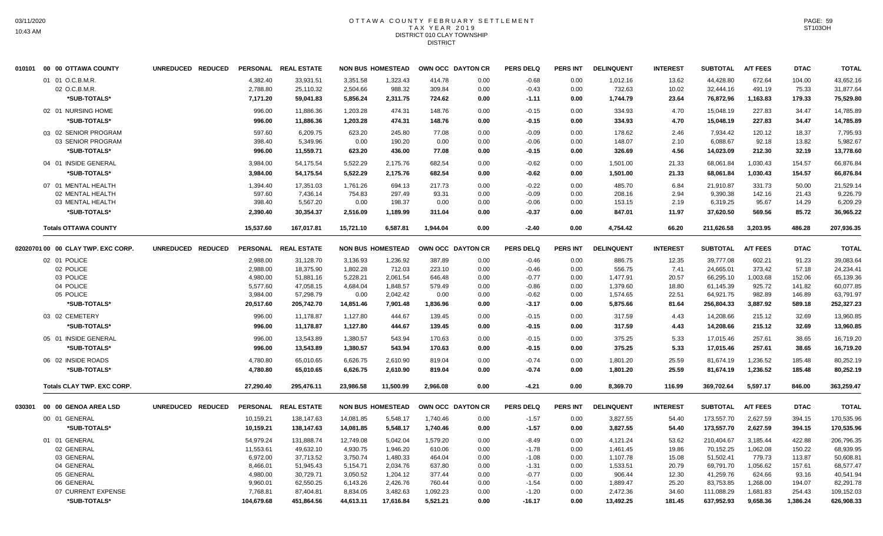# OTTAWA COUNTY FEBRUARY SETTLEMENT
## TAX YEAR 2019
### DISTRICT 010 CLAY TOWNSHIP
### DISTRICT

| | | UNREDUCED | REDUCED | PERSONAL | REAL ESTATE | NON BUS | HOMESTEAD | OWN OCC | DAYTON CR | PERS DELQ | PERS INT | DELINQUENT | INTEREST | SUBTOTAL | A/T FEES | DTAC | TOTAL |
|---|---|---|---|---|---|---|---|---|---|---|---|---|---|---|---|---|---|
| 010101 | 00 00 OTTAWA COUNTY | | | | | | | | | | | | | | | | |
| | 01 01 O.C.B.M.R. | | | 4,382.40 | 33,931.51 | 3,351.58 | 1,323.43 | 414.78 | 0.00 | -0.68 | 0.00 | 1,012.16 | 13.62 | 44,428.80 | 672.64 | 104.00 | 43,652.16 |
| | 02 O.C.B.M.R. | | | 2,788.80 | 25,110.32 | 2,504.66 | 988.32 | 309.84 | 0.00 | -0.43 | 0.00 | 732.63 | 10.02 | 32,444.16 | 491.19 | 75.33 | 31,877.64 |
| | *SUB-TOTALS* | | | 7,171.20 | 59,041.83 | 5,856.24 | 2,311.75 | 724.62 | 0.00 | -1.11 | 0.00 | 1,744.79 | 23.64 | 76,872.96 | 1,163.83 | 179.33 | 75,529.80 |
| | 02 01 NURSING HOME | | | 996.00 | 11,886.36 | 1,203.28 | 474.31 | 148.76 | 0.00 | -0.15 | 0.00 | 334.93 | 4.70 | 15,048.19 | 227.83 | 34.47 | 14,785.89 |
| | *SUB-TOTALS* | | | 996.00 | 11,886.36 | 1,203.28 | 474.31 | 148.76 | 0.00 | -0.15 | 0.00 | 334.93 | 4.70 | 15,048.19 | 227.83 | 34.47 | 14,785.89 |
| | 03 02 SENIOR PROGRAM | | | 597.60 | 6,209.75 | 623.20 | 245.80 | 77.08 | 0.00 | -0.09 | 0.00 | 178.62 | 2.46 | 7,934.42 | 120.12 | 18.37 | 7,795.93 |
| | 03 SENIOR PROGRAM | | | 398.40 | 5,349.96 | 0.00 | 190.20 | 0.00 | 0.00 | -0.06 | 0.00 | 148.07 | 2.10 | 6,088.67 | 92.18 | 13.82 | 5,982.67 |
| | *SUB-TOTALS* | | | 996.00 | 11,559.71 | 623.20 | 436.00 | 77.08 | 0.00 | -0.15 | 0.00 | 326.69 | 4.56 | 14,023.09 | 212.30 | 32.19 | 13,778.60 |
| | 04 01 INSIDE GENERAL | | | 3,984.00 | 54,175.54 | 5,522.29 | 2,175.76 | 682.54 | 0.00 | -0.62 | 0.00 | 1,501.00 | 21.33 | 68,061.84 | 1,030.43 | 154.57 | 66,876.84 |
| | *SUB-TOTALS* | | | 3,984.00 | 54,175.54 | 5,522.29 | 2,175.76 | 682.54 | 0.00 | -0.62 | 0.00 | 1,501.00 | 21.33 | 68,061.84 | 1,030.43 | 154.57 | 66,876.84 |
| | 07 01 MENTAL HEALTH | | | 1,394.40 | 17,351.03 | 1,761.26 | 694.13 | 217.73 | 0.00 | -0.22 | 0.00 | 485.70 | 6.84 | 21,910.87 | 331.73 | 50.00 | 21,529.14 |
| | 02 MENTAL HEALTH | | | 597.60 | 7,436.14 | 754.83 | 297.49 | 93.31 | 0.00 | -0.09 | 0.00 | 208.16 | 2.94 | 9,390.38 | 142.16 | 21.43 | 9,226.79 |
| | 03 MENTAL HEALTH | | | 398.40 | 5,567.20 | 0.00 | 198.37 | 0.00 | 0.00 | -0.06 | 0.00 | 153.15 | 2.19 | 6,319.25 | 95.67 | 14.29 | 6,209.29 |
| | *SUB-TOTALS* | | | 2,390.40 | 30,354.37 | 2,516.09 | 1,189.99 | 311.04 | 0.00 | -0.37 | 0.00 | 847.01 | 11.97 | 37,620.50 | 569.56 | 85.72 | 36,965.22 |
| | Totals OTTAWA COUNTY | | | 15,537.60 | 167,017.81 | 15,721.10 | 6,587.81 | 1,944.04 | 0.00 | -2.40 | 0.00 | 4,754.42 | 66.20 | 211,626.58 | 3,203.95 | 486.28 | 207,936.35 |
| 02020701 | 00 00 CLAY TWP. EXC CORP. | UNREDUCED | REDUCED | PERSONAL | REAL ESTATE | NON BUS | HOMESTEAD | OWN OCC | DAYTON CR | PERS DELQ | PERS INT | DELINQUENT | INTEREST | SUBTOTAL | A/T FEES | DTAC | TOTAL |
| | 02 01 POLICE | | | 2,988.00 | 31,128.70 | 3,136.93 | 1,236.92 | 387.89 | 0.00 | -0.46 | 0.00 | 886.75 | 12.35 | 39,777.08 | 602.21 | 91.23 | 39,083.64 |
| | 02 POLICE | | | 2,988.00 | 18,375.90 | 1,802.28 | 712.03 | 223.10 | 0.00 | -0.46 | 0.00 | 556.75 | 7.41 | 24,665.01 | 373.42 | 57.18 | 24,234.41 |
| | 03 POLICE | | | 4,980.00 | 51,881.16 | 5,228.21 | 2,061.54 | 646.48 | 0.00 | -0.77 | 0.00 | 1,477.91 | 20.57 | 66,295.10 | 1,003.68 | 152.06 | 65,139.36 |
| | 04 POLICE | | | 5,577.60 | 47,058.15 | 4,684.04 | 1,848.57 | 579.49 | 0.00 | -0.86 | 0.00 | 1,379.60 | 18.80 | 61,145.39 | 925.72 | 141.82 | 60,077.85 |
| | 05 POLICE | | | 3,984.00 | 57,298.79 | 0.00 | 2,042.42 | 0.00 | 0.00 | -0.62 | 0.00 | 1,574.65 | 22.51 | 64,921.75 | 982.89 | 146.89 | 63,791.97 |
| | *SUB-TOTALS* | | | 20,517.60 | 205,742.70 | 14,851.46 | 7,901.48 | 1,836.96 | 0.00 | -3.17 | 0.00 | 5,875.66 | 81.64 | 256,804.33 | 3,887.92 | 589.18 | 252,327.23 |
| | 03 02 CEMETERY | | | 996.00 | 11,178.87 | 1,127.80 | 444.67 | 139.45 | 0.00 | -0.15 | 0.00 | 317.59 | 4.43 | 14,208.66 | 215.12 | 32.69 | 13,960.85 |
| | *SUB-TOTALS* | | | 996.00 | 11,178.87 | 1,127.80 | 444.67 | 139.45 | 0.00 | -0.15 | 0.00 | 317.59 | 4.43 | 14,208.66 | 215.12 | 32.69 | 13,960.85 |
| | 05 01 INSIDE GENERAL | | | 996.00 | 13,543.89 | 1,380.57 | 543.94 | 170.63 | 0.00 | -0.15 | 0.00 | 375.25 | 5.33 | 17,015.46 | 257.61 | 38.65 | 16,719.20 |
| | *SUB-TOTALS* | | | 996.00 | 13,543.89 | 1,380.57 | 543.94 | 170.63 | 0.00 | -0.15 | 0.00 | 375.25 | 5.33 | 17,015.46 | 257.61 | 38.65 | 16,719.20 |
| | 06 02 INSIDE ROADS | | | 4,780.80 | 65,010.65 | 6,626.75 | 2,610.90 | 819.04 | 0.00 | -0.74 | 0.00 | 1,801.20 | 25.59 | 81,674.19 | 1,236.52 | 185.48 | 80,252.19 |
| | *SUB-TOTALS* | | | 4,780.80 | 65,010.65 | 6,626.75 | 2,610.90 | 819.04 | 0.00 | -0.74 | 0.00 | 1,801.20 | 25.59 | 81,674.19 | 1,236.52 | 185.48 | 80,252.19 |
| | Totals CLAY TWP. EXC CORP. | | | 27,290.40 | 295,476.11 | 23,986.58 | 11,500.99 | 2,966.08 | 0.00 | -4.21 | 0.00 | 8,369.70 | 116.99 | 369,702.64 | 5,597.17 | 846.00 | 363,259.47 |
| 030301 | 00 00 GENOA AREA LSD | UNREDUCED | REDUCED | PERSONAL | REAL ESTATE | NON BUS | HOMESTEAD | OWN OCC | DAYTON CR | PERS DELQ | PERS INT | DELINQUENT | INTEREST | SUBTOTAL | A/T FEES | DTAC | TOTAL |
| | 00 01 GENERAL | | | 10,159.21 | 138,147.63 | 14,081.85 | 5,548.17 | 1,740.46 | 0.00 | -1.57 | 0.00 | 3,827.55 | 54.40 | 173,557.70 | 2,627.59 | 394.15 | 170,535.96 |
| | *SUB-TOTALS* | | | 10,159.21 | 138,147.63 | 14,081.85 | 5,548.17 | 1,740.46 | 0.00 | -1.57 | 0.00 | 3,827.55 | 54.40 | 173,557.70 | 2,627.59 | 394.15 | 170,535.96 |
| | 01 01 GENERAL | | | 54,979.24 | 131,888.74 | 12,749.08 | 5,042.04 | 1,579.20 | 0.00 | -8.49 | 0.00 | 4,121.24 | 53.62 | 210,404.67 | 3,185.44 | 422.88 | 206,796.35 |
| | 02 GENERAL | | | 11,553.61 | 49,632.10 | 4,930.75 | 1,946.20 | 610.06 | 0.00 | -1.78 | 0.00 | 1,461.45 | 19.86 | 70,152.25 | 1,062.08 | 150.22 | 68,939.95 |
| | 03 GENERAL | | | 6,972.00 | 37,713.52 | 3,750.74 | 1,480.33 | 464.04 | 0.00 | -1.08 | 0.00 | 1,107.78 | 15.08 | 51,502.41 | 779.73 | 113.87 | 50,608.81 |
| | 04 GENERAL | | | 8,466.01 | 51,945.43 | 5,154.71 | 2,034.76 | 637.80 | 0.00 | -1.31 | 0.00 | 1,533.51 | 20.79 | 69,791.70 | 1,056.62 | 157.61 | 68,577.47 |
| | 05 GENERAL | | | 4,980.00 | 30,729.71 | 3,050.52 | 1,204.12 | 377.44 | 0.00 | -0.77 | 0.00 | 906.44 | 12.30 | 41,259.76 | 624.66 | 93.16 | 40,541.94 |
| | 06 GENERAL | | | 9,960.01 | 62,550.25 | 6,143.26 | 2,426.76 | 760.44 | 0.00 | -1.54 | 0.00 | 1,889.47 | 25.20 | 83,753.85 | 1,268.00 | 194.07 | 82,291.78 |
| | 07 CURRENT EXPENSE | | | 7,768.81 | 87,404.81 | 8,834.05 | 3,482.63 | 1,092.23 | 0.00 | -1.20 | 0.00 | 2,472.36 | 34.60 | 111,088.29 | 1,681.83 | 254.43 | 109,152.03 |
| | *SUB-TOTALS* | | | 104,679.68 | 451,864.56 | 44,613.11 | 17,616.84 | 5,521.21 | 0.00 | -16.17 | 0.00 | 13,492.25 | 181.45 | 637,952.93 | 9,658.36 | 1,386.24 | 626,908.33 |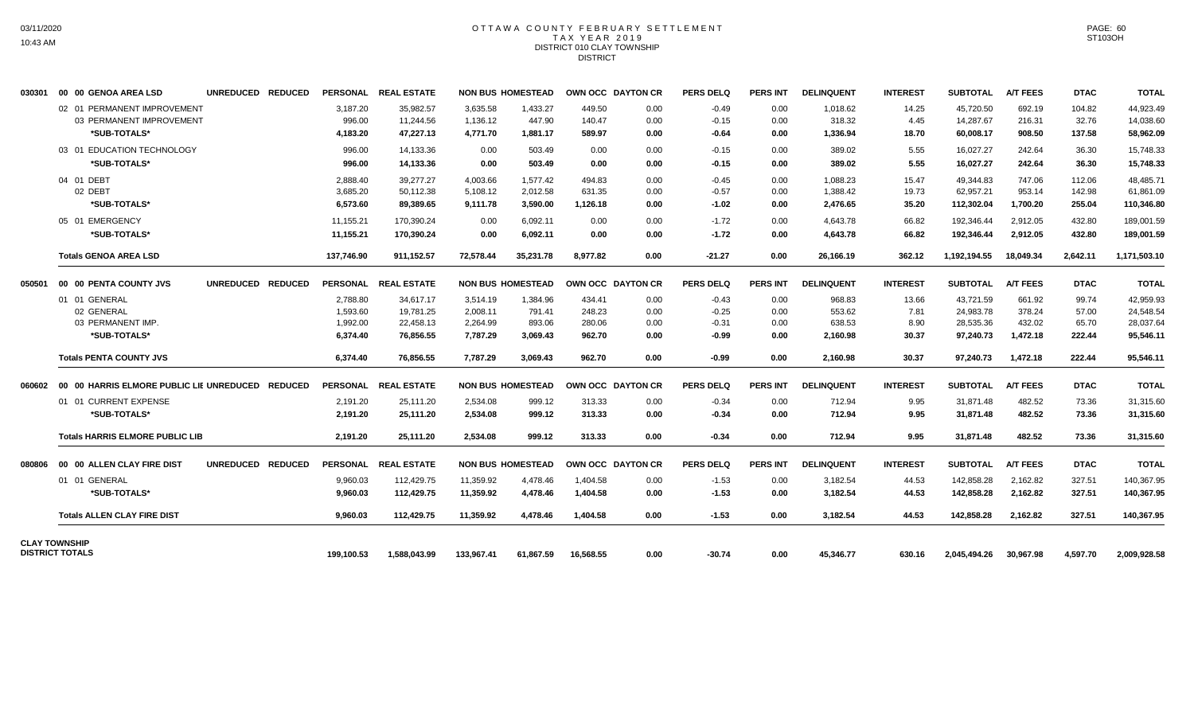# OTTAWA COUNTY FEBRUARY SETTLEMENT
## TAX YEAR 2019
### DISTRICT 010 CLAY TOWNSHIP
### DISTRICT

03/11/2020
10:43 AM

PAGE: 60
ST103OH

| | | UNREDUCED | REDUCED | PERSONAL | REAL ESTATE | NON BUS | HOMESTEAD | OWN OCC | DAYTON CR | PERS DELQ | PERS INT | DELINQUENT | INTEREST | SUBTOTAL | A/T FEES | DTAC | TOTAL |
|---|---|---|---|---|---|---|---|---|---|---|---|---|---|---|---|---|---|
| 030301 | 00 00 GENOA AREA LSD | | | | | | | | | | | | | | | | |
| | 02 01 PERMANENT IMPROVEMENT | | | 3,187.20 | 35,982.57 | 3,635.58 | 1,433.27 | 449.50 | 0.00 | -0.49 | 0.00 | 1,018.62 | 14.25 | 45,720.50 | 692.19 | 104.82 | 44,923.49 |
| | 03 PERMANENT IMPROVEMENT | | | 996.00 | 11,244.56 | 1,136.12 | 447.90 | 140.47 | 0.00 | -0.15 | 0.00 | 318.32 | 4.45 | 14,287.67 | 216.31 | 32.76 | 14,038.60 |
| | *SUB-TOTALS* | | | 4,183.20 | 47,227.13 | 4,771.70 | 1,881.17 | 589.97 | 0.00 | -0.64 | 0.00 | 1,336.94 | 18.70 | 60,008.17 | 908.50 | 137.58 | 58,962.09 |
| | 03 01 EDUCATION TECHNOLOGY | | | 996.00 | 14,133.36 | 0.00 | 503.49 | 0.00 | 0.00 | -0.15 | 0.00 | 389.02 | 5.55 | 16,027.27 | 242.64 | 36.30 | 15,748.33 |
| | *SUB-TOTALS* | | | 996.00 | 14,133.36 | 0.00 | 503.49 | 0.00 | 0.00 | -0.15 | 0.00 | 389.02 | 5.55 | 16,027.27 | 242.64 | 36.30 | 15,748.33 |
| | 04 01 DEBT | | | 2,888.40 | 39,277.27 | 4,003.66 | 1,577.42 | 494.83 | 0.00 | -0.45 | 0.00 | 1,088.23 | 15.47 | 49,344.83 | 747.06 | 112.06 | 48,485.71 |
| | 02 DEBT | | | 3,685.20 | 50,112.38 | 5,108.12 | 2,012.58 | 631.35 | 0.00 | -0.57 | 0.00 | 1,388.42 | 19.73 | 62,957.21 | 953.14 | 142.98 | 61,861.09 |
| | *SUB-TOTALS* | | | 6,573.60 | 89,389.65 | 9,111.78 | 3,590.00 | 1,126.18 | 0.00 | -1.02 | 0.00 | 2,476.65 | 35.20 | 112,302.04 | 1,700.20 | 255.04 | 110,346.80 |
| | 05 01 EMERGENCY | | | 11,155.21 | 170,390.24 | 0.00 | 6,092.11 | 0.00 | 0.00 | -1.72 | 0.00 | 4,643.78 | 66.82 | 192,346.44 | 2,912.05 | 432.80 | 189,001.59 |
| | *SUB-TOTALS* | | | 11,155.21 | 170,390.24 | 0.00 | 6,092.11 | 0.00 | 0.00 | -1.72 | 0.00 | 4,643.78 | 66.82 | 192,346.44 | 2,912.05 | 432.80 | 189,001.59 |
| | **Totals GENOA AREA LSD** | | | 137,746.90 | 911,152.57 | 72,578.44 | 35,231.78 | 8,977.82 | 0.00 | -21.27 | 0.00 | 26,166.19 | 362.12 | 1,192,194.55 | 18,049.34 | 2,642.11 | 1,171,503.10 |
| 050501 | 00 00 PENTA COUNTY JVS | UNREDUCED | REDUCED | PERSONAL | REAL ESTATE | NON BUS | HOMESTEAD | OWN OCC | DAYTON CR | PERS DELQ | PERS INT | DELINQUENT | INTEREST | SUBTOTAL | A/T FEES | DTAC | TOTAL |
| | 01 01 GENERAL | | | 2,788.80 | 34,617.17 | 3,514.19 | 1,384.96 | 434.41 | 0.00 | -0.43 | 0.00 | 968.83 | 13.66 | 43,721.59 | 661.92 | 99.74 | 42,959.93 |
| | 02 GENERAL | | | 1,593.60 | 19,781.25 | 2,008.11 | 791.41 | 248.23 | 0.00 | -0.25 | 0.00 | 553.62 | 7.81 | 24,983.78 | 378.24 | 57.00 | 24,548.54 |
| | 03 PERMANENT IMP. | | | 1,992.00 | 22,458.13 | 2,264.99 | 893.06 | 280.06 | 0.00 | -0.31 | 0.00 | 638.53 | 8.90 | 28,535.36 | 432.02 | 65.70 | 28,037.64 |
| | *SUB-TOTALS* | | | 6,374.40 | 76,856.55 | 7,787.29 | 3,069.43 | 962.70 | 0.00 | -0.99 | 0.00 | 2,160.98 | 30.37 | 97,240.73 | 1,472.18 | 222.44 | 95,546.11 |
| | **Totals PENTA COUNTY JVS** | | | 6,374.40 | 76,856.55 | 7,787.29 | 3,069.43 | 962.70 | 0.00 | -0.99 | 0.00 | 2,160.98 | 30.37 | 97,240.73 | 1,472.18 | 222.44 | 95,546.11 |
| 060602 | 00 00 HARRIS ELMORE PUBLIC LIE | UNREDUCED | REDUCED | PERSONAL | REAL ESTATE | NON BUS | HOMESTEAD | OWN OCC | DAYTON CR | PERS DELQ | PERS INT | DELINQUENT | INTEREST | SUBTOTAL | A/T FEES | DTAC | TOTAL |
| | 01 01 CURRENT EXPENSE | | | 2,191.20 | 25,111.20 | 2,534.08 | 999.12 | 313.33 | 0.00 | -0.34 | 0.00 | 712.94 | 9.95 | 31,871.48 | 482.52 | 73.36 | 31,315.60 |
| | *SUB-TOTALS* | | | 2,191.20 | 25,111.20 | 2,534.08 | 999.12 | 313.33 | 0.00 | -0.34 | 0.00 | 712.94 | 9.95 | 31,871.48 | 482.52 | 73.36 | 31,315.60 |
| | **Totals HARRIS ELMORE PUBLIC LIB** | | | 2,191.20 | 25,111.20 | 2,534.08 | 999.12 | 313.33 | 0.00 | -0.34 | 0.00 | 712.94 | 9.95 | 31,871.48 | 482.52 | 73.36 | 31,315.60 |
| 080806 | 00 00 ALLEN CLAY FIRE DIST | UNREDUCED | REDUCED | PERSONAL | REAL ESTATE | NON BUS | HOMESTEAD | OWN OCC | DAYTON CR | PERS DELQ | PERS INT | DELINQUENT | INTEREST | SUBTOTAL | A/T FEES | DTAC | TOTAL |
| | 01 01 GENERAL | | | 9,960.03 | 112,429.75 | 11,359.92 | 4,478.46 | 1,404.58 | 0.00 | -1.53 | 0.00 | 3,182.54 | 44.53 | 142,858.28 | 2,162.82 | 327.51 | 140,367.95 |
| | *SUB-TOTALS* | | | 9,960.03 | 112,429.75 | 11,359.92 | 4,478.46 | 1,404.58 | 0.00 | -1.53 | 0.00 | 3,182.54 | 44.53 | 142,858.28 | 2,162.82 | 327.51 | 140,367.95 |
| | **Totals ALLEN CLAY FIRE DIST** | | | 9,960.03 | 112,429.75 | 11,359.92 | 4,478.46 | 1,404.58 | 0.00 | -1.53 | 0.00 | 3,182.54 | 44.53 | 142,858.28 | 2,162.82 | 327.51 | 140,367.95 |
| **CLAY TOWNSHIP DISTRICT TOTALS** | | | | 199,100.53 | 1,588,043.99 | 133,967.41 | 61,867.59 | 16,568.55 | 0.00 | -30.74 | 0.00 | 45,346.77 | 630.16 | 2,045,494.26 | 30,967.98 | 4,597.70 | 2,009,928.58 |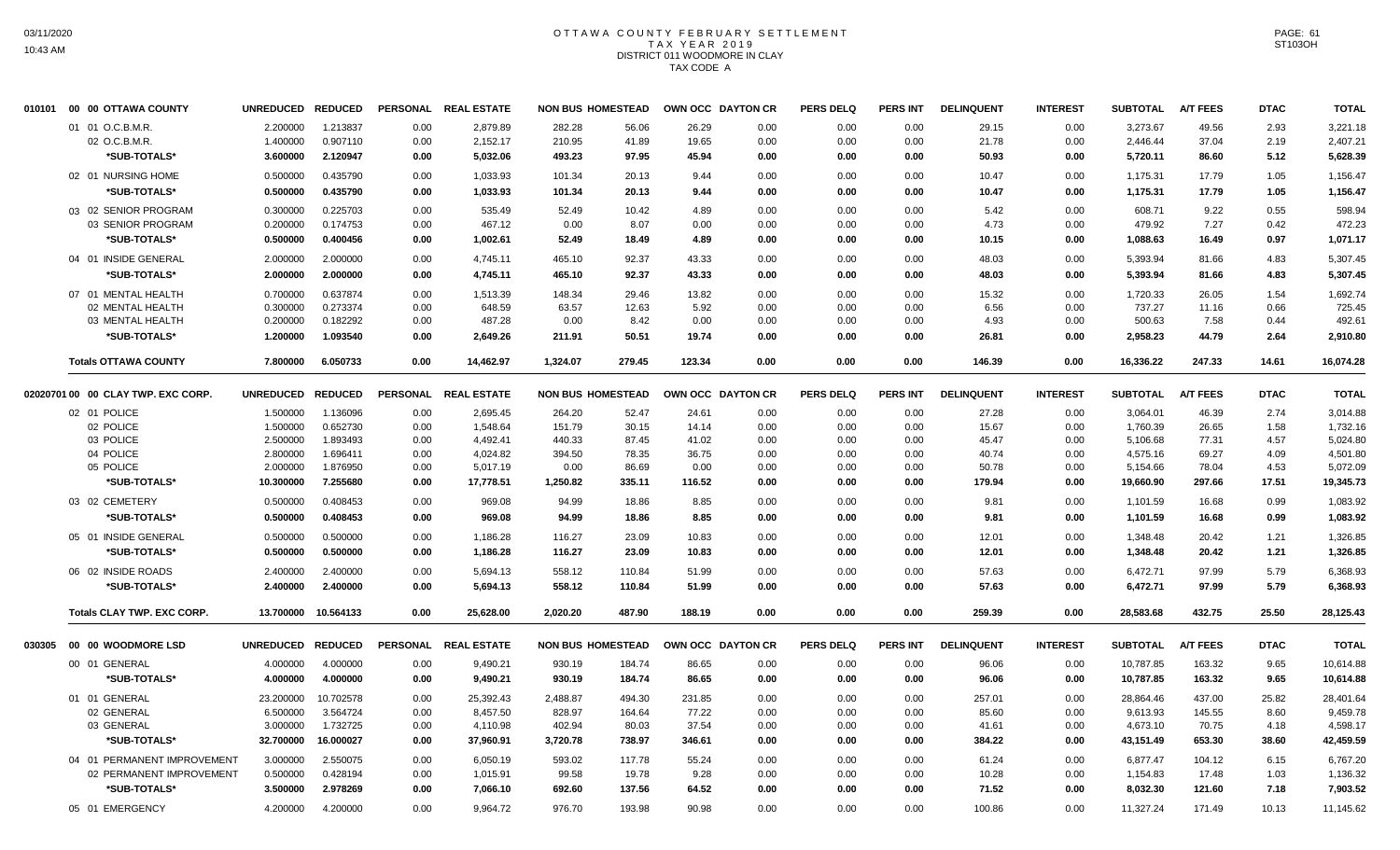# OTTAWA COUNTY FEBRUARY SETTLEMENT
## TAX YEAR 2019
### DISTRICT 011 WOODMORE IN CLAY
### TAX CODE A

| 010101 00 00 OTTAWA COUNTY | UNREDUCED | REDUCED | PERSONAL | REAL ESTATE | NON BUS | HOMESTEAD | OWN OCC | DAYTON CR | PERS DELQ | PERS INT | DELINQUENT | INTEREST | SUBTOTAL | A/T FEES | DTAC | TOTAL |
|---|---|---|---|---|---|---|---|---|---|---|---|---|---|---|---|---|
| 01 01 O.C.B.M.R. | 2.200000 | 1.213837 | 0.00 | 2,879.89 | 282.28 | 56.06 | 26.29 | 0.00 | 0.00 | 0.00 | 29.15 | 0.00 | 3,273.67 | 49.56 | 2.93 | 3,221.18 |
| 02 O.C.B.M.R. | 1.400000 | 0.907110 | 0.00 | 2,152.17 | 210.95 | 41.89 | 19.65 | 0.00 | 0.00 | 0.00 | 21.78 | 0.00 | 2,446.44 | 37.04 | 2.19 | 2,407.21 |
| *SUB-TOTALS* | 3.600000 | 2.120947 | 0.00 | 5,032.06 | 493.23 | 97.95 | 45.94 | 0.00 | 0.00 | 0.00 | 50.93 | 0.00 | 5,720.11 | 86.60 | 5.12 | 5,628.39 |
| 02 01 NURSING HOME | 0.500000 | 0.435790 | 0.00 | 1,033.93 | 101.34 | 20.13 | 9.44 | 0.00 | 0.00 | 0.00 | 10.47 | 0.00 | 1,175.31 | 17.79 | 1.05 | 1,156.47 |
| *SUB-TOTALS* | 0.500000 | 0.435790 | 0.00 | 1,033.93 | 101.34 | 20.13 | 9.44 | 0.00 | 0.00 | 0.00 | 10.47 | 0.00 | 1,175.31 | 17.79 | 1.05 | 1,156.47 |
| 03 02 SENIOR PROGRAM | 0.300000 | 0.225703 | 0.00 | 535.49 | 52.49 | 10.42 | 4.89 | 0.00 | 0.00 | 0.00 | 5.42 | 0.00 | 608.71 | 9.22 | 0.55 | 598.94 |
| 03 SENIOR PROGRAM | 0.200000 | 0.174753 | 0.00 | 467.12 | 0.00 | 8.07 | 0.00 | 0.00 | 0.00 | 0.00 | 4.73 | 0.00 | 479.92 | 7.27 | 0.42 | 472.23 |
| *SUB-TOTALS* | 0.500000 | 0.400456 | 0.00 | 1,002.61 | 52.49 | 18.49 | 4.89 | 0.00 | 0.00 | 0.00 | 10.15 | 0.00 | 1,088.63 | 16.49 | 0.97 | 1,071.17 |
| 04 01 INSIDE GENERAL | 2.000000 | 2.000000 | 0.00 | 4,745.11 | 465.10 | 92.37 | 43.33 | 0.00 | 0.00 | 0.00 | 48.03 | 0.00 | 5,393.94 | 81.66 | 4.83 | 5,307.45 |
| *SUB-TOTALS* | 2.000000 | 2.000000 | 0.00 | 4,745.11 | 465.10 | 92.37 | 43.33 | 0.00 | 0.00 | 0.00 | 48.03 | 0.00 | 5,393.94 | 81.66 | 4.83 | 5,307.45 |
| 07 01 MENTAL HEALTH | 0.700000 | 0.637874 | 0.00 | 1,513.39 | 148.34 | 29.46 | 13.82 | 0.00 | 0.00 | 0.00 | 15.32 | 0.00 | 1,720.33 | 26.05 | 1.54 | 1,692.74 |
| 02 MENTAL HEALTH | 0.300000 | 0.273374 | 0.00 | 648.59 | 63.57 | 12.63 | 5.92 | 0.00 | 0.00 | 0.00 | 6.56 | 0.00 | 737.27 | 11.16 | 0.66 | 725.45 |
| 03 MENTAL HEALTH | 0.200000 | 0.182292 | 0.00 | 487.28 | 0.00 | 8.42 | 0.00 | 0.00 | 0.00 | 0.00 | 4.93 | 0.00 | 500.63 | 7.58 | 0.44 | 492.61 |
| *SUB-TOTALS* | 1.200000 | 1.093540 | 0.00 | 2,649.26 | 211.91 | 50.51 | 19.74 | 0.00 | 0.00 | 0.00 | 26.81 | 0.00 | 2,958.23 | 44.79 | 2.64 | 2,910.80 |
| **Totals OTTAWA COUNTY** | 7.800000 | 6.050733 | 0.00 | 14,462.97 | 1,324.07 | 279.45 | 123.34 | 0.00 | 0.00 | 0.00 | 146.39 | 0.00 | 16,336.22 | 247.33 | 14.61 | 16,074.28 |

| 02020701 00 00 CLAY TWP. EXC CORP. | UNREDUCED | REDUCED | PERSONAL | REAL ESTATE | NON BUS | HOMESTEAD | OWN OCC | DAYTON CR | PERS DELQ | PERS INT | DELINQUENT | INTEREST | SUBTOTAL | A/T FEES | DTAC | TOTAL |
|---|---|---|---|---|---|---|---|---|---|---|---|---|---|---|---|---|
| 02 01 POLICE | 1.500000 | 1.136096 | 0.00 | 2,695.45 | 264.20 | 52.47 | 24.61 | 0.00 | 0.00 | 0.00 | 27.28 | 0.00 | 3,064.01 | 46.39 | 2.74 | 3,014.88 |
| 02 POLICE | 1.500000 | 0.652730 | 0.00 | 1,548.64 | 151.79 | 30.15 | 14.14 | 0.00 | 0.00 | 0.00 | 15.67 | 0.00 | 1,760.39 | 26.65 | 1.58 | 1,732.16 |
| 03 POLICE | 2.500000 | 1.893493 | 0.00 | 4,492.41 | 440.33 | 87.45 | 41.02 | 0.00 | 0.00 | 0.00 | 45.47 | 0.00 | 5,106.68 | 77.31 | 4.57 | 5,024.80 |
| 04 POLICE | 2.800000 | 1.696411 | 0.00 | 4,024.82 | 394.50 | 78.35 | 36.75 | 0.00 | 0.00 | 0.00 | 40.74 | 0.00 | 4,575.16 | 69.27 | 4.09 | 4,501.80 |
| 05 POLICE | 2.000000 | 1.876950 | 0.00 | 5,017.19 | 0.00 | 86.69 | 0.00 | 0.00 | 0.00 | 0.00 | 50.78 | 0.00 | 5,154.66 | 78.04 | 4.53 | 5,072.09 |
| *SUB-TOTALS* | 10.300000 | 7.255680 | 0.00 | 17,778.51 | 1,250.82 | 335.11 | 116.52 | 0.00 | 0.00 | 0.00 | 179.94 | 0.00 | 19,660.90 | 297.66 | 17.51 | 19,345.73 |
| 03 02 CEMETERY | 0.500000 | 0.408453 | 0.00 | 969.08 | 94.99 | 18.86 | 8.85 | 0.00 | 0.00 | 0.00 | 9.81 | 0.00 | 1,101.59 | 16.68 | 0.99 | 1,083.92 |
| *SUB-TOTALS* | 0.500000 | 0.408453 | 0.00 | 969.08 | 94.99 | 18.86 | 8.85 | 0.00 | 0.00 | 0.00 | 9.81 | 0.00 | 1,101.59 | 16.68 | 0.99 | 1,083.92 |
| 05 01 INSIDE GENERAL | 0.500000 | 0.500000 | 0.00 | 1,186.28 | 116.27 | 23.09 | 10.83 | 0.00 | 0.00 | 0.00 | 12.01 | 0.00 | 1,348.48 | 20.42 | 1.21 | 1,326.85 |
| *SUB-TOTALS* | 0.500000 | 0.500000 | 0.00 | 1,186.28 | 116.27 | 23.09 | 10.83 | 0.00 | 0.00 | 0.00 | 12.01 | 0.00 | 1,348.48 | 20.42 | 1.21 | 1,326.85 |
| 06 02 INSIDE ROADS | 2.400000 | 2.400000 | 0.00 | 5,694.13 | 558.12 | 110.84 | 51.99 | 0.00 | 0.00 | 0.00 | 57.63 | 0.00 | 6,472.71 | 97.99 | 5.79 | 6,368.93 |
| *SUB-TOTALS* | 2.400000 | 2.400000 | 0.00 | 5,694.13 | 558.12 | 110.84 | 51.99 | 0.00 | 0.00 | 0.00 | 57.63 | 0.00 | 6,472.71 | 97.99 | 5.79 | 6,368.93 |
| **Totals CLAY TWP. EXC CORP.** | 13.700000 | 10.564133 | 0.00 | 25,628.00 | 2,020.20 | 487.90 | 188.19 | 0.00 | 0.00 | 0.00 | 259.39 | 0.00 | 28,583.68 | 432.75 | 25.50 | 28,125.43 |

| 030305 00 00 WOODMORE LSD | UNREDUCED | REDUCED | PERSONAL | REAL ESTATE | NON BUS | HOMESTEAD | OWN OCC | DAYTON CR | PERS DELQ | PERS INT | DELINQUENT | INTEREST | SUBTOTAL | A/T FEES | DTAC | TOTAL |
|---|---|---|---|---|---|---|---|---|---|---|---|---|---|---|---|---|
| 00 01 GENERAL | 4.000000 | 4.000000 | 0.00 | 9,490.21 | 930.19 | 184.74 | 86.65 | 0.00 | 0.00 | 0.00 | 96.06 | 0.00 | 10,787.85 | 163.32 | 9.65 | 10,614.88 |
| *SUB-TOTALS* | 4.000000 | 4.000000 | 0.00 | 9,490.21 | 930.19 | 184.74 | 86.65 | 0.00 | 0.00 | 0.00 | 96.06 | 0.00 | 10,787.85 | 163.32 | 9.65 | 10,614.88 |
| 01 01 GENERAL | 23.200000 | 10.702578 | 0.00 | 25,392.43 | 2,488.87 | 494.30 | 231.85 | 0.00 | 0.00 | 0.00 | 257.01 | 0.00 | 28,864.46 | 437.00 | 25.82 | 28,401.64 |
| 02 GENERAL | 6.500000 | 3.564724 | 0.00 | 8,457.50 | 828.97 | 164.64 | 77.22 | 0.00 | 0.00 | 0.00 | 85.60 | 0.00 | 9,613.93 | 145.55 | 8.60 | 9,459.78 |
| 03 GENERAL | 3.000000 | 1.732725 | 0.00 | 4,110.98 | 402.94 | 80.03 | 37.54 | 0.00 | 0.00 | 0.00 | 41.61 | 0.00 | 4,673.10 | 70.75 | 4.18 | 4,598.17 |
| *SUB-TOTALS* | 32.700000 | 16.000027 | 0.00 | 37,960.91 | 3,720.78 | 738.97 | 346.61 | 0.00 | 0.00 | 0.00 | 384.22 | 0.00 | 43,151.49 | 653.30 | 38.60 | 42,459.59 |
| 04 01 PERMANENT IMPROVEMENT | 3.000000 | 2.550075 | 0.00 | 6,050.19 | 593.02 | 117.78 | 55.24 | 0.00 | 0.00 | 0.00 | 61.24 | 0.00 | 6,877.47 | 104.12 | 6.15 | 6,767.20 |
| 02 PERMANENT IMPROVEMENT | 0.500000 | 0.428194 | 0.00 | 1,015.91 | 99.58 | 19.78 | 9.28 | 0.00 | 0.00 | 0.00 | 10.28 | 0.00 | 1,154.83 | 17.48 | 1.03 | 1,136.32 |
| *SUB-TOTALS* | 3.500000 | 2.978269 | 0.00 | 7,066.10 | 692.60 | 137.56 | 64.52 | 0.00 | 0.00 | 0.00 | 71.52 | 0.00 | 8,032.30 | 121.60 | 7.18 | 7,903.52 |
| 05 01 EMERGENCY | 4.200000 | 4.200000 | 0.00 | 9,964.72 | 976.70 | 193.98 | 90.98 | 0.00 | 0.00 | 0.00 | 100.86 | 0.00 | 11,327.24 | 171.49 | 10.13 | 11,145.62 |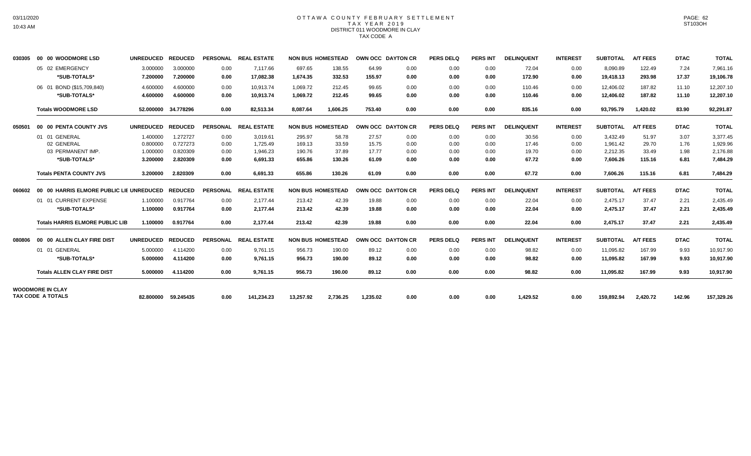# OTTAWA COUNTY FEBRUARY SETTLEMENT
## TAX YEAR 2019
## DISTRICT 011 WOODMORE IN CLAY
## TAX CODE A

| | | UNREDUCED | REDUCED | PERSONAL | REAL ESTATE | NON BUS | HOMESTEAD | OWN OCC | DAYTON CR | PERS DELQ | PERS INT | DELINQUENT | INTEREST | SUBTOTAL | A/T FEES | DTAC | TOTAL |
|---|---|---|---|---|---|---|---|---|---|---|---|---|---|---|---|---|---|
| 030305 | 00 00 WOODMORE LSD | UNREDUCED | REDUCED | PERSONAL | REAL ESTATE | NON BUS | HOMESTEAD | OWN OCC | DAYTON CR | PERS DELQ | PERS INT | DELINQUENT | INTEREST | SUBTOTAL | A/T FEES | DTAC | TOTAL |
| | 05 02 EMERGENCY | 3.000000 | 3.000000 | 0.00 | 7,117.66 | 697.65 | 138.55 | 64.99 | 0.00 | 0.00 | 0.00 | 72.04 | 0.00 | 8,090.89 | 122.49 | 7.24 | 7,961.16 |
| | **\*SUB-TOTALS\*** | **7.200000** | **7.200000** | **0.00** | **17,082.38** | **1,674.35** | **332.53** | **155.97** | **0.00** | **0.00** | **0.00** | **172.90** | **0.00** | **19,418.13** | **293.98** | **17.37** | **19,106.78** |
| | 06 01 BOND ($15,709,840) | 4.600000 | 4.600000 | 0.00 | 10,913.74 | 1,069.72 | 212.45 | 99.65 | 0.00 | 0.00 | 0.00 | 110.46 | 0.00 | 12,406.02 | 187.82 | 11.10 | 12,207.10 |
| | **\*SUB-TOTALS\*** | **4.600000** | **4.600000** | **0.00** | **10,913.74** | **1,069.72** | **212.45** | **99.65** | **0.00** | **0.00** | **0.00** | **110.46** | **0.00** | **12,406.02** | **187.82** | **11.10** | **12,207.10** |
| | **Totals WOODMORE LSD** | **52.000000** | **34.778296** | **0.00** | **82,513.34** | **8,087.64** | **1,606.25** | **753.40** | **0.00** | **0.00** | **0.00** | **835.16** | **0.00** | **93,795.79** | **1,420.02** | **83.90** | **92,291.87** |
| 050501 | 00 00 PENTA COUNTY JVS | UNREDUCED | REDUCED | PERSONAL | REAL ESTATE | NON BUS | HOMESTEAD | OWN OCC | DAYTON CR | PERS DELQ | PERS INT | DELINQUENT | INTEREST | SUBTOTAL | A/T FEES | DTAC | TOTAL |
| | 01 01 GENERAL | 1.400000 | 1.272727 | 0.00 | 3,019.61 | 295.97 | 58.78 | 27.57 | 0.00 | 0.00 | 0.00 | 30.56 | 0.00 | 3,432.49 | 51.97 | 3.07 | 3,377.45 |
| | 02 GENERAL | 0.800000 | 0.727273 | 0.00 | 1,725.49 | 169.13 | 33.59 | 15.75 | 0.00 | 0.00 | 0.00 | 17.46 | 0.00 | 1,961.42 | 29.70 | 1.76 | 1,929.96 |
| | 03 PERMANENT IMP. | 1.000000 | 0.820309 | 0.00 | 1,946.23 | 190.76 | 37.89 | 17.77 | 0.00 | 0.00 | 0.00 | 19.70 | 0.00 | 2,212.35 | 33.49 | 1.98 | 2,176.88 |
| | **\*SUB-TOTALS\*** | **3.200000** | **2.820309** | **0.00** | **6,691.33** | **655.86** | **130.26** | **61.09** | **0.00** | **0.00** | **0.00** | **67.72** | **0.00** | **7,606.26** | **115.16** | **6.81** | **7,484.29** |
| | **Totals PENTA COUNTY JVS** | **3.200000** | **2.820309** | **0.00** | **6,691.33** | **655.86** | **130.26** | **61.09** | **0.00** | **0.00** | **0.00** | **67.72** | **0.00** | **7,606.26** | **115.16** | **6.81** | **7,484.29** |
| 060602 | 00 00 HARRIS ELMORE PUBLIC LIE | UNREDUCED | REDUCED | PERSONAL | REAL ESTATE | NON BUS | HOMESTEAD | OWN OCC | DAYTON CR | PERS DELQ | PERS INT | DELINQUENT | INTEREST | SUBTOTAL | A/T FEES | DTAC | TOTAL |
| | 01 01 CURRENT EXPENSE | 1.100000 | 0.917764 | 0.00 | 2,177.44 | 213.42 | 42.39 | 19.88 | 0.00 | 0.00 | 0.00 | 22.04 | 0.00 | 2,475.17 | 37.47 | 2.21 | 2,435.49 |
| | **\*SUB-TOTALS\*** | **1.100000** | **0.917764** | **0.00** | **2,177.44** | **213.42** | **42.39** | **19.88** | **0.00** | **0.00** | **0.00** | **22.04** | **0.00** | **2,475.17** | **37.47** | **2.21** | **2,435.49** |
| | **Totals HARRIS ELMORE PUBLIC LIB** | **1.100000** | **0.917764** | **0.00** | **2,177.44** | **213.42** | **42.39** | **19.88** | **0.00** | **0.00** | **0.00** | **22.04** | **0.00** | **2,475.17** | **37.47** | **2.21** | **2,435.49** |
| 080806 | 00 00 ALLEN CLAY FIRE DIST | UNREDUCED | REDUCED | PERSONAL | REAL ESTATE | NON BUS | HOMESTEAD | OWN OCC | DAYTON CR | PERS DELQ | PERS INT | DELINQUENT | INTEREST | SUBTOTAL | A/T FEES | DTAC | TOTAL |
| | 01 01 GENERAL | 5.000000 | 4.114200 | 0.00 | 9,761.15 | 956.73 | 190.00 | 89.12 | 0.00 | 0.00 | 0.00 | 98.82 | 0.00 | 11,095.82 | 167.99 | 9.93 | 10,917.90 |
| | **\*SUB-TOTALS\*** | **5.000000** | **4.114200** | **0.00** | **9,761.15** | **956.73** | **190.00** | **89.12** | **0.00** | **0.00** | **0.00** | **98.82** | **0.00** | **11,095.82** | **167.99** | **9.93** | **10,917.90** |
| | **Totals ALLEN CLAY FIRE DIST** | **5.000000** | **4.114200** | **0.00** | **9,761.15** | **956.73** | **190.00** | **89.12** | **0.00** | **0.00** | **0.00** | **98.82** | **0.00** | **11,095.82** | **167.99** | **9.93** | **10,917.90** |
| | **WOODMORE IN CLAY TAX CODE A TOTALS** | **82.800000** | **59.245435** | **0.00** | **141,234.23** | **13,257.92** | **2,736.25** | **1,235.02** | **0.00** | **0.00** | **0.00** | **1,429.52** | **0.00** | **159,892.94** | **2,420.72** | **142.96** | **157,329.26** |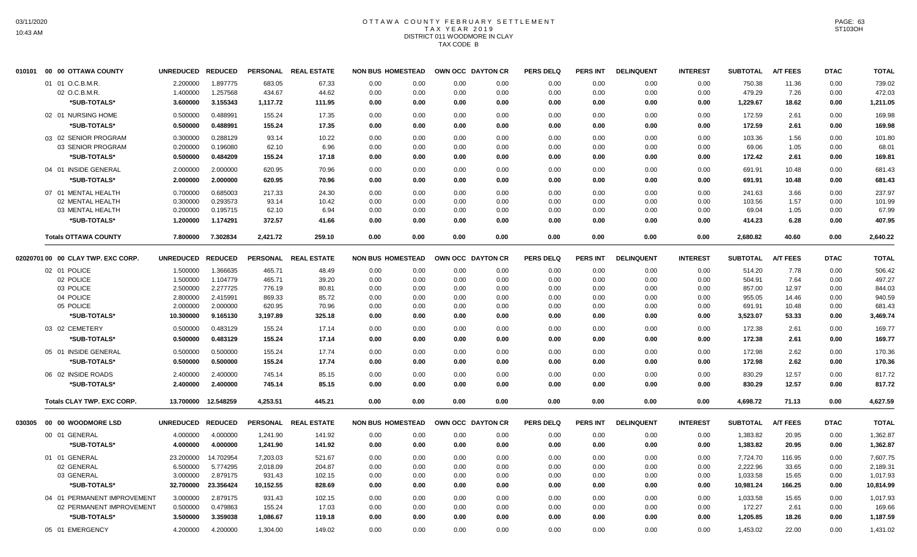# OTTAWA COUNTY FEBRUARY SETTLEMENT
## TAX YEAR 2019
## DISTRICT 011 WOODMORE IN CLAY
## TAX CODE B

| | | UNREDUCED | REDUCED | PERSONAL | REAL ESTATE | NON BUS | HOMESTEAD | OWN OCC | DAYTON CR | PERS DELQ | PERS INT | DELINQUENT | INTEREST | SUBTOTAL | A/T FEES | DTAC | TOTAL |
|---|---|---|---|---|---|---|---|---|---|---|---|---|---|---|---|---|---|
| 010101 | 00 00 OTTAWA COUNTY | | | | | | | | | | | | | | | | |
| | 01 01 O.C.B.M.R. | 2.200000 | 1.897775 | 683.05 | 67.33 | 0.00 | 0.00 | 0.00 | 0.00 | 0.00 | 0.00 | 0.00 | 0.00 | 750.38 | 11.36 | 0.00 | 739.02 |
| | 02 O.C.B.M.R. | 1.400000 | 1.257568 | 434.67 | 44.62 | 0.00 | 0.00 | 0.00 | 0.00 | 0.00 | 0.00 | 0.00 | 0.00 | 479.29 | 7.26 | 0.00 | 472.03 |
| | *SUB-TOTALS* | 3.600000 | 3.155343 | 1,117.72 | 111.95 | 0.00 | 0.00 | 0.00 | 0.00 | 0.00 | 0.00 | 0.00 | 0.00 | 1,229.67 | 18.62 | 0.00 | 1,211.05 |
| | 02 01 NURSING HOME | 0.500000 | 0.488991 | 155.24 | 17.35 | 0.00 | 0.00 | 0.00 | 0.00 | 0.00 | 0.00 | 0.00 | 0.00 | 172.59 | 2.61 | 0.00 | 169.98 |
| | *SUB-TOTALS* | 0.500000 | 0.488991 | 155.24 | 17.35 | 0.00 | 0.00 | 0.00 | 0.00 | 0.00 | 0.00 | 0.00 | 0.00 | 172.59 | 2.61 | 0.00 | 169.98 |
| | 03 02 SENIOR PROGRAM | 0.300000 | 0.288129 | 93.14 | 10.22 | 0.00 | 0.00 | 0.00 | 0.00 | 0.00 | 0.00 | 0.00 | 0.00 | 103.36 | 1.56 | 0.00 | 101.80 |
| | 03 SENIOR PROGRAM | 0.200000 | 0.196080 | 62.10 | 6.96 | 0.00 | 0.00 | 0.00 | 0.00 | 0.00 | 0.00 | 0.00 | 0.00 | 69.06 | 1.05 | 0.00 | 68.01 |
| | *SUB-TOTALS* | 0.500000 | 0.484209 | 155.24 | 17.18 | 0.00 | 0.00 | 0.00 | 0.00 | 0.00 | 0.00 | 0.00 | 0.00 | 172.42 | 2.61 | 0.00 | 169.81 |
| | 04 01 INSIDE GENERAL | 2.000000 | 2.000000 | 620.95 | 70.96 | 0.00 | 0.00 | 0.00 | 0.00 | 0.00 | 0.00 | 0.00 | 0.00 | 691.91 | 10.48 | 0.00 | 681.43 |
| | *SUB-TOTALS* | 2.000000 | 2.000000 | 620.95 | 70.96 | 0.00 | 0.00 | 0.00 | 0.00 | 0.00 | 0.00 | 0.00 | 0.00 | 691.91 | 10.48 | 0.00 | 681.43 |
| | 07 01 MENTAL HEALTH | 0.700000 | 0.685003 | 217.33 | 24.30 | 0.00 | 0.00 | 0.00 | 0.00 | 0.00 | 0.00 | 0.00 | 0.00 | 241.63 | 3.66 | 0.00 | 237.97 |
| | 02 MENTAL HEALTH | 0.300000 | 0.293573 | 93.14 | 10.42 | 0.00 | 0.00 | 0.00 | 0.00 | 0.00 | 0.00 | 0.00 | 0.00 | 103.56 | 1.57 | 0.00 | 101.99 |
| | 03 MENTAL HEALTH | 0.200000 | 0.195715 | 62.10 | 6.94 | 0.00 | 0.00 | 0.00 | 0.00 | 0.00 | 0.00 | 0.00 | 0.00 | 69.04 | 1.05 | 0.00 | 67.99 |
| | *SUB-TOTALS* | 1.200000 | 1.174291 | 372.57 | 41.66 | 0.00 | 0.00 | 0.00 | 0.00 | 0.00 | 0.00 | 0.00 | 0.00 | 414.23 | 6.28 | 0.00 | 407.95 |
| | **Totals OTTAWA COUNTY** | 7.800000 | 7.302834 | 2,421.72 | 259.10 | 0.00 | 0.00 | 0.00 | 0.00 | 0.00 | 0.00 | 0.00 | 0.00 | 2,680.82 | 40.60 | 0.00 | 2,640.22 |

| | | UNREDUCED | REDUCED | PERSONAL | REAL ESTATE | NON BUS | HOMESTEAD | OWN OCC | DAYTON CR | PERS DELQ | PERS INT | DELINQUENT | INTEREST | SUBTOTAL | A/T FEES | DTAC | TOTAL |
|---|---|---|---|---|---|---|---|---|---|---|---|---|---|---|---|---|---|
| 02020701 | 00 00 CLAY TWP. EXC CORP. | | | | | | | | | | | | | | | | |
| | 02 01 POLICE | 1.500000 | 1.366635 | 465.71 | 48.49 | 0.00 | 0.00 | 0.00 | 0.00 | 0.00 | 0.00 | 0.00 | 0.00 | 514.20 | 7.78 | 0.00 | 506.42 |
| | 02 POLICE | 1.500000 | 1.104779 | 465.71 | 39.20 | 0.00 | 0.00 | 0.00 | 0.00 | 0.00 | 0.00 | 0.00 | 0.00 | 504.91 | 7.64 | 0.00 | 497.27 |
| | 03 POLICE | 2.500000 | 2.277725 | 776.19 | 80.81 | 0.00 | 0.00 | 0.00 | 0.00 | 0.00 | 0.00 | 0.00 | 0.00 | 857.00 | 12.97 | 0.00 | 844.03 |
| | 04 POLICE | 2.800000 | 2.415991 | 869.33 | 85.72 | 0.00 | 0.00 | 0.00 | 0.00 | 0.00 | 0.00 | 0.00 | 0.00 | 955.05 | 14.46 | 0.00 | 940.59 |
| | 05 POLICE | 2.000000 | 2.000000 | 620.95 | 70.96 | 0.00 | 0.00 | 0.00 | 0.00 | 0.00 | 0.00 | 0.00 | 0.00 | 691.91 | 10.48 | 0.00 | 681.43 |
| | *SUB-TOTALS* | 10.300000 | 9.165130 | 3,197.89 | 325.18 | 0.00 | 0.00 | 0.00 | 0.00 | 0.00 | 0.00 | 0.00 | 0.00 | 3,523.07 | 53.33 | 0.00 | 3,469.74 |
| | 03 02 CEMETERY | 0.500000 | 0.483129 | 155.24 | 17.14 | 0.00 | 0.00 | 0.00 | 0.00 | 0.00 | 0.00 | 0.00 | 0.00 | 172.38 | 2.61 | 0.00 | 169.77 |
| | *SUB-TOTALS* | 0.500000 | 0.483129 | 155.24 | 17.14 | 0.00 | 0.00 | 0.00 | 0.00 | 0.00 | 0.00 | 0.00 | 0.00 | 172.38 | 2.61 | 0.00 | 169.77 |
| | 05 01 INSIDE GENERAL | 0.500000 | 0.500000 | 155.24 | 17.74 | 0.00 | 0.00 | 0.00 | 0.00 | 0.00 | 0.00 | 0.00 | 0.00 | 172.98 | 2.62 | 0.00 | 170.36 |
| | *SUB-TOTALS* | 0.500000 | 0.500000 | 155.24 | 17.74 | 0.00 | 0.00 | 0.00 | 0.00 | 0.00 | 0.00 | 0.00 | 0.00 | 172.98 | 2.62 | 0.00 | 170.36 |
| | 06 02 INSIDE ROADS | 2.400000 | 2.400000 | 745.14 | 85.15 | 0.00 | 0.00 | 0.00 | 0.00 | 0.00 | 0.00 | 0.00 | 0.00 | 830.29 | 12.57 | 0.00 | 817.72 |
| | *SUB-TOTALS* | 2.400000 | 2.400000 | 745.14 | 85.15 | 0.00 | 0.00 | 0.00 | 0.00 | 0.00 | 0.00 | 0.00 | 0.00 | 830.29 | 12.57 | 0.00 | 817.72 |
| | **Totals CLAY TWP. EXC CORP.** | 13.700000 | 12.548259 | 4,253.51 | 445.21 | 0.00 | 0.00 | 0.00 | 0.00 | 0.00 | 0.00 | 0.00 | 0.00 | 4,698.72 | 71.13 | 0.00 | 4,627.59 |

| | | UNREDUCED | REDUCED | PERSONAL | REAL ESTATE | NON BUS | HOMESTEAD | OWN OCC | DAYTON CR | PERS DELQ | PERS INT | DELINQUENT | INTEREST | SUBTOTAL | A/T FEES | DTAC | TOTAL |
|---|---|---|---|---|---|---|---|---|---|---|---|---|---|---|---|---|---|
| 030305 | 00 00 WOODMORE LSD | | | | | | | | | | | | | | | | |
| | 00 01 GENERAL | 4.000000 | 4.000000 | 1,241.90 | 141.92 | 0.00 | 0.00 | 0.00 | 0.00 | 0.00 | 0.00 | 0.00 | 0.00 | 1,383.82 | 20.95 | 0.00 | 1,362.87 |
| | *SUB-TOTALS* | 4.000000 | 4.000000 | 1,241.90 | 141.92 | 0.00 | 0.00 | 0.00 | 0.00 | 0.00 | 0.00 | 0.00 | 0.00 | 1,383.82 | 20.95 | 0.00 | 1,362.87 |
| | 01 01 GENERAL | 23.200000 | 14.702954 | 7,203.03 | 521.67 | 0.00 | 0.00 | 0.00 | 0.00 | 0.00 | 0.00 | 0.00 | 0.00 | 7,724.70 | 116.95 | 0.00 | 7,607.75 |
| | 02 GENERAL | 6.500000 | 5.774295 | 2,018.09 | 204.87 | 0.00 | 0.00 | 0.00 | 0.00 | 0.00 | 0.00 | 0.00 | 0.00 | 2,222.96 | 33.65 | 0.00 | 2,189.31 |
| | 03 GENERAL | 3.000000 | 2.879175 | 931.43 | 102.15 | 0.00 | 0.00 | 0.00 | 0.00 | 0.00 | 0.00 | 0.00 | 0.00 | 1,033.58 | 15.65 | 0.00 | 1,017.93 |
| | *SUB-TOTALS* | 32.700000 | 23.356424 | 10,152.55 | 828.69 | 0.00 | 0.00 | 0.00 | 0.00 | 0.00 | 0.00 | 0.00 | 0.00 | 10,981.24 | 166.25 | 0.00 | 10,814.99 |
| | 04 01 PERMANENT IMPROVEMENT | 3.000000 | 2.879175 | 931.43 | 102.15 | 0.00 | 0.00 | 0.00 | 0.00 | 0.00 | 0.00 | 0.00 | 0.00 | 1,033.58 | 15.65 | 0.00 | 1,017.93 |
| | 02 PERMANENT IMPROVEMENT | 0.500000 | 0.479863 | 155.24 | 17.03 | 0.00 | 0.00 | 0.00 | 0.00 | 0.00 | 0.00 | 0.00 | 0.00 | 172.27 | 2.61 | 0.00 | 169.66 |
| | *SUB-TOTALS* | 3.500000 | 3.359038 | 1,086.67 | 119.18 | 0.00 | 0.00 | 0.00 | 0.00 | 0.00 | 0.00 | 0.00 | 0.00 | 1,205.85 | 18.26 | 0.00 | 1,187.59 |
| | 05 01 EMERGENCY | 4.200000 | 4.200000 | 1,304.00 | 149.02 | 0.00 | 0.00 | 0.00 | 0.00 | 0.00 | 0.00 | 0.00 | 0.00 | 1,453.02 | 22.00 | 0.00 | 1,431.02 |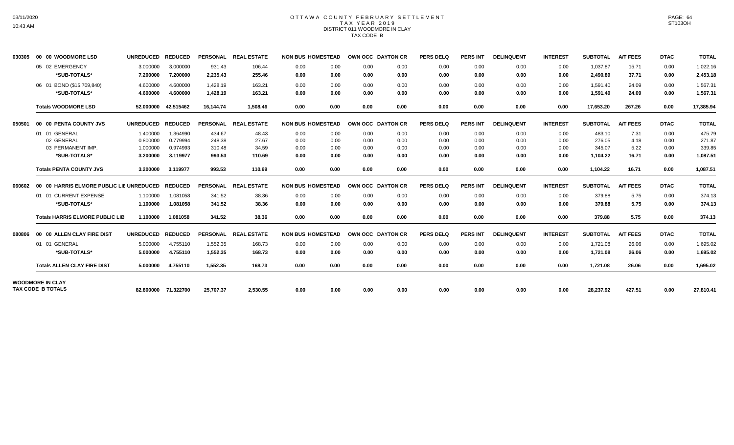# OTTAWA COUNTY FEBRUARY SETTLEMENT
## TAX YEAR 2019
### DISTRICT 011 WOODMORE IN CLAY
### TAX CODE B

| | | UNREDUCED | REDUCED | PERSONAL | REAL ESTATE | NON BUS | HOMESTEAD | OWN OCC | DAYTON CR | PERS DELQ | PERS INT | DELINQUENT | INTEREST | SUBTOTAL | A/T FEES | DTAC | TOTAL |
|---|---|---|---|---|---|---|---|---|---|---|---|---|---|---|---|---|---|
| 030305 | 00 00 WOODMORE LSD | UNREDUCED | REDUCED | PERSONAL | REAL ESTATE | NON BUS | HOMESTEAD | OWN OCC | DAYTON CR | PERS DELQ | PERS INT | DELINQUENT | INTEREST | SUBTOTAL | A/T FEES | DTAC | TOTAL |
| | 05 02 EMERGENCY | 3.000000 | 3.000000 | 931.43 | 106.44 | 0.00 | 0.00 | 0.00 | 0.00 | 0.00 | 0.00 | 0.00 | 0.00 | 1,037.87 | 15.71 | 0.00 | 1,022.16 |
| | **\*SUB-TOTALS\*** | **7.200000** | **7.200000** | **2,235.43** | **255.46** | **0.00** | **0.00** | **0.00** | **0.00** | **0.00** | **0.00** | **0.00** | **0.00** | **2,490.89** | **37.71** | **0.00** | **2,453.18** |
| | 06 01 BOND ($15,709,840) | 4.600000 | 4.600000 | 1,428.19 | 163.21 | 0.00 | 0.00 | 0.00 | 0.00 | 0.00 | 0.00 | 0.00 | 0.00 | 1,591.40 | 24.09 | 0.00 | 1,567.31 |
| | **\*SUB-TOTALS\*** | **4.600000** | **4.600000** | **1,428.19** | **163.21** | **0.00** | **0.00** | **0.00** | **0.00** | **0.00** | **0.00** | **0.00** | **0.00** | **1,591.40** | **24.09** | **0.00** | **1,567.31** |
| | **Totals WOODMORE LSD** | **52.000000** | **42.515462** | **16,144.74** | **1,508.46** | **0.00** | **0.00** | **0.00** | **0.00** | **0.00** | **0.00** | **0.00** | **0.00** | **17,653.20** | **267.26** | **0.00** | **17,385.94** |
| 050501 | 00 00 PENTA COUNTY JVS | UNREDUCED | REDUCED | PERSONAL | REAL ESTATE | NON BUS | HOMESTEAD | OWN OCC | DAYTON CR | PERS DELQ | PERS INT | DELINQUENT | INTEREST | SUBTOTAL | A/T FEES | DTAC | TOTAL |
| | 01 01 GENERAL | 1.400000 | 1.364990 | 434.67 | 48.43 | 0.00 | 0.00 | 0.00 | 0.00 | 0.00 | 0.00 | 0.00 | 0.00 | 483.10 | 7.31 | 0.00 | 475.79 |
| | 02 GENERAL | 0.800000 | 0.779994 | 248.38 | 27.67 | 0.00 | 0.00 | 0.00 | 0.00 | 0.00 | 0.00 | 0.00 | 0.00 | 276.05 | 4.18 | 0.00 | 271.87 |
| | 03 PERMANENT IMP. | 1.000000 | 0.974993 | 310.48 | 34.59 | 0.00 | 0.00 | 0.00 | 0.00 | 0.00 | 0.00 | 0.00 | 0.00 | 345.07 | 5.22 | 0.00 | 339.85 |
| | **\*SUB-TOTALS\*** | **3.200000** | **3.119977** | **993.53** | **110.69** | **0.00** | **0.00** | **0.00** | **0.00** | **0.00** | **0.00** | **0.00** | **0.00** | **1,104.22** | **16.71** | **0.00** | **1,087.51** |
| | **Totals PENTA COUNTY JVS** | **3.200000** | **3.119977** | **993.53** | **110.69** | **0.00** | **0.00** | **0.00** | **0.00** | **0.00** | **0.00** | **0.00** | **0.00** | **1,104.22** | **16.71** | **0.00** | **1,087.51** |
| 060602 | 00 00 HARRIS ELMORE PUBLIC LIE | UNREDUCED | REDUCED | PERSONAL | REAL ESTATE | NON BUS | HOMESTEAD | OWN OCC | DAYTON CR | PERS DELQ | PERS INT | DELINQUENT | INTEREST | SUBTOTAL | A/T FEES | DTAC | TOTAL |
| | 01 01 CURRENT EXPENSE | 1.100000 | 1.081058 | 341.52 | 38.36 | 0.00 | 0.00 | 0.00 | 0.00 | 0.00 | 0.00 | 0.00 | 0.00 | 379.88 | 5.75 | 0.00 | 374.13 |
| | **\*SUB-TOTALS\*** | **1.100000** | **1.081058** | **341.52** | **38.36** | **0.00** | **0.00** | **0.00** | **0.00** | **0.00** | **0.00** | **0.00** | **0.00** | **379.88** | **5.75** | **0.00** | **374.13** |
| | **Totals HARRIS ELMORE PUBLIC LIB** | **1.100000** | **1.081058** | **341.52** | **38.36** | **0.00** | **0.00** | **0.00** | **0.00** | **0.00** | **0.00** | **0.00** | **0.00** | **379.88** | **5.75** | **0.00** | **374.13** |
| 080806 | 00 00 ALLEN CLAY FIRE DIST | UNREDUCED | REDUCED | PERSONAL | REAL ESTATE | NON BUS | HOMESTEAD | OWN OCC | DAYTON CR | PERS DELQ | PERS INT | DELINQUENT | INTEREST | SUBTOTAL | A/T FEES | DTAC | TOTAL |
| | 01 01 GENERAL | 5.000000 | 4.755110 | 1,552.35 | 168.73 | 0.00 | 0.00 | 0.00 | 0.00 | 0.00 | 0.00 | 0.00 | 0.00 | 1,721.08 | 26.06 | 0.00 | 1,695.02 |
| | **\*SUB-TOTALS\*** | **5.000000** | **4.755110** | **1,552.35** | **168.73** | **0.00** | **0.00** | **0.00** | **0.00** | **0.00** | **0.00** | **0.00** | **0.00** | **1,721.08** | **26.06** | **0.00** | **1,695.02** |
| | **Totals ALLEN CLAY FIRE DIST** | **5.000000** | **4.755110** | **1,552.35** | **168.73** | **0.00** | **0.00** | **0.00** | **0.00** | **0.00** | **0.00** | **0.00** | **0.00** | **1,721.08** | **26.06** | **0.00** | **1,695.02** |
| **WOODMORE IN CLAY TAX CODE B TOTALS** | | **82.800000** | **71.322700** | **25,707.37** | **2,530.55** | **0.00** | **0.00** | **0.00** | **0.00** | **0.00** | **0.00** | **0.00** | **0.00** | **28,237.92** | **427.51** | **0.00** | **27,810.41** |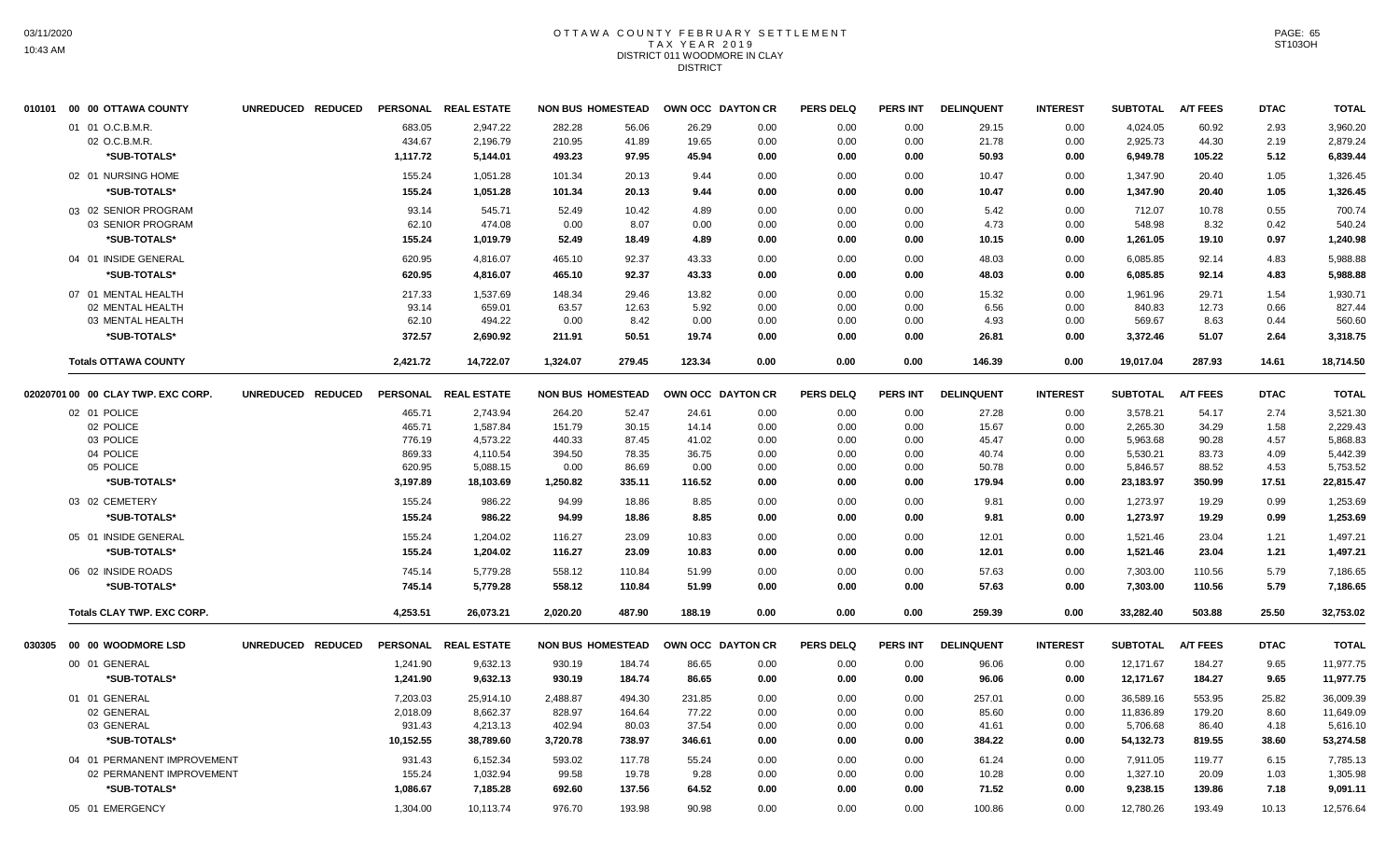# OTTAWA COUNTY FEBRUARY SETTLEMENT
## TAX YEAR 2019
## DISTRICT 011 WOODMORE IN CLAY
## DISTRICT

| 010101 00 00 OTTAWA COUNTY | UNREDUCED | REDUCED | PERSONAL | REAL ESTATE | NON BUS | HOMESTEAD | OWN OCC | DAYTON CR | PERS DELQ | PERS INT | DELINQUENT | INTEREST | SUBTOTAL | A/T FEES | DTAC | TOTAL |
|---|---|---|---|---|---|---|---|---|---|---|---|---|---|---|---|---|
| 01 01 O.C.B.M.R. | | | 683.05 | 2,947.22 | 282.28 | 56.06 | 26.29 | 0.00 | 0.00 | 0.00 | 29.15 | 0.00 | 4,024.05 | 60.92 | 2.93 | 3,960.20 |
| 02 O.C.B.M.R. | | | 434.67 | 2,196.79 | 210.95 | 41.89 | 19.65 | 0.00 | 0.00 | 0.00 | 21.78 | 0.00 | 2,925.73 | 44.30 | 2.19 | 2,879.24 |
| *SUB-TOTALS* | | | 1,117.72 | 5,144.01 | 493.23 | 97.95 | 45.94 | 0.00 | 0.00 | 0.00 | 50.93 | 0.00 | 6,949.78 | 105.22 | 5.12 | 6,839.44 |
| 02 01 NURSING HOME | | | 155.24 | 1,051.28 | 101.34 | 20.13 | 9.44 | 0.00 | 0.00 | 0.00 | 10.47 | 0.00 | 1,347.90 | 20.40 | 1.05 | 1,326.45 |
| *SUB-TOTALS* | | | 155.24 | 1,051.28 | 101.34 | 20.13 | 9.44 | 0.00 | 0.00 | 0.00 | 10.47 | 0.00 | 1,347.90 | 20.40 | 1.05 | 1,326.45 |
| 03 02 SENIOR PROGRAM | | | 93.14 | 545.71 | 52.49 | 10.42 | 4.89 | 0.00 | 0.00 | 0.00 | 5.42 | 0.00 | 712.07 | 10.78 | 0.55 | 700.74 |
| 03 SENIOR PROGRAM | | | 62.10 | 474.08 | 0.00 | 8.07 | 0.00 | 0.00 | 0.00 | 0.00 | 4.73 | 0.00 | 548.98 | 8.32 | 0.42 | 540.24 |
| *SUB-TOTALS* | | | 155.24 | 1,019.79 | 52.49 | 18.49 | 4.89 | 0.00 | 0.00 | 0.00 | 10.15 | 0.00 | 1,261.05 | 19.10 | 0.97 | 1,240.98 |
| 04 01 INSIDE GENERAL | | | 620.95 | 4,816.07 | 465.10 | 92.37 | 43.33 | 0.00 | 0.00 | 0.00 | 48.03 | 0.00 | 6,085.85 | 92.14 | 4.83 | 5,988.88 |
| *SUB-TOTALS* | | | 620.95 | 4,816.07 | 465.10 | 92.37 | 43.33 | 0.00 | 0.00 | 0.00 | 48.03 | 0.00 | 6,085.85 | 92.14 | 4.83 | 5,988.88 |
| 07 01 MENTAL HEALTH | | | 217.33 | 1,537.69 | 148.34 | 29.46 | 13.82 | 0.00 | 0.00 | 0.00 | 15.32 | 0.00 | 1,961.96 | 29.71 | 1.54 | 1,930.71 |
| 02 MENTAL HEALTH | | | 93.14 | 659.01 | 63.57 | 12.63 | 5.92 | 0.00 | 0.00 | 0.00 | 6.56 | 0.00 | 840.83 | 12.73 | 0.66 | 827.44 |
| 03 MENTAL HEALTH | | | 62.10 | 494.22 | 0.00 | 8.42 | 0.00 | 0.00 | 0.00 | 0.00 | 4.93 | 0.00 | 569.67 | 8.63 | 0.44 | 560.60 |
| *SUB-TOTALS* | | | 372.57 | 2,690.92 | 211.91 | 50.51 | 19.74 | 0.00 | 0.00 | 0.00 | 26.81 | 0.00 | 3,372.46 | 51.07 | 2.64 | 3,318.75 |
| **Totals OTTAWA COUNTY** | | | 2,421.72 | 14,722.07 | 1,324.07 | 279.45 | 123.34 | 0.00 | 0.00 | 0.00 | 146.39 | 0.00 | 19,017.04 | 287.93 | 14.61 | 18,714.50 |

| 02020701 00 00 CLAY TWP. EXC CORP. | UNREDUCED | REDUCED | PERSONAL | REAL ESTATE | NON BUS | HOMESTEAD | OWN OCC | DAYTON CR | PERS DELQ | PERS INT | DELINQUENT | INTEREST | SUBTOTAL | A/T FEES | DTAC | TOTAL |
|---|---|---|---|---|---|---|---|---|---|---|---|---|---|---|---|---|
| 02 01 POLICE | | | 465.71 | 2,743.94 | 264.20 | 52.47 | 24.61 | 0.00 | 0.00 | 0.00 | 27.28 | 0.00 | 3,578.21 | 54.17 | 2.74 | 3,521.30 |
| 02 POLICE | | | 465.71 | 1,587.84 | 151.79 | 30.15 | 14.14 | 0.00 | 0.00 | 0.00 | 15.67 | 0.00 | 2,265.30 | 34.29 | 1.58 | 2,229.43 |
| 03 POLICE | | | 776.19 | 4,573.22 | 440.33 | 87.45 | 41.02 | 0.00 | 0.00 | 0.00 | 45.47 | 0.00 | 5,963.68 | 90.28 | 4.57 | 5,868.83 |
| 04 POLICE | | | 869.33 | 4,110.54 | 394.50 | 78.35 | 36.75 | 0.00 | 0.00 | 0.00 | 40.74 | 0.00 | 5,530.21 | 83.73 | 4.09 | 5,442.39 |
| 05 POLICE | | | 620.95 | 5,088.15 | 0.00 | 86.69 | 0.00 | 0.00 | 0.00 | 0.00 | 50.78 | 0.00 | 5,846.57 | 88.52 | 4.53 | 5,753.52 |
| *SUB-TOTALS* | | | 3,197.89 | 18,103.69 | 1,250.82 | 335.11 | 116.52 | 0.00 | 0.00 | 0.00 | 179.94 | 0.00 | 23,183.97 | 350.99 | 17.51 | 22,815.47 |
| 03 02 CEMETERY | | | 155.24 | 986.22 | 94.99 | 18.86 | 8.85 | 0.00 | 0.00 | 0.00 | 9.81 | 0.00 | 1,273.97 | 19.29 | 0.99 | 1,253.69 |
| *SUB-TOTALS* | | | 155.24 | 986.22 | 94.99 | 18.86 | 8.85 | 0.00 | 0.00 | 0.00 | 9.81 | 0.00 | 1,273.97 | 19.29 | 0.99 | 1,253.69 |
| 05 01 INSIDE GENERAL | | | 155.24 | 1,204.02 | 116.27 | 23.09 | 10.83 | 0.00 | 0.00 | 0.00 | 12.01 | 0.00 | 1,521.46 | 23.04 | 1.21 | 1,497.21 |
| *SUB-TOTALS* | | | 155.24 | 1,204.02 | 116.27 | 23.09 | 10.83 | 0.00 | 0.00 | 0.00 | 12.01 | 0.00 | 1,521.46 | 23.04 | 1.21 | 1,497.21 |
| 06 02 INSIDE ROADS | | | 745.14 | 5,779.28 | 558.12 | 110.84 | 51.99 | 0.00 | 0.00 | 0.00 | 57.63 | 0.00 | 7,303.00 | 110.56 | 5.79 | 7,186.65 |
| *SUB-TOTALS* | | | 745.14 | 5,779.28 | 558.12 | 110.84 | 51.99 | 0.00 | 0.00 | 0.00 | 57.63 | 0.00 | 7,303.00 | 110.56 | 5.79 | 7,186.65 |
| **Totals CLAY TWP. EXC CORP.** | | | 4,253.51 | 26,073.21 | 2,020.20 | 487.90 | 188.19 | 0.00 | 0.00 | 0.00 | 259.39 | 0.00 | 33,282.40 | 503.88 | 25.50 | 32,753.02 |

| 030305 00 00 WOODMORE LSD | UNREDUCED | REDUCED | PERSONAL | REAL ESTATE | NON BUS | HOMESTEAD | OWN OCC | DAYTON CR | PERS DELQ | PERS INT | DELINQUENT | INTEREST | SUBTOTAL | A/T FEES | DTAC | TOTAL |
|---|---|---|---|---|---|---|---|---|---|---|---|---|---|---|---|---|
| 00 01 GENERAL | | | 1,241.90 | 9,632.13 | 930.19 | 184.74 | 86.65 | 0.00 | 0.00 | 0.00 | 96.06 | 0.00 | 12,171.67 | 184.27 | 9.65 | 11,977.75 |
| *SUB-TOTALS* | | | 1,241.90 | 9,632.13 | 930.19 | 184.74 | 86.65 | 0.00 | 0.00 | 0.00 | 96.06 | 0.00 | 12,171.67 | 184.27 | 9.65 | 11,977.75 |
| 01 01 GENERAL | | | 7,203.03 | 25,914.10 | 2,488.87 | 494.30 | 231.85 | 0.00 | 0.00 | 0.00 | 257.01 | 0.00 | 36,589.16 | 553.95 | 25.82 | 36,009.39 |
| 02 GENERAL | | | 2,018.09 | 8,662.37 | 828.97 | 164.64 | 77.22 | 0.00 | 0.00 | 0.00 | 85.60 | 0.00 | 11,836.89 | 179.20 | 8.60 | 11,649.09 |
| 03 GENERAL | | | 931.43 | 4,213.13 | 402.94 | 80.03 | 37.54 | 0.00 | 0.00 | 0.00 | 41.61 | 0.00 | 5,706.68 | 86.40 | 4.18 | 5,616.10 |
| *SUB-TOTALS* | | | 10,152.55 | 38,789.60 | 3,720.78 | 738.97 | 346.61 | 0.00 | 0.00 | 0.00 | 384.22 | 0.00 | 54,132.73 | 819.55 | 38.60 | 53,274.58 |
| 04 01 PERMANENT IMPROVEMENT | | | 931.43 | 6,152.34 | 593.02 | 117.78 | 55.24 | 0.00 | 0.00 | 0.00 | 61.24 | 0.00 | 7,911.05 | 119.77 | 6.15 | 7,785.13 |
| 02 PERMANENT IMPROVEMENT | | | 155.24 | 1,032.94 | 99.58 | 19.78 | 9.28 | 0.00 | 0.00 | 0.00 | 10.28 | 0.00 | 1,327.10 | 20.09 | 1.03 | 1,305.98 |
| *SUB-TOTALS* | | | 1,086.67 | 7,185.28 | 692.60 | 137.56 | 64.52 | 0.00 | 0.00 | 0.00 | 71.52 | 0.00 | 9,238.15 | 139.86 | 7.18 | 9,091.11 |
| 05 01 EMERGENCY | | | 1,304.00 | 10,113.74 | 976.70 | 193.98 | 90.98 | 0.00 | 0.00 | 0.00 | 100.86 | 0.00 | 12,780.26 | 193.49 | 10.13 | 12,576.64 |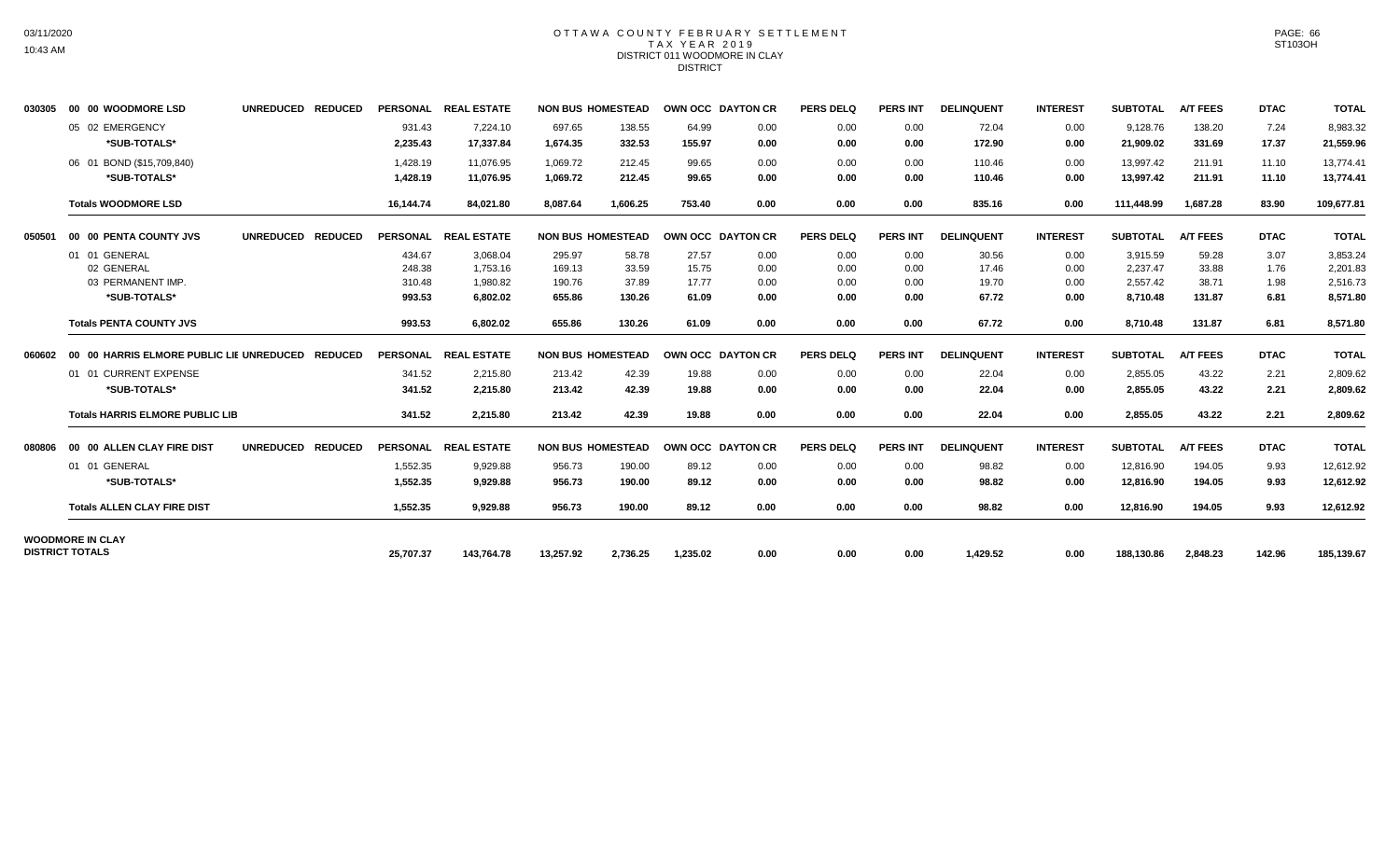# OTTAWA COUNTY FEBRUARY SETTLEMENT
## TAX YEAR 2019
## DISTRICT 011 WOODMORE IN CLAY
## DISTRICT

| | | PERSONAL | REAL ESTATE | NON BUS | HOMESTEAD | OWN OCC | DAYTON CR | PERS DELQ | PERS INT | DELINQUENT | INTEREST | SUBTOTAL | A/T FEES | DTAC | TOTAL |
|---|---|---|---|---|---|---|---|---|---|---|---|---|---|---|---|
| 030305 | 00 00 WOODMORE LSD UNREDUCED REDUCED | | | | | | | | | | | | | | |
| | 05 02 EMERGENCY | 931.43 | 7,224.10 | 697.65 | 138.55 | 64.99 | 0.00 | 0.00 | 0.00 | 72.04 | 0.00 | 9,128.76 | 138.20 | 7.24 | 8,983.32 |
| | *SUB-TOTALS* | 2,235.43 | 17,337.84 | 1,674.35 | 332.53 | 155.97 | 0.00 | 0.00 | 0.00 | 172.90 | 0.00 | 21,909.02 | 331.69 | 17.37 | 21,559.96 |
| | 06 01 BOND ($15,709,840) | 1,428.19 | 11,076.95 | 1,069.72 | 212.45 | 99.65 | 0.00 | 0.00 | 0.00 | 110.46 | 0.00 | 13,997.42 | 211.91 | 11.10 | 13,774.41 |
| | *SUB-TOTALS* | 1,428.19 | 11,076.95 | 1,069.72 | 212.45 | 99.65 | 0.00 | 0.00 | 0.00 | 110.46 | 0.00 | 13,997.42 | 211.91 | 11.10 | 13,774.41 |
| | **Totals WOODMORE LSD** | 16,144.74 | 84,021.80 | 8,087.64 | 1,606.25 | 753.40 | 0.00 | 0.00 | 0.00 | 835.16 | 0.00 | 111,448.99 | 1,687.28 | 83.90 | 109,677.81 |
| 050501 | 00 00 PENTA COUNTY JVS UNREDUCED REDUCED | | | | | | | | | | | | | | |
| | 01 01 GENERAL | 434.67 | 3,068.04 | 295.97 | 58.78 | 27.57 | 0.00 | 0.00 | 0.00 | 30.56 | 0.00 | 3,915.59 | 59.28 | 3.07 | 3,853.24 |
| | 02 GENERAL | 248.38 | 1,753.16 | 169.13 | 33.59 | 15.75 | 0.00 | 0.00 | 0.00 | 17.46 | 0.00 | 2,237.47 | 33.88 | 1.76 | 2,201.83 |
| | 03 PERMANENT IMP. | 310.48 | 1,980.82 | 190.76 | 37.89 | 17.77 | 0.00 | 0.00 | 0.00 | 19.70 | 0.00 | 2,557.42 | 38.71 | 1.98 | 2,516.73 |
| | *SUB-TOTALS* | 993.53 | 6,802.02 | 655.86 | 130.26 | 61.09 | 0.00 | 0.00 | 0.00 | 67.72 | 0.00 | 8,710.48 | 131.87 | 6.81 | 8,571.80 |
| | **Totals PENTA COUNTY JVS** | 993.53 | 6,802.02 | 655.86 | 130.26 | 61.09 | 0.00 | 0.00 | 0.00 | 67.72 | 0.00 | 8,710.48 | 131.87 | 6.81 | 8,571.80 |
| 060602 | 00 00 HARRIS ELMORE PUBLIC LIE UNREDUCED REDUCED | | | | | | | | | | | | | | |
| | 01 01 CURRENT EXPENSE | 341.52 | 2,215.80 | 213.42 | 42.39 | 19.88 | 0.00 | 0.00 | 0.00 | 22.04 | 0.00 | 2,855.05 | 43.22 | 2.21 | 2,809.62 |
| | *SUB-TOTALS* | 341.52 | 2,215.80 | 213.42 | 42.39 | 19.88 | 0.00 | 0.00 | 0.00 | 22.04 | 0.00 | 2,855.05 | 43.22 | 2.21 | 2,809.62 |
| | **Totals HARRIS ELMORE PUBLIC LIB** | 341.52 | 2,215.80 | 213.42 | 42.39 | 19.88 | 0.00 | 0.00 | 0.00 | 22.04 | 0.00 | 2,855.05 | 43.22 | 2.21 | 2,809.62 |
| 080806 | 00 00 ALLEN CLAY FIRE DIST UNREDUCED REDUCED | | | | | | | | | | | | | | |
| | 01 01 GENERAL | 1,552.35 | 9,929.88 | 956.73 | 190.00 | 89.12 | 0.00 | 0.00 | 0.00 | 98.82 | 0.00 | 12,816.90 | 194.05 | 9.93 | 12,612.92 |
| | *SUB-TOTALS* | 1,552.35 | 9,929.88 | 956.73 | 190.00 | 89.12 | 0.00 | 0.00 | 0.00 | 98.82 | 0.00 | 12,816.90 | 194.05 | 9.93 | 12,612.92 |
| | **Totals ALLEN CLAY FIRE DIST** | 1,552.35 | 9,929.88 | 956.73 | 190.00 | 89.12 | 0.00 | 0.00 | 0.00 | 98.82 | 0.00 | 12,816.90 | 194.05 | 9.93 | 12,612.92 |
| **WOODMORE IN CLAY DISTRICT TOTALS** | | 25,707.37 | 143,764.78 | 13,257.92 | 2,736.25 | 1,235.02 | 0.00 | 0.00 | 0.00 | 1,429.52 | 0.00 | 188,130.86 | 2,848.23 | 142.96 | 185,139.67 |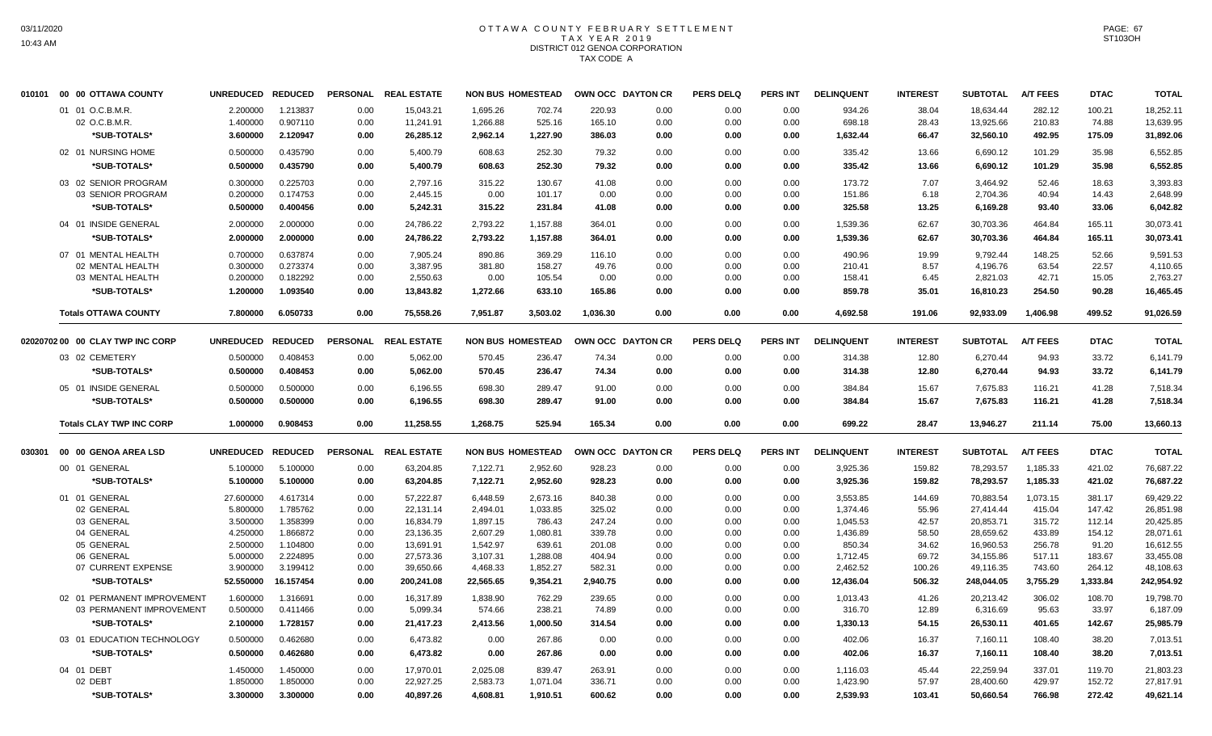# OTTAWA COUNTY FEBRUARY SETTLEMENT
## TAX YEAR 2019
### DISTRICT 012 GENOA CORPORATION
TAX CODE A

| 010101 00 00 OTTAWA COUNTY | UNREDUCED | REDUCED | PERSONAL | REAL ESTATE | NON BUS | HOMESTEAD | OWN OCC | DAYTON CR | PERS DELQ | PERS INT | DELINQUENT | INTEREST | SUBTOTAL | A/T FEES | DTAC | TOTAL |
|---|---|---|---|---|---|---|---|---|---|---|---|---|---|---|---|---|
| 01 01 O.C.B.M.R. | 2.200000 | 1.213837 | 0.00 | 15,043.21 | 1,695.26 | 702.74 | 220.93 | 0.00 | 0.00 | 0.00 | 934.26 | 38.04 | 18,634.44 | 282.12 | 100.21 | 18,252.11 |
| 02 O.C.B.M.R. | 1.400000 | 0.907110 | 0.00 | 11,241.91 | 1,266.88 | 525.16 | 165.10 | 0.00 | 0.00 | 0.00 | 698.18 | 28.43 | 13,925.66 | 210.83 | 74.88 | 13,639.95 |
| **\*SUB-TOTALS\*** | **3.600000** | **2.120947** | **0.00** | **26,285.12** | **2,962.14** | **1,227.90** | **386.03** | **0.00** | **0.00** | **0.00** | **1,632.44** | **66.47** | **32,560.10** | **492.95** | **175.09** | **31,892.06** |
| 02 01 NURSING HOME | 0.500000 | 0.435790 | 0.00 | 5,400.79 | 608.63 | 252.30 | 79.32 | 0.00 | 0.00 | 0.00 | 335.42 | 13.66 | 6,690.12 | 101.29 | 35.98 | 6,552.85 |
| **\*SUB-TOTALS\*** | **0.500000** | **0.435790** | **0.00** | **5,400.79** | **608.63** | **252.30** | **79.32** | **0.00** | **0.00** | **0.00** | **335.42** | **13.66** | **6,690.12** | **101.29** | **35.98** | **6,552.85** |
| 03 02 SENIOR PROGRAM | 0.300000 | 0.225703 | 0.00 | 2,797.16 | 315.22 | 130.67 | 41.08 | 0.00 | 0.00 | 0.00 | 173.72 | 7.07 | 3,464.92 | 52.46 | 18.63 | 3,393.83 |
| 03 SENIOR PROGRAM | 0.200000 | 0.174753 | 0.00 | 2,445.15 | 0.00 | 101.17 | 0.00 | 0.00 | 0.00 | 0.00 | 151.86 | 6.18 | 2,704.36 | 40.94 | 14.43 | 2,648.99 |
| **\*SUB-TOTALS\*** | **0.500000** | **0.400456** | **0.00** | **5,242.31** | **315.22** | **231.84** | **41.08** | **0.00** | **0.00** | **0.00** | **325.58** | **13.25** | **6,169.28** | **93.40** | **33.06** | **6,042.82** |
| 04 01 INSIDE GENERAL | 2.000000 | 2.000000 | 0.00 | 24,786.22 | 2,793.22 | 1,157.88 | 364.01 | 0.00 | 0.00 | 0.00 | 1,539.36 | 62.67 | 30,703.36 | 464.84 | 165.11 | 30,073.41 |
| **\*SUB-TOTALS\*** | **2.000000** | **2.000000** | **0.00** | **24,786.22** | **2,793.22** | **1,157.88** | **364.01** | **0.00** | **0.00** | **0.00** | **1,539.36** | **62.67** | **30,703.36** | **464.84** | **165.11** | **30,073.41** |
| 07 01 MENTAL HEALTH | 0.700000 | 0.637874 | 0.00 | 7,905.24 | 890.86 | 369.29 | 116.10 | 0.00 | 0.00 | 0.00 | 490.96 | 19.99 | 9,792.44 | 148.25 | 52.66 | 9,591.53 |
| 02 MENTAL HEALTH | 0.300000 | 0.273374 | 0.00 | 3,387.95 | 381.80 | 158.27 | 49.76 | 0.00 | 0.00 | 0.00 | 210.41 | 8.57 | 4,196.76 | 63.54 | 22.57 | 4,110.65 |
| 03 MENTAL HEALTH | 0.200000 | 0.182292 | 0.00 | 2,550.63 | 0.00 | 105.54 | 0.00 | 0.00 | 0.00 | 0.00 | 158.41 | 6.45 | 2,821.03 | 42.71 | 15.05 | 2,763.27 |
| **\*SUB-TOTALS\*** | **1.200000** | **1.093540** | **0.00** | **13,843.82** | **1,272.66** | **633.10** | **165.86** | **0.00** | **0.00** | **0.00** | **859.78** | **35.01** | **16,810.23** | **254.50** | **90.28** | **16,465.45** |
| **Totals OTTAWA COUNTY** | **7.800000** | **6.050733** | **0.00** | **75,558.26** | **7,951.87** | **3,503.02** | **1,036.30** | **0.00** | **0.00** | **0.00** | **4,692.58** | **191.06** | **92,933.09** | **1,406.98** | **499.52** | **91,026.59** |

| 02020702 00 00 CLAY TWP INC CORP | UNREDUCED | REDUCED | PERSONAL | REAL ESTATE | NON BUS | HOMESTEAD | OWN OCC | DAYTON CR | PERS DELQ | PERS INT | DELINQUENT | INTEREST | SUBTOTAL | A/T FEES | DTAC | TOTAL |
|---|---|---|---|---|---|---|---|---|---|---|---|---|---|---|---|---|
| 03 02 CEMETERY | 0.500000 | 0.408453 | 0.00 | 5,062.00 | 570.45 | 236.47 | 74.34 | 0.00 | 0.00 | 0.00 | 314.38 | 12.80 | 6,270.44 | 94.93 | 33.72 | 6,141.79 |
| **\*SUB-TOTALS\*** | **0.500000** | **0.408453** | **0.00** | **5,062.00** | **570.45** | **236.47** | **74.34** | **0.00** | **0.00** | **0.00** | **314.38** | **12.80** | **6,270.44** | **94.93** | **33.72** | **6,141.79** |
| 05 01 INSIDE GENERAL | 0.500000 | 0.500000 | 0.00 | 6,196.55 | 698.30 | 289.47 | 91.00 | 0.00 | 0.00 | 0.00 | 384.84 | 15.67 | 7,675.83 | 116.21 | 41.28 | 7,518.34 |
| **\*SUB-TOTALS\*** | **0.500000** | **0.500000** | **0.00** | **6,196.55** | **698.30** | **289.47** | **91.00** | **0.00** | **0.00** | **0.00** | **384.84** | **15.67** | **7,675.83** | **116.21** | **41.28** | **7,518.34** |
| **Totals CLAY TWP INC CORP** | **1.000000** | **0.908453** | **0.00** | **11,258.55** | **1,268.75** | **525.94** | **165.34** | **0.00** | **0.00** | **0.00** | **699.22** | **28.47** | **13,946.27** | **211.14** | **75.00** | **13,660.13** |

| 030301 00 00 GENOA AREA LSD | UNREDUCED | REDUCED | PERSONAL | REAL ESTATE | NON BUS | HOMESTEAD | OWN OCC | DAYTON CR | PERS DELQ | PERS INT | DELINQUENT | INTEREST | SUBTOTAL | A/T FEES | DTAC | TOTAL |
|---|---|---|---|---|---|---|---|---|---|---|---|---|---|---|---|---|
| 00 01 GENERAL | 5.100000 | 5.100000 | 0.00 | 63,204.85 | 7,122.71 | 2,952.60 | 928.23 | 0.00 | 0.00 | 0.00 | 3,925.36 | 159.82 | 78,293.57 | 1,185.33 | 421.02 | 76,687.22 |
| **\*SUB-TOTALS\*** | **5.100000** | **5.100000** | **0.00** | **63,204.85** | **7,122.71** | **2,952.60** | **928.23** | **0.00** | **0.00** | **0.00** | **3,925.36** | **159.82** | **78,293.57** | **1,185.33** | **421.02** | **76,687.22** |
| 01 01 GENERAL | 27.600000 | 4.617314 | 0.00 | 57,222.87 | 6,448.59 | 2,673.16 | 840.38 | 0.00 | 0.00 | 0.00 | 3,553.85 | 144.69 | 70,883.54 | 1,073.15 | 381.17 | 69,429.22 |
| 02 GENERAL | 5.800000 | 1.785762 | 0.00 | 22,131.14 | 2,494.01 | 1,033.85 | 325.02 | 0.00 | 0.00 | 0.00 | 1,374.46 | 55.96 | 27,414.44 | 415.04 | 147.42 | 26,851.98 |
| 03 GENERAL | 3.500000 | 1.358399 | 0.00 | 16,834.79 | 1,897.15 | 786.43 | 247.24 | 0.00 | 0.00 | 0.00 | 1,045.53 | 42.57 | 20,853.71 | 315.72 | 112.14 | 20,425.85 |
| 04 GENERAL | 4.250000 | 1.866872 | 0.00 | 23,136.35 | 2,607.29 | 1,080.81 | 339.78 | 0.00 | 0.00 | 0.00 | 1,436.89 | 58.50 | 28,659.62 | 433.89 | 154.12 | 28,071.61 |
| 05 GENERAL | 2.500000 | 1.104800 | 0.00 | 13,691.91 | 1,542.97 | 639.61 | 201.08 | 0.00 | 0.00 | 0.00 | 850.34 | 34.62 | 16,960.53 | 256.78 | 91.20 | 16,612.55 |
| 06 GENERAL | 5.000000 | 2.224895 | 0.00 | 27,573.36 | 3,107.31 | 1,288.08 | 404.94 | 0.00 | 0.00 | 0.00 | 1,712.45 | 69.72 | 34,155.86 | 517.11 | 183.67 | 33,455.08 |
| 07 CURRENT EXPENSE | 3.900000 | 3.199412 | 0.00 | 39,650.66 | 4,468.33 | 1,852.27 | 582.31 | 0.00 | 0.00 | 0.00 | 2,462.52 | 100.26 | 49,116.35 | 743.60 | 264.12 | 48,108.63 |
| **\*SUB-TOTALS\*** | **52.550000** | **16.157454** | **0.00** | **200,241.08** | **22,565.65** | **9,354.21** | **2,940.75** | **0.00** | **0.00** | **0.00** | **12,436.04** | **506.32** | **248,044.05** | **3,755.29** | **1,333.84** | **242,954.92** |
| 02 01 PERMANENT IMPROVEMENT | 1.600000 | 1.316691 | 0.00 | 16,317.89 | 1,838.90 | 762.29 | 239.65 | 0.00 | 0.00 | 0.00 | 1,013.43 | 41.26 | 20,213.42 | 306.02 | 108.70 | 19,798.70 |
| 03 PERMANENT IMPROVEMENT | 0.500000 | 0.411466 | 0.00 | 5,099.34 | 574.66 | 238.21 | 74.89 | 0.00 | 0.00 | 0.00 | 316.70 | 12.89 | 6,316.69 | 95.63 | 33.97 | 6,187.09 |
| **\*SUB-TOTALS\*** | **2.100000** | **1.728157** | **0.00** | **21,417.23** | **2,413.56** | **1,000.50** | **314.54** | **0.00** | **0.00** | **0.00** | **1,330.13** | **54.15** | **26,530.11** | **401.65** | **142.67** | **25,985.79** |
| 03 01 EDUCATION TECHNOLOGY | 0.500000 | 0.462680 | 0.00 | 6,473.82 | 0.00 | 267.86 | 0.00 | 0.00 | 0.00 | 0.00 | 402.06 | 16.37 | 7,160.11 | 108.40 | 38.20 | 7,013.51 |
| **\*SUB-TOTALS\*** | **0.500000** | **0.462680** | **0.00** | **6,473.82** | **0.00** | **267.86** | **0.00** | **0.00** | **0.00** | **0.00** | **402.06** | **16.37** | **7,160.11** | **108.40** | **38.20** | **7,013.51** |
| 04 01 DEBT | 1.450000 | 1.450000 | 0.00 | 17,970.01 | 2,025.08 | 839.47 | 263.91 | 0.00 | 0.00 | 0.00 | 1,116.03 | 45.44 | 22,259.94 | 337.01 | 119.70 | 21,803.23 |
| 02 DEBT | 1.850000 | 1.850000 | 0.00 | 22,927.25 | 2,583.73 | 1,071.04 | 336.71 | 0.00 | 0.00 | 0.00 | 1,423.90 | 57.97 | 28,400.60 | 429.97 | 152.72 | 27,817.91 |
| **\*SUB-TOTALS\*** | **3.300000** | **3.300000** | **0.00** | **40,897.26** | **4,608.81** | **1,910.51** | **600.62** | **0.00** | **0.00** | **0.00** | **2,539.93** | **103.41** | **50,660.54** | **766.98** | **272.42** | **49,621.14** |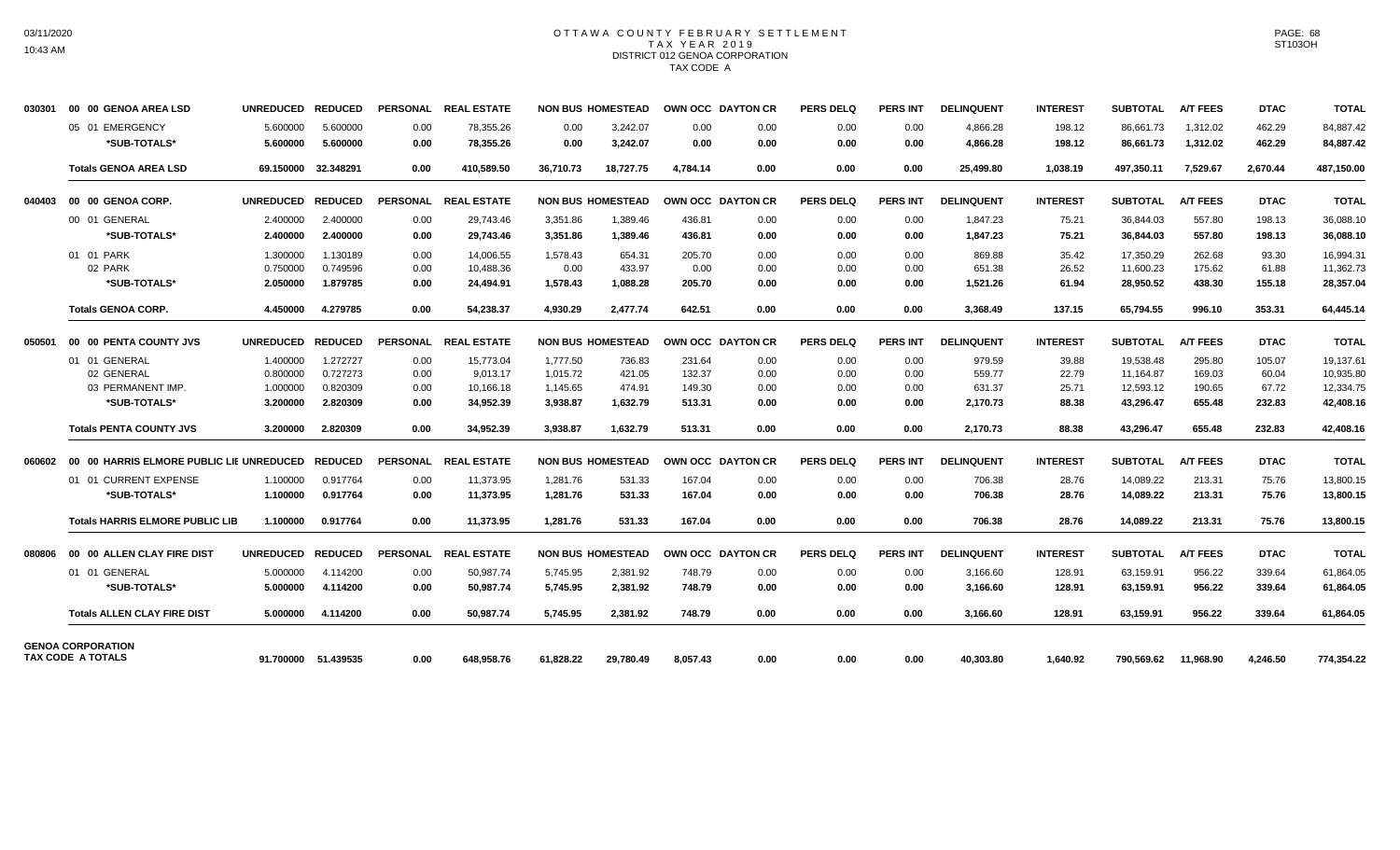# OTTAWA COUNTY FEBRUARY SETTLEMENT
## TAX YEAR 2019
### DISTRICT 012 GENOA CORPORATION
#### TAX CODE A

| | | UNREDUCED | REDUCED | PERSONAL | REAL ESTATE | NON BUS | HOMESTEAD | OWN OCC | DAYTON CR | PERS DELQ | PERS INT | DELINQUENT | INTEREST | SUBTOTAL | A/T FEES | DTAC | TOTAL |
|---|---|---|---|---|---|---|---|---|---|---|---|---|---|---|---|---|---|
| 030301 | 00 00 GENOA AREA LSD | | | | | | | | | | | | | | | | |
| | 05 01 EMERGENCY | 5.600000 | 5.600000 | 0.00 | 78,355.26 | 0.00 | 3,242.07 | 0.00 | 0.00 | 0.00 | 0.00 | 4,866.28 | 198.12 | 86,661.73 | 1,312.02 | 462.29 | 84,887.42 |
| | *SUB-TOTALS* | 5.600000 | 5.600000 | 0.00 | 78,355.26 | 0.00 | 3,242.07 | 0.00 | 0.00 | 0.00 | 0.00 | 4,866.28 | 198.12 | 86,661.73 | 1,312.02 | 462.29 | 84,887.42 |
| | Totals GENOA AREA LSD | 69.150000 | 32.348291 | 0.00 | 410,589.50 | 36,710.73 | 18,727.75 | 4,784.14 | 0.00 | 0.00 | 0.00 | 25,499.80 | 1,038.19 | 497,350.11 | 7,529.67 | 2,670.44 | 487,150.00 |
| 040403 | 00 00 GENOA CORP. | UNREDUCED | REDUCED | PERSONAL | REAL ESTATE | NON BUS | HOMESTEAD | OWN OCC | DAYTON CR | PERS DELQ | PERS INT | DELINQUENT | INTEREST | SUBTOTAL | A/T FEES | DTAC | TOTAL |
| | 00 01 GENERAL | 2.400000 | 2.400000 | 0.00 | 29,743.46 | 3,351.86 | 1,389.46 | 436.81 | 0.00 | 0.00 | 0.00 | 1,847.23 | 75.21 | 36,844.03 | 557.80 | 198.13 | 36,088.10 |
| | *SUB-TOTALS* | 2.400000 | 2.400000 | 0.00 | 29,743.46 | 3,351.86 | 1,389.46 | 436.81 | 0.00 | 0.00 | 0.00 | 1,847.23 | 75.21 | 36,844.03 | 557.80 | 198.13 | 36,088.10 |
| | 01 01 PARK | 1.300000 | 1.130189 | 0.00 | 14,006.55 | 1,578.43 | 654.31 | 205.70 | 0.00 | 0.00 | 0.00 | 869.88 | 35.42 | 17,350.29 | 262.68 | 93.30 | 16,994.31 |
| | 02 PARK | 0.750000 | 0.749596 | 0.00 | 10,488.36 | 0.00 | 433.97 | 0.00 | 0.00 | 0.00 | 0.00 | 651.38 | 26.52 | 11,600.23 | 175.62 | 61.88 | 11,362.73 |
| | *SUB-TOTALS* | 2.050000 | 1.879785 | 0.00 | 24,494.91 | 1,578.43 | 1,088.28 | 205.70 | 0.00 | 0.00 | 0.00 | 1,521.26 | 61.94 | 28,950.52 | 438.30 | 155.18 | 28,357.04 |
| | Totals GENOA CORP. | 4.450000 | 4.279785 | 0.00 | 54,238.37 | 4,930.29 | 2,477.74 | 642.51 | 0.00 | 0.00 | 0.00 | 3,368.49 | 137.15 | 65,794.55 | 996.10 | 353.31 | 64,445.14 |
| 050501 | 00 00 PENTA COUNTY JVS | UNREDUCED | REDUCED | PERSONAL | REAL ESTATE | NON BUS | HOMESTEAD | OWN OCC | DAYTON CR | PERS DELQ | PERS INT | DELINQUENT | INTEREST | SUBTOTAL | A/T FEES | DTAC | TOTAL |
| | 01 01 GENERAL | 1.400000 | 1.272727 | 0.00 | 15,773.04 | 1,777.50 | 736.83 | 231.64 | 0.00 | 0.00 | 0.00 | 979.59 | 39.88 | 19,538.48 | 295.80 | 105.07 | 19,137.61 |
| | 02 GENERAL | 0.800000 | 0.727273 | 0.00 | 9,013.17 | 1,015.72 | 421.05 | 132.37 | 0.00 | 0.00 | 0.00 | 559.77 | 22.79 | 11,164.87 | 169.03 | 60.04 | 10,935.80 |
| | 03 PERMANENT IMP. | 1.000000 | 0.820309 | 0.00 | 10,166.18 | 1,145.65 | 474.91 | 149.30 | 0.00 | 0.00 | 0.00 | 631.37 | 25.71 | 12,593.12 | 190.65 | 67.72 | 12,334.75 |
| | *SUB-TOTALS* | 3.200000 | 2.820309 | 0.00 | 34,952.39 | 3,938.87 | 1,632.79 | 513.31 | 0.00 | 0.00 | 0.00 | 2,170.73 | 88.38 | 43,296.47 | 655.48 | 232.83 | 42,408.16 |
| | Totals PENTA COUNTY JVS | 3.200000 | 2.820309 | 0.00 | 34,952.39 | 3,938.87 | 1,632.79 | 513.31 | 0.00 | 0.00 | 0.00 | 2,170.73 | 88.38 | 43,296.47 | 655.48 | 232.83 | 42,408.16 |
| 060602 | 00 00 HARRIS ELMORE PUBLIC LIB | UNREDUCED | REDUCED | PERSONAL | REAL ESTATE | NON BUS | HOMESTEAD | OWN OCC | DAYTON CR | PERS DELQ | PERS INT | DELINQUENT | INTEREST | SUBTOTAL | A/T FEES | DTAC | TOTAL |
| | 01 01 CURRENT EXPENSE | 1.100000 | 0.917764 | 0.00 | 11,373.95 | 1,281.76 | 531.33 | 167.04 | 0.00 | 0.00 | 0.00 | 706.38 | 28.76 | 14,089.22 | 213.31 | 75.76 | 13,800.15 |
| | *SUB-TOTALS* | 1.100000 | 0.917764 | 0.00 | 11,373.95 | 1,281.76 | 531.33 | 167.04 | 0.00 | 0.00 | 0.00 | 706.38 | 28.76 | 14,089.22 | 213.31 | 75.76 | 13,800.15 |
| | Totals HARRIS ELMORE PUBLIC LIB | 1.100000 | 0.917764 | 0.00 | 11,373.95 | 1,281.76 | 531.33 | 167.04 | 0.00 | 0.00 | 0.00 | 706.38 | 28.76 | 14,089.22 | 213.31 | 75.76 | 13,800.15 |
| 080806 | 00 00 ALLEN CLAY FIRE DIST | UNREDUCED | REDUCED | PERSONAL | REAL ESTATE | NON BUS | HOMESTEAD | OWN OCC | DAYTON CR | PERS DELQ | PERS INT | DELINQUENT | INTEREST | SUBTOTAL | A/T FEES | DTAC | TOTAL |
| | 01 01 GENERAL | 5.000000 | 4.114200 | 0.00 | 50,987.74 | 5,745.95 | 2,381.92 | 748.79 | 0.00 | 0.00 | 0.00 | 3,166.60 | 128.91 | 63,159.91 | 956.22 | 339.64 | 61,864.05 |
| | *SUB-TOTALS* | 5.000000 | 4.114200 | 0.00 | 50,987.74 | 5,745.95 | 2,381.92 | 748.79 | 0.00 | 0.00 | 0.00 | 3,166.60 | 128.91 | 63,159.91 | 956.22 | 339.64 | 61,864.05 |
| | Totals ALLEN CLAY FIRE DIST | 5.000000 | 4.114200 | 0.00 | 50,987.74 | 5,745.95 | 2,381.92 | 748.79 | 0.00 | 0.00 | 0.00 | 3,166.60 | 128.91 | 63,159.91 | 956.22 | 339.64 | 61,864.05 |
| GENOA CORPORATION TAX CODE A TOTALS | | 91.700000 | 51.439535 | 0.00 | 648,958.76 | 61,828.22 | 29,780.49 | 8,057.43 | 0.00 | 0.00 | 0.00 | 40,303.80 | 1,640.92 | 790,569.62 | 11,968.90 | 4,246.50 | 774,354.22 |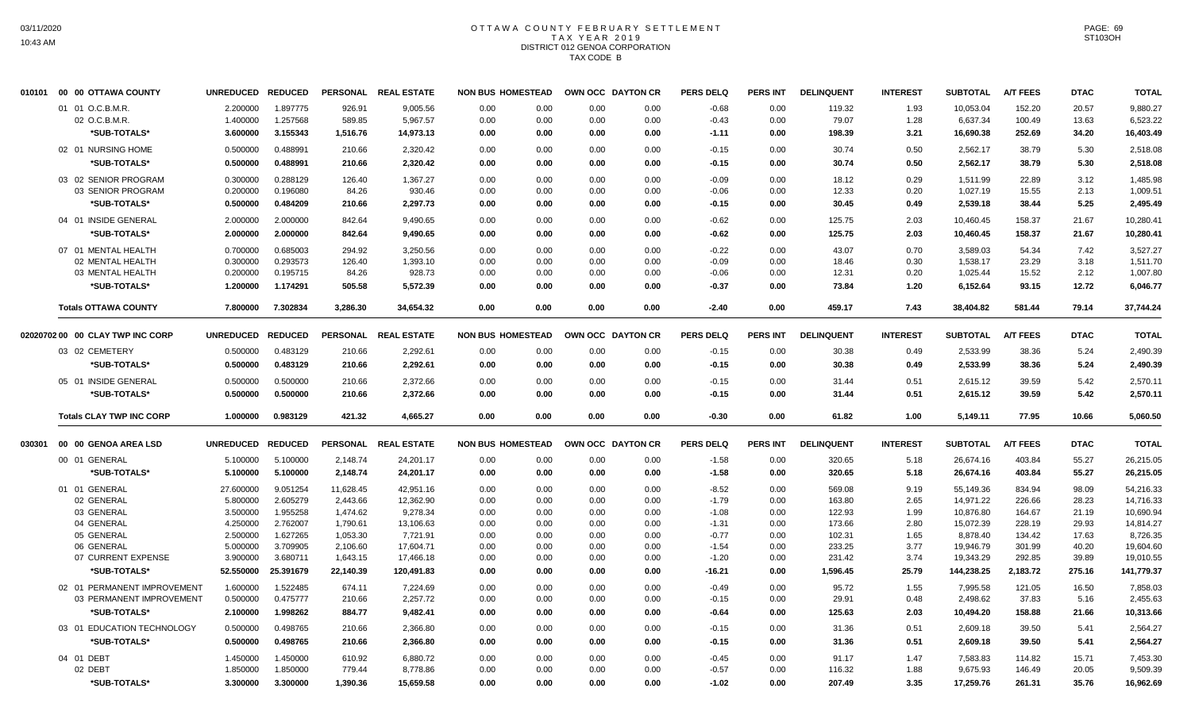# OTTAWA COUNTY FEBRUARY SETTLEMENT
## TAX YEAR 2019
### DISTRICT 012 GENOA CORPORATION
### TAX CODE B

| 010101 00 00 OTTAWA COUNTY | UNREDUCED | REDUCED | PERSONAL | REAL ESTATE | NON BUS | HOMESTEAD | OWN OCC | DAYTON CR | PERS DELQ | PERS INT | DELINQUENT | INTEREST | SUBTOTAL | A/T FEES | DTAC | TOTAL |
|---|---|---|---|---|---|---|---|---|---|---|---|---|---|---|---|---|
| 01 01 O.C.B.M.R. | 2.200000 | 1.897775 | 926.91 | 9,005.56 | 0.00 | 0.00 | 0.00 | 0.00 | -0.68 | 0.00 | 119.32 | 1.93 | 10,053.04 | 152.20 | 20.57 | 9,880.27 |
| 02 O.C.B.M.R. | 1.400000 | 1.257568 | 589.85 | 5,967.57 | 0.00 | 0.00 | 0.00 | 0.00 | -0.43 | 0.00 | 79.07 | 1.28 | 6,637.34 | 100.49 | 13.63 | 6,523.22 |
| *SUB-TOTALS* | 3.600000 | 3.155343 | 1,516.76 | 14,973.13 | 0.00 | 0.00 | 0.00 | 0.00 | -1.11 | 0.00 | 198.39 | 3.21 | 16,690.38 | 252.69 | 34.20 | 16,403.49 |
| 02 01 NURSING HOME | 0.500000 | 0.488991 | 210.66 | 2,320.42 | 0.00 | 0.00 | 0.00 | 0.00 | -0.15 | 0.00 | 30.74 | 0.50 | 2,562.17 | 38.79 | 5.30 | 2,518.08 |
| *SUB-TOTALS* | 0.500000 | 0.488991 | 210.66 | 2,320.42 | 0.00 | 0.00 | 0.00 | 0.00 | -0.15 | 0.00 | 30.74 | 0.50 | 2,562.17 | 38.79 | 5.30 | 2,518.08 |
| 03 02 SENIOR PROGRAM | 0.300000 | 0.288129 | 126.40 | 1,367.27 | 0.00 | 0.00 | 0.00 | 0.00 | -0.09 | 0.00 | 18.12 | 0.29 | 1,511.99 | 22.89 | 3.12 | 1,485.98 |
| 03 SENIOR PROGRAM | 0.200000 | 0.196080 | 84.26 | 930.46 | 0.00 | 0.00 | 0.00 | 0.00 | -0.06 | 0.00 | 12.33 | 0.20 | 1,027.19 | 15.55 | 2.13 | 1,009.51 |
| *SUB-TOTALS* | 0.500000 | 0.484209 | 210.66 | 2,297.73 | 0.00 | 0.00 | 0.00 | 0.00 | -0.15 | 0.00 | 30.45 | 0.49 | 2,539.18 | 38.44 | 5.25 | 2,495.49 |
| 04 01 INSIDE GENERAL | 2.000000 | 2.000000 | 842.64 | 9,490.65 | 0.00 | 0.00 | 0.00 | 0.00 | -0.62 | 0.00 | 125.75 | 2.03 | 10,460.45 | 158.37 | 21.67 | 10,280.41 |
| *SUB-TOTALS* | 2.000000 | 2.000000 | 842.64 | 9,490.65 | 0.00 | 0.00 | 0.00 | 0.00 | -0.62 | 0.00 | 125.75 | 2.03 | 10,460.45 | 158.37 | 21.67 | 10,280.41 |
| 07 01 MENTAL HEALTH | 0.700000 | 0.685003 | 294.92 | 3,250.56 | 0.00 | 0.00 | 0.00 | 0.00 | -0.22 | 0.00 | 43.07 | 0.70 | 3,589.03 | 54.34 | 7.42 | 3,527.27 |
| 02 MENTAL HEALTH | 0.300000 | 0.293573 | 126.40 | 1,393.10 | 0.00 | 0.00 | 0.00 | 0.00 | -0.09 | 0.00 | 18.46 | 0.30 | 1,538.17 | 23.29 | 3.18 | 1,511.70 |
| 03 MENTAL HEALTH | 0.200000 | 0.195715 | 84.26 | 928.73 | 0.00 | 0.00 | 0.00 | 0.00 | -0.06 | 0.00 | 12.31 | 0.20 | 1,025.44 | 15.52 | 2.12 | 1,007.80 |
| *SUB-TOTALS* | 1.200000 | 1.174291 | 505.58 | 5,572.39 | 0.00 | 0.00 | 0.00 | 0.00 | -0.37 | 0.00 | 73.84 | 1.20 | 6,152.64 | 93.15 | 12.72 | 6,046.77 |
| **Totals OTTAWA COUNTY** | 7.800000 | 7.302834 | 3,286.30 | 34,654.32 | 0.00 | 0.00 | 0.00 | 0.00 | -2.40 | 0.00 | 459.17 | 7.43 | 38,404.82 | 581.44 | 79.14 | 37,744.24 |

| 02020702 00 00 CLAY TWP INC CORP | UNREDUCED | REDUCED | PERSONAL | REAL ESTATE | NON BUS | HOMESTEAD | OWN OCC | DAYTON CR | PERS DELQ | PERS INT | DELINQUENT | INTEREST | SUBTOTAL | A/T FEES | DTAC | TOTAL |
|---|---|---|---|---|---|---|---|---|---|---|---|---|---|---|---|---|
| 03 02 CEMETERY | 0.500000 | 0.483129 | 210.66 | 2,292.61 | 0.00 | 0.00 | 0.00 | 0.00 | -0.15 | 0.00 | 30.38 | 0.49 | 2,533.99 | 38.36 | 5.24 | 2,490.39 |
| *SUB-TOTALS* | 0.500000 | 0.483129 | 210.66 | 2,292.61 | 0.00 | 0.00 | 0.00 | 0.00 | -0.15 | 0.00 | 30.38 | 0.49 | 2,533.99 | 38.36 | 5.24 | 2,490.39 |
| 05 01 INSIDE GENERAL | 0.500000 | 0.500000 | 210.66 | 2,372.66 | 0.00 | 0.00 | 0.00 | 0.00 | -0.15 | 0.00 | 31.44 | 0.51 | 2,615.12 | 39.59 | 5.42 | 2,570.11 |
| *SUB-TOTALS* | 0.500000 | 0.500000 | 210.66 | 2,372.66 | 0.00 | 0.00 | 0.00 | 0.00 | -0.15 | 0.00 | 31.44 | 0.51 | 2,615.12 | 39.59 | 5.42 | 2,570.11 |
| **Totals CLAY TWP INC CORP** | 1.000000 | 0.983129 | 421.32 | 4,665.27 | 0.00 | 0.00 | 0.00 | 0.00 | -0.30 | 0.00 | 61.82 | 1.00 | 5,149.11 | 77.95 | 10.66 | 5,060.50 |

| 030301 00 00 GENOA AREA LSD | UNREDUCED | REDUCED | PERSONAL | REAL ESTATE | NON BUS | HOMESTEAD | OWN OCC | DAYTON CR | PERS DELQ | PERS INT | DELINQUENT | INTEREST | SUBTOTAL | A/T FEES | DTAC | TOTAL |
|---|---|---|---|---|---|---|---|---|---|---|---|---|---|---|---|---|
| 00 01 GENERAL | 5.100000 | 5.100000 | 2,148.74 | 24,201.17 | 0.00 | 0.00 | 0.00 | 0.00 | -1.58 | 0.00 | 320.65 | 5.18 | 26,674.16 | 403.84 | 55.27 | 26,215.05 |
| *SUB-TOTALS* | 5.100000 | 5.100000 | 2,148.74 | 24,201.17 | 0.00 | 0.00 | 0.00 | 0.00 | -1.58 | 0.00 | 320.65 | 5.18 | 26,674.16 | 403.84 | 55.27 | 26,215.05 |
| 01 01 GENERAL | 27.600000 | 9.051254 | 11,628.45 | 42,951.16 | 0.00 | 0.00 | 0.00 | 0.00 | -8.52 | 0.00 | 569.08 | 9.19 | 55,149.36 | 834.94 | 98.09 | 54,216.33 |
| 02 GENERAL | 5.800000 | 2.605279 | 2,443.66 | 12,362.90 | 0.00 | 0.00 | 0.00 | 0.00 | -1.79 | 0.00 | 163.80 | 2.65 | 14,971.22 | 226.66 | 28.23 | 14,716.33 |
| 03 GENERAL | 3.500000 | 1.955258 | 1,474.62 | 9,278.34 | 0.00 | 0.00 | 0.00 | 0.00 | -1.08 | 0.00 | 122.93 | 1.99 | 10,876.80 | 164.67 | 21.19 | 10,690.94 |
| 04 GENERAL | 4.250000 | 2.762007 | 1,790.61 | 13,106.63 | 0.00 | 0.00 | 0.00 | 0.00 | -1.31 | 0.00 | 173.66 | 2.80 | 15,072.39 | 228.19 | 29.93 | 14,814.27 |
| 05 GENERAL | 2.500000 | 1.627265 | 1,053.30 | 7,721.91 | 0.00 | 0.00 | 0.00 | 0.00 | -0.77 | 0.00 | 102.31 | 1.65 | 8,878.40 | 134.42 | 17.63 | 8,726.35 |
| 06 GENERAL | 5.000000 | 3.709905 | 2,106.60 | 17,604.71 | 0.00 | 0.00 | 0.00 | 0.00 | -1.54 | 0.00 | 233.25 | 3.77 | 19,946.79 | 301.99 | 40.20 | 19,604.60 |
| 07 CURRENT EXPENSE | 3.900000 | 3.680711 | 1,643.15 | 17,466.18 | 0.00 | 0.00 | 0.00 | 0.00 | -1.20 | 0.00 | 231.42 | 3.74 | 19,343.29 | 292.85 | 39.89 | 19,010.55 |
| *SUB-TOTALS* | 52.550000 | 25.391679 | 22,140.39 | 120,491.83 | 0.00 | 0.00 | 0.00 | 0.00 | -16.21 | 0.00 | 1,596.45 | 25.79 | 144,238.25 | 2,183.72 | 275.16 | 141,779.37 |
| 02 01 PERMANENT IMPROVEMENT | 1.600000 | 1.522485 | 674.11 | 7,224.69 | 0.00 | 0.00 | 0.00 | 0.00 | -0.49 | 0.00 | 95.72 | 1.55 | 7,995.58 | 121.05 | 16.50 | 7,858.03 |
| 03 PERMANENT IMPROVEMENT | 0.500000 | 0.475777 | 210.66 | 2,257.72 | 0.00 | 0.00 | 0.00 | 0.00 | -0.15 | 0.00 | 29.91 | 0.48 | 2,498.62 | 37.83 | 5.16 | 2,455.63 |
| *SUB-TOTALS* | 2.100000 | 1.998262 | 884.77 | 9,482.41 | 0.00 | 0.00 | 0.00 | 0.00 | -0.64 | 0.00 | 125.63 | 2.03 | 10,494.20 | 158.88 | 21.66 | 10,313.66 |
| 03 01 EDUCATION TECHNOLOGY | 0.500000 | 0.498765 | 210.66 | 2,366.80 | 0.00 | 0.00 | 0.00 | 0.00 | -0.15 | 0.00 | 31.36 | 0.51 | 2,609.18 | 39.50 | 5.41 | 2,564.27 |
| *SUB-TOTALS* | 0.500000 | 0.498765 | 210.66 | 2,366.80 | 0.00 | 0.00 | 0.00 | 0.00 | -0.15 | 0.00 | 31.36 | 0.51 | 2,609.18 | 39.50 | 5.41 | 2,564.27 |
| 04 01 DEBT | 1.450000 | 1.450000 | 610.92 | 6,880.72 | 0.00 | 0.00 | 0.00 | 0.00 | -0.45 | 0.00 | 91.17 | 1.47 | 7,583.83 | 114.82 | 15.71 | 7,453.30 |
| 02 DEBT | 1.850000 | 1.850000 | 779.44 | 8,778.86 | 0.00 | 0.00 | 0.00 | 0.00 | -0.57 | 0.00 | 116.32 | 1.88 | 9,675.93 | 146.49 | 20.05 | 9,509.39 |
| *SUB-TOTALS* | 3.300000 | 3.300000 | 1,390.36 | 15,659.58 | 0.00 | 0.00 | 0.00 | 0.00 | -1.02 | 0.00 | 207.49 | 3.35 | 17,259.76 | 261.31 | 35.76 | 16,962.69 |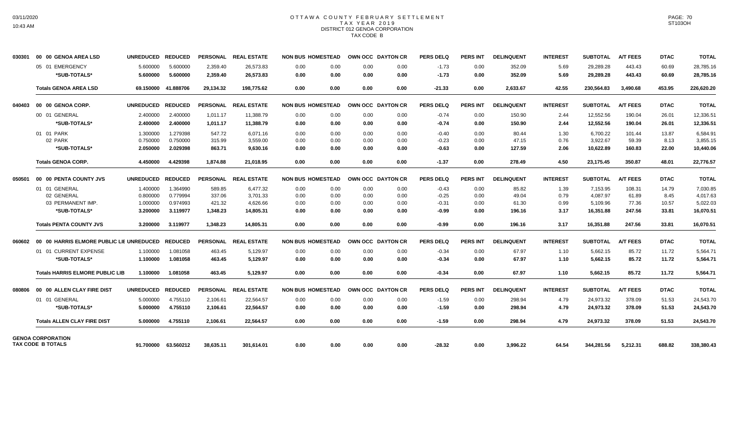# OTTAWA COUNTY FEBRUARY SETTLEMENT
## TAX YEAR 2019
### DISTRICT 012 GENOA CORPORATION
### TAX CODE B

| | | UNREDUCED | REDUCED | PERSONAL | REAL ESTATE | NON BUS | HOMESTEAD | OWN OCC | DAYTON CR | PERS DELQ | PERS INT | DELINQUENT | INTEREST | SUBTOTAL | A/T FEES | DTAC | TOTAL |
|---|---|---|---|---|---|---|---|---|---|---|---|---|---|---|---|---|---|
| 030301 | 00 00 GENOA AREA LSD | UNREDUCED | REDUCED | PERSONAL | REAL ESTATE | NON BUS | HOMESTEAD | OWN OCC | DAYTON CR | PERS DELQ | PERS INT | DELINQUENT | INTEREST | SUBTOTAL | A/T FEES | DTAC | TOTAL |
| | 05 01 EMERGENCY | 5.600000 | 5.600000 | 2,359.40 | 26,573.83 | 0.00 | 0.00 | 0.00 | 0.00 | -1.73 | 0.00 | 352.09 | 5.69 | 29,289.28 | 443.43 | 60.69 | 28,785.16 |
| | **\*SUB-TOTALS\*** | **5.600000** | **5.600000** | **2,359.40** | **26,573.83** | **0.00** | **0.00** | **0.00** | **0.00** | **-1.73** | **0.00** | **352.09** | **5.69** | **29,289.28** | **443.43** | **60.69** | **28,785.16** |
| | **Totals GENOA AREA LSD** | **69.150000** | **41.888706** | **29,134.32** | **198,775.62** | **0.00** | **0.00** | **0.00** | **0.00** | **-21.33** | **0.00** | **2,633.67** | **42.55** | **230,564.83** | **3,490.68** | **453.95** | **226,620.20** |
| 040403 | 00 00 GENOA CORP. | UNREDUCED | REDUCED | PERSONAL | REAL ESTATE | NON BUS | HOMESTEAD | OWN OCC | DAYTON CR | PERS DELQ | PERS INT | DELINQUENT | INTEREST | SUBTOTAL | A/T FEES | DTAC | TOTAL |
| | 00 01 GENERAL | 2.400000 | 2.400000 | 1,011.17 | 11,388.79 | 0.00 | 0.00 | 0.00 | 0.00 | -0.74 | 0.00 | 150.90 | 2.44 | 12,552.56 | 190.04 | 26.01 | 12,336.51 |
| | **\*SUB-TOTALS\*** | **2.400000** | **2.400000** | **1,011.17** | **11,388.79** | **0.00** | **0.00** | **0.00** | **0.00** | **-0.74** | **0.00** | **150.90** | **2.44** | **12,552.56** | **190.04** | **26.01** | **12,336.51** |
| | 01 01 PARK | 1.300000 | 1.279398 | 547.72 | 6,071.16 | 0.00 | 0.00 | 0.00 | 0.00 | -0.40 | 0.00 | 80.44 | 1.30 | 6,700.22 | 101.44 | 13.87 | 6,584.91 |
| | 02 PARK | 0.750000 | 0.750000 | 315.99 | 3,559.00 | 0.00 | 0.00 | 0.00 | 0.00 | -0.23 | 0.00 | 47.15 | 0.76 | 3,922.67 | 59.39 | 8.13 | 3,855.15 |
| | **\*SUB-TOTALS\*** | **2.050000** | **2.029398** | **863.71** | **9,630.16** | **0.00** | **0.00** | **0.00** | **0.00** | **-0.63** | **0.00** | **127.59** | **2.06** | **10,622.89** | **160.83** | **22.00** | **10,440.06** |
| | **Totals GENOA CORP.** | **4.450000** | **4.429398** | **1,874.88** | **21,018.95** | **0.00** | **0.00** | **0.00** | **0.00** | **-1.37** | **0.00** | **278.49** | **4.50** | **23,175.45** | **350.87** | **48.01** | **22,776.57** |
| 050501 | 00 00 PENTA COUNTY JVS | UNREDUCED | REDUCED | PERSONAL | REAL ESTATE | NON BUS | HOMESTEAD | OWN OCC | DAYTON CR | PERS DELQ | PERS INT | DELINQUENT | INTEREST | SUBTOTAL | A/T FEES | DTAC | TOTAL |
| | 01 01 GENERAL | 1.400000 | 1.364990 | 589.85 | 6,477.32 | 0.00 | 0.00 | 0.00 | 0.00 | -0.43 | 0.00 | 85.82 | 1.39 | 7,153.95 | 108.31 | 14.79 | 7,030.85 |
| | 02 GENERAL | 0.800000 | 0.779994 | 337.06 | 3,701.33 | 0.00 | 0.00 | 0.00 | 0.00 | -0.25 | 0.00 | 49.04 | 0.79 | 4,087.97 | 61.89 | 8.45 | 4,017.63 |
| | 03 PERMANENT IMP. | 1.000000 | 0.974993 | 421.32 | 4,626.66 | 0.00 | 0.00 | 0.00 | 0.00 | -0.31 | 0.00 | 61.30 | 0.99 | 5,109.96 | 77.36 | 10.57 | 5,022.03 |
| | **\*SUB-TOTALS\*** | **3.200000** | **3.119977** | **1,348.23** | **14,805.31** | **0.00** | **0.00** | **0.00** | **0.00** | **-0.99** | **0.00** | **196.16** | **3.17** | **16,351.88** | **247.56** | **33.81** | **16,070.51** |
| | **Totals PENTA COUNTY JVS** | **3.200000** | **3.119977** | **1,348.23** | **14,805.31** | **0.00** | **0.00** | **0.00** | **0.00** | **-0.99** | **0.00** | **196.16** | **3.17** | **16,351.88** | **247.56** | **33.81** | **16,070.51** |
| 060602 | 00 00 HARRIS ELMORE PUBLIC LIE | UNREDUCED | REDUCED | PERSONAL | REAL ESTATE | NON BUS | HOMESTEAD | OWN OCC | DAYTON CR | PERS DELQ | PERS INT | DELINQUENT | INTEREST | SUBTOTAL | A/T FEES | DTAC | TOTAL |
| | 01 01 CURRENT EXPENSE | 1.100000 | 1.081058 | 463.45 | 5,129.97 | 0.00 | 0.00 | 0.00 | 0.00 | -0.34 | 0.00 | 67.97 | 1.10 | 5,662.15 | 85.72 | 11.72 | 5,564.71 |
| | **\*SUB-TOTALS\*** | **1.100000** | **1.081058** | **463.45** | **5,129.97** | **0.00** | **0.00** | **0.00** | **0.00** | **-0.34** | **0.00** | **67.97** | **1.10** | **5,662.15** | **85.72** | **11.72** | **5,564.71** |
| | **Totals HARRIS ELMORE PUBLIC LIB** | **1.100000** | **1.081058** | **463.45** | **5,129.97** | **0.00** | **0.00** | **0.00** | **0.00** | **-0.34** | **0.00** | **67.97** | **1.10** | **5,662.15** | **85.72** | **11.72** | **5,564.71** |
| 080806 | 00 00 ALLEN CLAY FIRE DIST | UNREDUCED | REDUCED | PERSONAL | REAL ESTATE | NON BUS | HOMESTEAD | OWN OCC | DAYTON CR | PERS DELQ | PERS INT | DELINQUENT | INTEREST | SUBTOTAL | A/T FEES | DTAC | TOTAL |
| | 01 01 GENERAL | 5.000000 | 4.755110 | 2,106.61 | 22,564.57 | 0.00 | 0.00 | 0.00 | 0.00 | -1.59 | 0.00 | 298.94 | 4.79 | 24,973.32 | 378.09 | 51.53 | 24,543.70 |
| | **\*SUB-TOTALS\*** | **5.000000** | **4.755110** | **2,106.61** | **22,564.57** | **0.00** | **0.00** | **0.00** | **0.00** | **-1.59** | **0.00** | **298.94** | **4.79** | **24,973.32** | **378.09** | **51.53** | **24,543.70** |
| | **Totals ALLEN CLAY FIRE DIST** | **5.000000** | **4.755110** | **2,106.61** | **22,564.57** | **0.00** | **0.00** | **0.00** | **0.00** | **-1.59** | **0.00** | **298.94** | **4.79** | **24,973.32** | **378.09** | **51.53** | **24,543.70** |
| | **GENOA CORPORATION TAX CODE B TOTALS** | **91.700000** | **63.560212** | **38,635.11** | **301,614.01** | **0.00** | **0.00** | **0.00** | **0.00** | **-28.32** | **0.00** | **3,996.22** | **64.54** | **344,281.56** | **5,212.31** | **688.82** | **338,380.43** |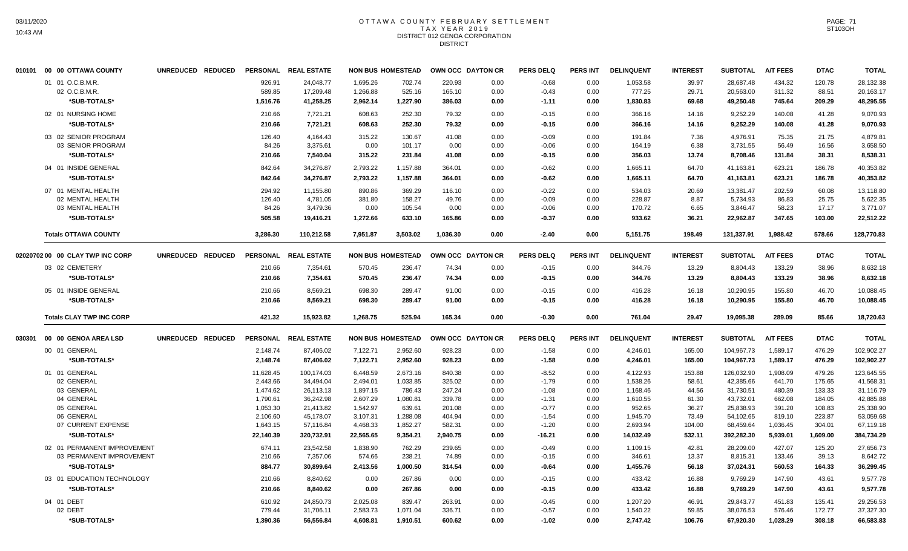# OTTAWA COUNTY FEBRUARY SETTLEMENT
## TAX YEAR 2019
## DISTRICT 012 GENOA CORPORATION
## DISTRICT

| | UNREDUCED | REDUCED | PERSONAL | REAL ESTATE | NON BUS | HOMESTEAD | OWN OCC | DAYTON CR | PERS DELQ | PERS INT | DELINQUENT | INTEREST | SUBTOTAL | A/T FEES | DTAC | TOTAL |
|---|---|---|---|---|---|---|---|---|---|---|---|---|---|---|---|---|
| **010101 00 00 OTTAWA COUNTY** | | | | | | | | | | | | | | | | |
| 01 01 O.C.B.M.R. | | | 926.91 | 24,048.77 | 1,695.26 | 702.74 | 220.93 | 0.00 | -0.68 | 0.00 | 1,053.58 | 39.97 | 28,687.48 | 434.32 | 120.78 | 28,132.38 |
| 02 O.C.B.M.R. | | | 589.85 | 17,209.48 | 1,266.88 | 525.16 | 165.10 | 0.00 | -0.43 | 0.00 | 777.25 | 29.71 | 20,563.00 | 311.32 | 88.51 | 20,163.17 |
| *SUB-TOTALS* | | | 1,516.76 | 41,258.25 | 2,962.14 | 1,227.90 | 386.03 | 0.00 | -1.11 | 0.00 | 1,830.83 | 69.68 | 49,250.48 | 745.64 | 209.29 | 48,295.55 |
| 02 01 NURSING HOME | | | 210.66 | 7,721.21 | 608.63 | 252.30 | 79.32 | 0.00 | -0.15 | 0.00 | 366.16 | 14.16 | 9,252.29 | 140.08 | 41.28 | 9,070.93 |
| *SUB-TOTALS* | | | 210.66 | 7,721.21 | 608.63 | 252.30 | 79.32 | 0.00 | -0.15 | 0.00 | 366.16 | 14.16 | 9,252.29 | 140.08 | 41.28 | 9,070.93 |
| 03 02 SENIOR PROGRAM | | | 126.40 | 4,164.43 | 315.22 | 130.67 | 41.08 | 0.00 | -0.09 | 0.00 | 191.84 | 7.36 | 4,976.91 | 75.35 | 21.75 | 4,879.81 |
| 03 SENIOR PROGRAM | | | 84.26 | 3,375.61 | 0.00 | 101.17 | 0.00 | 0.00 | -0.06 | 0.00 | 164.19 | 6.38 | 3,731.55 | 56.49 | 16.56 | 3,658.50 |
| *SUB-TOTALS* | | | 210.66 | 7,540.04 | 315.22 | 231.84 | 41.08 | 0.00 | -0.15 | 0.00 | 356.03 | 13.74 | 8,708.46 | 131.84 | 38.31 | 8,538.31 |
| 04 01 INSIDE GENERAL | | | 842.64 | 34,276.87 | 2,793.22 | 1,157.88 | 364.01 | 0.00 | -0.62 | 0.00 | 1,665.11 | 64.70 | 41,163.81 | 623.21 | 186.78 | 40,353.82 |
| *SUB-TOTALS* | | | 842.64 | 34,276.87 | 2,793.22 | 1,157.88 | 364.01 | 0.00 | -0.62 | 0.00 | 1,665.11 | 64.70 | 41,163.81 | 623.21 | 186.78 | 40,353.82 |
| 07 01 MENTAL HEALTH | | | 294.92 | 11,155.80 | 890.86 | 369.29 | 116.10 | 0.00 | -0.22 | 0.00 | 534.03 | 20.69 | 13,381.47 | 202.59 | 60.08 | 13,118.80 |
| 02 MENTAL HEALTH | | | 126.40 | 4,781.05 | 381.80 | 158.27 | 49.76 | 0.00 | -0.09 | 0.00 | 228.87 | 8.87 | 5,734.93 | 86.83 | 25.75 | 5,622.35 |
| 03 MENTAL HEALTH | | | 84.26 | 3,479.36 | 0.00 | 105.54 | 0.00 | 0.00 | -0.06 | 0.00 | 170.72 | 6.65 | 3,846.47 | 58.23 | 17.17 | 3,771.07 |
| *SUB-TOTALS* | | | 505.58 | 19,416.21 | 1,272.66 | 633.10 | 165.86 | 0.00 | -0.37 | 0.00 | 933.62 | 36.21 | 22,962.87 | 347.65 | 103.00 | 22,512.22 |
| **Totals OTTAWA COUNTY** | | | 3,286.30 | 110,212.58 | 7,951.87 | 3,503.02 | 1,036.30 | 0.00 | -2.40 | 0.00 | 5,151.75 | 198.49 | 131,337.91 | 1,988.42 | 578.66 | 128,770.83 |
| **02020702 00 00 CLAY TWP INC CORP** | | | | | | | | | | | | | | | | |
| 03 02 CEMETERY | | | 210.66 | 7,354.61 | 570.45 | 236.47 | 74.34 | 0.00 | -0.15 | 0.00 | 344.76 | 13.29 | 8,804.43 | 133.29 | 38.96 | 8,632.18 |
| *SUB-TOTALS* | | | 210.66 | 7,354.61 | 570.45 | 236.47 | 74.34 | 0.00 | -0.15 | 0.00 | 344.76 | 13.29 | 8,804.43 | 133.29 | 38.96 | 8,632.18 |
| 05 01 INSIDE GENERAL | | | 210.66 | 8,569.21 | 698.30 | 289.47 | 91.00 | 0.00 | -0.15 | 0.00 | 416.28 | 16.18 | 10,290.95 | 155.80 | 46.70 | 10,088.45 |
| *SUB-TOTALS* | | | 210.66 | 8,569.21 | 698.30 | 289.47 | 91.00 | 0.00 | -0.15 | 0.00 | 416.28 | 16.18 | 10,290.95 | 155.80 | 46.70 | 10,088.45 |
| **Totals CLAY TWP INC CORP** | | | 421.32 | 15,923.82 | 1,268.75 | 525.94 | 165.34 | 0.00 | -0.30 | 0.00 | 761.04 | 29.47 | 19,095.38 | 289.09 | 85.66 | 18,720.63 |
| **030301 00 00 GENOA AREA LSD** | | | | | | | | | | | | | | | | |
| 00 01 GENERAL | | | 2,148.74 | 87,406.02 | 7,122.71 | 2,952.60 | 928.23 | 0.00 | -1.58 | 0.00 | 4,246.01 | 165.00 | 104,967.73 | 1,589.17 | 476.29 | 102,902.27 |
| *SUB-TOTALS* | | | 2,148.74 | 87,406.02 | 7,122.71 | 2,952.60 | 928.23 | 0.00 | -1.58 | 0.00 | 4,246.01 | 165.00 | 104,967.73 | 1,589.17 | 476.29 | 102,902.27 |
| 01 01 GENERAL | | | 11,628.45 | 100,174.03 | 6,448.59 | 2,673.16 | 840.38 | 0.00 | -8.52 | 0.00 | 4,122.93 | 153.88 | 126,032.90 | 1,908.09 | 479.26 | 123,645.55 |
| 02 GENERAL | | | 2,443.66 | 34,494.04 | 2,494.01 | 1,033.85 | 325.02 | 0.00 | -1.79 | 0.00 | 1,538.26 | 58.61 | 42,385.66 | 641.70 | 175.65 | 41,568.31 |
| 03 GENERAL | | | 1,474.62 | 26,113.13 | 1,897.15 | 786.43 | 247.24 | 0.00 | -1.08 | 0.00 | 1,168.46 | 44.56 | 31,730.51 | 480.39 | 133.33 | 31,116.79 |
| 04 GENERAL | | | 1,790.61 | 36,242.98 | 2,607.29 | 1,080.81 | 339.78 | 0.00 | -1.31 | 0.00 | 1,610.55 | 61.30 | 43,732.01 | 662.08 | 184.05 | 42,885.88 |
| 05 GENERAL | | | 1,053.30 | 21,413.82 | 1,542.97 | 639.61 | 201.08 | 0.00 | -0.77 | 0.00 | 952.65 | 36.27 | 25,838.93 | 391.20 | 108.83 | 25,338.90 |
| 06 GENERAL | | | 2,106.60 | 45,178.07 | 3,107.31 | 1,288.08 | 404.94 | 0.00 | -1.54 | 0.00 | 1,945.70 | 73.49 | 54,102.65 | 819.10 | 223.87 | 53,059.68 |
| 07 CURRENT EXPENSE | | | 1,643.15 | 57,116.84 | 4,468.33 | 1,852.27 | 582.31 | 0.00 | -1.20 | 0.00 | 2,693.94 | 104.00 | 68,459.64 | 1,036.45 | 304.01 | 67,119.18 |
| *SUB-TOTALS* | | | 22,140.39 | 320,732.91 | 22,565.65 | 9,354.21 | 2,940.75 | 0.00 | -16.21 | 0.00 | 14,032.49 | 532.11 | 392,282.30 | 5,939.01 | 1,609.00 | 384,734.29 |
| 02 01 PERMANENT IMPROVEMENT | | | 674.11 | 23,542.58 | 1,838.90 | 762.29 | 239.65 | 0.00 | -0.49 | 0.00 | 1,109.15 | 42.81 | 28,209.00 | 427.07 | 125.20 | 27,656.73 |
| 03 PERMANENT IMPROVEMENT | | | 210.66 | 7,357.06 | 574.66 | 238.21 | 74.89 | 0.00 | -0.15 | 0.00 | 346.61 | 13.37 | 8,815.31 | 133.46 | 39.13 | 8,642.72 |
| *SUB-TOTALS* | | | 884.77 | 30,899.64 | 2,413.56 | 1,000.50 | 314.54 | 0.00 | -0.64 | 0.00 | 1,455.76 | 56.18 | 37,024.31 | 560.53 | 164.33 | 36,299.45 |
| 03 01 EDUCATION TECHNOLOGY | | | 210.66 | 8,840.62 | 0.00 | 267.86 | 0.00 | 0.00 | -0.15 | 0.00 | 433.42 | 16.88 | 9,769.29 | 147.90 | 43.61 | 9,577.78 |
| *SUB-TOTALS* | | | 210.66 | 8,840.62 | 0.00 | 267.86 | 0.00 | 0.00 | -0.15 | 0.00 | 433.42 | 16.88 | 9,769.29 | 147.90 | 43.61 | 9,577.78 |
| 04 01 DEBT | | | 610.92 | 24,850.73 | 2,025.08 | 839.47 | 263.91 | 0.00 | -0.45 | 0.00 | 1,207.20 | 46.91 | 29,843.77 | 451.83 | 135.41 | 29,256.53 |
| 02 DEBT | | | 779.44 | 31,706.11 | 2,583.73 | 1,071.04 | 336.71 | 0.00 | -0.57 | 0.00 | 1,540.22 | 59.85 | 38,076.53 | 576.46 | 172.77 | 37,327.30 |
| *SUB-TOTALS* | | | 1,390.36 | 56,556.84 | 4,608.81 | 1,910.51 | 600.62 | 0.00 | -1.02 | 0.00 | 2,747.42 | 106.76 | 67,920.30 | 1,028.29 | 308.18 | 66,583.83 |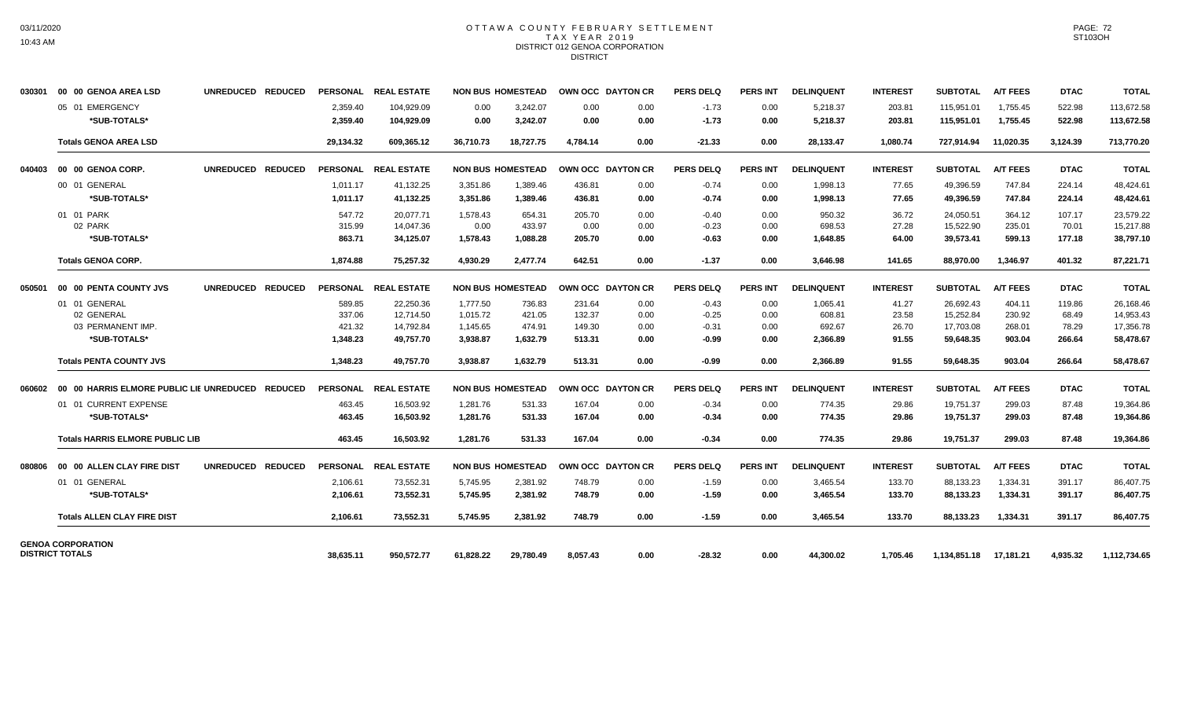# OTTAWA COUNTY FEBRUARY SETTLEMENT
## TAX YEAR 2019
### DISTRICT 012 GENOA CORPORATION
### DISTRICT

| | | UNREDUCED | REDUCED | PERSONAL | REAL ESTATE | NON BUS | HOMESTEAD | OWN OCC | DAYTON CR | PERS DELQ | PERS INT | DELINQUENT | INTEREST | SUBTOTAL | A/T FEES | DTAC | TOTAL |
|---|---|---|---|---|---|---|---|---|---|---|---|---|---|---|---|---|---|
| 030301 | 00 00 GENOA AREA LSD | | | | | | | | | | | | | | | | |
| | 05 01 EMERGENCY | | | 2,359.40 | 104,929.09 | 0.00 | 3,242.07 | 0.00 | 0.00 | -1.73 | 0.00 | 5,218.37 | 203.81 | 115,951.01 | 1,755.45 | 522.98 | 113,672.58 |
| | *SUB-TOTALS* | | | 2,359.40 | 104,929.09 | 0.00 | 3,242.07 | 0.00 | 0.00 | -1.73 | 0.00 | 5,218.37 | 203.81 | 115,951.01 | 1,755.45 | 522.98 | 113,672.58 |
| | Totals GENOA AREA LSD | | | 29,134.32 | 609,365.12 | 36,710.73 | 18,727.75 | 4,784.14 | 0.00 | -21.33 | 0.00 | 28,133.47 | 1,080.74 | 727,914.94 | 11,020.35 | 3,124.39 | 713,770.20 |
| 040403 | 00 00 GENOA CORP. | | | | | | | | | | | | | | | | |
| | 00 01 GENERAL | | | 1,011.17 | 41,132.25 | 3,351.86 | 1,389.46 | 436.81 | 0.00 | -0.74 | 0.00 | 1,998.13 | 77.65 | 49,396.59 | 747.84 | 224.14 | 48,424.61 |
| | *SUB-TOTALS* | | | 1,011.17 | 41,132.25 | 3,351.86 | 1,389.46 | 436.81 | 0.00 | -0.74 | 0.00 | 1,998.13 | 77.65 | 49,396.59 | 747.84 | 224.14 | 48,424.61 |
| | 01 01 PARK | | | 547.72 | 20,077.71 | 1,578.43 | 654.31 | 205.70 | 0.00 | -0.40 | 0.00 | 950.32 | 36.72 | 24,050.51 | 364.12 | 107.17 | 23,579.22 |
| | 02 PARK | | | 315.99 | 14,047.36 | 0.00 | 433.97 | 0.00 | 0.00 | -0.23 | 0.00 | 698.53 | 27.28 | 15,522.90 | 235.01 | 70.01 | 15,217.88 |
| | *SUB-TOTALS* | | | 863.71 | 34,125.07 | 1,578.43 | 1,088.28 | 205.70 | 0.00 | -0.63 | 0.00 | 1,648.85 | 64.00 | 39,573.41 | 599.13 | 177.18 | 38,797.10 |
| | Totals GENOA CORP. | | | 1,874.88 | 75,257.32 | 4,930.29 | 2,477.74 | 642.51 | 0.00 | -1.37 | 0.00 | 3,646.98 | 141.65 | 88,970.00 | 1,346.97 | 401.32 | 87,221.71 |
| 050501 | 00 00 PENTA COUNTY JVS | | | | | | | | | | | | | | | | |
| | 01 01 GENERAL | | | 589.85 | 22,250.36 | 1,777.50 | 736.83 | 231.64 | 0.00 | -0.43 | 0.00 | 1,065.41 | 41.27 | 26,692.43 | 404.11 | 119.86 | 26,168.46 |
| | 02 GENERAL | | | 337.06 | 12,714.50 | 1,015.72 | 421.05 | 132.37 | 0.00 | -0.25 | 0.00 | 608.81 | 23.58 | 15,252.84 | 230.92 | 68.49 | 14,953.43 |
| | 03 PERMANENT IMP. | | | 421.32 | 14,792.84 | 1,145.65 | 474.91 | 149.30 | 0.00 | -0.31 | 0.00 | 692.67 | 26.70 | 17,703.08 | 268.01 | 78.29 | 17,356.78 |
| | *SUB-TOTALS* | | | 1,348.23 | 49,757.70 | 3,938.87 | 1,632.79 | 513.31 | 0.00 | -0.99 | 0.00 | 2,366.89 | 91.55 | 59,648.35 | 903.04 | 266.64 | 58,478.67 |
| | Totals PENTA COUNTY JVS | | | 1,348.23 | 49,757.70 | 3,938.87 | 1,632.79 | 513.31 | 0.00 | -0.99 | 0.00 | 2,366.89 | 91.55 | 59,648.35 | 903.04 | 266.64 | 58,478.67 |
| 060602 | 00 00 HARRIS ELMORE PUBLIC LII | | | | | | | | | | | | | | | | |
| | 01 01 CURRENT EXPENSE | | | 463.45 | 16,503.92 | 1,281.76 | 531.33 | 167.04 | 0.00 | -0.34 | 0.00 | 774.35 | 29.86 | 19,751.37 | 299.03 | 87.48 | 19,364.86 |
| | *SUB-TOTALS* | | | 463.45 | 16,503.92 | 1,281.76 | 531.33 | 167.04 | 0.00 | -0.34 | 0.00 | 774.35 | 29.86 | 19,751.37 | 299.03 | 87.48 | 19,364.86 |
| | Totals HARRIS ELMORE PUBLIC LIB | | | 463.45 | 16,503.92 | 1,281.76 | 531.33 | 167.04 | 0.00 | -0.34 | 0.00 | 774.35 | 29.86 | 19,751.37 | 299.03 | 87.48 | 19,364.86 |
| 080806 | 00 00 ALLEN CLAY FIRE DIST | | | | | | | | | | | | | | | | |
| | 01 01 GENERAL | | | 2,106.61 | 73,552.31 | 5,745.95 | 2,381.92 | 748.79 | 0.00 | -1.59 | 0.00 | 3,465.54 | 133.70 | 88,133.23 | 1,334.31 | 391.17 | 86,407.75 |
| | *SUB-TOTALS* | | | 2,106.61 | 73,552.31 | 5,745.95 | 2,381.92 | 748.79 | 0.00 | -1.59 | 0.00 | 3,465.54 | 133.70 | 88,133.23 | 1,334.31 | 391.17 | 86,407.75 |
| | Totals ALLEN CLAY FIRE DIST | | | 2,106.61 | 73,552.31 | 5,745.95 | 2,381.92 | 748.79 | 0.00 | -1.59 | 0.00 | 3,465.54 | 133.70 | 88,133.23 | 1,334.31 | 391.17 | 86,407.75 |
| GENOA CORPORATION DISTRICT TOTALS | | | | 38,635.11 | 950,572.77 | 61,828.22 | 29,780.49 | 8,057.43 | 0.00 | -28.32 | 0.00 | 44,300.02 | 1,705.46 | 1,134,851.18 | 17,181.21 | 4,935.32 | 1,112,734.65 |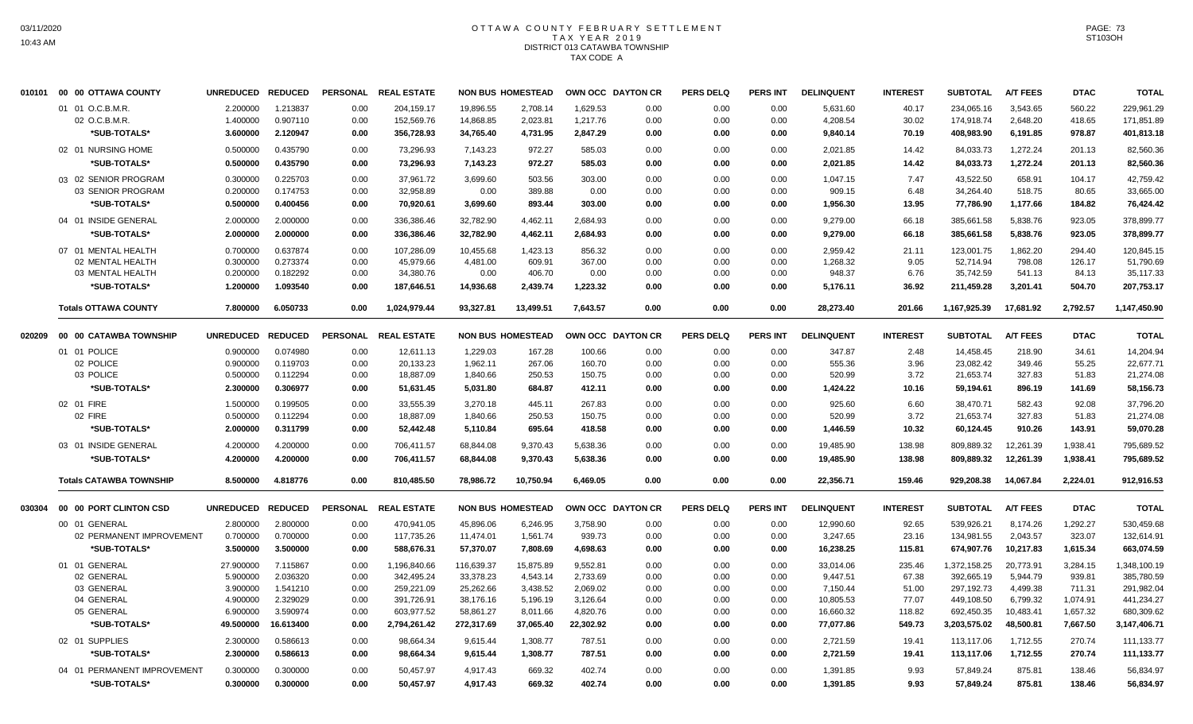# OTTAWA COUNTY FEBRUARY SETTLEMENT
## TAX YEAR 2019
### DISTRICT 013 CATAWBA TOWNSHIP
### TAX CODE A

| | | UNREDUCED | REDUCED | PERSONAL | REAL ESTATE | NON BUS | HOMESTEAD | OWN OCC | DAYTON CR | PERS DELQ | PERS INT | DELINQUENT | INTEREST | SUBTOTAL | A/T FEES | DTAC | TOTAL |
|---|---|---|---|---|---|---|---|---|---|---|---|---|---|---|---|---|---|
| 010101 | 00 00 OTTAWA COUNTY | | | | | | | | | | | | | | | | |
| | 01 01 O.C.B.M.R. | 2.200000 | 1.213837 | 0.00 | 204,159.17 | 19,896.55 | 2,708.14 | 1,629.53 | 0.00 | 0.00 | 0.00 | 5,631.60 | 40.17 | 234,065.16 | 3,543.65 | 560.22 | 229,961.29 |
| | 02 O.C.B.M.R. | 1.400000 | 0.907110 | 0.00 | 152,569.76 | 14,868.85 | 2,023.81 | 1,217.76 | 0.00 | 0.00 | 0.00 | 4,208.54 | 30.02 | 174,918.74 | 2,648.20 | 418.65 | 171,851.89 |
| | *SUB-TOTALS* | 3.600000 | 2.120947 | 0.00 | 356,728.93 | 34,765.40 | 4,731.95 | 2,847.29 | 0.00 | 0.00 | 0.00 | 9,840.14 | 70.19 | 408,983.90 | 6,191.85 | 978.87 | 401,813.18 |
| | 02 01 NURSING HOME | 0.500000 | 0.435790 | 0.00 | 73,296.93 | 7,143.23 | 972.27 | 585.03 | 0.00 | 0.00 | 0.00 | 2,021.85 | 14.42 | 84,033.73 | 1,272.24 | 201.13 | 82,560.36 |
| | *SUB-TOTALS* | 0.500000 | 0.435790 | 0.00 | 73,296.93 | 7,143.23 | 972.27 | 585.03 | 0.00 | 0.00 | 0.00 | 2,021.85 | 14.42 | 84,033.73 | 1,272.24 | 201.13 | 82,560.36 |
| | 03 02 SENIOR PROGRAM | 0.300000 | 0.225703 | 0.00 | 37,961.72 | 3,699.60 | 503.56 | 303.00 | 0.00 | 0.00 | 0.00 | 1,047.15 | 7.47 | 43,522.50 | 658.91 | 104.17 | 42,759.42 |
| | 03 SENIOR PROGRAM | 0.200000 | 0.174753 | 0.00 | 32,958.89 | 0.00 | 389.88 | 0.00 | 0.00 | 0.00 | 0.00 | 909.15 | 6.48 | 34,264.40 | 518.75 | 80.65 | 33,665.00 |
| | *SUB-TOTALS* | 0.500000 | 0.400456 | 0.00 | 70,920.61 | 3,699.60 | 893.44 | 303.00 | 0.00 | 0.00 | 0.00 | 1,956.30 | 13.95 | 77,786.90 | 1,177.66 | 184.82 | 76,424.42 |
| | 04 01 INSIDE GENERAL | 2.000000 | 2.000000 | 0.00 | 336,386.46 | 32,782.90 | 4,462.11 | 2,684.93 | 0.00 | 0.00 | 0.00 | 9,279.00 | 66.18 | 385,661.58 | 5,838.76 | 923.05 | 378,899.77 |
| | *SUB-TOTALS* | 2.000000 | 2.000000 | 0.00 | 336,386.46 | 32,782.90 | 4,462.11 | 2,684.93 | 0.00 | 0.00 | 0.00 | 9,279.00 | 66.18 | 385,661.58 | 5,838.76 | 923.05 | 378,899.77 |
| | 07 01 MENTAL HEALTH | 0.700000 | 0.637874 | 0.00 | 107,286.09 | 10,455.68 | 1,423.13 | 856.32 | 0.00 | 0.00 | 0.00 | 2,959.42 | 21.11 | 123,001.75 | 1,862.20 | 294.40 | 120,845.15 |
| | 02 MENTAL HEALTH | 0.300000 | 0.273374 | 0.00 | 45,979.66 | 4,481.00 | 609.91 | 367.00 | 0.00 | 0.00 | 0.00 | 1,268.32 | 9.05 | 52,714.94 | 798.08 | 126.17 | 51,790.69 |
| | 03 MENTAL HEALTH | 0.200000 | 0.182292 | 0.00 | 34,380.76 | 0.00 | 406.70 | 0.00 | 0.00 | 0.00 | 0.00 | 948.37 | 6.76 | 35,742.59 | 541.13 | 84.13 | 35,117.33 |
| | *SUB-TOTALS* | 1.200000 | 1.093540 | 0.00 | 187,646.51 | 14,936.68 | 2,439.74 | 1,223.32 | 0.00 | 0.00 | 0.00 | 5,176.11 | 36.92 | 211,459.28 | 3,201.41 | 504.70 | 207,753.17 |
| | **Totals OTTAWA COUNTY** | 7.800000 | 6.050733 | 0.00 | 1,024,979.44 | 93,327.81 | 13,499.51 | 7,643.57 | 0.00 | 0.00 | 0.00 | 28,273.40 | 201.66 | 1,167,925.39 | 17,681.92 | 2,792.57 | 1,147,450.90 |
| 020209 | 00 00 CATAWBA TOWNSHIP | | | | | | | | | | | | | | | | |
| | 01 01 POLICE | 0.900000 | 0.074980 | 0.00 | 12,611.13 | 1,229.03 | 167.28 | 100.66 | 0.00 | 0.00 | 0.00 | 347.87 | 2.48 | 14,458.45 | 218.90 | 34.61 | 14,204.94 |
| | 02 POLICE | 0.900000 | 0.119703 | 0.00 | 20,133.23 | 1,962.11 | 267.06 | 160.70 | 0.00 | 0.00 | 0.00 | 555.36 | 3.96 | 23,082.42 | 349.46 | 55.25 | 22,677.71 |
| | 03 POLICE | 0.500000 | 0.112294 | 0.00 | 18,887.09 | 1,840.66 | 250.53 | 150.75 | 0.00 | 0.00 | 0.00 | 520.99 | 3.72 | 21,653.74 | 327.83 | 51.83 | 21,274.08 |
| | *SUB-TOTALS* | 2.300000 | 0.306977 | 0.00 | 51,631.45 | 5,031.80 | 684.87 | 412.11 | 0.00 | 0.00 | 0.00 | 1,424.22 | 10.16 | 59,194.61 | 896.19 | 141.69 | 58,156.73 |
| | 02 01 FIRE | 1.500000 | 0.199505 | 0.00 | 33,555.39 | 3,270.18 | 445.11 | 267.83 | 0.00 | 0.00 | 0.00 | 925.60 | 6.60 | 38,470.71 | 582.43 | 92.08 | 37,796.20 |
| | 02 FIRE | 0.500000 | 0.112294 | 0.00 | 18,887.09 | 1,840.66 | 250.53 | 150.75 | 0.00 | 0.00 | 0.00 | 520.99 | 3.72 | 21,653.74 | 327.83 | 51.83 | 21,274.08 |
| | *SUB-TOTALS* | 2.000000 | 0.311799 | 0.00 | 52,442.48 | 5,110.84 | 695.64 | 418.58 | 0.00 | 0.00 | 0.00 | 1,446.59 | 10.32 | 60,124.45 | 910.26 | 143.91 | 59,070.28 |
| | 03 01 INSIDE GENERAL | 4.200000 | 4.200000 | 0.00 | 706,411.57 | 68,844.08 | 9,370.43 | 5,638.36 | 0.00 | 0.00 | 0.00 | 19,485.90 | 138.98 | 809,889.32 | 12,261.39 | 1,938.41 | 795,689.52 |
| | *SUB-TOTALS* | 4.200000 | 4.200000 | 0.00 | 706,411.57 | 68,844.08 | 9,370.43 | 5,638.36 | 0.00 | 0.00 | 0.00 | 19,485.90 | 138.98 | 809,889.32 | 12,261.39 | 1,938.41 | 795,689.52 |
| | **Totals CATAWBA TOWNSHIP** | 8.500000 | 4.818776 | 0.00 | 810,485.50 | 78,986.72 | 10,750.94 | 6,469.05 | 0.00 | 0.00 | 0.00 | 22,356.71 | 159.46 | 929,208.38 | 14,067.84 | 2,224.01 | 912,916.53 |
| 030304 | 00 00 PORT CLINTON CSD | | | | | | | | | | | | | | | | |
| | 00 01 GENERAL | 2.800000 | 2.800000 | 0.00 | 470,941.05 | 45,896.06 | 6,246.95 | 3,758.90 | 0.00 | 0.00 | 0.00 | 12,990.60 | 92.65 | 539,926.21 | 8,174.26 | 1,292.27 | 530,459.68 |
| | 02 PERMANENT IMPROVEMENT | 0.700000 | 0.700000 | 0.00 | 117,735.26 | 11,474.01 | 1,561.74 | 939.73 | 0.00 | 0.00 | 0.00 | 3,247.65 | 23.16 | 134,981.55 | 2,043.57 | 323.07 | 132,614.91 |
| | *SUB-TOTALS* | 3.500000 | 3.500000 | 0.00 | 588,676.31 | 57,370.07 | 7,808.69 | 4,698.63 | 0.00 | 0.00 | 0.00 | 16,238.25 | 115.81 | 674,907.76 | 10,217.83 | 1,615.34 | 663,074.59 |
| | 01 01 GENERAL | 27.900000 | 7.115867 | 0.00 | 1,196,840.66 | 116,639.37 | 15,875.89 | 9,552.81 | 0.00 | 0.00 | 0.00 | 33,014.06 | 235.46 | 1,372,158.25 | 20,773.91 | 3,284.15 | 1,348,100.19 |
| | 02 GENERAL | 5.900000 | 2.036320 | 0.00 | 342,495.24 | 33,378.23 | 4,543.14 | 2,733.69 | 0.00 | 0.00 | 0.00 | 9,447.51 | 67.38 | 392,665.19 | 5,944.79 | 939.81 | 385,780.59 |
| | 03 GENERAL | 3.900000 | 1.541210 | 0.00 | 259,221.09 | 25,262.66 | 3,438.52 | 2,069.02 | 0.00 | 0.00 | 0.00 | 7,150.44 | 51.00 | 297,192.73 | 4,499.38 | 711.31 | 291,982.04 |
| | 04 GENERAL | 4.900000 | 2.329029 | 0.00 | 391,726.91 | 38,176.16 | 5,196.19 | 3,126.64 | 0.00 | 0.00 | 0.00 | 10,805.53 | 77.07 | 449,108.50 | 6,799.32 | 1,074.91 | 441,234.27 |
| | 05 GENERAL | 6.900000 | 3.590974 | 0.00 | 603,977.52 | 58,861.27 | 8,011.66 | 4,820.76 | 0.00 | 0.00 | 0.00 | 16,660.32 | 118.82 | 692,450.35 | 10,483.41 | 1,657.32 | 680,309.62 |
| | *SUB-TOTALS* | 49.500000 | 16.613400 | 0.00 | 2,794,261.42 | 272,317.69 | 37,065.40 | 22,302.92 | 0.00 | 0.00 | 0.00 | 77,077.86 | 549.73 | 3,203,575.02 | 48,500.81 | 7,667.50 | 3,147,406.71 |
| | 02 01 SUPPLIES | 2.300000 | 0.586613 | 0.00 | 98,664.34 | 9,615.44 | 1,308.77 | 787.51 | 0.00 | 0.00 | 0.00 | 2,721.59 | 19.41 | 113,117.06 | 1,712.55 | 270.74 | 111,133.77 |
| | *SUB-TOTALS* | 2.300000 | 0.586613 | 0.00 | 98,664.34 | 9,615.44 | 1,308.77 | 787.51 | 0.00 | 0.00 | 0.00 | 2,721.59 | 19.41 | 113,117.06 | 1,712.55 | 270.74 | 111,133.77 |
| | 04 01 PERMANENT IMPROVEMENT | 0.300000 | 0.300000 | 0.00 | 50,457.97 | 4,917.43 | 669.32 | 402.74 | 0.00 | 0.00 | 0.00 | 1,391.85 | 9.93 | 57,849.24 | 875.81 | 138.46 | 56,834.97 |
| | *SUB-TOTALS* | 0.300000 | 0.300000 | 0.00 | 50,457.97 | 4,917.43 | 669.32 | 402.74 | 0.00 | 0.00 | 0.00 | 1,391.85 | 9.93 | 57,849.24 | 875.81 | 138.46 | 56,834.97 |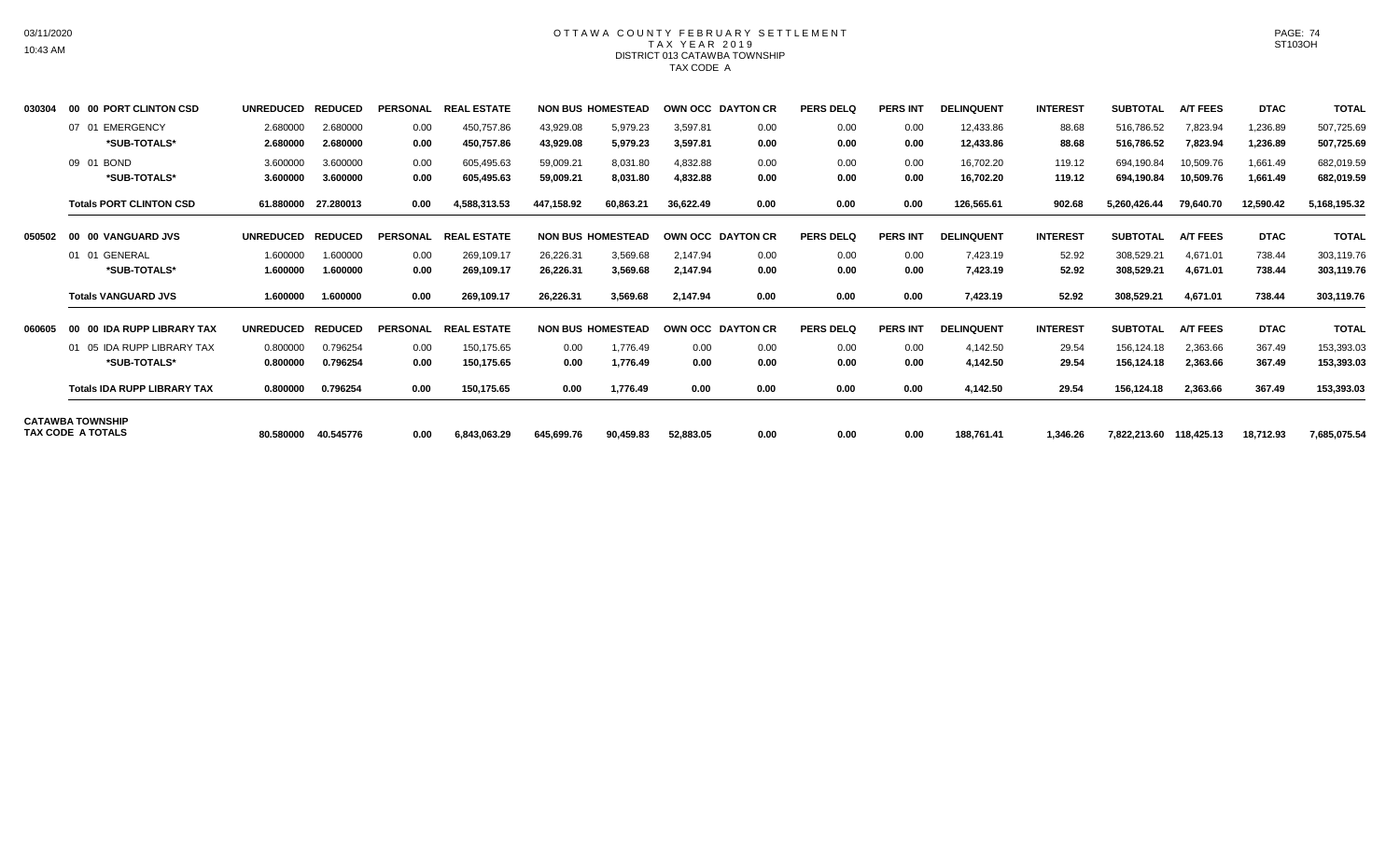# OTTAWA COUNTY FEBRUARY SETTLEMENT
## TAX YEAR 2019
### DISTRICT 013 CATAWBA TOWNSHIP
### TAX CODE A

| | | UNREDUCED | REDUCED | PERSONAL | REAL ESTATE | NON BUS | HOMESTEAD | OWN OCC | DAYTON CR | PERS DELQ | PERS INT | DELINQUENT | INTEREST | SUBTOTAL | A/T FEES | DTAC | TOTAL |
|---|---|---|---|---|---|---|---|---|---|---|---|---|---|---|---|---|---|
| 030304 | 00 00 PORT CLINTON CSD | UNREDUCED | REDUCED | PERSONAL | REAL ESTATE | NON BUS | HOMESTEAD | OWN OCC | DAYTON CR | PERS DELQ | PERS INT | DELINQUENT | INTEREST | SUBTOTAL | A/T FEES | DTAC | TOTAL |
| | 07 01 EMERGENCY | 2.680000 | 2.680000 | 0.00 | 450,757.86 | 43,929.08 | 5,979.23 | 3,597.81 | 0.00 | 0.00 | 0.00 | 12,433.86 | 88.68 | 516,786.52 | 7,823.94 | 1,236.89 | 507,725.69 |
| | **\*SUB-TOTALS\*** | **2.680000** | **2.680000** | **0.00** | **450,757.86** | **43,929.08** | **5,979.23** | **3,597.81** | **0.00** | **0.00** | **0.00** | **12,433.86** | **88.68** | **516,786.52** | **7,823.94** | **1,236.89** | **507,725.69** |
| | 09 01 BOND | 3.600000 | 3.600000 | 0.00 | 605,495.63 | 59,009.21 | 8,031.80 | 4,832.88 | 0.00 | 0.00 | 0.00 | 16,702.20 | 119.12 | 694,190.84 | 10,509.76 | 1,661.49 | 682,019.59 |
| | **\*SUB-TOTALS\*** | **3.600000** | **3.600000** | **0.00** | **605,495.63** | **59,009.21** | **8,031.80** | **4,832.88** | **0.00** | **0.00** | **0.00** | **16,702.20** | **119.12** | **694,190.84** | **10,509.76** | **1,661.49** | **682,019.59** |
| | **Totals PORT CLINTON CSD** | **61.880000** | **27.280013** | **0.00** | **4,588,313.53** | **447,158.92** | **60,863.21** | **36,622.49** | **0.00** | **0.00** | **0.00** | **126,565.61** | **902.68** | **5,260,426.44** | **79,640.70** | **12,590.42** | **5,168,195.32** |
| 050502 | 00 00 VANGUARD JVS | UNREDUCED | REDUCED | PERSONAL | REAL ESTATE | NON BUS | HOMESTEAD | OWN OCC | DAYTON CR | PERS DELQ | PERS INT | DELINQUENT | INTEREST | SUBTOTAL | A/T FEES | DTAC | TOTAL |
| | 01 01 GENERAL | 1.600000 | 1.600000 | 0.00 | 269,109.17 | 26,226.31 | 3,569.68 | 2,147.94 | 0.00 | 0.00 | 0.00 | 7,423.19 | 52.92 | 308,529.21 | 4,671.01 | 738.44 | 303,119.76 |
| | **\*SUB-TOTALS\*** | **1.600000** | **1.600000** | **0.00** | **269,109.17** | **26,226.31** | **3,569.68** | **2,147.94** | **0.00** | **0.00** | **0.00** | **7,423.19** | **52.92** | **308,529.21** | **4,671.01** | **738.44** | **303,119.76** |
| | **Totals VANGUARD JVS** | **1.600000** | **1.600000** | **0.00** | **269,109.17** | **26,226.31** | **3,569.68** | **2,147.94** | **0.00** | **0.00** | **0.00** | **7,423.19** | **52.92** | **308,529.21** | **4,671.01** | **738.44** | **303,119.76** |
| 060605 | 00 00 IDA RUPP LIBRARY TAX | UNREDUCED | REDUCED | PERSONAL | REAL ESTATE | NON BUS | HOMESTEAD | OWN OCC | DAYTON CR | PERS DELQ | PERS INT | DELINQUENT | INTEREST | SUBTOTAL | A/T FEES | DTAC | TOTAL |
| | 01 05 IDA RUPP LIBRARY TAX | 0.800000 | 0.796254 | 0.00 | 150,175.65 | 0.00 | 1,776.49 | 0.00 | 0.00 | 0.00 | 0.00 | 4,142.50 | 29.54 | 156,124.18 | 2,363.66 | 367.49 | 153,393.03 |
| | **\*SUB-TOTALS\*** | **0.800000** | **0.796254** | **0.00** | **150,175.65** | **0.00** | **1,776.49** | **0.00** | **0.00** | **0.00** | **0.00** | **4,142.50** | **29.54** | **156,124.18** | **2,363.66** | **367.49** | **153,393.03** |
| | **Totals IDA RUPP LIBRARY TAX** | **0.800000** | **0.796254** | **0.00** | **150,175.65** | **0.00** | **1,776.49** | **0.00** | **0.00** | **0.00** | **0.00** | **4,142.50** | **29.54** | **156,124.18** | **2,363.66** | **367.49** | **153,393.03** |
| **CATAWBA TOWNSHIP TAX CODE A TOTALS** | | **80.580000** | **40.545776** | **0.00** | **6,843,063.29** | **645,699.76** | **90,459.83** | **52,883.05** | **0.00** | **0.00** | **0.00** | **188,761.41** | **1,346.26** | **7,822,213.60** | **118,425.13** | **18,712.93** | **7,685,075.54** |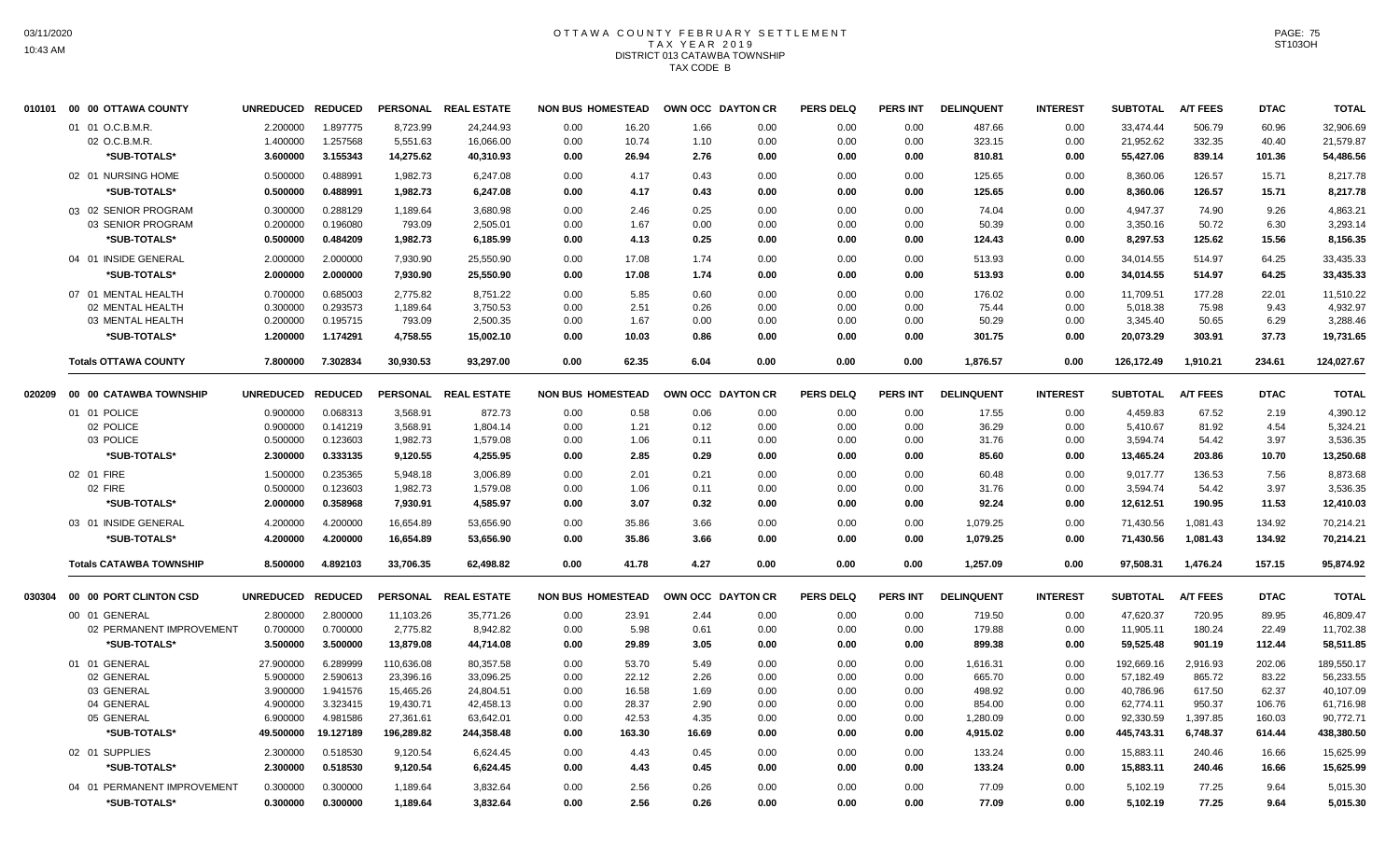# OTTAWA COUNTY FEBRUARY SETTLEMENT
## TAX YEAR 2019
## DISTRICT 013 CATAWBA TOWNSHIP
## TAX CODE B

| | | UNREDUCED | REDUCED | PERSONAL | REAL ESTATE | NON BUS | HOMESTEAD | OWN OCC | DAYTON CR | PERS DELQ | PERS INT | DELINQUENT | INTEREST | SUBTOTAL | A/T FEES | DTAC | TOTAL |
|---|---|---|---|---|---|---|---|---|---|---|---|---|---|---|---|---|---|
| 010101 | 00 00 OTTAWA COUNTY | | | | | | | | | | | | | | | | |
| | 01 01 O.C.B.M.R. | 2.200000 | 1.897775 | 8,723.99 | 24,244.93 | 0.00 | 16.20 | 1.66 | 0.00 | 0.00 | 0.00 | 487.66 | 0.00 | 33,474.44 | 506.79 | 60.96 | 32,906.69 |
| | 02 O.C.B.M.R. | 1.400000 | 1.257568 | 5,551.63 | 16,066.00 | 0.00 | 10.74 | 1.10 | 0.00 | 0.00 | 0.00 | 323.15 | 0.00 | 21,952.62 | 332.35 | 40.40 | 21,579.87 |
| | **\*SUB-TOTALS\*** | **3.600000** | **3.155343** | **14,275.62** | **40,310.93** | **0.00** | **26.94** | **2.76** | **0.00** | **0.00** | **0.00** | **810.81** | **0.00** | **55,427.06** | **839.14** | **101.36** | **54,486.56** |
| | 02 01 NURSING HOME | 0.500000 | 0.488991 | 1,982.73 | 6,247.08 | 0.00 | 4.17 | 0.43 | 0.00 | 0.00 | 0.00 | 125.65 | 0.00 | 8,360.06 | 126.57 | 15.71 | 8,217.78 |
| | **\*SUB-TOTALS\*** | **0.500000** | **0.488991** | **1,982.73** | **6,247.08** | **0.00** | **4.17** | **0.43** | **0.00** | **0.00** | **0.00** | **125.65** | **0.00** | **8,360.06** | **126.57** | **15.71** | **8,217.78** |
| | 03 02 SENIOR PROGRAM | 0.300000 | 0.288129 | 1,189.64 | 3,680.98 | 0.00 | 2.46 | 0.25 | 0.00 | 0.00 | 0.00 | 74.04 | 0.00 | 4,947.37 | 74.90 | 9.26 | 4,863.21 |
| | 03 SENIOR PROGRAM | 0.200000 | 0.196080 | 793.09 | 2,505.01 | 0.00 | 1.67 | 0.00 | 0.00 | 0.00 | 0.00 | 50.39 | 0.00 | 3,350.16 | 50.72 | 6.30 | 3,293.14 |
| | **\*SUB-TOTALS\*** | **0.500000** | **0.484209** | **1,982.73** | **6,185.99** | **0.00** | **4.13** | **0.25** | **0.00** | **0.00** | **0.00** | **124.43** | **0.00** | **8,297.53** | **125.62** | **15.56** | **8,156.35** |
| | 04 01 INSIDE GENERAL | 2.000000 | 2.000000 | 7,930.90 | 25,550.90 | 0.00 | 17.08 | 1.74 | 0.00 | 0.00 | 0.00 | 513.93 | 0.00 | 34,014.55 | 514.97 | 64.25 | 33,435.33 |
| | **\*SUB-TOTALS\*** | **2.000000** | **2.000000** | **7,930.90** | **25,550.90** | **0.00** | **17.08** | **1.74** | **0.00** | **0.00** | **0.00** | **513.93** | **0.00** | **34,014.55** | **514.97** | **64.25** | **33,435.33** |
| | 07 01 MENTAL HEALTH | 0.700000 | 0.685003 | 2,775.82 | 8,751.22 | 0.00 | 5.85 | 0.60 | 0.00 | 0.00 | 0.00 | 176.02 | 0.00 | 11,709.51 | 177.28 | 22.01 | 11,510.22 |
| | 02 MENTAL HEALTH | 0.300000 | 0.293573 | 1,189.64 | 3,750.53 | 0.00 | 2.51 | 0.26 | 0.00 | 0.00 | 0.00 | 75.44 | 0.00 | 5,018.38 | 75.98 | 9.43 | 4,932.97 |
| | 03 MENTAL HEALTH | 0.200000 | 0.195715 | 793.09 | 2,500.35 | 0.00 | 1.67 | 0.00 | 0.00 | 0.00 | 0.00 | 50.29 | 0.00 | 3,345.40 | 50.65 | 6.29 | 3,288.46 |
| | **\*SUB-TOTALS\*** | **1.200000** | **1.174291** | **4,758.55** | **15,002.10** | **0.00** | **10.03** | **0.86** | **0.00** | **0.00** | **0.00** | **301.75** | **0.00** | **20,073.29** | **303.91** | **37.73** | **19,731.65** |
| | **Totals OTTAWA COUNTY** | **7.800000** | **7.302834** | **30,930.53** | **93,297.00** | **0.00** | **62.35** | **6.04** | **0.00** | **0.00** | **0.00** | **1,876.57** | **0.00** | **126,172.49** | **1,910.21** | **234.61** | **124,027.67** |
| 020209 | 00 00 CATAWBA TOWNSHIP | | | | | | | | | | | | | | | | |
| | 01 01 POLICE | 0.900000 | 0.068313 | 3,568.91 | 872.73 | 0.00 | 0.58 | 0.06 | 0.00 | 0.00 | 0.00 | 17.55 | 0.00 | 4,459.83 | 67.52 | 2.19 | 4,390.12 |
| | 02 POLICE | 0.900000 | 0.141219 | 3,568.91 | 1,804.14 | 0.00 | 1.21 | 0.12 | 0.00 | 0.00 | 0.00 | 36.29 | 0.00 | 5,410.67 | 81.92 | 4.54 | 5,324.21 |
| | 03 POLICE | 0.500000 | 0.123603 | 1,982.73 | 1,579.08 | 0.00 | 1.06 | 0.11 | 0.00 | 0.00 | 0.00 | 31.76 | 0.00 | 3,594.74 | 54.42 | 3.97 | 3,536.35 |
| | **\*SUB-TOTALS\*** | **2.300000** | **0.333135** | **9,120.55** | **4,255.95** | **0.00** | **2.85** | **0.29** | **0.00** | **0.00** | **0.00** | **85.60** | **0.00** | **13,465.24** | **203.86** | **10.70** | **13,250.68** |
| | 02 01 FIRE | 1.500000 | 0.235365 | 5,948.18 | 3,006.89 | 0.00 | 2.01 | 0.21 | 0.00 | 0.00 | 0.00 | 60.48 | 0.00 | 9,017.77 | 136.53 | 7.56 | 8,873.68 |
| | 02 FIRE | 0.500000 | 0.123603 | 1,982.73 | 1,579.08 | 0.00 | 1.06 | 0.11 | 0.00 | 0.00 | 0.00 | 31.76 | 0.00 | 3,594.74 | 54.42 | 3.97 | 3,536.35 |
| | **\*SUB-TOTALS\*** | **2.000000** | **0.358968** | **7,930.91** | **4,585.97** | **0.00** | **3.07** | **0.32** | **0.00** | **0.00** | **0.00** | **92.24** | **0.00** | **12,612.51** | **190.95** | **11.53** | **12,410.03** |
| | 03 01 INSIDE GENERAL | 4.200000 | 4.200000 | 16,654.89 | 53,656.90 | 0.00 | 35.86 | 3.66 | 0.00 | 0.00 | 0.00 | 1,079.25 | 0.00 | 71,430.56 | 1,081.43 | 134.92 | 70,214.21 |
| | **\*SUB-TOTALS\*** | **4.200000** | **4.200000** | **16,654.89** | **53,656.90** | **0.00** | **35.86** | **3.66** | **0.00** | **0.00** | **0.00** | **1,079.25** | **0.00** | **71,430.56** | **1,081.43** | **134.92** | **70,214.21** |
| | **Totals CATAWBA TOWNSHIP** | **8.500000** | **4.892103** | **33,706.35** | **62,498.82** | **0.00** | **41.78** | **4.27** | **0.00** | **0.00** | **0.00** | **1,257.09** | **0.00** | **97,508.31** | **1,476.24** | **157.15** | **95,874.92** |
| 030304 | 00 00 PORT CLINTON CSD | | | | | | | | | | | | | | | | |
| | 00 01 GENERAL | 2.800000 | 2.800000 | 11,103.26 | 35,771.26 | 0.00 | 23.91 | 2.44 | 0.00 | 0.00 | 0.00 | 719.50 | 0.00 | 47,620.37 | 720.95 | 89.95 | 46,809.47 |
| | 02 PERMANENT IMPROVEMENT | 0.700000 | 0.700000 | 2,775.82 | 8,942.82 | 0.00 | 5.98 | 0.61 | 0.00 | 0.00 | 0.00 | 179.88 | 0.00 | 11,905.11 | 180.24 | 22.49 | 11,702.38 |
| | **\*SUB-TOTALS\*** | **3.500000** | **3.500000** | **13,879.08** | **44,714.08** | **0.00** | **29.89** | **3.05** | **0.00** | **0.00** | **0.00** | **899.38** | **0.00** | **59,525.48** | **901.19** | **112.44** | **58,511.85** |
| | 01 01 GENERAL | 27.900000 | 6.289999 | 110,636.08 | 80,357.58 | 0.00 | 53.70 | 5.49 | 0.00 | 0.00 | 0.00 | 1,616.31 | 0.00 | 192,669.16 | 2,916.93 | 202.06 | 189,550.17 |
| | 02 GENERAL | 5.900000 | 2.590613 | 23,396.16 | 33,096.25 | 0.00 | 22.12 | 2.26 | 0.00 | 0.00 | 0.00 | 665.70 | 0.00 | 57,182.49 | 865.72 | 83.22 | 56,233.55 |
| | 03 GENERAL | 3.900000 | 1.941576 | 15,465.26 | 24,804.51 | 0.00 | 16.58 | 1.69 | 0.00 | 0.00 | 0.00 | 498.92 | 0.00 | 40,786.96 | 617.50 | 62.37 | 40,107.09 |
| | 04 GENERAL | 4.900000 | 3.323415 | 19,430.71 | 42,458.13 | 0.00 | 28.37 | 2.90 | 0.00 | 0.00 | 0.00 | 854.00 | 0.00 | 62,774.11 | 950.37 | 106.76 | 61,716.98 |
| | 05 GENERAL | 6.900000 | 4.981586 | 27,361.61 | 63,642.01 | 0.00 | 42.53 | 4.35 | 0.00 | 0.00 | 0.00 | 1,280.09 | 0.00 | 92,330.59 | 1,397.85 | 160.03 | 90,772.71 |
| | **\*SUB-TOTALS\*** | **49.500000** | **19.127189** | **196,289.82** | **244,358.48** | **0.00** | **163.30** | **16.69** | **0.00** | **0.00** | **0.00** | **4,915.02** | **0.00** | **445,743.31** | **6,748.37** | **614.44** | **438,380.50** |
| | 02 01 SUPPLIES | 2.300000 | 0.518530 | 9,120.54 | 6,624.45 | 0.00 | 4.43 | 0.45 | 0.00 | 0.00 | 0.00 | 133.24 | 0.00 | 15,883.11 | 240.46 | 16.66 | 15,625.99 |
| | **\*SUB-TOTALS\*** | **2.300000** | **0.518530** | **9,120.54** | **6,624.45** | **0.00** | **4.43** | **0.45** | **0.00** | **0.00** | **0.00** | **133.24** | **0.00** | **15,883.11** | **240.46** | **16.66** | **15,625.99** |
| | 04 01 PERMANENT IMPROVEMENT | 0.300000 | 0.300000 | 1,189.64 | 3,832.64 | 0.00 | 2.56 | 0.26 | 0.00 | 0.00 | 0.00 | 77.09 | 0.00 | 5,102.19 | 77.25 | 9.64 | 5,015.30 |
| | **\*SUB-TOTALS\*** | **0.300000** | **0.300000** | **1,189.64** | **3,832.64** | **0.00** | **2.56** | **0.26** | **0.00** | **0.00** | **0.00** | **77.09** | **0.00** | **5,102.19** | **77.25** | **9.64** | **5,015.30** |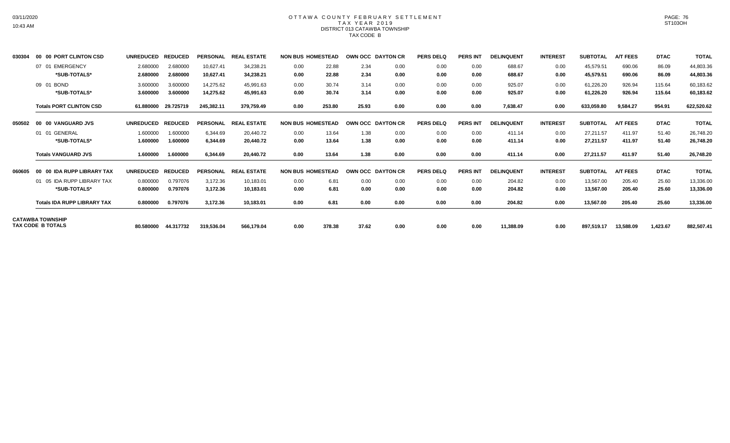# OTTAWA COUNTY FEBRUARY SETTLEMENT
## TAX YEAR 2019
### DISTRICT 013 CATAWBA TOWNSHIP
### TAX CODE B

| | | UNREDUCED | REDUCED | PERSONAL | REAL ESTATE | NON BUS | HOMESTEAD | OWN OCC | DAYTON CR | PERS DELQ | PERS INT | DELINQUENT | INTEREST | SUBTOTAL | A/T FEES | DTAC | TOTAL |
|---|---|---|---|---|---|---|---|---|---|---|---|---|---|---|---|---|---|
| 030304 | **00 00 PORT CLINTON CSD** | | | | | | | | | | | | | | | | |
| | 07 01 EMERGENCY | 2.680000 | 2.680000 | 10,627.41 | 34,238.21 | 0.00 | 22.88 | 2.34 | 0.00 | 0.00 | 0.00 | 688.67 | 0.00 | 45,579.51 | 690.06 | 86.09 | 44,803.36 |
| | **\*SUB-TOTALS\*** | **2.680000** | **2.680000** | **10,627.41** | **34,238.21** | **0.00** | **22.88** | **2.34** | **0.00** | **0.00** | **0.00** | **688.67** | **0.00** | **45,579.51** | **690.06** | **86.09** | **44,803.36** |
| | 09 01 BOND | 3.600000 | 3.600000 | 14,275.62 | 45,991.63 | 0.00 | 30.74 | 3.14 | 0.00 | 0.00 | 0.00 | 925.07 | 0.00 | 61,226.20 | 926.94 | 115.64 | 60,183.62 |
| | **\*SUB-TOTALS\*** | **3.600000** | **3.600000** | **14,275.62** | **45,991.63** | **0.00** | **30.74** | **3.14** | **0.00** | **0.00** | **0.00** | **925.07** | **0.00** | **61,226.20** | **926.94** | **115.64** | **60,183.62** |
| | **Totals PORT CLINTON CSD** | **61.880000** | **29.725719** | **245,382.11** | **379,759.49** | **0.00** | **253.80** | **25.93** | **0.00** | **0.00** | **0.00** | **7,638.47** | **0.00** | **633,059.80** | **9,584.27** | **954.91** | **622,520.62** |
| 050502 | **00 00 VANGUARD JVS** | | | | | | | | | | | | | | | | |
| | 01 01 GENERAL | 1.600000 | 1.600000 | 6,344.69 | 20,440.72 | 0.00 | 13.64 | 1.38 | 0.00 | 0.00 | 0.00 | 411.14 | 0.00 | 27,211.57 | 411.97 | 51.40 | 26,748.20 |
| | **\*SUB-TOTALS\*** | **1.600000** | **1.600000** | **6,344.69** | **20,440.72** | **0.00** | **13.64** | **1.38** | **0.00** | **0.00** | **0.00** | **411.14** | **0.00** | **27,211.57** | **411.97** | **51.40** | **26,748.20** |
| | **Totals VANGUARD JVS** | **1.600000** | **1.600000** | **6,344.69** | **20,440.72** | **0.00** | **13.64** | **1.38** | **0.00** | **0.00** | **0.00** | **411.14** | **0.00** | **27,211.57** | **411.97** | **51.40** | **26,748.20** |
| 060605 | **00 00 IDA RUPP LIBRARY TAX** | | | | | | | | | | | | | | | | |
| | 01 05 IDA RUPP LIBRARY TAX | 0.800000 | 0.797076 | 3,172.36 | 10,183.01 | 0.00 | 6.81 | 0.00 | 0.00 | 0.00 | 0.00 | 204.82 | 0.00 | 13,567.00 | 205.40 | 25.60 | 13,336.00 |
| | **\*SUB-TOTALS\*** | **0.800000** | **0.797076** | **3,172.36** | **10,183.01** | **0.00** | **6.81** | **0.00** | **0.00** | **0.00** | **0.00** | **204.82** | **0.00** | **13,567.00** | **205.40** | **25.60** | **13,336.00** |
| | **Totals IDA RUPP LIBRARY TAX** | **0.800000** | **0.797076** | **3,172.36** | **10,183.01** | **0.00** | **6.81** | **0.00** | **0.00** | **0.00** | **0.00** | **204.82** | **0.00** | **13,567.00** | **205.40** | **25.60** | **13,336.00** |
| | **CATAWBA TOWNSHIP TAX CODE B TOTALS** | **80.580000** | **44.317732** | **319,536.04** | **566,179.04** | **0.00** | **378.38** | **37.62** | **0.00** | **0.00** | **0.00** | **11,388.09** | **0.00** | **897,519.17** | **13,588.09** | **1,423.67** | **882,507.41** |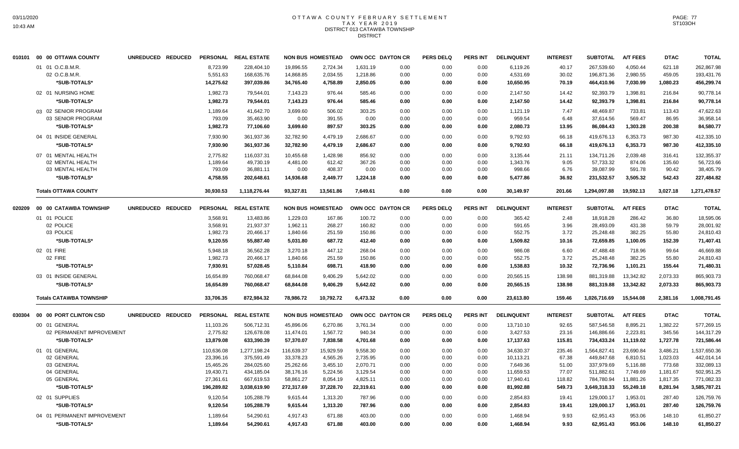# OTTAWA COUNTY FEBRUARY SETTLEMENT
## TAX YEAR 2019
## DISTRICT 013 CATAWBA TOWNSHIP
## DISTRICT

03/11/2020
10:43 AM

PAGE: 77
ST103OH

| 010101 | 00 00 OTTAWA COUNTY | UNREDUCED | REDUCED | PERSONAL | REAL ESTATE | NON BUS | HOMESTEAD | OWN OCC | DAYTON CR | PERS DELQ | PERS INT | DELINQUENT | INTEREST | SUBTOTAL | A/T FEES | DTAC | TOTAL |
|---|---|---|---|---|---|---|---|---|---|---|---|---|---|---|---|---|---|
| | 01 01 O.C.B.M.R. | | | 8,723.99 | 228,404.10 | 19,896.55 | 2,724.34 | 1,631.19 | 0.00 | 0.00 | 0.00 | 6,119.26 | 40.17 | 267,539.60 | 4,050.44 | 621.18 | 262,867.98 |
| | 02 O.C.B.M.R. | | | 5,551.63 | 168,635.76 | 14,868.85 | 2,034.55 | 1,218.86 | 0.00 | 0.00 | 0.00 | 4,531.69 | 30.02 | 196,871.36 | 2,980.55 | 459.05 | 193,431.76 |
| | *SUB-TOTALS* | | | 14,275.62 | 397,039.86 | 34,765.40 | 4,758.89 | 2,850.05 | 0.00 | 0.00 | 0.00 | 10,650.95 | 70.19 | 464,410.96 | 7,030.99 | 1,080.23 | 456,299.74 |
| | 02 01 NURSING HOME | | | 1,982.73 | 79,544.01 | 7,143.23 | 976.44 | 585.46 | 0.00 | 0.00 | 0.00 | 2,147.50 | 14.42 | 92,393.79 | 1,398.81 | 216.84 | 90,778.14 |
| | *SUB-TOTALS* | | | 1,982.73 | 79,544.01 | 7,143.23 | 976.44 | 585.46 | 0.00 | 0.00 | 0.00 | 2,147.50 | 14.42 | 92,393.79 | 1,398.81 | 216.84 | 90,778.14 |
| | 03 02 SENIOR PROGRAM | | | 1,189.64 | 41,642.70 | 3,699.60 | 506.02 | 303.25 | 0.00 | 0.00 | 0.00 | 1,121.19 | 7.47 | 48,469.87 | 733.81 | 113.43 | 47,622.63 |
| | 03 SENIOR PROGRAM | | | 793.09 | 35,463.90 | 0.00 | 391.55 | 0.00 | 0.00 | 0.00 | 0.00 | 959.54 | 6.48 | 37,614.56 | 569.47 | 86.95 | 36,958.14 |
| | *SUB-TOTALS* | | | 1,982.73 | 77,106.60 | 3,699.60 | 897.57 | 303.25 | 0.00 | 0.00 | 0.00 | 2,080.73 | 13.95 | 86,084.43 | 1,303.28 | 200.38 | 84,580.77 |
| | 04 01 INSIDE GENERAL | | | 7,930.90 | 361,937.36 | 32,782.90 | 4,479.19 | 2,686.67 | 0.00 | 0.00 | 0.00 | 9,792.93 | 66.18 | 419,676.13 | 6,353.73 | 987.30 | 412,335.10 |
| | *SUB-TOTALS* | | | 7,930.90 | 361,937.36 | 32,782.90 | 4,479.19 | 2,686.67 | 0.00 | 0.00 | 0.00 | 9,792.93 | 66.18 | 419,676.13 | 6,353.73 | 987.30 | 412,335.10 |
| | 07 01 MENTAL HEALTH | | | 2,775.82 | 116,037.31 | 10,455.68 | 1,428.98 | 856.92 | 0.00 | 0.00 | 0.00 | 3,135.44 | 21.11 | 134,711.26 | 2,039.48 | 316.41 | 132,355.37 |
| | 02 MENTAL HEALTH | | | 1,189.64 | 49,730.19 | 4,481.00 | 612.42 | 367.26 | 0.00 | 0.00 | 0.00 | 1,343.76 | 9.05 | 57,733.32 | 874.06 | 135.60 | 56,723.66 |
| | 03 MENTAL HEALTH | | | 793.09 | 36,881.11 | 0.00 | 408.37 | 0.00 | 0.00 | 0.00 | 0.00 | 998.66 | 6.76 | 39,087.99 | 591.78 | 90.42 | 38,405.79 |
| | *SUB-TOTALS* | | | 4,758.55 | 202,648.61 | 14,936.68 | 2,449.77 | 1,224.18 | 0.00 | 0.00 | 0.00 | 5,477.86 | 36.92 | 231,532.57 | 3,505.32 | 542.43 | 227,484.82 |
| | **Totals OTTAWA COUNTY** | | | 30,930.53 | 1,118,276.44 | 93,327.81 | 13,561.86 | 7,649.61 | 0.00 | 0.00 | 0.00 | 30,149.97 | 201.66 | 1,294,097.88 | 19,592.13 | 3,027.18 | 1,271,478.57 |

| 020209 | 00 00 CATAWBA TOWNSHIP | UNREDUCED | REDUCED | PERSONAL | REAL ESTATE | NON BUS | HOMESTEAD | OWN OCC | DAYTON CR | PERS DELQ | PERS INT | DELINQUENT | INTEREST | SUBTOTAL | A/T FEES | DTAC | TOTAL |
|---|---|---|---|---|---|---|---|---|---|---|---|---|---|---|---|---|---|
| | 01 01 POLICE | | | 3,568.91 | 13,483.86 | 1,229.03 | 167.86 | 100.72 | 0.00 | 0.00 | 0.00 | 365.42 | 2.48 | 18,918.28 | 286.42 | 36.80 | 18,595.06 |
| | 02 POLICE | | | 3,568.91 | 21,937.37 | 1,962.11 | 268.27 | 160.82 | 0.00 | 0.00 | 0.00 | 591.65 | 3.96 | 28,493.09 | 431.38 | 59.79 | 28,001.92 |
| | 03 POLICE | | | 1,982.73 | 20,466.17 | 1,840.66 | 251.59 | 150.86 | 0.00 | 0.00 | 0.00 | 552.75 | 3.72 | 25,248.48 | 382.25 | 55.80 | 24,810.43 |
| | *SUB-TOTALS* | | | 9,120.55 | 55,887.40 | 5,031.80 | 687.72 | 412.40 | 0.00 | 0.00 | 0.00 | 1,509.82 | 10.16 | 72,659.85 | 1,100.05 | 152.39 | 71,407.41 |
| | 02 01 FIRE | | | 5,948.18 | 36,562.28 | 3,270.18 | 447.12 | 268.04 | 0.00 | 0.00 | 0.00 | 986.08 | 6.60 | 47,488.48 | 718.96 | 99.64 | 46,669.88 |
| | 02 FIRE | | | 1,982.73 | 20,466.17 | 1,840.66 | 251.59 | 150.86 | 0.00 | 0.00 | 0.00 | 552.75 | 3.72 | 25,248.48 | 382.25 | 55.80 | 24,810.43 |
| | *SUB-TOTALS* | | | 7,930.91 | 57,028.45 | 5,110.84 | 698.71 | 418.90 | 0.00 | 0.00 | 0.00 | 1,538.83 | 10.32 | 72,736.96 | 1,101.21 | 155.44 | 71,480.31 |
| | 03 01 INSIDE GENERAL | | | 16,654.89 | 760,068.47 | 68,844.08 | 9,406.29 | 5,642.02 | 0.00 | 0.00 | 0.00 | 20,565.15 | 138.98 | 881,319.88 | 13,342.82 | 2,073.33 | 865,903.73 |
| | *SUB-TOTALS* | | | 16,654.89 | 760,068.47 | 68,844.08 | 9,406.29 | 5,642.02 | 0.00 | 0.00 | 0.00 | 20,565.15 | 138.98 | 881,319.88 | 13,342.82 | 2,073.33 | 865,903.73 |
| | **Totals CATAWBA TOWNSHIP** | | | 33,706.35 | 872,984.32 | 78,986.72 | 10,792.72 | 6,473.32 | 0.00 | 0.00 | 0.00 | 23,613.80 | 159.46 | 1,026,716.69 | 15,544.08 | 2,381.16 | 1,008,791.45 |

| 030304 | 00 00 PORT CLINTON CSD | UNREDUCED | REDUCED | PERSONAL | REAL ESTATE | NON BUS | HOMESTEAD | OWN OCC | DAYTON CR | PERS DELQ | PERS INT | DELINQUENT | INTEREST | SUBTOTAL | A/T FEES | DTAC | TOTAL |
|---|---|---|---|---|---|---|---|---|---|---|---|---|---|---|---|---|---|
| | 00 01 GENERAL | | | 11,103.26 | 506,712.31 | 45,896.06 | 6,270.86 | 3,761.34 | 0.00 | 0.00 | 0.00 | 13,710.10 | 92.65 | 587,546.58 | 8,895.21 | 1,382.22 | 577,269.15 |
| | 02 PERMANENT IMPROVEMENT | | | 2,775.82 | 126,678.08 | 11,474.01 | 1,567.72 | 940.34 | 0.00 | 0.00 | 0.00 | 3,427.53 | 23.16 | 146,886.66 | 2,223.81 | 345.56 | 144,317.29 |
| | *SUB-TOTALS* | | | 13,879.08 | 633,390.39 | 57,370.07 | 7,838.58 | 4,701.68 | 0.00 | 0.00 | 0.00 | 17,137.63 | 115.81 | 734,433.24 | 11,119.02 | 1,727.78 | 721,586.44 |
| | 01 01 GENERAL | | | 110,636.08 | 1,277,198.24 | 116,639.37 | 15,929.59 | 9,558.30 | 0.00 | 0.00 | 0.00 | 34,630.37 | 235.46 | 1,564,827.41 | 23,690.84 | 3,486.21 | 1,537,650.36 |
| | 02 GENERAL | | | 23,396.16 | 375,591.49 | 33,378.23 | 4,565.26 | 2,735.95 | 0.00 | 0.00 | 0.00 | 10,113.21 | 67.38 | 449,847.68 | 6,810.51 | 1,023.03 | 442,014.14 |
| | 03 GENERAL | | | 15,465.26 | 284,025.60 | 25,262.66 | 3,455.10 | 2,070.71 | 0.00 | 0.00 | 0.00 | 7,649.36 | 51.00 | 337,979.69 | 5,116.88 | 773.68 | 332,089.13 |
| | 04 GENERAL | | | 19,430.71 | 434,185.04 | 38,176.16 | 5,224.56 | 3,129.54 | 0.00 | 0.00 | 0.00 | 11,659.53 | 77.07 | 511,882.61 | 7,749.69 | 1,181.67 | 502,951.25 |
| | 05 GENERAL | | | 27,361.61 | 667,619.53 | 58,861.27 | 8,054.19 | 4,825.11 | 0.00 | 0.00 | 0.00 | 17,940.41 | 118.82 | 784,780.94 | 11,881.26 | 1,817.35 | 771,082.33 |
| | *SUB-TOTALS* | | | 196,289.82 | 3,038,619.90 | 272,317.69 | 37,228.70 | 22,319.61 | 0.00 | 0.00 | 0.00 | 81,992.88 | 549.73 | 3,649,318.33 | 55,249.18 | 8,281.94 | 3,585,787.21 |
| | 02 01 SUPPLIES | | | 9,120.54 | 105,288.79 | 9,615.44 | 1,313.20 | 787.96 | 0.00 | 0.00 | 0.00 | 2,854.83 | 19.41 | 129,000.17 | 1,953.01 | 287.40 | 126,759.76 |
| | *SUB-TOTALS* | | | 9,120.54 | 105,288.79 | 9,615.44 | 1,313.20 | 787.96 | 0.00 | 0.00 | 0.00 | 2,854.83 | 19.41 | 129,000.17 | 1,953.01 | 287.40 | 126,759.76 |
| | 04 01 PERMANENT IMPROVEMENT | | | 1,189.64 | 54,290.61 | 4,917.43 | 671.88 | 403.00 | 0.00 | 0.00 | 0.00 | 1,468.94 | 9.93 | 62,951.43 | 953.06 | 148.10 | 61,850.27 |
| | *SUB-TOTALS* | | | 1,189.64 | 54,290.61 | 4,917.43 | 671.88 | 403.00 | 0.00 | 0.00 | 0.00 | 1,468.94 | 9.93 | 62,951.43 | 953.06 | 148.10 | 61,850.27 |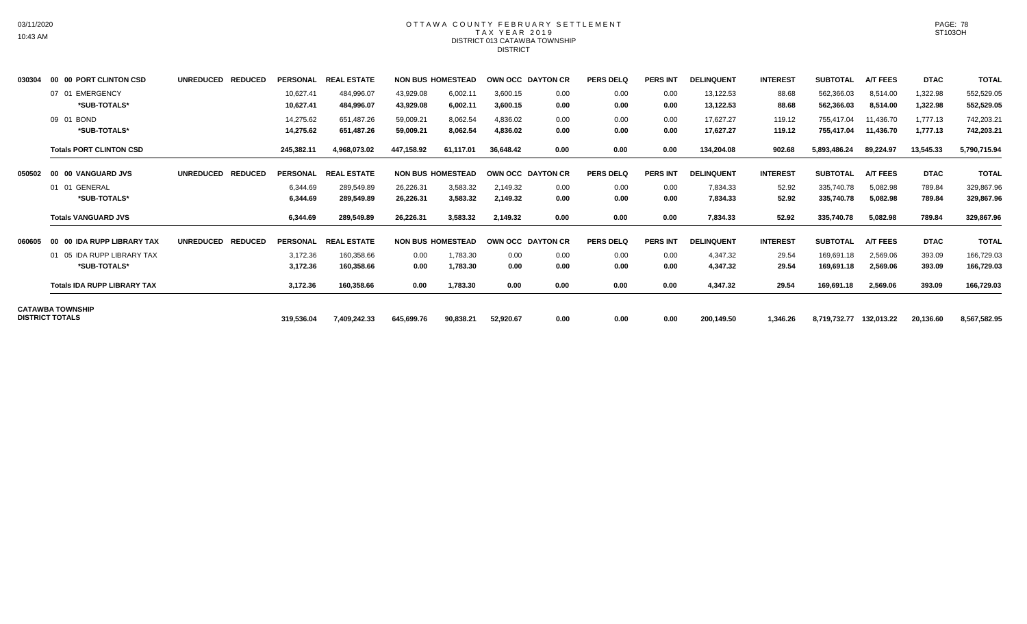# OTTAWA COUNTY FEBRUARY SETTLEMENT
## TAX YEAR 2019
### DISTRICT 013 CATAWBA TOWNSHIP
DISTRICT

| | UNREDUCED | REDUCED | PERSONAL | REAL ESTATE | NON BUS | HOMESTEAD | OWN OCC | DAYTON CR | PERS DELQ | PERS INT | DELINQUENT | INTEREST | SUBTOTAL | A/T FEES | DTAC | TOTAL |
|---|---|---|---|---|---|---|---|---|---|---|---|---|---|---|---|---|
| **030304 00 00 PORT CLINTON CSD** | | | | | | | | | | | | | | | | |
| 07 01 EMERGENCY | | | 10,627.41 | 484,996.07 | 43,929.08 | 6,002.11 | 3,600.15 | 0.00 | 0.00 | 0.00 | 13,122.53 | 88.68 | 562,366.03 | 8,514.00 | 1,322.98 | 552,529.05 |
| *SUB-TOTALS* | | | 10,627.41 | 484,996.07 | 43,929.08 | 6,002.11 | 3,600.15 | 0.00 | 0.00 | 0.00 | 13,122.53 | 88.68 | 562,366.03 | 8,514.00 | 1,322.98 | 552,529.05 |
| 09 01 BOND | | | 14,275.62 | 651,487.26 | 59,009.21 | 8,062.54 | 4,836.02 | 0.00 | 0.00 | 0.00 | 17,627.27 | 119.12 | 755,417.04 | 11,436.70 | 1,777.13 | 742,203.21 |
| *SUB-TOTALS* | | | 14,275.62 | 651,487.26 | 59,009.21 | 8,062.54 | 4,836.02 | 0.00 | 0.00 | 0.00 | 17,627.27 | 119.12 | 755,417.04 | 11,436.70 | 1,777.13 | 742,203.21 |
| **Totals PORT CLINTON CSD** | | | 245,382.11 | 4,968,073.02 | 447,158.92 | 61,117.01 | 36,648.42 | 0.00 | 0.00 | 0.00 | 134,204.08 | 902.68 | 5,893,486.24 | 89,224.97 | 13,545.33 | 5,790,715.94 |
| **050502 00 00 VANGUARD JVS** | | | | | | | | | | | | | | | | |
| 01 01 GENERAL | | | 6,344.69 | 289,549.89 | 26,226.31 | 3,583.32 | 2,149.32 | 0.00 | 0.00 | 0.00 | 7,834.33 | 52.92 | 335,740.78 | 5,082.98 | 789.84 | 329,867.96 |
| *SUB-TOTALS* | | | 6,344.69 | 289,549.89 | 26,226.31 | 3,583.32 | 2,149.32 | 0.00 | 0.00 | 0.00 | 7,834.33 | 52.92 | 335,740.78 | 5,082.98 | 789.84 | 329,867.96 |
| **Totals VANGUARD JVS** | | | 6,344.69 | 289,549.89 | 26,226.31 | 3,583.32 | 2,149.32 | 0.00 | 0.00 | 0.00 | 7,834.33 | 52.92 | 335,740.78 | 5,082.98 | 789.84 | 329,867.96 |
| **060605 00 00 IDA RUPP LIBRARY TAX** | | | | | | | | | | | | | | | | |
| 01 05 IDA RUPP LIBRARY TAX | | | 3,172.36 | 160,358.66 | 0.00 | 1,783.30 | 0.00 | 0.00 | 0.00 | 0.00 | 4,347.32 | 29.54 | 169,691.18 | 2,569.06 | 393.09 | 166,729.03 |
| *SUB-TOTALS* | | | 3,172.36 | 160,358.66 | 0.00 | 1,783.30 | 0.00 | 0.00 | 0.00 | 0.00 | 4,347.32 | 29.54 | 169,691.18 | 2,569.06 | 393.09 | 166,729.03 |
| **Totals IDA RUPP LIBRARY TAX** | | | 3,172.36 | 160,358.66 | 0.00 | 1,783.30 | 0.00 | 0.00 | 0.00 | 0.00 | 4,347.32 | 29.54 | 169,691.18 | 2,569.06 | 393.09 | 166,729.03 |
| **CATAWBA TOWNSHIP DISTRICT TOTALS** | | | 319,536.04 | 7,409,242.33 | 645,699.76 | 90,838.21 | 52,920.67 | 0.00 | 0.00 | 0.00 | 200,149.50 | 1,346.26 | 8,719,732.77 | 132,013.22 | 20,136.60 | 8,567,582.95 |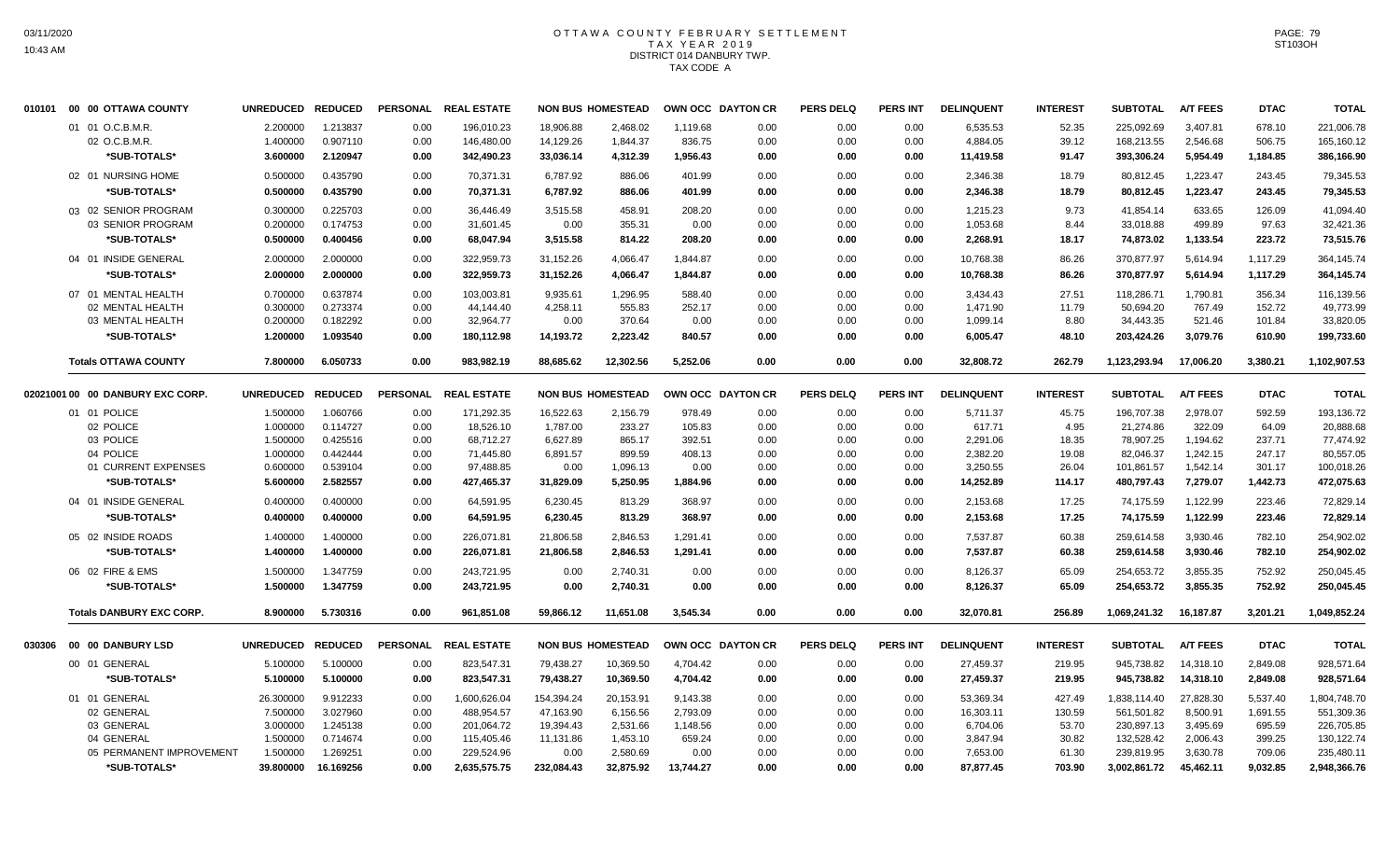# OTTAWA COUNTY FEBRUARY SETTLEMENT
## TAX YEAR 2019
## DISTRICT 014 DANBURY TWP.
## TAX CODE A

| | UNREDUCED | REDUCED | PERSONAL | REAL ESTATE | NON BUS | HOMESTEAD | OWN OCC | DAYTON CR | PERS DELQ | PERS INT | DELINQUENT | INTEREST | SUBTOTAL | A/T FEES | DTAC | TOTAL |
|---|---|---|---|---|---|---|---|---|---|---|---|---|---|---|---|---|
| **010101 00 00 OTTAWA COUNTY** | | | | | | | | | | | | | | | | |
| 01 01 O.C.B.M.R. | 2.200000 | 1.213837 | 0.00 | 196,010.23 | 18,906.88 | 2,468.02 | 1,119.68 | 0.00 | 0.00 | 0.00 | 6,535.53 | 52.35 | 225,092.69 | 3,407.81 | 678.10 | 221,006.78 |
| 02 O.C.B.M.R. | 1.400000 | 0.907110 | 0.00 | 146,480.00 | 14,129.26 | 1,844.37 | 836.75 | 0.00 | 0.00 | 0.00 | 4,884.05 | 39.12 | 168,213.55 | 2,546.68 | 506.75 | 165,160.12 |
| *SUB-TOTALS* | 3.600000 | 2.120947 | 0.00 | 342,490.23 | 33,036.14 | 4,312.39 | 1,956.43 | 0.00 | 0.00 | 0.00 | 11,419.58 | 91.47 | 393,306.24 | 5,954.49 | 1,184.85 | 386,166.90 |
| 02 01 NURSING HOME | 0.500000 | 0.435790 | 0.00 | 70,371.31 | 6,787.92 | 886.06 | 401.99 | 0.00 | 0.00 | 0.00 | 2,346.38 | 18.79 | 80,812.45 | 1,223.47 | 243.45 | 79,345.53 |
| *SUB-TOTALS* | 0.500000 | 0.435790 | 0.00 | 70,371.31 | 6,787.92 | 886.06 | 401.99 | 0.00 | 0.00 | 0.00 | 2,346.38 | 18.79 | 80,812.45 | 1,223.47 | 243.45 | 79,345.53 |
| 03 02 SENIOR PROGRAM | 0.300000 | 0.225703 | 0.00 | 36,446.49 | 3,515.58 | 458.91 | 208.20 | 0.00 | 0.00 | 0.00 | 1,215.23 | 9.73 | 41,854.14 | 633.65 | 126.09 | 41,094.40 |
| 03 SENIOR PROGRAM | 0.200000 | 0.174753 | 0.00 | 31,601.45 | 0.00 | 355.31 | 0.00 | 0.00 | 0.00 | 0.00 | 1,053.68 | 8.44 | 33,018.88 | 499.89 | 97.63 | 32,421.36 |
| *SUB-TOTALS* | 0.500000 | 0.400456 | 0.00 | 68,047.94 | 3,515.58 | 814.22 | 208.20 | 0.00 | 0.00 | 0.00 | 2,268.91 | 18.17 | 74,873.02 | 1,133.54 | 223.72 | 73,515.76 |
| 04 01 INSIDE GENERAL | 2.000000 | 2.000000 | 0.00 | 322,959.73 | 31,152.26 | 4,066.47 | 1,844.87 | 0.00 | 0.00 | 0.00 | 10,768.38 | 86.26 | 370,877.97 | 5,614.94 | 1,117.29 | 364,145.74 |
| *SUB-TOTALS* | 2.000000 | 2.000000 | 0.00 | 322,959.73 | 31,152.26 | 4,066.47 | 1,844.87 | 0.00 | 0.00 | 0.00 | 10,768.38 | 86.26 | 370,877.97 | 5,614.94 | 1,117.29 | 364,145.74 |
| 07 01 MENTAL HEALTH | 0.700000 | 0.637874 | 0.00 | 103,003.81 | 9,935.61 | 1,296.95 | 588.40 | 0.00 | 0.00 | 0.00 | 3,434.43 | 27.51 | 118,286.71 | 1,790.81 | 356.34 | 116,139.56 |
| 02 MENTAL HEALTH | 0.300000 | 0.273374 | 0.00 | 44,144.40 | 4,258.11 | 555.83 | 252.17 | 0.00 | 0.00 | 0.00 | 1,471.90 | 11.79 | 50,694.20 | 767.49 | 152.72 | 49,773.99 |
| 03 MENTAL HEALTH | 0.200000 | 0.182292 | 0.00 | 32,964.77 | 0.00 | 370.64 | 0.00 | 0.00 | 0.00 | 0.00 | 1,099.14 | 8.80 | 34,443.35 | 521.46 | 101.84 | 33,820.05 |
| *SUB-TOTALS* | 1.200000 | 1.093540 | 0.00 | 180,112.98 | 14,193.72 | 2,223.42 | 840.57 | 0.00 | 0.00 | 0.00 | 6,005.47 | 48.10 | 203,424.26 | 3,079.76 | 610.90 | 199,733.60 |
| **Totals OTTAWA COUNTY** | 7.800000 | 6.050733 | 0.00 | 983,982.19 | 88,685.62 | 12,302.56 | 5,252.06 | 0.00 | 0.00 | 0.00 | 32,808.72 | 262.79 | 1,123,293.94 | 17,006.20 | 3,380.21 | 1,102,907.53 |

| | UNREDUCED | REDUCED | PERSONAL | REAL ESTATE | NON BUS | HOMESTEAD | OWN OCC | DAYTON CR | PERS DELQ | PERS INT | DELINQUENT | INTEREST | SUBTOTAL | A/T FEES | DTAC | TOTAL |
|---|---|---|---|---|---|---|---|---|---|---|---|---|---|---|---|---|
| **02021001 00 00 DANBURY EXC CORP.** | | | | | | | | | | | | | | | | |
| 01 01 POLICE | 1.500000 | 1.060766 | 0.00 | 171,292.35 | 16,522.63 | 2,156.79 | 978.49 | 0.00 | 0.00 | 0.00 | 5,711.37 | 45.75 | 196,707.38 | 2,978.07 | 592.59 | 193,136.72 |
| 02 POLICE | 1.000000 | 0.114727 | 0.00 | 18,526.10 | 1,787.00 | 233.27 | 105.83 | 0.00 | 0.00 | 0.00 | 617.71 | 4.95 | 21,274.86 | 322.09 | 64.09 | 20,888.68 |
| 03 POLICE | 1.500000 | 0.425516 | 0.00 | 68,712.27 | 6,627.89 | 865.17 | 392.51 | 0.00 | 0.00 | 0.00 | 2,291.06 | 18.35 | 78,907.25 | 1,194.62 | 237.71 | 77,474.92 |
| 04 POLICE | 1.000000 | 0.442444 | 0.00 | 71,445.80 | 6,891.57 | 899.59 | 408.13 | 0.00 | 0.00 | 0.00 | 2,382.20 | 19.08 | 82,046.37 | 1,242.15 | 247.17 | 80,557.05 |
| 01 CURRENT EXPENSES | 0.600000 | 0.539104 | 0.00 | 97,488.85 | 0.00 | 1,096.13 | 0.00 | 0.00 | 0.00 | 0.00 | 3,250.55 | 26.04 | 101,861.57 | 1,542.14 | 301.17 | 100,018.26 |
| *SUB-TOTALS* | 5.600000 | 2.582557 | 0.00 | 427,465.37 | 31,829.09 | 5,250.95 | 1,884.96 | 0.00 | 0.00 | 0.00 | 14,252.89 | 114.17 | 480,797.43 | 7,279.07 | 1,442.73 | 472,075.63 |
| 04 01 INSIDE GENERAL | 0.400000 | 0.400000 | 0.00 | 64,591.95 | 6,230.45 | 813.29 | 368.97 | 0.00 | 0.00 | 0.00 | 2,153.68 | 17.25 | 74,175.59 | 1,122.99 | 223.46 | 72,829.14 |
| *SUB-TOTALS* | 0.400000 | 0.400000 | 0.00 | 64,591.95 | 6,230.45 | 813.29 | 368.97 | 0.00 | 0.00 | 0.00 | 2,153.68 | 17.25 | 74,175.59 | 1,122.99 | 223.46 | 72,829.14 |
| 05 02 INSIDE ROADS | 1.400000 | 1.400000 | 0.00 | 226,071.81 | 21,806.58 | 2,846.53 | 1,291.41 | 0.00 | 0.00 | 0.00 | 7,537.87 | 60.38 | 259,614.58 | 3,930.46 | 782.10 | 254,902.02 |
| *SUB-TOTALS* | 1.400000 | 1.400000 | 0.00 | 226,071.81 | 21,806.58 | 2,846.53 | 1,291.41 | 0.00 | 0.00 | 0.00 | 7,537.87 | 60.38 | 259,614.58 | 3,930.46 | 782.10 | 254,902.02 |
| 06 02 FIRE & EMS | 1.500000 | 1.347759 | 0.00 | 243,721.95 | 0.00 | 2,740.31 | 0.00 | 0.00 | 0.00 | 0.00 | 8,126.37 | 65.09 | 254,653.72 | 3,855.35 | 752.92 | 250,045.45 |
| *SUB-TOTALS* | 1.500000 | 1.347759 | 0.00 | 243,721.95 | 0.00 | 2,740.31 | 0.00 | 0.00 | 0.00 | 0.00 | 8,126.37 | 65.09 | 254,653.72 | 3,855.35 | 752.92 | 250,045.45 |
| **Totals DANBURY EXC CORP.** | 8.900000 | 5.730316 | 0.00 | 961,851.08 | 59,866.12 | 11,651.08 | 3,545.34 | 0.00 | 0.00 | 0.00 | 32,070.81 | 256.89 | 1,069,241.32 | 16,187.87 | 3,201.21 | 1,049,852.24 |

| | UNREDUCED | REDUCED | PERSONAL | REAL ESTATE | NON BUS | HOMESTEAD | OWN OCC | DAYTON CR | PERS DELQ | PERS INT | DELINQUENT | INTEREST | SUBTOTAL | A/T FEES | DTAC | TOTAL |
|---|---|---|---|---|---|---|---|---|---|---|---|---|---|---|---|---|
| **030306 00 00 DANBURY LSD** | | | | | | | | | | | | | | | | |
| 00 01 GENERAL | 5.100000 | 5.100000 | 0.00 | 823,547.31 | 79,438.27 | 10,369.50 | 4,704.42 | 0.00 | 0.00 | 0.00 | 27,459.37 | 219.95 | 945,738.82 | 14,318.10 | 2,849.08 | 928,571.64 |
| *SUB-TOTALS* | 5.100000 | 5.100000 | 0.00 | 823,547.31 | 79,438.27 | 10,369.50 | 4,704.42 | 0.00 | 0.00 | 0.00 | 27,459.37 | 219.95 | 945,738.82 | 14,318.10 | 2,849.08 | 928,571.64 |
| 01 01 GENERAL | 26.300000 | 9.912233 | 0.00 | 1,600,626.04 | 154,394.24 | 20,153.91 | 9,143.38 | 0.00 | 0.00 | 0.00 | 53,369.34 | 427.49 | 1,838,114.40 | 27,828.30 | 5,537.40 | 1,804,748.70 |
| 02 GENERAL | 7.500000 | 3.027960 | 0.00 | 488,954.57 | 47,163.90 | 6,156.56 | 2,793.09 | 0.00 | 0.00 | 0.00 | 16,303.11 | 130.59 | 561,501.82 | 8,500.91 | 1,691.55 | 551,309.36 |
| 03 GENERAL | 3.000000 | 1.245138 | 0.00 | 201,064.72 | 19,394.43 | 2,531.66 | 1,148.56 | 0.00 | 0.00 | 0.00 | 6,704.06 | 53.70 | 230,897.13 | 3,495.69 | 695.59 | 226,705.85 |
| 04 GENERAL | 1.500000 | 0.714674 | 0.00 | 115,405.46 | 11,131.86 | 1,453.10 | 659.24 | 0.00 | 0.00 | 0.00 | 3,847.94 | 30.82 | 132,528.42 | 2,006.43 | 399.25 | 130,122.74 |
| 05 PERMANENT IMPROVEMENT | 1.500000 | 1.269251 | 0.00 | 229,524.96 | 0.00 | 2,580.69 | 0.00 | 0.00 | 0.00 | 0.00 | 7,653.00 | 61.30 | 239,819.95 | 3,630.78 | 709.06 | 235,480.11 |
| *SUB-TOTALS* | 39.800000 | 16.169256 | 0.00 | 2,635,575.75 | 232,084.43 | 32,875.92 | 13,744.27 | 0.00 | 0.00 | 0.00 | 87,877.45 | 703.90 | 3,002,861.72 | 45,462.11 | 9,032.85 | 2,948,366.76 |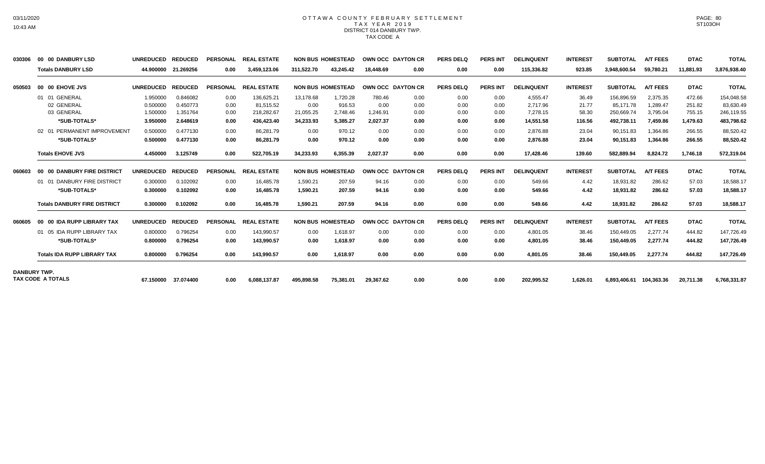# OTTAWA COUNTY FEBRUARY SETTLEMENT
## TAX YEAR 2019
### DISTRICT 014 DANBURY TWP.
### TAX CODE A

| | | UNREDUCED | REDUCED | PERSONAL | REAL ESTATE | NON BUS | HOMESTEAD | OWN OCC | DAYTON CR | PERS DELQ | PERS INT | DELINQUENT | INTEREST | SUBTOTAL | A/T FEES | DTAC | TOTAL |
|---|---|---|---|---|---|---|---|---|---|---|---|---|---|---|---|---|---|
| 030306 | 00 00 DANBURY LSD | UNREDUCED | REDUCED | PERSONAL | REAL ESTATE | NON BUS | HOMESTEAD | OWN OCC | DAYTON CR | PERS DELQ | PERS INT | DELINQUENT | INTEREST | SUBTOTAL | A/T FEES | DTAC | TOTAL |
| | **Totals DANBURY LSD** | **44.900000** | **21.269256** | **0.00** | **3,459,123.06** | **311,522.70** | **43,245.42** | **18,448.69** | **0.00** | **0.00** | **0.00** | **115,336.82** | **923.85** | **3,948,600.54** | **59,780.21** | **11,881.93** | **3,876,938.40** |
| 050503 | 00 00 EHOVE JVS | UNREDUCED | REDUCED | PERSONAL | REAL ESTATE | NON BUS | HOMESTEAD | OWN OCC | DAYTON CR | PERS DELQ | PERS INT | DELINQUENT | INTEREST | SUBTOTAL | A/T FEES | DTAC | TOTAL |
| | 01 01 GENERAL | 1.950000 | 0.846082 | 0.00 | 136,625.21 | 13,178.68 | 1,720.28 | 780.46 | 0.00 | 0.00 | 0.00 | 4,555.47 | 36.49 | 156,896.59 | 2,375.35 | 472.66 | 154,048.58 |
| | 02 GENERAL | 0.500000 | 0.450773 | 0.00 | 81,515.52 | 0.00 | 916.53 | 0.00 | 0.00 | 0.00 | 0.00 | 2,717.96 | 21.77 | 85,171.78 | 1,289.47 | 251.82 | 83,630.49 |
| | 03 GENERAL | 1.500000 | 1.351764 | 0.00 | 218,282.67 | 21,055.25 | 2,748.46 | 1,246.91 | 0.00 | 0.00 | 0.00 | 7,278.15 | 58.30 | 250,669.74 | 3,795.04 | 755.15 | 246,119.55 |
| | **\*SUB-TOTALS\*** | **3.950000** | **2.648619** | **0.00** | **436,423.40** | **34,233.93** | **5,385.27** | **2,027.37** | **0.00** | **0.00** | **0.00** | **14,551.58** | **116.56** | **492,738.11** | **7,459.86** | **1,479.63** | **483,798.62** |
| | 02 01 PERMANENT IMPROVEMENT | 0.500000 | 0.477130 | 0.00 | 86,281.79 | 0.00 | 970.12 | 0.00 | 0.00 | 0.00 | 0.00 | 2,876.88 | 23.04 | 90,151.83 | 1,364.86 | 266.55 | 88,520.42 |
| | **\*SUB-TOTALS\*** | **0.500000** | **0.477130** | **0.00** | **86,281.79** | **0.00** | **970.12** | **0.00** | **0.00** | **0.00** | **0.00** | **2,876.88** | **23.04** | **90,151.83** | **1,364.86** | **266.55** | **88,520.42** |
| | **Totals EHOVE JVS** | **4.450000** | **3.125749** | **0.00** | **522,705.19** | **34,233.93** | **6,355.39** | **2,027.37** | **0.00** | **0.00** | **0.00** | **17,428.46** | **139.60** | **582,889.94** | **8,824.72** | **1,746.18** | **572,319.04** |
| 060603 | 00 00 DANBURY FIRE DISTRICT | UNREDUCED | REDUCED | PERSONAL | REAL ESTATE | NON BUS | HOMESTEAD | OWN OCC | DAYTON CR | PERS DELQ | PERS INT | DELINQUENT | INTEREST | SUBTOTAL | A/T FEES | DTAC | TOTAL |
| | 01 01 DANBURY FIRE DISTRICT | 0.300000 | 0.102092 | 0.00 | 16,485.78 | 1,590.21 | 207.59 | 94.16 | 0.00 | 0.00 | 0.00 | 549.66 | 4.42 | 18,931.82 | 286.62 | 57.03 | 18,588.17 |
| | **\*SUB-TOTALS\*** | **0.300000** | **0.102092** | **0.00** | **16,485.78** | **1,590.21** | **207.59** | **94.16** | **0.00** | **0.00** | **0.00** | **549.66** | **4.42** | **18,931.82** | **286.62** | **57.03** | **18,588.17** |
| | **Totals DANBURY FIRE DISTRICT** | **0.300000** | **0.102092** | **0.00** | **16,485.78** | **1,590.21** | **207.59** | **94.16** | **0.00** | **0.00** | **0.00** | **549.66** | **4.42** | **18,931.82** | **286.62** | **57.03** | **18,588.17** |
| 060605 | 00 00 IDA RUPP LIBRARY TAX | UNREDUCED | REDUCED | PERSONAL | REAL ESTATE | NON BUS | HOMESTEAD | OWN OCC | DAYTON CR | PERS DELQ | PERS INT | DELINQUENT | INTEREST | SUBTOTAL | A/T FEES | DTAC | TOTAL |
| | 01 05 IDA RUPP LIBRARY TAX | 0.800000 | 0.796254 | 0.00 | 143,990.57 | 0.00 | 1,618.97 | 0.00 | 0.00 | 0.00 | 0.00 | 4,801.05 | 38.46 | 150,449.05 | 2,277.74 | 444.82 | 147,726.49 |
| | **\*SUB-TOTALS\*** | **0.800000** | **0.796254** | **0.00** | **143,990.57** | **0.00** | **1,618.97** | **0.00** | **0.00** | **0.00** | **0.00** | **4,801.05** | **38.46** | **150,449.05** | **2,277.74** | **444.82** | **147,726.49** |
| | **Totals IDA RUPP LIBRARY TAX** | **0.800000** | **0.796254** | **0.00** | **143,990.57** | **0.00** | **1,618.97** | **0.00** | **0.00** | **0.00** | **0.00** | **4,801.05** | **38.46** | **150,449.05** | **2,277.74** | **444.82** | **147,726.49** |
| **DANBURY TWP.** | **TAX CODE A TOTALS** | **67.150000** | **37.074400** | **0.00** | **6,088,137.87** | **495,898.58** | **75,381.01** | **29,367.62** | **0.00** | **0.00** | **0.00** | **202,995.52** | **1,626.01** | **6,893,406.61** | **104,363.36** | **20,711.38** | **6,768,331.87** |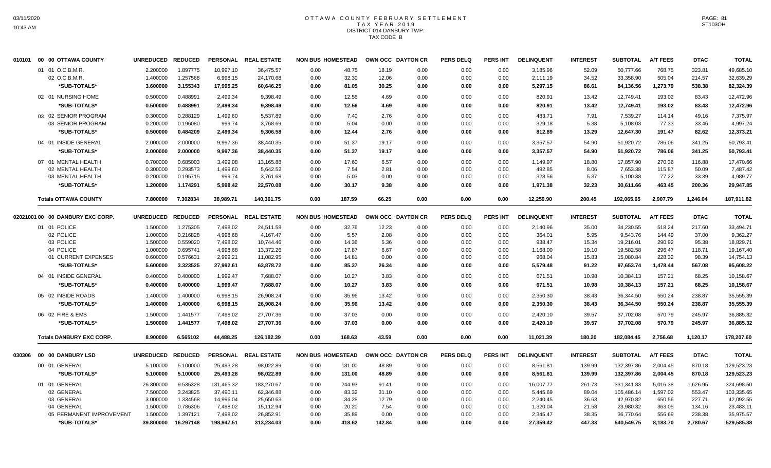# OTTAWA COUNTY FEBRUARY SETTLEMENT
## TAX YEAR 2019
## DISTRICT 014 DANBURY TWP.
## TAX CODE B

| | | UNREDUCED | REDUCED | PERSONAL | REAL ESTATE | NON BUS | HOMESTEAD | OWN OCC | DAYTON CR | PERS DELQ | PERS INT | DELINQUENT | INTEREST | SUBTOTAL | A/T FEES | DTAC | TOTAL |
|---|---|---|---|---|---|---|---|---|---|---|---|---|---|---|---|---|---|
| 010101 | 00 00 OTTAWA COUNTY | | | | | | | | | | | | | | | | |
| | 01 01 O.C.B.M.R. | 2.200000 | 1.897775 | 10,997.10 | 36,475.57 | 0.00 | 48.75 | 18.19 | 0.00 | 0.00 | 0.00 | 3,185.96 | 52.09 | 50,777.66 | 768.75 | 323.81 | 49,685.10 |
| | 02 O.C.B.M.R. | 1.400000 | 1.257568 | 6,998.15 | 24,170.68 | 0.00 | 32.30 | 12.06 | 0.00 | 0.00 | 0.00 | 2,111.19 | 34.52 | 33,358.90 | 505.04 | 214.57 | 32,639.29 |
| | *SUB-TOTALS* | 3.600000 | 3.155343 | 17,995.25 | 60,646.25 | 0.00 | 81.05 | 30.25 | 0.00 | 0.00 | 0.00 | 5,297.15 | 86.61 | 84,136.56 | 1,273.79 | 538.38 | 82,324.39 |
| | 02 01 NURSING HOME | 0.500000 | 0.488991 | 2,499.34 | 9,398.49 | 0.00 | 12.56 | 4.69 | 0.00 | 0.00 | 0.00 | 820.91 | 13.42 | 12,749.41 | 193.02 | 83.43 | 12,472.96 |
| | *SUB-TOTALS* | 0.500000 | 0.488991 | 2,499.34 | 9,398.49 | 0.00 | 12.56 | 4.69 | 0.00 | 0.00 | 0.00 | 820.91 | 13.42 | 12,749.41 | 193.02 | 83.43 | 12,472.96 |
| | 03 02 SENIOR PROGRAM | 0.300000 | 0.288129 | 1,499.60 | 5,537.89 | 0.00 | 7.40 | 2.76 | 0.00 | 0.00 | 0.00 | 483.71 | 7.91 | 7,539.27 | 114.14 | 49.16 | 7,375.97 |
| | 03 SENIOR PROGRAM | 0.200000 | 0.196080 | 999.74 | 3,768.69 | 0.00 | 5.04 | 0.00 | 0.00 | 0.00 | 0.00 | 329.18 | 5.38 | 5,108.03 | 77.33 | 33.46 | 4,997.24 |
| | *SUB-TOTALS* | 0.500000 | 0.484209 | 2,499.34 | 9,306.58 | 0.00 | 12.44 | 2.76 | 0.00 | 0.00 | 0.00 | 812.89 | 13.29 | 12,647.30 | 191.47 | 82.62 | 12,373.21 |
| | 04 01 INSIDE GENERAL | 2.000000 | 2.000000 | 9,997.36 | 38,440.35 | 0.00 | 51.37 | 19.17 | 0.00 | 0.00 | 0.00 | 3,357.57 | 54.90 | 51,920.72 | 786.06 | 341.25 | 50,793.41 |
| | *SUB-TOTALS* | 2.000000 | 2.000000 | 9,997.36 | 38,440.35 | 0.00 | 51.37 | 19.17 | 0.00 | 0.00 | 0.00 | 3,357.57 | 54.90 | 51,920.72 | 786.06 | 341.25 | 50,793.41 |
| | 07 01 MENTAL HEALTH | 0.700000 | 0.685003 | 3,499.08 | 13,165.88 | 0.00 | 17.60 | 6.57 | 0.00 | 0.00 | 0.00 | 1,149.97 | 18.80 | 17,857.90 | 270.36 | 116.88 | 17,470.66 |
| | 02 MENTAL HEALTH | 0.300000 | 0.293573 | 1,499.60 | 5,642.52 | 0.00 | 7.54 | 2.81 | 0.00 | 0.00 | 0.00 | 492.85 | 8.06 | 7,653.38 | 115.87 | 50.09 | 7,487.42 |
| | 03 MENTAL HEALTH | 0.200000 | 0.195715 | 999.74 | 3,761.68 | 0.00 | 5.03 | 0.00 | 0.00 | 0.00 | 0.00 | 328.56 | 5.37 | 5,100.38 | 77.22 | 33.39 | 4,989.77 |
| | *SUB-TOTALS* | 1.200000 | 1.174291 | 5,998.42 | 22,570.08 | 0.00 | 30.17 | 9.38 | 0.00 | 0.00 | 0.00 | 1,971.38 | 32.23 | 30,611.66 | 463.45 | 200.36 | 29,947.85 |
| | **Totals OTTAWA COUNTY** | 7.800000 | 7.302834 | 38,989.71 | 140,361.75 | 0.00 | 187.59 | 66.25 | 0.00 | 0.00 | 0.00 | 12,259.90 | 200.45 | 192,065.65 | 2,907.79 | 1,246.04 | 187,911.82 |
| 02021001 | 00 00 DANBURY EXC CORP. | UNREDUCED | REDUCED | PERSONAL | REAL ESTATE | NON BUS | HOMESTEAD | OWN OCC | DAYTON CR | PERS DELQ | PERS INT | DELINQUENT | INTEREST | SUBTOTAL | A/T FEES | DTAC | TOTAL |
| | 01 01 POLICE | 1.500000 | 1.275305 | 7,498.02 | 24,511.58 | 0.00 | 32.76 | 12.23 | 0.00 | 0.00 | 0.00 | 2,140.96 | 35.00 | 34,230.55 | 518.24 | 217.60 | 33,494.71 |
| | 02 POLICE | 1.000000 | 0.216828 | 4,998.68 | 4,167.47 | 0.00 | 5.57 | 2.08 | 0.00 | 0.00 | 0.00 | 364.01 | 5.95 | 9,543.76 | 144.49 | 37.00 | 9,362.27 |
| | 03 POLICE | 1.500000 | 0.559020 | 7,498.02 | 10,744.46 | 0.00 | 14.36 | 5.36 | 0.00 | 0.00 | 0.00 | 938.47 | 15.34 | 19,216.01 | 290.92 | 95.38 | 18,829.71 |
| | 04 POLICE | 1.000000 | 0.695741 | 4,998.68 | 13,372.26 | 0.00 | 17.87 | 6.67 | 0.00 | 0.00 | 0.00 | 1,168.00 | 19.10 | 19,582.58 | 296.47 | 118.71 | 19,167.40 |
| | 01 CURRENT EXPENSES | 0.600000 | 0.576631 | 2,999.21 | 11,082.95 | 0.00 | 14.81 | 0.00 | 0.00 | 0.00 | 0.00 | 968.04 | 15.83 | 15,080.84 | 228.32 | 98.39 | 14,754.13 |
| | *SUB-TOTALS* | 5.600000 | 3.323525 | 27,992.61 | 63,878.72 | 0.00 | 85.37 | 26.34 | 0.00 | 0.00 | 0.00 | 5,579.48 | 91.22 | 97,653.74 | 1,478.44 | 567.08 | 95,608.22 |
| | 04 01 INSIDE GENERAL | 0.400000 | 0.400000 | 1,999.47 | 7,688.07 | 0.00 | 10.27 | 3.83 | 0.00 | 0.00 | 0.00 | 671.51 | 10.98 | 10,384.13 | 157.21 | 68.25 | 10,158.67 |
| | *SUB-TOTALS* | 0.400000 | 0.400000 | 1,999.47 | 7,688.07 | 0.00 | 10.27 | 3.83 | 0.00 | 0.00 | 0.00 | 671.51 | 10.98 | 10,384.13 | 157.21 | 68.25 | 10,158.67 |
| | 05 02 INSIDE ROADS | 1.400000 | 1.400000 | 6,998.15 | 26,908.24 | 0.00 | 35.96 | 13.42 | 0.00 | 0.00 | 0.00 | 2,350.30 | 38.43 | 36,344.50 | 550.24 | 238.87 | 35,555.39 |
| | *SUB-TOTALS* | 1.400000 | 1.400000 | 6,998.15 | 26,908.24 | 0.00 | 35.96 | 13.42 | 0.00 | 0.00 | 0.00 | 2,350.30 | 38.43 | 36,344.50 | 550.24 | 238.87 | 35,555.39 |
| | 06 02 FIRE & EMS | 1.500000 | 1.441577 | 7,498.02 | 27,707.36 | 0.00 | 37.03 | 0.00 | 0.00 | 0.00 | 0.00 | 2,420.10 | 39.57 | 37,702.08 | 570.79 | 245.97 | 36,885.32 |
| | *SUB-TOTALS* | 1.500000 | 1.441577 | 7,498.02 | 27,707.36 | 0.00 | 37.03 | 0.00 | 0.00 | 0.00 | 0.00 | 2,420.10 | 39.57 | 37,702.08 | 570.79 | 245.97 | 36,885.32 |
| | **Totals DANBURY EXC CORP.** | 8.900000 | 6.565102 | 44,488.25 | 126,182.39 | 0.00 | 168.63 | 43.59 | 0.00 | 0.00 | 0.00 | 11,021.39 | 180.20 | 182,084.45 | 2,756.68 | 1,120.17 | 178,207.60 |
| 030306 | 00 00 DANBURY LSD | UNREDUCED | REDUCED | PERSONAL | REAL ESTATE | NON BUS | HOMESTEAD | OWN OCC | DAYTON CR | PERS DELQ | PERS INT | DELINQUENT | INTEREST | SUBTOTAL | A/T FEES | DTAC | TOTAL |
| | 00 01 GENERAL | 5.100000 | 5.100000 | 25,493.28 | 98,022.89 | 0.00 | 131.00 | 48.89 | 0.00 | 0.00 | 0.00 | 8,561.81 | 139.99 | 132,397.86 | 2,004.45 | 870.18 | 129,523.23 |
| | *SUB-TOTALS* | 5.100000 | 5.100000 | 25,493.28 | 98,022.89 | 0.00 | 131.00 | 48.89 | 0.00 | 0.00 | 0.00 | 8,561.81 | 139.99 | 132,397.86 | 2,004.45 | 870.18 | 129,523.23 |
| | 01 01 GENERAL | 26.300000 | 9.535328 | 131,465.32 | 183,270.67 | 0.00 | 244.93 | 91.41 | 0.00 | 0.00 | 0.00 | 16,007.77 | 261.73 | 331,341.83 | 5,016.38 | 1,626.95 | 324,698.50 |
| | 02 GENERAL | 7.500000 | 3.243825 | 37,490.11 | 62,346.88 | 0.00 | 83.32 | 31.10 | 0.00 | 0.00 | 0.00 | 5,445.69 | 89.04 | 105,486.14 | 1,597.02 | 553.47 | 103,335.65 |
| | 03 GENERAL | 3.000000 | 1.334568 | 14,996.04 | 25,650.63 | 0.00 | 34.28 | 12.79 | 0.00 | 0.00 | 0.00 | 2,240.45 | 36.63 | 42,970.82 | 650.56 | 227.71 | 42,092.55 |
| | 04 GENERAL | 1.500000 | 0.786306 | 7,498.02 | 15,112.94 | 0.00 | 20.20 | 7.54 | 0.00 | 0.00 | 0.00 | 1,320.04 | 21.58 | 23,980.32 | 363.05 | 134.16 | 23,483.11 |
| | 05 PERMANENT IMPROVEMENT | 1.500000 | 1.397121 | 7,498.02 | 26,852.91 | 0.00 | 35.89 | 0.00 | 0.00 | 0.00 | 0.00 | 2,345.47 | 38.35 | 36,770.64 | 556.69 | 238.38 | 35,975.57 |
| | *SUB-TOTALS* | 39.800000 | 16.297148 | 198,947.51 | 313,234.03 | 0.00 | 418.62 | 142.84 | 0.00 | 0.00 | 0.00 | 27,359.42 | 447.33 | 540,549.75 | 8,183.70 | 2,780.67 | 529,585.38 |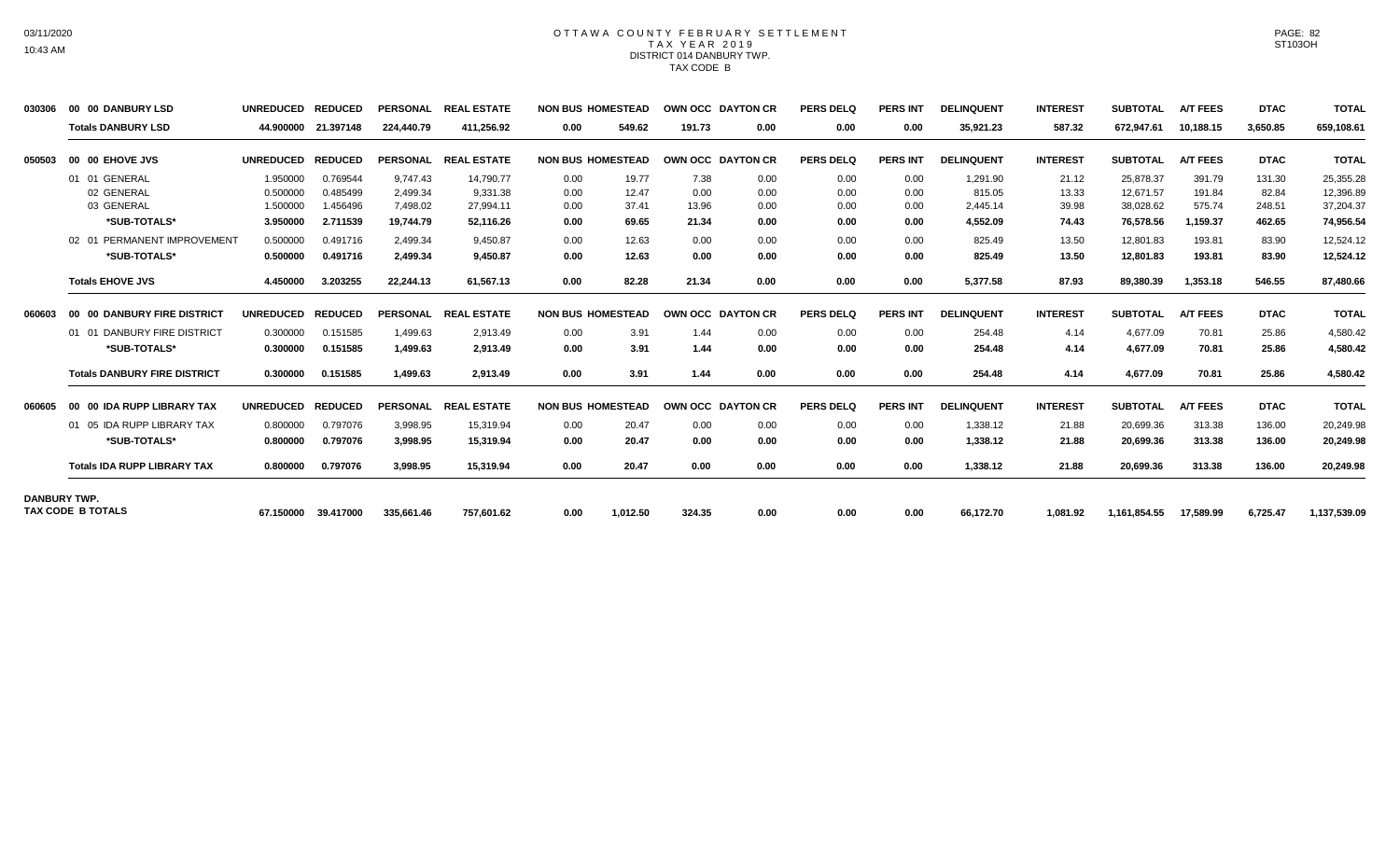# OTTAWA COUNTY FEBRUARY SETTLEMENT
## TAX YEAR 2019
### DISTRICT 014 DANBURY TWP.
### TAX CODE B

| | | UNREDUCED | REDUCED | PERSONAL | REAL ESTATE | NON BUS | HOMESTEAD | OWN OCC | DAYTON CR | PERS DELQ | PERS INT | DELINQUENT | INTEREST | SUBTOTAL | A/T FEES | DTAC | TOTAL |
|---|---|---|---|---|---|---|---|---|---|---|---|---|---|---|---|---|---|
| 030306 | 00 00 DANBURY LSD | | | | | | | | | | | | | | | | |
| | **Totals DANBURY LSD** | **44.900000** | **21.397148** | **224,440.79** | **411,256.92** | **0.00** | **549.62** | **191.73** | **0.00** | **0.00** | **0.00** | **35,921.23** | **587.32** | **672,947.61** | **10,188.15** | **3,650.85** | **659,108.61** |
| 050503 | 00 00 EHOVE JVS | UNREDUCED | REDUCED | PERSONAL | REAL ESTATE | NON BUS | HOMESTEAD | OWN OCC | DAYTON CR | PERS DELQ | PERS INT | DELINQUENT | INTEREST | SUBTOTAL | A/T FEES | DTAC | TOTAL |
| | 01 01 GENERAL | 1.950000 | 0.769544 | 9,747.43 | 14,790.77 | 0.00 | 19.77 | 7.38 | 0.00 | 0.00 | 0.00 | 1,291.90 | 21.12 | 25,878.37 | 391.79 | 131.30 | 25,355.28 |
| | 02 GENERAL | 0.500000 | 0.485499 | 2,499.34 | 9,331.38 | 0.00 | 12.47 | 0.00 | 0.00 | 0.00 | 0.00 | 815.05 | 13.33 | 12,671.57 | 191.84 | 82.84 | 12,396.89 |
| | 03 GENERAL | 1.500000 | 1.456496 | 7,498.02 | 27,994.11 | 0.00 | 37.41 | 13.96 | 0.00 | 0.00 | 0.00 | 2,445.14 | 39.98 | 38,028.62 | 575.74 | 248.51 | 37,204.37 |
| | **\*SUB-TOTALS\*** | **3.950000** | **2.711539** | **19,744.79** | **52,116.26** | **0.00** | **69.65** | **21.34** | **0.00** | **0.00** | **0.00** | **4,552.09** | **74.43** | **76,578.56** | **1,159.37** | **462.65** | **74,956.54** |
| | 02 01 PERMANENT IMPROVEMENT | 0.500000 | 0.491716 | 2,499.34 | 9,450.87 | 0.00 | 12.63 | 0.00 | 0.00 | 0.00 | 0.00 | 825.49 | 13.50 | 12,801.83 | 193.81 | 83.90 | 12,524.12 |
| | **\*SUB-TOTALS\*** | **0.500000** | **0.491716** | **2,499.34** | **9,450.87** | **0.00** | **12.63** | **0.00** | **0.00** | **0.00** | **0.00** | **825.49** | **13.50** | **12,801.83** | **193.81** | **83.90** | **12,524.12** |
| | **Totals EHOVE JVS** | **4.450000** | **3.203255** | **22,244.13** | **61,567.13** | **0.00** | **82.28** | **21.34** | **0.00** | **0.00** | **0.00** | **5,377.58** | **87.93** | **89,380.39** | **1,353.18** | **546.55** | **87,480.66** |
| 060603 | 00 00 DANBURY FIRE DISTRICT | UNREDUCED | REDUCED | PERSONAL | REAL ESTATE | NON BUS | HOMESTEAD | OWN OCC | DAYTON CR | PERS DELQ | PERS INT | DELINQUENT | INTEREST | SUBTOTAL | A/T FEES | DTAC | TOTAL |
| | 01 01 DANBURY FIRE DISTRICT | 0.300000 | 0.151585 | 1,499.63 | 2,913.49 | 0.00 | 3.91 | 1.44 | 0.00 | 0.00 | 0.00 | 254.48 | 4.14 | 4,677.09 | 70.81 | 25.86 | 4,580.42 |
| | **\*SUB-TOTALS\*** | **0.300000** | **0.151585** | **1,499.63** | **2,913.49** | **0.00** | **3.91** | **1.44** | **0.00** | **0.00** | **0.00** | **254.48** | **4.14** | **4,677.09** | **70.81** | **25.86** | **4,580.42** |
| | **Totals DANBURY FIRE DISTRICT** | **0.300000** | **0.151585** | **1,499.63** | **2,913.49** | **0.00** | **3.91** | **1.44** | **0.00** | **0.00** | **0.00** | **254.48** | **4.14** | **4,677.09** | **70.81** | **25.86** | **4,580.42** |
| 060605 | 00 00 IDA RUPP LIBRARY TAX | UNREDUCED | REDUCED | PERSONAL | REAL ESTATE | NON BUS | HOMESTEAD | OWN OCC | DAYTON CR | PERS DELQ | PERS INT | DELINQUENT | INTEREST | SUBTOTAL | A/T FEES | DTAC | TOTAL |
| | 01 05 IDA RUPP LIBRARY TAX | 0.800000 | 0.797076 | 3,998.95 | 15,319.94 | 0.00 | 20.47 | 0.00 | 0.00 | 0.00 | 0.00 | 1,338.12 | 21.88 | 20,699.36 | 313.38 | 136.00 | 20,249.98 |
| | **\*SUB-TOTALS\*** | **0.800000** | **0.797076** | **3,998.95** | **15,319.94** | **0.00** | **20.47** | **0.00** | **0.00** | **0.00** | **0.00** | **1,338.12** | **21.88** | **20,699.36** | **313.38** | **136.00** | **20,249.98** |
| | **Totals IDA RUPP LIBRARY TAX** | **0.800000** | **0.797076** | **3,998.95** | **15,319.94** | **0.00** | **20.47** | **0.00** | **0.00** | **0.00** | **0.00** | **1,338.12** | **21.88** | **20,699.36** | **313.38** | **136.00** | **20,249.98** |
| **DANBURY TWP. TAX CODE B TOTALS** | | **67.150000** | **39.417000** | **335,661.46** | **757,601.62** | **0.00** | **1,012.50** | **324.35** | **0.00** | **0.00** | **0.00** | **66,172.70** | **1,081.92** | **1,161,854.55** | **17,589.99** | **6,725.47** | **1,137,539.09** |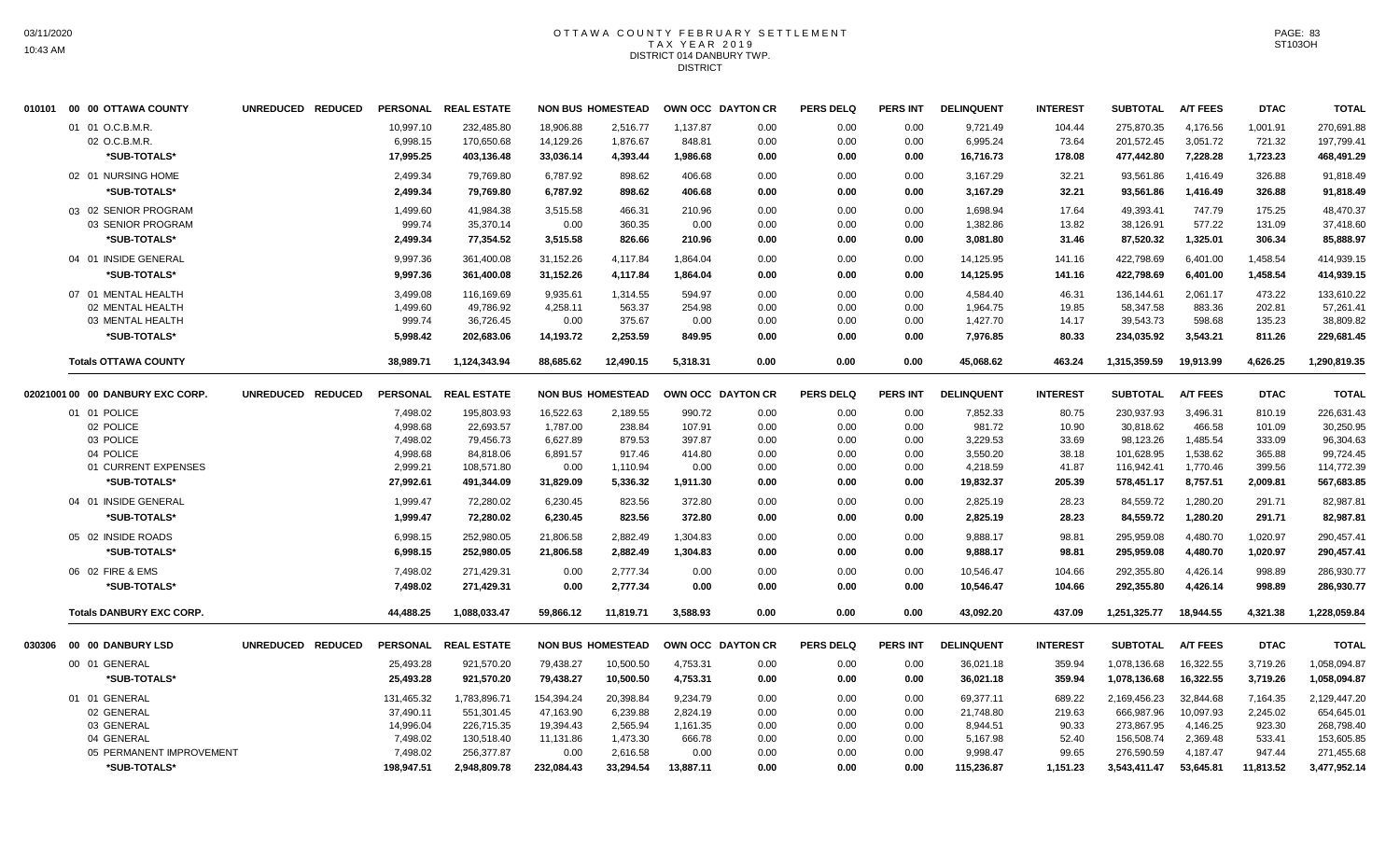# OTTAWA COUNTY FEBRUARY SETTLEMENT
## TAX YEAR 2019
### DISTRICT 014 DANBURY TWP.
### DISTRICT

| | | UNREDUCED | REDUCED | PERSONAL | REAL ESTATE | NON BUS | HOMESTEAD | OWN OCC | DAYTON CR | PERS DELQ | PERS INT | DELINQUENT | INTEREST | SUBTOTAL | A/T FEES | DTAC | TOTAL |
|---|---|---|---|---|---|---|---|---|---|---|---|---|---|---|---|---|---|
| 010101 | 00 00 OTTAWA COUNTY | | | | | | | | | | | | | | | | |
| | 01 01 O.C.B.M.R. | | | 10,997.10 | 232,485.80 | 18,906.88 | 2,516.77 | 1,137.87 | 0.00 | 0.00 | 0.00 | 9,721.49 | 104.44 | 275,870.35 | 4,176.56 | 1,001.91 | 270,691.88 |
| | 02 O.C.B.M.R. | | | 6,998.15 | 170,650.68 | 14,129.26 | 1,876.67 | 848.81 | 0.00 | 0.00 | 0.00 | 6,995.24 | 73.64 | 201,572.45 | 3,051.72 | 721.32 | 197,799.41 |
| | *SUB-TOTALS* | | | 17,995.25 | 403,136.48 | 33,036.14 | 4,393.44 | 1,986.68 | 0.00 | 0.00 | 0.00 | 16,716.73 | 178.08 | 477,442.80 | 7,228.28 | 1,723.23 | 468,491.29 |
| | 02 01 NURSING HOME | | | 2,499.34 | 79,769.80 | 6,787.92 | 898.62 | 406.68 | 0.00 | 0.00 | 0.00 | 3,167.29 | 32.21 | 93,561.86 | 1,416.49 | 326.88 | 91,818.49 |
| | *SUB-TOTALS* | | | 2,499.34 | 79,769.80 | 6,787.92 | 898.62 | 406.68 | 0.00 | 0.00 | 0.00 | 3,167.29 | 32.21 | 93,561.86 | 1,416.49 | 326.88 | 91,818.49 |
| | 03 02 SENIOR PROGRAM | | | 1,499.60 | 41,984.38 | 3,515.58 | 466.31 | 210.96 | 0.00 | 0.00 | 0.00 | 1,698.94 | 17.64 | 49,393.41 | 747.79 | 175.25 | 48,470.37 |
| | 03 SENIOR PROGRAM | | | 999.74 | 35,370.14 | 0.00 | 360.35 | 0.00 | 0.00 | 0.00 | 0.00 | 1,382.86 | 13.82 | 38,126.91 | 577.22 | 131.09 | 37,418.60 |
| | *SUB-TOTALS* | | | 2,499.34 | 77,354.52 | 3,515.58 | 826.66 | 210.96 | 0.00 | 0.00 | 0.00 | 3,081.80 | 31.46 | 87,520.32 | 1,325.01 | 306.34 | 85,888.97 |
| | 04 01 INSIDE GENERAL | | | 9,997.36 | 361,400.08 | 31,152.26 | 4,117.84 | 1,864.04 | 0.00 | 0.00 | 0.00 | 14,125.95 | 141.16 | 422,798.69 | 6,401.00 | 1,458.54 | 414,939.15 |
| | *SUB-TOTALS* | | | 9,997.36 | 361,400.08 | 31,152.26 | 4,117.84 | 1,864.04 | 0.00 | 0.00 | 0.00 | 14,125.95 | 141.16 | 422,798.69 | 6,401.00 | 1,458.54 | 414,939.15 |
| | 07 01 MENTAL HEALTH | | | 3,499.08 | 116,169.69 | 9,935.61 | 1,314.55 | 594.97 | 0.00 | 0.00 | 0.00 | 4,584.40 | 46.31 | 136,144.61 | 2,061.17 | 473.22 | 133,610.22 |
| | 02 MENTAL HEALTH | | | 1,499.60 | 49,786.92 | 4,258.11 | 563.37 | 254.98 | 0.00 | 0.00 | 0.00 | 1,964.75 | 19.85 | 58,347.58 | 883.36 | 202.81 | 57,261.41 |
| | 03 MENTAL HEALTH | | | 999.74 | 36,726.45 | 0.00 | 375.67 | 0.00 | 0.00 | 0.00 | 0.00 | 1,427.70 | 14.17 | 39,543.73 | 598.68 | 135.23 | 38,809.82 |
| | *SUB-TOTALS* | | | 5,998.42 | 202,683.06 | 14,193.72 | 2,253.59 | 849.95 | 0.00 | 0.00 | 0.00 | 7,976.85 | 80.33 | 234,035.92 | 3,543.21 | 811.26 | 229,681.45 |
| | **Totals OTTAWA COUNTY** | | | 38,989.71 | 1,124,343.94 | 88,685.62 | 12,490.15 | 5,318.31 | 0.00 | 0.00 | 0.00 | 45,068.62 | 463.24 | 1,315,359.59 | 19,913.99 | 4,626.25 | 1,290,819.35 |
| 02021001 | 00 00 DANBURY EXC CORP. | UNREDUCED | REDUCED | PERSONAL | REAL ESTATE | NON BUS | HOMESTEAD | OWN OCC | DAYTON CR | PERS DELQ | PERS INT | DELINQUENT | INTEREST | SUBTOTAL | A/T FEES | DTAC | TOTAL |
| | 01 01 POLICE | | | 7,498.02 | 195,803.93 | 16,522.63 | 2,189.55 | 990.72 | 0.00 | 0.00 | 0.00 | 7,852.33 | 80.75 | 230,937.93 | 3,496.31 | 810.19 | 226,631.43 |
| | 02 POLICE | | | 4,998.68 | 22,693.57 | 1,787.00 | 238.84 | 107.91 | 0.00 | 0.00 | 0.00 | 981.72 | 10.90 | 30,818.62 | 466.58 | 101.09 | 30,250.95 |
| | 03 POLICE | | | 7,498.02 | 79,456.73 | 6,627.89 | 879.53 | 397.87 | 0.00 | 0.00 | 0.00 | 3,229.53 | 33.69 | 98,123.26 | 1,485.54 | 333.09 | 96,304.63 |
| | 04 POLICE | | | 4,998.68 | 84,818.06 | 6,891.57 | 917.46 | 414.80 | 0.00 | 0.00 | 0.00 | 3,550.20 | 38.18 | 101,628.95 | 1,538.62 | 365.88 | 99,724.45 |
| | 01 CURRENT EXPENSES | | | 2,999.21 | 108,571.80 | 0.00 | 1,110.94 | 0.00 | 0.00 | 0.00 | 0.00 | 4,218.59 | 41.87 | 116,942.41 | 1,770.46 | 399.56 | 114,772.39 |
| | *SUB-TOTALS* | | | 27,992.61 | 491,344.09 | 31,829.09 | 5,336.32 | 1,911.30 | 0.00 | 0.00 | 0.00 | 19,832.37 | 205.39 | 578,451.17 | 8,757.51 | 2,009.81 | 567,683.85 |
| | 04 01 INSIDE GENERAL | | | 1,999.47 | 72,280.02 | 6,230.45 | 823.56 | 372.80 | 0.00 | 0.00 | 0.00 | 2,825.19 | 28.23 | 84,559.72 | 1,280.20 | 291.71 | 82,987.81 |
| | *SUB-TOTALS* | | | 1,999.47 | 72,280.02 | 6,230.45 | 823.56 | 372.80 | 0.00 | 0.00 | 0.00 | 2,825.19 | 28.23 | 84,559.72 | 1,280.20 | 291.71 | 82,987.81 |
| | 05 02 INSIDE ROADS | | | 6,998.15 | 252,980.05 | 21,806.58 | 2,882.49 | 1,304.83 | 0.00 | 0.00 | 0.00 | 9,888.17 | 98.81 | 295,959.08 | 4,480.70 | 1,020.97 | 290,457.41 |
| | *SUB-TOTALS* | | | 6,998.15 | 252,980.05 | 21,806.58 | 2,882.49 | 1,304.83 | 0.00 | 0.00 | 0.00 | 9,888.17 | 98.81 | 295,959.08 | 4,480.70 | 1,020.97 | 290,457.41 |
| | 06 02 FIRE & EMS | | | 7,498.02 | 271,429.31 | 0.00 | 2,777.34 | 0.00 | 0.00 | 0.00 | 0.00 | 10,546.47 | 104.66 | 292,355.80 | 4,426.14 | 998.89 | 286,930.77 |
| | *SUB-TOTALS* | | | 7,498.02 | 271,429.31 | 0.00 | 2,777.34 | 0.00 | 0.00 | 0.00 | 0.00 | 10,546.47 | 104.66 | 292,355.80 | 4,426.14 | 998.89 | 286,930.77 |
| | **Totals DANBURY EXC CORP.** | | | 44,488.25 | 1,088,033.47 | 59,866.12 | 11,819.71 | 3,588.93 | 0.00 | 0.00 | 0.00 | 43,092.20 | 437.09 | 1,251,325.77 | 18,944.55 | 4,321.38 | 1,228,059.84 |
| 030306 | 00 00 DANBURY LSD | UNREDUCED | REDUCED | PERSONAL | REAL ESTATE | NON BUS | HOMESTEAD | OWN OCC | DAYTON CR | PERS DELQ | PERS INT | DELINQUENT | INTEREST | SUBTOTAL | A/T FEES | DTAC | TOTAL |
| | 00 01 GENERAL | | | 25,493.28 | 921,570.20 | 79,438.27 | 10,500.50 | 4,753.31 | 0.00 | 0.00 | 0.00 | 36,021.18 | 359.94 | 1,078,136.68 | 16,322.55 | 3,719.26 | 1,058,094.87 |
| | *SUB-TOTALS* | | | 25,493.28 | 921,570.20 | 79,438.27 | 10,500.50 | 4,753.31 | 0.00 | 0.00 | 0.00 | 36,021.18 | 359.94 | 1,078,136.68 | 16,322.55 | 3,719.26 | 1,058,094.87 |
| | 01 01 GENERAL | | | 131,465.32 | 1,783,896.71 | 154,394.24 | 20,398.84 | 9,234.79 | 0.00 | 0.00 | 0.00 | 69,377.11 | 689.22 | 2,169,456.23 | 32,844.68 | 7,164.35 | 2,129,447.20 |
| | 02 GENERAL | | | 37,490.11 | 551,301.45 | 47,163.90 | 6,239.88 | 2,824.19 | 0.00 | 0.00 | 0.00 | 21,748.80 | 219.63 | 666,987.96 | 10,097.93 | 2,245.02 | 654,645.01 |
| | 03 GENERAL | | | 14,996.04 | 226,715.35 | 19,394.43 | 2,565.94 | 1,161.35 | 0.00 | 0.00 | 0.00 | 8,944.51 | 90.33 | 273,867.95 | 4,146.25 | 923.30 | 268,798.40 |
| | 04 GENERAL | | | 7,498.02 | 130,518.40 | 11,131.86 | 1,473.30 | 666.78 | 0.00 | 0.00 | 0.00 | 5,167.98 | 52.40 | 156,508.74 | 2,369.48 | 533.41 | 153,605.85 |
| | 05 PERMANENT IMPROVEMENT | | | 7,498.02 | 256,377.87 | 0.00 | 2,616.58 | 0.00 | 0.00 | 0.00 | 0.00 | 9,998.47 | 99.65 | 276,590.59 | 4,187.47 | 947.44 | 271,455.68 |
| | *SUB-TOTALS* | | | 198,947.51 | 2,948,809.78 | 232,084.43 | 33,294.54 | 13,887.11 | 0.00 | 0.00 | 0.00 | 115,236.87 | 1,151.23 | 3,543,411.47 | 53,645.81 | 11,813.52 | 3,477,952.14 |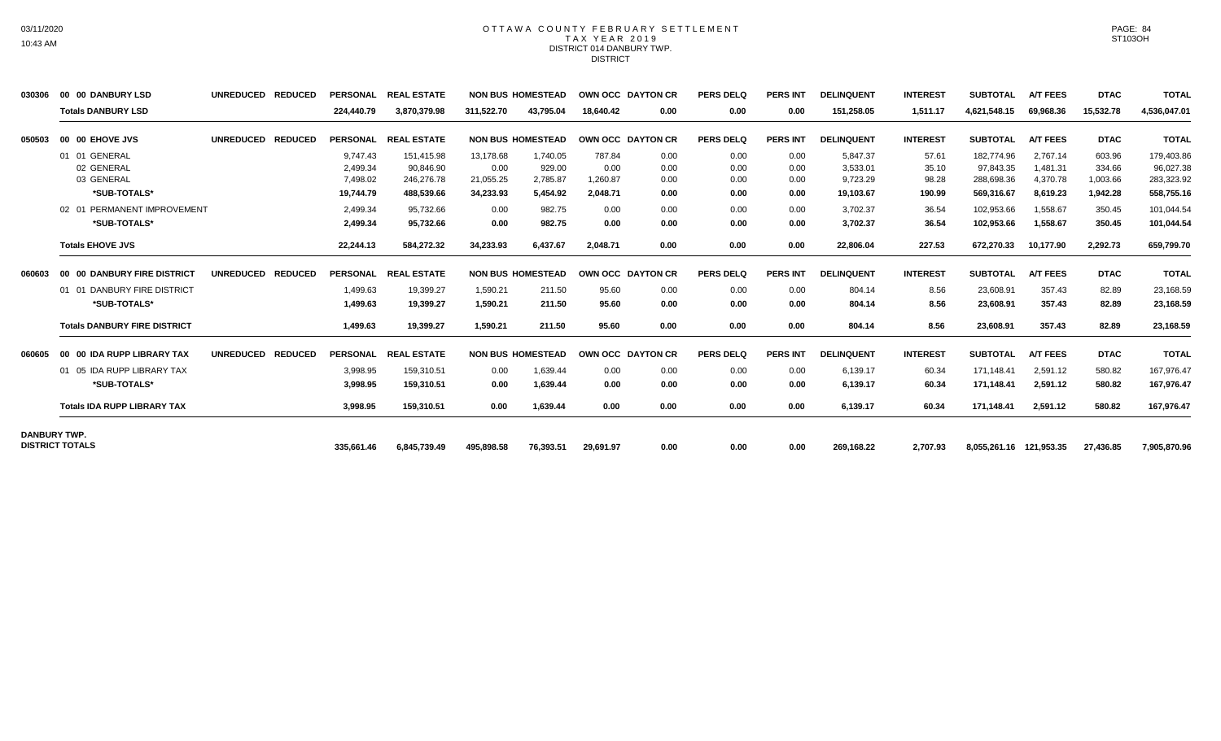# OTTAWA COUNTY FEBRUARY SETTLEMENT
## TAX YEAR 2019
### DISTRICT 014 DANBURY TWP.
DISTRICT

| Code | Name | UNREDUCED | REDUCED | PERSONAL | REAL ESTATE | NON BUS | HOMESTEAD | OWN OCC | DAYTON CR | PERS DELQ | PERS INT | DELINQUENT | INTEREST | SUBTOTAL | A/T FEES | DTAC | TOTAL |
|---|---|---|---|---|---|---|---|---|---|---|---|---|---|---|---|---|---|
| 030306 | 00 00 DANBURY LSD | UNREDUCED | REDUCED | PERSONAL | REAL ESTATE | NON BUS | HOMESTEAD | OWN OCC | DAYTON CR | PERS DELQ | PERS INT | DELINQUENT | INTEREST | SUBTOTAL | A/T FEES | DTAC | TOTAL |
| | **Totals DANBURY LSD** | | | 224,440.79 | 3,870,379.98 | 311,522.70 | 43,795.04 | 18,640.42 | 0.00 | 0.00 | 0.00 | 151,258.05 | 1,511.17 | 4,621,548.15 | 69,968.36 | 15,532.78 | 4,536,047.01 |
| 050503 | 00 00 EHOVE JVS | UNREDUCED | REDUCED | PERSONAL | REAL ESTATE | NON BUS | HOMESTEAD | OWN OCC | DAYTON CR | PERS DELQ | PERS INT | DELINQUENT | INTEREST | SUBTOTAL | A/T FEES | DTAC | TOTAL |
| | 01 01 GENERAL | | | 9,747.43 | 151,415.98 | 13,178.68 | 1,740.05 | 787.84 | 0.00 | 0.00 | 0.00 | 5,847.37 | 57.61 | 182,774.96 | 2,767.14 | 603.96 | 179,403.86 |
| | 02 GENERAL | | | 2,499.34 | 90,846.90 | 0.00 | 929.00 | 0.00 | 0.00 | 0.00 | 0.00 | 3,533.01 | 35.10 | 97,843.35 | 1,481.31 | 334.66 | 96,027.38 |
| | 03 GENERAL | | | 7,498.02 | 246,276.78 | 21,055.25 | 2,785.87 | 1,260.87 | 0.00 | 0.00 | 0.00 | 9,723.29 | 98.28 | 288,698.36 | 4,370.78 | 1,003.66 | 283,323.92 |
| | ***SUB-TOTALS*** | | | 19,744.79 | 488,539.66 | 34,233.93 | 5,454.92 | 2,048.71 | 0.00 | 0.00 | 0.00 | 19,103.67 | 190.99 | 569,316.67 | 8,619.23 | 1,942.28 | 558,755.16 |
| | 02 01 PERMANENT IMPROVEMENT | | | 2,499.34 | 95,732.66 | 0.00 | 982.75 | 0.00 | 0.00 | 0.00 | 0.00 | 3,702.37 | 36.54 | 102,953.66 | 1,558.67 | 350.45 | 101,044.54 |
| | ***SUB-TOTALS*** | | | 2,499.34 | 95,732.66 | 0.00 | 982.75 | 0.00 | 0.00 | 0.00 | 0.00 | 3,702.37 | 36.54 | 102,953.66 | 1,558.67 | 350.45 | 101,044.54 |
| | **Totals EHOVE JVS** | | | 22,244.13 | 584,272.32 | 34,233.93 | 6,437.67 | 2,048.71 | 0.00 | 0.00 | 0.00 | 22,806.04 | 227.53 | 672,270.33 | 10,177.90 | 2,292.73 | 659,799.70 |
| 060603 | 00 00 DANBURY FIRE DISTRICT | UNREDUCED | REDUCED | PERSONAL | REAL ESTATE | NON BUS | HOMESTEAD | OWN OCC | DAYTON CR | PERS DELQ | PERS INT | DELINQUENT | INTEREST | SUBTOTAL | A/T FEES | DTAC | TOTAL |
| | 01 01 DANBURY FIRE DISTRICT | | | 1,499.63 | 19,399.27 | 1,590.21 | 211.50 | 95.60 | 0.00 | 0.00 | 0.00 | 804.14 | 8.56 | 23,608.91 | 357.43 | 82.89 | 23,168.59 |
| | ***SUB-TOTALS*** | | | 1,499.63 | 19,399.27 | 1,590.21 | 211.50 | 95.60 | 0.00 | 0.00 | 0.00 | 804.14 | 8.56 | 23,608.91 | 357.43 | 82.89 | 23,168.59 |
| | **Totals DANBURY FIRE DISTRICT** | | | 1,499.63 | 19,399.27 | 1,590.21 | 211.50 | 95.60 | 0.00 | 0.00 | 0.00 | 804.14 | 8.56 | 23,608.91 | 357.43 | 82.89 | 23,168.59 |
| 060605 | 00 00 IDA RUPP LIBRARY TAX | UNREDUCED | REDUCED | PERSONAL | REAL ESTATE | NON BUS | HOMESTEAD | OWN OCC | DAYTON CR | PERS DELQ | PERS INT | DELINQUENT | INTEREST | SUBTOTAL | A/T FEES | DTAC | TOTAL |
| | 01 05 IDA RUPP LIBRARY TAX | | | 3,998.95 | 159,310.51 | 0.00 | 1,639.44 | 0.00 | 0.00 | 0.00 | 0.00 | 6,139.17 | 60.34 | 171,148.41 | 2,591.12 | 580.82 | 167,976.47 |
| | ***SUB-TOTALS*** | | | 3,998.95 | 159,310.51 | 0.00 | 1,639.44 | 0.00 | 0.00 | 0.00 | 0.00 | 6,139.17 | 60.34 | 171,148.41 | 2,591.12 | 580.82 | 167,976.47 |
| | **Totals IDA RUPP LIBRARY TAX** | | | 3,998.95 | 159,310.51 | 0.00 | 1,639.44 | 0.00 | 0.00 | 0.00 | 0.00 | 6,139.17 | 60.34 | 171,148.41 | 2,591.12 | 580.82 | 167,976.47 |
| **DANBURY TWP. DISTRICT TOTALS** | | | | 335,661.46 | 6,845,739.49 | 495,898.58 | 76,393.51 | 29,691.97 | 0.00 | 0.00 | 0.00 | 269,168.22 | 2,707.93 | 8,055,261.16 | 121,953.35 | 27,436.85 | 7,905,870.96 |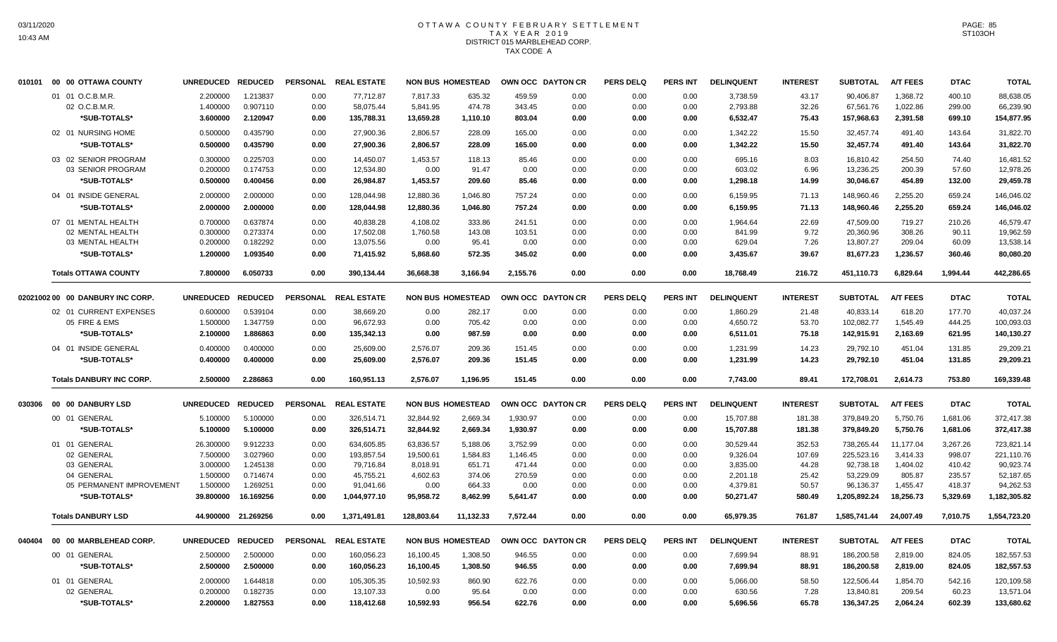# OTTAWA COUNTY FEBRUARY SETTLEMENT
## TAX YEAR 2019
### DISTRICT 015 MARBLEHEAD CORP.
### TAX CODE A

| | | UNREDUCED | REDUCED | PERSONAL | REAL ESTATE | NON BUS | HOMESTEAD | OWN OCC | DAYTON CR | PERS DELQ | PERS INT | DELINQUENT | INTEREST | SUBTOTAL | A/T FEES | DTAC | TOTAL |
|---|---|---|---|---|---|---|---|---|---|---|---|---|---|---|---|---|---|
| 010101 | 00 00 OTTAWA COUNTY | | | | | | | | | | | | | | | | |
| | 01 01 O.C.B.M.R. | 2.200000 | 1.213837 | 0.00 | 77,712.87 | 7,817.33 | 635.32 | 459.59 | 0.00 | 0.00 | 0.00 | 3,738.59 | 43.17 | 90,406.87 | 1,368.72 | 400.10 | 88,638.05 |
| | 02 O.C.B.M.R. | 1.400000 | 0.907110 | 0.00 | 58,075.44 | 5,841.95 | 474.78 | 343.45 | 0.00 | 0.00 | 0.00 | 2,793.88 | 32.26 | 67,561.76 | 1,022.86 | 299.00 | 66,239.90 |
| | *SUB-TOTALS* | 3.600000 | 2.120947 | 0.00 | 135,788.31 | 13,659.28 | 1,110.10 | 803.04 | 0.00 | 0.00 | 0.00 | 6,532.47 | 75.43 | 157,968.63 | 2,391.58 | 699.10 | 154,877.95 |
| | 02 01 NURSING HOME | 0.500000 | 0.435790 | 0.00 | 27,900.36 | 2,806.57 | 228.09 | 165.00 | 0.00 | 0.00 | 0.00 | 1,342.22 | 15.50 | 32,457.74 | 491.40 | 143.64 | 31,822.70 |
| | *SUB-TOTALS* | 0.500000 | 0.435790 | 0.00 | 27,900.36 | 2,806.57 | 228.09 | 165.00 | 0.00 | 0.00 | 0.00 | 1,342.22 | 15.50 | 32,457.74 | 491.40 | 143.64 | 31,822.70 |
| | 03 02 SENIOR PROGRAM | 0.300000 | 0.225703 | 0.00 | 14,450.07 | 1,453.57 | 118.13 | 85.46 | 0.00 | 0.00 | 0.00 | 695.16 | 8.03 | 16,810.42 | 254.50 | 74.40 | 16,481.52 |
| | 03 SENIOR PROGRAM | 0.200000 | 0.174753 | 0.00 | 12,534.80 | 0.00 | 91.47 | 0.00 | 0.00 | 0.00 | 0.00 | 603.02 | 6.96 | 13,236.25 | 200.39 | 57.60 | 12,978.26 |
| | *SUB-TOTALS* | 0.500000 | 0.400456 | 0.00 | 26,984.87 | 1,453.57 | 209.60 | 85.46 | 0.00 | 0.00 | 0.00 | 1,298.18 | 14.99 | 30,046.67 | 454.89 | 132.00 | 29,459.78 |
| | 04 01 INSIDE GENERAL | 2.000000 | 2.000000 | 0.00 | 128,044.98 | 12,880.36 | 1,046.80 | 757.24 | 0.00 | 0.00 | 0.00 | 6,159.95 | 71.13 | 148,960.46 | 2,255.20 | 659.24 | 146,046.02 |
| | *SUB-TOTALS* | 2.000000 | 2.000000 | 0.00 | 128,044.98 | 12,880.36 | 1,046.80 | 757.24 | 0.00 | 0.00 | 0.00 | 6,159.95 | 71.13 | 148,960.46 | 2,255.20 | 659.24 | 146,046.02 |
| | 07 01 MENTAL HEALTH | 0.700000 | 0.637874 | 0.00 | 40,838.28 | 4,108.02 | 333.86 | 241.51 | 0.00 | 0.00 | 0.00 | 1,964.64 | 22.69 | 47,509.00 | 719.27 | 210.26 | 46,579.47 |
| | 02 MENTAL HEALTH | 0.300000 | 0.273374 | 0.00 | 17,502.08 | 1,760.58 | 143.08 | 103.51 | 0.00 | 0.00 | 0.00 | 841.99 | 9.72 | 20,360.96 | 308.26 | 90.11 | 19,962.59 |
| | 03 MENTAL HEALTH | 0.200000 | 0.182292 | 0.00 | 13,075.56 | 0.00 | 95.41 | 0.00 | 0.00 | 0.00 | 0.00 | 629.04 | 7.26 | 13,807.27 | 209.04 | 60.09 | 13,538.14 |
| | *SUB-TOTALS* | 1.200000 | 1.093540 | 0.00 | 71,415.92 | 5,868.60 | 572.35 | 345.02 | 0.00 | 0.00 | 0.00 | 3,435.67 | 39.67 | 81,677.23 | 1,236.57 | 360.46 | 80,080.20 |
| | Totals OTTAWA COUNTY | 7.800000 | 6.050733 | 0.00 | 390,134.44 | 36,668.38 | 3,166.94 | 2,155.76 | 0.00 | 0.00 | 0.00 | 18,768.49 | 216.72 | 451,110.73 | 6,829.64 | 1,994.44 | 442,286.65 |
| 02021002 | 00 00 DANBURY INC CORP. | UNREDUCED | REDUCED | PERSONAL | REAL ESTATE | NON BUS | HOMESTEAD | OWN OCC | DAYTON CR | PERS DELQ | PERS INT | DELINQUENT | INTEREST | SUBTOTAL | A/T FEES | DTAC | TOTAL |
| | 02 01 CURRENT EXPENSES | 0.600000 | 0.539104 | 0.00 | 38,669.20 | 0.00 | 282.17 | 0.00 | 0.00 | 0.00 | 0.00 | 1,860.29 | 21.48 | 40,833.14 | 618.20 | 177.70 | 40,037.24 |
| | 05 FIRE & EMS | 1.500000 | 1.347759 | 0.00 | 96,672.93 | 0.00 | 705.42 | 0.00 | 0.00 | 0.00 | 0.00 | 4,650.72 | 53.70 | 102,082.77 | 1,545.49 | 444.25 | 100,093.03 |
| | *SUB-TOTALS* | 2.100000 | 1.886863 | 0.00 | 135,342.13 | 0.00 | 987.59 | 0.00 | 0.00 | 0.00 | 0.00 | 6,511.01 | 75.18 | 142,915.91 | 2,163.69 | 621.95 | 140,130.27 |
| | 04 01 INSIDE GENERAL | 0.400000 | 0.400000 | 0.00 | 25,609.00 | 2,576.07 | 209.36 | 151.45 | 0.00 | 0.00 | 0.00 | 1,231.99 | 14.23 | 29,792.10 | 451.04 | 131.85 | 29,209.21 |
| | *SUB-TOTALS* | 0.400000 | 0.400000 | 0.00 | 25,609.00 | 2,576.07 | 209.36 | 151.45 | 0.00 | 0.00 | 0.00 | 1,231.99 | 14.23 | 29,792.10 | 451.04 | 131.85 | 29,209.21 |
| | Totals DANBURY INC CORP. | 2.500000 | 2.286863 | 0.00 | 160,951.13 | 2,576.07 | 1,196.95 | 151.45 | 0.00 | 0.00 | 0.00 | 7,743.00 | 89.41 | 172,708.01 | 2,614.73 | 753.80 | 169,339.48 |
| 030306 | 00 00 DANBURY LSD | UNREDUCED | REDUCED | PERSONAL | REAL ESTATE | NON BUS | HOMESTEAD | OWN OCC | DAYTON CR | PERS DELQ | PERS INT | DELINQUENT | INTEREST | SUBTOTAL | A/T FEES | DTAC | TOTAL |
| | 00 01 GENERAL | 5.100000 | 5.100000 | 0.00 | 326,514.71 | 32,844.92 | 2,669.34 | 1,930.97 | 0.00 | 0.00 | 0.00 | 15,707.88 | 181.38 | 379,849.20 | 5,750.76 | 1,681.06 | 372,417.38 |
| | *SUB-TOTALS* | 5.100000 | 5.100000 | 0.00 | 326,514.71 | 32,844.92 | 2,669.34 | 1,930.97 | 0.00 | 0.00 | 0.00 | 15,707.88 | 181.38 | 379,849.20 | 5,750.76 | 1,681.06 | 372,417.38 |
| | 01 01 GENERAL | 26.300000 | 9.912233 | 0.00 | 634,605.85 | 63,836.57 | 5,188.06 | 3,752.99 | 0.00 | 0.00 | 0.00 | 30,529.44 | 352.53 | 738,265.44 | 11,177.04 | 3,267.26 | 723,821.14 |
| | 02 GENERAL | 7.500000 | 3.027960 | 0.00 | 193,857.54 | 19,500.61 | 1,584.83 | 1,146.45 | 0.00 | 0.00 | 0.00 | 9,326.04 | 107.69 | 225,523.16 | 3,414.33 | 998.07 | 221,110.76 |
| | 03 GENERAL | 3.000000 | 1.245138 | 0.00 | 79,716.84 | 8,018.91 | 651.71 | 471.44 | 0.00 | 0.00 | 0.00 | 3,835.00 | 44.28 | 92,738.18 | 1,404.02 | 410.42 | 90,923.74 |
| | 04 GENERAL | 1.500000 | 0.714674 | 0.00 | 45,755.21 | 4,602.63 | 374.06 | 270.59 | 0.00 | 0.00 | 0.00 | 2,201.18 | 25.42 | 53,229.09 | 805.87 | 235.57 | 52,187.65 |
| | 05 PERMANENT IMPROVEMENT | 1.500000 | 1.269251 | 0.00 | 91,041.66 | 0.00 | 664.33 | 0.00 | 0.00 | 0.00 | 0.00 | 4,379.81 | 50.57 | 96,136.37 | 1,455.47 | 418.37 | 94,262.53 |
| | *SUB-TOTALS* | 39.800000 | 16.169256 | 0.00 | 1,044,977.10 | 95,958.72 | 8,462.99 | 5,641.47 | 0.00 | 0.00 | 0.00 | 50,271.47 | 580.49 | 1,205,892.24 | 18,256.73 | 5,329.69 | 1,182,305.82 |
| | Totals DANBURY LSD | 44.900000 | 21.269256 | 0.00 | 1,371,491.81 | 128,803.64 | 11,132.33 | 7,572.44 | 0.00 | 0.00 | 0.00 | 65,979.35 | 761.87 | 1,585,741.44 | 24,007.49 | 7,010.75 | 1,554,723.20 |
| 040404 | 00 00 MARBLEHEAD CORP. | UNREDUCED | REDUCED | PERSONAL | REAL ESTATE | NON BUS | HOMESTEAD | OWN OCC | DAYTON CR | PERS DELQ | PERS INT | DELINQUENT | INTEREST | SUBTOTAL | A/T FEES | DTAC | TOTAL |
| | 00 01 GENERAL | 2.500000 | 2.500000 | 0.00 | 160,056.23 | 16,100.45 | 1,308.50 | 946.55 | 0.00 | 0.00 | 0.00 | 7,699.94 | 88.91 | 186,200.58 | 2,819.00 | 824.05 | 182,557.53 |
| | *SUB-TOTALS* | 2.500000 | 2.500000 | 0.00 | 160,056.23 | 16,100.45 | 1,308.50 | 946.55 | 0.00 | 0.00 | 0.00 | 7,699.94 | 88.91 | 186,200.58 | 2,819.00 | 824.05 | 182,557.53 |
| | 01 01 GENERAL | 2.000000 | 1.644818 | 0.00 | 105,305.35 | 10,592.93 | 860.90 | 622.76 | 0.00 | 0.00 | 0.00 | 5,066.00 | 58.50 | 122,506.44 | 1,854.70 | 542.16 | 120,109.58 |
| | 02 GENERAL | 0.200000 | 0.182735 | 0.00 | 13,107.33 | 0.00 | 95.64 | 0.00 | 0.00 | 0.00 | 0.00 | 630.56 | 7.28 | 13,840.81 | 209.54 | 60.23 | 13,571.04 |
| | *SUB-TOTALS* | 2.200000 | 1.827553 | 0.00 | 118,412.68 | 10,592.93 | 956.54 | 622.76 | 0.00 | 0.00 | 0.00 | 5,696.56 | 65.78 | 136,347.25 | 2,064.24 | 602.39 | 133,680.62 |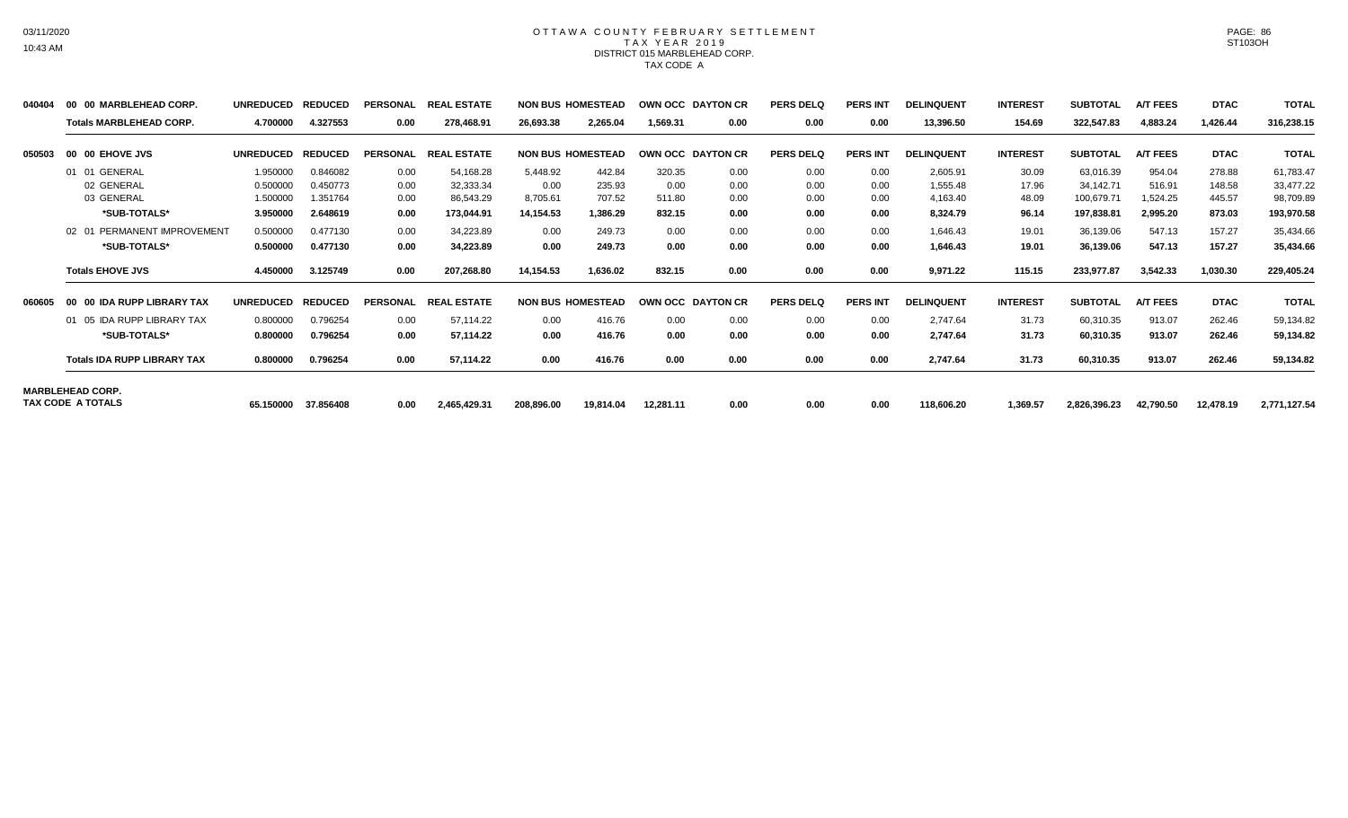# OTTAWA COUNTY FEBRUARY SETTLEMENT
## TAX YEAR 2019
### DISTRICT 015 MARBLEHEAD CORP.
TAX CODE A

| | | UNREDUCED | REDUCED | PERSONAL | REAL ESTATE | NON BUS | HOMESTEAD | OWN OCC | DAYTON CR | PERS DELQ | PERS INT | DELINQUENT | INTEREST | SUBTOTAL | A/T FEES | DTAC | TOTAL |
|---|---|---|---|---|---|---|---|---|---|---|---|---|---|---|---|---|---|
| 040404 | 00 00 MARBLEHEAD CORP. | UNREDUCED | REDUCED | PERSONAL | REAL ESTATE | NON BUS | HOMESTEAD | OWN OCC | DAYTON CR | PERS DELQ | PERS INT | DELINQUENT | INTEREST | SUBTOTAL | A/T FEES | DTAC | TOTAL |
| | **Totals MARBLEHEAD CORP.** | **4.700000** | **4.327553** | **0.00** | **278,468.91** | **26,693.38** | **2,265.04** | **1,569.31** | **0.00** | **0.00** | **0.00** | **13,396.50** | **154.69** | **322,547.83** | **4,883.24** | **1,426.44** | **316,238.15** |
| 050503 | 00 00 EHOVE JVS | UNREDUCED | REDUCED | PERSONAL | REAL ESTATE | NON BUS | HOMESTEAD | OWN OCC | DAYTON CR | PERS DELQ | PERS INT | DELINQUENT | INTEREST | SUBTOTAL | A/T FEES | DTAC | TOTAL |
| | 01 01 GENERAL | 1.950000 | 0.846082 | 0.00 | 54,168.28 | 5,448.92 | 442.84 | 320.35 | 0.00 | 0.00 | 0.00 | 2,605.91 | 30.09 | 63,016.39 | 954.04 | 278.88 | 61,783.47 |
| | 02 GENERAL | 0.500000 | 0.450773 | 0.00 | 32,333.34 | 0.00 | 235.93 | 0.00 | 0.00 | 0.00 | 0.00 | 1,555.48 | 17.96 | 34,142.71 | 516.91 | 148.58 | 33,477.22 |
| | 03 GENERAL | 1.500000 | 1.351764 | 0.00 | 86,543.29 | 8,705.61 | 707.52 | 511.80 | 0.00 | 0.00 | 0.00 | 4,163.40 | 48.09 | 100,679.71 | 1,524.25 | 445.57 | 98,709.89 |
| | **\*SUB-TOTALS\*** | **3.950000** | **2.648619** | **0.00** | **173,044.91** | **14,154.53** | **1,386.29** | **832.15** | **0.00** | **0.00** | **0.00** | **8,324.79** | **96.14** | **197,838.81** | **2,995.20** | **873.03** | **193,970.58** |
| | 02 01 PERMANENT IMPROVEMENT | 0.500000 | 0.477130 | 0.00 | 34,223.89 | 0.00 | 249.73 | 0.00 | 0.00 | 0.00 | 0.00 | 1,646.43 | 19.01 | 36,139.06 | 547.13 | 157.27 | 35,434.66 |
| | **\*SUB-TOTALS\*** | **0.500000** | **0.477130** | **0.00** | **34,223.89** | **0.00** | **249.73** | **0.00** | **0.00** | **0.00** | **0.00** | **1,646.43** | **19.01** | **36,139.06** | **547.13** | **157.27** | **35,434.66** |
| | **Totals EHOVE JVS** | **4.450000** | **3.125749** | **0.00** | **207,268.80** | **14,154.53** | **1,636.02** | **832.15** | **0.00** | **0.00** | **0.00** | **9,971.22** | **115.15** | **233,977.87** | **3,542.33** | **1,030.30** | **229,405.24** |
| 060605 | 00 00 IDA RUPP LIBRARY TAX | UNREDUCED | REDUCED | PERSONAL | REAL ESTATE | NON BUS | HOMESTEAD | OWN OCC | DAYTON CR | PERS DELQ | PERS INT | DELINQUENT | INTEREST | SUBTOTAL | A/T FEES | DTAC | TOTAL |
| | 01 05 IDA RUPP LIBRARY TAX | 0.800000 | 0.796254 | 0.00 | 57,114.22 | 0.00 | 416.76 | 0.00 | 0.00 | 0.00 | 0.00 | 2,747.64 | 31.73 | 60,310.35 | 913.07 | 262.46 | 59,134.82 |
| | **\*SUB-TOTALS\*** | **0.800000** | **0.796254** | **0.00** | **57,114.22** | **0.00** | **416.76** | **0.00** | **0.00** | **0.00** | **0.00** | **2,747.64** | **31.73** | **60,310.35** | **913.07** | **262.46** | **59,134.82** |
| | **Totals IDA RUPP LIBRARY TAX** | **0.800000** | **0.796254** | **0.00** | **57,114.22** | **0.00** | **416.76** | **0.00** | **0.00** | **0.00** | **0.00** | **2,747.64** | **31.73** | **60,310.35** | **913.07** | **262.46** | **59,134.82** |
| **MARBLEHEAD CORP. TAX CODE A TOTALS** | | **65.150000** | **37.856408** | **0.00** | **2,465,429.31** | **208,896.00** | **19,814.04** | **12,281.11** | **0.00** | **0.00** | **0.00** | **118,606.20** | **1,369.57** | **2,826,396.23** | **42,790.50** | **12,478.19** | **2,771,127.54** |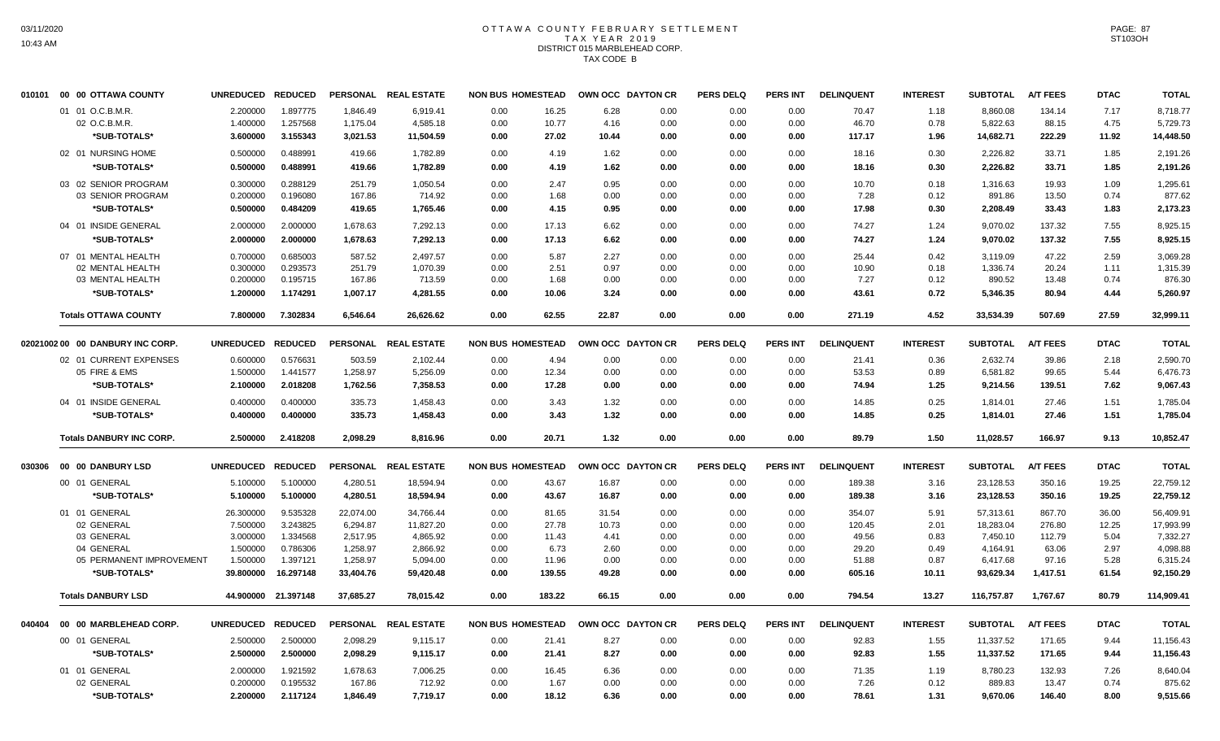# OTTAWA COUNTY FEBRUARY SETTLEMENT
## TAX YEAR 2019
## DISTRICT 015 MARBLEHEAD CORP.
## TAX CODE B

| | | UNREDUCED | REDUCED | PERSONAL | REAL ESTATE | NON BUS | HOMESTEAD | OWN OCC | DAYTON CR | PERS DELQ | PERS INT | DELINQUENT | INTEREST | SUBTOTAL | A/T FEES | DTAC | TOTAL |
|---|---|---|---|---|---|---|---|---|---|---|---|---|---|---|---|---|---|
| 010101 | 00 00 OTTAWA COUNTY | | | | | | | | | | | | | | | | |
| | 01 01 O.C.B.M.R. | 2.200000 | 1.897775 | 1,846.49 | 6,919.41 | 0.00 | 16.25 | 6.28 | 0.00 | 0.00 | 0.00 | 70.47 | 1.18 | 8,860.08 | 134.14 | 7.17 | 8,718.77 |
| | 02 O.C.B.M.R. | 1.400000 | 1.257568 | 1,175.04 | 4,585.18 | 0.00 | 10.77 | 4.16 | 0.00 | 0.00 | 0.00 | 46.70 | 0.78 | 5,822.63 | 88.15 | 4.75 | 5,729.73 |
| | *SUB-TOTALS* | 3.600000 | 3.155343 | 3,021.53 | 11,504.59 | 0.00 | 27.02 | 10.44 | 0.00 | 0.00 | 0.00 | 117.17 | 1.96 | 14,682.71 | 222.29 | 11.92 | 14,448.50 |
| | 02 01 NURSING HOME | 0.500000 | 0.488991 | 419.66 | 1,782.89 | 0.00 | 4.19 | 1.62 | 0.00 | 0.00 | 0.00 | 18.16 | 0.30 | 2,226.82 | 33.71 | 1.85 | 2,191.26 |
| | *SUB-TOTALS* | 0.500000 | 0.488991 | 419.66 | 1,782.89 | 0.00 | 4.19 | 1.62 | 0.00 | 0.00 | 0.00 | 18.16 | 0.30 | 2,226.82 | 33.71 | 1.85 | 2,191.26 |
| | 03 02 SENIOR PROGRAM | 0.300000 | 0.288129 | 251.79 | 1,050.54 | 0.00 | 2.47 | 0.95 | 0.00 | 0.00 | 0.00 | 10.70 | 0.18 | 1,316.63 | 19.93 | 1.09 | 1,295.61 |
| | 03 SENIOR PROGRAM | 0.200000 | 0.196080 | 167.86 | 714.92 | 0.00 | 1.68 | 0.00 | 0.00 | 0.00 | 0.00 | 7.28 | 0.12 | 891.86 | 13.50 | 0.74 | 877.62 |
| | *SUB-TOTALS* | 0.500000 | 0.484209 | 419.65 | 1,765.46 | 0.00 | 4.15 | 0.95 | 0.00 | 0.00 | 0.00 | 17.98 | 0.30 | 2,208.49 | 33.43 | 1.83 | 2,173.23 |
| | 04 01 INSIDE GENERAL | 2.000000 | 2.000000 | 1,678.63 | 7,292.13 | 0.00 | 17.13 | 6.62 | 0.00 | 0.00 | 0.00 | 74.27 | 1.24 | 9,070.02 | 137.32 | 7.55 | 8,925.15 |
| | *SUB-TOTALS* | 2.000000 | 2.000000 | 1,678.63 | 7,292.13 | 0.00 | 17.13 | 6.62 | 0.00 | 0.00 | 0.00 | 74.27 | 1.24 | 9,070.02 | 137.32 | 7.55 | 8,925.15 |
| | 07 01 MENTAL HEALTH | 0.700000 | 0.685003 | 587.52 | 2,497.57 | 0.00 | 5.87 | 2.27 | 0.00 | 0.00 | 0.00 | 25.44 | 0.42 | 3,119.09 | 47.22 | 2.59 | 3,069.28 |
| | 02 MENTAL HEALTH | 0.300000 | 0.293573 | 251.79 | 1,070.39 | 0.00 | 2.51 | 0.97 | 0.00 | 0.00 | 0.00 | 10.90 | 0.18 | 1,336.74 | 20.24 | 1.11 | 1,315.39 |
| | 03 MENTAL HEALTH | 0.200000 | 0.195715 | 167.86 | 713.59 | 0.00 | 1.68 | 0.00 | 0.00 | 0.00 | 0.00 | 7.27 | 0.12 | 890.52 | 13.48 | 0.74 | 876.30 |
| | *SUB-TOTALS* | 1.200000 | 1.174291 | 1,007.17 | 4,281.55 | 0.00 | 10.06 | 3.24 | 0.00 | 0.00 | 0.00 | 43.61 | 0.72 | 5,346.35 | 80.94 | 4.44 | 5,260.97 |
| | **Totals OTTAWA COUNTY** | 7.800000 | 7.302834 | 6,546.64 | 26,626.62 | 0.00 | 62.55 | 22.87 | 0.00 | 0.00 | 0.00 | 271.19 | 4.52 | 33,534.39 | 507.69 | 27.59 | 32,999.11 |
| 02021002 | 00 00 DANBURY INC CORP. | | | | | | | | | | | | | | | | |
| | 02 01 CURRENT EXPENSES | 0.600000 | 0.576631 | 503.59 | 2,102.44 | 0.00 | 4.94 | 0.00 | 0.00 | 0.00 | 0.00 | 21.41 | 0.36 | 2,632.74 | 39.86 | 2.18 | 2,590.70 |
| | 05 FIRE & EMS | 1.500000 | 1.441577 | 1,258.97 | 5,256.09 | 0.00 | 12.34 | 0.00 | 0.00 | 0.00 | 0.00 | 53.53 | 0.89 | 6,581.82 | 99.65 | 5.44 | 6,476.73 |
| | *SUB-TOTALS* | 2.100000 | 2.018208 | 1,762.56 | 7,358.53 | 0.00 | 17.28 | 0.00 | 0.00 | 0.00 | 0.00 | 74.94 | 1.25 | 9,214.56 | 139.51 | 7.62 | 9,067.43 |
| | 04 01 INSIDE GENERAL | 0.400000 | 0.400000 | 335.73 | 1,458.43 | 0.00 | 3.43 | 1.32 | 0.00 | 0.00 | 0.00 | 14.85 | 0.25 | 1,814.01 | 27.46 | 1.51 | 1,785.04 |
| | *SUB-TOTALS* | 0.400000 | 0.400000 | 335.73 | 1,458.43 | 0.00 | 3.43 | 1.32 | 0.00 | 0.00 | 0.00 | 14.85 | 0.25 | 1,814.01 | 27.46 | 1.51 | 1,785.04 |
| | **Totals DANBURY INC CORP.** | 2.500000 | 2.418208 | 2,098.29 | 8,816.96 | 0.00 | 20.71 | 1.32 | 0.00 | 0.00 | 0.00 | 89.79 | 1.50 | 11,028.57 | 166.97 | 9.13 | 10,852.47 |
| 030306 | 00 00 DANBURY LSD | | | | | | | | | | | | | | | | |
| | 00 01 GENERAL | 5.100000 | 5.100000 | 4,280.51 | 18,594.94 | 0.00 | 43.67 | 16.87 | 0.00 | 0.00 | 0.00 | 189.38 | 3.16 | 23,128.53 | 350.16 | 19.25 | 22,759.12 |
| | *SUB-TOTALS* | 5.100000 | 5.100000 | 4,280.51 | 18,594.94 | 0.00 | 43.67 | 16.87 | 0.00 | 0.00 | 0.00 | 189.38 | 3.16 | 23,128.53 | 350.16 | 19.25 | 22,759.12 |
| | 01 01 GENERAL | 26.300000 | 9.535328 | 22,074.00 | 34,766.44 | 0.00 | 81.65 | 31.54 | 0.00 | 0.00 | 0.00 | 354.07 | 5.91 | 57,313.61 | 867.70 | 36.00 | 56,409.91 |
| | 02 GENERAL | 7.500000 | 3.243825 | 6,294.87 | 11,827.20 | 0.00 | 27.78 | 10.73 | 0.00 | 0.00 | 0.00 | 120.45 | 2.01 | 18,283.04 | 276.80 | 12.25 | 17,993.99 |
| | 03 GENERAL | 3.000000 | 1.334568 | 2,517.95 | 4,865.92 | 0.00 | 11.43 | 4.41 | 0.00 | 0.00 | 0.00 | 49.56 | 0.83 | 7,450.10 | 112.79 | 5.04 | 7,332.27 |
| | 04 GENERAL | 1.500000 | 0.786306 | 1,258.97 | 2,866.92 | 0.00 | 6.73 | 2.60 | 0.00 | 0.00 | 0.00 | 29.20 | 0.49 | 4,164.91 | 63.06 | 2.97 | 4,098.88 |
| | 05 PERMANENT IMPROVEMENT | 1.500000 | 1.397121 | 1,258.97 | 5,094.00 | 0.00 | 11.96 | 0.00 | 0.00 | 0.00 | 0.00 | 51.88 | 0.87 | 6,417.68 | 97.16 | 5.28 | 6,315.24 |
| | *SUB-TOTALS* | 39.800000 | 16.297148 | 33,404.76 | 59,420.48 | 0.00 | 139.55 | 49.28 | 0.00 | 0.00 | 0.00 | 605.16 | 10.11 | 93,629.34 | 1,417.51 | 61.54 | 92,150.29 |
| | **Totals DANBURY LSD** | 44.900000 | 21.397148 | 37,685.27 | 78,015.42 | 0.00 | 183.22 | 66.15 | 0.00 | 0.00 | 0.00 | 794.54 | 13.27 | 116,757.87 | 1,767.67 | 80.79 | 114,909.41 |
| 040404 | 00 00 MARBLEHEAD CORP. | | | | | | | | | | | | | | | | |
| | 00 01 GENERAL | 2.500000 | 2.500000 | 2,098.29 | 9,115.17 | 0.00 | 21.41 | 8.27 | 0.00 | 0.00 | 0.00 | 92.83 | 1.55 | 11,337.52 | 171.65 | 9.44 | 11,156.43 |
| | *SUB-TOTALS* | 2.500000 | 2.500000 | 2,098.29 | 9,115.17 | 0.00 | 21.41 | 8.27 | 0.00 | 0.00 | 0.00 | 92.83 | 1.55 | 11,337.52 | 171.65 | 9.44 | 11,156.43 |
| | 01 01 GENERAL | 2.000000 | 1.921592 | 1,678.63 | 7,006.25 | 0.00 | 16.45 | 6.36 | 0.00 | 0.00 | 0.00 | 71.35 | 1.19 | 8,780.23 | 132.93 | 7.26 | 8,640.04 |
| | 02 GENERAL | 0.200000 | 0.195532 | 167.86 | 712.92 | 0.00 | 1.67 | 0.00 | 0.00 | 0.00 | 0.00 | 7.26 | 0.12 | 889.83 | 13.47 | 0.74 | 875.62 |
| | *SUB-TOTALS* | 2.200000 | 2.117124 | 1,846.49 | 7,719.17 | 0.00 | 18.12 | 6.36 | 0.00 | 0.00 | 0.00 | 78.61 | 1.31 | 9,670.06 | 146.40 | 8.00 | 9,515.66 |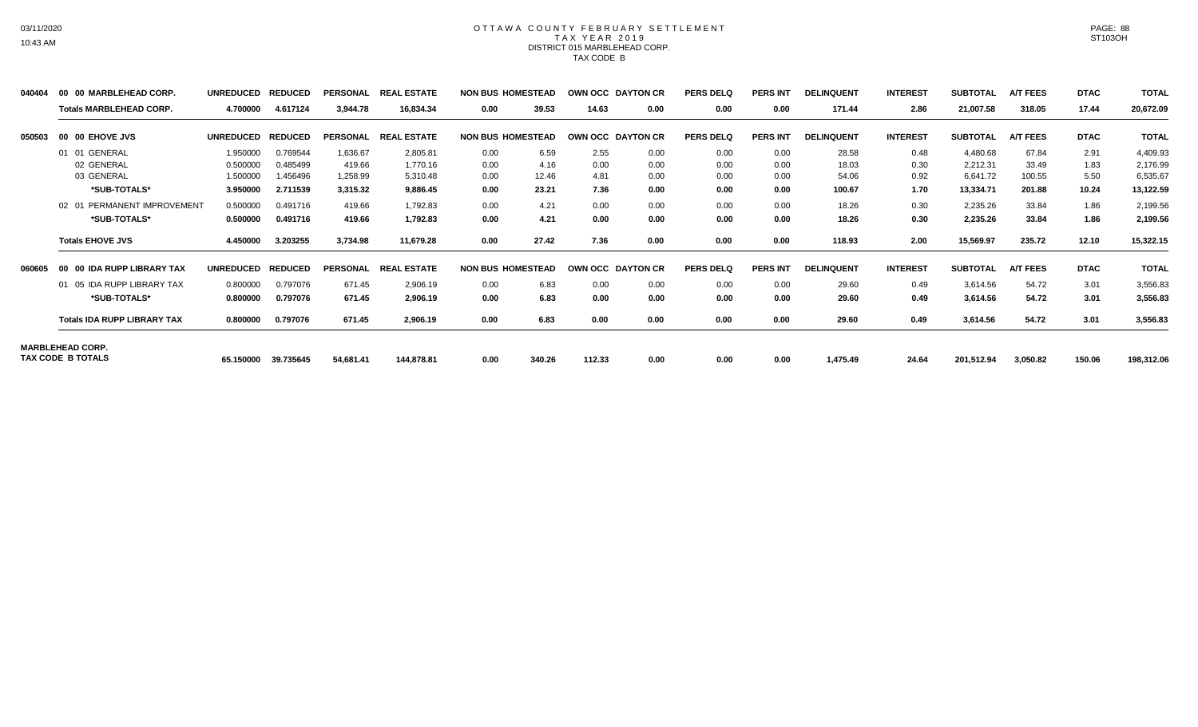# OTTAWA COUNTY FEBRUARY SETTLEMENT
## TAX YEAR 2019
### DISTRICT 015 MARBLEHEAD CORP.
### TAX CODE B

| | | UNREDUCED | REDUCED | PERSONAL | REAL ESTATE | NON BUS | HOMESTEAD | OWN OCC | DAYTON CR | PERS DELQ | PERS INT | DELINQUENT | INTEREST | SUBTOTAL | A/T FEES | DTAC | TOTAL |
|---|---|---|---|---|---|---|---|---|---|---|---|---|---|---|---|---|---|
| 040404 | 00 00 MARBLEHEAD CORP. | | | | | | | | | | | | | | | | |
| | **Totals MARBLEHEAD CORP.** | **4.700000** | **4.617124** | **3,944.78** | **16,834.34** | **0.00** | **39.53** | **14.63** | **0.00** | **0.00** | **0.00** | **171.44** | **2.86** | **21,007.58** | **318.05** | **17.44** | **20,672.09** |
| 050503 | 00 00 EHOVE JVS | **UNREDUCED** | **REDUCED** | **PERSONAL** | **REAL ESTATE** | **NON BUS** | **HOMESTEAD** | **OWN OCC** | **DAYTON CR** | **PERS DELQ** | **PERS INT** | **DELINQUENT** | **INTEREST** | **SUBTOTAL** | **A/T FEES** | **DTAC** | **TOTAL** |
| | 01 01 GENERAL | 1.950000 | 0.769544 | 1,636.67 | 2,805.81 | 0.00 | 6.59 | 2.55 | 0.00 | 0.00 | 0.00 | 28.58 | 0.48 | 4,480.68 | 67.84 | 2.91 | 4,409.93 |
| | 02 GENERAL | 0.500000 | 0.485499 | 419.66 | 1,770.16 | 0.00 | 4.16 | 0.00 | 0.00 | 0.00 | 0.00 | 18.03 | 0.30 | 2,212.31 | 33.49 | 1.83 | 2,176.99 |
| | 03 GENERAL | 1.500000 | 1.456496 | 1,258.99 | 5,310.48 | 0.00 | 12.46 | 4.81 | 0.00 | 0.00 | 0.00 | 54.06 | 0.92 | 6,641.72 | 100.55 | 5.50 | 6,535.67 |
| | **\*SUB-TOTALS\*** | **3.950000** | **2.711539** | **3,315.32** | **9,886.45** | **0.00** | **23.21** | **7.36** | **0.00** | **0.00** | **0.00** | **100.67** | **1.70** | **13,334.71** | **201.88** | **10.24** | **13,122.59** |
| | 02 01 PERMANENT IMPROVEMENT | 0.500000 | 0.491716 | 419.66 | 1,792.83 | 0.00 | 4.21 | 0.00 | 0.00 | 0.00 | 0.00 | 18.26 | 0.30 | 2,235.26 | 33.84 | 1.86 | 2,199.56 |
| | **\*SUB-TOTALS\*** | **0.500000** | **0.491716** | **419.66** | **1,792.83** | **0.00** | **4.21** | **0.00** | **0.00** | **0.00** | **0.00** | **18.26** | **0.30** | **2,235.26** | **33.84** | **1.86** | **2,199.56** |
| | **Totals EHOVE JVS** | **4.450000** | **3.203255** | **3,734.98** | **11,679.28** | **0.00** | **27.42** | **7.36** | **0.00** | **0.00** | **0.00** | **118.93** | **2.00** | **15,569.97** | **235.72** | **12.10** | **15,322.15** |
| 060605 | 00 00 IDA RUPP LIBRARY TAX | **UNREDUCED** | **REDUCED** | **PERSONAL** | **REAL ESTATE** | **NON BUS** | **HOMESTEAD** | **OWN OCC** | **DAYTON CR** | **PERS DELQ** | **PERS INT** | **DELINQUENT** | **INTEREST** | **SUBTOTAL** | **A/T FEES** | **DTAC** | **TOTAL** |
| | 01 05 IDA RUPP LIBRARY TAX | 0.800000 | 0.797076 | 671.45 | 2,906.19 | 0.00 | 6.83 | 0.00 | 0.00 | 0.00 | 0.00 | 29.60 | 0.49 | 3,614.56 | 54.72 | 3.01 | 3,556.83 |
| | **\*SUB-TOTALS\*** | **0.800000** | **0.797076** | **671.45** | **2,906.19** | **0.00** | **6.83** | **0.00** | **0.00** | **0.00** | **0.00** | **29.60** | **0.49** | **3,614.56** | **54.72** | **3.01** | **3,556.83** |
| | **Totals IDA RUPP LIBRARY TAX** | **0.800000** | **0.797076** | **671.45** | **2,906.19** | **0.00** | **6.83** | **0.00** | **0.00** | **0.00** | **0.00** | **29.60** | **0.49** | **3,614.56** | **54.72** | **3.01** | **3,556.83** |
| | **MARBLEHEAD CORP. TAX CODE B TOTALS** | **65.150000** | **39.735645** | **54,681.41** | **144,878.81** | **0.00** | **340.26** | **112.33** | **0.00** | **0.00** | **0.00** | **1,475.49** | **24.64** | **201,512.94** | **3,050.82** | **150.06** | **198,312.06** |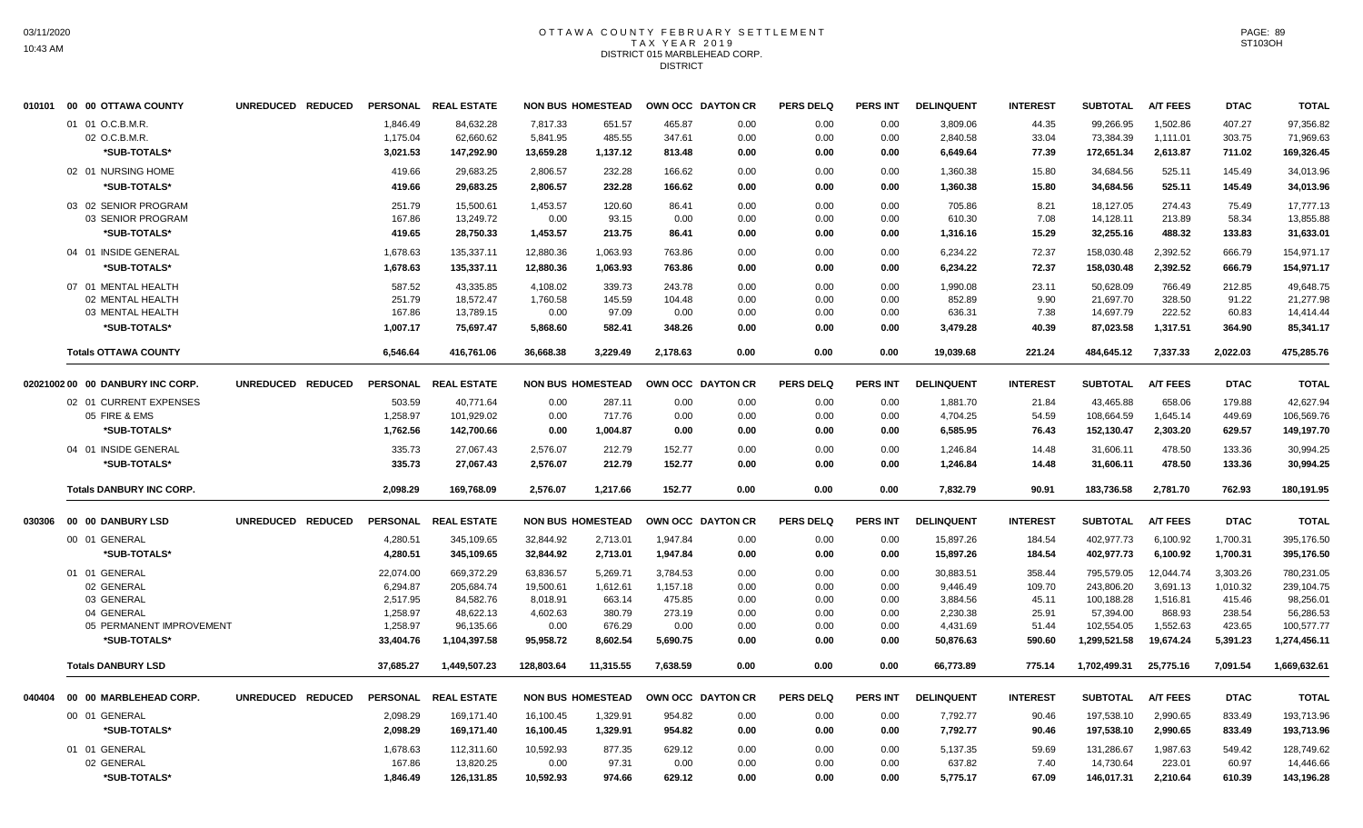# OTTAWA COUNTY FEBRUARY SETTLEMENT
## TAX YEAR 2019
## DISTRICT 015 MARBLEHEAD CORP.
## DISTRICT

| | | UNREDUCED | REDUCED | PERSONAL | REAL ESTATE | NON BUS | HOMESTEAD | OWN OCC | DAYTON CR | PERS DELQ | PERS INT | DELINQUENT | INTEREST | SUBTOTAL | A/T FEES | DTAC | TOTAL |
|---|---|---|---|---|---|---|---|---|---|---|---|---|---|---|---|---|---|
| 010101 | 00 00 OTTAWA COUNTY | | | | | | | | | | | | | | | | |
| | 01 01 O.C.B.M.R. | | | 1,846.49 | 84,632.28 | 7,817.33 | 651.57 | 465.87 | 0.00 | 0.00 | 0.00 | 3,809.06 | 44.35 | 99,266.95 | 1,502.86 | 407.27 | 97,356.82 |
| | 02 O.C.B.M.R. | | | 1,175.04 | 62,660.62 | 5,841.95 | 485.55 | 347.61 | 0.00 | 0.00 | 0.00 | 2,840.58 | 33.04 | 73,384.39 | 1,111.01 | 303.75 | 71,969.63 |
| | *SUB-TOTALS* | | | 3,021.53 | 147,292.90 | 13,659.28 | 1,137.12 | 813.48 | 0.00 | 0.00 | 0.00 | 6,649.64 | 77.39 | 172,651.34 | 2,613.87 | 711.02 | 169,326.45 |
| | 02 01 NURSING HOME | | | 419.66 | 29,683.25 | 2,806.57 | 232.28 | 166.62 | 0.00 | 0.00 | 0.00 | 1,360.38 | 15.80 | 34,684.56 | 525.11 | 145.49 | 34,013.96 |
| | *SUB-TOTALS* | | | 419.66 | 29,683.25 | 2,806.57 | 232.28 | 166.62 | 0.00 | 0.00 | 0.00 | 1,360.38 | 15.80 | 34,684.56 | 525.11 | 145.49 | 34,013.96 |
| | 03 02 SENIOR PROGRAM | | | 251.79 | 15,500.61 | 1,453.57 | 120.60 | 86.41 | 0.00 | 0.00 | 0.00 | 705.86 | 8.21 | 18,127.05 | 274.43 | 75.49 | 17,777.13 |
| | 03 SENIOR PROGRAM | | | 167.86 | 13,249.72 | 0.00 | 93.15 | 0.00 | 0.00 | 0.00 | 0.00 | 610.30 | 7.08 | 14,128.11 | 213.89 | 58.34 | 13,855.88 |
| | *SUB-TOTALS* | | | 419.65 | 28,750.33 | 1,453.57 | 213.75 | 86.41 | 0.00 | 0.00 | 0.00 | 1,316.16 | 15.29 | 32,255.16 | 488.32 | 133.83 | 31,633.01 |
| | 04 01 INSIDE GENERAL | | | 1,678.63 | 135,337.11 | 12,880.36 | 1,063.93 | 763.86 | 0.00 | 0.00 | 0.00 | 6,234.22 | 72.37 | 158,030.48 | 2,392.52 | 666.79 | 154,971.17 |
| | *SUB-TOTALS* | | | 1,678.63 | 135,337.11 | 12,880.36 | 1,063.93 | 763.86 | 0.00 | 0.00 | 0.00 | 6,234.22 | 72.37 | 158,030.48 | 2,392.52 | 666.79 | 154,971.17 |
| | 07 01 MENTAL HEALTH | | | 587.52 | 43,335.85 | 4,108.02 | 339.73 | 243.78 | 0.00 | 0.00 | 0.00 | 1,990.08 | 23.11 | 50,628.09 | 766.49 | 212.85 | 49,648.75 |
| | 02 MENTAL HEALTH | | | 251.79 | 18,572.47 | 1,760.58 | 145.59 | 104.48 | 0.00 | 0.00 | 0.00 | 852.89 | 9.90 | 21,697.70 | 328.50 | 91.22 | 21,277.98 |
| | 03 MENTAL HEALTH | | | 167.86 | 13,789.15 | 0.00 | 97.09 | 0.00 | 0.00 | 0.00 | 0.00 | 636.31 | 7.38 | 14,697.79 | 222.52 | 60.83 | 14,414.44 |
| | *SUB-TOTALS* | | | 1,007.17 | 75,697.47 | 5,868.60 | 582.41 | 348.26 | 0.00 | 0.00 | 0.00 | 3,479.28 | 40.39 | 87,023.58 | 1,317.51 | 364.90 | 85,341.17 |
| | **Totals OTTAWA COUNTY** | | | 6,546.64 | 416,761.06 | 36,668.38 | 3,229.49 | 2,178.63 | 0.00 | 0.00 | 0.00 | 19,039.68 | 221.24 | 484,645.12 | 7,337.33 | 2,022.03 | 475,285.76 |
| 02021002 | 00 00 DANBURY INC CORP. | UNREDUCED | REDUCED | PERSONAL | REAL ESTATE | NON BUS | HOMESTEAD | OWN OCC | DAYTON CR | PERS DELQ | PERS INT | DELINQUENT | INTEREST | SUBTOTAL | A/T FEES | DTAC | TOTAL |
| | 02 01 CURRENT EXPENSES | | | 503.59 | 40,771.64 | 0.00 | 287.11 | 0.00 | 0.00 | 0.00 | 0.00 | 1,881.70 | 21.84 | 43,465.88 | 658.06 | 179.88 | 42,627.94 |
| | 05 FIRE & EMS | | | 1,258.97 | 101,929.02 | 0.00 | 717.76 | 0.00 | 0.00 | 0.00 | 0.00 | 4,704.25 | 54.59 | 108,664.59 | 1,645.14 | 449.69 | 106,569.76 |
| | *SUB-TOTALS* | | | 1,762.56 | 142,700.66 | 0.00 | 1,004.87 | 0.00 | 0.00 | 0.00 | 0.00 | 6,585.95 | 76.43 | 152,130.47 | 2,303.20 | 629.57 | 149,197.70 |
| | 04 01 INSIDE GENERAL | | | 335.73 | 27,067.43 | 2,576.07 | 212.79 | 152.77 | 0.00 | 0.00 | 0.00 | 1,246.84 | 14.48 | 31,606.11 | 478.50 | 133.36 | 30,994.25 |
| | *SUB-TOTALS* | | | 335.73 | 27,067.43 | 2,576.07 | 212.79 | 152.77 | 0.00 | 0.00 | 0.00 | 1,246.84 | 14.48 | 31,606.11 | 478.50 | 133.36 | 30,994.25 |
| | **Totals DANBURY INC CORP.** | | | 2,098.29 | 169,768.09 | 2,576.07 | 1,217.66 | 152.77 | 0.00 | 0.00 | 0.00 | 7,832.79 | 90.91 | 183,736.58 | 2,781.70 | 762.93 | 180,191.95 |
| 030306 | 00 00 DANBURY LSD | UNREDUCED | REDUCED | PERSONAL | REAL ESTATE | NON BUS | HOMESTEAD | OWN OCC | DAYTON CR | PERS DELQ | PERS INT | DELINQUENT | INTEREST | SUBTOTAL | A/T FEES | DTAC | TOTAL |
| | 00 01 GENERAL | | | 4,280.51 | 345,109.65 | 32,844.92 | 2,713.01 | 1,947.84 | 0.00 | 0.00 | 0.00 | 15,897.26 | 184.54 | 402,977.73 | 6,100.92 | 1,700.31 | 395,176.50 |
| | *SUB-TOTALS* | | | 4,280.51 | 345,109.65 | 32,844.92 | 2,713.01 | 1,947.84 | 0.00 | 0.00 | 0.00 | 15,897.26 | 184.54 | 402,977.73 | 6,100.92 | 1,700.31 | 395,176.50 |
| | 01 01 GENERAL | | | 22,074.00 | 669,372.29 | 63,836.57 | 5,269.71 | 3,784.53 | 0.00 | 0.00 | 0.00 | 30,883.51 | 358.44 | 795,579.05 | 12,044.74 | 3,303.26 | 780,231.05 |
| | 02 GENERAL | | | 6,294.87 | 205,684.74 | 19,500.61 | 1,612.61 | 1,157.18 | 0.00 | 0.00 | 0.00 | 9,446.49 | 109.70 | 243,806.20 | 3,691.13 | 1,010.32 | 239,104.75 |
| | 03 GENERAL | | | 2,517.95 | 84,582.76 | 8,018.91 | 663.14 | 475.85 | 0.00 | 0.00 | 0.00 | 3,884.56 | 45.11 | 100,188.28 | 1,516.81 | 415.46 | 98,256.01 |
| | 04 GENERAL | | | 1,258.97 | 48,622.13 | 4,602.63 | 380.79 | 273.19 | 0.00 | 0.00 | 0.00 | 2,230.38 | 25.91 | 57,394.00 | 868.93 | 238.54 | 56,286.53 |
| | 05 PERMANENT IMPROVEMENT | | | 1,258.97 | 96,135.66 | 0.00 | 676.29 | 0.00 | 0.00 | 0.00 | 0.00 | 4,431.69 | 51.44 | 102,554.05 | 1,552.63 | 423.65 | 100,577.77 |
| | *SUB-TOTALS* | | | 33,404.76 | 1,104,397.58 | 95,958.72 | 8,602.54 | 5,690.75 | 0.00 | 0.00 | 0.00 | 50,876.63 | 590.60 | 1,299,521.58 | 19,674.24 | 5,391.23 | 1,274,456.11 |
| | **Totals DANBURY LSD** | | | 37,685.27 | 1,449,507.23 | 128,803.64 | 11,315.55 | 7,638.59 | 0.00 | 0.00 | 0.00 | 66,773.89 | 775.14 | 1,702,499.31 | 25,775.16 | 7,091.54 | 1,669,632.61 |
| 040404 | 00 00 MARBLEHEAD CORP. | UNREDUCED | REDUCED | PERSONAL | REAL ESTATE | NON BUS | HOMESTEAD | OWN OCC | DAYTON CR | PERS DELQ | PERS INT | DELINQUENT | INTEREST | SUBTOTAL | A/T FEES | DTAC | TOTAL |
| | 00 01 GENERAL | | | 2,098.29 | 169,171.40 | 16,100.45 | 1,329.91 | 954.82 | 0.00 | 0.00 | 0.00 | 7,792.77 | 90.46 | 197,538.10 | 2,990.65 | 833.49 | 193,713.96 |
| | *SUB-TOTALS* | | | 2,098.29 | 169,171.40 | 16,100.45 | 1,329.91 | 954.82 | 0.00 | 0.00 | 0.00 | 7,792.77 | 90.46 | 197,538.10 | 2,990.65 | 833.49 | 193,713.96 |
| | 01 01 GENERAL | | | 1,678.63 | 112,311.60 | 10,592.93 | 877.35 | 629.12 | 0.00 | 0.00 | 0.00 | 5,137.35 | 59.69 | 131,286.67 | 1,987.63 | 549.42 | 128,749.62 |
| | 02 GENERAL | | | 167.86 | 13,820.25 | 0.00 | 97.31 | 0.00 | 0.00 | 0.00 | 0.00 | 637.82 | 7.40 | 14,730.64 | 223.01 | 60.97 | 14,446.66 |
| | *SUB-TOTALS* | | | 1,846.49 | 126,131.85 | 10,592.93 | 974.66 | 629.12 | 0.00 | 0.00 | 0.00 | 5,775.17 | 67.09 | 146,017.31 | 2,210.64 | 610.39 | 143,196.28 |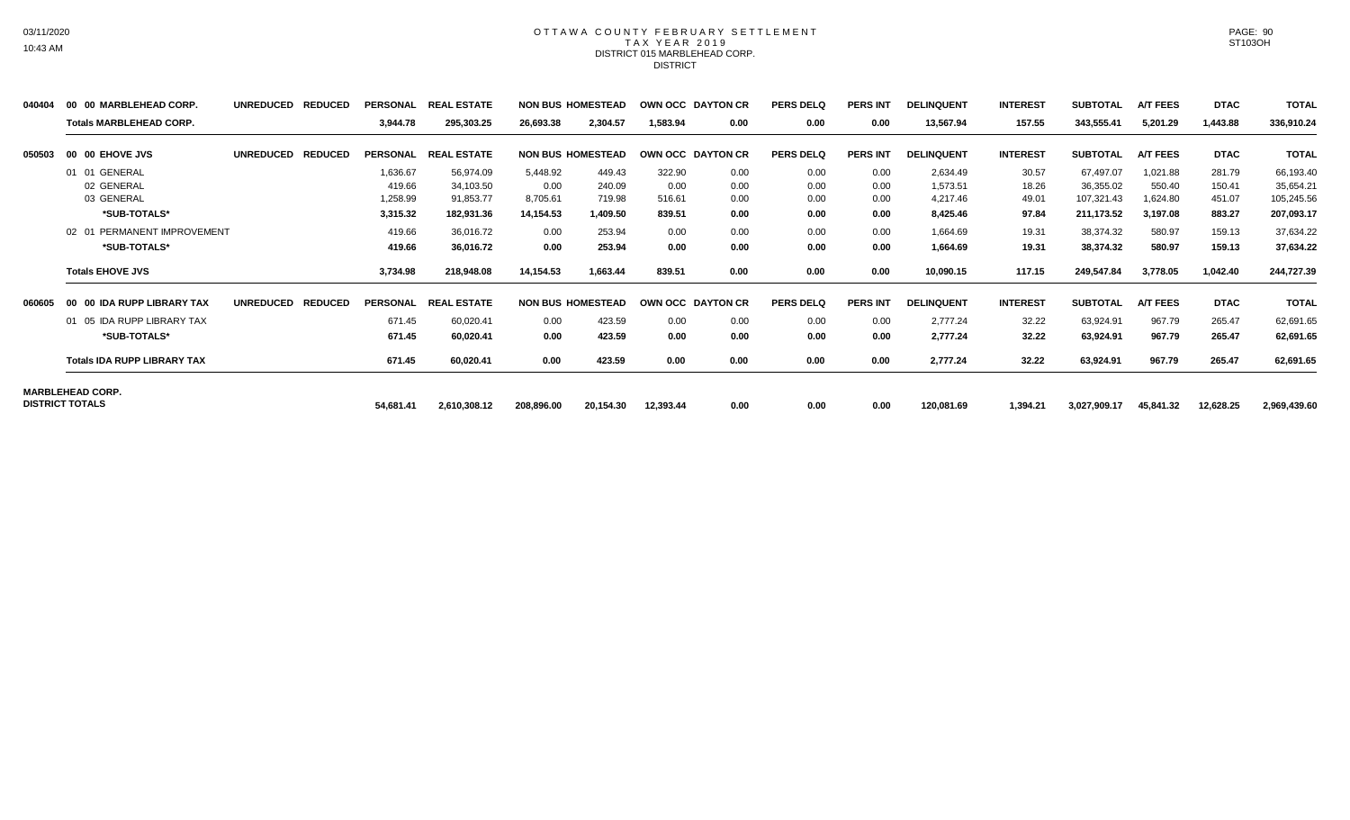# OTTAWA COUNTY FEBRUARY SETTLEMENT
## TAX YEAR 2019
### DISTRICT 015 MARBLEHEAD CORP.
DISTRICT

| | | PERSONAL | REAL ESTATE | NON BUS | HOMESTEAD | OWN OCC | DAYTON CR | PERS DELQ | PERS INT | DELINQUENT | INTEREST | SUBTOTAL | A/T FEES | DTAC | TOTAL |
|---|---|---|---|---|---|---|---|---|---|---|---|---|---|---|---|
| 040404 | 00 00 MARBLEHEAD CORP. UNREDUCED REDUCED | | | | | | | | | | | | | | |
| | **Totals MARBLEHEAD CORP.** | **3,944.78** | **295,303.25** | **26,693.38** | **2,304.57** | **1,583.94** | **0.00** | **0.00** | **0.00** | **13,567.94** | **157.55** | **343,555.41** | **5,201.29** | **1,443.88** | **336,910.24** |
| 050503 | 00 00 EHOVE JVS UNREDUCED REDUCED | | | | | | | | | | | | | | |
| | 01 01 GENERAL | 1,636.67 | 56,974.09 | 5,448.92 | 449.43 | 322.90 | 0.00 | 0.00 | 0.00 | 2,634.49 | 30.57 | 67,497.07 | 1,021.88 | 281.79 | 66,193.40 |
| | 02 GENERAL | 419.66 | 34,103.50 | 0.00 | 240.09 | 0.00 | 0.00 | 0.00 | 0.00 | 1,573.51 | 18.26 | 36,355.02 | 550.40 | 150.41 | 35,654.21 |
| | 03 GENERAL | 1,258.99 | 91,853.77 | 8,705.61 | 719.98 | 516.61 | 0.00 | 0.00 | 0.00 | 4,217.46 | 49.01 | 107,321.43 | 1,624.80 | 451.07 | 105,245.56 |
| | ***SUB-TOTALS*** | **3,315.32** | **182,931.36** | **14,154.53** | **1,409.50** | **839.51** | **0.00** | **0.00** | **0.00** | **8,425.46** | **97.84** | **211,173.52** | **3,197.08** | **883.27** | **207,093.17** |
| | 02 01 PERMANENT IMPROVEMENT | 419.66 | 36,016.72 | 0.00 | 253.94 | 0.00 | 0.00 | 0.00 | 0.00 | 1,664.69 | 19.31 | 38,374.32 | 580.97 | 159.13 | 37,634.22 |
| | ***SUB-TOTALS*** | **419.66** | **36,016.72** | **0.00** | **253.94** | **0.00** | **0.00** | **0.00** | **0.00** | **1,664.69** | **19.31** | **38,374.32** | **580.97** | **159.13** | **37,634.22** |
| | **Totals EHOVE JVS** | **3,734.98** | **218,948.08** | **14,154.53** | **1,663.44** | **839.51** | **0.00** | **0.00** | **0.00** | **10,090.15** | **117.15** | **249,547.84** | **3,778.05** | **1,042.40** | **244,727.39** |
| 060605 | 00 00 IDA RUPP LIBRARY TAX UNREDUCED REDUCED | | | | | | | | | | | | | | |
| | 01 05 IDA RUPP LIBRARY TAX | 671.45 | 60,020.41 | 0.00 | 423.59 | 0.00 | 0.00 | 0.00 | 0.00 | 2,777.24 | 32.22 | 63,924.91 | 967.79 | 265.47 | 62,691.65 |
| | ***SUB-TOTALS*** | **671.45** | **60,020.41** | **0.00** | **423.59** | **0.00** | **0.00** | **0.00** | **0.00** | **2,777.24** | **32.22** | **63,924.91** | **967.79** | **265.47** | **62,691.65** |
| | **Totals IDA RUPP LIBRARY TAX** | **671.45** | **60,020.41** | **0.00** | **423.59** | **0.00** | **0.00** | **0.00** | **0.00** | **2,777.24** | **32.22** | **63,924.91** | **967.79** | **265.47** | **62,691.65** |
| **MARBLEHEAD CORP. DISTRICT TOTALS** | | **54,681.41** | **2,610,308.12** | **208,896.00** | **20,154.30** | **12,393.44** | **0.00** | **0.00** | **0.00** | **120,081.69** | **1,394.21** | **3,027,909.17** | **45,841.32** | **12,628.25** | **2,969,439.60** |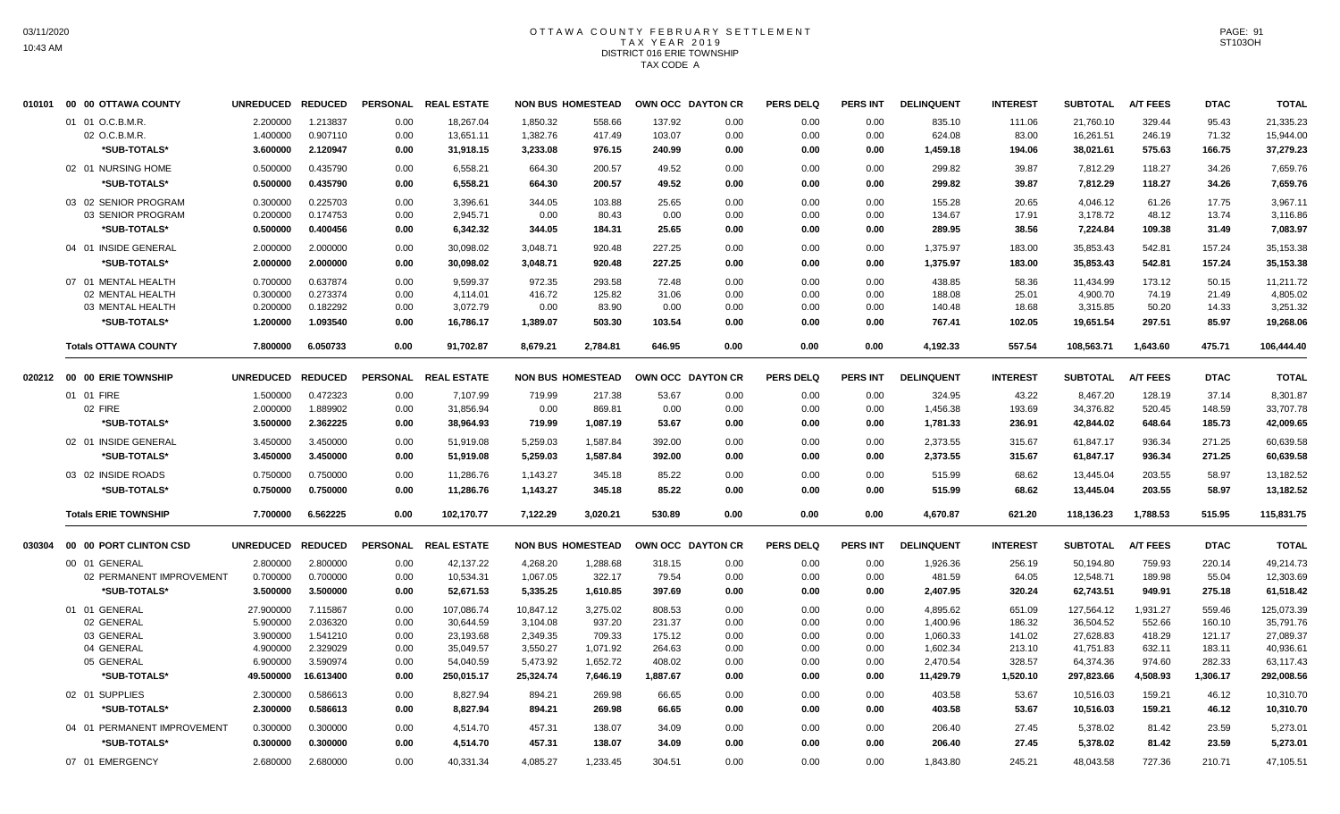# OTTAWA COUNTY FEBRUARY SETTLEMENT
## TAX YEAR 2019
## DISTRICT 016 ERIE TOWNSHIP
## TAX CODE A

| | | UNREDUCED | REDUCED | PERSONAL | REAL ESTATE | NON BUS | HOMESTEAD | OWN OCC | DAYTON CR | PERS DELQ | PERS INT | DELINQUENT | INTEREST | SUBTOTAL | A/T FEES | DTAC | TOTAL |
|---|---|---|---|---|---|---|---|---|---|---|---|---|---|---|---|---|---|
| 010101 | 00 00 OTTAWA COUNTY | | | | | | | | | | | | | | | | |
| | 01 01 O.C.B.M.R. | 2.200000 | 1.213837 | 0.00 | 18,267.04 | 1,850.32 | 558.66 | 137.92 | 0.00 | 0.00 | 0.00 | 835.10 | 111.06 | 21,760.10 | 329.44 | 95.43 | 21,335.23 |
| | 02 O.C.B.M.R. | 1.400000 | 0.907110 | 0.00 | 13,651.11 | 1,382.76 | 417.49 | 103.07 | 0.00 | 0.00 | 0.00 | 624.08 | 83.00 | 16,261.51 | 246.19 | 71.32 | 15,944.00 |
| | *SUB-TOTALS* | 3.600000 | 2.120947 | 0.00 | 31,918.15 | 3,233.08 | 976.15 | 240.99 | 0.00 | 0.00 | 0.00 | 1,459.18 | 194.06 | 38,021.61 | 575.63 | 166.75 | 37,279.23 |
| | 02 01 NURSING HOME | 0.500000 | 0.435790 | 0.00 | 6,558.21 | 664.30 | 200.57 | 49.52 | 0.00 | 0.00 | 0.00 | 299.82 | 39.87 | 7,812.29 | 118.27 | 34.26 | 7,659.76 |
| | *SUB-TOTALS* | 0.500000 | 0.435790 | 0.00 | 6,558.21 | 664.30 | 200.57 | 49.52 | 0.00 | 0.00 | 0.00 | 299.82 | 39.87 | 7,812.29 | 118.27 | 34.26 | 7,659.76 |
| | 03 02 SENIOR PROGRAM | 0.300000 | 0.225703 | 0.00 | 3,396.61 | 344.05 | 103.88 | 25.65 | 0.00 | 0.00 | 0.00 | 155.28 | 20.65 | 4,046.12 | 61.26 | 17.75 | 3,967.11 |
| | 03 SENIOR PROGRAM | 0.200000 | 0.174753 | 0.00 | 2,945.71 | 0.00 | 80.43 | 0.00 | 0.00 | 0.00 | 0.00 | 134.67 | 17.91 | 3,178.72 | 48.12 | 13.74 | 3,116.86 |
| | *SUB-TOTALS* | 0.500000 | 0.400456 | 0.00 | 6,342.32 | 344.05 | 184.31 | 25.65 | 0.00 | 0.00 | 0.00 | 289.95 | 38.56 | 7,224.84 | 109.38 | 31.49 | 7,083.97 |
| | 04 01 INSIDE GENERAL | 2.000000 | 2.000000 | 0.00 | 30,098.02 | 3,048.71 | 920.48 | 227.25 | 0.00 | 0.00 | 0.00 | 1,375.97 | 183.00 | 35,853.43 | 542.81 | 157.24 | 35,153.38 |
| | *SUB-TOTALS* | 2.000000 | 2.000000 | 0.00 | 30,098.02 | 3,048.71 | 920.48 | 227.25 | 0.00 | 0.00 | 0.00 | 1,375.97 | 183.00 | 35,853.43 | 542.81 | 157.24 | 35,153.38 |
| | 07 01 MENTAL HEALTH | 0.700000 | 0.637874 | 0.00 | 9,599.37 | 972.35 | 293.58 | 72.48 | 0.00 | 0.00 | 0.00 | 438.85 | 58.36 | 11,434.99 | 173.12 | 50.15 | 11,211.72 |
| | 02 MENTAL HEALTH | 0.300000 | 0.273374 | 0.00 | 4,114.01 | 416.72 | 125.82 | 31.06 | 0.00 | 0.00 | 0.00 | 188.08 | 25.01 | 4,900.70 | 74.19 | 21.49 | 4,805.02 |
| | 03 MENTAL HEALTH | 0.200000 | 0.182292 | 0.00 | 3,072.79 | 0.00 | 83.90 | 0.00 | 0.00 | 0.00 | 0.00 | 140.48 | 18.68 | 3,315.85 | 50.20 | 14.33 | 3,251.32 |
| | *SUB-TOTALS* | 1.200000 | 1.093540 | 0.00 | 16,786.17 | 1,389.07 | 503.30 | 103.54 | 0.00 | 0.00 | 0.00 | 767.41 | 102.05 | 19,651.54 | 297.51 | 85.97 | 19,268.06 |
| | Totals OTTAWA COUNTY | 7.800000 | 6.050733 | 0.00 | 91,702.87 | 8,679.21 | 2,784.81 | 646.95 | 0.00 | 0.00 | 0.00 | 4,192.33 | 557.54 | 108,563.71 | 1,643.60 | 475.71 | 106,444.40 |
| 020212 | 00 00 ERIE TOWNSHIP | | | | | | | | | | | | | | | | |
| | 01 01 FIRE | 1.500000 | 0.472323 | 0.00 | 7,107.99 | 719.99 | 217.38 | 53.67 | 0.00 | 0.00 | 0.00 | 324.95 | 43.22 | 8,467.20 | 128.19 | 37.14 | 8,301.87 |
| | 02 FIRE | 2.000000 | 1.889902 | 0.00 | 31,856.94 | 0.00 | 869.81 | 0.00 | 0.00 | 0.00 | 0.00 | 1,456.38 | 193.69 | 34,376.82 | 520.45 | 148.59 | 33,707.78 |
| | *SUB-TOTALS* | 3.500000 | 2.362225 | 0.00 | 38,964.93 | 719.99 | 1,087.19 | 53.67 | 0.00 | 0.00 | 0.00 | 1,781.33 | 236.91 | 42,844.02 | 648.64 | 185.73 | 42,009.65 |
| | 02 01 INSIDE GENERAL | 3.450000 | 3.450000 | 0.00 | 51,919.08 | 5,259.03 | 1,587.84 | 392.00 | 0.00 | 0.00 | 0.00 | 2,373.55 | 315.67 | 61,847.17 | 936.34 | 271.25 | 60,639.58 |
| | *SUB-TOTALS* | 3.450000 | 3.450000 | 0.00 | 51,919.08 | 5,259.03 | 1,587.84 | 392.00 | 0.00 | 0.00 | 0.00 | 2,373.55 | 315.67 | 61,847.17 | 936.34 | 271.25 | 60,639.58 |
| | 03 02 INSIDE ROADS | 0.750000 | 0.750000 | 0.00 | 11,286.76 | 1,143.27 | 345.18 | 85.22 | 0.00 | 0.00 | 0.00 | 515.99 | 68.62 | 13,445.04 | 203.55 | 58.97 | 13,182.52 |
| | *SUB-TOTALS* | 0.750000 | 0.750000 | 0.00 | 11,286.76 | 1,143.27 | 345.18 | 85.22 | 0.00 | 0.00 | 0.00 | 515.99 | 68.62 | 13,445.04 | 203.55 | 58.97 | 13,182.52 |
| | Totals ERIE TOWNSHIP | 7.700000 | 6.562225 | 0.00 | 102,170.77 | 7,122.29 | 3,020.21 | 530.89 | 0.00 | 0.00 | 0.00 | 4,670.87 | 621.20 | 118,136.23 | 1,788.53 | 515.95 | 115,831.75 |
| 030304 | 00 00 PORT CLINTON CSD | | | | | | | | | | | | | | | | |
| | 00 01 GENERAL | 2.800000 | 2.800000 | 0.00 | 42,137.22 | 4,268.20 | 1,288.68 | 318.15 | 0.00 | 0.00 | 0.00 | 1,926.36 | 256.19 | 50,194.80 | 759.93 | 220.14 | 49,214.73 |
| | 02 PERMANENT IMPROVEMENT | 0.700000 | 0.700000 | 0.00 | 10,534.31 | 1,067.05 | 322.17 | 79.54 | 0.00 | 0.00 | 0.00 | 481.59 | 64.05 | 12,548.71 | 189.98 | 55.04 | 12,303.69 |
| | *SUB-TOTALS* | 3.500000 | 3.500000 | 0.00 | 52,671.53 | 5,335.25 | 1,610.85 | 397.69 | 0.00 | 0.00 | 0.00 | 2,407.95 | 320.24 | 62,743.51 | 949.91 | 275.18 | 61,518.42 |
| | 01 01 GENERAL | 27.900000 | 7.115867 | 0.00 | 107,086.74 | 10,847.12 | 3,275.02 | 808.53 | 0.00 | 0.00 | 0.00 | 4,895.62 | 651.09 | 127,564.12 | 1,931.27 | 559.46 | 125,073.39 |
| | 02 GENERAL | 5.900000 | 2.036320 | 0.00 | 30,644.59 | 3,104.08 | 937.20 | 231.37 | 0.00 | 0.00 | 0.00 | 1,400.96 | 186.32 | 36,504.52 | 552.66 | 160.10 | 35,791.76 |
| | 03 GENERAL | 3.900000 | 1.541210 | 0.00 | 23,193.68 | 2,349.35 | 709.33 | 175.12 | 0.00 | 0.00 | 0.00 | 1,060.33 | 141.02 | 27,628.83 | 418.29 | 121.17 | 27,089.37 |
| | 04 GENERAL | 4.900000 | 2.329029 | 0.00 | 35,049.57 | 3,550.27 | 1,071.92 | 264.63 | 0.00 | 0.00 | 0.00 | 1,602.34 | 213.10 | 41,751.83 | 632.11 | 183.11 | 40,936.61 |
| | 05 GENERAL | 6.900000 | 3.590974 | 0.00 | 54,040.59 | 5,473.92 | 1,652.72 | 408.02 | 0.00 | 0.00 | 0.00 | 2,470.54 | 328.57 | 64,374.36 | 974.60 | 282.33 | 63,117.43 |
| | *SUB-TOTALS* | 49.500000 | 16.613400 | 0.00 | 250,015.17 | 25,324.74 | 7,646.19 | 1,887.67 | 0.00 | 0.00 | 0.00 | 11,429.79 | 1,520.10 | 297,823.66 | 4,508.93 | 1,306.17 | 292,008.56 |
| | 02 01 SUPPLIES | 2.300000 | 0.586613 | 0.00 | 8,827.94 | 894.21 | 269.98 | 66.65 | 0.00 | 0.00 | 0.00 | 403.58 | 53.67 | 10,516.03 | 159.21 | 46.12 | 10,310.70 |
| | *SUB-TOTALS* | 2.300000 | 0.586613 | 0.00 | 8,827.94 | 894.21 | 269.98 | 66.65 | 0.00 | 0.00 | 0.00 | 403.58 | 53.67 | 10,516.03 | 159.21 | 46.12 | 10,310.70 |
| | 04 01 PERMANENT IMPROVEMENT | 0.300000 | 0.300000 | 0.00 | 4,514.70 | 457.31 | 138.07 | 34.09 | 0.00 | 0.00 | 0.00 | 206.40 | 27.45 | 5,378.02 | 81.42 | 23.59 | 5,273.01 |
| | *SUB-TOTALS* | 0.300000 | 0.300000 | 0.00 | 4,514.70 | 457.31 | 138.07 | 34.09 | 0.00 | 0.00 | 0.00 | 206.40 | 27.45 | 5,378.02 | 81.42 | 23.59 | 5,273.01 |
| | 07 01 EMERGENCY | 2.680000 | 2.680000 | 0.00 | 40,331.34 | 4,085.27 | 1,233.45 | 304.51 | 0.00 | 0.00 | 0.00 | 1,843.80 | 245.21 | 48,043.58 | 727.36 | 210.71 | 47,105.51 |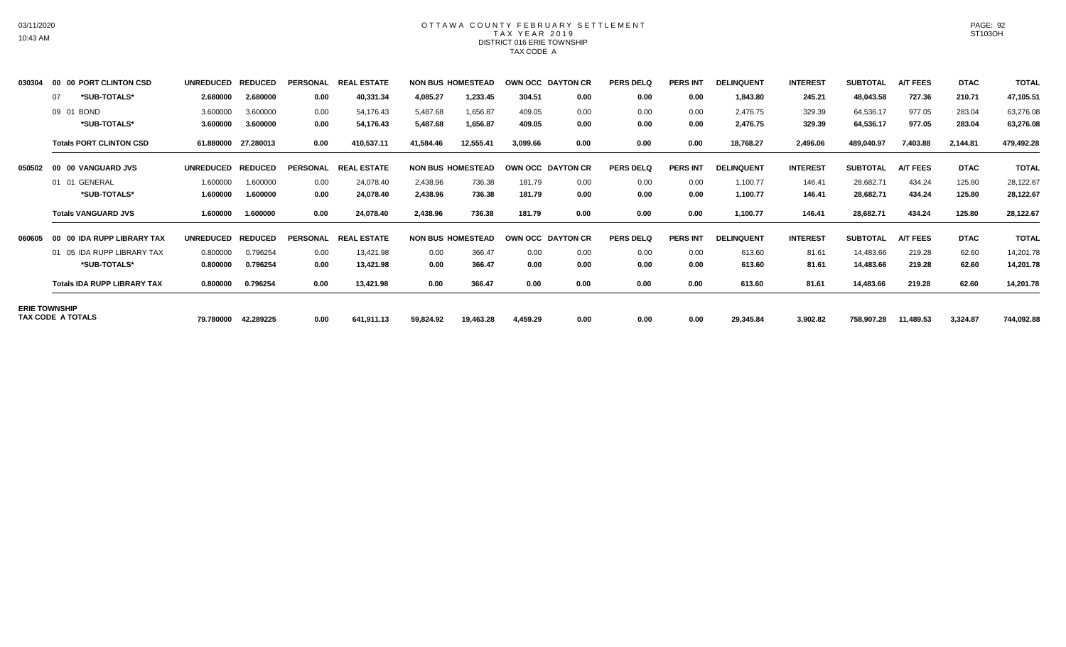# OTTAWA COUNTY FEBRUARY SETTLEMENT
## TAX YEAR 2019
### DISTRICT 016 ERIE TOWNSHIP
### TAX CODE A

| | | UNREDUCED | REDUCED | PERSONAL | REAL ESTATE | NON BUS | HOMESTEAD | OWN OCC | DAYTON CR | PERS DELQ | PERS INT | DELINQUENT | INTEREST | SUBTOTAL | A/T FEES | DTAC | TOTAL |
|---|---|---|---|---|---|---|---|---|---|---|---|---|---|---|---|---|---|
| 030304 | 00 00 PORT CLINTON CSD | UNREDUCED | REDUCED | PERSONAL | REAL ESTATE | NON BUS | HOMESTEAD | OWN OCC | DAYTON CR | PERS DELQ | PERS INT | DELINQUENT | INTEREST | SUBTOTAL | A/T FEES | DTAC | TOTAL |
| | 07 *SUB-TOTALS* | 2.680000 | 2.680000 | 0.00 | 40,331.34 | 4,085.27 | 1,233.45 | 304.51 | 0.00 | 0.00 | 0.00 | 1,843.80 | 245.21 | 48,043.58 | 727.36 | 210.71 | 47,105.51 |
| | 09 01 BOND | 3.600000 | 3.600000 | 0.00 | 54,176.43 | 5,487.68 | 1,656.87 | 409.05 | 0.00 | 0.00 | 0.00 | 2,476.75 | 329.39 | 64,536.17 | 977.05 | 283.04 | 63,276.08 |
| | *SUB-TOTALS* | 3.600000 | 3.600000 | 0.00 | 54,176.43 | 5,487.68 | 1,656.87 | 409.05 | 0.00 | 0.00 | 0.00 | 2,476.75 | 329.39 | 64,536.17 | 977.05 | 283.04 | 63,276.08 |
| | Totals PORT CLINTON CSD | 61.880000 | 27.280013 | 0.00 | 410,537.11 | 41,584.46 | 12,555.41 | 3,099.66 | 0.00 | 0.00 | 0.00 | 18,768.27 | 2,496.06 | 489,040.97 | 7,403.88 | 2,144.81 | 479,492.28 |
| 050502 | 00 00 VANGUARD JVS | UNREDUCED | REDUCED | PERSONAL | REAL ESTATE | NON BUS | HOMESTEAD | OWN OCC | DAYTON CR | PERS DELQ | PERS INT | DELINQUENT | INTEREST | SUBTOTAL | A/T FEES | DTAC | TOTAL |
| | 01 01 GENERAL | 1.600000 | 1.600000 | 0.00 | 24,078.40 | 2,438.96 | 736.38 | 181.79 | 0.00 | 0.00 | 0.00 | 1,100.77 | 146.41 | 28,682.71 | 434.24 | 125.80 | 28,122.67 |
| | *SUB-TOTALS* | 1.600000 | 1.600000 | 0.00 | 24,078.40 | 2,438.96 | 736.38 | 181.79 | 0.00 | 0.00 | 0.00 | 1,100.77 | 146.41 | 28,682.71 | 434.24 | 125.80 | 28,122.67 |
| | Totals VANGUARD JVS | 1.600000 | 1.600000 | 0.00 | 24,078.40 | 2,438.96 | 736.38 | 181.79 | 0.00 | 0.00 | 0.00 | 1,100.77 | 146.41 | 28,682.71 | 434.24 | 125.80 | 28,122.67 |
| 060605 | 00 00 IDA RUPP LIBRARY TAX | UNREDUCED | REDUCED | PERSONAL | REAL ESTATE | NON BUS | HOMESTEAD | OWN OCC | DAYTON CR | PERS DELQ | PERS INT | DELINQUENT | INTEREST | SUBTOTAL | A/T FEES | DTAC | TOTAL |
| | 01 05 IDA RUPP LIBRARY TAX | 0.800000 | 0.796254 | 0.00 | 13,421.98 | 0.00 | 366.47 | 0.00 | 0.00 | 0.00 | 0.00 | 613.60 | 81.61 | 14,483.66 | 219.28 | 62.60 | 14,201.78 |
| | *SUB-TOTALS* | 0.800000 | 0.796254 | 0.00 | 13,421.98 | 0.00 | 366.47 | 0.00 | 0.00 | 0.00 | 0.00 | 613.60 | 81.61 | 14,483.66 | 219.28 | 62.60 | 14,201.78 |
| | Totals IDA RUPP LIBRARY TAX | 0.800000 | 0.796254 | 0.00 | 13,421.98 | 0.00 | 366.47 | 0.00 | 0.00 | 0.00 | 0.00 | 613.60 | 81.61 | 14,483.66 | 219.28 | 62.60 | 14,201.78 |
| ERIE TOWNSHIP TAX CODE A TOTALS | | 79.780000 | 42.289225 | 0.00 | 641,911.13 | 59,824.92 | 19,463.28 | 4,459.29 | 0.00 | 0.00 | 0.00 | 29,345.84 | 3,902.82 | 758,907.28 | 11,489.53 | 3,324.87 | 744,092.88 |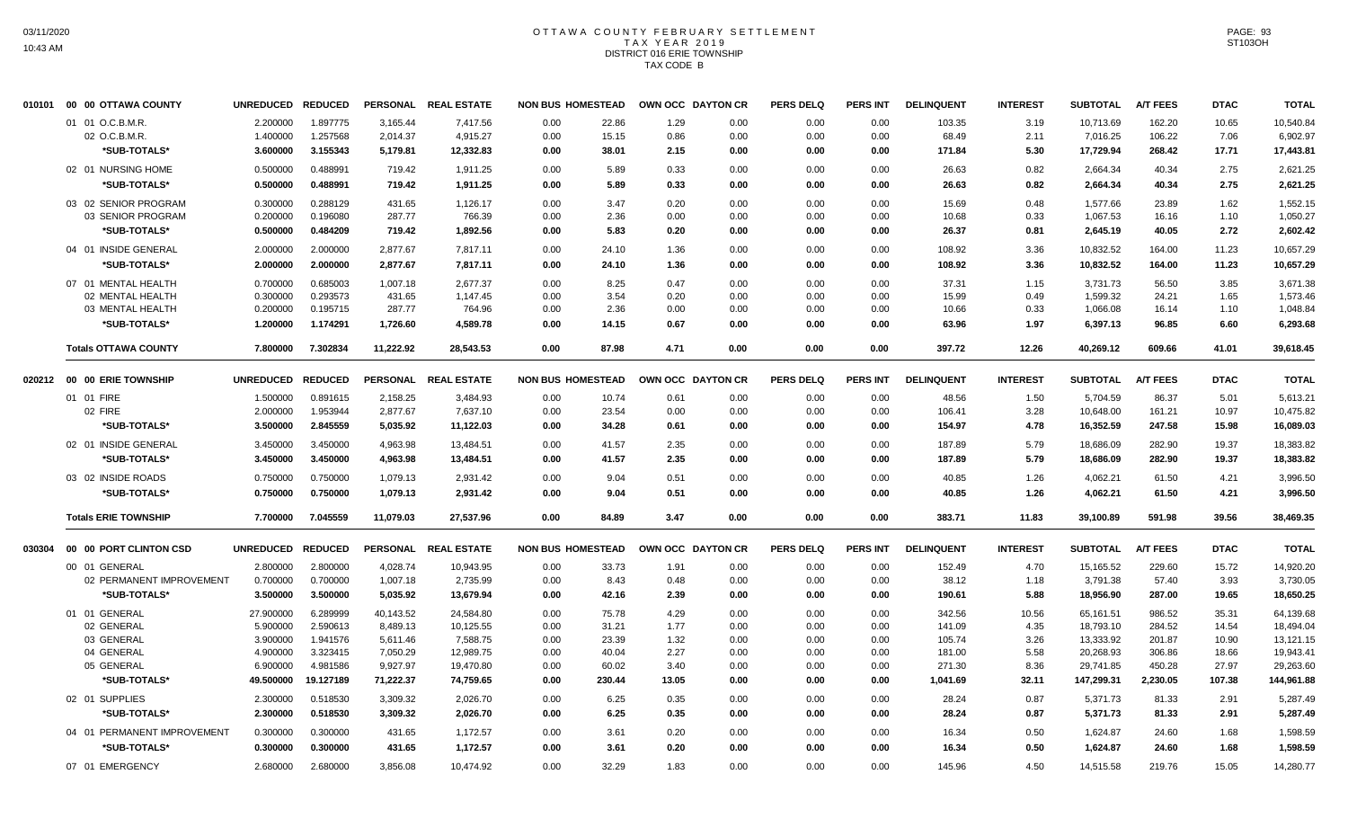# OTTAWA COUNTY FEBRUARY SETTLEMENT
## TAX YEAR 2019
## DISTRICT 016 ERIE TOWNSHIP
## TAX CODE B

| | | UNREDUCED | REDUCED | PERSONAL | REAL ESTATE | NON BUS | HOMESTEAD | OWN OCC | DAYTON CR | PERS DELQ | PERS INT | DELINQUENT | INTEREST | SUBTOTAL | A/T FEES | DTAC | TOTAL |
|---|---|---|---|---|---|---|---|---|---|---|---|---|---|---|---|---|---|
| 010101 | 00 00 OTTAWA COUNTY | | | | | | | | | | | | | | | | |
| | 01 01 O.C.B.M.R. | 2.200000 | 1.897775 | 3,165.44 | 7,417.56 | 0.00 | 22.86 | 1.29 | 0.00 | 0.00 | 0.00 | 103.35 | 3.19 | 10,713.69 | 162.20 | 10.65 | 10,540.84 |
| | 02 O.C.B.M.R. | 1.400000 | 1.257568 | 2,014.37 | 4,915.27 | 0.00 | 15.15 | 0.86 | 0.00 | 0.00 | 0.00 | 68.49 | 2.11 | 7,016.25 | 106.22 | 7.06 | 6,902.97 |
| | *SUB-TOTALS* | 3.600000 | 3.155343 | 5,179.81 | 12,332.83 | 0.00 | 38.01 | 2.15 | 0.00 | 0.00 | 0.00 | 171.84 | 5.30 | 17,729.94 | 268.42 | 17.71 | 17,443.81 |
| | 02 01 NURSING HOME | 0.500000 | 0.488991 | 719.42 | 1,911.25 | 0.00 | 5.89 | 0.33 | 0.00 | 0.00 | 0.00 | 26.63 | 0.82 | 2,664.34 | 40.34 | 2.75 | 2,621.25 |
| | *SUB-TOTALS* | 0.500000 | 0.488991 | 719.42 | 1,911.25 | 0.00 | 5.89 | 0.33 | 0.00 | 0.00 | 0.00 | 26.63 | 0.82 | 2,664.34 | 40.34 | 2.75 | 2,621.25 |
| | 03 02 SENIOR PROGRAM | 0.300000 | 0.288129 | 431.65 | 1,126.17 | 0.00 | 3.47 | 0.20 | 0.00 | 0.00 | 0.00 | 15.69 | 0.48 | 1,577.66 | 23.89 | 1.62 | 1,552.15 |
| | 03 SENIOR PROGRAM | 0.200000 | 0.196080 | 287.77 | 766.39 | 0.00 | 2.36 | 0.00 | 0.00 | 0.00 | 0.00 | 10.68 | 0.33 | 1,067.53 | 16.16 | 1.10 | 1,050.27 |
| | *SUB-TOTALS* | 0.500000 | 0.484209 | 719.42 | 1,892.56 | 0.00 | 5.83 | 0.20 | 0.00 | 0.00 | 0.00 | 26.37 | 0.81 | 2,645.19 | 40.05 | 2.72 | 2,602.42 |
| | 04 01 INSIDE GENERAL | 2.000000 | 2.000000 | 2,877.67 | 7,817.11 | 0.00 | 24.10 | 1.36 | 0.00 | 0.00 | 0.00 | 108.92 | 3.36 | 10,832.52 | 164.00 | 11.23 | 10,657.29 |
| | *SUB-TOTALS* | 2.000000 | 2.000000 | 2,877.67 | 7,817.11 | 0.00 | 24.10 | 1.36 | 0.00 | 0.00 | 0.00 | 108.92 | 3.36 | 10,832.52 | 164.00 | 11.23 | 10,657.29 |
| | 07 01 MENTAL HEALTH | 0.700000 | 0.685003 | 1,007.18 | 2,677.37 | 0.00 | 8.25 | 0.47 | 0.00 | 0.00 | 0.00 | 37.31 | 1.15 | 3,731.73 | 56.50 | 3.85 | 3,671.38 |
| | 02 MENTAL HEALTH | 0.300000 | 0.293573 | 431.65 | 1,147.45 | 0.00 | 3.54 | 0.20 | 0.00 | 0.00 | 0.00 | 15.99 | 0.49 | 1,599.32 | 24.21 | 1.65 | 1,573.46 |
| | 03 MENTAL HEALTH | 0.200000 | 0.195715 | 287.77 | 764.96 | 0.00 | 2.36 | 0.00 | 0.00 | 0.00 | 0.00 | 10.66 | 0.33 | 1,066.08 | 16.14 | 1.10 | 1,048.84 |
| | *SUB-TOTALS* | 1.200000 | 1.174291 | 1,726.60 | 4,589.78 | 0.00 | 14.15 | 0.67 | 0.00 | 0.00 | 0.00 | 63.96 | 1.97 | 6,397.13 | 96.85 | 6.60 | 6,293.68 |
| | **Totals OTTAWA COUNTY** | 7.800000 | 7.302834 | 11,222.92 | 28,543.53 | 0.00 | 87.98 | 4.71 | 0.00 | 0.00 | 0.00 | 397.72 | 12.26 | 40,269.12 | 609.66 | 41.01 | 39,618.45 |
| 020212 | 00 00 ERIE TOWNSHIP | | | | | | | | | | | | | | | | |
| | 01 01 FIRE | 1.500000 | 0.891615 | 2,158.25 | 3,484.93 | 0.00 | 10.74 | 0.61 | 0.00 | 0.00 | 0.00 | 48.56 | 1.50 | 5,704.59 | 86.37 | 5.01 | 5,613.21 |
| | 02 FIRE | 2.000000 | 1.953944 | 2,877.67 | 7,637.10 | 0.00 | 23.54 | 0.00 | 0.00 | 0.00 | 0.00 | 106.41 | 3.28 | 10,648.00 | 161.21 | 10.97 | 10,475.82 |
| | *SUB-TOTALS* | 3.500000 | 2.845559 | 5,035.92 | 11,122.03 | 0.00 | 34.28 | 0.61 | 0.00 | 0.00 | 0.00 | 154.97 | 4.78 | 16,352.59 | 247.58 | 15.98 | 16,089.03 |
| | 02 01 INSIDE GENERAL | 3.450000 | 3.450000 | 4,963.98 | 13,484.51 | 0.00 | 41.57 | 2.35 | 0.00 | 0.00 | 0.00 | 187.89 | 5.79 | 18,686.09 | 282.90 | 19.37 | 18,383.82 |
| | *SUB-TOTALS* | 3.450000 | 3.450000 | 4,963.98 | 13,484.51 | 0.00 | 41.57 | 2.35 | 0.00 | 0.00 | 0.00 | 187.89 | 5.79 | 18,686.09 | 282.90 | 19.37 | 18,383.82 |
| | 03 02 INSIDE ROADS | 0.750000 | 0.750000 | 1,079.13 | 2,931.42 | 0.00 | 9.04 | 0.51 | 0.00 | 0.00 | 0.00 | 40.85 | 1.26 | 4,062.21 | 61.50 | 4.21 | 3,996.50 |
| | *SUB-TOTALS* | 0.750000 | 0.750000 | 1,079.13 | 2,931.42 | 0.00 | 9.04 | 0.51 | 0.00 | 0.00 | 0.00 | 40.85 | 1.26 | 4,062.21 | 61.50 | 4.21 | 3,996.50 |
| | **Totals ERIE TOWNSHIP** | 7.700000 | 7.045559 | 11,079.03 | 27,537.96 | 0.00 | 84.89 | 3.47 | 0.00 | 0.00 | 0.00 | 383.71 | 11.83 | 39,100.89 | 591.98 | 39.56 | 38,469.35 |
| 030304 | 00 00 PORT CLINTON CSD | | | | | | | | | | | | | | | | |
| | 00 01 GENERAL | 2.800000 | 2.800000 | 4,028.74 | 10,943.95 | 0.00 | 33.73 | 1.91 | 0.00 | 0.00 | 0.00 | 152.49 | 4.70 | 15,165.52 | 229.60 | 15.72 | 14,920.20 |
| | 02 PERMANENT IMPROVEMENT | 0.700000 | 0.700000 | 1,007.18 | 2,735.99 | 0.00 | 8.43 | 0.48 | 0.00 | 0.00 | 0.00 | 38.12 | 1.18 | 3,791.38 | 57.40 | 3.93 | 3,730.05 |
| | *SUB-TOTALS* | 3.500000 | 3.500000 | 5,035.92 | 13,679.94 | 0.00 | 42.16 | 2.39 | 0.00 | 0.00 | 0.00 | 190.61 | 5.88 | 18,956.90 | 287.00 | 19.65 | 18,650.25 |
| | 01 01 GENERAL | 27.900000 | 6.289999 | 40,143.52 | 24,584.80 | 0.00 | 75.78 | 4.29 | 0.00 | 0.00 | 0.00 | 342.56 | 10.56 | 65,161.51 | 986.52 | 35.31 | 64,139.68 |
| | 02 GENERAL | 5.900000 | 2.590613 | 8,489.13 | 10,125.55 | 0.00 | 31.21 | 1.77 | 0.00 | 0.00 | 0.00 | 141.09 | 4.35 | 18,793.10 | 284.52 | 14.54 | 18,494.04 |
| | 03 GENERAL | 3.900000 | 1.941576 | 5,611.46 | 7,588.75 | 0.00 | 23.39 | 1.32 | 0.00 | 0.00 | 0.00 | 105.74 | 3.26 | 13,333.92 | 201.87 | 10.90 | 13,121.15 |
| | 04 GENERAL | 4.900000 | 3.323415 | 7,050.29 | 12,989.75 | 0.00 | 40.04 | 2.27 | 0.00 | 0.00 | 0.00 | 181.00 | 5.58 | 20,268.93 | 306.86 | 18.66 | 19,943.41 |
| | 05 GENERAL | 6.900000 | 4.981586 | 9,927.97 | 19,470.80 | 0.00 | 60.02 | 3.40 | 0.00 | 0.00 | 0.00 | 271.30 | 8.36 | 29,741.85 | 450.28 | 27.97 | 29,263.60 |
| | *SUB-TOTALS* | 49.500000 | 19.127189 | 71,222.37 | 74,759.65 | 0.00 | 230.44 | 13.05 | 0.00 | 0.00 | 0.00 | 1,041.69 | 32.11 | 147,299.31 | 2,230.05 | 107.38 | 144,961.88 |
| | 02 01 SUPPLIES | 2.300000 | 0.518530 | 3,309.32 | 2,026.70 | 0.00 | 6.25 | 0.35 | 0.00 | 0.00 | 0.00 | 28.24 | 0.87 | 5,371.73 | 81.33 | 2.91 | 5,287.49 |
| | *SUB-TOTALS* | 2.300000 | 0.518530 | 3,309.32 | 2,026.70 | 0.00 | 6.25 | 0.35 | 0.00 | 0.00 | 0.00 | 28.24 | 0.87 | 5,371.73 | 81.33 | 2.91 | 5,287.49 |
| | 04 01 PERMANENT IMPROVEMENT | 0.300000 | 0.300000 | 431.65 | 1,172.57 | 0.00 | 3.61 | 0.20 | 0.00 | 0.00 | 0.00 | 16.34 | 0.50 | 1,624.87 | 24.60 | 1.68 | 1,598.59 |
| | *SUB-TOTALS* | 0.300000 | 0.300000 | 431.65 | 1,172.57 | 0.00 | 3.61 | 0.20 | 0.00 | 0.00 | 0.00 | 16.34 | 0.50 | 1,624.87 | 24.60 | 1.68 | 1,598.59 |
| | 07 01 EMERGENCY | 2.680000 | 2.680000 | 3,856.08 | 10,474.92 | 0.00 | 32.29 | 1.83 | 0.00 | 0.00 | 0.00 | 145.96 | 4.50 | 14,515.58 | 219.76 | 15.05 | 14,280.77 |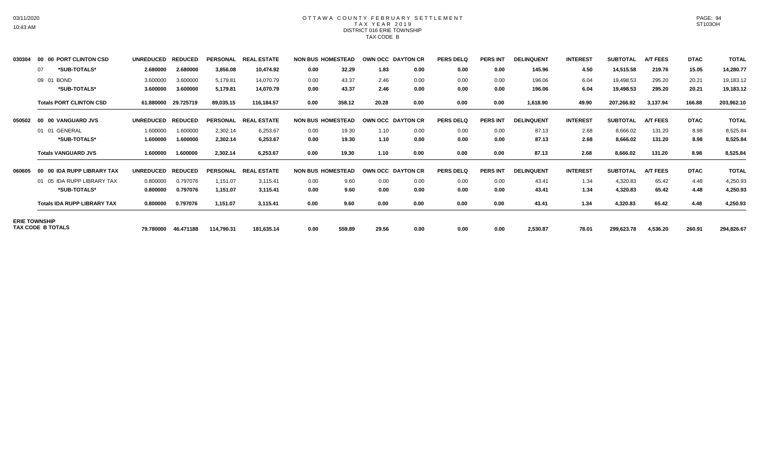# OTTAWA COUNTY FEBRUARY SETTLEMENT
## TAX YEAR 2019
### DISTRICT 016 ERIE TOWNSHIP
### TAX CODE B

| | | UNREDUCED | REDUCED | PERSONAL | REAL ESTATE | NON BUS | HOMESTEAD | OWN OCC | DAYTON CR | PERS DELQ | PERS INT | DELINQUENT | INTEREST | SUBTOTAL | A/T FEES | DTAC | TOTAL |
|---|---|---|---|---|---|---|---|---|---|---|---|---|---|---|---|---|---|
| 030304 | 00 00 PORT CLINTON CSD | UNREDUCED | REDUCED | PERSONAL | REAL ESTATE | NON BUS | HOMESTEAD | OWN OCC | DAYTON CR | PERS DELQ | PERS INT | DELINQUENT | INTEREST | SUBTOTAL | A/T FEES | DTAC | TOTAL |
| | 07 *SUB-TOTALS* | **2.680000** | **2.680000** | **3,856.08** | **10,474.92** | **0.00** | **32.29** | **1.83** | **0.00** | **0.00** | **0.00** | **145.96** | **4.50** | **14,515.58** | **219.76** | **15.05** | **14,280.77** |
| | 09 01 BOND | 3.600000 | 3.600000 | 5,179.81 | 14,070.79 | 0.00 | 43.37 | 2.46 | 0.00 | 0.00 | 0.00 | 196.06 | 6.04 | 19,498.53 | 295.20 | 20.21 | 19,183.12 |
| | *SUB-TOTALS* | **3.600000** | **3.600000** | **5,179.81** | **14,070.79** | **0.00** | **43.37** | **2.46** | **0.00** | **0.00** | **0.00** | **196.06** | **6.04** | **19,498.53** | **295.20** | **20.21** | **19,183.12** |
| | **Totals PORT CLINTON CSD** | **61.880000** | **29.725719** | **89,035.15** | **116,184.57** | **0.00** | **358.12** | **20.28** | **0.00** | **0.00** | **0.00** | **1,618.90** | **49.90** | **207,266.92** | **3,137.94** | **166.88** | **203,962.10** |
| 050502 | 00 00 VANGUARD JVS | UNREDUCED | REDUCED | PERSONAL | REAL ESTATE | NON BUS | HOMESTEAD | OWN OCC | DAYTON CR | PERS DELQ | PERS INT | DELINQUENT | INTEREST | SUBTOTAL | A/T FEES | DTAC | TOTAL |
| | 01 01 GENERAL | 1.600000 | 1.600000 | 2,302.14 | 6,253.67 | 0.00 | 19.30 | 1.10 | 0.00 | 0.00 | 0.00 | 87.13 | 2.68 | 8,666.02 | 131.20 | 8.98 | 8,525.84 |
| | *SUB-TOTALS* | **1.600000** | **1.600000** | **2,302.14** | **6,253.67** | **0.00** | **19.30** | **1.10** | **0.00** | **0.00** | **0.00** | **87.13** | **2.68** | **8,666.02** | **131.20** | **8.98** | **8,525.84** |
| | **Totals VANGUARD JVS** | **1.600000** | **1.600000** | **2,302.14** | **6,253.67** | **0.00** | **19.30** | **1.10** | **0.00** | **0.00** | **0.00** | **87.13** | **2.68** | **8,666.02** | **131.20** | **8.98** | **8,525.84** |
| 060605 | 00 00 IDA RUPP LIBRARY TAX | UNREDUCED | REDUCED | PERSONAL | REAL ESTATE | NON BUS | HOMESTEAD | OWN OCC | DAYTON CR | PERS DELQ | PERS INT | DELINQUENT | INTEREST | SUBTOTAL | A/T FEES | DTAC | TOTAL |
| | 01 05 IDA RUPP LIBRARY TAX | 0.800000 | 0.797076 | 1,151.07 | 3,115.41 | 0.00 | 9.60 | 0.00 | 0.00 | 0.00 | 0.00 | 43.41 | 1.34 | 4,320.83 | 65.42 | 4.48 | 4,250.93 |
| | *SUB-TOTALS* | **0.800000** | **0.797076** | **1,151.07** | **3,115.41** | **0.00** | **9.60** | **0.00** | **0.00** | **0.00** | **0.00** | **43.41** | **1.34** | **4,320.83** | **65.42** | **4.48** | **4,250.93** |
| | **Totals IDA RUPP LIBRARY TAX** | **0.800000** | **0.797076** | **1,151.07** | **3,115.41** | **0.00** | **9.60** | **0.00** | **0.00** | **0.00** | **0.00** | **43.41** | **1.34** | **4,320.83** | **65.42** | **4.48** | **4,250.93** |
| **ERIE TOWNSHIP TAX CODE B TOTALS** | | **79.780000** | **46.471188** | **114,790.31** | **181,635.14** | **0.00** | **559.89** | **29.56** | **0.00** | **0.00** | **0.00** | **2,530.87** | **78.01** | **299,623.78** | **4,536.20** | **260.91** | **294,826.67** |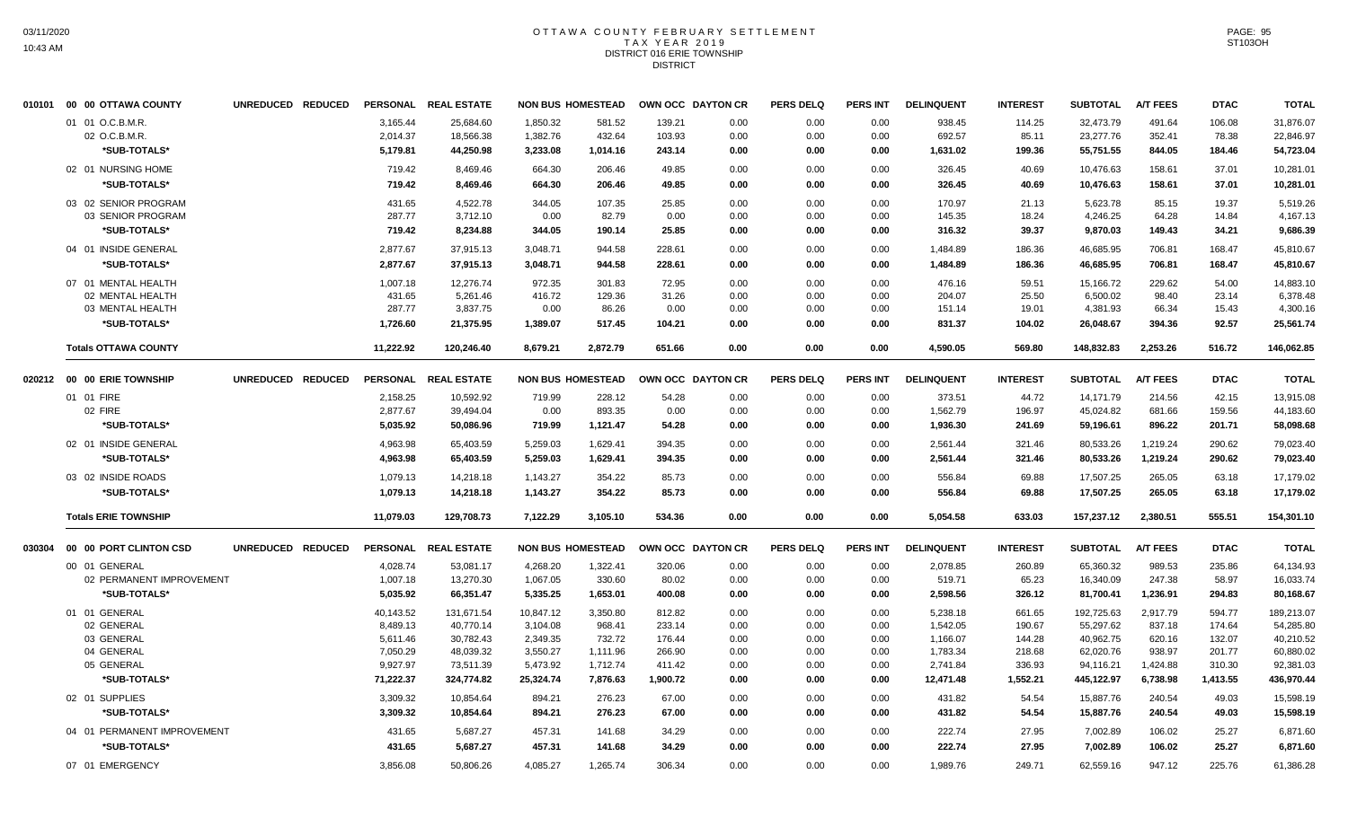# OTTAWA COUNTY FEBRUARY SETTLEMENT
## TAX YEAR 2019
### DISTRICT 016 ERIE TOWNSHIP
### DISTRICT

| 010101 00 00 OTTAWA COUNTY | UNREDUCED | REDUCED | PERSONAL | REAL ESTATE | NON BUS | HOMESTEAD | OWN OCC | DAYTON CR | PERS DELQ | PERS INT | DELINQUENT | INTEREST | SUBTOTAL | A/T FEES | DTAC | TOTAL |
|---|---|---|---|---|---|---|---|---|---|---|---|---|---|---|---|---|
| 01 01 O.C.B.M.R. | | | 3,165.44 | 25,684.60 | 1,850.32 | 581.52 | 139.21 | 0.00 | 0.00 | 0.00 | 938.45 | 114.25 | 32,473.79 | 491.64 | 106.08 | 31,876.07 |
| 02 O.C.B.M.R. | | | 2,014.37 | 18,566.38 | 1,382.76 | 432.64 | 103.93 | 0.00 | 0.00 | 0.00 | 692.57 | 85.11 | 23,277.76 | 352.41 | 78.38 | 22,846.97 |
| *SUB-TOTALS* | | | 5,179.81 | 44,250.98 | 3,233.08 | 1,014.16 | 243.14 | 0.00 | 0.00 | 0.00 | 1,631.02 | 199.36 | 55,751.55 | 844.05 | 184.46 | 54,723.04 |
| 02 01 NURSING HOME | | | 719.42 | 8,469.46 | 664.30 | 206.46 | 49.85 | 0.00 | 0.00 | 0.00 | 326.45 | 40.69 | 10,476.63 | 158.61 | 37.01 | 10,281.01 |
| *SUB-TOTALS* | | | 719.42 | 8,469.46 | 664.30 | 206.46 | 49.85 | 0.00 | 0.00 | 0.00 | 326.45 | 40.69 | 10,476.63 | 158.61 | 37.01 | 10,281.01 |
| 03 02 SENIOR PROGRAM | | | 431.65 | 4,522.78 | 344.05 | 107.35 | 25.85 | 0.00 | 0.00 | 0.00 | 170.97 | 21.13 | 5,623.78 | 85.15 | 19.37 | 5,519.26 |
| 03 SENIOR PROGRAM | | | 287.77 | 3,712.10 | 0.00 | 82.79 | 0.00 | 0.00 | 0.00 | 0.00 | 145.35 | 18.24 | 4,246.25 | 64.28 | 14.84 | 4,167.13 |
| *SUB-TOTALS* | | | 719.42 | 8,234.88 | 344.05 | 190.14 | 25.85 | 0.00 | 0.00 | 0.00 | 316.32 | 39.37 | 9,870.03 | 149.43 | 34.21 | 9,686.39 |
| 04 01 INSIDE GENERAL | | | 2,877.67 | 37,915.13 | 3,048.71 | 944.58 | 228.61 | 0.00 | 0.00 | 0.00 | 1,484.89 | 186.36 | 46,685.95 | 706.81 | 168.47 | 45,810.67 |
| *SUB-TOTALS* | | | 2,877.67 | 37,915.13 | 3,048.71 | 944.58 | 228.61 | 0.00 | 0.00 | 0.00 | 1,484.89 | 186.36 | 46,685.95 | 706.81 | 168.47 | 45,810.67 |
| 07 01 MENTAL HEALTH | | | 1,007.18 | 12,276.74 | 972.35 | 301.83 | 72.95 | 0.00 | 0.00 | 0.00 | 476.16 | 59.51 | 15,166.72 | 229.62 | 54.00 | 14,883.10 |
| 02 MENTAL HEALTH | | | 431.65 | 5,261.46 | 416.72 | 129.36 | 31.26 | 0.00 | 0.00 | 0.00 | 204.07 | 25.50 | 6,500.02 | 98.40 | 23.14 | 6,378.48 |
| 03 MENTAL HEALTH | | | 287.77 | 3,837.75 | 0.00 | 86.26 | 0.00 | 0.00 | 0.00 | 0.00 | 151.14 | 19.01 | 4,381.93 | 66.34 | 15.43 | 4,300.16 |
| *SUB-TOTALS* | | | 1,726.60 | 21,375.95 | 1,389.07 | 517.45 | 104.21 | 0.00 | 0.00 | 0.00 | 831.37 | 104.02 | 26,048.67 | 394.36 | 92.57 | 25,561.74 |
| **Totals OTTAWA COUNTY** | | | 11,222.92 | 120,246.40 | 8,679.21 | 2,872.79 | 651.66 | 0.00 | 0.00 | 0.00 | 4,590.05 | 569.80 | 148,832.83 | 2,253.26 | 516.72 | 146,062.85 |

| 020212 00 00 ERIE TOWNSHIP | UNREDUCED | REDUCED | PERSONAL | REAL ESTATE | NON BUS | HOMESTEAD | OWN OCC | DAYTON CR | PERS DELQ | PERS INT | DELINQUENT | INTEREST | SUBTOTAL | A/T FEES | DTAC | TOTAL |
|---|---|---|---|---|---|---|---|---|---|---|---|---|---|---|---|---|
| 01 01 FIRE | | | 2,158.25 | 10,592.92 | 719.99 | 228.12 | 54.28 | 0.00 | 0.00 | 0.00 | 373.51 | 44.72 | 14,171.79 | 214.56 | 42.15 | 13,915.08 |
| 02 FIRE | | | 2,877.67 | 39,494.04 | 0.00 | 893.35 | 0.00 | 0.00 | 0.00 | 0.00 | 1,562.79 | 196.97 | 45,024.82 | 681.66 | 159.56 | 44,183.60 |
| *SUB-TOTALS* | | | 5,035.92 | 50,086.96 | 719.99 | 1,121.47 | 54.28 | 0.00 | 0.00 | 0.00 | 1,936.30 | 241.69 | 59,196.61 | 896.22 | 201.71 | 58,098.68 |
| 02 01 INSIDE GENERAL | | | 4,963.98 | 65,403.59 | 5,259.03 | 1,629.41 | 394.35 | 0.00 | 0.00 | 0.00 | 2,561.44 | 321.46 | 80,533.26 | 1,219.24 | 290.62 | 79,023.40 |
| *SUB-TOTALS* | | | 4,963.98 | 65,403.59 | 5,259.03 | 1,629.41 | 394.35 | 0.00 | 0.00 | 0.00 | 2,561.44 | 321.46 | 80,533.26 | 1,219.24 | 290.62 | 79,023.40 |
| 03 02 INSIDE ROADS | | | 1,079.13 | 14,218.18 | 1,143.27 | 354.22 | 85.73 | 0.00 | 0.00 | 0.00 | 556.84 | 69.88 | 17,507.25 | 265.05 | 63.18 | 17,179.02 |
| *SUB-TOTALS* | | | 1,079.13 | 14,218.18 | 1,143.27 | 354.22 | 85.73 | 0.00 | 0.00 | 0.00 | 556.84 | 69.88 | 17,507.25 | 265.05 | 63.18 | 17,179.02 |
| **Totals ERIE TOWNSHIP** | | | 11,079.03 | 129,708.73 | 7,122.29 | 3,105.10 | 534.36 | 0.00 | 0.00 | 0.00 | 5,054.58 | 633.03 | 157,237.12 | 2,380.51 | 555.51 | 154,301.10 |

| 030304 00 00 PORT CLINTON CSD | UNREDUCED | REDUCED | PERSONAL | REAL ESTATE | NON BUS | HOMESTEAD | OWN OCC | DAYTON CR | PERS DELQ | PERS INT | DELINQUENT | INTEREST | SUBTOTAL | A/T FEES | DTAC | TOTAL |
|---|---|---|---|---|---|---|---|---|---|---|---|---|---|---|---|---|
| 00 01 GENERAL | | | 4,028.74 | 53,081.17 | 4,268.20 | 1,322.41 | 320.06 | 0.00 | 0.00 | 0.00 | 2,078.85 | 260.89 | 65,360.32 | 989.53 | 235.86 | 64,134.93 |
| 02 PERMANENT IMPROVEMENT | | | 1,007.18 | 13,270.30 | 1,067.05 | 330.60 | 80.02 | 0.00 | 0.00 | 0.00 | 519.71 | 65.23 | 16,340.09 | 247.38 | 58.97 | 16,033.74 |
| *SUB-TOTALS* | | | 5,035.92 | 66,351.47 | 5,335.25 | 1,653.01 | 400.08 | 0.00 | 0.00 | 0.00 | 2,598.56 | 326.12 | 81,700.41 | 1,236.91 | 294.83 | 80,168.67 |
| 01 01 GENERAL | | | 40,143.52 | 131,671.54 | 10,847.12 | 3,350.80 | 812.82 | 0.00 | 0.00 | 0.00 | 5,238.18 | 661.65 | 192,725.63 | 2,917.79 | 594.77 | 189,213.07 |
| 02 GENERAL | | | 8,489.13 | 40,770.14 | 3,104.08 | 968.41 | 233.14 | 0.00 | 0.00 | 0.00 | 1,542.05 | 190.67 | 55,297.62 | 837.18 | 174.64 | 54,285.80 |
| 03 GENERAL | | | 5,611.46 | 30,782.43 | 2,349.35 | 732.72 | 176.44 | 0.00 | 0.00 | 0.00 | 1,166.07 | 144.28 | 40,962.75 | 620.16 | 132.07 | 40,210.52 |
| 04 GENERAL | | | 7,050.29 | 48,039.32 | 3,550.27 | 1,111.96 | 266.90 | 0.00 | 0.00 | 0.00 | 1,783.34 | 218.68 | 62,020.76 | 938.97 | 201.77 | 60,880.02 |
| 05 GENERAL | | | 9,927.97 | 73,511.39 | 5,473.92 | 1,712.74 | 411.42 | 0.00 | 0.00 | 0.00 | 2,741.84 | 336.93 | 94,116.21 | 1,424.88 | 310.30 | 92,381.03 |
| *SUB-TOTALS* | | | 71,222.37 | 324,774.82 | 25,324.74 | 7,876.63 | 1,900.72 | 0.00 | 0.00 | 0.00 | 12,471.48 | 1,552.21 | 445,122.97 | 6,738.98 | 1,413.55 | 436,970.44 |
| 02 01 SUPPLIES | | | 3,309.32 | 10,854.64 | 894.21 | 276.23 | 67.00 | 0.00 | 0.00 | 0.00 | 431.82 | 54.54 | 15,887.76 | 240.54 | 49.03 | 15,598.19 |
| *SUB-TOTALS* | | | 3,309.32 | 10,854.64 | 894.21 | 276.23 | 67.00 | 0.00 | 0.00 | 0.00 | 431.82 | 54.54 | 15,887.76 | 240.54 | 49.03 | 15,598.19 |
| 04 01 PERMANENT IMPROVEMENT | | | 431.65 | 5,687.27 | 457.31 | 141.68 | 34.29 | 0.00 | 0.00 | 0.00 | 222.74 | 27.95 | 7,002.89 | 106.02 | 25.27 | 6,871.60 |
| *SUB-TOTALS* | | | 431.65 | 5,687.27 | 457.31 | 141.68 | 34.29 | 0.00 | 0.00 | 0.00 | 222.74 | 27.95 | 7,002.89 | 106.02 | 25.27 | 6,871.60 |
| 07 01 EMERGENCY | | | 3,856.08 | 50,806.26 | 4,085.27 | 1,265.74 | 306.34 | 0.00 | 0.00 | 0.00 | 1,989.76 | 249.71 | 62,559.16 | 947.12 | 225.76 | 61,386.28 |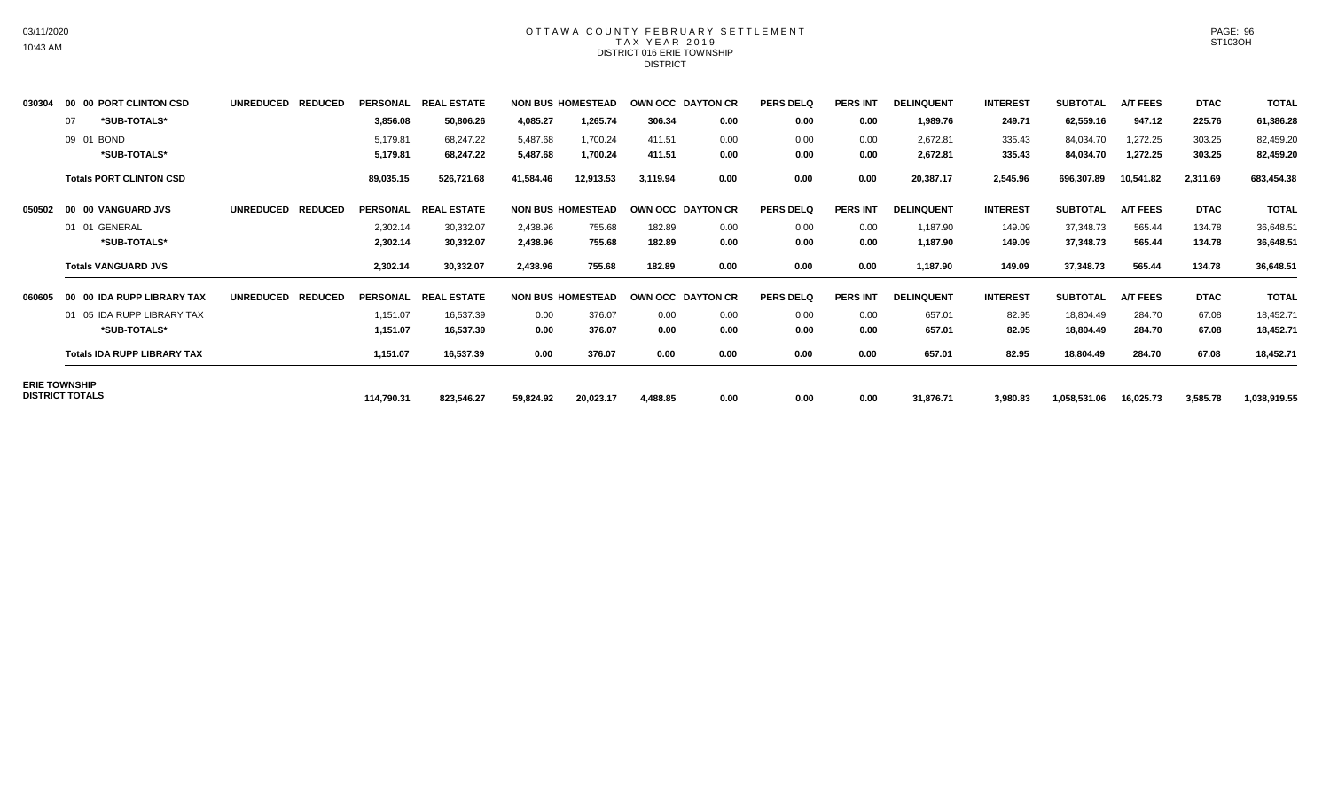# OTTAWA COUNTY FEBRUARY SETTLEMENT
## TAX YEAR 2019
### DISTRICT 016 ERIE TOWNSHIP
### DISTRICT

| | | UNREDUCED | REDUCED | PERSONAL | REAL ESTATE | NON BUS | HOMESTEAD | OWN OCC | DAYTON CR | PERS DELQ | PERS INT | DELINQUENT | INTEREST | SUBTOTAL | A/T FEES | DTAC | TOTAL |
|---|---|---|---|---|---|---|---|---|---|---|---|---|---|---|---|---|---|
| 030304 | 00 00 PORT CLINTON CSD | | | | | | | | | | | | | | | | |
| | 07 *SUB-TOTALS* | | | 3,856.08 | 50,806.26 | 4,085.27 | 1,265.74 | 306.34 | 0.00 | 0.00 | 0.00 | 1,989.76 | 249.71 | 62,559.16 | 947.12 | 225.76 | 61,386.28 |
| | 09 01 BOND | | | 5,179.81 | 68,247.22 | 5,487.68 | 1,700.24 | 411.51 | 0.00 | 0.00 | 0.00 | 2,672.81 | 335.43 | 84,034.70 | 1,272.25 | 303.25 | 82,459.20 |
| | *SUB-TOTALS* | | | 5,179.81 | 68,247.22 | 5,487.68 | 1,700.24 | 411.51 | 0.00 | 0.00 | 0.00 | 2,672.81 | 335.43 | 84,034.70 | 1,272.25 | 303.25 | 82,459.20 |
| | **Totals PORT CLINTON CSD** | | | 89,035.15 | 526,721.68 | 41,584.46 | 12,913.53 | 3,119.94 | 0.00 | 0.00 | 0.00 | 20,387.17 | 2,545.96 | 696,307.89 | 10,541.82 | 2,311.69 | 683,454.38 |
| 050502 | 00 00 VANGUARD JVS | UNREDUCED | REDUCED | PERSONAL | REAL ESTATE | NON BUS | HOMESTEAD | OWN OCC | DAYTON CR | PERS DELQ | PERS INT | DELINQUENT | INTEREST | SUBTOTAL | A/T FEES | DTAC | TOTAL |
| | 01 01 GENERAL | | | 2,302.14 | 30,332.07 | 2,438.96 | 755.68 | 182.89 | 0.00 | 0.00 | 0.00 | 1,187.90 | 149.09 | 37,348.73 | 565.44 | 134.78 | 36,648.51 |
| | *SUB-TOTALS* | | | 2,302.14 | 30,332.07 | 2,438.96 | 755.68 | 182.89 | 0.00 | 0.00 | 0.00 | 1,187.90 | 149.09 | 37,348.73 | 565.44 | 134.78 | 36,648.51 |
| | **Totals VANGUARD JVS** | | | 2,302.14 | 30,332.07 | 2,438.96 | 755.68 | 182.89 | 0.00 | 0.00 | 0.00 | 1,187.90 | 149.09 | 37,348.73 | 565.44 | 134.78 | 36,648.51 |
| 060605 | 00 00 IDA RUPP LIBRARY TAX | UNREDUCED | REDUCED | PERSONAL | REAL ESTATE | NON BUS | HOMESTEAD | OWN OCC | DAYTON CR | PERS DELQ | PERS INT | DELINQUENT | INTEREST | SUBTOTAL | A/T FEES | DTAC | TOTAL |
| | 01 05 IDA RUPP LIBRARY TAX | | | 1,151.07 | 16,537.39 | 0.00 | 376.07 | 0.00 | 0.00 | 0.00 | 0.00 | 657.01 | 82.95 | 18,804.49 | 284.70 | 67.08 | 18,452.71 |
| | *SUB-TOTALS* | | | 1,151.07 | 16,537.39 | 0.00 | 376.07 | 0.00 | 0.00 | 0.00 | 0.00 | 657.01 | 82.95 | 18,804.49 | 284.70 | 67.08 | 18,452.71 |
| | **Totals IDA RUPP LIBRARY TAX** | | | 1,151.07 | 16,537.39 | 0.00 | 376.07 | 0.00 | 0.00 | 0.00 | 0.00 | 657.01 | 82.95 | 18,804.49 | 284.70 | 67.08 | 18,452.71 |
| **ERIE TOWNSHIP DISTRICT TOTALS** | | | | 114,790.31 | 823,546.27 | 59,824.92 | 20,023.17 | 4,488.85 | 0.00 | 0.00 | 0.00 | 31,876.71 | 3,980.83 | 1,058,531.06 | 16,025.73 | 3,585.78 | 1,038,919.55 |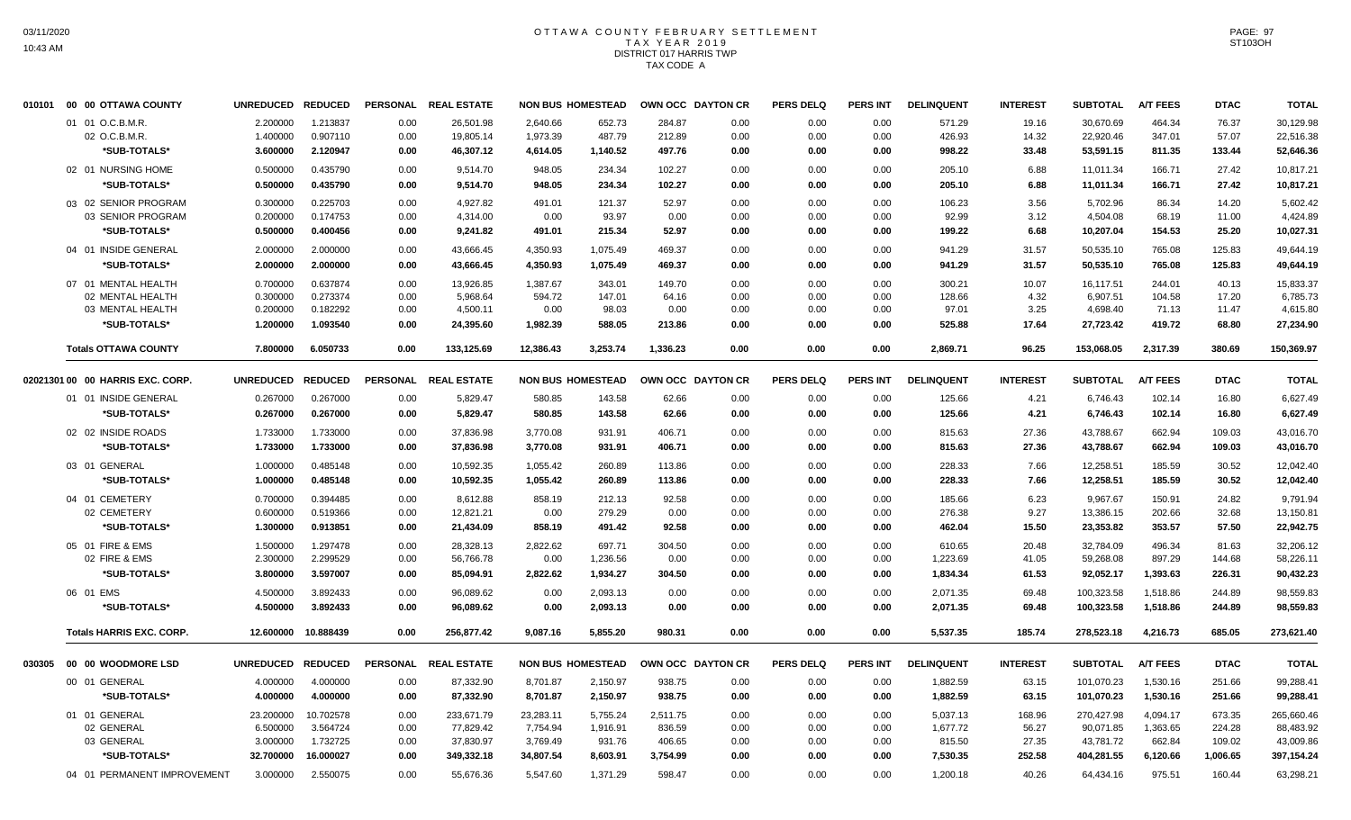# OTTAWA COUNTY FEBRUARY SETTLEMENT
## TAX YEAR 2019
## DISTRICT 017 HARRIS TWP
## TAX CODE A

| 010101 00 00 OTTAWA COUNTY | UNREDUCED | REDUCED | PERSONAL | REAL ESTATE | NON BUS | HOMESTEAD | OWN OCC | DAYTON CR | PERS DELQ | PERS INT | DELINQUENT | INTEREST | SUBTOTAL | A/T FEES | DTAC | TOTAL |
|---|---|---|---|---|---|---|---|---|---|---|---|---|---|---|---|---|
| 01 01 O.C.B.M.R. | 2.200000 | 1.213837 | 0.00 | 26,501.98 | 2,640.66 | 652.73 | 284.87 | 0.00 | 0.00 | 0.00 | 571.29 | 19.16 | 30,670.69 | 464.34 | 76.37 | 30,129.98 |
| 02 O.C.B.M.R. | 1.400000 | 0.907110 | 0.00 | 19,805.14 | 1,973.39 | 487.79 | 212.89 | 0.00 | 0.00 | 0.00 | 426.93 | 14.32 | 22,920.46 | 347.01 | 57.07 | 22,516.38 |
| **\*SUB-TOTALS\*** | **3.600000** | **2.120947** | **0.00** | **46,307.12** | **4,614.05** | **1,140.52** | **497.76** | **0.00** | **0.00** | **0.00** | **998.22** | **33.48** | **53,591.15** | **811.35** | **133.44** | **52,646.36** |
| 02 01 NURSING HOME | 0.500000 | 0.435790 | 0.00 | 9,514.70 | 948.05 | 234.34 | 102.27 | 0.00 | 0.00 | 0.00 | 205.10 | 6.88 | 11,011.34 | 166.71 | 27.42 | 10,817.21 |
| **\*SUB-TOTALS\*** | **0.500000** | **0.435790** | **0.00** | **9,514.70** | **948.05** | **234.34** | **102.27** | **0.00** | **0.00** | **0.00** | **205.10** | **6.88** | **11,011.34** | **166.71** | **27.42** | **10,817.21** |
| 03 02 SENIOR PROGRAM | 0.300000 | 0.225703 | 0.00 | 4,927.82 | 491.01 | 121.37 | 52.97 | 0.00 | 0.00 | 0.00 | 106.23 | 3.56 | 5,702.96 | 86.34 | 14.20 | 5,602.42 |
| 03 SENIOR PROGRAM | 0.200000 | 0.174753 | 0.00 | 4,314.00 | 0.00 | 93.97 | 0.00 | 0.00 | 0.00 | 0.00 | 92.99 | 3.12 | 4,504.08 | 68.19 | 11.00 | 4,424.89 |
| **\*SUB-TOTALS\*** | **0.500000** | **0.400456** | **0.00** | **9,241.82** | **491.01** | **215.34** | **52.97** | **0.00** | **0.00** | **0.00** | **199.22** | **6.68** | **10,207.04** | **154.53** | **25.20** | **10,027.31** |
| 04 01 INSIDE GENERAL | 2.000000 | 2.000000 | 0.00 | 43,666.45 | 4,350.93 | 1,075.49 | 469.37 | 0.00 | 0.00 | 0.00 | 941.29 | 31.57 | 50,535.10 | 765.08 | 125.83 | 49,644.19 |
| **\*SUB-TOTALS\*** | **2.000000** | **2.000000** | **0.00** | **43,666.45** | **4,350.93** | **1,075.49** | **469.37** | **0.00** | **0.00** | **0.00** | **941.29** | **31.57** | **50,535.10** | **765.08** | **125.83** | **49,644.19** |
| 07 01 MENTAL HEALTH | 0.700000 | 0.637874 | 0.00 | 13,926.85 | 1,387.67 | 343.01 | 149.70 | 0.00 | 0.00 | 0.00 | 300.21 | 10.07 | 16,117.51 | 244.01 | 40.13 | 15,833.37 |
| 02 MENTAL HEALTH | 0.300000 | 0.273374 | 0.00 | 5,968.64 | 594.72 | 147.01 | 64.16 | 0.00 | 0.00 | 0.00 | 128.66 | 4.32 | 6,907.51 | 104.58 | 17.20 | 6,785.73 |
| 03 MENTAL HEALTH | 0.200000 | 0.182292 | 0.00 | 4,500.11 | 0.00 | 98.03 | 0.00 | 0.00 | 0.00 | 0.00 | 97.01 | 3.25 | 4,698.40 | 71.13 | 11.47 | 4,615.80 |
| **\*SUB-TOTALS\*** | **1.200000** | **1.093540** | **0.00** | **24,395.60** | **1,982.39** | **588.05** | **213.86** | **0.00** | **0.00** | **0.00** | **525.88** | **17.64** | **27,723.42** | **419.72** | **68.80** | **27,234.90** |
| **Totals OTTAWA COUNTY** | **7.800000** | **6.050733** | **0.00** | **133,125.69** | **12,386.43** | **3,253.74** | **1,336.23** | **0.00** | **0.00** | **0.00** | **2,869.71** | **96.25** | **153,068.05** | **2,317.39** | **380.69** | **150,369.97** |

| 02021301 00 00 HARRIS EXC. CORP. | UNREDUCED | REDUCED | PERSONAL | REAL ESTATE | NON BUS | HOMESTEAD | OWN OCC | DAYTON CR | PERS DELQ | PERS INT | DELINQUENT | INTEREST | SUBTOTAL | A/T FEES | DTAC | TOTAL |
|---|---|---|---|---|---|---|---|---|---|---|---|---|---|---|---|---|
| 01 01 INSIDE GENERAL | 0.267000 | 0.267000 | 0.00 | 5,829.47 | 580.85 | 143.58 | 62.66 | 0.00 | 0.00 | 0.00 | 125.66 | 4.21 | 6,746.43 | 102.14 | 16.80 | 6,627.49 |
| **\*SUB-TOTALS\*** | **0.267000** | **0.267000** | **0.00** | **5,829.47** | **580.85** | **143.58** | **62.66** | **0.00** | **0.00** | **0.00** | **125.66** | **4.21** | **6,746.43** | **102.14** | **16.80** | **6,627.49** |
| 02 02 INSIDE ROADS | 1.733000 | 1.733000 | 0.00 | 37,836.98 | 3,770.08 | 931.91 | 406.71 | 0.00 | 0.00 | 0.00 | 815.63 | 27.36 | 43,788.67 | 662.94 | 109.03 | 43,016.70 |
| **\*SUB-TOTALS\*** | **1.733000** | **1.733000** | **0.00** | **37,836.98** | **3,770.08** | **931.91** | **406.71** | **0.00** | **0.00** | **0.00** | **815.63** | **27.36** | **43,788.67** | **662.94** | **109.03** | **43,016.70** |
| 03 01 GENERAL | 1.000000 | 0.485148 | 0.00 | 10,592.35 | 1,055.42 | 260.89 | 113.86 | 0.00 | 0.00 | 0.00 | 228.33 | 7.66 | 12,258.51 | 185.59 | 30.52 | 12,042.40 |
| **\*SUB-TOTALS\*** | **1.000000** | **0.485148** | **0.00** | **10,592.35** | **1,055.42** | **260.89** | **113.86** | **0.00** | **0.00** | **0.00** | **228.33** | **7.66** | **12,258.51** | **185.59** | **30.52** | **12,042.40** |
| 04 01 CEMETERY | 0.700000 | 0.394485 | 0.00 | 8,612.88 | 858.19 | 212.13 | 92.58 | 0.00 | 0.00 | 0.00 | 185.66 | 6.23 | 9,967.67 | 150.91 | 24.82 | 9,791.94 |
| 02 CEMETERY | 0.600000 | 0.519366 | 0.00 | 12,821.21 | 0.00 | 279.29 | 0.00 | 0.00 | 0.00 | 0.00 | 276.38 | 9.27 | 13,386.15 | 202.66 | 32.68 | 13,150.81 |
| **\*SUB-TOTALS\*** | **1.300000** | **0.913851** | **0.00** | **21,434.09** | **858.19** | **491.42** | **92.58** | **0.00** | **0.00** | **0.00** | **462.04** | **15.50** | **23,353.82** | **353.57** | **57.50** | **22,942.75** |
| 05 01 FIRE & EMS | 1.500000 | 1.297478 | 0.00 | 28,328.13 | 2,822.62 | 697.71 | 304.50 | 0.00 | 0.00 | 0.00 | 610.65 | 20.48 | 32,784.09 | 496.34 | 81.63 | 32,206.12 |
| 02 FIRE & EMS | 2.300000 | 2.299529 | 0.00 | 56,766.78 | 0.00 | 1,236.56 | 0.00 | 0.00 | 0.00 | 0.00 | 1,223.69 | 41.05 | 59,268.08 | 897.29 | 144.68 | 58,226.11 |
| **\*SUB-TOTALS\*** | **3.800000** | **3.597007** | **0.00** | **85,094.91** | **2,822.62** | **1,934.27** | **304.50** | **0.00** | **0.00** | **0.00** | **1,834.34** | **61.53** | **92,052.17** | **1,393.63** | **226.31** | **90,432.23** |
| 06 01 EMS | 4.500000 | 3.892433 | 0.00 | 96,089.62 | 0.00 | 2,093.13 | 0.00 | 0.00 | 0.00 | 0.00 | 2,071.35 | 69.48 | 100,323.58 | 1,518.86 | 244.89 | 98,559.83 |
| **\*SUB-TOTALS\*** | **4.500000** | **3.892433** | **0.00** | **96,089.62** | **0.00** | **2,093.13** | **0.00** | **0.00** | **0.00** | **0.00** | **2,071.35** | **69.48** | **100,323.58** | **1,518.86** | **244.89** | **98,559.83** |
| **Totals HARRIS EXC. CORP.** | **12.600000** | **10.888439** | **0.00** | **256,877.42** | **9,087.16** | **5,855.20** | **980.31** | **0.00** | **0.00** | **0.00** | **5,537.35** | **185.74** | **278,523.18** | **4,216.73** | **685.05** | **273,621.40** |

| 030305 00 00 WOODMORE LSD | UNREDUCED | REDUCED | PERSONAL | REAL ESTATE | NON BUS | HOMESTEAD | OWN OCC | DAYTON CR | PERS DELQ | PERS INT | DELINQUENT | INTEREST | SUBTOTAL | A/T FEES | DTAC | TOTAL |
|---|---|---|---|---|---|---|---|---|---|---|---|---|---|---|---|---|
| 00 01 GENERAL | 4.000000 | 4.000000 | 0.00 | 87,332.90 | 8,701.87 | 2,150.97 | 938.75 | 0.00 | 0.00 | 0.00 | 1,882.59 | 63.15 | 101,070.23 | 1,530.16 | 251.66 | 99,288.41 |
| **\*SUB-TOTALS\*** | **4.000000** | **4.000000** | **0.00** | **87,332.90** | **8,701.87** | **2,150.97** | **938.75** | **0.00** | **0.00** | **0.00** | **1,882.59** | **63.15** | **101,070.23** | **1,530.16** | **251.66** | **99,288.41** |
| 01 01 GENERAL | 23.200000 | 10.702578 | 0.00 | 233,671.79 | 23,283.11 | 5,755.24 | 2,511.75 | 0.00 | 0.00 | 0.00 | 5,037.13 | 168.96 | 270,427.98 | 4,094.17 | 673.35 | 265,660.46 |
| 02 GENERAL | 6.500000 | 3.564724 | 0.00 | 77,829.42 | 7,754.94 | 1,916.91 | 836.59 | 0.00 | 0.00 | 0.00 | 1,677.72 | 56.27 | 90,071.85 | 1,363.65 | 224.28 | 88,483.92 |
| 03 GENERAL | 3.000000 | 1.732725 | 0.00 | 37,830.97 | 3,769.49 | 931.76 | 406.65 | 0.00 | 0.00 | 0.00 | 815.50 | 27.35 | 43,781.72 | 662.84 | 109.02 | 43,009.86 |
| **\*SUB-TOTALS\*** | **32.700000** | **16.000027** | **0.00** | **349,332.18** | **34,807.54** | **8,603.91** | **3,754.99** | **0.00** | **0.00** | **0.00** | **7,530.35** | **252.58** | **404,281.55** | **6,120.66** | **1,006.65** | **397,154.24** |
| 04 01 PERMANENT IMPROVEMENT | 3.000000 | 2.550075 | 0.00 | 55,676.36 | 5,547.60 | 1,371.29 | 598.47 | 0.00 | 0.00 | 0.00 | 1,200.18 | 40.26 | 64,434.16 | 975.51 | 160.44 | 63,298.21 |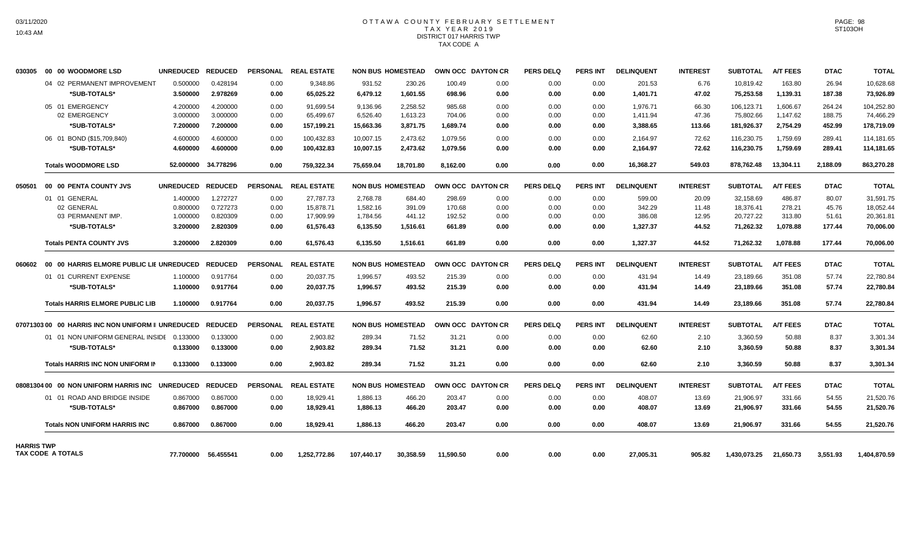# OTTAWA COUNTY FEBRUARY SETTLEMENT
## TAX YEAR 2019
## DISTRICT 017 HARRIS TWP
## TAX CODE A

| | UNREDUCED | REDUCED | PERSONAL | REAL ESTATE | NON BUS | HOMESTEAD | OWN OCC | DAYTON CR | PERS DELQ | PERS INT | DELINQUENT | INTEREST | SUBTOTAL | A/T FEES | DTAC | TOTAL |
|---|---|---|---|---|---|---|---|---|---|---|---|---|---|---|---|---|
| **030305 00 00 WOODMORE LSD** | | | | | | | | | | | | | | | | |
| 04 02 PERMANENT IMPROVEMENT | 0.500000 | 0.428194 | 0.00 | 9,348.86 | 931.52 | 230.26 | 100.49 | 0.00 | 0.00 | 0.00 | 201.53 | 6.76 | 10,819.42 | 163.80 | 26.94 | 10,628.68 |
| *SUB-TOTALS* | 3.500000 | 2.978269 | 0.00 | 65,025.22 | 6,479.12 | 1,601.55 | 698.96 | 0.00 | 0.00 | 0.00 | 1,401.71 | 47.02 | 75,253.58 | 1,139.31 | 187.38 | 73,926.89 |
| 05 01 EMERGENCY | 4.200000 | 4.200000 | 0.00 | 91,699.54 | 9,136.96 | 2,258.52 | 985.68 | 0.00 | 0.00 | 0.00 | 1,976.71 | 66.30 | 106,123.71 | 1,606.67 | 264.24 | 104,252.80 |
| 02 EMERGENCY | 3.000000 | 3.000000 | 0.00 | 65,499.67 | 6,526.40 | 1,613.23 | 704.06 | 0.00 | 0.00 | 0.00 | 1,411.94 | 47.36 | 75,802.66 | 1,147.62 | 188.75 | 74,466.29 |
| *SUB-TOTALS* | 7.200000 | 7.200000 | 0.00 | 157,199.21 | 15,663.36 | 3,871.75 | 1,689.74 | 0.00 | 0.00 | 0.00 | 3,388.65 | 113.66 | 181,926.37 | 2,754.29 | 452.99 | 178,719.09 |
| 06 01 BOND ($15,709,840) | 4.600000 | 4.600000 | 0.00 | 100,432.83 | 10,007.15 | 2,473.62 | 1,079.56 | 0.00 | 0.00 | 0.00 | 2,164.97 | 72.62 | 116,230.75 | 1,759.69 | 289.41 | 114,181.65 |
| *SUB-TOTALS* | 4.600000 | 4.600000 | 0.00 | 100,432.83 | 10,007.15 | 2,473.62 | 1,079.56 | 0.00 | 0.00 | 0.00 | 2,164.97 | 72.62 | 116,230.75 | 1,759.69 | 289.41 | 114,181.65 |
| **Totals WOODMORE LSD** | 52.000000 | 34.778296 | 0.00 | 759,322.34 | 75,659.04 | 18,701.80 | 8,162.00 | 0.00 | 0.00 | 0.00 | 16,368.27 | 549.03 | 878,762.48 | 13,304.11 | 2,188.09 | 863,270.28 |
| **050501 00 00 PENTA COUNTY JVS** | | | | | | | | | | | | | | | | |
| 01 01 GENERAL | 1.400000 | 1.272727 | 0.00 | 27,787.73 | 2,768.78 | 684.40 | 298.69 | 0.00 | 0.00 | 0.00 | 599.00 | 20.09 | 32,158.69 | 486.87 | 80.07 | 31,591.75 |
| 02 GENERAL | 0.800000 | 0.727273 | 0.00 | 15,878.71 | 1,582.16 | 391.09 | 170.68 | 0.00 | 0.00 | 0.00 | 342.29 | 11.48 | 18,376.41 | 278.21 | 45.76 | 18,052.44 |
| 03 PERMANENT IMP. | 1.000000 | 0.820309 | 0.00 | 17,909.99 | 1,784.56 | 441.12 | 192.52 | 0.00 | 0.00 | 0.00 | 386.08 | 12.95 | 20,727.22 | 313.80 | 51.61 | 20,361.81 |
| *SUB-TOTALS* | 3.200000 | 2.820309 | 0.00 | 61,576.43 | 6,135.50 | 1,516.61 | 661.89 | 0.00 | 0.00 | 0.00 | 1,327.37 | 44.52 | 71,262.32 | 1,078.88 | 177.44 | 70,006.00 |
| **Totals PENTA COUNTY JVS** | 3.200000 | 2.820309 | 0.00 | 61,576.43 | 6,135.50 | 1,516.61 | 661.89 | 0.00 | 0.00 | 0.00 | 1,327.37 | 44.52 | 71,262.32 | 1,078.88 | 177.44 | 70,006.00 |
| **060602 00 00 HARRIS ELMORE PUBLIC LIB** | | | | | | | | | | | | | | | | |
| 01 01 CURRENT EXPENSE | 1.100000 | 0.917764 | 0.00 | 20,037.75 | 1,996.57 | 493.52 | 215.39 | 0.00 | 0.00 | 0.00 | 431.94 | 14.49 | 23,189.66 | 351.08 | 57.74 | 22,780.84 |
| *SUB-TOTALS* | 1.100000 | 0.917764 | 0.00 | 20,037.75 | 1,996.57 | 493.52 | 215.39 | 0.00 | 0.00 | 0.00 | 431.94 | 14.49 | 23,189.66 | 351.08 | 57.74 | 22,780.84 |
| **Totals HARRIS ELMORE PUBLIC LIB** | 1.100000 | 0.917764 | 0.00 | 20,037.75 | 1,996.57 | 493.52 | 215.39 | 0.00 | 0.00 | 0.00 | 431.94 | 14.49 | 23,189.66 | 351.08 | 57.74 | 22,780.84 |
| **07071303 00 00 HARRIS INC NON UNIFORM I** | | | | | | | | | | | | | | | | |
| 01 01 NON UNIFORM GENERAL INSIDE | 0.133000 | 0.133000 | 0.00 | 2,903.82 | 289.34 | 71.52 | 31.21 | 0.00 | 0.00 | 0.00 | 62.60 | 2.10 | 3,360.59 | 50.88 | 8.37 | 3,301.34 |
| *SUB-TOTALS* | 0.133000 | 0.133000 | 0.00 | 2,903.82 | 289.34 | 71.52 | 31.21 | 0.00 | 0.00 | 0.00 | 62.60 | 2.10 | 3,360.59 | 50.88 | 8.37 | 3,301.34 |
| **Totals HARRIS INC NON UNIFORM IN** | 0.133000 | 0.133000 | 0.00 | 2,903.82 | 289.34 | 71.52 | 31.21 | 0.00 | 0.00 | 0.00 | 62.60 | 2.10 | 3,360.59 | 50.88 | 8.37 | 3,301.34 |
| **08081304 00 00 NON UNIFORM HARRIS INC** | | | | | | | | | | | | | | | | |
| 01 01 ROAD AND BRIDGE INSIDE | 0.867000 | 0.867000 | 0.00 | 18,929.41 | 1,886.13 | 466.20 | 203.47 | 0.00 | 0.00 | 0.00 | 408.07 | 13.69 | 21,906.97 | 331.66 | 54.55 | 21,520.76 |
| *SUB-TOTALS* | 0.867000 | 0.867000 | 0.00 | 18,929.41 | 1,886.13 | 466.20 | 203.47 | 0.00 | 0.00 | 0.00 | 408.07 | 13.69 | 21,906.97 | 331.66 | 54.55 | 21,520.76 |
| **Totals NON UNIFORM HARRIS INC** | 0.867000 | 0.867000 | 0.00 | 18,929.41 | 1,886.13 | 466.20 | 203.47 | 0.00 | 0.00 | 0.00 | 408.07 | 13.69 | 21,906.97 | 331.66 | 54.55 | 21,520.76 |
| **HARRIS TWP TAX CODE A TOTALS** | 77.700000 | 56.455541 | 0.00 | 1,252,772.86 | 107,440.17 | 30,358.59 | 11,590.50 | 0.00 | 0.00 | 0.00 | 27,005.31 | 905.82 | 1,430,073.25 | 21,650.73 | 3,551.93 | 1,404,870.59 |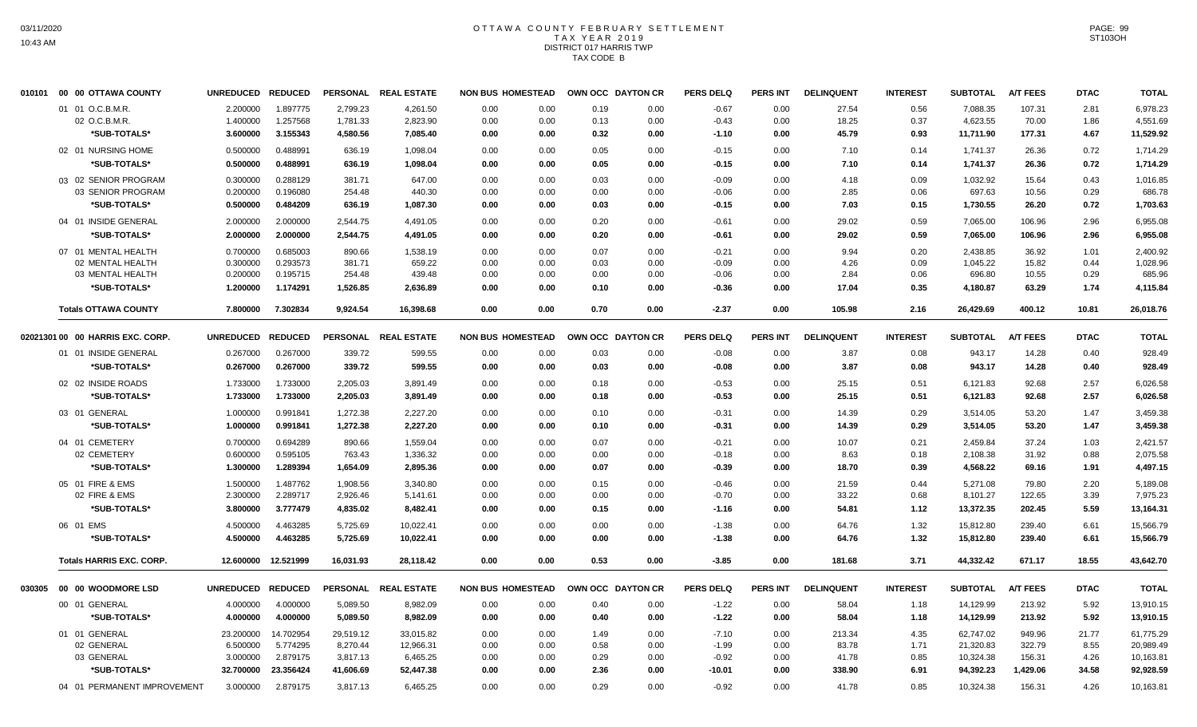# OTTAWA COUNTY FEBRUARY SETTLEMENT
## TAX YEAR 2019
## DISTRICT 017 HARRIS TWP
## TAX CODE B

| | | UNREDUCED | REDUCED | PERSONAL | REAL ESTATE | NON BUS | HOMESTEAD | OWN OCC | DAYTON CR | PERS DELQ | PERS INT | DELINQUENT | INTEREST | SUBTOTAL | A/T FEES | DTAC | TOTAL |
|---|---|---|---|---|---|---|---|---|---|---|---|---|---|---|---|---|---|
| 010101 | 00 00 OTTAWA COUNTY | | | | | | | | | | | | | | | | |
| | 01 01 O.C.B.M.R. | 2.200000 | 1.897775 | 2,799.23 | 4,261.50 | 0.00 | 0.00 | 0.19 | 0.00 | -0.67 | 0.00 | 27.54 | 0.56 | 7,088.35 | 107.31 | 2.81 | 6,978.23 |
| | 02 O.C.B.M.R. | 1.400000 | 1.257568 | 1,781.33 | 2,823.90 | 0.00 | 0.00 | 0.13 | 0.00 | -0.43 | 0.00 | 18.25 | 0.37 | 4,623.55 | 70.00 | 1.86 | 4,551.69 |
| | *SUB-TOTALS* | 3.600000 | 3.155343 | 4,580.56 | 7,085.40 | 0.00 | 0.00 | 0.32 | 0.00 | -1.10 | 0.00 | 45.79 | 0.93 | 11,711.90 | 177.31 | 4.67 | 11,529.92 |
| | 02 01 NURSING HOME | 0.500000 | 0.488991 | 636.19 | 1,098.04 | 0.00 | 0.00 | 0.05 | 0.00 | -0.15 | 0.00 | 7.10 | 0.14 | 1,741.37 | 26.36 | 0.72 | 1,714.29 |
| | *SUB-TOTALS* | 0.500000 | 0.488991 | 636.19 | 1,098.04 | 0.00 | 0.00 | 0.05 | 0.00 | -0.15 | 0.00 | 7.10 | 0.14 | 1,741.37 | 26.36 | 0.72 | 1,714.29 |
| | 03 02 SENIOR PROGRAM | 0.300000 | 0.288129 | 381.71 | 647.00 | 0.00 | 0.00 | 0.03 | 0.00 | -0.09 | 0.00 | 4.18 | 0.09 | 1,032.92 | 15.64 | 0.43 | 1,016.85 |
| | 03 SENIOR PROGRAM | 0.200000 | 0.196080 | 254.48 | 440.30 | 0.00 | 0.00 | 0.00 | 0.00 | -0.06 | 0.00 | 2.85 | 0.06 | 697.63 | 10.56 | 0.29 | 686.78 |
| | *SUB-TOTALS* | 0.500000 | 0.484209 | 636.19 | 1,087.30 | 0.00 | 0.00 | 0.03 | 0.00 | -0.15 | 0.00 | 7.03 | 0.15 | 1,730.55 | 26.20 | 0.72 | 1,703.63 |
| | 04 01 INSIDE GENERAL | 2.000000 | 2.000000 | 2,544.75 | 4,491.05 | 0.00 | 0.00 | 0.20 | 0.00 | -0.61 | 0.00 | 29.02 | 0.59 | 7,065.00 | 106.96 | 2.96 | 6,955.08 |
| | *SUB-TOTALS* | 2.000000 | 2.000000 | 2,544.75 | 4,491.05 | 0.00 | 0.00 | 0.20 | 0.00 | -0.61 | 0.00 | 29.02 | 0.59 | 7,065.00 | 106.96 | 2.96 | 6,955.08 |
| | 07 01 MENTAL HEALTH | 0.700000 | 0.685003 | 890.66 | 1,538.19 | 0.00 | 0.00 | 0.07 | 0.00 | -0.21 | 0.00 | 9.94 | 0.20 | 2,438.85 | 36.92 | 1.01 | 2,400.92 |
| | 02 MENTAL HEALTH | 0.300000 | 0.293573 | 381.71 | 659.22 | 0.00 | 0.00 | 0.03 | 0.00 | -0.09 | 0.00 | 4.26 | 0.09 | 1,045.22 | 15.82 | 0.44 | 1,028.96 |
| | 03 MENTAL HEALTH | 0.200000 | 0.195715 | 254.48 | 439.48 | 0.00 | 0.00 | 0.00 | 0.00 | -0.06 | 0.00 | 2.84 | 0.06 | 696.80 | 10.55 | 0.29 | 685.96 |
| | *SUB-TOTALS* | 1.200000 | 1.174291 | 1,526.85 | 2,636.89 | 0.00 | 0.00 | 0.10 | 0.00 | -0.36 | 0.00 | 17.04 | 0.35 | 4,180.87 | 63.29 | 1.74 | 4,115.84 |
| | **Totals OTTAWA COUNTY** | 7.800000 | 7.302834 | 9,924.54 | 16,398.68 | 0.00 | 0.00 | 0.70 | 0.00 | -2.37 | 0.00 | 105.98 | 2.16 | 26,429.69 | 400.12 | 10.81 | 26,018.76 |

| | | UNREDUCED | REDUCED | PERSONAL | REAL ESTATE | NON BUS | HOMESTEAD | OWN OCC | DAYTON CR | PERS DELQ | PERS INT | DELINQUENT | INTEREST | SUBTOTAL | A/T FEES | DTAC | TOTAL |
|---|---|---|---|---|---|---|---|---|---|---|---|---|---|---|---|---|---|
| 02021301 | 00 00 HARRIS EXC. CORP. | | | | | | | | | | | | | | | | |
| | 01 01 INSIDE GENERAL | 0.267000 | 0.267000 | 339.72 | 599.55 | 0.00 | 0.00 | 0.03 | 0.00 | -0.08 | 0.00 | 3.87 | 0.08 | 943.17 | 14.28 | 0.40 | 928.49 |
| | *SUB-TOTALS* | 0.267000 | 0.267000 | 339.72 | 599.55 | 0.00 | 0.00 | 0.03 | 0.00 | -0.08 | 0.00 | 3.87 | 0.08 | 943.17 | 14.28 | 0.40 | 928.49 |
| | 02 02 INSIDE ROADS | 1.733000 | 1.733000 | 2,205.03 | 3,891.49 | 0.00 | 0.00 | 0.18 | 0.00 | -0.53 | 0.00 | 25.15 | 0.51 | 6,121.83 | 92.68 | 2.57 | 6,026.58 |
| | *SUB-TOTALS* | 1.733000 | 1.733000 | 2,205.03 | 3,891.49 | 0.00 | 0.00 | 0.18 | 0.00 | -0.53 | 0.00 | 25.15 | 0.51 | 6,121.83 | 92.68 | 2.57 | 6,026.58 |
| | 03 01 GENERAL | 1.000000 | 0.991841 | 1,272.38 | 2,227.20 | 0.00 | 0.00 | 0.10 | 0.00 | -0.31 | 0.00 | 14.39 | 0.29 | 3,514.05 | 53.20 | 1.47 | 3,459.38 |
| | *SUB-TOTALS* | 1.000000 | 0.991841 | 1,272.38 | 2,227.20 | 0.00 | 0.00 | 0.10 | 0.00 | -0.31 | 0.00 | 14.39 | 0.29 | 3,514.05 | 53.20 | 1.47 | 3,459.38 |
| | 04 01 CEMETERY | 0.700000 | 0.694289 | 890.66 | 1,559.04 | 0.00 | 0.00 | 0.07 | 0.00 | -0.21 | 0.00 | 10.07 | 0.21 | 2,459.84 | 37.24 | 1.03 | 2,421.57 |
| | 02 CEMETERY | 0.600000 | 0.595105 | 763.43 | 1,336.32 | 0.00 | 0.00 | 0.00 | 0.00 | -0.18 | 0.00 | 8.63 | 0.18 | 2,108.38 | 31.92 | 0.88 | 2,075.58 |
| | *SUB-TOTALS* | 1.300000 | 1.289394 | 1,654.09 | 2,895.36 | 0.00 | 0.00 | 0.07 | 0.00 | -0.39 | 0.00 | 18.70 | 0.39 | 4,568.22 | 69.16 | 1.91 | 4,497.15 |
| | 05 01 FIRE & EMS | 1.500000 | 1.487762 | 1,908.56 | 3,340.80 | 0.00 | 0.00 | 0.15 | 0.00 | -0.46 | 0.00 | 21.59 | 0.44 | 5,271.08 | 79.80 | 2.20 | 5,189.08 |
| | 02 FIRE & EMS | 2.300000 | 2.289717 | 2,926.46 | 5,141.61 | 0.00 | 0.00 | 0.00 | 0.00 | -0.70 | 0.00 | 33.22 | 0.68 | 8,101.27 | 122.65 | 3.39 | 7,975.23 |
| | *SUB-TOTALS* | 3.800000 | 3.777479 | 4,835.02 | 8,482.41 | 0.00 | 0.00 | 0.15 | 0.00 | -1.16 | 0.00 | 54.81 | 1.12 | 13,372.35 | 202.45 | 5.59 | 13,164.31 |
| | 06 01 EMS | 4.500000 | 4.463285 | 5,725.69 | 10,022.41 | 0.00 | 0.00 | 0.00 | 0.00 | -1.38 | 0.00 | 64.76 | 1.32 | 15,812.80 | 239.40 | 6.61 | 15,566.79 |
| | *SUB-TOTALS* | 4.500000 | 4.463285 | 5,725.69 | 10,022.41 | 0.00 | 0.00 | 0.00 | 0.00 | -1.38 | 0.00 | 64.76 | 1.32 | 15,812.80 | 239.40 | 6.61 | 15,566.79 |
| | **Totals HARRIS EXC. CORP.** | 12.600000 | 12.521999 | 16,031.93 | 28,118.42 | 0.00 | 0.00 | 0.53 | 0.00 | -3.85 | 0.00 | 181.68 | 3.71 | 44,332.42 | 671.17 | 18.55 | 43,642.70 |

| | | UNREDUCED | REDUCED | PERSONAL | REAL ESTATE | NON BUS | HOMESTEAD | OWN OCC | DAYTON CR | PERS DELQ | PERS INT | DELINQUENT | INTEREST | SUBTOTAL | A/T FEES | DTAC | TOTAL |
|---|---|---|---|---|---|---|---|---|---|---|---|---|---|---|---|---|---|
| 030305 | 00 00 WOODMORE LSD | | | | | | | | | | | | | | | | |
| | 00 01 GENERAL | 4.000000 | 4.000000 | 5,089.50 | 8,982.09 | 0.00 | 0.00 | 0.40 | 0.00 | -1.22 | 0.00 | 58.04 | 1.18 | 14,129.99 | 213.92 | 5.92 | 13,910.15 |
| | *SUB-TOTALS* | 4.000000 | 4.000000 | 5,089.50 | 8,982.09 | 0.00 | 0.00 | 0.40 | 0.00 | -1.22 | 0.00 | 58.04 | 1.18 | 14,129.99 | 213.92 | 5.92 | 13,910.15 |
| | 01 01 GENERAL | 23.200000 | 14.702954 | 29,519.12 | 33,015.82 | 0.00 | 0.00 | 1.49 | 0.00 | -7.10 | 0.00 | 213.34 | 4.35 | 62,747.02 | 949.96 | 21.77 | 61,775.29 |
| | 02 GENERAL | 6.500000 | 5.774295 | 8,270.44 | 12,966.31 | 0.00 | 0.00 | 0.58 | 0.00 | -1.99 | 0.00 | 83.78 | 1.71 | 21,320.83 | 322.79 | 8.55 | 20,989.49 |
| | 03 GENERAL | 3.000000 | 2.879175 | 3,817.13 | 6,465.25 | 0.00 | 0.00 | 0.29 | 0.00 | -0.92 | 0.00 | 41.78 | 0.85 | 10,324.38 | 156.31 | 4.26 | 10,163.81 |
| | *SUB-TOTALS* | 32.700000 | 23.356424 | 41,606.69 | 52,447.38 | 0.00 | 0.00 | 2.36 | 0.00 | -10.01 | 0.00 | 338.90 | 6.91 | 94,392.23 | 1,429.06 | 34.58 | 92,928.59 |
| | 04 01 PERMANENT IMPROVEMENT | 3.000000 | 2.879175 | 3,817.13 | 6,465.25 | 0.00 | 0.00 | 0.29 | 0.00 | -0.92 | 0.00 | 41.78 | 0.85 | 10,324.38 | 156.31 | 4.26 | 10,163.81 |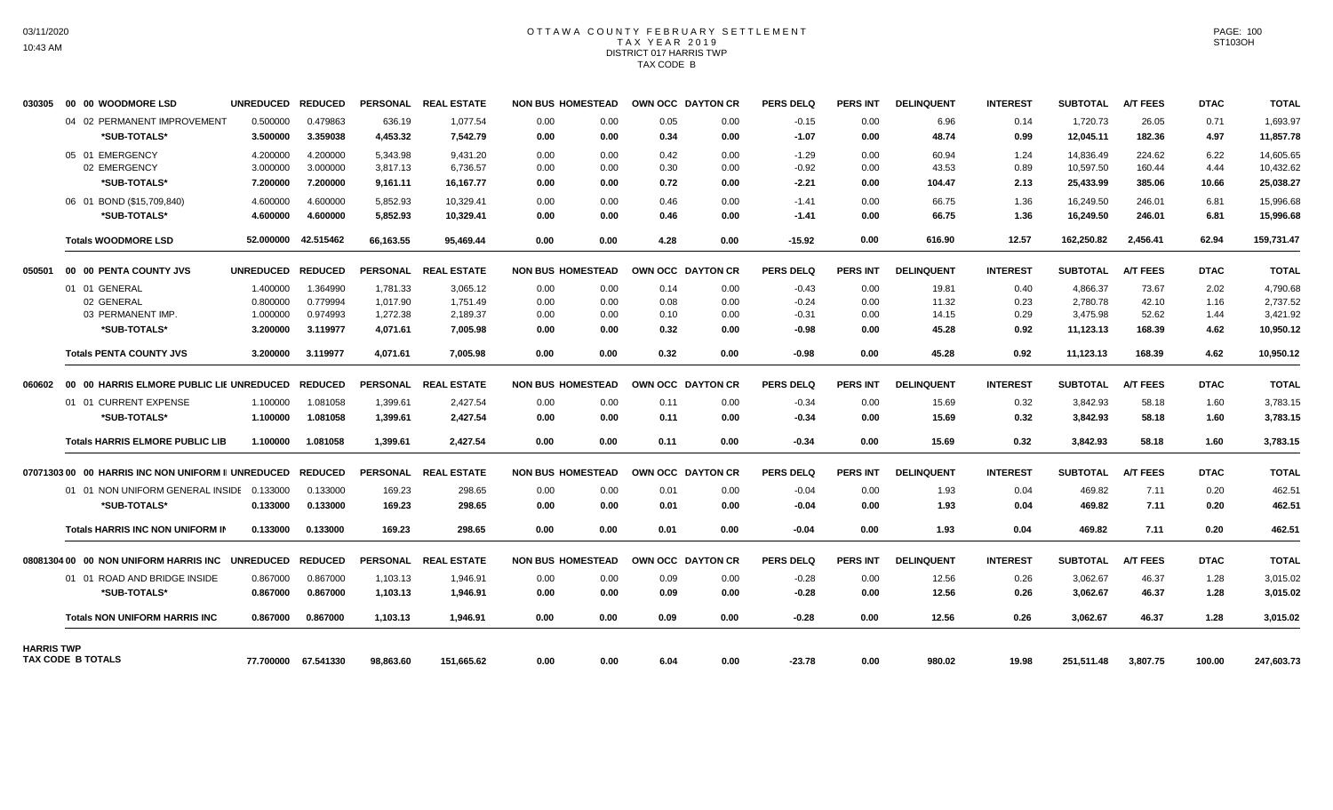# OTTAWA COUNTY FEBRUARY SETTLEMENT
## TAX YEAR 2019
## DISTRICT 017 HARRIS TWP
## TAX CODE B

03/11/2020
10:43 AM

ST103OH

| | | UNREDUCED | REDUCED | PERSONAL | REAL ESTATE | NON BUS | HOMESTEAD | OWN OCC | DAYTON CR | PERS DELQ | PERS INT | DELINQUENT | INTEREST | SUBTOTAL | A/T FEES | DTAC | TOTAL |
|---|---|---|---|---|---|---|---|---|---|---|---|---|---|---|---|---|---|
| 030305 | 00 00 WOODMORE LSD | | | | | | | | | | | | | | | | |
| | 04 02 PERMANENT IMPROVEMENT | 0.500000 | 0.479863 | 636.19 | 1,077.54 | 0.00 | 0.00 | 0.05 | 0.00 | -0.15 | 0.00 | 6.96 | 0.14 | 1,720.73 | 26.05 | 0.71 | 1,693.97 |
| | *SUB-TOTALS* | 3.500000 | 3.359038 | 4,453.32 | 7,542.79 | 0.00 | 0.00 | 0.34 | 0.00 | -1.07 | 0.00 | 48.74 | 0.99 | 12,045.11 | 182.36 | 4.97 | 11,857.78 |
| | 05 01 EMERGENCY | 4.200000 | 4.200000 | 5,343.98 | 9,431.20 | 0.00 | 0.00 | 0.42 | 0.00 | -1.29 | 0.00 | 60.94 | 1.24 | 14,836.49 | 224.62 | 6.22 | 14,605.65 |
| | 02 EMERGENCY | 3.000000 | 3.000000 | 3,817.13 | 6,736.57 | 0.00 | 0.00 | 0.30 | 0.00 | -0.92 | 0.00 | 43.53 | 0.89 | 10,597.50 | 160.44 | 4.44 | 10,432.62 |
| | *SUB-TOTALS* | 7.200000 | 7.200000 | 9,161.11 | 16,167.77 | 0.00 | 0.00 | 0.72 | 0.00 | -2.21 | 0.00 | 104.47 | 2.13 | 25,433.99 | 385.06 | 10.66 | 25,038.27 |
| | 06 01 BOND ($15,709,840) | 4.600000 | 4.600000 | 5,852.93 | 10,329.41 | 0.00 | 0.00 | 0.46 | 0.00 | -1.41 | 0.00 | 66.75 | 1.36 | 16,249.50 | 246.01 | 6.81 | 15,996.68 |
| | *SUB-TOTALS* | 4.600000 | 4.600000 | 5,852.93 | 10,329.41 | 0.00 | 0.00 | 0.46 | 0.00 | -1.41 | 0.00 | 66.75 | 1.36 | 16,249.50 | 246.01 | 6.81 | 15,996.68 |
| | **Totals WOODMORE LSD** | 52.000000 | 42.515462 | 66,163.55 | 95,469.44 | 0.00 | 0.00 | 4.28 | 0.00 | -15.92 | 0.00 | 616.90 | 12.57 | 162,250.82 | 2,456.41 | 62.94 | 159,731.47 |
| 050501 | 00 00 PENTA COUNTY JVS | UNREDUCED | REDUCED | PERSONAL | REAL ESTATE | NON BUS | HOMESTEAD | OWN OCC | DAYTON CR | PERS DELQ | PERS INT | DELINQUENT | INTEREST | SUBTOTAL | A/T FEES | DTAC | TOTAL |
| | 01 01 GENERAL | 1.400000 | 1.364990 | 1,781.33 | 3,065.12 | 0.00 | 0.00 | 0.14 | 0.00 | -0.43 | 0.00 | 19.81 | 0.40 | 4,866.37 | 73.67 | 2.02 | 4,790.68 |
| | 02 GENERAL | 0.800000 | 0.779994 | 1,017.90 | 1,751.49 | 0.00 | 0.00 | 0.08 | 0.00 | -0.24 | 0.00 | 11.32 | 0.23 | 2,780.78 | 42.10 | 1.16 | 2,737.52 |
| | 03 PERMANENT IMP. | 1.000000 | 0.974993 | 1,272.38 | 2,189.37 | 0.00 | 0.00 | 0.10 | 0.00 | -0.31 | 0.00 | 14.15 | 0.29 | 3,475.98 | 52.62 | 1.44 | 3,421.92 |
| | *SUB-TOTALS* | 3.200000 | 3.119977 | 4,071.61 | 7,005.98 | 0.00 | 0.00 | 0.32 | 0.00 | -0.98 | 0.00 | 45.28 | 0.92 | 11,123.13 | 168.39 | 4.62 | 10,950.12 |
| | **Totals PENTA COUNTY JVS** | 3.200000 | 3.119977 | 4,071.61 | 7,005.98 | 0.00 | 0.00 | 0.32 | 0.00 | -0.98 | 0.00 | 45.28 | 0.92 | 11,123.13 | 168.39 | 4.62 | 10,950.12 |
| 060602 | 00 00 HARRIS ELMORE PUBLIC LIE | UNREDUCED | REDUCED | PERSONAL | REAL ESTATE | NON BUS | HOMESTEAD | OWN OCC | DAYTON CR | PERS DELQ | PERS INT | DELINQUENT | INTEREST | SUBTOTAL | A/T FEES | DTAC | TOTAL |
| | 01 01 CURRENT EXPENSE | 1.100000 | 1.081058 | 1,399.61 | 2,427.54 | 0.00 | 0.00 | 0.11 | 0.00 | -0.34 | 0.00 | 15.69 | 0.32 | 3,842.93 | 58.18 | 1.60 | 3,783.15 |
| | *SUB-TOTALS* | 1.100000 | 1.081058 | 1,399.61 | 2,427.54 | 0.00 | 0.00 | 0.11 | 0.00 | -0.34 | 0.00 | 15.69 | 0.32 | 3,842.93 | 58.18 | 1.60 | 3,783.15 |
| | **Totals HARRIS ELMORE PUBLIC LIB** | 1.100000 | 1.081058 | 1,399.61 | 2,427.54 | 0.00 | 0.00 | 0.11 | 0.00 | -0.34 | 0.00 | 15.69 | 0.32 | 3,842.93 | 58.18 | 1.60 | 3,783.15 |
| 07071303 | 00 00 HARRIS INC NON UNIFORM I | UNREDUCED | REDUCED | PERSONAL | REAL ESTATE | NON BUS | HOMESTEAD | OWN OCC | DAYTON CR | PERS DELQ | PERS INT | DELINQUENT | INTEREST | SUBTOTAL | A/T FEES | DTAC | TOTAL |
| | 01 01 NON UNIFORM GENERAL INSIDE | 0.133000 | 0.133000 | 169.23 | 298.65 | 0.00 | 0.00 | 0.01 | 0.00 | -0.04 | 0.00 | 1.93 | 0.04 | 469.82 | 7.11 | 0.20 | 462.51 |
| | *SUB-TOTALS* | 0.133000 | 0.133000 | 169.23 | 298.65 | 0.00 | 0.00 | 0.01 | 0.00 | -0.04 | 0.00 | 1.93 | 0.04 | 469.82 | 7.11 | 0.20 | 462.51 |
| | **Totals HARRIS INC NON UNIFORM IN** | 0.133000 | 0.133000 | 169.23 | 298.65 | 0.00 | 0.00 | 0.01 | 0.00 | -0.04 | 0.00 | 1.93 | 0.04 | 469.82 | 7.11 | 0.20 | 462.51 |
| 08081304 | 00 00 NON UNIFORM HARRIS INC | UNREDUCED | REDUCED | PERSONAL | REAL ESTATE | NON BUS | HOMESTEAD | OWN OCC | DAYTON CR | PERS DELQ | PERS INT | DELINQUENT | INTEREST | SUBTOTAL | A/T FEES | DTAC | TOTAL |
| | 01 01 ROAD AND BRIDGE INSIDE | 0.867000 | 0.867000 | 1,103.13 | 1,946.91 | 0.00 | 0.00 | 0.09 | 0.00 | -0.28 | 0.00 | 12.56 | 0.26 | 3,062.67 | 46.37 | 1.28 | 3,015.02 |
| | *SUB-TOTALS* | 0.867000 | 0.867000 | 1,103.13 | 1,946.91 | 0.00 | 0.00 | 0.09 | 0.00 | -0.28 | 0.00 | 12.56 | 0.26 | 3,062.67 | 46.37 | 1.28 | 3,015.02 |
| | **Totals NON UNIFORM HARRIS INC** | 0.867000 | 0.867000 | 1,103.13 | 1,946.91 | 0.00 | 0.00 | 0.09 | 0.00 | -0.28 | 0.00 | 12.56 | 0.26 | 3,062.67 | 46.37 | 1.28 | 3,015.02 |
| **HARRIS TWP TAX CODE B TOTALS** | | 77.700000 | 67.541330 | 98,863.60 | 151,665.62 | 0.00 | 0.00 | 6.04 | 0.00 | -23.78 | 0.00 | 980.02 | 19.98 | 251,511.48 | 3,807.75 | 100.00 | 247,603.73 |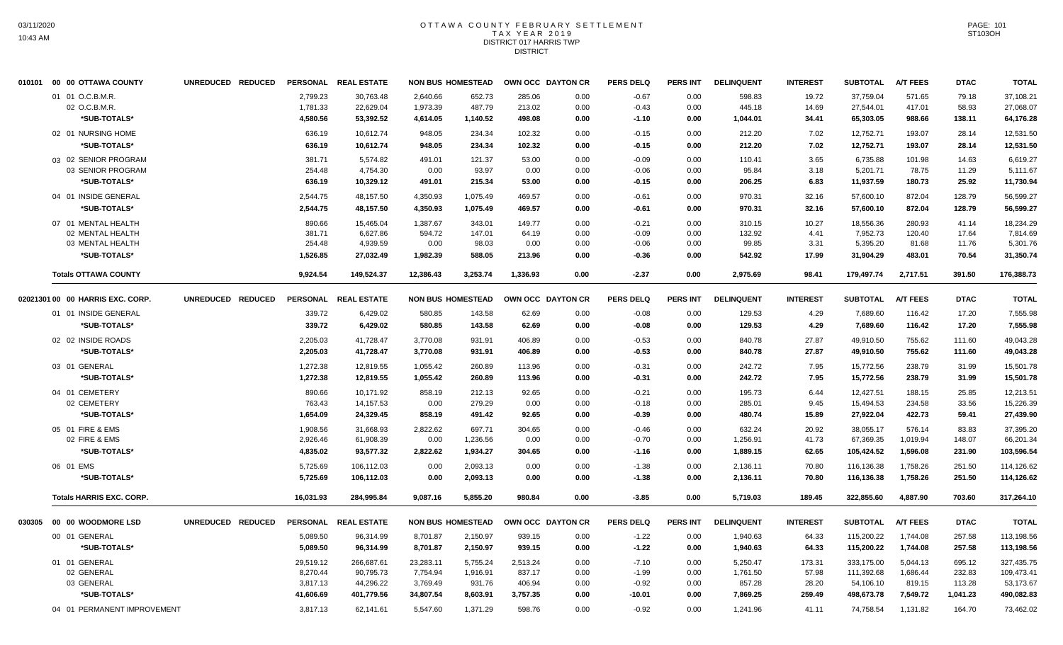# OTTAWA COUNTY FEBRUARY SETTLEMENT
## TAX YEAR 2019
## DISTRICT 017 HARRIS TWP
## DISTRICT

| | UNREDUCED | REDUCED | PERSONAL | REAL ESTATE | NON BUS | HOMESTEAD | OWN OCC | DAYTON CR | PERS DELQ | PERS INT | DELINQUENT | INTEREST | SUBTOTAL | A/T FEES | DTAC | TOTAL |
|---|---|---|---|---|---|---|---|---|---|---|---|---|---|---|---|---|
| **010101 00 00 OTTAWA COUNTY** | | | | | | | | | | | | | | | | |
| 01 01 O.C.B.M.R. | | | 2,799.23 | 30,763.48 | 2,640.66 | 652.73 | 285.06 | 0.00 | -0.67 | 0.00 | 598.83 | 19.72 | 37,759.04 | 571.65 | 79.18 | 37,108.21 |
| 02 O.C.B.M.R. | | | 1,781.33 | 22,629.04 | 1,973.39 | 487.79 | 213.02 | 0.00 | -0.43 | 0.00 | 445.18 | 14.69 | 27,544.01 | 417.01 | 58.93 | 27,068.07 |
| *SUB-TOTALS* | | | 4,580.56 | 53,392.52 | 4,614.05 | 1,140.52 | 498.08 | 0.00 | -1.10 | 0.00 | 1,044.01 | 34.41 | 65,303.05 | 988.66 | 138.11 | 64,176.28 |
| 02 01 NURSING HOME | | | 636.19 | 10,612.74 | 948.05 | 234.34 | 102.32 | 0.00 | -0.15 | 0.00 | 212.20 | 7.02 | 12,752.71 | 193.07 | 28.14 | 12,531.50 |
| *SUB-TOTALS* | | | 636.19 | 10,612.74 | 948.05 | 234.34 | 102.32 | 0.00 | -0.15 | 0.00 | 212.20 | 7.02 | 12,752.71 | 193.07 | 28.14 | 12,531.50 |
| 03 02 SENIOR PROGRAM | | | 381.71 | 5,574.82 | 491.01 | 121.37 | 53.00 | 0.00 | -0.09 | 0.00 | 110.41 | 3.65 | 6,735.88 | 101.98 | 14.63 | 6,619.27 |
| 03 SENIOR PROGRAM | | | 254.48 | 4,754.30 | 0.00 | 93.97 | 0.00 | 0.00 | -0.06 | 0.00 | 95.84 | 3.18 | 5,201.71 | 78.75 | 11.29 | 5,111.67 |
| *SUB-TOTALS* | | | 636.19 | 10,329.12 | 491.01 | 215.34 | 53.00 | 0.00 | -0.15 | 0.00 | 206.25 | 6.83 | 11,937.59 | 180.73 | 25.92 | 11,730.94 |
| 04 01 INSIDE GENERAL | | | 2,544.75 | 48,157.50 | 4,350.93 | 1,075.49 | 469.57 | 0.00 | -0.61 | 0.00 | 970.31 | 32.16 | 57,600.10 | 872.04 | 128.79 | 56,599.27 |
| *SUB-TOTALS* | | | 2,544.75 | 48,157.50 | 4,350.93 | 1,075.49 | 469.57 | 0.00 | -0.61 | 0.00 | 970.31 | 32.16 | 57,600.10 | 872.04 | 128.79 | 56,599.27 |
| 07 01 MENTAL HEALTH | | | 890.66 | 15,465.04 | 1,387.67 | 343.01 | 149.77 | 0.00 | -0.21 | 0.00 | 310.15 | 10.27 | 18,556.36 | 280.93 | 41.14 | 18,234.29 |
| 02 MENTAL HEALTH | | | 381.71 | 6,627.86 | 594.72 | 147.01 | 64.19 | 0.00 | -0.09 | 0.00 | 132.92 | 4.41 | 7,952.73 | 120.40 | 17.64 | 7,814.69 |
| 03 MENTAL HEALTH | | | 254.48 | 4,939.59 | 0.00 | 98.03 | 0.00 | 0.00 | -0.06 | 0.00 | 99.85 | 3.31 | 5,395.20 | 81.68 | 11.76 | 5,301.76 |
| *SUB-TOTALS* | | | 1,526.85 | 27,032.49 | 1,982.39 | 588.05 | 213.96 | 0.00 | -0.36 | 0.00 | 542.92 | 17.99 | 31,904.29 | 483.01 | 70.54 | 31,350.74 |
| **Totals OTTAWA COUNTY** | | | 9,924.54 | 149,524.37 | 12,386.43 | 3,253.74 | 1,336.93 | 0.00 | -2.37 | 0.00 | 2,975.69 | 98.41 | 179,497.74 | 2,717.51 | 391.50 | 176,388.73 |
| **02021301 00 00 HARRIS EXC. CORP.** | | | | | | | | | | | | | | | | |
| 01 01 INSIDE GENERAL | | | 339.72 | 6,429.02 | 580.85 | 143.58 | 62.69 | 0.00 | -0.08 | 0.00 | 129.53 | 4.29 | 7,689.60 | 116.42 | 17.20 | 7,555.98 |
| *SUB-TOTALS* | | | 339.72 | 6,429.02 | 580.85 | 143.58 | 62.69 | 0.00 | -0.08 | 0.00 | 129.53 | 4.29 | 7,689.60 | 116.42 | 17.20 | 7,555.98 |
| 02 02 INSIDE ROADS | | | 2,205.03 | 41,728.47 | 3,770.08 | 931.91 | 406.89 | 0.00 | -0.53 | 0.00 | 840.78 | 27.87 | 49,910.50 | 755.62 | 111.60 | 49,043.28 |
| *SUB-TOTALS* | | | 2,205.03 | 41,728.47 | 3,770.08 | 931.91 | 406.89 | 0.00 | -0.53 | 0.00 | 840.78 | 27.87 | 49,910.50 | 755.62 | 111.60 | 49,043.28 |
| 03 01 GENERAL | | | 1,272.38 | 12,819.55 | 1,055.42 | 260.89 | 113.96 | 0.00 | -0.31 | 0.00 | 242.72 | 7.95 | 15,772.56 | 238.79 | 31.99 | 15,501.78 |
| *SUB-TOTALS* | | | 1,272.38 | 12,819.55 | 1,055.42 | 260.89 | 113.96 | 0.00 | -0.31 | 0.00 | 242.72 | 7.95 | 15,772.56 | 238.79 | 31.99 | 15,501.78 |
| 04 01 CEMETERY | | | 890.66 | 10,171.92 | 858.19 | 212.13 | 92.65 | 0.00 | -0.21 | 0.00 | 195.73 | 6.44 | 12,427.51 | 188.15 | 25.85 | 12,213.51 |
| 02 CEMETERY | | | 763.43 | 14,157.53 | 0.00 | 279.29 | 0.00 | 0.00 | -0.18 | 0.00 | 285.01 | 9.45 | 15,494.53 | 234.58 | 33.56 | 15,226.39 |
| *SUB-TOTALS* | | | 1,654.09 | 24,329.45 | 858.19 | 491.42 | 92.65 | 0.00 | -0.39 | 0.00 | 480.74 | 15.89 | 27,922.04 | 422.73 | 59.41 | 27,439.90 |
| 05 01 FIRE & EMS | | | 1,908.56 | 31,668.93 | 2,822.62 | 697.71 | 304.65 | 0.00 | -0.46 | 0.00 | 632.24 | 20.92 | 38,055.17 | 576.14 | 83.83 | 37,395.20 |
| 02 FIRE & EMS | | | 2,926.46 | 61,908.39 | 0.00 | 1,236.56 | 0.00 | 0.00 | -0.70 | 0.00 | 1,256.91 | 41.73 | 67,369.35 | 1,019.94 | 148.07 | 66,201.34 |
| *SUB-TOTALS* | | | 4,835.02 | 93,577.32 | 2,822.62 | 1,934.27 | 304.65 | 0.00 | -1.16 | 0.00 | 1,889.15 | 62.65 | 105,424.52 | 1,596.08 | 231.90 | 103,596.54 |
| 06 01 EMS | | | 5,725.69 | 106,112.03 | 0.00 | 2,093.13 | 0.00 | 0.00 | -1.38 | 0.00 | 2,136.11 | 70.80 | 116,136.38 | 1,758.26 | 251.50 | 114,126.62 |
| *SUB-TOTALS* | | | 5,725.69 | 106,112.03 | 0.00 | 2,093.13 | 0.00 | 0.00 | -1.38 | 0.00 | 2,136.11 | 70.80 | 116,136.38 | 1,758.26 | 251.50 | 114,126.62 |
| **Totals HARRIS EXC. CORP.** | | | 16,031.93 | 284,995.84 | 9,087.16 | 5,855.20 | 980.84 | 0.00 | -3.85 | 0.00 | 5,719.03 | 189.45 | 322,855.60 | 4,887.90 | 703.60 | 317,264.10 |
| **030305 00 00 WOODMORE LSD** | | | | | | | | | | | | | | | | |
| 00 01 GENERAL | | | 5,089.50 | 96,314.99 | 8,701.87 | 2,150.97 | 939.15 | 0.00 | -1.22 | 0.00 | 1,940.63 | 64.33 | 115,200.22 | 1,744.08 | 257.58 | 113,198.56 |
| *SUB-TOTALS* | | | 5,089.50 | 96,314.99 | 8,701.87 | 2,150.97 | 939.15 | 0.00 | -1.22 | 0.00 | 1,940.63 | 64.33 | 115,200.22 | 1,744.08 | 257.58 | 113,198.56 |
| 01 01 GENERAL | | | 29,519.12 | 266,687.61 | 23,283.11 | 5,755.24 | 2,513.24 | 0.00 | -7.10 | 0.00 | 5,250.47 | 173.31 | 333,175.00 | 5,044.13 | 695.12 | 327,435.75 |
| 02 GENERAL | | | 8,270.44 | 90,795.73 | 7,754.94 | 1,916.91 | 837.17 | 0.00 | -1.99 | 0.00 | 1,761.50 | 57.98 | 111,392.68 | 1,686.44 | 232.83 | 109,473.41 |
| 03 GENERAL | | | 3,817.13 | 44,296.22 | 3,769.49 | 931.76 | 406.94 | 0.00 | -0.92 | 0.00 | 857.28 | 28.20 | 54,106.10 | 819.15 | 113.28 | 53,173.67 |
| *SUB-TOTALS* | | | 41,606.69 | 401,779.56 | 34,807.54 | 8,603.91 | 3,757.35 | 0.00 | -10.01 | 0.00 | 7,869.25 | 259.49 | 498,673.78 | 7,549.72 | 1,041.23 | 490,082.83 |
| 04 01 PERMANENT IMPROVEMENT | | | 3,817.13 | 62,141.61 | 5,547.60 | 1,371.29 | 598.76 | 0.00 | -0.92 | 0.00 | 1,241.96 | 41.11 | 74,758.54 | 1,131.82 | 164.70 | 73,462.02 |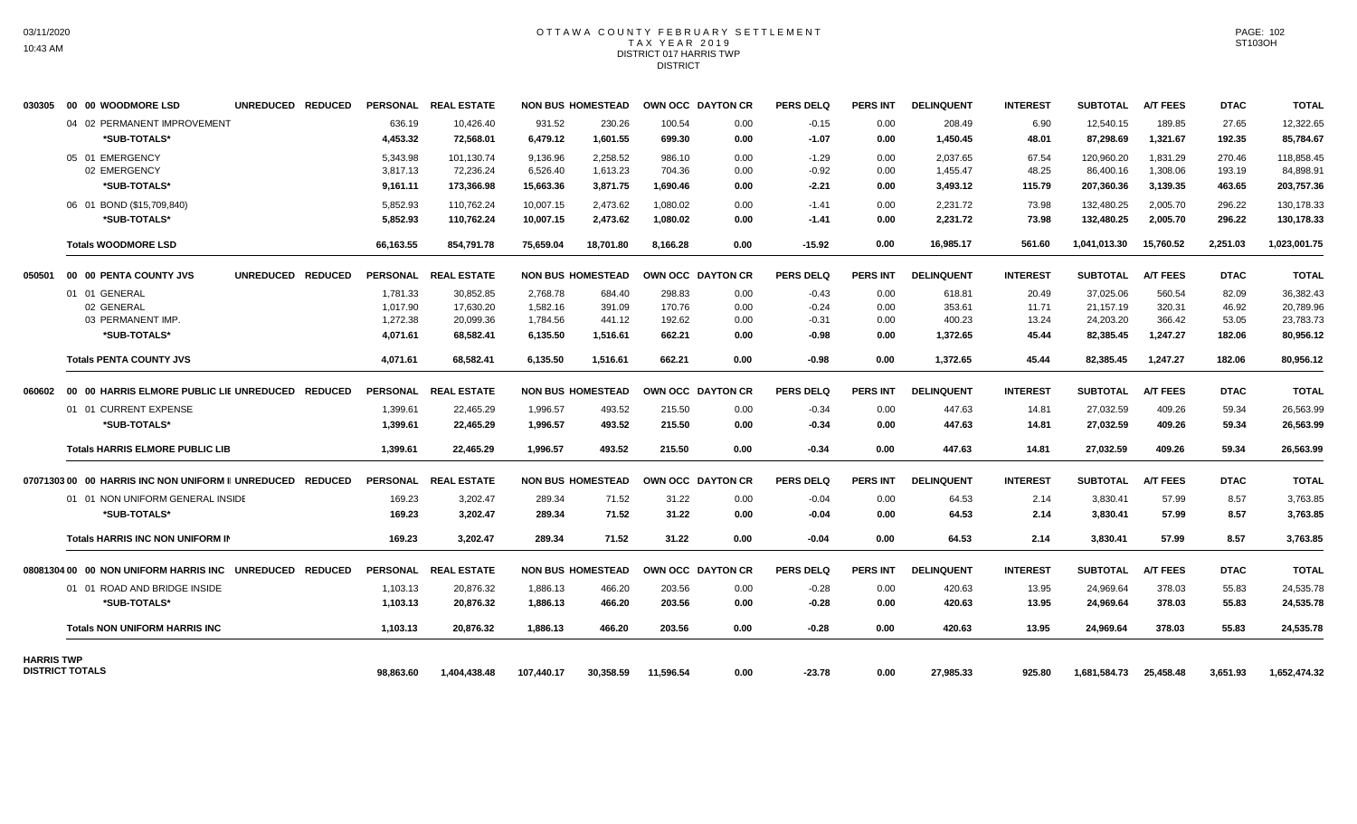# OTTAWA COUNTY FEBRUARY SETTLEMENT
## TAX YEAR 2019
## DISTRICT 017 HARRIS TWP
## DISTRICT

| | | PERSONAL | REAL ESTATE | NON BUS | HOMESTEAD | OWN OCC | DAYTON CR | PERS DELQ | PERS INT | DELINQUENT | INTEREST | SUBTOTAL | A/T FEES | DTAC | TOTAL |
|---|---|---|---|---|---|---|---|---|---|---|---|---|---|---|---|
| 030305 | 00 00 WOODMORE LSD UNREDUCED REDUCED | PERSONAL | REAL ESTATE | NON BUS | HOMESTEAD | OWN OCC | DAYTON CR | PERS DELQ | PERS INT | DELINQUENT | INTEREST | SUBTOTAL | A/T FEES | DTAC | TOTAL |
| | 04 02 PERMANENT IMPROVEMENT | 636.19 | 10,426.40 | 931.52 | 230.26 | 100.54 | 0.00 | -0.15 | 0.00 | 208.49 | 6.90 | 12,540.15 | 189.85 | 27.65 | 12,322.65 |
| | *SUB-TOTALS* | 4,453.32 | 72,568.01 | 6,479.12 | 1,601.55 | 699.30 | 0.00 | -1.07 | 0.00 | 1,450.45 | 48.01 | 87,298.69 | 1,321.67 | 192.35 | 85,784.67 |
| | 05 01 EMERGENCY | 5,343.98 | 101,130.74 | 9,136.96 | 2,258.52 | 986.10 | 0.00 | -1.29 | 0.00 | 2,037.65 | 67.54 | 120,960.20 | 1,831.29 | 270.46 | 118,858.45 |
| | 02 EMERGENCY | 3,817.13 | 72,236.24 | 6,526.40 | 1,613.23 | 704.36 | 0.00 | -0.92 | 0.00 | 1,455.47 | 48.25 | 86,400.16 | 1,308.06 | 193.19 | 84,898.91 |
| | *SUB-TOTALS* | 9,161.11 | 173,366.98 | 15,663.36 | 3,871.75 | 1,690.46 | 0.00 | -2.21 | 0.00 | 3,493.12 | 115.79 | 207,360.36 | 3,139.35 | 463.65 | 203,757.36 |
| | 06 01 BOND ($15,709,840) | 5,852.93 | 110,762.24 | 10,007.15 | 2,473.62 | 1,080.02 | 0.00 | -1.41 | 0.00 | 2,231.72 | 73.98 | 132,480.25 | 2,005.70 | 296.22 | 130,178.33 |
| | *SUB-TOTALS* | 5,852.93 | 110,762.24 | 10,007.15 | 2,473.62 | 1,080.02 | 0.00 | -1.41 | 0.00 | 2,231.72 | 73.98 | 132,480.25 | 2,005.70 | 296.22 | 130,178.33 |
| | Totals WOODMORE LSD | 66,163.55 | 854,791.78 | 75,659.04 | 18,701.80 | 8,166.28 | 0.00 | -15.92 | 0.00 | 16,985.17 | 561.60 | 1,041,013.30 | 15,760.52 | 2,251.03 | 1,023,001.75 |
| 050501 | 00 00 PENTA COUNTY JVS UNREDUCED REDUCED | PERSONAL | REAL ESTATE | NON BUS | HOMESTEAD | OWN OCC | DAYTON CR | PERS DELQ | PERS INT | DELINQUENT | INTEREST | SUBTOTAL | A/T FEES | DTAC | TOTAL |
| | 01 01 GENERAL | 1,781.33 | 30,852.85 | 2,768.78 | 684.40 | 298.83 | 0.00 | -0.43 | 0.00 | 618.81 | 20.49 | 37,025.06 | 560.54 | 82.09 | 36,382.43 |
| | 02 GENERAL | 1,017.90 | 17,630.20 | 1,582.16 | 391.09 | 170.76 | 0.00 | -0.24 | 0.00 | 353.61 | 11.71 | 21,157.19 | 320.31 | 46.92 | 20,789.96 |
| | 03 PERMANENT IMP. | 1,272.38 | 20,099.36 | 1,784.56 | 441.12 | 192.62 | 0.00 | -0.31 | 0.00 | 400.23 | 13.24 | 24,203.20 | 366.42 | 53.05 | 23,783.73 |
| | *SUB-TOTALS* | 4,071.61 | 68,582.41 | 6,135.50 | 1,516.61 | 662.21 | 0.00 | -0.98 | 0.00 | 1,372.65 | 45.44 | 82,385.45 | 1,247.27 | 182.06 | 80,956.12 |
| | Totals PENTA COUNTY JVS | 4,071.61 | 68,582.41 | 6,135.50 | 1,516.61 | 662.21 | 0.00 | -0.98 | 0.00 | 1,372.65 | 45.44 | 82,385.45 | 1,247.27 | 182.06 | 80,956.12 |
| 060602 | 00 00 HARRIS ELMORE PUBLIC LIE UNREDUCED REDUCED | PERSONAL | REAL ESTATE | NON BUS | HOMESTEAD | OWN OCC | DAYTON CR | PERS DELQ | PERS INT | DELINQUENT | INTEREST | SUBTOTAL | A/T FEES | DTAC | TOTAL |
| | 01 01 CURRENT EXPENSE | 1,399.61 | 22,465.29 | 1,996.57 | 493.52 | 215.50 | 0.00 | -0.34 | 0.00 | 447.63 | 14.81 | 27,032.59 | 409.26 | 59.34 | 26,563.99 |
| | *SUB-TOTALS* | 1,399.61 | 22,465.29 | 1,996.57 | 493.52 | 215.50 | 0.00 | -0.34 | 0.00 | 447.63 | 14.81 | 27,032.59 | 409.26 | 59.34 | 26,563.99 |
| | Totals HARRIS ELMORE PUBLIC LIB | 1,399.61 | 22,465.29 | 1,996.57 | 493.52 | 215.50 | 0.00 | -0.34 | 0.00 | 447.63 | 14.81 | 27,032.59 | 409.26 | 59.34 | 26,563.99 |
| 07071303 | 00 00 HARRIS INC NON UNIFORM I UNREDUCED REDUCED | PERSONAL | REAL ESTATE | NON BUS | HOMESTEAD | OWN OCC | DAYTON CR | PERS DELQ | PERS INT | DELINQUENT | INTEREST | SUBTOTAL | A/T FEES | DTAC | TOTAL |
| | 01 01 NON UNIFORM GENERAL INSIDE | 169.23 | 3,202.47 | 289.34 | 71.52 | 31.22 | 0.00 | -0.04 | 0.00 | 64.53 | 2.14 | 3,830.41 | 57.99 | 8.57 | 3,763.85 |
| | *SUB-TOTALS* | 169.23 | 3,202.47 | 289.34 | 71.52 | 31.22 | 0.00 | -0.04 | 0.00 | 64.53 | 2.14 | 3,830.41 | 57.99 | 8.57 | 3,763.85 |
| | Totals HARRIS INC NON UNIFORM IN | 169.23 | 3,202.47 | 289.34 | 71.52 | 31.22 | 0.00 | -0.04 | 0.00 | 64.53 | 2.14 | 3,830.41 | 57.99 | 8.57 | 3,763.85 |
| 08081304 | 00 00 NON UNIFORM HARRIS INC UNREDUCED REDUCED | PERSONAL | REAL ESTATE | NON BUS | HOMESTEAD | OWN OCC | DAYTON CR | PERS DELQ | PERS INT | DELINQUENT | INTEREST | SUBTOTAL | A/T FEES | DTAC | TOTAL |
| | 01 01 ROAD AND BRIDGE INSIDE | 1,103.13 | 20,876.32 | 1,886.13 | 466.20 | 203.56 | 0.00 | -0.28 | 0.00 | 420.63 | 13.95 | 24,969.64 | 378.03 | 55.83 | 24,535.78 |
| | *SUB-TOTALS* | 1,103.13 | 20,876.32 | 1,886.13 | 466.20 | 203.56 | 0.00 | -0.28 | 0.00 | 420.63 | 13.95 | 24,969.64 | 378.03 | 55.83 | 24,535.78 |
| | Totals NON UNIFORM HARRIS INC | 1,103.13 | 20,876.32 | 1,886.13 | 466.20 | 203.56 | 0.00 | -0.28 | 0.00 | 420.63 | 13.95 | 24,969.64 | 378.03 | 55.83 | 24,535.78 |
| HARRIS TWP DISTRICT TOTALS | | 98,863.60 | 1,404,438.48 | 107,440.17 | 30,358.59 | 11,596.54 | 0.00 | -23.78 | 0.00 | 27,985.33 | 925.80 | 1,681,584.73 | 25,458.48 | 3,651.93 | 1,652,474.32 |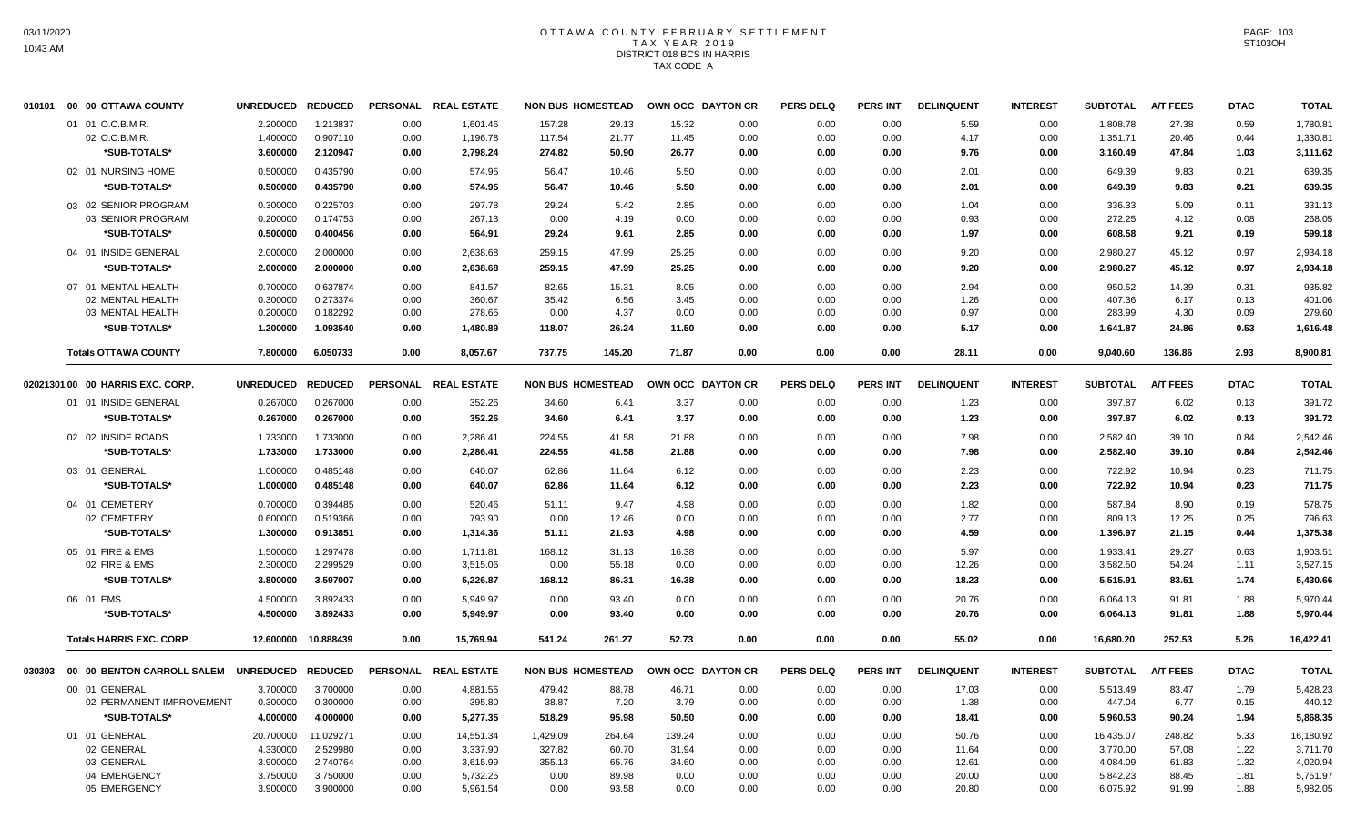# OTTAWA COUNTY FEBRUARY SETTLEMENT
## TAX YEAR 2019
## DISTRICT 018 BCS IN HARRIS
## TAX CODE A

03/11/2020
10:43 AM

| | | UNREDUCED | REDUCED | PERSONAL | REAL ESTATE | NON BUS | HOMESTEAD | OWN OCC | DAYTON CR | PERS DELQ | PERS INT | DELINQUENT | INTEREST | SUBTOTAL | A/T FEES | DTAC | TOTAL |
|---|---|---|---|---|---|---|---|---|---|---|---|---|---|---|---|---|---|
| 010101 | 00 00 OTTAWA COUNTY | | | | | | | | | | | | | | | | |
| | 01 01 O.C.B.M.R. | 2.200000 | 1.213837 | 0.00 | 1,601.46 | 157.28 | 29.13 | 15.32 | 0.00 | 0.00 | 0.00 | 5.59 | 0.00 | 1,808.78 | 27.38 | 0.59 | 1,780.81 |
| | 02 O.C.B.M.R. | 1.400000 | 0.907110 | 0.00 | 1,196.78 | 117.54 | 21.77 | 11.45 | 0.00 | 0.00 | 0.00 | 4.17 | 0.00 | 1,351.71 | 20.46 | 0.44 | 1,330.81 |
| | *SUB-TOTALS* | 3.600000 | 2.120947 | 0.00 | 2,798.24 | 274.82 | 50.90 | 26.77 | 0.00 | 0.00 | 0.00 | 9.76 | 0.00 | 3,160.49 | 47.84 | 1.03 | 3,111.62 |
| | 02 01 NURSING HOME | 0.500000 | 0.435790 | 0.00 | 574.95 | 56.47 | 10.46 | 5.50 | 0.00 | 0.00 | 0.00 | 2.01 | 0.00 | 649.39 | 9.83 | 0.21 | 639.35 |
| | *SUB-TOTALS* | 0.500000 | 0.435790 | 0.00 | 574.95 | 56.47 | 10.46 | 5.50 | 0.00 | 0.00 | 0.00 | 2.01 | 0.00 | 649.39 | 9.83 | 0.21 | 639.35 |
| | 03 02 SENIOR PROGRAM | 0.300000 | 0.225703 | 0.00 | 297.78 | 29.24 | 5.42 | 2.85 | 0.00 | 0.00 | 0.00 | 1.04 | 0.00 | 336.33 | 5.09 | 0.11 | 331.13 |
| | 03 SENIOR PROGRAM | 0.200000 | 0.174753 | 0.00 | 267.13 | 0.00 | 4.19 | 0.00 | 0.00 | 0.00 | 0.00 | 0.93 | 0.00 | 272.25 | 4.12 | 0.08 | 268.05 |
| | *SUB-TOTALS* | 0.500000 | 0.400456 | 0.00 | 564.91 | 29.24 | 9.61 | 2.85 | 0.00 | 0.00 | 0.00 | 1.97 | 0.00 | 608.58 | 9.21 | 0.19 | 599.18 |
| | 04 01 INSIDE GENERAL | 2.000000 | 2.000000 | 0.00 | 2,638.68 | 259.15 | 47.99 | 25.25 | 0.00 | 0.00 | 0.00 | 9.20 | 0.00 | 2,980.27 | 45.12 | 0.97 | 2,934.18 |
| | *SUB-TOTALS* | 2.000000 | 2.000000 | 0.00 | 2,638.68 | 259.15 | 47.99 | 25.25 | 0.00 | 0.00 | 0.00 | 9.20 | 0.00 | 2,980.27 | 45.12 | 0.97 | 2,934.18 |
| | 07 01 MENTAL HEALTH | 0.700000 | 0.637874 | 0.00 | 841.57 | 82.65 | 15.31 | 8.05 | 0.00 | 0.00 | 0.00 | 2.94 | 0.00 | 950.52 | 14.39 | 0.31 | 935.82 |
| | 02 MENTAL HEALTH | 0.300000 | 0.273374 | 0.00 | 360.67 | 35.42 | 6.56 | 3.45 | 0.00 | 0.00 | 0.00 | 1.26 | 0.00 | 407.36 | 6.17 | 0.13 | 401.06 |
| | 03 MENTAL HEALTH | 0.200000 | 0.182292 | 0.00 | 278.65 | 0.00 | 4.37 | 0.00 | 0.00 | 0.00 | 0.00 | 0.97 | 0.00 | 283.99 | 4.30 | 0.09 | 279.60 |
| | *SUB-TOTALS* | 1.200000 | 1.093540 | 0.00 | 1,480.89 | 118.07 | 26.24 | 11.50 | 0.00 | 0.00 | 0.00 | 5.17 | 0.00 | 1,641.87 | 24.86 | 0.53 | 1,616.48 |
| | **Totals OTTAWA COUNTY** | 7.800000 | 6.050733 | 0.00 | 8,057.67 | 737.75 | 145.20 | 71.87 | 0.00 | 0.00 | 0.00 | 28.11 | 0.00 | 9,040.60 | 136.86 | 2.93 | 8,900.81 |
| 02021301 | 00 00 HARRIS EXC. CORP. | UNREDUCED | REDUCED | PERSONAL | REAL ESTATE | NON BUS | HOMESTEAD | OWN OCC | DAYTON CR | PERS DELQ | PERS INT | DELINQUENT | INTEREST | SUBTOTAL | A/T FEES | DTAC | TOTAL |
| | 01 01 INSIDE GENERAL | 0.267000 | 0.267000 | 0.00 | 352.26 | 34.60 | 6.41 | 3.37 | 0.00 | 0.00 | 0.00 | 1.23 | 0.00 | 397.87 | 6.02 | 0.13 | 391.72 |
| | *SUB-TOTALS* | 0.267000 | 0.267000 | 0.00 | 352.26 | 34.60 | 6.41 | 3.37 | 0.00 | 0.00 | 0.00 | 1.23 | 0.00 | 397.87 | 6.02 | 0.13 | 391.72 |
| | 02 02 INSIDE ROADS | 1.733000 | 1.733000 | 0.00 | 2,286.41 | 224.55 | 41.58 | 21.88 | 0.00 | 0.00 | 0.00 | 7.98 | 0.00 | 2,582.40 | 39.10 | 0.84 | 2,542.46 |
| | *SUB-TOTALS* | 1.733000 | 1.733000 | 0.00 | 2,286.41 | 224.55 | 41.58 | 21.88 | 0.00 | 0.00 | 0.00 | 7.98 | 0.00 | 2,582.40 | 39.10 | 0.84 | 2,542.46 |
| | 03 01 GENERAL | 1.000000 | 0.485148 | 0.00 | 640.07 | 62.86 | 11.64 | 6.12 | 0.00 | 0.00 | 0.00 | 2.23 | 0.00 | 722.92 | 10.94 | 0.23 | 711.75 |
| | *SUB-TOTALS* | 1.000000 | 0.485148 | 0.00 | 640.07 | 62.86 | 11.64 | 6.12 | 0.00 | 0.00 | 0.00 | 2.23 | 0.00 | 722.92 | 10.94 | 0.23 | 711.75 |
| | 04 01 CEMETERY | 0.700000 | 0.394485 | 0.00 | 520.46 | 51.11 | 9.47 | 4.98 | 0.00 | 0.00 | 0.00 | 1.82 | 0.00 | 587.84 | 8.90 | 0.19 | 578.75 |
| | 02 CEMETERY | 0.600000 | 0.519366 | 0.00 | 793.90 | 0.00 | 12.46 | 0.00 | 0.00 | 0.00 | 0.00 | 2.77 | 0.00 | 809.13 | 12.25 | 0.25 | 796.63 |
| | *SUB-TOTALS* | 1.300000 | 0.913851 | 0.00 | 1,314.36 | 51.11 | 21.93 | 4.98 | 0.00 | 0.00 | 0.00 | 4.59 | 0.00 | 1,396.97 | 21.15 | 0.44 | 1,375.38 |
| | 05 01 FIRE & EMS | 1.500000 | 1.297478 | 0.00 | 1,711.81 | 168.12 | 31.13 | 16.38 | 0.00 | 0.00 | 0.00 | 5.97 | 0.00 | 1,933.41 | 29.27 | 0.63 | 1,903.51 |
| | 02 FIRE & EMS | 2.300000 | 2.299529 | 0.00 | 3,515.06 | 0.00 | 55.18 | 0.00 | 0.00 | 0.00 | 0.00 | 12.26 | 0.00 | 3,582.50 | 54.24 | 1.11 | 3,527.15 |
| | *SUB-TOTALS* | 3.800000 | 3.597007 | 0.00 | 5,226.87 | 168.12 | 86.31 | 16.38 | 0.00 | 0.00 | 0.00 | 18.23 | 0.00 | 5,515.91 | 83.51 | 1.74 | 5,430.66 |
| | 06 01 EMS | 4.500000 | 3.892433 | 0.00 | 5,949.97 | 0.00 | 93.40 | 0.00 | 0.00 | 0.00 | 0.00 | 20.76 | 0.00 | 6,064.13 | 91.81 | 1.88 | 5,970.44 |
| | *SUB-TOTALS* | 4.500000 | 3.892433 | 0.00 | 5,949.97 | 0.00 | 93.40 | 0.00 | 0.00 | 0.00 | 0.00 | 20.76 | 0.00 | 6,064.13 | 91.81 | 1.88 | 5,970.44 |
| | **Totals HARRIS EXC. CORP.** | 12.600000 | 10.888439 | 0.00 | 15,769.94 | 541.24 | 261.27 | 52.73 | 0.00 | 0.00 | 0.00 | 55.02 | 0.00 | 16,680.20 | 252.53 | 5.26 | 16,422.41 |
| 030303 | 00 00 BENTON CARROLL SALEM | UNREDUCED | REDUCED | PERSONAL | REAL ESTATE | NON BUS | HOMESTEAD | OWN OCC | DAYTON CR | PERS DELQ | PERS INT | DELINQUENT | INTEREST | SUBTOTAL | A/T FEES | DTAC | TOTAL |
| | 00 01 GENERAL | 3.700000 | 3.700000 | 0.00 | 4,881.55 | 479.42 | 88.78 | 46.71 | 0.00 | 0.00 | 0.00 | 17.03 | 0.00 | 5,513.49 | 83.47 | 1.79 | 5,428.23 |
| | 02 PERMANENT IMPROVEMENT | 0.300000 | 0.300000 | 0.00 | 395.80 | 38.87 | 7.20 | 3.79 | 0.00 | 0.00 | 0.00 | 1.38 | 0.00 | 447.04 | 6.77 | 0.15 | 440.12 |
| | *SUB-TOTALS* | 4.000000 | 4.000000 | 0.00 | 5,277.35 | 518.29 | 95.98 | 50.50 | 0.00 | 0.00 | 0.00 | 18.41 | 0.00 | 5,960.53 | 90.24 | 1.94 | 5,868.35 |
| | 01 01 GENERAL | 20.700000 | 11.029271 | 0.00 | 14,551.34 | 1,429.09 | 264.64 | 139.24 | 0.00 | 0.00 | 0.00 | 50.76 | 0.00 | 16,435.07 | 248.82 | 5.33 | 16,180.92 |
| | 02 GENERAL | 4.330000 | 2.529980 | 0.00 | 3,337.90 | 327.82 | 60.70 | 31.94 | 0.00 | 0.00 | 0.00 | 11.64 | 0.00 | 3,770.00 | 57.08 | 1.22 | 3,711.70 |
| | 03 GENERAL | 3.900000 | 2.740764 | 0.00 | 3,615.99 | 355.13 | 65.76 | 34.60 | 0.00 | 0.00 | 0.00 | 12.61 | 0.00 | 4,084.09 | 61.83 | 1.32 | 4,020.94 |
| | 04 EMERGENCY | 3.750000 | 3.750000 | 0.00 | 5,732.25 | 0.00 | 89.98 | 0.00 | 0.00 | 0.00 | 0.00 | 20.00 | 0.00 | 5,842.23 | 88.45 | 1.81 | 5,751.97 |
| | 05 EMERGENCY | 3.900000 | 3.900000 | 0.00 | 5,961.54 | 0.00 | 93.58 | 0.00 | 0.00 | 0.00 | 0.00 | 20.80 | 0.00 | 6,075.92 | 91.99 | 1.88 | 5,982.05 |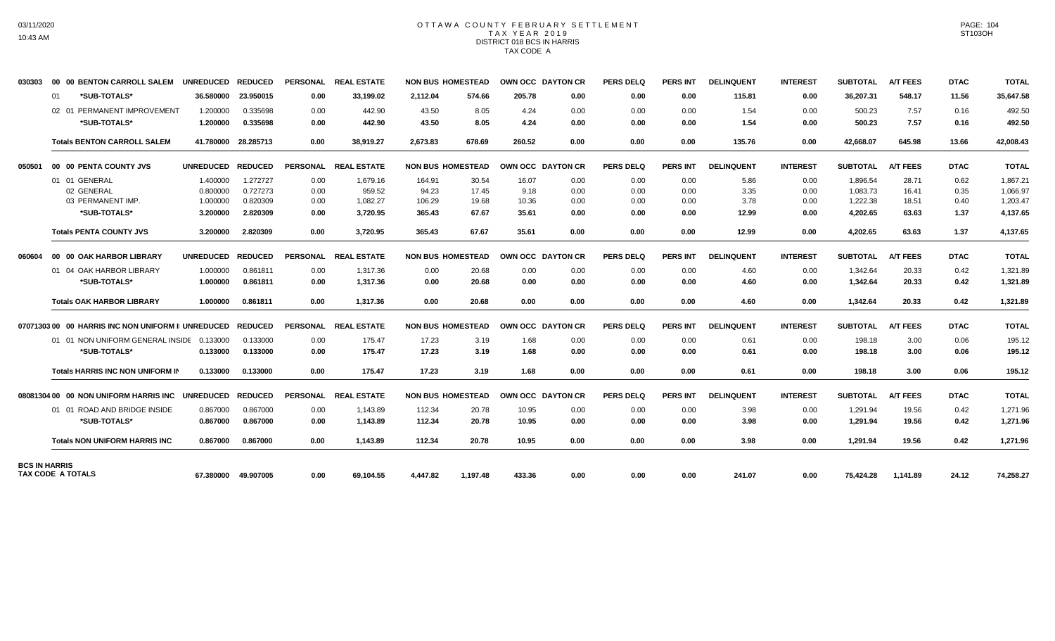# OTTAWA COUNTY FEBRUARY SETTLEMENT
## TAX YEAR 2019
### DISTRICT 018 BCS IN HARRIS
### TAX CODE A

| | | UNREDUCED | REDUCED | PERSONAL | REAL ESTATE | NON BUS | HOMESTEAD | OWN OCC | DAYTON CR | PERS DELQ | PERS INT | DELINQUENT | INTEREST | SUBTOTAL | A/T FEES | DTAC | TOTAL |
|---|---|---|---|---|---|---|---|---|---|---|---|---|---|---|---|---|---|
| 030303 | 00 00 BENTON CARROLL SALEM | | | | | | | | | | | | | | | | |
| | 01 *SUB-TOTALS* | 36.580000 | 23.950015 | 0.00 | 33,199.02 | 2,112.04 | 574.66 | 205.78 | 0.00 | 0.00 | 0.00 | 115.81 | 0.00 | 36,207.31 | 548.17 | 11.56 | 35,647.58 |
| | 02 01 PERMANENT IMPROVEMENT | 1.200000 | 0.335698 | 0.00 | 442.90 | 43.50 | 8.05 | 4.24 | 0.00 | 0.00 | 0.00 | 1.54 | 0.00 | 500.23 | 7.57 | 0.16 | 492.50 |
| | *SUB-TOTALS* | 1.200000 | 0.335698 | 0.00 | 442.90 | 43.50 | 8.05 | 4.24 | 0.00 | 0.00 | 0.00 | 1.54 | 0.00 | 500.23 | 7.57 | 0.16 | 492.50 |
| | Totals BENTON CARROLL SALEM | 41.780000 | 28.285713 | 0.00 | 38,919.27 | 2,673.83 | 678.69 | 260.52 | 0.00 | 0.00 | 0.00 | 135.76 | 0.00 | 42,668.07 | 645.98 | 13.66 | 42,008.43 |
| 050501 | 00 00 PENTA COUNTY JVS | | | | | | | | | | | | | | | | |
| | 01 01 GENERAL | 1.400000 | 1.272727 | 0.00 | 1,679.16 | 164.91 | 30.54 | 16.07 | 0.00 | 0.00 | 0.00 | 5.86 | 0.00 | 1,896.54 | 28.71 | 0.62 | 1,867.21 |
| | 02 GENERAL | 0.800000 | 0.727273 | 0.00 | 959.52 | 94.23 | 17.45 | 9.18 | 0.00 | 0.00 | 0.00 | 3.35 | 0.00 | 1,083.73 | 16.41 | 0.35 | 1,066.97 |
| | 03 PERMANENT IMP. | 1.000000 | 0.820309 | 0.00 | 1,082.27 | 106.29 | 19.68 | 10.36 | 0.00 | 0.00 | 0.00 | 3.78 | 0.00 | 1,222.38 | 18.51 | 0.40 | 1,203.47 |
| | *SUB-TOTALS* | 3.200000 | 2.820309 | 0.00 | 3,720.95 | 365.43 | 67.67 | 35.61 | 0.00 | 0.00 | 0.00 | 12.99 | 0.00 | 4,202.65 | 63.63 | 1.37 | 4,137.65 |
| | Totals PENTA COUNTY JVS | 3.200000 | 2.820309 | 0.00 | 3,720.95 | 365.43 | 67.67 | 35.61 | 0.00 | 0.00 | 0.00 | 12.99 | 0.00 | 4,202.65 | 63.63 | 1.37 | 4,137.65 |
| 060604 | 00 00 OAK HARBOR LIBRARY | | | | | | | | | | | | | | | | |
| | 01 04 OAK HARBOR LIBRARY | 1.000000 | 0.861811 | 0.00 | 1,317.36 | 0.00 | 20.68 | 0.00 | 0.00 | 0.00 | 0.00 | 4.60 | 0.00 | 1,342.64 | 20.33 | 0.42 | 1,321.89 |
| | *SUB-TOTALS* | 1.000000 | 0.861811 | 0.00 | 1,317.36 | 0.00 | 20.68 | 0.00 | 0.00 | 0.00 | 0.00 | 4.60 | 0.00 | 1,342.64 | 20.33 | 0.42 | 1,321.89 |
| | Totals OAK HARBOR LIBRARY | 1.000000 | 0.861811 | 0.00 | 1,317.36 | 0.00 | 20.68 | 0.00 | 0.00 | 0.00 | 0.00 | 4.60 | 0.00 | 1,342.64 | 20.33 | 0.42 | 1,321.89 |
| 07071303 | 00 00 HARRIS INC NON UNIFORM I | | | | | | | | | | | | | | | | |
| | 01 01 NON UNIFORM GENERAL INSIDE | 0.133000 | 0.133000 | 0.00 | 175.47 | 17.23 | 3.19 | 1.68 | 0.00 | 0.00 | 0.00 | 0.61 | 0.00 | 198.18 | 3.00 | 0.06 | 195.12 |
| | *SUB-TOTALS* | 0.133000 | 0.133000 | 0.00 | 175.47 | 17.23 | 3.19 | 1.68 | 0.00 | 0.00 | 0.00 | 0.61 | 0.00 | 198.18 | 3.00 | 0.06 | 195.12 |
| | Totals HARRIS INC NON UNIFORM IN | 0.133000 | 0.133000 | 0.00 | 175.47 | 17.23 | 3.19 | 1.68 | 0.00 | 0.00 | 0.00 | 0.61 | 0.00 | 198.18 | 3.00 | 0.06 | 195.12 |
| 08081304 | 00 00 NON UNIFORM HARRIS INC | | | | | | | | | | | | | | | | |
| | 01 01 ROAD AND BRIDGE INSIDE | 0.867000 | 0.867000 | 0.00 | 1,143.89 | 112.34 | 20.78 | 10.95 | 0.00 | 0.00 | 0.00 | 3.98 | 0.00 | 1,291.94 | 19.56 | 0.42 | 1,271.96 |
| | *SUB-TOTALS* | 0.867000 | 0.867000 | 0.00 | 1,143.89 | 112.34 | 20.78 | 10.95 | 0.00 | 0.00 | 0.00 | 3.98 | 0.00 | 1,291.94 | 19.56 | 0.42 | 1,271.96 |
| | Totals NON UNIFORM HARRIS INC | 0.867000 | 0.867000 | 0.00 | 1,143.89 | 112.34 | 20.78 | 10.95 | 0.00 | 0.00 | 0.00 | 3.98 | 0.00 | 1,291.94 | 19.56 | 0.42 | 1,271.96 |
| BCS IN HARRIS | TAX CODE A TOTALS | 67.380000 | 49.907005 | 0.00 | 69,104.55 | 4,447.82 | 1,197.48 | 433.36 | 0.00 | 0.00 | 0.00 | 241.07 | 0.00 | 75,424.28 | 1,141.89 | 24.12 | 74,258.27 |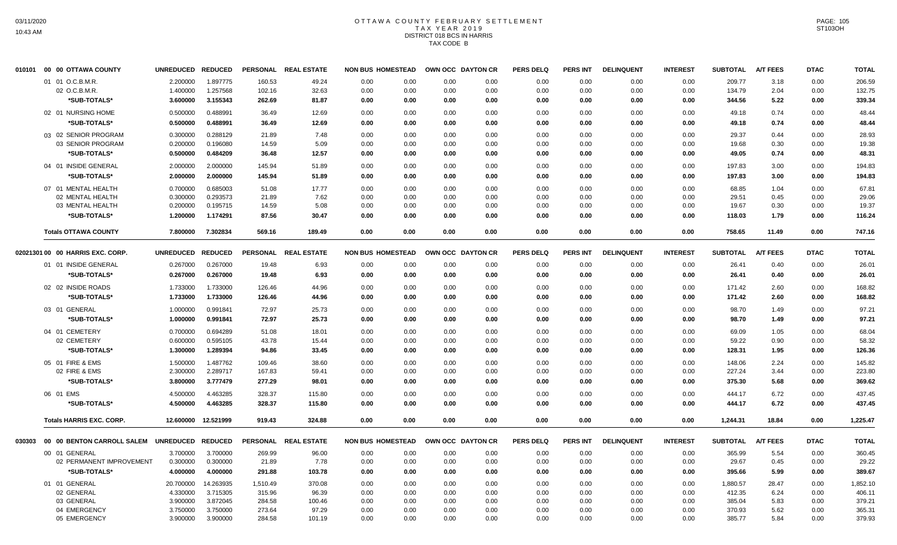# OTTAWA COUNTY FEBRUARY SETTLEMENT
## TAX YEAR 2019
## DISTRICT 018 BCS IN HARRIS
## TAX CODE B

| | | UNREDUCED | REDUCED | PERSONAL | REAL ESTATE | NON BUS | HOMESTEAD | OWN OCC | DAYTON CR | PERS DELQ | PERS INT | DELINQUENT | INTEREST | SUBTOTAL | A/T FEES | DTAC | TOTAL |
|---|---|---|---|---|---|---|---|---|---|---|---|---|---|---|---|---|---|
| 010101 | 00 00 OTTAWA COUNTY | | | | | | | | | | | | | | | | |
| | 01 01 O.C.B.M.R. | 2.200000 | 1.897775 | 160.53 | 49.24 | 0.00 | 0.00 | 0.00 | 0.00 | 0.00 | 0.00 | 0.00 | 0.00 | 209.77 | 3.18 | 0.00 | 206.59 |
| | 02 O.C.B.M.R. | 1.400000 | 1.257568 | 102.16 | 32.63 | 0.00 | 0.00 | 0.00 | 0.00 | 0.00 | 0.00 | 0.00 | 0.00 | 134.79 | 2.04 | 0.00 | 132.75 |
| | *SUB-TOTALS* | 3.600000 | 3.155343 | 262.69 | 81.87 | 0.00 | 0.00 | 0.00 | 0.00 | 0.00 | 0.00 | 0.00 | 0.00 | 344.56 | 5.22 | 0.00 | 339.34 |
| | 02 01 NURSING HOME | 0.500000 | 0.488991 | 36.49 | 12.69 | 0.00 | 0.00 | 0.00 | 0.00 | 0.00 | 0.00 | 0.00 | 0.00 | 49.18 | 0.74 | 0.00 | 48.44 |
| | *SUB-TOTALS* | 0.500000 | 0.488991 | 36.49 | 12.69 | 0.00 | 0.00 | 0.00 | 0.00 | 0.00 | 0.00 | 0.00 | 0.00 | 49.18 | 0.74 | 0.00 | 48.44 |
| | 03 02 SENIOR PROGRAM | 0.300000 | 0.288129 | 21.89 | 7.48 | 0.00 | 0.00 | 0.00 | 0.00 | 0.00 | 0.00 | 0.00 | 0.00 | 29.37 | 0.44 | 0.00 | 28.93 |
| | 03 SENIOR PROGRAM | 0.200000 | 0.196080 | 14.59 | 5.09 | 0.00 | 0.00 | 0.00 | 0.00 | 0.00 | 0.00 | 0.00 | 0.00 | 19.68 | 0.30 | 0.00 | 19.38 |
| | *SUB-TOTALS* | 0.500000 | 0.484209 | 36.48 | 12.57 | 0.00 | 0.00 | 0.00 | 0.00 | 0.00 | 0.00 | 0.00 | 0.00 | 49.05 | 0.74 | 0.00 | 48.31 |
| | 04 01 INSIDE GENERAL | 2.000000 | 2.000000 | 145.94 | 51.89 | 0.00 | 0.00 | 0.00 | 0.00 | 0.00 | 0.00 | 0.00 | 0.00 | 197.83 | 3.00 | 0.00 | 194.83 |
| | *SUB-TOTALS* | 2.000000 | 2.000000 | 145.94 | 51.89 | 0.00 | 0.00 | 0.00 | 0.00 | 0.00 | 0.00 | 0.00 | 0.00 | 197.83 | 3.00 | 0.00 | 194.83 |
| | 07 01 MENTAL HEALTH | 0.700000 | 0.685003 | 51.08 | 17.77 | 0.00 | 0.00 | 0.00 | 0.00 | 0.00 | 0.00 | 0.00 | 0.00 | 68.85 | 1.04 | 0.00 | 67.81 |
| | 02 MENTAL HEALTH | 0.300000 | 0.293573 | 21.89 | 7.62 | 0.00 | 0.00 | 0.00 | 0.00 | 0.00 | 0.00 | 0.00 | 0.00 | 29.51 | 0.45 | 0.00 | 29.06 |
| | 03 MENTAL HEALTH | 0.200000 | 0.195715 | 14.59 | 5.08 | 0.00 | 0.00 | 0.00 | 0.00 | 0.00 | 0.00 | 0.00 | 0.00 | 19.67 | 0.30 | 0.00 | 19.37 |
| | *SUB-TOTALS* | 1.200000 | 1.174291 | 87.56 | 30.47 | 0.00 | 0.00 | 0.00 | 0.00 | 0.00 | 0.00 | 0.00 | 0.00 | 118.03 | 1.79 | 0.00 | 116.24 |
| | **Totals OTTAWA COUNTY** | 7.800000 | 7.302834 | 569.16 | 189.49 | 0.00 | 0.00 | 0.00 | 0.00 | 0.00 | 0.00 | 0.00 | 0.00 | 758.65 | 11.49 | 0.00 | 747.16 |

| | | UNREDUCED | REDUCED | PERSONAL | REAL ESTATE | NON BUS | HOMESTEAD | OWN OCC | DAYTON CR | PERS DELQ | PERS INT | DELINQUENT | INTEREST | SUBTOTAL | A/T FEES | DTAC | TOTAL |
|---|---|---|---|---|---|---|---|---|---|---|---|---|---|---|---|---|---|
| 02021301 | 00 00 HARRIS EXC. CORP. | | | | | | | | | | | | | | | | |
| | 01 01 INSIDE GENERAL | 0.267000 | 0.267000 | 19.48 | 6.93 | 0.00 | 0.00 | 0.00 | 0.00 | 0.00 | 0.00 | 0.00 | 0.00 | 26.41 | 0.40 | 0.00 | 26.01 |
| | *SUB-TOTALS* | 0.267000 | 0.267000 | 19.48 | 6.93 | 0.00 | 0.00 | 0.00 | 0.00 | 0.00 | 0.00 | 0.00 | 0.00 | 26.41 | 0.40 | 0.00 | 26.01 |
| | 02 02 INSIDE ROADS | 1.733000 | 1.733000 | 126.46 | 44.96 | 0.00 | 0.00 | 0.00 | 0.00 | 0.00 | 0.00 | 0.00 | 0.00 | 171.42 | 2.60 | 0.00 | 168.82 |
| | *SUB-TOTALS* | 1.733000 | 1.733000 | 126.46 | 44.96 | 0.00 | 0.00 | 0.00 | 0.00 | 0.00 | 0.00 | 0.00 | 0.00 | 171.42 | 2.60 | 0.00 | 168.82 |
| | 03 01 GENERAL | 1.000000 | 0.991841 | 72.97 | 25.73 | 0.00 | 0.00 | 0.00 | 0.00 | 0.00 | 0.00 | 0.00 | 0.00 | 98.70 | 1.49 | 0.00 | 97.21 |
| | *SUB-TOTALS* | 1.000000 | 0.991841 | 72.97 | 25.73 | 0.00 | 0.00 | 0.00 | 0.00 | 0.00 | 0.00 | 0.00 | 0.00 | 98.70 | 1.49 | 0.00 | 97.21 |
| | 04 01 CEMETERY | 0.700000 | 0.694289 | 51.08 | 18.01 | 0.00 | 0.00 | 0.00 | 0.00 | 0.00 | 0.00 | 0.00 | 0.00 | 69.09 | 1.05 | 0.00 | 68.04 |
| | 02 CEMETERY | 0.600000 | 0.595105 | 43.78 | 15.44 | 0.00 | 0.00 | 0.00 | 0.00 | 0.00 | 0.00 | 0.00 | 0.00 | 59.22 | 0.90 | 0.00 | 58.32 |
| | *SUB-TOTALS* | 1.300000 | 1.289394 | 94.86 | 33.45 | 0.00 | 0.00 | 0.00 | 0.00 | 0.00 | 0.00 | 0.00 | 0.00 | 128.31 | 1.95 | 0.00 | 126.36 |
| | 05 01 FIRE & EMS | 1.500000 | 1.487762 | 109.46 | 38.60 | 0.00 | 0.00 | 0.00 | 0.00 | 0.00 | 0.00 | 0.00 | 0.00 | 148.06 | 2.24 | 0.00 | 145.82 |
| | 02 FIRE & EMS | 2.300000 | 2.289717 | 167.83 | 59.41 | 0.00 | 0.00 | 0.00 | 0.00 | 0.00 | 0.00 | 0.00 | 0.00 | 227.24 | 3.44 | 0.00 | 223.80 |
| | *SUB-TOTALS* | 3.800000 | 3.777479 | 277.29 | 98.01 | 0.00 | 0.00 | 0.00 | 0.00 | 0.00 | 0.00 | 0.00 | 0.00 | 375.30 | 5.68 | 0.00 | 369.62 |
| | 06 01 EMS | 4.500000 | 4.463285 | 328.37 | 115.80 | 0.00 | 0.00 | 0.00 | 0.00 | 0.00 | 0.00 | 0.00 | 0.00 | 444.17 | 6.72 | 0.00 | 437.45 |
| | *SUB-TOTALS* | 4.500000 | 4.463285 | 328.37 | 115.80 | 0.00 | 0.00 | 0.00 | 0.00 | 0.00 | 0.00 | 0.00 | 0.00 | 444.17 | 6.72 | 0.00 | 437.45 |
| | **Totals HARRIS EXC. CORP.** | 12.600000 | 12.521999 | 919.43 | 324.88 | 0.00 | 0.00 | 0.00 | 0.00 | 0.00 | 0.00 | 0.00 | 0.00 | 1,244.31 | 18.84 | 0.00 | 1,225.47 |

| | | UNREDUCED | REDUCED | PERSONAL | REAL ESTATE | NON BUS | HOMESTEAD | OWN OCC | DAYTON CR | PERS DELQ | PERS INT | DELINQUENT | INTEREST | SUBTOTAL | A/T FEES | DTAC | TOTAL |
|---|---|---|---|---|---|---|---|---|---|---|---|---|---|---|---|---|---|
| 030303 | 00 00 BENTON CARROLL SALEM | | | | | | | | | | | | | | | | |
| | 00 01 GENERAL | 3.700000 | 3.700000 | 269.99 | 96.00 | 0.00 | 0.00 | 0.00 | 0.00 | 0.00 | 0.00 | 0.00 | 0.00 | 365.99 | 5.54 | 0.00 | 360.45 |
| | 02 PERMANENT IMPROVEMENT | 0.300000 | 0.300000 | 21.89 | 7.78 | 0.00 | 0.00 | 0.00 | 0.00 | 0.00 | 0.00 | 0.00 | 0.00 | 29.67 | 0.45 | 0.00 | 29.22 |
| | *SUB-TOTALS* | 4.000000 | 4.000000 | 291.88 | 103.78 | 0.00 | 0.00 | 0.00 | 0.00 | 0.00 | 0.00 | 0.00 | 0.00 | 395.66 | 5.99 | 0.00 | 389.67 |
| | 01 01 GENERAL | 20.700000 | 14.263935 | 1,510.49 | 370.08 | 0.00 | 0.00 | 0.00 | 0.00 | 0.00 | 0.00 | 0.00 | 0.00 | 1,880.57 | 28.47 | 0.00 | 1,852.10 |
| | 02 GENERAL | 4.330000 | 3.715305 | 315.96 | 96.39 | 0.00 | 0.00 | 0.00 | 0.00 | 0.00 | 0.00 | 0.00 | 0.00 | 412.35 | 6.24 | 0.00 | 406.11 |
| | 03 GENERAL | 3.900000 | 3.872045 | 284.58 | 100.46 | 0.00 | 0.00 | 0.00 | 0.00 | 0.00 | 0.00 | 0.00 | 0.00 | 385.04 | 5.83 | 0.00 | 379.21 |
| | 04 EMERGENCY | 3.750000 | 3.750000 | 273.64 | 97.29 | 0.00 | 0.00 | 0.00 | 0.00 | 0.00 | 0.00 | 0.00 | 0.00 | 370.93 | 5.62 | 0.00 | 365.31 |
| | 05 EMERGENCY | 3.900000 | 3.900000 | 284.58 | 101.19 | 0.00 | 0.00 | 0.00 | 0.00 | 0.00 | 0.00 | 0.00 | 0.00 | 385.77 | 5.84 | 0.00 | 379.93 |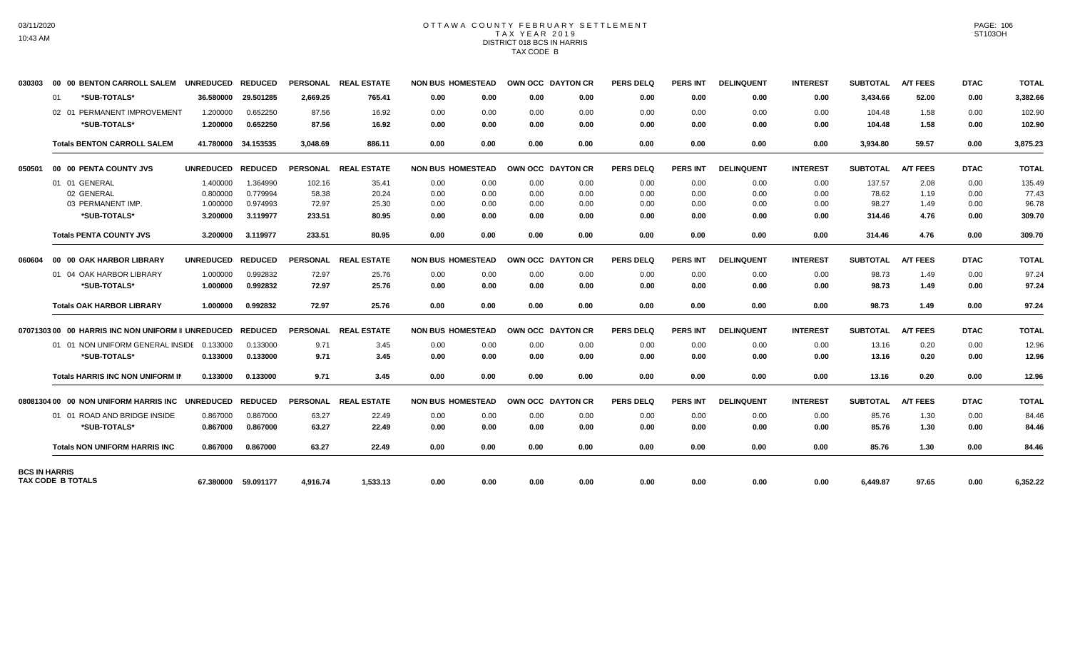# OTTAWA COUNTY FEBRUARY SETTLEMENT
## TAX YEAR 2019
## DISTRICT 018 BCS IN HARRIS
## TAX CODE B

| | | UNREDUCED | REDUCED | PERSONAL | REAL ESTATE | NON BUS | HOMESTEAD | OWN OCC | DAYTON CR | PERS DELQ | PERS INT | DELINQUENT | INTEREST | SUBTOTAL | A/T FEES | DTAC | TOTAL |
|---|---|---|---|---|---|---|---|---|---|---|---|---|---|---|---|---|---|
| 030303 | 00 00 BENTON CARROLL SALEM | UNREDUCED | REDUCED | PERSONAL | REAL ESTATE | NON BUS | HOMESTEAD | OWN OCC | DAYTON CR | PERS DELQ | PERS INT | DELINQUENT | INTEREST | SUBTOTAL | A/T FEES | DTAC | TOTAL |
| | 01 *SUB-TOTALS* | 36.580000 | 29.501285 | 2,669.25 | 765.41 | 0.00 | 0.00 | 0.00 | 0.00 | 0.00 | 0.00 | 0.00 | 0.00 | 3,434.66 | 52.00 | 0.00 | 3,382.66 |
| | 02 01 PERMANENT IMPROVEMENT | 1.200000 | 0.652250 | 87.56 | 16.92 | 0.00 | 0.00 | 0.00 | 0.00 | 0.00 | 0.00 | 0.00 | 0.00 | 104.48 | 1.58 | 0.00 | 102.90 |
| | *SUB-TOTALS* | 1.200000 | 0.652250 | 87.56 | 16.92 | 0.00 | 0.00 | 0.00 | 0.00 | 0.00 | 0.00 | 0.00 | 0.00 | 104.48 | 1.58 | 0.00 | 102.90 |
| | Totals BENTON CARROLL SALEM | 41.780000 | 34.153535 | 3,048.69 | 886.11 | 0.00 | 0.00 | 0.00 | 0.00 | 0.00 | 0.00 | 0.00 | 0.00 | 3,934.80 | 59.57 | 0.00 | 3,875.23 |
| 050501 | 00 00 PENTA COUNTY JVS | UNREDUCED | REDUCED | PERSONAL | REAL ESTATE | NON BUS | HOMESTEAD | OWN OCC | DAYTON CR | PERS DELQ | PERS INT | DELINQUENT | INTEREST | SUBTOTAL | A/T FEES | DTAC | TOTAL |
| | 01 01 GENERAL | 1.400000 | 1.364990 | 102.16 | 35.41 | 0.00 | 0.00 | 0.00 | 0.00 | 0.00 | 0.00 | 0.00 | 0.00 | 137.57 | 2.08 | 0.00 | 135.49 |
| | 02 GENERAL | 0.800000 | 0.779994 | 58.38 | 20.24 | 0.00 | 0.00 | 0.00 | 0.00 | 0.00 | 0.00 | 0.00 | 0.00 | 78.62 | 1.19 | 0.00 | 77.43 |
| | 03 PERMANENT IMP. | 1.000000 | 0.974993 | 72.97 | 25.30 | 0.00 | 0.00 | 0.00 | 0.00 | 0.00 | 0.00 | 0.00 | 0.00 | 98.27 | 1.49 | 0.00 | 96.78 |
| | *SUB-TOTALS* | 3.200000 | 3.119977 | 233.51 | 80.95 | 0.00 | 0.00 | 0.00 | 0.00 | 0.00 | 0.00 | 0.00 | 0.00 | 314.46 | 4.76 | 0.00 | 309.70 |
| | Totals PENTA COUNTY JVS | 3.200000 | 3.119977 | 233.51 | 80.95 | 0.00 | 0.00 | 0.00 | 0.00 | 0.00 | 0.00 | 0.00 | 0.00 | 314.46 | 4.76 | 0.00 | 309.70 |
| 060604 | 00 00 OAK HARBOR LIBRARY | UNREDUCED | REDUCED | PERSONAL | REAL ESTATE | NON BUS | HOMESTEAD | OWN OCC | DAYTON CR | PERS DELQ | PERS INT | DELINQUENT | INTEREST | SUBTOTAL | A/T FEES | DTAC | TOTAL |
| | 01 04 OAK HARBOR LIBRARY | 1.000000 | 0.992832 | 72.97 | 25.76 | 0.00 | 0.00 | 0.00 | 0.00 | 0.00 | 0.00 | 0.00 | 0.00 | 98.73 | 1.49 | 0.00 | 97.24 |
| | *SUB-TOTALS* | 1.000000 | 0.992832 | 72.97 | 25.76 | 0.00 | 0.00 | 0.00 | 0.00 | 0.00 | 0.00 | 0.00 | 0.00 | 98.73 | 1.49 | 0.00 | 97.24 |
| | Totals OAK HARBOR LIBRARY | 1.000000 | 0.992832 | 72.97 | 25.76 | 0.00 | 0.00 | 0.00 | 0.00 | 0.00 | 0.00 | 0.00 | 0.00 | 98.73 | 1.49 | 0.00 | 97.24 |
| 07071303 | 00 00 HARRIS INC NON UNIFORM I | UNREDUCED | REDUCED | PERSONAL | REAL ESTATE | NON BUS | HOMESTEAD | OWN OCC | DAYTON CR | PERS DELQ | PERS INT | DELINQUENT | INTEREST | SUBTOTAL | A/T FEES | DTAC | TOTAL |
| | 01 01 NON UNIFORM GENERAL INSIDE | 0.133000 | 0.133000 | 9.71 | 3.45 | 0.00 | 0.00 | 0.00 | 0.00 | 0.00 | 0.00 | 0.00 | 0.00 | 13.16 | 0.20 | 0.00 | 12.96 |
| | *SUB-TOTALS* | 0.133000 | 0.133000 | 9.71 | 3.45 | 0.00 | 0.00 | 0.00 | 0.00 | 0.00 | 0.00 | 0.00 | 0.00 | 13.16 | 0.20 | 0.00 | 12.96 |
| | Totals HARRIS INC NON UNIFORM IN | 0.133000 | 0.133000 | 9.71 | 3.45 | 0.00 | 0.00 | 0.00 | 0.00 | 0.00 | 0.00 | 0.00 | 0.00 | 13.16 | 0.20 | 0.00 | 12.96 |
| 08081304 | 00 00 NON UNIFORM HARRIS INC | UNREDUCED | REDUCED | PERSONAL | REAL ESTATE | NON BUS | HOMESTEAD | OWN OCC | DAYTON CR | PERS DELQ | PERS INT | DELINQUENT | INTEREST | SUBTOTAL | A/T FEES | DTAC | TOTAL |
| | 01 01 ROAD AND BRIDGE INSIDE | 0.867000 | 0.867000 | 63.27 | 22.49 | 0.00 | 0.00 | 0.00 | 0.00 | 0.00 | 0.00 | 0.00 | 0.00 | 85.76 | 1.30 | 0.00 | 84.46 |
| | *SUB-TOTALS* | 0.867000 | 0.867000 | 63.27 | 22.49 | 0.00 | 0.00 | 0.00 | 0.00 | 0.00 | 0.00 | 0.00 | 0.00 | 85.76 | 1.30 | 0.00 | 84.46 |
| | Totals NON UNIFORM HARRIS INC | 0.867000 | 0.867000 | 63.27 | 22.49 | 0.00 | 0.00 | 0.00 | 0.00 | 0.00 | 0.00 | 0.00 | 0.00 | 85.76 | 1.30 | 0.00 | 84.46 |
| BCS IN HARRIS TAX CODE B TOTALS | | 67.380000 | 59.091177 | 4,916.74 | 1,533.13 | 0.00 | 0.00 | 0.00 | 0.00 | 0.00 | 0.00 | 0.00 | 0.00 | 6,449.87 | 97.65 | 0.00 | 6,352.22 |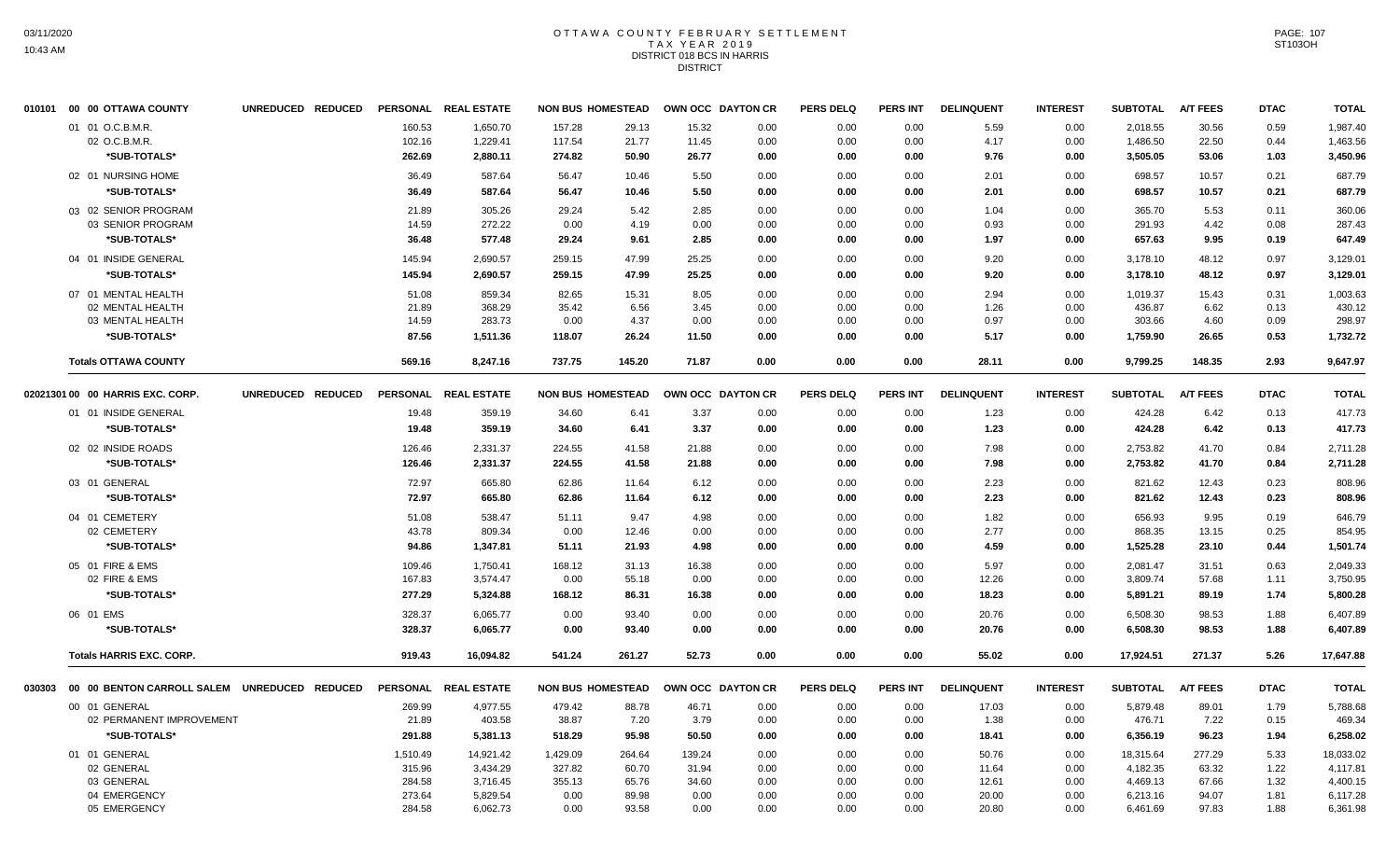# OTTAWA COUNTY FEBRUARY SETTLEMENT
## TAX YEAR 2019
## DISTRICT 018 BCS IN HARRIS
## DISTRICT

| 010101 00 00 OTTAWA COUNTY | UNREDUCED | REDUCED | PERSONAL | REAL ESTATE | NON BUS | HOMESTEAD | OWN OCC | DAYTON CR | PERS DELQ | PERS INT | DELINQUENT | INTEREST | SUBTOTAL | A/T FEES | DTAC | TOTAL |
|---|---|---|---|---|---|---|---|---|---|---|---|---|---|---|---|---|
| 01 01 O.C.B.M.R. | | | 160.53 | 1,650.70 | 157.28 | 29.13 | 15.32 | 0.00 | 0.00 | 0.00 | 5.59 | 0.00 | 2,018.55 | 30.56 | 0.59 | 1,987.40 |
| 02 O.C.B.M.R. | | | 102.16 | 1,229.41 | 117.54 | 21.77 | 11.45 | 0.00 | 0.00 | 0.00 | 4.17 | 0.00 | 1,486.50 | 22.50 | 0.44 | 1,463.56 |
| *SUB-TOTALS* | | | 262.69 | 2,880.11 | 274.82 | 50.90 | 26.77 | 0.00 | 0.00 | 0.00 | 9.76 | 0.00 | 3,505.05 | 53.06 | 1.03 | 3,450.96 |
| 02 01 NURSING HOME | | | 36.49 | 587.64 | 56.47 | 10.46 | 5.50 | 0.00 | 0.00 | 0.00 | 2.01 | 0.00 | 698.57 | 10.57 | 0.21 | 687.79 |
| *SUB-TOTALS* | | | 36.49 | 587.64 | 56.47 | 10.46 | 5.50 | 0.00 | 0.00 | 0.00 | 2.01 | 0.00 | 698.57 | 10.57 | 0.21 | 687.79 |
| 03 02 SENIOR PROGRAM | | | 21.89 | 305.26 | 29.24 | 5.42 | 2.85 | 0.00 | 0.00 | 0.00 | 1.04 | 0.00 | 365.70 | 5.53 | 0.11 | 360.06 |
| 03 SENIOR PROGRAM | | | 14.59 | 272.22 | 0.00 | 4.19 | 0.00 | 0.00 | 0.00 | 0.00 | 0.93 | 0.00 | 291.93 | 4.42 | 0.08 | 287.43 |
| *SUB-TOTALS* | | | 36.48 | 577.48 | 29.24 | 9.61 | 2.85 | 0.00 | 0.00 | 0.00 | 1.97 | 0.00 | 657.63 | 9.95 | 0.19 | 647.49 |
| 04 01 INSIDE GENERAL | | | 145.94 | 2,690.57 | 259.15 | 47.99 | 25.25 | 0.00 | 0.00 | 0.00 | 9.20 | 0.00 | 3,178.10 | 48.12 | 0.97 | 3,129.01 |
| *SUB-TOTALS* | | | 145.94 | 2,690.57 | 259.15 | 47.99 | 25.25 | 0.00 | 0.00 | 0.00 | 9.20 | 0.00 | 3,178.10 | 48.12 | 0.97 | 3,129.01 |
| 07 01 MENTAL HEALTH | | | 51.08 | 859.34 | 82.65 | 15.31 | 8.05 | 0.00 | 0.00 | 0.00 | 2.94 | 0.00 | 1,019.37 | 15.43 | 0.31 | 1,003.63 |
| 02 MENTAL HEALTH | | | 21.89 | 368.29 | 35.42 | 6.56 | 3.45 | 0.00 | 0.00 | 0.00 | 1.26 | 0.00 | 436.87 | 6.62 | 0.13 | 430.12 |
| 03 MENTAL HEALTH | | | 14.59 | 283.73 | 0.00 | 4.37 | 0.00 | 0.00 | 0.00 | 0.00 | 0.97 | 0.00 | 303.66 | 4.60 | 0.09 | 298.97 |
| *SUB-TOTALS* | | | 87.56 | 1,511.36 | 118.07 | 26.24 | 11.50 | 0.00 | 0.00 | 0.00 | 5.17 | 0.00 | 1,759.90 | 26.65 | 0.53 | 1,732.72 |
| **Totals OTTAWA COUNTY** | | | 569.16 | 8,247.16 | 737.75 | 145.20 | 71.87 | 0.00 | 0.00 | 0.00 | 28.11 | 0.00 | 9,799.25 | 148.35 | 2.93 | 9,647.97 |

| 02021301 00 00 HARRIS EXC. CORP. | UNREDUCED | REDUCED | PERSONAL | REAL ESTATE | NON BUS | HOMESTEAD | OWN OCC | DAYTON CR | PERS DELQ | PERS INT | DELINQUENT | INTEREST | SUBTOTAL | A/T FEES | DTAC | TOTAL |
|---|---|---|---|---|---|---|---|---|---|---|---|---|---|---|---|---|
| 01 01 INSIDE GENERAL | | | 19.48 | 359.19 | 34.60 | 6.41 | 3.37 | 0.00 | 0.00 | 0.00 | 1.23 | 0.00 | 424.28 | 6.42 | 0.13 | 417.73 |
| *SUB-TOTALS* | | | 19.48 | 359.19 | 34.60 | 6.41 | 3.37 | 0.00 | 0.00 | 0.00 | 1.23 | 0.00 | 424.28 | 6.42 | 0.13 | 417.73 |
| 02 02 INSIDE ROADS | | | 126.46 | 2,331.37 | 224.55 | 41.58 | 21.88 | 0.00 | 0.00 | 0.00 | 7.98 | 0.00 | 2,753.82 | 41.70 | 0.84 | 2,711.28 |
| *SUB-TOTALS* | | | 126.46 | 2,331.37 | 224.55 | 41.58 | 21.88 | 0.00 | 0.00 | 0.00 | 7.98 | 0.00 | 2,753.82 | 41.70 | 0.84 | 2,711.28 |
| 03 01 GENERAL | | | 72.97 | 665.80 | 62.86 | 11.64 | 6.12 | 0.00 | 0.00 | 0.00 | 2.23 | 0.00 | 821.62 | 12.43 | 0.23 | 808.96 |
| *SUB-TOTALS* | | | 72.97 | 665.80 | 62.86 | 11.64 | 6.12 | 0.00 | 0.00 | 0.00 | 2.23 | 0.00 | 821.62 | 12.43 | 0.23 | 808.96 |
| 04 01 CEMETERY | | | 51.08 | 538.47 | 51.11 | 9.47 | 4.98 | 0.00 | 0.00 | 0.00 | 1.82 | 0.00 | 656.93 | 9.95 | 0.19 | 646.79 |
| 02 CEMETERY | | | 43.78 | 809.34 | 0.00 | 12.46 | 0.00 | 0.00 | 0.00 | 0.00 | 2.77 | 0.00 | 868.35 | 13.15 | 0.25 | 854.95 |
| *SUB-TOTALS* | | | 94.86 | 1,347.81 | 51.11 | 21.93 | 4.98 | 0.00 | 0.00 | 0.00 | 4.59 | 0.00 | 1,525.28 | 23.10 | 0.44 | 1,501.74 |
| 05 01 FIRE & EMS | | | 109.46 | 1,750.41 | 168.12 | 31.13 | 16.38 | 0.00 | 0.00 | 0.00 | 5.97 | 0.00 | 2,081.47 | 31.51 | 0.63 | 2,049.33 |
| 02 FIRE & EMS | | | 167.83 | 3,574.47 | 0.00 | 55.18 | 0.00 | 0.00 | 0.00 | 0.00 | 12.26 | 0.00 | 3,809.74 | 57.68 | 1.11 | 3,750.95 |
| *SUB-TOTALS* | | | 277.29 | 5,324.88 | 168.12 | 86.31 | 16.38 | 0.00 | 0.00 | 0.00 | 18.23 | 0.00 | 5,891.21 | 89.19 | 1.74 | 5,800.28 |
| 06 01 EMS | | | 328.37 | 6,065.77 | 0.00 | 93.40 | 0.00 | 0.00 | 0.00 | 0.00 | 20.76 | 0.00 | 6,508.30 | 98.53 | 1.88 | 6,407.89 |
| *SUB-TOTALS* | | | 328.37 | 6,065.77 | 0.00 | 93.40 | 0.00 | 0.00 | 0.00 | 0.00 | 20.76 | 0.00 | 6,508.30 | 98.53 | 1.88 | 6,407.89 |
| **Totals HARRIS EXC. CORP.** | | | 919.43 | 16,094.82 | 541.24 | 261.27 | 52.73 | 0.00 | 0.00 | 0.00 | 55.02 | 0.00 | 17,924.51 | 271.37 | 5.26 | 17,647.88 |

| 030303 00 00 BENTON CARROLL SALEM | UNREDUCED | REDUCED | PERSONAL | REAL ESTATE | NON BUS | HOMESTEAD | OWN OCC | DAYTON CR | PERS DELQ | PERS INT | DELINQUENT | INTEREST | SUBTOTAL | A/T FEES | DTAC | TOTAL |
|---|---|---|---|---|---|---|---|---|---|---|---|---|---|---|---|---|
| 00 01 GENERAL | | | 269.99 | 4,977.55 | 479.42 | 88.78 | 46.71 | 0.00 | 0.00 | 0.00 | 17.03 | 0.00 | 5,879.48 | 89.01 | 1.79 | 5,788.68 |
| 02 PERMANENT IMPROVEMENT | | | 21.89 | 403.58 | 38.87 | 7.20 | 3.79 | 0.00 | 0.00 | 0.00 | 1.38 | 0.00 | 476.71 | 7.22 | 0.15 | 469.34 |
| *SUB-TOTALS* | | | 291.88 | 5,381.13 | 518.29 | 95.98 | 50.50 | 0.00 | 0.00 | 0.00 | 18.41 | 0.00 | 6,356.19 | 96.23 | 1.94 | 6,258.02 |
| 01 01 GENERAL | | | 1,510.49 | 14,921.42 | 1,429.09 | 264.64 | 139.24 | 0.00 | 0.00 | 0.00 | 50.76 | 0.00 | 18,315.64 | 277.29 | 5.33 | 18,033.02 |
| 02 GENERAL | | | 315.96 | 3,434.29 | 327.82 | 60.70 | 31.94 | 0.00 | 0.00 | 0.00 | 11.64 | 0.00 | 4,182.35 | 63.32 | 1.22 | 4,117.81 |
| 03 GENERAL | | | 284.58 | 3,716.45 | 355.13 | 65.76 | 34.60 | 0.00 | 0.00 | 0.00 | 12.61 | 0.00 | 4,469.13 | 67.66 | 1.32 | 4,400.15 |
| 04 EMERGENCY | | | 273.64 | 5,829.54 | 0.00 | 89.98 | 0.00 | 0.00 | 0.00 | 0.00 | 20.00 | 0.00 | 6,213.16 | 94.07 | 1.81 | 6,117.28 |
| 05 EMERGENCY | | | 284.58 | 6,062.73 | 0.00 | 93.58 | 0.00 | 0.00 | 0.00 | 0.00 | 20.80 | 0.00 | 6,461.69 | 97.83 | 1.88 | 6,361.98 |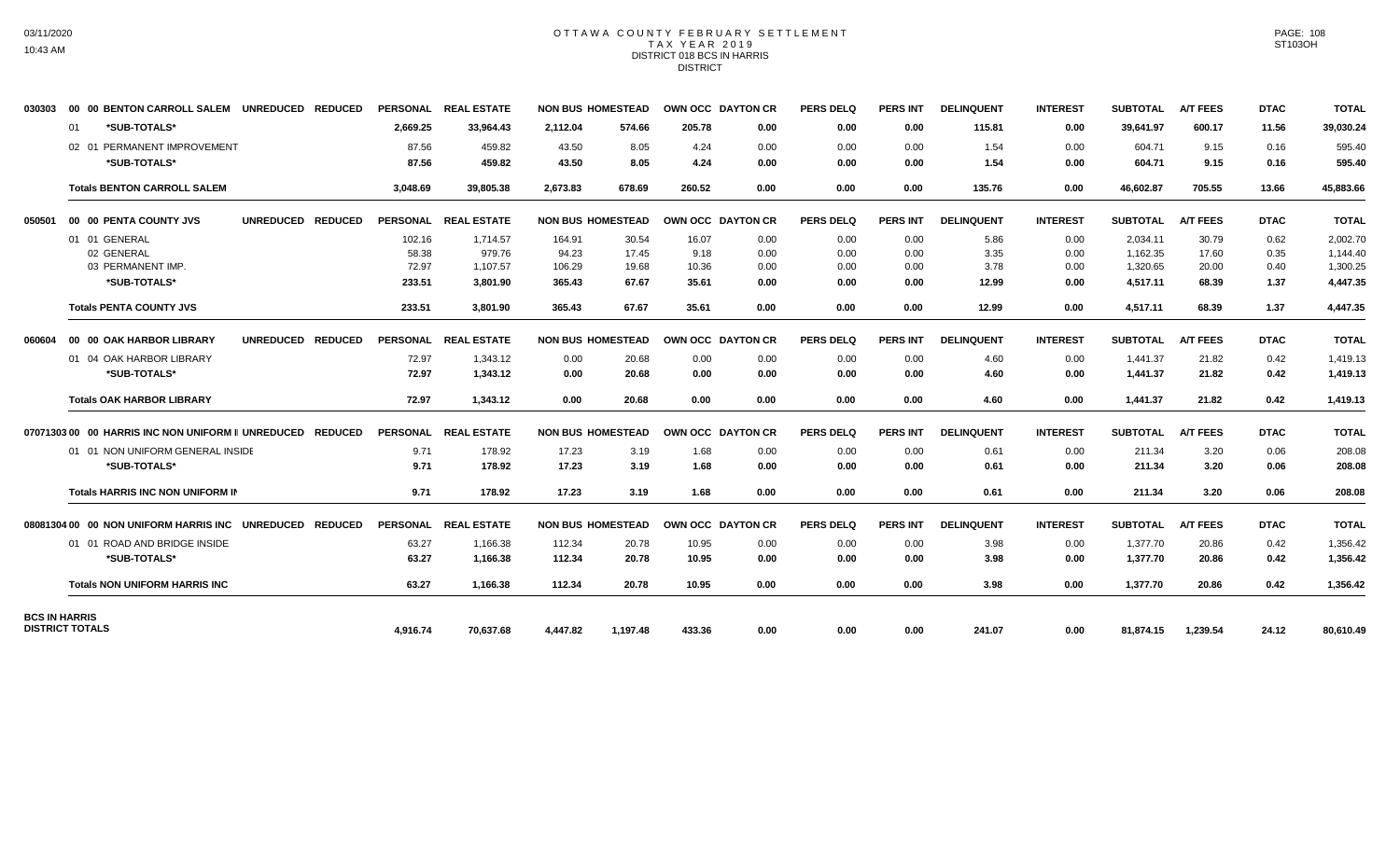# OTTAWA COUNTY FEBRUARY SETTLEMENT
## TAX YEAR 2019
## DISTRICT 018 BCS IN HARRIS
## DISTRICT

| | | PERSONAL | REAL ESTATE | NON BUS | HOMESTEAD | OWN OCC | DAYTON CR | PERS DELQ | PERS INT | DELINQUENT | INTEREST | SUBTOTAL | A/T FEES | DTAC | TOTAL |
|---|---|---|---|---|---|---|---|---|---|---|---|---|---|---|---|
| 030303 | 00 00 BENTON CARROLL SALEM UNREDUCED REDUCED | | | | | | | | | | | | | | |
| | 01 *SUB-TOTALS* | 2,669.25 | 33,964.43 | 2,112.04 | 574.66 | 205.78 | 0.00 | 0.00 | 0.00 | 115.81 | 0.00 | 39,641.97 | 600.17 | 11.56 | 39,030.24 |
| | 02 01 PERMANENT IMPROVEMENT | 87.56 | 459.82 | 43.50 | 8.05 | 4.24 | 0.00 | 0.00 | 0.00 | 1.54 | 0.00 | 604.71 | 9.15 | 0.16 | 595.40 |
| | *SUB-TOTALS* | 87.56 | 459.82 | 43.50 | 8.05 | 4.24 | 0.00 | 0.00 | 0.00 | 1.54 | 0.00 | 604.71 | 9.15 | 0.16 | 595.40 |
| | **Totals BENTON CARROLL SALEM** | 3,048.69 | 39,805.38 | 2,673.83 | 678.69 | 260.52 | 0.00 | 0.00 | 0.00 | 135.76 | 0.00 | 46,602.87 | 705.55 | 13.66 | 45,883.66 |
| 050501 | 00 00 PENTA COUNTY JVS UNREDUCED REDUCED | PERSONAL | REAL ESTATE | NON BUS | HOMESTEAD | OWN OCC | DAYTON CR | PERS DELQ | PERS INT | DELINQUENT | INTEREST | SUBTOTAL | A/T FEES | DTAC | TOTAL |
| | 01 01 GENERAL | 102.16 | 1,714.57 | 164.91 | 30.54 | 16.07 | 0.00 | 0.00 | 0.00 | 5.86 | 0.00 | 2,034.11 | 30.79 | 0.62 | 2,002.70 |
| | 02 GENERAL | 58.38 | 979.76 | 94.23 | 17.45 | 9.18 | 0.00 | 0.00 | 0.00 | 3.35 | 0.00 | 1,162.35 | 17.60 | 0.35 | 1,144.40 |
| | 03 PERMANENT IMP. | 72.97 | 1,107.57 | 106.29 | 19.68 | 10.36 | 0.00 | 0.00 | 0.00 | 3.78 | 0.00 | 1,320.65 | 20.00 | 0.40 | 1,300.25 |
| | *SUB-TOTALS* | 233.51 | 3,801.90 | 365.43 | 67.67 | 35.61 | 0.00 | 0.00 | 0.00 | 12.99 | 0.00 | 4,517.11 | 68.39 | 1.37 | 4,447.35 |
| | **Totals PENTA COUNTY JVS** | 233.51 | 3,801.90 | 365.43 | 67.67 | 35.61 | 0.00 | 0.00 | 0.00 | 12.99 | 0.00 | 4,517.11 | 68.39 | 1.37 | 4,447.35 |
| 060604 | 00 00 OAK HARBOR LIBRARY UNREDUCED REDUCED | PERSONAL | REAL ESTATE | NON BUS | HOMESTEAD | OWN OCC | DAYTON CR | PERS DELQ | PERS INT | DELINQUENT | INTEREST | SUBTOTAL | A/T FEES | DTAC | TOTAL |
| | 01 04 OAK HARBOR LIBRARY | 72.97 | 1,343.12 | 0.00 | 20.68 | 0.00 | 0.00 | 0.00 | 0.00 | 4.60 | 0.00 | 1,441.37 | 21.82 | 0.42 | 1,419.13 |
| | *SUB-TOTALS* | 72.97 | 1,343.12 | 0.00 | 20.68 | 0.00 | 0.00 | 0.00 | 0.00 | 4.60 | 0.00 | 1,441.37 | 21.82 | 0.42 | 1,419.13 |
| | **Totals OAK HARBOR LIBRARY** | 72.97 | 1,343.12 | 0.00 | 20.68 | 0.00 | 0.00 | 0.00 | 0.00 | 4.60 | 0.00 | 1,441.37 | 21.82 | 0.42 | 1,419.13 |
| 07071303 | 00 00 HARRIS INC NON UNIFORM I UNREDUCED REDUCED | PERSONAL | REAL ESTATE | NON BUS | HOMESTEAD | OWN OCC | DAYTON CR | PERS DELQ | PERS INT | DELINQUENT | INTEREST | SUBTOTAL | A/T FEES | DTAC | TOTAL |
| | 01 01 NON UNIFORM GENERAL INSIDE | 9.71 | 178.92 | 17.23 | 3.19 | 1.68 | 0.00 | 0.00 | 0.00 | 0.61 | 0.00 | 211.34 | 3.20 | 0.06 | 208.08 |
| | *SUB-TOTALS* | 9.71 | 178.92 | 17.23 | 3.19 | 1.68 | 0.00 | 0.00 | 0.00 | 0.61 | 0.00 | 211.34 | 3.20 | 0.06 | 208.08 |
| | **Totals HARRIS INC NON UNIFORM IN** | 9.71 | 178.92 | 17.23 | 3.19 | 1.68 | 0.00 | 0.00 | 0.00 | 0.61 | 0.00 | 211.34 | 3.20 | 0.06 | 208.08 |
| 08081304 | 00 00 NON UNIFORM HARRIS INC UNREDUCED REDUCED | PERSONAL | REAL ESTATE | NON BUS | HOMESTEAD | OWN OCC | DAYTON CR | PERS DELQ | PERS INT | DELINQUENT | INTEREST | SUBTOTAL | A/T FEES | DTAC | TOTAL |
| | 01 01 ROAD AND BRIDGE INSIDE | 63.27 | 1,166.38 | 112.34 | 20.78 | 10.95 | 0.00 | 0.00 | 0.00 | 3.98 | 0.00 | 1,377.70 | 20.86 | 0.42 | 1,356.42 |
| | *SUB-TOTALS* | 63.27 | 1,166.38 | 112.34 | 20.78 | 10.95 | 0.00 | 0.00 | 0.00 | 3.98 | 0.00 | 1,377.70 | 20.86 | 0.42 | 1,356.42 |
| | **Totals NON UNIFORM HARRIS INC** | 63.27 | 1,166.38 | 112.34 | 20.78 | 10.95 | 0.00 | 0.00 | 0.00 | 3.98 | 0.00 | 1,377.70 | 20.86 | 0.42 | 1,356.42 |
| **BCS IN HARRIS DISTRICT TOTALS** | | 4,916.74 | 70,637.68 | 4,447.82 | 1,197.48 | 433.36 | 0.00 | 0.00 | 0.00 | 241.07 | 0.00 | 81,874.15 | 1,239.54 | 24.12 | 80,610.49 |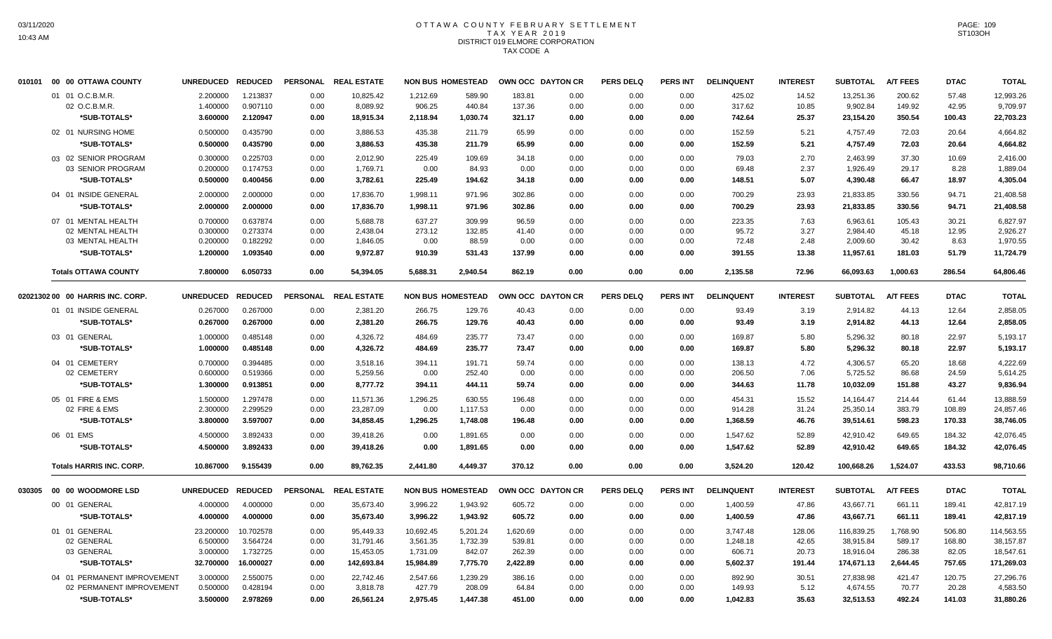# OTTAWA COUNTY FEBRUARY SETTLEMENT
## TAX YEAR 2019
## DISTRICT 019 ELMORE CORPORATION
## TAX CODE A

03/11/2020
10:43 AM

PAGE: 109
ST103OH

| 010101 00 00 OTTAWA COUNTY | UNREDUCED | REDUCED | PERSONAL | REAL ESTATE | NON BUS | HOMESTEAD | OWN OCC | DAYTON CR | PERS DELQ | PERS INT | DELINQUENT | INTEREST | SUBTOTAL | A/T FEES | DTAC | TOTAL |
|---|---|---|---|---|---|---|---|---|---|---|---|---|---|---|---|---|
| 01 01 O.C.B.M.R. | 2.200000 | 1.213837 | 0.00 | 10,825.42 | 1,212.69 | 589.90 | 183.81 | 0.00 | 0.00 | 0.00 | 425.02 | 14.52 | 13,251.36 | 200.62 | 57.48 | 12,993.26 |
| 02 O.C.B.M.R. | 1.400000 | 0.907110 | 0.00 | 8,089.92 | 906.25 | 440.84 | 137.36 | 0.00 | 0.00 | 0.00 | 317.62 | 10.85 | 9,902.84 | 149.92 | 42.95 | 9,709.97 |
| *SUB-TOTALS* | 3.600000 | 2.120947 | 0.00 | 18,915.34 | 2,118.94 | 1,030.74 | 321.17 | 0.00 | 0.00 | 0.00 | 742.64 | 25.37 | 23,154.20 | 350.54 | 100.43 | 22,703.23 |
| 02 01 NURSING HOME | 0.500000 | 0.435790 | 0.00 | 3,886.53 | 435.38 | 211.79 | 65.99 | 0.00 | 0.00 | 0.00 | 152.59 | 5.21 | 4,757.49 | 72.03 | 20.64 | 4,664.82 |
| *SUB-TOTALS* | 0.500000 | 0.435790 | 0.00 | 3,886.53 | 435.38 | 211.79 | 65.99 | 0.00 | 0.00 | 0.00 | 152.59 | 5.21 | 4,757.49 | 72.03 | 20.64 | 4,664.82 |
| 03 02 SENIOR PROGRAM | 0.300000 | 0.225703 | 0.00 | 2,012.90 | 225.49 | 109.69 | 34.18 | 0.00 | 0.00 | 0.00 | 79.03 | 2.70 | 2,463.99 | 37.30 | 10.69 | 2,416.00 |
| 03 SENIOR PROGRAM | 0.200000 | 0.174753 | 0.00 | 1,769.71 | 0.00 | 84.93 | 0.00 | 0.00 | 0.00 | 0.00 | 69.48 | 2.37 | 1,926.49 | 29.17 | 8.28 | 1,889.04 |
| *SUB-TOTALS* | 0.500000 | 0.400456 | 0.00 | 3,782.61 | 225.49 | 194.62 | 34.18 | 0.00 | 0.00 | 0.00 | 148.51 | 5.07 | 4,390.48 | 66.47 | 18.97 | 4,305.04 |
| 04 01 INSIDE GENERAL | 2.000000 | 2.000000 | 0.00 | 17,836.70 | 1,998.11 | 971.96 | 302.86 | 0.00 | 0.00 | 0.00 | 700.29 | 23.93 | 21,833.85 | 330.56 | 94.71 | 21,408.58 |
| *SUB-TOTALS* | 2.000000 | 2.000000 | 0.00 | 17,836.70 | 1,998.11 | 971.96 | 302.86 | 0.00 | 0.00 | 0.00 | 700.29 | 23.93 | 21,833.85 | 330.56 | 94.71 | 21,408.58 |
| 07 01 MENTAL HEALTH | 0.700000 | 0.637874 | 0.00 | 5,688.78 | 637.27 | 309.99 | 96.59 | 0.00 | 0.00 | 0.00 | 223.35 | 7.63 | 6,963.61 | 105.43 | 30.21 | 6,827.97 |
| 02 MENTAL HEALTH | 0.300000 | 0.273374 | 0.00 | 2,438.04 | 273.12 | 132.85 | 41.40 | 0.00 | 0.00 | 0.00 | 95.72 | 3.27 | 2,984.40 | 45.18 | 12.95 | 2,926.27 |
| 03 MENTAL HEALTH | 0.200000 | 0.182292 | 0.00 | 1,846.05 | 0.00 | 88.59 | 0.00 | 0.00 | 0.00 | 0.00 | 72.48 | 2.48 | 2,009.60 | 30.42 | 8.63 | 1,970.55 |
| *SUB-TOTALS* | 1.200000 | 1.093540 | 0.00 | 9,972.87 | 910.39 | 531.43 | 137.99 | 0.00 | 0.00 | 0.00 | 391.55 | 13.38 | 11,957.61 | 181.03 | 51.79 | 11,724.79 |
| **Totals OTTAWA COUNTY** | 7.800000 | 6.050733 | 0.00 | 54,394.05 | 5,688.31 | 2,940.54 | 862.19 | 0.00 | 0.00 | 0.00 | 2,135.58 | 72.96 | 66,093.63 | 1,000.63 | 286.54 | 64,806.46 |

| 02021302 00 00 HARRIS INC. CORP. | UNREDUCED | REDUCED | PERSONAL | REAL ESTATE | NON BUS | HOMESTEAD | OWN OCC | DAYTON CR | PERS DELQ | PERS INT | DELINQUENT | INTEREST | SUBTOTAL | A/T FEES | DTAC | TOTAL |
|---|---|---|---|---|---|---|---|---|---|---|---|---|---|---|---|---|
| 01 01 INSIDE GENERAL | 0.267000 | 0.267000 | 0.00 | 2,381.20 | 266.75 | 129.76 | 40.43 | 0.00 | 0.00 | 0.00 | 93.49 | 3.19 | 2,914.82 | 44.13 | 12.64 | 2,858.05 |
| *SUB-TOTALS* | 0.267000 | 0.267000 | 0.00 | 2,381.20 | 266.75 | 129.76 | 40.43 | 0.00 | 0.00 | 0.00 | 93.49 | 3.19 | 2,914.82 | 44.13 | 12.64 | 2,858.05 |
| 03 01 GENERAL | 1.000000 | 0.485148 | 0.00 | 4,326.72 | 484.69 | 235.77 | 73.47 | 0.00 | 0.00 | 0.00 | 169.87 | 5.80 | 5,296.32 | 80.18 | 22.97 | 5,193.17 |
| *SUB-TOTALS* | 1.000000 | 0.485148 | 0.00 | 4,326.72 | 484.69 | 235.77 | 73.47 | 0.00 | 0.00 | 0.00 | 169.87 | 5.80 | 5,296.32 | 80.18 | 22.97 | 5,193.17 |
| 04 01 CEMETERY | 0.700000 | 0.394485 | 0.00 | 3,518.16 | 394.11 | 191.71 | 59.74 | 0.00 | 0.00 | 0.00 | 138.13 | 4.72 | 4,306.57 | 65.20 | 18.68 | 4,222.69 |
| 02 CEMETERY | 0.600000 | 0.519366 | 0.00 | 5,259.56 | 0.00 | 252.40 | 0.00 | 0.00 | 0.00 | 0.00 | 206.50 | 7.06 | 5,725.52 | 86.68 | 24.59 | 5,614.25 |
| *SUB-TOTALS* | 1.300000 | 0.913851 | 0.00 | 8,777.72 | 394.11 | 444.11 | 59.74 | 0.00 | 0.00 | 0.00 | 344.63 | 11.78 | 10,032.09 | 151.88 | 43.27 | 9,836.94 |
| 05 01 FIRE & EMS | 1.500000 | 1.297478 | 0.00 | 11,571.36 | 1,296.25 | 630.55 | 196.48 | 0.00 | 0.00 | 0.00 | 454.31 | 15.52 | 14,164.47 | 214.44 | 61.44 | 13,888.59 |
| 02 FIRE & EMS | 2.300000 | 2.299529 | 0.00 | 23,287.09 | 0.00 | 1,117.53 | 0.00 | 0.00 | 0.00 | 0.00 | 914.28 | 31.24 | 25,350.14 | 383.79 | 108.89 | 24,857.46 |
| *SUB-TOTALS* | 3.800000 | 3.597007 | 0.00 | 34,858.45 | 1,296.25 | 1,748.08 | 196.48 | 0.00 | 0.00 | 0.00 | 1,368.59 | 46.76 | 39,514.61 | 598.23 | 170.33 | 38,746.05 |
| 06 01 EMS | 4.500000 | 3.892433 | 0.00 | 39,418.26 | 0.00 | 1,891.65 | 0.00 | 0.00 | 0.00 | 0.00 | 1,547.62 | 52.89 | 42,910.42 | 649.65 | 184.32 | 42,076.45 |
| *SUB-TOTALS* | 4.500000 | 3.892433 | 0.00 | 39,418.26 | 0.00 | 1,891.65 | 0.00 | 0.00 | 0.00 | 0.00 | 1,547.62 | 52.89 | 42,910.42 | 649.65 | 184.32 | 42,076.45 |
| **Totals HARRIS INC. CORP.** | 10.867000 | 9.155439 | 0.00 | 89,762.35 | 2,441.80 | 4,449.37 | 370.12 | 0.00 | 0.00 | 0.00 | 3,524.20 | 120.42 | 100,668.26 | 1,524.07 | 433.53 | 98,710.66 |

| 030305 00 00 WOODMORE LSD | UNREDUCED | REDUCED | PERSONAL | REAL ESTATE | NON BUS | HOMESTEAD | OWN OCC | DAYTON CR | PERS DELQ | PERS INT | DELINQUENT | INTEREST | SUBTOTAL | A/T FEES | DTAC | TOTAL |
|---|---|---|---|---|---|---|---|---|---|---|---|---|---|---|---|---|
| 00 01 GENERAL | 4.000000 | 4.000000 | 0.00 | 35,673.40 | 3,996.22 | 1,943.92 | 605.72 | 0.00 | 0.00 | 0.00 | 1,400.59 | 47.86 | 43,667.71 | 661.11 | 189.41 | 42,817.19 |
| *SUB-TOTALS* | 4.000000 | 4.000000 | 0.00 | 35,673.40 | 3,996.22 | 1,943.92 | 605.72 | 0.00 | 0.00 | 0.00 | 1,400.59 | 47.86 | 43,667.71 | 661.11 | 189.41 | 42,817.19 |
| 01 01 GENERAL | 23.200000 | 10.702578 | 0.00 | 95,449.33 | 10,692.45 | 5,201.24 | 1,620.69 | 0.00 | 0.00 | 0.00 | 3,747.48 | 128.06 | 116,839.25 | 1,768.90 | 506.80 | 114,563.55 |
| 02 GENERAL | 6.500000 | 3.564724 | 0.00 | 31,791.46 | 3,561.35 | 1,732.39 | 539.81 | 0.00 | 0.00 | 0.00 | 1,248.18 | 42.65 | 38,915.84 | 589.17 | 168.80 | 38,157.87 |
| 03 GENERAL | 3.000000 | 1.732725 | 0.00 | 15,453.05 | 1,731.09 | 842.07 | 262.39 | 0.00 | 0.00 | 0.00 | 606.71 | 20.73 | 18,916.04 | 286.38 | 82.05 | 18,547.61 |
| *SUB-TOTALS* | 32.700000 | 16.000027 | 0.00 | 142,693.84 | 15,984.89 | 7,775.70 | 2,422.89 | 0.00 | 0.00 | 0.00 | 5,602.37 | 191.44 | 174,671.13 | 2,644.45 | 757.65 | 171,269.03 |
| 04 01 PERMANENT IMPROVEMENT | 3.000000 | 2.550075 | 0.00 | 22,742.46 | 2,547.66 | 1,239.29 | 386.16 | 0.00 | 0.00 | 0.00 | 892.90 | 30.51 | 27,838.98 | 421.47 | 120.75 | 27,296.76 |
| 02 PERMANENT IMPROVEMENT | 0.500000 | 0.428194 | 0.00 | 3,818.78 | 427.79 | 208.09 | 64.84 | 0.00 | 0.00 | 0.00 | 149.93 | 5.12 | 4,674.55 | 70.77 | 20.28 | 4,583.50 |
| *SUB-TOTALS* | 3.500000 | 2.978269 | 0.00 | 26,561.24 | 2,975.45 | 1,447.38 | 451.00 | 0.00 | 0.00 | 0.00 | 1,042.83 | 35.63 | 32,513.53 | 492.24 | 141.03 | 31,880.26 |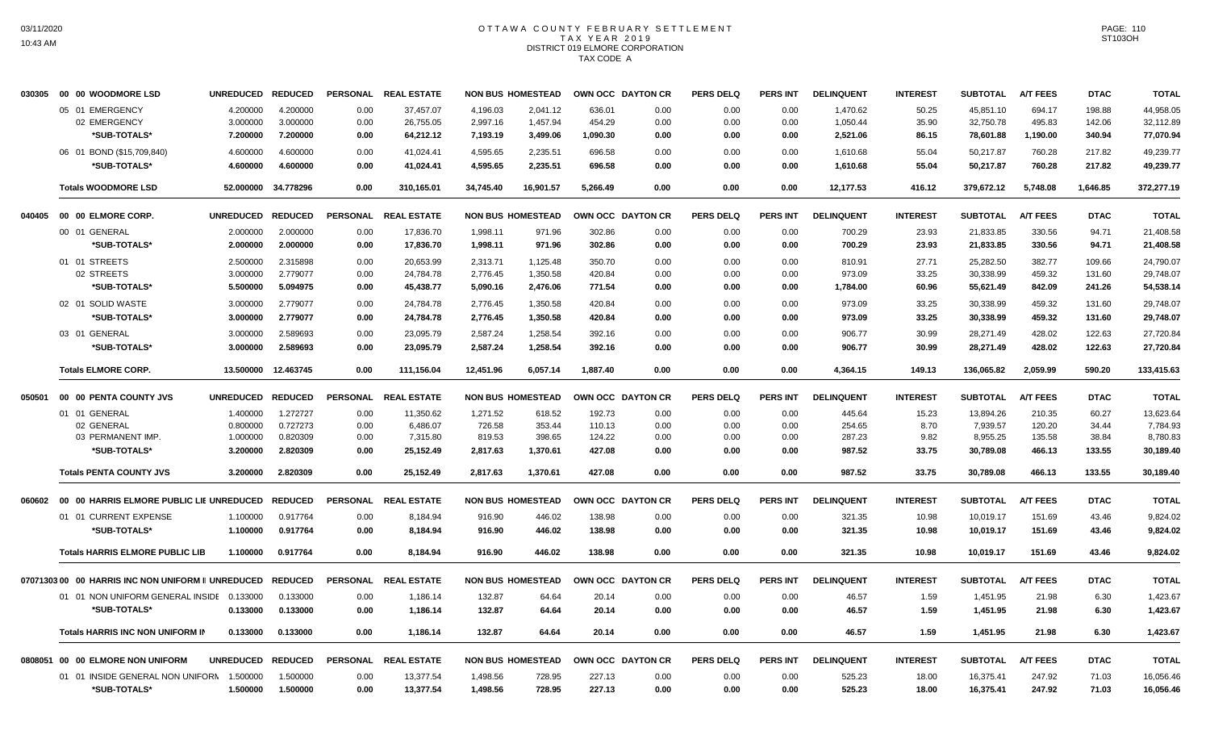# OTTAWA COUNTY FEBRUARY SETTLEMENT
## TAX YEAR 2019
## DISTRICT 019 ELMORE CORPORATION
## TAX CODE A

| | | UNREDUCED | REDUCED | PERSONAL | REAL ESTATE | NON BUS | HOMESTEAD | OWN OCC | DAYTON CR | PERS DELQ | PERS INT | DELINQUENT | INTEREST | SUBTOTAL | A/T FEES | DTAC | TOTAL |
|---|---|---|---|---|---|---|---|---|---|---|---|---|---|---|---|---|---|
| 030305 | 00 00 WOODMORE LSD | UNREDUCED | REDUCED | PERSONAL | REAL ESTATE | NON BUS | HOMESTEAD | OWN OCC | DAYTON CR | PERS DELQ | PERS INT | DELINQUENT | INTEREST | SUBTOTAL | A/T FEES | DTAC | TOTAL |
| | 05 01 EMERGENCY | 4.200000 | 4.200000 | 0.00 | 37,457.07 | 4,196.03 | 2,041.12 | 636.01 | 0.00 | 0.00 | 0.00 | 1,470.62 | 50.25 | 45,851.10 | 694.17 | 198.88 | 44,958.05 |
| | 02 EMERGENCY | 3.000000 | 3.000000 | 0.00 | 26,755.05 | 2,997.16 | 1,457.94 | 454.29 | 0.00 | 0.00 | 0.00 | 1,050.44 | 35.90 | 32,750.78 | 495.83 | 142.06 | 32,112.89 |
| | *SUB-TOTALS* | 7.200000 | 7.200000 | 0.00 | 64,212.12 | 7,193.19 | 3,499.06 | 1,090.30 | 0.00 | 0.00 | 0.00 | 2,521.06 | 86.15 | 78,601.88 | 1,190.00 | 340.94 | 77,070.94 |
| | 06 01 BOND ($15,709,840) | 4.600000 | 4.600000 | 0.00 | 41,024.41 | 4,595.65 | 2,235.51 | 696.58 | 0.00 | 0.00 | 0.00 | 1,610.68 | 55.04 | 50,217.87 | 760.28 | 217.82 | 49,239.77 |
| | *SUB-TOTALS* | 4.600000 | 4.600000 | 0.00 | 41,024.41 | 4,595.65 | 2,235.51 | 696.58 | 0.00 | 0.00 | 0.00 | 1,610.68 | 55.04 | 50,217.87 | 760.28 | 217.82 | 49,239.77 |
| | **Totals WOODMORE LSD** | 52.000000 | 34.778296 | 0.00 | 310,165.01 | 34,745.40 | 16,901.57 | 5,266.49 | 0.00 | 0.00 | 0.00 | 12,177.53 | 416.12 | 379,672.12 | 5,748.08 | 1,646.85 | 372,277.19 |
| 040405 | 00 00 ELMORE CORP. | UNREDUCED | REDUCED | PERSONAL | REAL ESTATE | NON BUS | HOMESTEAD | OWN OCC | DAYTON CR | PERS DELQ | PERS INT | DELINQUENT | INTEREST | SUBTOTAL | A/T FEES | DTAC | TOTAL |
| | 00 01 GENERAL | 2.000000 | 2.000000 | 0.00 | 17,836.70 | 1,998.11 | 971.96 | 302.86 | 0.00 | 0.00 | 0.00 | 700.29 | 23.93 | 21,833.85 | 330.56 | 94.71 | 21,408.58 |
| | *SUB-TOTALS* | 2.000000 | 2.000000 | 0.00 | 17,836.70 | 1,998.11 | 971.96 | 302.86 | 0.00 | 0.00 | 0.00 | 700.29 | 23.93 | 21,833.85 | 330.56 | 94.71 | 21,408.58 |
| | 01 01 STREETS | 2.500000 | 2.315898 | 0.00 | 20,653.99 | 2,313.71 | 1,125.48 | 350.70 | 0.00 | 0.00 | 0.00 | 810.91 | 27.71 | 25,282.50 | 382.77 | 109.66 | 24,790.07 |
| | 02 STREETS | 3.000000 | 2.779077 | 0.00 | 24,784.78 | 2,776.45 | 1,350.58 | 420.84 | 0.00 | 0.00 | 0.00 | 973.09 | 33.25 | 30,338.99 | 459.32 | 131.60 | 29,748.07 |
| | *SUB-TOTALS* | 5.500000 | 5.094975 | 0.00 | 45,438.77 | 5,090.16 | 2,476.06 | 771.54 | 0.00 | 0.00 | 0.00 | 1,784.00 | 60.96 | 55,621.49 | 842.09 | 241.26 | 54,538.14 |
| | 02 01 SOLID WASTE | 3.000000 | 2.779077 | 0.00 | 24,784.78 | 2,776.45 | 1,350.58 | 420.84 | 0.00 | 0.00 | 0.00 | 973.09 | 33.25 | 30,338.99 | 459.32 | 131.60 | 29,748.07 |
| | *SUB-TOTALS* | 3.000000 | 2.779077 | 0.00 | 24,784.78 | 2,776.45 | 1,350.58 | 420.84 | 0.00 | 0.00 | 0.00 | 973.09 | 33.25 | 30,338.99 | 459.32 | 131.60 | 29,748.07 |
| | 03 01 GENERAL | 3.000000 | 2.589693 | 0.00 | 23,095.79 | 2,587.24 | 1,258.54 | 392.16 | 0.00 | 0.00 | 0.00 | 906.77 | 30.99 | 28,271.49 | 428.02 | 122.63 | 27,720.84 |
| | *SUB-TOTALS* | 3.000000 | 2.589693 | 0.00 | 23,095.79 | 2,587.24 | 1,258.54 | 392.16 | 0.00 | 0.00 | 0.00 | 906.77 | 30.99 | 28,271.49 | 428.02 | 122.63 | 27,720.84 |
| | **Totals ELMORE CORP.** | 13.500000 | 12.463745 | 0.00 | 111,156.04 | 12,451.96 | 6,057.14 | 1,887.40 | 0.00 | 0.00 | 0.00 | 4,364.15 | 149.13 | 136,065.82 | 2,059.99 | 590.20 | 133,415.63 |
| 050501 | 00 00 PENTA COUNTY JVS | UNREDUCED | REDUCED | PERSONAL | REAL ESTATE | NON BUS | HOMESTEAD | OWN OCC | DAYTON CR | PERS DELQ | PERS INT | DELINQUENT | INTEREST | SUBTOTAL | A/T FEES | DTAC | TOTAL |
| | 01 01 GENERAL | 1.400000 | 1.272727 | 0.00 | 11,350.62 | 1,271.52 | 618.52 | 192.73 | 0.00 | 0.00 | 0.00 | 445.64 | 15.23 | 13,894.26 | 210.35 | 60.27 | 13,623.64 |
| | 02 GENERAL | 0.800000 | 0.727273 | 0.00 | 6,486.07 | 726.58 | 353.44 | 110.13 | 0.00 | 0.00 | 0.00 | 254.65 | 8.70 | 7,939.57 | 120.20 | 34.44 | 7,784.93 |
| | 03 PERMANENT IMP. | 1.000000 | 0.820309 | 0.00 | 7,315.80 | 819.53 | 398.65 | 124.22 | 0.00 | 0.00 | 0.00 | 287.23 | 9.82 | 8,955.25 | 135.58 | 38.84 | 8,780.83 |
| | *SUB-TOTALS* | 3.200000 | 2.820309 | 0.00 | 25,152.49 | 2,817.63 | 1,370.61 | 427.08 | 0.00 | 0.00 | 0.00 | 987.52 | 33.75 | 30,789.08 | 466.13 | 133.55 | 30,189.40 |
| | **Totals PENTA COUNTY JVS** | 3.200000 | 2.820309 | 0.00 | 25,152.49 | 2,817.63 | 1,370.61 | 427.08 | 0.00 | 0.00 | 0.00 | 987.52 | 33.75 | 30,789.08 | 466.13 | 133.55 | 30,189.40 |
| 060602 | 00 00 HARRIS ELMORE PUBLIC LIB | UNREDUCED | REDUCED | PERSONAL | REAL ESTATE | NON BUS | HOMESTEAD | OWN OCC | DAYTON CR | PERS DELQ | PERS INT | DELINQUENT | INTEREST | SUBTOTAL | A/T FEES | DTAC | TOTAL |
| | 01 01 CURRENT EXPENSE | 1.100000 | 0.917764 | 0.00 | 8,184.94 | 916.90 | 446.02 | 138.98 | 0.00 | 0.00 | 0.00 | 321.35 | 10.98 | 10,019.17 | 151.69 | 43.46 | 9,824.02 |
| | *SUB-TOTALS* | 1.100000 | 0.917764 | 0.00 | 8,184.94 | 916.90 | 446.02 | 138.98 | 0.00 | 0.00 | 0.00 | 321.35 | 10.98 | 10,019.17 | 151.69 | 43.46 | 9,824.02 |
| | **Totals HARRIS ELMORE PUBLIC LIB** | 1.100000 | 0.917764 | 0.00 | 8,184.94 | 916.90 | 446.02 | 138.98 | 0.00 | 0.00 | 0.00 | 321.35 | 10.98 | 10,019.17 | 151.69 | 43.46 | 9,824.02 |
| 07071303 | 00 00 HARRIS INC NON UNIFORM I | UNREDUCED | REDUCED | PERSONAL | REAL ESTATE | NON BUS | HOMESTEAD | OWN OCC | DAYTON CR | PERS DELQ | PERS INT | DELINQUENT | INTEREST | SUBTOTAL | A/T FEES | DTAC | TOTAL |
| | 01 01 NON UNIFORM GENERAL INSIDE | 0.133000 | 0.133000 | 0.00 | 1,186.14 | 132.87 | 64.64 | 20.14 | 0.00 | 0.00 | 0.00 | 46.57 | 1.59 | 1,451.95 | 21.98 | 6.30 | 1,423.67 |
| | *SUB-TOTALS* | 0.133000 | 0.133000 | 0.00 | 1,186.14 | 132.87 | 64.64 | 20.14 | 0.00 | 0.00 | 0.00 | 46.57 | 1.59 | 1,451.95 | 21.98 | 6.30 | 1,423.67 |
| | **Totals HARRIS INC NON UNIFORM IN** | 0.133000 | 0.133000 | 0.00 | 1,186.14 | 132.87 | 64.64 | 20.14 | 0.00 | 0.00 | 0.00 | 46.57 | 1.59 | 1,451.95 | 21.98 | 6.30 | 1,423.67 |
| 0808051 | 00 00 ELMORE NON UNIFORM | UNREDUCED | REDUCED | PERSONAL | REAL ESTATE | NON BUS | HOMESTEAD | OWN OCC | DAYTON CR | PERS DELQ | PERS INT | DELINQUENT | INTEREST | SUBTOTAL | A/T FEES | DTAC | TOTAL |
| | 01 01 INSIDE GENERAL NON UNIFORM | 1.500000 | 1.500000 | 0.00 | 13,377.54 | 1,498.56 | 728.95 | 227.13 | 0.00 | 0.00 | 0.00 | 525.23 | 18.00 | 16,375.41 | 247.92 | 71.03 | 16,056.46 |
| | *SUB-TOTALS* | 1.500000 | 1.500000 | 0.00 | 13,377.54 | 1,498.56 | 728.95 | 227.13 | 0.00 | 0.00 | 0.00 | 525.23 | 18.00 | 16,375.41 | 247.92 | 71.03 | 16,056.46 |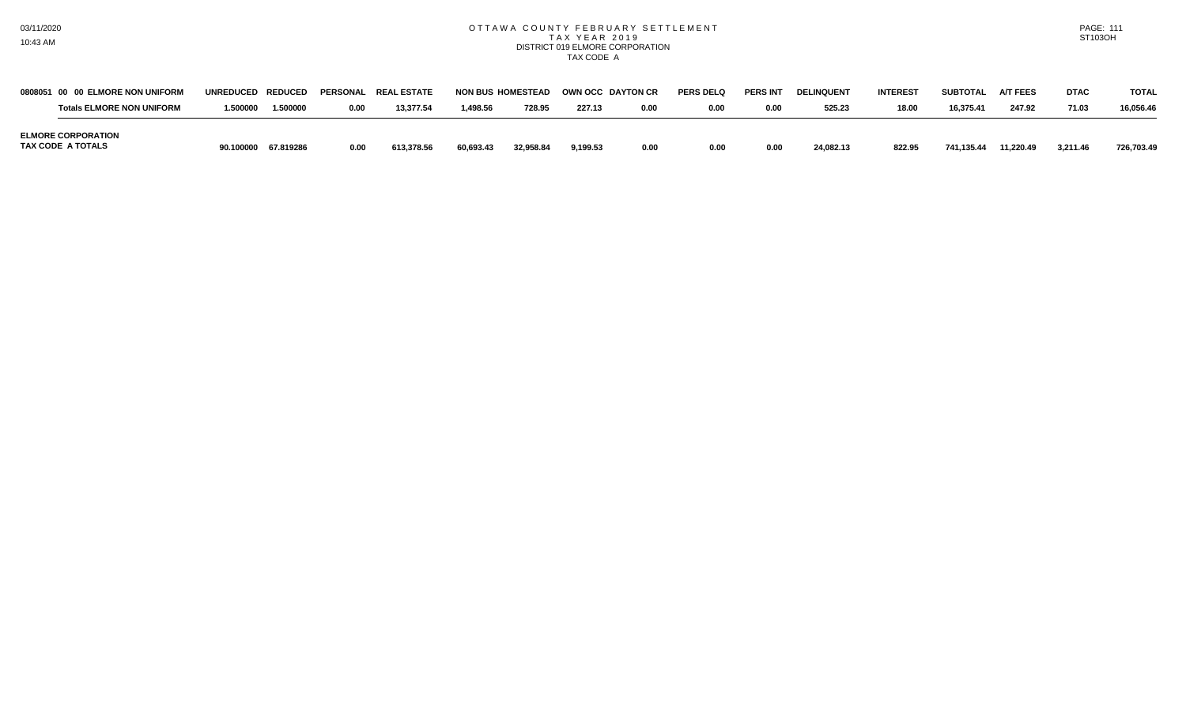# OTTAWA COUNTY FEBRUARY SETTLEMENT
## TAX YEAR 2019
### DISTRICT 019 ELMORE CORPORATION
### TAX CODE A

| 0808051 00 00 ELMORE NON UNIFORM | UNREDUCED | REDUCED | PERSONAL | REAL ESTATE | NON BUS | HOMESTEAD | OWN OCC | DAYTON CR | PERS DELQ | PERS INT | DELINQUENT | INTEREST | SUBTOTAL | A/T FEES | DTAC | TOTAL |
|---|---|---|---|---|---|---|---|---|---|---|---|---|---|---|---|---|
| **Totals ELMORE NON UNIFORM** | **1.500000** | **1.500000** | **0.00** | **13,377.54** | **1,498.56** | **728.95** | **227.13** | **0.00** | **0.00** | **0.00** | **525.23** | **18.00** | **16,375.41** | **247.92** | **71.03** | **16,056.46** |
| **ELMORE CORPORATION TAX CODE A TOTALS** | **90.100000** | **67.819286** | **0.00** | **613,378.56** | **60,693.43** | **32,958.84** | **9,199.53** | **0.00** | **0.00** | **0.00** | **24,082.13** | **822.95** | **741,135.44** | **11,220.49** | **3,211.46** | **726,703.49** |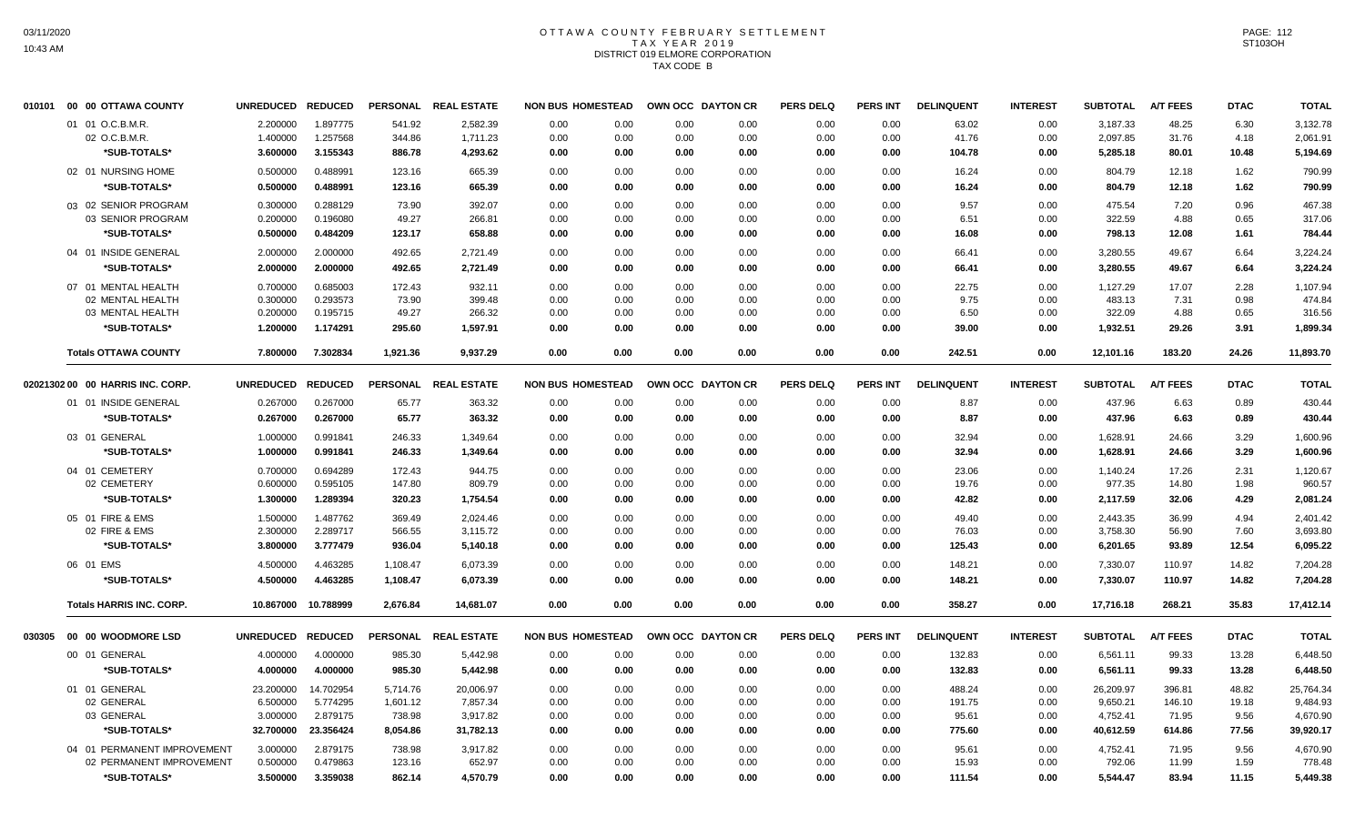# OTTAWA COUNTY FEBRUARY SETTLEMENT
## TAX YEAR 2019
## DISTRICT 019 ELMORE CORPORATION
## TAX CODE B

| 010101 00 00 OTTAWA COUNTY | UNREDUCED | REDUCED | PERSONAL | REAL ESTATE | NON BUS | HOMESTEAD | OWN OCC | DAYTON CR | PERS DELQ | PERS INT | DELINQUENT | INTEREST | SUBTOTAL | A/T FEES | DTAC | TOTAL |
|---|---|---|---|---|---|---|---|---|---|---|---|---|---|---|---|---|
| 01 01 O.C.B.M.R. | 2.200000 | 1.897775 | 541.92 | 2,582.39 | 0.00 | 0.00 | 0.00 | 0.00 | 0.00 | 0.00 | 63.02 | 0.00 | 3,187.33 | 48.25 | 6.30 | 3,132.78 |
| 02 O.C.B.M.R. | 1.400000 | 1.257568 | 344.86 | 1,711.23 | 0.00 | 0.00 | 0.00 | 0.00 | 0.00 | 0.00 | 41.76 | 0.00 | 2,097.85 | 31.76 | 4.18 | 2,061.91 |
| \*SUB-TOTALS\* | 3.600000 | 3.155343 | 886.78 | 4,293.62 | 0.00 | 0.00 | 0.00 | 0.00 | 0.00 | 0.00 | 104.78 | 0.00 | 5,285.18 | 80.01 | 10.48 | 5,194.69 |
| 02 01 NURSING HOME | 0.500000 | 0.488991 | 123.16 | 665.39 | 0.00 | 0.00 | 0.00 | 0.00 | 0.00 | 0.00 | 16.24 | 0.00 | 804.79 | 12.18 | 1.62 | 790.99 |
| \*SUB-TOTALS\* | 0.500000 | 0.488991 | 123.16 | 665.39 | 0.00 | 0.00 | 0.00 | 0.00 | 0.00 | 0.00 | 16.24 | 0.00 | 804.79 | 12.18 | 1.62 | 790.99 |
| 03 02 SENIOR PROGRAM | 0.300000 | 0.288129 | 73.90 | 392.07 | 0.00 | 0.00 | 0.00 | 0.00 | 0.00 | 0.00 | 9.57 | 0.00 | 475.54 | 7.20 | 0.96 | 467.38 |
| 03 SENIOR PROGRAM | 0.200000 | 0.196080 | 49.27 | 266.81 | 0.00 | 0.00 | 0.00 | 0.00 | 0.00 | 0.00 | 6.51 | 0.00 | 322.59 | 4.88 | 0.65 | 317.06 |
| \*SUB-TOTALS\* | 0.500000 | 0.484209 | 123.17 | 658.88 | 0.00 | 0.00 | 0.00 | 0.00 | 0.00 | 0.00 | 16.08 | 0.00 | 798.13 | 12.08 | 1.61 | 784.44 |
| 04 01 INSIDE GENERAL | 2.000000 | 2.000000 | 492.65 | 2,721.49 | 0.00 | 0.00 | 0.00 | 0.00 | 0.00 | 0.00 | 66.41 | 0.00 | 3,280.55 | 49.67 | 6.64 | 3,224.24 |
| \*SUB-TOTALS\* | 2.000000 | 2.000000 | 492.65 | 2,721.49 | 0.00 | 0.00 | 0.00 | 0.00 | 0.00 | 0.00 | 66.41 | 0.00 | 3,280.55 | 49.67 | 6.64 | 3,224.24 |
| 07 01 MENTAL HEALTH | 0.700000 | 0.685003 | 172.43 | 932.11 | 0.00 | 0.00 | 0.00 | 0.00 | 0.00 | 0.00 | 22.75 | 0.00 | 1,127.29 | 17.07 | 2.28 | 1,107.94 |
| 02 MENTAL HEALTH | 0.300000 | 0.293573 | 73.90 | 399.48 | 0.00 | 0.00 | 0.00 | 0.00 | 0.00 | 0.00 | 9.75 | 0.00 | 483.13 | 7.31 | 0.98 | 474.84 |
| 03 MENTAL HEALTH | 0.200000 | 0.195715 | 49.27 | 266.32 | 0.00 | 0.00 | 0.00 | 0.00 | 0.00 | 0.00 | 6.50 | 0.00 | 322.09 | 4.88 | 0.65 | 316.56 |
| \*SUB-TOTALS\* | 1.200000 | 1.174291 | 295.60 | 1,597.91 | 0.00 | 0.00 | 0.00 | 0.00 | 0.00 | 0.00 | 39.00 | 0.00 | 1,932.51 | 29.26 | 3.91 | 1,899.34 |
| **Totals OTTAWA COUNTY** | 7.800000 | 7.302834 | 1,921.36 | 9,937.29 | 0.00 | 0.00 | 0.00 | 0.00 | 0.00 | 0.00 | 242.51 | 0.00 | 12,101.16 | 183.20 | 24.26 | 11,893.70 |

| 02021302 00 00 HARRIS INC. CORP. | UNREDUCED | REDUCED | PERSONAL | REAL ESTATE | NON BUS | HOMESTEAD | OWN OCC | DAYTON CR | PERS DELQ | PERS INT | DELINQUENT | INTEREST | SUBTOTAL | A/T FEES | DTAC | TOTAL |
|---|---|---|---|---|---|---|---|---|---|---|---|---|---|---|---|---|
| 01 01 INSIDE GENERAL | 0.267000 | 0.267000 | 65.77 | 363.32 | 0.00 | 0.00 | 0.00 | 0.00 | 0.00 | 0.00 | 8.87 | 0.00 | 437.96 | 6.63 | 0.89 | 430.44 |
| \*SUB-TOTALS\* | 0.267000 | 0.267000 | 65.77 | 363.32 | 0.00 | 0.00 | 0.00 | 0.00 | 0.00 | 0.00 | 8.87 | 0.00 | 437.96 | 6.63 | 0.89 | 430.44 |
| 03 01 GENERAL | 1.000000 | 0.991841 | 246.33 | 1,349.64 | 0.00 | 0.00 | 0.00 | 0.00 | 0.00 | 0.00 | 32.94 | 0.00 | 1,628.91 | 24.66 | 3.29 | 1,600.96 |
| \*SUB-TOTALS\* | 1.000000 | 0.991841 | 246.33 | 1,349.64 | 0.00 | 0.00 | 0.00 | 0.00 | 0.00 | 0.00 | 32.94 | 0.00 | 1,628.91 | 24.66 | 3.29 | 1,600.96 |
| 04 01 CEMETERY | 0.700000 | 0.694289 | 172.43 | 944.75 | 0.00 | 0.00 | 0.00 | 0.00 | 0.00 | 0.00 | 23.06 | 0.00 | 1,140.24 | 17.26 | 2.31 | 1,120.67 |
| 02 CEMETERY | 0.600000 | 0.595105 | 147.80 | 809.79 | 0.00 | 0.00 | 0.00 | 0.00 | 0.00 | 0.00 | 19.76 | 0.00 | 977.35 | 14.80 | 1.98 | 960.57 |
| \*SUB-TOTALS\* | 1.300000 | 1.289394 | 320.23 | 1,754.54 | 0.00 | 0.00 | 0.00 | 0.00 | 0.00 | 0.00 | 42.82 | 0.00 | 2,117.59 | 32.06 | 4.29 | 2,081.24 |
| 05 01 FIRE & EMS | 1.500000 | 1.487762 | 369.49 | 2,024.46 | 0.00 | 0.00 | 0.00 | 0.00 | 0.00 | 0.00 | 49.40 | 0.00 | 2,443.35 | 36.99 | 4.94 | 2,401.42 |
| 02 FIRE & EMS | 2.300000 | 2.289717 | 566.55 | 3,115.72 | 0.00 | 0.00 | 0.00 | 0.00 | 0.00 | 0.00 | 76.03 | 0.00 | 3,758.30 | 56.90 | 7.60 | 3,693.80 |
| \*SUB-TOTALS\* | 3.800000 | 3.777479 | 936.04 | 5,140.18 | 0.00 | 0.00 | 0.00 | 0.00 | 0.00 | 0.00 | 125.43 | 0.00 | 6,201.65 | 93.89 | 12.54 | 6,095.22 |
| 06 01 EMS | 4.500000 | 4.463285 | 1,108.47 | 6,073.39 | 0.00 | 0.00 | 0.00 | 0.00 | 0.00 | 0.00 | 148.21 | 0.00 | 7,330.07 | 110.97 | 14.82 | 7,204.28 |
| \*SUB-TOTALS\* | 4.500000 | 4.463285 | 1,108.47 | 6,073.39 | 0.00 | 0.00 | 0.00 | 0.00 | 0.00 | 0.00 | 148.21 | 0.00 | 7,330.07 | 110.97 | 14.82 | 7,204.28 |
| **Totals HARRIS INC. CORP.** | 10.867000 | 10.788999 | 2,676.84 | 14,681.07 | 0.00 | 0.00 | 0.00 | 0.00 | 0.00 | 0.00 | 358.27 | 0.00 | 17,716.18 | 268.21 | 35.83 | 17,412.14 |

| 030305 00 00 WOODMORE LSD | UNREDUCED | REDUCED | PERSONAL | REAL ESTATE | NON BUS | HOMESTEAD | OWN OCC | DAYTON CR | PERS DELQ | PERS INT | DELINQUENT | INTEREST | SUBTOTAL | A/T FEES | DTAC | TOTAL |
|---|---|---|---|---|---|---|---|---|---|---|---|---|---|---|---|---|
| 00 01 GENERAL | 4.000000 | 4.000000 | 985.30 | 5,442.98 | 0.00 | 0.00 | 0.00 | 0.00 | 0.00 | 0.00 | 132.83 | 0.00 | 6,561.11 | 99.33 | 13.28 | 6,448.50 |
| \*SUB-TOTALS\* | 4.000000 | 4.000000 | 985.30 | 5,442.98 | 0.00 | 0.00 | 0.00 | 0.00 | 0.00 | 0.00 | 132.83 | 0.00 | 6,561.11 | 99.33 | 13.28 | 6,448.50 |
| 01 01 GENERAL | 23.200000 | 14.702954 | 5,714.76 | 20,006.97 | 0.00 | 0.00 | 0.00 | 0.00 | 0.00 | 0.00 | 488.24 | 0.00 | 26,209.97 | 396.81 | 48.82 | 25,764.34 |
| 02 GENERAL | 6.500000 | 5.774295 | 1,601.12 | 7,857.34 | 0.00 | 0.00 | 0.00 | 0.00 | 0.00 | 0.00 | 191.75 | 0.00 | 9,650.21 | 146.10 | 19.18 | 9,484.93 |
| 03 GENERAL | 3.000000 | 2.879175 | 738.98 | 3,917.82 | 0.00 | 0.00 | 0.00 | 0.00 | 0.00 | 0.00 | 95.61 | 0.00 | 4,752.41 | 71.95 | 9.56 | 4,670.90 |
| \*SUB-TOTALS\* | 32.700000 | 23.356424 | 8,054.86 | 31,782.13 | 0.00 | 0.00 | 0.00 | 0.00 | 0.00 | 0.00 | 775.60 | 0.00 | 40,612.59 | 614.86 | 77.56 | 39,920.17 |
| 04 01 PERMANENT IMPROVEMENT | 3.000000 | 2.879175 | 738.98 | 3,917.82 | 0.00 | 0.00 | 0.00 | 0.00 | 0.00 | 0.00 | 95.61 | 0.00 | 4,752.41 | 71.95 | 9.56 | 4,670.90 |
| 02 PERMANENT IMPROVEMENT | 0.500000 | 0.479863 | 123.16 | 652.97 | 0.00 | 0.00 | 0.00 | 0.00 | 0.00 | 0.00 | 15.93 | 0.00 | 792.06 | 11.99 | 1.59 | 778.48 |
| \*SUB-TOTALS\* | 3.500000 | 3.359038 | 862.14 | 4,570.79 | 0.00 | 0.00 | 0.00 | 0.00 | 0.00 | 0.00 | 111.54 | 0.00 | 5,544.47 | 83.94 | 11.15 | 5,449.38 |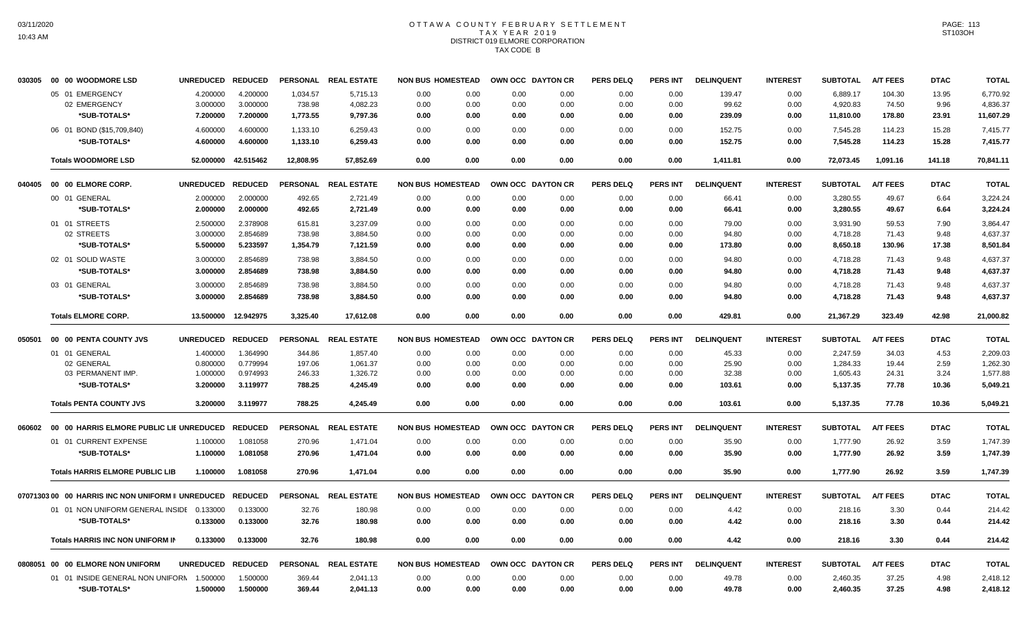# OTTAWA COUNTY FEBRUARY SETTLEMENT
## TAX YEAR 2019
## DISTRICT 019 ELMORE CORPORATION
## TAX CODE B

| | | UNREDUCED | REDUCED | PERSONAL | REAL ESTATE | NON BUS | HOMESTEAD | OWN OCC | DAYTON CR | PERS DELQ | PERS INT | DELINQUENT | INTEREST | SUBTOTAL | A/T FEES | DTAC | TOTAL |
|---|---|---|---|---|---|---|---|---|---|---|---|---|---|---|---|---|---|
| 030305 | 00 00 WOODMORE LSD | UNREDUCED | REDUCED | PERSONAL | REAL ESTATE | NON BUS | HOMESTEAD | OWN OCC | DAYTON CR | PERS DELQ | PERS INT | DELINQUENT | INTEREST | SUBTOTAL | A/T FEES | DTAC | TOTAL |
| | 05 01 EMERGENCY | 4.200000 | 4.200000 | 1,034.57 | 5,715.13 | 0.00 | 0.00 | 0.00 | 0.00 | 0.00 | 0.00 | 139.47 | 0.00 | 6,889.17 | 104.30 | 13.95 | 6,770.92 |
| | 02 EMERGENCY | 3.000000 | 3.000000 | 738.98 | 4,082.23 | 0.00 | 0.00 | 0.00 | 0.00 | 0.00 | 0.00 | 99.62 | 0.00 | 4,920.83 | 74.50 | 9.96 | 4,836.37 |
| | *SUB-TOTALS* | 7.200000 | 7.200000 | 1,773.55 | 9,797.36 | 0.00 | 0.00 | 0.00 | 0.00 | 0.00 | 0.00 | 239.09 | 0.00 | 11,810.00 | 178.80 | 23.91 | 11,607.29 |
| | 06 01 BOND ($15,709,840) | 4.600000 | 4.600000 | 1,133.10 | 6,259.43 | 0.00 | 0.00 | 0.00 | 0.00 | 0.00 | 0.00 | 152.75 | 0.00 | 7,545.28 | 114.23 | 15.28 | 7,415.77 |
| | *SUB-TOTALS* | 4.600000 | 4.600000 | 1,133.10 | 6,259.43 | 0.00 | 0.00 | 0.00 | 0.00 | 0.00 | 0.00 | 152.75 | 0.00 | 7,545.28 | 114.23 | 15.28 | 7,415.77 |
| | **Totals WOODMORE LSD** | 52.000000 | 42.515462 | 12,808.95 | 57,852.69 | 0.00 | 0.00 | 0.00 | 0.00 | 0.00 | 0.00 | 1,411.81 | 0.00 | 72,073.45 | 1,091.16 | 141.18 | 70,841.11 |
| 040405 | 00 00 ELMORE CORP. | UNREDUCED | REDUCED | PERSONAL | REAL ESTATE | NON BUS | HOMESTEAD | OWN OCC | DAYTON CR | PERS DELQ | PERS INT | DELINQUENT | INTEREST | SUBTOTAL | A/T FEES | DTAC | TOTAL |
| | 00 01 GENERAL | 2.000000 | 2.000000 | 492.65 | 2,721.49 | 0.00 | 0.00 | 0.00 | 0.00 | 0.00 | 0.00 | 66.41 | 0.00 | 3,280.55 | 49.67 | 6.64 | 3,224.24 |
| | *SUB-TOTALS* | 2.000000 | 2.000000 | 492.65 | 2,721.49 | 0.00 | 0.00 | 0.00 | 0.00 | 0.00 | 0.00 | 66.41 | 0.00 | 3,280.55 | 49.67 | 6.64 | 3,224.24 |
| | 01 01 STREETS | 2.500000 | 2.378908 | 615.81 | 3,237.09 | 0.00 | 0.00 | 0.00 | 0.00 | 0.00 | 0.00 | 79.00 | 0.00 | 3,931.90 | 59.53 | 7.90 | 3,864.47 |
| | 02 STREETS | 3.000000 | 2.854689 | 738.98 | 3,884.50 | 0.00 | 0.00 | 0.00 | 0.00 | 0.00 | 0.00 | 94.80 | 0.00 | 4,718.28 | 71.43 | 9.48 | 4,637.37 |
| | *SUB-TOTALS* | 5.500000 | 5.233597 | 1,354.79 | 7,121.59 | 0.00 | 0.00 | 0.00 | 0.00 | 0.00 | 0.00 | 173.80 | 0.00 | 8,650.18 | 130.96 | 17.38 | 8,501.84 |
| | 02 01 SOLID WASTE | 3.000000 | 2.854689 | 738.98 | 3,884.50 | 0.00 | 0.00 | 0.00 | 0.00 | 0.00 | 0.00 | 94.80 | 0.00 | 4,718.28 | 71.43 | 9.48 | 4,637.37 |
| | *SUB-TOTALS* | 3.000000 | 2.854689 | 738.98 | 3,884.50 | 0.00 | 0.00 | 0.00 | 0.00 | 0.00 | 0.00 | 94.80 | 0.00 | 4,718.28 | 71.43 | 9.48 | 4,637.37 |
| | 03 01 GENERAL | 3.000000 | 2.854689 | 738.98 | 3,884.50 | 0.00 | 0.00 | 0.00 | 0.00 | 0.00 | 0.00 | 94.80 | 0.00 | 4,718.28 | 71.43 | 9.48 | 4,637.37 |
| | *SUB-TOTALS* | 3.000000 | 2.854689 | 738.98 | 3,884.50 | 0.00 | 0.00 | 0.00 | 0.00 | 0.00 | 0.00 | 94.80 | 0.00 | 4,718.28 | 71.43 | 9.48 | 4,637.37 |
| | **Totals ELMORE CORP.** | 13.500000 | 12.942975 | 3,325.40 | 17,612.08 | 0.00 | 0.00 | 0.00 | 0.00 | 0.00 | 0.00 | 429.81 | 0.00 | 21,367.29 | 323.49 | 42.98 | 21,000.82 |
| 050501 | 00 00 PENTA COUNTY JVS | UNREDUCED | REDUCED | PERSONAL | REAL ESTATE | NON BUS | HOMESTEAD | OWN OCC | DAYTON CR | PERS DELQ | PERS INT | DELINQUENT | INTEREST | SUBTOTAL | A/T FEES | DTAC | TOTAL |
| | 01 01 GENERAL | 1.400000 | 1.364990 | 344.86 | 1,857.40 | 0.00 | 0.00 | 0.00 | 0.00 | 0.00 | 0.00 | 45.33 | 0.00 | 2,247.59 | 34.03 | 4.53 | 2,209.03 |
| | 02 GENERAL | 0.800000 | 0.779994 | 197.06 | 1,061.37 | 0.00 | 0.00 | 0.00 | 0.00 | 0.00 | 0.00 | 25.90 | 0.00 | 1,284.33 | 19.44 | 2.59 | 1,262.30 |
| | 03 PERMANENT IMP. | 1.000000 | 0.974993 | 246.33 | 1,326.72 | 0.00 | 0.00 | 0.00 | 0.00 | 0.00 | 0.00 | 32.38 | 0.00 | 1,605.43 | 24.31 | 3.24 | 1,577.88 |
| | *SUB-TOTALS* | 3.200000 | 3.119977 | 788.25 | 4,245.49 | 0.00 | 0.00 | 0.00 | 0.00 | 0.00 | 0.00 | 103.61 | 0.00 | 5,137.35 | 77.78 | 10.36 | 5,049.21 |
| | **Totals PENTA COUNTY JVS** | 3.200000 | 3.119977 | 788.25 | 4,245.49 | 0.00 | 0.00 | 0.00 | 0.00 | 0.00 | 0.00 | 103.61 | 0.00 | 5,137.35 | 77.78 | 10.36 | 5,049.21 |
| 060602 | 00 00 HARRIS ELMORE PUBLIC LIB | UNREDUCED | REDUCED | PERSONAL | REAL ESTATE | NON BUS | HOMESTEAD | OWN OCC | DAYTON CR | PERS DELQ | PERS INT | DELINQUENT | INTEREST | SUBTOTAL | A/T FEES | DTAC | TOTAL |
| | 01 01 CURRENT EXPENSE | 1.100000 | 1.081058 | 270.96 | 1,471.04 | 0.00 | 0.00 | 0.00 | 0.00 | 0.00 | 0.00 | 35.90 | 0.00 | 1,777.90 | 26.92 | 3.59 | 1,747.39 |
| | *SUB-TOTALS* | 1.100000 | 1.081058 | 270.96 | 1,471.04 | 0.00 | 0.00 | 0.00 | 0.00 | 0.00 | 0.00 | 35.90 | 0.00 | 1,777.90 | 26.92 | 3.59 | 1,747.39 |
| | **Totals HARRIS ELMORE PUBLIC LIB** | 1.100000 | 1.081058 | 270.96 | 1,471.04 | 0.00 | 0.00 | 0.00 | 0.00 | 0.00 | 0.00 | 35.90 | 0.00 | 1,777.90 | 26.92 | 3.59 | 1,747.39 |
| 07071303 | 00 00 HARRIS INC NON UNIFORM I | UNREDUCED | REDUCED | PERSONAL | REAL ESTATE | NON BUS | HOMESTEAD | OWN OCC | DAYTON CR | PERS DELQ | PERS INT | DELINQUENT | INTEREST | SUBTOTAL | A/T FEES | DTAC | TOTAL |
| | 01 01 NON UNIFORM GENERAL INSIDE | 0.133000 | 0.133000 | 32.76 | 180.98 | 0.00 | 0.00 | 0.00 | 0.00 | 0.00 | 0.00 | 4.42 | 0.00 | 218.16 | 3.30 | 0.44 | 214.42 |
| | *SUB-TOTALS* | 0.133000 | 0.133000 | 32.76 | 180.98 | 0.00 | 0.00 | 0.00 | 0.00 | 0.00 | 0.00 | 4.42 | 0.00 | 218.16 | 3.30 | 0.44 | 214.42 |
| | **Totals HARRIS INC NON UNIFORM IN** | 0.133000 | 0.133000 | 32.76 | 180.98 | 0.00 | 0.00 | 0.00 | 0.00 | 0.00 | 0.00 | 4.42 | 0.00 | 218.16 | 3.30 | 0.44 | 214.42 |
| 0808051 | 00 00 ELMORE NON UNIFORM | UNREDUCED | REDUCED | PERSONAL | REAL ESTATE | NON BUS | HOMESTEAD | OWN OCC | DAYTON CR | PERS DELQ | PERS INT | DELINQUENT | INTEREST | SUBTOTAL | A/T FEES | DTAC | TOTAL |
| | 01 01 INSIDE GENERAL NON UNIFORM | 1.500000 | 1.500000 | 369.44 | 2,041.13 | 0.00 | 0.00 | 0.00 | 0.00 | 0.00 | 0.00 | 49.78 | 0.00 | 2,460.35 | 37.25 | 4.98 | 2,418.12 |
| | *SUB-TOTALS* | 1.500000 | 1.500000 | 369.44 | 2,041.13 | 0.00 | 0.00 | 0.00 | 0.00 | 0.00 | 0.00 | 49.78 | 0.00 | 2,460.35 | 37.25 | 4.98 | 2,418.12 |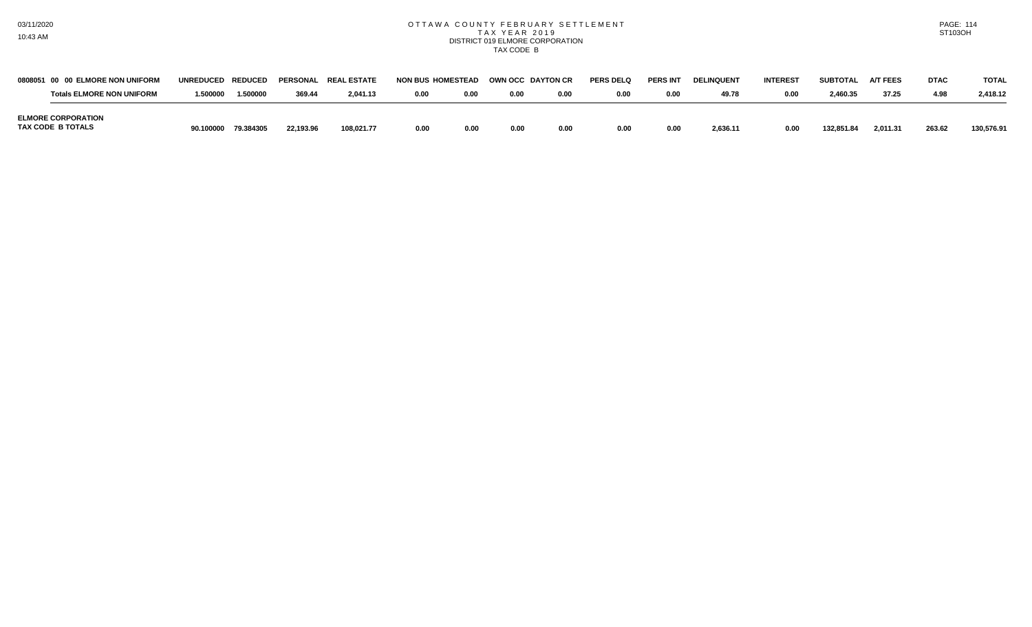# OTTAWA COUNTY FEBRUARY SETTLEMENT
## TAX YEAR 2019
### DISTRICT 019 ELMORE CORPORATION
### TAX CODE B

| 0808051 00 00 ELMORE NON UNIFORM | UNREDUCED | REDUCED | PERSONAL | REAL ESTATE | NON BUS | HOMESTEAD | OWN OCC | DAYTON CR | PERS DELQ | PERS INT | DELINQUENT | INTEREST | SUBTOTAL | A/T FEES | DTAC | TOTAL |
|---|---|---|---|---|---|---|---|---|---|---|---|---|---|---|---|---|
| **Totals ELMORE NON UNIFORM** | 1.500000 | 1.500000 | 369.44 | 2,041.13 | 0.00 | 0.00 | 0.00 | 0.00 | 0.00 | 0.00 | 49.78 | 0.00 | 2,460.35 | 37.25 | 4.98 | 2,418.12 |
| **ELMORE CORPORATION TAX CODE B TOTALS** | 90.100000 | 79.384305 | 22,193.96 | 108,021.77 | 0.00 | 0.00 | 0.00 | 0.00 | 0.00 | 0.00 | 2,636.11 | 0.00 | 132,851.84 | 2,011.31 | 263.62 | 130,576.91 |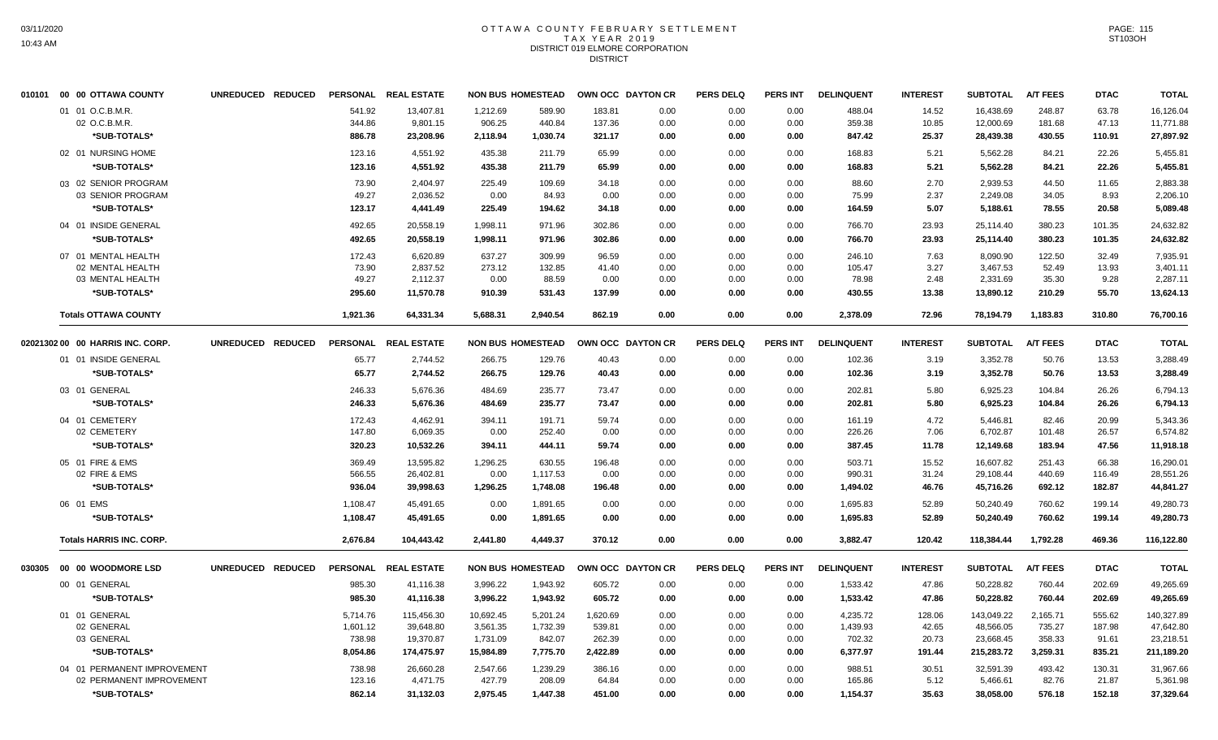# OTTAWA COUNTY FEBRUARY SETTLEMENT
## TAX YEAR 2019
## DISTRICT 019 ELMORE CORPORATION
## DISTRICT

| 010101 00 00 OTTAWA COUNTY | UNREDUCED | REDUCED | PERSONAL | REAL ESTATE | NON BUS | HOMESTEAD | OWN OCC | DAYTON CR | PERS DELQ | PERS INT | DELINQUENT | INTEREST | SUBTOTAL | A/T FEES | DTAC | TOTAL |
|---|---|---|---|---|---|---|---|---|---|---|---|---|---|---|---|---|
| 01 01 O.C.B.M.R. | | | 541.92 | 13,407.81 | 1,212.69 | 589.90 | 183.81 | 0.00 | 0.00 | 0.00 | 488.04 | 14.52 | 16,438.69 | 248.87 | 63.78 | 16,126.04 |
| 02 O.C.B.M.R. | | | 344.86 | 9,801.15 | 906.25 | 440.84 | 137.36 | 0.00 | 0.00 | 0.00 | 359.38 | 10.85 | 12,000.69 | 181.68 | 47.13 | 11,771.88 |
| *SUB-TOTALS* | | | 886.78 | 23,208.96 | 2,118.94 | 1,030.74 | 321.17 | 0.00 | 0.00 | 0.00 | 847.42 | 25.37 | 28,439.38 | 430.55 | 110.91 | 27,897.92 |
| 02 01 NURSING HOME | | | 123.16 | 4,551.92 | 435.38 | 211.79 | 65.99 | 0.00 | 0.00 | 0.00 | 168.83 | 5.21 | 5,562.28 | 84.21 | 22.26 | 5,455.81 |
| *SUB-TOTALS* | | | 123.16 | 4,551.92 | 435.38 | 211.79 | 65.99 | 0.00 | 0.00 | 0.00 | 168.83 | 5.21 | 5,562.28 | 84.21 | 22.26 | 5,455.81 |
| 03 02 SENIOR PROGRAM | | | 73.90 | 2,404.97 | 225.49 | 109.69 | 34.18 | 0.00 | 0.00 | 0.00 | 88.60 | 2.70 | 2,939.53 | 44.50 | 11.65 | 2,883.38 |
| 03 SENIOR PROGRAM | | | 49.27 | 2,036.52 | 0.00 | 84.93 | 0.00 | 0.00 | 0.00 | 0.00 | 75.99 | 2.37 | 2,249.08 | 34.05 | 8.93 | 2,206.10 |
| *SUB-TOTALS* | | | 123.17 | 4,441.49 | 225.49 | 194.62 | 34.18 | 0.00 | 0.00 | 0.00 | 164.59 | 5.07 | 5,188.61 | 78.55 | 20.58 | 5,089.48 |
| 04 01 INSIDE GENERAL | | | 492.65 | 20,558.19 | 1,998.11 | 971.96 | 302.86 | 0.00 | 0.00 | 0.00 | 766.70 | 23.93 | 25,114.40 | 380.23 | 101.35 | 24,632.82 |
| *SUB-TOTALS* | | | 492.65 | 20,558.19 | 1,998.11 | 971.96 | 302.86 | 0.00 | 0.00 | 0.00 | 766.70 | 23.93 | 25,114.40 | 380.23 | 101.35 | 24,632.82 |
| 07 01 MENTAL HEALTH | | | 172.43 | 6,620.89 | 637.27 | 309.99 | 96.59 | 0.00 | 0.00 | 0.00 | 246.10 | 7.63 | 8,090.90 | 122.50 | 32.49 | 7,935.91 |
| 02 MENTAL HEALTH | | | 73.90 | 2,837.52 | 273.12 | 132.85 | 41.40 | 0.00 | 0.00 | 0.00 | 105.47 | 3.27 | 3,467.53 | 52.49 | 13.93 | 3,401.11 |
| 03 MENTAL HEALTH | | | 49.27 | 2,112.37 | 0.00 | 88.59 | 0.00 | 0.00 | 0.00 | 0.00 | 78.98 | 2.48 | 2,331.69 | 35.30 | 9.28 | 2,287.11 |
| *SUB-TOTALS* | | | 295.60 | 11,570.78 | 910.39 | 531.43 | 137.99 | 0.00 | 0.00 | 0.00 | 430.55 | 13.38 | 13,890.12 | 210.29 | 55.70 | 13,624.13 |
| **Totals OTTAWA COUNTY** | | | 1,921.36 | 64,331.34 | 5,688.31 | 2,940.54 | 862.19 | 0.00 | 0.00 | 0.00 | 2,378.09 | 72.96 | 78,194.79 | 1,183.83 | 310.80 | 76,700.16 |

| 02021302 00 00 HARRIS INC. CORP. | UNREDUCED | REDUCED | PERSONAL | REAL ESTATE | NON BUS | HOMESTEAD | OWN OCC | DAYTON CR | PERS DELQ | PERS INT | DELINQUENT | INTEREST | SUBTOTAL | A/T FEES | DTAC | TOTAL |
|---|---|---|---|---|---|---|---|---|---|---|---|---|---|---|---|---|
| 01 01 INSIDE GENERAL | | | 65.77 | 2,744.52 | 266.75 | 129.76 | 40.43 | 0.00 | 0.00 | 0.00 | 102.36 | 3.19 | 3,352.78 | 50.76 | 13.53 | 3,288.49 |
| *SUB-TOTALS* | | | 65.77 | 2,744.52 | 266.75 | 129.76 | 40.43 | 0.00 | 0.00 | 0.00 | 102.36 | 3.19 | 3,352.78 | 50.76 | 13.53 | 3,288.49 |
| 03 01 GENERAL | | | 246.33 | 5,676.36 | 484.69 | 235.77 | 73.47 | 0.00 | 0.00 | 0.00 | 202.81 | 5.80 | 6,925.23 | 104.84 | 26.26 | 6,794.13 |
| *SUB-TOTALS* | | | 246.33 | 5,676.36 | 484.69 | 235.77 | 73.47 | 0.00 | 0.00 | 0.00 | 202.81 | 5.80 | 6,925.23 | 104.84 | 26.26 | 6,794.13 |
| 04 01 CEMETERY | | | 172.43 | 4,462.91 | 394.11 | 191.71 | 59.74 | 0.00 | 0.00 | 0.00 | 161.19 | 4.72 | 5,446.81 | 82.46 | 20.99 | 5,343.36 |
| 02 CEMETERY | | | 147.80 | 6,069.35 | 0.00 | 252.40 | 0.00 | 0.00 | 0.00 | 0.00 | 226.26 | 7.06 | 6,702.87 | 101.48 | 26.57 | 6,574.82 |
| *SUB-TOTALS* | | | 320.23 | 10,532.26 | 394.11 | 444.11 | 59.74 | 0.00 | 0.00 | 0.00 | 387.45 | 11.78 | 12,149.68 | 183.94 | 47.56 | 11,918.18 |
| 05 01 FIRE & EMS | | | 369.49 | 13,595.82 | 1,296.25 | 630.55 | 196.48 | 0.00 | 0.00 | 0.00 | 503.71 | 15.52 | 16,607.82 | 251.43 | 66.38 | 16,290.01 |
| 02 FIRE & EMS | | | 566.55 | 26,402.81 | 0.00 | 1,117.53 | 0.00 | 0.00 | 0.00 | 0.00 | 990.31 | 31.24 | 29,108.44 | 440.69 | 116.49 | 28,551.26 |
| *SUB-TOTALS* | | | 936.04 | 39,998.63 | 1,296.25 | 1,748.08 | 196.48 | 0.00 | 0.00 | 0.00 | 1,494.02 | 46.76 | 45,716.26 | 692.12 | 182.87 | 44,841.27 |
| 06 01 EMS | | | 1,108.47 | 45,491.65 | 0.00 | 1,891.65 | 0.00 | 0.00 | 0.00 | 0.00 | 1,695.83 | 52.89 | 50,240.49 | 760.62 | 199.14 | 49,280.73 |
| *SUB-TOTALS* | | | 1,108.47 | 45,491.65 | 0.00 | 1,891.65 | 0.00 | 0.00 | 0.00 | 0.00 | 1,695.83 | 52.89 | 50,240.49 | 760.62 | 199.14 | 49,280.73 |
| **Totals HARRIS INC. CORP.** | | | 2,676.84 | 104,443.42 | 2,441.80 | 4,449.37 | 370.12 | 0.00 | 0.00 | 0.00 | 3,882.47 | 120.42 | 118,384.44 | 1,792.28 | 469.36 | 116,122.80 |

| 030305 00 00 WOODMORE LSD | UNREDUCED | REDUCED | PERSONAL | REAL ESTATE | NON BUS | HOMESTEAD | OWN OCC | DAYTON CR | PERS DELQ | PERS INT | DELINQUENT | INTEREST | SUBTOTAL | A/T FEES | DTAC | TOTAL |
|---|---|---|---|---|---|---|---|---|---|---|---|---|---|---|---|---|
| 00 01 GENERAL | | | 985.30 | 41,116.38 | 3,996.22 | 1,943.92 | 605.72 | 0.00 | 0.00 | 0.00 | 1,533.42 | 47.86 | 50,228.82 | 760.44 | 202.69 | 49,265.69 |
| *SUB-TOTALS* | | | 985.30 | 41,116.38 | 3,996.22 | 1,943.92 | 605.72 | 0.00 | 0.00 | 0.00 | 1,533.42 | 47.86 | 50,228.82 | 760.44 | 202.69 | 49,265.69 |
| 01 01 GENERAL | | | 5,714.76 | 115,456.30 | 10,692.45 | 5,201.24 | 1,620.69 | 0.00 | 0.00 | 0.00 | 4,235.72 | 128.06 | 143,049.22 | 2,165.71 | 555.62 | 140,327.89 |
| 02 GENERAL | | | 1,601.12 | 39,648.80 | 3,561.35 | 1,732.39 | 539.81 | 0.00 | 0.00 | 0.00 | 1,439.93 | 42.65 | 48,566.05 | 735.27 | 187.98 | 47,642.80 |
| 03 GENERAL | | | 738.98 | 19,370.87 | 1,731.09 | 842.07 | 262.39 | 0.00 | 0.00 | 0.00 | 702.32 | 20.73 | 23,668.45 | 358.33 | 91.61 | 23,218.51 |
| *SUB-TOTALS* | | | 8,054.86 | 174,475.97 | 15,984.89 | 7,775.70 | 2,422.89 | 0.00 | 0.00 | 0.00 | 6,377.97 | 191.44 | 215,283.72 | 3,259.31 | 835.21 | 211,189.20 |
| 04 01 PERMANENT IMPROVEMENT | | | 738.98 | 26,660.28 | 2,547.66 | 1,239.29 | 386.16 | 0.00 | 0.00 | 0.00 | 988.51 | 30.51 | 32,591.39 | 493.42 | 130.31 | 31,967.66 |
| 02 PERMANENT IMPROVEMENT | | | 123.16 | 4,471.75 | 427.79 | 208.09 | 64.84 | 0.00 | 0.00 | 0.00 | 165.86 | 5.12 | 5,466.61 | 82.76 | 21.87 | 5,361.98 |
| *SUB-TOTALS* | | | 862.14 | 31,132.03 | 2,975.45 | 1,447.38 | 451.00 | 0.00 | 0.00 | 0.00 | 1,154.37 | 35.63 | 38,058.00 | 576.18 | 152.18 | 37,329.64 |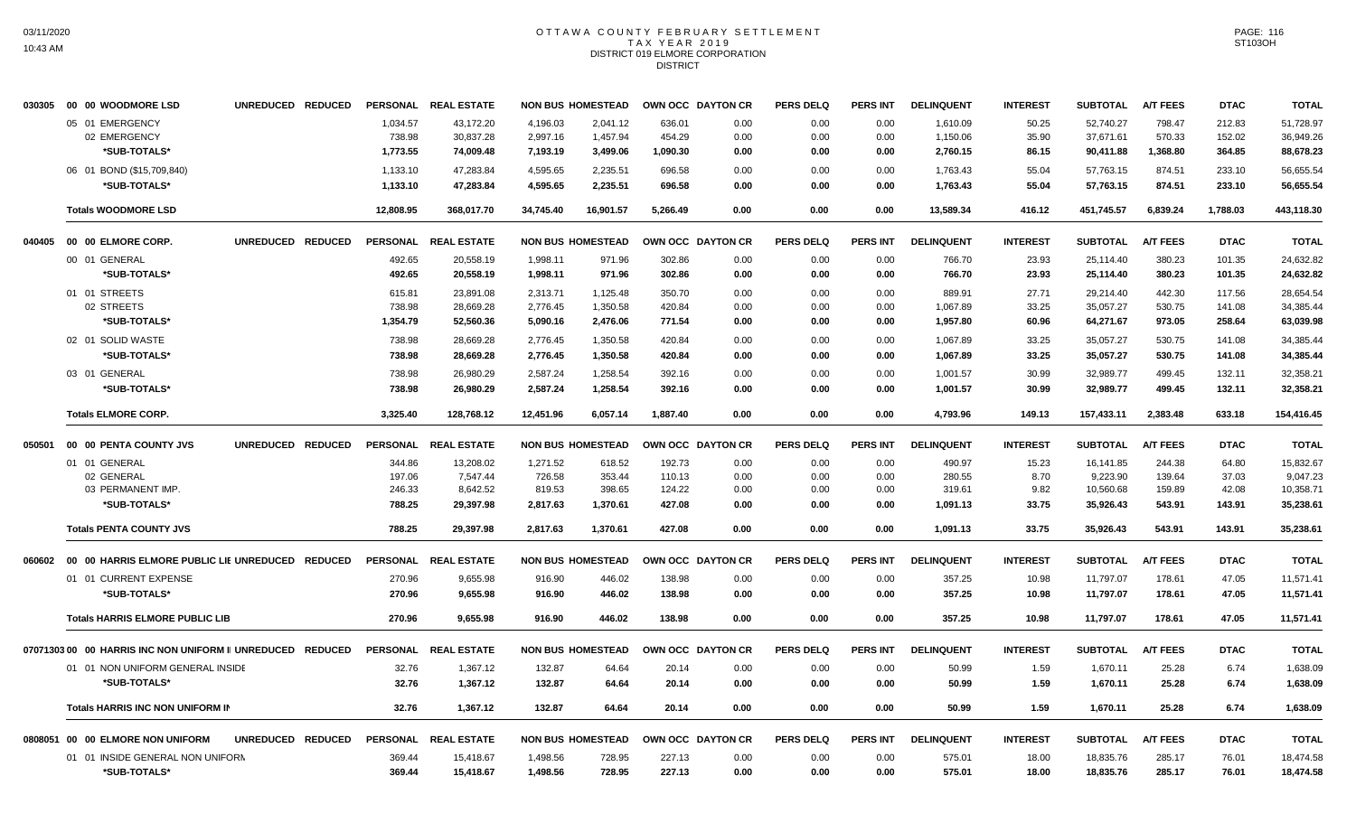# OTTAWA COUNTY FEBRUARY SETTLEMENT
## TAX YEAR 2019
## DISTRICT 019 ELMORE CORPORATION
## DISTRICT

| | | PERSONAL | REAL ESTATE | NON BUS | HOMESTEAD | OWN OCC | DAYTON CR | PERS DELQ | PERS INT | DELINQUENT | INTEREST | SUBTOTAL | A/T FEES | DTAC | TOTAL |
|---|---|---|---|---|---|---|---|---|---|---|---|---|---|---|---|
| 030305 | 00 00 WOODMORE LSD UNREDUCED REDUCED | | | | | | | | | | | | | | |
| | 05 01 EMERGENCY | 1,034.57 | 43,172.20 | 4,196.03 | 2,041.12 | 636.01 | 0.00 | 0.00 | 0.00 | 1,610.09 | 50.25 | 52,740.27 | 798.47 | 212.83 | 51,728.97 |
| | 02 EMERGENCY | 738.98 | 30,837.28 | 2,997.16 | 1,457.94 | 454.29 | 0.00 | 0.00 | 0.00 | 1,150.06 | 35.90 | 37,671.61 | 570.33 | 152.02 | 36,949.26 |
| | **\*SUB-TOTALS\*** | **1,773.55** | **74,009.48** | **7,193.19** | **3,499.06** | **1,090.30** | **0.00** | **0.00** | **0.00** | **2,760.15** | **86.15** | **90,411.88** | **1,368.80** | **364.85** | **88,678.23** |
| | 06 01 BOND ($15,709,840) | 1,133.10 | 47,283.84 | 4,595.65 | 2,235.51 | 696.58 | 0.00 | 0.00 | 0.00 | 1,763.43 | 55.04 | 57,763.15 | 874.51 | 233.10 | 56,655.54 |
| | **\*SUB-TOTALS\*** | **1,133.10** | **47,283.84** | **4,595.65** | **2,235.51** | **696.58** | **0.00** | **0.00** | **0.00** | **1,763.43** | **55.04** | **57,763.15** | **874.51** | **233.10** | **56,655.54** |
| | **Totals WOODMORE LSD** | **12,808.95** | **368,017.70** | **34,745.40** | **16,901.57** | **5,266.49** | **0.00** | **0.00** | **0.00** | **13,589.34** | **416.12** | **451,745.57** | **6,839.24** | **1,788.03** | **443,118.30** |
| 040405 | 00 00 ELMORE CORP. UNREDUCED REDUCED | | | | | | | | | | | | | | |
| | 00 01 GENERAL | 492.65 | 20,558.19 | 1,998.11 | 971.96 | 302.86 | 0.00 | 0.00 | 0.00 | 766.70 | 23.93 | 25,114.40 | 380.23 | 101.35 | 24,632.82 |
| | **\*SUB-TOTALS\*** | **492.65** | **20,558.19** | **1,998.11** | **971.96** | **302.86** | **0.00** | **0.00** | **0.00** | **766.70** | **23.93** | **25,114.40** | **380.23** | **101.35** | **24,632.82** |
| | 01 01 STREETS | 615.81 | 23,891.08 | 2,313.71 | 1,125.48 | 350.70 | 0.00 | 0.00 | 0.00 | 889.91 | 27.71 | 29,214.40 | 442.30 | 117.56 | 28,654.54 |
| | 02 STREETS | 738.98 | 28,669.28 | 2,776.45 | 1,350.58 | 420.84 | 0.00 | 0.00 | 0.00 | 1,067.89 | 33.25 | 35,057.27 | 530.75 | 141.08 | 34,385.44 |
| | **\*SUB-TOTALS\*** | **1,354.79** | **52,560.36** | **5,090.16** | **2,476.06** | **771.54** | **0.00** | **0.00** | **0.00** | **1,957.80** | **60.96** | **64,271.67** | **973.05** | **258.64** | **63,039.98** |
| | 02 01 SOLID WASTE | 738.98 | 28,669.28 | 2,776.45 | 1,350.58 | 420.84 | 0.00 | 0.00 | 0.00 | 1,067.89 | 33.25 | 35,057.27 | 530.75 | 141.08 | 34,385.44 |
| | **\*SUB-TOTALS\*** | **738.98** | **28,669.28** | **2,776.45** | **1,350.58** | **420.84** | **0.00** | **0.00** | **0.00** | **1,067.89** | **33.25** | **35,057.27** | **530.75** | **141.08** | **34,385.44** |
| | 03 01 GENERAL | 738.98 | 26,980.29 | 2,587.24 | 1,258.54 | 392.16 | 0.00 | 0.00 | 0.00 | 1,001.57 | 30.99 | 32,989.77 | 499.45 | 132.11 | 32,358.21 |
| | **\*SUB-TOTALS\*** | **738.98** | **26,980.29** | **2,587.24** | **1,258.54** | **392.16** | **0.00** | **0.00** | **0.00** | **1,001.57** | **30.99** | **32,989.77** | **499.45** | **132.11** | **32,358.21** |
| | **Totals ELMORE CORP.** | **3,325.40** | **128,768.12** | **12,451.96** | **6,057.14** | **1,887.40** | **0.00** | **0.00** | **0.00** | **4,793.96** | **149.13** | **157,433.11** | **2,383.48** | **633.18** | **154,416.45** |
| 050501 | 00 00 PENTA COUNTY JVS UNREDUCED REDUCED | | | | | | | | | | | | | | |
| | 01 01 GENERAL | 344.86 | 13,208.02 | 1,271.52 | 618.52 | 192.73 | 0.00 | 0.00 | 0.00 | 490.97 | 15.23 | 16,141.85 | 244.38 | 64.80 | 15,832.67 |
| | 02 GENERAL | 197.06 | 7,547.44 | 726.58 | 353.44 | 110.13 | 0.00 | 0.00 | 0.00 | 280.55 | 8.70 | 9,223.90 | 139.64 | 37.03 | 9,047.23 |
| | 03 PERMANENT IMP. | 246.33 | 8,642.52 | 819.53 | 398.65 | 124.22 | 0.00 | 0.00 | 0.00 | 319.61 | 9.82 | 10,560.68 | 159.89 | 42.08 | 10,358.71 |
| | **\*SUB-TOTALS\*** | **788.25** | **29,397.98** | **2,817.63** | **1,370.61** | **427.08** | **0.00** | **0.00** | **0.00** | **1,091.13** | **33.75** | **35,926.43** | **543.91** | **143.91** | **35,238.61** |
| | **Totals PENTA COUNTY JVS** | **788.25** | **29,397.98** | **2,817.63** | **1,370.61** | **427.08** | **0.00** | **0.00** | **0.00** | **1,091.13** | **33.75** | **35,926.43** | **543.91** | **143.91** | **35,238.61** |
| 060602 | 00 00 HARRIS ELMORE PUBLIC LIE UNREDUCED REDUCED | | | | | | | | | | | | | | |
| | 01 01 CURRENT EXPENSE | 270.96 | 9,655.98 | 916.90 | 446.02 | 138.98 | 0.00 | 0.00 | 0.00 | 357.25 | 10.98 | 11,797.07 | 178.61 | 47.05 | 11,571.41 |
| | **\*SUB-TOTALS\*** | **270.96** | **9,655.98** | **916.90** | **446.02** | **138.98** | **0.00** | **0.00** | **0.00** | **357.25** | **10.98** | **11,797.07** | **178.61** | **47.05** | **11,571.41** |
| | **Totals HARRIS ELMORE PUBLIC LIB** | **270.96** | **9,655.98** | **916.90** | **446.02** | **138.98** | **0.00** | **0.00** | **0.00** | **357.25** | **10.98** | **11,797.07** | **178.61** | **47.05** | **11,571.41** |
| 0707130 | 3 00 00 HARRIS INC NON UNIFORM I UNREDUCED REDUCED | | | | | | | | | | | | | | |
| | 01 01 NON UNIFORM GENERAL INSIDE | 32.76 | 1,367.12 | 132.87 | 64.64 | 20.14 | 0.00 | 0.00 | 0.00 | 50.99 | 1.59 | 1,670.11 | 25.28 | 6.74 | 1,638.09 |
| | **\*SUB-TOTALS\*** | **32.76** | **1,367.12** | **132.87** | **64.64** | **20.14** | **0.00** | **0.00** | **0.00** | **50.99** | **1.59** | **1,670.11** | **25.28** | **6.74** | **1,638.09** |
| | **Totals HARRIS INC NON UNIFORM IN** | **32.76** | **1,367.12** | **132.87** | **64.64** | **20.14** | **0.00** | **0.00** | **0.00** | **50.99** | **1.59** | **1,670.11** | **25.28** | **6.74** | **1,638.09** |
| 0808051 | 00 00 ELMORE NON UNIFORM UNREDUCED REDUCED | | | | | | | | | | | | | | |
| | 01 01 INSIDE GENERAL NON UNIFORN | 369.44 | 15,418.67 | 1,498.56 | 728.95 | 227.13 | 0.00 | 0.00 | 0.00 | 575.01 | 18.00 | 18,835.76 | 285.17 | 76.01 | 18,474.58 |
| | **\*SUB-TOTALS\*** | **369.44** | **15,418.67** | **1,498.56** | **728.95** | **227.13** | **0.00** | **0.00** | **0.00** | **575.01** | **18.00** | **18,835.76** | **285.17** | **76.01** | **18,474.58** |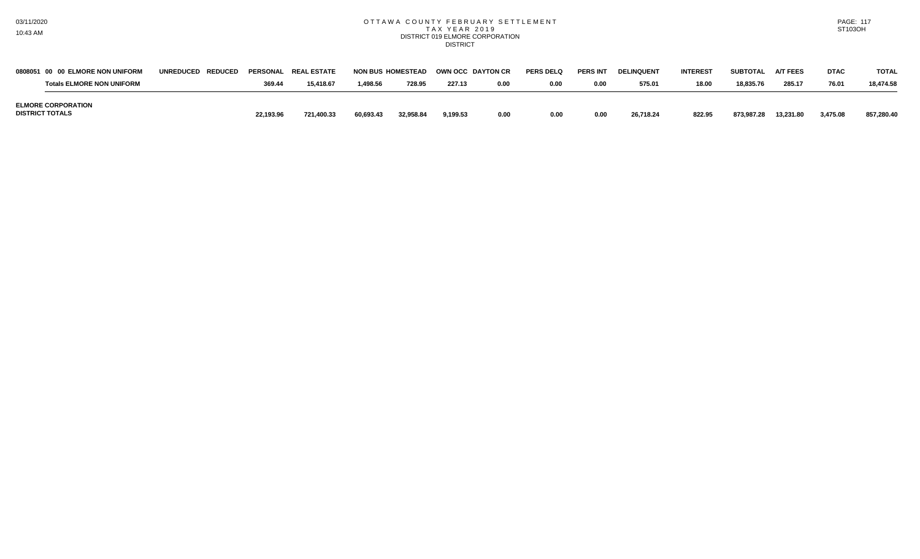# OTTAWA COUNTY FEBRUARY SETTLEMENT
## TAX YEAR 2019
### DISTRICT 019 ELMORE CORPORATION
DISTRICT

| 0808051 00 00 ELMORE NON UNIFORM | UNREDUCED | REDUCED | PERSONAL | REAL ESTATE | NON BUS | HOMESTEAD | OWN OCC | DAYTON CR | PERS DELQ | PERS INT | DELINQUENT | INTEREST | SUBTOTAL | A/T FEES | DTAC | TOTAL |
|---|---|---|---|---|---|---|---|---|---|---|---|---|---|---|---|---|
| **Totals ELMORE NON UNIFORM** | | | 369.44 | 15,418.67 | 1,498.56 | 728.95 | 227.13 | 0.00 | 0.00 | 0.00 | 575.01 | 18.00 | 18,835.76 | 285.17 | 76.01 | 18,474.58 |
| **ELMORE CORPORATION DISTRICT TOTALS** | | | 22,193.96 | 721,400.33 | 60,693.43 | 32,958.84 | 9,199.53 | 0.00 | 0.00 | 0.00 | 26,718.24 | 822.95 | 873,987.28 | 13,231.80 | 3,475.08 | 857,280.40 |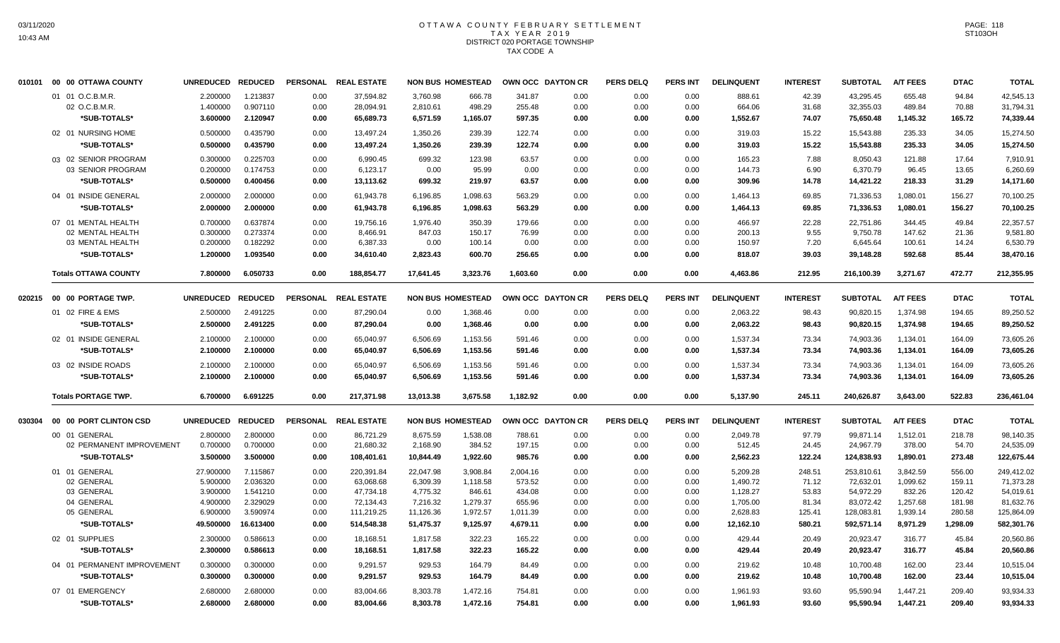# OTTAWA COUNTY FEBRUARY SETTLEMENT
## TAX YEAR 2019
### DISTRICT 020 PORTAGE TOWNSHIP
### TAX CODE A

| | | UNREDUCED | REDUCED | PERSONAL | REAL ESTATE | NON BUS | HOMESTEAD | OWN OCC | DAYTON CR | PERS DELQ | PERS INT | DELINQUENT | INTEREST | SUBTOTAL | A/T FEES | DTAC | TOTAL |
|---|---|---|---|---|---|---|---|---|---|---|---|---|---|---|---|---|---|
| 010101 | 00 00 OTTAWA COUNTY | UNREDUCED | REDUCED | PERSONAL | REAL ESTATE | NON BUS | HOMESTEAD | OWN OCC | DAYTON CR | PERS DELQ | PERS INT | DELINQUENT | INTEREST | SUBTOTAL | A/T FEES | DTAC | TOTAL |
| | 01 01 O.C.B.M.R. | 2.200000 | 1.213837 | 0.00 | 37,594.82 | 3,760.98 | 666.78 | 341.87 | 0.00 | 0.00 | 0.00 | 888.61 | 42.39 | 43,295.45 | 655.48 | 94.84 | 42,545.13 |
| | 02 O.C.B.M.R. | 1.400000 | 0.907110 | 0.00 | 28,094.91 | 2,810.61 | 498.29 | 255.48 | 0.00 | 0.00 | 0.00 | 664.06 | 31.68 | 32,355.03 | 489.84 | 70.88 | 31,794.31 |
| | *SUB-TOTALS* | 3.600000 | 2.120947 | 0.00 | 65,689.73 | 6,571.59 | 1,165.07 | 597.35 | 0.00 | 0.00 | 0.00 | 1,552.67 | 74.07 | 75,650.48 | 1,145.32 | 165.72 | 74,339.44 |
| | 02 01 NURSING HOME | 0.500000 | 0.435790 | 0.00 | 13,497.24 | 1,350.26 | 239.39 | 122.74 | 0.00 | 0.00 | 0.00 | 319.03 | 15.22 | 15,543.88 | 235.33 | 34.05 | 15,274.50 |
| | *SUB-TOTALS* | 0.500000 | 0.435790 | 0.00 | 13,497.24 | 1,350.26 | 239.39 | 122.74 | 0.00 | 0.00 | 0.00 | 319.03 | 15.22 | 15,543.88 | 235.33 | 34.05 | 15,274.50 |
| | 03 02 SENIOR PROGRAM | 0.300000 | 0.225703 | 0.00 | 6,990.45 | 699.32 | 123.98 | 63.57 | 0.00 | 0.00 | 0.00 | 165.23 | 7.88 | 8,050.43 | 121.88 | 17.64 | 7,910.91 |
| | 03 SENIOR PROGRAM | 0.200000 | 0.174753 | 0.00 | 6,123.17 | 0.00 | 95.99 | 0.00 | 0.00 | 0.00 | 0.00 | 144.73 | 6.90 | 6,370.79 | 96.45 | 13.65 | 6,260.69 |
| | *SUB-TOTALS* | 0.500000 | 0.400456 | 0.00 | 13,113.62 | 699.32 | 219.97 | 63.57 | 0.00 | 0.00 | 0.00 | 309.96 | 14.78 | 14,421.22 | 218.33 | 31.29 | 14,171.60 |
| | 04 01 INSIDE GENERAL | 2.000000 | 2.000000 | 0.00 | 61,943.78 | 6,196.85 | 1,098.63 | 563.29 | 0.00 | 0.00 | 0.00 | 1,464.13 | 69.85 | 71,336.53 | 1,080.01 | 156.27 | 70,100.25 |
| | *SUB-TOTALS* | 2.000000 | 2.000000 | 0.00 | 61,943.78 | 6,196.85 | 1,098.63 | 563.29 | 0.00 | 0.00 | 0.00 | 1,464.13 | 69.85 | 71,336.53 | 1,080.01 | 156.27 | 70,100.25 |
| | 07 01 MENTAL HEALTH | 0.700000 | 0.637874 | 0.00 | 19,756.16 | 1,976.40 | 350.39 | 179.66 | 0.00 | 0.00 | 0.00 | 466.97 | 22.28 | 22,751.86 | 344.45 | 49.84 | 22,357.57 |
| | 02 MENTAL HEALTH | 0.300000 | 0.273374 | 0.00 | 8,466.91 | 847.03 | 150.17 | 76.99 | 0.00 | 0.00 | 0.00 | 200.13 | 9.55 | 9,750.78 | 147.62 | 21.36 | 9,581.80 |
| | 03 MENTAL HEALTH | 0.200000 | 0.182292 | 0.00 | 6,387.33 | 0.00 | 100.14 | 0.00 | 0.00 | 0.00 | 0.00 | 150.97 | 7.20 | 6,645.64 | 100.61 | 14.24 | 6,530.79 |
| | *SUB-TOTALS* | 1.200000 | 1.093540 | 0.00 | 34,610.40 | 2,823.43 | 600.70 | 256.65 | 0.00 | 0.00 | 0.00 | 818.07 | 39.03 | 39,148.28 | 592.68 | 85.44 | 38,470.16 |
| | **Totals OTTAWA COUNTY** | 7.800000 | 6.050733 | 0.00 | 188,854.77 | 17,641.45 | 3,323.76 | 1,603.60 | 0.00 | 0.00 | 0.00 | 4,463.86 | 212.95 | 216,100.39 | 3,271.67 | 472.77 | 212,355.95 |
| 020215 | 00 00 PORTAGE TWP. | UNREDUCED | REDUCED | PERSONAL | REAL ESTATE | NON BUS | HOMESTEAD | OWN OCC | DAYTON CR | PERS DELQ | PERS INT | DELINQUENT | INTEREST | SUBTOTAL | A/T FEES | DTAC | TOTAL |
| | 01 02 FIRE & EMS | 2.500000 | 2.491225 | 0.00 | 87,290.04 | 0.00 | 1,368.46 | 0.00 | 0.00 | 0.00 | 0.00 | 2,063.22 | 98.43 | 90,820.15 | 1,374.98 | 194.65 | 89,250.52 |
| | *SUB-TOTALS* | 2.500000 | 2.491225 | 0.00 | 87,290.04 | 0.00 | 1,368.46 | 0.00 | 0.00 | 0.00 | 0.00 | 2,063.22 | 98.43 | 90,820.15 | 1,374.98 | 194.65 | 89,250.52 |
| | 02 01 INSIDE GENERAL | 2.100000 | 2.100000 | 0.00 | 65,040.97 | 6,506.69 | 1,153.56 | 591.46 | 0.00 | 0.00 | 0.00 | 1,537.34 | 73.34 | 74,903.36 | 1,134.01 | 164.09 | 73,605.26 |
| | *SUB-TOTALS* | 2.100000 | 2.100000 | 0.00 | 65,040.97 | 6,506.69 | 1,153.56 | 591.46 | 0.00 | 0.00 | 0.00 | 1,537.34 | 73.34 | 74,903.36 | 1,134.01 | 164.09 | 73,605.26 |
| | 03 02 INSIDE ROADS | 2.100000 | 2.100000 | 0.00 | 65,040.97 | 6,506.69 | 1,153.56 | 591.46 | 0.00 | 0.00 | 0.00 | 1,537.34 | 73.34 | 74,903.36 | 1,134.01 | 164.09 | 73,605.26 |
| | *SUB-TOTALS* | 2.100000 | 2.100000 | 0.00 | 65,040.97 | 6,506.69 | 1,153.56 | 591.46 | 0.00 | 0.00 | 0.00 | 1,537.34 | 73.34 | 74,903.36 | 1,134.01 | 164.09 | 73,605.26 |
| | **Totals PORTAGE TWP.** | 6.700000 | 6.691225 | 0.00 | 217,371.98 | 13,013.38 | 3,675.58 | 1,182.92 | 0.00 | 0.00 | 0.00 | 5,137.90 | 245.11 | 240,626.87 | 3,643.00 | 522.83 | 236,461.04 |
| 030304 | 00 00 PORT CLINTON CSD | UNREDUCED | REDUCED | PERSONAL | REAL ESTATE | NON BUS | HOMESTEAD | OWN OCC | DAYTON CR | PERS DELQ | PERS INT | DELINQUENT | INTEREST | SUBTOTAL | A/T FEES | DTAC | TOTAL |
| | 00 01 GENERAL | 2.800000 | 2.800000 | 0.00 | 86,721.29 | 8,675.59 | 1,538.08 | 788.61 | 0.00 | 0.00 | 0.00 | 2,049.78 | 97.79 | 99,871.14 | 1,512.01 | 218.78 | 98,140.35 |
| | 02 PERMANENT IMPROVEMENT | 0.700000 | 0.700000 | 0.00 | 21,680.32 | 2,168.90 | 384.52 | 197.15 | 0.00 | 0.00 | 0.00 | 512.45 | 24.45 | 24,967.79 | 378.00 | 54.70 | 24,535.09 |
| | *SUB-TOTALS* | 3.500000 | 3.500000 | 0.00 | 108,401.61 | 10,844.49 | 1,922.60 | 985.76 | 0.00 | 0.00 | 0.00 | 2,562.23 | 122.24 | 124,838.93 | 1,890.01 | 273.48 | 122,675.44 |
| | 01 01 GENERAL | 27.900000 | 7.115867 | 0.00 | 220,391.84 | 22,047.98 | 3,908.84 | 2,004.16 | 0.00 | 0.00 | 0.00 | 5,209.28 | 248.51 | 253,810.61 | 3,842.59 | 556.00 | 249,412.02 |
| | 02 GENERAL | 5.900000 | 2.036320 | 0.00 | 63,068.68 | 6,309.39 | 1,118.58 | 573.52 | 0.00 | 0.00 | 0.00 | 1,490.72 | 71.12 | 72,632.01 | 1,099.62 | 159.11 | 71,373.28 |
| | 03 GENERAL | 3.900000 | 1.541210 | 0.00 | 47,734.18 | 4,775.32 | 846.61 | 434.08 | 0.00 | 0.00 | 0.00 | 1,128.27 | 53.83 | 54,972.29 | 832.26 | 120.42 | 54,019.61 |
| | 04 GENERAL | 4.900000 | 2.329029 | 0.00 | 72,134.43 | 7,216.32 | 1,279.37 | 655.96 | 0.00 | 0.00 | 0.00 | 1,705.00 | 81.34 | 83,072.42 | 1,257.68 | 181.98 | 81,632.76 |
| | 05 GENERAL | 6.900000 | 3.590974 | 0.00 | 111,219.25 | 11,126.36 | 1,972.57 | 1,011.39 | 0.00 | 0.00 | 0.00 | 2,628.83 | 125.41 | 128,083.81 | 1,939.14 | 280.58 | 125,864.09 |
| | *SUB-TOTALS* | 49.500000 | 16.613400 | 0.00 | 514,548.38 | 51,475.37 | 9,125.97 | 4,679.11 | 0.00 | 0.00 | 0.00 | 12,162.10 | 580.21 | 592,571.14 | 8,971.29 | 1,298.09 | 582,301.76 |
| | 02 01 SUPPLIES | 2.300000 | 0.586613 | 0.00 | 18,168.51 | 1,817.58 | 322.23 | 165.22 | 0.00 | 0.00 | 0.00 | 429.44 | 20.49 | 20,923.47 | 316.77 | 45.84 | 20,560.86 |
| | *SUB-TOTALS* | 2.300000 | 0.586613 | 0.00 | 18,168.51 | 1,817.58 | 322.23 | 165.22 | 0.00 | 0.00 | 0.00 | 429.44 | 20.49 | 20,923.47 | 316.77 | 45.84 | 20,560.86 |
| | 04 01 PERMANENT IMPROVEMENT | 0.300000 | 0.300000 | 0.00 | 9,291.57 | 929.53 | 164.79 | 84.49 | 0.00 | 0.00 | 0.00 | 219.62 | 10.48 | 10,700.48 | 162.00 | 23.44 | 10,515.04 |
| | *SUB-TOTALS* | 0.300000 | 0.300000 | 0.00 | 9,291.57 | 929.53 | 164.79 | 84.49 | 0.00 | 0.00 | 0.00 | 219.62 | 10.48 | 10,700.48 | 162.00 | 23.44 | 10,515.04 |
| | 07 01 EMERGENCY | 2.680000 | 2.680000 | 0.00 | 83,004.66 | 8,303.78 | 1,472.16 | 754.81 | 0.00 | 0.00 | 0.00 | 1,961.93 | 93.60 | 95,590.94 | 1,447.21 | 209.40 | 93,934.33 |
| | *SUB-TOTALS* | 2.680000 | 2.680000 | 0.00 | 83,004.66 | 8,303.78 | 1,472.16 | 754.81 | 0.00 | 0.00 | 0.00 | 1,961.93 | 93.60 | 95,590.94 | 1,447.21 | 209.40 | 93,934.33 |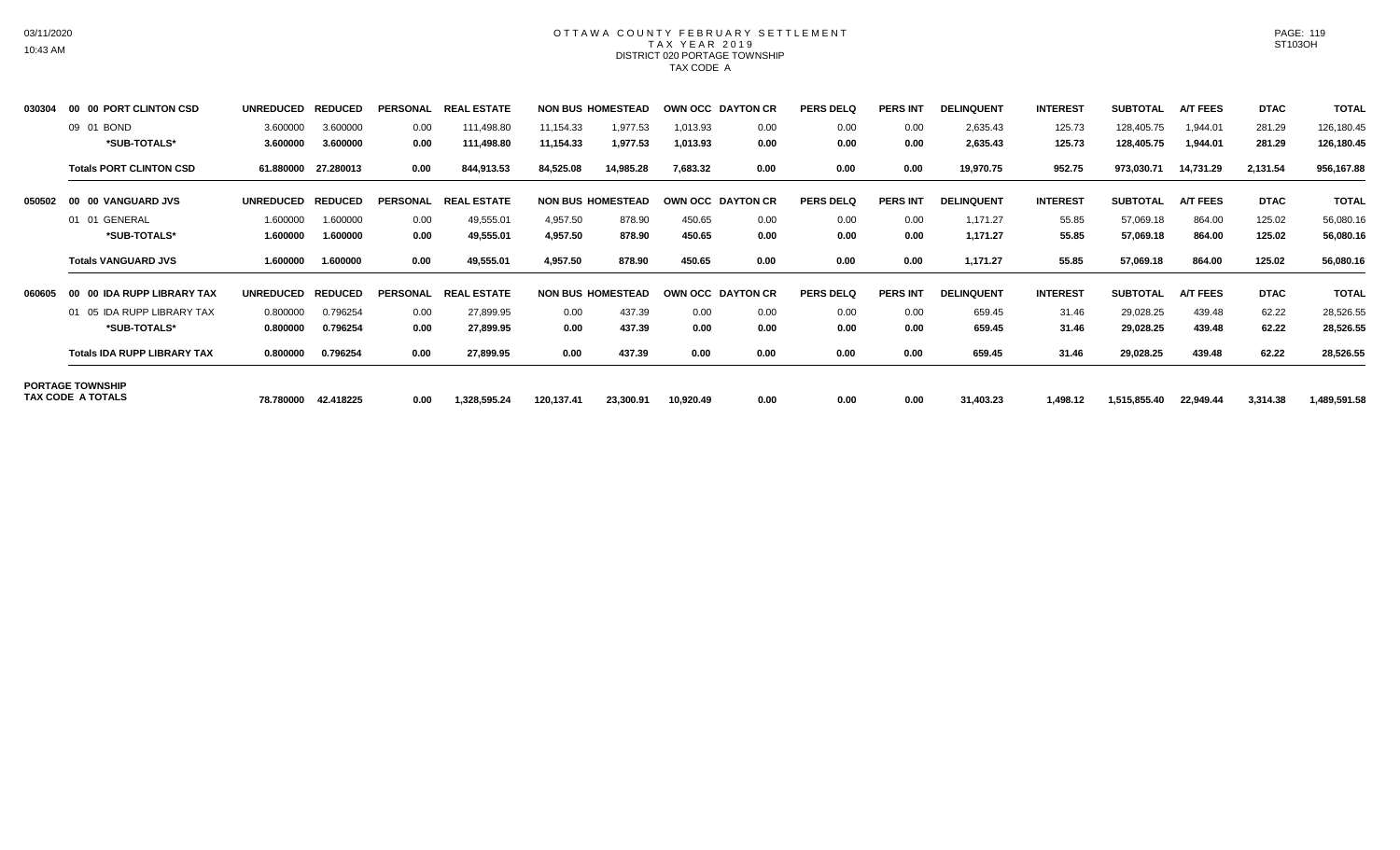# OTTAWA COUNTY FEBRUARY SETTLEMENT
## TAX YEAR 2019
### DISTRICT 020 PORTAGE TOWNSHIP
TAX CODE A

| | | UNREDUCED | REDUCED | PERSONAL | REAL ESTATE | NON BUS | HOMESTEAD | OWN OCC | DAYTON CR | PERS DELQ | PERS INT | DELINQUENT | INTEREST | SUBTOTAL | A/T FEES | DTAC | TOTAL |
|---|---|---|---|---|---|---|---|---|---|---|---|---|---|---|---|---|---|
| 030304 | **00 00 PORT CLINTON CSD** | | | | | | | | | | | | | | | | |
| | 09 01 BOND | 3.600000 | 3.600000 | 0.00 | 111,498.80 | 11,154.33 | 1,977.53 | 1,013.93 | 0.00 | 0.00 | 0.00 | 2,635.43 | 125.73 | 128,405.75 | 1,944.01 | 281.29 | 126,180.45 |
| | **\*SUB-TOTALS\*** | **3.600000** | **3.600000** | **0.00** | **111,498.80** | **11,154.33** | **1,977.53** | **1,013.93** | **0.00** | **0.00** | **0.00** | **2,635.43** | **125.73** | **128,405.75** | **1,944.01** | **281.29** | **126,180.45** |
| | **Totals PORT CLINTON CSD** | **61.880000** | **27.280013** | **0.00** | **844,913.53** | **84,525.08** | **14,985.28** | **7,683.32** | **0.00** | **0.00** | **0.00** | **19,970.75** | **952.75** | **973,030.71** | **14,731.29** | **2,131.54** | **956,167.88** |
| 050502 | **00 00 VANGUARD JVS** | | | | | | | | | | | | | | | | |
| | 01 01 GENERAL | 1.600000 | 1.600000 | 0.00 | 49,555.01 | 4,957.50 | 878.90 | 450.65 | 0.00 | 0.00 | 0.00 | 1,171.27 | 55.85 | 57,069.18 | 864.00 | 125.02 | 56,080.16 |
| | **\*SUB-TOTALS\*** | **1.600000** | **1.600000** | **0.00** | **49,555.01** | **4,957.50** | **878.90** | **450.65** | **0.00** | **0.00** | **0.00** | **1,171.27** | **55.85** | **57,069.18** | **864.00** | **125.02** | **56,080.16** |
| | **Totals VANGUARD JVS** | **1.600000** | **1.600000** | **0.00** | **49,555.01** | **4,957.50** | **878.90** | **450.65** | **0.00** | **0.00** | **0.00** | **1,171.27** | **55.85** | **57,069.18** | **864.00** | **125.02** | **56,080.16** |
| 060605 | **00 00 IDA RUPP LIBRARY TAX** | | | | | | | | | | | | | | | | |
| | 01 05 IDA RUPP LIBRARY TAX | 0.800000 | 0.796254 | 0.00 | 27,899.95 | 0.00 | 437.39 | 0.00 | 0.00 | 0.00 | 0.00 | 659.45 | 31.46 | 29,028.25 | 439.48 | 62.22 | 28,526.55 |
| | **\*SUB-TOTALS\*** | **0.800000** | **0.796254** | **0.00** | **27,899.95** | **0.00** | **437.39** | **0.00** | **0.00** | **0.00** | **0.00** | **659.45** | **31.46** | **29,028.25** | **439.48** | **62.22** | **28,526.55** |
| | **Totals IDA RUPP LIBRARY TAX** | **0.800000** | **0.796254** | **0.00** | **27,899.95** | **0.00** | **437.39** | **0.00** | **0.00** | **0.00** | **0.00** | **659.45** | **31.46** | **29,028.25** | **439.48** | **62.22** | **28,526.55** |
| | **PORTAGE TOWNSHIP TAX CODE A TOTALS** | **78.780000** | **42.418225** | **0.00** | **1,328,595.24** | **120,137.41** | **23,300.91** | **10,920.49** | **0.00** | **0.00** | **0.00** | **31,403.23** | **1,498.12** | **1,515,855.40** | **22,949.44** | **3,314.38** | **1,489,591.58** |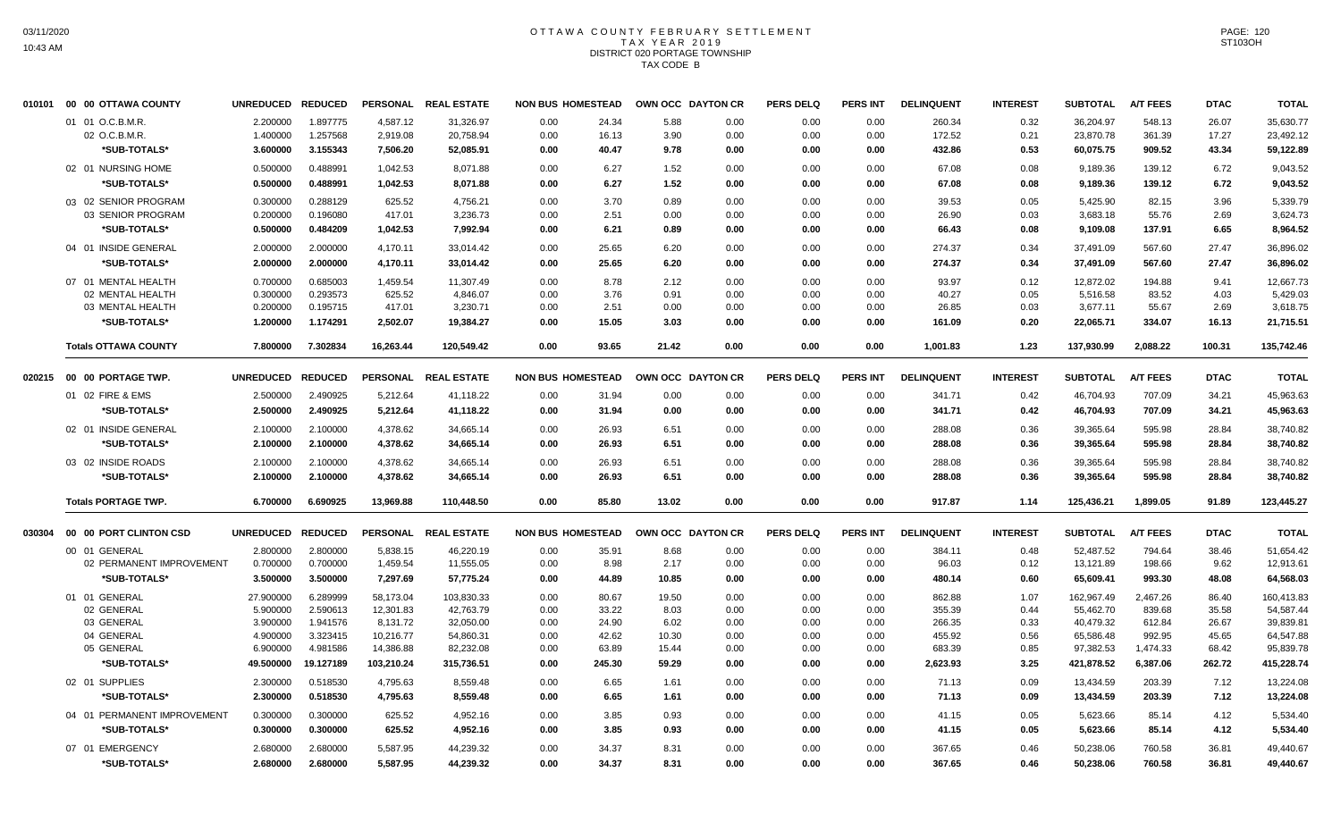# OTTAWA COUNTY FEBRUARY SETTLEMENT
## TAX YEAR 2019
## DISTRICT 020 PORTAGE TOWNSHIP
## TAX CODE B

| | | UNREDUCED | REDUCED | PERSONAL | REAL ESTATE | NON BUS | HOMESTEAD | OWN OCC | DAYTON CR | PERS DELQ | PERS INT | DELINQUENT | INTEREST | SUBTOTAL | A/T FEES | DTAC | TOTAL |
|---|---|---|---|---|---|---|---|---|---|---|---|---|---|---|---|---|---|
| 010101 | 00 00 OTTAWA COUNTY | | | | | | | | | | | | | | | | |
| | 01 01 O.C.B.M.R. | 2.200000 | 1.897775 | 4,587.12 | 31,326.97 | 0.00 | 24.34 | 5.88 | 0.00 | 0.00 | 0.00 | 260.34 | 0.32 | 36,204.97 | 548.13 | 26.07 | 35,630.77 |
| | 02 O.C.B.M.R. | 1.400000 | 1.257568 | 2,919.08 | 20,758.94 | 0.00 | 16.13 | 3.90 | 0.00 | 0.00 | 0.00 | 172.52 | 0.21 | 23,870.78 | 361.39 | 17.27 | 23,492.12 |
| | *SUB-TOTALS* | 3.600000 | 3.155343 | 7,506.20 | 52,085.91 | 0.00 | 40.47 | 9.78 | 0.00 | 0.00 | 0.00 | 432.86 | 0.53 | 60,075.75 | 909.52 | 43.34 | 59,122.89 |
| | 02 01 NURSING HOME | 0.500000 | 0.488991 | 1,042.53 | 8,071.88 | 0.00 | 6.27 | 1.52 | 0.00 | 0.00 | 0.00 | 67.08 | 0.08 | 9,189.36 | 139.12 | 6.72 | 9,043.52 |
| | *SUB-TOTALS* | 0.500000 | 0.488991 | 1,042.53 | 8,071.88 | 0.00 | 6.27 | 1.52 | 0.00 | 0.00 | 0.00 | 67.08 | 0.08 | 9,189.36 | 139.12 | 6.72 | 9,043.52 |
| | 03 02 SENIOR PROGRAM | 0.300000 | 0.288129 | 625.52 | 4,756.21 | 0.00 | 3.70 | 0.89 | 0.00 | 0.00 | 0.00 | 39.53 | 0.05 | 5,425.90 | 82.15 | 3.96 | 5,339.79 |
| | 03 SENIOR PROGRAM | 0.200000 | 0.196080 | 417.01 | 3,236.73 | 0.00 | 2.51 | 0.00 | 0.00 | 0.00 | 0.00 | 26.90 | 0.03 | 3,683.18 | 55.76 | 2.69 | 3,624.73 |
| | *SUB-TOTALS* | 0.500000 | 0.484209 | 1,042.53 | 7,992.94 | 0.00 | 6.21 | 0.89 | 0.00 | 0.00 | 0.00 | 66.43 | 0.08 | 9,109.08 | 137.91 | 6.65 | 8,964.52 |
| | 04 01 INSIDE GENERAL | 2.000000 | 2.000000 | 4,170.11 | 33,014.42 | 0.00 | 25.65 | 6.20 | 0.00 | 0.00 | 0.00 | 274.37 | 0.34 | 37,491.09 | 567.60 | 27.47 | 36,896.02 |
| | *SUB-TOTALS* | 2.000000 | 2.000000 | 4,170.11 | 33,014.42 | 0.00 | 25.65 | 6.20 | 0.00 | 0.00 | 0.00 | 274.37 | 0.34 | 37,491.09 | 567.60 | 27.47 | 36,896.02 |
| | 07 01 MENTAL HEALTH | 0.700000 | 0.685003 | 1,459.54 | 11,307.49 | 0.00 | 8.78 | 2.12 | 0.00 | 0.00 | 0.00 | 93.97 | 0.12 | 12,872.02 | 194.88 | 9.41 | 12,667.73 |
| | 02 MENTAL HEALTH | 0.300000 | 0.293573 | 625.52 | 4,846.07 | 0.00 | 3.76 | 0.91 | 0.00 | 0.00 | 0.00 | 40.27 | 0.05 | 5,516.58 | 83.52 | 4.03 | 5,429.03 |
| | 03 MENTAL HEALTH | 0.200000 | 0.195715 | 417.01 | 3,230.71 | 0.00 | 2.51 | 0.00 | 0.00 | 0.00 | 0.00 | 26.85 | 0.03 | 3,677.11 | 55.67 | 2.69 | 3,618.75 |
| | *SUB-TOTALS* | 1.200000 | 1.174291 | 2,502.07 | 19,384.27 | 0.00 | 15.05 | 3.03 | 0.00 | 0.00 | 0.00 | 161.09 | 0.20 | 22,065.71 | 334.07 | 16.13 | 21,715.51 |
| | **Totals OTTAWA COUNTY** | 7.800000 | 7.302834 | 16,263.44 | 120,549.42 | 0.00 | 93.65 | 21.42 | 0.00 | 0.00 | 0.00 | 1,001.83 | 1.23 | 137,930.99 | 2,088.22 | 100.31 | 135,742.46 |
| 020215 | 00 00 PORTAGE TWP. | UNREDUCED | REDUCED | PERSONAL | REAL ESTATE | NON BUS | HOMESTEAD | OWN OCC | DAYTON CR | PERS DELQ | PERS INT | DELINQUENT | INTEREST | SUBTOTAL | A/T FEES | DTAC | TOTAL |
| | 01 02 FIRE & EMS | 2.500000 | 2.490925 | 5,212.64 | 41,118.22 | 0.00 | 31.94 | 0.00 | 0.00 | 0.00 | 0.00 | 341.71 | 0.42 | 46,704.93 | 707.09 | 34.21 | 45,963.63 |
| | *SUB-TOTALS* | 2.500000 | 2.490925 | 5,212.64 | 41,118.22 | 0.00 | 31.94 | 0.00 | 0.00 | 0.00 | 0.00 | 341.71 | 0.42 | 46,704.93 | 707.09 | 34.21 | 45,963.63 |
| | 02 01 INSIDE GENERAL | 2.100000 | 2.100000 | 4,378.62 | 34,665.14 | 0.00 | 26.93 | 6.51 | 0.00 | 0.00 | 0.00 | 288.08 | 0.36 | 39,365.64 | 595.98 | 28.84 | 38,740.82 |
| | *SUB-TOTALS* | 2.100000 | 2.100000 | 4,378.62 | 34,665.14 | 0.00 | 26.93 | 6.51 | 0.00 | 0.00 | 0.00 | 288.08 | 0.36 | 39,365.64 | 595.98 | 28.84 | 38,740.82 |
| | 03 02 INSIDE ROADS | 2.100000 | 2.100000 | 4,378.62 | 34,665.14 | 0.00 | 26.93 | 6.51 | 0.00 | 0.00 | 0.00 | 288.08 | 0.36 | 39,365.64 | 595.98 | 28.84 | 38,740.82 |
| | *SUB-TOTALS* | 2.100000 | 2.100000 | 4,378.62 | 34,665.14 | 0.00 | 26.93 | 6.51 | 0.00 | 0.00 | 0.00 | 288.08 | 0.36 | 39,365.64 | 595.98 | 28.84 | 38,740.82 |
| | **Totals PORTAGE TWP.** | 6.700000 | 6.690925 | 13,969.88 | 110,448.50 | 0.00 | 85.80 | 13.02 | 0.00 | 0.00 | 0.00 | 917.87 | 1.14 | 125,436.21 | 1,899.05 | 91.89 | 123,445.27 |
| 030304 | 00 00 PORT CLINTON CSD | UNREDUCED | REDUCED | PERSONAL | REAL ESTATE | NON BUS | HOMESTEAD | OWN OCC | DAYTON CR | PERS DELQ | PERS INT | DELINQUENT | INTEREST | SUBTOTAL | A/T FEES | DTAC | TOTAL |
| | 00 01 GENERAL | 2.800000 | 2.800000 | 5,838.15 | 46,220.19 | 0.00 | 35.91 | 8.68 | 0.00 | 0.00 | 0.00 | 384.11 | 0.48 | 52,487.52 | 794.64 | 38.46 | 51,654.42 |
| | 02 PERMANENT IMPROVEMENT | 0.700000 | 0.700000 | 1,459.54 | 11,555.05 | 0.00 | 8.98 | 2.17 | 0.00 | 0.00 | 0.00 | 96.03 | 0.12 | 13,121.89 | 198.66 | 9.62 | 12,913.61 |
| | *SUB-TOTALS* | 3.500000 | 3.500000 | 7,297.69 | 57,775.24 | 0.00 | 44.89 | 10.85 | 0.00 | 0.00 | 0.00 | 480.14 | 0.60 | 65,609.41 | 993.30 | 48.08 | 64,568.03 |
| | 01 01 GENERAL | 27.900000 | 6.289999 | 58,173.04 | 103,830.33 | 0.00 | 80.67 | 19.50 | 0.00 | 0.00 | 0.00 | 862.88 | 1.07 | 162,967.49 | 2,467.26 | 86.40 | 160,413.83 |
| | 02 GENERAL | 5.900000 | 2.590613 | 12,301.83 | 42,763.79 | 0.00 | 33.22 | 8.03 | 0.00 | 0.00 | 0.00 | 355.39 | 0.44 | 55,462.70 | 839.68 | 35.58 | 54,587.44 |
| | 03 GENERAL | 3.900000 | 1.941576 | 8,131.72 | 32,050.00 | 0.00 | 24.90 | 6.02 | 0.00 | 0.00 | 0.00 | 266.35 | 0.33 | 40,479.32 | 612.84 | 26.67 | 39,839.81 |
| | 04 GENERAL | 4.900000 | 3.323415 | 10,216.77 | 54,860.31 | 0.00 | 42.62 | 10.30 | 0.00 | 0.00 | 0.00 | 455.92 | 0.56 | 65,586.48 | 992.95 | 45.65 | 64,547.88 |
| | 05 GENERAL | 6.900000 | 4.981586 | 14,386.88 | 82,232.08 | 0.00 | 63.89 | 15.44 | 0.00 | 0.00 | 0.00 | 683.39 | 0.85 | 97,382.53 | 1,474.33 | 68.42 | 95,839.78 |
| | *SUB-TOTALS* | 49.500000 | 19.127189 | 103,210.24 | 315,736.51 | 0.00 | 245.30 | 59.29 | 0.00 | 0.00 | 0.00 | 2,623.93 | 3.25 | 421,878.52 | 6,387.06 | 262.72 | 415,228.74 |
| | 02 01 SUPPLIES | 2.300000 | 0.518530 | 4,795.63 | 8,559.48 | 0.00 | 6.65 | 1.61 | 0.00 | 0.00 | 0.00 | 71.13 | 0.09 | 13,434.59 | 203.39 | 7.12 | 13,224.08 |
| | *SUB-TOTALS* | 2.300000 | 0.518530 | 4,795.63 | 8,559.48 | 0.00 | 6.65 | 1.61 | 0.00 | 0.00 | 0.00 | 71.13 | 0.09 | 13,434.59 | 203.39 | 7.12 | 13,224.08 |
| | 04 01 PERMANENT IMPROVEMENT | 0.300000 | 0.300000 | 625.52 | 4,952.16 | 0.00 | 3.85 | 0.93 | 0.00 | 0.00 | 0.00 | 41.15 | 0.05 | 5,623.66 | 85.14 | 4.12 | 5,534.40 |
| | *SUB-TOTALS* | 0.300000 | 0.300000 | 625.52 | 4,952.16 | 0.00 | 3.85 | 0.93 | 0.00 | 0.00 | 0.00 | 41.15 | 0.05 | 5,623.66 | 85.14 | 4.12 | 5,534.40 |
| | 07 01 EMERGENCY | 2.680000 | 2.680000 | 5,587.95 | 44,239.32 | 0.00 | 34.37 | 8.31 | 0.00 | 0.00 | 0.00 | 367.65 | 0.46 | 50,238.06 | 760.58 | 36.81 | 49,440.67 |
| | *SUB-TOTALS* | 2.680000 | 2.680000 | 5,587.95 | 44,239.32 | 0.00 | 34.37 | 8.31 | 0.00 | 0.00 | 0.00 | 367.65 | 0.46 | 50,238.06 | 760.58 | 36.81 | 49,440.67 |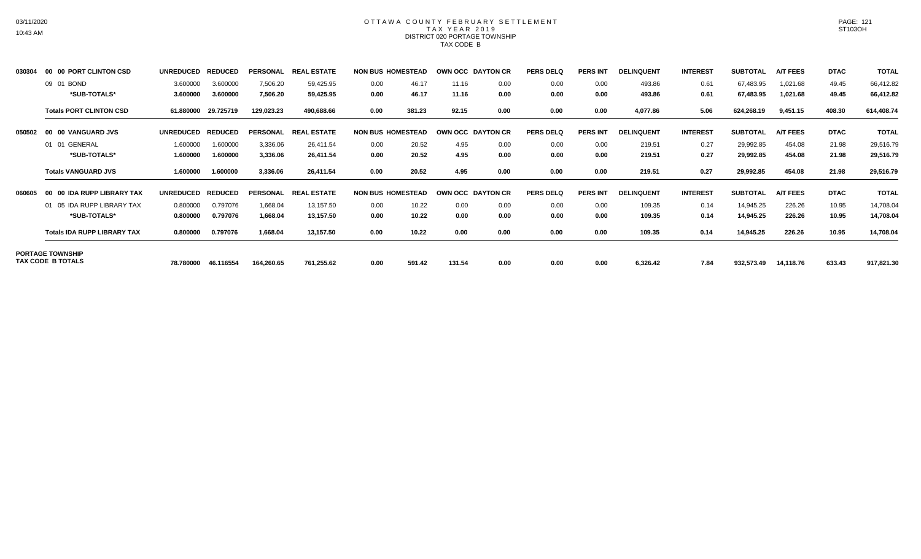# OTTAWA COUNTY FEBRUARY SETTLEMENT
## TAX YEAR 2019
### DISTRICT 020 PORTAGE TOWNSHIP
### TAX CODE B

| | | UNREDUCED | REDUCED | PERSONAL | REAL ESTATE | NON BUS | HOMESTEAD | OWN OCC | DAYTON CR | PERS DELQ | PERS INT | DELINQUENT | INTEREST | SUBTOTAL | A/T FEES | DTAC | TOTAL |
|---|---|---|---|---|---|---|---|---|---|---|---|---|---|---|---|---|---|
| 030304 | **00 00 PORT CLINTON CSD** | | | | | | | | | | | | | | | | |
| | 09 01 BOND | 3.600000 | 3.600000 | 7,506.20 | 59,425.95 | 0.00 | 46.17 | 11.16 | 0.00 | 0.00 | 0.00 | 493.86 | 0.61 | 67,483.95 | 1,021.68 | 49.45 | 66,412.82 |
| | **\*SUB-TOTALS\*** | **3.600000** | **3.600000** | **7,506.20** | **59,425.95** | **0.00** | **46.17** | **11.16** | **0.00** | **0.00** | **0.00** | **493.86** | **0.61** | **67,483.95** | **1,021.68** | **49.45** | **66,412.82** |
| | **Totals PORT CLINTON CSD** | **61.880000** | **29.725719** | **129,023.23** | **490,688.66** | **0.00** | **381.23** | **92.15** | **0.00** | **0.00** | **0.00** | **4,077.86** | **5.06** | **624,268.19** | **9,451.15** | **408.30** | **614,408.74** |
| 050502 | **00 00 VANGUARD JVS** | | | | | | | | | | | | | | | | |
| | 01 01 GENERAL | 1.600000 | 1.600000 | 3,336.06 | 26,411.54 | 0.00 | 20.52 | 4.95 | 0.00 | 0.00 | 0.00 | 219.51 | 0.27 | 29,992.85 | 454.08 | 21.98 | 29,516.79 |
| | **\*SUB-TOTALS\*** | **1.600000** | **1.600000** | **3,336.06** | **26,411.54** | **0.00** | **20.52** | **4.95** | **0.00** | **0.00** | **0.00** | **219.51** | **0.27** | **29,992.85** | **454.08** | **21.98** | **29,516.79** |
| | **Totals VANGUARD JVS** | **1.600000** | **1.600000** | **3,336.06** | **26,411.54** | **0.00** | **20.52** | **4.95** | **0.00** | **0.00** | **0.00** | **219.51** | **0.27** | **29,992.85** | **454.08** | **21.98** | **29,516.79** |
| 060605 | **00 00 IDA RUPP LIBRARY TAX** | | | | | | | | | | | | | | | | |
| | 01 05 IDA RUPP LIBRARY TAX | 0.800000 | 0.797076 | 1,668.04 | 13,157.50 | 0.00 | 10.22 | 0.00 | 0.00 | 0.00 | 0.00 | 109.35 | 0.14 | 14,945.25 | 226.26 | 10.95 | 14,708.04 |
| | **\*SUB-TOTALS\*** | **0.800000** | **0.797076** | **1,668.04** | **13,157.50** | **0.00** | **10.22** | **0.00** | **0.00** | **0.00** | **0.00** | **109.35** | **0.14** | **14,945.25** | **226.26** | **10.95** | **14,708.04** |
| | **Totals IDA RUPP LIBRARY TAX** | **0.800000** | **0.797076** | **1,668.04** | **13,157.50** | **0.00** | **10.22** | **0.00** | **0.00** | **0.00** | **0.00** | **109.35** | **0.14** | **14,945.25** | **226.26** | **10.95** | **14,708.04** |
| **PORTAGE TOWNSHIP TAX CODE B TOTALS** | | **78.780000** | **46.116554** | **164,260.65** | **761,255.62** | **0.00** | **591.42** | **131.54** | **0.00** | **0.00** | **0.00** | **6,326.42** | **7.84** | **932,573.49** | **14,118.76** | **633.43** | **917,821.30** |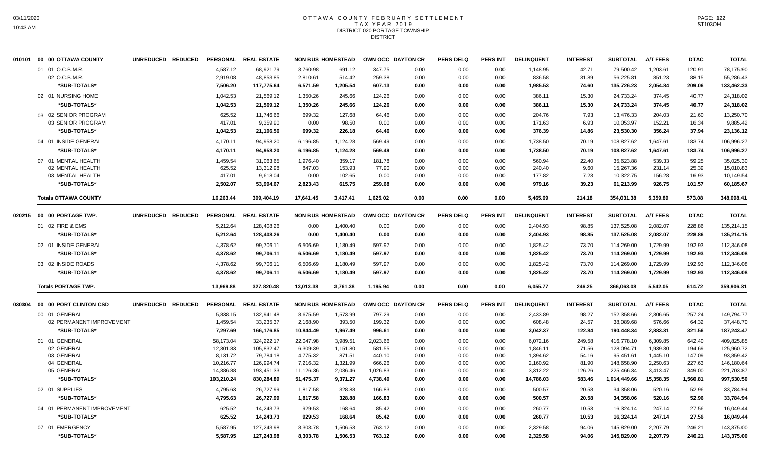# OTTAWA COUNTY FEBRUARY SETTLEMENT
## TAX YEAR 2019
### DISTRICT 020 PORTAGE TOWNSHIP
### DISTRICT

| | | UNREDUCED | REDUCED | PERSONAL | REAL ESTATE | NON BUS | HOMESTEAD | OWN OCC | DAYTON CR | PERS DELQ | PERS INT | DELINQUENT | INTEREST | SUBTOTAL | A/T FEES | DTAC | TOTAL |
|---|---|---|---|---|---|---|---|---|---|---|---|---|---|---|---|---|---|
| 010101 | 00 00 OTTAWA COUNTY | | | | | | | | | | | | | | | | |
| | 01 01 O.C.B.M.R. | | | 4,587.12 | 68,921.79 | 3,760.98 | 691.12 | 347.75 | 0.00 | 0.00 | 0.00 | 1,148.95 | 42.71 | 79,500.42 | 1,203.61 | 120.91 | 78,175.90 |
| | 02 O.C.B.M.R. | | | 2,919.08 | 48,853.85 | 2,810.61 | 514.42 | 259.38 | 0.00 | 0.00 | 0.00 | 836.58 | 31.89 | 56,225.81 | 851.23 | 88.15 | 55,286.43 |
| | *SUB-TOTALS* | | | 7,506.20 | 117,775.64 | 6,571.59 | 1,205.54 | 607.13 | 0.00 | 0.00 | 0.00 | 1,985.53 | 74.60 | 135,726.23 | 2,054.84 | 209.06 | 133,462.33 |
| | 02 01 NURSING HOME | | | 1,042.53 | 21,569.12 | 1,350.26 | 245.66 | 124.26 | 0.00 | 0.00 | 0.00 | 386.11 | 15.30 | 24,733.24 | 374.45 | 40.77 | 24,318.02 |
| | *SUB-TOTALS* | | | 1,042.53 | 21,569.12 | 1,350.26 | 245.66 | 124.26 | 0.00 | 0.00 | 0.00 | 386.11 | 15.30 | 24,733.24 | 374.45 | 40.77 | 24,318.02 |
| | 03 02 SENIOR PROGRAM | | | 625.52 | 11,746.66 | 699.32 | 127.68 | 64.46 | 0.00 | 0.00 | 0.00 | 204.76 | 7.93 | 13,476.33 | 204.03 | 21.60 | 13,250.70 |
| | 03 SENIOR PROGRAM | | | 417.01 | 9,359.90 | 0.00 | 98.50 | 0.00 | 0.00 | 0.00 | 0.00 | 171.63 | 6.93 | 10,053.97 | 152.21 | 16.34 | 9,885.42 |
| | *SUB-TOTALS* | | | 1,042.53 | 21,106.56 | 699.32 | 226.18 | 64.46 | 0.00 | 0.00 | 0.00 | 376.39 | 14.86 | 23,530.30 | 356.24 | 37.94 | 23,136.12 |
| | 04 01 INSIDE GENERAL | | | 4,170.11 | 94,958.20 | 6,196.85 | 1,124.28 | 569.49 | 0.00 | 0.00 | 0.00 | 1,738.50 | 70.19 | 108,827.62 | 1,647.61 | 183.74 | 106,996.27 |
| | *SUB-TOTALS* | | | 4,170.11 | 94,958.20 | 6,196.85 | 1,124.28 | 569.49 | 0.00 | 0.00 | 0.00 | 1,738.50 | 70.19 | 108,827.62 | 1,647.61 | 183.74 | 106,996.27 |
| | 07 01 MENTAL HEALTH | | | 1,459.54 | 31,063.65 | 1,976.40 | 359.17 | 181.78 | 0.00 | 0.00 | 0.00 | 560.94 | 22.40 | 35,623.88 | 539.33 | 59.25 | 35,025.30 |
| | 02 MENTAL HEALTH | | | 625.52 | 13,312.98 | 847.03 | 153.93 | 77.90 | 0.00 | 0.00 | 0.00 | 240.40 | 9.60 | 15,267.36 | 231.14 | 25.39 | 15,010.83 |
| | 03 MENTAL HEALTH | | | 417.01 | 9,618.04 | 0.00 | 102.65 | 0.00 | 0.00 | 0.00 | 0.00 | 177.82 | 7.23 | 10,322.75 | 156.28 | 16.93 | 10,149.54 |
| | *SUB-TOTALS* | | | 2,502.07 | 53,994.67 | 2,823.43 | 615.75 | 259.68 | 0.00 | 0.00 | 0.00 | 979.16 | 39.23 | 61,213.99 | 926.75 | 101.57 | 60,185.67 |
| | **Totals OTTAWA COUNTY** | | | 16,263.44 | 309,404.19 | 17,641.45 | 3,417.41 | 1,625.02 | 0.00 | 0.00 | 0.00 | 5,465.69 | 214.18 | 354,031.38 | 5,359.89 | 573.08 | 348,098.41 |
| 020215 | 00 00 PORTAGE TWP. | UNREDUCED | REDUCED | PERSONAL | REAL ESTATE | NON BUS | HOMESTEAD | OWN OCC | DAYTON CR | PERS DELQ | PERS INT | DELINQUENT | INTEREST | SUBTOTAL | A/T FEES | DTAC | TOTAL |
| | 01 02 FIRE & EMS | | | 5,212.64 | 128,408.26 | 0.00 | 1,400.40 | 0.00 | 0.00 | 0.00 | 0.00 | 2,404.93 | 98.85 | 137,525.08 | 2,082.07 | 228.86 | 135,214.15 |
| | *SUB-TOTALS* | | | 5,212.64 | 128,408.26 | 0.00 | 1,400.40 | 0.00 | 0.00 | 0.00 | 0.00 | 2,404.93 | 98.85 | 137,525.08 | 2,082.07 | 228.86 | 135,214.15 |
| | 02 01 INSIDE GENERAL | | | 4,378.62 | 99,706.11 | 6,506.69 | 1,180.49 | 597.97 | 0.00 | 0.00 | 0.00 | 1,825.42 | 73.70 | 114,269.00 | 1,729.99 | 192.93 | 112,346.08 |
| | *SUB-TOTALS* | | | 4,378.62 | 99,706.11 | 6,506.69 | 1,180.49 | 597.97 | 0.00 | 0.00 | 0.00 | 1,825.42 | 73.70 | 114,269.00 | 1,729.99 | 192.93 | 112,346.08 |
| | 03 02 INSIDE ROADS | | | 4,378.62 | 99,706.11 | 6,506.69 | 1,180.49 | 597.97 | 0.00 | 0.00 | 0.00 | 1,825.42 | 73.70 | 114,269.00 | 1,729.99 | 192.93 | 112,346.08 |
| | *SUB-TOTALS* | | | 4,378.62 | 99,706.11 | 6,506.69 | 1,180.49 | 597.97 | 0.00 | 0.00 | 0.00 | 1,825.42 | 73.70 | 114,269.00 | 1,729.99 | 192.93 | 112,346.08 |
| | **Totals PORTAGE TWP.** | | | 13,969.88 | 327,820.48 | 13,013.38 | 3,761.38 | 1,195.94 | 0.00 | 0.00 | 0.00 | 6,055.77 | 246.25 | 366,063.08 | 5,542.05 | 614.72 | 359,906.31 |
| 030304 | 00 00 PORT CLINTON CSD | UNREDUCED | REDUCED | PERSONAL | REAL ESTATE | NON BUS | HOMESTEAD | OWN OCC | DAYTON CR | PERS DELQ | PERS INT | DELINQUENT | INTEREST | SUBTOTAL | A/T FEES | DTAC | TOTAL |
| | 00 01 GENERAL | | | 5,838.15 | 132,941.48 | 8,675.59 | 1,573.99 | 797.29 | 0.00 | 0.00 | 0.00 | 2,433.89 | 98.27 | 152,358.66 | 2,306.65 | 257.24 | 149,794.77 |
| | 02 PERMANENT IMPROVEMENT | | | 1,459.54 | 33,235.37 | 2,168.90 | 393.50 | 199.32 | 0.00 | 0.00 | 0.00 | 608.48 | 24.57 | 38,089.68 | 576.66 | 64.32 | 37,448.70 |
| | *SUB-TOTALS* | | | 7,297.69 | 166,176.85 | 10,844.49 | 1,967.49 | 996.61 | 0.00 | 0.00 | 0.00 | 3,042.37 | 122.84 | 190,448.34 | 2,883.31 | 321.56 | 187,243.47 |
| | 01 01 GENERAL | | | 58,173.04 | 324,222.17 | 22,047.98 | 3,989.51 | 2,023.66 | 0.00 | 0.00 | 0.00 | 6,072.16 | 249.58 | 416,778.10 | 6,309.85 | 642.40 | 409,825.85 |
| | 02 GENERAL | | | 12,301.83 | 105,832.47 | 6,309.39 | 1,151.80 | 581.55 | 0.00 | 0.00 | 0.00 | 1,846.11 | 71.56 | 128,094.71 | 1,939.30 | 194.69 | 125,960.72 |
| | 03 GENERAL | | | 8,131.72 | 79,784.18 | 4,775.32 | 871.51 | 440.10 | 0.00 | 0.00 | 0.00 | 1,394.62 | 54.16 | 95,451.61 | 1,445.10 | 147.09 | 93,859.42 |
| | 04 GENERAL | | | 10,216.77 | 126,994.74 | 7,216.32 | 1,321.99 | 666.26 | 0.00 | 0.00 | 0.00 | 2,160.92 | 81.90 | 148,658.90 | 2,250.63 | 227.63 | 146,180.64 |
| | 05 GENERAL | | | 14,386.88 | 193,451.33 | 11,126.36 | 2,036.46 | 1,026.83 | 0.00 | 0.00 | 0.00 | 3,312.22 | 126.26 | 225,466.34 | 3,413.47 | 349.00 | 221,703.87 |
| | *SUB-TOTALS* | | | 103,210.24 | 830,284.89 | 51,475.37 | 9,371.27 | 4,738.40 | 0.00 | 0.00 | 0.00 | 14,786.03 | 583.46 | 1,014,449.66 | 15,358.35 | 1,560.81 | 997,530.50 |
| | 02 01 SUPPLIES | | | 4,795.63 | 26,727.99 | 1,817.58 | 328.88 | 166.83 | 0.00 | 0.00 | 0.00 | 500.57 | 20.58 | 34,358.06 | 520.16 | 52.96 | 33,784.94 |
| | *SUB-TOTALS* | | | 4,795.63 | 26,727.99 | 1,817.58 | 328.88 | 166.83 | 0.00 | 0.00 | 0.00 | 500.57 | 20.58 | 34,358.06 | 520.16 | 52.96 | 33,784.94 |
| | 04 01 PERMANENT IMPROVEMENT | | | 625.52 | 14,243.73 | 929.53 | 168.64 | 85.42 | 0.00 | 0.00 | 0.00 | 260.77 | 10.53 | 16,324.14 | 247.14 | 27.56 | 16,049.44 |
| | *SUB-TOTALS* | | | 625.52 | 14,243.73 | 929.53 | 168.64 | 85.42 | 0.00 | 0.00 | 0.00 | 260.77 | 10.53 | 16,324.14 | 247.14 | 27.56 | 16,049.44 |
| | 07 01 EMERGENCY | | | 5,587.95 | 127,243.98 | 8,303.78 | 1,506.53 | 763.12 | 0.00 | 0.00 | 0.00 | 2,329.58 | 94.06 | 145,829.00 | 2,207.79 | 246.21 | 143,375.00 |
| | *SUB-TOTALS* | | | 5,587.95 | 127,243.98 | 8,303.78 | 1,506.53 | 763.12 | 0.00 | 0.00 | 0.00 | 2,329.58 | 94.06 | 145,829.00 | 2,207.79 | 246.21 | 143,375.00 |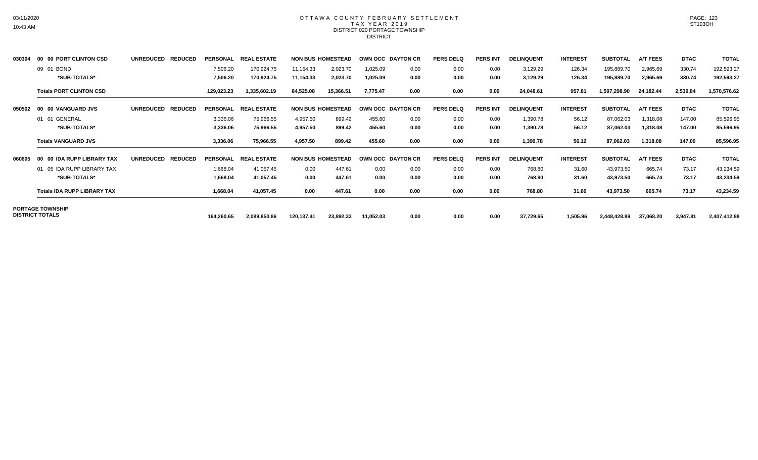# OTTAWA COUNTY FEBRUARY SETTLEMENT

TAX YEAR 2019

DISTRICT 020 PORTAGE TOWNSHIP

DISTRICT

| | | UNREDUCED | REDUCED | PERSONAL | REAL ESTATE | NON BUS | HOMESTEAD | OWN OCC | DAYTON CR | PERS DELQ | PERS INT | DELINQUENT | INTEREST | SUBTOTAL | A/T FEES | DTAC | TOTAL |
|---|---|---|---|---|---|---|---|---|---|---|---|---|---|---|---|---|---|
| 030304 | 00 00 PORT CLINTON CSD | | | | | | | | | | | | | | | | |
| | 09 01 BOND | | | 7,506.20 | 170,924.75 | 11,154.33 | 2,023.70 | 1,025.09 | 0.00 | 0.00 | 0.00 | 3,129.29 | 126.34 | 195,889.70 | 2,965.69 | 330.74 | 192,593.27 |
| | *SUB-TOTALS* | | | 7,506.20 | 170,924.75 | 11,154.33 | 2,023.70 | 1,025.09 | 0.00 | 0.00 | 0.00 | 3,129.29 | 126.34 | 195,889.70 | 2,965.69 | 330.74 | 192,593.27 |
| | **Totals PORT CLINTON CSD** | | | 129,023.23 | 1,335,602.19 | 84,525.08 | 15,366.51 | 7,775.47 | 0.00 | 0.00 | 0.00 | 24,048.61 | 957.81 | 1,597,298.90 | 24,182.44 | 2,539.84 | 1,570,576.62 |
| 050502 | 00 00 VANGUARD JVS | UNREDUCED | REDUCED | PERSONAL | REAL ESTATE | NON BUS | HOMESTEAD | OWN OCC | DAYTON CR | PERS DELQ | PERS INT | DELINQUENT | INTEREST | SUBTOTAL | A/T FEES | DTAC | TOTAL |
| | 01 01 GENERAL | | | 3,336.06 | 75,966.55 | 4,957.50 | 899.42 | 455.60 | 0.00 | 0.00 | 0.00 | 1,390.78 | 56.12 | 87,062.03 | 1,318.08 | 147.00 | 85,596.95 |
| | *SUB-TOTALS* | | | 3,336.06 | 75,966.55 | 4,957.50 | 899.42 | 455.60 | 0.00 | 0.00 | 0.00 | 1,390.78 | 56.12 | 87,062.03 | 1,318.08 | 147.00 | 85,596.95 |
| | **Totals VANGUARD JVS** | | | 3,336.06 | 75,966.55 | 4,957.50 | 899.42 | 455.60 | 0.00 | 0.00 | 0.00 | 1,390.78 | 56.12 | 87,062.03 | 1,318.08 | 147.00 | 85,596.95 |
| 060605 | 00 00 IDA RUPP LIBRARY TAX | UNREDUCED | REDUCED | PERSONAL | REAL ESTATE | NON BUS | HOMESTEAD | OWN OCC | DAYTON CR | PERS DELQ | PERS INT | DELINQUENT | INTEREST | SUBTOTAL | A/T FEES | DTAC | TOTAL |
| | 01 05 IDA RUPP LIBRARY TAX | | | 1,668.04 | 41,057.45 | 0.00 | 447.61 | 0.00 | 0.00 | 0.00 | 0.00 | 768.80 | 31.60 | 43,973.50 | 665.74 | 73.17 | 43,234.59 |
| | *SUB-TOTALS* | | | 1,668.04 | 41,057.45 | 0.00 | 447.61 | 0.00 | 0.00 | 0.00 | 0.00 | 768.80 | 31.60 | 43,973.50 | 665.74 | 73.17 | 43,234.59 |
| | **Totals IDA RUPP LIBRARY TAX** | | | 1,668.04 | 41,057.45 | 0.00 | 447.61 | 0.00 | 0.00 | 0.00 | 0.00 | 768.80 | 31.60 | 43,973.50 | 665.74 | 73.17 | 43,234.59 |
| **PORTAGE TOWNSHIP DISTRICT TOTALS** | | | | 164,260.65 | 2,089,850.86 | 120,137.41 | 23,892.33 | 11,052.03 | 0.00 | 0.00 | 0.00 | 37,729.65 | 1,505.96 | 2,448,428.89 | 37,068.20 | 3,947.81 | 2,407,412.88 |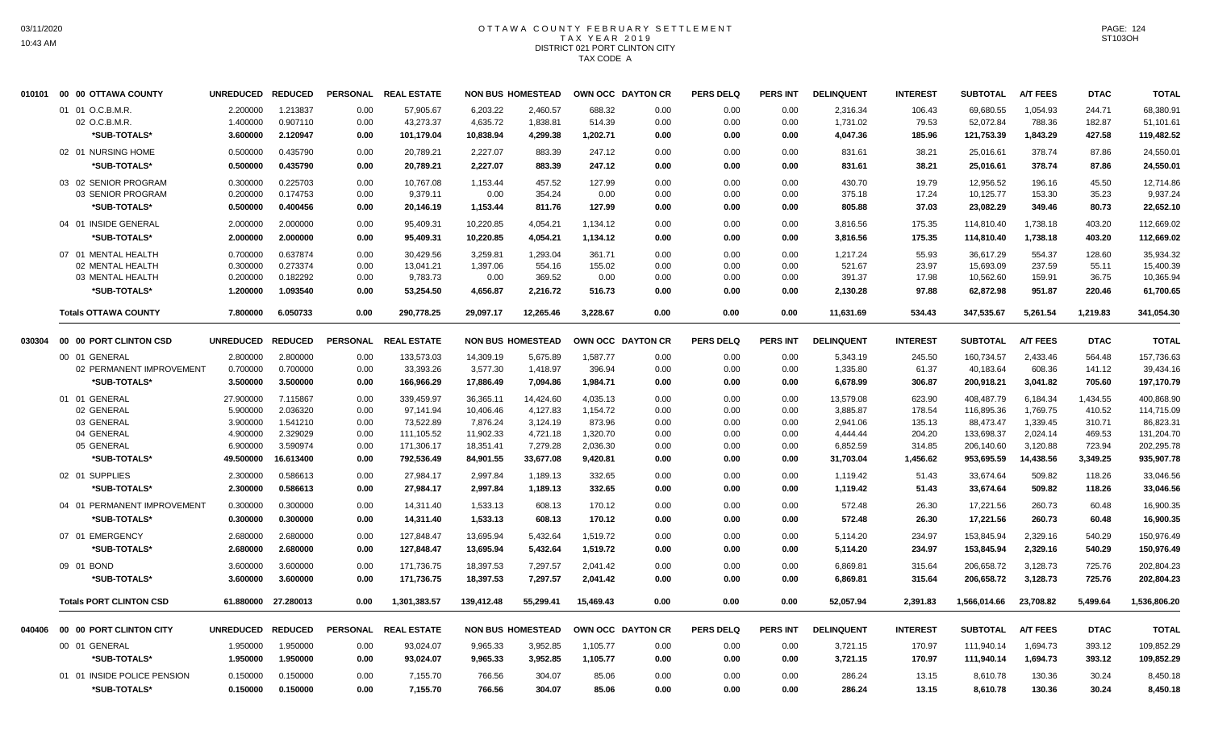# OTTAWA COUNTY FEBRUARY SETTLEMENT
## TAX YEAR 2019
## DISTRICT 021 PORT CLINTON CITY
## TAX CODE A

| 010101 00 00 OTTAWA COUNTY | UNREDUCED | REDUCED | PERSONAL | REAL ESTATE | NON BUS | HOMESTEAD | OWN OCC | DAYTON CR | PERS DELQ | PERS INT | DELINQUENT | INTEREST | SUBTOTAL | A/T FEES | DTAC | TOTAL |
|---|---|---|---|---|---|---|---|---|---|---|---|---|---|---|---|---|
| 01 01 O.C.B.M.R. | 2.200000 | 1.213837 | 0.00 | 57,905.67 | 6,203.22 | 2,460.57 | 688.32 | 0.00 | 0.00 | 0.00 | 2,316.34 | 106.43 | 69,680.55 | 1,054.93 | 244.71 | 68,380.91 |
| 02 O.C.B.M.R. | 1.400000 | 0.907110 | 0.00 | 43,273.37 | 4,635.72 | 1,838.81 | 514.39 | 0.00 | 0.00 | 0.00 | 1,731.02 | 79.53 | 52,072.84 | 788.36 | 182.87 | 51,101.61 |
| *SUB-TOTALS* | 3.600000 | 2.120947 | 0.00 | 101,179.04 | 10,838.94 | 4,299.38 | 1,202.71 | 0.00 | 0.00 | 0.00 | 4,047.36 | 185.96 | 121,753.39 | 1,843.29 | 427.58 | 119,482.52 |
| 02 01 NURSING HOME | 0.500000 | 0.435790 | 0.00 | 20,789.21 | 2,227.07 | 883.39 | 247.12 | 0.00 | 0.00 | 0.00 | 831.61 | 38.21 | 25,016.61 | 378.74 | 87.86 | 24,550.01 |
| *SUB-TOTALS* | 0.500000 | 0.435790 | 0.00 | 20,789.21 | 2,227.07 | 883.39 | 247.12 | 0.00 | 0.00 | 0.00 | 831.61 | 38.21 | 25,016.61 | 378.74 | 87.86 | 24,550.01 |
| 03 02 SENIOR PROGRAM | 0.300000 | 0.225703 | 0.00 | 10,767.08 | 1,153.44 | 457.52 | 127.99 | 0.00 | 0.00 | 0.00 | 430.70 | 19.79 | 12,956.52 | 196.16 | 45.50 | 12,714.86 |
| 03 SENIOR PROGRAM | 0.200000 | 0.174753 | 0.00 | 9,379.11 | 0.00 | 354.24 | 0.00 | 0.00 | 0.00 | 0.00 | 375.18 | 17.24 | 10,125.77 | 153.30 | 35.23 | 9,937.24 |
| *SUB-TOTALS* | 0.500000 | 0.400456 | 0.00 | 20,146.19 | 1,153.44 | 811.76 | 127.99 | 0.00 | 0.00 | 0.00 | 805.88 | 37.03 | 23,082.29 | 349.46 | 80.73 | 22,652.10 |
| 04 01 INSIDE GENERAL | 2.000000 | 2.000000 | 0.00 | 95,409.31 | 10,220.85 | 4,054.21 | 1,134.12 | 0.00 | 0.00 | 0.00 | 3,816.56 | 175.35 | 114,810.40 | 1,738.18 | 403.20 | 112,669.02 |
| *SUB-TOTALS* | 2.000000 | 2.000000 | 0.00 | 95,409.31 | 10,220.85 | 4,054.21 | 1,134.12 | 0.00 | 0.00 | 0.00 | 3,816.56 | 175.35 | 114,810.40 | 1,738.18 | 403.20 | 112,669.02 |
| 07 01 MENTAL HEALTH | 0.700000 | 0.637874 | 0.00 | 30,429.56 | 3,259.81 | 1,293.04 | 361.71 | 0.00 | 0.00 | 0.00 | 1,217.24 | 55.93 | 36,617.29 | 554.37 | 128.60 | 35,934.32 |
| 02 MENTAL HEALTH | 0.300000 | 0.273374 | 0.00 | 13,041.21 | 1,397.06 | 554.16 | 155.02 | 0.00 | 0.00 | 0.00 | 521.67 | 23.97 | 15,693.09 | 237.59 | 55.11 | 15,400.39 |
| 03 MENTAL HEALTH | 0.200000 | 0.182292 | 0.00 | 9,783.73 | 0.00 | 369.52 | 0.00 | 0.00 | 0.00 | 0.00 | 391.37 | 17.98 | 10,562.60 | 159.91 | 36.75 | 10,365.94 |
| *SUB-TOTALS* | 1.200000 | 1.093540 | 0.00 | 53,254.50 | 4,656.87 | 2,216.72 | 516.73 | 0.00 | 0.00 | 0.00 | 2,130.28 | 97.88 | 62,872.98 | 951.87 | 220.46 | 61,700.65 |
| **Totals OTTAWA COUNTY** | 7.800000 | 6.050733 | 0.00 | 290,778.25 | 29,097.17 | 12,265.46 | 3,228.67 | 0.00 | 0.00 | 0.00 | 11,631.69 | 534.43 | 347,535.67 | 5,261.54 | 1,219.83 | 341,054.30 |

| 030304 00 00 PORT CLINTON CSD | UNREDUCED | REDUCED | PERSONAL | REAL ESTATE | NON BUS | HOMESTEAD | OWN OCC | DAYTON CR | PERS DELQ | PERS INT | DELINQUENT | INTEREST | SUBTOTAL | A/T FEES | DTAC | TOTAL |
|---|---|---|---|---|---|---|---|---|---|---|---|---|---|---|---|---|
| 00 01 GENERAL | 2.800000 | 2.800000 | 0.00 | 133,573.03 | 14,309.19 | 5,675.89 | 1,587.77 | 0.00 | 0.00 | 0.00 | 5,343.19 | 245.50 | 160,734.57 | 2,433.46 | 564.48 | 157,736.63 |
| 02 PERMANENT IMPROVEMENT | 0.700000 | 0.700000 | 0.00 | 33,393.26 | 3,577.30 | 1,418.97 | 396.94 | 0.00 | 0.00 | 0.00 | 1,335.80 | 61.37 | 40,183.64 | 608.36 | 141.12 | 39,434.16 |
| *SUB-TOTALS* | 3.500000 | 3.500000 | 0.00 | 166,966.29 | 17,886.49 | 7,094.86 | 1,984.71 | 0.00 | 0.00 | 0.00 | 6,678.99 | 306.87 | 200,918.21 | 3,041.82 | 705.60 | 197,170.79 |
| 01 01 GENERAL | 27.900000 | 7.115867 | 0.00 | 339,459.97 | 36,365.11 | 14,424.60 | 4,035.13 | 0.00 | 0.00 | 0.00 | 13,579.08 | 623.90 | 408,487.79 | 6,184.34 | 1,434.55 | 400,868.90 |
| 02 GENERAL | 5.900000 | 2.036320 | 0.00 | 97,141.94 | 10,406.46 | 4,127.83 | 1,154.72 | 0.00 | 0.00 | 0.00 | 3,885.87 | 178.54 | 116,895.36 | 1,769.75 | 410.52 | 114,715.09 |
| 03 GENERAL | 3.900000 | 1.541210 | 0.00 | 73,522.89 | 7,876.24 | 3,124.19 | 873.96 | 0.00 | 0.00 | 0.00 | 2,941.06 | 135.13 | 88,473.47 | 1,339.45 | 310.71 | 86,823.31 |
| 04 GENERAL | 4.900000 | 2.329029 | 0.00 | 111,105.52 | 11,902.33 | 4,721.18 | 1,320.70 | 0.00 | 0.00 | 0.00 | 4,444.44 | 204.20 | 133,698.37 | 2,024.14 | 469.53 | 131,204.70 |
| 05 GENERAL | 6.900000 | 3.590974 | 0.00 | 171,306.17 | 18,351.41 | 7,279.28 | 2,036.30 | 0.00 | 0.00 | 0.00 | 6,852.59 | 314.85 | 206,140.60 | 3,120.88 | 723.94 | 202,295.78 |
| *SUB-TOTALS* | 49.500000 | 16.613400 | 0.00 | 792,536.49 | 84,901.55 | 33,677.08 | 9,420.81 | 0.00 | 0.00 | 0.00 | 31,703.04 | 1,456.62 | 953,695.59 | 14,438.56 | 3,349.25 | 935,907.78 |
| 02 01 SUPPLIES | 2.300000 | 0.586613 | 0.00 | 27,984.17 | 2,997.84 | 1,189.13 | 332.65 | 0.00 | 0.00 | 0.00 | 1,119.42 | 51.43 | 33,674.64 | 509.82 | 118.26 | 33,046.56 |
| *SUB-TOTALS* | 2.300000 | 0.586613 | 0.00 | 27,984.17 | 2,997.84 | 1,189.13 | 332.65 | 0.00 | 0.00 | 0.00 | 1,119.42 | 51.43 | 33,674.64 | 509.82 | 118.26 | 33,046.56 |
| 04 01 PERMANENT IMPROVEMENT | 0.300000 | 0.300000 | 0.00 | 14,311.40 | 1,533.13 | 608.13 | 170.12 | 0.00 | 0.00 | 0.00 | 572.48 | 26.30 | 17,221.56 | 260.73 | 60.48 | 16,900.35 |
| *SUB-TOTALS* | 0.300000 | 0.300000 | 0.00 | 14,311.40 | 1,533.13 | 608.13 | 170.12 | 0.00 | 0.00 | 0.00 | 572.48 | 26.30 | 17,221.56 | 260.73 | 60.48 | 16,900.35 |
| 07 01 EMERGENCY | 2.680000 | 2.680000 | 0.00 | 127,848.47 | 13,695.94 | 5,432.64 | 1,519.72 | 0.00 | 0.00 | 0.00 | 5,114.20 | 234.97 | 153,845.94 | 2,329.16 | 540.29 | 150,976.49 |
| *SUB-TOTALS* | 2.680000 | 2.680000 | 0.00 | 127,848.47 | 13,695.94 | 5,432.64 | 1,519.72 | 0.00 | 0.00 | 0.00 | 5,114.20 | 234.97 | 153,845.94 | 2,329.16 | 540.29 | 150,976.49 |
| 09 01 BOND | 3.600000 | 3.600000 | 0.00 | 171,736.75 | 18,397.53 | 7,297.57 | 2,041.42 | 0.00 | 0.00 | 0.00 | 6,869.81 | 315.64 | 206,658.72 | 3,128.73 | 725.76 | 202,804.23 |
| *SUB-TOTALS* | 3.600000 | 3.600000 | 0.00 | 171,736.75 | 18,397.53 | 7,297.57 | 2,041.42 | 0.00 | 0.00 | 0.00 | 6,869.81 | 315.64 | 206,658.72 | 3,128.73 | 725.76 | 202,804.23 |
| **Totals PORT CLINTON CSD** | 61.880000 | 27.280013 | 0.00 | 1,301,383.57 | 139,412.48 | 55,299.41 | 15,469.43 | 0.00 | 0.00 | 0.00 | 52,057.94 | 2,391.83 | 1,566,014.66 | 23,708.82 | 5,499.64 | 1,536,806.20 |

| 040406 00 00 PORT CLINTON CITY | UNREDUCED | REDUCED | PERSONAL | REAL ESTATE | NON BUS | HOMESTEAD | OWN OCC | DAYTON CR | PERS DELQ | PERS INT | DELINQUENT | INTEREST | SUBTOTAL | A/T FEES | DTAC | TOTAL |
|---|---|---|---|---|---|---|---|---|---|---|---|---|---|---|---|---|
| 00 01 GENERAL | 1.950000 | 1.950000 | 0.00 | 93,024.07 | 9,965.33 | 3,952.85 | 1,105.77 | 0.00 | 0.00 | 0.00 | 3,721.15 | 170.97 | 111,940.14 | 1,694.73 | 393.12 | 109,852.29 |
| *SUB-TOTALS* | 1.950000 | 1.950000 | 0.00 | 93,024.07 | 9,965.33 | 3,952.85 | 1,105.77 | 0.00 | 0.00 | 0.00 | 3,721.15 | 170.97 | 111,940.14 | 1,694.73 | 393.12 | 109,852.29 |
| 01 01 INSIDE POLICE PENSION | 0.150000 | 0.150000 | 0.00 | 7,155.70 | 766.56 | 304.07 | 85.06 | 0.00 | 0.00 | 0.00 | 286.24 | 13.15 | 8,610.78 | 130.36 | 30.24 | 8,450.18 |
| *SUB-TOTALS* | 0.150000 | 0.150000 | 0.00 | 7,155.70 | 766.56 | 304.07 | 85.06 | 0.00 | 0.00 | 0.00 | 286.24 | 13.15 | 8,610.78 | 130.36 | 30.24 | 8,450.18 |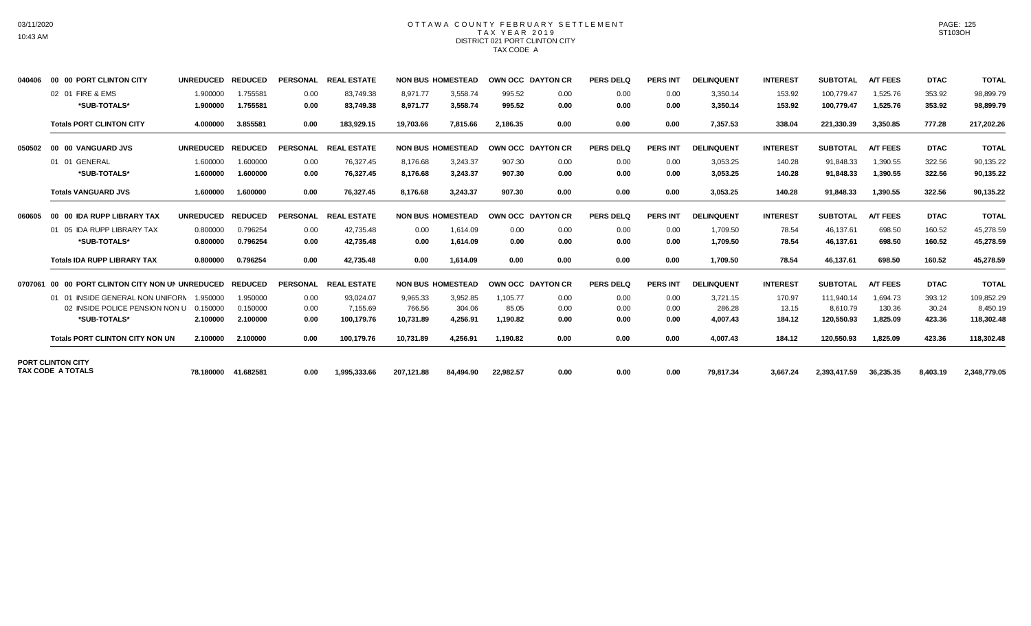# OTTAWA COUNTY FEBRUARY SETTLEMENT
## TAX YEAR 2019
### DISTRICT 021 PORT CLINTON CITY
### TAX CODE A

| | | UNREDUCED | REDUCED | PERSONAL | REAL ESTATE | NON BUS | HOMESTEAD | OWN OCC | DAYTON CR | PERS DELQ | PERS INT | DELINQUENT | INTEREST | SUBTOTAL | A/T FEES | DTAC | TOTAL |
|---|---|---|---|---|---|---|---|---|---|---|---|---|---|---|---|---|---|
| 040406 | 00 00 PORT CLINTON CITY | | | | | | | | | | | | | | | | |
| | 02 01 FIRE & EMS | 1.900000 | 1.755581 | 0.00 | 83,749.38 | 8,971.77 | 3,558.74 | 995.52 | 0.00 | 0.00 | 0.00 | 3,350.14 | 153.92 | 100,779.47 | 1,525.76 | 353.92 | 98,899.79 |
| | ***SUB-TOTALS*** | **1.900000** | **1.755581** | **0.00** | **83,749.38** | **8,971.77** | **3,558.74** | **995.52** | **0.00** | **0.00** | **0.00** | **3,350.14** | **153.92** | **100,779.47** | **1,525.76** | **353.92** | **98,899.79** |
| | **Totals PORT CLINTON CITY** | **4.000000** | **3.855581** | **0.00** | **183,929.15** | **19,703.66** | **7,815.66** | **2,186.35** | **0.00** | **0.00** | **0.00** | **7,357.53** | **338.04** | **221,330.39** | **3,350.85** | **777.28** | **217,202.26** |
| 050502 | 00 00 VANGUARD JVS | | | | | | | | | | | | | | | | |
| | 01 01 GENERAL | 1.600000 | 1.600000 | 0.00 | 76,327.45 | 8,176.68 | 3,243.37 | 907.30 | 0.00 | 0.00 | 0.00 | 3,053.25 | 140.28 | 91,848.33 | 1,390.55 | 322.56 | 90,135.22 |
| | ***SUB-TOTALS*** | **1.600000** | **1.600000** | **0.00** | **76,327.45** | **8,176.68** | **3,243.37** | **907.30** | **0.00** | **0.00** | **0.00** | **3,053.25** | **140.28** | **91,848.33** | **1,390.55** | **322.56** | **90,135.22** |
| | **Totals VANGUARD JVS** | **1.600000** | **1.600000** | **0.00** | **76,327.45** | **8,176.68** | **3,243.37** | **907.30** | **0.00** | **0.00** | **0.00** | **3,053.25** | **140.28** | **91,848.33** | **1,390.55** | **322.56** | **90,135.22** |
| 060605 | 00 00 IDA RUPP LIBRARY TAX | | | | | | | | | | | | | | | | |
| | 01 05 IDA RUPP LIBRARY TAX | 0.800000 | 0.796254 | 0.00 | 42,735.48 | 0.00 | 1,614.09 | 0.00 | 0.00 | 0.00 | 0.00 | 1,709.50 | 78.54 | 46,137.61 | 698.50 | 160.52 | 45,278.59 |
| | ***SUB-TOTALS*** | **0.800000** | **0.796254** | **0.00** | **42,735.48** | **0.00** | **1,614.09** | **0.00** | **0.00** | **0.00** | **0.00** | **1,709.50** | **78.54** | **46,137.61** | **698.50** | **160.52** | **45,278.59** |
| | **Totals IDA RUPP LIBRARY TAX** | **0.800000** | **0.796254** | **0.00** | **42,735.48** | **0.00** | **1,614.09** | **0.00** | **0.00** | **0.00** | **0.00** | **1,709.50** | **78.54** | **46,137.61** | **698.50** | **160.52** | **45,278.59** |
| 0707061 | 00 00 PORT CLINTON CITY NON UN | | | | | | | | | | | | | | | | |
| | 01 01 INSIDE GENERAL NON UNIFORM | 1.950000 | 1.950000 | 0.00 | 93,024.07 | 9,965.33 | 3,952.85 | 1,105.77 | 0.00 | 0.00 | 0.00 | 3,721.15 | 170.97 | 111,940.14 | 1,694.73 | 393.12 | 109,852.29 |
| | 02 INSIDE POLICE PENSION NON U | 0.150000 | 0.150000 | 0.00 | 7,155.69 | 766.56 | 304.06 | 85.05 | 0.00 | 0.00 | 0.00 | 286.28 | 13.15 | 8,610.79 | 130.36 | 30.24 | 8,450.19 |
| | ***SUB-TOTALS*** | **2.100000** | **2.100000** | **0.00** | **100,179.76** | **10,731.89** | **4,256.91** | **1,190.82** | **0.00** | **0.00** | **0.00** | **4,007.43** | **184.12** | **120,550.93** | **1,825.09** | **423.36** | **118,302.48** |
| | **Totals PORT CLINTON CITY NON UN** | **2.100000** | **2.100000** | **0.00** | **100,179.76** | **10,731.89** | **4,256.91** | **1,190.82** | **0.00** | **0.00** | **0.00** | **4,007.43** | **184.12** | **120,550.93** | **1,825.09** | **423.36** | **118,302.48** |
| **PORT CLINTON CITY TAX CODE A TOTALS** | | **78.180000** | **41.682581** | **0.00** | **1,995,333.66** | **207,121.88** | **84,494.90** | **22,982.57** | **0.00** | **0.00** | **0.00** | **79,817.34** | **3,667.24** | **2,393,417.59** | **36,235.35** | **8,403.19** | **2,348,779.05** |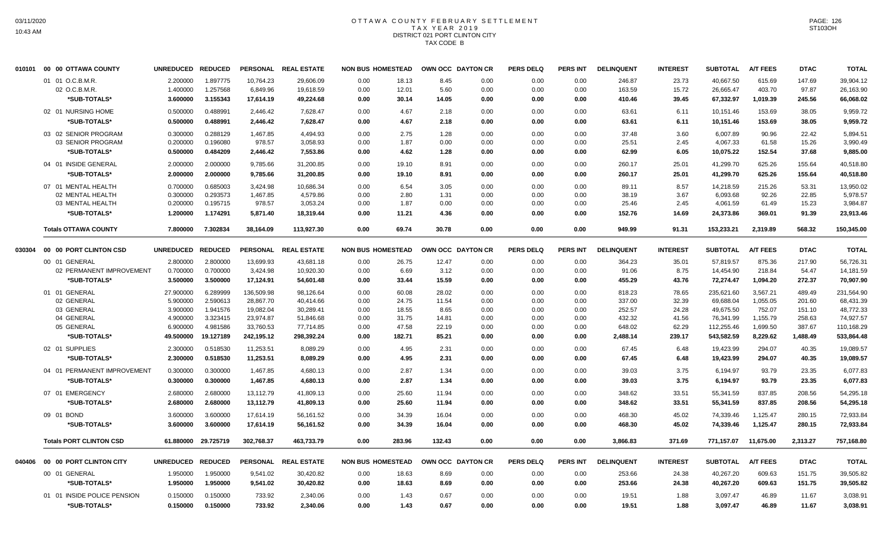# OTTAWA COUNTY FEBRUARY SETTLEMENT
## TAX YEAR 2019
### DISTRICT 021 PORT CLINTON CITY
### TAX CODE B

| | | UNREDUCED | REDUCED | PERSONAL | REAL ESTATE | NON BUS | HOMESTEAD | OWN OCC | DAYTON CR | PERS DELQ | PERS INT | DELINQUENT | INTEREST | SUBTOTAL | A/T FEES | DTAC | TOTAL |
|---|---|---|---|---|---|---|---|---|---|---|---|---|---|---|---|---|---|
| 010101 | 00 00 OTTAWA COUNTY | | | | | | | | | | | | | | | | |
| | 01 01 O.C.B.M.R. | 2.200000 | 1.897775 | 10,764.23 | 29,606.09 | 0.00 | 18.13 | 8.45 | 0.00 | 0.00 | 0.00 | 246.87 | 23.73 | 40,667.50 | 615.69 | 147.69 | 39,904.12 |
| | 02 O.C.B.M.R. | 1.400000 | 1.257568 | 6,849.96 | 19,618.59 | 0.00 | 12.01 | 5.60 | 0.00 | 0.00 | 0.00 | 163.59 | 15.72 | 26,665.47 | 403.70 | 97.87 | 26,163.90 |
| | *SUB-TOTALS* | 3.600000 | 3.155343 | 17,614.19 | 49,224.68 | 0.00 | 30.14 | 14.05 | 0.00 | 0.00 | 0.00 | 410.46 | 39.45 | 67,332.97 | 1,019.39 | 245.56 | 66,068.02 |
| | 02 01 NURSING HOME | 0.500000 | 0.488991 | 2,446.42 | 7,628.47 | 0.00 | 4.67 | 2.18 | 0.00 | 0.00 | 0.00 | 63.61 | 6.11 | 10,151.46 | 153.69 | 38.05 | 9,959.72 |
| | *SUB-TOTALS* | 0.500000 | 0.488991 | 2,446.42 | 7,628.47 | 0.00 | 4.67 | 2.18 | 0.00 | 0.00 | 0.00 | 63.61 | 6.11 | 10,151.46 | 153.69 | 38.05 | 9,959.72 |
| | 03 02 SENIOR PROGRAM | 0.300000 | 0.288129 | 1,467.85 | 4,494.93 | 0.00 | 2.75 | 1.28 | 0.00 | 0.00 | 0.00 | 37.48 | 3.60 | 6,007.89 | 90.96 | 22.42 | 5,894.51 |
| | 03 SENIOR PROGRAM | 0.200000 | 0.196080 | 978.57 | 3,058.93 | 0.00 | 1.87 | 0.00 | 0.00 | 0.00 | 0.00 | 25.51 | 2.45 | 4,067.33 | 61.58 | 15.26 | 3,990.49 |
| | *SUB-TOTALS* | 0.500000 | 0.484209 | 2,446.42 | 7,553.86 | 0.00 | 4.62 | 1.28 | 0.00 | 0.00 | 0.00 | 62.99 | 6.05 | 10,075.22 | 152.54 | 37.68 | 9,885.00 |
| | 04 01 INSIDE GENERAL | 2.000000 | 2.000000 | 9,785.66 | 31,200.85 | 0.00 | 19.10 | 8.91 | 0.00 | 0.00 | 0.00 | 260.17 | 25.01 | 41,299.70 | 625.26 | 155.64 | 40,518.80 |
| | *SUB-TOTALS* | 2.000000 | 2.000000 | 9,785.66 | 31,200.85 | 0.00 | 19.10 | 8.91 | 0.00 | 0.00 | 0.00 | 260.17 | 25.01 | 41,299.70 | 625.26 | 155.64 | 40,518.80 |
| | 07 01 MENTAL HEALTH | 0.700000 | 0.685003 | 3,424.98 | 10,686.34 | 0.00 | 6.54 | 3.05 | 0.00 | 0.00 | 0.00 | 89.11 | 8.57 | 14,218.59 | 215.26 | 53.31 | 13,950.02 |
| | 02 MENTAL HEALTH | 0.300000 | 0.293573 | 1,467.85 | 4,579.86 | 0.00 | 2.80 | 1.31 | 0.00 | 0.00 | 0.00 | 38.19 | 3.67 | 6,093.68 | 92.26 | 22.85 | 5,978.57 |
| | 03 MENTAL HEALTH | 0.200000 | 0.195715 | 978.57 | 3,053.24 | 0.00 | 1.87 | 0.00 | 0.00 | 0.00 | 0.00 | 25.46 | 2.45 | 4,061.59 | 61.49 | 15.23 | 3,984.87 |
| | *SUB-TOTALS* | 1.200000 | 1.174291 | 5,871.40 | 18,319.44 | 0.00 | 11.21 | 4.36 | 0.00 | 0.00 | 0.00 | 152.76 | 14.69 | 24,373.86 | 369.01 | 91.39 | 23,913.46 |
| | **Totals OTTAWA COUNTY** | 7.800000 | 7.302834 | 38,164.09 | 113,927.30 | 0.00 | 69.74 | 30.78 | 0.00 | 0.00 | 0.00 | 949.99 | 91.31 | 153,233.21 | 2,319.89 | 568.32 | 150,345.00 |
| 030304 | 00 00 PORT CLINTON CSD | UNREDUCED | REDUCED | PERSONAL | REAL ESTATE | NON BUS | HOMESTEAD | OWN OCC | DAYTON CR | PERS DELQ | PERS INT | DELINQUENT | INTEREST | SUBTOTAL | A/T FEES | DTAC | TOTAL |
| | 00 01 GENERAL | 2.800000 | 2.800000 | 13,699.93 | 43,681.18 | 0.00 | 26.75 | 12.47 | 0.00 | 0.00 | 0.00 | 364.23 | 35.01 | 57,819.57 | 875.36 | 217.90 | 56,726.31 |
| | 02 PERMANENT IMPROVEMENT | 0.700000 | 0.700000 | 3,424.98 | 10,920.30 | 0.00 | 6.69 | 3.12 | 0.00 | 0.00 | 0.00 | 91.06 | 8.75 | 14,454.90 | 218.84 | 54.47 | 14,181.59 |
| | *SUB-TOTALS* | 3.500000 | 3.500000 | 17,124.91 | 54,601.48 | 0.00 | 33.44 | 15.59 | 0.00 | 0.00 | 0.00 | 455.29 | 43.76 | 72,274.47 | 1,094.20 | 272.37 | 70,907.90 |
| | 01 01 GENERAL | 27.900000 | 6.289999 | 136,509.98 | 98,126.64 | 0.00 | 60.08 | 28.02 | 0.00 | 0.00 | 0.00 | 818.23 | 78.65 | 235,621.60 | 3,567.21 | 489.49 | 231,564.90 |
| | 02 GENERAL | 5.900000 | 2.590613 | 28,867.70 | 40,414.66 | 0.00 | 24.75 | 11.54 | 0.00 | 0.00 | 0.00 | 337.00 | 32.39 | 69,688.04 | 1,055.05 | 201.60 | 68,431.39 |
| | 03 GENERAL | 3.900000 | 1.941576 | 19,082.04 | 30,289.41 | 0.00 | 18.55 | 8.65 | 0.00 | 0.00 | 0.00 | 252.57 | 24.28 | 49,675.50 | 752.07 | 151.10 | 48,772.33 |
| | 04 GENERAL | 4.900000 | 3.323415 | 23,974.87 | 51,846.68 | 0.00 | 31.75 | 14.81 | 0.00 | 0.00 | 0.00 | 432.32 | 41.56 | 76,341.99 | 1,155.79 | 258.63 | 74,927.57 |
| | 05 GENERAL | 6.900000 | 4.981586 | 33,760.53 | 77,714.85 | 0.00 | 47.58 | 22.19 | 0.00 | 0.00 | 0.00 | 648.02 | 62.29 | 112,255.46 | 1,699.50 | 387.67 | 110,168.29 |
| | *SUB-TOTALS* | 49.500000 | 19.127189 | 242,195.12 | 298,392.24 | 0.00 | 182.71 | 85.21 | 0.00 | 0.00 | 0.00 | 2,488.14 | 239.17 | 543,582.59 | 8,229.62 | 1,488.49 | 533,864.48 |
| | 02 01 SUPPLIES | 2.300000 | 0.518530 | 11,253.51 | 8,089.29 | 0.00 | 4.95 | 2.31 | 0.00 | 0.00 | 0.00 | 67.45 | 6.48 | 19,423.99 | 294.07 | 40.35 | 19,089.57 |
| | *SUB-TOTALS* | 2.300000 | 0.518530 | 11,253.51 | 8,089.29 | 0.00 | 4.95 | 2.31 | 0.00 | 0.00 | 0.00 | 67.45 | 6.48 | 19,423.99 | 294.07 | 40.35 | 19,089.57 |
| | 04 01 PERMANENT IMPROVEMENT | 0.300000 | 0.300000 | 1,467.85 | 4,680.13 | 0.00 | 2.87 | 1.34 | 0.00 | 0.00 | 0.00 | 39.03 | 3.75 | 6,194.97 | 93.79 | 23.35 | 6,077.83 |
| | *SUB-TOTALS* | 0.300000 | 0.300000 | 1,467.85 | 4,680.13 | 0.00 | 2.87 | 1.34 | 0.00 | 0.00 | 0.00 | 39.03 | 3.75 | 6,194.97 | 93.79 | 23.35 | 6,077.83 |
| | 07 01 EMERGENCY | 2.680000 | 2.680000 | 13,112.79 | 41,809.13 | 0.00 | 25.60 | 11.94 | 0.00 | 0.00 | 0.00 | 348.62 | 33.51 | 55,341.59 | 837.85 | 208.56 | 54,295.18 |
| | *SUB-TOTALS* | 2.680000 | 2.680000 | 13,112.79 | 41,809.13 | 0.00 | 25.60 | 11.94 | 0.00 | 0.00 | 0.00 | 348.62 | 33.51 | 55,341.59 | 837.85 | 208.56 | 54,295.18 |
| | 09 01 BOND | 3.600000 | 3.600000 | 17,614.19 | 56,161.52 | 0.00 | 34.39 | 16.04 | 0.00 | 0.00 | 0.00 | 468.30 | 45.02 | 74,339.46 | 1,125.47 | 280.15 | 72,933.84 |
| | *SUB-TOTALS* | 3.600000 | 3.600000 | 17,614.19 | 56,161.52 | 0.00 | 34.39 | 16.04 | 0.00 | 0.00 | 0.00 | 468.30 | 45.02 | 74,339.46 | 1,125.47 | 280.15 | 72,933.84 |
| | **Totals PORT CLINTON CSD** | 61.880000 | 29.725719 | 302,768.37 | 463,733.79 | 0.00 | 283.96 | 132.43 | 0.00 | 0.00 | 0.00 | 3,866.83 | 371.69 | 771,157.07 | 11,675.00 | 2,313.27 | 757,168.80 |
| 040406 | 00 00 PORT CLINTON CITY | UNREDUCED | REDUCED | PERSONAL | REAL ESTATE | NON BUS | HOMESTEAD | OWN OCC | DAYTON CR | PERS DELQ | PERS INT | DELINQUENT | INTEREST | SUBTOTAL | A/T FEES | DTAC | TOTAL |
| | 00 01 GENERAL | 1.950000 | 1.950000 | 9,541.02 | 30,420.82 | 0.00 | 18.63 | 8.69 | 0.00 | 0.00 | 0.00 | 253.66 | 24.38 | 40,267.20 | 609.63 | 151.75 | 39,505.82 |
| | *SUB-TOTALS* | 1.950000 | 1.950000 | 9,541.02 | 30,420.82 | 0.00 | 18.63 | 8.69 | 0.00 | 0.00 | 0.00 | 253.66 | 24.38 | 40,267.20 | 609.63 | 151.75 | 39,505.82 |
| | 01 01 INSIDE POLICE PENSION | 0.150000 | 0.150000 | 733.92 | 2,340.06 | 0.00 | 1.43 | 0.67 | 0.00 | 0.00 | 0.00 | 19.51 | 1.88 | 3,097.47 | 46.89 | 11.67 | 3,038.91 |
| | *SUB-TOTALS* | 0.150000 | 0.150000 | 733.92 | 2,340.06 | 0.00 | 1.43 | 0.67 | 0.00 | 0.00 | 0.00 | 19.51 | 1.88 | 3,097.47 | 46.89 | 11.67 | 3,038.91 |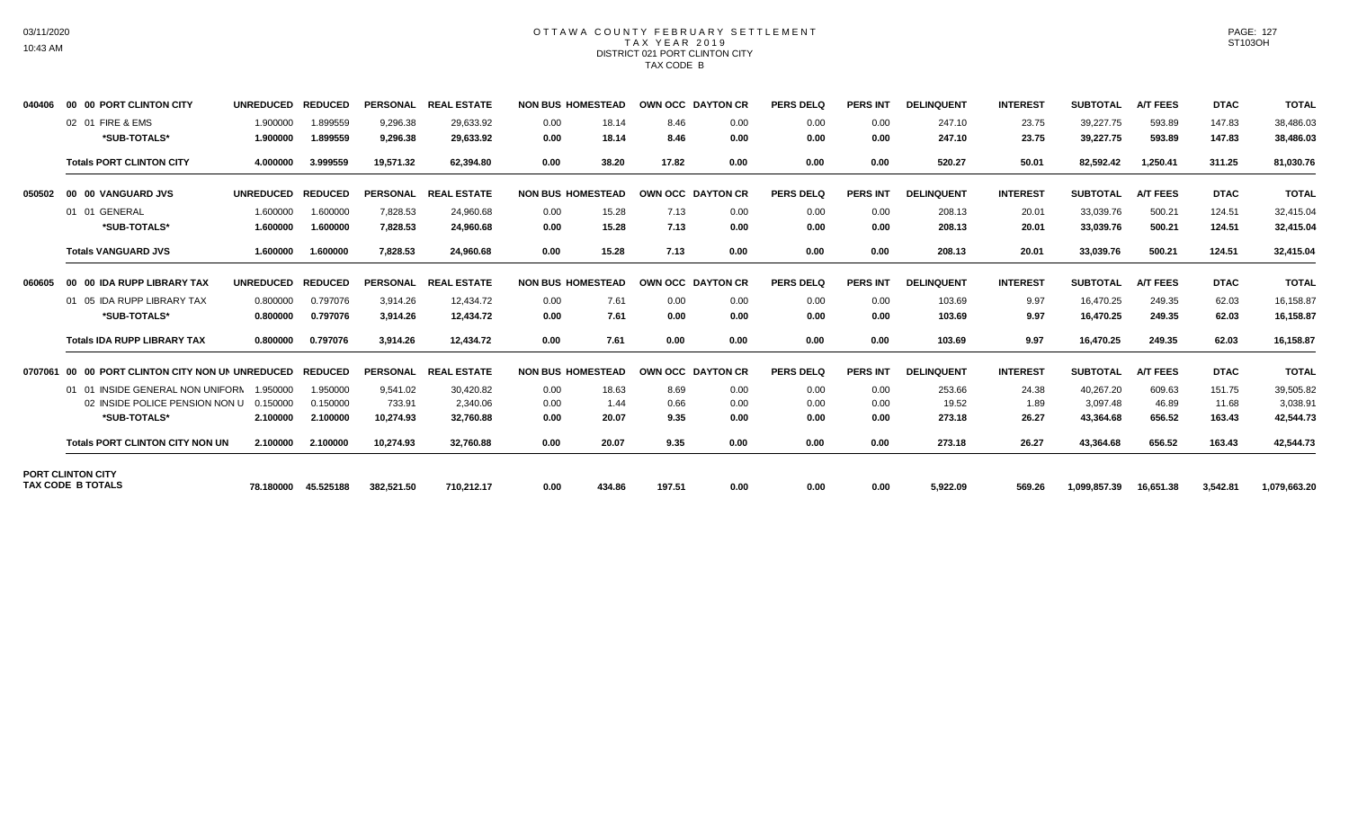# OTTAWA COUNTY FEBRUARY SETTLEMENT
## TAX YEAR 2019
### DISTRICT 021 PORT CLINTON CITY
### TAX CODE B

| | | UNREDUCED | REDUCED | PERSONAL | REAL ESTATE | NON BUS | HOMESTEAD | OWN OCC | DAYTON CR | PERS DELQ | PERS INT | DELINQUENT | INTEREST | SUBTOTAL | A/T FEES | DTAC | TOTAL |
|---|---|---|---|---|---|---|---|---|---|---|---|---|---|---|---|---|---|
| 040406 | 00 00 PORT CLINTON CITY | UNREDUCED | REDUCED | PERSONAL | REAL ESTATE | NON BUS | HOMESTEAD | OWN OCC | DAYTON CR | PERS DELQ | PERS INT | DELINQUENT | INTEREST | SUBTOTAL | A/T FEES | DTAC | TOTAL |
| | 02 01 FIRE & EMS | 1.900000 | 1.899559 | 9,296.38 | 29,633.92 | 0.00 | 18.14 | 8.46 | 0.00 | 0.00 | 0.00 | 247.10 | 23.75 | 39,227.75 | 593.89 | 147.83 | 38,486.03 |
| | **\*SUB-TOTALS\*** | **1.900000** | **1.899559** | **9,296.38** | **29,633.92** | **0.00** | **18.14** | **8.46** | **0.00** | **0.00** | **0.00** | **247.10** | **23.75** | **39,227.75** | **593.89** | **147.83** | **38,486.03** |
| | **Totals PORT CLINTON CITY** | **4.000000** | **3.999559** | **19,571.32** | **62,394.80** | **0.00** | **38.20** | **17.82** | **0.00** | **0.00** | **0.00** | **520.27** | **50.01** | **82,592.42** | **1,250.41** | **311.25** | **81,030.76** |
| 050502 | 00 00 VANGUARD JVS | UNREDUCED | REDUCED | PERSONAL | REAL ESTATE | NON BUS | HOMESTEAD | OWN OCC | DAYTON CR | PERS DELQ | PERS INT | DELINQUENT | INTEREST | SUBTOTAL | A/T FEES | DTAC | TOTAL |
| | 01 01 GENERAL | 1.600000 | 1.600000 | 7,828.53 | 24,960.68 | 0.00 | 15.28 | 7.13 | 0.00 | 0.00 | 0.00 | 208.13 | 20.01 | 33,039.76 | 500.21 | 124.51 | 32,415.04 |
| | **\*SUB-TOTALS\*** | **1.600000** | **1.600000** | **7,828.53** | **24,960.68** | **0.00** | **15.28** | **7.13** | **0.00** | **0.00** | **0.00** | **208.13** | **20.01** | **33,039.76** | **500.21** | **124.51** | **32,415.04** |
| | **Totals VANGUARD JVS** | **1.600000** | **1.600000** | **7,828.53** | **24,960.68** | **0.00** | **15.28** | **7.13** | **0.00** | **0.00** | **0.00** | **208.13** | **20.01** | **33,039.76** | **500.21** | **124.51** | **32,415.04** |
| 060605 | 00 00 IDA RUPP LIBRARY TAX | UNREDUCED | REDUCED | PERSONAL | REAL ESTATE | NON BUS | HOMESTEAD | OWN OCC | DAYTON CR | PERS DELQ | PERS INT | DELINQUENT | INTEREST | SUBTOTAL | A/T FEES | DTAC | TOTAL |
| | 01 05 IDA RUPP LIBRARY TAX | 0.800000 | 0.797076 | 3,914.26 | 12,434.72 | 0.00 | 7.61 | 0.00 | 0.00 | 0.00 | 0.00 | 103.69 | 9.97 | 16,470.25 | 249.35 | 62.03 | 16,158.87 |
| | **\*SUB-TOTALS\*** | **0.800000** | **0.797076** | **3,914.26** | **12,434.72** | **0.00** | **7.61** | **0.00** | **0.00** | **0.00** | **0.00** | **103.69** | **9.97** | **16,470.25** | **249.35** | **62.03** | **16,158.87** |
| | **Totals IDA RUPP LIBRARY TAX** | **0.800000** | **0.797076** | **3,914.26** | **12,434.72** | **0.00** | **7.61** | **0.00** | **0.00** | **0.00** | **0.00** | **103.69** | **9.97** | **16,470.25** | **249.35** | **62.03** | **16,158.87** |
| 0707061 | 00 00 PORT CLINTON CITY NON UN | UNREDUCED | REDUCED | PERSONAL | REAL ESTATE | NON BUS | HOMESTEAD | OWN OCC | DAYTON CR | PERS DELQ | PERS INT | DELINQUENT | INTEREST | SUBTOTAL | A/T FEES | DTAC | TOTAL |
| | 01 01 INSIDE GENERAL NON UNIFORM | 1.950000 | 1.950000 | 9,541.02 | 30,420.82 | 0.00 | 18.63 | 8.69 | 0.00 | 0.00 | 0.00 | 253.66 | 24.38 | 40,267.20 | 609.63 | 151.75 | 39,505.82 |
| | 02 INSIDE POLICE PENSION NON U | 0.150000 | 0.150000 | 733.91 | 2,340.06 | 0.00 | 1.44 | 0.66 | 0.00 | 0.00 | 0.00 | 19.52 | 1.89 | 3,097.48 | 46.89 | 11.68 | 3,038.91 |
| | **\*SUB-TOTALS\*** | **2.100000** | **2.100000** | **10,274.93** | **32,760.88** | **0.00** | **20.07** | **9.35** | **0.00** | **0.00** | **0.00** | **273.18** | **26.27** | **43,364.68** | **656.52** | **163.43** | **42,544.73** |
| | **Totals PORT CLINTON CITY NON UN** | **2.100000** | **2.100000** | **10,274.93** | **32,760.88** | **0.00** | **20.07** | **9.35** | **0.00** | **0.00** | **0.00** | **273.18** | **26.27** | **43,364.68** | **656.52** | **163.43** | **42,544.73** |
| **PORT CLINTON CITY TAX CODE B TOTALS** | | **78.180000** | **45.525188** | **382,521.50** | **710,212.17** | **0.00** | **434.86** | **197.51** | **0.00** | **0.00** | **0.00** | **5,922.09** | **569.26** | **1,099,857.39** | **16,651.38** | **3,542.81** | **1,079,663.20** |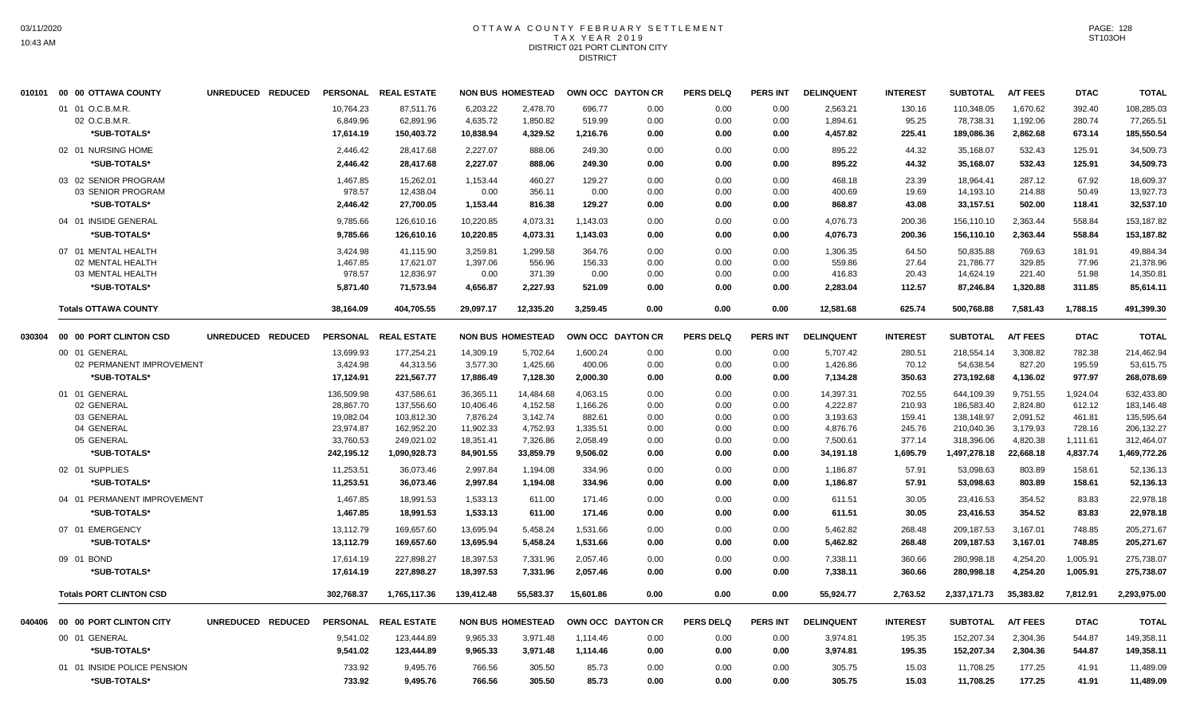# OTTAWA COUNTY FEBRUARY SETTLEMENT
## TAX YEAR 2019
### DISTRICT 021 PORT CLINTON CITY
### DISTRICT

03/11/2020
10:43 AM

PAGE: 128
ST103OH

| | | UNREDUCED | REDUCED | PERSONAL | REAL ESTATE | NON BUS | HOMESTEAD | OWN OCC | DAYTON CR | PERS DELQ | PERS INT | DELINQUENT | INTEREST | SUBTOTAL | A/T FEES | DTAC | TOTAL |
|---|---|---|---|---|---|---|---|---|---|---|---|---|---|---|---|---|---|
| 010101 | 00 00 OTTAWA COUNTY | | | | | | | | | | | | | | | | |
| | 01 01 O.C.B.M.R. | | | 10,764.23 | 87,511.76 | 6,203.22 | 2,478.70 | 696.77 | 0.00 | 0.00 | 0.00 | 2,563.21 | 130.16 | 110,348.05 | 1,670.62 | 392.40 | 108,285.03 |
| | 02 O.C.B.M.R. | | | 6,849.96 | 62,891.96 | 4,635.72 | 1,850.82 | 519.99 | 0.00 | 0.00 | 0.00 | 1,894.61 | 95.25 | 78,738.31 | 1,192.06 | 280.74 | 77,265.51 |
| | *SUB-TOTALS* | | | 17,614.19 | 150,403.72 | 10,838.94 | 4,329.52 | 1,216.76 | 0.00 | 0.00 | 0.00 | 4,457.82 | 225.41 | 189,086.36 | 2,862.68 | 673.14 | 185,550.54 |
| | 02 01 NURSING HOME | | | 2,446.42 | 28,417.68 | 2,227.07 | 888.06 | 249.30 | 0.00 | 0.00 | 0.00 | 895.22 | 44.32 | 35,168.07 | 532.43 | 125.91 | 34,509.73 |
| | *SUB-TOTALS* | | | 2,446.42 | 28,417.68 | 2,227.07 | 888.06 | 249.30 | 0.00 | 0.00 | 0.00 | 895.22 | 44.32 | 35,168.07 | 532.43 | 125.91 | 34,509.73 |
| | 03 02 SENIOR PROGRAM | | | 1,467.85 | 15,262.01 | 1,153.44 | 460.27 | 129.27 | 0.00 | 0.00 | 0.00 | 468.18 | 23.39 | 18,964.41 | 287.12 | 67.92 | 18,609.37 |
| | 03 SENIOR PROGRAM | | | 978.57 | 12,438.04 | 0.00 | 356.11 | 0.00 | 0.00 | 0.00 | 0.00 | 400.69 | 19.69 | 14,193.10 | 214.88 | 50.49 | 13,927.73 |
| | *SUB-TOTALS* | | | 2,446.42 | 27,700.05 | 1,153.44 | 816.38 | 129.27 | 0.00 | 0.00 | 0.00 | 868.87 | 43.08 | 33,157.51 | 502.00 | 118.41 | 32,537.10 |
| | 04 01 INSIDE GENERAL | | | 9,785.66 | 126,610.16 | 10,220.85 | 4,073.31 | 1,143.03 | 0.00 | 0.00 | 0.00 | 4,076.73 | 200.36 | 156,110.10 | 2,363.44 | 558.84 | 153,187.82 |
| | *SUB-TOTALS* | | | 9,785.66 | 126,610.16 | 10,220.85 | 4,073.31 | 1,143.03 | 0.00 | 0.00 | 0.00 | 4,076.73 | 200.36 | 156,110.10 | 2,363.44 | 558.84 | 153,187.82 |
| | 07 01 MENTAL HEALTH | | | 3,424.98 | 41,115.90 | 3,259.81 | 1,299.58 | 364.76 | 0.00 | 0.00 | 0.00 | 1,306.35 | 64.50 | 50,835.88 | 769.63 | 181.91 | 49,884.34 |
| | 02 MENTAL HEALTH | | | 1,467.85 | 17,621.07 | 1,397.06 | 556.96 | 156.33 | 0.00 | 0.00 | 0.00 | 559.86 | 27.64 | 21,786.77 | 329.85 | 77.96 | 21,378.96 |
| | 03 MENTAL HEALTH | | | 978.57 | 12,836.97 | 0.00 | 371.39 | 0.00 | 0.00 | 0.00 | 0.00 | 416.83 | 20.43 | 14,624.19 | 221.40 | 51.98 | 14,350.81 |
| | *SUB-TOTALS* | | | 5,871.40 | 71,573.94 | 4,656.87 | 2,227.93 | 521.09 | 0.00 | 0.00 | 0.00 | 2,283.04 | 112.57 | 87,246.84 | 1,320.88 | 311.85 | 85,614.11 |
| | **Totals OTTAWA COUNTY** | | | 38,164.09 | 404,705.55 | 29,097.17 | 12,335.20 | 3,259.45 | 0.00 | 0.00 | 0.00 | 12,581.68 | 625.74 | 500,768.88 | 7,581.43 | 1,788.15 | 491,399.30 |
| 030304 | 00 00 PORT CLINTON CSD | UNREDUCED | REDUCED | PERSONAL | REAL ESTATE | NON BUS | HOMESTEAD | OWN OCC | DAYTON CR | PERS DELQ | PERS INT | DELINQUENT | INTEREST | SUBTOTAL | A/T FEES | DTAC | TOTAL |
| | 00 01 GENERAL | | | 13,699.93 | 177,254.21 | 14,309.19 | 5,702.64 | 1,600.24 | 0.00 | 0.00 | 0.00 | 5,707.42 | 280.51 | 218,554.14 | 3,308.82 | 782.38 | 214,462.94 |
| | 02 PERMANENT IMPROVEMENT | | | 3,424.98 | 44,313.56 | 3,577.30 | 1,425.66 | 400.06 | 0.00 | 0.00 | 0.00 | 1,426.86 | 70.12 | 54,638.54 | 827.20 | 195.59 | 53,615.75 |
| | *SUB-TOTALS* | | | 17,124.91 | 221,567.77 | 17,886.49 | 7,128.30 | 2,000.30 | 0.00 | 0.00 | 0.00 | 7,134.28 | 350.63 | 273,192.68 | 4,136.02 | 977.97 | 268,078.69 |
| | 01 01 GENERAL | | | 136,509.98 | 437,586.61 | 36,365.11 | 14,484.68 | 4,063.15 | 0.00 | 0.00 | 0.00 | 14,397.31 | 702.55 | 644,109.39 | 9,751.55 | 1,924.04 | 632,433.80 |
| | 02 GENERAL | | | 28,867.70 | 137,556.60 | 10,406.46 | 4,152.58 | 1,166.26 | 0.00 | 0.00 | 0.00 | 4,222.87 | 210.93 | 186,583.40 | 2,824.80 | 612.12 | 183,146.48 |
| | 03 GENERAL | | | 19,082.04 | 103,812.30 | 7,876.24 | 3,142.74 | 882.61 | 0.00 | 0.00 | 0.00 | 3,193.63 | 159.41 | 138,148.97 | 2,091.52 | 461.81 | 135,595.64 |
| | 04 GENERAL | | | 23,974.87 | 162,952.20 | 11,902.33 | 4,752.93 | 1,335.51 | 0.00 | 0.00 | 0.00 | 4,876.76 | 245.76 | 210,040.36 | 3,179.93 | 728.16 | 206,132.27 |
| | 05 GENERAL | | | 33,760.53 | 249,021.02 | 18,351.41 | 7,326.86 | 2,058.49 | 0.00 | 0.00 | 0.00 | 7,500.61 | 377.14 | 318,396.06 | 4,820.38 | 1,111.61 | 312,464.07 |
| | *SUB-TOTALS* | | | 242,195.12 | 1,090,928.73 | 84,901.55 | 33,859.79 | 9,506.02 | 0.00 | 0.00 | 0.00 | 34,191.18 | 1,695.79 | 1,497,278.18 | 22,668.18 | 4,837.74 | 1,469,772.26 |
| | 02 01 SUPPLIES | | | 11,253.51 | 36,073.46 | 2,997.84 | 1,194.08 | 334.96 | 0.00 | 0.00 | 0.00 | 1,186.87 | 57.91 | 53,098.63 | 803.89 | 158.61 | 52,136.13 |
| | *SUB-TOTALS* | | | 11,253.51 | 36,073.46 | 2,997.84 | 1,194.08 | 334.96 | 0.00 | 0.00 | 0.00 | 1,186.87 | 57.91 | 53,098.63 | 803.89 | 158.61 | 52,136.13 |
| | 04 01 PERMANENT IMPROVEMENT | | | 1,467.85 | 18,991.53 | 1,533.13 | 611.00 | 171.46 | 0.00 | 0.00 | 0.00 | 611.51 | 30.05 | 23,416.53 | 354.52 | 83.83 | 22,978.18 |
| | *SUB-TOTALS* | | | 1,467.85 | 18,991.53 | 1,533.13 | 611.00 | 171.46 | 0.00 | 0.00 | 0.00 | 611.51 | 30.05 | 23,416.53 | 354.52 | 83.83 | 22,978.18 |
| | 07 01 EMERGENCY | | | 13,112.79 | 169,657.60 | 13,695.94 | 5,458.24 | 1,531.66 | 0.00 | 0.00 | 0.00 | 5,462.82 | 268.48 | 209,187.53 | 3,167.01 | 748.85 | 205,271.67 |
| | *SUB-TOTALS* | | | 13,112.79 | 169,657.60 | 13,695.94 | 5,458.24 | 1,531.66 | 0.00 | 0.00 | 0.00 | 5,462.82 | 268.48 | 209,187.53 | 3,167.01 | 748.85 | 205,271.67 |
| | 09 01 BOND | | | 17,614.19 | 227,898.27 | 18,397.53 | 7,331.96 | 2,057.46 | 0.00 | 0.00 | 0.00 | 7,338.11 | 360.66 | 280,998.18 | 4,254.20 | 1,005.91 | 275,738.07 |
| | *SUB-TOTALS* | | | 17,614.19 | 227,898.27 | 18,397.53 | 7,331.96 | 2,057.46 | 0.00 | 0.00 | 0.00 | 7,338.11 | 360.66 | 280,998.18 | 4,254.20 | 1,005.91 | 275,738.07 |
| | **Totals PORT CLINTON CSD** | | | 302,768.37 | 1,765,117.36 | 139,412.48 | 55,583.37 | 15,601.86 | 0.00 | 0.00 | 0.00 | 55,924.77 | 2,763.52 | 2,337,171.73 | 35,383.82 | 7,812.91 | 2,293,975.00 |
| 040406 | 00 00 PORT CLINTON CITY | UNREDUCED | REDUCED | PERSONAL | REAL ESTATE | NON BUS | HOMESTEAD | OWN OCC | DAYTON CR | PERS DELQ | PERS INT | DELINQUENT | INTEREST | SUBTOTAL | A/T FEES | DTAC | TOTAL |
| | 00 01 GENERAL | | | 9,541.02 | 123,444.89 | 9,965.33 | 3,971.48 | 1,114.46 | 0.00 | 0.00 | 0.00 | 3,974.81 | 195.35 | 152,207.34 | 2,304.36 | 544.87 | 149,358.11 |
| | *SUB-TOTALS* | | | 9,541.02 | 123,444.89 | 9,965.33 | 3,971.48 | 1,114.46 | 0.00 | 0.00 | 0.00 | 3,974.81 | 195.35 | 152,207.34 | 2,304.36 | 544.87 | 149,358.11 |
| | 01 01 INSIDE POLICE PENSION | | | 733.92 | 9,495.76 | 766.56 | 305.50 | 85.73 | 0.00 | 0.00 | 0.00 | 305.75 | 15.03 | 11,708.25 | 177.25 | 41.91 | 11,489.09 |
| | *SUB-TOTALS* | | | 733.92 | 9,495.76 | 766.56 | 305.50 | 85.73 | 0.00 | 0.00 | 0.00 | 305.75 | 15.03 | 11,708.25 | 177.25 | 41.91 | 11,489.09 |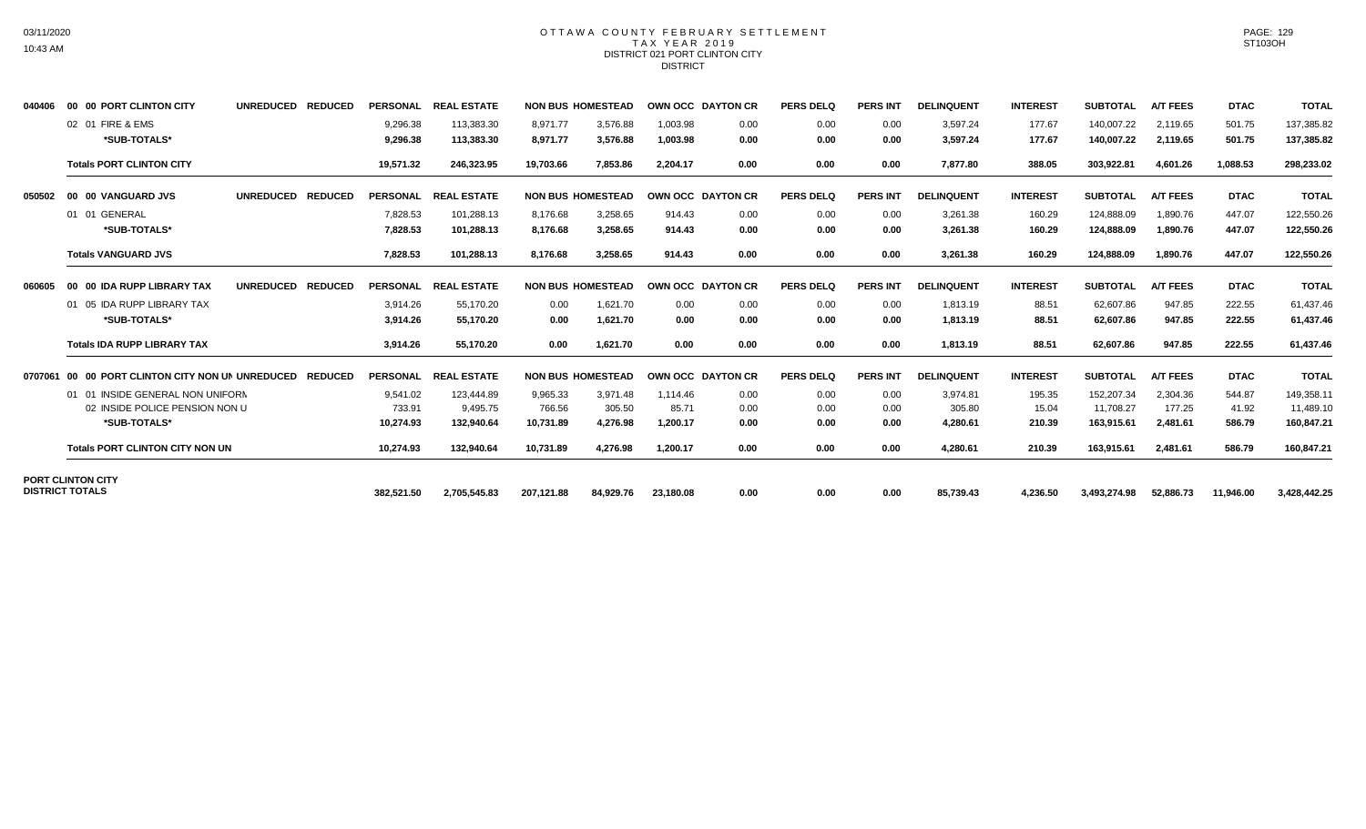# OTTAWA COUNTY FEBRUARY SETTLEMENT
## TAX YEAR 2019
### DISTRICT 021 PORT CLINTON CITY
### DISTRICT

| | | UNREDUCED | REDUCED | PERSONAL | REAL ESTATE | NON BUS | HOMESTEAD | OWN OCC | DAYTON CR | PERS DELQ | PERS INT | DELINQUENT | INTEREST | SUBTOTAL | A/T FEES | DTAC | TOTAL |
|---|---|---|---|---|---|---|---|---|---|---|---|---|---|---|---|---|---|
| 040406 | 00 00 PORT CLINTON CITY | | | | | | | | | | | | | | | | |
| | 02 01 FIRE & EMS | | | 9,296.38 | 113,383.30 | 8,971.77 | 3,576.88 | 1,003.98 | 0.00 | 0.00 | 0.00 | 3,597.24 | 177.67 | 140,007.22 | 2,119.65 | 501.75 | 137,385.82 |
| | *SUB-TOTALS* | | | 9,296.38 | 113,383.30 | 8,971.77 | 3,576.88 | 1,003.98 | 0.00 | 0.00 | 0.00 | 3,597.24 | 177.67 | 140,007.22 | 2,119.65 | 501.75 | 137,385.82 |
| | **Totals PORT CLINTON CITY** | | | 19,571.32 | 246,323.95 | 19,703.66 | 7,853.86 | 2,204.17 | 0.00 | 0.00 | 0.00 | 7,877.80 | 388.05 | 303,922.81 | 4,601.26 | 1,088.53 | 298,233.02 |
| 050502 | 00 00 VANGUARD JVS | UNREDUCED | REDUCED | PERSONAL | REAL ESTATE | NON BUS | HOMESTEAD | OWN OCC | DAYTON CR | PERS DELQ | PERS INT | DELINQUENT | INTEREST | SUBTOTAL | A/T FEES | DTAC | TOTAL |
| | 01 01 GENERAL | | | 7,828.53 | 101,288.13 | 8,176.68 | 3,258.65 | 914.43 | 0.00 | 0.00 | 0.00 | 3,261.38 | 160.29 | 124,888.09 | 1,890.76 | 447.07 | 122,550.26 |
| | *SUB-TOTALS* | | | 7,828.53 | 101,288.13 | 8,176.68 | 3,258.65 | 914.43 | 0.00 | 0.00 | 0.00 | 3,261.38 | 160.29 | 124,888.09 | 1,890.76 | 447.07 | 122,550.26 |
| | **Totals VANGUARD JVS** | | | 7,828.53 | 101,288.13 | 8,176.68 | 3,258.65 | 914.43 | 0.00 | 0.00 | 0.00 | 3,261.38 | 160.29 | 124,888.09 | 1,890.76 | 447.07 | 122,550.26 |
| 060605 | 00 00 IDA RUPP LIBRARY TAX | UNREDUCED | REDUCED | PERSONAL | REAL ESTATE | NON BUS | HOMESTEAD | OWN OCC | DAYTON CR | PERS DELQ | PERS INT | DELINQUENT | INTEREST | SUBTOTAL | A/T FEES | DTAC | TOTAL |
| | 01 05 IDA RUPP LIBRARY TAX | | | 3,914.26 | 55,170.20 | 0.00 | 1,621.70 | 0.00 | 0.00 | 0.00 | 0.00 | 1,813.19 | 88.51 | 62,607.86 | 947.85 | 222.55 | 61,437.46 |
| | *SUB-TOTALS* | | | 3,914.26 | 55,170.20 | 0.00 | 1,621.70 | 0.00 | 0.00 | 0.00 | 0.00 | 1,813.19 | 88.51 | 62,607.86 | 947.85 | 222.55 | 61,437.46 |
| | **Totals IDA RUPP LIBRARY TAX** | | | 3,914.26 | 55,170.20 | 0.00 | 1,621.70 | 0.00 | 0.00 | 0.00 | 0.00 | 1,813.19 | 88.51 | 62,607.86 | 947.85 | 222.55 | 61,437.46 |
| 0707061 | 00 00 PORT CLINTON CITY NON UN | UNREDUCED | REDUCED | PERSONAL | REAL ESTATE | NON BUS | HOMESTEAD | OWN OCC | DAYTON CR | PERS DELQ | PERS INT | DELINQUENT | INTEREST | SUBTOTAL | A/T FEES | DTAC | TOTAL |
| | 01 01 INSIDE GENERAL NON UNIFORM | | | 9,541.02 | 123,444.89 | 9,965.33 | 3,971.48 | 1,114.46 | 0.00 | 0.00 | 0.00 | 3,974.81 | 195.35 | 152,207.34 | 2,304.36 | 544.87 | 149,358.11 |
| | 02 INSIDE POLICE PENSION NON U | | | 733.91 | 9,495.75 | 766.56 | 305.50 | 85.71 | 0.00 | 0.00 | 0.00 | 305.80 | 15.04 | 11,708.27 | 177.25 | 41.92 | 11,489.10 |
| | *SUB-TOTALS* | | | 10,274.93 | 132,940.64 | 10,731.89 | 4,276.98 | 1,200.17 | 0.00 | 0.00 | 0.00 | 4,280.61 | 210.39 | 163,915.61 | 2,481.61 | 586.79 | 160,847.21 |
| | **Totals PORT CLINTON CITY NON UN** | | | 10,274.93 | 132,940.64 | 10,731.89 | 4,276.98 | 1,200.17 | 0.00 | 0.00 | 0.00 | 4,280.61 | 210.39 | 163,915.61 | 2,481.61 | 586.79 | 160,847.21 |
| **PORT CLINTON CITY DISTRICT TOTALS** | | | | 382,521.50 | 2,705,545.83 | 207,121.88 | 84,929.76 | 23,180.08 | 0.00 | 0.00 | 0.00 | 85,739.43 | 4,236.50 | 3,493,274.98 | 52,886.73 | 11,946.00 | 3,428,442.25 |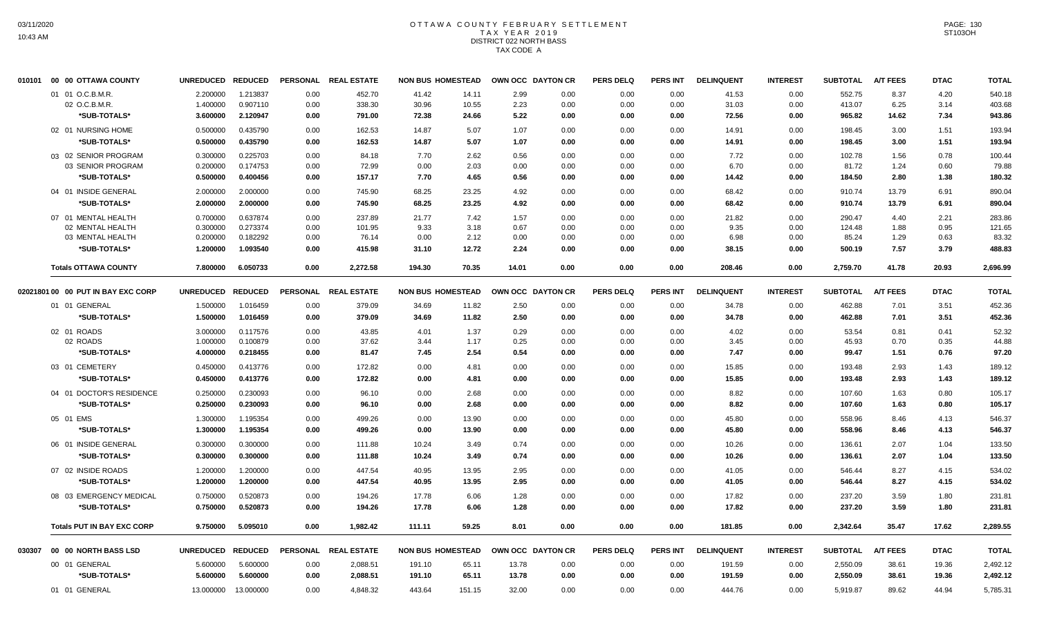# OTTAWA COUNTY FEBRUARY SETTLEMENT
## TAX YEAR 2019
## DISTRICT 022 NORTH BASS
## TAX CODE A

03/11/2020
10:43 AM

ST103OH

| 010101 00 00 OTTAWA COUNTY | UNREDUCED | REDUCED | PERSONAL | REAL ESTATE | NON BUS | HOMESTEAD | OWN OCC | DAYTON CR | PERS DELQ | PERS INT | DELINQUENT | INTEREST | SUBTOTAL | A/T FEES | DTAC | TOTAL |
|---|---|---|---|---|---|---|---|---|---|---|---|---|---|---|---|---|
| 01 01 O.C.B.M.R. | 2.200000 | 1.213837 | 0.00 | 452.70 | 41.42 | 14.11 | 2.99 | 0.00 | 0.00 | 0.00 | 41.53 | 0.00 | 552.75 | 8.37 | 4.20 | 540.18 |
| 02 O.C.B.M.R. | 1.400000 | 0.907110 | 0.00 | 338.30 | 30.96 | 10.55 | 2.23 | 0.00 | 0.00 | 0.00 | 31.03 | 0.00 | 413.07 | 6.25 | 3.14 | 403.68 |
| *SUB-TOTALS* | 3.600000 | 2.120947 | 0.00 | 791.00 | 72.38 | 24.66 | 5.22 | 0.00 | 0.00 | 0.00 | 72.56 | 0.00 | 965.82 | 14.62 | 7.34 | 943.86 |
| 02 01 NURSING HOME | 0.500000 | 0.435790 | 0.00 | 162.53 | 14.87 | 5.07 | 1.07 | 0.00 | 0.00 | 0.00 | 14.91 | 0.00 | 198.45 | 3.00 | 1.51 | 193.94 |
| *SUB-TOTALS* | 0.500000 | 0.435790 | 0.00 | 162.53 | 14.87 | 5.07 | 1.07 | 0.00 | 0.00 | 0.00 | 14.91 | 0.00 | 198.45 | 3.00 | 1.51 | 193.94 |
| 03 02 SENIOR PROGRAM | 0.300000 | 0.225703 | 0.00 | 84.18 | 7.70 | 2.62 | 0.56 | 0.00 | 0.00 | 0.00 | 7.72 | 0.00 | 102.78 | 1.56 | 0.78 | 100.44 |
| 03 SENIOR PROGRAM | 0.200000 | 0.174753 | 0.00 | 72.99 | 0.00 | 2.03 | 0.00 | 0.00 | 0.00 | 0.00 | 6.70 | 0.00 | 81.72 | 1.24 | 0.60 | 79.88 |
| *SUB-TOTALS* | 0.500000 | 0.400456 | 0.00 | 157.17 | 7.70 | 4.65 | 0.56 | 0.00 | 0.00 | 0.00 | 14.42 | 0.00 | 184.50 | 2.80 | 1.38 | 180.32 |
| 04 01 INSIDE GENERAL | 2.000000 | 2.000000 | 0.00 | 745.90 | 68.25 | 23.25 | 4.92 | 0.00 | 0.00 | 0.00 | 68.42 | 0.00 | 910.74 | 13.79 | 6.91 | 890.04 |
| *SUB-TOTALS* | 2.000000 | 2.000000 | 0.00 | 745.90 | 68.25 | 23.25 | 4.92 | 0.00 | 0.00 | 0.00 | 68.42 | 0.00 | 910.74 | 13.79 | 6.91 | 890.04 |
| 07 01 MENTAL HEALTH | 0.700000 | 0.637874 | 0.00 | 237.89 | 21.77 | 7.42 | 1.57 | 0.00 | 0.00 | 0.00 | 21.82 | 0.00 | 290.47 | 4.40 | 2.21 | 283.86 |
| 02 MENTAL HEALTH | 0.300000 | 0.273374 | 0.00 | 101.95 | 9.33 | 3.18 | 0.67 | 0.00 | 0.00 | 0.00 | 9.35 | 0.00 | 124.48 | 1.88 | 0.95 | 121.65 |
| 03 MENTAL HEALTH | 0.200000 | 0.182292 | 0.00 | 76.14 | 0.00 | 2.12 | 0.00 | 0.00 | 0.00 | 0.00 | 6.98 | 0.00 | 85.24 | 1.29 | 0.63 | 83.32 |
| *SUB-TOTALS* | 1.200000 | 1.093540 | 0.00 | 415.98 | 31.10 | 12.72 | 2.24 | 0.00 | 0.00 | 0.00 | 38.15 | 0.00 | 500.19 | 7.57 | 3.79 | 488.83 |
| **Totals OTTAWA COUNTY** | 7.800000 | 6.050733 | 0.00 | 2,272.58 | 194.30 | 70.35 | 14.01 | 0.00 | 0.00 | 0.00 | 208.46 | 0.00 | 2,759.70 | 41.78 | 20.93 | 2,696.99 |

| 02021801 00 00 PUT IN BAY EXC CORP | UNREDUCED | REDUCED | PERSONAL | REAL ESTATE | NON BUS | HOMESTEAD | OWN OCC | DAYTON CR | PERS DELQ | PERS INT | DELINQUENT | INTEREST | SUBTOTAL | A/T FEES | DTAC | TOTAL |
|---|---|---|---|---|---|---|---|---|---|---|---|---|---|---|---|---|
| 01 01 GENERAL | 1.500000 | 1.016459 | 0.00 | 379.09 | 34.69 | 11.82 | 2.50 | 0.00 | 0.00 | 0.00 | 34.78 | 0.00 | 462.88 | 7.01 | 3.51 | 452.36 |
| *SUB-TOTALS* | 1.500000 | 1.016459 | 0.00 | 379.09 | 34.69 | 11.82 | 2.50 | 0.00 | 0.00 | 0.00 | 34.78 | 0.00 | 462.88 | 7.01 | 3.51 | 452.36 |
| 02 01 ROADS | 3.000000 | 0.117576 | 0.00 | 43.85 | 4.01 | 1.37 | 0.29 | 0.00 | 0.00 | 0.00 | 4.02 | 0.00 | 53.54 | 0.81 | 0.41 | 52.32 |
| 02 ROADS | 1.000000 | 0.100879 | 0.00 | 37.62 | 3.44 | 1.17 | 0.25 | 0.00 | 0.00 | 0.00 | 3.45 | 0.00 | 45.93 | 0.70 | 0.35 | 44.88 |
| *SUB-TOTALS* | 4.000000 | 0.218455 | 0.00 | 81.47 | 7.45 | 2.54 | 0.54 | 0.00 | 0.00 | 0.00 | 7.47 | 0.00 | 99.47 | 1.51 | 0.76 | 97.20 |
| 03 01 CEMETERY | 0.450000 | 0.413776 | 0.00 | 172.82 | 0.00 | 4.81 | 0.00 | 0.00 | 0.00 | 0.00 | 15.85 | 0.00 | 193.48 | 2.93 | 1.43 | 189.12 |
| *SUB-TOTALS* | 0.450000 | 0.413776 | 0.00 | 172.82 | 0.00 | 4.81 | 0.00 | 0.00 | 0.00 | 0.00 | 15.85 | 0.00 | 193.48 | 2.93 | 1.43 | 189.12 |
| 04 01 DOCTOR'S RESIDENCE | 0.250000 | 0.230093 | 0.00 | 96.10 | 0.00 | 2.68 | 0.00 | 0.00 | 0.00 | 0.00 | 8.82 | 0.00 | 107.60 | 1.63 | 0.80 | 105.17 |
| *SUB-TOTALS* | 0.250000 | 0.230093 | 0.00 | 96.10 | 0.00 | 2.68 | 0.00 | 0.00 | 0.00 | 0.00 | 8.82 | 0.00 | 107.60 | 1.63 | 0.80 | 105.17 |
| 05 01 EMS | 1.300000 | 1.195354 | 0.00 | 499.26 | 0.00 | 13.90 | 0.00 | 0.00 | 0.00 | 0.00 | 45.80 | 0.00 | 558.96 | 8.46 | 4.13 | 546.37 |
| *SUB-TOTALS* | 1.300000 | 1.195354 | 0.00 | 499.26 | 0.00 | 13.90 | 0.00 | 0.00 | 0.00 | 0.00 | 45.80 | 0.00 | 558.96 | 8.46 | 4.13 | 546.37 |
| 06 01 INSIDE GENERAL | 0.300000 | 0.300000 | 0.00 | 111.88 | 10.24 | 3.49 | 0.74 | 0.00 | 0.00 | 0.00 | 10.26 | 0.00 | 136.61 | 2.07 | 1.04 | 133.50 |
| *SUB-TOTALS* | 0.300000 | 0.300000 | 0.00 | 111.88 | 10.24 | 3.49 | 0.74 | 0.00 | 0.00 | 0.00 | 10.26 | 0.00 | 136.61 | 2.07 | 1.04 | 133.50 |
| 07 02 INSIDE ROADS | 1.200000 | 1.200000 | 0.00 | 447.54 | 40.95 | 13.95 | 2.95 | 0.00 | 0.00 | 0.00 | 41.05 | 0.00 | 546.44 | 8.27 | 4.15 | 534.02 |
| *SUB-TOTALS* | 1.200000 | 1.200000 | 0.00 | 447.54 | 40.95 | 13.95 | 2.95 | 0.00 | 0.00 | 0.00 | 41.05 | 0.00 | 546.44 | 8.27 | 4.15 | 534.02 |
| 08 03 EMERGENCY MEDICAL | 0.750000 | 0.520873 | 0.00 | 194.26 | 17.78 | 6.06 | 1.28 | 0.00 | 0.00 | 0.00 | 17.82 | 0.00 | 237.20 | 3.59 | 1.80 | 231.81 |
| *SUB-TOTALS* | 0.750000 | 0.520873 | 0.00 | 194.26 | 17.78 | 6.06 | 1.28 | 0.00 | 0.00 | 0.00 | 17.82 | 0.00 | 237.20 | 3.59 | 1.80 | 231.81 |
| **Totals PUT IN BAY EXC CORP** | 9.750000 | 5.095010 | 0.00 | 1,982.42 | 111.11 | 59.25 | 8.01 | 0.00 | 0.00 | 0.00 | 181.85 | 0.00 | 2,342.64 | 35.47 | 17.62 | 2,289.55 |

| 030307 00 00 NORTH BASS LSD | UNREDUCED | REDUCED | PERSONAL | REAL ESTATE | NON BUS | HOMESTEAD | OWN OCC | DAYTON CR | PERS DELQ | PERS INT | DELINQUENT | INTEREST | SUBTOTAL | A/T FEES | DTAC | TOTAL |
|---|---|---|---|---|---|---|---|---|---|---|---|---|---|---|---|---|
| 00 01 GENERAL | 5.600000 | 5.600000 | 0.00 | 2,088.51 | 191.10 | 65.11 | 13.78 | 0.00 | 0.00 | 0.00 | 191.59 | 0.00 | 2,550.09 | 38.61 | 19.36 | 2,492.12 |
| *SUB-TOTALS* | 5.600000 | 5.600000 | 0.00 | 2,088.51 | 191.10 | 65.11 | 13.78 | 0.00 | 0.00 | 0.00 | 191.59 | 0.00 | 2,550.09 | 38.61 | 19.36 | 2,492.12 |
| 01 01 GENERAL | 13.000000 | 13.000000 | 0.00 | 4,848.32 | 443.64 | 151.15 | 32.00 | 0.00 | 0.00 | 0.00 | 444.76 | 0.00 | 5,919.87 | 89.62 | 44.94 | 5,785.31 |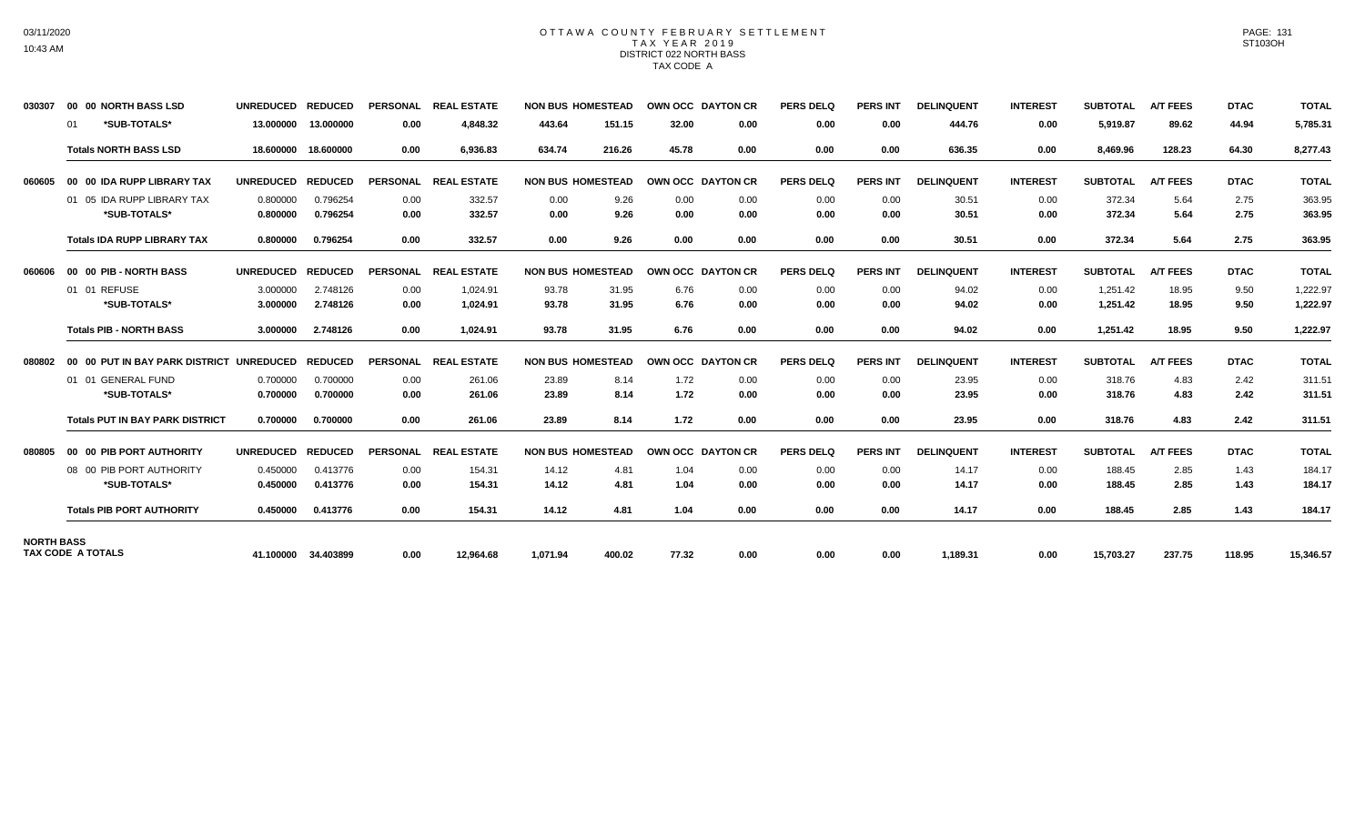# OTTAWA COUNTY FEBRUARY SETTLEMENT
## TAX YEAR 2019
### DISTRICT 022 NORTH BASS
### TAX CODE A

| | | UNREDUCED | REDUCED | PERSONAL | REAL ESTATE | NON BUS | HOMESTEAD | OWN OCC | DAYTON CR | PERS DELQ | PERS INT | DELINQUENT | INTEREST | SUBTOTAL | A/T FEES | DTAC | TOTAL |
|---|---|---|---|---|---|---|---|---|---|---|---|---|---|---|---|---|---|
| 030307 | 00 00 NORTH BASS LSD | UNREDUCED | REDUCED | PERSONAL | REAL ESTATE | NON BUS | HOMESTEAD | OWN OCC | DAYTON CR | PERS DELQ | PERS INT | DELINQUENT | INTEREST | SUBTOTAL | A/T FEES | DTAC | TOTAL |
| | 01 *SUB-TOTALS* | 13.000000 | 13.000000 | 0.00 | 4,848.32 | 443.64 | 151.15 | 32.00 | 0.00 | 0.00 | 0.00 | 444.76 | 0.00 | 5,919.87 | 89.62 | 44.94 | 5,785.31 |
| | **Totals NORTH BASS LSD** | 18.600000 | 18.600000 | 0.00 | 6,936.83 | 634.74 | 216.26 | 45.78 | 0.00 | 0.00 | 0.00 | 636.35 | 0.00 | 8,469.96 | 128.23 | 64.30 | 8,277.43 |
| 060605 | 00 00 IDA RUPP LIBRARY TAX | UNREDUCED | REDUCED | PERSONAL | REAL ESTATE | NON BUS | HOMESTEAD | OWN OCC | DAYTON CR | PERS DELQ | PERS INT | DELINQUENT | INTEREST | SUBTOTAL | A/T FEES | DTAC | TOTAL |
| | 01 05 IDA RUPP LIBRARY TAX | 0.800000 | 0.796254 | 0.00 | 332.57 | 0.00 | 9.26 | 0.00 | 0.00 | 0.00 | 0.00 | 30.51 | 0.00 | 372.34 | 5.64 | 2.75 | 363.95 |
| | *SUB-TOTALS* | 0.800000 | 0.796254 | 0.00 | 332.57 | 0.00 | 9.26 | 0.00 | 0.00 | 0.00 | 0.00 | 30.51 | 0.00 | 372.34 | 5.64 | 2.75 | 363.95 |
| | **Totals IDA RUPP LIBRARY TAX** | 0.800000 | 0.796254 | 0.00 | 332.57 | 0.00 | 9.26 | 0.00 | 0.00 | 0.00 | 0.00 | 30.51 | 0.00 | 372.34 | 5.64 | 2.75 | 363.95 |
| 060606 | 00 00 PIB - NORTH BASS | UNREDUCED | REDUCED | PERSONAL | REAL ESTATE | NON BUS | HOMESTEAD | OWN OCC | DAYTON CR | PERS DELQ | PERS INT | DELINQUENT | INTEREST | SUBTOTAL | A/T FEES | DTAC | TOTAL |
| | 01 01 REFUSE | 3.000000 | 2.748126 | 0.00 | 1,024.91 | 93.78 | 31.95 | 6.76 | 0.00 | 0.00 | 0.00 | 94.02 | 0.00 | 1,251.42 | 18.95 | 9.50 | 1,222.97 |
| | *SUB-TOTALS* | 3.000000 | 2.748126 | 0.00 | 1,024.91 | 93.78 | 31.95 | 6.76 | 0.00 | 0.00 | 0.00 | 94.02 | 0.00 | 1,251.42 | 18.95 | 9.50 | 1,222.97 |
| | **Totals PIB - NORTH BASS** | 3.000000 | 2.748126 | 0.00 | 1,024.91 | 93.78 | 31.95 | 6.76 | 0.00 | 0.00 | 0.00 | 94.02 | 0.00 | 1,251.42 | 18.95 | 9.50 | 1,222.97 |
| 080802 | 00 00 PUT IN BAY PARK DISTRICT | UNREDUCED | REDUCED | PERSONAL | REAL ESTATE | NON BUS | HOMESTEAD | OWN OCC | DAYTON CR | PERS DELQ | PERS INT | DELINQUENT | INTEREST | SUBTOTAL | A/T FEES | DTAC | TOTAL |
| | 01 01 GENERAL FUND | 0.700000 | 0.700000 | 0.00 | 261.06 | 23.89 | 8.14 | 1.72 | 0.00 | 0.00 | 0.00 | 23.95 | 0.00 | 318.76 | 4.83 | 2.42 | 311.51 |
| | *SUB-TOTALS* | 0.700000 | 0.700000 | 0.00 | 261.06 | 23.89 | 8.14 | 1.72 | 0.00 | 0.00 | 0.00 | 23.95 | 0.00 | 318.76 | 4.83 | 2.42 | 311.51 |
| | **Totals PUT IN BAY PARK DISTRICT** | 0.700000 | 0.700000 | 0.00 | 261.06 | 23.89 | 8.14 | 1.72 | 0.00 | 0.00 | 0.00 | 23.95 | 0.00 | 318.76 | 4.83 | 2.42 | 311.51 |
| 080805 | 00 00 PIB PORT AUTHORITY | UNREDUCED | REDUCED | PERSONAL | REAL ESTATE | NON BUS | HOMESTEAD | OWN OCC | DAYTON CR | PERS DELQ | PERS INT | DELINQUENT | INTEREST | SUBTOTAL | A/T FEES | DTAC | TOTAL |
| | 08 00 PIB PORT AUTHORITY | 0.450000 | 0.413776 | 0.00 | 154.31 | 14.12 | 4.81 | 1.04 | 0.00 | 0.00 | 0.00 | 14.17 | 0.00 | 188.45 | 2.85 | 1.43 | 184.17 |
| | *SUB-TOTALS* | 0.450000 | 0.413776 | 0.00 | 154.31 | 14.12 | 4.81 | 1.04 | 0.00 | 0.00 | 0.00 | 14.17 | 0.00 | 188.45 | 2.85 | 1.43 | 184.17 |
| | **Totals PIB PORT AUTHORITY** | 0.450000 | 0.413776 | 0.00 | 154.31 | 14.12 | 4.81 | 1.04 | 0.00 | 0.00 | 0.00 | 14.17 | 0.00 | 188.45 | 2.85 | 1.43 | 184.17 |
| **NORTH BASS TAX CODE A TOTALS** | | 41.100000 | 34.403899 | 0.00 | 12,964.68 | 1,071.94 | 400.02 | 77.32 | 0.00 | 0.00 | 0.00 | 1,189.31 | 0.00 | 15,703.27 | 237.75 | 118.95 | 15,346.57 |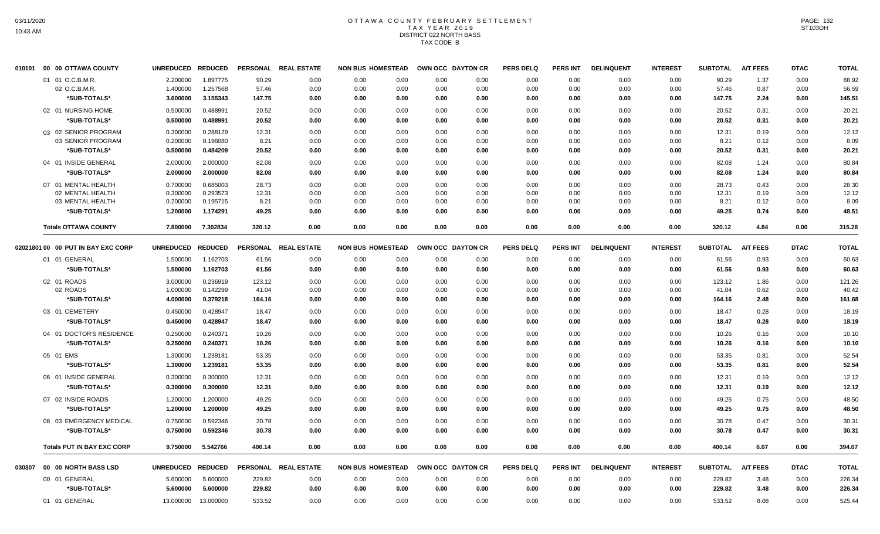# OTTAWA COUNTY FEBRUARY SETTLEMENT
## TAX YEAR 2019
### DISTRICT 022 NORTH BASS
### TAX CODE B

| 010101 00 00 OTTAWA COUNTY | UNREDUCED | REDUCED | PERSONAL | REAL ESTATE | NON BUS | HOMESTEAD | OWN OCC | DAYTON CR | PERS DELQ | PERS INT | DELINQUENT | INTEREST | SUBTOTAL | A/T FEES | DTAC | TOTAL |
|---|---|---|---|---|---|---|---|---|---|---|---|---|---|---|---|---|
| 01 01 O.C.B.M.R. | 2.200000 | 1.897775 | 90.29 | 0.00 | 0.00 | 0.00 | 0.00 | 0.00 | 0.00 | 0.00 | 0.00 | 0.00 | 90.29 | 1.37 | 0.00 | 88.92 |
| 02 O.C.B.M.R. | 1.400000 | 1.257568 | 57.46 | 0.00 | 0.00 | 0.00 | 0.00 | 0.00 | 0.00 | 0.00 | 0.00 | 0.00 | 57.46 | 0.87 | 0.00 | 56.59 |
| *SUB-TOTALS* | 3.600000 | 3.155343 | 147.75 | 0.00 | 0.00 | 0.00 | 0.00 | 0.00 | 0.00 | 0.00 | 0.00 | 0.00 | 147.75 | 2.24 | 0.00 | 145.51 |
| 02 01 NURSING HOME | 0.500000 | 0.488991 | 20.52 | 0.00 | 0.00 | 0.00 | 0.00 | 0.00 | 0.00 | 0.00 | 0.00 | 0.00 | 20.52 | 0.31 | 0.00 | 20.21 |
| *SUB-TOTALS* | 0.500000 | 0.488991 | 20.52 | 0.00 | 0.00 | 0.00 | 0.00 | 0.00 | 0.00 | 0.00 | 0.00 | 0.00 | 20.52 | 0.31 | 0.00 | 20.21 |
| 03 02 SENIOR PROGRAM | 0.300000 | 0.288129 | 12.31 | 0.00 | 0.00 | 0.00 | 0.00 | 0.00 | 0.00 | 0.00 | 0.00 | 0.00 | 12.31 | 0.19 | 0.00 | 12.12 |
| 03 SENIOR PROGRAM | 0.200000 | 0.196080 | 8.21 | 0.00 | 0.00 | 0.00 | 0.00 | 0.00 | 0.00 | 0.00 | 0.00 | 0.00 | 8.21 | 0.12 | 0.00 | 8.09 |
| *SUB-TOTALS* | 0.500000 | 0.484209 | 20.52 | 0.00 | 0.00 | 0.00 | 0.00 | 0.00 | 0.00 | 0.00 | 0.00 | 0.00 | 20.52 | 0.31 | 0.00 | 20.21 |
| 04 01 INSIDE GENERAL | 2.000000 | 2.000000 | 82.08 | 0.00 | 0.00 | 0.00 | 0.00 | 0.00 | 0.00 | 0.00 | 0.00 | 0.00 | 82.08 | 1.24 | 0.00 | 80.84 |
| *SUB-TOTALS* | 2.000000 | 2.000000 | 82.08 | 0.00 | 0.00 | 0.00 | 0.00 | 0.00 | 0.00 | 0.00 | 0.00 | 0.00 | 82.08 | 1.24 | 0.00 | 80.84 |
| 07 01 MENTAL HEALTH | 0.700000 | 0.685003 | 28.73 | 0.00 | 0.00 | 0.00 | 0.00 | 0.00 | 0.00 | 0.00 | 0.00 | 0.00 | 28.73 | 0.43 | 0.00 | 28.30 |
| 02 MENTAL HEALTH | 0.300000 | 0.293573 | 12.31 | 0.00 | 0.00 | 0.00 | 0.00 | 0.00 | 0.00 | 0.00 | 0.00 | 0.00 | 12.31 | 0.19 | 0.00 | 12.12 |
| 03 MENTAL HEALTH | 0.200000 | 0.195715 | 8.21 | 0.00 | 0.00 | 0.00 | 0.00 | 0.00 | 0.00 | 0.00 | 0.00 | 0.00 | 8.21 | 0.12 | 0.00 | 8.09 |
| *SUB-TOTALS* | 1.200000 | 1.174291 | 49.25 | 0.00 | 0.00 | 0.00 | 0.00 | 0.00 | 0.00 | 0.00 | 0.00 | 0.00 | 49.25 | 0.74 | 0.00 | 48.51 |
| **Totals OTTAWA COUNTY** | 7.800000 | 7.302834 | 320.12 | 0.00 | 0.00 | 0.00 | 0.00 | 0.00 | 0.00 | 0.00 | 0.00 | 0.00 | 320.12 | 4.84 | 0.00 | 315.28 |

| 02021801 00 00 PUT IN BAY EXC CORP | UNREDUCED | REDUCED | PERSONAL | REAL ESTATE | NON BUS | HOMESTEAD | OWN OCC | DAYTON CR | PERS DELQ | PERS INT | DELINQUENT | INTEREST | SUBTOTAL | A/T FEES | DTAC | TOTAL |
|---|---|---|---|---|---|---|---|---|---|---|---|---|---|---|---|---|
| 01 01 GENERAL | 1.500000 | 1.162703 | 61.56 | 0.00 | 0.00 | 0.00 | 0.00 | 0.00 | 0.00 | 0.00 | 0.00 | 0.00 | 61.56 | 0.93 | 0.00 | 60.63 |
| *SUB-TOTALS* | 1.500000 | 1.162703 | 61.56 | 0.00 | 0.00 | 0.00 | 0.00 | 0.00 | 0.00 | 0.00 | 0.00 | 0.00 | 61.56 | 0.93 | 0.00 | 60.63 |
| 02 01 ROADS | 3.000000 | 0.236919 | 123.12 | 0.00 | 0.00 | 0.00 | 0.00 | 0.00 | 0.00 | 0.00 | 0.00 | 0.00 | 123.12 | 1.86 | 0.00 | 121.26 |
| 02 ROADS | 1.000000 | 0.142299 | 41.04 | 0.00 | 0.00 | 0.00 | 0.00 | 0.00 | 0.00 | 0.00 | 0.00 | 0.00 | 41.04 | 0.62 | 0.00 | 40.42 |
| *SUB-TOTALS* | 4.000000 | 0.379218 | 164.16 | 0.00 | 0.00 | 0.00 | 0.00 | 0.00 | 0.00 | 0.00 | 0.00 | 0.00 | 164.16 | 2.48 | 0.00 | 161.68 |
| 03 01 CEMETERY | 0.450000 | 0.428947 | 18.47 | 0.00 | 0.00 | 0.00 | 0.00 | 0.00 | 0.00 | 0.00 | 0.00 | 0.00 | 18.47 | 0.28 | 0.00 | 18.19 |
| *SUB-TOTALS* | 0.450000 | 0.428947 | 18.47 | 0.00 | 0.00 | 0.00 | 0.00 | 0.00 | 0.00 | 0.00 | 0.00 | 0.00 | 18.47 | 0.28 | 0.00 | 18.19 |
| 04 01 DOCTOR'S RESIDENCE | 0.250000 | 0.240371 | 10.26 | 0.00 | 0.00 | 0.00 | 0.00 | 0.00 | 0.00 | 0.00 | 0.00 | 0.00 | 10.26 | 0.16 | 0.00 | 10.10 |
| *SUB-TOTALS* | 0.250000 | 0.240371 | 10.26 | 0.00 | 0.00 | 0.00 | 0.00 | 0.00 | 0.00 | 0.00 | 0.00 | 0.00 | 10.26 | 0.16 | 0.00 | 10.10 |
| 05 01 EMS | 1.300000 | 1.239181 | 53.35 | 0.00 | 0.00 | 0.00 | 0.00 | 0.00 | 0.00 | 0.00 | 0.00 | 0.00 | 53.35 | 0.81 | 0.00 | 52.54 |
| *SUB-TOTALS* | 1.300000 | 1.239181 | 53.35 | 0.00 | 0.00 | 0.00 | 0.00 | 0.00 | 0.00 | 0.00 | 0.00 | 0.00 | 53.35 | 0.81 | 0.00 | 52.54 |
| 06 01 INSIDE GENERAL | 0.300000 | 0.300000 | 12.31 | 0.00 | 0.00 | 0.00 | 0.00 | 0.00 | 0.00 | 0.00 | 0.00 | 0.00 | 12.31 | 0.19 | 0.00 | 12.12 |
| *SUB-TOTALS* | 0.300000 | 0.300000 | 12.31 | 0.00 | 0.00 | 0.00 | 0.00 | 0.00 | 0.00 | 0.00 | 0.00 | 0.00 | 12.31 | 0.19 | 0.00 | 12.12 |
| 07 02 INSIDE ROADS | 1.200000 | 1.200000 | 49.25 | 0.00 | 0.00 | 0.00 | 0.00 | 0.00 | 0.00 | 0.00 | 0.00 | 0.00 | 49.25 | 0.75 | 0.00 | 48.50 |
| *SUB-TOTALS* | 1.200000 | 1.200000 | 49.25 | 0.00 | 0.00 | 0.00 | 0.00 | 0.00 | 0.00 | 0.00 | 0.00 | 0.00 | 49.25 | 0.75 | 0.00 | 48.50 |
| 08 03 EMERGENCY MEDICAL | 0.750000 | 0.592346 | 30.78 | 0.00 | 0.00 | 0.00 | 0.00 | 0.00 | 0.00 | 0.00 | 0.00 | 0.00 | 30.78 | 0.47 | 0.00 | 30.31 |
| *SUB-TOTALS* | 0.750000 | 0.592346 | 30.78 | 0.00 | 0.00 | 0.00 | 0.00 | 0.00 | 0.00 | 0.00 | 0.00 | 0.00 | 30.78 | 0.47 | 0.00 | 30.31 |
| **Totals PUT IN BAY EXC CORP** | 9.750000 | 5.542766 | 400.14 | 0.00 | 0.00 | 0.00 | 0.00 | 0.00 | 0.00 | 0.00 | 0.00 | 0.00 | 400.14 | 6.07 | 0.00 | 394.07 |

| 030307 00 00 NORTH BASS LSD | UNREDUCED | REDUCED | PERSONAL | REAL ESTATE | NON BUS | HOMESTEAD | OWN OCC | DAYTON CR | PERS DELQ | PERS INT | DELINQUENT | INTEREST | SUBTOTAL | A/T FEES | DTAC | TOTAL |
|---|---|---|---|---|---|---|---|---|---|---|---|---|---|---|---|---|
| 00 01 GENERAL | 5.600000 | 5.600000 | 229.82 | 0.00 | 0.00 | 0.00 | 0.00 | 0.00 | 0.00 | 0.00 | 0.00 | 0.00 | 229.82 | 3.48 | 0.00 | 226.34 |
| *SUB-TOTALS* | 5.600000 | 5.600000 | 229.82 | 0.00 | 0.00 | 0.00 | 0.00 | 0.00 | 0.00 | 0.00 | 0.00 | 0.00 | 229.82 | 3.48 | 0.00 | 226.34 |
| 01 01 GENERAL | 13.000000 | 13.000000 | 533.52 | 0.00 | 0.00 | 0.00 | 0.00 | 0.00 | 0.00 | 0.00 | 0.00 | 0.00 | 533.52 | 8.08 | 0.00 | 525.44 |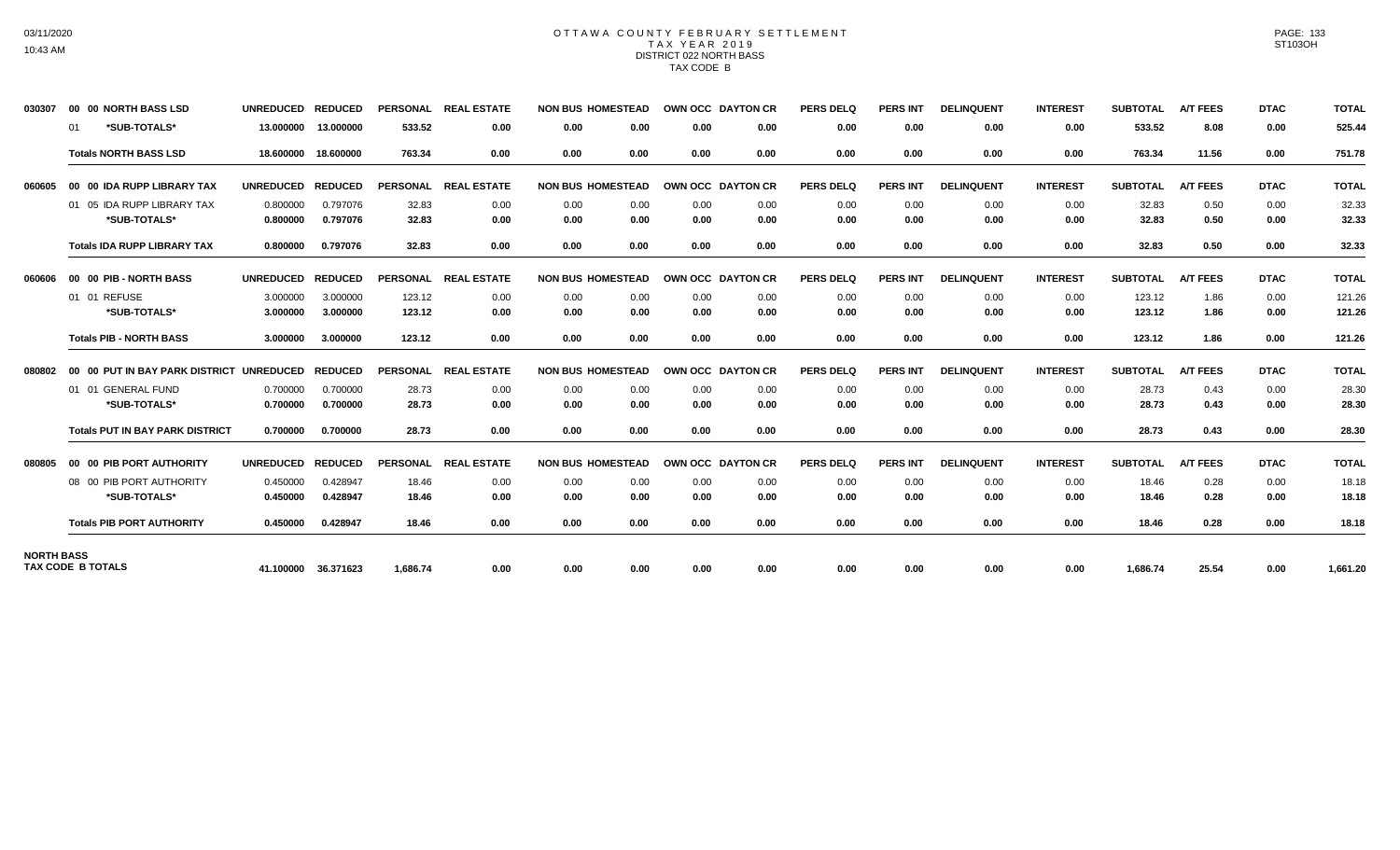# OTTAWA COUNTY FEBRUARY SETTLEMENT
## TAX YEAR 2019
### DISTRICT 022 NORTH BASS
### TAX CODE B

| | | UNREDUCED | REDUCED | PERSONAL | REAL ESTATE | NON BUS | HOMESTEAD | OWN OCC | DAYTON CR | PERS DELQ | PERS INT | DELINQUENT | INTEREST | SUBTOTAL | A/T FEES | DTAC | TOTAL |
|---|---|---|---|---|---|---|---|---|---|---|---|---|---|---|---|---|---|
| 030307 | 00 00 NORTH BASS LSD | | | | | | | | | | | | | | | | |
| | 01 *SUB-TOTALS* | 13.000000 | 13.000000 | 533.52 | 0.00 | 0.00 | 0.00 | 0.00 | 0.00 | 0.00 | 0.00 | 0.00 | 0.00 | 533.52 | 8.08 | 0.00 | 525.44 |
| | **Totals NORTH BASS LSD** | 18.600000 | 18.600000 | 763.34 | 0.00 | 0.00 | 0.00 | 0.00 | 0.00 | 0.00 | 0.00 | 0.00 | 0.00 | 763.34 | 11.56 | 0.00 | 751.78 |
| 060605 | 00 00 IDA RUPP LIBRARY TAX | UNREDUCED | REDUCED | PERSONAL | REAL ESTATE | NON BUS | HOMESTEAD | OWN OCC | DAYTON CR | PERS DELQ | PERS INT | DELINQUENT | INTEREST | SUBTOTAL | A/T FEES | DTAC | TOTAL |
| | 01 05 IDA RUPP LIBRARY TAX | 0.800000 | 0.797076 | 32.83 | 0.00 | 0.00 | 0.00 | 0.00 | 0.00 | 0.00 | 0.00 | 0.00 | 0.00 | 32.83 | 0.50 | 0.00 | 32.33 |
| | *SUB-TOTALS* | 0.800000 | 0.797076 | 32.83 | 0.00 | 0.00 | 0.00 | 0.00 | 0.00 | 0.00 | 0.00 | 0.00 | 0.00 | 32.83 | 0.50 | 0.00 | 32.33 |
| | **Totals IDA RUPP LIBRARY TAX** | 0.800000 | 0.797076 | 32.83 | 0.00 | 0.00 | 0.00 | 0.00 | 0.00 | 0.00 | 0.00 | 0.00 | 0.00 | 32.83 | 0.50 | 0.00 | 32.33 |
| 060606 | 00 00 PIB - NORTH BASS | UNREDUCED | REDUCED | PERSONAL | REAL ESTATE | NON BUS | HOMESTEAD | OWN OCC | DAYTON CR | PERS DELQ | PERS INT | DELINQUENT | INTEREST | SUBTOTAL | A/T FEES | DTAC | TOTAL |
| | 01 01 REFUSE | 3.000000 | 3.000000 | 123.12 | 0.00 | 0.00 | 0.00 | 0.00 | 0.00 | 0.00 | 0.00 | 0.00 | 0.00 | 123.12 | 1.86 | 0.00 | 121.26 |
| | *SUB-TOTALS* | 3.000000 | 3.000000 | 123.12 | 0.00 | 0.00 | 0.00 | 0.00 | 0.00 | 0.00 | 0.00 | 0.00 | 0.00 | 123.12 | 1.86 | 0.00 | 121.26 |
| | **Totals PIB - NORTH BASS** | 3.000000 | 3.000000 | 123.12 | 0.00 | 0.00 | 0.00 | 0.00 | 0.00 | 0.00 | 0.00 | 0.00 | 0.00 | 123.12 | 1.86 | 0.00 | 121.26 |
| 080802 | 00 00 PUT IN BAY PARK DISTRICT | UNREDUCED | REDUCED | PERSONAL | REAL ESTATE | NON BUS | HOMESTEAD | OWN OCC | DAYTON CR | PERS DELQ | PERS INT | DELINQUENT | INTEREST | SUBTOTAL | A/T FEES | DTAC | TOTAL |
| | 01 01 GENERAL FUND | 0.700000 | 0.700000 | 28.73 | 0.00 | 0.00 | 0.00 | 0.00 | 0.00 | 0.00 | 0.00 | 0.00 | 0.00 | 28.73 | 0.43 | 0.00 | 28.30 |
| | *SUB-TOTALS* | 0.700000 | 0.700000 | 28.73 | 0.00 | 0.00 | 0.00 | 0.00 | 0.00 | 0.00 | 0.00 | 0.00 | 0.00 | 28.73 | 0.43 | 0.00 | 28.30 |
| | **Totals PUT IN BAY PARK DISTRICT** | 0.700000 | 0.700000 | 28.73 | 0.00 | 0.00 | 0.00 | 0.00 | 0.00 | 0.00 | 0.00 | 0.00 | 0.00 | 28.73 | 0.43 | 0.00 | 28.30 |
| 080805 | 00 00 PIB PORT AUTHORITY | UNREDUCED | REDUCED | PERSONAL | REAL ESTATE | NON BUS | HOMESTEAD | OWN OCC | DAYTON CR | PERS DELQ | PERS INT | DELINQUENT | INTEREST | SUBTOTAL | A/T FEES | DTAC | TOTAL |
| | 08 00 PIB PORT AUTHORITY | 0.450000 | 0.428947 | 18.46 | 0.00 | 0.00 | 0.00 | 0.00 | 0.00 | 0.00 | 0.00 | 0.00 | 0.00 | 18.46 | 0.28 | 0.00 | 18.18 |
| | *SUB-TOTALS* | 0.450000 | 0.428947 | 18.46 | 0.00 | 0.00 | 0.00 | 0.00 | 0.00 | 0.00 | 0.00 | 0.00 | 0.00 | 18.46 | 0.28 | 0.00 | 18.18 |
| | **Totals PIB PORT AUTHORITY** | 0.450000 | 0.428947 | 18.46 | 0.00 | 0.00 | 0.00 | 0.00 | 0.00 | 0.00 | 0.00 | 0.00 | 0.00 | 18.46 | 0.28 | 0.00 | 18.18 |
| **NORTH BASS TAX CODE B TOTALS** | | 41.100000 | 36.371623 | 1,686.74 | 0.00 | 0.00 | 0.00 | 0.00 | 0.00 | 0.00 | 0.00 | 0.00 | 0.00 | 1,686.74 | 25.54 | 0.00 | 1,661.20 |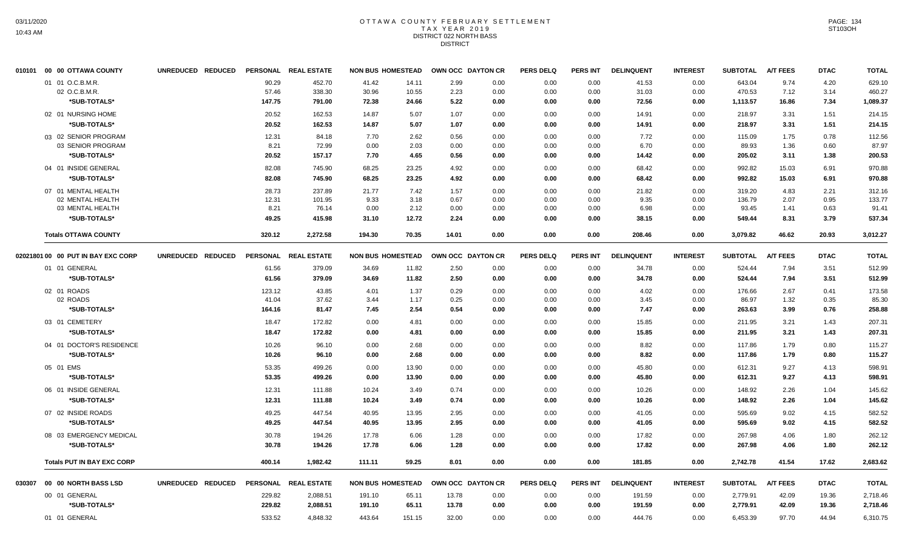# OTTAWA COUNTY FEBRUARY SETTLEMENT
## TAX YEAR 2019
### DISTRICT 022 NORTH BASS
DISTRICT

| 010101 00 00 OTTAWA COUNTY | UNREDUCED | REDUCED | PERSONAL | REAL ESTATE | NON BUS | HOMESTEAD | OWN OCC | DAYTON CR | PERS DELQ | PERS INT | DELINQUENT | INTEREST | SUBTOTAL | A/T FEES | DTAC | TOTAL |
|---|---|---|---|---|---|---|---|---|---|---|---|---|---|---|---|---|
| 01 01 O.C.B.M.R. | | | 90.29 | 452.70 | 41.42 | 14.11 | 2.99 | 0.00 | 0.00 | 0.00 | 41.53 | 0.00 | 643.04 | 9.74 | 4.20 | 629.10 |
| 02 O.C.B.M.R. | | | 57.46 | 338.30 | 30.96 | 10.55 | 2.23 | 0.00 | 0.00 | 0.00 | 31.03 | 0.00 | 470.53 | 7.12 | 3.14 | 460.27 |
| *SUB-TOTALS* | | | 147.75 | 791.00 | 72.38 | 24.66 | 5.22 | 0.00 | 0.00 | 0.00 | 72.56 | 0.00 | 1,113.57 | 16.86 | 7.34 | 1,089.37 |
| 02 01 NURSING HOME | | | 20.52 | 162.53 | 14.87 | 5.07 | 1.07 | 0.00 | 0.00 | 0.00 | 14.91 | 0.00 | 218.97 | 3.31 | 1.51 | 214.15 |
| *SUB-TOTALS* | | | 20.52 | 162.53 | 14.87 | 5.07 | 1.07 | 0.00 | 0.00 | 0.00 | 14.91 | 0.00 | 218.97 | 3.31 | 1.51 | 214.15 |
| 03 02 SENIOR PROGRAM | | | 12.31 | 84.18 | 7.70 | 2.62 | 0.56 | 0.00 | 0.00 | 0.00 | 7.72 | 0.00 | 115.09 | 1.75 | 0.78 | 112.56 |
| 03 SENIOR PROGRAM | | | 8.21 | 72.99 | 0.00 | 2.03 | 0.00 | 0.00 | 0.00 | 0.00 | 6.70 | 0.00 | 89.93 | 1.36 | 0.60 | 87.97 |
| *SUB-TOTALS* | | | 20.52 | 157.17 | 7.70 | 4.65 | 0.56 | 0.00 | 0.00 | 0.00 | 14.42 | 0.00 | 205.02 | 3.11 | 1.38 | 200.53 |
| 04 01 INSIDE GENERAL | | | 82.08 | 745.90 | 68.25 | 23.25 | 4.92 | 0.00 | 0.00 | 0.00 | 68.42 | 0.00 | 992.82 | 15.03 | 6.91 | 970.88 |
| *SUB-TOTALS* | | | 82.08 | 745.90 | 68.25 | 23.25 | 4.92 | 0.00 | 0.00 | 0.00 | 68.42 | 0.00 | 992.82 | 15.03 | 6.91 | 970.88 |
| 07 01 MENTAL HEALTH | | | 28.73 | 237.89 | 21.77 | 7.42 | 1.57 | 0.00 | 0.00 | 0.00 | 21.82 | 0.00 | 319.20 | 4.83 | 2.21 | 312.16 |
| 02 MENTAL HEALTH | | | 12.31 | 101.95 | 9.33 | 3.18 | 0.67 | 0.00 | 0.00 | 0.00 | 9.35 | 0.00 | 136.79 | 2.07 | 0.95 | 133.77 |
| 03 MENTAL HEALTH | | | 8.21 | 76.14 | 0.00 | 2.12 | 0.00 | 0.00 | 0.00 | 0.00 | 6.98 | 0.00 | 93.45 | 1.41 | 0.63 | 91.41 |
| *SUB-TOTALS* | | | 49.25 | 415.98 | 31.10 | 12.72 | 2.24 | 0.00 | 0.00 | 0.00 | 38.15 | 0.00 | 549.44 | 8.31 | 3.79 | 537.34 |
| **Totals OTTAWA COUNTY** | | | 320.12 | 2,272.58 | 194.30 | 70.35 | 14.01 | 0.00 | 0.00 | 0.00 | 208.46 | 0.00 | 3,079.82 | 46.62 | 20.93 | 3,012.27 |

| 02021801 00 00 PUT IN BAY EXC CORP | UNREDUCED | REDUCED | PERSONAL | REAL ESTATE | NON BUS | HOMESTEAD | OWN OCC | DAYTON CR | PERS DELQ | PERS INT | DELINQUENT | INTEREST | SUBTOTAL | A/T FEES | DTAC | TOTAL |
|---|---|---|---|---|---|---|---|---|---|---|---|---|---|---|---|---|
| 01 01 GENERAL | | | 61.56 | 379.09 | 34.69 | 11.82 | 2.50 | 0.00 | 0.00 | 0.00 | 34.78 | 0.00 | 524.44 | 7.94 | 3.51 | 512.99 |
| *SUB-TOTALS* | | | 61.56 | 379.09 | 34.69 | 11.82 | 2.50 | 0.00 | 0.00 | 0.00 | 34.78 | 0.00 | 524.44 | 7.94 | 3.51 | 512.99 |
| 02 01 ROADS | | | 123.12 | 43.85 | 4.01 | 1.37 | 0.29 | 0.00 | 0.00 | 0.00 | 4.02 | 0.00 | 176.66 | 2.67 | 0.41 | 173.58 |
| 02 ROADS | | | 41.04 | 37.62 | 3.44 | 1.17 | 0.25 | 0.00 | 0.00 | 0.00 | 3.45 | 0.00 | 86.97 | 1.32 | 0.35 | 85.30 |
| *SUB-TOTALS* | | | 164.16 | 81.47 | 7.45 | 2.54 | 0.54 | 0.00 | 0.00 | 0.00 | 7.47 | 0.00 | 263.63 | 3.99 | 0.76 | 258.88 |
| 03 01 CEMETERY | | | 18.47 | 172.82 | 0.00 | 4.81 | 0.00 | 0.00 | 0.00 | 0.00 | 15.85 | 0.00 | 211.95 | 3.21 | 1.43 | 207.31 |
| *SUB-TOTALS* | | | 18.47 | 172.82 | 0.00 | 4.81 | 0.00 | 0.00 | 0.00 | 0.00 | 15.85 | 0.00 | 211.95 | 3.21 | 1.43 | 207.31 |
| 04 01 DOCTOR'S RESIDENCE | | | 10.26 | 96.10 | 0.00 | 2.68 | 0.00 | 0.00 | 0.00 | 0.00 | 8.82 | 0.00 | 117.86 | 1.79 | 0.80 | 115.27 |
| *SUB-TOTALS* | | | 10.26 | 96.10 | 0.00 | 2.68 | 0.00 | 0.00 | 0.00 | 0.00 | 8.82 | 0.00 | 117.86 | 1.79 | 0.80 | 115.27 |
| 05 01 EMS | | | 53.35 | 499.26 | 0.00 | 13.90 | 0.00 | 0.00 | 0.00 | 0.00 | 45.80 | 0.00 | 612.31 | 9.27 | 4.13 | 598.91 |
| *SUB-TOTALS* | | | 53.35 | 499.26 | 0.00 | 13.90 | 0.00 | 0.00 | 0.00 | 0.00 | 45.80 | 0.00 | 612.31 | 9.27 | 4.13 | 598.91 |
| 06 01 INSIDE GENERAL | | | 12.31 | 111.88 | 10.24 | 3.49 | 0.74 | 0.00 | 0.00 | 0.00 | 10.26 | 0.00 | 148.92 | 2.26 | 1.04 | 145.62 |
| *SUB-TOTALS* | | | 12.31 | 111.88 | 10.24 | 3.49 | 0.74 | 0.00 | 0.00 | 0.00 | 10.26 | 0.00 | 148.92 | 2.26 | 1.04 | 145.62 |
| 07 02 INSIDE ROADS | | | 49.25 | 447.54 | 40.95 | 13.95 | 2.95 | 0.00 | 0.00 | 0.00 | 41.05 | 0.00 | 595.69 | 9.02 | 4.15 | 582.52 |
| *SUB-TOTALS* | | | 49.25 | 447.54 | 40.95 | 13.95 | 2.95 | 0.00 | 0.00 | 0.00 | 41.05 | 0.00 | 595.69 | 9.02 | 4.15 | 582.52 |
| 08 03 EMERGENCY MEDICAL | | | 30.78 | 194.26 | 17.78 | 6.06 | 1.28 | 0.00 | 0.00 | 0.00 | 17.82 | 0.00 | 267.98 | 4.06 | 1.80 | 262.12 |
| *SUB-TOTALS* | | | 30.78 | 194.26 | 17.78 | 6.06 | 1.28 | 0.00 | 0.00 | 0.00 | 17.82 | 0.00 | 267.98 | 4.06 | 1.80 | 262.12 |
| **Totals PUT IN BAY EXC CORP** | | | 400.14 | 1,982.42 | 111.11 | 59.25 | 8.01 | 0.00 | 0.00 | 0.00 | 181.85 | 0.00 | 2,742.78 | 41.54 | 17.62 | 2,683.62 |

| 030307 00 00 NORTH BASS LSD | UNREDUCED | REDUCED | PERSONAL | REAL ESTATE | NON BUS | HOMESTEAD | OWN OCC | DAYTON CR | PERS DELQ | PERS INT | DELINQUENT | INTEREST | SUBTOTAL | A/T FEES | DTAC | TOTAL |
|---|---|---|---|---|---|---|---|---|---|---|---|---|---|---|---|---|
| 00 01 GENERAL | | | 229.82 | 2,088.51 | 191.10 | 65.11 | 13.78 | 0.00 | 0.00 | 0.00 | 191.59 | 0.00 | 2,779.91 | 42.09 | 19.36 | 2,718.46 |
| *SUB-TOTALS* | | | 229.82 | 2,088.51 | 191.10 | 65.11 | 13.78 | 0.00 | 0.00 | 0.00 | 191.59 | 0.00 | 2,779.91 | 42.09 | 19.36 | 2,718.46 |
| 01 01 GENERAL | | | 533.52 | 4,848.32 | 443.64 | 151.15 | 32.00 | 0.00 | 0.00 | 0.00 | 444.76 | 0.00 | 6,453.39 | 97.70 | 44.94 | 6,310.75 |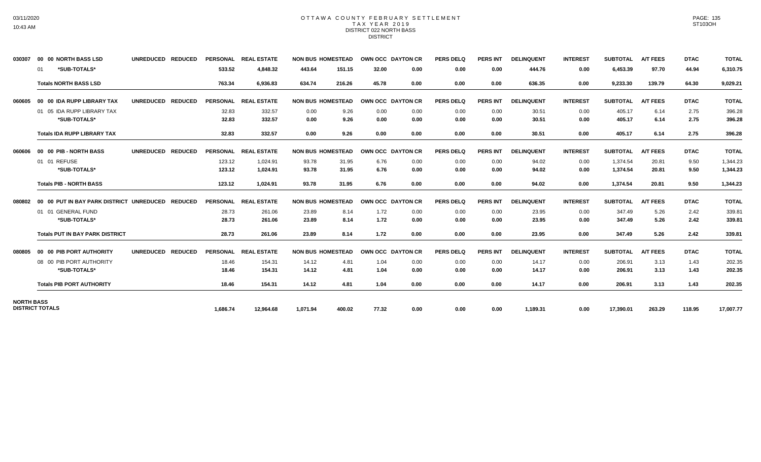# OTTAWA COUNTY FEBRUARY SETTLEMENT
## TAX YEAR 2019
### DISTRICT 022 NORTH BASS
### DISTRICT

| | | UNREDUCED | REDUCED | PERSONAL | REAL ESTATE | NON BUS | HOMESTEAD | OWN OCC | DAYTON CR | PERS DELQ | PERS INT | DELINQUENT | INTEREST | SUBTOTAL | A/T FEES | DTAC | TOTAL |
|---|---|---|---|---|---|---|---|---|---|---|---|---|---|---|---|---|---|
| 030307 | 00 00 NORTH BASS LSD | | | | | | | | | | | | | | | | |
| | 01 *SUB-TOTALS* | | | 533.52 | 4,848.32 | 443.64 | 151.15 | 32.00 | 0.00 | 0.00 | 0.00 | 444.76 | 0.00 | 6,453.39 | 97.70 | 44.94 | 6,310.75 |
| | **Totals NORTH BASS LSD** | | | 763.34 | 6,936.83 | 634.74 | 216.26 | 45.78 | 0.00 | 0.00 | 0.00 | 636.35 | 0.00 | 9,233.30 | 139.79 | 64.30 | 9,029.21 |
| 060605 | 00 00 IDA RUPP LIBRARY TAX | UNREDUCED | REDUCED | PERSONAL | REAL ESTATE | NON BUS | HOMESTEAD | OWN OCC | DAYTON CR | PERS DELQ | PERS INT | DELINQUENT | INTEREST | SUBTOTAL | A/T FEES | DTAC | TOTAL |
| | 01 05 IDA RUPP LIBRARY TAX | | | 32.83 | 332.57 | 0.00 | 9.26 | 0.00 | 0.00 | 0.00 | 0.00 | 30.51 | 0.00 | 405.17 | 6.14 | 2.75 | 396.28 |
| | *SUB-TOTALS* | | | 32.83 | 332.57 | 0.00 | 9.26 | 0.00 | 0.00 | 0.00 | 0.00 | 30.51 | 0.00 | 405.17 | 6.14 | 2.75 | 396.28 |
| | **Totals IDA RUPP LIBRARY TAX** | | | 32.83 | 332.57 | 0.00 | 9.26 | 0.00 | 0.00 | 0.00 | 0.00 | 30.51 | 0.00 | 405.17 | 6.14 | 2.75 | 396.28 |
| 060606 | 00 00 PIB - NORTH BASS | UNREDUCED | REDUCED | PERSONAL | REAL ESTATE | NON BUS | HOMESTEAD | OWN OCC | DAYTON CR | PERS DELQ | PERS INT | DELINQUENT | INTEREST | SUBTOTAL | A/T FEES | DTAC | TOTAL |
| | 01 01 REFUSE | | | 123.12 | 1,024.91 | 93.78 | 31.95 | 6.76 | 0.00 | 0.00 | 0.00 | 94.02 | 0.00 | 1,374.54 | 20.81 | 9.50 | 1,344.23 |
| | *SUB-TOTALS* | | | 123.12 | 1,024.91 | 93.78 | 31.95 | 6.76 | 0.00 | 0.00 | 0.00 | 94.02 | 0.00 | 1,374.54 | 20.81 | 9.50 | 1,344.23 |
| | **Totals PIB - NORTH BASS** | | | 123.12 | 1,024.91 | 93.78 | 31.95 | 6.76 | 0.00 | 0.00 | 0.00 | 94.02 | 0.00 | 1,374.54 | 20.81 | 9.50 | 1,344.23 |
| 080802 | 00 00 PUT IN BAY PARK DISTRICT | UNREDUCED | REDUCED | PERSONAL | REAL ESTATE | NON BUS | HOMESTEAD | OWN OCC | DAYTON CR | PERS DELQ | PERS INT | DELINQUENT | INTEREST | SUBTOTAL | A/T FEES | DTAC | TOTAL |
| | 01 01 GENERAL FUND | | | 28.73 | 261.06 | 23.89 | 8.14 | 1.72 | 0.00 | 0.00 | 0.00 | 23.95 | 0.00 | 347.49 | 5.26 | 2.42 | 339.81 |
| | *SUB-TOTALS* | | | 28.73 | 261.06 | 23.89 | 8.14 | 1.72 | 0.00 | 0.00 | 0.00 | 23.95 | 0.00 | 347.49 | 5.26 | 2.42 | 339.81 |
| | **Totals PUT IN BAY PARK DISTRICT** | | | 28.73 | 261.06 | 23.89 | 8.14 | 1.72 | 0.00 | 0.00 | 0.00 | 23.95 | 0.00 | 347.49 | 5.26 | 2.42 | 339.81 |
| 080805 | 00 00 PIB PORT AUTHORITY | UNREDUCED | REDUCED | PERSONAL | REAL ESTATE | NON BUS | HOMESTEAD | OWN OCC | DAYTON CR | PERS DELQ | PERS INT | DELINQUENT | INTEREST | SUBTOTAL | A/T FEES | DTAC | TOTAL |
| | 08 00 PIB PORT AUTHORITY | | | 18.46 | 154.31 | 14.12 | 4.81 | 1.04 | 0.00 | 0.00 | 0.00 | 14.17 | 0.00 | 206.91 | 3.13 | 1.43 | 202.35 |
| | *SUB-TOTALS* | | | 18.46 | 154.31 | 14.12 | 4.81 | 1.04 | 0.00 | 0.00 | 0.00 | 14.17 | 0.00 | 206.91 | 3.13 | 1.43 | 202.35 |
| | **Totals PIB PORT AUTHORITY** | | | 18.46 | 154.31 | 14.12 | 4.81 | 1.04 | 0.00 | 0.00 | 0.00 | 14.17 | 0.00 | 206.91 | 3.13 | 1.43 | 202.35 |
| **NORTH BASS DISTRICT TOTALS** | | | | 1,686.74 | 12,964.68 | 1,071.94 | 400.02 | 77.32 | 0.00 | 0.00 | 0.00 | 1,189.31 | 0.00 | 17,390.01 | 263.29 | 118.95 | 17,007.77 |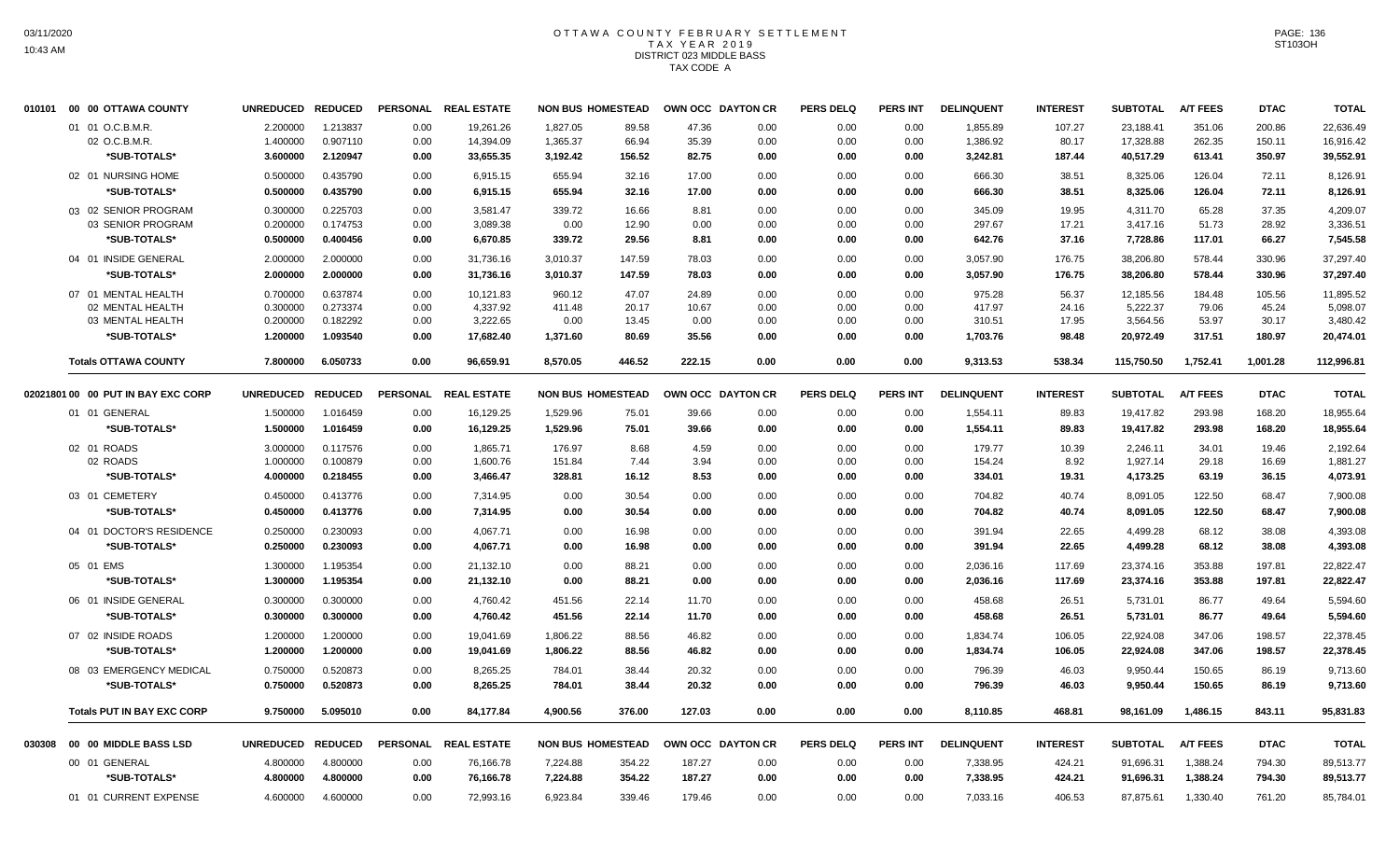# OTTAWA COUNTY FEBRUARY SETTLEMENT
## TAX YEAR 2019
## DISTRICT 023 MIDDLE BASS
## TAX CODE A

| 010101 00 00 OTTAWA COUNTY | UNREDUCED | REDUCED | PERSONAL | REAL ESTATE | NON BUS | HOMESTEAD | OWN OCC | DAYTON CR | PERS DELQ | PERS INT | DELINQUENT | INTEREST | SUBTOTAL | A/T FEES | DTAC | TOTAL |
|---|---|---|---|---|---|---|---|---|---|---|---|---|---|---|---|---|
| 01 01 O.C.B.M.R. | 2.200000 | 1.213837 | 0.00 | 19,261.26 | 1,827.05 | 89.58 | 47.36 | 0.00 | 0.00 | 0.00 | 1,855.89 | 107.27 | 23,188.41 | 351.06 | 200.86 | 22,636.49 |
| 02 O.C.B.M.R. | 1.400000 | 0.907110 | 0.00 | 14,394.09 | 1,365.37 | 66.94 | 35.39 | 0.00 | 0.00 | 0.00 | 1,386.92 | 80.17 | 17,328.88 | 262.35 | 150.11 | 16,916.42 |
| *SUB-TOTALS* | 3.600000 | 2.120947 | 0.00 | 33,655.35 | 3,192.42 | 156.52 | 82.75 | 0.00 | 0.00 | 0.00 | 3,242.81 | 187.44 | 40,517.29 | 613.41 | 350.97 | 39,552.91 |
| 02 01 NURSING HOME | 0.500000 | 0.435790 | 0.00 | 6,915.15 | 655.94 | 32.16 | 17.00 | 0.00 | 0.00 | 0.00 | 666.30 | 38.51 | 8,325.06 | 126.04 | 72.11 | 8,126.91 |
| *SUB-TOTALS* | 0.500000 | 0.435790 | 0.00 | 6,915.15 | 655.94 | 32.16 | 17.00 | 0.00 | 0.00 | 0.00 | 666.30 | 38.51 | 8,325.06 | 126.04 | 72.11 | 8,126.91 |
| 03 02 SENIOR PROGRAM | 0.300000 | 0.225703 | 0.00 | 3,581.47 | 339.72 | 16.66 | 8.81 | 0.00 | 0.00 | 0.00 | 345.09 | 19.95 | 4,311.70 | 65.28 | 37.35 | 4,209.07 |
| 03 SENIOR PROGRAM | 0.200000 | 0.174753 | 0.00 | 3,089.38 | 0.00 | 12.90 | 0.00 | 0.00 | 0.00 | 0.00 | 297.67 | 17.21 | 3,417.16 | 51.73 | 28.92 | 3,336.51 |
| *SUB-TOTALS* | 0.500000 | 0.400456 | 0.00 | 6,670.85 | 339.72 | 29.56 | 8.81 | 0.00 | 0.00 | 0.00 | 642.76 | 37.16 | 7,728.86 | 117.01 | 66.27 | 7,545.58 |
| 04 01 INSIDE GENERAL | 2.000000 | 2.000000 | 0.00 | 31,736.16 | 3,010.37 | 147.59 | 78.03 | 0.00 | 0.00 | 0.00 | 3,057.90 | 176.75 | 38,206.80 | 578.44 | 330.96 | 37,297.40 |
| *SUB-TOTALS* | 2.000000 | 2.000000 | 0.00 | 31,736.16 | 3,010.37 | 147.59 | 78.03 | 0.00 | 0.00 | 0.00 | 3,057.90 | 176.75 | 38,206.80 | 578.44 | 330.96 | 37,297.40 |
| 07 01 MENTAL HEALTH | 0.700000 | 0.637874 | 0.00 | 10,121.83 | 960.12 | 47.07 | 24.89 | 0.00 | 0.00 | 0.00 | 975.28 | 56.37 | 12,185.56 | 184.48 | 105.56 | 11,895.52 |
| 02 MENTAL HEALTH | 0.300000 | 0.273374 | 0.00 | 4,337.92 | 411.48 | 20.17 | 10.67 | 0.00 | 0.00 | 0.00 | 417.97 | 24.16 | 5,222.37 | 79.06 | 45.24 | 5,098.07 |
| 03 MENTAL HEALTH | 0.200000 | 0.182292 | 0.00 | 3,222.65 | 0.00 | 13.45 | 0.00 | 0.00 | 0.00 | 0.00 | 310.51 | 17.95 | 3,564.56 | 53.97 | 30.17 | 3,480.42 |
| *SUB-TOTALS* | 1.200000 | 1.093540 | 0.00 | 17,682.40 | 1,371.60 | 80.69 | 35.56 | 0.00 | 0.00 | 0.00 | 1,703.76 | 98.48 | 20,972.49 | 317.51 | 180.97 | 20,474.01 |
| **Totals OTTAWA COUNTY** | 7.800000 | 6.050733 | 0.00 | 96,659.91 | 8,570.05 | 446.52 | 222.15 | 0.00 | 0.00 | 0.00 | 9,313.53 | 538.34 | 115,750.50 | 1,752.41 | 1,001.28 | 112,996.81 |

| 02021801 00 00 PUT IN BAY EXC CORP | UNREDUCED | REDUCED | PERSONAL | REAL ESTATE | NON BUS | HOMESTEAD | OWN OCC | DAYTON CR | PERS DELQ | PERS INT | DELINQUENT | INTEREST | SUBTOTAL | A/T FEES | DTAC | TOTAL |
|---|---|---|---|---|---|---|---|---|---|---|---|---|---|---|---|---|
| 01 01 GENERAL | 1.500000 | 1.016459 | 0.00 | 16,129.25 | 1,529.96 | 75.01 | 39.66 | 0.00 | 0.00 | 0.00 | 1,554.11 | 89.83 | 19,417.82 | 293.98 | 168.20 | 18,955.64 |
| *SUB-TOTALS* | 1.500000 | 1.016459 | 0.00 | 16,129.25 | 1,529.96 | 75.01 | 39.66 | 0.00 | 0.00 | 0.00 | 1,554.11 | 89.83 | 19,417.82 | 293.98 | 168.20 | 18,955.64 |
| 02 01 ROADS | 3.000000 | 0.117576 | 0.00 | 1,865.71 | 176.97 | 8.68 | 4.59 | 0.00 | 0.00 | 0.00 | 179.77 | 10.39 | 2,246.11 | 34.01 | 19.46 | 2,192.64 |
| 02 ROADS | 1.000000 | 0.100879 | 0.00 | 1,600.76 | 151.84 | 7.44 | 3.94 | 0.00 | 0.00 | 0.00 | 154.24 | 8.92 | 1,927.14 | 29.18 | 16.69 | 1,881.27 |
| *SUB-TOTALS* | 4.000000 | 0.218455 | 0.00 | 3,466.47 | 328.81 | 16.12 | 8.53 | 0.00 | 0.00 | 0.00 | 334.01 | 19.31 | 4,173.25 | 63.19 | 36.15 | 4,073.91 |
| 03 01 CEMETERY | 0.450000 | 0.413776 | 0.00 | 7,314.95 | 0.00 | 30.54 | 0.00 | 0.00 | 0.00 | 0.00 | 704.82 | 40.74 | 8,091.05 | 122.50 | 68.47 | 7,900.08 |
| *SUB-TOTALS* | 0.450000 | 0.413776 | 0.00 | 7,314.95 | 0.00 | 30.54 | 0.00 | 0.00 | 0.00 | 0.00 | 704.82 | 40.74 | 8,091.05 | 122.50 | 68.47 | 7,900.08 |
| 04 01 DOCTOR'S RESIDENCE | 0.250000 | 0.230093 | 0.00 | 4,067.71 | 0.00 | 16.98 | 0.00 | 0.00 | 0.00 | 0.00 | 391.94 | 22.65 | 4,499.28 | 68.12 | 38.08 | 4,393.08 |
| *SUB-TOTALS* | 0.250000 | 0.230093 | 0.00 | 4,067.71 | 0.00 | 16.98 | 0.00 | 0.00 | 0.00 | 0.00 | 391.94 | 22.65 | 4,499.28 | 68.12 | 38.08 | 4,393.08 |
| 05 01 EMS | 1.300000 | 1.195354 | 0.00 | 21,132.10 | 0.00 | 88.21 | 0.00 | 0.00 | 0.00 | 0.00 | 2,036.16 | 117.69 | 23,374.16 | 353.88 | 197.81 | 22,822.47 |
| *SUB-TOTALS* | 1.300000 | 1.195354 | 0.00 | 21,132.10 | 0.00 | 88.21 | 0.00 | 0.00 | 0.00 | 0.00 | 2,036.16 | 117.69 | 23,374.16 | 353.88 | 197.81 | 22,822.47 |
| 06 01 INSIDE GENERAL | 0.300000 | 0.300000 | 0.00 | 4,760.42 | 451.56 | 22.14 | 11.70 | 0.00 | 0.00 | 0.00 | 458.68 | 26.51 | 5,731.01 | 86.77 | 49.64 | 5,594.60 |
| *SUB-TOTALS* | 0.300000 | 0.300000 | 0.00 | 4,760.42 | 451.56 | 22.14 | 11.70 | 0.00 | 0.00 | 0.00 | 458.68 | 26.51 | 5,731.01 | 86.77 | 49.64 | 5,594.60 |
| 07 02 INSIDE ROADS | 1.200000 | 1.200000 | 0.00 | 19,041.69 | 1,806.22 | 88.56 | 46.82 | 0.00 | 0.00 | 0.00 | 1,834.74 | 106.05 | 22,924.08 | 347.06 | 198.57 | 22,378.45 |
| *SUB-TOTALS* | 1.200000 | 1.200000 | 0.00 | 19,041.69 | 1,806.22 | 88.56 | 46.82 | 0.00 | 0.00 | 0.00 | 1,834.74 | 106.05 | 22,924.08 | 347.06 | 198.57 | 22,378.45 |
| 08 03 EMERGENCY MEDICAL | 0.750000 | 0.520873 | 0.00 | 8,265.25 | 784.01 | 38.44 | 20.32 | 0.00 | 0.00 | 0.00 | 796.39 | 46.03 | 9,950.44 | 150.65 | 86.19 | 9,713.60 |
| *SUB-TOTALS* | 0.750000 | 0.520873 | 0.00 | 8,265.25 | 784.01 | 38.44 | 20.32 | 0.00 | 0.00 | 0.00 | 796.39 | 46.03 | 9,950.44 | 150.65 | 86.19 | 9,713.60 |
| **Totals PUT IN BAY EXC CORP** | 9.750000 | 5.095010 | 0.00 | 84,177.84 | 4,900.56 | 376.00 | 127.03 | 0.00 | 0.00 | 0.00 | 8,110.85 | 468.81 | 98,161.09 | 1,486.15 | 843.11 | 95,831.83 |

| 030308 00 00 MIDDLE BASS LSD | UNREDUCED | REDUCED | PERSONAL | REAL ESTATE | NON BUS | HOMESTEAD | OWN OCC | DAYTON CR | PERS DELQ | PERS INT | DELINQUENT | INTEREST | SUBTOTAL | A/T FEES | DTAC | TOTAL |
|---|---|---|---|---|---|---|---|---|---|---|---|---|---|---|---|---|
| 00 01 GENERAL | 4.800000 | 4.800000 | 0.00 | 76,166.78 | 7,224.88 | 354.22 | 187.27 | 0.00 | 0.00 | 0.00 | 7,338.95 | 424.21 | 91,696.31 | 1,388.24 | 794.30 | 89,513.77 |
| *SUB-TOTALS* | 4.800000 | 4.800000 | 0.00 | 76,166.78 | 7,224.88 | 354.22 | 187.27 | 0.00 | 0.00 | 0.00 | 7,338.95 | 424.21 | 91,696.31 | 1,388.24 | 794.30 | 89,513.77 |
| 01 01 CURRENT EXPENSE | 4.600000 | 4.600000 | 0.00 | 72,993.16 | 6,923.84 | 339.46 | 179.46 | 0.00 | 0.00 | 0.00 | 7,033.16 | 406.53 | 87,875.61 | 1,330.40 | 761.20 | 85,784.01 |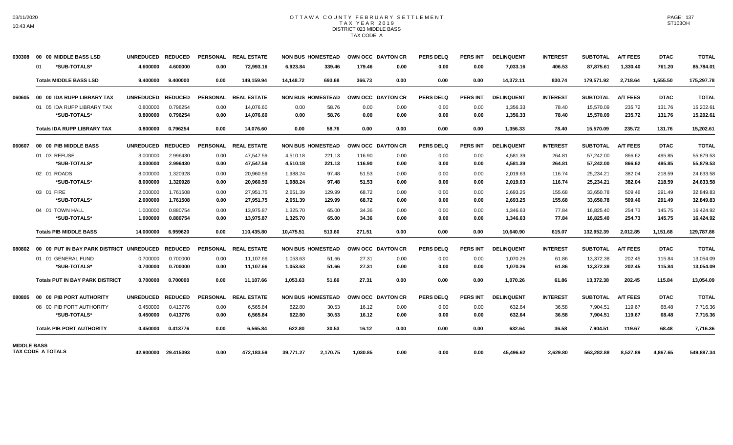# OTTAWA COUNTY FEBRUARY SETTLEMENT
## TAX YEAR 2019
## DISTRICT 023 MIDDLE BASS
## TAX CODE A

| | | UNREDUCED | REDUCED | PERSONAL | REAL ESTATE | NON BUS | HOMESTEAD | OWN OCC | DAYTON CR | PERS DELQ | PERS INT | DELINQUENT | INTEREST | SUBTOTAL | A/T FEES | DTAC | TOTAL |
|---|---|---|---|---|---|---|---|---|---|---|---|---|---|---|---|---|---|
| 030308 | 00 00 MIDDLE BASS LSD | | | | | | | | | | | | | | | | |
| | 01 *SUB-TOTALS* | 4.600000 | 4.600000 | 0.00 | 72,993.16 | 6,923.84 | 339.46 | 179.46 | 0.00 | 0.00 | 0.00 | 7,033.16 | 406.53 | 87,875.61 | 1,330.40 | 761.20 | 85,784.01 |
| | **Totals MIDDLE BASS LSD** | 9.400000 | 9.400000 | 0.00 | 149,159.94 | 14,148.72 | 693.68 | 366.73 | 0.00 | 0.00 | 0.00 | 14,372.11 | 830.74 | 179,571.92 | 2,718.64 | 1,555.50 | 175,297.78 |
| 060605 | 00 00 IDA RUPP LIBRARY TAX | UNREDUCED | REDUCED | PERSONAL | REAL ESTATE | NON BUS | HOMESTEAD | OWN OCC | DAYTON CR | PERS DELQ | PERS INT | DELINQUENT | INTEREST | SUBTOTAL | A/T FEES | DTAC | TOTAL |
| | 01 05 IDA RUPP LIBRARY TAX | 0.800000 | 0.796254 | 0.00 | 14,076.60 | 0.00 | 58.76 | 0.00 | 0.00 | 0.00 | 0.00 | 1,356.33 | 78.40 | 15,570.09 | 235.72 | 131.76 | 15,202.61 |
| | *SUB-TOTALS* | 0.800000 | 0.796254 | 0.00 | 14,076.60 | 0.00 | 58.76 | 0.00 | 0.00 | 0.00 | 0.00 | 1,356.33 | 78.40 | 15,570.09 | 235.72 | 131.76 | 15,202.61 |
| | **Totals IDA RUPP LIBRARY TAX** | 0.800000 | 0.796254 | 0.00 | 14,076.60 | 0.00 | 58.76 | 0.00 | 0.00 | 0.00 | 0.00 | 1,356.33 | 78.40 | 15,570.09 | 235.72 | 131.76 | 15,202.61 |
| 060607 | 00 00 PIB MIDDLE BASS | UNREDUCED | REDUCED | PERSONAL | REAL ESTATE | NON BUS | HOMESTEAD | OWN OCC | DAYTON CR | PERS DELQ | PERS INT | DELINQUENT | INTEREST | SUBTOTAL | A/T FEES | DTAC | TOTAL |
| | 01 03 REFUSE | 3.000000 | 2.996430 | 0.00 | 47,547.59 | 4,510.18 | 221.13 | 116.90 | 0.00 | 0.00 | 0.00 | 4,581.39 | 264.81 | 57,242.00 | 866.62 | 495.85 | 55,879.53 |
| | *SUB-TOTALS* | 3.000000 | 2.996430 | 0.00 | 47,547.59 | 4,510.18 | 221.13 | 116.90 | 0.00 | 0.00 | 0.00 | 4,581.39 | 264.81 | 57,242.00 | 866.62 | 495.85 | 55,879.53 |
| | 02 01 ROADS | 8.000000 | 1.320928 | 0.00 | 20,960.59 | 1,988.24 | 97.48 | 51.53 | 0.00 | 0.00 | 0.00 | 2,019.63 | 116.74 | 25,234.21 | 382.04 | 218.59 | 24,633.58 |
| | *SUB-TOTALS* | 8.000000 | 1.320928 | 0.00 | 20,960.59 | 1,988.24 | 97.48 | 51.53 | 0.00 | 0.00 | 0.00 | 2,019.63 | 116.74 | 25,234.21 | 382.04 | 218.59 | 24,633.58 |
| | 03 01 FIRE | 2.000000 | 1.761508 | 0.00 | 27,951.75 | 2,651.39 | 129.99 | 68.72 | 0.00 | 0.00 | 0.00 | 2,693.25 | 155.68 | 33,650.78 | 509.46 | 291.49 | 32,849.83 |
| | *SUB-TOTALS* | 2.000000 | 1.761508 | 0.00 | 27,951.75 | 2,651.39 | 129.99 | 68.72 | 0.00 | 0.00 | 0.00 | 2,693.25 | 155.68 | 33,650.78 | 509.46 | 291.49 | 32,849.83 |
| | 04 01 TOWN HALL | 1.000000 | 0.880754 | 0.00 | 13,975.87 | 1,325.70 | 65.00 | 34.36 | 0.00 | 0.00 | 0.00 | 1,346.63 | 77.84 | 16,825.40 | 254.73 | 145.75 | 16,424.92 |
| | *SUB-TOTALS* | 1.000000 | 0.880754 | 0.00 | 13,975.87 | 1,325.70 | 65.00 | 34.36 | 0.00 | 0.00 | 0.00 | 1,346.63 | 77.84 | 16,825.40 | 254.73 | 145.75 | 16,424.92 |
| | **Totals PIB MIDDLE BASS** | 14.000000 | 6.959620 | 0.00 | 110,435.80 | 10,475.51 | 513.60 | 271.51 | 0.00 | 0.00 | 0.00 | 10,640.90 | 615.07 | 132,952.39 | 2,012.85 | 1,151.68 | 129,787.86 |
| 080802 | 00 00 PUT IN BAY PARK DISTRICT | UNREDUCED | REDUCED | PERSONAL | REAL ESTATE | NON BUS | HOMESTEAD | OWN OCC | DAYTON CR | PERS DELQ | PERS INT | DELINQUENT | INTEREST | SUBTOTAL | A/T FEES | DTAC | TOTAL |
| | 01 01 GENERAL FUND | 0.700000 | 0.700000 | 0.00 | 11,107.66 | 1,053.63 | 51.66 | 27.31 | 0.00 | 0.00 | 0.00 | 1,070.26 | 61.86 | 13,372.38 | 202.45 | 115.84 | 13,054.09 |
| | *SUB-TOTALS* | 0.700000 | 0.700000 | 0.00 | 11,107.66 | 1,053.63 | 51.66 | 27.31 | 0.00 | 0.00 | 0.00 | 1,070.26 | 61.86 | 13,372.38 | 202.45 | 115.84 | 13,054.09 |
| | **Totals PUT IN BAY PARK DISTRICT** | 0.700000 | 0.700000 | 0.00 | 11,107.66 | 1,053.63 | 51.66 | 27.31 | 0.00 | 0.00 | 0.00 | 1,070.26 | 61.86 | 13,372.38 | 202.45 | 115.84 | 13,054.09 |
| 080805 | 00 00 PIB PORT AUTHORITY | UNREDUCED | REDUCED | PERSONAL | REAL ESTATE | NON BUS | HOMESTEAD | OWN OCC | DAYTON CR | PERS DELQ | PERS INT | DELINQUENT | INTEREST | SUBTOTAL | A/T FEES | DTAC | TOTAL |
| | 08 00 PIB PORT AUTHORITY | 0.450000 | 0.413776 | 0.00 | 6,565.84 | 622.80 | 30.53 | 16.12 | 0.00 | 0.00 | 0.00 | 632.64 | 36.58 | 7,904.51 | 119.67 | 68.48 | 7,716.36 |
| | *SUB-TOTALS* | 0.450000 | 0.413776 | 0.00 | 6,565.84 | 622.80 | 30.53 | 16.12 | 0.00 | 0.00 | 0.00 | 632.64 | 36.58 | 7,904.51 | 119.67 | 68.48 | 7,716.36 |
| | **Totals PIB PORT AUTHORITY** | 0.450000 | 0.413776 | 0.00 | 6,565.84 | 622.80 | 30.53 | 16.12 | 0.00 | 0.00 | 0.00 | 632.64 | 36.58 | 7,904.51 | 119.67 | 68.48 | 7,716.36 |
| **MIDDLE BASS TAX CODE A TOTALS** | | 42.900000 | 29.415393 | 0.00 | 472,183.59 | 39,771.27 | 2,170.75 | 1,030.85 | 0.00 | 0.00 | 0.00 | 45,496.62 | 2,629.80 | 563,282.88 | 8,527.89 | 4,867.65 | 549,887.34 |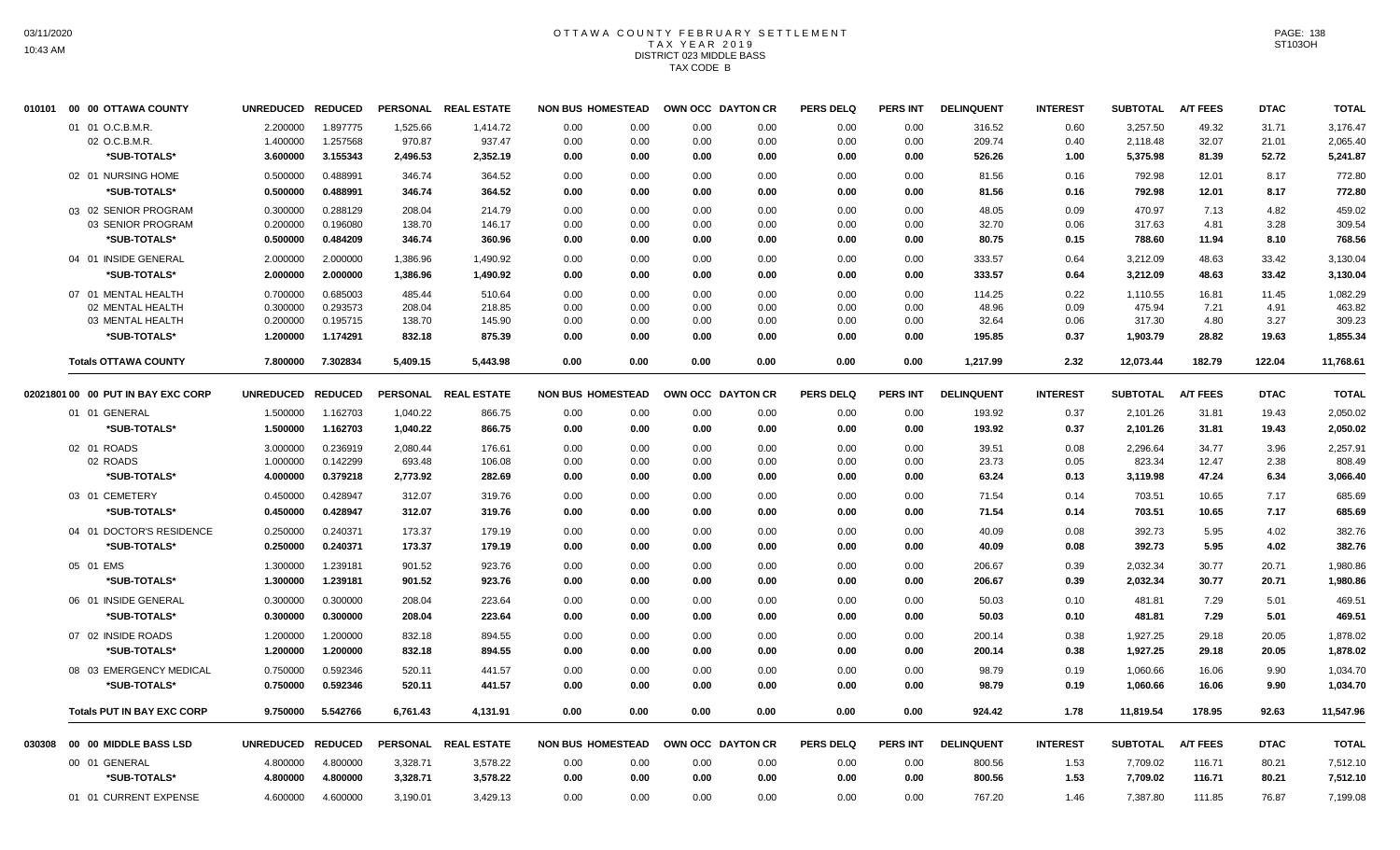# OTTAWA COUNTY FEBRUARY SETTLEMENT
## TAX YEAR 2019
## DISTRICT 023 MIDDLE BASS
## TAX CODE B

| 010101 00 00 OTTAWA COUNTY | UNREDUCED | REDUCED | PERSONAL | REAL ESTATE | NON BUS | HOMESTEAD | OWN OCC | DAYTON CR | PERS DELQ | PERS INT | DELINQUENT | INTEREST | SUBTOTAL | A/T FEES | DTAC | TOTAL |
|---|---|---|---|---|---|---|---|---|---|---|---|---|---|---|---|---|
| 01 01 O.C.B.M.R. | 2.200000 | 1.897775 | 1,525.66 | 1,414.72 | 0.00 | 0.00 | 0.00 | 0.00 | 0.00 | 0.00 | 316.52 | 0.60 | 3,257.50 | 49.32 | 31.71 | 3,176.47 |
| 02 O.C.B.M.R. | 1.400000 | 1.257568 | 970.87 | 937.47 | 0.00 | 0.00 | 0.00 | 0.00 | 0.00 | 0.00 | 209.74 | 0.40 | 2,118.48 | 32.07 | 21.01 | 2,065.40 |
| ***SUB-TOTALS*** | **3.600000** | **3.155343** | **2,496.53** | **2,352.19** | **0.00** | **0.00** | **0.00** | **0.00** | **0.00** | **0.00** | **526.26** | **1.00** | **5,375.98** | **81.39** | **52.72** | **5,241.87** |
| 02 01 NURSING HOME | 0.500000 | 0.488991 | 346.74 | 364.52 | 0.00 | 0.00 | 0.00 | 0.00 | 0.00 | 0.00 | 81.56 | 0.16 | 792.98 | 12.01 | 8.17 | 772.80 |
| ***SUB-TOTALS*** | **0.500000** | **0.488991** | **346.74** | **364.52** | **0.00** | **0.00** | **0.00** | **0.00** | **0.00** | **0.00** | **81.56** | **0.16** | **792.98** | **12.01** | **8.17** | **772.80** |
| 03 02 SENIOR PROGRAM | 0.300000 | 0.288129 | 208.04 | 214.79 | 0.00 | 0.00 | 0.00 | 0.00 | 0.00 | 0.00 | 48.05 | 0.09 | 470.97 | 7.13 | 4.82 | 459.02 |
| 03 SENIOR PROGRAM | 0.200000 | 0.196080 | 138.70 | 146.17 | 0.00 | 0.00 | 0.00 | 0.00 | 0.00 | 0.00 | 32.70 | 0.06 | 317.63 | 4.81 | 3.28 | 309.54 |
| ***SUB-TOTALS*** | **0.500000** | **0.484209** | **346.74** | **360.96** | **0.00** | **0.00** | **0.00** | **0.00** | **0.00** | **0.00** | **80.75** | **0.15** | **788.60** | **11.94** | **8.10** | **768.56** |
| 04 01 INSIDE GENERAL | 2.000000 | 2.000000 | 1,386.96 | 1,490.92 | 0.00 | 0.00 | 0.00 | 0.00 | 0.00 | 0.00 | 333.57 | 0.64 | 3,212.09 | 48.63 | 33.42 | 3,130.04 |
| ***SUB-TOTALS*** | **2.000000** | **2.000000** | **1,386.96** | **1,490.92** | **0.00** | **0.00** | **0.00** | **0.00** | **0.00** | **0.00** | **333.57** | **0.64** | **3,212.09** | **48.63** | **33.42** | **3,130.04** |
| 07 01 MENTAL HEALTH | 0.700000 | 0.685003 | 485.44 | 510.64 | 0.00 | 0.00 | 0.00 | 0.00 | 0.00 | 0.00 | 114.25 | 0.22 | 1,110.55 | 16.81 | 11.45 | 1,082.29 |
| 02 MENTAL HEALTH | 0.300000 | 0.293573 | 208.04 | 218.85 | 0.00 | 0.00 | 0.00 | 0.00 | 0.00 | 0.00 | 48.96 | 0.09 | 475.94 | 7.21 | 4.91 | 463.82 |
| 03 MENTAL HEALTH | 0.200000 | 0.195715 | 138.70 | 145.90 | 0.00 | 0.00 | 0.00 | 0.00 | 0.00 | 0.00 | 32.64 | 0.06 | 317.30 | 4.80 | 3.27 | 309.23 |
| ***SUB-TOTALS*** | **1.200000** | **1.174291** | **832.18** | **875.39** | **0.00** | **0.00** | **0.00** | **0.00** | **0.00** | **0.00** | **195.85** | **0.37** | **1,903.79** | **28.82** | **19.63** | **1,855.34** |
| **Totals OTTAWA COUNTY** | **7.800000** | **7.302834** | **5,409.15** | **5,443.98** | **0.00** | **0.00** | **0.00** | **0.00** | **0.00** | **0.00** | **1,217.99** | **2.32** | **12,073.44** | **182.79** | **122.04** | **11,768.61** |

| 02021801 00 00 PUT IN BAY EXC CORP | UNREDUCED | REDUCED | PERSONAL | REAL ESTATE | NON BUS | HOMESTEAD | OWN OCC | DAYTON CR | PERS DELQ | PERS INT | DELINQUENT | INTEREST | SUBTOTAL | A/T FEES | DTAC | TOTAL |
|---|---|---|---|---|---|---|---|---|---|---|---|---|---|---|---|---|
| 01 01 GENERAL | 1.500000 | 1.162703 | 1,040.22 | 866.75 | 0.00 | 0.00 | 0.00 | 0.00 | 0.00 | 0.00 | 193.92 | 0.37 | 2,101.26 | 31.81 | 19.43 | 2,050.02 |
| ***SUB-TOTALS*** | **1.500000** | **1.162703** | **1,040.22** | **866.75** | **0.00** | **0.00** | **0.00** | **0.00** | **0.00** | **0.00** | **193.92** | **0.37** | **2,101.26** | **31.81** | **19.43** | **2,050.02** |
| 02 01 ROADS | 3.000000 | 0.236919 | 2,080.44 | 176.61 | 0.00 | 0.00 | 0.00 | 0.00 | 0.00 | 0.00 | 39.51 | 0.08 | 2,296.64 | 34.77 | 3.96 | 2,257.91 |
| 02 ROADS | 1.000000 | 0.142299 | 693.48 | 106.08 | 0.00 | 0.00 | 0.00 | 0.00 | 0.00 | 0.00 | 23.73 | 0.05 | 823.34 | 12.47 | 2.38 | 808.49 |
| ***SUB-TOTALS*** | **4.000000** | **0.379218** | **2,773.92** | **282.69** | **0.00** | **0.00** | **0.00** | **0.00** | **0.00** | **0.00** | **63.24** | **0.13** | **3,119.98** | **47.24** | **6.34** | **3,066.40** |
| 03 01 CEMETERY | 0.450000 | 0.428947 | 312.07 | 319.76 | 0.00 | 0.00 | 0.00 | 0.00 | 0.00 | 0.00 | 71.54 | 0.14 | 703.51 | 10.65 | 7.17 | 685.69 |
| ***SUB-TOTALS*** | **0.450000** | **0.428947** | **312.07** | **319.76** | **0.00** | **0.00** | **0.00** | **0.00** | **0.00** | **0.00** | **71.54** | **0.14** | **703.51** | **10.65** | **7.17** | **685.69** |
| 04 01 DOCTOR'S RESIDENCE | 0.250000 | 0.240371 | 173.37 | 179.19 | 0.00 | 0.00 | 0.00 | 0.00 | 0.00 | 0.00 | 40.09 | 0.08 | 392.73 | 5.95 | 4.02 | 382.76 |
| ***SUB-TOTALS*** | **0.250000** | **0.240371** | **173.37** | **179.19** | **0.00** | **0.00** | **0.00** | **0.00** | **0.00** | **0.00** | **40.09** | **0.08** | **392.73** | **5.95** | **4.02** | **382.76** |
| 05 01 EMS | 1.300000 | 1.239181 | 901.52 | 923.76 | 0.00 | 0.00 | 0.00 | 0.00 | 0.00 | 0.00 | 206.67 | 0.39 | 2,032.34 | 30.77 | 20.71 | 1,980.86 |
| ***SUB-TOTALS*** | **1.300000** | **1.239181** | **901.52** | **923.76** | **0.00** | **0.00** | **0.00** | **0.00** | **0.00** | **0.00** | **206.67** | **0.39** | **2,032.34** | **30.77** | **20.71** | **1,980.86** |
| 06 01 INSIDE GENERAL | 0.300000 | 0.300000 | 208.04 | 223.64 | 0.00 | 0.00 | 0.00 | 0.00 | 0.00 | 0.00 | 50.03 | 0.10 | 481.81 | 7.29 | 5.01 | 469.51 |
| ***SUB-TOTALS*** | **0.300000** | **0.300000** | **208.04** | **223.64** | **0.00** | **0.00** | **0.00** | **0.00** | **0.00** | **0.00** | **50.03** | **0.10** | **481.81** | **7.29** | **5.01** | **469.51** |
| 07 02 INSIDE ROADS | 1.200000 | 1.200000 | 832.18 | 894.55 | 0.00 | 0.00 | 0.00 | 0.00 | 0.00 | 0.00 | 200.14 | 0.38 | 1,927.25 | 29.18 | 20.05 | 1,878.02 |
| ***SUB-TOTALS*** | **1.200000** | **1.200000** | **832.18** | **894.55** | **0.00** | **0.00** | **0.00** | **0.00** | **0.00** | **0.00** | **200.14** | **0.38** | **1,927.25** | **29.18** | **20.05** | **1,878.02** |
| 08 03 EMERGENCY MEDICAL | 0.750000 | 0.592346 | 520.11 | 441.57 | 0.00 | 0.00 | 0.00 | 0.00 | 0.00 | 0.00 | 98.79 | 0.19 | 1,060.66 | 16.06 | 9.90 | 1,034.70 |
| ***SUB-TOTALS*** | **0.750000** | **0.592346** | **520.11** | **441.57** | **0.00** | **0.00** | **0.00** | **0.00** | **0.00** | **0.00** | **98.79** | **0.19** | **1,060.66** | **16.06** | **9.90** | **1,034.70** |
| **Totals PUT IN BAY EXC CORP** | **9.750000** | **5.542766** | **6,761.43** | **4,131.91** | **0.00** | **0.00** | **0.00** | **0.00** | **0.00** | **0.00** | **924.42** | **1.78** | **11,819.54** | **178.95** | **92.63** | **11,547.96** |

| 030308 00 00 MIDDLE BASS LSD | UNREDUCED | REDUCED | PERSONAL | REAL ESTATE | NON BUS | HOMESTEAD | OWN OCC | DAYTON CR | PERS DELQ | PERS INT | DELINQUENT | INTEREST | SUBTOTAL | A/T FEES | DTAC | TOTAL |
|---|---|---|---|---|---|---|---|---|---|---|---|---|---|---|---|---|
| 00 01 GENERAL | 4.800000 | 4.800000 | 3,328.71 | 3,578.22 | 0.00 | 0.00 | 0.00 | 0.00 | 0.00 | 0.00 | 800.56 | 1.53 | 7,709.02 | 116.71 | 80.21 | 7,512.10 |
| ***SUB-TOTALS*** | **4.800000** | **4.800000** | **3,328.71** | **3,578.22** | **0.00** | **0.00** | **0.00** | **0.00** | **0.00** | **0.00** | **800.56** | **1.53** | **7,709.02** | **116.71** | **80.21** | **7,512.10** |
| 01 01 CURRENT EXPENSE | 4.600000 | 4.600000 | 3,190.01 | 3,429.13 | 0.00 | 0.00 | 0.00 | 0.00 | 0.00 | 0.00 | 767.20 | 1.46 | 7,387.80 | 111.85 | 76.87 | 7,199.08 |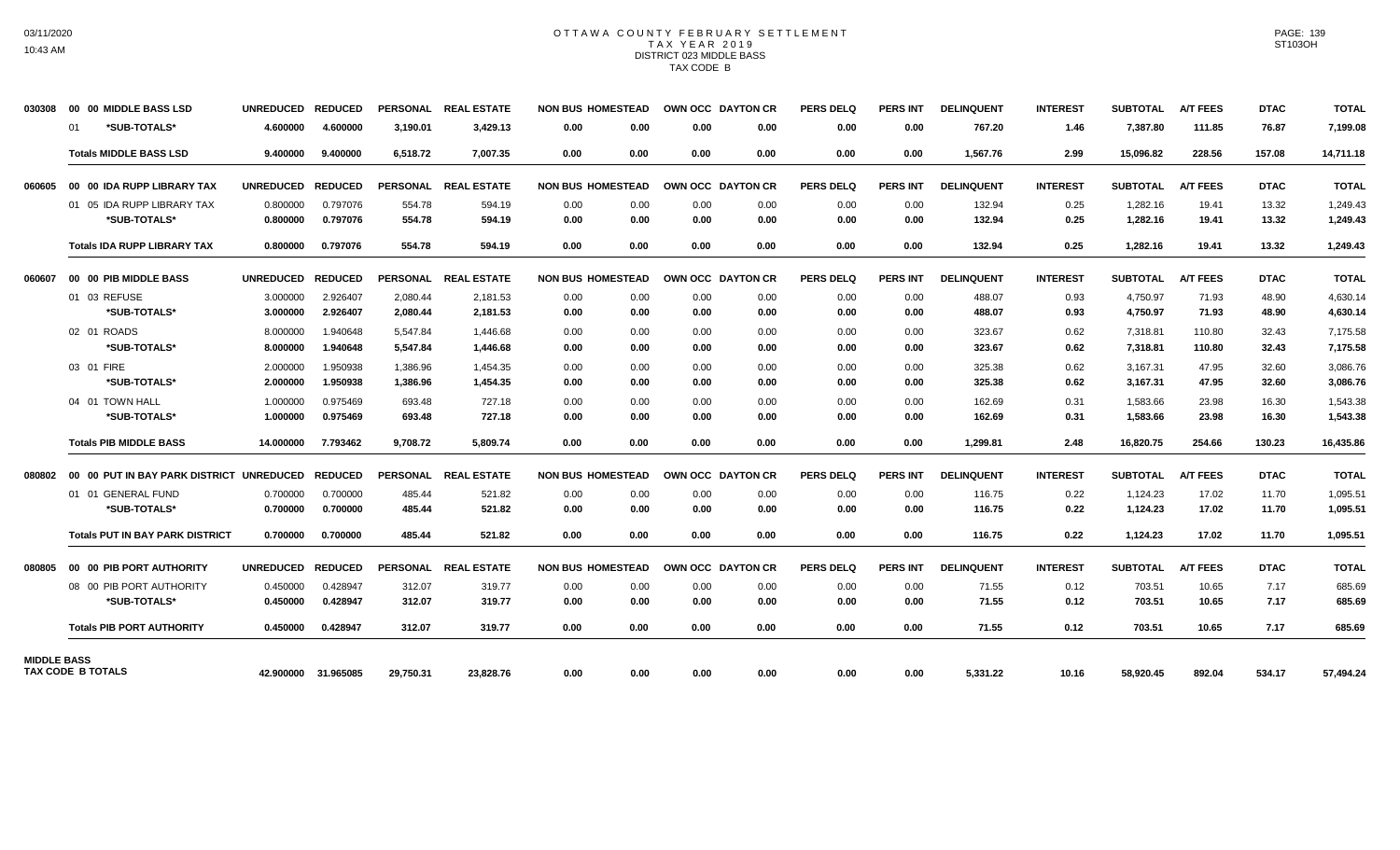# OTTAWA COUNTY FEBRUARY SETTLEMENT
## TAX YEAR 2019
### DISTRICT 023 MIDDLE BASS
### TAX CODE B

| | | UNREDUCED | REDUCED | PERSONAL | REAL ESTATE | NON BUS | HOMESTEAD | OWN OCC | DAYTON CR | PERS DELQ | PERS INT | DELINQUENT | INTEREST | SUBTOTAL | A/T FEES | DTAC | TOTAL |
|---|---|---|---|---|---|---|---|---|---|---|---|---|---|---|---|---|---|
| 030308 | 00 00 MIDDLE BASS LSD | | | | | | | | | | | | | | | | |
| | 01 *SUB-TOTALS* | 4.600000 | 4.600000 | 3,190.01 | 3,429.13 | 0.00 | 0.00 | 0.00 | 0.00 | 0.00 | 0.00 | 767.20 | 1.46 | 7,387.80 | 111.85 | 76.87 | 7,199.08 |
| | **Totals MIDDLE BASS LSD** | 9.400000 | 9.400000 | 6,518.72 | 7,007.35 | 0.00 | 0.00 | 0.00 | 0.00 | 0.00 | 0.00 | 1,567.76 | 2.99 | 15,096.82 | 228.56 | 157.08 | 14,711.18 |
| 060605 | 00 00 IDA RUPP LIBRARY TAX | | | | | | | | | | | | | | | | |
| | 01 05 IDA RUPP LIBRARY TAX | 0.800000 | 0.797076 | 554.78 | 594.19 | 0.00 | 0.00 | 0.00 | 0.00 | 0.00 | 0.00 | 132.94 | 0.25 | 1,282.16 | 19.41 | 13.32 | 1,249.43 |
| | *SUB-TOTALS* | 0.800000 | 0.797076 | 554.78 | 594.19 | 0.00 | 0.00 | 0.00 | 0.00 | 0.00 | 0.00 | 132.94 | 0.25 | 1,282.16 | 19.41 | 13.32 | 1,249.43 |
| | **Totals IDA RUPP LIBRARY TAX** | 0.800000 | 0.797076 | 554.78 | 594.19 | 0.00 | 0.00 | 0.00 | 0.00 | 0.00 | 0.00 | 132.94 | 0.25 | 1,282.16 | 19.41 | 13.32 | 1,249.43 |
| 060607 | 00 00 PIB MIDDLE BASS | | | | | | | | | | | | | | | | |
| | 01 03 REFUSE | 3.000000 | 2.926407 | 2,080.44 | 2,181.53 | 0.00 | 0.00 | 0.00 | 0.00 | 0.00 | 0.00 | 488.07 | 0.93 | 4,750.97 | 71.93 | 48.90 | 4,630.14 |
| | *SUB-TOTALS* | 3.000000 | 2.926407 | 2,080.44 | 2,181.53 | 0.00 | 0.00 | 0.00 | 0.00 | 0.00 | 0.00 | 488.07 | 0.93 | 4,750.97 | 71.93 | 48.90 | 4,630.14 |
| | 02 01 ROADS | 8.000000 | 1.940648 | 5,547.84 | 1,446.68 | 0.00 | 0.00 | 0.00 | 0.00 | 0.00 | 0.00 | 323.67 | 0.62 | 7,318.81 | 110.80 | 32.43 | 7,175.58 |
| | *SUB-TOTALS* | 8.000000 | 1.940648 | 5,547.84 | 1,446.68 | 0.00 | 0.00 | 0.00 | 0.00 | 0.00 | 0.00 | 323.67 | 0.62 | 7,318.81 | 110.80 | 32.43 | 7,175.58 |
| | 03 01 FIRE | 2.000000 | 1.950938 | 1,386.96 | 1,454.35 | 0.00 | 0.00 | 0.00 | 0.00 | 0.00 | 0.00 | 325.38 | 0.62 | 3,167.31 | 47.95 | 32.60 | 3,086.76 |
| | *SUB-TOTALS* | 2.000000 | 1.950938 | 1,386.96 | 1,454.35 | 0.00 | 0.00 | 0.00 | 0.00 | 0.00 | 0.00 | 325.38 | 0.62 | 3,167.31 | 47.95 | 32.60 | 3,086.76 |
| | 04 01 TOWN HALL | 1.000000 | 0.975469 | 693.48 | 727.18 | 0.00 | 0.00 | 0.00 | 0.00 | 0.00 | 0.00 | 162.69 | 0.31 | 1,583.66 | 23.98 | 16.30 | 1,543.38 |
| | *SUB-TOTALS* | 1.000000 | 0.975469 | 693.48 | 727.18 | 0.00 | 0.00 | 0.00 | 0.00 | 0.00 | 0.00 | 162.69 | 0.31 | 1,583.66 | 23.98 | 16.30 | 1,543.38 |
| | **Totals PIB MIDDLE BASS** | 14.000000 | 7.793462 | 9,708.72 | 5,809.74 | 0.00 | 0.00 | 0.00 | 0.00 | 0.00 | 0.00 | 1,299.81 | 2.48 | 16,820.75 | 254.66 | 130.23 | 16,435.86 |
| 080802 | 00 00 PUT IN BAY PARK DISTRICT | | | | | | | | | | | | | | | | |
| | 01 01 GENERAL FUND | 0.700000 | 0.700000 | 485.44 | 521.82 | 0.00 | 0.00 | 0.00 | 0.00 | 0.00 | 0.00 | 116.75 | 0.22 | 1,124.23 | 17.02 | 11.70 | 1,095.51 |
| | *SUB-TOTALS* | 0.700000 | 0.700000 | 485.44 | 521.82 | 0.00 | 0.00 | 0.00 | 0.00 | 0.00 | 0.00 | 116.75 | 0.22 | 1,124.23 | 17.02 | 11.70 | 1,095.51 |
| | **Totals PUT IN BAY PARK DISTRICT** | 0.700000 | 0.700000 | 485.44 | 521.82 | 0.00 | 0.00 | 0.00 | 0.00 | 0.00 | 0.00 | 116.75 | 0.22 | 1,124.23 | 17.02 | 11.70 | 1,095.51 |
| 080805 | 00 00 PIB PORT AUTHORITY | | | | | | | | | | | | | | | | |
| | 08 00 PIB PORT AUTHORITY | 0.450000 | 0.428947 | 312.07 | 319.77 | 0.00 | 0.00 | 0.00 | 0.00 | 0.00 | 0.00 | 71.55 | 0.12 | 703.51 | 10.65 | 7.17 | 685.69 |
| | *SUB-TOTALS* | 0.450000 | 0.428947 | 312.07 | 319.77 | 0.00 | 0.00 | 0.00 | 0.00 | 0.00 | 0.00 | 71.55 | 0.12 | 703.51 | 10.65 | 7.17 | 685.69 |
| | **Totals PIB PORT AUTHORITY** | 0.450000 | 0.428947 | 312.07 | 319.77 | 0.00 | 0.00 | 0.00 | 0.00 | 0.00 | 0.00 | 71.55 | 0.12 | 703.51 | 10.65 | 7.17 | 685.69 |
| **MIDDLE BASS TAX CODE B TOTALS** | | 42.900000 | 31.965085 | 29,750.31 | 23,828.76 | 0.00 | 0.00 | 0.00 | 0.00 | 0.00 | 0.00 | 5,331.22 | 10.16 | 58,920.45 | 892.04 | 534.17 | 57,494.24 |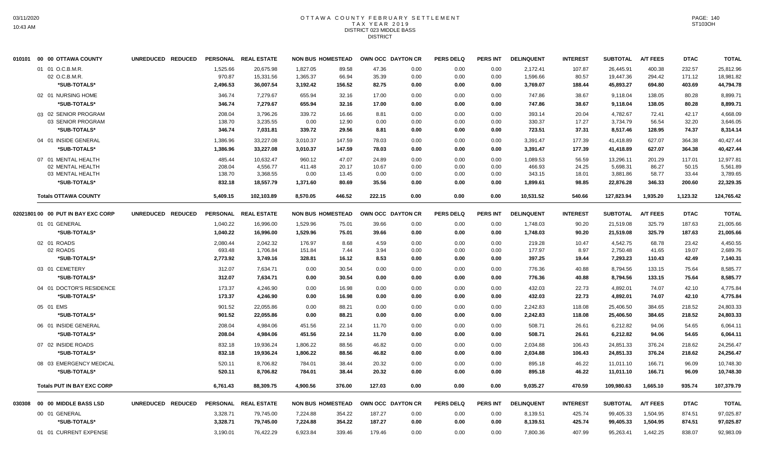# OTTAWA COUNTY FEBRUARY SETTLEMENT
## TAX YEAR 2019
## DISTRICT 023 MIDDLE BASS
## DISTRICT

| 010101 00 00 OTTAWA COUNTY | UNREDUCED | REDUCED | PERSONAL | REAL ESTATE | NON BUS | HOMESTEAD | OWN OCC | DAYTON CR | PERS DELQ | PERS INT | DELINQUENT | INTEREST | SUBTOTAL | A/T FEES | DTAC | TOTAL |
|---|---|---|---|---|---|---|---|---|---|---|---|---|---|---|---|---|
| 01 01 O.C.B.M.R. | | | 1,525.66 | 20,675.98 | 1,827.05 | 89.58 | 47.36 | 0.00 | 0.00 | 0.00 | 2,172.41 | 107.87 | 26,445.91 | 400.38 | 232.57 | 25,812.96 |
| 02 O.C.B.M.R. | | | 970.87 | 15,331.56 | 1,365.37 | 66.94 | 35.39 | 0.00 | 0.00 | 0.00 | 1,596.66 | 80.57 | 19,447.36 | 294.42 | 171.12 | 18,981.82 |
| *SUB-TOTALS* | | | 2,496.53 | 36,007.54 | 3,192.42 | 156.52 | 82.75 | 0.00 | 0.00 | 0.00 | 3,769.07 | 188.44 | 45,893.27 | 694.80 | 403.69 | 44,794.78 |
| 02 01 NURSING HOME | | | 346.74 | 7,279.67 | 655.94 | 32.16 | 17.00 | 0.00 | 0.00 | 0.00 | 747.86 | 38.67 | 9,118.04 | 138.05 | 80.28 | 8,899.71 |
| *SUB-TOTALS* | | | 346.74 | 7,279.67 | 655.94 | 32.16 | 17.00 | 0.00 | 0.00 | 0.00 | 747.86 | 38.67 | 9,118.04 | 138.05 | 80.28 | 8,899.71 |
| 03 02 SENIOR PROGRAM | | | 208.04 | 3,796.26 | 339.72 | 16.66 | 8.81 | 0.00 | 0.00 | 0.00 | 393.14 | 20.04 | 4,782.67 | 72.41 | 42.17 | 4,668.09 |
| 03 SENIOR PROGRAM | | | 138.70 | 3,235.55 | 0.00 | 12.90 | 0.00 | 0.00 | 0.00 | 0.00 | 330.37 | 17.27 | 3,734.79 | 56.54 | 32.20 | 3,646.05 |
| *SUB-TOTALS* | | | 346.74 | 7,031.81 | 339.72 | 29.56 | 8.81 | 0.00 | 0.00 | 0.00 | 723.51 | 37.31 | 8,517.46 | 128.95 | 74.37 | 8,314.14 |
| 04 01 INSIDE GENERAL | | | 1,386.96 | 33,227.08 | 3,010.37 | 147.59 | 78.03 | 0.00 | 0.00 | 0.00 | 3,391.47 | 177.39 | 41,418.89 | 627.07 | 364.38 | 40,427.44 |
| *SUB-TOTALS* | | | 1,386.96 | 33,227.08 | 3,010.37 | 147.59 | 78.03 | 0.00 | 0.00 | 0.00 | 3,391.47 | 177.39 | 41,418.89 | 627.07 | 364.38 | 40,427.44 |
| 07 01 MENTAL HEALTH | | | 485.44 | 10,632.47 | 960.12 | 47.07 | 24.89 | 0.00 | 0.00 | 0.00 | 1,089.53 | 56.59 | 13,296.11 | 201.29 | 117.01 | 12,977.81 |
| 02 MENTAL HEALTH | | | 208.04 | 4,556.77 | 411.48 | 20.17 | 10.67 | 0.00 | 0.00 | 0.00 | 466.93 | 24.25 | 5,698.31 | 86.27 | 50.15 | 5,561.89 |
| 03 MENTAL HEALTH | | | 138.70 | 3,368.55 | 0.00 | 13.45 | 0.00 | 0.00 | 0.00 | 0.00 | 343.15 | 18.01 | 3,881.86 | 58.77 | 33.44 | 3,789.65 |
| *SUB-TOTALS* | | | 832.18 | 18,557.79 | 1,371.60 | 80.69 | 35.56 | 0.00 | 0.00 | 0.00 | 1,899.61 | 98.85 | 22,876.28 | 346.33 | 200.60 | 22,329.35 |
| **Totals OTTAWA COUNTY** | | | 5,409.15 | 102,103.89 | 8,570.05 | 446.52 | 222.15 | 0.00 | 0.00 | 0.00 | 10,531.52 | 540.66 | 127,823.94 | 1,935.20 | 1,123.32 | 124,765.42 |

| 02021801 00 00 PUT IN BAY EXC CORP | UNREDUCED | REDUCED | PERSONAL | REAL ESTATE | NON BUS | HOMESTEAD | OWN OCC | DAYTON CR | PERS DELQ | PERS INT | DELINQUENT | INTEREST | SUBTOTAL | A/T FEES | DTAC | TOTAL |
|---|---|---|---|---|---|---|---|---|---|---|---|---|---|---|---|---|
| 01 01 GENERAL | | | 1,040.22 | 16,996.00 | 1,529.96 | 75.01 | 39.66 | 0.00 | 0.00 | 0.00 | 1,748.03 | 90.20 | 21,519.08 | 325.79 | 187.63 | 21,005.66 |
| *SUB-TOTALS* | | | 1,040.22 | 16,996.00 | 1,529.96 | 75.01 | 39.66 | 0.00 | 0.00 | 0.00 | 1,748.03 | 90.20 | 21,519.08 | 325.79 | 187.63 | 21,005.66 |
| 02 01 ROADS | | | 2,080.44 | 2,042.32 | 176.97 | 8.68 | 4.59 | 0.00 | 0.00 | 0.00 | 219.28 | 10.47 | 4,542.75 | 68.78 | 23.42 | 4,450.55 |
| 02 ROADS | | | 693.48 | 1,706.84 | 151.84 | 7.44 | 3.94 | 0.00 | 0.00 | 0.00 | 177.97 | 8.97 | 2,750.48 | 41.65 | 19.07 | 2,689.76 |
| *SUB-TOTALS* | | | 2,773.92 | 3,749.16 | 328.81 | 16.12 | 8.53 | 0.00 | 0.00 | 0.00 | 397.25 | 19.44 | 7,293.23 | 110.43 | 42.49 | 7,140.31 |
| 03 01 CEMETERY | | | 312.07 | 7,634.71 | 0.00 | 30.54 | 0.00 | 0.00 | 0.00 | 0.00 | 776.36 | 40.88 | 8,794.56 | 133.15 | 75.64 | 8,585.77 |
| *SUB-TOTALS* | | | 312.07 | 7,634.71 | 0.00 | 30.54 | 0.00 | 0.00 | 0.00 | 0.00 | 776.36 | 40.88 | 8,794.56 | 133.15 | 75.64 | 8,585.77 |
| 04 01 DOCTOR'S RESIDENCE | | | 173.37 | 4,246.90 | 0.00 | 16.98 | 0.00 | 0.00 | 0.00 | 0.00 | 432.03 | 22.73 | 4,892.01 | 74.07 | 42.10 | 4,775.84 |
| *SUB-TOTALS* | | | 173.37 | 4,246.90 | 0.00 | 16.98 | 0.00 | 0.00 | 0.00 | 0.00 | 432.03 | 22.73 | 4,892.01 | 74.07 | 42.10 | 4,775.84 |
| 05 01 EMS | | | 901.52 | 22,055.86 | 0.00 | 88.21 | 0.00 | 0.00 | 0.00 | 0.00 | 2,242.83 | 118.08 | 25,406.50 | 384.65 | 218.52 | 24,803.33 |
| *SUB-TOTALS* | | | 901.52 | 22,055.86 | 0.00 | 88.21 | 0.00 | 0.00 | 0.00 | 0.00 | 2,242.83 | 118.08 | 25,406.50 | 384.65 | 218.52 | 24,803.33 |
| 06 01 INSIDE GENERAL | | | 208.04 | 4,984.06 | 451.56 | 22.14 | 11.70 | 0.00 | 0.00 | 0.00 | 508.71 | 26.61 | 6,212.82 | 94.06 | 54.65 | 6,064.11 |
| *SUB-TOTALS* | | | 208.04 | 4,984.06 | 451.56 | 22.14 | 11.70 | 0.00 | 0.00 | 0.00 | 508.71 | 26.61 | 6,212.82 | 94.06 | 54.65 | 6,064.11 |
| 07 02 INSIDE ROADS | | | 832.18 | 19,936.24 | 1,806.22 | 88.56 | 46.82 | 0.00 | 0.00 | 0.00 | 2,034.88 | 106.43 | 24,851.33 | 376.24 | 218.62 | 24,256.47 |
| *SUB-TOTALS* | | | 832.18 | 19,936.24 | 1,806.22 | 88.56 | 46.82 | 0.00 | 0.00 | 0.00 | 2,034.88 | 106.43 | 24,851.33 | 376.24 | 218.62 | 24,256.47 |
| 08 03 EMERGENCY MEDICAL | | | 520.11 | 8,706.82 | 784.01 | 38.44 | 20.32 | 0.00 | 0.00 | 0.00 | 895.18 | 46.22 | 11,011.10 | 166.71 | 96.09 | 10,748.30 |
| *SUB-TOTALS* | | | 520.11 | 8,706.82 | 784.01 | 38.44 | 20.32 | 0.00 | 0.00 | 0.00 | 895.18 | 46.22 | 11,011.10 | 166.71 | 96.09 | 10,748.30 |
| **Totals PUT IN BAY EXC CORP** | | | 6,761.43 | 88,309.75 | 4,900.56 | 376.00 | 127.03 | 0.00 | 0.00 | 0.00 | 9,035.27 | 470.59 | 109,980.63 | 1,665.10 | 935.74 | 107,379.79 |

| 030308 00 00 MIDDLE BASS LSD | UNREDUCED | REDUCED | PERSONAL | REAL ESTATE | NON BUS | HOMESTEAD | OWN OCC | DAYTON CR | PERS DELQ | PERS INT | DELINQUENT | INTEREST | SUBTOTAL | A/T FEES | DTAC | TOTAL |
|---|---|---|---|---|---|---|---|---|---|---|---|---|---|---|---|---|
| 00 01 GENERAL | | | 3,328.71 | 79,745.00 | 7,224.88 | 354.22 | 187.27 | 0.00 | 0.00 | 0.00 | 8,139.51 | 425.74 | 99,405.33 | 1,504.95 | 874.51 | 97,025.87 |
| *SUB-TOTALS* | | | 3,328.71 | 79,745.00 | 7,224.88 | 354.22 | 187.27 | 0.00 | 0.00 | 0.00 | 8,139.51 | 425.74 | 99,405.33 | 1,504.95 | 874.51 | 97,025.87 |
| 01 01 CURRENT EXPENSE | | | 3,190.01 | 76,422.29 | 6,923.84 | 339.46 | 179.46 | 0.00 | 0.00 | 0.00 | 7,800.36 | 407.99 | 95,263.41 | 1,442.25 | 838.07 | 92,983.09 |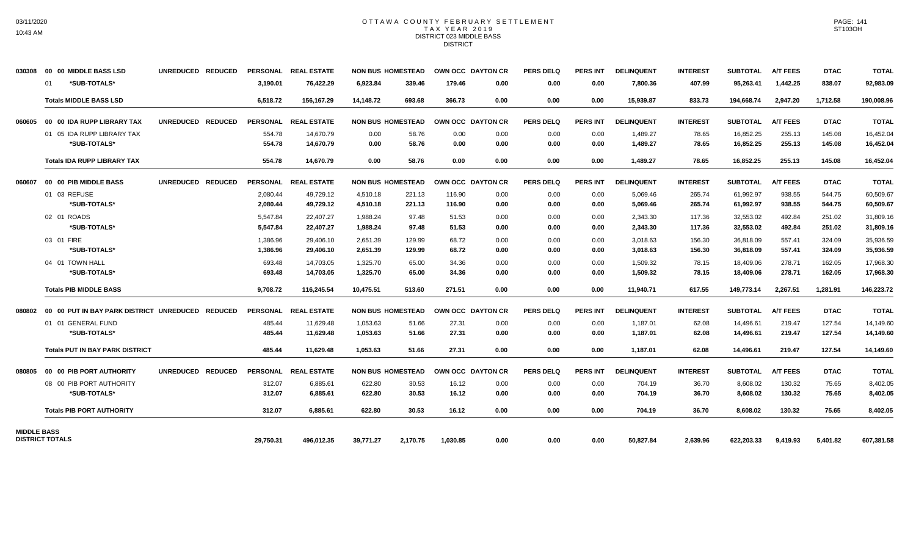# OTTAWA COUNTY FEBRUARY SETTLEMENT
## TAX YEAR 2019
### DISTRICT 023 MIDDLE BASS
### DISTRICT

| | | UNREDUCED | REDUCED | PERSONAL | REAL ESTATE | NON BUS | HOMESTEAD | OWN OCC | DAYTON CR | PERS DELQ | PERS INT | DELINQUENT | INTEREST | SUBTOTAL | A/T FEES | DTAC | TOTAL |
|---|---|---|---|---|---|---|---|---|---|---|---|---|---|---|---|---|---|
| 030308 | 00 00 MIDDLE BASS LSD | | | | | | | | | | | | | | | | |
| | 01 *SUB-TOTALS* | | | 3,190.01 | 76,422.29 | 6,923.84 | 339.46 | 179.46 | 0.00 | 0.00 | 0.00 | 7,800.36 | 407.99 | 95,263.41 | 1,442.25 | 838.07 | 92,983.09 |
| | **Totals MIDDLE BASS LSD** | | | 6,518.72 | 156,167.29 | 14,148.72 | 693.68 | 366.73 | 0.00 | 0.00 | 0.00 | 15,939.87 | 833.73 | 194,668.74 | 2,947.20 | 1,712.58 | 190,008.96 |
| 060605 | 00 00 IDA RUPP LIBRARY TAX | | | | | | | | | | | | | | | | |
| | 01 05 IDA RUPP LIBRARY TAX | | | 554.78 | 14,670.79 | 0.00 | 58.76 | 0.00 | 0.00 | 0.00 | 0.00 | 1,489.27 | 78.65 | 16,852.25 | 255.13 | 145.08 | 16,452.04 |
| | *SUB-TOTALS* | | | 554.78 | 14,670.79 | 0.00 | 58.76 | 0.00 | 0.00 | 0.00 | 0.00 | 1,489.27 | 78.65 | 16,852.25 | 255.13 | 145.08 | 16,452.04 |
| | **Totals IDA RUPP LIBRARY TAX** | | | 554.78 | 14,670.79 | 0.00 | 58.76 | 0.00 | 0.00 | 0.00 | 0.00 | 1,489.27 | 78.65 | 16,852.25 | 255.13 | 145.08 | 16,452.04 |
| 060607 | 00 00 PIB MIDDLE BASS | | | | | | | | | | | | | | | | |
| | 01 03 REFUSE | | | 2,080.44 | 49,729.12 | 4,510.18 | 221.13 | 116.90 | 0.00 | 0.00 | 0.00 | 5,069.46 | 265.74 | 61,992.97 | 938.55 | 544.75 | 60,509.67 |
| | *SUB-TOTALS* | | | 2,080.44 | 49,729.12 | 4,510.18 | 221.13 | 116.90 | 0.00 | 0.00 | 0.00 | 5,069.46 | 265.74 | 61,992.97 | 938.55 | 544.75 | 60,509.67 |
| | 02 01 ROADS | | | 5,547.84 | 22,407.27 | 1,988.24 | 97.48 | 51.53 | 0.00 | 0.00 | 0.00 | 2,343.30 | 117.36 | 32,553.02 | 492.84 | 251.02 | 31,809.16 |
| | *SUB-TOTALS* | | | 5,547.84 | 22,407.27 | 1,988.24 | 97.48 | 51.53 | 0.00 | 0.00 | 0.00 | 2,343.30 | 117.36 | 32,553.02 | 492.84 | 251.02 | 31,809.16 |
| | 03 01 FIRE | | | 1,386.96 | 29,406.10 | 2,651.39 | 129.99 | 68.72 | 0.00 | 0.00 | 0.00 | 3,018.63 | 156.30 | 36,818.09 | 557.41 | 324.09 | 35,936.59 |
| | *SUB-TOTALS* | | | 1,386.96 | 29,406.10 | 2,651.39 | 129.99 | 68.72 | 0.00 | 0.00 | 0.00 | 3,018.63 | 156.30 | 36,818.09 | 557.41 | 324.09 | 35,936.59 |
| | 04 01 TOWN HALL | | | 693.48 | 14,703.05 | 1,325.70 | 65.00 | 34.36 | 0.00 | 0.00 | 0.00 | 1,509.32 | 78.15 | 18,409.06 | 278.71 | 162.05 | 17,968.30 |
| | *SUB-TOTALS* | | | 693.48 | 14,703.05 | 1,325.70 | 65.00 | 34.36 | 0.00 | 0.00 | 0.00 | 1,509.32 | 78.15 | 18,409.06 | 278.71 | 162.05 | 17,968.30 |
| | **Totals PIB MIDDLE BASS** | | | 9,708.72 | 116,245.54 | 10,475.51 | 513.60 | 271.51 | 0.00 | 0.00 | 0.00 | 11,940.71 | 617.55 | 149,773.14 | 2,267.51 | 1,281.91 | 146,223.72 |
| 080802 | 00 00 PUT IN BAY PARK DISTRICT | | | | | | | | | | | | | | | | |
| | 01 01 GENERAL FUND | | | 485.44 | 11,629.48 | 1,053.63 | 51.66 | 27.31 | 0.00 | 0.00 | 0.00 | 1,187.01 | 62.08 | 14,496.61 | 219.47 | 127.54 | 14,149.60 |
| | *SUB-TOTALS* | | | 485.44 | 11,629.48 | 1,053.63 | 51.66 | 27.31 | 0.00 | 0.00 | 0.00 | 1,187.01 | 62.08 | 14,496.61 | 219.47 | 127.54 | 14,149.60 |
| | **Totals PUT IN BAY PARK DISTRICT** | | | 485.44 | 11,629.48 | 1,053.63 | 51.66 | 27.31 | 0.00 | 0.00 | 0.00 | 1,187.01 | 62.08 | 14,496.61 | 219.47 | 127.54 | 14,149.60 |
| 080805 | 00 00 PIB PORT AUTHORITY | | | | | | | | | | | | | | | | |
| | 08 00 PIB PORT AUTHORITY | | | 312.07 | 6,885.61 | 622.80 | 30.53 | 16.12 | 0.00 | 0.00 | 0.00 | 704.19 | 36.70 | 8,608.02 | 130.32 | 75.65 | 8,402.05 |
| | *SUB-TOTALS* | | | 312.07 | 6,885.61 | 622.80 | 30.53 | 16.12 | 0.00 | 0.00 | 0.00 | 704.19 | 36.70 | 8,608.02 | 130.32 | 75.65 | 8,402.05 |
| | **Totals PIB PORT AUTHORITY** | | | 312.07 | 6,885.61 | 622.80 | 30.53 | 16.12 | 0.00 | 0.00 | 0.00 | 704.19 | 36.70 | 8,608.02 | 130.32 | 75.65 | 8,402.05 |
| **MIDDLE BASS DISTRICT TOTALS** | | | | 29,750.31 | 496,012.35 | 39,771.27 | 2,170.75 | 1,030.85 | 0.00 | 0.00 | 0.00 | 50,827.84 | 2,639.96 | 622,203.33 | 9,419.93 | 5,401.82 | 607,381.58 |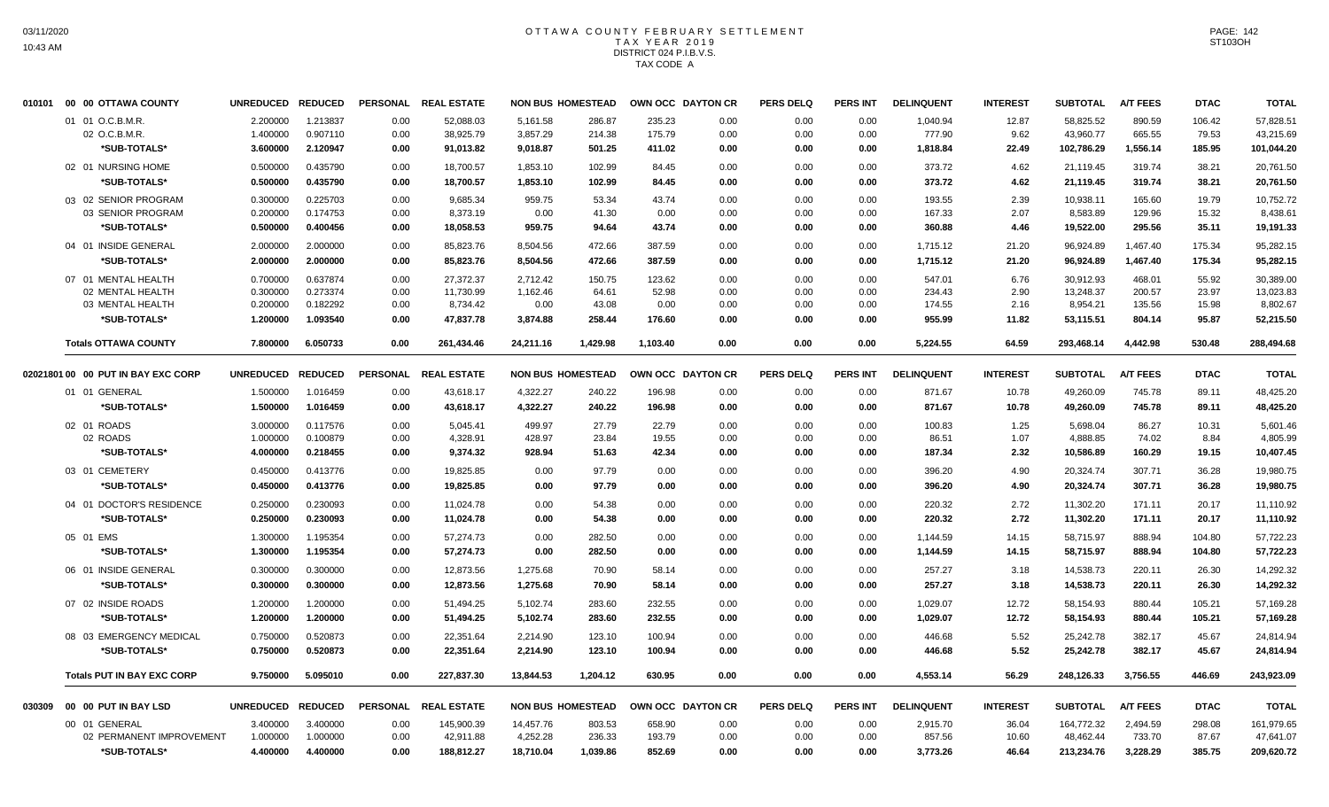# OTTAWA COUNTY FEBRUARY SETTLEMENT
## TAX YEAR 2019
### DISTRICT 024 P.I.B.V.S.
### TAX CODE A

| 010101 00 00 OTTAWA COUNTY | UNREDUCED | REDUCED | PERSONAL | REAL ESTATE | NON BUS | HOMESTEAD | OWN OCC | DAYTON CR | PERS DELQ | PERS INT | DELINQUENT | INTEREST | SUBTOTAL | A/T FEES | DTAC | TOTAL |
|---|---|---|---|---|---|---|---|---|---|---|---|---|---|---|---|---|
| 01 01 O.C.B.M.R. | 2.200000 | 1.213837 | 0.00 | 52,088.03 | 5,161.58 | 286.87 | 235.23 | 0.00 | 0.00 | 0.00 | 1,040.94 | 12.87 | 58,825.52 | 890.59 | 106.42 | 57,828.51 |
| 02 O.C.B.M.R. | 1.400000 | 0.907110 | 0.00 | 38,925.79 | 3,857.29 | 214.38 | 175.79 | 0.00 | 0.00 | 0.00 | 777.90 | 9.62 | 43,960.77 | 665.55 | 79.53 | 43,215.69 |
| *SUB-TOTALS* | 3.600000 | 2.120947 | 0.00 | 91,013.82 | 9,018.87 | 501.25 | 411.02 | 0.00 | 0.00 | 0.00 | 1,818.84 | 22.49 | 102,786.29 | 1,556.14 | 185.95 | 101,044.20 |
| 02 01 NURSING HOME | 0.500000 | 0.435790 | 0.00 | 18,700.57 | 1,853.10 | 102.99 | 84.45 | 0.00 | 0.00 | 0.00 | 373.72 | 4.62 | 21,119.45 | 319.74 | 38.21 | 20,761.50 |
| *SUB-TOTALS* | 0.500000 | 0.435790 | 0.00 | 18,700.57 | 1,853.10 | 102.99 | 84.45 | 0.00 | 0.00 | 0.00 | 373.72 | 4.62 | 21,119.45 | 319.74 | 38.21 | 20,761.50 |
| 03 02 SENIOR PROGRAM | 0.300000 | 0.225703 | 0.00 | 9,685.34 | 959.75 | 53.34 | 43.74 | 0.00 | 0.00 | 0.00 | 193.55 | 2.39 | 10,938.11 | 165.60 | 19.79 | 10,752.72 |
| 03 SENIOR PROGRAM | 0.200000 | 0.174753 | 0.00 | 8,373.19 | 0.00 | 41.30 | 0.00 | 0.00 | 0.00 | 0.00 | 167.33 | 2.07 | 8,583.89 | 129.96 | 15.32 | 8,438.61 |
| *SUB-TOTALS* | 0.500000 | 0.400456 | 0.00 | 18,058.53 | 959.75 | 94.64 | 43.74 | 0.00 | 0.00 | 0.00 | 360.88 | 4.46 | 19,522.00 | 295.56 | 35.11 | 19,191.33 |
| 04 01 INSIDE GENERAL | 2.000000 | 2.000000 | 0.00 | 85,823.76 | 8,504.56 | 472.66 | 387.59 | 0.00 | 0.00 | 0.00 | 1,715.12 | 21.20 | 96,924.89 | 1,467.40 | 175.34 | 95,282.15 |
| *SUB-TOTALS* | 2.000000 | 2.000000 | 0.00 | 85,823.76 | 8,504.56 | 472.66 | 387.59 | 0.00 | 0.00 | 0.00 | 1,715.12 | 21.20 | 96,924.89 | 1,467.40 | 175.34 | 95,282.15 |
| 07 01 MENTAL HEALTH | 0.700000 | 0.637874 | 0.00 | 27,372.37 | 2,712.42 | 150.75 | 123.62 | 0.00 | 0.00 | 0.00 | 547.01 | 6.76 | 30,912.93 | 468.01 | 55.92 | 30,389.00 |
| 02 MENTAL HEALTH | 0.300000 | 0.273374 | 0.00 | 11,730.99 | 1,162.46 | 64.61 | 52.98 | 0.00 | 0.00 | 0.00 | 234.43 | 2.90 | 13,248.37 | 200.57 | 23.97 | 13,023.83 |
| 03 MENTAL HEALTH | 0.200000 | 0.182292 | 0.00 | 8,734.42 | 0.00 | 43.08 | 0.00 | 0.00 | 0.00 | 0.00 | 174.55 | 2.16 | 8,954.21 | 135.56 | 15.98 | 8,802.67 |
| *SUB-TOTALS* | 1.200000 | 1.093540 | 0.00 | 47,837.78 | 3,874.88 | 258.44 | 176.60 | 0.00 | 0.00 | 0.00 | 955.99 | 11.82 | 53,115.51 | 804.14 | 95.87 | 52,215.50 |
| **Totals OTTAWA COUNTY** | 7.800000 | 6.050733 | 0.00 | 261,434.46 | 24,211.16 | 1,429.98 | 1,103.40 | 0.00 | 0.00 | 0.00 | 5,224.55 | 64.59 | 293,468.14 | 4,442.98 | 530.48 | 288,494.68 |

| 02021801 00 00 PUT IN BAY EXC CORP | UNREDUCED | REDUCED | PERSONAL | REAL ESTATE | NON BUS | HOMESTEAD | OWN OCC | DAYTON CR | PERS DELQ | PERS INT | DELINQUENT | INTEREST | SUBTOTAL | A/T FEES | DTAC | TOTAL |
|---|---|---|---|---|---|---|---|---|---|---|---|---|---|---|---|---|
| 01 01 GENERAL | 1.500000 | 1.016459 | 0.00 | 43,618.17 | 4,322.27 | 240.22 | 196.98 | 0.00 | 0.00 | 0.00 | 871.67 | 10.78 | 49,260.09 | 745.78 | 89.11 | 48,425.20 |
| *SUB-TOTALS* | 1.500000 | 1.016459 | 0.00 | 43,618.17 | 4,322.27 | 240.22 | 196.98 | 0.00 | 0.00 | 0.00 | 871.67 | 10.78 | 49,260.09 | 745.78 | 89.11 | 48,425.20 |
| 02 01 ROADS | 3.000000 | 0.117576 | 0.00 | 5,045.41 | 499.97 | 27.79 | 22.79 | 0.00 | 0.00 | 0.00 | 100.83 | 1.25 | 5,698.04 | 86.27 | 10.31 | 5,601.46 |
| 02 ROADS | 1.000000 | 0.100879 | 0.00 | 4,328.91 | 428.97 | 23.84 | 19.55 | 0.00 | 0.00 | 0.00 | 86.51 | 1.07 | 4,888.85 | 74.02 | 8.84 | 4,805.99 |
| *SUB-TOTALS* | 4.000000 | 0.218455 | 0.00 | 9,374.32 | 928.94 | 51.63 | 42.34 | 0.00 | 0.00 | 0.00 | 187.34 | 2.32 | 10,586.89 | 160.29 | 19.15 | 10,407.45 |
| 03 01 CEMETERY | 0.450000 | 0.413776 | 0.00 | 19,825.85 | 0.00 | 97.79 | 0.00 | 0.00 | 0.00 | 0.00 | 396.20 | 4.90 | 20,324.74 | 307.71 | 36.28 | 19,980.75 |
| *SUB-TOTALS* | 0.450000 | 0.413776 | 0.00 | 19,825.85 | 0.00 | 97.79 | 0.00 | 0.00 | 0.00 | 0.00 | 396.20 | 4.90 | 20,324.74 | 307.71 | 36.28 | 19,980.75 |
| 04 01 DOCTOR'S RESIDENCE | 0.250000 | 0.230093 | 0.00 | 11,024.78 | 0.00 | 54.38 | 0.00 | 0.00 | 0.00 | 0.00 | 220.32 | 2.72 | 11,302.20 | 171.11 | 20.17 | 11,110.92 |
| *SUB-TOTALS* | 0.250000 | 0.230093 | 0.00 | 11,024.78 | 0.00 | 54.38 | 0.00 | 0.00 | 0.00 | 0.00 | 220.32 | 2.72 | 11,302.20 | 171.11 | 20.17 | 11,110.92 |
| 05 01 EMS | 1.300000 | 1.195354 | 0.00 | 57,274.73 | 0.00 | 282.50 | 0.00 | 0.00 | 0.00 | 0.00 | 1,144.59 | 14.15 | 58,715.97 | 888.94 | 104.80 | 57,722.23 |
| *SUB-TOTALS* | 1.300000 | 1.195354 | 0.00 | 57,274.73 | 0.00 | 282.50 | 0.00 | 0.00 | 0.00 | 0.00 | 1,144.59 | 14.15 | 58,715.97 | 888.94 | 104.80 | 57,722.23 |
| 06 01 INSIDE GENERAL | 0.300000 | 0.300000 | 0.00 | 12,873.56 | 1,275.68 | 70.90 | 58.14 | 0.00 | 0.00 | 0.00 | 257.27 | 3.18 | 14,538.73 | 220.11 | 26.30 | 14,292.32 |
| *SUB-TOTALS* | 0.300000 | 0.300000 | 0.00 | 12,873.56 | 1,275.68 | 70.90 | 58.14 | 0.00 | 0.00 | 0.00 | 257.27 | 3.18 | 14,538.73 | 220.11 | 26.30 | 14,292.32 |
| 07 02 INSIDE ROADS | 1.200000 | 1.200000 | 0.00 | 51,494.25 | 5,102.74 | 283.60 | 232.55 | 0.00 | 0.00 | 0.00 | 1,029.07 | 12.72 | 58,154.93 | 880.44 | 105.21 | 57,169.28 |
| *SUB-TOTALS* | 1.200000 | 1.200000 | 0.00 | 51,494.25 | 5,102.74 | 283.60 | 232.55 | 0.00 | 0.00 | 0.00 | 1,029.07 | 12.72 | 58,154.93 | 880.44 | 105.21 | 57,169.28 |
| 08 03 EMERGENCY MEDICAL | 0.750000 | 0.520873 | 0.00 | 22,351.64 | 2,214.90 | 123.10 | 100.94 | 0.00 | 0.00 | 0.00 | 446.68 | 5.52 | 25,242.78 | 382.17 | 45.67 | 24,814.94 |
| *SUB-TOTALS* | 0.750000 | 0.520873 | 0.00 | 22,351.64 | 2,214.90 | 123.10 | 100.94 | 0.00 | 0.00 | 0.00 | 446.68 | 5.52 | 25,242.78 | 382.17 | 45.67 | 24,814.94 |
| **Totals PUT IN BAY EXC CORP** | 9.750000 | 5.095010 | 0.00 | 227,837.30 | 13,844.53 | 1,204.12 | 630.95 | 0.00 | 0.00 | 0.00 | 4,553.14 | 56.29 | 248,126.33 | 3,756.55 | 446.69 | 243,923.09 |

| 030309 00 00 PUT IN BAY LSD | UNREDUCED | REDUCED | PERSONAL | REAL ESTATE | NON BUS | HOMESTEAD | OWN OCC | DAYTON CR | PERS DELQ | PERS INT | DELINQUENT | INTEREST | SUBTOTAL | A/T FEES | DTAC | TOTAL |
|---|---|---|---|---|---|---|---|---|---|---|---|---|---|---|---|---|
| 00 01 GENERAL | 3.400000 | 3.400000 | 0.00 | 145,900.39 | 14,457.76 | 803.53 | 658.90 | 0.00 | 0.00 | 0.00 | 2,915.70 | 36.04 | 164,772.32 | 2,494.59 | 298.08 | 161,979.65 |
| 02 PERMANENT IMPROVEMENT | 1.000000 | 1.000000 | 0.00 | 42,911.88 | 4,252.28 | 236.33 | 193.79 | 0.00 | 0.00 | 0.00 | 857.56 | 10.60 | 48,462.44 | 733.70 | 87.67 | 47,641.07 |
| *SUB-TOTALS* | 4.400000 | 4.400000 | 0.00 | 188,812.27 | 18,710.04 | 1,039.86 | 852.69 | 0.00 | 0.00 | 0.00 | 3,773.26 | 46.64 | 213,234.76 | 3,228.29 | 385.75 | 209,620.72 |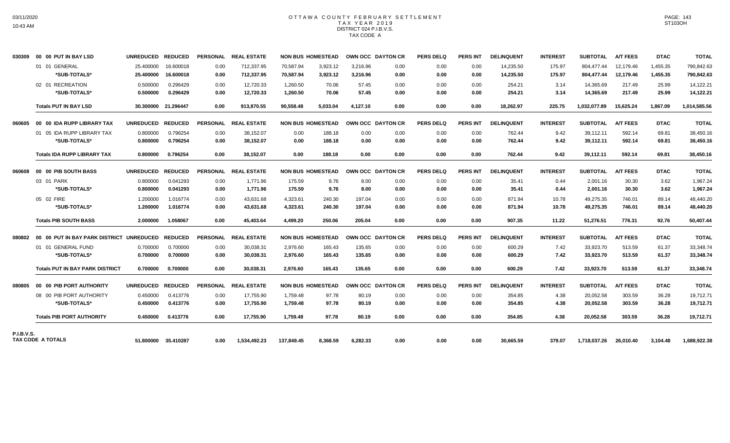# OTTAWA COUNTY FEBRUARY SETTLEMENT
## TAX YEAR 2019
### DISTRICT 024 P.I.B.V.S.
### TAX CODE A

| | | UNREDUCED | REDUCED | PERSONAL | REAL ESTATE | NON BUS | HOMESTEAD | OWN OCC | DAYTON CR | PERS DELQ | PERS INT | DELINQUENT | INTEREST | SUBTOTAL | A/T FEES | DTAC | TOTAL |
|---|---|---|---|---|---|---|---|---|---|---|---|---|---|---|---|---|---|
| 030309 | 00 00 PUT IN BAY LSD | UNREDUCED | REDUCED | PERSONAL | REAL ESTATE | NON BUS | HOMESTEAD | OWN OCC | DAYTON CR | PERS DELQ | PERS INT | DELINQUENT | INTEREST | SUBTOTAL | A/T FEES | DTAC | TOTAL |
| | 01 01 GENERAL | 25.400000 | 16.600018 | 0.00 | 712,337.95 | 70,587.94 | 3,923.12 | 3,216.96 | 0.00 | 0.00 | 0.00 | 14,235.50 | 175.97 | 804,477.44 | 12,179.46 | 1,455.35 | 790,842.63 |
| | \*SUB-TOTALS\* | 25.400000 | 16.600018 | 0.00 | 712,337.95 | 70,587.94 | 3,923.12 | 3,216.96 | 0.00 | 0.00 | 0.00 | 14,235.50 | 175.97 | 804,477.44 | 12,179.46 | 1,455.35 | 790,842.63 |
| | 02 01 RECREATION | 0.500000 | 0.296429 | 0.00 | 12,720.33 | 1,260.50 | 70.06 | 57.45 | 0.00 | 0.00 | 0.00 | 254.21 | 3.14 | 14,365.69 | 217.49 | 25.99 | 14,122.21 |
| | \*SUB-TOTALS\* | 0.500000 | 0.296429 | 0.00 | 12,720.33 | 1,260.50 | 70.06 | 57.45 | 0.00 | 0.00 | 0.00 | 254.21 | 3.14 | 14,365.69 | 217.49 | 25.99 | 14,122.21 |
| | **Totals PUT IN BAY LSD** | 30.300000 | 21.296447 | 0.00 | 913,870.55 | 90,558.48 | 5,033.04 | 4,127.10 | 0.00 | 0.00 | 0.00 | 18,262.97 | 225.75 | 1,032,077.89 | 15,625.24 | 1,867.09 | 1,014,585.56 |
| 060605 | 00 00 IDA RUPP LIBRARY TAX | UNREDUCED | REDUCED | PERSONAL | REAL ESTATE | NON BUS | HOMESTEAD | OWN OCC | DAYTON CR | PERS DELQ | PERS INT | DELINQUENT | INTEREST | SUBTOTAL | A/T FEES | DTAC | TOTAL |
| | 01 05 IDA RUPP LIBRARY TAX | 0.800000 | 0.796254 | 0.00 | 38,152.07 | 0.00 | 188.18 | 0.00 | 0.00 | 0.00 | 0.00 | 762.44 | 9.42 | 39,112.11 | 592.14 | 69.81 | 38,450.16 |
| | \*SUB-TOTALS\* | 0.800000 | 0.796254 | 0.00 | 38,152.07 | 0.00 | 188.18 | 0.00 | 0.00 | 0.00 | 0.00 | 762.44 | 9.42 | 39,112.11 | 592.14 | 69.81 | 38,450.16 |
| | **Totals IDA RUPP LIBRARY TAX** | 0.800000 | 0.796254 | 0.00 | 38,152.07 | 0.00 | 188.18 | 0.00 | 0.00 | 0.00 | 0.00 | 762.44 | 9.42 | 39,112.11 | 592.14 | 69.81 | 38,450.16 |
| 060608 | 00 00 PIB SOUTH BASS | UNREDUCED | REDUCED | PERSONAL | REAL ESTATE | NON BUS | HOMESTEAD | OWN OCC | DAYTON CR | PERS DELQ | PERS INT | DELINQUENT | INTEREST | SUBTOTAL | A/T FEES | DTAC | TOTAL |
| | 03 01 PARK | 0.800000 | 0.041293 | 0.00 | 1,771.96 | 175.59 | 9.76 | 8.00 | 0.00 | 0.00 | 0.00 | 35.41 | 0.44 | 2,001.16 | 30.30 | 3.62 | 1,967.24 |
| | \*SUB-TOTALS\* | 0.800000 | 0.041293 | 0.00 | 1,771.96 | 175.59 | 9.76 | 8.00 | 0.00 | 0.00 | 0.00 | 35.41 | 0.44 | 2,001.16 | 30.30 | 3.62 | 1,967.24 |
| | 05 02 FIRE | 1.200000 | 1.016774 | 0.00 | 43,631.68 | 4,323.61 | 240.30 | 197.04 | 0.00 | 0.00 | 0.00 | 871.94 | 10.78 | 49,275.35 | 746.01 | 89.14 | 48,440.20 |
| | \*SUB-TOTALS\* | 1.200000 | 1.016774 | 0.00 | 43,631.68 | 4,323.61 | 240.30 | 197.04 | 0.00 | 0.00 | 0.00 | 871.94 | 10.78 | 49,275.35 | 746.01 | 89.14 | 48,440.20 |
| | **Totals PIB SOUTH BASS** | 2.000000 | 1.058067 | 0.00 | 45,403.64 | 4,499.20 | 250.06 | 205.04 | 0.00 | 0.00 | 0.00 | 907.35 | 11.22 | 51,276.51 | 776.31 | 92.76 | 50,407.44 |
| 080802 | 00 00 PUT IN BAY PARK DISTRICT | UNREDUCED | REDUCED | PERSONAL | REAL ESTATE | NON BUS | HOMESTEAD | OWN OCC | DAYTON CR | PERS DELQ | PERS INT | DELINQUENT | INTEREST | SUBTOTAL | A/T FEES | DTAC | TOTAL |
| | 01 01 GENERAL FUND | 0.700000 | 0.700000 | 0.00 | 30,038.31 | 2,976.60 | 165.43 | 135.65 | 0.00 | 0.00 | 0.00 | 600.29 | 7.42 | 33,923.70 | 513.59 | 61.37 | 33,348.74 |
| | \*SUB-TOTALS\* | 0.700000 | 0.700000 | 0.00 | 30,038.31 | 2,976.60 | 165.43 | 135.65 | 0.00 | 0.00 | 0.00 | 600.29 | 7.42 | 33,923.70 | 513.59 | 61.37 | 33,348.74 |
| | **Totals PUT IN BAY PARK DISTRICT** | 0.700000 | 0.700000 | 0.00 | 30,038.31 | 2,976.60 | 165.43 | 135.65 | 0.00 | 0.00 | 0.00 | 600.29 | 7.42 | 33,923.70 | 513.59 | 61.37 | 33,348.74 |
| 080805 | 00 00 PIB PORT AUTHORITY | UNREDUCED | REDUCED | PERSONAL | REAL ESTATE | NON BUS | HOMESTEAD | OWN OCC | DAYTON CR | PERS DELQ | PERS INT | DELINQUENT | INTEREST | SUBTOTAL | A/T FEES | DTAC | TOTAL |
| | 08 00 PIB PORT AUTHORITY | 0.450000 | 0.413776 | 0.00 | 17,755.90 | 1,759.48 | 97.78 | 80.19 | 0.00 | 0.00 | 0.00 | 354.85 | 4.38 | 20,052.58 | 303.59 | 36.28 | 19,712.71 |
| | \*SUB-TOTALS\* | 0.450000 | 0.413776 | 0.00 | 17,755.90 | 1,759.48 | 97.78 | 80.19 | 0.00 | 0.00 | 0.00 | 354.85 | 4.38 | 20,052.58 | 303.59 | 36.28 | 19,712.71 |
| | **Totals PIB PORT AUTHORITY** | 0.450000 | 0.413776 | 0.00 | 17,755.90 | 1,759.48 | 97.78 | 80.19 | 0.00 | 0.00 | 0.00 | 354.85 | 4.38 | 20,052.58 | 303.59 | 36.28 | 19,712.71 |
| **P.I.B.V.S. TAX CODE A TOTALS** | | 51.800000 | 35.410287 | 0.00 | 1,534,492.23 | 137,849.45 | 8,368.59 | 6,282.33 | 0.00 | 0.00 | 0.00 | 30,665.59 | 379.07 | 1,718,037.26 | 26,010.40 | 3,104.48 | 1,688,922.38 |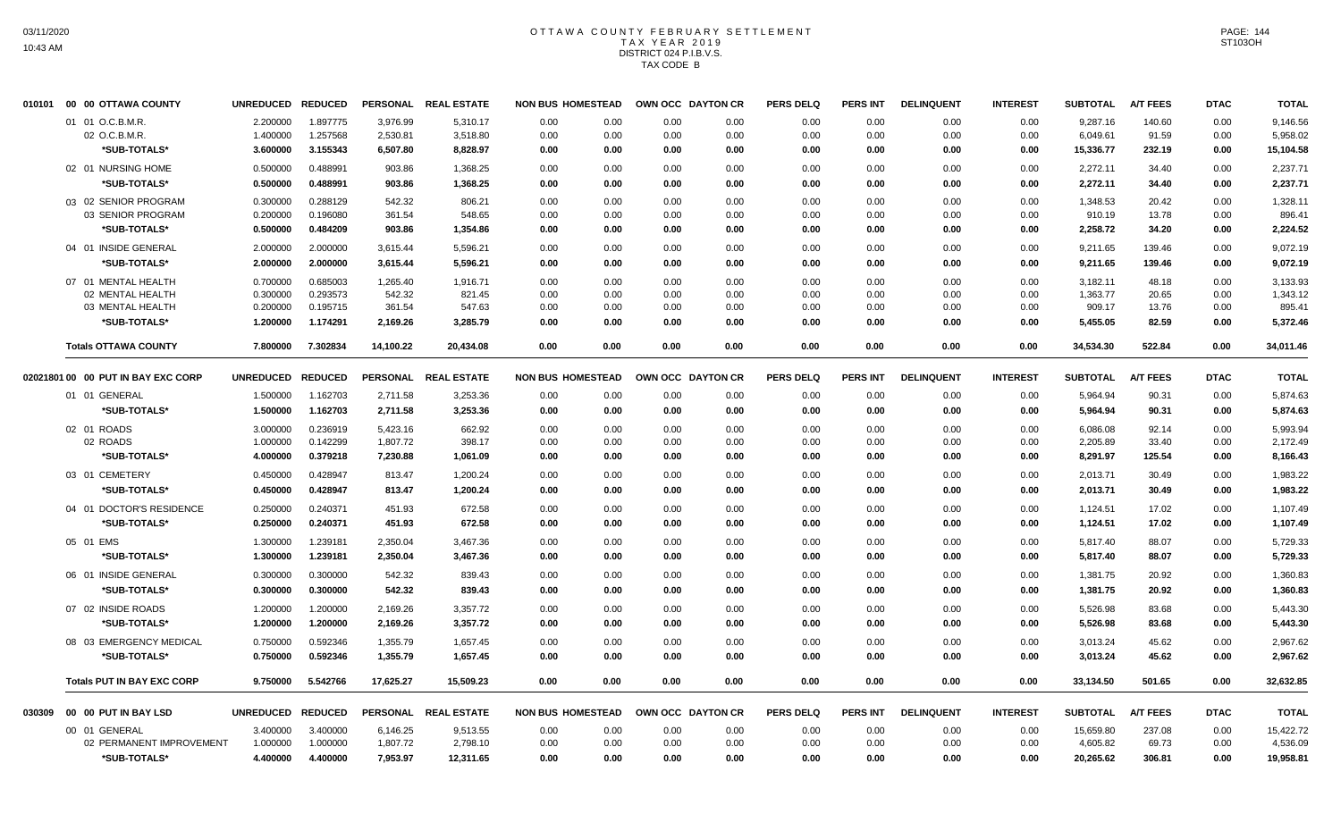# OTTAWA COUNTY FEBRUARY SETTLEMENT
## TAX YEAR 2019
### DISTRICT 024 P.I.B.V.S.
### TAX CODE B

03/11/2020
10:43 AM

ST103OH

| | UNREDUCED | REDUCED | PERSONAL | REAL ESTATE | NON BUS | HOMESTEAD | OWN OCC | DAYTON CR | PERS DELQ | PERS INT | DELINQUENT | INTEREST | SUBTOTAL | A/T FEES | DTAC | TOTAL |
|---|---|---|---|---|---|---|---|---|---|---|---|---|---|---|---|---|
| **010101 00 00 OTTAWA COUNTY** | | | | | | | | | | | | | | | | |
| 01 01 O.C.B.M.R. | 2.200000 | 1.897775 | 3,976.99 | 5,310.17 | 0.00 | 0.00 | 0.00 | 0.00 | 0.00 | 0.00 | 0.00 | 0.00 | 9,287.16 | 140.60 | 0.00 | 9,146.56 |
| 02 O.C.B.M.R. | 1.400000 | 1.257568 | 2,530.81 | 3,518.80 | 0.00 | 0.00 | 0.00 | 0.00 | 0.00 | 0.00 | 0.00 | 0.00 | 6,049.61 | 91.59 | 0.00 | 5,958.02 |
| *SUB-TOTALS* | 3.600000 | 3.155343 | 6,507.80 | 8,828.97 | 0.00 | 0.00 | 0.00 | 0.00 | 0.00 | 0.00 | 0.00 | 0.00 | 15,336.77 | 232.19 | 0.00 | 15,104.58 |
| 02 01 NURSING HOME | 0.500000 | 0.488991 | 903.86 | 1,368.25 | 0.00 | 0.00 | 0.00 | 0.00 | 0.00 | 0.00 | 0.00 | 0.00 | 2,272.11 | 34.40 | 0.00 | 2,237.71 |
| *SUB-TOTALS* | 0.500000 | 0.488991 | 903.86 | 1,368.25 | 0.00 | 0.00 | 0.00 | 0.00 | 0.00 | 0.00 | 0.00 | 0.00 | 2,272.11 | 34.40 | 0.00 | 2,237.71 |
| 03 02 SENIOR PROGRAM | 0.300000 | 0.288129 | 542.32 | 806.21 | 0.00 | 0.00 | 0.00 | 0.00 | 0.00 | 0.00 | 0.00 | 0.00 | 1,348.53 | 20.42 | 0.00 | 1,328.11 |
| 03 SENIOR PROGRAM | 0.200000 | 0.196080 | 361.54 | 548.65 | 0.00 | 0.00 | 0.00 | 0.00 | 0.00 | 0.00 | 0.00 | 0.00 | 910.19 | 13.78 | 0.00 | 896.41 |
| *SUB-TOTALS* | 0.500000 | 0.484209 | 903.86 | 1,354.86 | 0.00 | 0.00 | 0.00 | 0.00 | 0.00 | 0.00 | 0.00 | 0.00 | 2,258.72 | 34.20 | 0.00 | 2,224.52 |
| 04 01 INSIDE GENERAL | 2.000000 | 2.000000 | 3,615.44 | 5,596.21 | 0.00 | 0.00 | 0.00 | 0.00 | 0.00 | 0.00 | 0.00 | 0.00 | 9,211.65 | 139.46 | 0.00 | 9,072.19 |
| *SUB-TOTALS* | 2.000000 | 2.000000 | 3,615.44 | 5,596.21 | 0.00 | 0.00 | 0.00 | 0.00 | 0.00 | 0.00 | 0.00 | 0.00 | 9,211.65 | 139.46 | 0.00 | 9,072.19 |
| 07 01 MENTAL HEALTH | 0.700000 | 0.685003 | 1,265.40 | 1,916.71 | 0.00 | 0.00 | 0.00 | 0.00 | 0.00 | 0.00 | 0.00 | 0.00 | 3,182.11 | 48.18 | 0.00 | 3,133.93 |
| 02 MENTAL HEALTH | 0.300000 | 0.293573 | 542.32 | 821.45 | 0.00 | 0.00 | 0.00 | 0.00 | 0.00 | 0.00 | 0.00 | 0.00 | 1,363.77 | 20.65 | 0.00 | 1,343.12 |
| 03 MENTAL HEALTH | 0.200000 | 0.195715 | 361.54 | 547.63 | 0.00 | 0.00 | 0.00 | 0.00 | 0.00 | 0.00 | 0.00 | 0.00 | 909.17 | 13.76 | 0.00 | 895.41 |
| *SUB-TOTALS* | 1.200000 | 1.174291 | 2,169.26 | 3,285.79 | 0.00 | 0.00 | 0.00 | 0.00 | 0.00 | 0.00 | 0.00 | 0.00 | 5,455.05 | 82.59 | 0.00 | 5,372.46 |
| **Totals OTTAWA COUNTY** | 7.800000 | 7.302834 | 14,100.22 | 20,434.08 | 0.00 | 0.00 | 0.00 | 0.00 | 0.00 | 0.00 | 0.00 | 0.00 | 34,534.30 | 522.84 | 0.00 | 34,011.46 |

| | UNREDUCED | REDUCED | PERSONAL | REAL ESTATE | NON BUS | HOMESTEAD | OWN OCC | DAYTON CR | PERS DELQ | PERS INT | DELINQUENT | INTEREST | SUBTOTAL | A/T FEES | DTAC | TOTAL |
|---|---|---|---|---|---|---|---|---|---|---|---|---|---|---|---|---|
| **02021801 00 00 PUT IN BAY EXC CORP** | | | | | | | | | | | | | | | | |
| 01 01 GENERAL | 1.500000 | 1.162703 | 2,711.58 | 3,253.36 | 0.00 | 0.00 | 0.00 | 0.00 | 0.00 | 0.00 | 0.00 | 0.00 | 5,964.94 | 90.31 | 0.00 | 5,874.63 |
| *SUB-TOTALS* | 1.500000 | 1.162703 | 2,711.58 | 3,253.36 | 0.00 | 0.00 | 0.00 | 0.00 | 0.00 | 0.00 | 0.00 | 0.00 | 5,964.94 | 90.31 | 0.00 | 5,874.63 |
| 02 01 ROADS | 3.000000 | 0.236919 | 5,423.16 | 662.92 | 0.00 | 0.00 | 0.00 | 0.00 | 0.00 | 0.00 | 0.00 | 0.00 | 6,086.08 | 92.14 | 0.00 | 5,993.94 |
| 02 ROADS | 1.000000 | 0.142299 | 1,807.72 | 398.17 | 0.00 | 0.00 | 0.00 | 0.00 | 0.00 | 0.00 | 0.00 | 0.00 | 2,205.89 | 33.40 | 0.00 | 2,172.49 |
| *SUB-TOTALS* | 4.000000 | 0.379218 | 7,230.88 | 1,061.09 | 0.00 | 0.00 | 0.00 | 0.00 | 0.00 | 0.00 | 0.00 | 0.00 | 8,291.97 | 125.54 | 0.00 | 8,166.43 |
| 03 01 CEMETERY | 0.450000 | 0.428947 | 813.47 | 1,200.24 | 0.00 | 0.00 | 0.00 | 0.00 | 0.00 | 0.00 | 0.00 | 0.00 | 2,013.71 | 30.49 | 0.00 | 1,983.22 |
| *SUB-TOTALS* | 0.450000 | 0.428947 | 813.47 | 1,200.24 | 0.00 | 0.00 | 0.00 | 0.00 | 0.00 | 0.00 | 0.00 | 0.00 | 2,013.71 | 30.49 | 0.00 | 1,983.22 |
| 04 01 DOCTOR'S RESIDENCE | 0.250000 | 0.240371 | 451.93 | 672.58 | 0.00 | 0.00 | 0.00 | 0.00 | 0.00 | 0.00 | 0.00 | 0.00 | 1,124.51 | 17.02 | 0.00 | 1,107.49 |
| *SUB-TOTALS* | 0.250000 | 0.240371 | 451.93 | 672.58 | 0.00 | 0.00 | 0.00 | 0.00 | 0.00 | 0.00 | 0.00 | 0.00 | 1,124.51 | 17.02 | 0.00 | 1,107.49 |
| 05 01 EMS | 1.300000 | 1.239181 | 2,350.04 | 3,467.36 | 0.00 | 0.00 | 0.00 | 0.00 | 0.00 | 0.00 | 0.00 | 0.00 | 5,817.40 | 88.07 | 0.00 | 5,729.33 |
| *SUB-TOTALS* | 1.300000 | 1.239181 | 2,350.04 | 3,467.36 | 0.00 | 0.00 | 0.00 | 0.00 | 0.00 | 0.00 | 0.00 | 0.00 | 5,817.40 | 88.07 | 0.00 | 5,729.33 |
| 06 01 INSIDE GENERAL | 0.300000 | 0.300000 | 542.32 | 839.43 | 0.00 | 0.00 | 0.00 | 0.00 | 0.00 | 0.00 | 0.00 | 0.00 | 1,381.75 | 20.92 | 0.00 | 1,360.83 |
| *SUB-TOTALS* | 0.300000 | 0.300000 | 542.32 | 839.43 | 0.00 | 0.00 | 0.00 | 0.00 | 0.00 | 0.00 | 0.00 | 0.00 | 1,381.75 | 20.92 | 0.00 | 1,360.83 |
| 07 02 INSIDE ROADS | 1.200000 | 1.200000 | 2,169.26 | 3,357.72 | 0.00 | 0.00 | 0.00 | 0.00 | 0.00 | 0.00 | 0.00 | 0.00 | 5,526.98 | 83.68 | 0.00 | 5,443.30 |
| *SUB-TOTALS* | 1.200000 | 1.200000 | 2,169.26 | 3,357.72 | 0.00 | 0.00 | 0.00 | 0.00 | 0.00 | 0.00 | 0.00 | 0.00 | 5,526.98 | 83.68 | 0.00 | 5,443.30 |
| 08 03 EMERGENCY MEDICAL | 0.750000 | 0.592346 | 1,355.79 | 1,657.45 | 0.00 | 0.00 | 0.00 | 0.00 | 0.00 | 0.00 | 0.00 | 0.00 | 3,013.24 | 45.62 | 0.00 | 2,967.62 |
| *SUB-TOTALS* | 0.750000 | 0.592346 | 1,355.79 | 1,657.45 | 0.00 | 0.00 | 0.00 | 0.00 | 0.00 | 0.00 | 0.00 | 0.00 | 3,013.24 | 45.62 | 0.00 | 2,967.62 |
| **Totals PUT IN BAY EXC CORP** | 9.750000 | 5.542766 | 17,625.27 | 15,509.23 | 0.00 | 0.00 | 0.00 | 0.00 | 0.00 | 0.00 | 0.00 | 0.00 | 33,134.50 | 501.65 | 0.00 | 32,632.85 |

| | UNREDUCED | REDUCED | PERSONAL | REAL ESTATE | NON BUS | HOMESTEAD | OWN OCC | DAYTON CR | PERS DELQ | PERS INT | DELINQUENT | INTEREST | SUBTOTAL | A/T FEES | DTAC | TOTAL |
|---|---|---|---|---|---|---|---|---|---|---|---|---|---|---|---|---|
| **030309 00 00 PUT IN BAY LSD** | | | | | | | | | | | | | | | | |
| 00 01 GENERAL | 3.400000 | 3.400000 | 6,146.25 | 9,513.55 | 0.00 | 0.00 | 0.00 | 0.00 | 0.00 | 0.00 | 0.00 | 0.00 | 15,659.80 | 237.08 | 0.00 | 15,422.72 |
| 02 PERMANENT IMPROVEMENT | 1.000000 | 1.000000 | 1,807.72 | 2,798.10 | 0.00 | 0.00 | 0.00 | 0.00 | 0.00 | 0.00 | 0.00 | 0.00 | 4,605.82 | 69.73 | 0.00 | 4,536.09 |
| *SUB-TOTALS* | 4.400000 | 4.400000 | 7,953.97 | 12,311.65 | 0.00 | 0.00 | 0.00 | 0.00 | 0.00 | 0.00 | 0.00 | 0.00 | 20,265.62 | 306.81 | 0.00 | 19,958.81 |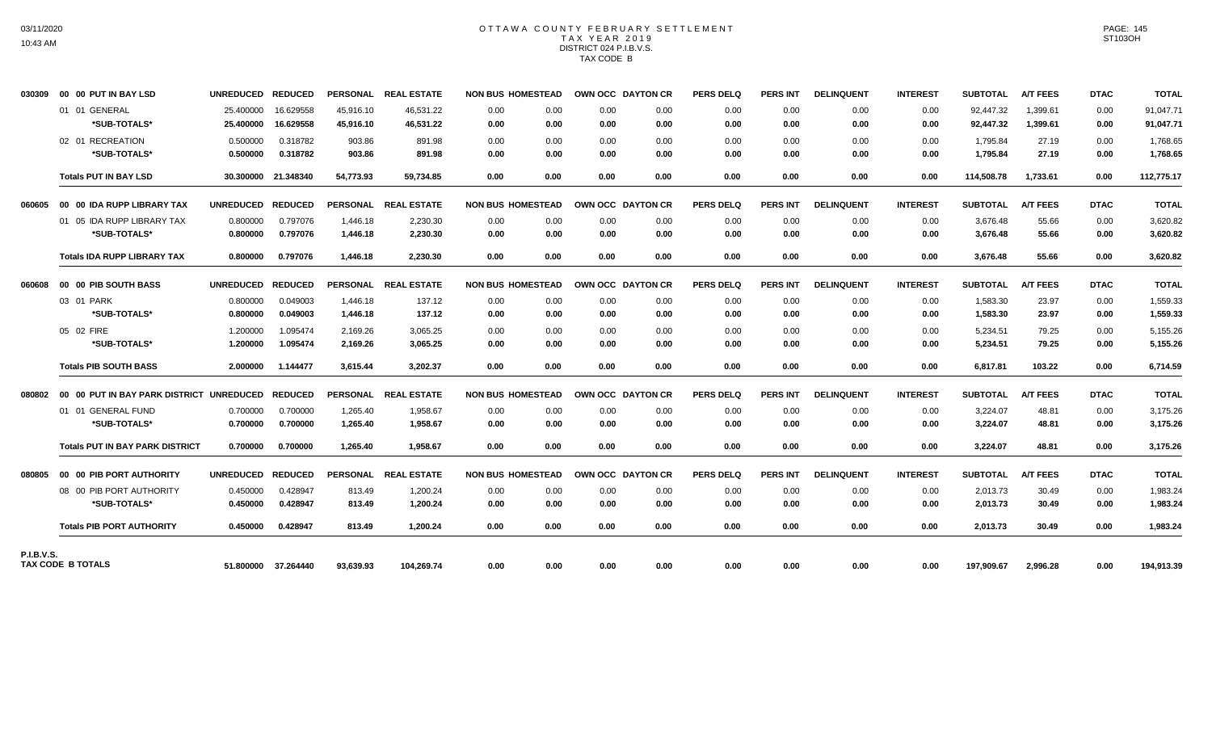# OTTAWA COUNTY FEBRUARY SETTLEMENT
## TAX YEAR 2019
### DISTRICT 024 P.I.B.V.S.
### TAX CODE B

03/11/2020
10:43 AM

PAGE: 145
ST103OH

| Code | Description | UNREDUCED | REDUCED | PERSONAL | REAL ESTATE | NON BUS | HOMESTEAD | OWN OCC | DAYTON CR | PERS DELQ | PERS INT | DELINQUENT | INTEREST | SUBTOTAL | A/T FEES | DTAC | TOTAL |
|---|---|---|---|---|---|---|---|---|---|---|---|---|---|---|---|---|---|
| 030309 | 00 00 PUT IN BAY LSD | UNREDUCED | REDUCED | PERSONAL | REAL ESTATE | NON BUS | HOMESTEAD | OWN OCC | DAYTON CR | PERS DELQ | PERS INT | DELINQUENT | INTEREST | SUBTOTAL | A/T FEES | DTAC | TOTAL |
| | 01 01 GENERAL | 25.400000 | 16.629558 | 45,916.10 | 46,531.22 | 0.00 | 0.00 | 0.00 | 0.00 | 0.00 | 0.00 | 0.00 | 0.00 | 92,447.32 | 1,399.61 | 0.00 | 91,047.71 |
| | **\*SUB-TOTALS\*** | **25.400000** | **16.629558** | **45,916.10** | **46,531.22** | **0.00** | **0.00** | **0.00** | **0.00** | **0.00** | **0.00** | **0.00** | **0.00** | **92,447.32** | **1,399.61** | **0.00** | **91,047.71** |
| | 02 01 RECREATION | 0.500000 | 0.318782 | 903.86 | 891.98 | 0.00 | 0.00 | 0.00 | 0.00 | 0.00 | 0.00 | 0.00 | 0.00 | 1,795.84 | 27.19 | 0.00 | 1,768.65 |
| | **\*SUB-TOTALS\*** | **0.500000** | **0.318782** | **903.86** | **891.98** | **0.00** | **0.00** | **0.00** | **0.00** | **0.00** | **0.00** | **0.00** | **0.00** | **1,795.84** | **27.19** | **0.00** | **1,768.65** |
| | **Totals PUT IN BAY LSD** | **30.300000** | **21.348340** | **54,773.93** | **59,734.85** | **0.00** | **0.00** | **0.00** | **0.00** | **0.00** | **0.00** | **0.00** | **0.00** | **114,508.78** | **1,733.61** | **0.00** | **112,775.17** |
| 060605 | 00 00 IDA RUPP LIBRARY TAX | UNREDUCED | REDUCED | PERSONAL | REAL ESTATE | NON BUS | HOMESTEAD | OWN OCC | DAYTON CR | PERS DELQ | PERS INT | DELINQUENT | INTEREST | SUBTOTAL | A/T FEES | DTAC | TOTAL |
| | 01 05 IDA RUPP LIBRARY TAX | 0.800000 | 0.797076 | 1,446.18 | 2,230.30 | 0.00 | 0.00 | 0.00 | 0.00 | 0.00 | 0.00 | 0.00 | 0.00 | 3,676.48 | 55.66 | 0.00 | 3,620.82 |
| | **\*SUB-TOTALS\*** | **0.800000** | **0.797076** | **1,446.18** | **2,230.30** | **0.00** | **0.00** | **0.00** | **0.00** | **0.00** | **0.00** | **0.00** | **0.00** | **3,676.48** | **55.66** | **0.00** | **3,620.82** |
| | **Totals IDA RUPP LIBRARY TAX** | **0.800000** | **0.797076** | **1,446.18** | **2,230.30** | **0.00** | **0.00** | **0.00** | **0.00** | **0.00** | **0.00** | **0.00** | **0.00** | **3,676.48** | **55.66** | **0.00** | **3,620.82** |
| 060608 | 00 00 PIB SOUTH BASS | UNREDUCED | REDUCED | PERSONAL | REAL ESTATE | NON BUS | HOMESTEAD | OWN OCC | DAYTON CR | PERS DELQ | PERS INT | DELINQUENT | INTEREST | SUBTOTAL | A/T FEES | DTAC | TOTAL |
| | 03 01 PARK | 0.800000 | 0.049003 | 1,446.18 | 137.12 | 0.00 | 0.00 | 0.00 | 0.00 | 0.00 | 0.00 | 0.00 | 0.00 | 1,583.30 | 23.97 | 0.00 | 1,559.33 |
| | **\*SUB-TOTALS\*** | **0.800000** | **0.049003** | **1,446.18** | **137.12** | **0.00** | **0.00** | **0.00** | **0.00** | **0.00** | **0.00** | **0.00** | **0.00** | **1,583.30** | **23.97** | **0.00** | **1,559.33** |
| | 05 02 FIRE | 1.200000 | 1.095474 | 2,169.26 | 3,065.25 | 0.00 | 0.00 | 0.00 | 0.00 | 0.00 | 0.00 | 0.00 | 0.00 | 5,234.51 | 79.25 | 0.00 | 5,155.26 |
| | **\*SUB-TOTALS\*** | **1.200000** | **1.095474** | **2,169.26** | **3,065.25** | **0.00** | **0.00** | **0.00** | **0.00** | **0.00** | **0.00** | **0.00** | **0.00** | **5,234.51** | **79.25** | **0.00** | **5,155.26** |
| | **Totals PIB SOUTH BASS** | **2.000000** | **1.144477** | **3,615.44** | **3,202.37** | **0.00** | **0.00** | **0.00** | **0.00** | **0.00** | **0.00** | **0.00** | **0.00** | **6,817.81** | **103.22** | **0.00** | **6,714.59** |
| 080802 | 00 00 PUT IN BAY PARK DISTRICT | UNREDUCED | REDUCED | PERSONAL | REAL ESTATE | NON BUS | HOMESTEAD | OWN OCC | DAYTON CR | PERS DELQ | PERS INT | DELINQUENT | INTEREST | SUBTOTAL | A/T FEES | DTAC | TOTAL |
| | 01 01 GENERAL FUND | 0.700000 | 0.700000 | 1,265.40 | 1,958.67 | 0.00 | 0.00 | 0.00 | 0.00 | 0.00 | 0.00 | 0.00 | 0.00 | 3,224.07 | 48.81 | 0.00 | 3,175.26 |
| | **\*SUB-TOTALS\*** | **0.700000** | **0.700000** | **1,265.40** | **1,958.67** | **0.00** | **0.00** | **0.00** | **0.00** | **0.00** | **0.00** | **0.00** | **0.00** | **3,224.07** | **48.81** | **0.00** | **3,175.26** |
| | **Totals PUT IN BAY PARK DISTRICT** | **0.700000** | **0.700000** | **1,265.40** | **1,958.67** | **0.00** | **0.00** | **0.00** | **0.00** | **0.00** | **0.00** | **0.00** | **0.00** | **3,224.07** | **48.81** | **0.00** | **3,175.26** |
| 080805 | 00 00 PIB PORT AUTHORITY | UNREDUCED | REDUCED | PERSONAL | REAL ESTATE | NON BUS | HOMESTEAD | OWN OCC | DAYTON CR | PERS DELQ | PERS INT | DELINQUENT | INTEREST | SUBTOTAL | A/T FEES | DTAC | TOTAL |
| | 08 00 PIB PORT AUTHORITY | 0.450000 | 0.428947 | 813.49 | 1,200.24 | 0.00 | 0.00 | 0.00 | 0.00 | 0.00 | 0.00 | 0.00 | 0.00 | 2,013.73 | 30.49 | 0.00 | 1,983.24 |
| | **\*SUB-TOTALS\*** | **0.450000** | **0.428947** | **813.49** | **1,200.24** | **0.00** | **0.00** | **0.00** | **0.00** | **0.00** | **0.00** | **0.00** | **0.00** | **2,013.73** | **30.49** | **0.00** | **1,983.24** |
| | **Totals PIB PORT AUTHORITY** | **0.450000** | **0.428947** | **813.49** | **1,200.24** | **0.00** | **0.00** | **0.00** | **0.00** | **0.00** | **0.00** | **0.00** | **0.00** | **2,013.73** | **30.49** | **0.00** | **1,983.24** |
| **P.I.B.V.S.** | **TAX CODE B TOTALS** | **51.800000** | **37.264440** | **93,639.93** | **104,269.74** | **0.00** | **0.00** | **0.00** | **0.00** | **0.00** | **0.00** | **0.00** | **0.00** | **197,909.67** | **2,996.28** | **0.00** | **194,913.39** |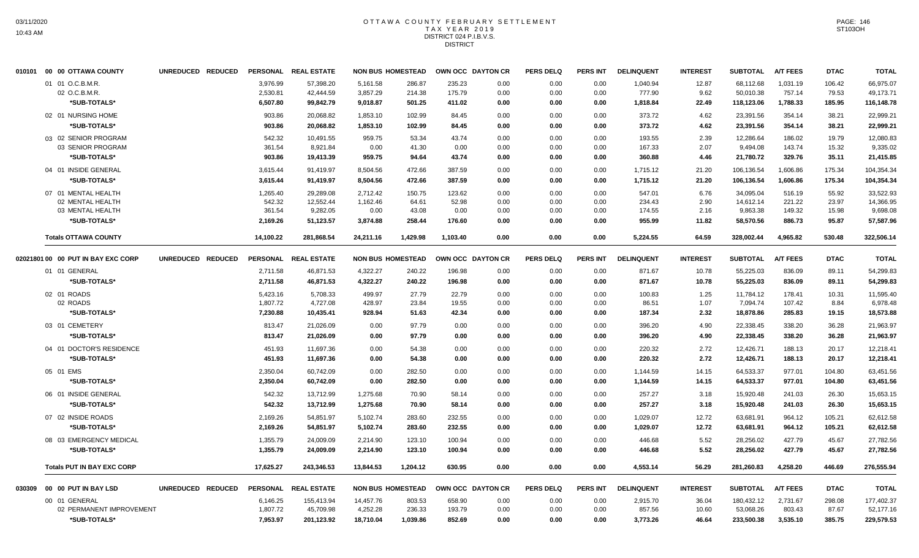# OTTAWA COUNTY FEBRUARY SETTLEMENT
## TAX YEAR 2019
## DISTRICT 024 P.I.B.V.S.
## DISTRICT

| 010101 00 00 OTTAWA COUNTY | UNREDUCED | REDUCED | PERSONAL | REAL ESTATE | NON BUS | HOMESTEAD | OWN OCC | DAYTON CR | PERS DELQ | PERS INT | DELINQUENT | INTEREST | SUBTOTAL | A/T FEES | DTAC | TOTAL |
|---|---|---|---|---|---|---|---|---|---|---|---|---|---|---|---|---|
| 01 01 O.C.B.M.R. | | | 3,976.99 | 57,398.20 | 5,161.58 | 286.87 | 235.23 | 0.00 | 0.00 | 0.00 | 1,040.94 | 12.87 | 68,112.68 | 1,031.19 | 106.42 | 66,975.07 |
| 02 O.C.B.M.R. | | | 2,530.81 | 42,444.59 | 3,857.29 | 214.38 | 175.79 | 0.00 | 0.00 | 0.00 | 777.90 | 9.62 | 50,010.38 | 757.14 | 79.53 | 49,173.71 |
| *SUB-TOTALS* | | | 6,507.80 | 99,842.79 | 9,018.87 | 501.25 | 411.02 | 0.00 | 0.00 | 0.00 | 1,818.84 | 22.49 | 118,123.06 | 1,788.33 | 185.95 | 116,148.78 |
| 02 01 NURSING HOME | | | 903.86 | 20,068.82 | 1,853.10 | 102.99 | 84.45 | 0.00 | 0.00 | 0.00 | 373.72 | 4.62 | 23,391.56 | 354.14 | 38.21 | 22,999.21 |
| *SUB-TOTALS* | | | 903.86 | 20,068.82 | 1,853.10 | 102.99 | 84.45 | 0.00 | 0.00 | 0.00 | 373.72 | 4.62 | 23,391.56 | 354.14 | 38.21 | 22,999.21 |
| 03 02 SENIOR PROGRAM | | | 542.32 | 10,491.55 | 959.75 | 53.34 | 43.74 | 0.00 | 0.00 | 0.00 | 193.55 | 2.39 | 12,286.64 | 186.02 | 19.79 | 12,080.83 |
| 03 SENIOR PROGRAM | | | 361.54 | 8,921.84 | 0.00 | 41.30 | 0.00 | 0.00 | 0.00 | 0.00 | 167.33 | 2.07 | 9,494.08 | 143.74 | 15.32 | 9,335.02 |
| *SUB-TOTALS* | | | 903.86 | 19,413.39 | 959.75 | 94.64 | 43.74 | 0.00 | 0.00 | 0.00 | 360.88 | 4.46 | 21,780.72 | 329.76 | 35.11 | 21,415.85 |
| 04 01 INSIDE GENERAL | | | 3,615.44 | 91,419.97 | 8,504.56 | 472.66 | 387.59 | 0.00 | 0.00 | 0.00 | 1,715.12 | 21.20 | 106,136.54 | 1,606.86 | 175.34 | 104,354.34 |
| *SUB-TOTALS* | | | 3,615.44 | 91,419.97 | 8,504.56 | 472.66 | 387.59 | 0.00 | 0.00 | 0.00 | 1,715.12 | 21.20 | 106,136.54 | 1,606.86 | 175.34 | 104,354.34 |
| 07 01 MENTAL HEALTH | | | 1,265.40 | 29,289.08 | 2,712.42 | 150.75 | 123.62 | 0.00 | 0.00 | 0.00 | 547.01 | 6.76 | 34,095.04 | 516.19 | 55.92 | 33,522.93 |
| 02 MENTAL HEALTH | | | 542.32 | 12,552.44 | 1,162.46 | 64.61 | 52.98 | 0.00 | 0.00 | 0.00 | 234.43 | 2.90 | 14,612.14 | 221.22 | 23.97 | 14,366.95 |
| 03 MENTAL HEALTH | | | 361.54 | 9,282.05 | 0.00 | 43.08 | 0.00 | 0.00 | 0.00 | 0.00 | 174.55 | 2.16 | 9,863.38 | 149.32 | 15.98 | 9,698.08 |
| *SUB-TOTALS* | | | 2,169.26 | 51,123.57 | 3,874.88 | 258.44 | 176.60 | 0.00 | 0.00 | 0.00 | 955.99 | 11.82 | 58,570.56 | 886.73 | 95.87 | 57,587.96 |
| **Totals OTTAWA COUNTY** | | | 14,100.22 | 281,868.54 | 24,211.16 | 1,429.98 | 1,103.40 | 0.00 | 0.00 | 0.00 | 5,224.55 | 64.59 | 328,002.44 | 4,965.82 | 530.48 | 322,506.14 |

| 02021801 00 00 PUT IN BAY EXC CORP | UNREDUCED | REDUCED | PERSONAL | REAL ESTATE | NON BUS | HOMESTEAD | OWN OCC | DAYTON CR | PERS DELQ | PERS INT | DELINQUENT | INTEREST | SUBTOTAL | A/T FEES | DTAC | TOTAL |
|---|---|---|---|---|---|---|---|---|---|---|---|---|---|---|---|---|
| 01 01 GENERAL | | | 2,711.58 | 46,871.53 | 4,322.27 | 240.22 | 196.98 | 0.00 | 0.00 | 0.00 | 871.67 | 10.78 | 55,225.03 | 836.09 | 89.11 | 54,299.83 |
| *SUB-TOTALS* | | | 2,711.58 | 46,871.53 | 4,322.27 | 240.22 | 196.98 | 0.00 | 0.00 | 0.00 | 871.67 | 10.78 | 55,225.03 | 836.09 | 89.11 | 54,299.83 |
| 02 01 ROADS | | | 5,423.16 | 5,708.33 | 499.97 | 27.79 | 22.79 | 0.00 | 0.00 | 0.00 | 100.83 | 1.25 | 11,784.12 | 178.41 | 10.31 | 11,595.40 |
| 02 ROADS | | | 1,807.72 | 4,727.08 | 428.97 | 23.84 | 19.55 | 0.00 | 0.00 | 0.00 | 86.51 | 1.07 | 7,094.74 | 107.42 | 8.84 | 6,978.48 |
| *SUB-TOTALS* | | | 7,230.88 | 10,435.41 | 928.94 | 51.63 | 42.34 | 0.00 | 0.00 | 0.00 | 187.34 | 2.32 | 18,878.86 | 285.83 | 19.15 | 18,573.88 |
| 03 01 CEMETERY | | | 813.47 | 21,026.09 | 0.00 | 97.79 | 0.00 | 0.00 | 0.00 | 0.00 | 396.20 | 4.90 | 22,338.45 | 338.20 | 36.28 | 21,963.97 |
| *SUB-TOTALS* | | | 813.47 | 21,026.09 | 0.00 | 97.79 | 0.00 | 0.00 | 0.00 | 0.00 | 396.20 | 4.90 | 22,338.45 | 338.20 | 36.28 | 21,963.97 |
| 04 01 DOCTOR'S RESIDENCE | | | 451.93 | 11,697.36 | 0.00 | 54.38 | 0.00 | 0.00 | 0.00 | 0.00 | 220.32 | 2.72 | 12,426.71 | 188.13 | 20.17 | 12,218.41 |
| *SUB-TOTALS* | | | 451.93 | 11,697.36 | 0.00 | 54.38 | 0.00 | 0.00 | 0.00 | 0.00 | 220.32 | 2.72 | 12,426.71 | 188.13 | 20.17 | 12,218.41 |
| 05 01 EMS | | | 2,350.04 | 60,742.09 | 0.00 | 282.50 | 0.00 | 0.00 | 0.00 | 0.00 | 1,144.59 | 14.15 | 64,533.37 | 977.01 | 104.80 | 63,451.56 |
| *SUB-TOTALS* | | | 2,350.04 | 60,742.09 | 0.00 | 282.50 | 0.00 | 0.00 | 0.00 | 0.00 | 1,144.59 | 14.15 | 64,533.37 | 977.01 | 104.80 | 63,451.56 |
| 06 01 INSIDE GENERAL | | | 542.32 | 13,712.99 | 1,275.68 | 70.90 | 58.14 | 0.00 | 0.00 | 0.00 | 257.27 | 3.18 | 15,920.48 | 241.03 | 26.30 | 15,653.15 |
| *SUB-TOTALS* | | | 542.32 | 13,712.99 | 1,275.68 | 70.90 | 58.14 | 0.00 | 0.00 | 0.00 | 257.27 | 3.18 | 15,920.48 | 241.03 | 26.30 | 15,653.15 |
| 07 02 INSIDE ROADS | | | 2,169.26 | 54,851.97 | 5,102.74 | 283.60 | 232.55 | 0.00 | 0.00 | 0.00 | 1,029.07 | 12.72 | 63,681.91 | 964.12 | 105.21 | 62,612.58 |
| *SUB-TOTALS* | | | 2,169.26 | 54,851.97 | 5,102.74 | 283.60 | 232.55 | 0.00 | 0.00 | 0.00 | 1,029.07 | 12.72 | 63,681.91 | 964.12 | 105.21 | 62,612.58 |
| 08 03 EMERGENCY MEDICAL | | | 1,355.79 | 24,009.09 | 2,214.90 | 123.10 | 100.94 | 0.00 | 0.00 | 0.00 | 446.68 | 5.52 | 28,256.02 | 427.79 | 45.67 | 27,782.56 |
| *SUB-TOTALS* | | | 1,355.79 | 24,009.09 | 2,214.90 | 123.10 | 100.94 | 0.00 | 0.00 | 0.00 | 446.68 | 5.52 | 28,256.02 | 427.79 | 45.67 | 27,782.56 |
| **Totals PUT IN BAY EXC CORP** | | | 17,625.27 | 243,346.53 | 13,844.53 | 1,204.12 | 630.95 | 0.00 | 0.00 | 0.00 | 4,553.14 | 56.29 | 281,260.83 | 4,258.20 | 446.69 | 276,555.94 |

| 030309 00 00 PUT IN BAY LSD | UNREDUCED | REDUCED | PERSONAL | REAL ESTATE | NON BUS | HOMESTEAD | OWN OCC | DAYTON CR | PERS DELQ | PERS INT | DELINQUENT | INTEREST | SUBTOTAL | A/T FEES | DTAC | TOTAL |
|---|---|---|---|---|---|---|---|---|---|---|---|---|---|---|---|---|
| 00 01 GENERAL | | | 6,146.25 | 155,413.94 | 14,457.76 | 803.53 | 658.90 | 0.00 | 0.00 | 0.00 | 2,915.70 | 36.04 | 180,432.12 | 2,731.67 | 298.08 | 177,402.37 |
| 02 PERMANENT IMPROVEMENT | | | 1,807.72 | 45,709.98 | 4,252.28 | 236.33 | 193.79 | 0.00 | 0.00 | 0.00 | 857.56 | 10.60 | 53,068.26 | 803.43 | 87.67 | 52,177.16 |
| *SUB-TOTALS* | | | 7,953.97 | 201,123.92 | 18,710.04 | 1,039.86 | 852.69 | 0.00 | 0.00 | 0.00 | 3,773.26 | 46.64 | 233,500.38 | 3,535.10 | 385.75 | 229,579.53 |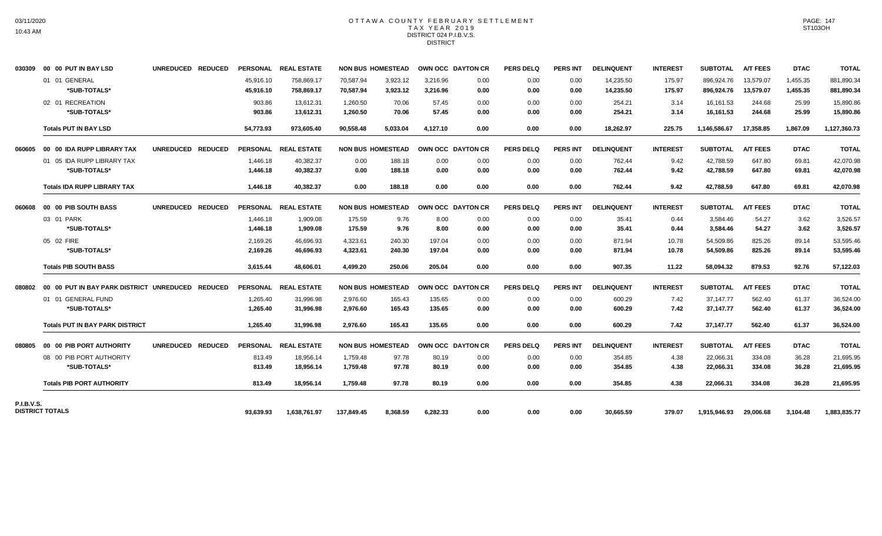# OTTAWA COUNTY FEBRUARY SETTLEMENT
## TAX YEAR 2019
### DISTRICT 024 P.I.B.V.S.
### DISTRICT

| | | UNREDUCED | REDUCED | PERSONAL | REAL ESTATE | NON BUS | HOMESTEAD | OWN OCC | DAYTON CR | PERS DELQ | PERS INT | DELINQUENT | INTEREST | SUBTOTAL | A/T FEES | DTAC | TOTAL |
|---|---|---|---|---|---|---|---|---|---|---|---|---|---|---|---|---|---|
| 030309 | 00 00 PUT IN BAY LSD | UNREDUCED | REDUCED | PERSONAL | REAL ESTATE | NON BUS | HOMESTEAD | OWN OCC | DAYTON CR | PERS DELQ | PERS INT | DELINQUENT | INTEREST | SUBTOTAL | A/T FEES | DTAC | TOTAL |
| | 01 01 GENERAL | | | 45,916.10 | 758,869.17 | 70,587.94 | 3,923.12 | 3,216.96 | 0.00 | 0.00 | 0.00 | 14,235.50 | 175.97 | 896,924.76 | 13,579.07 | 1,455.35 | 881,890.34 |
| | **\*SUB-TOTALS\*** | | | **45,916.10** | **758,869.17** | **70,587.94** | **3,923.12** | **3,216.96** | **0.00** | **0.00** | **0.00** | **14,235.50** | **175.97** | **896,924.76** | **13,579.07** | **1,455.35** | **881,890.34** |
| | 02 01 RECREATION | | | 903.86 | 13,612.31 | 1,260.50 | 70.06 | 57.45 | 0.00 | 0.00 | 0.00 | 254.21 | 3.14 | 16,161.53 | 244.68 | 25.99 | 15,890.86 |
| | **\*SUB-TOTALS\*** | | | **903.86** | **13,612.31** | **1,260.50** | **70.06** | **57.45** | **0.00** | **0.00** | **0.00** | **254.21** | **3.14** | **16,161.53** | **244.68** | **25.99** | **15,890.86** |
| | **Totals PUT IN BAY LSD** | | | **54,773.93** | **973,605.40** | **90,558.48** | **5,033.04** | **4,127.10** | **0.00** | **0.00** | **0.00** | **18,262.97** | **225.75** | **1,146,586.67** | **17,358.85** | **1,867.09** | **1,127,360.73** |
| 060605 | 00 00 IDA RUPP LIBRARY TAX | UNREDUCED | REDUCED | PERSONAL | REAL ESTATE | NON BUS | HOMESTEAD | OWN OCC | DAYTON CR | PERS DELQ | PERS INT | DELINQUENT | INTEREST | SUBTOTAL | A/T FEES | DTAC | TOTAL |
| | 01 05 IDA RUPP LIBRARY TAX | | | 1,446.18 | 40,382.37 | 0.00 | 188.18 | 0.00 | 0.00 | 0.00 | 0.00 | 762.44 | 9.42 | 42,788.59 | 647.80 | 69.81 | 42,070.98 |
| | **\*SUB-TOTALS\*** | | | **1,446.18** | **40,382.37** | **0.00** | **188.18** | **0.00** | **0.00** | **0.00** | **0.00** | **762.44** | **9.42** | **42,788.59** | **647.80** | **69.81** | **42,070.98** |
| | **Totals IDA RUPP LIBRARY TAX** | | | **1,446.18** | **40,382.37** | **0.00** | **188.18** | **0.00** | **0.00** | **0.00** | **0.00** | **762.44** | **9.42** | **42,788.59** | **647.80** | **69.81** | **42,070.98** |
| 060608 | 00 00 PIB SOUTH BASS | UNREDUCED | REDUCED | PERSONAL | REAL ESTATE | NON BUS | HOMESTEAD | OWN OCC | DAYTON CR | PERS DELQ | PERS INT | DELINQUENT | INTEREST | SUBTOTAL | A/T FEES | DTAC | TOTAL |
| | 03 01 PARK | | | 1,446.18 | 1,909.08 | 175.59 | 9.76 | 8.00 | 0.00 | 0.00 | 0.00 | 35.41 | 0.44 | 3,584.46 | 54.27 | 3.62 | 3,526.57 |
| | **\*SUB-TOTALS\*** | | | **1,446.18** | **1,909.08** | **175.59** | **9.76** | **8.00** | **0.00** | **0.00** | **0.00** | **35.41** | **0.44** | **3,584.46** | **54.27** | **3.62** | **3,526.57** |
| | 05 02 FIRE | | | 2,169.26 | 46,696.93 | 4,323.61 | 240.30 | 197.04 | 0.00 | 0.00 | 0.00 | 871.94 | 10.78 | 54,509.86 | 825.26 | 89.14 | 53,595.46 |
| | **\*SUB-TOTALS\*** | | | **2,169.26** | **46,696.93** | **4,323.61** | **240.30** | **197.04** | **0.00** | **0.00** | **0.00** | **871.94** | **10.78** | **54,509.86** | **825.26** | **89.14** | **53,595.46** |
| | **Totals PIB SOUTH BASS** | | | **3,615.44** | **48,606.01** | **4,499.20** | **250.06** | **205.04** | **0.00** | **0.00** | **0.00** | **907.35** | **11.22** | **58,094.32** | **879.53** | **92.76** | **57,122.03** |
| 080802 | 00 00 PUT IN BAY PARK DISTRICT | UNREDUCED | REDUCED | PERSONAL | REAL ESTATE | NON BUS | HOMESTEAD | OWN OCC | DAYTON CR | PERS DELQ | PERS INT | DELINQUENT | INTEREST | SUBTOTAL | A/T FEES | DTAC | TOTAL |
| | 01 01 GENERAL FUND | | | 1,265.40 | 31,996.98 | 2,976.60 | 165.43 | 135.65 | 0.00 | 0.00 | 0.00 | 600.29 | 7.42 | 37,147.77 | 562.40 | 61.37 | 36,524.00 |
| | **\*SUB-TOTALS\*** | | | **1,265.40** | **31,996.98** | **2,976.60** | **165.43** | **135.65** | **0.00** | **0.00** | **0.00** | **600.29** | **7.42** | **37,147.77** | **562.40** | **61.37** | **36,524.00** |
| | **Totals PUT IN BAY PARK DISTRICT** | | | **1,265.40** | **31,996.98** | **2,976.60** | **165.43** | **135.65** | **0.00** | **0.00** | **0.00** | **600.29** | **7.42** | **37,147.77** | **562.40** | **61.37** | **36,524.00** |
| 080805 | 00 00 PIB PORT AUTHORITY | UNREDUCED | REDUCED | PERSONAL | REAL ESTATE | NON BUS | HOMESTEAD | OWN OCC | DAYTON CR | PERS DELQ | PERS INT | DELINQUENT | INTEREST | SUBTOTAL | A/T FEES | DTAC | TOTAL |
| | 08 00 PIB PORT AUTHORITY | | | 813.49 | 18,956.14 | 1,759.48 | 97.78 | 80.19 | 0.00 | 0.00 | 0.00 | 354.85 | 4.38 | 22,066.31 | 334.08 | 36.28 | 21,695.95 |
| | **\*SUB-TOTALS\*** | | | **813.49** | **18,956.14** | **1,759.48** | **97.78** | **80.19** | **0.00** | **0.00** | **0.00** | **354.85** | **4.38** | **22,066.31** | **334.08** | **36.28** | **21,695.95** |
| | **Totals PIB PORT AUTHORITY** | | | **813.49** | **18,956.14** | **1,759.48** | **97.78** | **80.19** | **0.00** | **0.00** | **0.00** | **354.85** | **4.38** | **22,066.31** | **334.08** | **36.28** | **21,695.95** |
| **P.I.B.V.S. DISTRICT TOTALS** | | | | **93,639.93** | **1,638,761.97** | **137,849.45** | **8,368.59** | **6,282.33** | **0.00** | **0.00** | **0.00** | **30,665.59** | **379.07** | **1,915,946.93** | **29,006.68** | **3,104.48** | **1,883,835.77** |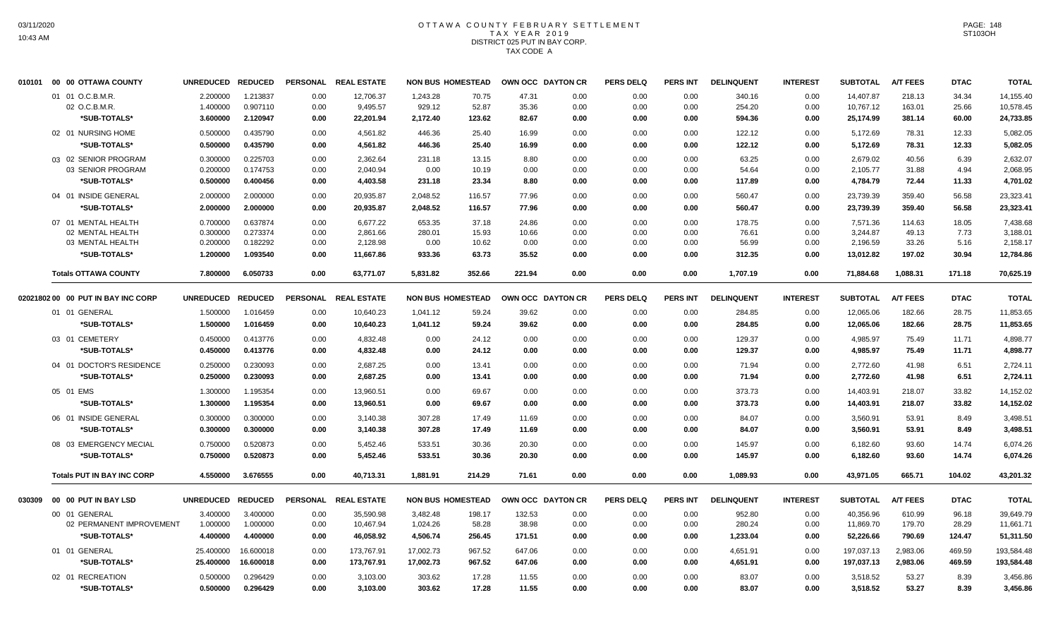# OTTAWA COUNTY FEBRUARY SETTLEMENT
## TAX YEAR 2019
### DISTRICT 025 PUT IN BAY CORP.
### TAX CODE A

| 010101 00 00 OTTAWA COUNTY | UNREDUCED | REDUCED | PERSONAL | REAL ESTATE | NON BUS | HOMESTEAD | OWN OCC | DAYTON CR | PERS DELQ | PERS INT | DELINQUENT | INTEREST | SUBTOTAL | A/T FEES | DTAC | TOTAL |
|---|---|---|---|---|---|---|---|---|---|---|---|---|---|---|---|---|
| 01 01 O.C.B.M.R. | 2.200000 | 1.213837 | 0.00 | 12,706.37 | 1,243.28 | 70.75 | 47.31 | 0.00 | 0.00 | 0.00 | 340.16 | 0.00 | 14,407.87 | 218.13 | 34.34 | 14,155.40 |
| 02 O.C.B.M.R. | 1.400000 | 0.907110 | 0.00 | 9,495.57 | 929.12 | 52.87 | 35.36 | 0.00 | 0.00 | 0.00 | 254.20 | 0.00 | 10,767.12 | 163.01 | 25.66 | 10,578.45 |
| *SUB-TOTALS* | 3.600000 | 2.120947 | 0.00 | 22,201.94 | 2,172.40 | 123.62 | 82.67 | 0.00 | 0.00 | 0.00 | 594.36 | 0.00 | 25,174.99 | 381.14 | 60.00 | 24,733.85 |
| 02 01 NURSING HOME | 0.500000 | 0.435790 | 0.00 | 4,561.82 | 446.36 | 25.40 | 16.99 | 0.00 | 0.00 | 0.00 | 122.12 | 0.00 | 5,172.69 | 78.31 | 12.33 | 5,082.05 |
| *SUB-TOTALS* | 0.500000 | 0.435790 | 0.00 | 4,561.82 | 446.36 | 25.40 | 16.99 | 0.00 | 0.00 | 0.00 | 122.12 | 0.00 | 5,172.69 | 78.31 | 12.33 | 5,082.05 |
| 03 02 SENIOR PROGRAM | 0.300000 | 0.225703 | 0.00 | 2,362.64 | 231.18 | 13.15 | 8.80 | 0.00 | 0.00 | 0.00 | 63.25 | 0.00 | 2,679.02 | 40.56 | 6.39 | 2,632.07 |
| 03 SENIOR PROGRAM | 0.200000 | 0.174753 | 0.00 | 2,040.94 | 0.00 | 10.19 | 0.00 | 0.00 | 0.00 | 0.00 | 54.64 | 0.00 | 2,105.77 | 31.88 | 4.94 | 2,068.95 |
| *SUB-TOTALS* | 0.500000 | 0.400456 | 0.00 | 4,403.58 | 231.18 | 23.34 | 8.80 | 0.00 | 0.00 | 0.00 | 117.89 | 0.00 | 4,784.79 | 72.44 | 11.33 | 4,701.02 |
| 04 01 INSIDE GENERAL | 2.000000 | 2.000000 | 0.00 | 20,935.87 | 2,048.52 | 116.57 | 77.96 | 0.00 | 0.00 | 0.00 | 560.47 | 0.00 | 23,739.39 | 359.40 | 56.58 | 23,323.41 |
| *SUB-TOTALS* | 2.000000 | 2.000000 | 0.00 | 20,935.87 | 2,048.52 | 116.57 | 77.96 | 0.00 | 0.00 | 0.00 | 560.47 | 0.00 | 23,739.39 | 359.40 | 56.58 | 23,323.41 |
| 07 01 MENTAL HEALTH | 0.700000 | 0.637874 | 0.00 | 6,677.22 | 653.35 | 37.18 | 24.86 | 0.00 | 0.00 | 0.00 | 178.75 | 0.00 | 7,571.36 | 114.63 | 18.05 | 7,438.68 |
| 02 MENTAL HEALTH | 0.300000 | 0.273374 | 0.00 | 2,861.66 | 280.01 | 15.93 | 10.66 | 0.00 | 0.00 | 0.00 | 76.61 | 0.00 | 3,244.87 | 49.13 | 7.73 | 3,188.01 |
| 03 MENTAL HEALTH | 0.200000 | 0.182292 | 0.00 | 2,128.98 | 0.00 | 10.62 | 0.00 | 0.00 | 0.00 | 0.00 | 56.99 | 0.00 | 2,196.59 | 33.26 | 5.16 | 2,158.17 |
| *SUB-TOTALS* | 1.200000 | 1.093540 | 0.00 | 11,667.86 | 933.36 | 63.73 | 35.52 | 0.00 | 0.00 | 0.00 | 312.35 | 0.00 | 13,012.82 | 197.02 | 30.94 | 12,784.86 |
| **Totals OTTAWA COUNTY** | 7.800000 | 6.050733 | 0.00 | 63,771.07 | 5,831.82 | 352.66 | 221.94 | 0.00 | 0.00 | 0.00 | 1,707.19 | 0.00 | 71,884.68 | 1,088.31 | 171.18 | 70,625.19 |

| 02021802 00 00 PUT IN BAY INC CORP | UNREDUCED | REDUCED | PERSONAL | REAL ESTATE | NON BUS | HOMESTEAD | OWN OCC | DAYTON CR | PERS DELQ | PERS INT | DELINQUENT | INTEREST | SUBTOTAL | A/T FEES | DTAC | TOTAL |
|---|---|---|---|---|---|---|---|---|---|---|---|---|---|---|---|---|
| 01 01 GENERAL | 1.500000 | 1.016459 | 0.00 | 10,640.23 | 1,041.12 | 59.24 | 39.62 | 0.00 | 0.00 | 0.00 | 284.85 | 0.00 | 12,065.06 | 182.66 | 28.75 | 11,853.65 |
| *SUB-TOTALS* | 1.500000 | 1.016459 | 0.00 | 10,640.23 | 1,041.12 | 59.24 | 39.62 | 0.00 | 0.00 | 0.00 | 284.85 | 0.00 | 12,065.06 | 182.66 | 28.75 | 11,853.65 |
| 03 01 CEMETERY | 0.450000 | 0.413776 | 0.00 | 4,832.48 | 0.00 | 24.12 | 0.00 | 0.00 | 0.00 | 0.00 | 129.37 | 0.00 | 4,985.97 | 75.49 | 11.71 | 4,898.77 |
| *SUB-TOTALS* | 0.450000 | 0.413776 | 0.00 | 4,832.48 | 0.00 | 24.12 | 0.00 | 0.00 | 0.00 | 0.00 | 129.37 | 0.00 | 4,985.97 | 75.49 | 11.71 | 4,898.77 |
| 04 01 DOCTOR'S RESIDENCE | 0.250000 | 0.230093 | 0.00 | 2,687.25 | 0.00 | 13.41 | 0.00 | 0.00 | 0.00 | 0.00 | 71.94 | 0.00 | 2,772.60 | 41.98 | 6.51 | 2,724.11 |
| *SUB-TOTALS* | 0.250000 | 0.230093 | 0.00 | 2,687.25 | 0.00 | 13.41 | 0.00 | 0.00 | 0.00 | 0.00 | 71.94 | 0.00 | 2,772.60 | 41.98 | 6.51 | 2,724.11 |
| 05 01 EMS | 1.300000 | 1.195354 | 0.00 | 13,960.51 | 0.00 | 69.67 | 0.00 | 0.00 | 0.00 | 0.00 | 373.73 | 0.00 | 14,403.91 | 218.07 | 33.82 | 14,152.02 |
| *SUB-TOTALS* | 1.300000 | 1.195354 | 0.00 | 13,960.51 | 0.00 | 69.67 | 0.00 | 0.00 | 0.00 | 0.00 | 373.73 | 0.00 | 14,403.91 | 218.07 | 33.82 | 14,152.02 |
| 06 01 INSIDE GENERAL | 0.300000 | 0.300000 | 0.00 | 3,140.38 | 307.28 | 17.49 | 11.69 | 0.00 | 0.00 | 0.00 | 84.07 | 0.00 | 3,560.91 | 53.91 | 8.49 | 3,498.51 |
| *SUB-TOTALS* | 0.300000 | 0.300000 | 0.00 | 3,140.38 | 307.28 | 17.49 | 11.69 | 0.00 | 0.00 | 0.00 | 84.07 | 0.00 | 3,560.91 | 53.91 | 8.49 | 3,498.51 |
| 08 03 EMERGENCY MECIAL | 0.750000 | 0.520873 | 0.00 | 5,452.46 | 533.51 | 30.36 | 20.30 | 0.00 | 0.00 | 0.00 | 145.97 | 0.00 | 6,182.60 | 93.60 | 14.74 | 6,074.26 |
| *SUB-TOTALS* | 0.750000 | 0.520873 | 0.00 | 5,452.46 | 533.51 | 30.36 | 20.30 | 0.00 | 0.00 | 0.00 | 145.97 | 0.00 | 6,182.60 | 93.60 | 14.74 | 6,074.26 |
| **Totals PUT IN BAY INC CORP** | 4.550000 | 3.676555 | 0.00 | 40,713.31 | 1,881.91 | 214.29 | 71.61 | 0.00 | 0.00 | 0.00 | 1,089.93 | 0.00 | 43,971.05 | 665.71 | 104.02 | 43,201.32 |

| 030309 00 00 PUT IN BAY LSD | UNREDUCED | REDUCED | PERSONAL | REAL ESTATE | NON BUS | HOMESTEAD | OWN OCC | DAYTON CR | PERS DELQ | PERS INT | DELINQUENT | INTEREST | SUBTOTAL | A/T FEES | DTAC | TOTAL |
|---|---|---|---|---|---|---|---|---|---|---|---|---|---|---|---|---|
| 00 01 GENERAL | 3.400000 | 3.400000 | 0.00 | 35,590.98 | 3,482.48 | 198.17 | 132.53 | 0.00 | 0.00 | 0.00 | 952.80 | 0.00 | 40,356.96 | 610.99 | 96.18 | 39,649.79 |
| 02 PERMANENT IMPROVEMENT | 1.000000 | 1.000000 | 0.00 | 10,467.94 | 1,024.26 | 58.28 | 38.98 | 0.00 | 0.00 | 0.00 | 280.24 | 0.00 | 11,869.70 | 179.70 | 28.29 | 11,661.71 |
| *SUB-TOTALS* | 4.400000 | 4.400000 | 0.00 | 46,058.92 | 4,506.74 | 256.45 | 171.51 | 0.00 | 0.00 | 0.00 | 1,233.04 | 0.00 | 52,226.66 | 790.69 | 124.47 | 51,311.50 |
| 01 01 GENERAL | 25.400000 | 16.600018 | 0.00 | 173,767.91 | 17,002.73 | 967.52 | 647.06 | 0.00 | 0.00 | 0.00 | 4,651.91 | 0.00 | 197,037.13 | 2,983.06 | 469.59 | 193,584.48 |
| *SUB-TOTALS* | 25.400000 | 16.600018 | 0.00 | 173,767.91 | 17,002.73 | 967.52 | 647.06 | 0.00 | 0.00 | 0.00 | 4,651.91 | 0.00 | 197,037.13 | 2,983.06 | 469.59 | 193,584.48 |
| 02 01 RECREATION | 0.500000 | 0.296429 | 0.00 | 3,103.00 | 303.62 | 17.28 | 11.55 | 0.00 | 0.00 | 0.00 | 83.07 | 0.00 | 3,518.52 | 53.27 | 8.39 | 3,456.86 |
| *SUB-TOTALS* | 0.500000 | 0.296429 | 0.00 | 3,103.00 | 303.62 | 17.28 | 11.55 | 0.00 | 0.00 | 0.00 | 83.07 | 0.00 | 3,518.52 | 53.27 | 8.39 | 3,456.86 |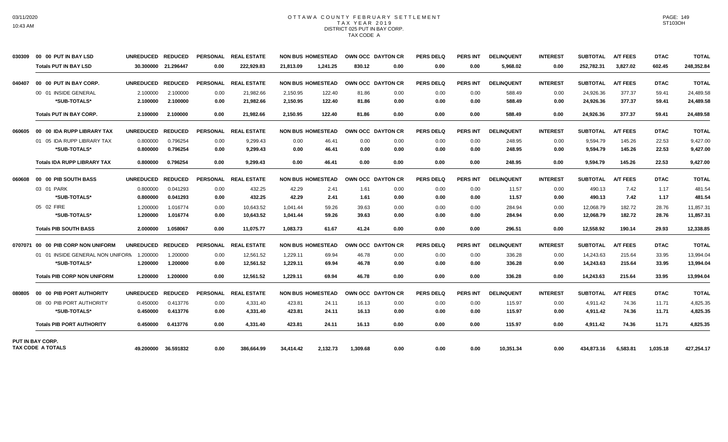# OTTAWA COUNTY FEBRUARY SETTLEMENT
## TAX YEAR 2019
### DISTRICT 025 PUT IN BAY CORP.
### TAX CODE A

| | | UNREDUCED | REDUCED | PERSONAL | REAL ESTATE | NON BUS | HOMESTEAD | OWN OCC | DAYTON CR | PERS DELQ | PERS INT | DELINQUENT | INTEREST | SUBTOTAL | A/T FEES | DTAC | TOTAL |
|---|---|---|---|---|---|---|---|---|---|---|---|---|---|---|---|---|---|
| 030309 | 00 00 PUT IN BAY LSD | UNREDUCED | REDUCED | PERSONAL | REAL ESTATE | NON BUS | HOMESTEAD | OWN OCC | DAYTON CR | PERS DELQ | PERS INT | DELINQUENT | INTEREST | SUBTOTAL | A/T FEES | DTAC | TOTAL |
| | **Totals PUT IN BAY LSD** | **30.300000** | **21.296447** | **0.00** | **222,929.83** | **21,813.09** | **1,241.25** | **830.12** | **0.00** | **0.00** | **0.00** | **5,968.02** | **0.00** | **252,782.31** | **3,827.02** | **602.45** | **248,352.84** |
| 040407 | 00 00 PUT IN BAY CORP. | UNREDUCED | REDUCED | PERSONAL | REAL ESTATE | NON BUS | HOMESTEAD | OWN OCC | DAYTON CR | PERS DELQ | PERS INT | DELINQUENT | INTEREST | SUBTOTAL | A/T FEES | DTAC | TOTAL |
| | 00 01 INSIDE GENERAL | 2.100000 | 2.100000 | 0.00 | 21,982.66 | 2,150.95 | 122.40 | 81.86 | 0.00 | 0.00 | 0.00 | 588.49 | 0.00 | 24,926.36 | 377.37 | 59.41 | 24,489.58 |
| | *SUB-TOTALS* | **2.100000** | **2.100000** | **0.00** | **21,982.66** | **2,150.95** | **122.40** | **81.86** | **0.00** | **0.00** | **0.00** | **588.49** | **0.00** | **24,926.36** | **377.37** | **59.41** | **24,489.58** |
| | **Totals PUT IN BAY CORP.** | **2.100000** | **2.100000** | **0.00** | **21,982.66** | **2,150.95** | **122.40** | **81.86** | **0.00** | **0.00** | **0.00** | **588.49** | **0.00** | **24,926.36** | **377.37** | **59.41** | **24,489.58** |
| 060605 | 00 00 IDA RUPP LIBRARY TAX | UNREDUCED | REDUCED | PERSONAL | REAL ESTATE | NON BUS | HOMESTEAD | OWN OCC | DAYTON CR | PERS DELQ | PERS INT | DELINQUENT | INTEREST | SUBTOTAL | A/T FEES | DTAC | TOTAL |
| | 01 05 IDA RUPP LIBRARY TAX | 0.800000 | 0.796254 | 0.00 | 9,299.43 | 0.00 | 46.41 | 0.00 | 0.00 | 0.00 | 0.00 | 248.95 | 0.00 | 9,594.79 | 145.26 | 22.53 | 9,427.00 |
| | *SUB-TOTALS* | **0.800000** | **0.796254** | **0.00** | **9,299.43** | **0.00** | **46.41** | **0.00** | **0.00** | **0.00** | **0.00** | **248.95** | **0.00** | **9,594.79** | **145.26** | **22.53** | **9,427.00** |
| | **Totals IDA RUPP LIBRARY TAX** | **0.800000** | **0.796254** | **0.00** | **9,299.43** | **0.00** | **46.41** | **0.00** | **0.00** | **0.00** | **0.00** | **248.95** | **0.00** | **9,594.79** | **145.26** | **22.53** | **9,427.00** |
| 060608 | 00 00 PIB SOUTH BASS | UNREDUCED | REDUCED | PERSONAL | REAL ESTATE | NON BUS | HOMESTEAD | OWN OCC | DAYTON CR | PERS DELQ | PERS INT | DELINQUENT | INTEREST | SUBTOTAL | A/T FEES | DTAC | TOTAL |
| | 03 01 PARK | 0.800000 | 0.041293 | 0.00 | 432.25 | 42.29 | 2.41 | 1.61 | 0.00 | 0.00 | 0.00 | 11.57 | 0.00 | 490.13 | 7.42 | 1.17 | 481.54 |
| | *SUB-TOTALS* | **0.800000** | **0.041293** | **0.00** | **432.25** | **42.29** | **2.41** | **1.61** | **0.00** | **0.00** | **0.00** | **11.57** | **0.00** | **490.13** | **7.42** | **1.17** | **481.54** |
| | 05 02 FIRE | 1.200000 | 1.016774 | 0.00 | 10,643.52 | 1,041.44 | 59.26 | 39.63 | 0.00 | 0.00 | 0.00 | 284.94 | 0.00 | 12,068.79 | 182.72 | 28.76 | 11,857.31 |
| | *SUB-TOTALS* | **1.200000** | **1.016774** | **0.00** | **10,643.52** | **1,041.44** | **59.26** | **39.63** | **0.00** | **0.00** | **0.00** | **284.94** | **0.00** | **12,068.79** | **182.72** | **28.76** | **11,857.31** |
| | **Totals PIB SOUTH BASS** | **2.000000** | **1.058067** | **0.00** | **11,075.77** | **1,083.73** | **61.67** | **41.24** | **0.00** | **0.00** | **0.00** | **296.51** | **0.00** | **12,558.92** | **190.14** | **29.93** | **12,338.85** |
| 0707071 | 00 00 PIB CORP NON UNIFORM | UNREDUCED | REDUCED | PERSONAL | REAL ESTATE | NON BUS | HOMESTEAD | OWN OCC | DAYTON CR | PERS DELQ | PERS INT | DELINQUENT | INTEREST | SUBTOTAL | A/T FEES | DTAC | TOTAL |
| | 01 01 INSIDE GENERAL NON UNIFORM | 1.200000 | 1.200000 | 0.00 | 12,561.52 | 1,229.11 | 69.94 | 46.78 | 0.00 | 0.00 | 0.00 | 336.28 | 0.00 | 14,243.63 | 215.64 | 33.95 | 13,994.04 |
| | *SUB-TOTALS* | **1.200000** | **1.200000** | **0.00** | **12,561.52** | **1,229.11** | **69.94** | **46.78** | **0.00** | **0.00** | **0.00** | **336.28** | **0.00** | **14,243.63** | **215.64** | **33.95** | **13,994.04** |
| | **Totals PIB CORP NON UNIFORM** | **1.200000** | **1.200000** | **0.00** | **12,561.52** | **1,229.11** | **69.94** | **46.78** | **0.00** | **0.00** | **0.00** | **336.28** | **0.00** | **14,243.63** | **215.64** | **33.95** | **13,994.04** |
| 080805 | 00 00 PIB PORT AUTHORITY | UNREDUCED | REDUCED | PERSONAL | REAL ESTATE | NON BUS | HOMESTEAD | OWN OCC | DAYTON CR | PERS DELQ | PERS INT | DELINQUENT | INTEREST | SUBTOTAL | A/T FEES | DTAC | TOTAL |
| | 08 00 PIB PORT AUTHORITY | 0.450000 | 0.413776 | 0.00 | 4,331.40 | 423.81 | 24.11 | 16.13 | 0.00 | 0.00 | 0.00 | 115.97 | 0.00 | 4,911.42 | 74.36 | 11.71 | 4,825.35 |
| | *SUB-TOTALS* | **0.450000** | **0.413776** | **0.00** | **4,331.40** | **423.81** | **24.11** | **16.13** | **0.00** | **0.00** | **0.00** | **115.97** | **0.00** | **4,911.42** | **74.36** | **11.71** | **4,825.35** |
| | **Totals PIB PORT AUTHORITY** | **0.450000** | **0.413776** | **0.00** | **4,331.40** | **423.81** | **24.11** | **16.13** | **0.00** | **0.00** | **0.00** | **115.97** | **0.00** | **4,911.42** | **74.36** | **11.71** | **4,825.35** |
| **PUT IN BAY CORP. TAX CODE A TOTALS** | | **49.200000** | **36.591832** | **0.00** | **386,664.99** | **34,414.42** | **2,132.73** | **1,309.68** | **0.00** | **0.00** | **0.00** | **10,351.34** | **0.00** | **434,873.16** | **6,583.81** | **1,035.18** | **427,254.17** |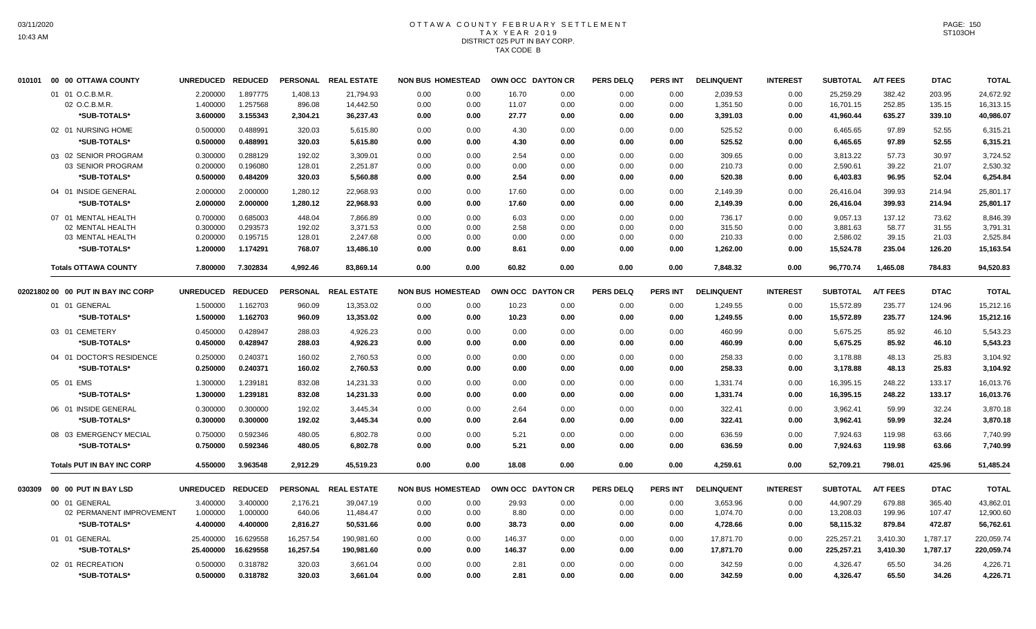# OTTAWA COUNTY FEBRUARY SETTLEMENT
## TAX YEAR 2019
### DISTRICT 025 PUT IN BAY CORP.
### TAX CODE B

| | | UNREDUCED | REDUCED | PERSONAL | REAL ESTATE | NON BUS | HOMESTEAD | OWN OCC | DAYTON CR | PERS DELQ | PERS INT | DELINQUENT | INTEREST | SUBTOTAL | A/T FEES | DTAC | TOTAL |
|---|---|---|---|---|---|---|---|---|---|---|---|---|---|---|---|---|---|
| 010101 | 00 00 OTTAWA COUNTY | | | | | | | | | | | | | | | | |
| | 01 01 O.C.B.M.R. | 2.200000 | 1.897775 | 1,408.13 | 21,794.93 | 0.00 | 0.00 | 16.70 | 0.00 | 0.00 | 0.00 | 2,039.53 | 0.00 | 25,259.29 | 382.42 | 203.95 | 24,672.92 |
| | 02 O.C.B.M.R. | 1.400000 | 1.257568 | 896.08 | 14,442.50 | 0.00 | 0.00 | 11.07 | 0.00 | 0.00 | 0.00 | 1,351.50 | 0.00 | 16,701.15 | 252.85 | 135.15 | 16,313.15 |
| | *SUB-TOTALS* | 3.600000 | 3.155343 | 2,304.21 | 36,237.43 | 0.00 | 0.00 | 27.77 | 0.00 | 0.00 | 0.00 | 3,391.03 | 0.00 | 41,960.44 | 635.27 | 339.10 | 40,986.07 |
| | 02 01 NURSING HOME | 0.500000 | 0.488991 | 320.03 | 5,615.80 | 0.00 | 0.00 | 4.30 | 0.00 | 0.00 | 0.00 | 525.52 | 0.00 | 6,465.65 | 97.89 | 52.55 | 6,315.21 |
| | *SUB-TOTALS* | 0.500000 | 0.488991 | 320.03 | 5,615.80 | 0.00 | 0.00 | 4.30 | 0.00 | 0.00 | 0.00 | 525.52 | 0.00 | 6,465.65 | 97.89 | 52.55 | 6,315.21 |
| | 03 02 SENIOR PROGRAM | 0.300000 | 0.288129 | 192.02 | 3,309.01 | 0.00 | 0.00 | 2.54 | 0.00 | 0.00 | 0.00 | 309.65 | 0.00 | 3,813.22 | 57.73 | 30.97 | 3,724.52 |
| | 03 SENIOR PROGRAM | 0.200000 | 0.196080 | 128.01 | 2,251.87 | 0.00 | 0.00 | 0.00 | 0.00 | 0.00 | 0.00 | 210.73 | 0.00 | 2,590.61 | 39.22 | 21.07 | 2,530.32 |
| | *SUB-TOTALS* | 0.500000 | 0.484209 | 320.03 | 5,560.88 | 0.00 | 0.00 | 2.54 | 0.00 | 0.00 | 0.00 | 520.38 | 0.00 | 6,403.83 | 96.95 | 52.04 | 6,254.84 |
| | 04 01 INSIDE GENERAL | 2.000000 | 2.000000 | 1,280.12 | 22,968.93 | 0.00 | 0.00 | 17.60 | 0.00 | 0.00 | 0.00 | 2,149.39 | 0.00 | 26,416.04 | 399.93 | 214.94 | 25,801.17 |
| | *SUB-TOTALS* | 2.000000 | 2.000000 | 1,280.12 | 22,968.93 | 0.00 | 0.00 | 17.60 | 0.00 | 0.00 | 0.00 | 2,149.39 | 0.00 | 26,416.04 | 399.93 | 214.94 | 25,801.17 |
| | 07 01 MENTAL HEALTH | 0.700000 | 0.685003 | 448.04 | 7,866.89 | 0.00 | 0.00 | 6.03 | 0.00 | 0.00 | 0.00 | 736.17 | 0.00 | 9,057.13 | 137.12 | 73.62 | 8,846.39 |
| | 02 MENTAL HEALTH | 0.300000 | 0.293573 | 192.02 | 3,371.53 | 0.00 | 0.00 | 2.58 | 0.00 | 0.00 | 0.00 | 315.50 | 0.00 | 3,881.63 | 58.77 | 31.55 | 3,791.31 |
| | 03 MENTAL HEALTH | 0.200000 | 0.195715 | 128.01 | 2,247.68 | 0.00 | 0.00 | 0.00 | 0.00 | 0.00 | 0.00 | 210.33 | 0.00 | 2,586.02 | 39.15 | 21.03 | 2,525.84 |
| | *SUB-TOTALS* | 1.200000 | 1.174291 | 768.07 | 13,486.10 | 0.00 | 0.00 | 8.61 | 0.00 | 0.00 | 0.00 | 1,262.00 | 0.00 | 15,524.78 | 235.04 | 126.20 | 15,163.54 |
| | **Totals OTTAWA COUNTY** | 7.800000 | 7.302834 | 4,992.46 | 83,869.14 | 0.00 | 0.00 | 60.82 | 0.00 | 0.00 | 0.00 | 7,848.32 | 0.00 | 96,770.74 | 1,465.08 | 784.83 | 94,520.83 |
| 02021802 | 00 00 PUT IN BAY INC CORP | UNREDUCED | REDUCED | PERSONAL | REAL ESTATE | NON BUS | HOMESTEAD | OWN OCC | DAYTON CR | PERS DELQ | PERS INT | DELINQUENT | INTEREST | SUBTOTAL | A/T FEES | DTAC | TOTAL |
| | 01 01 GENERAL | 1.500000 | 1.162703 | 960.09 | 13,353.02 | 0.00 | 0.00 | 10.23 | 0.00 | 0.00 | 0.00 | 1,249.55 | 0.00 | 15,572.89 | 235.77 | 124.96 | 15,212.16 |
| | *SUB-TOTALS* | 1.500000 | 1.162703 | 960.09 | 13,353.02 | 0.00 | 0.00 | 10.23 | 0.00 | 0.00 | 0.00 | 1,249.55 | 0.00 | 15,572.89 | 235.77 | 124.96 | 15,212.16 |
| | 03 01 CEMETERY | 0.450000 | 0.428947 | 288.03 | 4,926.23 | 0.00 | 0.00 | 0.00 | 0.00 | 0.00 | 0.00 | 460.99 | 0.00 | 5,675.25 | 85.92 | 46.10 | 5,543.23 |
| | *SUB-TOTALS* | 0.450000 | 0.428947 | 288.03 | 4,926.23 | 0.00 | 0.00 | 0.00 | 0.00 | 0.00 | 0.00 | 460.99 | 0.00 | 5,675.25 | 85.92 | 46.10 | 5,543.23 |
| | 04 01 DOCTOR'S RESIDENCE | 0.250000 | 0.240371 | 160.02 | 2,760.53 | 0.00 | 0.00 | 0.00 | 0.00 | 0.00 | 0.00 | 258.33 | 0.00 | 3,178.88 | 48.13 | 25.83 | 3,104.92 |
| | *SUB-TOTALS* | 0.250000 | 0.240371 | 160.02 | 2,760.53 | 0.00 | 0.00 | 0.00 | 0.00 | 0.00 | 0.00 | 258.33 | 0.00 | 3,178.88 | 48.13 | 25.83 | 3,104.92 |
| | 05 01 EMS | 1.300000 | 1.239181 | 832.08 | 14,231.33 | 0.00 | 0.00 | 0.00 | 0.00 | 0.00 | 0.00 | 1,331.74 | 0.00 | 16,395.15 | 248.22 | 133.17 | 16,013.76 |
| | *SUB-TOTALS* | 1.300000 | 1.239181 | 832.08 | 14,231.33 | 0.00 | 0.00 | 0.00 | 0.00 | 0.00 | 0.00 | 1,331.74 | 0.00 | 16,395.15 | 248.22 | 133.17 | 16,013.76 |
| | 06 01 INSIDE GENERAL | 0.300000 | 0.300000 | 192.02 | 3,445.34 | 0.00 | 0.00 | 2.64 | 0.00 | 0.00 | 0.00 | 322.41 | 0.00 | 3,962.41 | 59.99 | 32.24 | 3,870.18 |
| | *SUB-TOTALS* | 0.300000 | 0.300000 | 192.02 | 3,445.34 | 0.00 | 0.00 | 2.64 | 0.00 | 0.00 | 0.00 | 322.41 | 0.00 | 3,962.41 | 59.99 | 32.24 | 3,870.18 |
| | 08 03 EMERGENCY MECIAL | 0.750000 | 0.592346 | 480.05 | 6,802.78 | 0.00 | 0.00 | 5.21 | 0.00 | 0.00 | 0.00 | 636.59 | 0.00 | 7,924.63 | 119.98 | 63.66 | 7,740.99 |
| | *SUB-TOTALS* | 0.750000 | 0.592346 | 480.05 | 6,802.78 | 0.00 | 0.00 | 5.21 | 0.00 | 0.00 | 0.00 | 636.59 | 0.00 | 7,924.63 | 119.98 | 63.66 | 7,740.99 |
| | **Totals PUT IN BAY INC CORP** | 4.550000 | 3.963548 | 2,912.29 | 45,519.23 | 0.00 | 0.00 | 18.08 | 0.00 | 0.00 | 0.00 | 4,259.61 | 0.00 | 52,709.21 | 798.01 | 425.96 | 51,485.24 |
| 030309 | 00 00 PUT IN BAY LSD | UNREDUCED | REDUCED | PERSONAL | REAL ESTATE | NON BUS | HOMESTEAD | OWN OCC | DAYTON CR | PERS DELQ | PERS INT | DELINQUENT | INTEREST | SUBTOTAL | A/T FEES | DTAC | TOTAL |
| | 00 01 GENERAL | 3.400000 | 3.400000 | 2,176.21 | 39,047.19 | 0.00 | 0.00 | 29.93 | 0.00 | 0.00 | 0.00 | 3,653.96 | 0.00 | 44,907.29 | 679.88 | 365.40 | 43,862.01 |
| | 02 PERMANENT IMPROVEMENT | 1.000000 | 1.000000 | 640.06 | 11,484.47 | 0.00 | 0.00 | 8.80 | 0.00 | 0.00 | 0.00 | 1,074.70 | 0.00 | 13,208.03 | 199.96 | 107.47 | 12,900.60 |
| | *SUB-TOTALS* | 4.400000 | 4.400000 | 2,816.27 | 50,531.66 | 0.00 | 0.00 | 38.73 | 0.00 | 0.00 | 0.00 | 4,728.66 | 0.00 | 58,115.32 | 879.84 | 472.87 | 56,762.61 |
| | 01 01 GENERAL | 25.400000 | 16.629558 | 16,257.54 | 190,981.60 | 0.00 | 0.00 | 146.37 | 0.00 | 0.00 | 0.00 | 17,871.70 | 0.00 | 225,257.21 | 3,410.30 | 1,787.17 | 220,059.74 |
| | *SUB-TOTALS* | 25.400000 | 16.629558 | 16,257.54 | 190,981.60 | 0.00 | 0.00 | 146.37 | 0.00 | 0.00 | 0.00 | 17,871.70 | 0.00 | 225,257.21 | 3,410.30 | 1,787.17 | 220,059.74 |
| | 02 01 RECREATION | 0.500000 | 0.318782 | 320.03 | 3,661.04 | 0.00 | 0.00 | 2.81 | 0.00 | 0.00 | 0.00 | 342.59 | 0.00 | 4,326.47 | 65.50 | 34.26 | 4,226.71 |
| | *SUB-TOTALS* | 0.500000 | 0.318782 | 320.03 | 3,661.04 | 0.00 | 0.00 | 2.81 | 0.00 | 0.00 | 0.00 | 342.59 | 0.00 | 4,326.47 | 65.50 | 34.26 | 4,226.71 |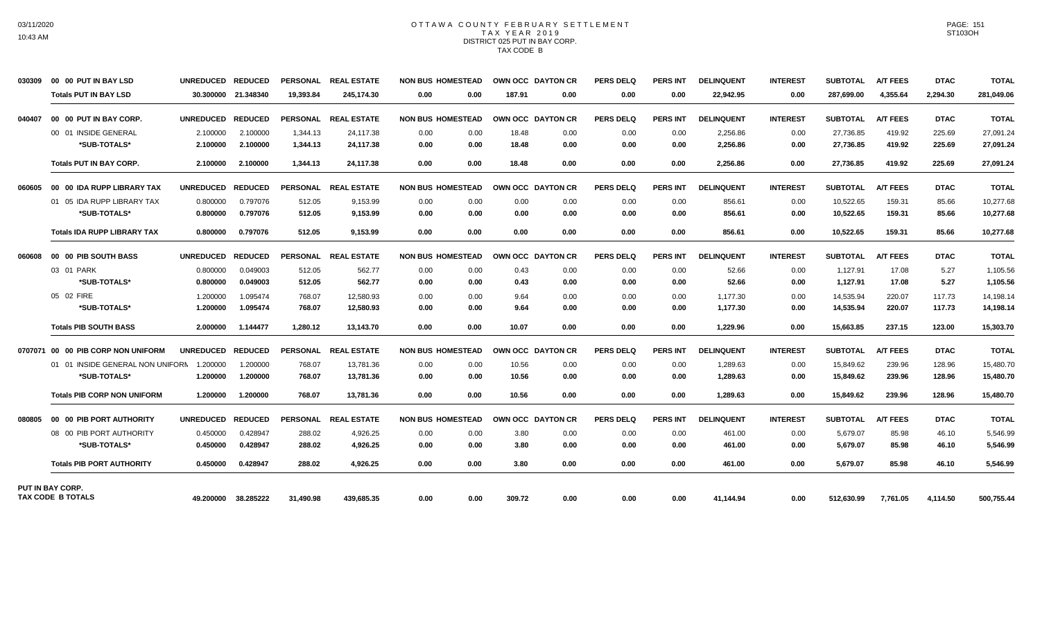# OTTAWA COUNTY FEBRUARY SETTLEMENT
## TAX YEAR 2019
## DISTRICT 025 PUT IN BAY CORP.
## TAX CODE B

| | | UNREDUCED | REDUCED | PERSONAL | REAL ESTATE | NON BUS | HOMESTEAD | OWN OCC | DAYTON CR | PERS DELQ | PERS INT | DELINQUENT | INTEREST | SUBTOTAL | A/T FEES | DTAC | TOTAL |
|---|---|---|---|---|---|---|---|---|---|---|---|---|---|---|---|---|---|
| 030309 | 00 00 PUT IN BAY LSD | UNREDUCED | REDUCED | PERSONAL | REAL ESTATE | NON BUS | HOMESTEAD | OWN OCC | DAYTON CR | PERS DELQ | PERS INT | DELINQUENT | INTEREST | SUBTOTAL | A/T FEES | DTAC | TOTAL |
| | **Totals PUT IN BAY LSD** | **30.300000** | **21.348340** | **19,393.84** | **245,174.30** | **0.00** | **0.00** | **187.91** | **0.00** | **0.00** | **0.00** | **22,942.95** | **0.00** | **287,699.00** | **4,355.64** | **2,294.30** | **281,049.06** |
| 040407 | 00 00 PUT IN BAY CORP. | UNREDUCED | REDUCED | PERSONAL | REAL ESTATE | NON BUS | HOMESTEAD | OWN OCC | DAYTON CR | PERS DELQ | PERS INT | DELINQUENT | INTEREST | SUBTOTAL | A/T FEES | DTAC | TOTAL |
| | 00 01 INSIDE GENERAL | 2.100000 | 2.100000 | 1,344.13 | 24,117.38 | 0.00 | 0.00 | 18.48 | 0.00 | 0.00 | 0.00 | 2,256.86 | 0.00 | 27,736.85 | 419.92 | 225.69 | 27,091.24 |
| | **\*SUB-TOTALS\*** | **2.100000** | **2.100000** | **1,344.13** | **24,117.38** | **0.00** | **0.00** | **18.48** | **0.00** | **0.00** | **0.00** | **2,256.86** | **0.00** | **27,736.85** | **419.92** | **225.69** | **27,091.24** |
| | **Totals PUT IN BAY CORP.** | **2.100000** | **2.100000** | **1,344.13** | **24,117.38** | **0.00** | **0.00** | **18.48** | **0.00** | **0.00** | **0.00** | **2,256.86** | **0.00** | **27,736.85** | **419.92** | **225.69** | **27,091.24** |
| 060605 | 00 00 IDA RUPP LIBRARY TAX | UNREDUCED | REDUCED | PERSONAL | REAL ESTATE | NON BUS | HOMESTEAD | OWN OCC | DAYTON CR | PERS DELQ | PERS INT | DELINQUENT | INTEREST | SUBTOTAL | A/T FEES | DTAC | TOTAL |
| | 01 05 IDA RUPP LIBRARY TAX | 0.800000 | 0.797076 | 512.05 | 9,153.99 | 0.00 | 0.00 | 0.00 | 0.00 | 0.00 | 0.00 | 856.61 | 0.00 | 10,522.65 | 159.31 | 85.66 | 10,277.68 |
| | **\*SUB-TOTALS\*** | **0.800000** | **0.797076** | **512.05** | **9,153.99** | **0.00** | **0.00** | **0.00** | **0.00** | **0.00** | **0.00** | **856.61** | **0.00** | **10,522.65** | **159.31** | **85.66** | **10,277.68** |
| | **Totals IDA RUPP LIBRARY TAX** | **0.800000** | **0.797076** | **512.05** | **9,153.99** | **0.00** | **0.00** | **0.00** | **0.00** | **0.00** | **0.00** | **856.61** | **0.00** | **10,522.65** | **159.31** | **85.66** | **10,277.68** |
| 060608 | 00 00 PIB SOUTH BASS | UNREDUCED | REDUCED | PERSONAL | REAL ESTATE | NON BUS | HOMESTEAD | OWN OCC | DAYTON CR | PERS DELQ | PERS INT | DELINQUENT | INTEREST | SUBTOTAL | A/T FEES | DTAC | TOTAL |
| | 03 01 PARK | 0.800000 | 0.049003 | 512.05 | 562.77 | 0.00 | 0.00 | 0.43 | 0.00 | 0.00 | 0.00 | 52.66 | 0.00 | 1,127.91 | 17.08 | 5.27 | 1,105.56 |
| | **\*SUB-TOTALS\*** | **0.800000** | **0.049003** | **512.05** | **562.77** | **0.00** | **0.00** | **0.43** | **0.00** | **0.00** | **0.00** | **52.66** | **0.00** | **1,127.91** | **17.08** | **5.27** | **1,105.56** |
| | 05 02 FIRE | 1.200000 | 1.095474 | 768.07 | 12,580.93 | 0.00 | 0.00 | 9.64 | 0.00 | 0.00 | 0.00 | 1,177.30 | 0.00 | 14,535.94 | 220.07 | 117.73 | 14,198.14 |
| | **\*SUB-TOTALS\*** | **1.200000** | **1.095474** | **768.07** | **12,580.93** | **0.00** | **0.00** | **9.64** | **0.00** | **0.00** | **0.00** | **1,177.30** | **0.00** | **14,535.94** | **220.07** | **117.73** | **14,198.14** |
| | **Totals PIB SOUTH BASS** | **2.000000** | **1.144477** | **1,280.12** | **13,143.70** | **0.00** | **0.00** | **10.07** | **0.00** | **0.00** | **0.00** | **1,229.96** | **0.00** | **15,663.85** | **237.15** | **123.00** | **15,303.70** |
| 0707071 | 00 00 PIB CORP NON UNIFORM | UNREDUCED | REDUCED | PERSONAL | REAL ESTATE | NON BUS | HOMESTEAD | OWN OCC | DAYTON CR | PERS DELQ | PERS INT | DELINQUENT | INTEREST | SUBTOTAL | A/T FEES | DTAC | TOTAL |
| | 01 01 INSIDE GENERAL NON UNIFORM | 1.200000 | 1.200000 | 768.07 | 13,781.36 | 0.00 | 0.00 | 10.56 | 0.00 | 0.00 | 0.00 | 1,289.63 | 0.00 | 15,849.62 | 239.96 | 128.96 | 15,480.70 |
| | **\*SUB-TOTALS\*** | **1.200000** | **1.200000** | **768.07** | **13,781.36** | **0.00** | **0.00** | **10.56** | **0.00** | **0.00** | **0.00** | **1,289.63** | **0.00** | **15,849.62** | **239.96** | **128.96** | **15,480.70** |
| | **Totals PIB CORP NON UNIFORM** | **1.200000** | **1.200000** | **768.07** | **13,781.36** | **0.00** | **0.00** | **10.56** | **0.00** | **0.00** | **0.00** | **1,289.63** | **0.00** | **15,849.62** | **239.96** | **128.96** | **15,480.70** |
| 080805 | 00 00 PIB PORT AUTHORITY | UNREDUCED | REDUCED | PERSONAL | REAL ESTATE | NON BUS | HOMESTEAD | OWN OCC | DAYTON CR | PERS DELQ | PERS INT | DELINQUENT | INTEREST | SUBTOTAL | A/T FEES | DTAC | TOTAL |
| | 08 00 PIB PORT AUTHORITY | 0.450000 | 0.428947 | 288.02 | 4,926.25 | 0.00 | 0.00 | 3.80 | 0.00 | 0.00 | 0.00 | 461.00 | 0.00 | 5,679.07 | 85.98 | 46.10 | 5,546.99 |
| | **\*SUB-TOTALS\*** | **0.450000** | **0.428947** | **288.02** | **4,926.25** | **0.00** | **0.00** | **3.80** | **0.00** | **0.00** | **0.00** | **461.00** | **0.00** | **5,679.07** | **85.98** | **46.10** | **5,546.99** |
| | **Totals PIB PORT AUTHORITY** | **0.450000** | **0.428947** | **288.02** | **4,926.25** | **0.00** | **0.00** | **3.80** | **0.00** | **0.00** | **0.00** | **461.00** | **0.00** | **5,679.07** | **85.98** | **46.10** | **5,546.99** |
| **PUT IN BAY CORP. TAX CODE B TOTALS** | | **49.200000** | **38.285222** | **31,490.98** | **439,685.35** | **0.00** | **0.00** | **309.72** | **0.00** | **0.00** | **0.00** | **41,144.94** | **0.00** | **512,630.99** | **7,761.05** | **4,114.50** | **500,755.44** |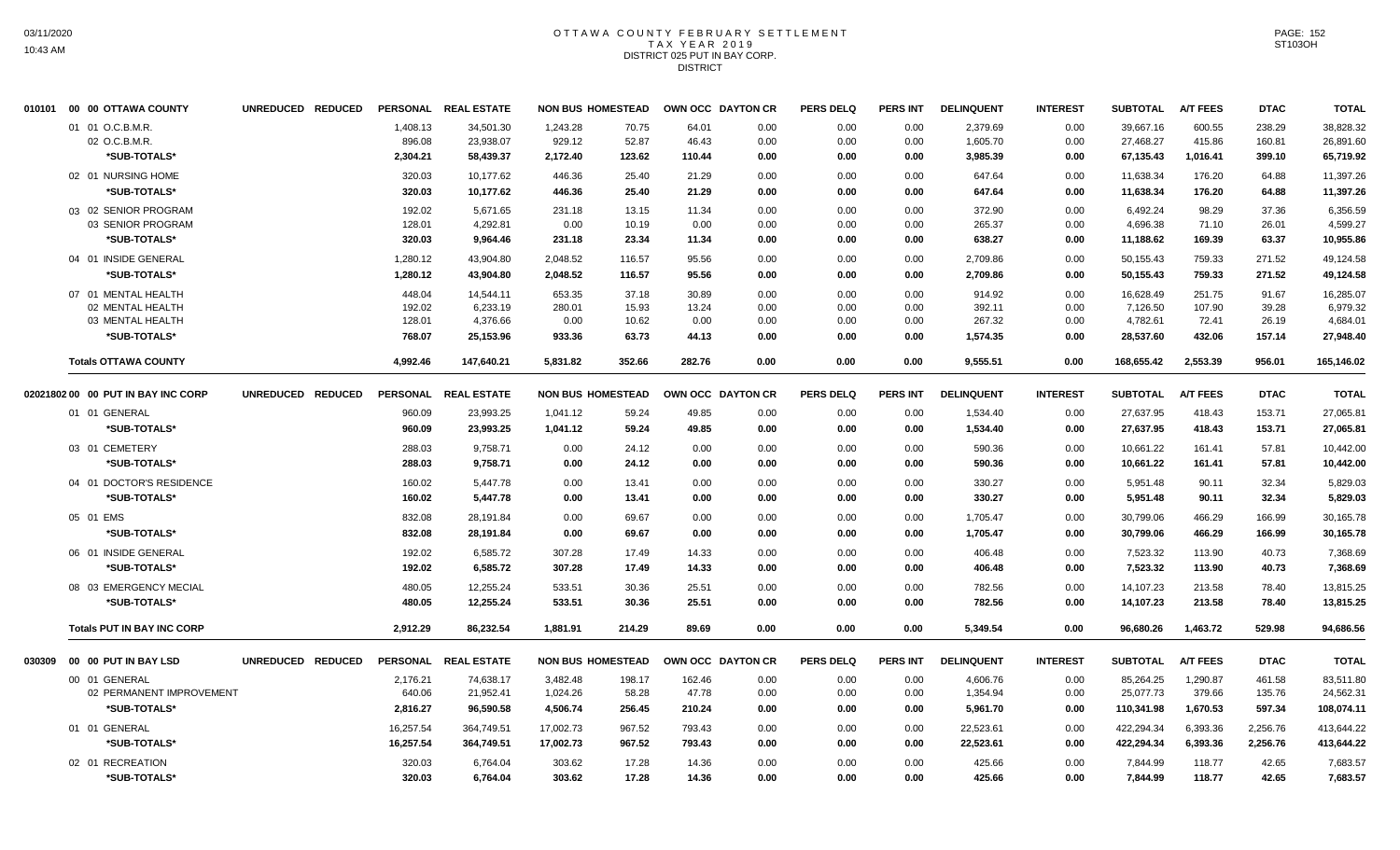# OTTAWA COUNTY FEBRUARY SETTLEMENT
## TAX YEAR 2019
## DISTRICT 025 PUT IN BAY CORP.
## DISTRICT

| 010101 00 00 OTTAWA COUNTY | UNREDUCED | REDUCED | PERSONAL | REAL ESTATE | NON BUS | HOMESTEAD | OWN OCC | DAYTON CR | PERS DELQ | PERS INT | DELINQUENT | INTEREST | SUBTOTAL | A/T FEES | DTAC | TOTAL |
|---|---|---|---|---|---|---|---|---|---|---|---|---|---|---|---|---|
| 01 01 O.C.B.M.R. | | | 1,408.13 | 34,501.30 | 1,243.28 | 70.75 | 64.01 | 0.00 | 0.00 | 0.00 | 2,379.69 | 0.00 | 39,667.16 | 600.55 | 238.29 | 38,828.32 |
| 02 O.C.B.M.R. | | | 896.08 | 23,938.07 | 929.12 | 52.87 | 46.43 | 0.00 | 0.00 | 0.00 | 1,605.70 | 0.00 | 27,468.27 | 415.86 | 160.81 | 26,891.60 |
| *SUB-TOTALS* | | | 2,304.21 | 58,439.37 | 2,172.40 | 123.62 | 110.44 | 0.00 | 0.00 | 0.00 | 3,985.39 | 0.00 | 67,135.43 | 1,016.41 | 399.10 | 65,719.92 |
| 02 01 NURSING HOME | | | 320.03 | 10,177.62 | 446.36 | 25.40 | 21.29 | 0.00 | 0.00 | 0.00 | 647.64 | 0.00 | 11,638.34 | 176.20 | 64.88 | 11,397.26 |
| *SUB-TOTALS* | | | 320.03 | 10,177.62 | 446.36 | 25.40 | 21.29 | 0.00 | 0.00 | 0.00 | 647.64 | 0.00 | 11,638.34 | 176.20 | 64.88 | 11,397.26 |
| 03 02 SENIOR PROGRAM | | | 192.02 | 5,671.65 | 231.18 | 13.15 | 11.34 | 0.00 | 0.00 | 0.00 | 372.90 | 0.00 | 6,492.24 | 98.29 | 37.36 | 6,356.59 |
| 03 SENIOR PROGRAM | | | 128.01 | 4,292.81 | 0.00 | 10.19 | 0.00 | 0.00 | 0.00 | 0.00 | 265.37 | 0.00 | 4,696.38 | 71.10 | 26.01 | 4,599.27 |
| *SUB-TOTALS* | | | 320.03 | 9,964.46 | 231.18 | 23.34 | 11.34 | 0.00 | 0.00 | 0.00 | 638.27 | 0.00 | 11,188.62 | 169.39 | 63.37 | 10,955.86 |
| 04 01 INSIDE GENERAL | | | 1,280.12 | 43,904.80 | 2,048.52 | 116.57 | 95.56 | 0.00 | 0.00 | 0.00 | 2,709.86 | 0.00 | 50,155.43 | 759.33 | 271.52 | 49,124.58 |
| *SUB-TOTALS* | | | 1,280.12 | 43,904.80 | 2,048.52 | 116.57 | 95.56 | 0.00 | 0.00 | 0.00 | 2,709.86 | 0.00 | 50,155.43 | 759.33 | 271.52 | 49,124.58 |
| 07 01 MENTAL HEALTH | | | 448.04 | 14,544.11 | 653.35 | 37.18 | 30.89 | 0.00 | 0.00 | 0.00 | 914.92 | 0.00 | 16,628.49 | 251.75 | 91.67 | 16,285.07 |
| 02 MENTAL HEALTH | | | 192.02 | 6,233.19 | 280.01 | 15.93 | 13.24 | 0.00 | 0.00 | 0.00 | 392.11 | 0.00 | 7,126.50 | 107.90 | 39.28 | 6,979.32 |
| 03 MENTAL HEALTH | | | 128.01 | 4,376.66 | 0.00 | 10.62 | 0.00 | 0.00 | 0.00 | 0.00 | 267.32 | 0.00 | 4,782.61 | 72.41 | 26.19 | 4,684.01 |
| *SUB-TOTALS* | | | 768.07 | 25,153.96 | 933.36 | 63.73 | 44.13 | 0.00 | 0.00 | 0.00 | 1,574.35 | 0.00 | 28,537.60 | 432.06 | 157.14 | 27,948.40 |
| **Totals OTTAWA COUNTY** | | | 4,992.46 | 147,640.21 | 5,831.82 | 352.66 | 282.76 | 0.00 | 0.00 | 0.00 | 9,555.51 | 0.00 | 168,655.42 | 2,553.39 | 956.01 | 165,146.02 |

| 02021802 00 00 PUT IN BAY INC CORP | UNREDUCED | REDUCED | PERSONAL | REAL ESTATE | NON BUS | HOMESTEAD | OWN OCC | DAYTON CR | PERS DELQ | PERS INT | DELINQUENT | INTEREST | SUBTOTAL | A/T FEES | DTAC | TOTAL |
|---|---|---|---|---|---|---|---|---|---|---|---|---|---|---|---|---|
| 01 01 GENERAL | | | 960.09 | 23,993.25 | 1,041.12 | 59.24 | 49.85 | 0.00 | 0.00 | 0.00 | 1,534.40 | 0.00 | 27,637.95 | 418.43 | 153.71 | 27,065.81 |
| *SUB-TOTALS* | | | 960.09 | 23,993.25 | 1,041.12 | 59.24 | 49.85 | 0.00 | 0.00 | 0.00 | 1,534.40 | 0.00 | 27,637.95 | 418.43 | 153.71 | 27,065.81 |
| 03 01 CEMETERY | | | 288.03 | 9,758.71 | 0.00 | 24.12 | 0.00 | 0.00 | 0.00 | 0.00 | 590.36 | 0.00 | 10,661.22 | 161.41 | 57.81 | 10,442.00 |
| *SUB-TOTALS* | | | 288.03 | 9,758.71 | 0.00 | 24.12 | 0.00 | 0.00 | 0.00 | 0.00 | 590.36 | 0.00 | 10,661.22 | 161.41 | 57.81 | 10,442.00 |
| 04 01 DOCTOR'S RESIDENCE | | | 160.02 | 5,447.78 | 0.00 | 13.41 | 0.00 | 0.00 | 0.00 | 0.00 | 330.27 | 0.00 | 5,951.48 | 90.11 | 32.34 | 5,829.03 |
| *SUB-TOTALS* | | | 160.02 | 5,447.78 | 0.00 | 13.41 | 0.00 | 0.00 | 0.00 | 0.00 | 330.27 | 0.00 | 5,951.48 | 90.11 | 32.34 | 5,829.03 |
| 05 01 EMS | | | 832.08 | 28,191.84 | 0.00 | 69.67 | 0.00 | 0.00 | 0.00 | 0.00 | 1,705.47 | 0.00 | 30,799.06 | 466.29 | 166.99 | 30,165.78 |
| *SUB-TOTALS* | | | 832.08 | 28,191.84 | 0.00 | 69.67 | 0.00 | 0.00 | 0.00 | 0.00 | 1,705.47 | 0.00 | 30,799.06 | 466.29 | 166.99 | 30,165.78 |
| 06 01 INSIDE GENERAL | | | 192.02 | 6,585.72 | 307.28 | 17.49 | 14.33 | 0.00 | 0.00 | 0.00 | 406.48 | 0.00 | 7,523.32 | 113.90 | 40.73 | 7,368.69 |
| *SUB-TOTALS* | | | 192.02 | 6,585.72 | 307.28 | 17.49 | 14.33 | 0.00 | 0.00 | 0.00 | 406.48 | 0.00 | 7,523.32 | 113.90 | 40.73 | 7,368.69 |
| 08 03 EMERGENCY MECIAL | | | 480.05 | 12,255.24 | 533.51 | 30.36 | 25.51 | 0.00 | 0.00 | 0.00 | 782.56 | 0.00 | 14,107.23 | 213.58 | 78.40 | 13,815.25 |
| *SUB-TOTALS* | | | 480.05 | 12,255.24 | 533.51 | 30.36 | 25.51 | 0.00 | 0.00 | 0.00 | 782.56 | 0.00 | 14,107.23 | 213.58 | 78.40 | 13,815.25 |
| **Totals PUT IN BAY INC CORP** | | | 2,912.29 | 86,232.54 | 1,881.91 | 214.29 | 89.69 | 0.00 | 0.00 | 0.00 | 5,349.54 | 0.00 | 96,680.26 | 1,463.72 | 529.98 | 94,686.56 |

| 030309 00 00 PUT IN BAY LSD | UNREDUCED | REDUCED | PERSONAL | REAL ESTATE | NON BUS | HOMESTEAD | OWN OCC | DAYTON CR | PERS DELQ | PERS INT | DELINQUENT | INTEREST | SUBTOTAL | A/T FEES | DTAC | TOTAL |
|---|---|---|---|---|---|---|---|---|---|---|---|---|---|---|---|---|
| 00 01 GENERAL | | | 2,176.21 | 74,638.17 | 3,482.48 | 198.17 | 162.46 | 0.00 | 0.00 | 0.00 | 4,606.76 | 0.00 | 85,264.25 | 1,290.87 | 461.58 | 83,511.80 |
| 02 PERMANENT IMPROVEMENT | | | 640.06 | 21,952.41 | 1,024.26 | 58.28 | 47.78 | 0.00 | 0.00 | 0.00 | 1,354.94 | 0.00 | 25,077.73 | 379.66 | 135.76 | 24,562.31 |
| *SUB-TOTALS* | | | 2,816.27 | 96,590.58 | 4,506.74 | 256.45 | 210.24 | 0.00 | 0.00 | 0.00 | 5,961.70 | 0.00 | 110,341.98 | 1,670.53 | 597.34 | 108,074.11 |
| 01 01 GENERAL | | | 16,257.54 | 364,749.51 | 17,002.73 | 967.52 | 793.43 | 0.00 | 0.00 | 0.00 | 22,523.61 | 0.00 | 422,294.34 | 6,393.36 | 2,256.76 | 413,644.22 |
| *SUB-TOTALS* | | | 16,257.54 | 364,749.51 | 17,002.73 | 967.52 | 793.43 | 0.00 | 0.00 | 0.00 | 22,523.61 | 0.00 | 422,294.34 | 6,393.36 | 2,256.76 | 413,644.22 |
| 02 01 RECREATION | | | 320.03 | 6,764.04 | 303.62 | 17.28 | 14.36 | 0.00 | 0.00 | 0.00 | 425.66 | 0.00 | 7,844.99 | 118.77 | 42.65 | 7,683.57 |
| *SUB-TOTALS* | | | 320.03 | 6,764.04 | 303.62 | 17.28 | 14.36 | 0.00 | 0.00 | 0.00 | 425.66 | 0.00 | 7,844.99 | 118.77 | 42.65 | 7,683.57 |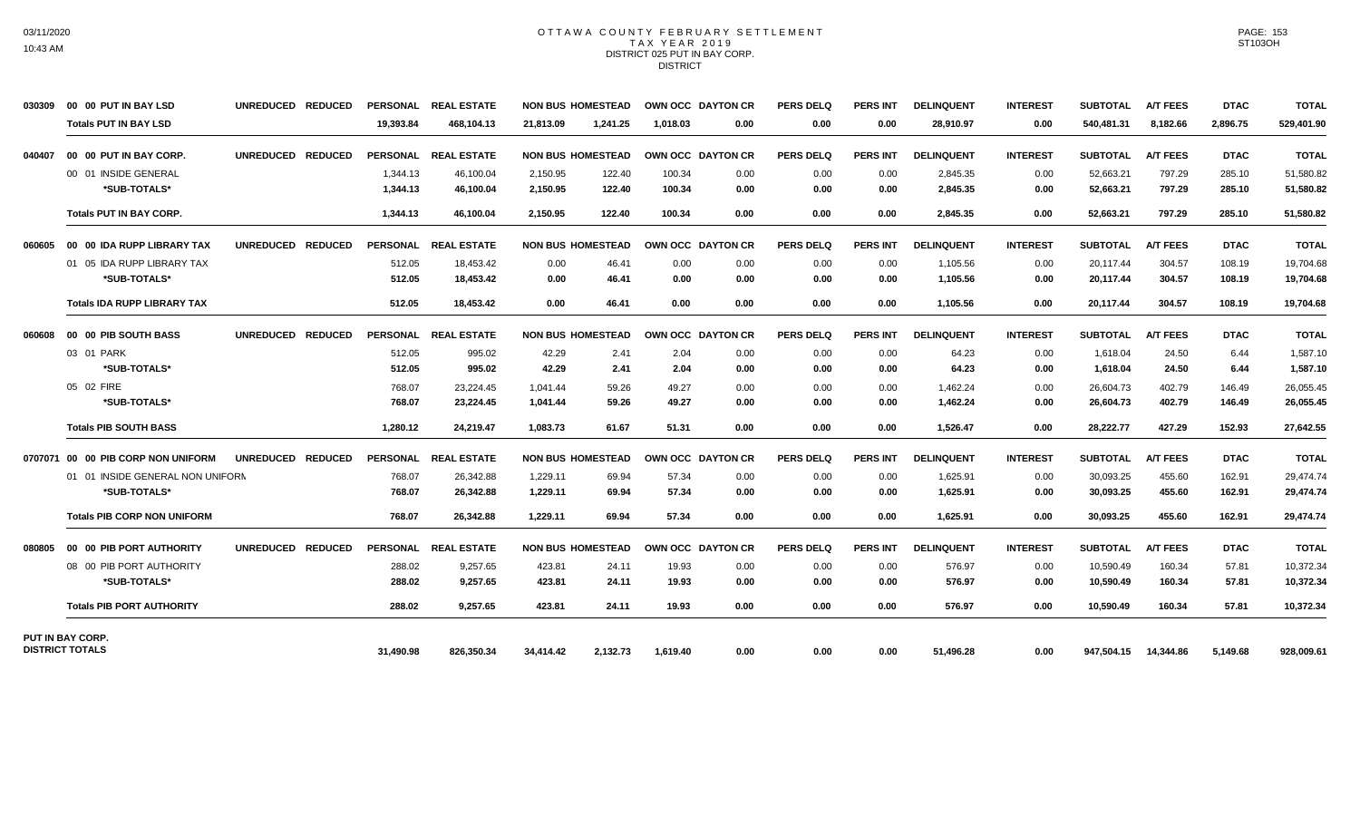# OTTAWA COUNTY FEBRUARY SETTLEMENT
## TAX YEAR 2019
### DISTRICT 025 PUT IN BAY CORP.
### DISTRICT

| | | | | PERSONAL | REAL ESTATE | NON BUS | HOMESTEAD | OWN OCC | DAYTON CR | PERS DELQ | PERS INT | DELINQUENT | INTEREST | SUBTOTAL | A/T FEES | DTAC | TOTAL |
|---|---|---|---|---|---|---|---|---|---|---|---|---|---|---|---|---|---|
| 030309 | 00 00 PUT IN BAY LSD | UNREDUCED | REDUCED | PERSONAL | REAL ESTATE | NON BUS | HOMESTEAD | OWN OCC | DAYTON CR | PERS DELQ | PERS INT | DELINQUENT | INTEREST | SUBTOTAL | A/T FEES | DTAC | TOTAL |
| | **Totals PUT IN BAY LSD** | | | **19,393.84** | **468,104.13** | **21,813.09** | **1,241.25** | **1,018.03** | **0.00** | **0.00** | **0.00** | **28,910.97** | **0.00** | **540,481.31** | **8,182.66** | **2,896.75** | **529,401.90** |
| 040407 | 00 00 PUT IN BAY CORP. | UNREDUCED | REDUCED | PERSONAL | REAL ESTATE | NON BUS | HOMESTEAD | OWN OCC | DAYTON CR | PERS DELQ | PERS INT | DELINQUENT | INTEREST | SUBTOTAL | A/T FEES | DTAC | TOTAL |
| | 00 01 INSIDE GENERAL | | | 1,344.13 | 46,100.04 | 2,150.95 | 122.40 | 100.34 | 0.00 | 0.00 | 0.00 | 2,845.35 | 0.00 | 52,663.21 | 797.29 | 285.10 | 51,580.82 |
| | **\*SUB-TOTALS\*** | | | **1,344.13** | **46,100.04** | **2,150.95** | **122.40** | **100.34** | **0.00** | **0.00** | **0.00** | **2,845.35** | **0.00** | **52,663.21** | **797.29** | **285.10** | **51,580.82** |
| | **Totals PUT IN BAY CORP.** | | | **1,344.13** | **46,100.04** | **2,150.95** | **122.40** | **100.34** | **0.00** | **0.00** | **0.00** | **2,845.35** | **0.00** | **52,663.21** | **797.29** | **285.10** | **51,580.82** |
| 060605 | 00 00 IDA RUPP LIBRARY TAX | UNREDUCED | REDUCED | PERSONAL | REAL ESTATE | NON BUS | HOMESTEAD | OWN OCC | DAYTON CR | PERS DELQ | PERS INT | DELINQUENT | INTEREST | SUBTOTAL | A/T FEES | DTAC | TOTAL |
| | 01 05 IDA RUPP LIBRARY TAX | | | 512.05 | 18,453.42 | 0.00 | 46.41 | 0.00 | 0.00 | 0.00 | 0.00 | 1,105.56 | 0.00 | 20,117.44 | 304.57 | 108.19 | 19,704.68 |
| | **\*SUB-TOTALS\*** | | | **512.05** | **18,453.42** | **0.00** | **46.41** | **0.00** | **0.00** | **0.00** | **0.00** | **1,105.56** | **0.00** | **20,117.44** | **304.57** | **108.19** | **19,704.68** |
| | **Totals IDA RUPP LIBRARY TAX** | | | **512.05** | **18,453.42** | **0.00** | **46.41** | **0.00** | **0.00** | **0.00** | **0.00** | **1,105.56** | **0.00** | **20,117.44** | **304.57** | **108.19** | **19,704.68** |
| 060608 | 00 00 PIB SOUTH BASS | UNREDUCED | REDUCED | PERSONAL | REAL ESTATE | NON BUS | HOMESTEAD | OWN OCC | DAYTON CR | PERS DELQ | PERS INT | DELINQUENT | INTEREST | SUBTOTAL | A/T FEES | DTAC | TOTAL |
| | 03 01 PARK | | | 512.05 | 995.02 | 42.29 | 2.41 | 2.04 | 0.00 | 0.00 | 0.00 | 64.23 | 0.00 | 1,618.04 | 24.50 | 6.44 | 1,587.10 |
| | **\*SUB-TOTALS\*** | | | **512.05** | **995.02** | **42.29** | **2.41** | **2.04** | **0.00** | **0.00** | **0.00** | **64.23** | **0.00** | **1,618.04** | **24.50** | **6.44** | **1,587.10** |
| | 05 02 FIRE | | | 768.07 | 23,224.45 | 1,041.44 | 59.26 | 49.27 | 0.00 | 0.00 | 0.00 | 1,462.24 | 0.00 | 26,604.73 | 402.79 | 146.49 | 26,055.45 |
| | **\*SUB-TOTALS\*** | | | **768.07** | **23,224.45** | **1,041.44** | **59.26** | **49.27** | **0.00** | **0.00** | **0.00** | **1,462.24** | **0.00** | **26,604.73** | **402.79** | **146.49** | **26,055.45** |
| | **Totals PIB SOUTH BASS** | | | **1,280.12** | **24,219.47** | **1,083.73** | **61.67** | **51.31** | **0.00** | **0.00** | **0.00** | **1,526.47** | **0.00** | **28,222.77** | **427.29** | **152.93** | **27,642.55** |
| 0707071 | 00 00 PIB CORP NON UNIFORM | UNREDUCED | REDUCED | PERSONAL | REAL ESTATE | NON BUS | HOMESTEAD | OWN OCC | DAYTON CR | PERS DELQ | PERS INT | DELINQUENT | INTEREST | SUBTOTAL | A/T FEES | DTAC | TOTAL |
| | 01 01 INSIDE GENERAL NON UNIFORM | | | 768.07 | 26,342.88 | 1,229.11 | 69.94 | 57.34 | 0.00 | 0.00 | 0.00 | 1,625.91 | 0.00 | 30,093.25 | 455.60 | 162.91 | 29,474.74 |
| | **\*SUB-TOTALS\*** | | | **768.07** | **26,342.88** | **1,229.11** | **69.94** | **57.34** | **0.00** | **0.00** | **0.00** | **1,625.91** | **0.00** | **30,093.25** | **455.60** | **162.91** | **29,474.74** |
| | **Totals PIB CORP NON UNIFORM** | | | **768.07** | **26,342.88** | **1,229.11** | **69.94** | **57.34** | **0.00** | **0.00** | **0.00** | **1,625.91** | **0.00** | **30,093.25** | **455.60** | **162.91** | **29,474.74** |
| 080805 | 00 00 PIB PORT AUTHORITY | UNREDUCED | REDUCED | PERSONAL | REAL ESTATE | NON BUS | HOMESTEAD | OWN OCC | DAYTON CR | PERS DELQ | PERS INT | DELINQUENT | INTEREST | SUBTOTAL | A/T FEES | DTAC | TOTAL |
| | 08 00 PIB PORT AUTHORITY | | | 288.02 | 9,257.65 | 423.81 | 24.11 | 19.93 | 0.00 | 0.00 | 0.00 | 576.97 | 0.00 | 10,590.49 | 160.34 | 57.81 | 10,372.34 |
| | **\*SUB-TOTALS\*** | | | **288.02** | **9,257.65** | **423.81** | **24.11** | **19.93** | **0.00** | **0.00** | **0.00** | **576.97** | **0.00** | **10,590.49** | **160.34** | **57.81** | **10,372.34** |
| | **Totals PIB PORT AUTHORITY** | | | **288.02** | **9,257.65** | **423.81** | **24.11** | **19.93** | **0.00** | **0.00** | **0.00** | **576.97** | **0.00** | **10,590.49** | **160.34** | **57.81** | **10,372.34** |
| **PUT IN BAY CORP. DISTRICT TOTALS** | | | | **31,490.98** | **826,350.34** | **34,414.42** | **2,132.73** | **1,619.40** | **0.00** | **0.00** | **0.00** | **51,496.28** | **0.00** | **947,504.15** | **14,344.86** | **5,149.68** | **928,009.61** |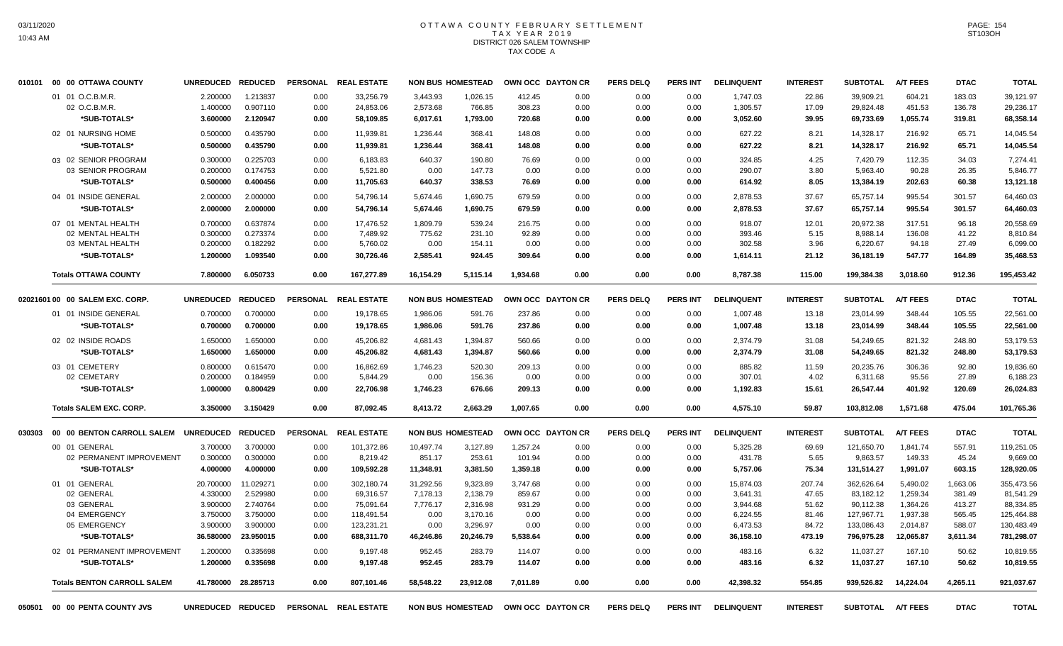# OTTAWA COUNTY FEBRUARY SETTLEMENT
## TAX YEAR 2019
### DISTRICT 026 SALEM TOWNSHIP
### TAX CODE A

| | | UNREDUCED | REDUCED | PERSONAL | REAL ESTATE | NON BUS | HOMESTEAD | OWN OCC | DAYTON CR | PERS DELQ | PERS INT | DELINQUENT | INTEREST | SUBTOTAL | A/T FEES | DTAC | TOTAL |
|---|---|---|---|---|---|---|---|---|---|---|---|---|---|---|---|---|---|
| 010101 | 00 00 OTTAWA COUNTY | | | | | | | | | | | | | | | | |
| | 01 01 O.C.B.M.R. | 2.200000 | 1.213837 | 0.00 | 33,256.79 | 3,443.93 | 1,026.15 | 412.45 | 0.00 | 0.00 | 0.00 | 1,747.03 | 22.86 | 39,909.21 | 604.21 | 183.03 | 39,121.97 |
| | 02 O.C.B.M.R. | 1.400000 | 0.907110 | 0.00 | 24,853.06 | 2,573.68 | 766.85 | 308.23 | 0.00 | 0.00 | 0.00 | 1,305.57 | 17.09 | 29,824.48 | 451.53 | 136.78 | 29,236.17 |
| | *SUB-TOTALS* | 3.600000 | 2.120947 | 0.00 | 58,109.85 | 6,017.61 | 1,793.00 | 720.68 | 0.00 | 0.00 | 0.00 | 3,052.60 | 39.95 | 69,733.69 | 1,055.74 | 319.81 | 68,358.14 |
| | 02 01 NURSING HOME | 0.500000 | 0.435790 | 0.00 | 11,939.81 | 1,236.44 | 368.41 | 148.08 | 0.00 | 0.00 | 0.00 | 627.22 | 8.21 | 14,328.17 | 216.92 | 65.71 | 14,045.54 |
| | *SUB-TOTALS* | 0.500000 | 0.435790 | 0.00 | 11,939.81 | 1,236.44 | 368.41 | 148.08 | 0.00 | 0.00 | 0.00 | 627.22 | 8.21 | 14,328.17 | 216.92 | 65.71 | 14,045.54 |
| | 03 02 SENIOR PROGRAM | 0.300000 | 0.225703 | 0.00 | 6,183.83 | 640.37 | 190.80 | 76.69 | 0.00 | 0.00 | 0.00 | 324.85 | 4.25 | 7,420.79 | 112.35 | 34.03 | 7,274.41 |
| | 03 SENIOR PROGRAM | 0.200000 | 0.174753 | 0.00 | 5,521.80 | 0.00 | 147.73 | 0.00 | 0.00 | 0.00 | 0.00 | 290.07 | 3.80 | 5,963.40 | 90.28 | 26.35 | 5,846.77 |
| | *SUB-TOTALS* | 0.500000 | 0.400456 | 0.00 | 11,705.63 | 640.37 | 338.53 | 76.69 | 0.00 | 0.00 | 0.00 | 614.92 | 8.05 | 13,384.19 | 202.63 | 60.38 | 13,121.18 |
| | 04 01 INSIDE GENERAL | 2.000000 | 2.000000 | 0.00 | 54,796.14 | 5,674.46 | 1,690.75 | 679.59 | 0.00 | 0.00 | 0.00 | 2,878.53 | 37.67 | 65,757.14 | 995.54 | 301.57 | 64,460.03 |
| | *SUB-TOTALS* | 2.000000 | 2.000000 | 0.00 | 54,796.14 | 5,674.46 | 1,690.75 | 679.59 | 0.00 | 0.00 | 0.00 | 2,878.53 | 37.67 | 65,757.14 | 995.54 | 301.57 | 64,460.03 |
| | 07 01 MENTAL HEALTH | 0.700000 | 0.637874 | 0.00 | 17,476.52 | 1,809.79 | 539.24 | 216.75 | 0.00 | 0.00 | 0.00 | 918.07 | 12.01 | 20,972.38 | 317.51 | 96.18 | 20,558.69 |
| | 02 MENTAL HEALTH | 0.300000 | 0.273374 | 0.00 | 7,489.92 | 775.62 | 231.10 | 92.89 | 0.00 | 0.00 | 0.00 | 393.46 | 5.15 | 8,988.14 | 136.08 | 41.22 | 8,810.84 |
| | 03 MENTAL HEALTH | 0.200000 | 0.182292 | 0.00 | 5,760.02 | 0.00 | 154.11 | 0.00 | 0.00 | 0.00 | 0.00 | 302.58 | 3.96 | 6,220.67 | 94.18 | 27.49 | 6,099.00 |
| | *SUB-TOTALS* | 1.200000 | 1.093540 | 0.00 | 30,726.46 | 2,585.41 | 924.45 | 309.64 | 0.00 | 0.00 | 0.00 | 1,614.11 | 21.12 | 36,181.19 | 547.77 | 164.89 | 35,468.53 |
| | Totals OTTAWA COUNTY | 7.800000 | 6.050733 | 0.00 | 167,277.89 | 16,154.29 | 5,115.14 | 1,934.68 | 0.00 | 0.00 | 0.00 | 8,787.38 | 115.00 | 199,384.38 | 3,018.60 | 912.36 | 195,453.42 |
| 02021601 | 00 00 SALEM EXC. CORP. | UNREDUCED | REDUCED | PERSONAL | REAL ESTATE | NON BUS | HOMESTEAD | OWN OCC | DAYTON CR | PERS DELQ | PERS INT | DELINQUENT | INTEREST | SUBTOTAL | A/T FEES | DTAC | TOTAL |
| | 01 01 INSIDE GENERAL | 0.700000 | 0.700000 | 0.00 | 19,178.65 | 1,986.06 | 591.76 | 237.86 | 0.00 | 0.00 | 0.00 | 1,007.48 | 13.18 | 23,014.99 | 348.44 | 105.55 | 22,561.00 |
| | *SUB-TOTALS* | 0.700000 | 0.700000 | 0.00 | 19,178.65 | 1,986.06 | 591.76 | 237.86 | 0.00 | 0.00 | 0.00 | 1,007.48 | 13.18 | 23,014.99 | 348.44 | 105.55 | 22,561.00 |
| | 02 02 INSIDE ROADS | 1.650000 | 1.650000 | 0.00 | 45,206.82 | 4,681.43 | 1,394.87 | 560.66 | 0.00 | 0.00 | 0.00 | 2,374.79 | 31.08 | 54,249.65 | 821.32 | 248.80 | 53,179.53 |
| | *SUB-TOTALS* | 1.650000 | 1.650000 | 0.00 | 45,206.82 | 4,681.43 | 1,394.87 | 560.66 | 0.00 | 0.00 | 0.00 | 2,374.79 | 31.08 | 54,249.65 | 821.32 | 248.80 | 53,179.53 |
| | 03 01 CEMETERY | 0.800000 | 0.615470 | 0.00 | 16,862.69 | 1,746.23 | 520.30 | 209.13 | 0.00 | 0.00 | 0.00 | 885.82 | 11.59 | 20,235.76 | 306.36 | 92.80 | 19,836.60 |
| | 02 CEMETARY | 0.200000 | 0.184959 | 0.00 | 5,844.29 | 0.00 | 156.36 | 0.00 | 0.00 | 0.00 | 0.00 | 307.01 | 4.02 | 6,311.68 | 95.56 | 27.89 | 6,188.23 |
| | *SUB-TOTALS* | 1.000000 | 0.800429 | 0.00 | 22,706.98 | 1,746.23 | 676.66 | 209.13 | 0.00 | 0.00 | 0.00 | 1,192.83 | 15.61 | 26,547.44 | 401.92 | 120.69 | 26,024.83 |
| | Totals SALEM EXC. CORP. | 3.350000 | 3.150429 | 0.00 | 87,092.45 | 8,413.72 | 2,663.29 | 1,007.65 | 0.00 | 0.00 | 0.00 | 4,575.10 | 59.87 | 103,812.08 | 1,571.68 | 475.04 | 101,765.36 |
| 030303 | 00 00 BENTON CARROLL SALEM | UNREDUCED | REDUCED | PERSONAL | REAL ESTATE | NON BUS | HOMESTEAD | OWN OCC | DAYTON CR | PERS DELQ | PERS INT | DELINQUENT | INTEREST | SUBTOTAL | A/T FEES | DTAC | TOTAL |
| | 00 01 GENERAL | 3.700000 | 3.700000 | 0.00 | 101,372.86 | 10,497.74 | 3,127.89 | 1,257.24 | 0.00 | 0.00 | 0.00 | 5,325.28 | 69.69 | 121,650.70 | 1,841.74 | 557.91 | 119,251.05 |
| | 02 PERMANENT IMPROVEMENT | 0.300000 | 0.300000 | 0.00 | 8,219.42 | 851.17 | 253.61 | 101.94 | 0.00 | 0.00 | 0.00 | 431.78 | 5.65 | 9,863.57 | 149.33 | 45.24 | 9,669.00 |
| | *SUB-TOTALS* | 4.000000 | 4.000000 | 0.00 | 109,592.28 | 11,348.91 | 3,381.50 | 1,359.18 | 0.00 | 0.00 | 0.00 | 5,757.06 | 75.34 | 131,514.27 | 1,991.07 | 603.15 | 128,920.05 |
| | 01 01 GENERAL | 20.700000 | 11.029271 | 0.00 | 302,180.74 | 31,292.56 | 9,323.89 | 3,747.68 | 0.00 | 0.00 | 0.00 | 15,874.03 | 207.74 | 362,626.64 | 5,490.02 | 1,663.06 | 355,473.56 |
| | 02 GENERAL | 4.330000 | 2.529980 | 0.00 | 69,316.57 | 7,178.13 | 2,138.79 | 859.67 | 0.00 | 0.00 | 0.00 | 3,641.31 | 47.65 | 83,182.12 | 1,259.34 | 381.49 | 81,541.29 |
| | 03 GENERAL | 3.900000 | 2.740764 | 0.00 | 75,091.64 | 7,776.17 | 2,316.98 | 931.29 | 0.00 | 0.00 | 0.00 | 3,944.68 | 51.62 | 90,112.38 | 1,364.26 | 413.27 | 88,334.85 |
| | 04 EMERGENCY | 3.750000 | 3.750000 | 0.00 | 118,491.54 | 0.00 | 3,170.16 | 0.00 | 0.00 | 0.00 | 0.00 | 6,224.55 | 81.46 | 127,967.71 | 1,937.38 | 565.45 | 125,464.88 |
| | 05 EMERGENCY | 3.900000 | 3.900000 | 0.00 | 123,231.21 | 0.00 | 3,296.97 | 0.00 | 0.00 | 0.00 | 0.00 | 6,473.53 | 84.72 | 133,086.43 | 2,014.87 | 588.07 | 130,483.49 |
| | *SUB-TOTALS* | 36.580000 | 23.950015 | 0.00 | 688,311.70 | 46,246.86 | 20,246.79 | 5,538.64 | 0.00 | 0.00 | 0.00 | 36,158.10 | 473.19 | 796,975.28 | 12,065.87 | 3,611.34 | 781,298.07 |
| | 02 01 PERMANENT IMPROVEMENT | 1.200000 | 0.335698 | 0.00 | 9,197.48 | 952.45 | 283.79 | 114.07 | 0.00 | 0.00 | 0.00 | 483.16 | 6.32 | 11,037.27 | 167.10 | 50.62 | 10,819.55 |
| | *SUB-TOTALS* | 1.200000 | 0.335698 | 0.00 | 9,197.48 | 952.45 | 283.79 | 114.07 | 0.00 | 0.00 | 0.00 | 483.16 | 6.32 | 11,037.27 | 167.10 | 50.62 | 10,819.55 |
| | Totals BENTON CARROLL SALEM | 41.780000 | 28.285713 | 0.00 | 807,101.46 | 58,548.22 | 23,912.08 | 7,011.89 | 0.00 | 0.00 | 0.00 | 42,398.32 | 554.85 | 939,526.82 | 14,224.04 | 4,265.11 | 921,037.67 |
| 050501 | 00 00 PENTA COUNTY JVS | UNREDUCED | REDUCED | PERSONAL | REAL ESTATE | NON BUS | HOMESTEAD | OWN OCC | DAYTON CR | PERS DELQ | PERS INT | DELINQUENT | INTEREST | SUBTOTAL | A/T FEES | DTAC | TOTAL |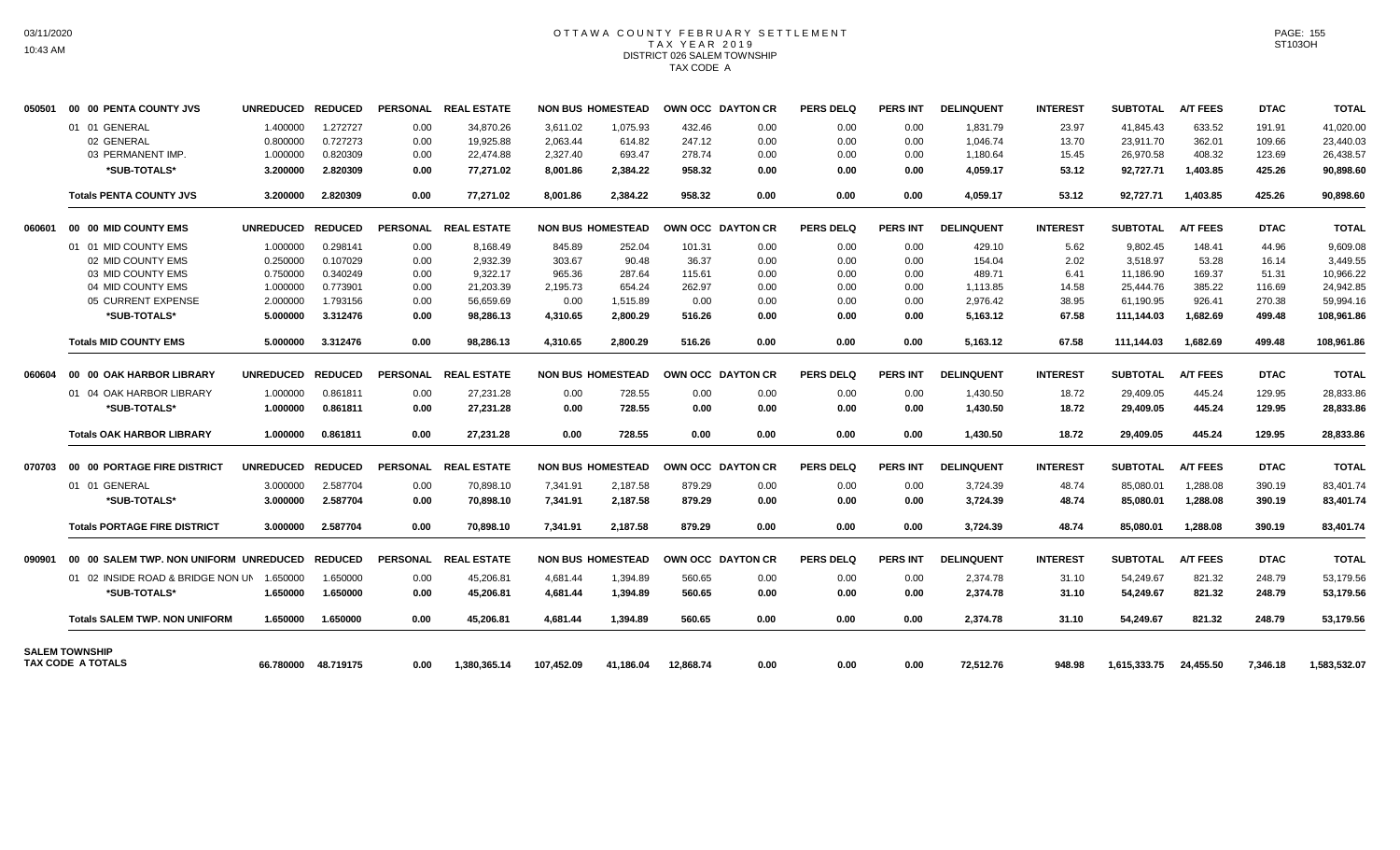# OTTAWA COUNTY FEBRUARY SETTLEMENT
## TAX YEAR 2019
### DISTRICT 026 SALEM TOWNSHIP
### TAX CODE A

03/11/2020
10:43 AM

ST103OH

| | | UNREDUCED | REDUCED | PERSONAL | REAL ESTATE | NON BUS | HOMESTEAD | OWN OCC | DAYTON CR | PERS DELQ | PERS INT | DELINQUENT | INTEREST | SUBTOTAL | A/T FEES | DTAC | TOTAL |
|---|---|---|---|---|---|---|---|---|---|---|---|---|---|---|---|---|---|
| 050501 | 00 00 PENTA COUNTY JVS | UNREDUCED | REDUCED | PERSONAL | REAL ESTATE | NON BUS | HOMESTEAD | OWN OCC | DAYTON CR | PERS DELQ | PERS INT | DELINQUENT | INTEREST | SUBTOTAL | A/T FEES | DTAC | TOTAL |
| | 01 01 GENERAL | 1.400000 | 1.272727 | 0.00 | 34,870.26 | 3,611.02 | 1,075.93 | 432.46 | 0.00 | 0.00 | 0.00 | 1,831.79 | 23.97 | 41,845.43 | 633.52 | 191.91 | 41,020.00 |
| | 02 GENERAL | 0.800000 | 0.727273 | 0.00 | 19,925.88 | 2,063.44 | 614.82 | 247.12 | 0.00 | 0.00 | 0.00 | 1,046.74 | 13.70 | 23,911.70 | 362.01 | 109.66 | 23,440.03 |
| | 03 PERMANENT IMP. | 1.000000 | 0.820309 | 0.00 | 22,474.88 | 2,327.40 | 693.47 | 278.74 | 0.00 | 0.00 | 0.00 | 1,180.64 | 15.45 | 26,970.58 | 408.32 | 123.69 | 26,438.57 |
| | **\*SUB-TOTALS\*** | **3.200000** | **2.820309** | **0.00** | **77,271.02** | **8,001.86** | **2,384.22** | **958.32** | **0.00** | **0.00** | **0.00** | **4,059.17** | **53.12** | **92,727.71** | **1,403.85** | **425.26** | **90,898.60** |
| | **Totals PENTA COUNTY JVS** | **3.200000** | **2.820309** | **0.00** | **77,271.02** | **8,001.86** | **2,384.22** | **958.32** | **0.00** | **0.00** | **0.00** | **4,059.17** | **53.12** | **92,727.71** | **1,403.85** | **425.26** | **90,898.60** |
| 060601 | 00 00 MID COUNTY EMS | UNREDUCED | REDUCED | PERSONAL | REAL ESTATE | NON BUS | HOMESTEAD | OWN OCC | DAYTON CR | PERS DELQ | PERS INT | DELINQUENT | INTEREST | SUBTOTAL | A/T FEES | DTAC | TOTAL |
| | 01 01 MID COUNTY EMS | 1.000000 | 0.298141 | 0.00 | 8,168.49 | 845.89 | 252.04 | 101.31 | 0.00 | 0.00 | 0.00 | 429.10 | 5.62 | 9,802.45 | 148.41 | 44.96 | 9,609.08 |
| | 02 MID COUNTY EMS | 0.250000 | 0.107029 | 0.00 | 2,932.39 | 303.67 | 90.48 | 36.37 | 0.00 | 0.00 | 0.00 | 154.04 | 2.02 | 3,518.97 | 53.28 | 16.14 | 3,449.55 |
| | 03 MID COUNTY EMS | 0.750000 | 0.340249 | 0.00 | 9,322.17 | 965.36 | 287.64 | 115.61 | 0.00 | 0.00 | 0.00 | 489.71 | 6.41 | 11,186.90 | 169.37 | 51.31 | 10,966.22 |
| | 04 MID COUNTY EMS | 1.000000 | 0.773901 | 0.00 | 21,203.39 | 2,195.73 | 654.24 | 262.97 | 0.00 | 0.00 | 0.00 | 1,113.85 | 14.58 | 25,444.76 | 385.22 | 116.69 | 24,942.85 |
| | 05 CURRENT EXPENSE | 2.000000 | 1.793156 | 0.00 | 56,659.69 | 0.00 | 1,515.89 | 0.00 | 0.00 | 0.00 | 0.00 | 2,976.42 | 38.95 | 61,190.95 | 926.41 | 270.38 | 59,994.16 |
| | **\*SUB-TOTALS\*** | **5.000000** | **3.312476** | **0.00** | **98,286.13** | **4,310.65** | **2,800.29** | **516.26** | **0.00** | **0.00** | **0.00** | **5,163.12** | **67.58** | **111,144.03** | **1,682.69** | **499.48** | **108,961.86** |
| | **Totals MID COUNTY EMS** | **5.000000** | **3.312476** | **0.00** | **98,286.13** | **4,310.65** | **2,800.29** | **516.26** | **0.00** | **0.00** | **0.00** | **5,163.12** | **67.58** | **111,144.03** | **1,682.69** | **499.48** | **108,961.86** |
| 060604 | 00 00 OAK HARBOR LIBRARY | UNREDUCED | REDUCED | PERSONAL | REAL ESTATE | NON BUS | HOMESTEAD | OWN OCC | DAYTON CR | PERS DELQ | PERS INT | DELINQUENT | INTEREST | SUBTOTAL | A/T FEES | DTAC | TOTAL |
| | 01 04 OAK HARBOR LIBRARY | 1.000000 | 0.861811 | 0.00 | 27,231.28 | 0.00 | 728.55 | 0.00 | 0.00 | 0.00 | 0.00 | 1,430.50 | 18.72 | 29,409.05 | 445.24 | 129.95 | 28,833.86 |
| | **\*SUB-TOTALS\*** | **1.000000** | **0.861811** | **0.00** | **27,231.28** | **0.00** | **728.55** | **0.00** | **0.00** | **0.00** | **0.00** | **1,430.50** | **18.72** | **29,409.05** | **445.24** | **129.95** | **28,833.86** |
| | **Totals OAK HARBOR LIBRARY** | **1.000000** | **0.861811** | **0.00** | **27,231.28** | **0.00** | **728.55** | **0.00** | **0.00** | **0.00** | **0.00** | **1,430.50** | **18.72** | **29,409.05** | **445.24** | **129.95** | **28,833.86** |
| 070703 | 00 00 PORTAGE FIRE DISTRICT | UNREDUCED | REDUCED | PERSONAL | REAL ESTATE | NON BUS | HOMESTEAD | OWN OCC | DAYTON CR | PERS DELQ | PERS INT | DELINQUENT | INTEREST | SUBTOTAL | A/T FEES | DTAC | TOTAL |
| | 01 01 GENERAL | 3.000000 | 2.587704 | 0.00 | 70,898.10 | 7,341.91 | 2,187.58 | 879.29 | 0.00 | 0.00 | 0.00 | 3,724.39 | 48.74 | 85,080.01 | 1,288.08 | 390.19 | 83,401.74 |
| | **\*SUB-TOTALS\*** | **3.000000** | **2.587704** | **0.00** | **70,898.10** | **7,341.91** | **2,187.58** | **879.29** | **0.00** | **0.00** | **0.00** | **3,724.39** | **48.74** | **85,080.01** | **1,288.08** | **390.19** | **83,401.74** |
| | **Totals PORTAGE FIRE DISTRICT** | **3.000000** | **2.587704** | **0.00** | **70,898.10** | **7,341.91** | **2,187.58** | **879.29** | **0.00** | **0.00** | **0.00** | **3,724.39** | **48.74** | **85,080.01** | **1,288.08** | **390.19** | **83,401.74** |
| 090901 | 00 00 SALEM TWP. NON UNIFORM | UNREDUCED | REDUCED | PERSONAL | REAL ESTATE | NON BUS | HOMESTEAD | OWN OCC | DAYTON CR | PERS DELQ | PERS INT | DELINQUENT | INTEREST | SUBTOTAL | A/T FEES | DTAC | TOTAL |
| | 01 02 INSIDE ROAD & BRIDGE NON UN | 1.650000 | 1.650000 | 0.00 | 45,206.81 | 4,681.44 | 1,394.89 | 560.65 | 0.00 | 0.00 | 0.00 | 2,374.78 | 31.10 | 54,249.67 | 821.32 | 248.79 | 53,179.56 |
| | **\*SUB-TOTALS\*** | **1.650000** | **1.650000** | **0.00** | **45,206.81** | **4,681.44** | **1,394.89** | **560.65** | **0.00** | **0.00** | **0.00** | **2,374.78** | **31.10** | **54,249.67** | **821.32** | **248.79** | **53,179.56** |
| | **Totals SALEM TWP. NON UNIFORM** | **1.650000** | **1.650000** | **0.00** | **45,206.81** | **4,681.44** | **1,394.89** | **560.65** | **0.00** | **0.00** | **0.00** | **2,374.78** | **31.10** | **54,249.67** | **821.32** | **248.79** | **53,179.56** |
| **SALEM TOWNSHIP TAX CODE A TOTALS** | | **66.780000** | **48.719175** | **0.00** | **1,380,365.14** | **107,452.09** | **41,186.04** | **12,868.74** | **0.00** | **0.00** | **0.00** | **72,512.76** | **948.98** | **1,615,333.75** | **24,455.50** | **7,346.18** | **1,583,532.07** |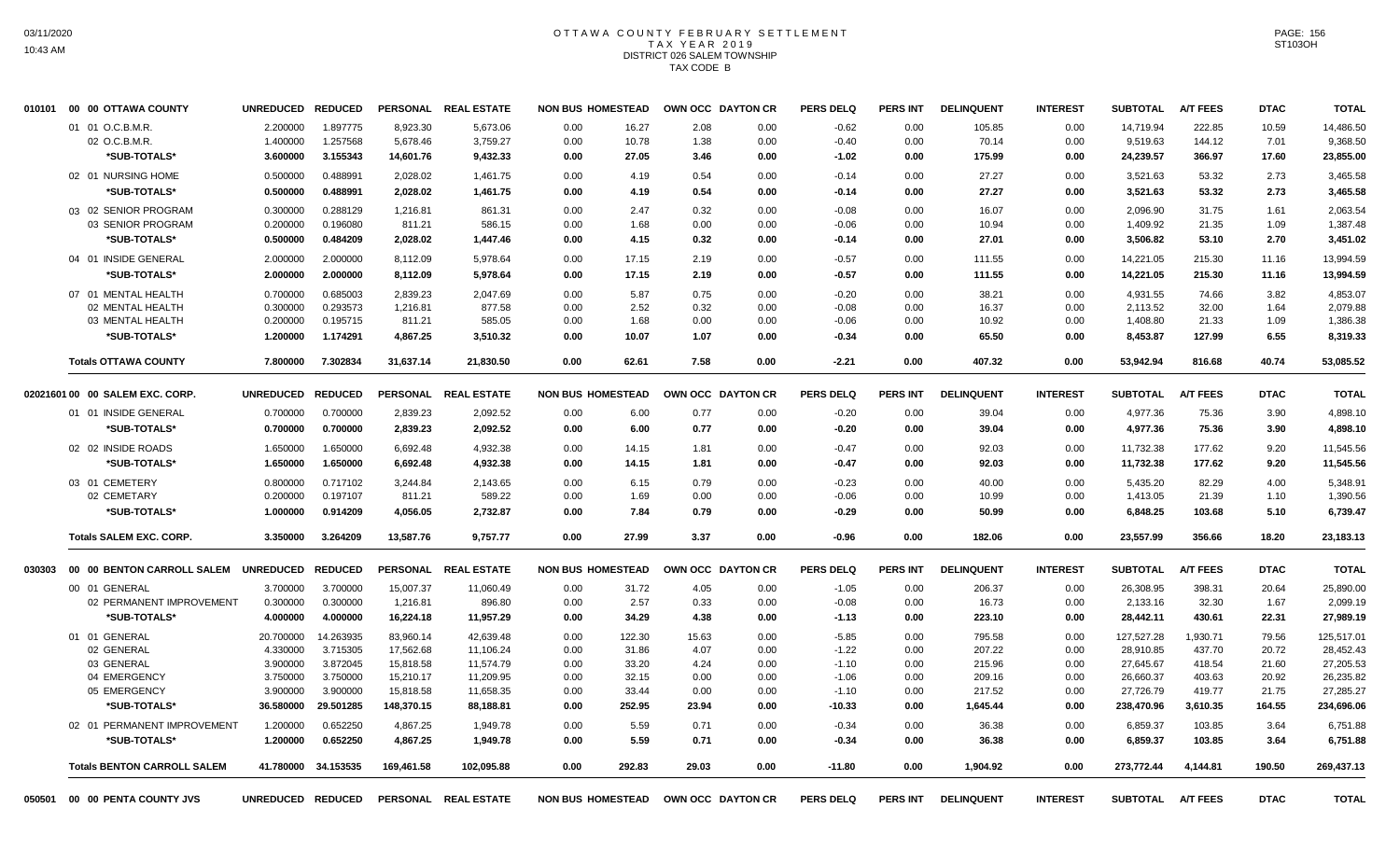# OTTAWA COUNTY FEBRUARY SETTLEMENT
## TAX YEAR 2019
### DISTRICT 026 SALEM TOWNSHIP
### TAX CODE B

| | | UNREDUCED | REDUCED | PERSONAL | REAL ESTATE | NON BUS | HOMESTEAD | OWN OCC | DAYTON CR | PERS DELQ | PERS INT | DELINQUENT | INTEREST | SUBTOTAL | A/T FEES | DTAC | TOTAL |
|---|---|---|---|---|---|---|---|---|---|---|---|---|---|---|---|---|---|
| 010101 | 00 00 OTTAWA COUNTY | UNREDUCED | REDUCED | PERSONAL | REAL ESTATE | NON BUS | HOMESTEAD | OWN OCC | DAYTON CR | PERS DELQ | PERS INT | DELINQUENT | INTEREST | SUBTOTAL | A/T FEES | DTAC | TOTAL |
| | 01 01 O.C.B.M.R. | 2.200000 | 1.897775 | 8,923.30 | 5,673.06 | 0.00 | 16.27 | 2.08 | 0.00 | -0.62 | 0.00 | 105.85 | 0.00 | 14,719.94 | 222.85 | 10.59 | 14,486.50 |
| | 02 O.C.B.M.R. | 1.400000 | 1.257568 | 5,678.46 | 3,759.27 | 0.00 | 10.78 | 1.38 | 0.00 | -0.40 | 0.00 | 70.14 | 0.00 | 9,519.63 | 144.12 | 7.01 | 9,368.50 |
| | \*SUB-TOTALS\* | 3.600000 | 3.155343 | 14,601.76 | 9,432.33 | 0.00 | 27.05 | 3.46 | 0.00 | -1.02 | 0.00 | 175.99 | 0.00 | 24,239.57 | 366.97 | 17.60 | 23,855.00 |
| | 02 01 NURSING HOME | 0.500000 | 0.488991 | 2,028.02 | 1,461.75 | 0.00 | 4.19 | 0.54 | 0.00 | -0.14 | 0.00 | 27.27 | 0.00 | 3,521.63 | 53.32 | 2.73 | 3,465.58 |
| | \*SUB-TOTALS\* | 0.500000 | 0.488991 | 2,028.02 | 1,461.75 | 0.00 | 4.19 | 0.54 | 0.00 | -0.14 | 0.00 | 27.27 | 0.00 | 3,521.63 | 53.32 | 2.73 | 3,465.58 |
| | 03 02 SENIOR PROGRAM | 0.300000 | 0.288129 | 1,216.81 | 861.31 | 0.00 | 2.47 | 0.32 | 0.00 | -0.08 | 0.00 | 16.07 | 0.00 | 2,096.90 | 31.75 | 1.61 | 2,063.54 |
| | 03 SENIOR PROGRAM | 0.200000 | 0.196080 | 811.21 | 586.15 | 0.00 | 1.68 | 0.00 | 0.00 | -0.06 | 0.00 | 10.94 | 0.00 | 1,409.92 | 21.35 | 1.09 | 1,387.48 |
| | \*SUB-TOTALS\* | 0.500000 | 0.484209 | 2,028.02 | 1,447.46 | 0.00 | 4.15 | 0.32 | 0.00 | -0.14 | 0.00 | 27.01 | 0.00 | 3,506.82 | 53.10 | 2.70 | 3,451.02 |
| | 04 01 INSIDE GENERAL | 2.000000 | 2.000000 | 8,112.09 | 5,978.64 | 0.00 | 17.15 | 2.19 | 0.00 | -0.57 | 0.00 | 111.55 | 0.00 | 14,221.05 | 215.30 | 11.16 | 13,994.59 |
| | \*SUB-TOTALS\* | 2.000000 | 2.000000 | 8,112.09 | 5,978.64 | 0.00 | 17.15 | 2.19 | 0.00 | -0.57 | 0.00 | 111.55 | 0.00 | 14,221.05 | 215.30 | 11.16 | 13,994.59 |
| | 07 01 MENTAL HEALTH | 0.700000 | 0.685003 | 2,839.23 | 2,047.69 | 0.00 | 5.87 | 0.75 | 0.00 | -0.20 | 0.00 | 38.21 | 0.00 | 4,931.55 | 74.66 | 3.82 | 4,853.07 |
| | 02 MENTAL HEALTH | 0.300000 | 0.293573 | 1,216.81 | 877.58 | 0.00 | 2.52 | 0.32 | 0.00 | -0.08 | 0.00 | 16.37 | 0.00 | 2,113.52 | 32.00 | 1.64 | 2,079.88 |
| | 03 MENTAL HEALTH | 0.200000 | 0.195715 | 811.21 | 585.05 | 0.00 | 1.68 | 0.00 | 0.00 | -0.06 | 0.00 | 10.92 | 0.00 | 1,408.80 | 21.33 | 1.09 | 1,386.38 |
| | \*SUB-TOTALS\* | 1.200000 | 1.174291 | 4,867.25 | 3,510.32 | 0.00 | 10.07 | 1.07 | 0.00 | -0.34 | 0.00 | 65.50 | 0.00 | 8,453.87 | 127.99 | 6.55 | 8,319.33 |
| | Totals OTTAWA COUNTY | 7.800000 | 7.302834 | 31,637.14 | 21,830.50 | 0.00 | 62.61 | 7.58 | 0.00 | -2.21 | 0.00 | 407.32 | 0.00 | 53,942.94 | 816.68 | 40.74 | 53,085.52 |
| 02021601 | 00 00 SALEM EXC. CORP. | UNREDUCED | REDUCED | PERSONAL | REAL ESTATE | NON BUS | HOMESTEAD | OWN OCC | DAYTON CR | PERS DELQ | PERS INT | DELINQUENT | INTEREST | SUBTOTAL | A/T FEES | DTAC | TOTAL |
| | 01 01 INSIDE GENERAL | 0.700000 | 0.700000 | 2,839.23 | 2,092.52 | 0.00 | 6.00 | 0.77 | 0.00 | -0.20 | 0.00 | 39.04 | 0.00 | 4,977.36 | 75.36 | 3.90 | 4,898.10 |
| | \*SUB-TOTALS\* | 0.700000 | 0.700000 | 2,839.23 | 2,092.52 | 0.00 | 6.00 | 0.77 | 0.00 | -0.20 | 0.00 | 39.04 | 0.00 | 4,977.36 | 75.36 | 3.90 | 4,898.10 |
| | 02 02 INSIDE ROADS | 1.650000 | 1.650000 | 6,692.48 | 4,932.38 | 0.00 | 14.15 | 1.81 | 0.00 | -0.47 | 0.00 | 92.03 | 0.00 | 11,732.38 | 177.62 | 9.20 | 11,545.56 |
| | \*SUB-TOTALS\* | 1.650000 | 1.650000 | 6,692.48 | 4,932.38 | 0.00 | 14.15 | 1.81 | 0.00 | -0.47 | 0.00 | 92.03 | 0.00 | 11,732.38 | 177.62 | 9.20 | 11,545.56 |
| | 03 01 CEMETERY | 0.800000 | 0.717102 | 3,244.84 | 2,143.65 | 0.00 | 6.15 | 0.79 | 0.00 | -0.23 | 0.00 | 40.00 | 0.00 | 5,435.20 | 82.29 | 4.00 | 5,348.91 |
| | 02 CEMETARY | 0.200000 | 0.197107 | 811.21 | 589.22 | 0.00 | 1.69 | 0.00 | 0.00 | -0.06 | 0.00 | 10.99 | 0.00 | 1,413.05 | 21.39 | 1.10 | 1,390.56 |
| | \*SUB-TOTALS\* | 1.000000 | 0.914209 | 4,056.05 | 2,732.87 | 0.00 | 7.84 | 0.79 | 0.00 | -0.29 | 0.00 | 50.99 | 0.00 | 6,848.25 | 103.68 | 5.10 | 6,739.47 |
| | Totals SALEM EXC. CORP. | 3.350000 | 3.264209 | 13,587.76 | 9,757.77 | 0.00 | 27.99 | 3.37 | 0.00 | -0.96 | 0.00 | 182.06 | 0.00 | 23,557.99 | 356.66 | 18.20 | 23,183.13 |
| 030303 | 00 00 BENTON CARROLL SALEM | UNREDUCED | REDUCED | PERSONAL | REAL ESTATE | NON BUS | HOMESTEAD | OWN OCC | DAYTON CR | PERS DELQ | PERS INT | DELINQUENT | INTEREST | SUBTOTAL | A/T FEES | DTAC | TOTAL |
| | 00 01 GENERAL | 3.700000 | 3.700000 | 15,007.37 | 11,060.49 | 0.00 | 31.72 | 4.05 | 0.00 | -1.05 | 0.00 | 206.37 | 0.00 | 26,308.95 | 398.31 | 20.64 | 25,890.00 |
| | 02 PERMANENT IMPROVEMENT | 0.300000 | 0.300000 | 1,216.81 | 896.80 | 0.00 | 2.57 | 0.33 | 0.00 | -0.08 | 0.00 | 16.73 | 0.00 | 2,133.16 | 32.30 | 1.67 | 2,099.19 |
| | \*SUB-TOTALS\* | 4.000000 | 4.000000 | 16,224.18 | 11,957.29 | 0.00 | 34.29 | 4.38 | 0.00 | -1.13 | 0.00 | 223.10 | 0.00 | 28,442.11 | 430.61 | 22.31 | 27,989.19 |
| | 01 01 GENERAL | 20.700000 | 14.263935 | 83,960.14 | 42,639.48 | 0.00 | 122.30 | 15.63 | 0.00 | -5.85 | 0.00 | 795.58 | 0.00 | 127,527.28 | 1,930.71 | 79.56 | 125,517.01 |
| | 02 GENERAL | 4.330000 | 3.715305 | 17,562.68 | 11,106.24 | 0.00 | 31.86 | 4.07 | 0.00 | -1.22 | 0.00 | 207.22 | 0.00 | 28,910.85 | 437.70 | 20.72 | 28,452.43 |
| | 03 GENERAL | 3.900000 | 3.872045 | 15,818.58 | 11,574.79 | 0.00 | 33.20 | 4.24 | 0.00 | -1.10 | 0.00 | 215.96 | 0.00 | 27,645.67 | 418.54 | 21.60 | 27,205.53 |
| | 04 EMERGENCY | 3.750000 | 3.750000 | 15,210.17 | 11,209.95 | 0.00 | 32.15 | 0.00 | 0.00 | -1.06 | 0.00 | 209.16 | 0.00 | 26,660.37 | 403.63 | 20.92 | 26,235.82 |
| | 05 EMERGENCY | 3.900000 | 3.900000 | 15,818.58 | 11,658.35 | 0.00 | 33.44 | 0.00 | 0.00 | -1.10 | 0.00 | 217.52 | 0.00 | 27,726.79 | 419.77 | 21.75 | 27,285.27 |
| | \*SUB-TOTALS\* | 36.580000 | 29.501285 | 148,370.15 | 88,188.81 | 0.00 | 252.95 | 23.94 | 0.00 | -10.33 | 0.00 | 1,645.44 | 0.00 | 238,470.96 | 3,610.35 | 164.55 | 234,696.06 |
| | 02 01 PERMANENT IMPROVEMENT | 1.200000 | 0.652250 | 4,867.25 | 1,949.78 | 0.00 | 5.59 | 0.71 | 0.00 | -0.34 | 0.00 | 36.38 | 0.00 | 6,859.37 | 103.85 | 3.64 | 6,751.88 |
| | \*SUB-TOTALS\* | 1.200000 | 0.652250 | 4,867.25 | 1,949.78 | 0.00 | 5.59 | 0.71 | 0.00 | -0.34 | 0.00 | 36.38 | 0.00 | 6,859.37 | 103.85 | 3.64 | 6,751.88 |
| | Totals BENTON CARROLL SALEM | 41.780000 | 34.153535 | 169,461.58 | 102,095.88 | 0.00 | 292.83 | 29.03 | 0.00 | -11.80 | 0.00 | 1,904.92 | 0.00 | 273,772.44 | 4,144.81 | 190.50 | 269,437.13 |
| 050501 | 00 00 PENTA COUNTY JVS | UNREDUCED | REDUCED | PERSONAL | REAL ESTATE | NON BUS | HOMESTEAD | OWN OCC | DAYTON CR | PERS DELQ | PERS INT | DELINQUENT | INTEREST | SUBTOTAL | A/T FEES | DTAC | TOTAL |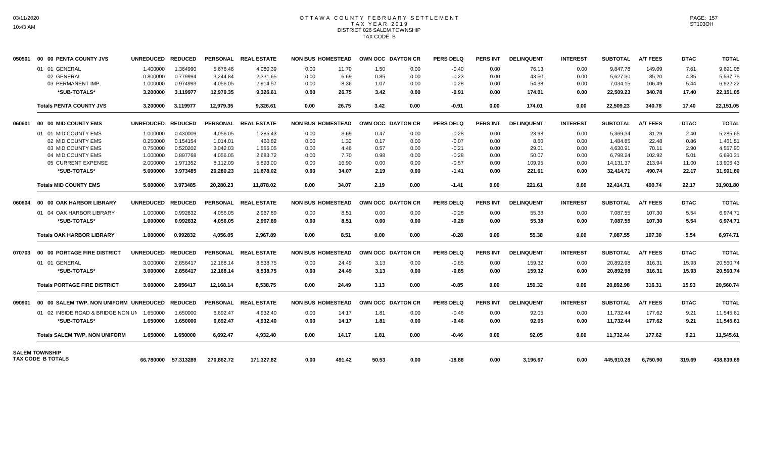# OTTAWA COUNTY FEBRUARY SETTLEMENT
## TAX YEAR 2019
### DISTRICT 026 SALEM TOWNSHIP
### TAX CODE B

| | | UNREDUCED | REDUCED | PERSONAL | REAL ESTATE | NON BUS | HOMESTEAD | OWN OCC | DAYTON CR | PERS DELQ | PERS INT | DELINQUENT | INTEREST | SUBTOTAL | A/T FEES | DTAC | TOTAL |
|---|---|---|---|---|---|---|---|---|---|---|---|---|---|---|---|---|---|
| 050501 | 00 00 PENTA COUNTY JVS | UNREDUCED | REDUCED | PERSONAL | REAL ESTATE | NON BUS | HOMESTEAD | OWN OCC | DAYTON CR | PERS DELQ | PERS INT | DELINQUENT | INTEREST | SUBTOTAL | A/T FEES | DTAC | TOTAL |
| | 01 01 GENERAL | 1.400000 | 1.364990 | 5,678.46 | 4,080.39 | 0.00 | 11.70 | 1.50 | 0.00 | -0.40 | 0.00 | 76.13 | 0.00 | 9,847.78 | 149.09 | 7.61 | 9,691.08 |
| | 02 GENERAL | 0.800000 | 0.779994 | 3,244.84 | 2,331.65 | 0.00 | 6.69 | 0.85 | 0.00 | -0.23 | 0.00 | 43.50 | 0.00 | 5,627.30 | 85.20 | 4.35 | 5,537.75 |
| | 03 PERMANENT IMP. | 1.000000 | 0.974993 | 4,056.05 | 2,914.57 | 0.00 | 8.36 | 1.07 | 0.00 | -0.28 | 0.00 | 54.38 | 0.00 | 7,034.15 | 106.49 | 5.44 | 6,922.22 |
| | **\*SUB-TOTALS\*** | **3.200000** | **3.119977** | **12,979.35** | **9,326.61** | **0.00** | **26.75** | **3.42** | **0.00** | **-0.91** | **0.00** | **174.01** | **0.00** | **22,509.23** | **340.78** | **17.40** | **22,151.05** |
| | **Totals PENTA COUNTY JVS** | **3.200000** | **3.119977** | **12,979.35** | **9,326.61** | **0.00** | **26.75** | **3.42** | **0.00** | **-0.91** | **0.00** | **174.01** | **0.00** | **22,509.23** | **340.78** | **17.40** | **22,151.05** |
| 060601 | 00 00 MID COUNTY EMS | UNREDUCED | REDUCED | PERSONAL | REAL ESTATE | NON BUS | HOMESTEAD | OWN OCC | DAYTON CR | PERS DELQ | PERS INT | DELINQUENT | INTEREST | SUBTOTAL | A/T FEES | DTAC | TOTAL |
| | 01 01 MID COUNTY EMS | 1.000000 | 0.430009 | 4,056.05 | 1,285.43 | 0.00 | 3.69 | 0.47 | 0.00 | -0.28 | 0.00 | 23.98 | 0.00 | 5,369.34 | 81.29 | 2.40 | 5,285.65 |
| | 02 MID COUNTY EMS | 0.250000 | 0.154154 | 1,014.01 | 460.82 | 0.00 | 1.32 | 0.17 | 0.00 | -0.07 | 0.00 | 8.60 | 0.00 | 1,484.85 | 22.48 | 0.86 | 1,461.51 |
| | 03 MID COUNTY EMS | 0.750000 | 0.520202 | 3,042.03 | 1,555.05 | 0.00 | 4.46 | 0.57 | 0.00 | -0.21 | 0.00 | 29.01 | 0.00 | 4,630.91 | 70.11 | 2.90 | 4,557.90 |
| | 04 MID COUNTY EMS | 1.000000 | 0.897768 | 4,056.05 | 2,683.72 | 0.00 | 7.70 | 0.98 | 0.00 | -0.28 | 0.00 | 50.07 | 0.00 | 6,798.24 | 102.92 | 5.01 | 6,690.31 |
| | 05 CURRENT EXPENSE | 2.000000 | 1.971352 | 8,112.09 | 5,893.00 | 0.00 | 16.90 | 0.00 | 0.00 | -0.57 | 0.00 | 109.95 | 0.00 | 14,131.37 | 213.94 | 11.00 | 13,906.43 |
| | **\*SUB-TOTALS\*** | **5.000000** | **3.973485** | **20,280.23** | **11,878.02** | **0.00** | **34.07** | **2.19** | **0.00** | **-1.41** | **0.00** | **221.61** | **0.00** | **32,414.71** | **490.74** | **22.17** | **31,901.80** |
| | **Totals MID COUNTY EMS** | **5.000000** | **3.973485** | **20,280.23** | **11,878.02** | **0.00** | **34.07** | **2.19** | **0.00** | **-1.41** | **0.00** | **221.61** | **0.00** | **32,414.71** | **490.74** | **22.17** | **31,901.80** |
| 060604 | 00 00 OAK HARBOR LIBRARY | UNREDUCED | REDUCED | PERSONAL | REAL ESTATE | NON BUS | HOMESTEAD | OWN OCC | DAYTON CR | PERS DELQ | PERS INT | DELINQUENT | INTEREST | SUBTOTAL | A/T FEES | DTAC | TOTAL |
| | 01 04 OAK HARBOR LIBRARY | 1.000000 | 0.992832 | 4,056.05 | 2,967.89 | 0.00 | 8.51 | 0.00 | 0.00 | -0.28 | 0.00 | 55.38 | 0.00 | 7,087.55 | 107.30 | 5.54 | 6,974.71 |
| | **\*SUB-TOTALS\*** | **1.000000** | **0.992832** | **4,056.05** | **2,967.89** | **0.00** | **8.51** | **0.00** | **0.00** | **-0.28** | **0.00** | **55.38** | **0.00** | **7,087.55** | **107.30** | **5.54** | **6,974.71** |
| | **Totals OAK HARBOR LIBRARY** | **1.000000** | **0.992832** | **4,056.05** | **2,967.89** | **0.00** | **8.51** | **0.00** | **0.00** | **-0.28** | **0.00** | **55.38** | **0.00** | **7,087.55** | **107.30** | **5.54** | **6,974.71** |
| 070703 | 00 00 PORTAGE FIRE DISTRICT | UNREDUCED | REDUCED | PERSONAL | REAL ESTATE | NON BUS | HOMESTEAD | OWN OCC | DAYTON CR | PERS DELQ | PERS INT | DELINQUENT | INTEREST | SUBTOTAL | A/T FEES | DTAC | TOTAL |
| | 01 01 GENERAL | 3.000000 | 2.856417 | 12,168.14 | 8,538.75 | 0.00 | 24.49 | 3.13 | 0.00 | -0.85 | 0.00 | 159.32 | 0.00 | 20,892.98 | 316.31 | 15.93 | 20,560.74 |
| | **\*SUB-TOTALS\*** | **3.000000** | **2.856417** | **12,168.14** | **8,538.75** | **0.00** | **24.49** | **3.13** | **0.00** | **-0.85** | **0.00** | **159.32** | **0.00** | **20,892.98** | **316.31** | **15.93** | **20,560.74** |
| | **Totals PORTAGE FIRE DISTRICT** | **3.000000** | **2.856417** | **12,168.14** | **8,538.75** | **0.00** | **24.49** | **3.13** | **0.00** | **-0.85** | **0.00** | **159.32** | **0.00** | **20,892.98** | **316.31** | **15.93** | **20,560.74** |
| 090901 | 00 00 SALEM TWP. NON UNIFORM | UNREDUCED | REDUCED | PERSONAL | REAL ESTATE | NON BUS | HOMESTEAD | OWN OCC | DAYTON CR | PERS DELQ | PERS INT | DELINQUENT | INTEREST | SUBTOTAL | A/T FEES | DTAC | TOTAL |
| | 01 02 INSIDE ROAD & BRIDGE NON UN | 1.650000 | 1.650000 | 6,692.47 | 4,932.40 | 0.00 | 14.17 | 1.81 | 0.00 | -0.46 | 0.00 | 92.05 | 0.00 | 11,732.44 | 177.62 | 9.21 | 11,545.61 |
| | **\*SUB-TOTALS\*** | **1.650000** | **1.650000** | **6,692.47** | **4,932.40** | **0.00** | **14.17** | **1.81** | **0.00** | **-0.46** | **0.00** | **92.05** | **0.00** | **11,732.44** | **177.62** | **9.21** | **11,545.61** |
| | **Totals SALEM TWP. NON UNIFORM** | **1.650000** | **1.650000** | **6,692.47** | **4,932.40** | **0.00** | **14.17** | **1.81** | **0.00** | **-0.46** | **0.00** | **92.05** | **0.00** | **11,732.44** | **177.62** | **9.21** | **11,545.61** |
| **SALEM TOWNSHIP TAX CODE B TOTALS** | | **66.780000** | **57.313289** | **270,862.72** | **171,327.82** | **0.00** | **491.42** | **50.53** | **0.00** | **-18.88** | **0.00** | **3,196.67** | **0.00** | **445,910.28** | **6,750.90** | **319.69** | **438,839.69** |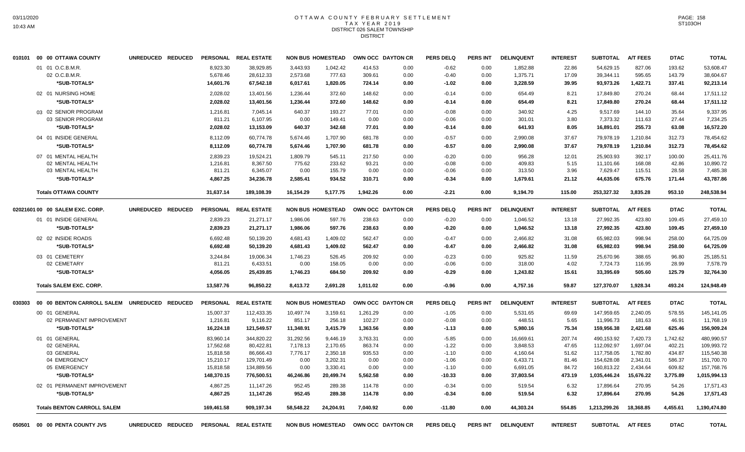03/11/2020
10:43 AM

# OTTAWA COUNTY FEBRUARY SETTLEMENT
## TAX YEAR 2019
### DISTRICT 026 SALEM TOWNSHIP
### DISTRICT

PAGE: 158
ST103OH

| | UNREDUCED | REDUCED | PERSONAL | REAL ESTATE | NON BUS | HOMESTEAD | OWN OCC | DAYTON CR | PERS DELQ | PERS INT | DELINQUENT | INTEREST | SUBTOTAL | A/T FEES | DTAC | TOTAL |
|---|---|---|---|---|---|---|---|---|---|---|---|---|---|---|---|---|
| **010101 00 00 OTTAWA COUNTY** | | | | | | | | | | | | | | | | |
| 01 01 O.C.B.M.R. | | | 8,923.30 | 38,929.85 | 3,443.93 | 1,042.42 | 414.53 | 0.00 | -0.62 | 0.00 | 1,852.88 | 22.86 | 54,629.15 | 827.06 | 193.62 | 53,608.47 |
| 02 O.C.B.M.R. | | | 5,678.46 | 28,612.33 | 2,573.68 | 777.63 | 309.61 | 0.00 | -0.40 | 0.00 | 1,375.71 | 17.09 | 39,344.11 | 595.65 | 143.79 | 38,604.67 |
| *SUB-TOTALS* | | | 14,601.76 | 67,542.18 | 6,017.61 | 1,820.05 | 724.14 | 0.00 | -1.02 | 0.00 | 3,228.59 | 39.95 | 93,973.26 | 1,422.71 | 337.41 | 92,213.14 |
| 02 01 NURSING HOME | | | 2,028.02 | 13,401.56 | 1,236.44 | 372.60 | 148.62 | 0.00 | -0.14 | 0.00 | 654.49 | 8.21 | 17,849.80 | 270.24 | 68.44 | 17,511.12 |
| *SUB-TOTALS* | | | 2,028.02 | 13,401.56 | 1,236.44 | 372.60 | 148.62 | 0.00 | -0.14 | 0.00 | 654.49 | 8.21 | 17,849.80 | 270.24 | 68.44 | 17,511.12 |
| 03 02 SENIOR PROGRAM | | | 1,216.81 | 7,045.14 | 640.37 | 193.27 | 77.01 | 0.00 | -0.08 | 0.00 | 340.92 | 4.25 | 9,517.69 | 144.10 | 35.64 | 9,337.95 |
| 03 SENIOR PROGRAM | | | 811.21 | 6,107.95 | 0.00 | 149.41 | 0.00 | 0.00 | -0.06 | 0.00 | 301.01 | 3.80 | 7,373.32 | 111.63 | 27.44 | 7,234.25 |
| *SUB-TOTALS* | | | 2,028.02 | 13,153.09 | 640.37 | 342.68 | 77.01 | 0.00 | -0.14 | 0.00 | 641.93 | 8.05 | 16,891.01 | 255.73 | 63.08 | 16,572.20 |
| 04 01 INSIDE GENERAL | | | 8,112.09 | 60,774.78 | 5,674.46 | 1,707.90 | 681.78 | 0.00 | -0.57 | 0.00 | 2,990.08 | 37.67 | 79,978.19 | 1,210.84 | 312.73 | 78,454.62 |
| *SUB-TOTALS* | | | 8,112.09 | 60,774.78 | 5,674.46 | 1,707.90 | 681.78 | 0.00 | -0.57 | 0.00 | 2,990.08 | 37.67 | 79,978.19 | 1,210.84 | 312.73 | 78,454.62 |
| 07 01 MENTAL HEALTH | | | 2,839.23 | 19,524.21 | 1,809.79 | 545.11 | 217.50 | 0.00 | -0.20 | 0.00 | 956.28 | 12.01 | 25,903.93 | 392.17 | 100.00 | 25,411.76 |
| 02 MENTAL HEALTH | | | 1,216.81 | 8,367.50 | 775.62 | 233.62 | 93.21 | 0.00 | -0.08 | 0.00 | 409.83 | 5.15 | 11,101.66 | 168.08 | 42.86 | 10,890.72 |
| 03 MENTAL HEALTH | | | 811.21 | 6,345.07 | 0.00 | 155.79 | 0.00 | 0.00 | -0.06 | 0.00 | 313.50 | 3.96 | 7,629.47 | 115.51 | 28.58 | 7,485.38 |
| *SUB-TOTALS* | | | 4,867.25 | 34,236.78 | 2,585.41 | 934.52 | 310.71 | 0.00 | -0.34 | 0.00 | 1,679.61 | 21.12 | 44,635.06 | 675.76 | 171.44 | 43,787.86 |
| **Totals OTTAWA COUNTY** | | | 31,637.14 | 189,108.39 | 16,154.29 | 5,177.75 | 1,942.26 | 0.00 | -2.21 | 0.00 | 9,194.70 | 115.00 | 253,327.32 | 3,835.28 | 953.10 | 248,538.94 |
| **02021601 00 00 SALEM EXC. CORP.** | UNREDUCED | REDUCED | PERSONAL | REAL ESTATE | NON BUS | HOMESTEAD | OWN OCC | DAYTON CR | PERS DELQ | PERS INT | DELINQUENT | INTEREST | SUBTOTAL | A/T FEES | DTAC | TOTAL |
| 01 01 INSIDE GENERAL | | | 2,839.23 | 21,271.17 | 1,986.06 | 597.76 | 238.63 | 0.00 | -0.20 | 0.00 | 1,046.52 | 13.18 | 27,992.35 | 423.80 | 109.45 | 27,459.10 |
| *SUB-TOTALS* | | | 2,839.23 | 21,271.17 | 1,986.06 | 597.76 | 238.63 | 0.00 | -0.20 | 0.00 | 1,046.52 | 13.18 | 27,992.35 | 423.80 | 109.45 | 27,459.10 |
| 02 02 INSIDE ROADS | | | 6,692.48 | 50,139.20 | 4,681.43 | 1,409.02 | 562.47 | 0.00 | -0.47 | 0.00 | 2,466.82 | 31.08 | 65,982.03 | 998.94 | 258.00 | 64,725.09 |
| *SUB-TOTALS* | | | 6,692.48 | 50,139.20 | 4,681.43 | 1,409.02 | 562.47 | 0.00 | -0.47 | 0.00 | 2,466.82 | 31.08 | 65,982.03 | 998.94 | 258.00 | 64,725.09 |
| 03 01 CEMETERY | | | 3,244.84 | 19,006.34 | 1,746.23 | 526.45 | 209.92 | 0.00 | -0.23 | 0.00 | 925.82 | 11.59 | 25,670.96 | 388.65 | 96.80 | 25,185.51 |
| 02 CEMETARY | | | 811.21 | 6,433.51 | 0.00 | 158.05 | 0.00 | 0.00 | -0.06 | 0.00 | 318.00 | 4.02 | 7,724.73 | 116.95 | 28.99 | 7,578.79 |
| *SUB-TOTALS* | | | 4,056.05 | 25,439.85 | 1,746.23 | 684.50 | 209.92 | 0.00 | -0.29 | 0.00 | 1,243.82 | 15.61 | 33,395.69 | 505.60 | 125.79 | 32,764.30 |
| **Totals SALEM EXC. CORP.** | | | 13,587.76 | 96,850.22 | 8,413.72 | 2,691.28 | 1,011.02 | 0.00 | -0.96 | 0.00 | 4,757.16 | 59.87 | 127,370.07 | 1,928.34 | 493.24 | 124,948.49 |
| **030303 00 00 BENTON CARROLL SALEM** | UNREDUCED | REDUCED | PERSONAL | REAL ESTATE | NON BUS | HOMESTEAD | OWN OCC | DAYTON CR | PERS DELQ | PERS INT | DELINQUENT | INTEREST | SUBTOTAL | A/T FEES | DTAC | TOTAL |
| 00 01 GENERAL | | | 15,007.37 | 112,433.35 | 10,497.74 | 3,159.61 | 1,261.29 | 0.00 | -1.05 | 0.00 | 5,531.65 | 69.69 | 147,959.65 | 2,240.05 | 578.55 | 145,141.05 |
| 02 PERMANENT IMPROVEMENT | | | 1,216.81 | 9,116.22 | 851.17 | 256.18 | 102.27 | 0.00 | -0.08 | 0.00 | 448.51 | 5.65 | 11,996.73 | 181.63 | 46.91 | 11,768.19 |
| *SUB-TOTALS* | | | 16,224.18 | 121,549.57 | 11,348.91 | 3,415.79 | 1,363.56 | 0.00 | -1.13 | 0.00 | 5,980.16 | 75.34 | 159,956.38 | 2,421.68 | 625.46 | 156,909.24 |
| 01 01 GENERAL | | | 83,960.14 | 344,820.22 | 31,292.56 | 9,446.19 | 3,763.31 | 0.00 | -5.85 | 0.00 | 16,669.61 | 207.74 | 490,153.92 | 7,420.73 | 1,742.62 | 480,990.57 |
| 02 GENERAL | | | 17,562.68 | 80,422.81 | 7,178.13 | 2,170.65 | 863.74 | 0.00 | -1.22 | 0.00 | 3,848.53 | 47.65 | 112,092.97 | 1,697.04 | 402.21 | 109,993.72 |
| 03 GENERAL | | | 15,818.58 | 86,666.43 | 7,776.17 | 2,350.18 | 935.53 | 0.00 | -1.10 | 0.00 | 4,160.64 | 51.62 | 117,758.05 | 1,782.80 | 434.87 | 115,540.38 |
| 04 EMERGENCY | | | 15,210.17 | 129,701.49 | 0.00 | 3,202.31 | 0.00 | 0.00 | -1.06 | 0.00 | 6,433.71 | 81.46 | 154,628.08 | 2,341.01 | 586.37 | 151,700.70 |
| 05 EMERGENCY | | | 15,818.58 | 134,889.56 | 0.00 | 3,330.41 | 0.00 | 0.00 | -1.10 | 0.00 | 6,691.05 | 84.72 | 160,813.22 | 2,434.64 | 609.82 | 157,768.76 |
| *SUB-TOTALS* | | | 148,370.15 | 776,500.51 | 46,246.86 | 20,499.74 | 5,562.58 | 0.00 | -10.33 | 0.00 | 37,803.54 | 473.19 | 1,035,446.24 | 15,676.22 | 3,775.89 | 1,015,994.13 |
| 02 01 PERMANENT IMPROVEMENT | | | 4,867.25 | 11,147.26 | 952.45 | 289.38 | 114.78 | 0.00 | -0.34 | 0.00 | 519.54 | 6.32 | 17,896.64 | 270.95 | 54.26 | 17,571.43 |
| *SUB-TOTALS* | | | 4,867.25 | 11,147.26 | 952.45 | 289.38 | 114.78 | 0.00 | -0.34 | 0.00 | 519.54 | 6.32 | 17,896.64 | 270.95 | 54.26 | 17,571.43 |
| **Totals BENTON CARROLL SALEM** | | | 169,461.58 | 909,197.34 | 58,548.22 | 24,204.91 | 7,040.92 | 0.00 | -11.80 | 0.00 | 44,303.24 | 554.85 | 1,213,299.26 | 18,368.85 | 4,455.61 | 1,190,474.80 |
| **050501 00 00 PENTA COUNTY JVS** | UNREDUCED | REDUCED | PERSONAL | REAL ESTATE | NON BUS | HOMESTEAD | OWN OCC | DAYTON CR | PERS DELQ | PERS INT | DELINQUENT | INTEREST | SUBTOTAL | A/T FEES | DTAC | TOTAL |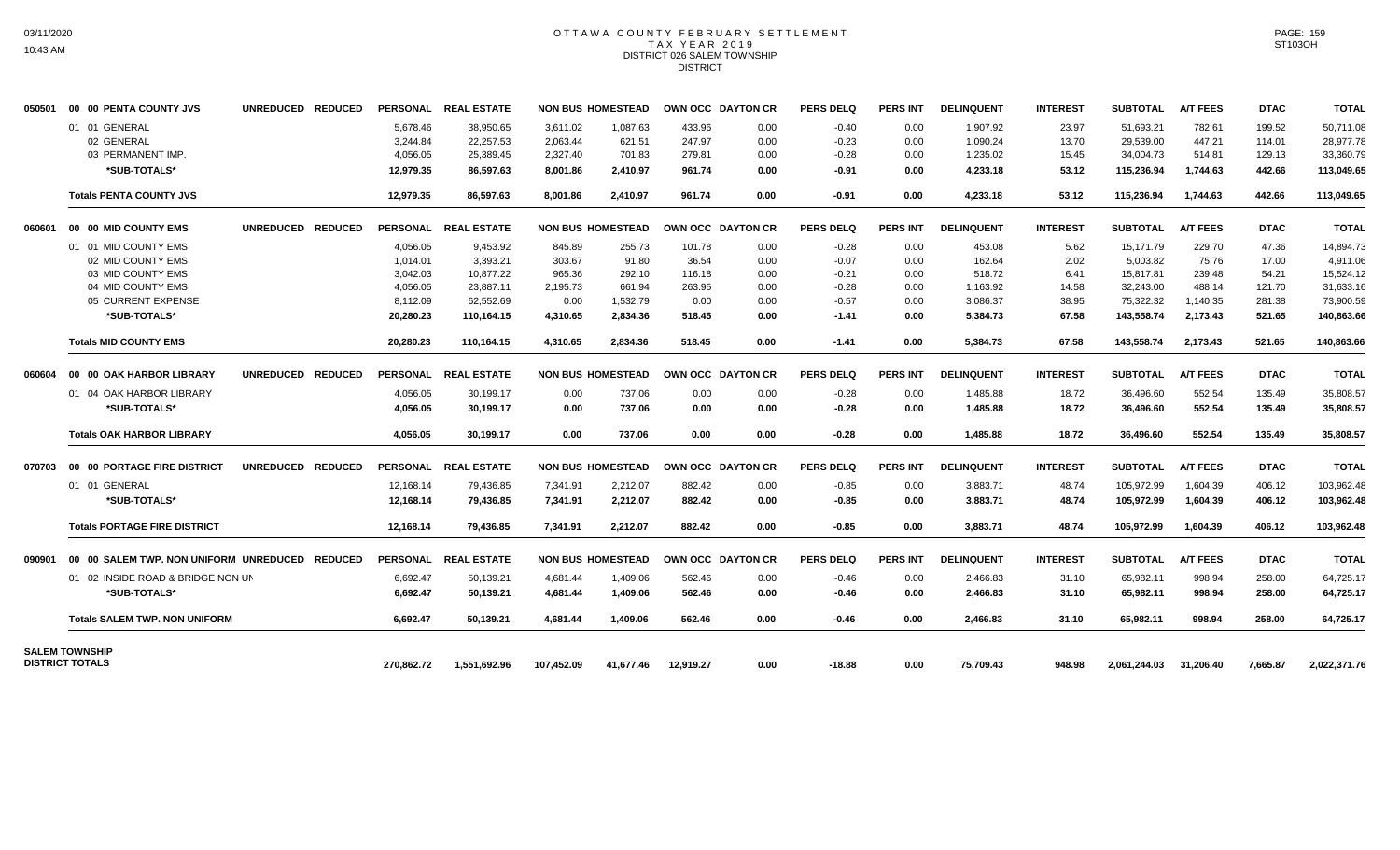# OTTAWA COUNTY FEBRUARY SETTLEMENT
## TAX YEAR 2019
### DISTRICT 026 SALEM TOWNSHIP
### DISTRICT

| | | UNREDUCED | REDUCED | PERSONAL | REAL ESTATE | NON BUS | HOMESTEAD | OWN OCC | DAYTON CR | PERS DELQ | PERS INT | DELINQUENT | INTEREST | SUBTOTAL | A/T FEES | DTAC | TOTAL |
|---|---|---|---|---|---|---|---|---|---|---|---|---|---|---|---|---|---|
| 050501 | 00 00 PENTA COUNTY JVS | UNREDUCED | REDUCED | PERSONAL | REAL ESTATE | NON BUS | HOMESTEAD | OWN OCC | DAYTON CR | PERS DELQ | PERS INT | DELINQUENT | INTEREST | SUBTOTAL | A/T FEES | DTAC | TOTAL |
| | 01 01 GENERAL | | | 5,678.46 | 38,950.65 | 3,611.02 | 1,087.63 | 433.96 | 0.00 | -0.40 | 0.00 | 1,907.92 | 23.97 | 51,693.21 | 782.61 | 199.52 | 50,711.08 |
| | 02 GENERAL | | | 3,244.84 | 22,257.53 | 2,063.44 | 621.51 | 247.97 | 0.00 | -0.23 | 0.00 | 1,090.24 | 13.70 | 29,539.00 | 447.21 | 114.01 | 28,977.78 |
| | 03 PERMANENT IMP. | | | 4,056.05 | 25,389.45 | 2,327.40 | 701.83 | 279.81 | 0.00 | -0.28 | 0.00 | 1,235.02 | 15.45 | 34,004.73 | 514.81 | 129.13 | 33,360.79 |
| | **\*SUB-TOTALS\*** | | | **12,979.35** | **86,597.63** | **8,001.86** | **2,410.97** | **961.74** | **0.00** | **-0.91** | **0.00** | **4,233.18** | **53.12** | **115,236.94** | **1,744.63** | **442.66** | **113,049.65** |
| | **Totals PENTA COUNTY JVS** | | | **12,979.35** | **86,597.63** | **8,001.86** | **2,410.97** | **961.74** | **0.00** | **-0.91** | **0.00** | **4,233.18** | **53.12** | **115,236.94** | **1,744.63** | **442.66** | **113,049.65** |
| 060601 | 00 00 MID COUNTY EMS | UNREDUCED | REDUCED | PERSONAL | REAL ESTATE | NON BUS | HOMESTEAD | OWN OCC | DAYTON CR | PERS DELQ | PERS INT | DELINQUENT | INTEREST | SUBTOTAL | A/T FEES | DTAC | TOTAL |
| | 01 01 MID COUNTY EMS | | | 4,056.05 | 9,453.92 | 845.89 | 255.73 | 101.78 | 0.00 | -0.28 | 0.00 | 453.08 | 5.62 | 15,171.79 | 229.70 | 47.36 | 14,894.73 |
| | 02 MID COUNTY EMS | | | 1,014.01 | 3,393.21 | 303.67 | 91.80 | 36.54 | 0.00 | -0.07 | 0.00 | 162.64 | 2.02 | 5,003.82 | 75.76 | 17.00 | 4,911.06 |
| | 03 MID COUNTY EMS | | | 3,042.03 | 10,877.22 | 965.36 | 292.10 | 116.18 | 0.00 | -0.21 | 0.00 | 518.72 | 6.41 | 15,817.81 | 239.48 | 54.21 | 15,524.12 |
| | 04 MID COUNTY EMS | | | 4,056.05 | 23,887.11 | 2,195.73 | 661.94 | 263.95 | 0.00 | -0.28 | 0.00 | 1,163.92 | 14.58 | 32,243.00 | 488.14 | 121.70 | 31,633.16 |
| | 05 CURRENT EXPENSE | | | 8,112.09 | 62,552.69 | 0.00 | 1,532.79 | 0.00 | 0.00 | -0.57 | 0.00 | 3,086.37 | 38.95 | 75,322.32 | 1,140.35 | 281.38 | 73,900.59 |
| | **\*SUB-TOTALS\*** | | | **20,280.23** | **110,164.15** | **4,310.65** | **2,834.36** | **518.45** | **0.00** | **-1.41** | **0.00** | **5,384.73** | **67.58** | **143,558.74** | **2,173.43** | **521.65** | **140,863.66** |
| | **Totals MID COUNTY EMS** | | | **20,280.23** | **110,164.15** | **4,310.65** | **2,834.36** | **518.45** | **0.00** | **-1.41** | **0.00** | **5,384.73** | **67.58** | **143,558.74** | **2,173.43** | **521.65** | **140,863.66** |
| 060604 | 00 00 OAK HARBOR LIBRARY | UNREDUCED | REDUCED | PERSONAL | REAL ESTATE | NON BUS | HOMESTEAD | OWN OCC | DAYTON CR | PERS DELQ | PERS INT | DELINQUENT | INTEREST | SUBTOTAL | A/T FEES | DTAC | TOTAL |
| | 01 04 OAK HARBOR LIBRARY | | | 4,056.05 | 30,199.17 | 0.00 | 737.06 | 0.00 | 0.00 | -0.28 | 0.00 | 1,485.88 | 18.72 | 36,496.60 | 552.54 | 135.49 | 35,808.57 |
| | **\*SUB-TOTALS\*** | | | **4,056.05** | **30,199.17** | **0.00** | **737.06** | **0.00** | **0.00** | **-0.28** | **0.00** | **1,485.88** | **18.72** | **36,496.60** | **552.54** | **135.49** | **35,808.57** |
| | **Totals OAK HARBOR LIBRARY** | | | **4,056.05** | **30,199.17** | **0.00** | **737.06** | **0.00** | **0.00** | **-0.28** | **0.00** | **1,485.88** | **18.72** | **36,496.60** | **552.54** | **135.49** | **35,808.57** |
| 070703 | 00 00 PORTAGE FIRE DISTRICT | UNREDUCED | REDUCED | PERSONAL | REAL ESTATE | NON BUS | HOMESTEAD | OWN OCC | DAYTON CR | PERS DELQ | PERS INT | DELINQUENT | INTEREST | SUBTOTAL | A/T FEES | DTAC | TOTAL |
| | 01 01 GENERAL | | | 12,168.14 | 79,436.85 | 7,341.91 | 2,212.07 | 882.42 | 0.00 | -0.85 | 0.00 | 3,883.71 | 48.74 | 105,972.99 | 1,604.39 | 406.12 | 103,962.48 |
| | **\*SUB-TOTALS\*** | | | **12,168.14** | **79,436.85** | **7,341.91** | **2,212.07** | **882.42** | **0.00** | **-0.85** | **0.00** | **3,883.71** | **48.74** | **105,972.99** | **1,604.39** | **406.12** | **103,962.48** |
| | **Totals PORTAGE FIRE DISTRICT** | | | **12,168.14** | **79,436.85** | **7,341.91** | **2,212.07** | **882.42** | **0.00** | **-0.85** | **0.00** | **3,883.71** | **48.74** | **105,972.99** | **1,604.39** | **406.12** | **103,962.48** |
| 090901 | 00 00 SALEM TWP. NON UNIFORM | UNREDUCED | REDUCED | PERSONAL | REAL ESTATE | NON BUS | HOMESTEAD | OWN OCC | DAYTON CR | PERS DELQ | PERS INT | DELINQUENT | INTEREST | SUBTOTAL | A/T FEES | DTAC | TOTAL |
| | 01 02 INSIDE ROAD & BRIDGE NON UN | | | 6,692.47 | 50,139.21 | 4,681.44 | 1,409.06 | 562.46 | 0.00 | -0.46 | 0.00 | 2,466.83 | 31.10 | 65,982.11 | 998.94 | 258.00 | 64,725.17 |
| | **\*SUB-TOTALS\*** | | | **6,692.47** | **50,139.21** | **4,681.44** | **1,409.06** | **562.46** | **0.00** | **-0.46** | **0.00** | **2,466.83** | **31.10** | **65,982.11** | **998.94** | **258.00** | **64,725.17** |
| | **Totals SALEM TWP. NON UNIFORM** | | | **6,692.47** | **50,139.21** | **4,681.44** | **1,409.06** | **562.46** | **0.00** | **-0.46** | **0.00** | **2,466.83** | **31.10** | **65,982.11** | **998.94** | **258.00** | **64,725.17** |
| **SALEM TOWNSHIP DISTRICT TOTALS** | | | | **270,862.72** | **1,551,692.96** | **107,452.09** | **41,677.46** | **12,919.27** | **0.00** | **-18.88** | **0.00** | **75,709.43** | **948.98** | **2,061,244.03** | **31,206.40** | **7,665.87** | **2,022,371.76** |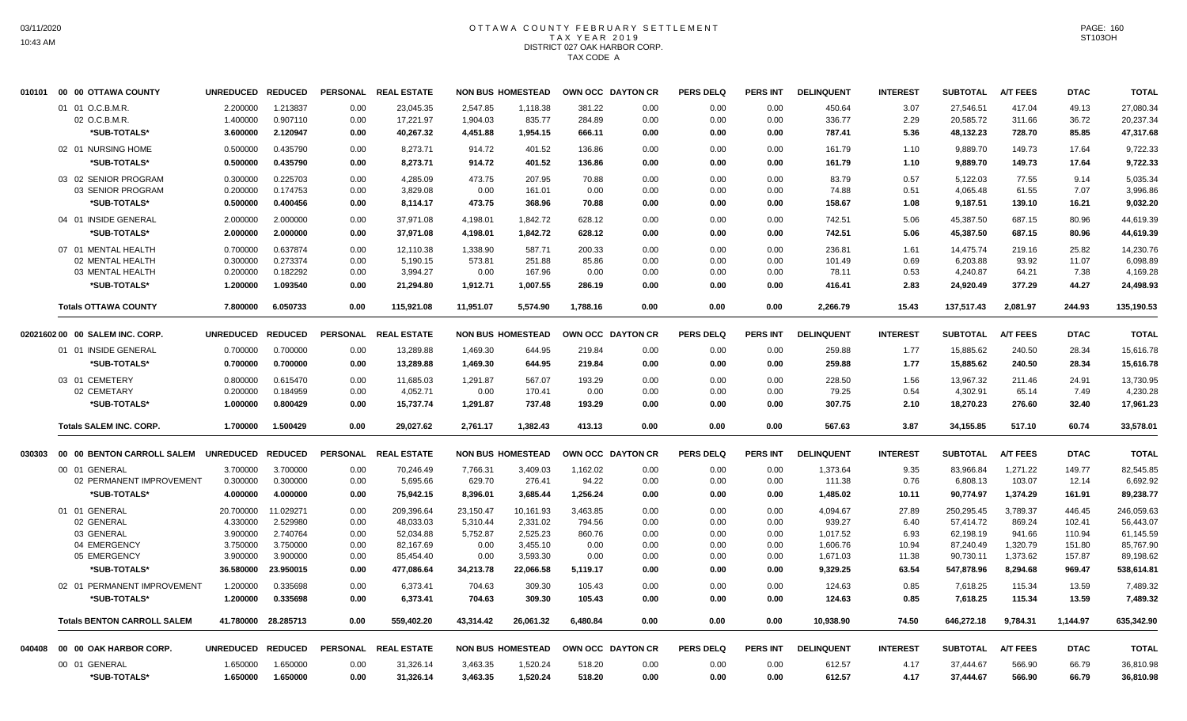# OTTAWA COUNTY FEBRUARY SETTLEMENT
## TAX YEAR 2019
### DISTRICT 027 OAK HARBOR CORP.
TAX CODE A

| | | UNREDUCED | REDUCED | PERSONAL | REAL ESTATE | NON BUS | HOMESTEAD | OWN OCC | DAYTON CR | PERS DELQ | PERS INT | DELINQUENT | INTEREST | SUBTOTAL | A/T FEES | DTAC | TOTAL |
|---|---|---|---|---|---|---|---|---|---|---|---|---|---|---|---|---|---|
| 010101 | 00 00 OTTAWA COUNTY | UNREDUCED | REDUCED | PERSONAL | REAL ESTATE | NON BUS | HOMESTEAD | OWN OCC | DAYTON CR | PERS DELQ | PERS INT | DELINQUENT | INTEREST | SUBTOTAL | A/T FEES | DTAC | TOTAL |
| | 01 01 O.C.B.M.R. | 2.200000 | 1.213837 | 0.00 | 23,045.35 | 2,547.85 | 1,118.38 | 381.22 | 0.00 | 0.00 | 0.00 | 450.64 | 3.07 | 27,546.51 | 417.04 | 49.13 | 27,080.34 |
| | 02 O.C.B.M.R. | 1.400000 | 0.907110 | 0.00 | 17,221.97 | 1,904.03 | 835.77 | 284.89 | 0.00 | 0.00 | 0.00 | 336.77 | 2.29 | 20,585.72 | 311.66 | 36.72 | 20,237.34 |
| | *SUB-TOTALS* | 3.600000 | 2.120947 | 0.00 | 40,267.32 | 4,451.88 | 1,954.15 | 666.11 | 0.00 | 0.00 | 0.00 | 787.41 | 5.36 | 48,132.23 | 728.70 | 85.85 | 47,317.68 |
| | 02 01 NURSING HOME | 0.500000 | 0.435790 | 0.00 | 8,273.71 | 914.72 | 401.52 | 136.86 | 0.00 | 0.00 | 0.00 | 161.79 | 1.10 | 9,889.70 | 149.73 | 17.64 | 9,722.33 |
| | *SUB-TOTALS* | 0.500000 | 0.435790 | 0.00 | 8,273.71 | 914.72 | 401.52 | 136.86 | 0.00 | 0.00 | 0.00 | 161.79 | 1.10 | 9,889.70 | 149.73 | 17.64 | 9,722.33 |
| | 03 02 SENIOR PROGRAM | 0.300000 | 0.225703 | 0.00 | 4,285.09 | 473.75 | 207.95 | 70.88 | 0.00 | 0.00 | 0.00 | 83.79 | 0.57 | 5,122.03 | 77.55 | 9.14 | 5,035.34 |
| | 03 SENIOR PROGRAM | 0.200000 | 0.174753 | 0.00 | 3,829.08 | 0.00 | 161.01 | 0.00 | 0.00 | 0.00 | 0.00 | 74.88 | 0.51 | 4,065.48 | 61.55 | 7.07 | 3,996.86 |
| | *SUB-TOTALS* | 0.500000 | 0.400456 | 0.00 | 8,114.17 | 473.75 | 368.96 | 70.88 | 0.00 | 0.00 | 0.00 | 158.67 | 1.08 | 9,187.51 | 139.10 | 16.21 | 9,032.20 |
| | 04 01 INSIDE GENERAL | 2.000000 | 2.000000 | 0.00 | 37,971.08 | 4,198.01 | 1,842.72 | 628.12 | 0.00 | 0.00 | 0.00 | 742.51 | 5.06 | 45,387.50 | 687.15 | 80.96 | 44,619.39 |
| | *SUB-TOTALS* | 2.000000 | 2.000000 | 0.00 | 37,971.08 | 4,198.01 | 1,842.72 | 628.12 | 0.00 | 0.00 | 0.00 | 742.51 | 5.06 | 45,387.50 | 687.15 | 80.96 | 44,619.39 |
| | 07 01 MENTAL HEALTH | 0.700000 | 0.637874 | 0.00 | 12,110.38 | 1,338.90 | 587.71 | 200.33 | 0.00 | 0.00 | 0.00 | 236.81 | 1.61 | 14,475.74 | 219.16 | 25.82 | 14,230.76 |
| | 02 MENTAL HEALTH | 0.300000 | 0.273374 | 0.00 | 5,190.15 | 573.81 | 251.88 | 85.86 | 0.00 | 0.00 | 0.00 | 101.49 | 0.69 | 6,203.88 | 93.92 | 11.07 | 6,098.89 |
| | 03 MENTAL HEALTH | 0.200000 | 0.182292 | 0.00 | 3,994.27 | 0.00 | 167.96 | 0.00 | 0.00 | 0.00 | 0.00 | 78.11 | 0.53 | 4,240.87 | 64.21 | 7.38 | 4,169.28 |
| | *SUB-TOTALS* | 1.200000 | 1.093540 | 0.00 | 21,294.80 | 1,912.71 | 1,007.55 | 286.19 | 0.00 | 0.00 | 0.00 | 416.41 | 2.83 | 24,920.49 | 377.29 | 44.27 | 24,498.93 |
| | **Totals OTTAWA COUNTY** | 7.800000 | 6.050733 | 0.00 | 115,921.08 | 11,951.07 | 5,574.90 | 1,788.16 | 0.00 | 0.00 | 0.00 | 2,266.79 | 15.43 | 137,517.43 | 2,081.97 | 244.93 | 135,190.53 |
| 02021602 | 00 00 SALEM INC. CORP. | UNREDUCED | REDUCED | PERSONAL | REAL ESTATE | NON BUS | HOMESTEAD | OWN OCC | DAYTON CR | PERS DELQ | PERS INT | DELINQUENT | INTEREST | SUBTOTAL | A/T FEES | DTAC | TOTAL |
| | 01 01 INSIDE GENERAL | 0.700000 | 0.700000 | 0.00 | 13,289.88 | 1,469.30 | 644.95 | 219.84 | 0.00 | 0.00 | 0.00 | 259.88 | 1.77 | 15,885.62 | 240.50 | 28.34 | 15,616.78 |
| | *SUB-TOTALS* | 0.700000 | 0.700000 | 0.00 | 13,289.88 | 1,469.30 | 644.95 | 219.84 | 0.00 | 0.00 | 0.00 | 259.88 | 1.77 | 15,885.62 | 240.50 | 28.34 | 15,616.78 |
| | 03 01 CEMETERY | 0.800000 | 0.615470 | 0.00 | 11,685.03 | 1,291.87 | 567.07 | 193.29 | 0.00 | 0.00 | 0.00 | 228.50 | 1.56 | 13,967.32 | 211.46 | 24.91 | 13,730.95 |
| | 02 CEMETARY | 0.200000 | 0.184959 | 0.00 | 4,052.71 | 0.00 | 170.41 | 0.00 | 0.00 | 0.00 | 0.00 | 79.25 | 0.54 | 4,302.91 | 65.14 | 7.49 | 4,230.28 |
| | *SUB-TOTALS* | 1.000000 | 0.800429 | 0.00 | 15,737.74 | 1,291.87 | 737.48 | 193.29 | 0.00 | 0.00 | 0.00 | 307.75 | 2.10 | 18,270.23 | 276.60 | 32.40 | 17,961.23 |
| | **Totals SALEM INC. CORP.** | 1.700000 | 1.500429 | 0.00 | 29,027.62 | 2,761.17 | 1,382.43 | 413.13 | 0.00 | 0.00 | 0.00 | 567.63 | 3.87 | 34,155.85 | 517.10 | 60.74 | 33,578.01 |
| 030303 | 00 00 BENTON CARROLL SALEM | UNREDUCED | REDUCED | PERSONAL | REAL ESTATE | NON BUS | HOMESTEAD | OWN OCC | DAYTON CR | PERS DELQ | PERS INT | DELINQUENT | INTEREST | SUBTOTAL | A/T FEES | DTAC | TOTAL |
| | 00 01 GENERAL | 3.700000 | 3.700000 | 0.00 | 70,246.49 | 7,766.31 | 3,409.03 | 1,162.02 | 0.00 | 0.00 | 0.00 | 1,373.64 | 9.35 | 83,966.84 | 1,271.22 | 149.77 | 82,545.85 |
| | 02 PERMANENT IMPROVEMENT | 0.300000 | 0.300000 | 0.00 | 5,695.66 | 629.70 | 276.41 | 94.22 | 0.00 | 0.00 | 0.00 | 111.38 | 0.76 | 6,808.13 | 103.07 | 12.14 | 6,692.92 |
| | *SUB-TOTALS* | 4.000000 | 4.000000 | 0.00 | 75,942.15 | 8,396.01 | 3,685.44 | 1,256.24 | 0.00 | 0.00 | 0.00 | 1,485.02 | 10.11 | 90,774.97 | 1,374.29 | 161.91 | 89,238.77 |
| | 01 01 GENERAL | 20.700000 | 11.029271 | 0.00 | 209,396.64 | 23,150.47 | 10,161.93 | 3,463.85 | 0.00 | 0.00 | 0.00 | 4,094.67 | 27.89 | 250,295.45 | 3,789.37 | 446.45 | 246,059.63 |
| | 02 GENERAL | 4.330000 | 2.529980 | 0.00 | 48,033.03 | 5,310.44 | 2,331.02 | 794.56 | 0.00 | 0.00 | 0.00 | 939.27 | 6.40 | 57,414.72 | 869.24 | 102.41 | 56,443.07 |
| | 03 GENERAL | 3.900000 | 2.740764 | 0.00 | 52,034.88 | 5,752.87 | 2,525.23 | 860.76 | 0.00 | 0.00 | 0.00 | 1,017.52 | 6.93 | 62,198.19 | 941.66 | 110.94 | 61,145.59 |
| | 04 EMERGENCY | 3.750000 | 3.750000 | 0.00 | 82,167.69 | 0.00 | 3,455.10 | 0.00 | 0.00 | 0.00 | 0.00 | 1,606.76 | 10.94 | 87,240.49 | 1,320.79 | 151.80 | 85,767.90 |
| | 05 EMERGENCY | 3.900000 | 3.900000 | 0.00 | 85,454.40 | 0.00 | 3,593.30 | 0.00 | 0.00 | 0.00 | 0.00 | 1,671.03 | 11.38 | 90,730.11 | 1,373.62 | 157.87 | 89,198.62 |
| | *SUB-TOTALS* | 36.580000 | 23.950015 | 0.00 | 477,086.64 | 34,213.78 | 22,066.58 | 5,119.17 | 0.00 | 0.00 | 0.00 | 9,329.25 | 63.54 | 547,878.96 | 8,294.68 | 969.47 | 538,614.81 |
| | 02 01 PERMANENT IMPROVEMENT | 1.200000 | 0.335698 | 0.00 | 6,373.41 | 704.63 | 309.30 | 105.43 | 0.00 | 0.00 | 0.00 | 124.63 | 0.85 | 7,618.25 | 115.34 | 13.59 | 7,489.32 |
| | *SUB-TOTALS* | 1.200000 | 0.335698 | 0.00 | 6,373.41 | 704.63 | 309.30 | 105.43 | 0.00 | 0.00 | 0.00 | 124.63 | 0.85 | 7,618.25 | 115.34 | 13.59 | 7,489.32 |
| | **Totals BENTON CARROLL SALEM** | 41.780000 | 28.285713 | 0.00 | 559,402.20 | 43,314.42 | 26,061.32 | 6,480.84 | 0.00 | 0.00 | 0.00 | 10,938.90 | 74.50 | 646,272.18 | 9,784.31 | 1,144.97 | 635,342.90 |
| 040408 | 00 00 OAK HARBOR CORP. | UNREDUCED | REDUCED | PERSONAL | REAL ESTATE | NON BUS | HOMESTEAD | OWN OCC | DAYTON CR | PERS DELQ | PERS INT | DELINQUENT | INTEREST | SUBTOTAL | A/T FEES | DTAC | TOTAL |
| | 00 01 GENERAL | 1.650000 | 1.650000 | 0.00 | 31,326.14 | 3,463.35 | 1,520.24 | 518.20 | 0.00 | 0.00 | 0.00 | 612.57 | 4.17 | 37,444.67 | 566.90 | 66.79 | 36,810.98 |
| | *SUB-TOTALS* | 1.650000 | 1.650000 | 0.00 | 31,326.14 | 3,463.35 | 1,520.24 | 518.20 | 0.00 | 0.00 | 0.00 | 612.57 | 4.17 | 37,444.67 | 566.90 | 66.79 | 36,810.98 |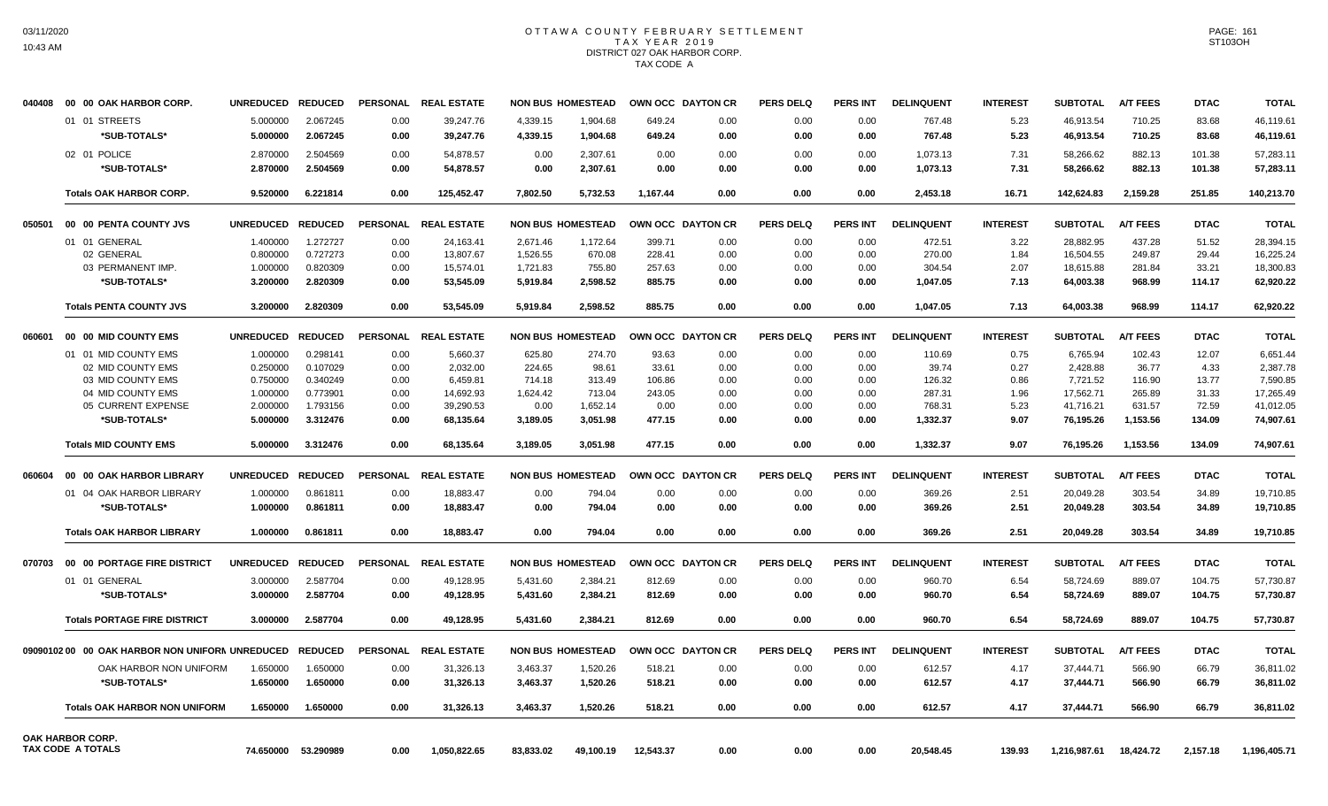# OTTAWA COUNTY FEBRUARY SETTLEMENT
## TAX YEAR 2019
## DISTRICT 027 OAK HARBOR CORP.
## TAX CODE A

| | | UNREDUCED | REDUCED | PERSONAL | REAL ESTATE | NON BUS | HOMESTEAD | OWN OCC | DAYTON CR | PERS DELQ | PERS INT | DELINQUENT | INTEREST | SUBTOTAL | A/T FEES | DTAC | TOTAL |
|---|---|---|---|---|---|---|---|---|---|---|---|---|---|---|---|---|---|
| 040408 | 00 00 OAK HARBOR CORP. | UNREDUCED | REDUCED | PERSONAL | REAL ESTATE | NON BUS | HOMESTEAD | OWN OCC | DAYTON CR | PERS DELQ | PERS INT | DELINQUENT | INTEREST | SUBTOTAL | A/T FEES | DTAC | TOTAL |
| | 01 01 STREETS | 5.000000 | 2.067245 | 0.00 | 39,247.76 | 4,339.15 | 1,904.68 | 649.24 | 0.00 | 0.00 | 0.00 | 767.48 | 5.23 | 46,913.54 | 710.25 | 83.68 | 46,119.61 |
| | \*SUB-TOTALS\* | 5.000000 | 2.067245 | 0.00 | 39,247.76 | 4,339.15 | 1,904.68 | 649.24 | 0.00 | 0.00 | 0.00 | 767.48 | 5.23 | 46,913.54 | 710.25 | 83.68 | 46,119.61 |
| | 02 01 POLICE | 2.870000 | 2.504569 | 0.00 | 54,878.57 | 0.00 | 2,307.61 | 0.00 | 0.00 | 0.00 | 0.00 | 1,073.13 | 7.31 | 58,266.62 | 882.13 | 101.38 | 57,283.11 |
| | \*SUB-TOTALS\* | 2.870000 | 2.504569 | 0.00 | 54,878.57 | 0.00 | 2,307.61 | 0.00 | 0.00 | 0.00 | 0.00 | 1,073.13 | 7.31 | 58,266.62 | 882.13 | 101.38 | 57,283.11 |
| | Totals OAK HARBOR CORP. | 9.520000 | 6.221814 | 0.00 | 125,452.47 | 7,802.50 | 5,732.53 | 1,167.44 | 0.00 | 0.00 | 0.00 | 2,453.18 | 16.71 | 142,624.83 | 2,159.28 | 251.85 | 140,213.70 |
| 050501 | 00 00 PENTA COUNTY JVS | UNREDUCED | REDUCED | PERSONAL | REAL ESTATE | NON BUS | HOMESTEAD | OWN OCC | DAYTON CR | PERS DELQ | PERS INT | DELINQUENT | INTEREST | SUBTOTAL | A/T FEES | DTAC | TOTAL |
| | 01 01 GENERAL | 1.400000 | 1.272727 | 0.00 | 24,163.41 | 2,671.46 | 1,172.64 | 399.71 | 0.00 | 0.00 | 0.00 | 472.51 | 3.22 | 28,882.95 | 437.28 | 51.52 | 28,394.15 |
| | 02 GENERAL | 0.800000 | 0.727273 | 0.00 | 13,807.67 | 1,526.55 | 670.08 | 228.41 | 0.00 | 0.00 | 0.00 | 270.00 | 1.84 | 16,504.55 | 249.87 | 29.44 | 16,225.24 |
| | 03 PERMANENT IMP. | 1.000000 | 0.820309 | 0.00 | 15,574.01 | 1,721.83 | 755.80 | 257.63 | 0.00 | 0.00 | 0.00 | 304.54 | 2.07 | 18,615.88 | 281.84 | 33.21 | 18,300.83 |
| | \*SUB-TOTALS\* | 3.200000 | 2.820309 | 0.00 | 53,545.09 | 5,919.84 | 2,598.52 | 885.75 | 0.00 | 0.00 | 0.00 | 1,047.05 | 7.13 | 64,003.38 | 968.99 | 114.17 | 62,920.22 |
| | Totals PENTA COUNTY JVS | 3.200000 | 2.820309 | 0.00 | 53,545.09 | 5,919.84 | 2,598.52 | 885.75 | 0.00 | 0.00 | 0.00 | 1,047.05 | 7.13 | 64,003.38 | 968.99 | 114.17 | 62,920.22 |
| 060601 | 00 00 MID COUNTY EMS | UNREDUCED | REDUCED | PERSONAL | REAL ESTATE | NON BUS | HOMESTEAD | OWN OCC | DAYTON CR | PERS DELQ | PERS INT | DELINQUENT | INTEREST | SUBTOTAL | A/T FEES | DTAC | TOTAL |
| | 01 01 MID COUNTY EMS | 1.000000 | 0.298141 | 0.00 | 5,660.37 | 625.80 | 274.70 | 93.63 | 0.00 | 0.00 | 0.00 | 110.69 | 0.75 | 6,765.94 | 102.43 | 12.07 | 6,651.44 |
| | 02 MID COUNTY EMS | 0.250000 | 0.107029 | 0.00 | 2,032.00 | 224.65 | 98.61 | 33.61 | 0.00 | 0.00 | 0.00 | 39.74 | 0.27 | 2,428.88 | 36.77 | 4.33 | 2,387.78 |
| | 03 MID COUNTY EMS | 0.750000 | 0.340249 | 0.00 | 6,459.81 | 714.18 | 313.49 | 106.86 | 0.00 | 0.00 | 0.00 | 126.32 | 0.86 | 7,721.52 | 116.90 | 13.77 | 7,590.85 |
| | 04 MID COUNTY EMS | 1.000000 | 0.773901 | 0.00 | 14,692.93 | 1,624.42 | 713.04 | 243.05 | 0.00 | 0.00 | 0.00 | 287.31 | 1.96 | 17,562.71 | 265.89 | 31.33 | 17,265.49 |
| | 05 CURRENT EXPENSE | 2.000000 | 1.793156 | 0.00 | 39,290.53 | 0.00 | 1,652.14 | 0.00 | 0.00 | 0.00 | 0.00 | 768.31 | 5.23 | 41,716.21 | 631.57 | 72.59 | 41,012.05 |
| | \*SUB-TOTALS\* | 5.000000 | 3.312476 | 0.00 | 68,135.64 | 3,189.05 | 3,051.98 | 477.15 | 0.00 | 0.00 | 0.00 | 1,332.37 | 9.07 | 76,195.26 | 1,153.56 | 134.09 | 74,907.61 |
| | Totals MID COUNTY EMS | 5.000000 | 3.312476 | 0.00 | 68,135.64 | 3,189.05 | 3,051.98 | 477.15 | 0.00 | 0.00 | 0.00 | 1,332.37 | 9.07 | 76,195.26 | 1,153.56 | 134.09 | 74,907.61 |
| 060604 | 00 00 OAK HARBOR LIBRARY | UNREDUCED | REDUCED | PERSONAL | REAL ESTATE | NON BUS | HOMESTEAD | OWN OCC | DAYTON CR | PERS DELQ | PERS INT | DELINQUENT | INTEREST | SUBTOTAL | A/T FEES | DTAC | TOTAL |
| | 01 04 OAK HARBOR LIBRARY | 1.000000 | 0.861811 | 0.00 | 18,883.47 | 0.00 | 794.04 | 0.00 | 0.00 | 0.00 | 0.00 | 369.26 | 2.51 | 20,049.28 | 303.54 | 34.89 | 19,710.85 |
| | \*SUB-TOTALS\* | 1.000000 | 0.861811 | 0.00 | 18,883.47 | 0.00 | 794.04 | 0.00 | 0.00 | 0.00 | 0.00 | 369.26 | 2.51 | 20,049.28 | 303.54 | 34.89 | 19,710.85 |
| | Totals OAK HARBOR LIBRARY | 1.000000 | 0.861811 | 0.00 | 18,883.47 | 0.00 | 794.04 | 0.00 | 0.00 | 0.00 | 0.00 | 369.26 | 2.51 | 20,049.28 | 303.54 | 34.89 | 19,710.85 |
| 070703 | 00 00 PORTAGE FIRE DISTRICT | UNREDUCED | REDUCED | PERSONAL | REAL ESTATE | NON BUS | HOMESTEAD | OWN OCC | DAYTON CR | PERS DELQ | PERS INT | DELINQUENT | INTEREST | SUBTOTAL | A/T FEES | DTAC | TOTAL |
| | 01 01 GENERAL | 3.000000 | 2.587704 | 0.00 | 49,128.95 | 5,431.60 | 2,384.21 | 812.69 | 0.00 | 0.00 | 0.00 | 960.70 | 6.54 | 58,724.69 | 889.07 | 104.75 | 57,730.87 |
| | \*SUB-TOTALS\* | 3.000000 | 2.587704 | 0.00 | 49,128.95 | 5,431.60 | 2,384.21 | 812.69 | 0.00 | 0.00 | 0.00 | 960.70 | 6.54 | 58,724.69 | 889.07 | 104.75 | 57,730.87 |
| | Totals PORTAGE FIRE DISTRICT | 3.000000 | 2.587704 | 0.00 | 49,128.95 | 5,431.60 | 2,384.21 | 812.69 | 0.00 | 0.00 | 0.00 | 960.70 | 6.54 | 58,724.69 | 889.07 | 104.75 | 57,730.87 |
| 09090102 | 00 00 OAK HARBOR NON UNIFORM | UNREDUCED | REDUCED | PERSONAL | REAL ESTATE | NON BUS | HOMESTEAD | OWN OCC | DAYTON CR | PERS DELQ | PERS INT | DELINQUENT | INTEREST | SUBTOTAL | A/T FEES | DTAC | TOTAL |
| | OAK HARBOR NON UNIFORM | 1.650000 | 1.650000 | 0.00 | 31,326.13 | 3,463.37 | 1,520.26 | 518.21 | 0.00 | 0.00 | 0.00 | 612.57 | 4.17 | 37,444.71 | 566.90 | 66.79 | 36,811.02 |
| | \*SUB-TOTALS\* | 1.650000 | 1.650000 | 0.00 | 31,326.13 | 3,463.37 | 1,520.26 | 518.21 | 0.00 | 0.00 | 0.00 | 612.57 | 4.17 | 37,444.71 | 566.90 | 66.79 | 36,811.02 |
| | Totals OAK HARBOR NON UNIFORM | 1.650000 | 1.650000 | 0.00 | 31,326.13 | 3,463.37 | 1,520.26 | 518.21 | 0.00 | 0.00 | 0.00 | 612.57 | 4.17 | 37,444.71 | 566.90 | 66.79 | 36,811.02 |
| | OAK HARBOR CORP. TAX CODE A TOTALS | 74.650000 | 53.290989 | 0.00 | 1,050,822.65 | 83,833.02 | 49,100.19 | 12,543.37 | 0.00 | 0.00 | 0.00 | 20,548.45 | 139.93 | 1,216,987.61 | 18,424.72 | 2,157.18 | 1,196,405.71 |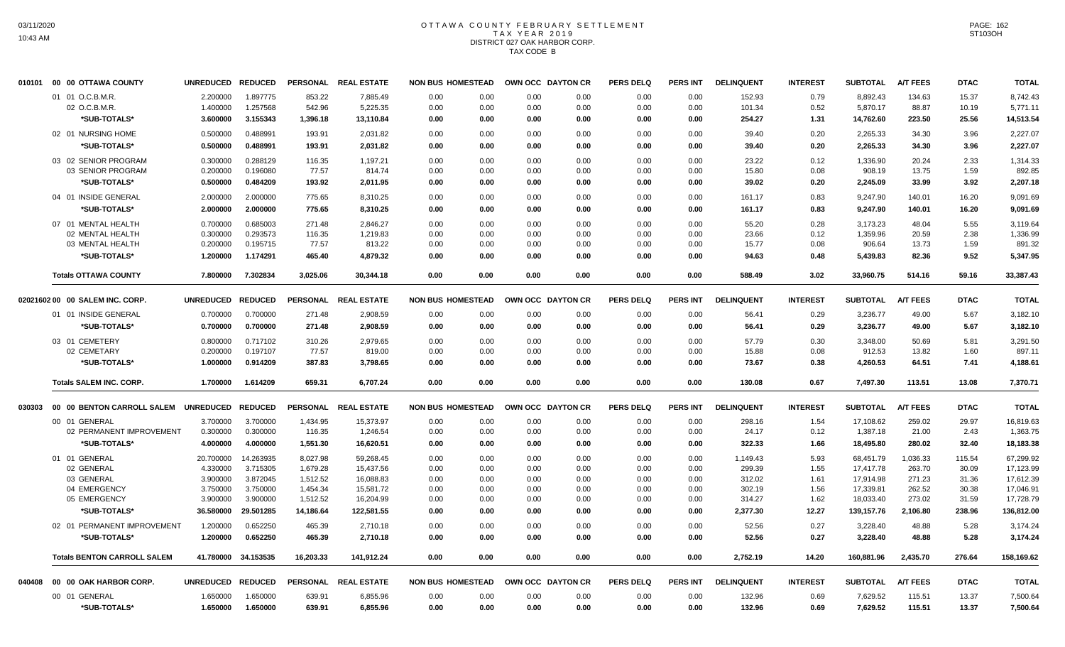# OTTAWA COUNTY FEBRUARY SETTLEMENT
## TAX YEAR 2019
## DISTRICT 027 OAK HARBOR CORP.
## TAX CODE B

| | UNREDUCED | REDUCED | PERSONAL | REAL ESTATE | NON BUS | HOMESTEAD | OWN OCC | DAYTON CR | PERS DELQ | PERS INT | DELINQUENT | INTEREST | SUBTOTAL | A/T FEES | DTAC | TOTAL |
|---|---|---|---|---|---|---|---|---|---|---|---|---|---|---|---|---|
| **010101 00 00 OTTAWA COUNTY** | | | | | | | | | | | | | | | | |
| 01 01 O.C.B.M.R. | 2.200000 | 1.897775 | 853.22 | 7,885.49 | 0.00 | 0.00 | 0.00 | 0.00 | 0.00 | 0.00 | 152.93 | 0.79 | 8,892.43 | 134.63 | 15.37 | 8,742.43 |
| 02 O.C.B.M.R. | 1.400000 | 1.257568 | 542.96 | 5,225.35 | 0.00 | 0.00 | 0.00 | 0.00 | 0.00 | 0.00 | 101.34 | 0.52 | 5,870.17 | 88.87 | 10.19 | 5,771.11 |
| *SUB-TOTALS* | 3.600000 | 3.155343 | 1,396.18 | 13,110.84 | 0.00 | 0.00 | 0.00 | 0.00 | 0.00 | 0.00 | 254.27 | 1.31 | 14,762.60 | 223.50 | 25.56 | 14,513.54 |
| 02 01 NURSING HOME | 0.500000 | 0.488991 | 193.91 | 2,031.82 | 0.00 | 0.00 | 0.00 | 0.00 | 0.00 | 0.00 | 39.40 | 0.20 | 2,265.33 | 34.30 | 3.96 | 2,227.07 |
| *SUB-TOTALS* | 0.500000 | 0.488991 | 193.91 | 2,031.82 | 0.00 | 0.00 | 0.00 | 0.00 | 0.00 | 0.00 | 39.40 | 0.20 | 2,265.33 | 34.30 | 3.96 | 2,227.07 |
| 03 02 SENIOR PROGRAM | 0.300000 | 0.288129 | 116.35 | 1,197.21 | 0.00 | 0.00 | 0.00 | 0.00 | 0.00 | 0.00 | 23.22 | 0.12 | 1,336.90 | 20.24 | 2.33 | 1,314.33 |
| 03 SENIOR PROGRAM | 0.200000 | 0.196080 | 77.57 | 814.74 | 0.00 | 0.00 | 0.00 | 0.00 | 0.00 | 0.00 | 15.80 | 0.08 | 908.19 | 13.75 | 1.59 | 892.85 |
| *SUB-TOTALS* | 0.500000 | 0.484209 | 193.92 | 2,011.95 | 0.00 | 0.00 | 0.00 | 0.00 | 0.00 | 0.00 | 39.02 | 0.20 | 2,245.09 | 33.99 | 3.92 | 2,207.18 |
| 04 01 INSIDE GENERAL | 2.000000 | 2.000000 | 775.65 | 8,310.25 | 0.00 | 0.00 | 0.00 | 0.00 | 0.00 | 0.00 | 161.17 | 0.83 | 9,247.90 | 140.01 | 16.20 | 9,091.69 |
| *SUB-TOTALS* | 2.000000 | 2.000000 | 775.65 | 8,310.25 | 0.00 | 0.00 | 0.00 | 0.00 | 0.00 | 0.00 | 161.17 | 0.83 | 9,247.90 | 140.01 | 16.20 | 9,091.69 |
| 07 01 MENTAL HEALTH | 0.700000 | 0.685003 | 271.48 | 2,846.27 | 0.00 | 0.00 | 0.00 | 0.00 | 0.00 | 0.00 | 55.20 | 0.28 | 3,173.23 | 48.04 | 5.55 | 3,119.64 |
| 02 MENTAL HEALTH | 0.300000 | 0.293573 | 116.35 | 1,219.83 | 0.00 | 0.00 | 0.00 | 0.00 | 0.00 | 0.00 | 23.66 | 0.12 | 1,359.96 | 20.59 | 2.38 | 1,336.99 |
| 03 MENTAL HEALTH | 0.200000 | 0.195715 | 77.57 | 813.22 | 0.00 | 0.00 | 0.00 | 0.00 | 0.00 | 0.00 | 15.77 | 0.08 | 906.64 | 13.73 | 1.59 | 891.32 |
| *SUB-TOTALS* | 1.200000 | 1.174291 | 465.40 | 4,879.32 | 0.00 | 0.00 | 0.00 | 0.00 | 0.00 | 0.00 | 94.63 | 0.48 | 5,439.83 | 82.36 | 9.52 | 5,347.95 |
| **Totals OTTAWA COUNTY** | 7.800000 | 7.302834 | 3,025.06 | 30,344.18 | 0.00 | 0.00 | 0.00 | 0.00 | 0.00 | 0.00 | 588.49 | 3.02 | 33,960.75 | 514.16 | 59.16 | 33,387.43 |
| **02021602 00 00 SALEM INC. CORP.** | | | | | | | | | | | | | | | | |
| 01 01 INSIDE GENERAL | 0.700000 | 0.700000 | 271.48 | 2,908.59 | 0.00 | 0.00 | 0.00 | 0.00 | 0.00 | 0.00 | 56.41 | 0.29 | 3,236.77 | 49.00 | 5.67 | 3,182.10 |
| *SUB-TOTALS* | 0.700000 | 0.700000 | 271.48 | 2,908.59 | 0.00 | 0.00 | 0.00 | 0.00 | 0.00 | 0.00 | 56.41 | 0.29 | 3,236.77 | 49.00 | 5.67 | 3,182.10 |
| 03 01 CEMETERY | 0.800000 | 0.717102 | 310.26 | 2,979.65 | 0.00 | 0.00 | 0.00 | 0.00 | 0.00 | 0.00 | 57.79 | 0.30 | 3,348.00 | 50.69 | 5.81 | 3,291.50 |
| 02 CEMETARY | 0.200000 | 0.197107 | 77.57 | 819.00 | 0.00 | 0.00 | 0.00 | 0.00 | 0.00 | 0.00 | 15.88 | 0.08 | 912.53 | 13.82 | 1.60 | 897.11 |
| *SUB-TOTALS* | 1.000000 | 0.914209 | 387.83 | 3,798.65 | 0.00 | 0.00 | 0.00 | 0.00 | 0.00 | 0.00 | 73.67 | 0.38 | 4,260.53 | 64.51 | 7.41 | 4,188.61 |
| **Totals SALEM INC. CORP.** | 1.700000 | 1.614209 | 659.31 | 6,707.24 | 0.00 | 0.00 | 0.00 | 0.00 | 0.00 | 0.00 | 130.08 | 0.67 | 7,497.30 | 113.51 | 13.08 | 7,370.71 |
| **030303 00 00 BENTON CARROLL SALEM** | | | | | | | | | | | | | | | | |
| 00 01 GENERAL | 3.700000 | 3.700000 | 1,434.95 | 15,373.97 | 0.00 | 0.00 | 0.00 | 0.00 | 0.00 | 0.00 | 298.16 | 1.54 | 17,108.62 | 259.02 | 29.97 | 16,819.63 |
| 02 PERMANENT IMPROVEMENT | 0.300000 | 0.300000 | 116.35 | 1,246.54 | 0.00 | 0.00 | 0.00 | 0.00 | 0.00 | 0.00 | 24.17 | 0.12 | 1,387.18 | 21.00 | 2.43 | 1,363.75 |
| *SUB-TOTALS* | 4.000000 | 4.000000 | 1,551.30 | 16,620.51 | 0.00 | 0.00 | 0.00 | 0.00 | 0.00 | 0.00 | 322.33 | 1.66 | 18,495.80 | 280.02 | 32.40 | 18,183.38 |
| 01 01 GENERAL | 20.700000 | 14.263935 | 8,027.98 | 59,268.45 | 0.00 | 0.00 | 0.00 | 0.00 | 0.00 | 0.00 | 1,149.43 | 5.93 | 68,451.79 | 1,036.33 | 115.54 | 67,299.92 |
| 02 GENERAL | 4.330000 | 3.715305 | 1,679.28 | 15,437.56 | 0.00 | 0.00 | 0.00 | 0.00 | 0.00 | 0.00 | 299.39 | 1.55 | 17,417.78 | 263.70 | 30.09 | 17,123.99 |
| 03 GENERAL | 3.900000 | 3.872045 | 1,512.52 | 16,088.83 | 0.00 | 0.00 | 0.00 | 0.00 | 0.00 | 0.00 | 312.02 | 1.61 | 17,914.98 | 271.23 | 31.36 | 17,612.39 |
| 04 EMERGENCY | 3.750000 | 3.750000 | 1,454.34 | 15,581.72 | 0.00 | 0.00 | 0.00 | 0.00 | 0.00 | 0.00 | 302.19 | 1.56 | 17,339.81 | 262.52 | 30.38 | 17,046.91 |
| 05 EMERGENCY | 3.900000 | 3.900000 | 1,512.52 | 16,204.99 | 0.00 | 0.00 | 0.00 | 0.00 | 0.00 | 0.00 | 314.27 | 1.62 | 18,033.40 | 273.02 | 31.59 | 17,728.79 |
| *SUB-TOTALS* | 36.580000 | 29.501285 | 14,186.64 | 122,581.55 | 0.00 | 0.00 | 0.00 | 0.00 | 0.00 | 0.00 | 2,377.30 | 12.27 | 139,157.76 | 2,106.80 | 238.96 | 136,812.00 |
| 02 01 PERMANENT IMPROVEMENT | 1.200000 | 0.652250 | 465.39 | 2,710.18 | 0.00 | 0.00 | 0.00 | 0.00 | 0.00 | 0.00 | 52.56 | 0.27 | 3,228.40 | 48.88 | 5.28 | 3,174.24 |
| *SUB-TOTALS* | 1.200000 | 0.652250 | 465.39 | 2,710.18 | 0.00 | 0.00 | 0.00 | 0.00 | 0.00 | 0.00 | 52.56 | 0.27 | 3,228.40 | 48.88 | 5.28 | 3,174.24 |
| **Totals BENTON CARROLL SALEM** | 41.780000 | 34.153535 | 16,203.33 | 141,912.24 | 0.00 | 0.00 | 0.00 | 0.00 | 0.00 | 0.00 | 2,752.19 | 14.20 | 160,881.96 | 2,435.70 | 276.64 | 158,169.62 |
| **040408 00 00 OAK HARBOR CORP.** | | | | | | | | | | | | | | | | |
| 00 01 GENERAL | 1.650000 | 1.650000 | 639.91 | 6,855.96 | 0.00 | 0.00 | 0.00 | 0.00 | 0.00 | 0.00 | 132.96 | 0.69 | 7,629.52 | 115.51 | 13.37 | 7,500.64 |
| *SUB-TOTALS* | 1.650000 | 1.650000 | 639.91 | 6,855.96 | 0.00 | 0.00 | 0.00 | 0.00 | 0.00 | 0.00 | 132.96 | 0.69 | 7,629.52 | 115.51 | 13.37 | 7,500.64 |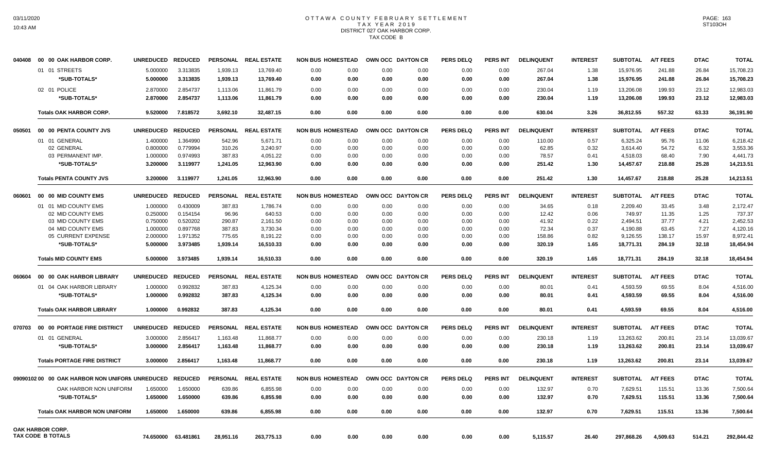# OTTAWA COUNTY FEBRUARY SETTLEMENT
## TAX YEAR 2019
## DISTRICT 027 OAK HARBOR CORP.
## TAX CODE B

| | | UNREDUCED | REDUCED | PERSONAL | REAL ESTATE | NON BUS | HOMESTEAD | OWN OCC | DAYTON CR | PERS DELQ | PERS INT | DELINQUENT | INTEREST | SUBTOTAL | A/T FEES | DTAC | TOTAL |
|---|---|---|---|---|---|---|---|---|---|---|---|---|---|---|---|---|---|
| 040408 | 00 00 OAK HARBOR CORP. | | | | | | | | | | | | | | | | |
| | 01 01 STREETS | 5.000000 | 3.313835 | 1,939.13 | 13,769.40 | 0.00 | 0.00 | 0.00 | 0.00 | 0.00 | 0.00 | 267.04 | 1.38 | 15,976.95 | 241.88 | 26.84 | 15,708.23 |
| | *SUB-TOTALS* | 5.000000 | 3.313835 | 1,939.13 | 13,769.40 | 0.00 | 0.00 | 0.00 | 0.00 | 0.00 | 0.00 | 267.04 | 1.38 | 15,976.95 | 241.88 | 26.84 | 15,708.23 |
| | 02 01 POLICE | 2.870000 | 2.854737 | 1,113.06 | 11,861.79 | 0.00 | 0.00 | 0.00 | 0.00 | 0.00 | 0.00 | 230.04 | 1.19 | 13,206.08 | 199.93 | 23.12 | 12,983.03 |
| | *SUB-TOTALS* | 2.870000 | 2.854737 | 1,113.06 | 11,861.79 | 0.00 | 0.00 | 0.00 | 0.00 | 0.00 | 0.00 | 230.04 | 1.19 | 13,206.08 | 199.93 | 23.12 | 12,983.03 |
| | **Totals OAK HARBOR CORP.** | 9.520000 | 7.818572 | 3,692.10 | 32,487.15 | 0.00 | 0.00 | 0.00 | 0.00 | 0.00 | 0.00 | 630.04 | 3.26 | 36,812.55 | 557.32 | 63.33 | 36,191.90 |
| 050501 | 00 00 PENTA COUNTY JVS | | | | | | | | | | | | | | | | |
| | 01 01 GENERAL | 1.400000 | 1.364990 | 542.96 | 5,671.71 | 0.00 | 0.00 | 0.00 | 0.00 | 0.00 | 0.00 | 110.00 | 0.57 | 6,325.24 | 95.76 | 11.06 | 6,218.42 |
| | 02 GENERAL | 0.800000 | 0.779994 | 310.26 | 3,240.97 | 0.00 | 0.00 | 0.00 | 0.00 | 0.00 | 0.00 | 62.85 | 0.32 | 3,614.40 | 54.72 | 6.32 | 3,553.36 |
| | 03 PERMANENT IMP. | 1.000000 | 0.974993 | 387.83 | 4,051.22 | 0.00 | 0.00 | 0.00 | 0.00 | 0.00 | 0.00 | 78.57 | 0.41 | 4,518.03 | 68.40 | 7.90 | 4,441.73 |
| | *SUB-TOTALS* | 3.200000 | 3.119977 | 1,241.05 | 12,963.90 | 0.00 | 0.00 | 0.00 | 0.00 | 0.00 | 0.00 | 251.42 | 1.30 | 14,457.67 | 218.88 | 25.28 | 14,213.51 |
| | **Totals PENTA COUNTY JVS** | 3.200000 | 3.119977 | 1,241.05 | 12,963.90 | 0.00 | 0.00 | 0.00 | 0.00 | 0.00 | 0.00 | 251.42 | 1.30 | 14,457.67 | 218.88 | 25.28 | 14,213.51 |
| 060601 | 00 00 MID COUNTY EMS | | | | | | | | | | | | | | | | |
| | 01 01 MID COUNTY EMS | 1.000000 | 0.430009 | 387.83 | 1,786.74 | 0.00 | 0.00 | 0.00 | 0.00 | 0.00 | 0.00 | 34.65 | 0.18 | 2,209.40 | 33.45 | 3.48 | 2,172.47 |
| | 02 MID COUNTY EMS | 0.250000 | 0.154154 | 96.96 | 640.53 | 0.00 | 0.00 | 0.00 | 0.00 | 0.00 | 0.00 | 12.42 | 0.06 | 749.97 | 11.35 | 1.25 | 737.37 |
| | 03 MID COUNTY EMS | 0.750000 | 0.520202 | 290.87 | 2,161.50 | 0.00 | 0.00 | 0.00 | 0.00 | 0.00 | 0.00 | 41.92 | 0.22 | 2,494.51 | 37.77 | 4.21 | 2,452.53 |
| | 04 MID COUNTY EMS | 1.000000 | 0.897768 | 387.83 | 3,730.34 | 0.00 | 0.00 | 0.00 | 0.00 | 0.00 | 0.00 | 72.34 | 0.37 | 4,190.88 | 63.45 | 7.27 | 4,120.16 |
| | 05 CURRENT EXPENSE | 2.000000 | 1.971352 | 775.65 | 8,191.22 | 0.00 | 0.00 | 0.00 | 0.00 | 0.00 | 0.00 | 158.86 | 0.82 | 9,126.55 | 138.17 | 15.97 | 8,972.41 |
| | *SUB-TOTALS* | 5.000000 | 3.973485 | 1,939.14 | 16,510.33 | 0.00 | 0.00 | 0.00 | 0.00 | 0.00 | 0.00 | 320.19 | 1.65 | 18,771.31 | 284.19 | 32.18 | 18,454.94 |
| | **Totals MID COUNTY EMS** | 5.000000 | 3.973485 | 1,939.14 | 16,510.33 | 0.00 | 0.00 | 0.00 | 0.00 | 0.00 | 0.00 | 320.19 | 1.65 | 18,771.31 | 284.19 | 32.18 | 18,454.94 |
| 060604 | 00 00 OAK HARBOR LIBRARY | | | | | | | | | | | | | | | | |
| | 01 04 OAK HARBOR LIBRARY | 1.000000 | 0.992832 | 387.83 | 4,125.34 | 0.00 | 0.00 | 0.00 | 0.00 | 0.00 | 0.00 | 80.01 | 0.41 | 4,593.59 | 69.55 | 8.04 | 4,516.00 |
| | *SUB-TOTALS* | 1.000000 | 0.992832 | 387.83 | 4,125.34 | 0.00 | 0.00 | 0.00 | 0.00 | 0.00 | 0.00 | 80.01 | 0.41 | 4,593.59 | 69.55 | 8.04 | 4,516.00 |
| | **Totals OAK HARBOR LIBRARY** | 1.000000 | 0.992832 | 387.83 | 4,125.34 | 0.00 | 0.00 | 0.00 | 0.00 | 0.00 | 0.00 | 80.01 | 0.41 | 4,593.59 | 69.55 | 8.04 | 4,516.00 |
| 070703 | 00 00 PORTAGE FIRE DISTRICT | | | | | | | | | | | | | | | | |
| | 01 01 GENERAL | 3.000000 | 2.856417 | 1,163.48 | 11,868.77 | 0.00 | 0.00 | 0.00 | 0.00 | 0.00 | 0.00 | 230.18 | 1.19 | 13,263.62 | 200.81 | 23.14 | 13,039.67 |
| | *SUB-TOTALS* | 3.000000 | 2.856417 | 1,163.48 | 11,868.77 | 0.00 | 0.00 | 0.00 | 0.00 | 0.00 | 0.00 | 230.18 | 1.19 | 13,263.62 | 200.81 | 23.14 | 13,039.67 |
| | **Totals PORTAGE FIRE DISTRICT** | 3.000000 | 2.856417 | 1,163.48 | 11,868.77 | 0.00 | 0.00 | 0.00 | 0.00 | 0.00 | 0.00 | 230.18 | 1.19 | 13,263.62 | 200.81 | 23.14 | 13,039.67 |
| 09090102 | 00 00 OAK HARBOR NON UNIFORM | | | | | | | | | | | | | | | | |
| | OAK HARBOR NON UNIFORM | 1.650000 | 1.650000 | 639.86 | 6,855.98 | 0.00 | 0.00 | 0.00 | 0.00 | 0.00 | 0.00 | 132.97 | 0.70 | 7,629.51 | 115.51 | 13.36 | 7,500.64 |
| | *SUB-TOTALS* | 1.650000 | 1.650000 | 639.86 | 6,855.98 | 0.00 | 0.00 | 0.00 | 0.00 | 0.00 | 0.00 | 132.97 | 0.70 | 7,629.51 | 115.51 | 13.36 | 7,500.64 |
| | **Totals OAK HARBOR NON UNIFORM** | 1.650000 | 1.650000 | 639.86 | 6,855.98 | 0.00 | 0.00 | 0.00 | 0.00 | 0.00 | 0.00 | 132.97 | 0.70 | 7,629.51 | 115.51 | 13.36 | 7,500.64 |
| | **OAK HARBOR CORP. TAX CODE B TOTALS** | 74.650000 | 63.481861 | 28,951.16 | 263,775.13 | 0.00 | 0.00 | 0.00 | 0.00 | 0.00 | 0.00 | 5,115.57 | 26.40 | 297,868.26 | 4,509.63 | 514.21 | 292,844.42 |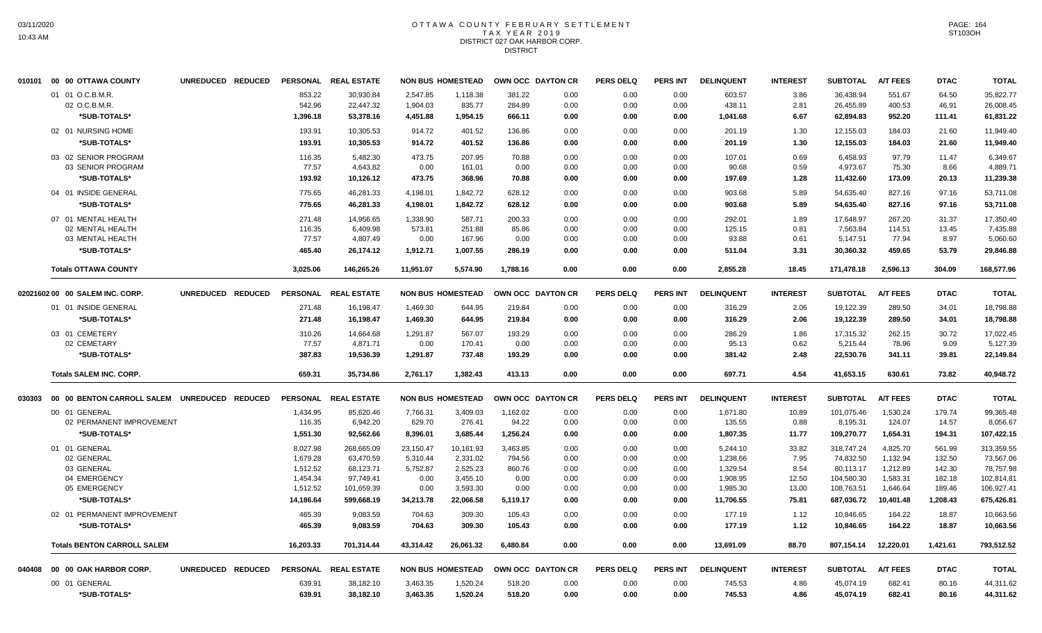# OTTAWA COUNTY FEBRUARY SETTLEMENT
## TAX YEAR 2019
## DISTRICT 027 OAK HARBOR CORP.
## DISTRICT

| | | PERSONAL | REAL ESTATE | NON BUS | HOMESTEAD | OWN OCC | DAYTON CR | PERS DELQ | PERS INT | DELINQUENT | INTEREST | SUBTOTAL | A/T FEES | DTAC | TOTAL |
|---|---|---|---|---|---|---|---|---|---|---|---|---|---|---|---|
| 010101 00 00 OTTAWA COUNTY | UNREDUCED REDUCED | | | | | | | | | | | | | | |
| 01 01 O.C.B.M.R. | | 853.22 | 30,930.84 | 2,547.85 | 1,118.38 | 381.22 | 0.00 | 0.00 | 0.00 | 603.57 | 3.86 | 36,438.94 | 551.67 | 64.50 | 35,822.77 |
| 02 O.C.B.M.R. | | 542.96 | 22,447.32 | 1,904.03 | 835.77 | 284.89 | 0.00 | 0.00 | 0.00 | 438.11 | 2.81 | 26,455.89 | 400.53 | 46.91 | 26,008.45 |
| *SUB-TOTALS* | | 1,396.18 | 53,378.16 | 4,451.88 | 1,954.15 | 666.11 | 0.00 | 0.00 | 0.00 | 1,041.68 | 6.67 | 62,894.83 | 952.20 | 111.41 | 61,831.22 |
| 02 01 NURSING HOME | | 193.91 | 10,305.53 | 914.72 | 401.52 | 136.86 | 0.00 | 0.00 | 0.00 | 201.19 | 1.30 | 12,155.03 | 184.03 | 21.60 | 11,949.40 |
| *SUB-TOTALS* | | 193.91 | 10,305.53 | 914.72 | 401.52 | 136.86 | 0.00 | 0.00 | 0.00 | 201.19 | 1.30 | 12,155.03 | 184.03 | 21.60 | 11,949.40 |
| 03 02 SENIOR PROGRAM | | 116.35 | 5,482.30 | 473.75 | 207.95 | 70.88 | 0.00 | 0.00 | 0.00 | 107.01 | 0.69 | 6,458.93 | 97.79 | 11.47 | 6,349.67 |
| 03 SENIOR PROGRAM | | 77.57 | 4,643.82 | 0.00 | 161.01 | 0.00 | 0.00 | 0.00 | 0.00 | 90.68 | 0.59 | 4,973.67 | 75.30 | 8.66 | 4,889.71 |
| *SUB-TOTALS* | | 193.92 | 10,126.12 | 473.75 | 368.96 | 70.88 | 0.00 | 0.00 | 0.00 | 197.69 | 1.28 | 11,432.60 | 173.09 | 20.13 | 11,239.38 |
| 04 01 INSIDE GENERAL | | 775.65 | 46,281.33 | 4,198.01 | 1,842.72 | 628.12 | 0.00 | 0.00 | 0.00 | 903.68 | 5.89 | 54,635.40 | 827.16 | 97.16 | 53,711.08 |
| *SUB-TOTALS* | | 775.65 | 46,281.33 | 4,198.01 | 1,842.72 | 628.12 | 0.00 | 0.00 | 0.00 | 903.68 | 5.89 | 54,635.40 | 827.16 | 97.16 | 53,711.08 |
| 07 01 MENTAL HEALTH | | 271.48 | 14,956.65 | 1,338.90 | 587.71 | 200.33 | 0.00 | 0.00 | 0.00 | 292.01 | 1.89 | 17,648.97 | 267.20 | 31.37 | 17,350.40 |
| 02 MENTAL HEALTH | | 116.35 | 6,409.98 | 573.81 | 251.88 | 85.86 | 0.00 | 0.00 | 0.00 | 125.15 | 0.81 | 7,563.84 | 114.51 | 13.45 | 7,435.88 |
| 03 MENTAL HEALTH | | 77.57 | 4,807.49 | 0.00 | 167.96 | 0.00 | 0.00 | 0.00 | 0.00 | 93.88 | 0.61 | 5,147.51 | 77.94 | 8.97 | 5,060.60 |
| *SUB-TOTALS* | | 465.40 | 26,174.12 | 1,912.71 | 1,007.55 | 286.19 | 0.00 | 0.00 | 0.00 | 511.04 | 3.31 | 30,360.32 | 459.65 | 53.79 | 29,846.88 |
| **Totals OTTAWA COUNTY** | | 3,025.06 | 146,265.26 | 11,951.07 | 5,574.90 | 1,788.16 | 0.00 | 0.00 | 0.00 | 2,855.28 | 18.45 | 171,478.18 | 2,596.13 | 304.09 | 168,577.96 |

| | | PERSONAL | REAL ESTATE | NON BUS | HOMESTEAD | OWN OCC | DAYTON CR | PERS DELQ | PERS INT | DELINQUENT | INTEREST | SUBTOTAL | A/T FEES | DTAC | TOTAL |
|---|---|---|---|---|---|---|---|---|---|---|---|---|---|---|---|
| 02021602 00 00 SALEM INC. CORP. | UNREDUCED REDUCED | | | | | | | | | | | | | | |
| 01 01 INSIDE GENERAL | | 271.48 | 16,198.47 | 1,469.30 | 644.95 | 219.84 | 0.00 | 0.00 | 0.00 | 316.29 | 2.06 | 19,122.39 | 289.50 | 34.01 | 18,798.88 |
| *SUB-TOTALS* | | 271.48 | 16,198.47 | 1,469.30 | 644.95 | 219.84 | 0.00 | 0.00 | 0.00 | 316.29 | 2.06 | 19,122.39 | 289.50 | 34.01 | 18,798.88 |
| 03 01 CEMETERY | | 310.26 | 14,664.68 | 1,291.87 | 567.07 | 193.29 | 0.00 | 0.00 | 0.00 | 286.29 | 1.86 | 17,315.32 | 262.15 | 30.72 | 17,022.45 |
| 02 CEMETARY | | 77.57 | 4,871.71 | 0.00 | 170.41 | 0.00 | 0.00 | 0.00 | 0.00 | 95.13 | 0.62 | 5,215.44 | 78.96 | 9.09 | 5,127.39 |
| *SUB-TOTALS* | | 387.83 | 19,536.39 | 1,291.87 | 737.48 | 193.29 | 0.00 | 0.00 | 0.00 | 381.42 | 2.48 | 22,530.76 | 341.11 | 39.81 | 22,149.84 |
| **Totals SALEM INC. CORP.** | | 659.31 | 35,734.86 | 2,761.17 | 1,382.43 | 413.13 | 0.00 | 0.00 | 0.00 | 697.71 | 4.54 | 41,653.15 | 630.61 | 73.82 | 40,948.72 |

| | | PERSONAL | REAL ESTATE | NON BUS | HOMESTEAD | OWN OCC | DAYTON CR | PERS DELQ | PERS INT | DELINQUENT | INTEREST | SUBTOTAL | A/T FEES | DTAC | TOTAL |
|---|---|---|---|---|---|---|---|---|---|---|---|---|---|---|---|
| 030303 00 00 BENTON CARROLL SALEM | UNREDUCED REDUCED | | | | | | | | | | | | | | |
| 00 01 GENERAL | | 1,434.95 | 85,620.46 | 7,766.31 | 3,409.03 | 1,162.02 | 0.00 | 0.00 | 0.00 | 1,671.80 | 10.89 | 101,075.46 | 1,530.24 | 179.74 | 99,365.48 |
| 02 PERMANENT IMPROVEMENT | | 116.35 | 6,942.20 | 629.70 | 276.41 | 94.22 | 0.00 | 0.00 | 0.00 | 135.55 | 0.88 | 8,195.31 | 124.07 | 14.57 | 8,056.67 |
| *SUB-TOTALS* | | 1,551.30 | 92,562.66 | 8,396.01 | 3,685.44 | 1,256.24 | 0.00 | 0.00 | 0.00 | 1,807.35 | 11.77 | 109,270.77 | 1,654.31 | 194.31 | 107,422.15 |
| 01 01 GENERAL | | 8,027.98 | 268,665.09 | 23,150.47 | 10,161.93 | 3,463.85 | 0.00 | 0.00 | 0.00 | 5,244.10 | 33.82 | 318,747.24 | 4,825.70 | 561.99 | 313,359.55 |
| 02 GENERAL | | 1,679.28 | 63,470.59 | 5,310.44 | 2,331.02 | 794.56 | 0.00 | 0.00 | 0.00 | 1,238.66 | 7.95 | 74,832.50 | 1,132.94 | 132.50 | 73,567.06 |
| 03 GENERAL | | 1,512.52 | 68,123.71 | 5,752.87 | 2,525.23 | 860.76 | 0.00 | 0.00 | 0.00 | 1,329.54 | 8.54 | 80,113.17 | 1,212.89 | 142.30 | 78,757.98 |
| 04 EMERGENCY | | 1,454.34 | 97,749.41 | 0.00 | 3,455.10 | 0.00 | 0.00 | 0.00 | 0.00 | 1,908.95 | 12.50 | 104,580.30 | 1,583.31 | 182.18 | 102,814.81 |
| 05 EMERGENCY | | 1,512.52 | 101,659.39 | 0.00 | 3,593.30 | 0.00 | 0.00 | 0.00 | 0.00 | 1,985.30 | 13.00 | 108,763.51 | 1,646.64 | 189.46 | 106,927.41 |
| *SUB-TOTALS* | | 14,186.64 | 599,668.19 | 34,213.78 | 22,066.58 | 5,119.17 | 0.00 | 0.00 | 0.00 | 11,706.55 | 75.81 | 687,036.72 | 10,401.48 | 1,208.43 | 675,426.81 |
| 02 01 PERMANENT IMPROVEMENT | | 465.39 | 9,083.59 | 704.63 | 309.30 | 105.43 | 0.00 | 0.00 | 0.00 | 177.19 | 1.12 | 10,846.65 | 164.22 | 18.87 | 10,663.56 |
| *SUB-TOTALS* | | 465.39 | 9,083.59 | 704.63 | 309.30 | 105.43 | 0.00 | 0.00 | 0.00 | 177.19 | 1.12 | 10,846.65 | 164.22 | 18.87 | 10,663.56 |
| **Totals BENTON CARROLL SALEM** | | 16,203.33 | 701,314.44 | 43,314.42 | 26,061.32 | 6,480.84 | 0.00 | 0.00 | 0.00 | 13,691.09 | 88.70 | 807,154.14 | 12,220.01 | 1,421.61 | 793,512.52 |

| | | PERSONAL | REAL ESTATE | NON BUS | HOMESTEAD | OWN OCC | DAYTON CR | PERS DELQ | PERS INT | DELINQUENT | INTEREST | SUBTOTAL | A/T FEES | DTAC | TOTAL |
|---|---|---|---|---|---|---|---|---|---|---|---|---|---|---|---|
| 040408 00 00 OAK HARBOR CORP. | UNREDUCED REDUCED | | | | | | | | | | | | | | |
| 00 01 GENERAL | | 639.91 | 38,182.10 | 3,463.35 | 1,520.24 | 518.20 | 0.00 | 0.00 | 0.00 | 745.53 | 4.86 | 45,074.19 | 682.41 | 80.16 | 44,311.62 |
| *SUB-TOTALS* | | 639.91 | 38,182.10 | 3,463.35 | 1,520.24 | 518.20 | 0.00 | 0.00 | 0.00 | 745.53 | 4.86 | 45,074.19 | 682.41 | 80.16 | 44,311.62 |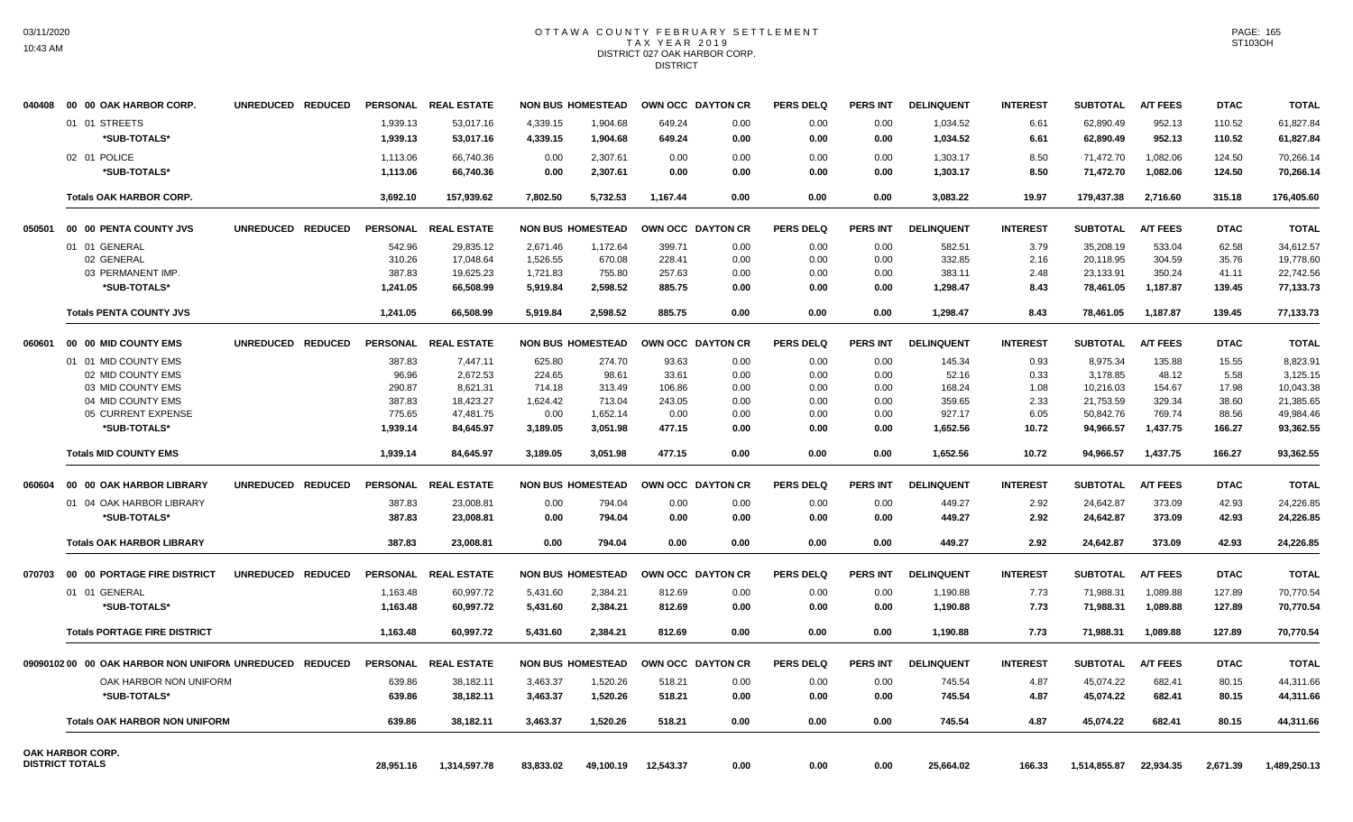# OTTAWA COUNTY FEBRUARY SETTLEMENT
## TAX YEAR 2019
## DISTRICT 027 OAK HARBOR CORP.
## DISTRICT

| | | UNREDUCED | REDUCED | PERSONAL | REAL ESTATE | NON BUS | HOMESTEAD | OWN OCC | DAYTON CR | PERS DELQ | PERS INT | DELINQUENT | INTEREST | SUBTOTAL | A/T FEES | DTAC | TOTAL |
|---|---|---|---|---|---|---|---|---|---|---|---|---|---|---|---|---|---|
| 040408 | 00 00 OAK HARBOR CORP. | UNREDUCED | REDUCED | PERSONAL | REAL ESTATE | NON BUS | HOMESTEAD | OWN OCC | DAYTON CR | PERS DELQ | PERS INT | DELINQUENT | INTEREST | SUBTOTAL | A/T FEES | DTAC | TOTAL |
| | 01 01 STREETS | | | 1,939.13 | 53,017.16 | 4,339.15 | 1,904.68 | 649.24 | 0.00 | 0.00 | 0.00 | 1,034.52 | 6.61 | 62,890.49 | 952.13 | 110.52 | 61,827.84 |
| | *SUB-TOTALS* | | | 1,939.13 | 53,017.16 | 4,339.15 | 1,904.68 | 649.24 | 0.00 | 0.00 | 0.00 | 1,034.52 | 6.61 | 62,890.49 | 952.13 | 110.52 | 61,827.84 |
| | 02 01 POLICE | | | 1,113.06 | 66,740.36 | 0.00 | 2,307.61 | 0.00 | 0.00 | 0.00 | 0.00 | 1,303.17 | 8.50 | 71,472.70 | 1,082.06 | 124.50 | 70,266.14 |
| | *SUB-TOTALS* | | | 1,113.06 | 66,740.36 | 0.00 | 2,307.61 | 0.00 | 0.00 | 0.00 | 0.00 | 1,303.17 | 8.50 | 71,472.70 | 1,082.06 | 124.50 | 70,266.14 |
| | **Totals OAK HARBOR CORP.** | | | 3,692.10 | 157,939.62 | 7,802.50 | 5,732.53 | 1,167.44 | 0.00 | 0.00 | 0.00 | 3,083.22 | 19.97 | 179,437.38 | 2,716.60 | 315.18 | 176,405.60 |
| 050501 | 00 00 PENTA COUNTY JVS | UNREDUCED | REDUCED | PERSONAL | REAL ESTATE | NON BUS | HOMESTEAD | OWN OCC | DAYTON CR | PERS DELQ | PERS INT | DELINQUENT | INTEREST | SUBTOTAL | A/T FEES | DTAC | TOTAL |
| | 01 01 GENERAL | | | 542.96 | 29,835.12 | 2,671.46 | 1,172.64 | 399.71 | 0.00 | 0.00 | 0.00 | 582.51 | 3.79 | 35,208.19 | 533.04 | 62.58 | 34,612.57 |
| | 02 GENERAL | | | 310.26 | 17,048.64 | 1,526.55 | 670.08 | 228.41 | 0.00 | 0.00 | 0.00 | 332.85 | 2.16 | 20,118.95 | 304.59 | 35.76 | 19,778.60 |
| | 03 PERMANENT IMP. | | | 387.83 | 19,625.23 | 1,721.83 | 755.80 | 257.63 | 0.00 | 0.00 | 0.00 | 383.11 | 2.48 | 23,133.91 | 350.24 | 41.11 | 22,742.56 |
| | *SUB-TOTALS* | | | 1,241.05 | 66,508.99 | 5,919.84 | 2,598.52 | 885.75 | 0.00 | 0.00 | 0.00 | 1,298.47 | 8.43 | 78,461.05 | 1,187.87 | 139.45 | 77,133.73 |
| | **Totals PENTA COUNTY JVS** | | | 1,241.05 | 66,508.99 | 5,919.84 | 2,598.52 | 885.75 | 0.00 | 0.00 | 0.00 | 1,298.47 | 8.43 | 78,461.05 | 1,187.87 | 139.45 | 77,133.73 |
| 060601 | 00 00 MID COUNTY EMS | UNREDUCED | REDUCED | PERSONAL | REAL ESTATE | NON BUS | HOMESTEAD | OWN OCC | DAYTON CR | PERS DELQ | PERS INT | DELINQUENT | INTEREST | SUBTOTAL | A/T FEES | DTAC | TOTAL |
| | 01 01 MID COUNTY EMS | | | 387.83 | 7,447.11 | 625.80 | 274.70 | 93.63 | 0.00 | 0.00 | 0.00 | 145.34 | 0.93 | 8,975.34 | 135.88 | 15.55 | 8,823.91 |
| | 02 MID COUNTY EMS | | | 96.96 | 2,672.53 | 224.65 | 98.61 | 33.61 | 0.00 | 0.00 | 0.00 | 52.16 | 0.33 | 3,178.85 | 48.12 | 5.58 | 3,125.15 |
| | 03 MID COUNTY EMS | | | 290.87 | 8,621.31 | 714.18 | 313.49 | 106.86 | 0.00 | 0.00 | 0.00 | 168.24 | 1.08 | 10,216.03 | 154.67 | 17.98 | 10,043.38 |
| | 04 MID COUNTY EMS | | | 387.83 | 18,423.27 | 1,624.42 | 713.04 | 243.05 | 0.00 | 0.00 | 0.00 | 359.65 | 2.33 | 21,753.59 | 329.34 | 38.60 | 21,385.65 |
| | 05 CURRENT EXPENSE | | | 775.65 | 47,481.75 | 0.00 | 1,652.14 | 0.00 | 0.00 | 0.00 | 0.00 | 927.17 | 6.05 | 50,842.76 | 769.74 | 88.56 | 49,984.46 |
| | *SUB-TOTALS* | | | 1,939.14 | 84,645.97 | 3,189.05 | 3,051.98 | 477.15 | 0.00 | 0.00 | 0.00 | 1,652.56 | 10.72 | 94,966.57 | 1,437.75 | 166.27 | 93,362.55 |
| | **Totals MID COUNTY EMS** | | | 1,939.14 | 84,645.97 | 3,189.05 | 3,051.98 | 477.15 | 0.00 | 0.00 | 0.00 | 1,652.56 | 10.72 | 94,966.57 | 1,437.75 | 166.27 | 93,362.55 |
| 060604 | 00 00 OAK HARBOR LIBRARY | UNREDUCED | REDUCED | PERSONAL | REAL ESTATE | NON BUS | HOMESTEAD | OWN OCC | DAYTON CR | PERS DELQ | PERS INT | DELINQUENT | INTEREST | SUBTOTAL | A/T FEES | DTAC | TOTAL |
| | 01 04 OAK HARBOR LIBRARY | | | 387.83 | 23,008.81 | 0.00 | 794.04 | 0.00 | 0.00 | 0.00 | 0.00 | 449.27 | 2.92 | 24,642.87 | 373.09 | 42.93 | 24,226.85 |
| | *SUB-TOTALS* | | | 387.83 | 23,008.81 | 0.00 | 794.04 | 0.00 | 0.00 | 0.00 | 0.00 | 449.27 | 2.92 | 24,642.87 | 373.09 | 42.93 | 24,226.85 |
| | **Totals OAK HARBOR LIBRARY** | | | 387.83 | 23,008.81 | 0.00 | 794.04 | 0.00 | 0.00 | 0.00 | 0.00 | 449.27 | 2.92 | 24,642.87 | 373.09 | 42.93 | 24,226.85 |
| 070703 | 00 00 PORTAGE FIRE DISTRICT | UNREDUCED | REDUCED | PERSONAL | REAL ESTATE | NON BUS | HOMESTEAD | OWN OCC | DAYTON CR | PERS DELQ | PERS INT | DELINQUENT | INTEREST | SUBTOTAL | A/T FEES | DTAC | TOTAL |
| | 01 01 GENERAL | | | 1,163.48 | 60,997.72 | 5,431.60 | 2,384.21 | 812.69 | 0.00 | 0.00 | 0.00 | 1,190.88 | 7.73 | 71,988.31 | 1,089.88 | 127.89 | 70,770.54 |
| | *SUB-TOTALS* | | | 1,163.48 | 60,997.72 | 5,431.60 | 2,384.21 | 812.69 | 0.00 | 0.00 | 0.00 | 1,190.88 | 7.73 | 71,988.31 | 1,089.88 | 127.89 | 70,770.54 |
| | **Totals PORTAGE FIRE DISTRICT** | | | 1,163.48 | 60,997.72 | 5,431.60 | 2,384.21 | 812.69 | 0.00 | 0.00 | 0.00 | 1,190.88 | 7.73 | 71,988.31 | 1,089.88 | 127.89 | 70,770.54 |
| 09090102 | 00 00 OAK HARBOR NON UNIFORM | UNREDUCED | REDUCED | PERSONAL | REAL ESTATE | NON BUS | HOMESTEAD | OWN OCC | DAYTON CR | PERS DELQ | PERS INT | DELINQUENT | INTEREST | SUBTOTAL | A/T FEES | DTAC | TOTAL |
| | OAK HARBOR NON UNIFORM | | | 639.86 | 38,182.11 | 3,463.37 | 1,520.26 | 518.21 | 0.00 | 0.00 | 0.00 | 745.54 | 4.87 | 45,074.22 | 682.41 | 80.15 | 44,311.66 |
| | *SUB-TOTALS* | | | 639.86 | 38,182.11 | 3,463.37 | 1,520.26 | 518.21 | 0.00 | 0.00 | 0.00 | 745.54 | 4.87 | 45,074.22 | 682.41 | 80.15 | 44,311.66 |
| | **Totals OAK HARBOR NON UNIFORM** | | | 639.86 | 38,182.11 | 3,463.37 | 1,520.26 | 518.21 | 0.00 | 0.00 | 0.00 | 745.54 | 4.87 | 45,074.22 | 682.41 | 80.15 | 44,311.66 |
| **OAK HARBOR CORP. DISTRICT TOTALS** | | | | 28,951.16 | 1,314,597.78 | 83,833.02 | 49,100.19 | 12,543.37 | 0.00 | 0.00 | 0.00 | 25,664.02 | 166.33 | 1,514,855.87 | 22,934.35 | 2,671.39 | 1,489,250.13 |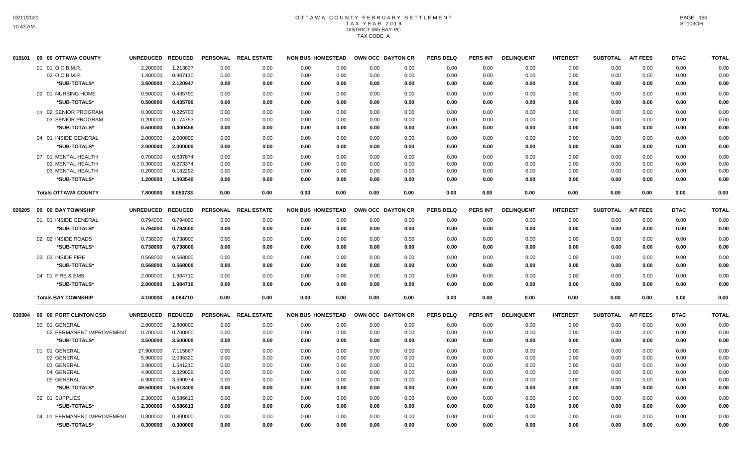# OTTAWA COUNTY FEBRUARY SETTLEMENT
## TAX YEAR 2019
### DISTRICT 065 BAY-PC
### TAX CODE A

| | | UNREDUCED | REDUCED | PERSONAL | REAL ESTATE | NON BUS | HOMESTEAD | OWN OCC | DAYTON CR | PERS DELQ | PERS INT | DELINQUENT | INTEREST | SUBTOTAL | A/T FEES | DTAC | TOTAL |
|---|---|---|---|---|---|---|---|---|---|---|---|---|---|---|---|---|---|
| 010101 | 00 00 OTTAWA COUNTY | | | | | | | | | | | | | | | | |
| | 01 01 O.C.B.M.R. | 2.200000 | 1.213837 | 0.00 | 0.00 | 0.00 | 0.00 | 0.00 | 0.00 | 0.00 | 0.00 | 0.00 | 0.00 | 0.00 | 0.00 | 0.00 | 0.00 |
| | 02 O.C.B.M.R. | 1.400000 | 0.907110 | 0.00 | 0.00 | 0.00 | 0.00 | 0.00 | 0.00 | 0.00 | 0.00 | 0.00 | 0.00 | 0.00 | 0.00 | 0.00 | 0.00 |
| | *SUB-TOTALS* | 3.600000 | 2.120947 | 0.00 | 0.00 | 0.00 | 0.00 | 0.00 | 0.00 | 0.00 | 0.00 | 0.00 | 0.00 | 0.00 | 0.00 | 0.00 | 0.00 |
| | 02 01 NURSING HOME | 0.500000 | 0.435790 | 0.00 | 0.00 | 0.00 | 0.00 | 0.00 | 0.00 | 0.00 | 0.00 | 0.00 | 0.00 | 0.00 | 0.00 | 0.00 | 0.00 |
| | *SUB-TOTALS* | 0.500000 | 0.435790 | 0.00 | 0.00 | 0.00 | 0.00 | 0.00 | 0.00 | 0.00 | 0.00 | 0.00 | 0.00 | 0.00 | 0.00 | 0.00 | 0.00 |
| | 03 02 SENIOR PROGRAM | 0.300000 | 0.225703 | 0.00 | 0.00 | 0.00 | 0.00 | 0.00 | 0.00 | 0.00 | 0.00 | 0.00 | 0.00 | 0.00 | 0.00 | 0.00 | 0.00 |
| | 03 SENIOR PROGRAM | 0.200000 | 0.174753 | 0.00 | 0.00 | 0.00 | 0.00 | 0.00 | 0.00 | 0.00 | 0.00 | 0.00 | 0.00 | 0.00 | 0.00 | 0.00 | 0.00 |
| | *SUB-TOTALS* | 0.500000 | 0.400456 | 0.00 | 0.00 | 0.00 | 0.00 | 0.00 | 0.00 | 0.00 | 0.00 | 0.00 | 0.00 | 0.00 | 0.00 | 0.00 | 0.00 |
| | 04 01 INSIDE GENERAL | 2.000000 | 2.000000 | 0.00 | 0.00 | 0.00 | 0.00 | 0.00 | 0.00 | 0.00 | 0.00 | 0.00 | 0.00 | 0.00 | 0.00 | 0.00 | 0.00 |
| | *SUB-TOTALS* | 2.000000 | 2.000000 | 0.00 | 0.00 | 0.00 | 0.00 | 0.00 | 0.00 | 0.00 | 0.00 | 0.00 | 0.00 | 0.00 | 0.00 | 0.00 | 0.00 |
| | 07 01 MENTAL HEALTH | 0.700000 | 0.637874 | 0.00 | 0.00 | 0.00 | 0.00 | 0.00 | 0.00 | 0.00 | 0.00 | 0.00 | 0.00 | 0.00 | 0.00 | 0.00 | 0.00 |
| | 02 MENTAL HEALTH | 0.300000 | 0.273374 | 0.00 | 0.00 | 0.00 | 0.00 | 0.00 | 0.00 | 0.00 | 0.00 | 0.00 | 0.00 | 0.00 | 0.00 | 0.00 | 0.00 |
| | 03 MENTAL HEALTH | 0.200000 | 0.182292 | 0.00 | 0.00 | 0.00 | 0.00 | 0.00 | 0.00 | 0.00 | 0.00 | 0.00 | 0.00 | 0.00 | 0.00 | 0.00 | 0.00 |
| | *SUB-TOTALS* | 1.200000 | 1.093540 | 0.00 | 0.00 | 0.00 | 0.00 | 0.00 | 0.00 | 0.00 | 0.00 | 0.00 | 0.00 | 0.00 | 0.00 | 0.00 | 0.00 |
| | **Totals OTTAWA COUNTY** | 7.800000 | 6.050733 | 0.00 | 0.00 | 0.00 | 0.00 | 0.00 | 0.00 | 0.00 | 0.00 | 0.00 | 0.00 | 0.00 | 0.00 | 0.00 | 0.00 |

| | | UNREDUCED | REDUCED | PERSONAL | REAL ESTATE | NON BUS | HOMESTEAD | OWN OCC | DAYTON CR | PERS DELQ | PERS INT | DELINQUENT | INTEREST | SUBTOTAL | A/T FEES | DTAC | TOTAL |
|---|---|---|---|---|---|---|---|---|---|---|---|---|---|---|---|---|---|
| 020205 | 00 00 BAY TOWNSHIP | | | | | | | | | | | | | | | | |
| | 01 01 INSIDE GENERAL | 0.794000 | 0.794000 | 0.00 | 0.00 | 0.00 | 0.00 | 0.00 | 0.00 | 0.00 | 0.00 | 0.00 | 0.00 | 0.00 | 0.00 | 0.00 | 0.00 |
| | *SUB-TOTALS* | 0.794000 | 0.794000 | 0.00 | 0.00 | 0.00 | 0.00 | 0.00 | 0.00 | 0.00 | 0.00 | 0.00 | 0.00 | 0.00 | 0.00 | 0.00 | 0.00 |
| | 02 02 INSIDE ROADS | 0.738000 | 0.738000 | 0.00 | 0.00 | 0.00 | 0.00 | 0.00 | 0.00 | 0.00 | 0.00 | 0.00 | 0.00 | 0.00 | 0.00 | 0.00 | 0.00 |
| | *SUB-TOTALS* | 0.738000 | 0.738000 | 0.00 | 0.00 | 0.00 | 0.00 | 0.00 | 0.00 | 0.00 | 0.00 | 0.00 | 0.00 | 0.00 | 0.00 | 0.00 | 0.00 |
| | 03 03 INSIDE FIRE | 0.568000 | 0.568000 | 0.00 | 0.00 | 0.00 | 0.00 | 0.00 | 0.00 | 0.00 | 0.00 | 0.00 | 0.00 | 0.00 | 0.00 | 0.00 | 0.00 |
| | *SUB-TOTALS* | 0.568000 | 0.568000 | 0.00 | 0.00 | 0.00 | 0.00 | 0.00 | 0.00 | 0.00 | 0.00 | 0.00 | 0.00 | 0.00 | 0.00 | 0.00 | 0.00 |
| | 04 01 FIRE & EMS | 2.000000 | 1.984710 | 0.00 | 0.00 | 0.00 | 0.00 | 0.00 | 0.00 | 0.00 | 0.00 | 0.00 | 0.00 | 0.00 | 0.00 | 0.00 | 0.00 |
| | *SUB-TOTALS* | 2.000000 | 1.984710 | 0.00 | 0.00 | 0.00 | 0.00 | 0.00 | 0.00 | 0.00 | 0.00 | 0.00 | 0.00 | 0.00 | 0.00 | 0.00 | 0.00 |
| | **Totals BAY TOWNSHIP** | 4.100000 | 4.084710 | 0.00 | 0.00 | 0.00 | 0.00 | 0.00 | 0.00 | 0.00 | 0.00 | 0.00 | 0.00 | 0.00 | 0.00 | 0.00 | 0.00 |

| | | UNREDUCED | REDUCED | PERSONAL | REAL ESTATE | NON BUS | HOMESTEAD | OWN OCC | DAYTON CR | PERS DELQ | PERS INT | DELINQUENT | INTEREST | SUBTOTAL | A/T FEES | DTAC | TOTAL |
|---|---|---|---|---|---|---|---|---|---|---|---|---|---|---|---|---|---|
| 030304 | 00 00 PORT CLINTON CSD | | | | | | | | | | | | | | | | |
| | 00 01 GENERAL | 2.800000 | 2.800000 | 0.00 | 0.00 | 0.00 | 0.00 | 0.00 | 0.00 | 0.00 | 0.00 | 0.00 | 0.00 | 0.00 | 0.00 | 0.00 | 0.00 |
| | 02 PERMANENT IMPROVEMENT | 0.700000 | 0.700000 | 0.00 | 0.00 | 0.00 | 0.00 | 0.00 | 0.00 | 0.00 | 0.00 | 0.00 | 0.00 | 0.00 | 0.00 | 0.00 | 0.00 |
| | *SUB-TOTALS* | 3.500000 | 3.500000 | 0.00 | 0.00 | 0.00 | 0.00 | 0.00 | 0.00 | 0.00 | 0.00 | 0.00 | 0.00 | 0.00 | 0.00 | 0.00 | 0.00 |
| | 01 01 GENERAL | 27.900000 | 7.115867 | 0.00 | 0.00 | 0.00 | 0.00 | 0.00 | 0.00 | 0.00 | 0.00 | 0.00 | 0.00 | 0.00 | 0.00 | 0.00 | 0.00 |
| | 02 GENERAL | 5.900000 | 2.036320 | 0.00 | 0.00 | 0.00 | 0.00 | 0.00 | 0.00 | 0.00 | 0.00 | 0.00 | 0.00 | 0.00 | 0.00 | 0.00 | 0.00 |
| | 03 GENERAL | 3.900000 | 1.541210 | 0.00 | 0.00 | 0.00 | 0.00 | 0.00 | 0.00 | 0.00 | 0.00 | 0.00 | 0.00 | 0.00 | 0.00 | 0.00 | 0.00 |
| | 04 GENERAL | 4.900000 | 2.329029 | 0.00 | 0.00 | 0.00 | 0.00 | 0.00 | 0.00 | 0.00 | 0.00 | 0.00 | 0.00 | 0.00 | 0.00 | 0.00 | 0.00 |
| | 05 GENERAL | 6.900000 | 3.590974 | 0.00 | 0.00 | 0.00 | 0.00 | 0.00 | 0.00 | 0.00 | 0.00 | 0.00 | 0.00 | 0.00 | 0.00 | 0.00 | 0.00 |
| | *SUB-TOTALS* | 49.500000 | 16.613400 | 0.00 | 0.00 | 0.00 | 0.00 | 0.00 | 0.00 | 0.00 | 0.00 | 0.00 | 0.00 | 0.00 | 0.00 | 0.00 | 0.00 |
| | 02 01 SUPPLIES | 2.300000 | 0.586613 | 0.00 | 0.00 | 0.00 | 0.00 | 0.00 | 0.00 | 0.00 | 0.00 | 0.00 | 0.00 | 0.00 | 0.00 | 0.00 | 0.00 |
| | *SUB-TOTALS* | 2.300000 | 0.586613 | 0.00 | 0.00 | 0.00 | 0.00 | 0.00 | 0.00 | 0.00 | 0.00 | 0.00 | 0.00 | 0.00 | 0.00 | 0.00 | 0.00 |
| | 04 01 PERMANENT IMPROVEMENT | 0.300000 | 0.300000 | 0.00 | 0.00 | 0.00 | 0.00 | 0.00 | 0.00 | 0.00 | 0.00 | 0.00 | 0.00 | 0.00 | 0.00 | 0.00 | 0.00 |
| | *SUB-TOTALS* | 0.300000 | 0.300000 | 0.00 | 0.00 | 0.00 | 0.00 | 0.00 | 0.00 | 0.00 | 0.00 | 0.00 | 0.00 | 0.00 | 0.00 | 0.00 | 0.00 |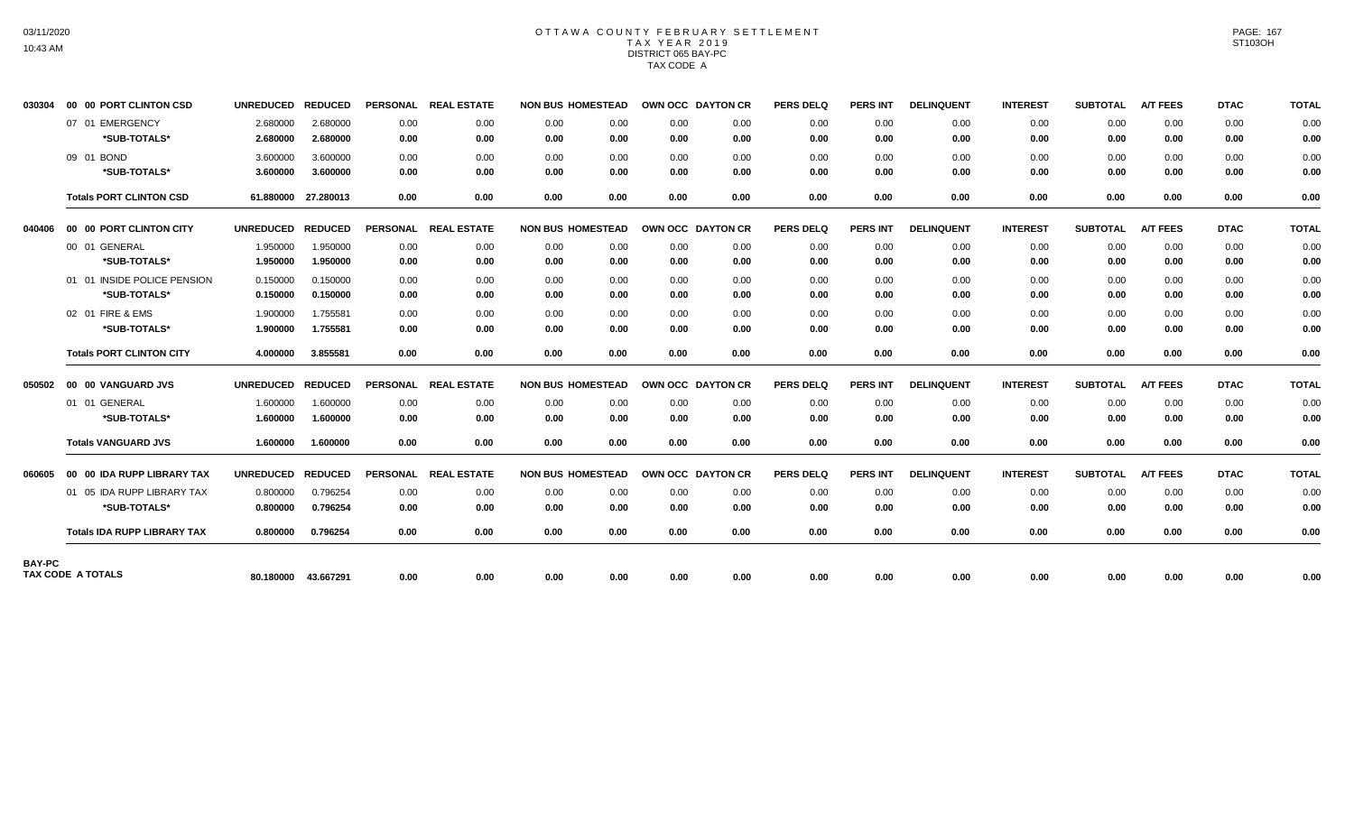# OTTAWA COUNTY FEBRUARY SETTLEMENT
## TAX YEAR 2019
## DISTRICT 065 BAY-PC
## TAX CODE A

| | | UNREDUCED | REDUCED | PERSONAL | REAL ESTATE | NON BUS | HOMESTEAD | OWN OCC | DAYTON CR | PERS DELQ | PERS INT | DELINQUENT | INTEREST | SUBTOTAL | A/T FEES | DTAC | TOTAL |
|---|---|---|---|---|---|---|---|---|---|---|---|---|---|---|---|---|---|
| 030304 | 00 00 PORT CLINTON CSD | | | | | | | | | | | | | | | | |
| | 07 01 EMERGENCY | 2.680000 | 2.680000 | 0.00 | 0.00 | 0.00 | 0.00 | 0.00 | 0.00 | 0.00 | 0.00 | 0.00 | 0.00 | 0.00 | 0.00 | 0.00 | 0.00 |
| | ***SUB-TOTALS*** | **2.680000** | **2.680000** | **0.00** | **0.00** | **0.00** | **0.00** | **0.00** | **0.00** | **0.00** | **0.00** | **0.00** | **0.00** | **0.00** | **0.00** | **0.00** | **0.00** |
| | 09 01 BOND | 3.600000 | 3.600000 | 0.00 | 0.00 | 0.00 | 0.00 | 0.00 | 0.00 | 0.00 | 0.00 | 0.00 | 0.00 | 0.00 | 0.00 | 0.00 | 0.00 |
| | ***SUB-TOTALS*** | **3.600000** | **3.600000** | **0.00** | **0.00** | **0.00** | **0.00** | **0.00** | **0.00** | **0.00** | **0.00** | **0.00** | **0.00** | **0.00** | **0.00** | **0.00** | **0.00** |
| | **Totals PORT CLINTON CSD** | **61.880000** | **27.280013** | **0.00** | **0.00** | **0.00** | **0.00** | **0.00** | **0.00** | **0.00** | **0.00** | **0.00** | **0.00** | **0.00** | **0.00** | **0.00** | **0.00** |
| 040406 | 00 00 PORT CLINTON CITY | UNREDUCED | REDUCED | PERSONAL | REAL ESTATE | NON BUS | HOMESTEAD | OWN OCC | DAYTON CR | PERS DELQ | PERS INT | DELINQUENT | INTEREST | SUBTOTAL | A/T FEES | DTAC | TOTAL |
| | 00 01 GENERAL | 1.950000 | 1.950000 | 0.00 | 0.00 | 0.00 | 0.00 | 0.00 | 0.00 | 0.00 | 0.00 | 0.00 | 0.00 | 0.00 | 0.00 | 0.00 | 0.00 |
| | ***SUB-TOTALS*** | **1.950000** | **1.950000** | **0.00** | **0.00** | **0.00** | **0.00** | **0.00** | **0.00** | **0.00** | **0.00** | **0.00** | **0.00** | **0.00** | **0.00** | **0.00** | **0.00** |
| | 01 01 INSIDE POLICE PENSION | 0.150000 | 0.150000 | 0.00 | 0.00 | 0.00 | 0.00 | 0.00 | 0.00 | 0.00 | 0.00 | 0.00 | 0.00 | 0.00 | 0.00 | 0.00 | 0.00 |
| | ***SUB-TOTALS*** | **0.150000** | **0.150000** | **0.00** | **0.00** | **0.00** | **0.00** | **0.00** | **0.00** | **0.00** | **0.00** | **0.00** | **0.00** | **0.00** | **0.00** | **0.00** | **0.00** |
| | 02 01 FIRE & EMS | 1.900000 | 1.755581 | 0.00 | 0.00 | 0.00 | 0.00 | 0.00 | 0.00 | 0.00 | 0.00 | 0.00 | 0.00 | 0.00 | 0.00 | 0.00 | 0.00 |
| | ***SUB-TOTALS*** | **1.900000** | **1.755581** | **0.00** | **0.00** | **0.00** | **0.00** | **0.00** | **0.00** | **0.00** | **0.00** | **0.00** | **0.00** | **0.00** | **0.00** | **0.00** | **0.00** |
| | **Totals PORT CLINTON CITY** | **4.000000** | **3.855581** | **0.00** | **0.00** | **0.00** | **0.00** | **0.00** | **0.00** | **0.00** | **0.00** | **0.00** | **0.00** | **0.00** | **0.00** | **0.00** | **0.00** |
| 050502 | 00 00 VANGUARD JVS | UNREDUCED | REDUCED | PERSONAL | REAL ESTATE | NON BUS | HOMESTEAD | OWN OCC | DAYTON CR | PERS DELQ | PERS INT | DELINQUENT | INTEREST | SUBTOTAL | A/T FEES | DTAC | TOTAL |
| | 01 01 GENERAL | 1.600000 | 1.600000 | 0.00 | 0.00 | 0.00 | 0.00 | 0.00 | 0.00 | 0.00 | 0.00 | 0.00 | 0.00 | 0.00 | 0.00 | 0.00 | 0.00 |
| | ***SUB-TOTALS*** | **1.600000** | **1.600000** | **0.00** | **0.00** | **0.00** | **0.00** | **0.00** | **0.00** | **0.00** | **0.00** | **0.00** | **0.00** | **0.00** | **0.00** | **0.00** | **0.00** |
| | **Totals VANGUARD JVS** | **1.600000** | **1.600000** | **0.00** | **0.00** | **0.00** | **0.00** | **0.00** | **0.00** | **0.00** | **0.00** | **0.00** | **0.00** | **0.00** | **0.00** | **0.00** | **0.00** |
| 060605 | 00 00 IDA RUPP LIBRARY TAX | UNREDUCED | REDUCED | PERSONAL | REAL ESTATE | NON BUS | HOMESTEAD | OWN OCC | DAYTON CR | PERS DELQ | PERS INT | DELINQUENT | INTEREST | SUBTOTAL | A/T FEES | DTAC | TOTAL |
| | 01 05 IDA RUPP LIBRARY TAX | 0.800000 | 0.796254 | 0.00 | 0.00 | 0.00 | 0.00 | 0.00 | 0.00 | 0.00 | 0.00 | 0.00 | 0.00 | 0.00 | 0.00 | 0.00 | 0.00 |
| | ***SUB-TOTALS*** | **0.800000** | **0.796254** | **0.00** | **0.00** | **0.00** | **0.00** | **0.00** | **0.00** | **0.00** | **0.00** | **0.00** | **0.00** | **0.00** | **0.00** | **0.00** | **0.00** |
| | **Totals IDA RUPP LIBRARY TAX** | **0.800000** | **0.796254** | **0.00** | **0.00** | **0.00** | **0.00** | **0.00** | **0.00** | **0.00** | **0.00** | **0.00** | **0.00** | **0.00** | **0.00** | **0.00** | **0.00** |
| **BAY-PC TAX CODE A TOTALS** | | **80.180000** | **43.667291** | **0.00** | **0.00** | **0.00** | **0.00** | **0.00** | **0.00** | **0.00** | **0.00** | **0.00** | **0.00** | **0.00** | **0.00** | **0.00** | **0.00** |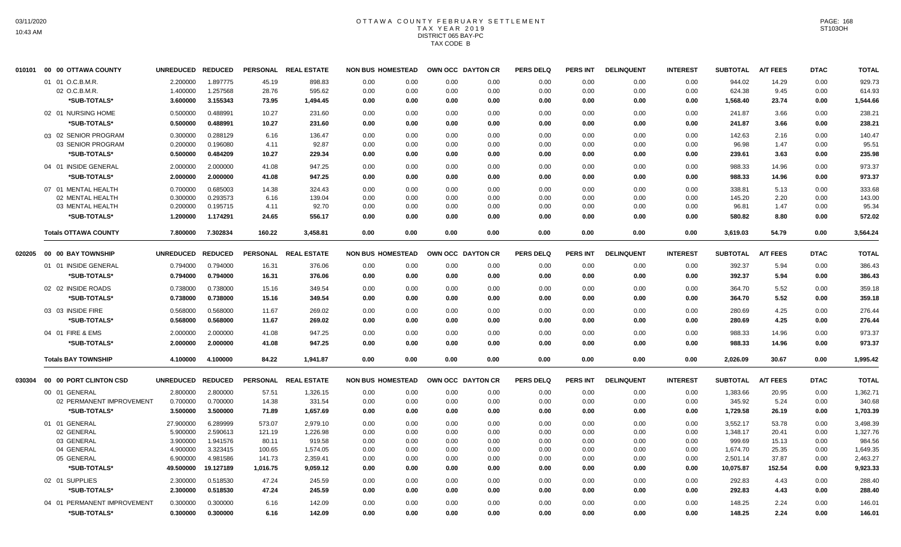# OTTAWA COUNTY FEBRUARY SETTLEMENT
## TAX YEAR 2019
### DISTRICT 065 BAY-PC
### TAX CODE B

03/11/2020
10:43 AM

PAGE: 168
ST103OH

| | UNREDUCED | REDUCED | PERSONAL | REAL ESTATE | NON BUS | HOMESTEAD | OWN OCC | DAYTON CR | PERS DELQ | PERS INT | DELINQUENT | INTEREST | SUBTOTAL | A/T FEES | DTAC | TOTAL |
|---|---|---|---|---|---|---|---|---|---|---|---|---|---|---|---|---|
| **010101 00 00 OTTAWA COUNTY** | | | | | | | | | | | | | | | | |
| 01 01 O.C.B.M.R. | 2.200000 | 1.897775 | 45.19 | 898.83 | 0.00 | 0.00 | 0.00 | 0.00 | 0.00 | 0.00 | 0.00 | 0.00 | 944.02 | 14.29 | 0.00 | 929.73 |
| 02 O.C.B.M.R. | 1.400000 | 1.257568 | 28.76 | 595.62 | 0.00 | 0.00 | 0.00 | 0.00 | 0.00 | 0.00 | 0.00 | 0.00 | 624.38 | 9.45 | 0.00 | 614.93 |
| *SUB-TOTALS* | 3.600000 | 3.155343 | 73.95 | 1,494.45 | 0.00 | 0.00 | 0.00 | 0.00 | 0.00 | 0.00 | 0.00 | 0.00 | 1,568.40 | 23.74 | 0.00 | 1,544.66 |
| 02 01 NURSING HOME | 0.500000 | 0.488991 | 10.27 | 231.60 | 0.00 | 0.00 | 0.00 | 0.00 | 0.00 | 0.00 | 0.00 | 0.00 | 241.87 | 3.66 | 0.00 | 238.21 |
| *SUB-TOTALS* | 0.500000 | 0.488991 | 10.27 | 231.60 | 0.00 | 0.00 | 0.00 | 0.00 | 0.00 | 0.00 | 0.00 | 0.00 | 241.87 | 3.66 | 0.00 | 238.21 |
| 03 02 SENIOR PROGRAM | 0.300000 | 0.288129 | 6.16 | 136.47 | 0.00 | 0.00 | 0.00 | 0.00 | 0.00 | 0.00 | 0.00 | 0.00 | 142.63 | 2.16 | 0.00 | 140.47 |
| 03 SENIOR PROGRAM | 0.200000 | 0.196080 | 4.11 | 92.87 | 0.00 | 0.00 | 0.00 | 0.00 | 0.00 | 0.00 | 0.00 | 0.00 | 96.98 | 1.47 | 0.00 | 95.51 |
| *SUB-TOTALS* | 0.500000 | 0.484209 | 10.27 | 229.34 | 0.00 | 0.00 | 0.00 | 0.00 | 0.00 | 0.00 | 0.00 | 0.00 | 239.61 | 3.63 | 0.00 | 235.98 |
| 04 01 INSIDE GENERAL | 2.000000 | 2.000000 | 41.08 | 947.25 | 0.00 | 0.00 | 0.00 | 0.00 | 0.00 | 0.00 | 0.00 | 0.00 | 988.33 | 14.96 | 0.00 | 973.37 |
| *SUB-TOTALS* | 2.000000 | 2.000000 | 41.08 | 947.25 | 0.00 | 0.00 | 0.00 | 0.00 | 0.00 | 0.00 | 0.00 | 0.00 | 988.33 | 14.96 | 0.00 | 973.37 |
| 07 01 MENTAL HEALTH | 0.700000 | 0.685003 | 14.38 | 324.43 | 0.00 | 0.00 | 0.00 | 0.00 | 0.00 | 0.00 | 0.00 | 0.00 | 338.81 | 5.13 | 0.00 | 333.68 |
| 02 MENTAL HEALTH | 0.300000 | 0.293573 | 6.16 | 139.04 | 0.00 | 0.00 | 0.00 | 0.00 | 0.00 | 0.00 | 0.00 | 0.00 | 145.20 | 2.20 | 0.00 | 143.00 |
| 03 MENTAL HEALTH | 0.200000 | 0.195715 | 4.11 | 92.70 | 0.00 | 0.00 | 0.00 | 0.00 | 0.00 | 0.00 | 0.00 | 0.00 | 96.81 | 1.47 | 0.00 | 95.34 |
| *SUB-TOTALS* | 1.200000 | 1.174291 | 24.65 | 556.17 | 0.00 | 0.00 | 0.00 | 0.00 | 0.00 | 0.00 | 0.00 | 0.00 | 580.82 | 8.80 | 0.00 | 572.02 |
| **Totals OTTAWA COUNTY** | 7.800000 | 7.302834 | 160.22 | 3,458.81 | 0.00 | 0.00 | 0.00 | 0.00 | 0.00 | 0.00 | 0.00 | 0.00 | 3,619.03 | 54.79 | 0.00 | 3,564.24 |
| **020205 00 00 BAY TOWNSHIP** | | | | | | | | | | | | | | | | |
| 01 01 INSIDE GENERAL | 0.794000 | 0.794000 | 16.31 | 376.06 | 0.00 | 0.00 | 0.00 | 0.00 | 0.00 | 0.00 | 0.00 | 0.00 | 392.37 | 5.94 | 0.00 | 386.43 |
| *SUB-TOTALS* | 0.794000 | 0.794000 | 16.31 | 376.06 | 0.00 | 0.00 | 0.00 | 0.00 | 0.00 | 0.00 | 0.00 | 0.00 | 392.37 | 5.94 | 0.00 | 386.43 |
| 02 02 INSIDE ROADS | 0.738000 | 0.738000 | 15.16 | 349.54 | 0.00 | 0.00 | 0.00 | 0.00 | 0.00 | 0.00 | 0.00 | 0.00 | 364.70 | 5.52 | 0.00 | 359.18 |
| *SUB-TOTALS* | 0.738000 | 0.738000 | 15.16 | 349.54 | 0.00 | 0.00 | 0.00 | 0.00 | 0.00 | 0.00 | 0.00 | 0.00 | 364.70 | 5.52 | 0.00 | 359.18 |
| 03 03 INSIDE FIRE | 0.568000 | 0.568000 | 11.67 | 269.02 | 0.00 | 0.00 | 0.00 | 0.00 | 0.00 | 0.00 | 0.00 | 0.00 | 280.69 | 4.25 | 0.00 | 276.44 |
| *SUB-TOTALS* | 0.568000 | 0.568000 | 11.67 | 269.02 | 0.00 | 0.00 | 0.00 | 0.00 | 0.00 | 0.00 | 0.00 | 0.00 | 280.69 | 4.25 | 0.00 | 276.44 |
| 04 01 FIRE & EMS | 2.000000 | 2.000000 | 41.08 | 947.25 | 0.00 | 0.00 | 0.00 | 0.00 | 0.00 | 0.00 | 0.00 | 0.00 | 988.33 | 14.96 | 0.00 | 973.37 |
| *SUB-TOTALS* | 2.000000 | 2.000000 | 41.08 | 947.25 | 0.00 | 0.00 | 0.00 | 0.00 | 0.00 | 0.00 | 0.00 | 0.00 | 988.33 | 14.96 | 0.00 | 973.37 |
| **Totals BAY TOWNSHIP** | 4.100000 | 4.100000 | 84.22 | 1,941.87 | 0.00 | 0.00 | 0.00 | 0.00 | 0.00 | 0.00 | 0.00 | 0.00 | 2,026.09 | 30.67 | 0.00 | 1,995.42 |
| **030304 00 00 PORT CLINTON CSD** | | | | | | | | | | | | | | | | |
| 00 01 GENERAL | 2.800000 | 2.800000 | 57.51 | 1,326.15 | 0.00 | 0.00 | 0.00 | 0.00 | 0.00 | 0.00 | 0.00 | 0.00 | 1,383.66 | 20.95 | 0.00 | 1,362.71 |
| 02 PERMANENT IMPROVEMENT | 0.700000 | 0.700000 | 14.38 | 331.54 | 0.00 | 0.00 | 0.00 | 0.00 | 0.00 | 0.00 | 0.00 | 0.00 | 345.92 | 5.24 | 0.00 | 340.68 |
| *SUB-TOTALS* | 3.500000 | 3.500000 | 71.89 | 1,657.69 | 0.00 | 0.00 | 0.00 | 0.00 | 0.00 | 0.00 | 0.00 | 0.00 | 1,729.58 | 26.19 | 0.00 | 1,703.39 |
| 01 01 GENERAL | 27.900000 | 6.289999 | 573.07 | 2,979.10 | 0.00 | 0.00 | 0.00 | 0.00 | 0.00 | 0.00 | 0.00 | 0.00 | 3,552.17 | 53.78 | 0.00 | 3,498.39 |
| 02 GENERAL | 5.900000 | 2.590613 | 121.19 | 1,226.98 | 0.00 | 0.00 | 0.00 | 0.00 | 0.00 | 0.00 | 0.00 | 0.00 | 1,348.17 | 20.41 | 0.00 | 1,327.76 |
| 03 GENERAL | 3.900000 | 1.941576 | 80.11 | 919.58 | 0.00 | 0.00 | 0.00 | 0.00 | 0.00 | 0.00 | 0.00 | 0.00 | 999.69 | 15.13 | 0.00 | 984.56 |
| 04 GENERAL | 4.900000 | 3.323415 | 100.65 | 1,574.05 | 0.00 | 0.00 | 0.00 | 0.00 | 0.00 | 0.00 | 0.00 | 0.00 | 1,674.70 | 25.35 | 0.00 | 1,649.35 |
| 05 GENERAL | 6.900000 | 4.981586 | 141.73 | 2,359.41 | 0.00 | 0.00 | 0.00 | 0.00 | 0.00 | 0.00 | 0.00 | 0.00 | 2,501.14 | 37.87 | 0.00 | 2,463.27 |
| *SUB-TOTALS* | 49.500000 | 19.127189 | 1,016.75 | 9,059.12 | 0.00 | 0.00 | 0.00 | 0.00 | 0.00 | 0.00 | 0.00 | 0.00 | 10,075.87 | 152.54 | 0.00 | 9,923.33 |
| 02 01 SUPPLIES | 2.300000 | 0.518530 | 47.24 | 245.59 | 0.00 | 0.00 | 0.00 | 0.00 | 0.00 | 0.00 | 0.00 | 0.00 | 292.83 | 4.43 | 0.00 | 288.40 |
| *SUB-TOTALS* | 2.300000 | 0.518530 | 47.24 | 245.59 | 0.00 | 0.00 | 0.00 | 0.00 | 0.00 | 0.00 | 0.00 | 0.00 | 292.83 | 4.43 | 0.00 | 288.40 |
| 04 01 PERMANENT IMPROVEMENT | 0.300000 | 0.300000 | 6.16 | 142.09 | 0.00 | 0.00 | 0.00 | 0.00 | 0.00 | 0.00 | 0.00 | 0.00 | 148.25 | 2.24 | 0.00 | 146.01 |
| *SUB-TOTALS* | 0.300000 | 0.300000 | 6.16 | 142.09 | 0.00 | 0.00 | 0.00 | 0.00 | 0.00 | 0.00 | 0.00 | 0.00 | 148.25 | 2.24 | 0.00 | 146.01 |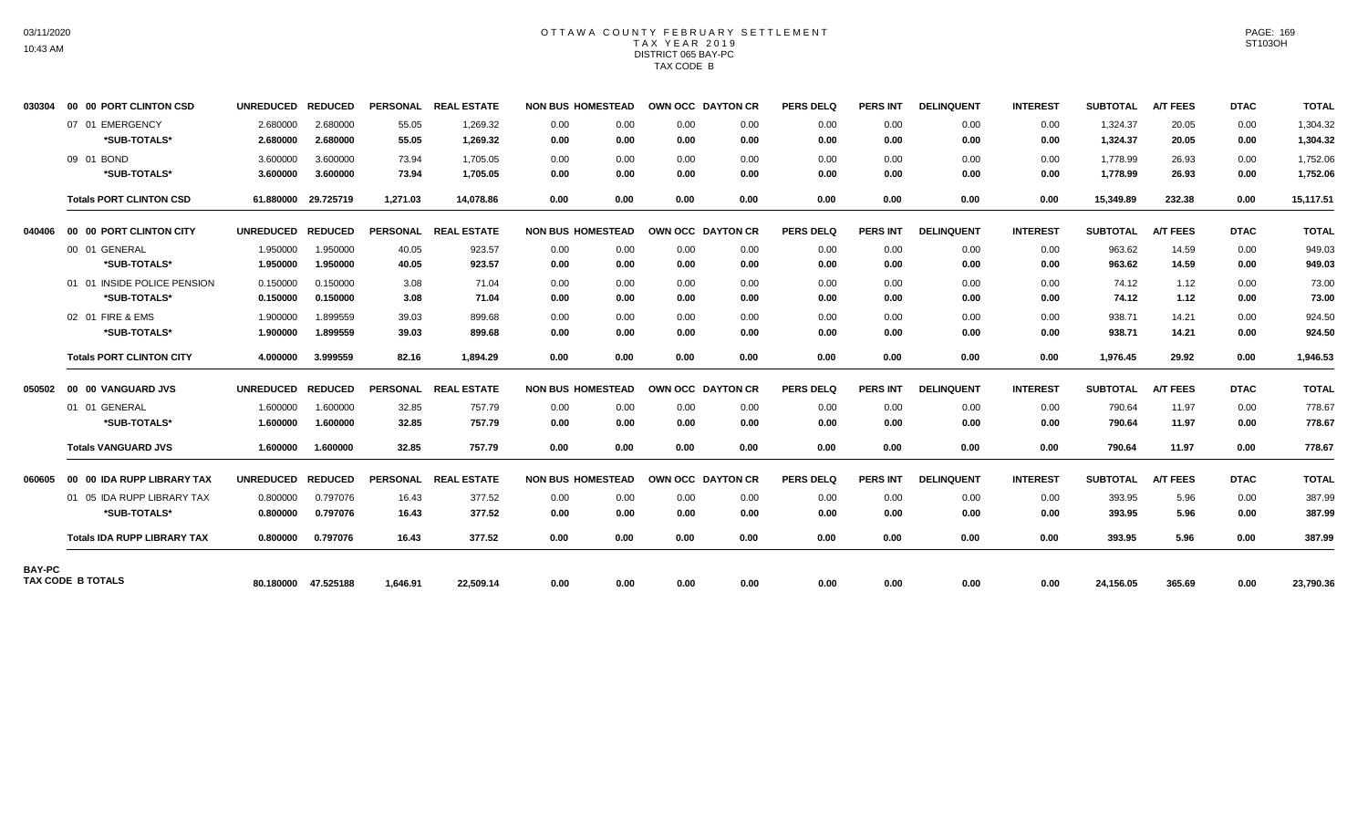# OTTAWA COUNTY FEBRUARY SETTLEMENT

TAX YEAR 2019

DISTRICT 065 BAY-PC

TAX CODE B

| | | UNREDUCED | REDUCED | PERSONAL | REAL ESTATE | NON BUS | HOMESTEAD | OWN OCC | DAYTON CR | PERS DELQ | PERS INT | DELINQUENT | INTEREST | SUBTOTAL | A/T FEES | DTAC | TOTAL |
|---|---|---|---|---|---|---|---|---|---|---|---|---|---|---|---|---|---|
| 030304 | 00 00 PORT CLINTON CSD | UNREDUCED | REDUCED | PERSONAL | REAL ESTATE | NON BUS | HOMESTEAD | OWN OCC | DAYTON CR | PERS DELQ | PERS INT | DELINQUENT | INTEREST | SUBTOTAL | A/T FEES | DTAC | TOTAL |
| | 07 01 EMERGENCY | 2.680000 | 2.680000 | 55.05 | 1,269.32 | 0.00 | 0.00 | 0.00 | 0.00 | 0.00 | 0.00 | 0.00 | 0.00 | 1,324.37 | 20.05 | 0.00 | 1,304.32 |
| | **\*SUB-TOTALS\*** | **2.680000** | **2.680000** | **55.05** | **1,269.32** | **0.00** | **0.00** | **0.00** | **0.00** | **0.00** | **0.00** | **0.00** | **0.00** | **1,324.37** | **20.05** | **0.00** | **1,304.32** |
| | 09 01 BOND | 3.600000 | 3.600000 | 73.94 | 1,705.05 | 0.00 | 0.00 | 0.00 | 0.00 | 0.00 | 0.00 | 0.00 | 0.00 | 1,778.99 | 26.93 | 0.00 | 1,752.06 |
| | **\*SUB-TOTALS\*** | **3.600000** | **3.600000** | **73.94** | **1,705.05** | **0.00** | **0.00** | **0.00** | **0.00** | **0.00** | **0.00** | **0.00** | **0.00** | **1,778.99** | **26.93** | **0.00** | **1,752.06** |
| | **Totals PORT CLINTON CSD** | **61.880000** | **29.725719** | **1,271.03** | **14,078.86** | **0.00** | **0.00** | **0.00** | **0.00** | **0.00** | **0.00** | **0.00** | **0.00** | **15,349.89** | **232.38** | **0.00** | **15,117.51** |
| 040406 | 00 00 PORT CLINTON CITY | UNREDUCED | REDUCED | PERSONAL | REAL ESTATE | NON BUS | HOMESTEAD | OWN OCC | DAYTON CR | PERS DELQ | PERS INT | DELINQUENT | INTEREST | SUBTOTAL | A/T FEES | DTAC | TOTAL |
| | 00 01 GENERAL | 1.950000 | 1.950000 | 40.05 | 923.57 | 0.00 | 0.00 | 0.00 | 0.00 | 0.00 | 0.00 | 0.00 | 0.00 | 963.62 | 14.59 | 0.00 | 949.03 |
| | **\*SUB-TOTALS\*** | **1.950000** | **1.950000** | **40.05** | **923.57** | **0.00** | **0.00** | **0.00** | **0.00** | **0.00** | **0.00** | **0.00** | **0.00** | **963.62** | **14.59** | **0.00** | **949.03** |
| | 01 01 INSIDE POLICE PENSION | 0.150000 | 0.150000 | 3.08 | 71.04 | 0.00 | 0.00 | 0.00 | 0.00 | 0.00 | 0.00 | 0.00 | 0.00 | 74.12 | 1.12 | 0.00 | 73.00 |
| | **\*SUB-TOTALS\*** | **0.150000** | **0.150000** | **3.08** | **71.04** | **0.00** | **0.00** | **0.00** | **0.00** | **0.00** | **0.00** | **0.00** | **0.00** | **74.12** | **1.12** | **0.00** | **73.00** |
| | 02 01 FIRE & EMS | 1.900000 | 1.899559 | 39.03 | 899.68 | 0.00 | 0.00 | 0.00 | 0.00 | 0.00 | 0.00 | 0.00 | 0.00 | 938.71 | 14.21 | 0.00 | 924.50 |
| | **\*SUB-TOTALS\*** | **1.900000** | **1.899559** | **39.03** | **899.68** | **0.00** | **0.00** | **0.00** | **0.00** | **0.00** | **0.00** | **0.00** | **0.00** | **938.71** | **14.21** | **0.00** | **924.50** |
| | **Totals PORT CLINTON CITY** | **4.000000** | **3.999559** | **82.16** | **1,894.29** | **0.00** | **0.00** | **0.00** | **0.00** | **0.00** | **0.00** | **0.00** | **0.00** | **1,976.45** | **29.92** | **0.00** | **1,946.53** |
| 050502 | 00 00 VANGUARD JVS | UNREDUCED | REDUCED | PERSONAL | REAL ESTATE | NON BUS | HOMESTEAD | OWN OCC | DAYTON CR | PERS DELQ | PERS INT | DELINQUENT | INTEREST | SUBTOTAL | A/T FEES | DTAC | TOTAL |
| | 01 01 GENERAL | 1.600000 | 1.600000 | 32.85 | 757.79 | 0.00 | 0.00 | 0.00 | 0.00 | 0.00 | 0.00 | 0.00 | 0.00 | 790.64 | 11.97 | 0.00 | 778.67 |
| | **\*SUB-TOTALS\*** | **1.600000** | **1.600000** | **32.85** | **757.79** | **0.00** | **0.00** | **0.00** | **0.00** | **0.00** | **0.00** | **0.00** | **0.00** | **790.64** | **11.97** | **0.00** | **778.67** |
| | **Totals VANGUARD JVS** | **1.600000** | **1.600000** | **32.85** | **757.79** | **0.00** | **0.00** | **0.00** | **0.00** | **0.00** | **0.00** | **0.00** | **0.00** | **790.64** | **11.97** | **0.00** | **778.67** |
| 060605 | 00 00 IDA RUPP LIBRARY TAX | UNREDUCED | REDUCED | PERSONAL | REAL ESTATE | NON BUS | HOMESTEAD | OWN OCC | DAYTON CR | PERS DELQ | PERS INT | DELINQUENT | INTEREST | SUBTOTAL | A/T FEES | DTAC | TOTAL |
| | 01 05 IDA RUPP LIBRARY TAX | 0.800000 | 0.797076 | 16.43 | 377.52 | 0.00 | 0.00 | 0.00 | 0.00 | 0.00 | 0.00 | 0.00 | 0.00 | 393.95 | 5.96 | 0.00 | 387.99 |
| | **\*SUB-TOTALS\*** | **0.800000** | **0.797076** | **16.43** | **377.52** | **0.00** | **0.00** | **0.00** | **0.00** | **0.00** | **0.00** | **0.00** | **0.00** | **393.95** | **5.96** | **0.00** | **387.99** |
| | **Totals IDA RUPP LIBRARY TAX** | **0.800000** | **0.797076** | **16.43** | **377.52** | **0.00** | **0.00** | **0.00** | **0.00** | **0.00** | **0.00** | **0.00** | **0.00** | **393.95** | **5.96** | **0.00** | **387.99** |
| **BAY-PC TAX CODE B TOTALS** | | **80.180000** | **47.525188** | **1,646.91** | **22,509.14** | **0.00** | **0.00** | **0.00** | **0.00** | **0.00** | **0.00** | **0.00** | **0.00** | **24,156.05** | **365.69** | **0.00** | **23,790.36** |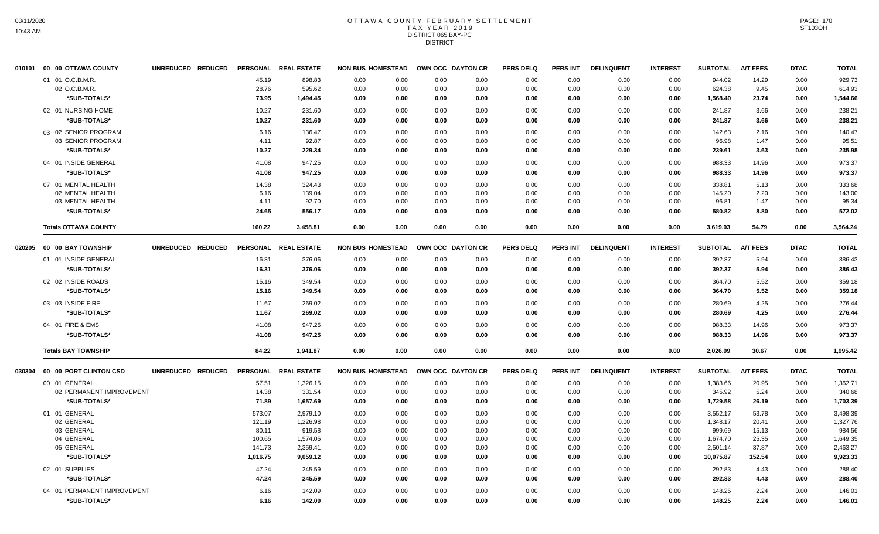# OTTAWA COUNTY FEBRUARY SETTLEMENT
## TAX YEAR 2019
### DISTRICT 065 BAY-PC
### DISTRICT

| | | UNREDUCED | REDUCED | PERSONAL | REAL ESTATE | NON BUS | HOMESTEAD | OWN OCC | DAYTON CR | PERS DELQ | PERS INT | DELINQUENT | INTEREST | SUBTOTAL | A/T FEES | DTAC | TOTAL |
|---|---|---|---|---|---|---|---|---|---|---|---|---|---|---|---|---|---|
| 010101 | 00 00 OTTAWA COUNTY | | | | | | | | | | | | | | | | |
| | 01 01 O.C.B.M.R. | | | 45.19 | 898.83 | 0.00 | 0.00 | 0.00 | 0.00 | 0.00 | 0.00 | 0.00 | 0.00 | 944.02 | 14.29 | 0.00 | 929.73 |
| | 02 O.C.B.M.R. | | | 28.76 | 595.62 | 0.00 | 0.00 | 0.00 | 0.00 | 0.00 | 0.00 | 0.00 | 0.00 | 624.38 | 9.45 | 0.00 | 614.93 |
| | *SUB-TOTALS* | | | 73.95 | 1,494.45 | 0.00 | 0.00 | 0.00 | 0.00 | 0.00 | 0.00 | 0.00 | 0.00 | 1,568.40 | 23.74 | 0.00 | 1,544.66 |
| | 02 01 NURSING HOME | | | 10.27 | 231.60 | 0.00 | 0.00 | 0.00 | 0.00 | 0.00 | 0.00 | 0.00 | 0.00 | 241.87 | 3.66 | 0.00 | 238.21 |
| | *SUB-TOTALS* | | | 10.27 | 231.60 | 0.00 | 0.00 | 0.00 | 0.00 | 0.00 | 0.00 | 0.00 | 0.00 | 241.87 | 3.66 | 0.00 | 238.21 |
| | 03 02 SENIOR PROGRAM | | | 6.16 | 136.47 | 0.00 | 0.00 | 0.00 | 0.00 | 0.00 | 0.00 | 0.00 | 0.00 | 142.63 | 2.16 | 0.00 | 140.47 |
| | 03 SENIOR PROGRAM | | | 4.11 | 92.87 | 0.00 | 0.00 | 0.00 | 0.00 | 0.00 | 0.00 | 0.00 | 0.00 | 96.98 | 1.47 | 0.00 | 95.51 |
| | *SUB-TOTALS* | | | 10.27 | 229.34 | 0.00 | 0.00 | 0.00 | 0.00 | 0.00 | 0.00 | 0.00 | 0.00 | 239.61 | 3.63 | 0.00 | 235.98 |
| | 04 01 INSIDE GENERAL | | | 41.08 | 947.25 | 0.00 | 0.00 | 0.00 | 0.00 | 0.00 | 0.00 | 0.00 | 0.00 | 988.33 | 14.96 | 0.00 | 973.37 |
| | *SUB-TOTALS* | | | 41.08 | 947.25 | 0.00 | 0.00 | 0.00 | 0.00 | 0.00 | 0.00 | 0.00 | 0.00 | 988.33 | 14.96 | 0.00 | 973.37 |
| | 07 01 MENTAL HEALTH | | | 14.38 | 324.43 | 0.00 | 0.00 | 0.00 | 0.00 | 0.00 | 0.00 | 0.00 | 0.00 | 338.81 | 5.13 | 0.00 | 333.68 |
| | 02 MENTAL HEALTH | | | 6.16 | 139.04 | 0.00 | 0.00 | 0.00 | 0.00 | 0.00 | 0.00 | 0.00 | 0.00 | 145.20 | 2.20 | 0.00 | 143.00 |
| | 03 MENTAL HEALTH | | | 4.11 | 92.70 | 0.00 | 0.00 | 0.00 | 0.00 | 0.00 | 0.00 | 0.00 | 0.00 | 96.81 | 1.47 | 0.00 | 95.34 |
| | *SUB-TOTALS* | | | 24.65 | 556.17 | 0.00 | 0.00 | 0.00 | 0.00 | 0.00 | 0.00 | 0.00 | 0.00 | 580.82 | 8.80 | 0.00 | 572.02 |
| | **Totals OTTAWA COUNTY** | | | 160.22 | 3,458.81 | 0.00 | 0.00 | 0.00 | 0.00 | 0.00 | 0.00 | 0.00 | 0.00 | 3,619.03 | 54.79 | 0.00 | 3,564.24 |
| 020205 | 00 00 BAY TOWNSHIP | UNREDUCED | REDUCED | PERSONAL | REAL ESTATE | NON BUS | HOMESTEAD | OWN OCC | DAYTON CR | PERS DELQ | PERS INT | DELINQUENT | INTEREST | SUBTOTAL | A/T FEES | DTAC | TOTAL |
| | 01 01 INSIDE GENERAL | | | 16.31 | 376.06 | 0.00 | 0.00 | 0.00 | 0.00 | 0.00 | 0.00 | 0.00 | 0.00 | 392.37 | 5.94 | 0.00 | 386.43 |
| | *SUB-TOTALS* | | | 16.31 | 376.06 | 0.00 | 0.00 | 0.00 | 0.00 | 0.00 | 0.00 | 0.00 | 0.00 | 392.37 | 5.94 | 0.00 | 386.43 |
| | 02 02 INSIDE ROADS | | | 15.16 | 349.54 | 0.00 | 0.00 | 0.00 | 0.00 | 0.00 | 0.00 | 0.00 | 0.00 | 364.70 | 5.52 | 0.00 | 359.18 |
| | *SUB-TOTALS* | | | 15.16 | 349.54 | 0.00 | 0.00 | 0.00 | 0.00 | 0.00 | 0.00 | 0.00 | 0.00 | 364.70 | 5.52 | 0.00 | 359.18 |
| | 03 03 INSIDE FIRE | | | 11.67 | 269.02 | 0.00 | 0.00 | 0.00 | 0.00 | 0.00 | 0.00 | 0.00 | 0.00 | 280.69 | 4.25 | 0.00 | 276.44 |
| | *SUB-TOTALS* | | | 11.67 | 269.02 | 0.00 | 0.00 | 0.00 | 0.00 | 0.00 | 0.00 | 0.00 | 0.00 | 280.69 | 4.25 | 0.00 | 276.44 |
| | 04 01 FIRE & EMS | | | 41.08 | 947.25 | 0.00 | 0.00 | 0.00 | 0.00 | 0.00 | 0.00 | 0.00 | 0.00 | 988.33 | 14.96 | 0.00 | 973.37 |
| | *SUB-TOTALS* | | | 41.08 | 947.25 | 0.00 | 0.00 | 0.00 | 0.00 | 0.00 | 0.00 | 0.00 | 0.00 | 988.33 | 14.96 | 0.00 | 973.37 |
| | **Totals BAY TOWNSHIP** | | | 84.22 | 1,941.87 | 0.00 | 0.00 | 0.00 | 0.00 | 0.00 | 0.00 | 0.00 | 0.00 | 2,026.09 | 30.67 | 0.00 | 1,995.42 |
| 030304 | 00 00 PORT CLINTON CSD | UNREDUCED | REDUCED | PERSONAL | REAL ESTATE | NON BUS | HOMESTEAD | OWN OCC | DAYTON CR | PERS DELQ | PERS INT | DELINQUENT | INTEREST | SUBTOTAL | A/T FEES | DTAC | TOTAL |
| | 00 01 GENERAL | | | 57.51 | 1,326.15 | 0.00 | 0.00 | 0.00 | 0.00 | 0.00 | 0.00 | 0.00 | 0.00 | 1,383.66 | 20.95 | 0.00 | 1,362.71 |
| | 02 PERMANENT IMPROVEMENT | | | 14.38 | 331.54 | 0.00 | 0.00 | 0.00 | 0.00 | 0.00 | 0.00 | 0.00 | 0.00 | 345.92 | 5.24 | 0.00 | 340.68 |
| | *SUB-TOTALS* | | | 71.89 | 1,657.69 | 0.00 | 0.00 | 0.00 | 0.00 | 0.00 | 0.00 | 0.00 | 0.00 | 1,729.58 | 26.19 | 0.00 | 1,703.39 |
| | 01 01 GENERAL | | | 573.07 | 2,979.10 | 0.00 | 0.00 | 0.00 | 0.00 | 0.00 | 0.00 | 0.00 | 0.00 | 3,552.17 | 53.78 | 0.00 | 3,498.39 |
| | 02 GENERAL | | | 121.19 | 1,226.98 | 0.00 | 0.00 | 0.00 | 0.00 | 0.00 | 0.00 | 0.00 | 0.00 | 1,348.17 | 20.41 | 0.00 | 1,327.76 |
| | 03 GENERAL | | | 80.11 | 919.58 | 0.00 | 0.00 | 0.00 | 0.00 | 0.00 | 0.00 | 0.00 | 0.00 | 999.69 | 15.13 | 0.00 | 984.56 |
| | 04 GENERAL | | | 100.65 | 1,574.05 | 0.00 | 0.00 | 0.00 | 0.00 | 0.00 | 0.00 | 0.00 | 0.00 | 1,674.70 | 25.35 | 0.00 | 1,649.35 |
| | 05 GENERAL | | | 141.73 | 2,359.41 | 0.00 | 0.00 | 0.00 | 0.00 | 0.00 | 0.00 | 0.00 | 0.00 | 2,501.14 | 37.87 | 0.00 | 2,463.27 |
| | *SUB-TOTALS* | | | 1,016.75 | 9,059.12 | 0.00 | 0.00 | 0.00 | 0.00 | 0.00 | 0.00 | 0.00 | 0.00 | 10,075.87 | 152.54 | 0.00 | 9,923.33 |
| | 02 01 SUPPLIES | | | 47.24 | 245.59 | 0.00 | 0.00 | 0.00 | 0.00 | 0.00 | 0.00 | 0.00 | 0.00 | 292.83 | 4.43 | 0.00 | 288.40 |
| | *SUB-TOTALS* | | | 47.24 | 245.59 | 0.00 | 0.00 | 0.00 | 0.00 | 0.00 | 0.00 | 0.00 | 0.00 | 292.83 | 4.43 | 0.00 | 288.40 |
| | 04 01 PERMANENT IMPROVEMENT | | | 6.16 | 142.09 | 0.00 | 0.00 | 0.00 | 0.00 | 0.00 | 0.00 | 0.00 | 0.00 | 148.25 | 2.24 | 0.00 | 146.01 |
| | *SUB-TOTALS* | | | 6.16 | 142.09 | 0.00 | 0.00 | 0.00 | 0.00 | 0.00 | 0.00 | 0.00 | 0.00 | 148.25 | 2.24 | 0.00 | 146.01 |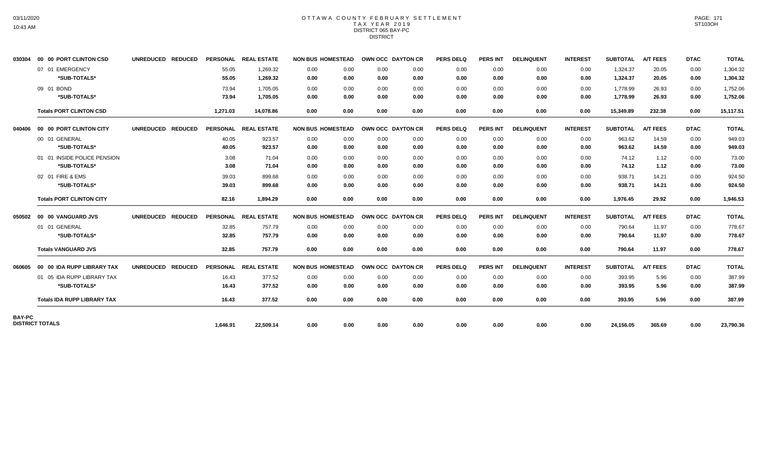# OTTAWA COUNTY FEBRUARY SETTLEMENT
## TAX YEAR 2019
### DISTRICT 065 BAY-PC
### DISTRICT

| | | UNREDUCED | REDUCED | PERSONAL | REAL ESTATE | NON BUS | HOMESTEAD | OWN OCC | DAYTON CR | PERS DELQ | PERS INT | DELINQUENT | INTEREST | SUBTOTAL | A/T FEES | DTAC | TOTAL |
|---|---|---|---|---|---|---|---|---|---|---|---|---|---|---|---|---|---|
| 030304 | 00 00 PORT CLINTON CSD | UNREDUCED | REDUCED | PERSONAL | REAL ESTATE | NON BUS | HOMESTEAD | OWN OCC | DAYTON CR | PERS DELQ | PERS INT | DELINQUENT | INTEREST | SUBTOTAL | A/T FEES | DTAC | TOTAL |
| | 07 01 EMERGENCY | | | 55.05 | 1,269.32 | 0.00 | 0.00 | 0.00 | 0.00 | 0.00 | 0.00 | 0.00 | 0.00 | 1,324.37 | 20.05 | 0.00 | 1,304.32 |
| | *SUB-TOTALS* | | | 55.05 | 1,269.32 | 0.00 | 0.00 | 0.00 | 0.00 | 0.00 | 0.00 | 0.00 | 0.00 | 1,324.37 | 20.05 | 0.00 | 1,304.32 |
| | 09 01 BOND | | | 73.94 | 1,705.05 | 0.00 | 0.00 | 0.00 | 0.00 | 0.00 | 0.00 | 0.00 | 0.00 | 1,778.99 | 26.93 | 0.00 | 1,752.06 |
| | *SUB-TOTALS* | | | 73.94 | 1,705.05 | 0.00 | 0.00 | 0.00 | 0.00 | 0.00 | 0.00 | 0.00 | 0.00 | 1,778.99 | 26.93 | 0.00 | 1,752.06 |
| | **Totals PORT CLINTON CSD** | | | 1,271.03 | 14,078.86 | 0.00 | 0.00 | 0.00 | 0.00 | 0.00 | 0.00 | 0.00 | 0.00 | 15,349.89 | 232.38 | 0.00 | 15,117.51 |
| 040406 | 00 00 PORT CLINTON CITY | UNREDUCED | REDUCED | PERSONAL | REAL ESTATE | NON BUS | HOMESTEAD | OWN OCC | DAYTON CR | PERS DELQ | PERS INT | DELINQUENT | INTEREST | SUBTOTAL | A/T FEES | DTAC | TOTAL |
| | 00 01 GENERAL | | | 40.05 | 923.57 | 0.00 | 0.00 | 0.00 | 0.00 | 0.00 | 0.00 | 0.00 | 0.00 | 963.62 | 14.59 | 0.00 | 949.03 |
| | *SUB-TOTALS* | | | 40.05 | 923.57 | 0.00 | 0.00 | 0.00 | 0.00 | 0.00 | 0.00 | 0.00 | 0.00 | 963.62 | 14.59 | 0.00 | 949.03 |
| | 01 01 INSIDE POLICE PENSION | | | 3.08 | 71.04 | 0.00 | 0.00 | 0.00 | 0.00 | 0.00 | 0.00 | 0.00 | 0.00 | 74.12 | 1.12 | 0.00 | 73.00 |
| | *SUB-TOTALS* | | | 3.08 | 71.04 | 0.00 | 0.00 | 0.00 | 0.00 | 0.00 | 0.00 | 0.00 | 0.00 | 74.12 | 1.12 | 0.00 | 73.00 |
| | 02 01 FIRE & EMS | | | 39.03 | 899.68 | 0.00 | 0.00 | 0.00 | 0.00 | 0.00 | 0.00 | 0.00 | 0.00 | 938.71 | 14.21 | 0.00 | 924.50 |
| | *SUB-TOTALS* | | | 39.03 | 899.68 | 0.00 | 0.00 | 0.00 | 0.00 | 0.00 | 0.00 | 0.00 | 0.00 | 938.71 | 14.21 | 0.00 | 924.50 |
| | **Totals PORT CLINTON CITY** | | | 82.16 | 1,894.29 | 0.00 | 0.00 | 0.00 | 0.00 | 0.00 | 0.00 | 0.00 | 0.00 | 1,976.45 | 29.92 | 0.00 | 1,946.53 |
| 050502 | 00 00 VANGUARD JVS | UNREDUCED | REDUCED | PERSONAL | REAL ESTATE | NON BUS | HOMESTEAD | OWN OCC | DAYTON CR | PERS DELQ | PERS INT | DELINQUENT | INTEREST | SUBTOTAL | A/T FEES | DTAC | TOTAL |
| | 01 01 GENERAL | | | 32.85 | 757.79 | 0.00 | 0.00 | 0.00 | 0.00 | 0.00 | 0.00 | 0.00 | 0.00 | 790.64 | 11.97 | 0.00 | 778.67 |
| | *SUB-TOTALS* | | | 32.85 | 757.79 | 0.00 | 0.00 | 0.00 | 0.00 | 0.00 | 0.00 | 0.00 | 0.00 | 790.64 | 11.97 | 0.00 | 778.67 |
| | **Totals VANGUARD JVS** | | | 32.85 | 757.79 | 0.00 | 0.00 | 0.00 | 0.00 | 0.00 | 0.00 | 0.00 | 0.00 | 790.64 | 11.97 | 0.00 | 778.67 |
| 060605 | 00 00 IDA RUPP LIBRARY TAX | UNREDUCED | REDUCED | PERSONAL | REAL ESTATE | NON BUS | HOMESTEAD | OWN OCC | DAYTON CR | PERS DELQ | PERS INT | DELINQUENT | INTEREST | SUBTOTAL | A/T FEES | DTAC | TOTAL |
| | 01 05 IDA RUPP LIBRARY TAX | | | 16.43 | 377.52 | 0.00 | 0.00 | 0.00 | 0.00 | 0.00 | 0.00 | 0.00 | 0.00 | 393.95 | 5.96 | 0.00 | 387.99 |
| | *SUB-TOTALS* | | | 16.43 | 377.52 | 0.00 | 0.00 | 0.00 | 0.00 | 0.00 | 0.00 | 0.00 | 0.00 | 393.95 | 5.96 | 0.00 | 387.99 |
| | **Totals IDA RUPP LIBRARY TAX** | | | 16.43 | 377.52 | 0.00 | 0.00 | 0.00 | 0.00 | 0.00 | 0.00 | 0.00 | 0.00 | 393.95 | 5.96 | 0.00 | 387.99 |
| **BAY-PC DISTRICT TOTALS** | | | | 1,646.91 | 22,509.14 | 0.00 | 0.00 | 0.00 | 0.00 | 0.00 | 0.00 | 0.00 | 0.00 | 24,156.05 | 365.69 | 0.00 | 23,790.36 |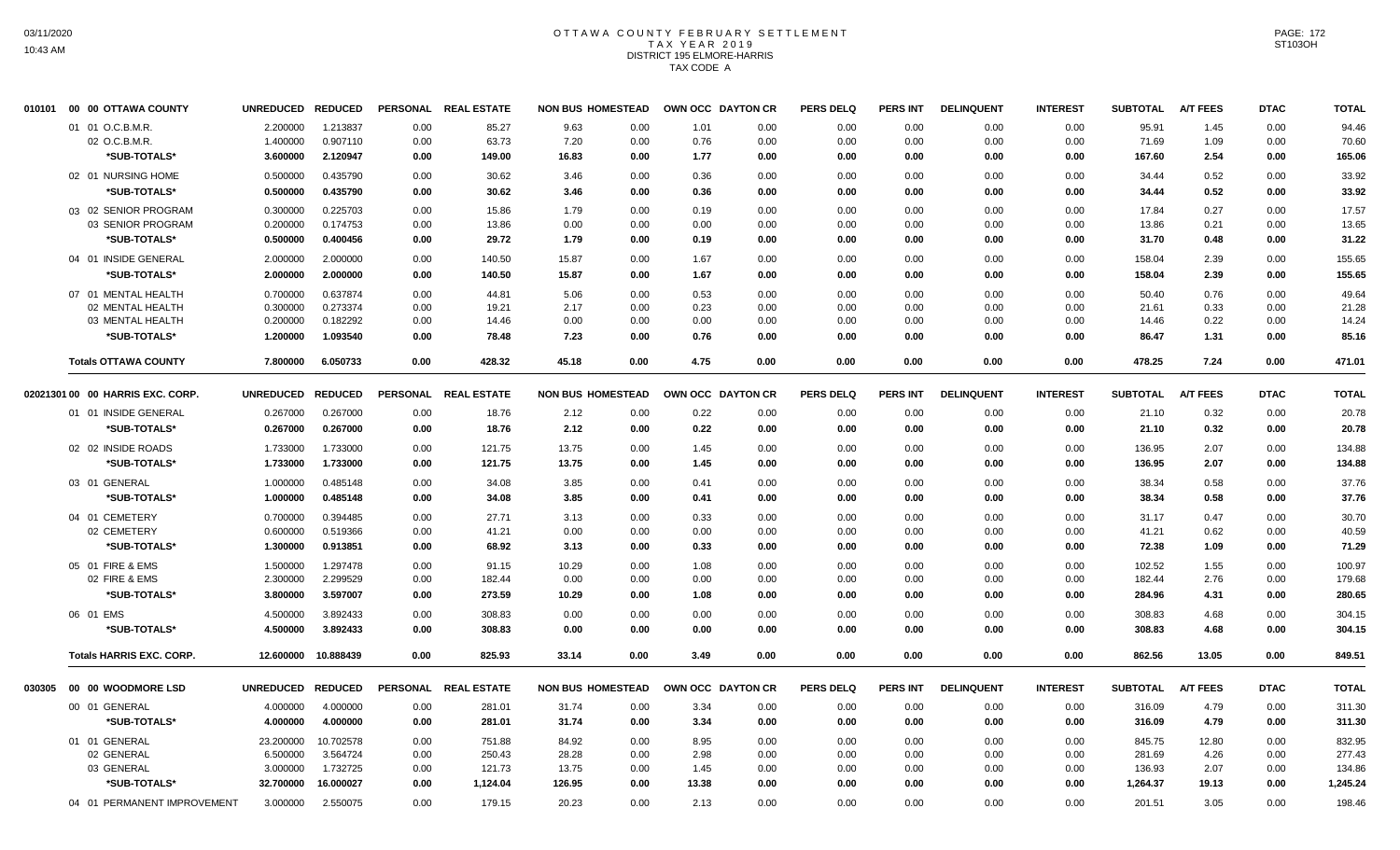# OTTAWA COUNTY FEBRUARY SETTLEMENT
## TAX YEAR 2019
## DISTRICT 195 ELMORE-HARRIS
## TAX CODE A

| 010101 00 00 OTTAWA COUNTY | UNREDUCED | REDUCED | PERSONAL | REAL ESTATE | NON BUS | HOMESTEAD | OWN OCC | DAYTON CR | PERS DELQ | PERS INT | DELINQUENT | INTEREST | SUBTOTAL | A/T FEES | DTAC | TOTAL |
|---|---|---|---|---|---|---|---|---|---|---|---|---|---|---|---|---|
| 01 01 O.C.B.M.R. | 2.200000 | 1.213837 | 0.00 | 85.27 | 9.63 | 0.00 | 1.01 | 0.00 | 0.00 | 0.00 | 0.00 | 0.00 | 95.91 | 1.45 | 0.00 | 94.46 |
| 02 O.C.B.M.R. | 1.400000 | 0.907110 | 0.00 | 63.73 | 7.20 | 0.00 | 0.76 | 0.00 | 0.00 | 0.00 | 0.00 | 0.00 | 71.69 | 1.09 | 0.00 | 70.60 |
| *SUB-TOTALS* | 3.600000 | 2.120947 | 0.00 | 149.00 | 16.83 | 0.00 | 1.77 | 0.00 | 0.00 | 0.00 | 0.00 | 0.00 | 167.60 | 2.54 | 0.00 | 165.06 |
| 02 01 NURSING HOME | 0.500000 | 0.435790 | 0.00 | 30.62 | 3.46 | 0.00 | 0.36 | 0.00 | 0.00 | 0.00 | 0.00 | 0.00 | 34.44 | 0.52 | 0.00 | 33.92 |
| *SUB-TOTALS* | 0.500000 | 0.435790 | 0.00 | 30.62 | 3.46 | 0.00 | 0.36 | 0.00 | 0.00 | 0.00 | 0.00 | 0.00 | 34.44 | 0.52 | 0.00 | 33.92 |
| 03 02 SENIOR PROGRAM | 0.300000 | 0.225703 | 0.00 | 15.86 | 1.79 | 0.00 | 0.19 | 0.00 | 0.00 | 0.00 | 0.00 | 0.00 | 17.84 | 0.27 | 0.00 | 17.57 |
| 03 SENIOR PROGRAM | 0.200000 | 0.174753 | 0.00 | 13.86 | 0.00 | 0.00 | 0.00 | 0.00 | 0.00 | 0.00 | 0.00 | 0.00 | 13.86 | 0.21 | 0.00 | 13.65 |
| *SUB-TOTALS* | 0.500000 | 0.400456 | 0.00 | 29.72 | 1.79 | 0.00 | 0.19 | 0.00 | 0.00 | 0.00 | 0.00 | 0.00 | 31.70 | 0.48 | 0.00 | 31.22 |
| 04 01 INSIDE GENERAL | 2.000000 | 2.000000 | 0.00 | 140.50 | 15.87 | 0.00 | 1.67 | 0.00 | 0.00 | 0.00 | 0.00 | 0.00 | 158.04 | 2.39 | 0.00 | 155.65 |
| *SUB-TOTALS* | 2.000000 | 2.000000 | 0.00 | 140.50 | 15.87 | 0.00 | 1.67 | 0.00 | 0.00 | 0.00 | 0.00 | 0.00 | 158.04 | 2.39 | 0.00 | 155.65 |
| 07 01 MENTAL HEALTH | 0.700000 | 0.637874 | 0.00 | 44.81 | 5.06 | 0.00 | 0.53 | 0.00 | 0.00 | 0.00 | 0.00 | 0.00 | 50.40 | 0.76 | 0.00 | 49.64 |
| 02 MENTAL HEALTH | 0.300000 | 0.273374 | 0.00 | 19.21 | 2.17 | 0.00 | 0.23 | 0.00 | 0.00 | 0.00 | 0.00 | 0.00 | 21.61 | 0.33 | 0.00 | 21.28 |
| 03 MENTAL HEALTH | 0.200000 | 0.182292 | 0.00 | 14.46 | 0.00 | 0.00 | 0.00 | 0.00 | 0.00 | 0.00 | 0.00 | 0.00 | 14.46 | 0.22 | 0.00 | 14.24 |
| *SUB-TOTALS* | 1.200000 | 1.093540 | 0.00 | 78.48 | 7.23 | 0.00 | 0.76 | 0.00 | 0.00 | 0.00 | 0.00 | 0.00 | 86.47 | 1.31 | 0.00 | 85.16 |
| **Totals OTTAWA COUNTY** | 7.800000 | 6.050733 | 0.00 | 428.32 | 45.18 | 0.00 | 4.75 | 0.00 | 0.00 | 0.00 | 0.00 | 0.00 | 478.25 | 7.24 | 0.00 | 471.01 |

| 02021301 00 00 HARRIS EXC. CORP. | UNREDUCED | REDUCED | PERSONAL | REAL ESTATE | NON BUS | HOMESTEAD | OWN OCC | DAYTON CR | PERS DELQ | PERS INT | DELINQUENT | INTEREST | SUBTOTAL | A/T FEES | DTAC | TOTAL |
|---|---|---|---|---|---|---|---|---|---|---|---|---|---|---|---|---|
| 01 01 INSIDE GENERAL | 0.267000 | 0.267000 | 0.00 | 18.76 | 2.12 | 0.00 | 0.22 | 0.00 | 0.00 | 0.00 | 0.00 | 0.00 | 21.10 | 0.32 | 0.00 | 20.78 |
| *SUB-TOTALS* | 0.267000 | 0.267000 | 0.00 | 18.76 | 2.12 | 0.00 | 0.22 | 0.00 | 0.00 | 0.00 | 0.00 | 0.00 | 21.10 | 0.32 | 0.00 | 20.78 |
| 02 02 INSIDE ROADS | 1.733000 | 1.733000 | 0.00 | 121.75 | 13.75 | 0.00 | 1.45 | 0.00 | 0.00 | 0.00 | 0.00 | 0.00 | 136.95 | 2.07 | 0.00 | 134.88 |
| *SUB-TOTALS* | 1.733000 | 1.733000 | 0.00 | 121.75 | 13.75 | 0.00 | 1.45 | 0.00 | 0.00 | 0.00 | 0.00 | 0.00 | 136.95 | 2.07 | 0.00 | 134.88 |
| 03 01 GENERAL | 1.000000 | 0.485148 | 0.00 | 34.08 | 3.85 | 0.00 | 0.41 | 0.00 | 0.00 | 0.00 | 0.00 | 0.00 | 38.34 | 0.58 | 0.00 | 37.76 |
| *SUB-TOTALS* | 1.000000 | 0.485148 | 0.00 | 34.08 | 3.85 | 0.00 | 0.41 | 0.00 | 0.00 | 0.00 | 0.00 | 0.00 | 38.34 | 0.58 | 0.00 | 37.76 |
| 04 01 CEMETERY | 0.700000 | 0.394485 | 0.00 | 27.71 | 3.13 | 0.00 | 0.33 | 0.00 | 0.00 | 0.00 | 0.00 | 0.00 | 31.17 | 0.47 | 0.00 | 30.70 |
| 02 CEMETERY | 0.600000 | 0.519366 | 0.00 | 41.21 | 0.00 | 0.00 | 0.00 | 0.00 | 0.00 | 0.00 | 0.00 | 0.00 | 41.21 | 0.62 | 0.00 | 40.59 |
| *SUB-TOTALS* | 1.300000 | 0.913851 | 0.00 | 68.92 | 3.13 | 0.00 | 0.33 | 0.00 | 0.00 | 0.00 | 0.00 | 0.00 | 72.38 | 1.09 | 0.00 | 71.29 |
| 05 01 FIRE & EMS | 1.500000 | 1.297478 | 0.00 | 91.15 | 10.29 | 0.00 | 1.08 | 0.00 | 0.00 | 0.00 | 0.00 | 0.00 | 102.52 | 1.55 | 0.00 | 100.97 |
| 02 FIRE & EMS | 2.300000 | 2.299529 | 0.00 | 182.44 | 0.00 | 0.00 | 0.00 | 0.00 | 0.00 | 0.00 | 0.00 | 0.00 | 182.44 | 2.76 | 0.00 | 179.68 |
| *SUB-TOTALS* | 3.800000 | 3.597007 | 0.00 | 273.59 | 10.29 | 0.00 | 1.08 | 0.00 | 0.00 | 0.00 | 0.00 | 0.00 | 284.96 | 4.31 | 0.00 | 280.65 |
| 06 01 EMS | 4.500000 | 3.892433 | 0.00 | 308.83 | 0.00 | 0.00 | 0.00 | 0.00 | 0.00 | 0.00 | 0.00 | 0.00 | 308.83 | 4.68 | 0.00 | 304.15 |
| *SUB-TOTALS* | 4.500000 | 3.892433 | 0.00 | 308.83 | 0.00 | 0.00 | 0.00 | 0.00 | 0.00 | 0.00 | 0.00 | 0.00 | 308.83 | 4.68 | 0.00 | 304.15 |
| **Totals HARRIS EXC. CORP.** | 12.600000 | 10.888439 | 0.00 | 825.93 | 33.14 | 0.00 | 3.49 | 0.00 | 0.00 | 0.00 | 0.00 | 0.00 | 862.56 | 13.05 | 0.00 | 849.51 |

| 030305 00 00 WOODMORE LSD | UNREDUCED | REDUCED | PERSONAL | REAL ESTATE | NON BUS | HOMESTEAD | OWN OCC | DAYTON CR | PERS DELQ | PERS INT | DELINQUENT | INTEREST | SUBTOTAL | A/T FEES | DTAC | TOTAL |
|---|---|---|---|---|---|---|---|---|---|---|---|---|---|---|---|---|
| 00 01 GENERAL | 4.000000 | 4.000000 | 0.00 | 281.01 | 31.74 | 0.00 | 3.34 | 0.00 | 0.00 | 0.00 | 0.00 | 0.00 | 316.09 | 4.79 | 0.00 | 311.30 |
| *SUB-TOTALS* | 4.000000 | 4.000000 | 0.00 | 281.01 | 31.74 | 0.00 | 3.34 | 0.00 | 0.00 | 0.00 | 0.00 | 0.00 | 316.09 | 4.79 | 0.00 | 311.30 |
| 01 01 GENERAL | 23.200000 | 10.702578 | 0.00 | 751.88 | 84.92 | 0.00 | 8.95 | 0.00 | 0.00 | 0.00 | 0.00 | 0.00 | 845.75 | 12.80 | 0.00 | 832.95 |
| 02 GENERAL | 6.500000 | 3.564724 | 0.00 | 250.43 | 28.28 | 0.00 | 2.98 | 0.00 | 0.00 | 0.00 | 0.00 | 0.00 | 281.69 | 4.26 | 0.00 | 277.43 |
| 03 GENERAL | 3.000000 | 1.732725 | 0.00 | 121.73 | 13.75 | 0.00 | 1.45 | 0.00 | 0.00 | 0.00 | 0.00 | 0.00 | 136.93 | 2.07 | 0.00 | 134.86 |
| *SUB-TOTALS* | 32.700000 | 16.000027 | 0.00 | 1,124.04 | 126.95 | 0.00 | 13.38 | 0.00 | 0.00 | 0.00 | 0.00 | 0.00 | 1,264.37 | 19.13 | 0.00 | 1,245.24 |
| 04 01 PERMANENT IMPROVEMENT | 3.000000 | 2.550075 | 0.00 | 179.15 | 20.23 | 0.00 | 2.13 | 0.00 | 0.00 | 0.00 | 0.00 | 0.00 | 201.51 | 3.05 | 0.00 | 198.46 |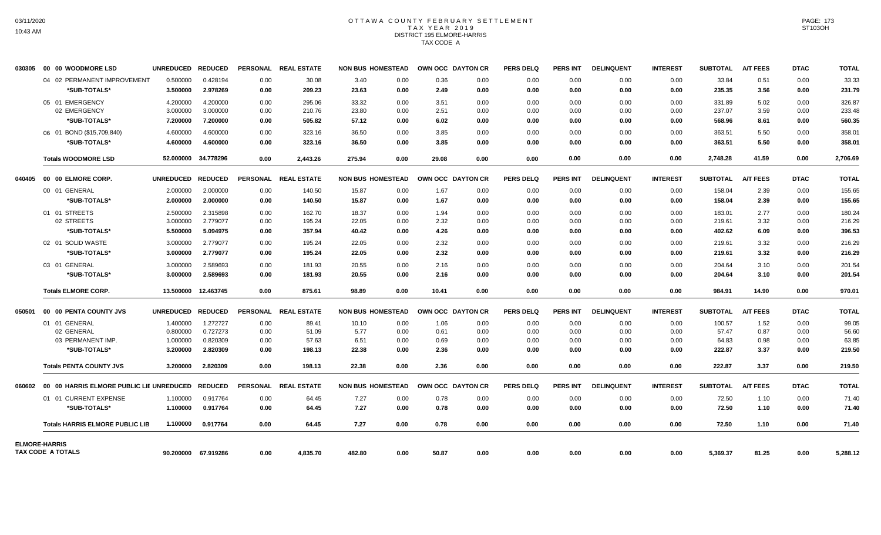# OTTAWA COUNTY FEBRUARY SETTLEMENT
## TAX YEAR 2019
### DISTRICT 195 ELMORE-HARRIS
### TAX CODE A

| | | UNREDUCED | REDUCED | PERSONAL | REAL ESTATE | NON BUS | HOMESTEAD | OWN OCC | DAYTON CR | PERS DELQ | PERS INT | DELINQUENT | INTEREST | SUBTOTAL | A/T FEES | DTAC | TOTAL |
|---|---|---|---|---|---|---|---|---|---|---|---|---|---|---|---|---|---|
| 030305 | 00 00 WOODMORE LSD | UNREDUCED | REDUCED | PERSONAL | REAL ESTATE | NON BUS | HOMESTEAD | OWN OCC | DAYTON CR | PERS DELQ | PERS INT | DELINQUENT | INTEREST | SUBTOTAL | A/T FEES | DTAC | TOTAL |
| | 04 02 PERMANENT IMPROVEMENT | 0.500000 | 0.428194 | 0.00 | 30.08 | 3.40 | 0.00 | 0.36 | 0.00 | 0.00 | 0.00 | 0.00 | 0.00 | 33.84 | 0.51 | 0.00 | 33.33 |
| | *SUB-TOTALS* | 3.500000 | 2.978269 | 0.00 | 209.23 | 23.63 | 0.00 | 2.49 | 0.00 | 0.00 | 0.00 | 0.00 | 0.00 | 235.35 | 3.56 | 0.00 | 231.79 |
| | 05 01 EMERGENCY | 4.200000 | 4.200000 | 0.00 | 295.06 | 33.32 | 0.00 | 3.51 | 0.00 | 0.00 | 0.00 | 0.00 | 0.00 | 331.89 | 5.02 | 0.00 | 326.87 |
| | 02 EMERGENCY | 3.000000 | 3.000000 | 0.00 | 210.76 | 23.80 | 0.00 | 2.51 | 0.00 | 0.00 | 0.00 | 0.00 | 0.00 | 237.07 | 3.59 | 0.00 | 233.48 |
| | *SUB-TOTALS* | 7.200000 | 7.200000 | 0.00 | 505.82 | 57.12 | 0.00 | 6.02 | 0.00 | 0.00 | 0.00 | 0.00 | 0.00 | 568.96 | 8.61 | 0.00 | 560.35 |
| | 06 01 BOND ($15,709,840) | 4.600000 | 4.600000 | 0.00 | 323.16 | 36.50 | 0.00 | 3.85 | 0.00 | 0.00 | 0.00 | 0.00 | 0.00 | 363.51 | 5.50 | 0.00 | 358.01 |
| | *SUB-TOTALS* | 4.600000 | 4.600000 | 0.00 | 323.16 | 36.50 | 0.00 | 3.85 | 0.00 | 0.00 | 0.00 | 0.00 | 0.00 | 363.51 | 5.50 | 0.00 | 358.01 |
| | **Totals WOODMORE LSD** | 52.000000 | 34.778296 | 0.00 | 2,443.26 | 275.94 | 0.00 | 29.08 | 0.00 | 0.00 | 0.00 | 0.00 | 0.00 | 2,748.28 | 41.59 | 0.00 | 2,706.69 |
| 040405 | 00 00 ELMORE CORP. | UNREDUCED | REDUCED | PERSONAL | REAL ESTATE | NON BUS | HOMESTEAD | OWN OCC | DAYTON CR | PERS DELQ | PERS INT | DELINQUENT | INTEREST | SUBTOTAL | A/T FEES | DTAC | TOTAL |
| | 00 01 GENERAL | 2.000000 | 2.000000 | 0.00 | 140.50 | 15.87 | 0.00 | 1.67 | 0.00 | 0.00 | 0.00 | 0.00 | 0.00 | 158.04 | 2.39 | 0.00 | 155.65 |
| | *SUB-TOTALS* | 2.000000 | 2.000000 | 0.00 | 140.50 | 15.87 | 0.00 | 1.67 | 0.00 | 0.00 | 0.00 | 0.00 | 0.00 | 158.04 | 2.39 | 0.00 | 155.65 |
| | 01 01 STREETS | 2.500000 | 2.315898 | 0.00 | 162.70 | 18.37 | 0.00 | 1.94 | 0.00 | 0.00 | 0.00 | 0.00 | 0.00 | 183.01 | 2.77 | 0.00 | 180.24 |
| | 02 STREETS | 3.000000 | 2.779077 | 0.00 | 195.24 | 22.05 | 0.00 | 2.32 | 0.00 | 0.00 | 0.00 | 0.00 | 0.00 | 219.61 | 3.32 | 0.00 | 216.29 |
| | *SUB-TOTALS* | 5.500000 | 5.094975 | 0.00 | 357.94 | 40.42 | 0.00 | 4.26 | 0.00 | 0.00 | 0.00 | 0.00 | 0.00 | 402.62 | 6.09 | 0.00 | 396.53 |
| | 02 01 SOLID WASTE | 3.000000 | 2.779077 | 0.00 | 195.24 | 22.05 | 0.00 | 2.32 | 0.00 | 0.00 | 0.00 | 0.00 | 0.00 | 219.61 | 3.32 | 0.00 | 216.29 |
| | *SUB-TOTALS* | 3.000000 | 2.779077 | 0.00 | 195.24 | 22.05 | 0.00 | 2.32 | 0.00 | 0.00 | 0.00 | 0.00 | 0.00 | 219.61 | 3.32 | 0.00 | 216.29 |
| | 03 01 GENERAL | 3.000000 | 2.589693 | 0.00 | 181.93 | 20.55 | 0.00 | 2.16 | 0.00 | 0.00 | 0.00 | 0.00 | 0.00 | 204.64 | 3.10 | 0.00 | 201.54 |
| | *SUB-TOTALS* | 3.000000 | 2.589693 | 0.00 | 181.93 | 20.55 | 0.00 | 2.16 | 0.00 | 0.00 | 0.00 | 0.00 | 0.00 | 204.64 | 3.10 | 0.00 | 201.54 |
| | **Totals ELMORE CORP.** | 13.500000 | 12.463745 | 0.00 | 875.61 | 98.89 | 0.00 | 10.41 | 0.00 | 0.00 | 0.00 | 0.00 | 0.00 | 984.91 | 14.90 | 0.00 | 970.01 |
| 050501 | 00 00 PENTA COUNTY JVS | UNREDUCED | REDUCED | PERSONAL | REAL ESTATE | NON BUS | HOMESTEAD | OWN OCC | DAYTON CR | PERS DELQ | PERS INT | DELINQUENT | INTEREST | SUBTOTAL | A/T FEES | DTAC | TOTAL |
| | 01 01 GENERAL | 1.400000 | 1.272727 | 0.00 | 89.41 | 10.10 | 0.00 | 1.06 | 0.00 | 0.00 | 0.00 | 0.00 | 0.00 | 100.57 | 1.52 | 0.00 | 99.05 |
| | 02 GENERAL | 0.800000 | 0.727273 | 0.00 | 51.09 | 5.77 | 0.00 | 0.61 | 0.00 | 0.00 | 0.00 | 0.00 | 0.00 | 57.47 | 0.87 | 0.00 | 56.60 |
| | 03 PERMANENT IMP. | 1.000000 | 0.820309 | 0.00 | 57.63 | 6.51 | 0.00 | 0.69 | 0.00 | 0.00 | 0.00 | 0.00 | 0.00 | 64.83 | 0.98 | 0.00 | 63.85 |
| | *SUB-TOTALS* | 3.200000 | 2.820309 | 0.00 | 198.13 | 22.38 | 0.00 | 2.36 | 0.00 | 0.00 | 0.00 | 0.00 | 0.00 | 222.87 | 3.37 | 0.00 | 219.50 |
| | **Totals PENTA COUNTY JVS** | 3.200000 | 2.820309 | 0.00 | 198.13 | 22.38 | 0.00 | 2.36 | 0.00 | 0.00 | 0.00 | 0.00 | 0.00 | 222.87 | 3.37 | 0.00 | 219.50 |
| 060602 | 00 00 HARRIS ELMORE PUBLIC LIB | UNREDUCED | REDUCED | PERSONAL | REAL ESTATE | NON BUS | HOMESTEAD | OWN OCC | DAYTON CR | PERS DELQ | PERS INT | DELINQUENT | INTEREST | SUBTOTAL | A/T FEES | DTAC | TOTAL |
| | 01 01 CURRENT EXPENSE | 1.100000 | 0.917764 | 0.00 | 64.45 | 7.27 | 0.00 | 0.78 | 0.00 | 0.00 | 0.00 | 0.00 | 0.00 | 72.50 | 1.10 | 0.00 | 71.40 |
| | *SUB-TOTALS* | 1.100000 | 0.917764 | 0.00 | 64.45 | 7.27 | 0.00 | 0.78 | 0.00 | 0.00 | 0.00 | 0.00 | 0.00 | 72.50 | 1.10 | 0.00 | 71.40 |
| | **Totals HARRIS ELMORE PUBLIC LIB** | 1.100000 | 0.917764 | 0.00 | 64.45 | 7.27 | 0.00 | 0.78 | 0.00 | 0.00 | 0.00 | 0.00 | 0.00 | 72.50 | 1.10 | 0.00 | 71.40 |
| **ELMORE-HARRIS TAX CODE A TOTALS** | | 90.200000 | 67.919286 | 0.00 | 4,835.70 | 482.80 | 0.00 | 50.87 | 0.00 | 0.00 | 0.00 | 0.00 | 0.00 | 5,369.37 | 81.25 | 0.00 | 5,288.12 |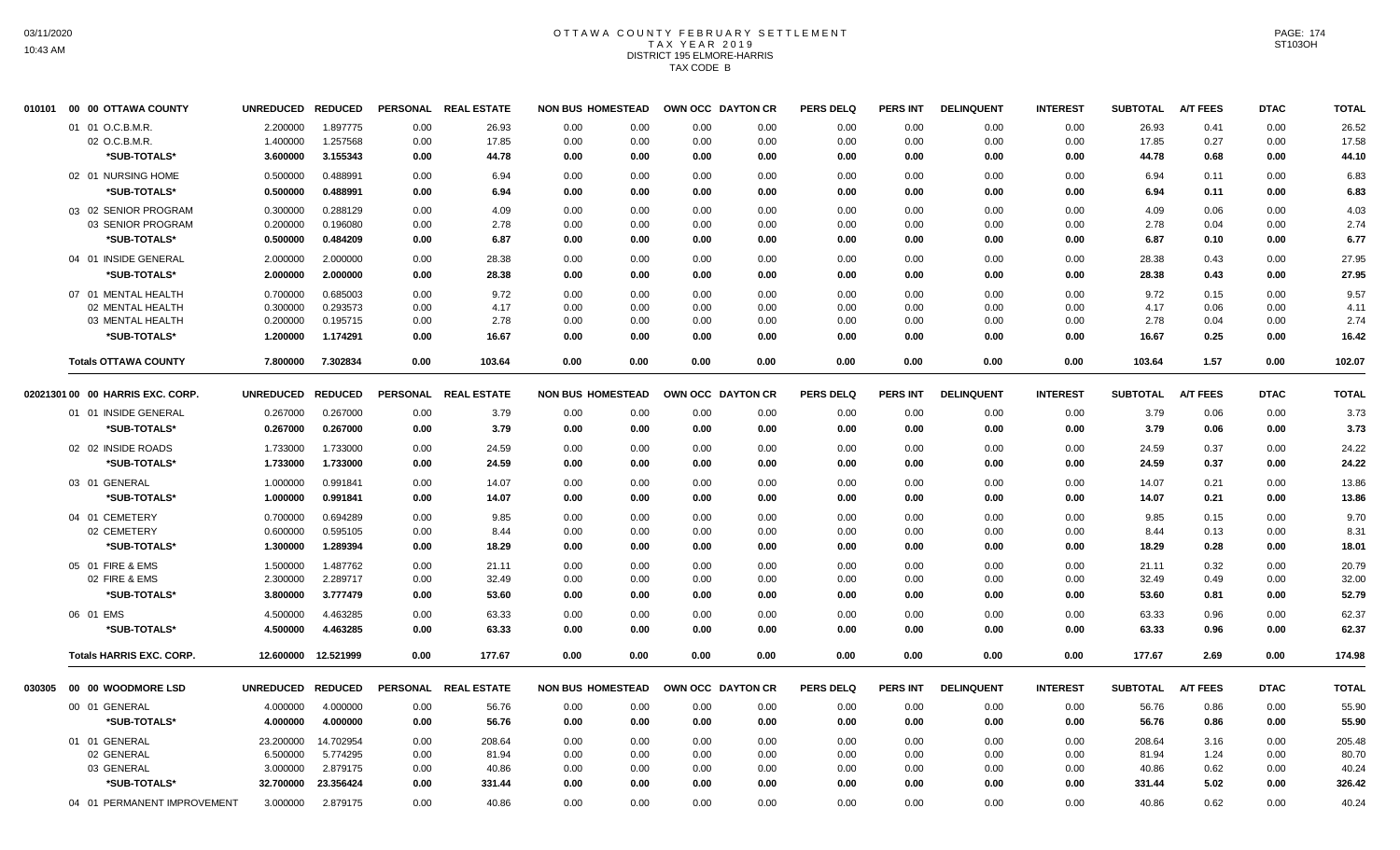# OTTAWA COUNTY FEBRUARY SETTLEMENT
## TAX YEAR 2019
## DISTRICT 195 ELMORE-HARRIS
## TAX CODE B

| 010101 00 00 OTTAWA COUNTY | UNREDUCED | REDUCED | PERSONAL | REAL ESTATE | NON BUS | HOMESTEAD | OWN OCC | DAYTON CR | PERS DELQ | PERS INT | DELINQUENT | INTEREST | SUBTOTAL | A/T FEES | DTAC | TOTAL |
|---|---|---|---|---|---|---|---|---|---|---|---|---|---|---|---|---|
| 01 01 O.C.B.M.R. | 2.200000 | 1.897775 | 0.00 | 26.93 | 0.00 | 0.00 | 0.00 | 0.00 | 0.00 | 0.00 | 0.00 | 0.00 | 26.93 | 0.41 | 0.00 | 26.52 |
| 02 O.C.B.M.R. | 1.400000 | 1.257568 | 0.00 | 17.85 | 0.00 | 0.00 | 0.00 | 0.00 | 0.00 | 0.00 | 0.00 | 0.00 | 17.85 | 0.27 | 0.00 | 17.58 |
| *SUB-TOTALS* | 3.600000 | 3.155343 | 0.00 | 44.78 | 0.00 | 0.00 | 0.00 | 0.00 | 0.00 | 0.00 | 0.00 | 0.00 | 44.78 | 0.68 | 0.00 | 44.10 |
| 02 01 NURSING HOME | 0.500000 | 0.488991 | 0.00 | 6.94 | 0.00 | 0.00 | 0.00 | 0.00 | 0.00 | 0.00 | 0.00 | 0.00 | 6.94 | 0.11 | 0.00 | 6.83 |
| *SUB-TOTALS* | 0.500000 | 0.488991 | 0.00 | 6.94 | 0.00 | 0.00 | 0.00 | 0.00 | 0.00 | 0.00 | 0.00 | 0.00 | 6.94 | 0.11 | 0.00 | 6.83 |
| 03 02 SENIOR PROGRAM | 0.300000 | 0.288129 | 0.00 | 4.09 | 0.00 | 0.00 | 0.00 | 0.00 | 0.00 | 0.00 | 0.00 | 0.00 | 4.09 | 0.06 | 0.00 | 4.03 |
| 03 SENIOR PROGRAM | 0.200000 | 0.196080 | 0.00 | 2.78 | 0.00 | 0.00 | 0.00 | 0.00 | 0.00 | 0.00 | 0.00 | 0.00 | 2.78 | 0.04 | 0.00 | 2.74 |
| *SUB-TOTALS* | 0.500000 | 0.484209 | 0.00 | 6.87 | 0.00 | 0.00 | 0.00 | 0.00 | 0.00 | 0.00 | 0.00 | 0.00 | 6.87 | 0.10 | 0.00 | 6.77 |
| 04 01 INSIDE GENERAL | 2.000000 | 2.000000 | 0.00 | 28.38 | 0.00 | 0.00 | 0.00 | 0.00 | 0.00 | 0.00 | 0.00 | 0.00 | 28.38 | 0.43 | 0.00 | 27.95 |
| *SUB-TOTALS* | 2.000000 | 2.000000 | 0.00 | 28.38 | 0.00 | 0.00 | 0.00 | 0.00 | 0.00 | 0.00 | 0.00 | 0.00 | 28.38 | 0.43 | 0.00 | 27.95 |
| 07 01 MENTAL HEALTH | 0.700000 | 0.685003 | 0.00 | 9.72 | 0.00 | 0.00 | 0.00 | 0.00 | 0.00 | 0.00 | 0.00 | 0.00 | 9.72 | 0.15 | 0.00 | 9.57 |
| 02 MENTAL HEALTH | 0.300000 | 0.293573 | 0.00 | 4.17 | 0.00 | 0.00 | 0.00 | 0.00 | 0.00 | 0.00 | 0.00 | 0.00 | 4.17 | 0.06 | 0.00 | 4.11 |
| 03 MENTAL HEALTH | 0.200000 | 0.195715 | 0.00 | 2.78 | 0.00 | 0.00 | 0.00 | 0.00 | 0.00 | 0.00 | 0.00 | 0.00 | 2.78 | 0.04 | 0.00 | 2.74 |
| *SUB-TOTALS* | 1.200000 | 1.174291 | 0.00 | 16.67 | 0.00 | 0.00 | 0.00 | 0.00 | 0.00 | 0.00 | 0.00 | 0.00 | 16.67 | 0.25 | 0.00 | 16.42 |
| **Totals OTTAWA COUNTY** | 7.800000 | 7.302834 | 0.00 | 103.64 | 0.00 | 0.00 | 0.00 | 0.00 | 0.00 | 0.00 | 0.00 | 0.00 | 103.64 | 1.57 | 0.00 | 102.07 |

| 02021301 00 00 HARRIS EXC. CORP. | UNREDUCED | REDUCED | PERSONAL | REAL ESTATE | NON BUS | HOMESTEAD | OWN OCC | DAYTON CR | PERS DELQ | PERS INT | DELINQUENT | INTEREST | SUBTOTAL | A/T FEES | DTAC | TOTAL |
|---|---|---|---|---|---|---|---|---|---|---|---|---|---|---|---|---|
| 01 01 INSIDE GENERAL | 0.267000 | 0.267000 | 0.00 | 3.79 | 0.00 | 0.00 | 0.00 | 0.00 | 0.00 | 0.00 | 0.00 | 0.00 | 3.79 | 0.06 | 0.00 | 3.73 |
| *SUB-TOTALS* | 0.267000 | 0.267000 | 0.00 | 3.79 | 0.00 | 0.00 | 0.00 | 0.00 | 0.00 | 0.00 | 0.00 | 0.00 | 3.79 | 0.06 | 0.00 | 3.73 |
| 02 02 INSIDE ROADS | 1.733000 | 1.733000 | 0.00 | 24.59 | 0.00 | 0.00 | 0.00 | 0.00 | 0.00 | 0.00 | 0.00 | 0.00 | 24.59 | 0.37 | 0.00 | 24.22 |
| *SUB-TOTALS* | 1.733000 | 1.733000 | 0.00 | 24.59 | 0.00 | 0.00 | 0.00 | 0.00 | 0.00 | 0.00 | 0.00 | 0.00 | 24.59 | 0.37 | 0.00 | 24.22 |
| 03 01 GENERAL | 1.000000 | 0.991841 | 0.00 | 14.07 | 0.00 | 0.00 | 0.00 | 0.00 | 0.00 | 0.00 | 0.00 | 0.00 | 14.07 | 0.21 | 0.00 | 13.86 |
| *SUB-TOTALS* | 1.000000 | 0.991841 | 0.00 | 14.07 | 0.00 | 0.00 | 0.00 | 0.00 | 0.00 | 0.00 | 0.00 | 0.00 | 14.07 | 0.21 | 0.00 | 13.86 |
| 04 01 CEMETERY | 0.700000 | 0.694289 | 0.00 | 9.85 | 0.00 | 0.00 | 0.00 | 0.00 | 0.00 | 0.00 | 0.00 | 0.00 | 9.85 | 0.15 | 0.00 | 9.70 |
| 02 CEMETERY | 0.600000 | 0.595105 | 0.00 | 8.44 | 0.00 | 0.00 | 0.00 | 0.00 | 0.00 | 0.00 | 0.00 | 0.00 | 8.44 | 0.13 | 0.00 | 8.31 |
| *SUB-TOTALS* | 1.300000 | 1.289394 | 0.00 | 18.29 | 0.00 | 0.00 | 0.00 | 0.00 | 0.00 | 0.00 | 0.00 | 0.00 | 18.29 | 0.28 | 0.00 | 18.01 |
| 05 01 FIRE & EMS | 1.500000 | 1.487762 | 0.00 | 21.11 | 0.00 | 0.00 | 0.00 | 0.00 | 0.00 | 0.00 | 0.00 | 0.00 | 21.11 | 0.32 | 0.00 | 20.79 |
| 02 FIRE & EMS | 2.300000 | 2.289717 | 0.00 | 32.49 | 0.00 | 0.00 | 0.00 | 0.00 | 0.00 | 0.00 | 0.00 | 0.00 | 32.49 | 0.49 | 0.00 | 32.00 |
| *SUB-TOTALS* | 3.800000 | 3.777479 | 0.00 | 53.60 | 0.00 | 0.00 | 0.00 | 0.00 | 0.00 | 0.00 | 0.00 | 0.00 | 53.60 | 0.81 | 0.00 | 52.79 |
| 06 01 EMS | 4.500000 | 4.463285 | 0.00 | 63.33 | 0.00 | 0.00 | 0.00 | 0.00 | 0.00 | 0.00 | 0.00 | 0.00 | 63.33 | 0.96 | 0.00 | 62.37 |
| *SUB-TOTALS* | 4.500000 | 4.463285 | 0.00 | 63.33 | 0.00 | 0.00 | 0.00 | 0.00 | 0.00 | 0.00 | 0.00 | 0.00 | 63.33 | 0.96 | 0.00 | 62.37 |
| **Totals HARRIS EXC. CORP.** | 12.600000 | 12.521999 | 0.00 | 177.67 | 0.00 | 0.00 | 0.00 | 0.00 | 0.00 | 0.00 | 0.00 | 0.00 | 177.67 | 2.69 | 0.00 | 174.98 |

| 030305 00 00 WOODMORE LSD | UNREDUCED | REDUCED | PERSONAL | REAL ESTATE | NON BUS | HOMESTEAD | OWN OCC | DAYTON CR | PERS DELQ | PERS INT | DELINQUENT | INTEREST | SUBTOTAL | A/T FEES | DTAC | TOTAL |
|---|---|---|---|---|---|---|---|---|---|---|---|---|---|---|---|---|
| 00 01 GENERAL | 4.000000 | 4.000000 | 0.00 | 56.76 | 0.00 | 0.00 | 0.00 | 0.00 | 0.00 | 0.00 | 0.00 | 0.00 | 56.76 | 0.86 | 0.00 | 55.90 |
| *SUB-TOTALS* | 4.000000 | 4.000000 | 0.00 | 56.76 | 0.00 | 0.00 | 0.00 | 0.00 | 0.00 | 0.00 | 0.00 | 0.00 | 56.76 | 0.86 | 0.00 | 55.90 |
| 01 01 GENERAL | 23.200000 | 14.702954 | 0.00 | 208.64 | 0.00 | 0.00 | 0.00 | 0.00 | 0.00 | 0.00 | 0.00 | 0.00 | 208.64 | 3.16 | 0.00 | 205.48 |
| 02 GENERAL | 6.500000 | 5.774295 | 0.00 | 81.94 | 0.00 | 0.00 | 0.00 | 0.00 | 0.00 | 0.00 | 0.00 | 0.00 | 81.94 | 1.24 | 0.00 | 80.70 |
| 03 GENERAL | 3.000000 | 2.879175 | 0.00 | 40.86 | 0.00 | 0.00 | 0.00 | 0.00 | 0.00 | 0.00 | 0.00 | 0.00 | 40.86 | 0.62 | 0.00 | 40.24 |
| *SUB-TOTALS* | 32.700000 | 23.356424 | 0.00 | 331.44 | 0.00 | 0.00 | 0.00 | 0.00 | 0.00 | 0.00 | 0.00 | 0.00 | 331.44 | 5.02 | 0.00 | 326.42 |
| 04 01 PERMANENT IMPROVEMENT | 3.000000 | 2.879175 | 0.00 | 40.86 | 0.00 | 0.00 | 0.00 | 0.00 | 0.00 | 0.00 | 0.00 | 0.00 | 40.86 | 0.62 | 0.00 | 40.24 |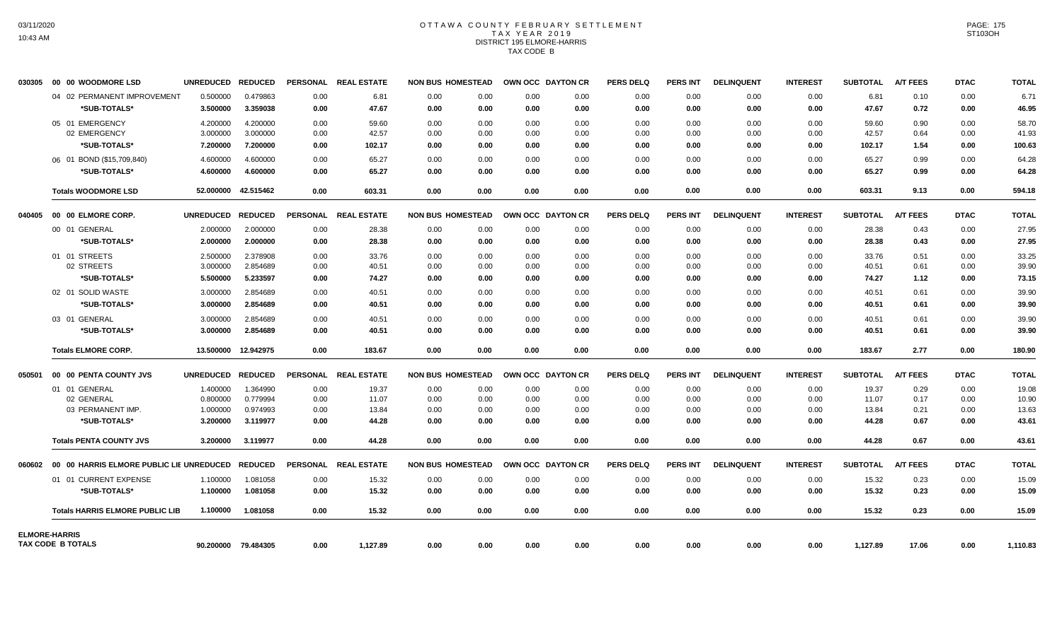# OTTAWA COUNTY FEBRUARY SETTLEMENT
## TAX YEAR 2019
### DISTRICT 195 ELMORE-HARRIS
### TAX CODE B

| | | UNREDUCED | REDUCED | PERSONAL | REAL ESTATE | NON BUS | HOMESTEAD | OWN OCC | DAYTON CR | PERS DELQ | PERS INT | DELINQUENT | INTEREST | SUBTOTAL | A/T FEES | DTAC | TOTAL |
|---|---|---|---|---|---|---|---|---|---|---|---|---|---|---|---|---|---|
| 030305 | 00 00 WOODMORE LSD | | | | | | | | | | | | | | | | |
| | 04 02 PERMANENT IMPROVEMENT | 0.500000 | 0.479863 | 0.00 | 6.81 | 0.00 | 0.00 | 0.00 | 0.00 | 0.00 | 0.00 | 0.00 | 0.00 | 6.81 | 0.10 | 0.00 | 6.71 |
| | *SUB-TOTALS* | 3.500000 | 3.359038 | 0.00 | 47.67 | 0.00 | 0.00 | 0.00 | 0.00 | 0.00 | 0.00 | 0.00 | 0.00 | 47.67 | 0.72 | 0.00 | 46.95 |
| | 05 01 EMERGENCY | 4.200000 | 4.200000 | 0.00 | 59.60 | 0.00 | 0.00 | 0.00 | 0.00 | 0.00 | 0.00 | 0.00 | 0.00 | 59.60 | 0.90 | 0.00 | 58.70 |
| | 02 EMERGENCY | 3.000000 | 3.000000 | 0.00 | 42.57 | 0.00 | 0.00 | 0.00 | 0.00 | 0.00 | 0.00 | 0.00 | 0.00 | 42.57 | 0.64 | 0.00 | 41.93 |
| | *SUB-TOTALS* | 7.200000 | 7.200000 | 0.00 | 102.17 | 0.00 | 0.00 | 0.00 | 0.00 | 0.00 | 0.00 | 0.00 | 0.00 | 102.17 | 1.54 | 0.00 | 100.63 |
| | 06 01 BOND ($15,709,840) | 4.600000 | 4.600000 | 0.00 | 65.27 | 0.00 | 0.00 | 0.00 | 0.00 | 0.00 | 0.00 | 0.00 | 0.00 | 65.27 | 0.99 | 0.00 | 64.28 |
| | *SUB-TOTALS* | 4.600000 | 4.600000 | 0.00 | 65.27 | 0.00 | 0.00 | 0.00 | 0.00 | 0.00 | 0.00 | 0.00 | 0.00 | 65.27 | 0.99 | 0.00 | 64.28 |
| | **Totals WOODMORE LSD** | 52.000000 | 42.515462 | 0.00 | 603.31 | 0.00 | 0.00 | 0.00 | 0.00 | 0.00 | 0.00 | 0.00 | 0.00 | 603.31 | 9.13 | 0.00 | 594.18 |
| 040405 | 00 00 ELMORE CORP. | UNREDUCED | REDUCED | PERSONAL | REAL ESTATE | NON BUS | HOMESTEAD | OWN OCC | DAYTON CR | PERS DELQ | PERS INT | DELINQUENT | INTEREST | SUBTOTAL | A/T FEES | DTAC | TOTAL |
| | 00 01 GENERAL | 2.000000 | 2.000000 | 0.00 | 28.38 | 0.00 | 0.00 | 0.00 | 0.00 | 0.00 | 0.00 | 0.00 | 0.00 | 28.38 | 0.43 | 0.00 | 27.95 |
| | *SUB-TOTALS* | 2.000000 | 2.000000 | 0.00 | 28.38 | 0.00 | 0.00 | 0.00 | 0.00 | 0.00 | 0.00 | 0.00 | 0.00 | 28.38 | 0.43 | 0.00 | 27.95 |
| | 01 01 STREETS | 2.500000 | 2.378908 | 0.00 | 33.76 | 0.00 | 0.00 | 0.00 | 0.00 | 0.00 | 0.00 | 0.00 | 0.00 | 33.76 | 0.51 | 0.00 | 33.25 |
| | 02 STREETS | 3.000000 | 2.854689 | 0.00 | 40.51 | 0.00 | 0.00 | 0.00 | 0.00 | 0.00 | 0.00 | 0.00 | 0.00 | 40.51 | 0.61 | 0.00 | 39.90 |
| | *SUB-TOTALS* | 5.500000 | 5.233597 | 0.00 | 74.27 | 0.00 | 0.00 | 0.00 | 0.00 | 0.00 | 0.00 | 0.00 | 0.00 | 74.27 | 1.12 | 0.00 | 73.15 |
| | 02 01 SOLID WASTE | 3.000000 | 2.854689 | 0.00 | 40.51 | 0.00 | 0.00 | 0.00 | 0.00 | 0.00 | 0.00 | 0.00 | 0.00 | 40.51 | 0.61 | 0.00 | 39.90 |
| | *SUB-TOTALS* | 3.000000 | 2.854689 | 0.00 | 40.51 | 0.00 | 0.00 | 0.00 | 0.00 | 0.00 | 0.00 | 0.00 | 0.00 | 40.51 | 0.61 | 0.00 | 39.90 |
| | 03 01 GENERAL | 3.000000 | 2.854689 | 0.00 | 40.51 | 0.00 | 0.00 | 0.00 | 0.00 | 0.00 | 0.00 | 0.00 | 0.00 | 40.51 | 0.61 | 0.00 | 39.90 |
| | *SUB-TOTALS* | 3.000000 | 2.854689 | 0.00 | 40.51 | 0.00 | 0.00 | 0.00 | 0.00 | 0.00 | 0.00 | 0.00 | 0.00 | 40.51 | 0.61 | 0.00 | 39.90 |
| | **Totals ELMORE CORP.** | 13.500000 | 12.942975 | 0.00 | 183.67 | 0.00 | 0.00 | 0.00 | 0.00 | 0.00 | 0.00 | 0.00 | 0.00 | 183.67 | 2.77 | 0.00 | 180.90 |
| 050501 | 00 00 PENTA COUNTY JVS | UNREDUCED | REDUCED | PERSONAL | REAL ESTATE | NON BUS | HOMESTEAD | OWN OCC | DAYTON CR | PERS DELQ | PERS INT | DELINQUENT | INTEREST | SUBTOTAL | A/T FEES | DTAC | TOTAL |
| | 01 01 GENERAL | 1.400000 | 1.364990 | 0.00 | 19.37 | 0.00 | 0.00 | 0.00 | 0.00 | 0.00 | 0.00 | 0.00 | 0.00 | 19.37 | 0.29 | 0.00 | 19.08 |
| | 02 GENERAL | 0.800000 | 0.779994 | 0.00 | 11.07 | 0.00 | 0.00 | 0.00 | 0.00 | 0.00 | 0.00 | 0.00 | 0.00 | 11.07 | 0.17 | 0.00 | 10.90 |
| | 03 PERMANENT IMP. | 1.000000 | 0.974993 | 0.00 | 13.84 | 0.00 | 0.00 | 0.00 | 0.00 | 0.00 | 0.00 | 0.00 | 0.00 | 13.84 | 0.21 | 0.00 | 13.63 |
| | *SUB-TOTALS* | 3.200000 | 3.119977 | 0.00 | 44.28 | 0.00 | 0.00 | 0.00 | 0.00 | 0.00 | 0.00 | 0.00 | 0.00 | 44.28 | 0.67 | 0.00 | 43.61 |
| | **Totals PENTA COUNTY JVS** | 3.200000 | 3.119977 | 0.00 | 44.28 | 0.00 | 0.00 | 0.00 | 0.00 | 0.00 | 0.00 | 0.00 | 0.00 | 44.28 | 0.67 | 0.00 | 43.61 |
| 060602 | 00 00 HARRIS ELMORE PUBLIC LIE | UNREDUCED | REDUCED | PERSONAL | REAL ESTATE | NON BUS | HOMESTEAD | OWN OCC | DAYTON CR | PERS DELQ | PERS INT | DELINQUENT | INTEREST | SUBTOTAL | A/T FEES | DTAC | TOTAL |
| | 01 01 CURRENT EXPENSE | 1.100000 | 1.081058 | 0.00 | 15.32 | 0.00 | 0.00 | 0.00 | 0.00 | 0.00 | 0.00 | 0.00 | 0.00 | 15.32 | 0.23 | 0.00 | 15.09 |
| | *SUB-TOTALS* | 1.100000 | 1.081058 | 0.00 | 15.32 | 0.00 | 0.00 | 0.00 | 0.00 | 0.00 | 0.00 | 0.00 | 0.00 | 15.32 | 0.23 | 0.00 | 15.09 |
| | **Totals HARRIS ELMORE PUBLIC LIB** | 1.100000 | 1.081058 | 0.00 | 15.32 | 0.00 | 0.00 | 0.00 | 0.00 | 0.00 | 0.00 | 0.00 | 0.00 | 15.32 | 0.23 | 0.00 | 15.09 |
| **ELMORE-HARRIS TAX CODE B TOTALS** | | 90.200000 | 79.484305 | 0.00 | 1,127.89 | 0.00 | 0.00 | 0.00 | 0.00 | 0.00 | 0.00 | 0.00 | 0.00 | 1,127.89 | 17.06 | 0.00 | 1,110.83 |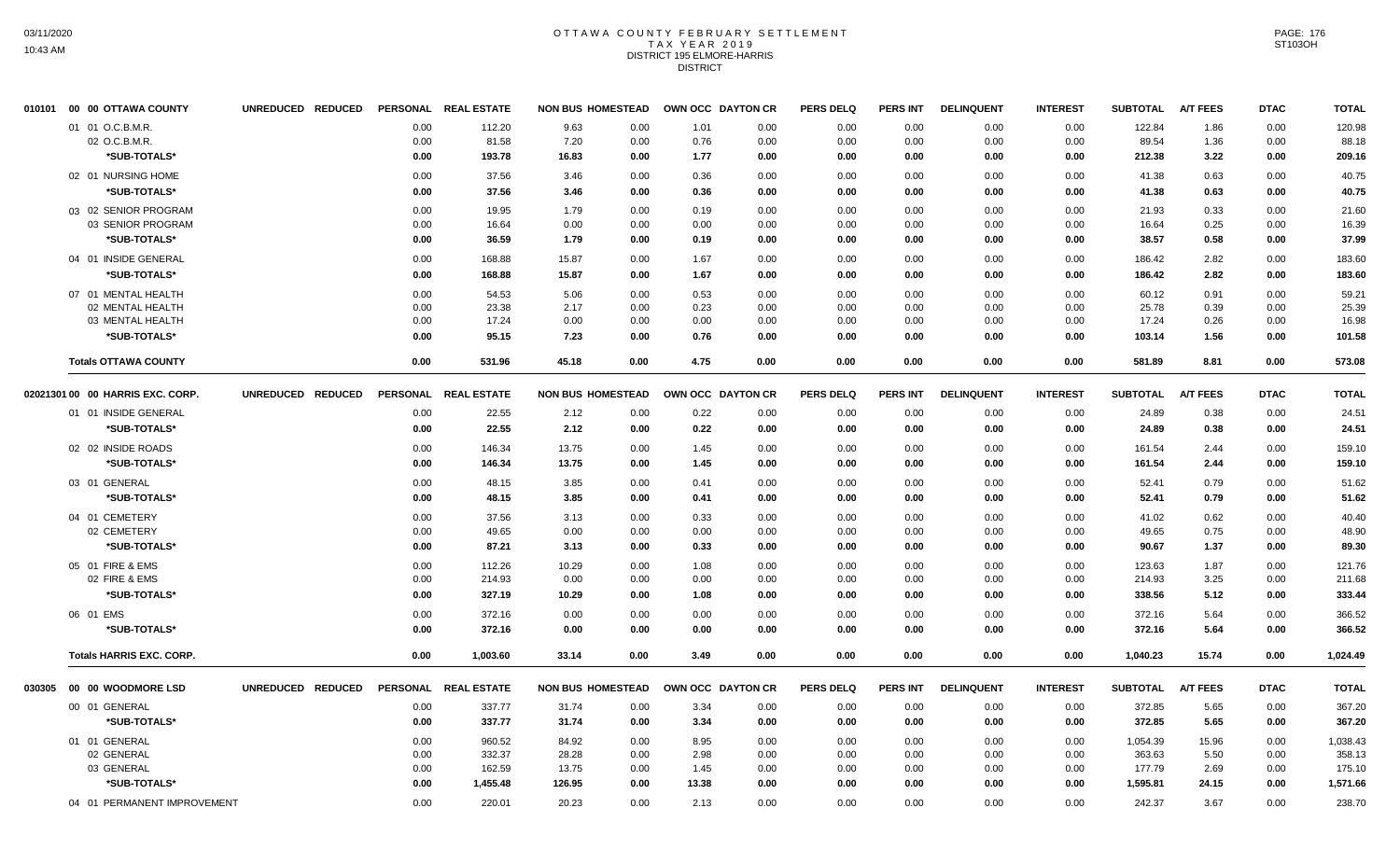# OTTAWA COUNTY FEBRUARY SETTLEMENT
## TAX YEAR 2019
## DISTRICT 195 ELMORE-HARRIS
## DISTRICT

| 010101 00 00 OTTAWA COUNTY | UNREDUCED | REDUCED | PERSONAL | REAL ESTATE | NON BUS | HOMESTEAD | OWN OCC | DAYTON CR | PERS DELQ | PERS INT | DELINQUENT | INTEREST | SUBTOTAL | A/T FEES | DTAC | TOTAL |
|---|---|---|---|---|---|---|---|---|---|---|---|---|---|---|---|---|
| 01 01 O.C.B.M.R. | | | 0.00 | 112.20 | 9.63 | 0.00 | 1.01 | 0.00 | 0.00 | 0.00 | 0.00 | 0.00 | 122.84 | 1.86 | 0.00 | 120.98 |
| 02 O.C.B.M.R. | | | 0.00 | 81.58 | 7.20 | 0.00 | 0.76 | 0.00 | 0.00 | 0.00 | 0.00 | 0.00 | 89.54 | 1.36 | 0.00 | 88.18 |
| *SUB-TOTALS* | | | 0.00 | 193.78 | 16.83 | 0.00 | 1.77 | 0.00 | 0.00 | 0.00 | 0.00 | 0.00 | 212.38 | 3.22 | 0.00 | 209.16 |
| 02 01 NURSING HOME | | | 0.00 | 37.56 | 3.46 | 0.00 | 0.36 | 0.00 | 0.00 | 0.00 | 0.00 | 0.00 | 41.38 | 0.63 | 0.00 | 40.75 |
| *SUB-TOTALS* | | | 0.00 | 37.56 | 3.46 | 0.00 | 0.36 | 0.00 | 0.00 | 0.00 | 0.00 | 0.00 | 41.38 | 0.63 | 0.00 | 40.75 |
| 03 02 SENIOR PROGRAM | | | 0.00 | 19.95 | 1.79 | 0.00 | 0.19 | 0.00 | 0.00 | 0.00 | 0.00 | 0.00 | 21.93 | 0.33 | 0.00 | 21.60 |
| 03 SENIOR PROGRAM | | | 0.00 | 16.64 | 0.00 | 0.00 | 0.00 | 0.00 | 0.00 | 0.00 | 0.00 | 0.00 | 16.64 | 0.25 | 0.00 | 16.39 |
| *SUB-TOTALS* | | | 0.00 | 36.59 | 1.79 | 0.00 | 0.19 | 0.00 | 0.00 | 0.00 | 0.00 | 0.00 | 38.57 | 0.58 | 0.00 | 37.99 |
| 04 01 INSIDE GENERAL | | | 0.00 | 168.88 | 15.87 | 0.00 | 1.67 | 0.00 | 0.00 | 0.00 | 0.00 | 0.00 | 186.42 | 2.82 | 0.00 | 183.60 |
| *SUB-TOTALS* | | | 0.00 | 168.88 | 15.87 | 0.00 | 1.67 | 0.00 | 0.00 | 0.00 | 0.00 | 0.00 | 186.42 | 2.82 | 0.00 | 183.60 |
| 07 01 MENTAL HEALTH | | | 0.00 | 54.53 | 5.06 | 0.00 | 0.53 | 0.00 | 0.00 | 0.00 | 0.00 | 0.00 | 60.12 | 0.91 | 0.00 | 59.21 |
| 02 MENTAL HEALTH | | | 0.00 | 23.38 | 2.17 | 0.00 | 0.23 | 0.00 | 0.00 | 0.00 | 0.00 | 0.00 | 25.78 | 0.39 | 0.00 | 25.39 |
| 03 MENTAL HEALTH | | | 0.00 | 17.24 | 0.00 | 0.00 | 0.00 | 0.00 | 0.00 | 0.00 | 0.00 | 0.00 | 17.24 | 0.26 | 0.00 | 16.98 |
| *SUB-TOTALS* | | | 0.00 | 95.15 | 7.23 | 0.00 | 0.76 | 0.00 | 0.00 | 0.00 | 0.00 | 0.00 | 103.14 | 1.56 | 0.00 | 101.58 |
| **Totals OTTAWA COUNTY** | | | 0.00 | 531.96 | 45.18 | 0.00 | 4.75 | 0.00 | 0.00 | 0.00 | 0.00 | 0.00 | 581.89 | 8.81 | 0.00 | 573.08 |

| 02021301 00 00 HARRIS EXC. CORP. | UNREDUCED | REDUCED | PERSONAL | REAL ESTATE | NON BUS | HOMESTEAD | OWN OCC | DAYTON CR | PERS DELQ | PERS INT | DELINQUENT | INTEREST | SUBTOTAL | A/T FEES | DTAC | TOTAL |
|---|---|---|---|---|---|---|---|---|---|---|---|---|---|---|---|---|
| 01 01 INSIDE GENERAL | | | 0.00 | 22.55 | 2.12 | 0.00 | 0.22 | 0.00 | 0.00 | 0.00 | 0.00 | 0.00 | 24.89 | 0.38 | 0.00 | 24.51 |
| *SUB-TOTALS* | | | 0.00 | 22.55 | 2.12 | 0.00 | 0.22 | 0.00 | 0.00 | 0.00 | 0.00 | 0.00 | 24.89 | 0.38 | 0.00 | 24.51 |
| 02 02 INSIDE ROADS | | | 0.00 | 146.34 | 13.75 | 0.00 | 1.45 | 0.00 | 0.00 | 0.00 | 0.00 | 0.00 | 161.54 | 2.44 | 0.00 | 159.10 |
| *SUB-TOTALS* | | | 0.00 | 146.34 | 13.75 | 0.00 | 1.45 | 0.00 | 0.00 | 0.00 | 0.00 | 0.00 | 161.54 | 2.44 | 0.00 | 159.10 |
| 03 01 GENERAL | | | 0.00 | 48.15 | 3.85 | 0.00 | 0.41 | 0.00 | 0.00 | 0.00 | 0.00 | 0.00 | 52.41 | 0.79 | 0.00 | 51.62 |
| *SUB-TOTALS* | | | 0.00 | 48.15 | 3.85 | 0.00 | 0.41 | 0.00 | 0.00 | 0.00 | 0.00 | 0.00 | 52.41 | 0.79 | 0.00 | 51.62 |
| 04 01 CEMETERY | | | 0.00 | 37.56 | 3.13 | 0.00 | 0.33 | 0.00 | 0.00 | 0.00 | 0.00 | 0.00 | 41.02 | 0.62 | 0.00 | 40.40 |
| 02 CEMETERY | | | 0.00 | 49.65 | 0.00 | 0.00 | 0.00 | 0.00 | 0.00 | 0.00 | 0.00 | 0.00 | 49.65 | 0.75 | 0.00 | 48.90 |
| *SUB-TOTALS* | | | 0.00 | 87.21 | 3.13 | 0.00 | 0.33 | 0.00 | 0.00 | 0.00 | 0.00 | 0.00 | 90.67 | 1.37 | 0.00 | 89.30 |
| 05 01 FIRE & EMS | | | 0.00 | 112.26 | 10.29 | 0.00 | 1.08 | 0.00 | 0.00 | 0.00 | 0.00 | 0.00 | 123.63 | 1.87 | 0.00 | 121.76 |
| 02 FIRE & EMS | | | 0.00 | 214.93 | 0.00 | 0.00 | 0.00 | 0.00 | 0.00 | 0.00 | 0.00 | 0.00 | 214.93 | 3.25 | 0.00 | 211.68 |
| *SUB-TOTALS* | | | 0.00 | 327.19 | 10.29 | 0.00 | 1.08 | 0.00 | 0.00 | 0.00 | 0.00 | 0.00 | 338.56 | 5.12 | 0.00 | 333.44 |
| 06 01 EMS | | | 0.00 | 372.16 | 0.00 | 0.00 | 0.00 | 0.00 | 0.00 | 0.00 | 0.00 | 0.00 | 372.16 | 5.64 | 0.00 | 366.52 |
| *SUB-TOTALS* | | | 0.00 | 372.16 | 0.00 | 0.00 | 0.00 | 0.00 | 0.00 | 0.00 | 0.00 | 0.00 | 372.16 | 5.64 | 0.00 | 366.52 |
| **Totals HARRIS EXC. CORP.** | | | 0.00 | 1,003.60 | 33.14 | 0.00 | 3.49 | 0.00 | 0.00 | 0.00 | 0.00 | 0.00 | 1,040.23 | 15.74 | 0.00 | 1,024.49 |

| 030305 00 00 WOODMORE LSD | UNREDUCED | REDUCED | PERSONAL | REAL ESTATE | NON BUS | HOMESTEAD | OWN OCC | DAYTON CR | PERS DELQ | PERS INT | DELINQUENT | INTEREST | SUBTOTAL | A/T FEES | DTAC | TOTAL |
|---|---|---|---|---|---|---|---|---|---|---|---|---|---|---|---|---|
| 00 01 GENERAL | | | 0.00 | 337.77 | 31.74 | 0.00 | 3.34 | 0.00 | 0.00 | 0.00 | 0.00 | 0.00 | 372.85 | 5.65 | 0.00 | 367.20 |
| *SUB-TOTALS* | | | 0.00 | 337.77 | 31.74 | 0.00 | 3.34 | 0.00 | 0.00 | 0.00 | 0.00 | 0.00 | 372.85 | 5.65 | 0.00 | 367.20 |
| 01 01 GENERAL | | | 0.00 | 960.52 | 84.92 | 0.00 | 8.95 | 0.00 | 0.00 | 0.00 | 0.00 | 0.00 | 1,054.39 | 15.96 | 0.00 | 1,038.43 |
| 02 GENERAL | | | 0.00 | 332.37 | 28.28 | 0.00 | 2.98 | 0.00 | 0.00 | 0.00 | 0.00 | 0.00 | 363.63 | 5.50 | 0.00 | 358.13 |
| 03 GENERAL | | | 0.00 | 162.59 | 13.75 | 0.00 | 1.45 | 0.00 | 0.00 | 0.00 | 0.00 | 0.00 | 177.79 | 2.69 | 0.00 | 175.10 |
| *SUB-TOTALS* | | | 0.00 | 1,455.48 | 126.95 | 0.00 | 13.38 | 0.00 | 0.00 | 0.00 | 0.00 | 0.00 | 1,595.81 | 24.15 | 0.00 | 1,571.66 |
| 04 01 PERMANENT IMPROVEMENT | | | 0.00 | 220.01 | 20.23 | 0.00 | 2.13 | 0.00 | 0.00 | 0.00 | 0.00 | 0.00 | 242.37 | 3.67 | 0.00 | 238.70 |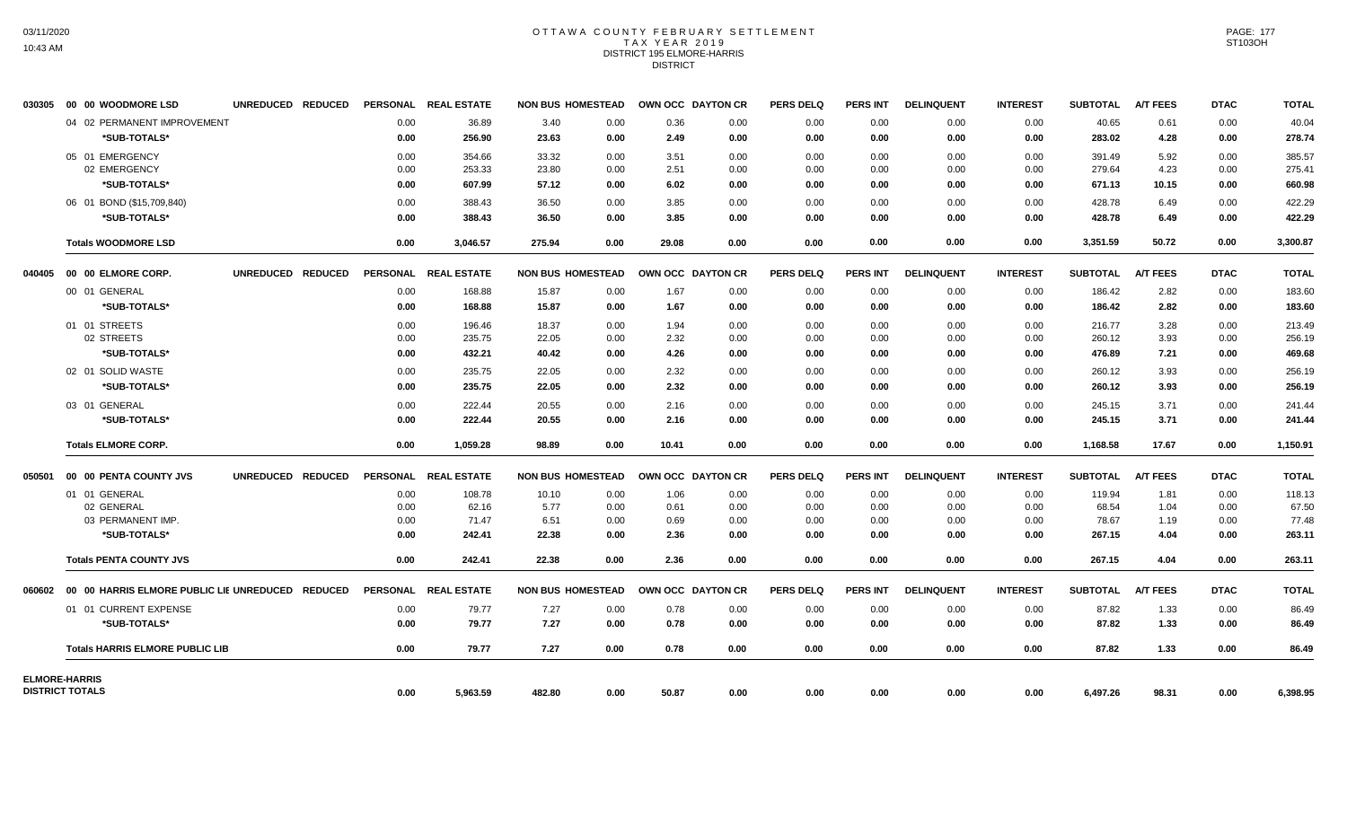# OTTAWA COUNTY FEBRUARY SETTLEMENT
## TAX YEAR 2019
## DISTRICT 195 ELMORE-HARRIS
## DISTRICT

| | | UNREDUCED | REDUCED | PERSONAL | REAL ESTATE | NON BUS | HOMESTEAD | OWN OCC | DAYTON CR | PERS DELQ | PERS INT | DELINQUENT | INTEREST | SUBTOTAL | A/T FEES | DTAC | TOTAL |
|---|---|---|---|---|---|---|---|---|---|---|---|---|---|---|---|---|---|
| 030305 | 00 00 WOODMORE LSD | | | | | | | | | | | | | | | | |
| | 04 02 PERMANENT IMPROVEMENT | | | 0.00 | 36.89 | 3.40 | 0.00 | 0.36 | 0.00 | 0.00 | 0.00 | 0.00 | 0.00 | 40.65 | 0.61 | 0.00 | 40.04 |
| | *SUB-TOTALS* | | | 0.00 | 256.90 | 23.63 | 0.00 | 2.49 | 0.00 | 0.00 | 0.00 | 0.00 | 0.00 | 283.02 | 4.28 | 0.00 | 278.74 |
| | 05 01 EMERGENCY | | | 0.00 | 354.66 | 33.32 | 0.00 | 3.51 | 0.00 | 0.00 | 0.00 | 0.00 | 0.00 | 391.49 | 5.92 | 0.00 | 385.57 |
| | 02 EMERGENCY | | | 0.00 | 253.33 | 23.80 | 0.00 | 2.51 | 0.00 | 0.00 | 0.00 | 0.00 | 0.00 | 279.64 | 4.23 | 0.00 | 275.41 |
| | *SUB-TOTALS* | | | 0.00 | 607.99 | 57.12 | 0.00 | 6.02 | 0.00 | 0.00 | 0.00 | 0.00 | 0.00 | 671.13 | 10.15 | 0.00 | 660.98 |
| | 06 01 BOND ($15,709,840) | | | 0.00 | 388.43 | 36.50 | 0.00 | 3.85 | 0.00 | 0.00 | 0.00 | 0.00 | 0.00 | 428.78 | 6.49 | 0.00 | 422.29 |
| | *SUB-TOTALS* | | | 0.00 | 388.43 | 36.50 | 0.00 | 3.85 | 0.00 | 0.00 | 0.00 | 0.00 | 0.00 | 428.78 | 6.49 | 0.00 | 422.29 |
| | **Totals WOODMORE LSD** | | | 0.00 | 3,046.57 | 275.94 | 0.00 | 29.08 | 0.00 | 0.00 | 0.00 | 0.00 | 0.00 | 3,351.59 | 50.72 | 0.00 | 3,300.87 |
| 040405 | 00 00 ELMORE CORP. | UNREDUCED | REDUCED | PERSONAL | REAL ESTATE | NON BUS | HOMESTEAD | OWN OCC | DAYTON CR | PERS DELQ | PERS INT | DELINQUENT | INTEREST | SUBTOTAL | A/T FEES | DTAC | TOTAL |
| | 00 01 GENERAL | | | 0.00 | 168.88 | 15.87 | 0.00 | 1.67 | 0.00 | 0.00 | 0.00 | 0.00 | 0.00 | 186.42 | 2.82 | 0.00 | 183.60 |
| | *SUB-TOTALS* | | | 0.00 | 168.88 | 15.87 | 0.00 | 1.67 | 0.00 | 0.00 | 0.00 | 0.00 | 0.00 | 186.42 | 2.82 | 0.00 | 183.60 |
| | 01 01 STREETS | | | 0.00 | 196.46 | 18.37 | 0.00 | 1.94 | 0.00 | 0.00 | 0.00 | 0.00 | 0.00 | 216.77 | 3.28 | 0.00 | 213.49 |
| | 02 STREETS | | | 0.00 | 235.75 | 22.05 | 0.00 | 2.32 | 0.00 | 0.00 | 0.00 | 0.00 | 0.00 | 260.12 | 3.93 | 0.00 | 256.19 |
| | *SUB-TOTALS* | | | 0.00 | 432.21 | 40.42 | 0.00 | 4.26 | 0.00 | 0.00 | 0.00 | 0.00 | 0.00 | 476.89 | 7.21 | 0.00 | 469.68 |
| | 02 01 SOLID WASTE | | | 0.00 | 235.75 | 22.05 | 0.00 | 2.32 | 0.00 | 0.00 | 0.00 | 0.00 | 0.00 | 260.12 | 3.93 | 0.00 | 256.19 |
| | *SUB-TOTALS* | | | 0.00 | 235.75 | 22.05 | 0.00 | 2.32 | 0.00 | 0.00 | 0.00 | 0.00 | 0.00 | 260.12 | 3.93 | 0.00 | 256.19 |
| | 03 01 GENERAL | | | 0.00 | 222.44 | 20.55 | 0.00 | 2.16 | 0.00 | 0.00 | 0.00 | 0.00 | 0.00 | 245.15 | 3.71 | 0.00 | 241.44 |
| | *SUB-TOTALS* | | | 0.00 | 222.44 | 20.55 | 0.00 | 2.16 | 0.00 | 0.00 | 0.00 | 0.00 | 0.00 | 245.15 | 3.71 | 0.00 | 241.44 |
| | **Totals ELMORE CORP.** | | | 0.00 | 1,059.28 | 98.89 | 0.00 | 10.41 | 0.00 | 0.00 | 0.00 | 0.00 | 0.00 | 1,168.58 | 17.67 | 0.00 | 1,150.91 |
| 050501 | 00 00 PENTA COUNTY JVS | UNREDUCED | REDUCED | PERSONAL | REAL ESTATE | NON BUS | HOMESTEAD | OWN OCC | DAYTON CR | PERS DELQ | PERS INT | DELINQUENT | INTEREST | SUBTOTAL | A/T FEES | DTAC | TOTAL |
| | 01 01 GENERAL | | | 0.00 | 108.78 | 10.10 | 0.00 | 1.06 | 0.00 | 0.00 | 0.00 | 0.00 | 0.00 | 119.94 | 1.81 | 0.00 | 118.13 |
| | 02 GENERAL | | | 0.00 | 62.16 | 5.77 | 0.00 | 0.61 | 0.00 | 0.00 | 0.00 | 0.00 | 0.00 | 68.54 | 1.04 | 0.00 | 67.50 |
| | 03 PERMANENT IMP. | | | 0.00 | 71.47 | 6.51 | 0.00 | 0.69 | 0.00 | 0.00 | 0.00 | 0.00 | 0.00 | 78.67 | 1.19 | 0.00 | 77.48 |
| | *SUB-TOTALS* | | | 0.00 | 242.41 | 22.38 | 0.00 | 2.36 | 0.00 | 0.00 | 0.00 | 0.00 | 0.00 | 267.15 | 4.04 | 0.00 | 263.11 |
| | **Totals PENTA COUNTY JVS** | | | 0.00 | 242.41 | 22.38 | 0.00 | 2.36 | 0.00 | 0.00 | 0.00 | 0.00 | 0.00 | 267.15 | 4.04 | 0.00 | 263.11 |
| 060602 | 00 00 HARRIS ELMORE PUBLIC LIE | UNREDUCED | REDUCED | PERSONAL | REAL ESTATE | NON BUS | HOMESTEAD | OWN OCC | DAYTON CR | PERS DELQ | PERS INT | DELINQUENT | INTEREST | SUBTOTAL | A/T FEES | DTAC | TOTAL |
| | 01 01 CURRENT EXPENSE | | | 0.00 | 79.77 | 7.27 | 0.00 | 0.78 | 0.00 | 0.00 | 0.00 | 0.00 | 0.00 | 87.82 | 1.33 | 0.00 | 86.49 |
| | *SUB-TOTALS* | | | 0.00 | 79.77 | 7.27 | 0.00 | 0.78 | 0.00 | 0.00 | 0.00 | 0.00 | 0.00 | 87.82 | 1.33 | 0.00 | 86.49 |
| | **Totals HARRIS ELMORE PUBLIC LIB** | | | 0.00 | 79.77 | 7.27 | 0.00 | 0.78 | 0.00 | 0.00 | 0.00 | 0.00 | 0.00 | 87.82 | 1.33 | 0.00 | 86.49 |
| **ELMORE-HARRIS DISTRICT TOTALS** | | | | 0.00 | 5,963.59 | 482.80 | 0.00 | 50.87 | 0.00 | 0.00 | 0.00 | 0.00 | 0.00 | 6,497.26 | 98.31 | 0.00 | 6,398.95 |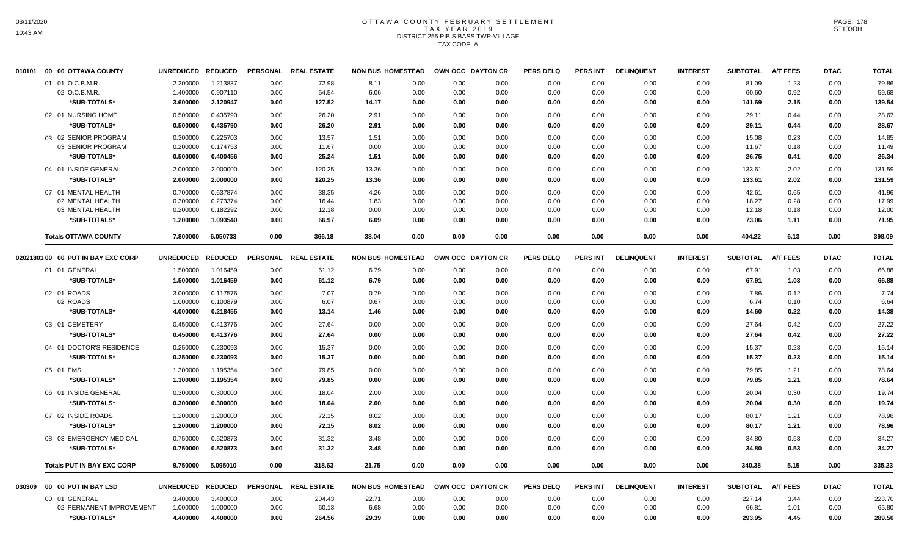# OTTAWA COUNTY FEBRUARY SETTLEMENT
## TAX YEAR 2019
### DISTRICT 255 PIB S BASS TWP-VILLAGE
### TAX CODE A

| 010101 00 00 OTTAWA COUNTY | UNREDUCED | REDUCED | PERSONAL | REAL ESTATE | NON BUS | HOMESTEAD | OWN OCC | DAYTON CR | PERS DELQ | PERS INT | DELINQUENT | INTEREST | SUBTOTAL | A/T FEES | DTAC | TOTAL |
|---|---|---|---|---|---|---|---|---|---|---|---|---|---|---|---|---|
| 01 01 O.C.B.M.R. | 2.200000 | 1.213837 | 0.00 | 72.98 | 8.11 | 0.00 | 0.00 | 0.00 | 0.00 | 0.00 | 0.00 | 0.00 | 81.09 | 1.23 | 0.00 | 79.86 |
| 02 O.C.B.M.R. | 1.400000 | 0.907110 | 0.00 | 54.54 | 6.06 | 0.00 | 0.00 | 0.00 | 0.00 | 0.00 | 0.00 | 0.00 | 60.60 | 0.92 | 0.00 | 59.68 |
| *SUB-TOTALS* | 3.600000 | 2.120947 | 0.00 | 127.52 | 14.17 | 0.00 | 0.00 | 0.00 | 0.00 | 0.00 | 0.00 | 0.00 | 141.69 | 2.15 | 0.00 | 139.54 |
| 02 01 NURSING HOME | 0.500000 | 0.435790 | 0.00 | 26.20 | 2.91 | 0.00 | 0.00 | 0.00 | 0.00 | 0.00 | 0.00 | 0.00 | 29.11 | 0.44 | 0.00 | 28.67 |
| *SUB-TOTALS* | 0.500000 | 0.435790 | 0.00 | 26.20 | 2.91 | 0.00 | 0.00 | 0.00 | 0.00 | 0.00 | 0.00 | 0.00 | 29.11 | 0.44 | 0.00 | 28.67 |
| 03 02 SENIOR PROGRAM | 0.300000 | 0.225703 | 0.00 | 13.57 | 1.51 | 0.00 | 0.00 | 0.00 | 0.00 | 0.00 | 0.00 | 0.00 | 15.08 | 0.23 | 0.00 | 14.85 |
| 03 SENIOR PROGRAM | 0.200000 | 0.174753 | 0.00 | 11.67 | 0.00 | 0.00 | 0.00 | 0.00 | 0.00 | 0.00 | 0.00 | 0.00 | 11.67 | 0.18 | 0.00 | 11.49 |
| *SUB-TOTALS* | 0.500000 | 0.400456 | 0.00 | 25.24 | 1.51 | 0.00 | 0.00 | 0.00 | 0.00 | 0.00 | 0.00 | 0.00 | 26.75 | 0.41 | 0.00 | 26.34 |
| 04 01 INSIDE GENERAL | 2.000000 | 2.000000 | 0.00 | 120.25 | 13.36 | 0.00 | 0.00 | 0.00 | 0.00 | 0.00 | 0.00 | 0.00 | 133.61 | 2.02 | 0.00 | 131.59 |
| *SUB-TOTALS* | 2.000000 | 2.000000 | 0.00 | 120.25 | 13.36 | 0.00 | 0.00 | 0.00 | 0.00 | 0.00 | 0.00 | 0.00 | 133.61 | 2.02 | 0.00 | 131.59 |
| 07 01 MENTAL HEALTH | 0.700000 | 0.637874 | 0.00 | 38.35 | 4.26 | 0.00 | 0.00 | 0.00 | 0.00 | 0.00 | 0.00 | 0.00 | 42.61 | 0.65 | 0.00 | 41.96 |
| 02 MENTAL HEALTH | 0.300000 | 0.273374 | 0.00 | 16.44 | 1.83 | 0.00 | 0.00 | 0.00 | 0.00 | 0.00 | 0.00 | 0.00 | 18.27 | 0.28 | 0.00 | 17.99 |
| 03 MENTAL HEALTH | 0.200000 | 0.182292 | 0.00 | 12.18 | 0.00 | 0.00 | 0.00 | 0.00 | 0.00 | 0.00 | 0.00 | 0.00 | 12.18 | 0.18 | 0.00 | 12.00 |
| *SUB-TOTALS* | 1.200000 | 1.093540 | 0.00 | 66.97 | 6.09 | 0.00 | 0.00 | 0.00 | 0.00 | 0.00 | 0.00 | 0.00 | 73.06 | 1.11 | 0.00 | 71.95 |
| **Totals OTTAWA COUNTY** | 7.800000 | 6.050733 | 0.00 | 366.18 | 38.04 | 0.00 | 0.00 | 0.00 | 0.00 | 0.00 | 0.00 | 0.00 | 404.22 | 6.13 | 0.00 | 398.09 |

| 02021801 00 00 PUT IN BAY EXC CORP | UNREDUCED | REDUCED | PERSONAL | REAL ESTATE | NON BUS | HOMESTEAD | OWN OCC | DAYTON CR | PERS DELQ | PERS INT | DELINQUENT | INTEREST | SUBTOTAL | A/T FEES | DTAC | TOTAL |
|---|---|---|---|---|---|---|---|---|---|---|---|---|---|---|---|---|
| 01 01 GENERAL | 1.500000 | 1.016459 | 0.00 | 61.12 | 6.79 | 0.00 | 0.00 | 0.00 | 0.00 | 0.00 | 0.00 | 0.00 | 67.91 | 1.03 | 0.00 | 66.88 |
| *SUB-TOTALS* | 1.500000 | 1.016459 | 0.00 | 61.12 | 6.79 | 0.00 | 0.00 | 0.00 | 0.00 | 0.00 | 0.00 | 0.00 | 67.91 | 1.03 | 0.00 | 66.88 |
| 02 01 ROADS | 3.000000 | 0.117576 | 0.00 | 7.07 | 0.79 | 0.00 | 0.00 | 0.00 | 0.00 | 0.00 | 0.00 | 0.00 | 7.86 | 0.12 | 0.00 | 7.74 |
| 02 ROADS | 1.000000 | 0.100879 | 0.00 | 6.07 | 0.67 | 0.00 | 0.00 | 0.00 | 0.00 | 0.00 | 0.00 | 0.00 | 6.74 | 0.10 | 0.00 | 6.64 |
| *SUB-TOTALS* | 4.000000 | 0.218455 | 0.00 | 13.14 | 1.46 | 0.00 | 0.00 | 0.00 | 0.00 | 0.00 | 0.00 | 0.00 | 14.60 | 0.22 | 0.00 | 14.38 |
| 03 01 CEMETERY | 0.450000 | 0.413776 | 0.00 | 27.64 | 0.00 | 0.00 | 0.00 | 0.00 | 0.00 | 0.00 | 0.00 | 0.00 | 27.64 | 0.42 | 0.00 | 27.22 |
| *SUB-TOTALS* | 0.450000 | 0.413776 | 0.00 | 27.64 | 0.00 | 0.00 | 0.00 | 0.00 | 0.00 | 0.00 | 0.00 | 0.00 | 27.64 | 0.42 | 0.00 | 27.22 |
| 04 01 DOCTOR'S RESIDENCE | 0.250000 | 0.230093 | 0.00 | 15.37 | 0.00 | 0.00 | 0.00 | 0.00 | 0.00 | 0.00 | 0.00 | 0.00 | 15.37 | 0.23 | 0.00 | 15.14 |
| *SUB-TOTALS* | 0.250000 | 0.230093 | 0.00 | 15.37 | 0.00 | 0.00 | 0.00 | 0.00 | 0.00 | 0.00 | 0.00 | 0.00 | 15.37 | 0.23 | 0.00 | 15.14 |
| 05 01 EMS | 1.300000 | 1.195354 | 0.00 | 79.85 | 0.00 | 0.00 | 0.00 | 0.00 | 0.00 | 0.00 | 0.00 | 0.00 | 79.85 | 1.21 | 0.00 | 78.64 |
| *SUB-TOTALS* | 1.300000 | 1.195354 | 0.00 | 79.85 | 0.00 | 0.00 | 0.00 | 0.00 | 0.00 | 0.00 | 0.00 | 0.00 | 79.85 | 1.21 | 0.00 | 78.64 |
| 06 01 INSIDE GENERAL | 0.300000 | 0.300000 | 0.00 | 18.04 | 2.00 | 0.00 | 0.00 | 0.00 | 0.00 | 0.00 | 0.00 | 0.00 | 20.04 | 0.30 | 0.00 | 19.74 |
| *SUB-TOTALS* | 0.300000 | 0.300000 | 0.00 | 18.04 | 2.00 | 0.00 | 0.00 | 0.00 | 0.00 | 0.00 | 0.00 | 0.00 | 20.04 | 0.30 | 0.00 | 19.74 |
| 07 02 INSIDE ROADS | 1.200000 | 1.200000 | 0.00 | 72.15 | 8.02 | 0.00 | 0.00 | 0.00 | 0.00 | 0.00 | 0.00 | 0.00 | 80.17 | 1.21 | 0.00 | 78.96 |
| *SUB-TOTALS* | 1.200000 | 1.200000 | 0.00 | 72.15 | 8.02 | 0.00 | 0.00 | 0.00 | 0.00 | 0.00 | 0.00 | 0.00 | 80.17 | 1.21 | 0.00 | 78.96 |
| 08 03 EMERGENCY MEDICAL | 0.750000 | 0.520873 | 0.00 | 31.32 | 3.48 | 0.00 | 0.00 | 0.00 | 0.00 | 0.00 | 0.00 | 0.00 | 34.80 | 0.53 | 0.00 | 34.27 |
| *SUB-TOTALS* | 0.750000 | 0.520873 | 0.00 | 31.32 | 3.48 | 0.00 | 0.00 | 0.00 | 0.00 | 0.00 | 0.00 | 0.00 | 34.80 | 0.53 | 0.00 | 34.27 |
| **Totals PUT IN BAY EXC CORP** | 9.750000 | 5.095010 | 0.00 | 318.63 | 21.75 | 0.00 | 0.00 | 0.00 | 0.00 | 0.00 | 0.00 | 0.00 | 340.38 | 5.15 | 0.00 | 335.23 |

| 030309 00 00 PUT IN BAY LSD | UNREDUCED | REDUCED | PERSONAL | REAL ESTATE | NON BUS | HOMESTEAD | OWN OCC | DAYTON CR | PERS DELQ | PERS INT | DELINQUENT | INTEREST | SUBTOTAL | A/T FEES | DTAC | TOTAL |
|---|---|---|---|---|---|---|---|---|---|---|---|---|---|---|---|---|
| 00 01 GENERAL | 3.400000 | 3.400000 | 0.00 | 204.43 | 22.71 | 0.00 | 0.00 | 0.00 | 0.00 | 0.00 | 0.00 | 0.00 | 227.14 | 3.44 | 0.00 | 223.70 |
| 02 PERMANENT IMPROVEMENT | 1.000000 | 1.000000 | 0.00 | 60.13 | 6.68 | 0.00 | 0.00 | 0.00 | 0.00 | 0.00 | 0.00 | 0.00 | 66.81 | 1.01 | 0.00 | 65.80 |
| *SUB-TOTALS* | 4.400000 | 4.400000 | 0.00 | 264.56 | 29.39 | 0.00 | 0.00 | 0.00 | 0.00 | 0.00 | 0.00 | 0.00 | 293.95 | 4.45 | 0.00 | 289.50 |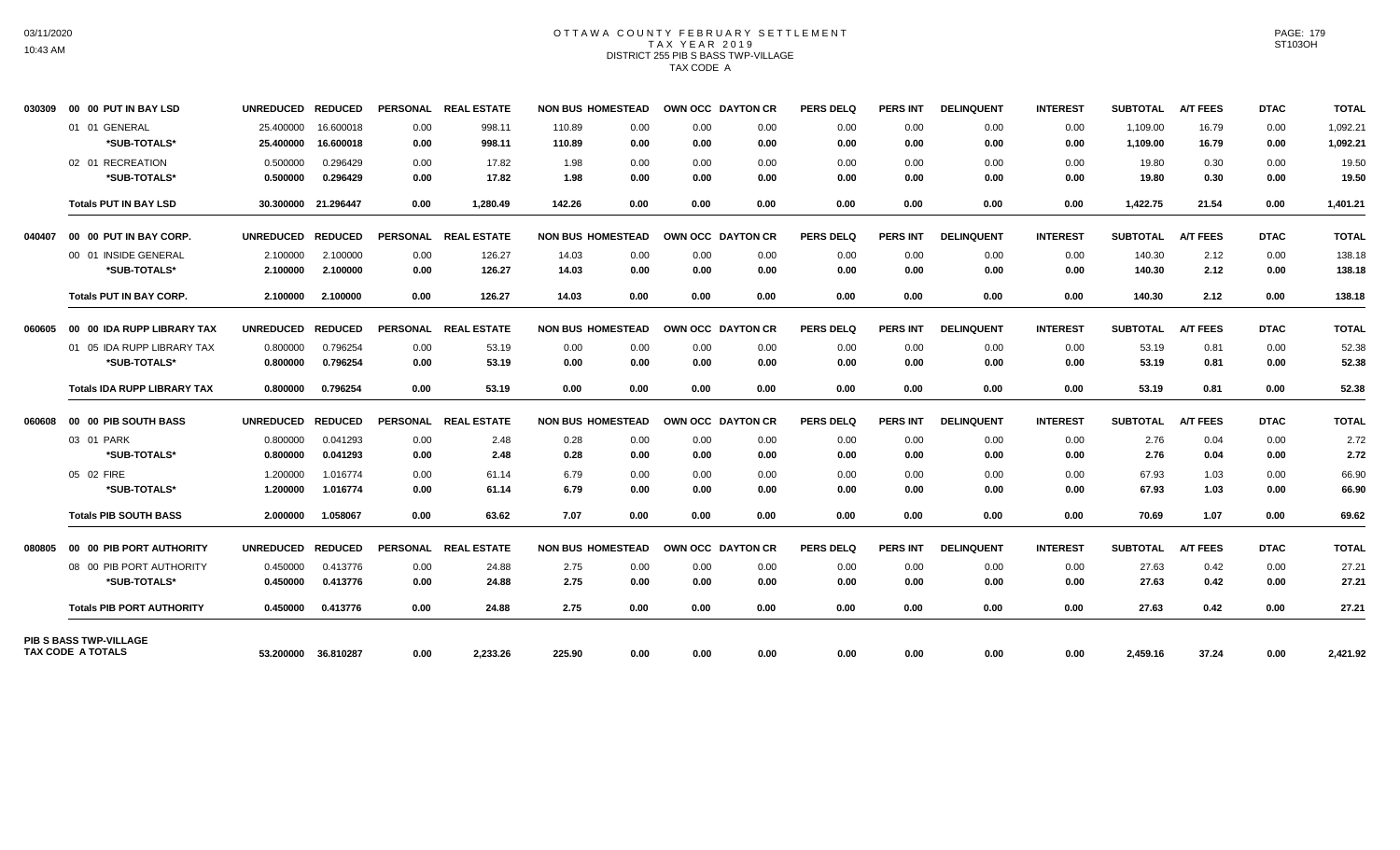# OTTAWA COUNTY FEBRUARY SETTLEMENT
## TAX YEAR 2019
### DISTRICT 255 PIB S BASS TWP-VILLAGE
### TAX CODE A

| | | UNREDUCED | REDUCED | PERSONAL | REAL ESTATE | NON BUS | HOMESTEAD | OWN OCC | DAYTON CR | PERS DELQ | PERS INT | DELINQUENT | INTEREST | SUBTOTAL | A/T FEES | DTAC | TOTAL |
|---|---|---|---|---|---|---|---|---|---|---|---|---|---|---|---|---|---|
| 030309 | 00 00 PUT IN BAY LSD | | | | | | | | | | | | | | | | |
| | 01 01 GENERAL | 25.400000 | 16.600018 | 0.00 | 998.11 | 110.89 | 0.00 | 0.00 | 0.00 | 0.00 | 0.00 | 0.00 | 0.00 | 1,109.00 | 16.79 | 0.00 | 1,092.21 |
| | *SUB-TOTALS* | 25.400000 | 16.600018 | 0.00 | 998.11 | 110.89 | 0.00 | 0.00 | 0.00 | 0.00 | 0.00 | 0.00 | 0.00 | 1,109.00 | 16.79 | 0.00 | 1,092.21 |
| | 02 01 RECREATION | 0.500000 | 0.296429 | 0.00 | 17.82 | 1.98 | 0.00 | 0.00 | 0.00 | 0.00 | 0.00 | 0.00 | 0.00 | 19.80 | 0.30 | 0.00 | 19.50 |
| | *SUB-TOTALS* | 0.500000 | 0.296429 | 0.00 | 17.82 | 1.98 | 0.00 | 0.00 | 0.00 | 0.00 | 0.00 | 0.00 | 0.00 | 19.80 | 0.30 | 0.00 | 19.50 |
| | **Totals PUT IN BAY LSD** | 30.300000 | 21.296447 | 0.00 | 1,280.49 | 142.26 | 0.00 | 0.00 | 0.00 | 0.00 | 0.00 | 0.00 | 0.00 | 1,422.75 | 21.54 | 0.00 | 1,401.21 |
| 040407 | 00 00 PUT IN BAY CORP. | | | | | | | | | | | | | | | | |
| | 00 01 INSIDE GENERAL | 2.100000 | 2.100000 | 0.00 | 126.27 | 14.03 | 0.00 | 0.00 | 0.00 | 0.00 | 0.00 | 0.00 | 0.00 | 140.30 | 2.12 | 0.00 | 138.18 |
| | *SUB-TOTALS* | 2.100000 | 2.100000 | 0.00 | 126.27 | 14.03 | 0.00 | 0.00 | 0.00 | 0.00 | 0.00 | 0.00 | 0.00 | 140.30 | 2.12 | 0.00 | 138.18 |
| | **Totals PUT IN BAY CORP.** | 2.100000 | 2.100000 | 0.00 | 126.27 | 14.03 | 0.00 | 0.00 | 0.00 | 0.00 | 0.00 | 0.00 | 0.00 | 140.30 | 2.12 | 0.00 | 138.18 |
| 060605 | 00 00 IDA RUPP LIBRARY TAX | | | | | | | | | | | | | | | | |
| | 01 05 IDA RUPP LIBRARY TAX | 0.800000 | 0.796254 | 0.00 | 53.19 | 0.00 | 0.00 | 0.00 | 0.00 | 0.00 | 0.00 | 0.00 | 0.00 | 53.19 | 0.81 | 0.00 | 52.38 |
| | *SUB-TOTALS* | 0.800000 | 0.796254 | 0.00 | 53.19 | 0.00 | 0.00 | 0.00 | 0.00 | 0.00 | 0.00 | 0.00 | 0.00 | 53.19 | 0.81 | 0.00 | 52.38 |
| | **Totals IDA RUPP LIBRARY TAX** | 0.800000 | 0.796254 | 0.00 | 53.19 | 0.00 | 0.00 | 0.00 | 0.00 | 0.00 | 0.00 | 0.00 | 0.00 | 53.19 | 0.81 | 0.00 | 52.38 |
| 060608 | 00 00 PIB SOUTH BASS | | | | | | | | | | | | | | | | |
| | 03 01 PARK | 0.800000 | 0.041293 | 0.00 | 2.48 | 0.28 | 0.00 | 0.00 | 0.00 | 0.00 | 0.00 | 0.00 | 0.00 | 2.76 | 0.04 | 0.00 | 2.72 |
| | *SUB-TOTALS* | 0.800000 | 0.041293 | 0.00 | 2.48 | 0.28 | 0.00 | 0.00 | 0.00 | 0.00 | 0.00 | 0.00 | 0.00 | 2.76 | 0.04 | 0.00 | 2.72 |
| | 05 02 FIRE | 1.200000 | 1.016774 | 0.00 | 61.14 | 6.79 | 0.00 | 0.00 | 0.00 | 0.00 | 0.00 | 0.00 | 0.00 | 67.93 | 1.03 | 0.00 | 66.90 |
| | *SUB-TOTALS* | 1.200000 | 1.016774 | 0.00 | 61.14 | 6.79 | 0.00 | 0.00 | 0.00 | 0.00 | 0.00 | 0.00 | 0.00 | 67.93 | 1.03 | 0.00 | 66.90 |
| | **Totals PIB SOUTH BASS** | 2.000000 | 1.058067 | 0.00 | 63.62 | 7.07 | 0.00 | 0.00 | 0.00 | 0.00 | 0.00 | 0.00 | 0.00 | 70.69 | 1.07 | 0.00 | 69.62 |
| 080805 | 00 00 PIB PORT AUTHORITY | | | | | | | | | | | | | | | | |
| | 08 00 PIB PORT AUTHORITY | 0.450000 | 0.413776 | 0.00 | 24.88 | 2.75 | 0.00 | 0.00 | 0.00 | 0.00 | 0.00 | 0.00 | 0.00 | 27.63 | 0.42 | 0.00 | 27.21 |
| | *SUB-TOTALS* | 0.450000 | 0.413776 | 0.00 | 24.88 | 2.75 | 0.00 | 0.00 | 0.00 | 0.00 | 0.00 | 0.00 | 0.00 | 27.63 | 0.42 | 0.00 | 27.21 |
| | **Totals PIB PORT AUTHORITY** | 0.450000 | 0.413776 | 0.00 | 24.88 | 2.75 | 0.00 | 0.00 | 0.00 | 0.00 | 0.00 | 0.00 | 0.00 | 27.63 | 0.42 | 0.00 | 27.21 |
| | **PIB S BASS TWP-VILLAGE TAX CODE A TOTALS** | 53.200000 | 36.810287 | 0.00 | 2,233.26 | 225.90 | 0.00 | 0.00 | 0.00 | 0.00 | 0.00 | 0.00 | 0.00 | 2,459.16 | 37.24 | 0.00 | 2,421.92 |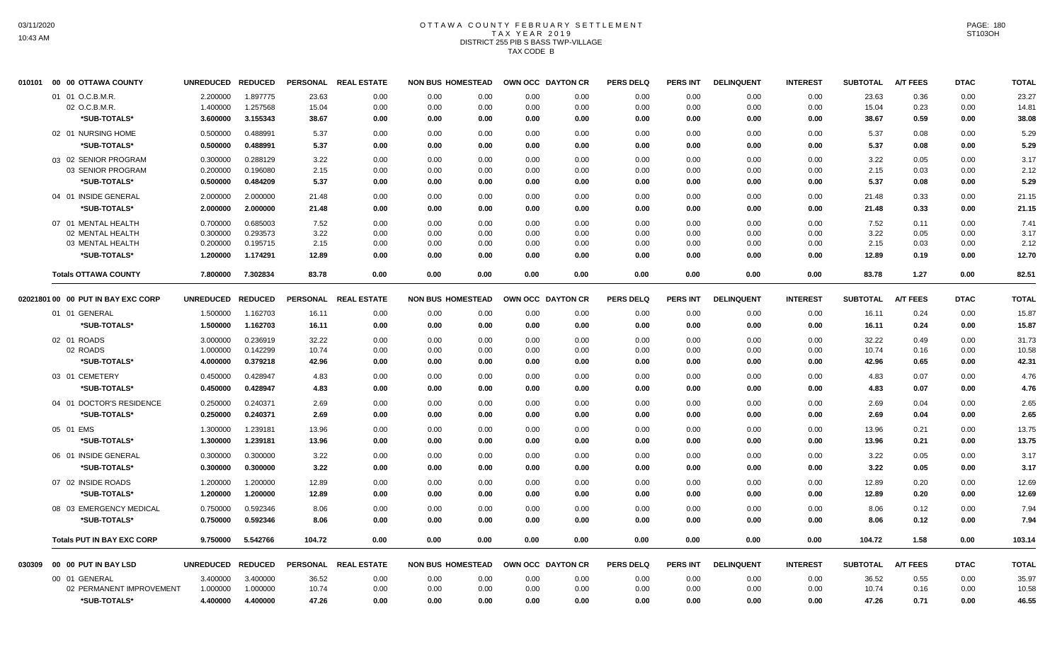# OTTAWA COUNTY FEBRUARY SETTLEMENT
## TAX YEAR 2019
### DISTRICT 255 PIB S BASS TWP-VILLAGE
### TAX CODE B

| | UNREDUCED | REDUCED | PERSONAL | REAL ESTATE | NON BUS | HOMESTEAD | OWN OCC | DAYTON CR | PERS DELQ | PERS INT | DELINQUENT | INTEREST | SUBTOTAL | A/T FEES | DTAC | TOTAL |
|---|---|---|---|---|---|---|---|---|---|---|---|---|---|---|---|---|
| **010101 00 00 OTTAWA COUNTY** | | | | | | | | | | | | | | | | |
| 01 01 O.C.B.M.R. | 2.200000 | 1.897775 | 23.63 | 0.00 | 0.00 | 0.00 | 0.00 | 0.00 | 0.00 | 0.00 | 0.00 | 0.00 | 23.63 | 0.36 | 0.00 | 23.27 |
| 02 O.C.B.M.R. | 1.400000 | 1.257568 | 15.04 | 0.00 | 0.00 | 0.00 | 0.00 | 0.00 | 0.00 | 0.00 | 0.00 | 0.00 | 15.04 | 0.23 | 0.00 | 14.81 |
| *SUB-TOTALS* | 3.600000 | 3.155343 | 38.67 | 0.00 | 0.00 | 0.00 | 0.00 | 0.00 | 0.00 | 0.00 | 0.00 | 0.00 | 38.67 | 0.59 | 0.00 | 38.08 |
| 02 01 NURSING HOME | 0.500000 | 0.488991 | 5.37 | 0.00 | 0.00 | 0.00 | 0.00 | 0.00 | 0.00 | 0.00 | 0.00 | 0.00 | 5.37 | 0.08 | 0.00 | 5.29 |
| *SUB-TOTALS* | 0.500000 | 0.488991 | 5.37 | 0.00 | 0.00 | 0.00 | 0.00 | 0.00 | 0.00 | 0.00 | 0.00 | 0.00 | 5.37 | 0.08 | 0.00 | 5.29 |
| 03 02 SENIOR PROGRAM | 0.300000 | 0.288129 | 3.22 | 0.00 | 0.00 | 0.00 | 0.00 | 0.00 | 0.00 | 0.00 | 0.00 | 0.00 | 3.22 | 0.05 | 0.00 | 3.17 |
| 03 SENIOR PROGRAM | 0.200000 | 0.196080 | 2.15 | 0.00 | 0.00 | 0.00 | 0.00 | 0.00 | 0.00 | 0.00 | 0.00 | 0.00 | 2.15 | 0.03 | 0.00 | 2.12 |
| *SUB-TOTALS* | 0.500000 | 0.484209 | 5.37 | 0.00 | 0.00 | 0.00 | 0.00 | 0.00 | 0.00 | 0.00 | 0.00 | 0.00 | 5.37 | 0.08 | 0.00 | 5.29 |
| 04 01 INSIDE GENERAL | 2.000000 | 2.000000 | 21.48 | 0.00 | 0.00 | 0.00 | 0.00 | 0.00 | 0.00 | 0.00 | 0.00 | 0.00 | 21.48 | 0.33 | 0.00 | 21.15 |
| *SUB-TOTALS* | 2.000000 | 2.000000 | 21.48 | 0.00 | 0.00 | 0.00 | 0.00 | 0.00 | 0.00 | 0.00 | 0.00 | 0.00 | 21.48 | 0.33 | 0.00 | 21.15 |
| 07 01 MENTAL HEALTH | 0.700000 | 0.685003 | 7.52 | 0.00 | 0.00 | 0.00 | 0.00 | 0.00 | 0.00 | 0.00 | 0.00 | 0.00 | 7.52 | 0.11 | 0.00 | 7.41 |
| 02 MENTAL HEALTH | 0.300000 | 0.293573 | 3.22 | 0.00 | 0.00 | 0.00 | 0.00 | 0.00 | 0.00 | 0.00 | 0.00 | 0.00 | 3.22 | 0.05 | 0.00 | 3.17 |
| 03 MENTAL HEALTH | 0.200000 | 0.195715 | 2.15 | 0.00 | 0.00 | 0.00 | 0.00 | 0.00 | 0.00 | 0.00 | 0.00 | 0.00 | 2.15 | 0.03 | 0.00 | 2.12 |
| *SUB-TOTALS* | 1.200000 | 1.174291 | 12.89 | 0.00 | 0.00 | 0.00 | 0.00 | 0.00 | 0.00 | 0.00 | 0.00 | 0.00 | 12.89 | 0.19 | 0.00 | 12.70 |
| **Totals OTTAWA COUNTY** | 7.800000 | 7.302834 | 83.78 | 0.00 | 0.00 | 0.00 | 0.00 | 0.00 | 0.00 | 0.00 | 0.00 | 0.00 | 83.78 | 1.27 | 0.00 | 82.51 |
| **02021801 00 00 PUT IN BAY EXC CORP** | | | | | | | | | | | | | | | | |
| 01 01 GENERAL | 1.500000 | 1.162703 | 16.11 | 0.00 | 0.00 | 0.00 | 0.00 | 0.00 | 0.00 | 0.00 | 0.00 | 0.00 | 16.11 | 0.24 | 0.00 | 15.87 |
| *SUB-TOTALS* | 1.500000 | 1.162703 | 16.11 | 0.00 | 0.00 | 0.00 | 0.00 | 0.00 | 0.00 | 0.00 | 0.00 | 0.00 | 16.11 | 0.24 | 0.00 | 15.87 |
| 02 01 ROADS | 3.000000 | 0.236919 | 32.22 | 0.00 | 0.00 | 0.00 | 0.00 | 0.00 | 0.00 | 0.00 | 0.00 | 0.00 | 32.22 | 0.49 | 0.00 | 31.73 |
| 02 ROADS | 1.000000 | 0.142299 | 10.74 | 0.00 | 0.00 | 0.00 | 0.00 | 0.00 | 0.00 | 0.00 | 0.00 | 0.00 | 10.74 | 0.16 | 0.00 | 10.58 |
| *SUB-TOTALS* | 4.000000 | 0.379218 | 42.96 | 0.00 | 0.00 | 0.00 | 0.00 | 0.00 | 0.00 | 0.00 | 0.00 | 0.00 | 42.96 | 0.65 | 0.00 | 42.31 |
| 03 01 CEMETERY | 0.450000 | 0.428947 | 4.83 | 0.00 | 0.00 | 0.00 | 0.00 | 0.00 | 0.00 | 0.00 | 0.00 | 0.00 | 4.83 | 0.07 | 0.00 | 4.76 |
| *SUB-TOTALS* | 0.450000 | 0.428947 | 4.83 | 0.00 | 0.00 | 0.00 | 0.00 | 0.00 | 0.00 | 0.00 | 0.00 | 0.00 | 4.83 | 0.07 | 0.00 | 4.76 |
| 04 01 DOCTOR'S RESIDENCE | 0.250000 | 0.240371 | 2.69 | 0.00 | 0.00 | 0.00 | 0.00 | 0.00 | 0.00 | 0.00 | 0.00 | 0.00 | 2.69 | 0.04 | 0.00 | 2.65 |
| *SUB-TOTALS* | 0.250000 | 0.240371 | 2.69 | 0.00 | 0.00 | 0.00 | 0.00 | 0.00 | 0.00 | 0.00 | 0.00 | 0.00 | 2.69 | 0.04 | 0.00 | 2.65 |
| 05 01 EMS | 1.300000 | 1.239181 | 13.96 | 0.00 | 0.00 | 0.00 | 0.00 | 0.00 | 0.00 | 0.00 | 0.00 | 0.00 | 13.96 | 0.21 | 0.00 | 13.75 |
| *SUB-TOTALS* | 1.300000 | 1.239181 | 13.96 | 0.00 | 0.00 | 0.00 | 0.00 | 0.00 | 0.00 | 0.00 | 0.00 | 0.00 | 13.96 | 0.21 | 0.00 | 13.75 |
| 06 01 INSIDE GENERAL | 0.300000 | 0.300000 | 3.22 | 0.00 | 0.00 | 0.00 | 0.00 | 0.00 | 0.00 | 0.00 | 0.00 | 0.00 | 3.22 | 0.05 | 0.00 | 3.17 |
| *SUB-TOTALS* | 0.300000 | 0.300000 | 3.22 | 0.00 | 0.00 | 0.00 | 0.00 | 0.00 | 0.00 | 0.00 | 0.00 | 0.00 | 3.22 | 0.05 | 0.00 | 3.17 |
| 07 02 INSIDE ROADS | 1.200000 | 1.200000 | 12.89 | 0.00 | 0.00 | 0.00 | 0.00 | 0.00 | 0.00 | 0.00 | 0.00 | 0.00 | 12.89 | 0.20 | 0.00 | 12.69 |
| *SUB-TOTALS* | 1.200000 | 1.200000 | 12.89 | 0.00 | 0.00 | 0.00 | 0.00 | 0.00 | 0.00 | 0.00 | 0.00 | 0.00 | 12.89 | 0.20 | 0.00 | 12.69 |
| 08 03 EMERGENCY MEDICAL | 0.750000 | 0.592346 | 8.06 | 0.00 | 0.00 | 0.00 | 0.00 | 0.00 | 0.00 | 0.00 | 0.00 | 0.00 | 8.06 | 0.12 | 0.00 | 7.94 |
| *SUB-TOTALS* | 0.750000 | 0.592346 | 8.06 | 0.00 | 0.00 | 0.00 | 0.00 | 0.00 | 0.00 | 0.00 | 0.00 | 0.00 | 8.06 | 0.12 | 0.00 | 7.94 |
| **Totals PUT IN BAY EXC CORP** | 9.750000 | 5.542766 | 104.72 | 0.00 | 0.00 | 0.00 | 0.00 | 0.00 | 0.00 | 0.00 | 0.00 | 0.00 | 104.72 | 1.58 | 0.00 | 103.14 |
| **030309 00 00 PUT IN BAY LSD** | | | | | | | | | | | | | | | | |
| 00 01 GENERAL | 3.400000 | 3.400000 | 36.52 | 0.00 | 0.00 | 0.00 | 0.00 | 0.00 | 0.00 | 0.00 | 0.00 | 0.00 | 36.52 | 0.55 | 0.00 | 35.97 |
| 02 PERMANENT IMPROVEMENT | 1.000000 | 1.000000 | 10.74 | 0.00 | 0.00 | 0.00 | 0.00 | 0.00 | 0.00 | 0.00 | 0.00 | 0.00 | 10.74 | 0.16 | 0.00 | 10.58 |
| *SUB-TOTALS* | 4.400000 | 4.400000 | 47.26 | 0.00 | 0.00 | 0.00 | 0.00 | 0.00 | 0.00 | 0.00 | 0.00 | 0.00 | 47.26 | 0.71 | 0.00 | 46.55 |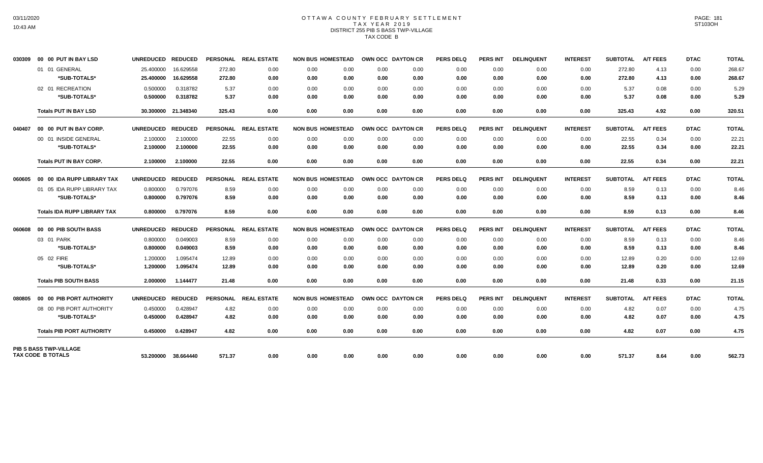# OTTAWA COUNTY FEBRUARY SETTLEMENT
## TAX YEAR 2019
## DISTRICT 255 PIB S BASS TWP-VILLAGE
## TAX CODE B

| 030309 | 00 00 PUT IN BAY LSD | UNREDUCED | REDUCED | PERSONAL | REAL ESTATE | NON BUS | HOMESTEAD | OWN OCC | DAYTON CR | PERS DELQ | PERS INT | DELINQUENT | INTEREST | SUBTOTAL | A/T FEES | DTAC | TOTAL |
|---|---|---|---|---|---|---|---|---|---|---|---|---|---|---|---|---|---|
| | 01 01 GENERAL | 25.400000 | 16.629558 | 272.80 | 0.00 | 0.00 | 0.00 | 0.00 | 0.00 | 0.00 | 0.00 | 0.00 | 0.00 | 272.80 | 4.13 | 0.00 | 268.67 |
| | *SUB-TOTALS* | 25.400000 | 16.629558 | 272.80 | 0.00 | 0.00 | 0.00 | 0.00 | 0.00 | 0.00 | 0.00 | 0.00 | 0.00 | 272.80 | 4.13 | 0.00 | 268.67 |
| | 02 01 RECREATION | 0.500000 | 0.318782 | 5.37 | 0.00 | 0.00 | 0.00 | 0.00 | 0.00 | 0.00 | 0.00 | 0.00 | 0.00 | 5.37 | 0.08 | 0.00 | 5.29 |
| | *SUB-TOTALS* | 0.500000 | 0.318782 | 5.37 | 0.00 | 0.00 | 0.00 | 0.00 | 0.00 | 0.00 | 0.00 | 0.00 | 0.00 | 5.37 | 0.08 | 0.00 | 5.29 |
| | **Totals PUT IN BAY LSD** | 30.300000 | 21.348340 | 325.43 | 0.00 | 0.00 | 0.00 | 0.00 | 0.00 | 0.00 | 0.00 | 0.00 | 0.00 | 325.43 | 4.92 | 0.00 | 320.51 |
| **040407** | **00 00 PUT IN BAY CORP.** | **UNREDUCED** | **REDUCED** | **PERSONAL** | **REAL ESTATE** | **NON BUS** | **HOMESTEAD** | **OWN OCC** | **DAYTON CR** | **PERS DELQ** | **PERS INT** | **DELINQUENT** | **INTEREST** | **SUBTOTAL** | **A/T FEES** | **DTAC** | **TOTAL** |
| | 00 01 INSIDE GENERAL | 2.100000 | 2.100000 | 22.55 | 0.00 | 0.00 | 0.00 | 0.00 | 0.00 | 0.00 | 0.00 | 0.00 | 0.00 | 22.55 | 0.34 | 0.00 | 22.21 |
| | *SUB-TOTALS* | 2.100000 | 2.100000 | 22.55 | 0.00 | 0.00 | 0.00 | 0.00 | 0.00 | 0.00 | 0.00 | 0.00 | 0.00 | 22.55 | 0.34 | 0.00 | 22.21 |
| | **Totals PUT IN BAY CORP.** | 2.100000 | 2.100000 | 22.55 | 0.00 | 0.00 | 0.00 | 0.00 | 0.00 | 0.00 | 0.00 | 0.00 | 0.00 | 22.55 | 0.34 | 0.00 | 22.21 |
| **060605** | **00 00 IDA RUPP LIBRARY TAX** | **UNREDUCED** | **REDUCED** | **PERSONAL** | **REAL ESTATE** | **NON BUS** | **HOMESTEAD** | **OWN OCC** | **DAYTON CR** | **PERS DELQ** | **PERS INT** | **DELINQUENT** | **INTEREST** | **SUBTOTAL** | **A/T FEES** | **DTAC** | **TOTAL** |
| | 01 05 IDA RUPP LIBRARY TAX | 0.800000 | 0.797076 | 8.59 | 0.00 | 0.00 | 0.00 | 0.00 | 0.00 | 0.00 | 0.00 | 0.00 | 0.00 | 8.59 | 0.13 | 0.00 | 8.46 |
| | *SUB-TOTALS* | 0.800000 | 0.797076 | 8.59 | 0.00 | 0.00 | 0.00 | 0.00 | 0.00 | 0.00 | 0.00 | 0.00 | 0.00 | 8.59 | 0.13 | 0.00 | 8.46 |
| | **Totals IDA RUPP LIBRARY TAX** | 0.800000 | 0.797076 | 8.59 | 0.00 | 0.00 | 0.00 | 0.00 | 0.00 | 0.00 | 0.00 | 0.00 | 0.00 | 8.59 | 0.13 | 0.00 | 8.46 |
| **060608** | **00 00 PIB SOUTH BASS** | **UNREDUCED** | **REDUCED** | **PERSONAL** | **REAL ESTATE** | **NON BUS** | **HOMESTEAD** | **OWN OCC** | **DAYTON CR** | **PERS DELQ** | **PERS INT** | **DELINQUENT** | **INTEREST** | **SUBTOTAL** | **A/T FEES** | **DTAC** | **TOTAL** |
| | 03 01 PARK | 0.800000 | 0.049003 | 8.59 | 0.00 | 0.00 | 0.00 | 0.00 | 0.00 | 0.00 | 0.00 | 0.00 | 0.00 | 8.59 | 0.13 | 0.00 | 8.46 |
| | *SUB-TOTALS* | 0.800000 | 0.049003 | 8.59 | 0.00 | 0.00 | 0.00 | 0.00 | 0.00 | 0.00 | 0.00 | 0.00 | 0.00 | 8.59 | 0.13 | 0.00 | 8.46 |
| | 05 02 FIRE | 1.200000 | 1.095474 | 12.89 | 0.00 | 0.00 | 0.00 | 0.00 | 0.00 | 0.00 | 0.00 | 0.00 | 0.00 | 12.89 | 0.20 | 0.00 | 12.69 |
| | *SUB-TOTALS* | 1.200000 | 1.095474 | 12.89 | 0.00 | 0.00 | 0.00 | 0.00 | 0.00 | 0.00 | 0.00 | 0.00 | 0.00 | 12.89 | 0.20 | 0.00 | 12.69 |
| | **Totals PIB SOUTH BASS** | 2.000000 | 1.144477 | 21.48 | 0.00 | 0.00 | 0.00 | 0.00 | 0.00 | 0.00 | 0.00 | 0.00 | 0.00 | 21.48 | 0.33 | 0.00 | 21.15 |
| **080805** | **00 00 PIB PORT AUTHORITY** | **UNREDUCED** | **REDUCED** | **PERSONAL** | **REAL ESTATE** | **NON BUS** | **HOMESTEAD** | **OWN OCC** | **DAYTON CR** | **PERS DELQ** | **PERS INT** | **DELINQUENT** | **INTEREST** | **SUBTOTAL** | **A/T FEES** | **DTAC** | **TOTAL** |
| | 08 00 PIB PORT AUTHORITY | 0.450000 | 0.428947 | 4.82 | 0.00 | 0.00 | 0.00 | 0.00 | 0.00 | 0.00 | 0.00 | 0.00 | 0.00 | 4.82 | 0.07 | 0.00 | 4.75 |
| | *SUB-TOTALS* | 0.450000 | 0.428947 | 4.82 | 0.00 | 0.00 | 0.00 | 0.00 | 0.00 | 0.00 | 0.00 | 0.00 | 0.00 | 4.82 | 0.07 | 0.00 | 4.75 |
| | **Totals PIB PORT AUTHORITY** | 0.450000 | 0.428947 | 4.82 | 0.00 | 0.00 | 0.00 | 0.00 | 0.00 | 0.00 | 0.00 | 0.00 | 0.00 | 4.82 | 0.07 | 0.00 | 4.75 |
| | **PIB S BASS TWP-VILLAGE TAX CODE B TOTALS** | 53.200000 | 38.664440 | 571.37 | 0.00 | 0.00 | 0.00 | 0.00 | 0.00 | 0.00 | 0.00 | 0.00 | 0.00 | 571.37 | 8.64 | 0.00 | 562.73 |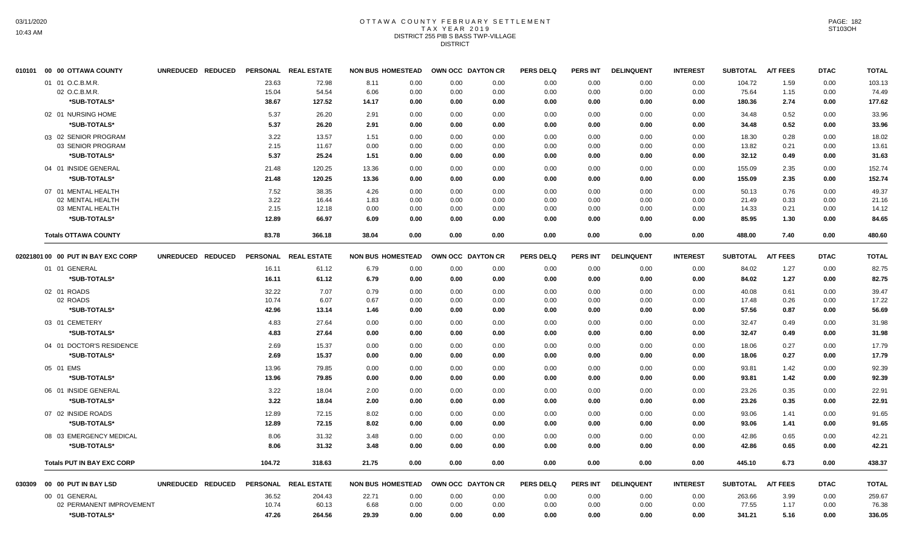# OTTAWA COUNTY FEBRUARY SETTLEMENT
## TAX YEAR 2019
### DISTRICT 255 PIB S BASS TWP-VILLAGE
### DISTRICT

| 010101 00 00 OTTAWA COUNTY | UNREDUCED | REDUCED | PERSONAL | REAL ESTATE | NON BUS | HOMESTEAD | OWN OCC | DAYTON CR | PERS DELQ | PERS INT | DELINQUENT | INTEREST | SUBTOTAL | A/T FEES | DTAC | TOTAL |
|---|---|---|---|---|---|---|---|---|---|---|---|---|---|---|---|---|
| 01 01 O.C.B.M.R. | | | 23.63 | 72.98 | 8.11 | 0.00 | 0.00 | 0.00 | 0.00 | 0.00 | 0.00 | 0.00 | 104.72 | 1.59 | 0.00 | 103.13 |
| 02 O.C.B.M.R. | | | 15.04 | 54.54 | 6.06 | 0.00 | 0.00 | 0.00 | 0.00 | 0.00 | 0.00 | 0.00 | 75.64 | 1.15 | 0.00 | 74.49 |
| *SUB-TOTALS* | | | 38.67 | 127.52 | 14.17 | 0.00 | 0.00 | 0.00 | 0.00 | 0.00 | 0.00 | 0.00 | 180.36 | 2.74 | 0.00 | 177.62 |
| 02 01 NURSING HOME | | | 5.37 | 26.20 | 2.91 | 0.00 | 0.00 | 0.00 | 0.00 | 0.00 | 0.00 | 0.00 | 34.48 | 0.52 | 0.00 | 33.96 |
| *SUB-TOTALS* | | | 5.37 | 26.20 | 2.91 | 0.00 | 0.00 | 0.00 | 0.00 | 0.00 | 0.00 | 0.00 | 34.48 | 0.52 | 0.00 | 33.96 |
| 03 02 SENIOR PROGRAM | | | 3.22 | 13.57 | 1.51 | 0.00 | 0.00 | 0.00 | 0.00 | 0.00 | 0.00 | 0.00 | 18.30 | 0.28 | 0.00 | 18.02 |
| 03 SENIOR PROGRAM | | | 2.15 | 11.67 | 0.00 | 0.00 | 0.00 | 0.00 | 0.00 | 0.00 | 0.00 | 0.00 | 13.82 | 0.21 | 0.00 | 13.61 |
| *SUB-TOTALS* | | | 5.37 | 25.24 | 1.51 | 0.00 | 0.00 | 0.00 | 0.00 | 0.00 | 0.00 | 0.00 | 32.12 | 0.49 | 0.00 | 31.63 |
| 04 01 INSIDE GENERAL | | | 21.48 | 120.25 | 13.36 | 0.00 | 0.00 | 0.00 | 0.00 | 0.00 | 0.00 | 0.00 | 155.09 | 2.35 | 0.00 | 152.74 |
| *SUB-TOTALS* | | | 21.48 | 120.25 | 13.36 | 0.00 | 0.00 | 0.00 | 0.00 | 0.00 | 0.00 | 0.00 | 155.09 | 2.35 | 0.00 | 152.74 |
| 07 01 MENTAL HEALTH | | | 7.52 | 38.35 | 4.26 | 0.00 | 0.00 | 0.00 | 0.00 | 0.00 | 0.00 | 0.00 | 50.13 | 0.76 | 0.00 | 49.37 |
| 02 MENTAL HEALTH | | | 3.22 | 16.44 | 1.83 | 0.00 | 0.00 | 0.00 | 0.00 | 0.00 | 0.00 | 0.00 | 21.49 | 0.33 | 0.00 | 21.16 |
| 03 MENTAL HEALTH | | | 2.15 | 12.18 | 0.00 | 0.00 | 0.00 | 0.00 | 0.00 | 0.00 | 0.00 | 0.00 | 14.33 | 0.21 | 0.00 | 14.12 |
| *SUB-TOTALS* | | | 12.89 | 66.97 | 6.09 | 0.00 | 0.00 | 0.00 | 0.00 | 0.00 | 0.00 | 0.00 | 85.95 | 1.30 | 0.00 | 84.65 |
| **Totals OTTAWA COUNTY** | | | 83.78 | 366.18 | 38.04 | 0.00 | 0.00 | 0.00 | 0.00 | 0.00 | 0.00 | 0.00 | 488.00 | 7.40 | 0.00 | 480.60 |

| 02021801 00 00 PUT IN BAY EXC CORP | UNREDUCED | REDUCED | PERSONAL | REAL ESTATE | NON BUS | HOMESTEAD | OWN OCC | DAYTON CR | PERS DELQ | PERS INT | DELINQUENT | INTEREST | SUBTOTAL | A/T FEES | DTAC | TOTAL |
|---|---|---|---|---|---|---|---|---|---|---|---|---|---|---|---|---|
| 01 01 GENERAL | | | 16.11 | 61.12 | 6.79 | 0.00 | 0.00 | 0.00 | 0.00 | 0.00 | 0.00 | 0.00 | 84.02 | 1.27 | 0.00 | 82.75 |
| *SUB-TOTALS* | | | 16.11 | 61.12 | 6.79 | 0.00 | 0.00 | 0.00 | 0.00 | 0.00 | 0.00 | 0.00 | 84.02 | 1.27 | 0.00 | 82.75 |
| 02 01 ROADS | | | 32.22 | 7.07 | 0.79 | 0.00 | 0.00 | 0.00 | 0.00 | 0.00 | 0.00 | 0.00 | 40.08 | 0.61 | 0.00 | 39.47 |
| 02 ROADS | | | 10.74 | 6.07 | 0.67 | 0.00 | 0.00 | 0.00 | 0.00 | 0.00 | 0.00 | 0.00 | 17.48 | 0.26 | 0.00 | 17.22 |
| *SUB-TOTALS* | | | 42.96 | 13.14 | 1.46 | 0.00 | 0.00 | 0.00 | 0.00 | 0.00 | 0.00 | 0.00 | 57.56 | 0.87 | 0.00 | 56.69 |
| 03 01 CEMETERY | | | 4.83 | 27.64 | 0.00 | 0.00 | 0.00 | 0.00 | 0.00 | 0.00 | 0.00 | 0.00 | 32.47 | 0.49 | 0.00 | 31.98 |
| *SUB-TOTALS* | | | 4.83 | 27.64 | 0.00 | 0.00 | 0.00 | 0.00 | 0.00 | 0.00 | 0.00 | 0.00 | 32.47 | 0.49 | 0.00 | 31.98 |
| 04 01 DOCTOR'S RESIDENCE | | | 2.69 | 15.37 | 0.00 | 0.00 | 0.00 | 0.00 | 0.00 | 0.00 | 0.00 | 0.00 | 18.06 | 0.27 | 0.00 | 17.79 |
| *SUB-TOTALS* | | | 2.69 | 15.37 | 0.00 | 0.00 | 0.00 | 0.00 | 0.00 | 0.00 | 0.00 | 0.00 | 18.06 | 0.27 | 0.00 | 17.79 |
| 05 01 EMS | | | 13.96 | 79.85 | 0.00 | 0.00 | 0.00 | 0.00 | 0.00 | 0.00 | 0.00 | 0.00 | 93.81 | 1.42 | 0.00 | 92.39 |
| *SUB-TOTALS* | | | 13.96 | 79.85 | 0.00 | 0.00 | 0.00 | 0.00 | 0.00 | 0.00 | 0.00 | 0.00 | 93.81 | 1.42 | 0.00 | 92.39 |
| 06 01 INSIDE GENERAL | | | 3.22 | 18.04 | 2.00 | 0.00 | 0.00 | 0.00 | 0.00 | 0.00 | 0.00 | 0.00 | 23.26 | 0.35 | 0.00 | 22.91 |
| *SUB-TOTALS* | | | 3.22 | 18.04 | 2.00 | 0.00 | 0.00 | 0.00 | 0.00 | 0.00 | 0.00 | 0.00 | 23.26 | 0.35 | 0.00 | 22.91 |
| 07 02 INSIDE ROADS | | | 12.89 | 72.15 | 8.02 | 0.00 | 0.00 | 0.00 | 0.00 | 0.00 | 0.00 | 0.00 | 93.06 | 1.41 | 0.00 | 91.65 |
| *SUB-TOTALS* | | | 12.89 | 72.15 | 8.02 | 0.00 | 0.00 | 0.00 | 0.00 | 0.00 | 0.00 | 0.00 | 93.06 | 1.41 | 0.00 | 91.65 |
| 08 03 EMERGENCY MEDICAL | | | 8.06 | 31.32 | 3.48 | 0.00 | 0.00 | 0.00 | 0.00 | 0.00 | 0.00 | 0.00 | 42.86 | 0.65 | 0.00 | 42.21 |
| *SUB-TOTALS* | | | 8.06 | 31.32 | 3.48 | 0.00 | 0.00 | 0.00 | 0.00 | 0.00 | 0.00 | 0.00 | 42.86 | 0.65 | 0.00 | 42.21 |
| **Totals PUT IN BAY EXC CORP** | | | 104.72 | 318.63 | 21.75 | 0.00 | 0.00 | 0.00 | 0.00 | 0.00 | 0.00 | 0.00 | 445.10 | 6.73 | 0.00 | 438.37 |

| 030309 00 00 PUT IN BAY LSD | UNREDUCED | REDUCED | PERSONAL | REAL ESTATE | NON BUS | HOMESTEAD | OWN OCC | DAYTON CR | PERS DELQ | PERS INT | DELINQUENT | INTEREST | SUBTOTAL | A/T FEES | DTAC | TOTAL |
|---|---|---|---|---|---|---|---|---|---|---|---|---|---|---|---|---|
| 00 01 GENERAL | | | 36.52 | 204.43 | 22.71 | 0.00 | 0.00 | 0.00 | 0.00 | 0.00 | 0.00 | 0.00 | 263.66 | 3.99 | 0.00 | 259.67 |
| 02 PERMANENT IMPROVEMENT | | | 10.74 | 60.13 | 6.68 | 0.00 | 0.00 | 0.00 | 0.00 | 0.00 | 0.00 | 0.00 | 77.55 | 1.17 | 0.00 | 76.38 |
| *SUB-TOTALS* | | | 47.26 | 264.56 | 29.39 | 0.00 | 0.00 | 0.00 | 0.00 | 0.00 | 0.00 | 0.00 | 341.21 | 5.16 | 0.00 | 336.05 |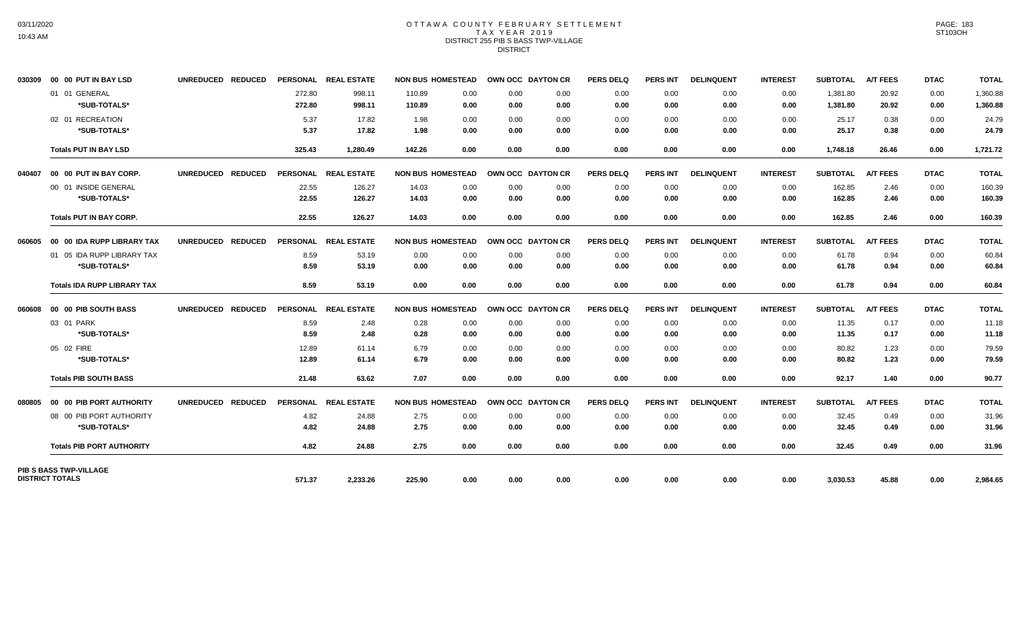# OTTAWA COUNTY FEBRUARY SETTLEMENT
## TAX YEAR 2019
### DISTRICT 255 PIB S BASS TWP-VILLAGE
### DISTRICT

| | | UNREDUCED | REDUCED | PERSONAL | REAL ESTATE | NON BUS | HOMESTEAD | OWN OCC | DAYTON CR | PERS DELQ | PERS INT | DELINQUENT | INTEREST | SUBTOTAL | A/T FEES | DTAC | TOTAL |
|---|---|---|---|---|---|---|---|---|---|---|---|---|---|---|---|---|---|
| 030309 | 00 00 PUT IN BAY LSD | UNREDUCED | REDUCED | PERSONAL | REAL ESTATE | NON BUS | HOMESTEAD | OWN OCC | DAYTON CR | PERS DELQ | PERS INT | DELINQUENT | INTEREST | SUBTOTAL | A/T FEES | DTAC | TOTAL |
| | 01 01 GENERAL | | | 272.80 | 998.11 | 110.89 | 0.00 | 0.00 | 0.00 | 0.00 | 0.00 | 0.00 | 0.00 | 1,381.80 | 20.92 | 0.00 | 1,360.88 |
| | *SUB-TOTALS* | | | 272.80 | 998.11 | 110.89 | 0.00 | 0.00 | 0.00 | 0.00 | 0.00 | 0.00 | 0.00 | 1,381.80 | 20.92 | 0.00 | 1,360.88 |
| | 02 01 RECREATION | | | 5.37 | 17.82 | 1.98 | 0.00 | 0.00 | 0.00 | 0.00 | 0.00 | 0.00 | 0.00 | 25.17 | 0.38 | 0.00 | 24.79 |
| | *SUB-TOTALS* | | | 5.37 | 17.82 | 1.98 | 0.00 | 0.00 | 0.00 | 0.00 | 0.00 | 0.00 | 0.00 | 25.17 | 0.38 | 0.00 | 24.79 |
| | **Totals PUT IN BAY LSD** | | | 325.43 | 1,280.49 | 142.26 | 0.00 | 0.00 | 0.00 | 0.00 | 0.00 | 0.00 | 0.00 | 1,748.18 | 26.46 | 0.00 | 1,721.72 |
| 040407 | 00 00 PUT IN BAY CORP. | UNREDUCED | REDUCED | PERSONAL | REAL ESTATE | NON BUS | HOMESTEAD | OWN OCC | DAYTON CR | PERS DELQ | PERS INT | DELINQUENT | INTEREST | SUBTOTAL | A/T FEES | DTAC | TOTAL |
| | 00 01 INSIDE GENERAL | | | 22.55 | 126.27 | 14.03 | 0.00 | 0.00 | 0.00 | 0.00 | 0.00 | 0.00 | 0.00 | 162.85 | 2.46 | 0.00 | 160.39 |
| | *SUB-TOTALS* | | | 22.55 | 126.27 | 14.03 | 0.00 | 0.00 | 0.00 | 0.00 | 0.00 | 0.00 | 0.00 | 162.85 | 2.46 | 0.00 | 160.39 |
| | **Totals PUT IN BAY CORP.** | | | 22.55 | 126.27 | 14.03 | 0.00 | 0.00 | 0.00 | 0.00 | 0.00 | 0.00 | 0.00 | 162.85 | 2.46 | 0.00 | 160.39 |
| 060605 | 00 00 IDA RUPP LIBRARY TAX | UNREDUCED | REDUCED | PERSONAL | REAL ESTATE | NON BUS | HOMESTEAD | OWN OCC | DAYTON CR | PERS DELQ | PERS INT | DELINQUENT | INTEREST | SUBTOTAL | A/T FEES | DTAC | TOTAL |
| | 01 05 IDA RUPP LIBRARY TAX | | | 8.59 | 53.19 | 0.00 | 0.00 | 0.00 | 0.00 | 0.00 | 0.00 | 0.00 | 0.00 | 61.78 | 0.94 | 0.00 | 60.84 |
| | *SUB-TOTALS* | | | 8.59 | 53.19 | 0.00 | 0.00 | 0.00 | 0.00 | 0.00 | 0.00 | 0.00 | 0.00 | 61.78 | 0.94 | 0.00 | 60.84 |
| | **Totals IDA RUPP LIBRARY TAX** | | | 8.59 | 53.19 | 0.00 | 0.00 | 0.00 | 0.00 | 0.00 | 0.00 | 0.00 | 0.00 | 61.78 | 0.94 | 0.00 | 60.84 |
| 060608 | 00 00 PIB SOUTH BASS | UNREDUCED | REDUCED | PERSONAL | REAL ESTATE | NON BUS | HOMESTEAD | OWN OCC | DAYTON CR | PERS DELQ | PERS INT | DELINQUENT | INTEREST | SUBTOTAL | A/T FEES | DTAC | TOTAL |
| | 03 01 PARK | | | 8.59 | 2.48 | 0.28 | 0.00 | 0.00 | 0.00 | 0.00 | 0.00 | 0.00 | 0.00 | 11.35 | 0.17 | 0.00 | 11.18 |
| | *SUB-TOTALS* | | | 8.59 | 2.48 | 0.28 | 0.00 | 0.00 | 0.00 | 0.00 | 0.00 | 0.00 | 0.00 | 11.35 | 0.17 | 0.00 | 11.18 |
| | 05 02 FIRE | | | 12.89 | 61.14 | 6.79 | 0.00 | 0.00 | 0.00 | 0.00 | 0.00 | 0.00 | 0.00 | 80.82 | 1.23 | 0.00 | 79.59 |
| | *SUB-TOTALS* | | | 12.89 | 61.14 | 6.79 | 0.00 | 0.00 | 0.00 | 0.00 | 0.00 | 0.00 | 0.00 | 80.82 | 1.23 | 0.00 | 79.59 |
| | **Totals PIB SOUTH BASS** | | | 21.48 | 63.62 | 7.07 | 0.00 | 0.00 | 0.00 | 0.00 | 0.00 | 0.00 | 0.00 | 92.17 | 1.40 | 0.00 | 90.77 |
| 080805 | 00 00 PIB PORT AUTHORITY | UNREDUCED | REDUCED | PERSONAL | REAL ESTATE | NON BUS | HOMESTEAD | OWN OCC | DAYTON CR | PERS DELQ | PERS INT | DELINQUENT | INTEREST | SUBTOTAL | A/T FEES | DTAC | TOTAL |
| | 08 00 PIB PORT AUTHORITY | | | 4.82 | 24.88 | 2.75 | 0.00 | 0.00 | 0.00 | 0.00 | 0.00 | 0.00 | 0.00 | 32.45 | 0.49 | 0.00 | 31.96 |
| | *SUB-TOTALS* | | | 4.82 | 24.88 | 2.75 | 0.00 | 0.00 | 0.00 | 0.00 | 0.00 | 0.00 | 0.00 | 32.45 | 0.49 | 0.00 | 31.96 |
| | **Totals PIB PORT AUTHORITY** | | | 4.82 | 24.88 | 2.75 | 0.00 | 0.00 | 0.00 | 0.00 | 0.00 | 0.00 | 0.00 | 32.45 | 0.49 | 0.00 | 31.96 |
| **PIB S BASS TWP-VILLAGE DISTRICT TOTALS** | | | | 571.37 | 2,233.26 | 225.90 | 0.00 | 0.00 | 0.00 | 0.00 | 0.00 | 0.00 | 0.00 | 3,030.53 | 45.88 | 0.00 | 2,984.65 |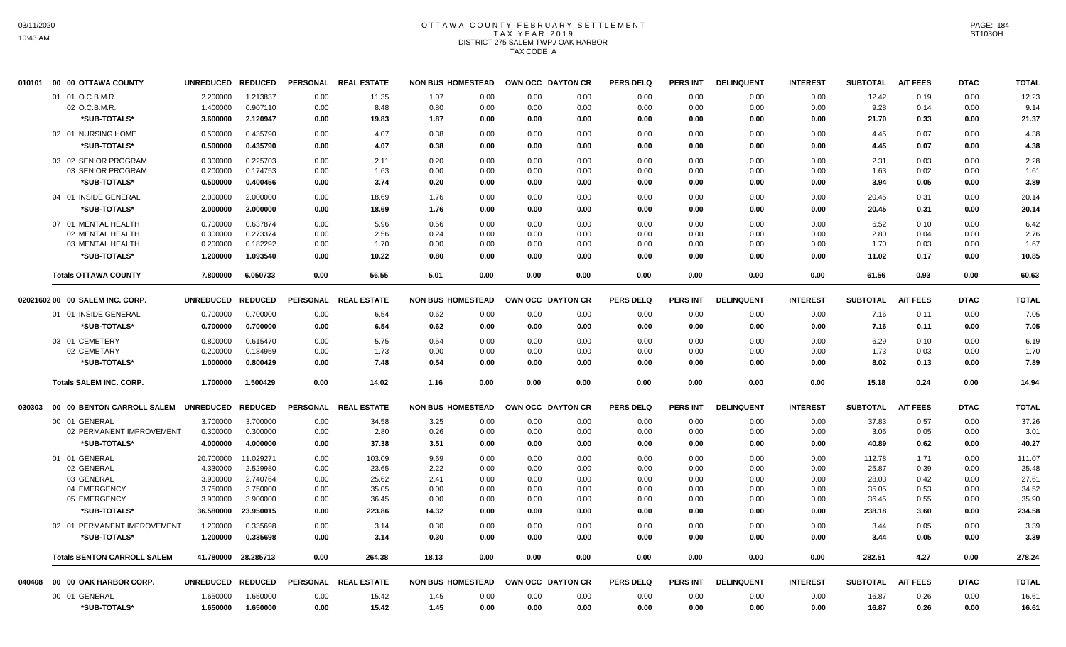# OTTAWA COUNTY FEBRUARY SETTLEMENT
## TAX YEAR 2019
## DISTRICT 275 SALEM TWP./ OAK HARBOR
## TAX CODE A

| | | UNREDUCED | REDUCED | PERSONAL | REAL ESTATE | NON BUS | HOMESTEAD | OWN OCC | DAYTON CR | PERS DELQ | PERS INT | DELINQUENT | INTEREST | SUBTOTAL | A/T FEES | DTAC | TOTAL |
|---|---|---|---|---|---|---|---|---|---|---|---|---|---|---|---|---|---|
| 010101 | 00 00 OTTAWA COUNTY | | | | | | | | | | | | | | | | |
| | 01 01 O.C.B.M.R. | 2.200000 | 1.213837 | 0.00 | 11.35 | 1.07 | 0.00 | 0.00 | 0.00 | 0.00 | 0.00 | 0.00 | 0.00 | 12.42 | 0.19 | 0.00 | 12.23 |
| | 02 O.C.B.M.R. | 1.400000 | 0.907110 | 0.00 | 8.48 | 0.80 | 0.00 | 0.00 | 0.00 | 0.00 | 0.00 | 0.00 | 0.00 | 9.28 | 0.14 | 0.00 | 9.14 |
| | *SUB-TOTALS* | 3.600000 | 2.120947 | 0.00 | 19.83 | 1.87 | 0.00 | 0.00 | 0.00 | 0.00 | 0.00 | 0.00 | 0.00 | 21.70 | 0.33 | 0.00 | 21.37 |
| | 02 01 NURSING HOME | 0.500000 | 0.435790 | 0.00 | 4.07 | 0.38 | 0.00 | 0.00 | 0.00 | 0.00 | 0.00 | 0.00 | 0.00 | 4.45 | 0.07 | 0.00 | 4.38 |
| | *SUB-TOTALS* | 0.500000 | 0.435790 | 0.00 | 4.07 | 0.38 | 0.00 | 0.00 | 0.00 | 0.00 | 0.00 | 0.00 | 0.00 | 4.45 | 0.07 | 0.00 | 4.38 |
| | 03 02 SENIOR PROGRAM | 0.300000 | 0.225703 | 0.00 | 2.11 | 0.20 | 0.00 | 0.00 | 0.00 | 0.00 | 0.00 | 0.00 | 0.00 | 2.31 | 0.03 | 0.00 | 2.28 |
| | 03 SENIOR PROGRAM | 0.200000 | 0.174753 | 0.00 | 1.63 | 0.00 | 0.00 | 0.00 | 0.00 | 0.00 | 0.00 | 0.00 | 0.00 | 1.63 | 0.02 | 0.00 | 1.61 |
| | *SUB-TOTALS* | 0.500000 | 0.400456 | 0.00 | 3.74 | 0.20 | 0.00 | 0.00 | 0.00 | 0.00 | 0.00 | 0.00 | 0.00 | 3.94 | 0.05 | 0.00 | 3.89 |
| | 04 01 INSIDE GENERAL | 2.000000 | 2.000000 | 0.00 | 18.69 | 1.76 | 0.00 | 0.00 | 0.00 | 0.00 | 0.00 | 0.00 | 0.00 | 20.45 | 0.31 | 0.00 | 20.14 |
| | *SUB-TOTALS* | 2.000000 | 2.000000 | 0.00 | 18.69 | 1.76 | 0.00 | 0.00 | 0.00 | 0.00 | 0.00 | 0.00 | 0.00 | 20.45 | 0.31 | 0.00 | 20.14 |
| | 07 01 MENTAL HEALTH | 0.700000 | 0.637874 | 0.00 | 5.96 | 0.56 | 0.00 | 0.00 | 0.00 | 0.00 | 0.00 | 0.00 | 0.00 | 6.52 | 0.10 | 0.00 | 6.42 |
| | 02 MENTAL HEALTH | 0.300000 | 0.273374 | 0.00 | 2.56 | 0.24 | 0.00 | 0.00 | 0.00 | 0.00 | 0.00 | 0.00 | 0.00 | 2.80 | 0.04 | 0.00 | 2.76 |
| | 03 MENTAL HEALTH | 0.200000 | 0.182292 | 0.00 | 1.70 | 0.00 | 0.00 | 0.00 | 0.00 | 0.00 | 0.00 | 0.00 | 0.00 | 1.70 | 0.03 | 0.00 | 1.67 |
| | *SUB-TOTALS* | 1.200000 | 1.093540 | 0.00 | 10.22 | 0.80 | 0.00 | 0.00 | 0.00 | 0.00 | 0.00 | 0.00 | 0.00 | 11.02 | 0.17 | 0.00 | 10.85 |
| | **Totals OTTAWA COUNTY** | 7.800000 | 6.050733 | 0.00 | 56.55 | 5.01 | 0.00 | 0.00 | 0.00 | 0.00 | 0.00 | 0.00 | 0.00 | 61.56 | 0.93 | 0.00 | 60.63 |
| 02021602 | 00 00 SALEM INC. CORP. | | | | | | | | | | | | | | | | |
| | 01 01 INSIDE GENERAL | 0.700000 | 0.700000 | 0.00 | 6.54 | 0.62 | 0.00 | 0.00 | 0.00 | 0.00 | 0.00 | 0.00 | 0.00 | 7.16 | 0.11 | 0.00 | 7.05 |
| | *SUB-TOTALS* | 0.700000 | 0.700000 | 0.00 | 6.54 | 0.62 | 0.00 | 0.00 | 0.00 | 0.00 | 0.00 | 0.00 | 0.00 | 7.16 | 0.11 | 0.00 | 7.05 |
| | 03 01 CEMETERY | 0.800000 | 0.615470 | 0.00 | 5.75 | 0.54 | 0.00 | 0.00 | 0.00 | 0.00 | 0.00 | 0.00 | 0.00 | 6.29 | 0.10 | 0.00 | 6.19 |
| | 02 CEMETARY | 0.200000 | 0.184959 | 0.00 | 1.73 | 0.00 | 0.00 | 0.00 | 0.00 | 0.00 | 0.00 | 0.00 | 0.00 | 1.73 | 0.03 | 0.00 | 1.70 |
| | *SUB-TOTALS* | 1.000000 | 0.800429 | 0.00 | 7.48 | 0.54 | 0.00 | 0.00 | 0.00 | 0.00 | 0.00 | 0.00 | 0.00 | 8.02 | 0.13 | 0.00 | 7.89 |
| | **Totals SALEM INC. CORP.** | 1.700000 | 1.500429 | 0.00 | 14.02 | 1.16 | 0.00 | 0.00 | 0.00 | 0.00 | 0.00 | 0.00 | 0.00 | 15.18 | 0.24 | 0.00 | 14.94 |
| 030303 | 00 00 BENTON CARROLL SALEM | | | | | | | | | | | | | | | | |
| | 00 01 GENERAL | 3.700000 | 3.700000 | 0.00 | 34.58 | 3.25 | 0.00 | 0.00 | 0.00 | 0.00 | 0.00 | 0.00 | 0.00 | 37.83 | 0.57 | 0.00 | 37.26 |
| | 02 PERMANENT IMPROVEMENT | 0.300000 | 0.300000 | 0.00 | 2.80 | 0.26 | 0.00 | 0.00 | 0.00 | 0.00 | 0.00 | 0.00 | 0.00 | 3.06 | 0.05 | 0.00 | 3.01 |
| | *SUB-TOTALS* | 4.000000 | 4.000000 | 0.00 | 37.38 | 3.51 | 0.00 | 0.00 | 0.00 | 0.00 | 0.00 | 0.00 | 0.00 | 40.89 | 0.62 | 0.00 | 40.27 |
| | 01 01 GENERAL | 20.700000 | 11.029271 | 0.00 | 103.09 | 9.69 | 0.00 | 0.00 | 0.00 | 0.00 | 0.00 | 0.00 | 0.00 | 112.78 | 1.71 | 0.00 | 111.07 |
| | 02 GENERAL | 4.330000 | 2.529980 | 0.00 | 23.65 | 2.22 | 0.00 | 0.00 | 0.00 | 0.00 | 0.00 | 0.00 | 0.00 | 25.87 | 0.39 | 0.00 | 25.48 |
| | 03 GENERAL | 3.900000 | 2.740764 | 0.00 | 25.62 | 2.41 | 0.00 | 0.00 | 0.00 | 0.00 | 0.00 | 0.00 | 0.00 | 28.03 | 0.42 | 0.00 | 27.61 |
| | 04 EMERGENCY | 3.750000 | 3.750000 | 0.00 | 35.05 | 0.00 | 0.00 | 0.00 | 0.00 | 0.00 | 0.00 | 0.00 | 0.00 | 35.05 | 0.53 | 0.00 | 34.52 |
| | 05 EMERGENCY | 3.900000 | 3.900000 | 0.00 | 36.45 | 0.00 | 0.00 | 0.00 | 0.00 | 0.00 | 0.00 | 0.00 | 0.00 | 36.45 | 0.55 | 0.00 | 35.90 |
| | *SUB-TOTALS* | 36.580000 | 23.950015 | 0.00 | 223.86 | 14.32 | 0.00 | 0.00 | 0.00 | 0.00 | 0.00 | 0.00 | 0.00 | 238.18 | 3.60 | 0.00 | 234.58 |
| | 02 01 PERMANENT IMPROVEMENT | 1.200000 | 0.335698 | 0.00 | 3.14 | 0.30 | 0.00 | 0.00 | 0.00 | 0.00 | 0.00 | 0.00 | 0.00 | 3.44 | 0.05 | 0.00 | 3.39 |
| | *SUB-TOTALS* | 1.200000 | 0.335698 | 0.00 | 3.14 | 0.30 | 0.00 | 0.00 | 0.00 | 0.00 | 0.00 | 0.00 | 0.00 | 3.44 | 0.05 | 0.00 | 3.39 |
| | **Totals BENTON CARROLL SALEM** | 41.780000 | 28.285713 | 0.00 | 264.38 | 18.13 | 0.00 | 0.00 | 0.00 | 0.00 | 0.00 | 0.00 | 0.00 | 282.51 | 4.27 | 0.00 | 278.24 |
| 040408 | 00 00 OAK HARBOR CORP. | | | | | | | | | | | | | | | | |
| | 00 01 GENERAL | 1.650000 | 1.650000 | 0.00 | 15.42 | 1.45 | 0.00 | 0.00 | 0.00 | 0.00 | 0.00 | 0.00 | 0.00 | 16.87 | 0.26 | 0.00 | 16.61 |
| | *SUB-TOTALS* | 1.650000 | 1.650000 | 0.00 | 15.42 | 1.45 | 0.00 | 0.00 | 0.00 | 0.00 | 0.00 | 0.00 | 0.00 | 16.87 | 0.26 | 0.00 | 16.61 |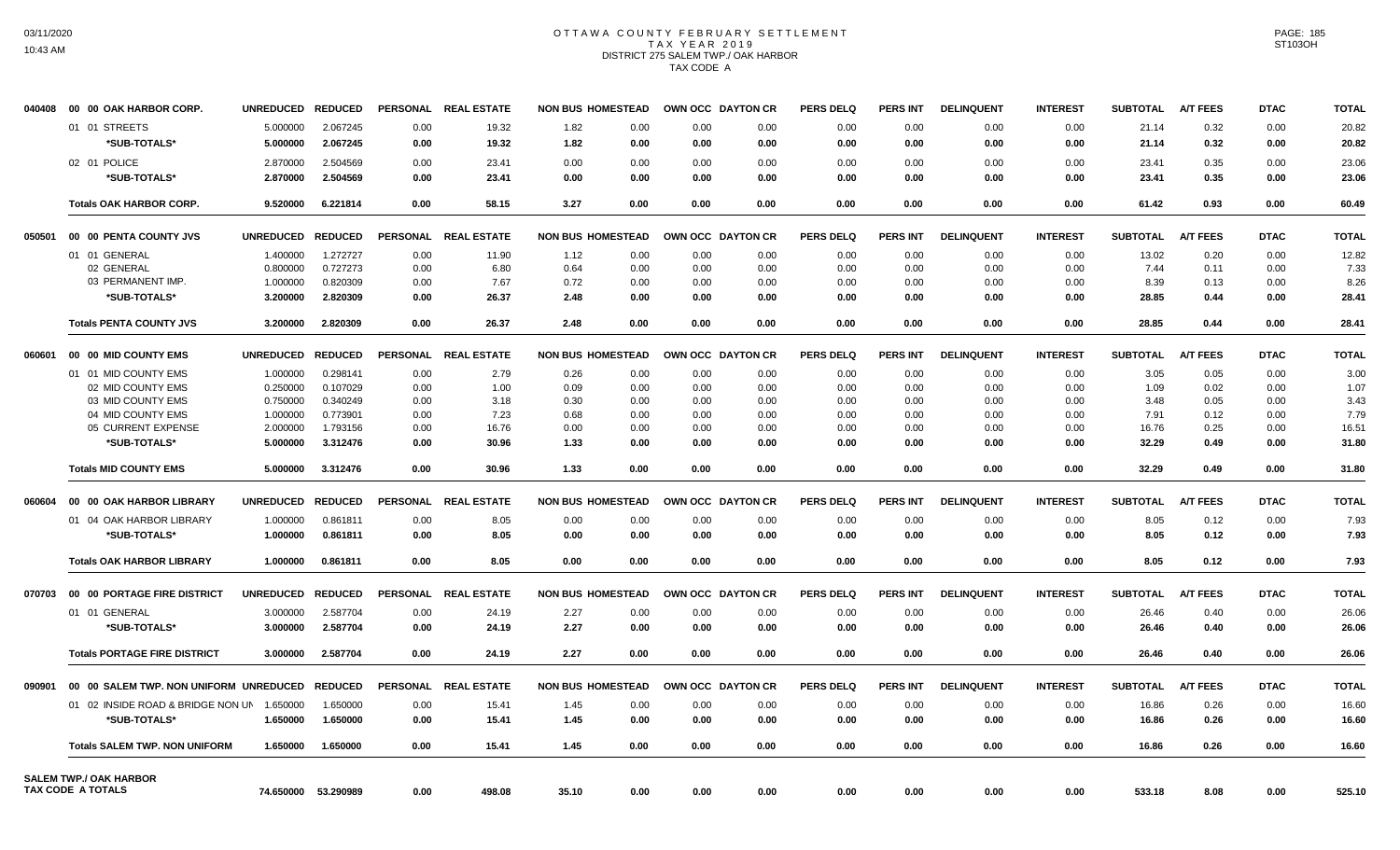# OTTAWA COUNTY FEBRUARY SETTLEMENT
## TAX YEAR 2019
## DISTRICT 275 SALEM TWP./ OAK HARBOR
## TAX CODE A

| | | UNREDUCED | REDUCED | PERSONAL | REAL ESTATE | NON BUS | HOMESTEAD | OWN OCC | DAYTON CR | PERS DELQ | PERS INT | DELINQUENT | INTEREST | SUBTOTAL | A/T FEES | DTAC | TOTAL |
|---|---|---|---|---|---|---|---|---|---|---|---|---|---|---|---|---|---|
| 040408 | 00 00 OAK HARBOR CORP. | | | | | | | | | | | | | | | | |
| | 01 01 STREETS | 5.000000 | 2.067245 | 0.00 | 19.32 | 1.82 | 0.00 | 0.00 | 0.00 | 0.00 | 0.00 | 0.00 | 0.00 | 21.14 | 0.32 | 0.00 | 20.82 |
| | *SUB-TOTALS* | 5.000000 | 2.067245 | 0.00 | 19.32 | 1.82 | 0.00 | 0.00 | 0.00 | 0.00 | 0.00 | 0.00 | 0.00 | 21.14 | 0.32 | 0.00 | 20.82 |
| | 02 01 POLICE | 2.870000 | 2.504569 | 0.00 | 23.41 | 0.00 | 0.00 | 0.00 | 0.00 | 0.00 | 0.00 | 0.00 | 0.00 | 23.41 | 0.35 | 0.00 | 23.06 |
| | *SUB-TOTALS* | 2.870000 | 2.504569 | 0.00 | 23.41 | 0.00 | 0.00 | 0.00 | 0.00 | 0.00 | 0.00 | 0.00 | 0.00 | 23.41 | 0.35 | 0.00 | 23.06 |
| | **Totals OAK HARBOR CORP.** | 9.520000 | 6.221814 | 0.00 | 58.15 | 3.27 | 0.00 | 0.00 | 0.00 | 0.00 | 0.00 | 0.00 | 0.00 | 61.42 | 0.93 | 0.00 | 60.49 |
| 050501 | 00 00 PENTA COUNTY JVS | | | | | | | | | | | | | | | | |
| | 01 01 GENERAL | 1.400000 | 1.272727 | 0.00 | 11.90 | 1.12 | 0.00 | 0.00 | 0.00 | 0.00 | 0.00 | 0.00 | 0.00 | 13.02 | 0.20 | 0.00 | 12.82 |
| | 02 GENERAL | 0.800000 | 0.727273 | 0.00 | 6.80 | 0.64 | 0.00 | 0.00 | 0.00 | 0.00 | 0.00 | 0.00 | 0.00 | 7.44 | 0.11 | 0.00 | 7.33 |
| | 03 PERMANENT IMP. | 1.000000 | 0.820309 | 0.00 | 7.67 | 0.72 | 0.00 | 0.00 | 0.00 | 0.00 | 0.00 | 0.00 | 0.00 | 8.39 | 0.13 | 0.00 | 8.26 |
| | *SUB-TOTALS* | 3.200000 | 2.820309 | 0.00 | 26.37 | 2.48 | 0.00 | 0.00 | 0.00 | 0.00 | 0.00 | 0.00 | 0.00 | 28.85 | 0.44 | 0.00 | 28.41 |
| | **Totals PENTA COUNTY JVS** | 3.200000 | 2.820309 | 0.00 | 26.37 | 2.48 | 0.00 | 0.00 | 0.00 | 0.00 | 0.00 | 0.00 | 0.00 | 28.85 | 0.44 | 0.00 | 28.41 |
| 060601 | 00 00 MID COUNTY EMS | | | | | | | | | | | | | | | | |
| | 01 01 MID COUNTY EMS | 1.000000 | 0.298141 | 0.00 | 2.79 | 0.26 | 0.00 | 0.00 | 0.00 | 0.00 | 0.00 | 0.00 | 0.00 | 3.05 | 0.05 | 0.00 | 3.00 |
| | 02 MID COUNTY EMS | 0.250000 | 0.107029 | 0.00 | 1.00 | 0.09 | 0.00 | 0.00 | 0.00 | 0.00 | 0.00 | 0.00 | 0.00 | 1.09 | 0.02 | 0.00 | 1.07 |
| | 03 MID COUNTY EMS | 0.750000 | 0.340249 | 0.00 | 3.18 | 0.30 | 0.00 | 0.00 | 0.00 | 0.00 | 0.00 | 0.00 | 0.00 | 3.48 | 0.05 | 0.00 | 3.43 |
| | 04 MID COUNTY EMS | 1.000000 | 0.773901 | 0.00 | 7.23 | 0.68 | 0.00 | 0.00 | 0.00 | 0.00 | 0.00 | 0.00 | 0.00 | 7.91 | 0.12 | 0.00 | 7.79 |
| | 05 CURRENT EXPENSE | 2.000000 | 1.793156 | 0.00 | 16.76 | 0.00 | 0.00 | 0.00 | 0.00 | 0.00 | 0.00 | 0.00 | 0.00 | 16.76 | 0.25 | 0.00 | 16.51 |
| | *SUB-TOTALS* | 5.000000 | 3.312476 | 0.00 | 30.96 | 1.33 | 0.00 | 0.00 | 0.00 | 0.00 | 0.00 | 0.00 | 0.00 | 32.29 | 0.49 | 0.00 | 31.80 |
| | **Totals MID COUNTY EMS** | 5.000000 | 3.312476 | 0.00 | 30.96 | 1.33 | 0.00 | 0.00 | 0.00 | 0.00 | 0.00 | 0.00 | 0.00 | 32.29 | 0.49 | 0.00 | 31.80 |
| 060604 | 00 00 OAK HARBOR LIBRARY | | | | | | | | | | | | | | | | |
| | 01 04 OAK HARBOR LIBRARY | 1.000000 | 0.861811 | 0.00 | 8.05 | 0.00 | 0.00 | 0.00 | 0.00 | 0.00 | 0.00 | 0.00 | 0.00 | 8.05 | 0.12 | 0.00 | 7.93 |
| | *SUB-TOTALS* | 1.000000 | 0.861811 | 0.00 | 8.05 | 0.00 | 0.00 | 0.00 | 0.00 | 0.00 | 0.00 | 0.00 | 0.00 | 8.05 | 0.12 | 0.00 | 7.93 |
| | **Totals OAK HARBOR LIBRARY** | 1.000000 | 0.861811 | 0.00 | 8.05 | 0.00 | 0.00 | 0.00 | 0.00 | 0.00 | 0.00 | 0.00 | 0.00 | 8.05 | 0.12 | 0.00 | 7.93 |
| 070703 | 00 00 PORTAGE FIRE DISTRICT | | | | | | | | | | | | | | | | |
| | 01 01 GENERAL | 3.000000 | 2.587704 | 0.00 | 24.19 | 2.27 | 0.00 | 0.00 | 0.00 | 0.00 | 0.00 | 0.00 | 0.00 | 26.46 | 0.40 | 0.00 | 26.06 |
| | *SUB-TOTALS* | 3.000000 | 2.587704 | 0.00 | 24.19 | 2.27 | 0.00 | 0.00 | 0.00 | 0.00 | 0.00 | 0.00 | 0.00 | 26.46 | 0.40 | 0.00 | 26.06 |
| | **Totals PORTAGE FIRE DISTRICT** | 3.000000 | 2.587704 | 0.00 | 24.19 | 2.27 | 0.00 | 0.00 | 0.00 | 0.00 | 0.00 | 0.00 | 0.00 | 26.46 | 0.40 | 0.00 | 26.06 |
| 090901 | 00 00 SALEM TWP. NON UNIFORM | | | | | | | | | | | | | | | | |
| | 01 02 INSIDE ROAD & BRIDGE NON UN | 1.650000 | 1.650000 | 0.00 | 15.41 | 1.45 | 0.00 | 0.00 | 0.00 | 0.00 | 0.00 | 0.00 | 0.00 | 16.86 | 0.26 | 0.00 | 16.60 |
| | *SUB-TOTALS* | 1.650000 | 1.650000 | 0.00 | 15.41 | 1.45 | 0.00 | 0.00 | 0.00 | 0.00 | 0.00 | 0.00 | 0.00 | 16.86 | 0.26 | 0.00 | 16.60 |
| | **Totals SALEM TWP. NON UNIFORM** | 1.650000 | 1.650000 | 0.00 | 15.41 | 1.45 | 0.00 | 0.00 | 0.00 | 0.00 | 0.00 | 0.00 | 0.00 | 16.86 | 0.26 | 0.00 | 16.60 |
| | **SALEM TWP./ OAK HARBOR TAX CODE A TOTALS** | 74.650000 | 53.290989 | 0.00 | 498.08 | 35.10 | 0.00 | 0.00 | 0.00 | 0.00 | 0.00 | 0.00 | 0.00 | 533.18 | 8.08 | 0.00 | 525.10 |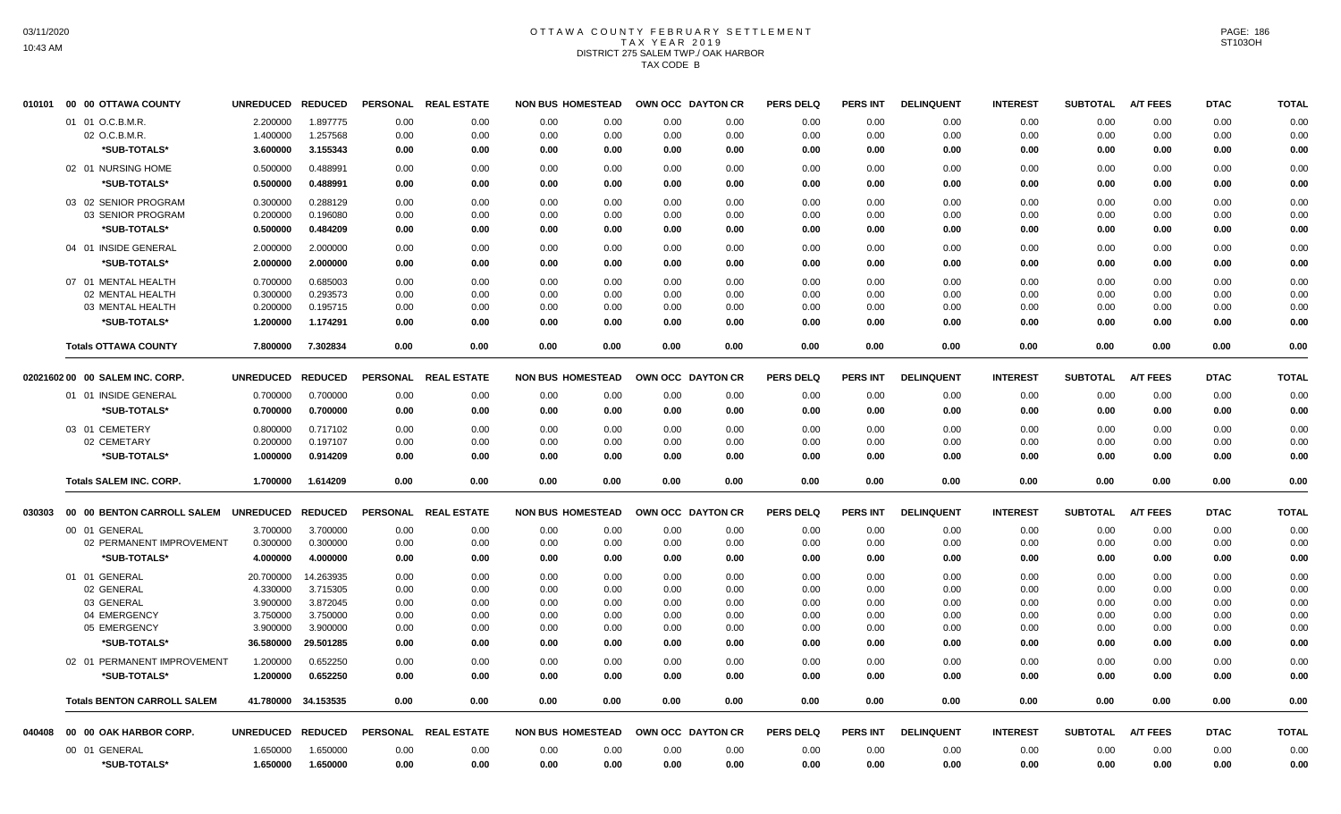# OTTAWA COUNTY FEBRUARY SETTLEMENT
## TAX YEAR 2019
## DISTRICT 275 SALEM TWP./ OAK HARBOR
## TAX CODE B

| | | UNREDUCED | REDUCED | PERSONAL | REAL ESTATE | NON BUS | HOMESTEAD | OWN OCC | DAYTON CR | PERS DELQ | PERS INT | DELINQUENT | INTEREST | SUBTOTAL | A/T FEES | DTAC | TOTAL |
|---|---|---|---|---|---|---|---|---|---|---|---|---|---|---|---|---|---|
| 010101 | 00 00 OTTAWA COUNTY | | | | | | | | | | | | | | | | |
| | 01 01 O.C.B.M.R. | 2.200000 | 1.897775 | 0.00 | 0.00 | 0.00 | 0.00 | 0.00 | 0.00 | 0.00 | 0.00 | 0.00 | 0.00 | 0.00 | 0.00 | 0.00 | 0.00 |
| | 02 O.C.B.M.R. | 1.400000 | 1.257568 | 0.00 | 0.00 | 0.00 | 0.00 | 0.00 | 0.00 | 0.00 | 0.00 | 0.00 | 0.00 | 0.00 | 0.00 | 0.00 | 0.00 |
| | *SUB-TOTALS* | 3.600000 | 3.155343 | 0.00 | 0.00 | 0.00 | 0.00 | 0.00 | 0.00 | 0.00 | 0.00 | 0.00 | 0.00 | 0.00 | 0.00 | 0.00 | 0.00 |
| | 02 01 NURSING HOME | 0.500000 | 0.488991 | 0.00 | 0.00 | 0.00 | 0.00 | 0.00 | 0.00 | 0.00 | 0.00 | 0.00 | 0.00 | 0.00 | 0.00 | 0.00 | 0.00 |
| | *SUB-TOTALS* | 0.500000 | 0.488991 | 0.00 | 0.00 | 0.00 | 0.00 | 0.00 | 0.00 | 0.00 | 0.00 | 0.00 | 0.00 | 0.00 | 0.00 | 0.00 | 0.00 |
| | 03 02 SENIOR PROGRAM | 0.300000 | 0.288129 | 0.00 | 0.00 | 0.00 | 0.00 | 0.00 | 0.00 | 0.00 | 0.00 | 0.00 | 0.00 | 0.00 | 0.00 | 0.00 | 0.00 |
| | 03 SENIOR PROGRAM | 0.200000 | 0.196080 | 0.00 | 0.00 | 0.00 | 0.00 | 0.00 | 0.00 | 0.00 | 0.00 | 0.00 | 0.00 | 0.00 | 0.00 | 0.00 | 0.00 |
| | *SUB-TOTALS* | 0.500000 | 0.484209 | 0.00 | 0.00 | 0.00 | 0.00 | 0.00 | 0.00 | 0.00 | 0.00 | 0.00 | 0.00 | 0.00 | 0.00 | 0.00 | 0.00 |
| | 04 01 INSIDE GENERAL | 2.000000 | 2.000000 | 0.00 | 0.00 | 0.00 | 0.00 | 0.00 | 0.00 | 0.00 | 0.00 | 0.00 | 0.00 | 0.00 | 0.00 | 0.00 | 0.00 |
| | *SUB-TOTALS* | 2.000000 | 2.000000 | 0.00 | 0.00 | 0.00 | 0.00 | 0.00 | 0.00 | 0.00 | 0.00 | 0.00 | 0.00 | 0.00 | 0.00 | 0.00 | 0.00 |
| | 07 01 MENTAL HEALTH | 0.700000 | 0.685003 | 0.00 | 0.00 | 0.00 | 0.00 | 0.00 | 0.00 | 0.00 | 0.00 | 0.00 | 0.00 | 0.00 | 0.00 | 0.00 | 0.00 |
| | 02 MENTAL HEALTH | 0.300000 | 0.293573 | 0.00 | 0.00 | 0.00 | 0.00 | 0.00 | 0.00 | 0.00 | 0.00 | 0.00 | 0.00 | 0.00 | 0.00 | 0.00 | 0.00 |
| | 03 MENTAL HEALTH | 0.200000 | 0.195715 | 0.00 | 0.00 | 0.00 | 0.00 | 0.00 | 0.00 | 0.00 | 0.00 | 0.00 | 0.00 | 0.00 | 0.00 | 0.00 | 0.00 |
| | *SUB-TOTALS* | 1.200000 | 1.174291 | 0.00 | 0.00 | 0.00 | 0.00 | 0.00 | 0.00 | 0.00 | 0.00 | 0.00 | 0.00 | 0.00 | 0.00 | 0.00 | 0.00 |
| | **Totals OTTAWA COUNTY** | 7.800000 | 7.302834 | 0.00 | 0.00 | 0.00 | 0.00 | 0.00 | 0.00 | 0.00 | 0.00 | 0.00 | 0.00 | 0.00 | 0.00 | 0.00 | 0.00 |

| | | UNREDUCED | REDUCED | PERSONAL | REAL ESTATE | NON BUS | HOMESTEAD | OWN OCC | DAYTON CR | PERS DELQ | PERS INT | DELINQUENT | INTEREST | SUBTOTAL | A/T FEES | DTAC | TOTAL |
|---|---|---|---|---|---|---|---|---|---|---|---|---|---|---|---|---|---|
| 02021602 | 00 00 SALEM INC. CORP. | | | | | | | | | | | | | | | | |
| | 01 01 INSIDE GENERAL | 0.700000 | 0.700000 | 0.00 | 0.00 | 0.00 | 0.00 | 0.00 | 0.00 | 0.00 | 0.00 | 0.00 | 0.00 | 0.00 | 0.00 | 0.00 | 0.00 |
| | *SUB-TOTALS* | 0.700000 | 0.700000 | 0.00 | 0.00 | 0.00 | 0.00 | 0.00 | 0.00 | 0.00 | 0.00 | 0.00 | 0.00 | 0.00 | 0.00 | 0.00 | 0.00 |
| | 03 01 CEMETERY | 0.800000 | 0.717102 | 0.00 | 0.00 | 0.00 | 0.00 | 0.00 | 0.00 | 0.00 | 0.00 | 0.00 | 0.00 | 0.00 | 0.00 | 0.00 | 0.00 |
| | 02 CEMETARY | 0.200000 | 0.197107 | 0.00 | 0.00 | 0.00 | 0.00 | 0.00 | 0.00 | 0.00 | 0.00 | 0.00 | 0.00 | 0.00 | 0.00 | 0.00 | 0.00 |
| | *SUB-TOTALS* | 1.000000 | 0.914209 | 0.00 | 0.00 | 0.00 | 0.00 | 0.00 | 0.00 | 0.00 | 0.00 | 0.00 | 0.00 | 0.00 | 0.00 | 0.00 | 0.00 |
| | **Totals SALEM INC. CORP.** | 1.700000 | 1.614209 | 0.00 | 0.00 | 0.00 | 0.00 | 0.00 | 0.00 | 0.00 | 0.00 | 0.00 | 0.00 | 0.00 | 0.00 | 0.00 | 0.00 |

| | | UNREDUCED | REDUCED | PERSONAL | REAL ESTATE | NON BUS | HOMESTEAD | OWN OCC | DAYTON CR | PERS DELQ | PERS INT | DELINQUENT | INTEREST | SUBTOTAL | A/T FEES | DTAC | TOTAL |
|---|---|---|---|---|---|---|---|---|---|---|---|---|---|---|---|---|---|
| 030303 | 00 00 BENTON CARROLL SALEM | | | | | | | | | | | | | | | | |
| | 00 01 GENERAL | 3.700000 | 3.700000 | 0.00 | 0.00 | 0.00 | 0.00 | 0.00 | 0.00 | 0.00 | 0.00 | 0.00 | 0.00 | 0.00 | 0.00 | 0.00 | 0.00 |
| | 02 PERMANENT IMPROVEMENT | 0.300000 | 0.300000 | 0.00 | 0.00 | 0.00 | 0.00 | 0.00 | 0.00 | 0.00 | 0.00 | 0.00 | 0.00 | 0.00 | 0.00 | 0.00 | 0.00 |
| | *SUB-TOTALS* | 4.000000 | 4.000000 | 0.00 | 0.00 | 0.00 | 0.00 | 0.00 | 0.00 | 0.00 | 0.00 | 0.00 | 0.00 | 0.00 | 0.00 | 0.00 | 0.00 |
| | 01 01 GENERAL | 20.700000 | 14.263935 | 0.00 | 0.00 | 0.00 | 0.00 | 0.00 | 0.00 | 0.00 | 0.00 | 0.00 | 0.00 | 0.00 | 0.00 | 0.00 | 0.00 |
| | 02 GENERAL | 4.330000 | 3.715305 | 0.00 | 0.00 | 0.00 | 0.00 | 0.00 | 0.00 | 0.00 | 0.00 | 0.00 | 0.00 | 0.00 | 0.00 | 0.00 | 0.00 |
| | 03 GENERAL | 3.900000 | 3.872045 | 0.00 | 0.00 | 0.00 | 0.00 | 0.00 | 0.00 | 0.00 | 0.00 | 0.00 | 0.00 | 0.00 | 0.00 | 0.00 | 0.00 |
| | 04 EMERGENCY | 3.750000 | 3.750000 | 0.00 | 0.00 | 0.00 | 0.00 | 0.00 | 0.00 | 0.00 | 0.00 | 0.00 | 0.00 | 0.00 | 0.00 | 0.00 | 0.00 |
| | 05 EMERGENCY | 3.900000 | 3.900000 | 0.00 | 0.00 | 0.00 | 0.00 | 0.00 | 0.00 | 0.00 | 0.00 | 0.00 | 0.00 | 0.00 | 0.00 | 0.00 | 0.00 |
| | *SUB-TOTALS* | 36.580000 | 29.501285 | 0.00 | 0.00 | 0.00 | 0.00 | 0.00 | 0.00 | 0.00 | 0.00 | 0.00 | 0.00 | 0.00 | 0.00 | 0.00 | 0.00 |
| | 02 01 PERMANENT IMPROVEMENT | 1.200000 | 0.652250 | 0.00 | 0.00 | 0.00 | 0.00 | 0.00 | 0.00 | 0.00 | 0.00 | 0.00 | 0.00 | 0.00 | 0.00 | 0.00 | 0.00 |
| | *SUB-TOTALS* | 1.200000 | 0.652250 | 0.00 | 0.00 | 0.00 | 0.00 | 0.00 | 0.00 | 0.00 | 0.00 | 0.00 | 0.00 | 0.00 | 0.00 | 0.00 | 0.00 |
| | **Totals BENTON CARROLL SALEM** | 41.780000 | 34.153535 | 0.00 | 0.00 | 0.00 | 0.00 | 0.00 | 0.00 | 0.00 | 0.00 | 0.00 | 0.00 | 0.00 | 0.00 | 0.00 | 0.00 |

| | | UNREDUCED | REDUCED | PERSONAL | REAL ESTATE | NON BUS | HOMESTEAD | OWN OCC | DAYTON CR | PERS DELQ | PERS INT | DELINQUENT | INTEREST | SUBTOTAL | A/T FEES | DTAC | TOTAL |
|---|---|---|---|---|---|---|---|---|---|---|---|---|---|---|---|---|---|
| 040408 | 00 00 OAK HARBOR CORP. | | | | | | | | | | | | | | | | |
| | 00 01 GENERAL | 1.650000 | 1.650000 | 0.00 | 0.00 | 0.00 | 0.00 | 0.00 | 0.00 | 0.00 | 0.00 | 0.00 | 0.00 | 0.00 | 0.00 | 0.00 | 0.00 |
| | *SUB-TOTALS* | 1.650000 | 1.650000 | 0.00 | 0.00 | 0.00 | 0.00 | 0.00 | 0.00 | 0.00 | 0.00 | 0.00 | 0.00 | 0.00 | 0.00 | 0.00 | 0.00 |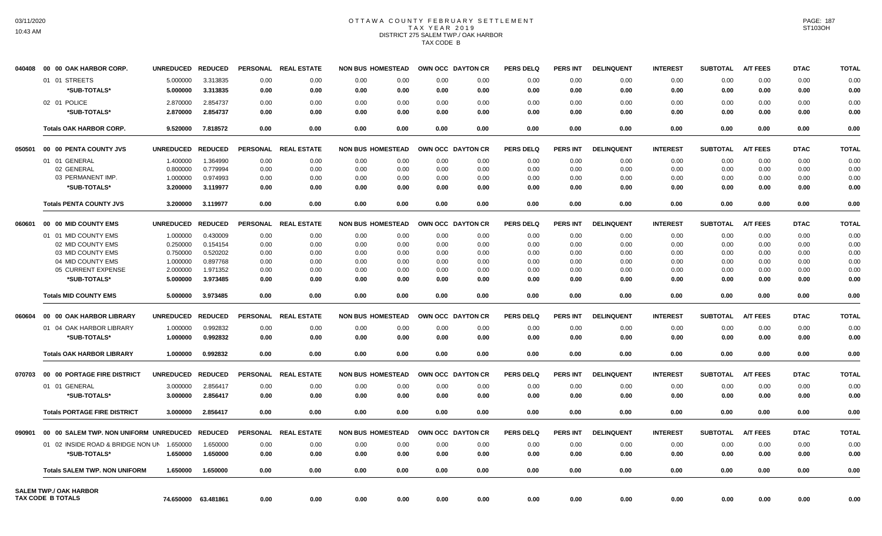# OTTAWA COUNTY FEBRUARY SETTLEMENT
## TAX YEAR 2019
### DISTRICT 275 SALEM TWP./ OAK HARBOR
### TAX CODE B

| | | UNREDUCED | REDUCED | PERSONAL | REAL ESTATE | NON BUS | HOMESTEAD | OWN OCC | DAYTON CR | PERS DELQ | PERS INT | DELINQUENT | INTEREST | SUBTOTAL | A/T FEES | DTAC | TOTAL |
|---|---|---|---|---|---|---|---|---|---|---|---|---|---|---|---|---|---|
| 040408 | 00 00 OAK HARBOR CORP. | UNREDUCED | REDUCED | PERSONAL | REAL ESTATE | NON BUS | HOMESTEAD | OWN OCC | DAYTON CR | PERS DELQ | PERS INT | DELINQUENT | INTEREST | SUBTOTAL | A/T FEES | DTAC | TOTAL |
| | 01 01 STREETS | 5.000000 | 3.313835 | 0.00 | 0.00 | 0.00 | 0.00 | 0.00 | 0.00 | 0.00 | 0.00 | 0.00 | 0.00 | 0.00 | 0.00 | 0.00 | 0.00 |
| | *SUB-TOTALS* | 5.000000 | 3.313835 | 0.00 | 0.00 | 0.00 | 0.00 | 0.00 | 0.00 | 0.00 | 0.00 | 0.00 | 0.00 | 0.00 | 0.00 | 0.00 | 0.00 |
| | 02 01 POLICE | 2.870000 | 2.854737 | 0.00 | 0.00 | 0.00 | 0.00 | 0.00 | 0.00 | 0.00 | 0.00 | 0.00 | 0.00 | 0.00 | 0.00 | 0.00 | 0.00 |
| | *SUB-TOTALS* | 2.870000 | 2.854737 | 0.00 | 0.00 | 0.00 | 0.00 | 0.00 | 0.00 | 0.00 | 0.00 | 0.00 | 0.00 | 0.00 | 0.00 | 0.00 | 0.00 |
| | Totals OAK HARBOR CORP. | 9.520000 | 7.818572 | 0.00 | 0.00 | 0.00 | 0.00 | 0.00 | 0.00 | 0.00 | 0.00 | 0.00 | 0.00 | 0.00 | 0.00 | 0.00 | 0.00 |
| 050501 | 00 00 PENTA COUNTY JVS | UNREDUCED | REDUCED | PERSONAL | REAL ESTATE | NON BUS | HOMESTEAD | OWN OCC | DAYTON CR | PERS DELQ | PERS INT | DELINQUENT | INTEREST | SUBTOTAL | A/T FEES | DTAC | TOTAL |
| | 01 01 GENERAL | 1.400000 | 1.364990 | 0.00 | 0.00 | 0.00 | 0.00 | 0.00 | 0.00 | 0.00 | 0.00 | 0.00 | 0.00 | 0.00 | 0.00 | 0.00 | 0.00 |
| | 02 GENERAL | 0.800000 | 0.779994 | 0.00 | 0.00 | 0.00 | 0.00 | 0.00 | 0.00 | 0.00 | 0.00 | 0.00 | 0.00 | 0.00 | 0.00 | 0.00 | 0.00 |
| | 03 PERMANENT IMP. | 1.000000 | 0.974993 | 0.00 | 0.00 | 0.00 | 0.00 | 0.00 | 0.00 | 0.00 | 0.00 | 0.00 | 0.00 | 0.00 | 0.00 | 0.00 | 0.00 |
| | *SUB-TOTALS* | 3.200000 | 3.119977 | 0.00 | 0.00 | 0.00 | 0.00 | 0.00 | 0.00 | 0.00 | 0.00 | 0.00 | 0.00 | 0.00 | 0.00 | 0.00 | 0.00 |
| | Totals PENTA COUNTY JVS | 3.200000 | 3.119977 | 0.00 | 0.00 | 0.00 | 0.00 | 0.00 | 0.00 | 0.00 | 0.00 | 0.00 | 0.00 | 0.00 | 0.00 | 0.00 | 0.00 |
| 060601 | 00 00 MID COUNTY EMS | UNREDUCED | REDUCED | PERSONAL | REAL ESTATE | NON BUS | HOMESTEAD | OWN OCC | DAYTON CR | PERS DELQ | PERS INT | DELINQUENT | INTEREST | SUBTOTAL | A/T FEES | DTAC | TOTAL |
| | 01 01 MID COUNTY EMS | 1.000000 | 0.430009 | 0.00 | 0.00 | 0.00 | 0.00 | 0.00 | 0.00 | 0.00 | 0.00 | 0.00 | 0.00 | 0.00 | 0.00 | 0.00 | 0.00 |
| | 02 MID COUNTY EMS | 0.250000 | 0.154154 | 0.00 | 0.00 | 0.00 | 0.00 | 0.00 | 0.00 | 0.00 | 0.00 | 0.00 | 0.00 | 0.00 | 0.00 | 0.00 | 0.00 |
| | 03 MID COUNTY EMS | 0.750000 | 0.520202 | 0.00 | 0.00 | 0.00 | 0.00 | 0.00 | 0.00 | 0.00 | 0.00 | 0.00 | 0.00 | 0.00 | 0.00 | 0.00 | 0.00 |
| | 04 MID COUNTY EMS | 1.000000 | 0.897768 | 0.00 | 0.00 | 0.00 | 0.00 | 0.00 | 0.00 | 0.00 | 0.00 | 0.00 | 0.00 | 0.00 | 0.00 | 0.00 | 0.00 |
| | 05 CURRENT EXPENSE | 2.000000 | 1.971352 | 0.00 | 0.00 | 0.00 | 0.00 | 0.00 | 0.00 | 0.00 | 0.00 | 0.00 | 0.00 | 0.00 | 0.00 | 0.00 | 0.00 |
| | *SUB-TOTALS* | 5.000000 | 3.973485 | 0.00 | 0.00 | 0.00 | 0.00 | 0.00 | 0.00 | 0.00 | 0.00 | 0.00 | 0.00 | 0.00 | 0.00 | 0.00 | 0.00 |
| | Totals MID COUNTY EMS | 5.000000 | 3.973485 | 0.00 | 0.00 | 0.00 | 0.00 | 0.00 | 0.00 | 0.00 | 0.00 | 0.00 | 0.00 | 0.00 | 0.00 | 0.00 | 0.00 |
| 060604 | 00 00 OAK HARBOR LIBRARY | UNREDUCED | REDUCED | PERSONAL | REAL ESTATE | NON BUS | HOMESTEAD | OWN OCC | DAYTON CR | PERS DELQ | PERS INT | DELINQUENT | INTEREST | SUBTOTAL | A/T FEES | DTAC | TOTAL |
| | 01 04 OAK HARBOR LIBRARY | 1.000000 | 0.992832 | 0.00 | 0.00 | 0.00 | 0.00 | 0.00 | 0.00 | 0.00 | 0.00 | 0.00 | 0.00 | 0.00 | 0.00 | 0.00 | 0.00 |
| | *SUB-TOTALS* | 1.000000 | 0.992832 | 0.00 | 0.00 | 0.00 | 0.00 | 0.00 | 0.00 | 0.00 | 0.00 | 0.00 | 0.00 | 0.00 | 0.00 | 0.00 | 0.00 |
| | Totals OAK HARBOR LIBRARY | 1.000000 | 0.992832 | 0.00 | 0.00 | 0.00 | 0.00 | 0.00 | 0.00 | 0.00 | 0.00 | 0.00 | 0.00 | 0.00 | 0.00 | 0.00 | 0.00 |
| 070703 | 00 00 PORTAGE FIRE DISTRICT | UNREDUCED | REDUCED | PERSONAL | REAL ESTATE | NON BUS | HOMESTEAD | OWN OCC | DAYTON CR | PERS DELQ | PERS INT | DELINQUENT | INTEREST | SUBTOTAL | A/T FEES | DTAC | TOTAL |
| | 01 01 GENERAL | 3.000000 | 2.856417 | 0.00 | 0.00 | 0.00 | 0.00 | 0.00 | 0.00 | 0.00 | 0.00 | 0.00 | 0.00 | 0.00 | 0.00 | 0.00 | 0.00 |
| | *SUB-TOTALS* | 3.000000 | 2.856417 | 0.00 | 0.00 | 0.00 | 0.00 | 0.00 | 0.00 | 0.00 | 0.00 | 0.00 | 0.00 | 0.00 | 0.00 | 0.00 | 0.00 |
| | Totals PORTAGE FIRE DISTRICT | 3.000000 | 2.856417 | 0.00 | 0.00 | 0.00 | 0.00 | 0.00 | 0.00 | 0.00 | 0.00 | 0.00 | 0.00 | 0.00 | 0.00 | 0.00 | 0.00 |
| 090901 | 00 00 SALEM TWP. NON UNIFORM | UNREDUCED | REDUCED | PERSONAL | REAL ESTATE | NON BUS | HOMESTEAD | OWN OCC | DAYTON CR | PERS DELQ | PERS INT | DELINQUENT | INTEREST | SUBTOTAL | A/T FEES | DTAC | TOTAL |
| | 01 02 INSIDE ROAD & BRIDGE NON UN | 1.650000 | 1.650000 | 0.00 | 0.00 | 0.00 | 0.00 | 0.00 | 0.00 | 0.00 | 0.00 | 0.00 | 0.00 | 0.00 | 0.00 | 0.00 | 0.00 |
| | *SUB-TOTALS* | 1.650000 | 1.650000 | 0.00 | 0.00 | 0.00 | 0.00 | 0.00 | 0.00 | 0.00 | 0.00 | 0.00 | 0.00 | 0.00 | 0.00 | 0.00 | 0.00 |
| | Totals SALEM TWP. NON UNIFORM | 1.650000 | 1.650000 | 0.00 | 0.00 | 0.00 | 0.00 | 0.00 | 0.00 | 0.00 | 0.00 | 0.00 | 0.00 | 0.00 | 0.00 | 0.00 | 0.00 |
| | SALEM TWP./ OAK HARBOR TAX CODE B TOTALS | 74.650000 | 63.481861 | 0.00 | 0.00 | 0.00 | 0.00 | 0.00 | 0.00 | 0.00 | 0.00 | 0.00 | 0.00 | 0.00 | 0.00 | 0.00 | 0.00 |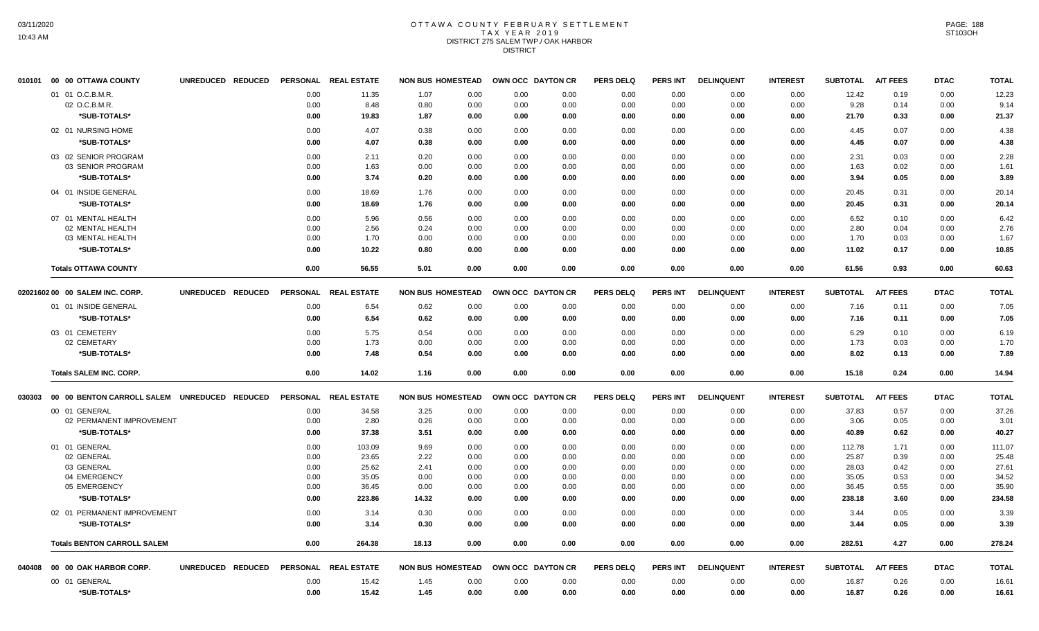# OTTAWA COUNTY FEBRUARY SETTLEMENT
## TAX YEAR 2019
## DISTRICT 275 SALEM TWP./ OAK HARBOR
## DISTRICT

| | | UNREDUCED | REDUCED | PERSONAL | REAL ESTATE | NON BUS | HOMESTEAD | OWN OCC | DAYTON CR | PERS DELQ | PERS INT | DELINQUENT | INTEREST | SUBTOTAL | A/T FEES | DTAC | TOTAL |
|---|---|---|---|---|---|---|---|---|---|---|---|---|---|---|---|---|---|
| 010101 | 00 00 OTTAWA COUNTY | | | | | | | | | | | | | | | | |
| | 01 01 O.C.B.M.R. | | | 0.00 | 11.35 | 1.07 | 0.00 | 0.00 | 0.00 | 0.00 | 0.00 | 0.00 | 0.00 | 12.42 | 0.19 | 0.00 | 12.23 |
| | 02 O.C.B.M.R. | | | 0.00 | 8.48 | 0.80 | 0.00 | 0.00 | 0.00 | 0.00 | 0.00 | 0.00 | 0.00 | 9.28 | 0.14 | 0.00 | 9.14 |
| | *SUB-TOTALS* | | | 0.00 | 19.83 | 1.87 | 0.00 | 0.00 | 0.00 | 0.00 | 0.00 | 0.00 | 0.00 | 21.70 | 0.33 | 0.00 | 21.37 |
| | 02 01 NURSING HOME | | | 0.00 | 4.07 | 0.38 | 0.00 | 0.00 | 0.00 | 0.00 | 0.00 | 0.00 | 0.00 | 4.45 | 0.07 | 0.00 | 4.38 |
| | *SUB-TOTALS* | | | 0.00 | 4.07 | 0.38 | 0.00 | 0.00 | 0.00 | 0.00 | 0.00 | 0.00 | 0.00 | 4.45 | 0.07 | 0.00 | 4.38 |
| | 03 02 SENIOR PROGRAM | | | 0.00 | 2.11 | 0.20 | 0.00 | 0.00 | 0.00 | 0.00 | 0.00 | 0.00 | 0.00 | 2.31 | 0.03 | 0.00 | 2.28 |
| | 03 SENIOR PROGRAM | | | 0.00 | 1.63 | 0.00 | 0.00 | 0.00 | 0.00 | 0.00 | 0.00 | 0.00 | 0.00 | 1.63 | 0.02 | 0.00 | 1.61 |
| | *SUB-TOTALS* | | | 0.00 | 3.74 | 0.20 | 0.00 | 0.00 | 0.00 | 0.00 | 0.00 | 0.00 | 0.00 | 3.94 | 0.05 | 0.00 | 3.89 |
| | 04 01 INSIDE GENERAL | | | 0.00 | 18.69 | 1.76 | 0.00 | 0.00 | 0.00 | 0.00 | 0.00 | 0.00 | 0.00 | 20.45 | 0.31 | 0.00 | 20.14 |
| | *SUB-TOTALS* | | | 0.00 | 18.69 | 1.76 | 0.00 | 0.00 | 0.00 | 0.00 | 0.00 | 0.00 | 0.00 | 20.45 | 0.31 | 0.00 | 20.14 |
| | 07 01 MENTAL HEALTH | | | 0.00 | 5.96 | 0.56 | 0.00 | 0.00 | 0.00 | 0.00 | 0.00 | 0.00 | 0.00 | 6.52 | 0.10 | 0.00 | 6.42 |
| | 02 MENTAL HEALTH | | | 0.00 | 2.56 | 0.24 | 0.00 | 0.00 | 0.00 | 0.00 | 0.00 | 0.00 | 0.00 | 2.80 | 0.04 | 0.00 | 2.76 |
| | 03 MENTAL HEALTH | | | 0.00 | 1.70 | 0.00 | 0.00 | 0.00 | 0.00 | 0.00 | 0.00 | 0.00 | 0.00 | 1.70 | 0.03 | 0.00 | 1.67 |
| | *SUB-TOTALS* | | | 0.00 | 10.22 | 0.80 | 0.00 | 0.00 | 0.00 | 0.00 | 0.00 | 0.00 | 0.00 | 11.02 | 0.17 | 0.00 | 10.85 |
| | **Totals OTTAWA COUNTY** | | | 0.00 | 56.55 | 5.01 | 0.00 | 0.00 | 0.00 | 0.00 | 0.00 | 0.00 | 0.00 | 61.56 | 0.93 | 0.00 | 60.63 |

| | | UNREDUCED | REDUCED | PERSONAL | REAL ESTATE | NON BUS | HOMESTEAD | OWN OCC | DAYTON CR | PERS DELQ | PERS INT | DELINQUENT | INTEREST | SUBTOTAL | A/T FEES | DTAC | TOTAL |
|---|---|---|---|---|---|---|---|---|---|---|---|---|---|---|---|---|---|
| 02021602 | 00 00 SALEM INC. CORP. | | | | | | | | | | | | | | | | |
| | 01 01 INSIDE GENERAL | | | 0.00 | 6.54 | 0.62 | 0.00 | 0.00 | 0.00 | 0.00 | 0.00 | 0.00 | 0.00 | 7.16 | 0.11 | 0.00 | 7.05 |
| | *SUB-TOTALS* | | | 0.00 | 6.54 | 0.62 | 0.00 | 0.00 | 0.00 | 0.00 | 0.00 | 0.00 | 0.00 | 7.16 | 0.11 | 0.00 | 7.05 |
| | 03 01 CEMETERY | | | 0.00 | 5.75 | 0.54 | 0.00 | 0.00 | 0.00 | 0.00 | 0.00 | 0.00 | 0.00 | 6.29 | 0.10 | 0.00 | 6.19 |
| | 02 CEMETARY | | | 0.00 | 1.73 | 0.00 | 0.00 | 0.00 | 0.00 | 0.00 | 0.00 | 0.00 | 0.00 | 1.73 | 0.03 | 0.00 | 1.70 |
| | *SUB-TOTALS* | | | 0.00 | 7.48 | 0.54 | 0.00 | 0.00 | 0.00 | 0.00 | 0.00 | 0.00 | 0.00 | 8.02 | 0.13 | 0.00 | 7.89 |
| | **Totals SALEM INC. CORP.** | | | 0.00 | 14.02 | 1.16 | 0.00 | 0.00 | 0.00 | 0.00 | 0.00 | 0.00 | 0.00 | 15.18 | 0.24 | 0.00 | 14.94 |

| | | UNREDUCED | REDUCED | PERSONAL | REAL ESTATE | NON BUS | HOMESTEAD | OWN OCC | DAYTON CR | PERS DELQ | PERS INT | DELINQUENT | INTEREST | SUBTOTAL | A/T FEES | DTAC | TOTAL |
|---|---|---|---|---|---|---|---|---|---|---|---|---|---|---|---|---|---|
| 030303 | 00 00 BENTON CARROLL SALEM | | | | | | | | | | | | | | | | |
| | 00 01 GENERAL | | | 0.00 | 34.58 | 3.25 | 0.00 | 0.00 | 0.00 | 0.00 | 0.00 | 0.00 | 0.00 | 37.83 | 0.57 | 0.00 | 37.26 |
| | 02 PERMANENT IMPROVEMENT | | | 0.00 | 2.80 | 0.26 | 0.00 | 0.00 | 0.00 | 0.00 | 0.00 | 0.00 | 0.00 | 3.06 | 0.05 | 0.00 | 3.01 |
| | *SUB-TOTALS* | | | 0.00 | 37.38 | 3.51 | 0.00 | 0.00 | 0.00 | 0.00 | 0.00 | 0.00 | 0.00 | 40.89 | 0.62 | 0.00 | 40.27 |
| | 01 01 GENERAL | | | 0.00 | 103.09 | 9.69 | 0.00 | 0.00 | 0.00 | 0.00 | 0.00 | 0.00 | 0.00 | 112.78 | 1.71 | 0.00 | 111.07 |
| | 02 GENERAL | | | 0.00 | 23.65 | 2.22 | 0.00 | 0.00 | 0.00 | 0.00 | 0.00 | 0.00 | 0.00 | 25.87 | 0.39 | 0.00 | 25.48 |
| | 03 GENERAL | | | 0.00 | 25.62 | 2.41 | 0.00 | 0.00 | 0.00 | 0.00 | 0.00 | 0.00 | 0.00 | 28.03 | 0.42 | 0.00 | 27.61 |
| | 04 EMERGENCY | | | 0.00 | 35.05 | 0.00 | 0.00 | 0.00 | 0.00 | 0.00 | 0.00 | 0.00 | 0.00 | 35.05 | 0.53 | 0.00 | 34.52 |
| | 05 EMERGENCY | | | 0.00 | 36.45 | 0.00 | 0.00 | 0.00 | 0.00 | 0.00 | 0.00 | 0.00 | 0.00 | 36.45 | 0.55 | 0.00 | 35.90 |
| | *SUB-TOTALS* | | | 0.00 | 223.86 | 14.32 | 0.00 | 0.00 | 0.00 | 0.00 | 0.00 | 0.00 | 0.00 | 238.18 | 3.60 | 0.00 | 234.58 |
| | 02 01 PERMANENT IMPROVEMENT | | | 0.00 | 3.14 | 0.30 | 0.00 | 0.00 | 0.00 | 0.00 | 0.00 | 0.00 | 0.00 | 3.44 | 0.05 | 0.00 | 3.39 |
| | *SUB-TOTALS* | | | 0.00 | 3.14 | 0.30 | 0.00 | 0.00 | 0.00 | 0.00 | 0.00 | 0.00 | 0.00 | 3.44 | 0.05 | 0.00 | 3.39 |
| | **Totals BENTON CARROLL SALEM** | | | 0.00 | 264.38 | 18.13 | 0.00 | 0.00 | 0.00 | 0.00 | 0.00 | 0.00 | 0.00 | 282.51 | 4.27 | 0.00 | 278.24 |

| | | UNREDUCED | REDUCED | PERSONAL | REAL ESTATE | NON BUS | HOMESTEAD | OWN OCC | DAYTON CR | PERS DELQ | PERS INT | DELINQUENT | INTEREST | SUBTOTAL | A/T FEES | DTAC | TOTAL |
|---|---|---|---|---|---|---|---|---|---|---|---|---|---|---|---|---|---|
| 040408 | 00 00 OAK HARBOR CORP. | | | | | | | | | | | | | | | | |
| | 00 01 GENERAL | | | 0.00 | 15.42 | 1.45 | 0.00 | 0.00 | 0.00 | 0.00 | 0.00 | 0.00 | 0.00 | 16.87 | 0.26 | 0.00 | 16.61 |
| | *SUB-TOTALS* | | | 0.00 | 15.42 | 1.45 | 0.00 | 0.00 | 0.00 | 0.00 | 0.00 | 0.00 | 0.00 | 16.87 | 0.26 | 0.00 | 16.61 |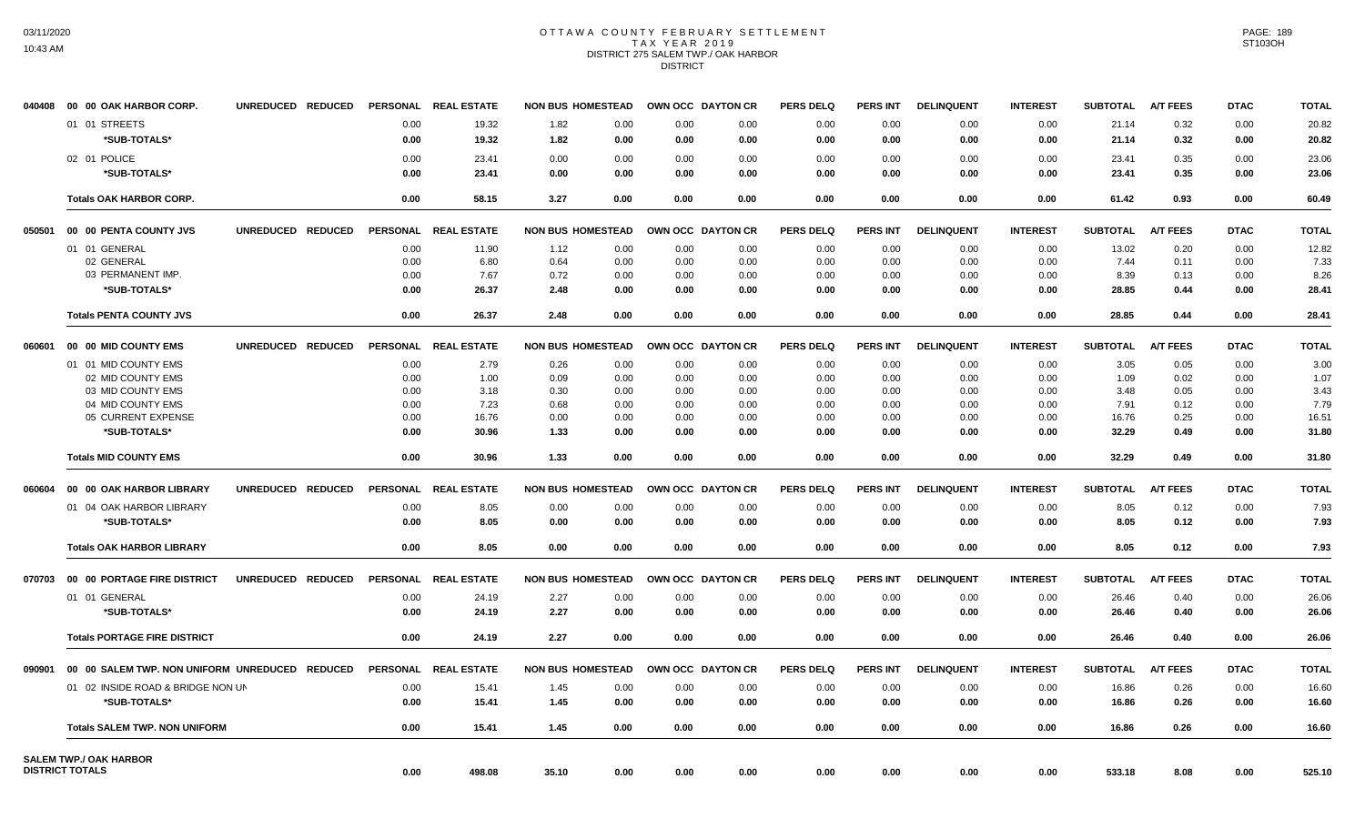# OTTAWA COUNTY FEBRUARY SETTLEMENT
## TAX YEAR 2019
## DISTRICT 275 SALEM TWP./ OAK HARBOR
## DISTRICT

| | | UNREDUCED | REDUCED | PERSONAL | REAL ESTATE | NON BUS | HOMESTEAD | OWN OCC | DAYTON CR | PERS DELQ | PERS INT | DELINQUENT | INTEREST | SUBTOTAL | A/T FEES | DTAC | TOTAL |
|---|---|---|---|---|---|---|---|---|---|---|---|---|---|---|---|---|---|
| 040408 | 00 00 OAK HARBOR CORP. | | | | | | | | | | | | | | | | |
| | 01 01 STREETS | | | 0.00 | 19.32 | 1.82 | 0.00 | 0.00 | 0.00 | 0.00 | 0.00 | 0.00 | 0.00 | 21.14 | 0.32 | 0.00 | 20.82 |
| | *SUB-TOTALS* | | | 0.00 | 19.32 | 1.82 | 0.00 | 0.00 | 0.00 | 0.00 | 0.00 | 0.00 | 0.00 | 21.14 | 0.32 | 0.00 | 20.82 |
| | 02 01 POLICE | | | 0.00 | 23.41 | 0.00 | 0.00 | 0.00 | 0.00 | 0.00 | 0.00 | 0.00 | 0.00 | 23.41 | 0.35 | 0.00 | 23.06 |
| | *SUB-TOTALS* | | | 0.00 | 23.41 | 0.00 | 0.00 | 0.00 | 0.00 | 0.00 | 0.00 | 0.00 | 0.00 | 23.41 | 0.35 | 0.00 | 23.06 |
| | **Totals OAK HARBOR CORP.** | | | 0.00 | 58.15 | 3.27 | 0.00 | 0.00 | 0.00 | 0.00 | 0.00 | 0.00 | 0.00 | 61.42 | 0.93 | 0.00 | 60.49 |
| 050501 | 00 00 PENTA COUNTY JVS | | | | | | | | | | | | | | | | |
| | 01 01 GENERAL | | | 0.00 | 11.90 | 1.12 | 0.00 | 0.00 | 0.00 | 0.00 | 0.00 | 0.00 | 0.00 | 13.02 | 0.20 | 0.00 | 12.82 |
| | 02 GENERAL | | | 0.00 | 6.80 | 0.64 | 0.00 | 0.00 | 0.00 | 0.00 | 0.00 | 0.00 | 0.00 | 7.44 | 0.11 | 0.00 | 7.33 |
| | 03 PERMANENT IMP. | | | 0.00 | 7.67 | 0.72 | 0.00 | 0.00 | 0.00 | 0.00 | 0.00 | 0.00 | 0.00 | 8.39 | 0.13 | 0.00 | 8.26 |
| | *SUB-TOTALS* | | | 0.00 | 26.37 | 2.48 | 0.00 | 0.00 | 0.00 | 0.00 | 0.00 | 0.00 | 0.00 | 28.85 | 0.44 | 0.00 | 28.41 |
| | **Totals PENTA COUNTY JVS** | | | 0.00 | 26.37 | 2.48 | 0.00 | 0.00 | 0.00 | 0.00 | 0.00 | 0.00 | 0.00 | 28.85 | 0.44 | 0.00 | 28.41 |
| 060601 | 00 00 MID COUNTY EMS | | | | | | | | | | | | | | | | |
| | 01 01 MID COUNTY EMS | | | 0.00 | 2.79 | 0.26 | 0.00 | 0.00 | 0.00 | 0.00 | 0.00 | 0.00 | 0.00 | 3.05 | 0.05 | 0.00 | 3.00 |
| | 02 MID COUNTY EMS | | | 0.00 | 1.00 | 0.09 | 0.00 | 0.00 | 0.00 | 0.00 | 0.00 | 0.00 | 0.00 | 1.09 | 0.02 | 0.00 | 1.07 |
| | 03 MID COUNTY EMS | | | 0.00 | 3.18 | 0.30 | 0.00 | 0.00 | 0.00 | 0.00 | 0.00 | 0.00 | 0.00 | 3.48 | 0.05 | 0.00 | 3.43 |
| | 04 MID COUNTY EMS | | | 0.00 | 7.23 | 0.68 | 0.00 | 0.00 | 0.00 | 0.00 | 0.00 | 0.00 | 0.00 | 7.91 | 0.12 | 0.00 | 7.79 |
| | 05 CURRENT EXPENSE | | | 0.00 | 16.76 | 0.00 | 0.00 | 0.00 | 0.00 | 0.00 | 0.00 | 0.00 | 0.00 | 16.76 | 0.25 | 0.00 | 16.51 |
| | *SUB-TOTALS* | | | 0.00 | 30.96 | 1.33 | 0.00 | 0.00 | 0.00 | 0.00 | 0.00 | 0.00 | 0.00 | 32.29 | 0.49 | 0.00 | 31.80 |
| | **Totals MID COUNTY EMS** | | | 0.00 | 30.96 | 1.33 | 0.00 | 0.00 | 0.00 | 0.00 | 0.00 | 0.00 | 0.00 | 32.29 | 0.49 | 0.00 | 31.80 |
| 060604 | 00 00 OAK HARBOR LIBRARY | | | | | | | | | | | | | | | | |
| | 01 04 OAK HARBOR LIBRARY | | | 0.00 | 8.05 | 0.00 | 0.00 | 0.00 | 0.00 | 0.00 | 0.00 | 0.00 | 0.00 | 8.05 | 0.12 | 0.00 | 7.93 |
| | *SUB-TOTALS* | | | 0.00 | 8.05 | 0.00 | 0.00 | 0.00 | 0.00 | 0.00 | 0.00 | 0.00 | 0.00 | 8.05 | 0.12 | 0.00 | 7.93 |
| | **Totals OAK HARBOR LIBRARY** | | | 0.00 | 8.05 | 0.00 | 0.00 | 0.00 | 0.00 | 0.00 | 0.00 | 0.00 | 0.00 | 8.05 | 0.12 | 0.00 | 7.93 |
| 070703 | 00 00 PORTAGE FIRE DISTRICT | | | | | | | | | | | | | | | | |
| | 01 01 GENERAL | | | 0.00 | 24.19 | 2.27 | 0.00 | 0.00 | 0.00 | 0.00 | 0.00 | 0.00 | 0.00 | 26.46 | 0.40 | 0.00 | 26.06 |
| | *SUB-TOTALS* | | | 0.00 | 24.19 | 2.27 | 0.00 | 0.00 | 0.00 | 0.00 | 0.00 | 0.00 | 0.00 | 26.46 | 0.40 | 0.00 | 26.06 |
| | **Totals PORTAGE FIRE DISTRICT** | | | 0.00 | 24.19 | 2.27 | 0.00 | 0.00 | 0.00 | 0.00 | 0.00 | 0.00 | 0.00 | 26.46 | 0.40 | 0.00 | 26.06 |
| 090901 | 00 00 SALEM TWP. NON UNIFORM | | | | | | | | | | | | | | | | |
| | 01 02 INSIDE ROAD & BRIDGE NON UN | | | 0.00 | 15.41 | 1.45 | 0.00 | 0.00 | 0.00 | 0.00 | 0.00 | 0.00 | 0.00 | 16.86 | 0.26 | 0.00 | 16.60 |
| | *SUB-TOTALS* | | | 0.00 | 15.41 | 1.45 | 0.00 | 0.00 | 0.00 | 0.00 | 0.00 | 0.00 | 0.00 | 16.86 | 0.26 | 0.00 | 16.60 |
| | **Totals SALEM TWP. NON UNIFORM** | | | 0.00 | 15.41 | 1.45 | 0.00 | 0.00 | 0.00 | 0.00 | 0.00 | 0.00 | 0.00 | 16.86 | 0.26 | 0.00 | 16.60 |
| | **SALEM TWP./ OAK HARBOR DISTRICT TOTALS** | | | 0.00 | 498.08 | 35.10 | 0.00 | 0.00 | 0.00 | 0.00 | 0.00 | 0.00 | 0.00 | 533.18 | 8.08 | 0.00 | 525.10 |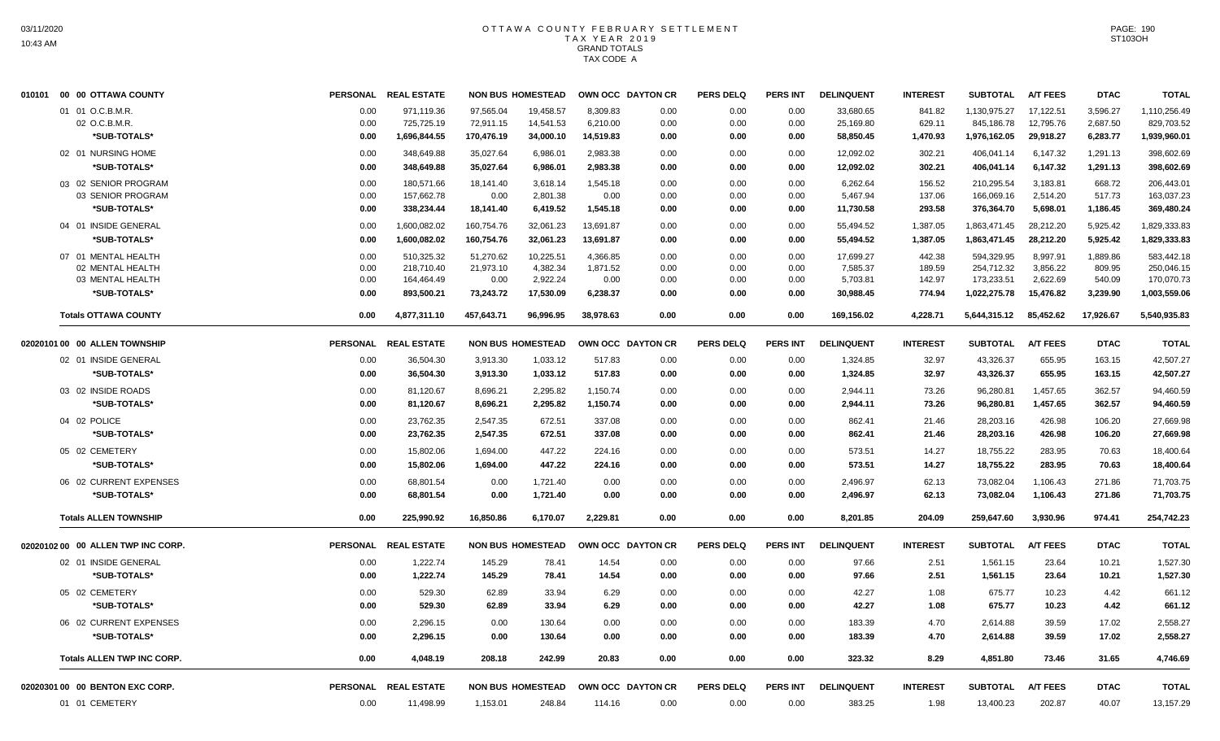# OTTAWA COUNTY FEBRUARY SETTLEMENT
## TAX YEAR 2019
## GRAND TOTALS
## TAX CODE A

| 010101 00 00 OTTAWA COUNTY | PERSONAL | REAL ESTATE | NON BUS | HOMESTEAD | OWN OCC | DAYTON CR | PERS DELQ | PERS INT | DELINQUENT | INTEREST | SUBTOTAL | A/T FEES | DTAC | TOTAL |
|---|---|---|---|---|---|---|---|---|---|---|---|---|---|---|
| 01 01 O.C.B.M.R. | 0.00 | 971,119.36 | 97,565.04 | 19,458.57 | 8,309.83 | 0.00 | 0.00 | 0.00 | 33,680.65 | 841.82 | 1,130,975.27 | 17,122.51 | 3,596.27 | 1,110,256.49 |
| 02 O.C.B.M.R. | 0.00 | 725,725.19 | 72,911.15 | 14,541.53 | 6,210.00 | 0.00 | 0.00 | 0.00 | 25,169.80 | 629.11 | 845,186.78 | 12,795.76 | 2,687.50 | 829,703.52 |
| *SUB-TOTALS* | 0.00 | 1,696,844.55 | 170,476.19 | 34,000.10 | 14,519.83 | 0.00 | 0.00 | 0.00 | 58,850.45 | 1,470.93 | 1,976,162.05 | 29,918.27 | 6,283.77 | 1,939,960.01 |
| 02 01 NURSING HOME | 0.00 | 348,649.88 | 35,027.64 | 6,986.01 | 2,983.38 | 0.00 | 0.00 | 0.00 | 12,092.02 | 302.21 | 406,041.14 | 6,147.32 | 1,291.13 | 398,602.69 |
| *SUB-TOTALS* | 0.00 | 348,649.88 | 35,027.64 | 6,986.01 | 2,983.38 | 0.00 | 0.00 | 0.00 | 12,092.02 | 302.21 | 406,041.14 | 6,147.32 | 1,291.13 | 398,602.69 |
| 03 02 SENIOR PROGRAM | 0.00 | 180,571.66 | 18,141.40 | 3,618.14 | 1,545.18 | 0.00 | 0.00 | 0.00 | 6,262.64 | 156.52 | 210,295.54 | 3,183.81 | 668.72 | 206,443.01 |
| 03 SENIOR PROGRAM | 0.00 | 157,662.78 | 0.00 | 2,801.38 | 0.00 | 0.00 | 0.00 | 0.00 | 5,467.94 | 137.06 | 166,069.16 | 2,514.20 | 517.73 | 163,037.23 |
| *SUB-TOTALS* | 0.00 | 338,234.44 | 18,141.40 | 6,419.52 | 1,545.18 | 0.00 | 0.00 | 0.00 | 11,730.58 | 293.58 | 376,364.70 | 5,698.01 | 1,186.45 | 369,480.24 |
| 04 01 INSIDE GENERAL | 0.00 | 1,600,082.02 | 160,754.76 | 32,061.23 | 13,691.87 | 0.00 | 0.00 | 0.00 | 55,494.52 | 1,387.05 | 1,863,471.45 | 28,212.20 | 5,925.42 | 1,829,333.83 |
| *SUB-TOTALS* | 0.00 | 1,600,082.02 | 160,754.76 | 32,061.23 | 13,691.87 | 0.00 | 0.00 | 0.00 | 55,494.52 | 1,387.05 | 1,863,471.45 | 28,212.20 | 5,925.42 | 1,829,333.83 |
| 07 01 MENTAL HEALTH | 0.00 | 510,325.32 | 51,270.62 | 10,225.51 | 4,366.85 | 0.00 | 0.00 | 0.00 | 17,699.27 | 442.38 | 594,329.95 | 8,997.91 | 1,889.86 | 583,442.18 |
| 02 MENTAL HEALTH | 0.00 | 218,710.40 | 21,973.10 | 4,382.34 | 1,871.52 | 0.00 | 0.00 | 0.00 | 7,585.37 | 189.59 | 254,712.32 | 3,856.22 | 809.95 | 250,046.15 |
| 03 MENTAL HEALTH | 0.00 | 164,464.49 | 0.00 | 2,922.24 | 0.00 | 0.00 | 0.00 | 0.00 | 5,703.81 | 142.97 | 173,233.51 | 2,622.69 | 540.09 | 170,070.73 |
| *SUB-TOTALS* | 0.00 | 893,500.21 | 73,243.72 | 17,530.09 | 6,238.37 | 0.00 | 0.00 | 0.00 | 30,988.45 | 774.94 | 1,022,275.78 | 15,476.82 | 3,239.90 | 1,003,559.06 |
| **Totals OTTAWA COUNTY** | 0.00 | 4,877,311.10 | 457,643.71 | 96,996.95 | 38,978.63 | 0.00 | 0.00 | 0.00 | 169,156.02 | 4,228.71 | 5,644,315.12 | 85,452.62 | 17,926.67 | 5,540,935.83 |

| 02020101 00 00 ALLEN TOWNSHIP | PERSONAL | REAL ESTATE | NON BUS | HOMESTEAD | OWN OCC | DAYTON CR | PERS DELQ | PERS INT | DELINQUENT | INTEREST | SUBTOTAL | A/T FEES | DTAC | TOTAL |
|---|---|---|---|---|---|---|---|---|---|---|---|---|---|---|
| 02 01 INSIDE GENERAL | 0.00 | 36,504.30 | 3,913.30 | 1,033.12 | 517.83 | 0.00 | 0.00 | 0.00 | 1,324.85 | 32.97 | 43,326.37 | 655.95 | 163.15 | 42,507.27 |
| *SUB-TOTALS* | 0.00 | 36,504.30 | 3,913.30 | 1,033.12 | 517.83 | 0.00 | 0.00 | 0.00 | 1,324.85 | 32.97 | 43,326.37 | 655.95 | 163.15 | 42,507.27 |
| 03 02 INSIDE ROADS | 0.00 | 81,120.67 | 8,696.21 | 2,295.82 | 1,150.74 | 0.00 | 0.00 | 0.00 | 2,944.11 | 73.26 | 96,280.81 | 1,457.65 | 362.57 | 94,460.59 |
| *SUB-TOTALS* | 0.00 | 81,120.67 | 8,696.21 | 2,295.82 | 1,150.74 | 0.00 | 0.00 | 0.00 | 2,944.11 | 73.26 | 96,280.81 | 1,457.65 | 362.57 | 94,460.59 |
| 04 02 POLICE | 0.00 | 23,762.35 | 2,547.35 | 672.51 | 337.08 | 0.00 | 0.00 | 0.00 | 862.41 | 21.46 | 28,203.16 | 426.98 | 106.20 | 27,669.98 |
| *SUB-TOTALS* | 0.00 | 23,762.35 | 2,547.35 | 672.51 | 337.08 | 0.00 | 0.00 | 0.00 | 862.41 | 21.46 | 28,203.16 | 426.98 | 106.20 | 27,669.98 |
| 05 02 CEMETERY | 0.00 | 15,802.06 | 1,694.00 | 447.22 | 224.16 | 0.00 | 0.00 | 0.00 | 573.51 | 14.27 | 18,755.22 | 283.95 | 70.63 | 18,400.64 |
| *SUB-TOTALS* | 0.00 | 15,802.06 | 1,694.00 | 447.22 | 224.16 | 0.00 | 0.00 | 0.00 | 573.51 | 14.27 | 18,755.22 | 283.95 | 70.63 | 18,400.64 |
| 06 02 CURRENT EXPENSES | 0.00 | 68,801.54 | 0.00 | 1,721.40 | 0.00 | 0.00 | 0.00 | 0.00 | 2,496.97 | 62.13 | 73,082.04 | 1,106.43 | 271.86 | 71,703.75 |
| *SUB-TOTALS* | 0.00 | 68,801.54 | 0.00 | 1,721.40 | 0.00 | 0.00 | 0.00 | 0.00 | 2,496.97 | 62.13 | 73,082.04 | 1,106.43 | 271.86 | 71,703.75 |
| **Totals ALLEN TOWNSHIP** | 0.00 | 225,990.92 | 16,850.86 | 6,170.07 | 2,229.81 | 0.00 | 0.00 | 0.00 | 8,201.85 | 204.09 | 259,647.60 | 3,930.96 | 974.41 | 254,742.23 |

| 02020102 00 00 ALLEN TWP INC CORP. | PERSONAL | REAL ESTATE | NON BUS | HOMESTEAD | OWN OCC | DAYTON CR | PERS DELQ | PERS INT | DELINQUENT | INTEREST | SUBTOTAL | A/T FEES | DTAC | TOTAL |
|---|---|---|---|---|---|---|---|---|---|---|---|---|---|---|
| 02 01 INSIDE GENERAL | 0.00 | 1,222.74 | 145.29 | 78.41 | 14.54 | 0.00 | 0.00 | 0.00 | 97.66 | 2.51 | 1,561.15 | 23.64 | 10.21 | 1,527.30 |
| *SUB-TOTALS* | 0.00 | 1,222.74 | 145.29 | 78.41 | 14.54 | 0.00 | 0.00 | 0.00 | 97.66 | 2.51 | 1,561.15 | 23.64 | 10.21 | 1,527.30 |
| 05 02 CEMETERY | 0.00 | 529.30 | 62.89 | 33.94 | 6.29 | 0.00 | 0.00 | 0.00 | 42.27 | 1.08 | 675.77 | 10.23 | 4.42 | 661.12 |
| *SUB-TOTALS* | 0.00 | 529.30 | 62.89 | 33.94 | 6.29 | 0.00 | 0.00 | 0.00 | 42.27 | 1.08 | 675.77 | 10.23 | 4.42 | 661.12 |
| 06 02 CURRENT EXPENSES | 0.00 | 2,296.15 | 0.00 | 130.64 | 0.00 | 0.00 | 0.00 | 0.00 | 183.39 | 4.70 | 2,614.88 | 39.59 | 17.02 | 2,558.27 |
| *SUB-TOTALS* | 0.00 | 2,296.15 | 0.00 | 130.64 | 0.00 | 0.00 | 0.00 | 0.00 | 183.39 | 4.70 | 2,614.88 | 39.59 | 17.02 | 2,558.27 |
| **Totals ALLEN TWP INC CORP.** | 0.00 | 4,048.19 | 208.18 | 242.99 | 20.83 | 0.00 | 0.00 | 0.00 | 323.32 | 8.29 | 4,851.80 | 73.46 | 31.65 | 4,746.69 |

| 02020301 00 00 BENTON EXC CORP. | PERSONAL | REAL ESTATE | NON BUS | HOMESTEAD | OWN OCC | DAYTON CR | PERS DELQ | PERS INT | DELINQUENT | INTEREST | SUBTOTAL | A/T FEES | DTAC | TOTAL |
|---|---|---|---|---|---|---|---|---|---|---|---|---|---|---|
| 01 01 CEMETERY | 0.00 | 11,498.99 | 1,153.01 | 248.84 | 114.16 | 0.00 | 0.00 | 0.00 | 383.25 | 1.98 | 13,400.23 | 202.87 | 40.07 | 13,157.29 |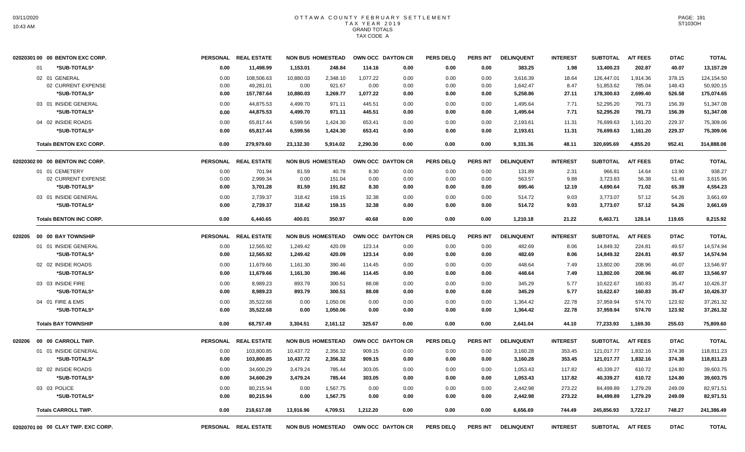# OTTAWA COUNTY FEBRUARY SETTLEMENT
## TAX YEAR 2019
### GRAND TOTALS
### TAX CODE A

| 02020301 00 00 BENTON EXC CORP. | PERSONAL | REAL ESTATE | NON BUS | HOMESTEAD | OWN OCC | DAYTON CR | PERS DELQ | PERS INT | DELINQUENT | INTEREST | SUBTOTAL | A/T FEES | DTAC | TOTAL |
|---|---|---|---|---|---|---|---|---|---|---|---|---|---|---|
| 01 *SUB-TOTALS* | 0.00 | 11,498.99 | 1,153.01 | 248.84 | 114.16 | 0.00 | 0.00 | 0.00 | 383.25 | 1.98 | 13,400.23 | 202.87 | 40.07 | 13,157.29 |
| 02 01 GENERAL | 0.00 | 108,506.63 | 10,880.03 | 2,348.10 | 1,077.22 | 0.00 | 0.00 | 0.00 | 3,616.39 | 18.64 | 126,447.01 | 1,914.36 | 378.15 | 124,154.50 |
| 02 CURRENT EXPENSE | 0.00 | 49,281.01 | 0.00 | 921.67 | 0.00 | 0.00 | 0.00 | 0.00 | 1,642.47 | 8.47 | 51,853.62 | 785.04 | 148.43 | 50,920.15 |
| *SUB-TOTALS* | 0.00 | 157,787.64 | 10,880.03 | 3,269.77 | 1,077.22 | 0.00 | 0.00 | 0.00 | 5,258.86 | 27.11 | 178,300.63 | 2,699.40 | 526.58 | 175,074.65 |
| 03 01 INSIDE GENERAL | 0.00 | 44,875.53 | 4,499.70 | 971.11 | 445.51 | 0.00 | 0.00 | 0.00 | 1,495.64 | 7.71 | 52,295.20 | 791.73 | 156.39 | 51,347.08 |
| *SUB-TOTALS* | 0.00 | 44,875.53 | 4,499.70 | 971.11 | 445.51 | 0.00 | 0.00 | 0.00 | 1,495.64 | 7.71 | 52,295.20 | 791.73 | 156.39 | 51,347.08 |
| 04 02 INSIDE ROADS | 0.00 | 65,817.44 | 6,599.56 | 1,424.30 | 653.41 | 0.00 | 0.00 | 0.00 | 2,193.61 | 11.31 | 76,699.63 | 1,161.20 | 229.37 | 75,309.06 |
| *SUB-TOTALS* | 0.00 | 65,817.44 | 6,599.56 | 1,424.30 | 653.41 | 0.00 | 0.00 | 0.00 | 2,193.61 | 11.31 | 76,699.63 | 1,161.20 | 229.37 | 75,309.06 |
| **Totals BENTON EXC CORP.** | 0.00 | 279,979.60 | 23,132.30 | 5,914.02 | 2,290.30 | 0.00 | 0.00 | 0.00 | 9,331.36 | 48.11 | 320,695.69 | 4,855.20 | 952.41 | 314,888.08 |

| 02020302 00 00 BENTON INC CORP. | PERSONAL | REAL ESTATE | NON BUS | HOMESTEAD | OWN OCC | DAYTON CR | PERS DELQ | PERS INT | DELINQUENT | INTEREST | SUBTOTAL | A/T FEES | DTAC | TOTAL |
|---|---|---|---|---|---|---|---|---|---|---|---|---|---|---|
| 01 01 CEMETERY | 0.00 | 701.94 | 81.59 | 40.78 | 8.30 | 0.00 | 0.00 | 0.00 | 131.89 | 2.31 | 966.81 | 14.64 | 13.90 | 938.27 |
| 02 CURRENT EXPENSE | 0.00 | 2,999.34 | 0.00 | 151.04 | 0.00 | 0.00 | 0.00 | 0.00 | 563.57 | 9.88 | 3,723.83 | 56.38 | 51.49 | 3,615.96 |
| *SUB-TOTALS* | 0.00 | 3,701.28 | 81.59 | 191.82 | 8.30 | 0.00 | 0.00 | 0.00 | 695.46 | 12.19 | 4,690.64 | 71.02 | 65.39 | 4,554.23 |
| 03 01 INSIDE GENERAL | 0.00 | 2,739.37 | 318.42 | 159.15 | 32.38 | 0.00 | 0.00 | 0.00 | 514.72 | 9.03 | 3,773.07 | 57.12 | 54.26 | 3,661.69 |
| *SUB-TOTALS* | 0.00 | 2,739.37 | 318.42 | 159.15 | 32.38 | 0.00 | 0.00 | 0.00 | 514.72 | 9.03 | 3,773.07 | 57.12 | 54.26 | 3,661.69 |
| **Totals BENTON INC CORP.** | 0.00 | 6,440.65 | 400.01 | 350.97 | 40.68 | 0.00 | 0.00 | 0.00 | 1,210.18 | 21.22 | 8,463.71 | 128.14 | 119.65 | 8,215.92 |

| 020205 00 00 BAY TOWNSHIP | PERSONAL | REAL ESTATE | NON BUS | HOMESTEAD | OWN OCC | DAYTON CR | PERS DELQ | PERS INT | DELINQUENT | INTEREST | SUBTOTAL | A/T FEES | DTAC | TOTAL |
|---|---|---|---|---|---|---|---|---|---|---|---|---|---|---|
| 01 01 INSIDE GENERAL | 0.00 | 12,565.92 | 1,249.42 | 420.09 | 123.14 | 0.00 | 0.00 | 0.00 | 482.69 | 8.06 | 14,849.32 | 224.81 | 49.57 | 14,574.94 |
| *SUB-TOTALS* | 0.00 | 12,565.92 | 1,249.42 | 420.09 | 123.14 | 0.00 | 0.00 | 0.00 | 482.69 | 8.06 | 14,849.32 | 224.81 | 49.57 | 14,574.94 |
| 02 02 INSIDE ROADS | 0.00 | 11,679.66 | 1,161.30 | 390.46 | 114.45 | 0.00 | 0.00 | 0.00 | 448.64 | 7.49 | 13,802.00 | 208.96 | 46.07 | 13,546.97 |
| *SUB-TOTALS* | 0.00 | 11,679.66 | 1,161.30 | 390.46 | 114.45 | 0.00 | 0.00 | 0.00 | 448.64 | 7.49 | 13,802.00 | 208.96 | 46.07 | 13,546.97 |
| 03 03 INSIDE FIRE | 0.00 | 8,989.23 | 893.79 | 300.51 | 88.08 | 0.00 | 0.00 | 0.00 | 345.29 | 5.77 | 10,622.67 | 160.83 | 35.47 | 10,426.37 |
| *SUB-TOTALS* | 0.00 | 8,989.23 | 893.79 | 300.51 | 88.08 | 0.00 | 0.00 | 0.00 | 345.29 | 5.77 | 10,622.67 | 160.83 | 35.47 | 10,426.37 |
| 04 01 FIRE & EMS | 0.00 | 35,522.68 | 0.00 | 1,050.06 | 0.00 | 0.00 | 0.00 | 0.00 | 1,364.42 | 22.78 | 37,959.94 | 574.70 | 123.92 | 37,261.32 |
| *SUB-TOTALS* | 0.00 | 35,522.68 | 0.00 | 1,050.06 | 0.00 | 0.00 | 0.00 | 0.00 | 1,364.42 | 22.78 | 37,959.94 | 574.70 | 123.92 | 37,261.32 |
| **Totals BAY TOWNSHIP** | 0.00 | 68,757.49 | 3,304.51 | 2,161.12 | 325.67 | 0.00 | 0.00 | 0.00 | 2,641.04 | 44.10 | 77,233.93 | 1,169.30 | 255.03 | 75,809.60 |

| 020206 00 00 CARROLL TWP. | PERSONAL | REAL ESTATE | NON BUS | HOMESTEAD | OWN OCC | DAYTON CR | PERS DELQ | PERS INT | DELINQUENT | INTEREST | SUBTOTAL | A/T FEES | DTAC | TOTAL |
|---|---|---|---|---|---|---|---|---|---|---|---|---|---|---|
| 01 01 INSIDE GENERAL | 0.00 | 103,800.85 | 10,437.72 | 2,356.32 | 909.15 | 0.00 | 0.00 | 0.00 | 3,160.28 | 353.45 | 121,017.77 | 1,832.16 | 374.38 | 118,811.23 |
| *SUB-TOTALS* | 0.00 | 103,800.85 | 10,437.72 | 2,356.32 | 909.15 | 0.00 | 0.00 | 0.00 | 3,160.28 | 353.45 | 121,017.77 | 1,832.16 | 374.38 | 118,811.23 |
| 02 02 INSIDE ROADS | 0.00 | 34,600.29 | 3,479.24 | 785.44 | 303.05 | 0.00 | 0.00 | 0.00 | 1,053.43 | 117.82 | 40,339.27 | 610.72 | 124.80 | 39,603.75 |
| *SUB-TOTALS* | 0.00 | 34,600.29 | 3,479.24 | 785.44 | 303.05 | 0.00 | 0.00 | 0.00 | 1,053.43 | 117.82 | 40,339.27 | 610.72 | 124.80 | 39,603.75 |
| 03 03 POLICE | 0.00 | 80,215.94 | 0.00 | 1,567.75 | 0.00 | 0.00 | 0.00 | 0.00 | 2,442.98 | 273.22 | 84,499.89 | 1,279.29 | 249.09 | 82,971.51 |
| *SUB-TOTALS* | 0.00 | 80,215.94 | 0.00 | 1,567.75 | 0.00 | 0.00 | 0.00 | 0.00 | 2,442.98 | 273.22 | 84,499.89 | 1,279.29 | 249.09 | 82,971.51 |
| **Totals CARROLL TWP.** | 0.00 | 218,617.08 | 13,916.96 | 4,709.51 | 1,212.20 | 0.00 | 0.00 | 0.00 | 6,656.69 | 744.49 | 245,856.93 | 3,722.17 | 748.27 | 241,386.49 |

| 02020701 00 00 CLAY TWP. EXC CORP. | PERSONAL | REAL ESTATE | NON BUS | HOMESTEAD | OWN OCC | DAYTON CR | PERS DELQ | PERS INT | DELINQUENT | INTEREST | SUBTOTAL | A/T FEES | DTAC | TOTAL |
|---|---|---|---|---|---|---|---|---|---|---|---|---|---|---|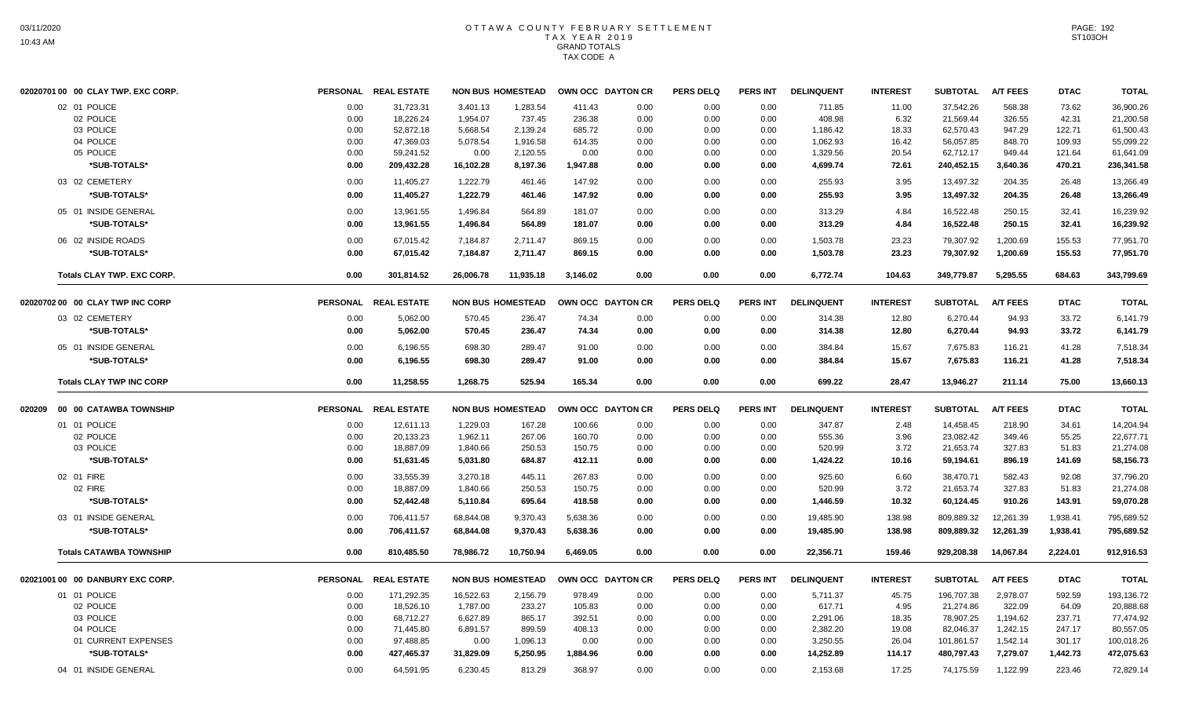# OTTAWA COUNTY FEBRUARY SETTLEMENT
## TAX YEAR 2019
### GRAND TOTALS
### TAX CODE A

| 02020701 00 00 CLAY TWP. EXC CORP. | PERSONAL | REAL ESTATE | NON BUS | HOMESTEAD | OWN OCC | DAYTON CR | PERS DELQ | PERS INT | DELINQUENT | INTEREST | SUBTOTAL | A/T FEES | DTAC | TOTAL |
|---|---|---|---|---|---|---|---|---|---|---|---|---|---|---|
| 02 01 POLICE | 0.00 | 31,723.31 | 3,401.13 | 1,283.54 | 411.43 | 0.00 | 0.00 | 0.00 | 711.85 | 11.00 | 37,542.26 | 568.38 | 73.62 | 36,900.26 |
| 02 POLICE | 0.00 | 18,226.24 | 1,954.07 | 737.45 | 236.38 | 0.00 | 0.00 | 0.00 | 408.98 | 6.32 | 21,569.44 | 326.55 | 42.31 | 21,200.58 |
| 03 POLICE | 0.00 | 52,872.18 | 5,668.54 | 2,139.24 | 685.72 | 0.00 | 0.00 | 0.00 | 1,186.42 | 18.33 | 62,570.43 | 947.29 | 122.71 | 61,500.43 |
| 04 POLICE | 0.00 | 47,369.03 | 5,078.54 | 1,916.58 | 614.35 | 0.00 | 0.00 | 0.00 | 1,062.93 | 16.42 | 56,057.85 | 848.70 | 109.93 | 55,099.22 |
| 05 POLICE | 0.00 | 59,241.52 | 0.00 | 2,120.55 | 0.00 | 0.00 | 0.00 | 0.00 | 1,329.56 | 20.54 | 62,712.17 | 949.44 | 121.64 | 61,641.09 |
| *SUB-TOTALS* | 0.00 | 209,432.28 | 16,102.28 | 8,197.36 | 1,947.88 | 0.00 | 0.00 | 0.00 | 4,699.74 | 72.61 | 240,452.15 | 3,640.36 | 470.21 | 236,341.58 |
| 03 02 CEMETERY | 0.00 | 11,405.27 | 1,222.79 | 461.46 | 147.92 | 0.00 | 0.00 | 0.00 | 255.93 | 3.95 | 13,497.32 | 204.35 | 26.48 | 13,266.49 |
| *SUB-TOTALS* | 0.00 | 11,405.27 | 1,222.79 | 461.46 | 147.92 | 0.00 | 0.00 | 0.00 | 255.93 | 3.95 | 13,497.32 | 204.35 | 26.48 | 13,266.49 |
| 05 01 INSIDE GENERAL | 0.00 | 13,961.55 | 1,496.84 | 564.89 | 181.07 | 0.00 | 0.00 | 0.00 | 313.29 | 4.84 | 16,522.48 | 250.15 | 32.41 | 16,239.92 |
| *SUB-TOTALS* | 0.00 | 13,961.55 | 1,496.84 | 564.89 | 181.07 | 0.00 | 0.00 | 0.00 | 313.29 | 4.84 | 16,522.48 | 250.15 | 32.41 | 16,239.92 |
| 06 02 INSIDE ROADS | 0.00 | 67,015.42 | 7,184.87 | 2,711.47 | 869.15 | 0.00 | 0.00 | 0.00 | 1,503.78 | 23.23 | 79,307.92 | 1,200.69 | 155.53 | 77,951.70 |
| *SUB-TOTALS* | 0.00 | 67,015.42 | 7,184.87 | 2,711.47 | 869.15 | 0.00 | 0.00 | 0.00 | 1,503.78 | 23.23 | 79,307.92 | 1,200.69 | 155.53 | 77,951.70 |
| **Totals CLAY TWP. EXC CORP.** | 0.00 | 301,814.52 | 26,006.78 | 11,935.18 | 3,146.02 | 0.00 | 0.00 | 0.00 | 6,772.74 | 104.63 | 349,779.87 | 5,295.55 | 684.63 | 343,799.69 |

| 02020702 00 00 CLAY TWP INC CORP | PERSONAL | REAL ESTATE | NON BUS | HOMESTEAD | OWN OCC | DAYTON CR | PERS DELQ | PERS INT | DELINQUENT | INTEREST | SUBTOTAL | A/T FEES | DTAC | TOTAL |
|---|---|---|---|---|---|---|---|---|---|---|---|---|---|---|
| 03 02 CEMETERY | 0.00 | 5,062.00 | 570.45 | 236.47 | 74.34 | 0.00 | 0.00 | 0.00 | 314.38 | 12.80 | 6,270.44 | 94.93 | 33.72 | 6,141.79 |
| *SUB-TOTALS* | 0.00 | 5,062.00 | 570.45 | 236.47 | 74.34 | 0.00 | 0.00 | 0.00 | 314.38 | 12.80 | 6,270.44 | 94.93 | 33.72 | 6,141.79 |
| 05 01 INSIDE GENERAL | 0.00 | 6,196.55 | 698.30 | 289.47 | 91.00 | 0.00 | 0.00 | 0.00 | 384.84 | 15.67 | 7,675.83 | 116.21 | 41.28 | 7,518.34 |
| *SUB-TOTALS* | 0.00 | 6,196.55 | 698.30 | 289.47 | 91.00 | 0.00 | 0.00 | 0.00 | 384.84 | 15.67 | 7,675.83 | 116.21 | 41.28 | 7,518.34 |
| **Totals CLAY TWP INC CORP** | 0.00 | 11,258.55 | 1,268.75 | 525.94 | 165.34 | 0.00 | 0.00 | 0.00 | 699.22 | 28.47 | 13,946.27 | 211.14 | 75.00 | 13,660.13 |

| 020209 00 00 CATAWBA TOWNSHIP | PERSONAL | REAL ESTATE | NON BUS | HOMESTEAD | OWN OCC | DAYTON CR | PERS DELQ | PERS INT | DELINQUENT | INTEREST | SUBTOTAL | A/T FEES | DTAC | TOTAL |
|---|---|---|---|---|---|---|---|---|---|---|---|---|---|---|
| 01 01 POLICE | 0.00 | 12,611.13 | 1,229.03 | 167.28 | 100.66 | 0.00 | 0.00 | 0.00 | 347.87 | 2.48 | 14,458.45 | 218.90 | 34.61 | 14,204.94 |
| 02 POLICE | 0.00 | 20,133.23 | 1,962.11 | 267.06 | 160.70 | 0.00 | 0.00 | 0.00 | 555.36 | 3.96 | 23,082.42 | 349.46 | 55.25 | 22,677.71 |
| 03 POLICE | 0.00 | 18,887.09 | 1,840.66 | 250.53 | 150.75 | 0.00 | 0.00 | 0.00 | 520.99 | 3.72 | 21,653.74 | 327.83 | 51.83 | 21,274.08 |
| *SUB-TOTALS* | 0.00 | 51,631.45 | 5,031.80 | 684.87 | 412.11 | 0.00 | 0.00 | 0.00 | 1,424.22 | 10.16 | 59,194.61 | 896.19 | 141.69 | 58,156.73 |
| 02 01 FIRE | 0.00 | 33,555.39 | 3,270.18 | 445.11 | 267.83 | 0.00 | 0.00 | 0.00 | 925.60 | 6.60 | 38,470.71 | 582.43 | 92.08 | 37,796.20 |
| 02 FIRE | 0.00 | 18,887.09 | 1,840.66 | 250.53 | 150.75 | 0.00 | 0.00 | 0.00 | 520.99 | 3.72 | 21,653.74 | 327.83 | 51.83 | 21,274.08 |
| *SUB-TOTALS* | 0.00 | 52,442.48 | 5,110.84 | 695.64 | 418.58 | 0.00 | 0.00 | 0.00 | 1,446.59 | 10.32 | 60,124.45 | 910.26 | 143.91 | 59,070.28 |
| 03 01 INSIDE GENERAL | 0.00 | 706,411.57 | 68,844.08 | 9,370.43 | 5,638.36 | 0.00 | 0.00 | 0.00 | 19,485.90 | 138.98 | 809,889.32 | 12,261.39 | 1,938.41 | 795,689.52 |
| *SUB-TOTALS* | 0.00 | 706,411.57 | 68,844.08 | 9,370.43 | 5,638.36 | 0.00 | 0.00 | 0.00 | 19,485.90 | 138.98 | 809,889.32 | 12,261.39 | 1,938.41 | 795,689.52 |
| **Totals CATAWBA TOWNSHIP** | 0.00 | 810,485.50 | 78,986.72 | 10,750.94 | 6,469.05 | 0.00 | 0.00 | 0.00 | 22,356.71 | 159.46 | 929,208.38 | 14,067.84 | 2,224.01 | 912,916.53 |

| 02021001 00 00 DANBURY EXC CORP. | PERSONAL | REAL ESTATE | NON BUS | HOMESTEAD | OWN OCC | DAYTON CR | PERS DELQ | PERS INT | DELINQUENT | INTEREST | SUBTOTAL | A/T FEES | DTAC | TOTAL |
|---|---|---|---|---|---|---|---|---|---|---|---|---|---|---|
| 01 01 POLICE | 0.00 | 171,292.35 | 16,522.63 | 2,156.79 | 978.49 | 0.00 | 0.00 | 0.00 | 5,711.37 | 45.75 | 196,707.38 | 2,978.07 | 592.59 | 193,136.72 |
| 02 POLICE | 0.00 | 18,526.10 | 1,787.00 | 233.27 | 105.83 | 0.00 | 0.00 | 0.00 | 617.71 | 4.95 | 21,274.86 | 322.09 | 64.09 | 20,888.68 |
| 03 POLICE | 0.00 | 68,712.27 | 6,627.89 | 865.17 | 392.51 | 0.00 | 0.00 | 0.00 | 2,291.06 | 18.35 | 78,907.25 | 1,194.62 | 237.71 | 77,474.92 |
| 04 POLICE | 0.00 | 71,445.80 | 6,891.57 | 899.59 | 408.13 | 0.00 | 0.00 | 0.00 | 2,382.20 | 19.08 | 82,046.37 | 1,242.15 | 247.17 | 80,557.05 |
| 01 CURRENT EXPENSES | 0.00 | 97,488.85 | 0.00 | 1,096.13 | 0.00 | 0.00 | 0.00 | 0.00 | 3,250.55 | 26.04 | 101,861.57 | 1,542.14 | 301.17 | 100,018.26 |
| *SUB-TOTALS* | 0.00 | 427,465.37 | 31,829.09 | 5,250.95 | 1,884.96 | 0.00 | 0.00 | 0.00 | 14,252.89 | 114.17 | 480,797.43 | 7,279.07 | 1,442.73 | 472,075.63 |
| 04 01 INSIDE GENERAL | 0.00 | 64,591.95 | 6,230.45 | 813.29 | 368.97 | 0.00 | 0.00 | 0.00 | 2,153.68 | 17.25 | 74,175.59 | 1,122.99 | 223.46 | 72,829.14 |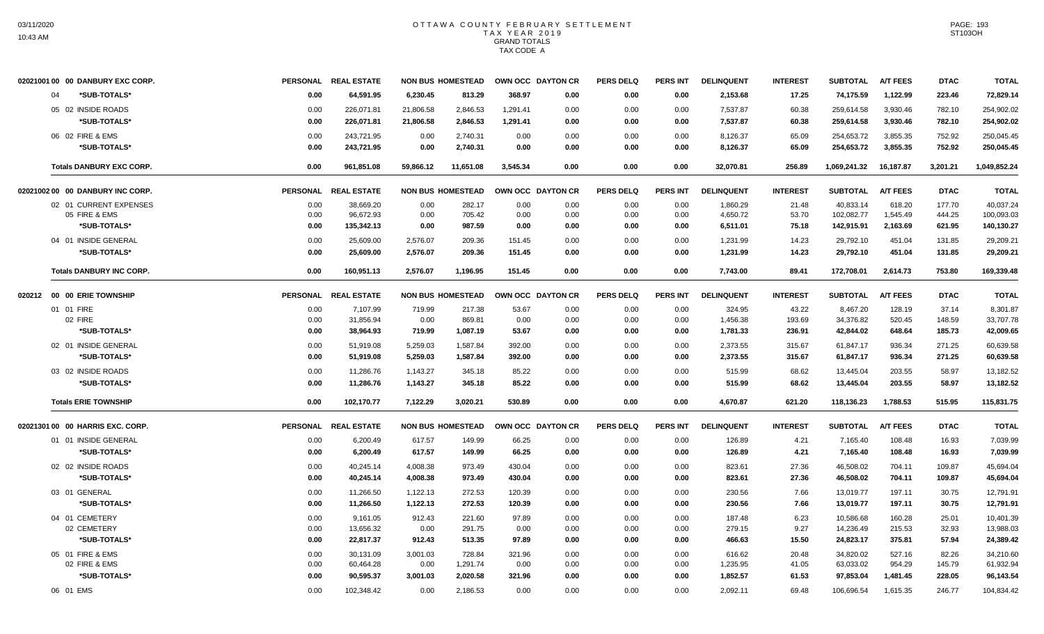# OTTAWA COUNTY FEBRUARY SETTLEMENT
## TAX YEAR 2019
## GRAND TOTALS
## TAX CODE A

| 02021001 00 00 DANBURY EXC CORP. | PERSONAL | REAL ESTATE | NON BUS | HOMESTEAD | OWN OCC | DAYTON CR | PERS DELQ | PERS INT | DELINQUENT | INTEREST | SUBTOTAL | A/T FEES | DTAC | TOTAL |
|---|---|---|---|---|---|---|---|---|---|---|---|---|---|---|
| 04 *SUB-TOTALS* | 0.00 | 64,591.95 | 6,230.45 | 813.29 | 368.97 | 0.00 | 0.00 | 0.00 | 2,153.68 | 17.25 | 74,175.59 | 1,122.99 | 223.46 | 72,829.14 |
| 05 02 INSIDE ROADS | 0.00 | 226,071.81 | 21,806.58 | 2,846.53 | 1,291.41 | 0.00 | 0.00 | 0.00 | 7,537.87 | 60.38 | 259,614.58 | 3,930.46 | 782.10 | 254,902.02 |
| *SUB-TOTALS* | 0.00 | 226,071.81 | 21,806.58 | 2,846.53 | 1,291.41 | 0.00 | 0.00 | 0.00 | 7,537.87 | 60.38 | 259,614.58 | 3,930.46 | 782.10 | 254,902.02 |
| 06 02 FIRE & EMS | 0.00 | 243,721.95 | 0.00 | 2,740.31 | 0.00 | 0.00 | 0.00 | 0.00 | 8,126.37 | 65.09 | 254,653.72 | 3,855.35 | 752.92 | 250,045.45 |
| *SUB-TOTALS* | 0.00 | 243,721.95 | 0.00 | 2,740.31 | 0.00 | 0.00 | 0.00 | 0.00 | 8,126.37 | 65.09 | 254,653.72 | 3,855.35 | 752.92 | 250,045.45 |
| **Totals DANBURY EXC CORP.** | 0.00 | 961,851.08 | 59,866.12 | 11,651.08 | 3,545.34 | 0.00 | 0.00 | 0.00 | 32,070.81 | 256.89 | 1,069,241.32 | 16,187.87 | 3,201.21 | 1,049,852.24 |

| 02021002 00 00 DANBURY INC CORP. | PERSONAL | REAL ESTATE | NON BUS | HOMESTEAD | OWN OCC | DAYTON CR | PERS DELQ | PERS INT | DELINQUENT | INTEREST | SUBTOTAL | A/T FEES | DTAC | TOTAL |
|---|---|---|---|---|---|---|---|---|---|---|---|---|---|---|
| 02 01 CURRENT EXPENSES | 0.00 | 38,669.20 | 0.00 | 282.17 | 0.00 | 0.00 | 0.00 | 0.00 | 1,860.29 | 21.48 | 40,833.14 | 618.20 | 177.70 | 40,037.24 |
| 05 FIRE & EMS | 0.00 | 96,672.93 | 0.00 | 705.42 | 0.00 | 0.00 | 0.00 | 0.00 | 4,650.72 | 53.70 | 102,082.77 | 1,545.49 | 444.25 | 100,093.03 |
| *SUB-TOTALS* | 0.00 | 135,342.13 | 0.00 | 987.59 | 0.00 | 0.00 | 0.00 | 0.00 | 6,511.01 | 75.18 | 142,915.91 | 2,163.69 | 621.95 | 140,130.27 |
| 04 01 INSIDE GENERAL | 0.00 | 25,609.00 | 2,576.07 | 209.36 | 151.45 | 0.00 | 0.00 | 0.00 | 1,231.99 | 14.23 | 29,792.10 | 451.04 | 131.85 | 29,209.21 |
| *SUB-TOTALS* | 0.00 | 25,609.00 | 2,576.07 | 209.36 | 151.45 | 0.00 | 0.00 | 0.00 | 1,231.99 | 14.23 | 29,792.10 | 451.04 | 131.85 | 29,209.21 |
| **Totals DANBURY INC CORP.** | 0.00 | 160,951.13 | 2,576.07 | 1,196.95 | 151.45 | 0.00 | 0.00 | 0.00 | 7,743.00 | 89.41 | 172,708.01 | 2,614.73 | 753.80 | 169,339.48 |

| 020212 00 00 ERIE TOWNSHIP | PERSONAL | REAL ESTATE | NON BUS | HOMESTEAD | OWN OCC | DAYTON CR | PERS DELQ | PERS INT | DELINQUENT | INTEREST | SUBTOTAL | A/T FEES | DTAC | TOTAL |
|---|---|---|---|---|---|---|---|---|---|---|---|---|---|---|
| 01 01 FIRE | 0.00 | 7,107.99 | 719.99 | 217.38 | 53.67 | 0.00 | 0.00 | 0.00 | 324.95 | 43.22 | 8,467.20 | 128.19 | 37.14 | 8,301.87 |
| 02 FIRE | 0.00 | 31,856.94 | 0.00 | 869.81 | 0.00 | 0.00 | 0.00 | 0.00 | 1,456.38 | 193.69 | 34,376.82 | 520.45 | 148.59 | 33,707.78 |
| *SUB-TOTALS* | 0.00 | 38,964.93 | 719.99 | 1,087.19 | 53.67 | 0.00 | 0.00 | 0.00 | 1,781.33 | 236.91 | 42,844.02 | 648.64 | 185.73 | 42,009.65 |
| 02 01 INSIDE GENERAL | 0.00 | 51,919.08 | 5,259.03 | 1,587.84 | 392.00 | 0.00 | 0.00 | 0.00 | 2,373.55 | 315.67 | 61,847.17 | 936.34 | 271.25 | 60,639.58 |
| *SUB-TOTALS* | 0.00 | 51,919.08 | 5,259.03 | 1,587.84 | 392.00 | 0.00 | 0.00 | 0.00 | 2,373.55 | 315.67 | 61,847.17 | 936.34 | 271.25 | 60,639.58 |
| 03 02 INSIDE ROADS | 0.00 | 11,286.76 | 1,143.27 | 345.18 | 85.22 | 0.00 | 0.00 | 0.00 | 515.99 | 68.62 | 13,445.04 | 203.55 | 58.97 | 13,182.52 |
| *SUB-TOTALS* | 0.00 | 11,286.76 | 1,143.27 | 345.18 | 85.22 | 0.00 | 0.00 | 0.00 | 515.99 | 68.62 | 13,445.04 | 203.55 | 58.97 | 13,182.52 |
| **Totals ERIE TOWNSHIP** | 0.00 | 102,170.77 | 7,122.29 | 3,020.21 | 530.89 | 0.00 | 0.00 | 0.00 | 4,670.87 | 621.20 | 118,136.23 | 1,788.53 | 515.95 | 115,831.75 |

| 02021301 00 00 HARRIS EXC. CORP. | PERSONAL | REAL ESTATE | NON BUS | HOMESTEAD | OWN OCC | DAYTON CR | PERS DELQ | PERS INT | DELINQUENT | INTEREST | SUBTOTAL | A/T FEES | DTAC | TOTAL |
|---|---|---|---|---|---|---|---|---|---|---|---|---|---|---|
| 01 01 INSIDE GENERAL | 0.00 | 6,200.49 | 617.57 | 149.99 | 66.25 | 0.00 | 0.00 | 0.00 | 126.89 | 4.21 | 7,165.40 | 108.48 | 16.93 | 7,039.99 |
| *SUB-TOTALS* | 0.00 | 6,200.49 | 617.57 | 149.99 | 66.25 | 0.00 | 0.00 | 0.00 | 126.89 | 4.21 | 7,165.40 | 108.48 | 16.93 | 7,039.99 |
| 02 02 INSIDE ROADS | 0.00 | 40,245.14 | 4,008.38 | 973.49 | 430.04 | 0.00 | 0.00 | 0.00 | 823.61 | 27.36 | 46,508.02 | 704.11 | 109.87 | 45,694.04 |
| *SUB-TOTALS* | 0.00 | 40,245.14 | 4,008.38 | 973.49 | 430.04 | 0.00 | 0.00 | 0.00 | 823.61 | 27.36 | 46,508.02 | 704.11 | 109.87 | 45,694.04 |
| 03 01 GENERAL | 0.00 | 11,266.50 | 1,122.13 | 272.53 | 120.39 | 0.00 | 0.00 | 0.00 | 230.56 | 7.66 | 13,019.77 | 197.11 | 30.75 | 12,791.91 |
| *SUB-TOTALS* | 0.00 | 11,266.50 | 1,122.13 | 272.53 | 120.39 | 0.00 | 0.00 | 0.00 | 230.56 | 7.66 | 13,019.77 | 197.11 | 30.75 | 12,791.91 |
| 04 01 CEMETERY | 0.00 | 9,161.05 | 912.43 | 221.60 | 97.89 | 0.00 | 0.00 | 0.00 | 187.48 | 6.23 | 10,586.68 | 160.28 | 25.01 | 10,401.39 |
| 02 CEMETERY | 0.00 | 13,656.32 | 0.00 | 291.75 | 0.00 | 0.00 | 0.00 | 0.00 | 279.15 | 9.27 | 14,236.49 | 215.53 | 32.93 | 13,988.03 |
| *SUB-TOTALS* | 0.00 | 22,817.37 | 912.43 | 513.35 | 97.89 | 0.00 | 0.00 | 0.00 | 466.63 | 15.50 | 24,823.17 | 375.81 | 57.94 | 24,389.42 |
| 05 01 FIRE & EMS | 0.00 | 30,131.09 | 3,001.03 | 728.84 | 321.96 | 0.00 | 0.00 | 0.00 | 616.62 | 20.48 | 34,820.02 | 527.16 | 82.26 | 34,210.60 |
| 02 FIRE & EMS | 0.00 | 60,464.28 | 0.00 | 1,291.74 | 0.00 | 0.00 | 0.00 | 0.00 | 1,235.95 | 41.05 | 63,033.02 | 954.29 | 145.79 | 61,932.94 |
| *SUB-TOTALS* | 0.00 | 90,595.37 | 3,001.03 | 2,020.58 | 321.96 | 0.00 | 0.00 | 0.00 | 1,852.57 | 61.53 | 97,853.04 | 1,481.45 | 228.05 | 96,143.54 |
| 06 01 EMS | 0.00 | 102,348.42 | 0.00 | 2,186.53 | 0.00 | 0.00 | 0.00 | 0.00 | 2,092.11 | 69.48 | 106,696.54 | 1,615.35 | 246.77 | 104,834.42 |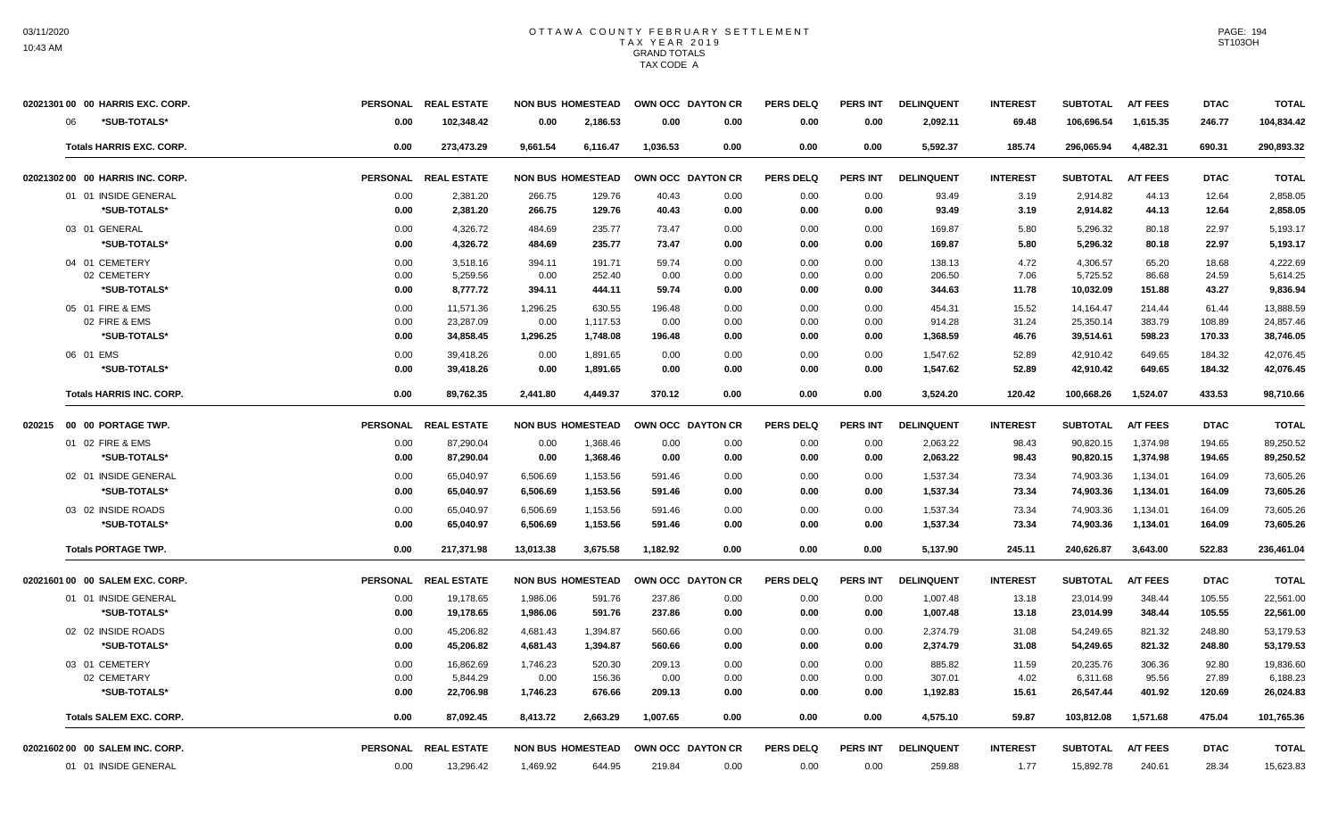# OTTAWA COUNTY FEBRUARY SETTLEMENT
## TAX YEAR 2019
### GRAND TOTALS
### TAX CODE A

| 02021301 00 00 HARRIS EXC. CORP. | PERSONAL | REAL ESTATE | NON BUS | HOMESTEAD | OWN OCC | DAYTON CR | PERS DELQ | PERS INT | DELINQUENT | INTEREST | SUBTOTAL | A/T FEES | DTAC | TOTAL |
|---|---|---|---|---|---|---|---|---|---|---|---|---|---|---|
| 06 *SUB-TOTALS* | 0.00 | 102,348.42 | 0.00 | 2,186.53 | 0.00 | 0.00 | 0.00 | 0.00 | 2,092.11 | 69.48 | 106,696.54 | 1,615.35 | 246.77 | 104,834.42 |
| **Totals HARRIS EXC. CORP.** | 0.00 | 273,473.29 | 9,661.54 | 6,116.47 | 1,036.53 | 0.00 | 0.00 | 0.00 | 5,592.37 | 185.74 | 296,065.94 | 4,482.31 | 690.31 | 290,893.32 |

| 02021302 00 00 HARRIS INC. CORP. | PERSONAL | REAL ESTATE | NON BUS | HOMESTEAD | OWN OCC | DAYTON CR | PERS DELQ | PERS INT | DELINQUENT | INTEREST | SUBTOTAL | A/T FEES | DTAC | TOTAL |
|---|---|---|---|---|---|---|---|---|---|---|---|---|---|---|
| 01 01 INSIDE GENERAL | 0.00 | 2,381.20 | 266.75 | 129.76 | 40.43 | 0.00 | 0.00 | 0.00 | 93.49 | 3.19 | 2,914.82 | 44.13 | 12.64 | 2,858.05 |
| *SUB-TOTALS* | 0.00 | 2,381.20 | 266.75 | 129.76 | 40.43 | 0.00 | 0.00 | 0.00 | 93.49 | 3.19 | 2,914.82 | 44.13 | 12.64 | 2,858.05 |
| 03 01 GENERAL | 0.00 | 4,326.72 | 484.69 | 235.77 | 73.47 | 0.00 | 0.00 | 0.00 | 169.87 | 5.80 | 5,296.32 | 80.18 | 22.97 | 5,193.17 |
| *SUB-TOTALS* | 0.00 | 4,326.72 | 484.69 | 235.77 | 73.47 | 0.00 | 0.00 | 0.00 | 169.87 | 5.80 | 5,296.32 | 80.18 | 22.97 | 5,193.17 |
| 04 01 CEMETERY | 0.00 | 3,518.16 | 394.11 | 191.71 | 59.74 | 0.00 | 0.00 | 0.00 | 138.13 | 4.72 | 4,306.57 | 65.20 | 18.68 | 4,222.69 |
| 02 CEMETERY | 0.00 | 5,259.56 | 0.00 | 252.40 | 0.00 | 0.00 | 0.00 | 0.00 | 206.50 | 7.06 | 5,725.52 | 86.68 | 24.59 | 5,614.25 |
| *SUB-TOTALS* | 0.00 | 8,777.72 | 394.11 | 444.11 | 59.74 | 0.00 | 0.00 | 0.00 | 344.63 | 11.78 | 10,032.09 | 151.88 | 43.27 | 9,836.94 |
| 05 01 FIRE & EMS | 0.00 | 11,571.36 | 1,296.25 | 630.55 | 196.48 | 0.00 | 0.00 | 0.00 | 454.31 | 15.52 | 14,164.47 | 214.44 | 61.44 | 13,888.59 |
| 02 FIRE & EMS | 0.00 | 23,287.09 | 0.00 | 1,117.53 | 0.00 | 0.00 | 0.00 | 0.00 | 914.28 | 31.24 | 25,350.14 | 383.79 | 108.89 | 24,857.46 |
| *SUB-TOTALS* | 0.00 | 34,858.45 | 1,296.25 | 1,748.08 | 196.48 | 0.00 | 0.00 | 0.00 | 1,368.59 | 46.76 | 39,514.61 | 598.23 | 170.33 | 38,746.05 |
| 06 01 EMS | 0.00 | 39,418.26 | 0.00 | 1,891.65 | 0.00 | 0.00 | 0.00 | 0.00 | 1,547.62 | 52.89 | 42,910.42 | 649.65 | 184.32 | 42,076.45 |
| *SUB-TOTALS* | 0.00 | 39,418.26 | 0.00 | 1,891.65 | 0.00 | 0.00 | 0.00 | 0.00 | 1,547.62 | 52.89 | 42,910.42 | 649.65 | 184.32 | 42,076.45 |
| **Totals HARRIS INC. CORP.** | 0.00 | 89,762.35 | 2,441.80 | 4,449.37 | 370.12 | 0.00 | 0.00 | 0.00 | 3,524.20 | 120.42 | 100,668.26 | 1,524.07 | 433.53 | 98,710.66 |

| 020215 00 00 PORTAGE TWP. | PERSONAL | REAL ESTATE | NON BUS | HOMESTEAD | OWN OCC | DAYTON CR | PERS DELQ | PERS INT | DELINQUENT | INTEREST | SUBTOTAL | A/T FEES | DTAC | TOTAL |
|---|---|---|---|---|---|---|---|---|---|---|---|---|---|---|
| 01 02 FIRE & EMS | 0.00 | 87,290.04 | 0.00 | 1,368.46 | 0.00 | 0.00 | 0.00 | 0.00 | 2,063.22 | 98.43 | 90,820.15 | 1,374.98 | 194.65 | 89,250.52 |
| *SUB-TOTALS* | 0.00 | 87,290.04 | 0.00 | 1,368.46 | 0.00 | 0.00 | 0.00 | 0.00 | 2,063.22 | 98.43 | 90,820.15 | 1,374.98 | 194.65 | 89,250.52 |
| 02 01 INSIDE GENERAL | 0.00 | 65,040.97 | 6,506.69 | 1,153.56 | 591.46 | 0.00 | 0.00 | 0.00 | 1,537.34 | 73.34 | 74,903.36 | 1,134.01 | 164.09 | 73,605.26 |
| *SUB-TOTALS* | 0.00 | 65,040.97 | 6,506.69 | 1,153.56 | 591.46 | 0.00 | 0.00 | 0.00 | 1,537.34 | 73.34 | 74,903.36 | 1,134.01 | 164.09 | 73,605.26 |
| 03 02 INSIDE ROADS | 0.00 | 65,040.97 | 6,506.69 | 1,153.56 | 591.46 | 0.00 | 0.00 | 0.00 | 1,537.34 | 73.34 | 74,903.36 | 1,134.01 | 164.09 | 73,605.26 |
| *SUB-TOTALS* | 0.00 | 65,040.97 | 6,506.69 | 1,153.56 | 591.46 | 0.00 | 0.00 | 0.00 | 1,537.34 | 73.34 | 74,903.36 | 1,134.01 | 164.09 | 73,605.26 |
| **Totals PORTAGE TWP.** | 0.00 | 217,371.98 | 13,013.38 | 3,675.58 | 1,182.92 | 0.00 | 0.00 | 0.00 | 5,137.90 | 245.11 | 240,626.87 | 3,643.00 | 522.83 | 236,461.04 |

| 02021601 00 00 SALEM EXC. CORP. | PERSONAL | REAL ESTATE | NON BUS | HOMESTEAD | OWN OCC | DAYTON CR | PERS DELQ | PERS INT | DELINQUENT | INTEREST | SUBTOTAL | A/T FEES | DTAC | TOTAL |
|---|---|---|---|---|---|---|---|---|---|---|---|---|---|---|
| 01 01 INSIDE GENERAL | 0.00 | 19,178.65 | 1,986.06 | 591.76 | 237.86 | 0.00 | 0.00 | 0.00 | 1,007.48 | 13.18 | 23,014.99 | 348.44 | 105.55 | 22,561.00 |
| *SUB-TOTALS* | 0.00 | 19,178.65 | 1,986.06 | 591.76 | 237.86 | 0.00 | 0.00 | 0.00 | 1,007.48 | 13.18 | 23,014.99 | 348.44 | 105.55 | 22,561.00 |
| 02 02 INSIDE ROADS | 0.00 | 45,206.82 | 4,681.43 | 1,394.87 | 560.66 | 0.00 | 0.00 | 0.00 | 2,374.79 | 31.08 | 54,249.65 | 821.32 | 248.80 | 53,179.53 |
| *SUB-TOTALS* | 0.00 | 45,206.82 | 4,681.43 | 1,394.87 | 560.66 | 0.00 | 0.00 | 0.00 | 2,374.79 | 31.08 | 54,249.65 | 821.32 | 248.80 | 53,179.53 |
| 03 01 CEMETERY | 0.00 | 16,862.69 | 1,746.23 | 520.30 | 209.13 | 0.00 | 0.00 | 0.00 | 885.82 | 11.59 | 20,235.76 | 306.36 | 92.80 | 19,836.60 |
| 02 CEMETARY | 0.00 | 5,844.29 | 0.00 | 156.36 | 0.00 | 0.00 | 0.00 | 0.00 | 307.01 | 4.02 | 6,311.68 | 95.56 | 27.89 | 6,188.23 |
| *SUB-TOTALS* | 0.00 | 22,706.98 | 1,746.23 | 676.66 | 209.13 | 0.00 | 0.00 | 0.00 | 1,192.83 | 15.61 | 26,547.44 | 401.92 | 120.69 | 26,024.83 |
| **Totals SALEM EXC. CORP.** | 0.00 | 87,092.45 | 8,413.72 | 2,663.29 | 1,007.65 | 0.00 | 0.00 | 0.00 | 4,575.10 | 59.87 | 103,812.08 | 1,571.68 | 475.04 | 101,765.36 |

| 02021602 00 00 SALEM INC. CORP. | PERSONAL | REAL ESTATE | NON BUS | HOMESTEAD | OWN OCC | DAYTON CR | PERS DELQ | PERS INT | DELINQUENT | INTEREST | SUBTOTAL | A/T FEES | DTAC | TOTAL |
|---|---|---|---|---|---|---|---|---|---|---|---|---|---|---|
| 01 01 INSIDE GENERAL | 0.00 | 13,296.42 | 1,469.92 | 644.95 | 219.84 | 0.00 | 0.00 | 0.00 | 259.88 | 1.77 | 15,892.78 | 240.61 | 28.34 | 15,623.83 |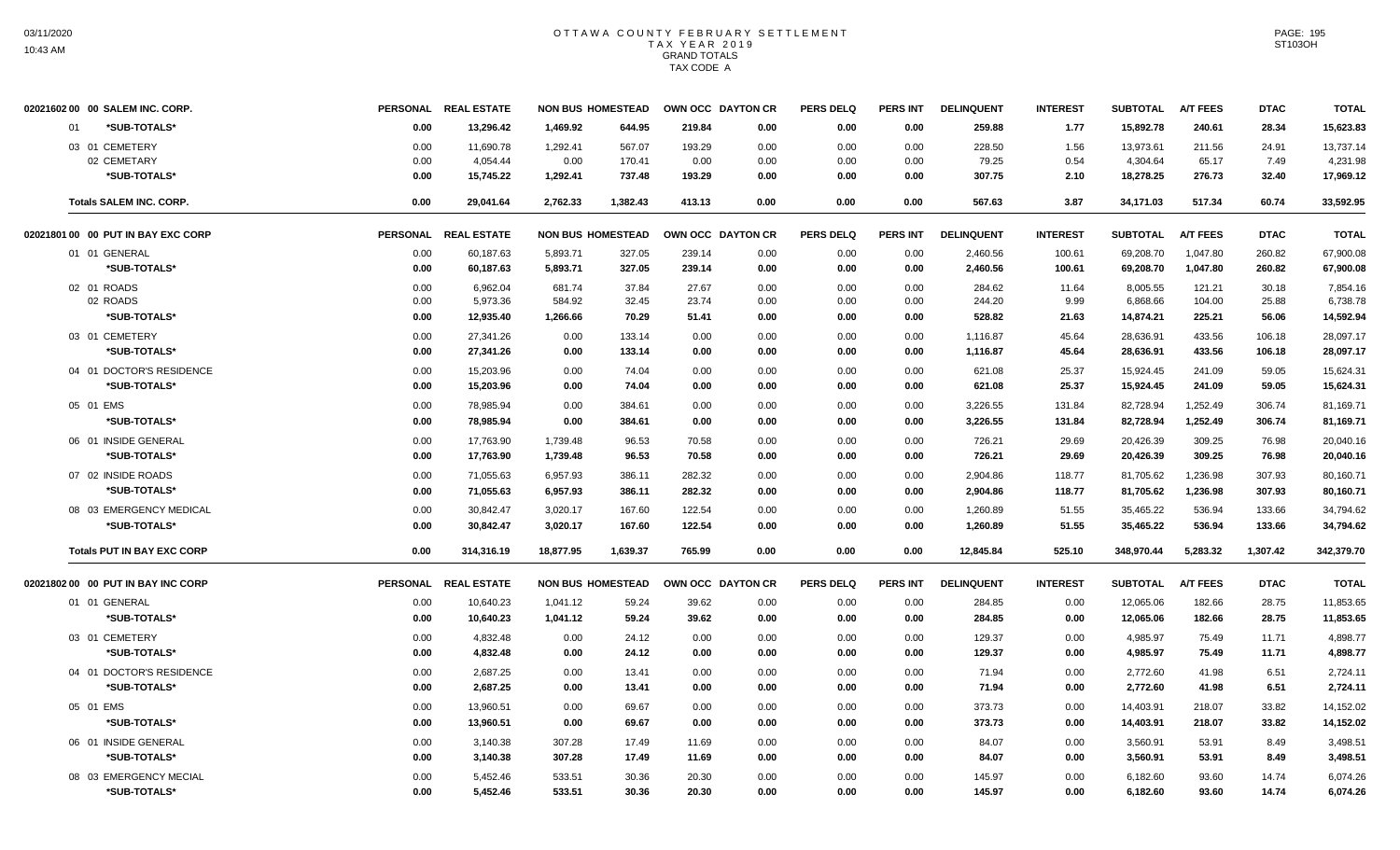# OTTAWA COUNTY FEBRUARY SETTLEMENT
## TAX YEAR 2019
### GRAND TOTALS
### TAX CODE A

| 02021602 00 00 SALEM INC. CORP. | PERSONAL | REAL ESTATE | NON BUS | HOMESTEAD | OWN OCC | DAYTON CR | PERS DELQ | PERS INT | DELINQUENT | INTEREST | SUBTOTAL | A/T FEES | DTAC | TOTAL |
|---|---|---|---|---|---|---|---|---|---|---|---|---|---|---|
| 01 *SUB-TOTALS* | 0.00 | 13,296.42 | 1,469.92 | 644.95 | 219.84 | 0.00 | 0.00 | 0.00 | 259.88 | 1.77 | 15,892.78 | 240.61 | 28.34 | 15,623.83 |
| 03 01 CEMETERY | 0.00 | 11,690.78 | 1,292.41 | 567.07 | 193.29 | 0.00 | 0.00 | 0.00 | 228.50 | 1.56 | 13,973.61 | 211.56 | 24.91 | 13,737.14 |
| 02 CEMETARY | 0.00 | 4,054.44 | 0.00 | 170.41 | 0.00 | 0.00 | 0.00 | 0.00 | 79.25 | 0.54 | 4,304.64 | 65.17 | 7.49 | 4,231.98 |
| *SUB-TOTALS* | 0.00 | 15,745.22 | 1,292.41 | 737.48 | 193.29 | 0.00 | 0.00 | 0.00 | 307.75 | 2.10 | 18,278.25 | 276.73 | 32.40 | 17,969.12 |
| **Totals SALEM INC. CORP.** | 0.00 | 29,041.64 | 2,762.33 | 1,382.43 | 413.13 | 0.00 | 0.00 | 0.00 | 567.63 | 3.87 | 34,171.03 | 517.34 | 60.74 | 33,592.95 |

| 02021801 00 00 PUT IN BAY EXC CORP | PERSONAL | REAL ESTATE | NON BUS | HOMESTEAD | OWN OCC | DAYTON CR | PERS DELQ | PERS INT | DELINQUENT | INTEREST | SUBTOTAL | A/T FEES | DTAC | TOTAL |
|---|---|---|---|---|---|---|---|---|---|---|---|---|---|---|
| 01 01 GENERAL | 0.00 | 60,187.63 | 5,893.71 | 327.05 | 239.14 | 0.00 | 0.00 | 0.00 | 2,460.56 | 100.61 | 69,208.70 | 1,047.80 | 260.82 | 67,900.08 |
| *SUB-TOTALS* | 0.00 | 60,187.63 | 5,893.71 | 327.05 | 239.14 | 0.00 | 0.00 | 0.00 | 2,460.56 | 100.61 | 69,208.70 | 1,047.80 | 260.82 | 67,900.08 |
| 02 01 ROADS | 0.00 | 6,962.04 | 681.74 | 37.84 | 27.67 | 0.00 | 0.00 | 0.00 | 284.62 | 11.64 | 8,005.55 | 121.21 | 30.18 | 7,854.16 |
| 02 ROADS | 0.00 | 5,973.36 | 584.92 | 32.45 | 23.74 | 0.00 | 0.00 | 0.00 | 244.20 | 9.99 | 6,868.66 | 104.00 | 25.88 | 6,738.78 |
| *SUB-TOTALS* | 0.00 | 12,935.40 | 1,266.66 | 70.29 | 51.41 | 0.00 | 0.00 | 0.00 | 528.82 | 21.63 | 14,874.21 | 225.21 | 56.06 | 14,592.94 |
| 03 01 CEMETERY | 0.00 | 27,341.26 | 0.00 | 133.14 | 0.00 | 0.00 | 0.00 | 0.00 | 1,116.87 | 45.64 | 28,636.91 | 433.56 | 106.18 | 28,097.17 |
| *SUB-TOTALS* | 0.00 | 27,341.26 | 0.00 | 133.14 | 0.00 | 0.00 | 0.00 | 0.00 | 1,116.87 | 45.64 | 28,636.91 | 433.56 | 106.18 | 28,097.17 |
| 04 01 DOCTOR'S RESIDENCE | 0.00 | 15,203.96 | 0.00 | 74.04 | 0.00 | 0.00 | 0.00 | 0.00 | 621.08 | 25.37 | 15,924.45 | 241.09 | 59.05 | 15,624.31 |
| *SUB-TOTALS* | 0.00 | 15,203.96 | 0.00 | 74.04 | 0.00 | 0.00 | 0.00 | 0.00 | 621.08 | 25.37 | 15,924.45 | 241.09 | 59.05 | 15,624.31 |
| 05 01 EMS | 0.00 | 78,985.94 | 0.00 | 384.61 | 0.00 | 0.00 | 0.00 | 0.00 | 3,226.55 | 131.84 | 82,728.94 | 1,252.49 | 306.74 | 81,169.71 |
| *SUB-TOTALS* | 0.00 | 78,985.94 | 0.00 | 384.61 | 0.00 | 0.00 | 0.00 | 0.00 | 3,226.55 | 131.84 | 82,728.94 | 1,252.49 | 306.74 | 81,169.71 |
| 06 01 INSIDE GENERAL | 0.00 | 17,763.90 | 1,739.48 | 96.53 | 70.58 | 0.00 | 0.00 | 0.00 | 726.21 | 29.69 | 20,426.39 | 309.25 | 76.98 | 20,040.16 |
| *SUB-TOTALS* | 0.00 | 17,763.90 | 1,739.48 | 96.53 | 70.58 | 0.00 | 0.00 | 0.00 | 726.21 | 29.69 | 20,426.39 | 309.25 | 76.98 | 20,040.16 |
| 07 02 INSIDE ROADS | 0.00 | 71,055.63 | 6,957.93 | 386.11 | 282.32 | 0.00 | 0.00 | 0.00 | 2,904.86 | 118.77 | 81,705.62 | 1,236.98 | 307.93 | 80,160.71 |
| *SUB-TOTALS* | 0.00 | 71,055.63 | 6,957.93 | 386.11 | 282.32 | 0.00 | 0.00 | 0.00 | 2,904.86 | 118.77 | 81,705.62 | 1,236.98 | 307.93 | 80,160.71 |
| 08 03 EMERGENCY MEDICAL | 0.00 | 30,842.47 | 3,020.17 | 167.60 | 122.54 | 0.00 | 0.00 | 0.00 | 1,260.89 | 51.55 | 35,465.22 | 536.94 | 133.66 | 34,794.62 |
| *SUB-TOTALS* | 0.00 | 30,842.47 | 3,020.17 | 167.60 | 122.54 | 0.00 | 0.00 | 0.00 | 1,260.89 | 51.55 | 35,465.22 | 536.94 | 133.66 | 34,794.62 |
| **Totals PUT IN BAY EXC CORP** | 0.00 | 314,316.19 | 18,877.95 | 1,639.37 | 765.99 | 0.00 | 0.00 | 0.00 | 12,845.84 | 525.10 | 348,970.44 | 5,283.32 | 1,307.42 | 342,379.70 |

| 02021802 00 00 PUT IN BAY INC CORP | PERSONAL | REAL ESTATE | NON BUS | HOMESTEAD | OWN OCC | DAYTON CR | PERS DELQ | PERS INT | DELINQUENT | INTEREST | SUBTOTAL | A/T FEES | DTAC | TOTAL |
|---|---|---|---|---|---|---|---|---|---|---|---|---|---|---|
| 01 01 GENERAL | 0.00 | 10,640.23 | 1,041.12 | 59.24 | 39.62 | 0.00 | 0.00 | 0.00 | 284.85 | 0.00 | 12,065.06 | 182.66 | 28.75 | 11,853.65 |
| *SUB-TOTALS* | 0.00 | 10,640.23 | 1,041.12 | 59.24 | 39.62 | 0.00 | 0.00 | 0.00 | 284.85 | 0.00 | 12,065.06 | 182.66 | 28.75 | 11,853.65 |
| 03 01 CEMETERY | 0.00 | 4,832.48 | 0.00 | 24.12 | 0.00 | 0.00 | 0.00 | 0.00 | 129.37 | 0.00 | 4,985.97 | 75.49 | 11.71 | 4,898.77 |
| *SUB-TOTALS* | 0.00 | 4,832.48 | 0.00 | 24.12 | 0.00 | 0.00 | 0.00 | 0.00 | 129.37 | 0.00 | 4,985.97 | 75.49 | 11.71 | 4,898.77 |
| 04 01 DOCTOR'S RESIDENCE | 0.00 | 2,687.25 | 0.00 | 13.41 | 0.00 | 0.00 | 0.00 | 0.00 | 71.94 | 0.00 | 2,772.60 | 41.98 | 6.51 | 2,724.11 |
| *SUB-TOTALS* | 0.00 | 2,687.25 | 0.00 | 13.41 | 0.00 | 0.00 | 0.00 | 0.00 | 71.94 | 0.00 | 2,772.60 | 41.98 | 6.51 | 2,724.11 |
| 05 01 EMS | 0.00 | 13,960.51 | 0.00 | 69.67 | 0.00 | 0.00 | 0.00 | 0.00 | 373.73 | 0.00 | 14,403.91 | 218.07 | 33.82 | 14,152.02 |
| *SUB-TOTALS* | 0.00 | 13,960.51 | 0.00 | 69.67 | 0.00 | 0.00 | 0.00 | 0.00 | 373.73 | 0.00 | 14,403.91 | 218.07 | 33.82 | 14,152.02 |
| 06 01 INSIDE GENERAL | 0.00 | 3,140.38 | 307.28 | 17.49 | 11.69 | 0.00 | 0.00 | 0.00 | 84.07 | 0.00 | 3,560.91 | 53.91 | 8.49 | 3,498.51 |
| *SUB-TOTALS* | 0.00 | 3,140.38 | 307.28 | 17.49 | 11.69 | 0.00 | 0.00 | 0.00 | 84.07 | 0.00 | 3,560.91 | 53.91 | 8.49 | 3,498.51 |
| 08 03 EMERGENCY MECIAL | 0.00 | 5,452.46 | 533.51 | 30.36 | 20.30 | 0.00 | 0.00 | 0.00 | 145.97 | 0.00 | 6,182.60 | 93.60 | 14.74 | 6,074.26 |
| *SUB-TOTALS* | 0.00 | 5,452.46 | 533.51 | 30.36 | 20.30 | 0.00 | 0.00 | 0.00 | 145.97 | 0.00 | 6,182.60 | 93.60 | 14.74 | 6,074.26 |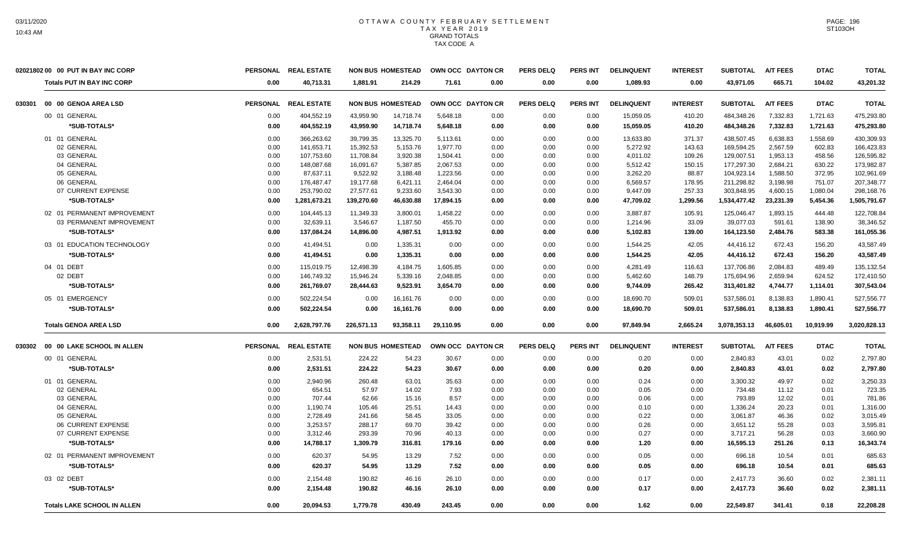# OTTAWA COUNTY FEBRUARY SETTLEMENT
## TAX YEAR 2019
### GRAND TOTALS
### TAX CODE A

| | PERSONAL | REAL ESTATE | NON BUS | HOMESTEAD | OWN OCC | DAYTON CR | PERS DELQ | PERS INT | DELINQUENT | INTEREST | SUBTOTAL | A/T FEES | DTAC | TOTAL |
|---|---|---|---|---|---|---|---|---|---|---|---|---|---|---|
| **02021802 00 00 PUT IN BAY INC CORP** | | | | | | | | | | | | | | |
| **Totals PUT IN BAY INC CORP** | **0.00** | **40,713.31** | **1,881.91** | **214.29** | **71.61** | **0.00** | **0.00** | **0.00** | **1,089.93** | **0.00** | **43,971.05** | **665.71** | **104.02** | **43,201.32** |
| **030301 00 00 GENOA AREA LSD** | **PERSONAL** | **REAL ESTATE** | **NON BUS** | **HOMESTEAD** | **OWN OCC** | **DAYTON CR** | **PERS DELQ** | **PERS INT** | **DELINQUENT** | **INTEREST** | **SUBTOTAL** | **A/T FEES** | **DTAC** | **TOTAL** |
| 00 01 GENERAL | 0.00 | 404,552.19 | 43,959.90 | 14,718.74 | 5,648.18 | 0.00 | 0.00 | 0.00 | 15,059.05 | 410.20 | 484,348.26 | 7,332.83 | 1,721.63 | 475,293.80 |
| ***SUB-TOTALS*** | **0.00** | **404,552.19** | **43,959.90** | **14,718.74** | **5,648.18** | **0.00** | **0.00** | **0.00** | **15,059.05** | **410.20** | **484,348.26** | **7,332.83** | **1,721.63** | **475,293.80** |
| 01 01 GENERAL | 0.00 | 366,263.62 | 39,799.35 | 13,325.70 | 5,113.61 | 0.00 | 0.00 | 0.00 | 13,633.80 | 371.37 | 438,507.45 | 6,638.83 | 1,558.69 | 430,309.93 |
| 02 GENERAL | 0.00 | 141,653.71 | 15,392.53 | 5,153.76 | 1,977.70 | 0.00 | 0.00 | 0.00 | 5,272.92 | 143.63 | 169,594.25 | 2,567.59 | 602.83 | 166,423.83 |
| 03 GENERAL | 0.00 | 107,753.60 | 11,708.84 | 3,920.38 | 1,504.41 | 0.00 | 0.00 | 0.00 | 4,011.02 | 109.26 | 129,007.51 | 1,953.13 | 458.56 | 126,595.82 |
| 04 GENERAL | 0.00 | 148,087.68 | 16,091.67 | 5,387.85 | 2,067.53 | 0.00 | 0.00 | 0.00 | 5,512.42 | 150.15 | 177,297.30 | 2,684.21 | 630.22 | 173,982.87 |
| 05 GENERAL | 0.00 | 87,637.11 | 9,522.92 | 3,188.48 | 1,223.56 | 0.00 | 0.00 | 0.00 | 3,262.20 | 88.87 | 104,923.14 | 1,588.50 | 372.95 | 102,961.69 |
| 06 GENERAL | 0.00 | 176,487.47 | 19,177.68 | 6,421.11 | 2,464.04 | 0.00 | 0.00 | 0.00 | 6,569.57 | 178.95 | 211,298.82 | 3,198.98 | 751.07 | 207,348.77 |
| 07 CURRENT EXPENSE | 0.00 | 253,790.02 | 27,577.61 | 9,233.60 | 3,543.30 | 0.00 | 0.00 | 0.00 | 9,447.09 | 257.33 | 303,848.95 | 4,600.15 | 1,080.04 | 298,168.76 |
| ***SUB-TOTALS*** | **0.00** | **1,281,673.21** | **139,270.60** | **46,630.88** | **17,894.15** | **0.00** | **0.00** | **0.00** | **47,709.02** | **1,299.56** | **1,534,477.42** | **23,231.39** | **5,454.36** | **1,505,791.67** |
| 02 01 PERMANENT IMPROVEMENT | 0.00 | 104,445.13 | 11,349.33 | 3,800.01 | 1,458.22 | 0.00 | 0.00 | 0.00 | 3,887.87 | 105.91 | 125,046.47 | 1,893.15 | 444.48 | 122,708.84 |
| 03 PERMANENT IMPROVEMENT | 0.00 | 32,639.11 | 3,546.67 | 1,187.50 | 455.70 | 0.00 | 0.00 | 0.00 | 1,214.96 | 33.09 | 39,077.03 | 591.61 | 138.90 | 38,346.52 |
| ***SUB-TOTALS*** | **0.00** | **137,084.24** | **14,896.00** | **4,987.51** | **1,913.92** | **0.00** | **0.00** | **0.00** | **5,102.83** | **139.00** | **164,123.50** | **2,484.76** | **583.38** | **161,055.36** |
| 03 01 EDUCATION TECHNOLOGY | 0.00 | 41,494.51 | 0.00 | 1,335.31 | 0.00 | 0.00 | 0.00 | 0.00 | 1,544.25 | 42.05 | 44,416.12 | 672.43 | 156.20 | 43,587.49 |
| ***SUB-TOTALS*** | **0.00** | **41,494.51** | **0.00** | **1,335.31** | **0.00** | **0.00** | **0.00** | **0.00** | **1,544.25** | **42.05** | **44,416.12** | **672.43** | **156.20** | **43,587.49** |
| 04 01 DEBT | 0.00 | 115,019.75 | 12,498.39 | 4,184.75 | 1,605.85 | 0.00 | 0.00 | 0.00 | 4,281.49 | 116.63 | 137,706.86 | 2,084.83 | 489.49 | 135,132.54 |
| 02 DEBT | 0.00 | 146,749.32 | 15,946.24 | 5,339.16 | 2,048.85 | 0.00 | 0.00 | 0.00 | 5,462.60 | 148.79 | 175,694.96 | 2,659.94 | 624.52 | 172,410.50 |
| ***SUB-TOTALS*** | **0.00** | **261,769.07** | **28,444.63** | **9,523.91** | **3,654.70** | **0.00** | **0.00** | **0.00** | **9,744.09** | **265.42** | **313,401.82** | **4,744.77** | **1,114.01** | **307,543.04** |
| 05 01 EMERGENCY | 0.00 | 502,224.54 | 0.00 | 16,161.76 | 0.00 | 0.00 | 0.00 | 0.00 | 18,690.70 | 509.01 | 537,586.01 | 8,138.83 | 1,890.41 | 527,556.77 |
| ***SUB-TOTALS*** | **0.00** | **502,224.54** | **0.00** | **16,161.76** | **0.00** | **0.00** | **0.00** | **0.00** | **18,690.70** | **509.01** | **537,586.01** | **8,138.83** | **1,890.41** | **527,556.77** |
| **Totals GENOA AREA LSD** | **0.00** | **2,628,797.76** | **226,571.13** | **93,358.11** | **29,110.95** | **0.00** | **0.00** | **0.00** | **97,849.94** | **2,665.24** | **3,078,353.13** | **46,605.01** | **10,919.99** | **3,020,828.13** |
| **030302 00 00 LAKE SCHOOL IN ALLEN** | **PERSONAL** | **REAL ESTATE** | **NON BUS** | **HOMESTEAD** | **OWN OCC** | **DAYTON CR** | **PERS DELQ** | **PERS INT** | **DELINQUENT** | **INTEREST** | **SUBTOTAL** | **A/T FEES** | **DTAC** | **TOTAL** |
| 00 01 GENERAL | 0.00 | 2,531.51 | 224.22 | 54.23 | 30.67 | 0.00 | 0.00 | 0.00 | 0.20 | 0.00 | 2,840.83 | 43.01 | 0.02 | 2,797.80 |
| ***SUB-TOTALS*** | **0.00** | **2,531.51** | **224.22** | **54.23** | **30.67** | **0.00** | **0.00** | **0.00** | **0.20** | **0.00** | **2,840.83** | **43.01** | **0.02** | **2,797.80** |
| 01 01 GENERAL | 0.00 | 2,940.96 | 260.48 | 63.01 | 35.63 | 0.00 | 0.00 | 0.00 | 0.24 | 0.00 | 3,300.32 | 49.97 | 0.02 | 3,250.33 |
| 02 GENERAL | 0.00 | 654.51 | 57.97 | 14.02 | 7.93 | 0.00 | 0.00 | 0.00 | 0.05 | 0.00 | 734.48 | 11.12 | 0.01 | 723.35 |
| 03 GENERAL | 0.00 | 707.44 | 62.66 | 15.16 | 8.57 | 0.00 | 0.00 | 0.00 | 0.06 | 0.00 | 793.89 | 12.02 | 0.01 | 781.86 |
| 04 GENERAL | 0.00 | 1,190.74 | 105.46 | 25.51 | 14.43 | 0.00 | 0.00 | 0.00 | 0.10 | 0.00 | 1,336.24 | 20.23 | 0.01 | 1,316.00 |
| 05 GENERAL | 0.00 | 2,728.49 | 241.66 | 58.45 | 33.05 | 0.00 | 0.00 | 0.00 | 0.22 | 0.00 | 3,061.87 | 46.36 | 0.02 | 3,015.49 |
| 06 CURRENT EXPENSE | 0.00 | 3,253.57 | 288.17 | 69.70 | 39.42 | 0.00 | 0.00 | 0.00 | 0.26 | 0.00 | 3,651.12 | 55.28 | 0.03 | 3,595.81 |
| 07 CURRENT EXPENSE | 0.00 | 3,312.46 | 293.39 | 70.96 | 40.13 | 0.00 | 0.00 | 0.00 | 0.27 | 0.00 | 3,717.21 | 56.28 | 0.03 | 3,660.90 |
| ***SUB-TOTALS*** | **0.00** | **14,788.17** | **1,309.79** | **316.81** | **179.16** | **0.00** | **0.00** | **0.00** | **1.20** | **0.00** | **16,595.13** | **251.26** | **0.13** | **16,343.74** |
| 02 01 PERMANENT IMPROVEMENT | 0.00 | 620.37 | 54.95 | 13.29 | 7.52 | 0.00 | 0.00 | 0.00 | 0.05 | 0.00 | 696.18 | 10.54 | 0.01 | 685.63 |
| ***SUB-TOTALS*** | **0.00** | **620.37** | **54.95** | **13.29** | **7.52** | **0.00** | **0.00** | **0.00** | **0.05** | **0.00** | **696.18** | **10.54** | **0.01** | **685.63** |
| 03 02 DEBT | 0.00 | 2,154.48 | 190.82 | 46.16 | 26.10 | 0.00 | 0.00 | 0.00 | 0.17 | 0.00 | 2,417.73 | 36.60 | 0.02 | 2,381.11 |
| ***SUB-TOTALS*** | **0.00** | **2,154.48** | **190.82** | **46.16** | **26.10** | **0.00** | **0.00** | **0.00** | **0.17** | **0.00** | **2,417.73** | **36.60** | **0.02** | **2,381.11** |
| **Totals LAKE SCHOOL IN ALLEN** | **0.00** | **20,094.53** | **1,779.78** | **430.49** | **243.45** | **0.00** | **0.00** | **0.00** | **1.62** | **0.00** | **22,549.87** | **341.41** | **0.18** | **22,208.28** |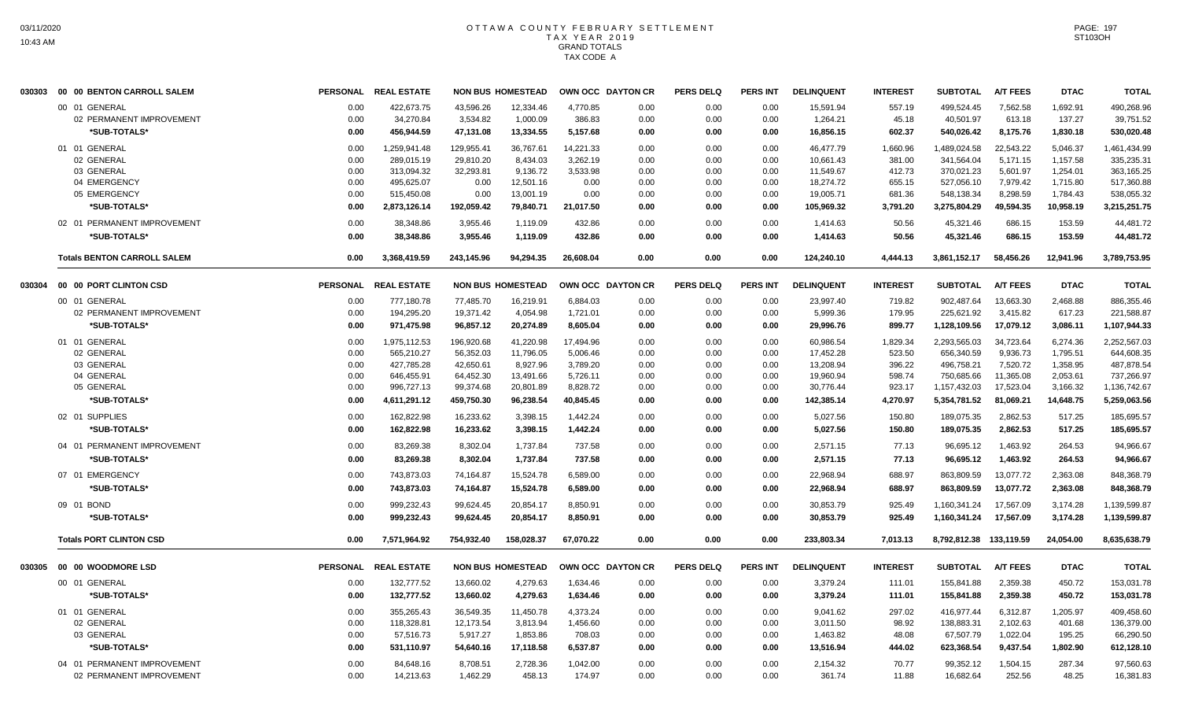# OTTAWA COUNTY FEBRUARY SETTLEMENT
## TAX YEAR 2019
### GRAND TOTALS
### TAX CODE A

| | | PERSONAL | REAL ESTATE | NON BUS | HOMESTEAD | OWN OCC | DAYTON CR | PERS DELQ | PERS INT | DELINQUENT | INTEREST | SUBTOTAL | A/T FEES | DTAC | TOTAL |
|---|---|---|---|---|---|---|---|---|---|---|---|---|---|---|---|
| 030303 | 00 00 BENTON CARROLL SALEM | | | | | | | | | | | | | | |
| | 00 01 GENERAL | 0.00 | 422,673.75 | 43,596.26 | 12,334.46 | 4,770.85 | 0.00 | 0.00 | 0.00 | 15,591.94 | 557.19 | 499,524.45 | 7,562.58 | 1,692.91 | 490,268.96 |
| | 02 PERMANENT IMPROVEMENT | 0.00 | 34,270.84 | 3,534.82 | 1,000.09 | 386.83 | 0.00 | 0.00 | 0.00 | 1,264.21 | 45.18 | 40,501.97 | 613.18 | 137.27 | 39,751.52 |
| | *SUB-TOTALS* | 0.00 | 456,944.59 | 47,131.08 | 13,334.55 | 5,157.68 | 0.00 | 0.00 | 0.00 | 16,856.15 | 602.37 | 540,026.42 | 8,175.76 | 1,830.18 | 530,020.48 |
| | 01 01 GENERAL | 0.00 | 1,259,941.48 | 129,955.41 | 36,767.61 | 14,221.33 | 0.00 | 0.00 | 0.00 | 46,477.79 | 1,660.96 | 1,489,024.58 | 22,543.22 | 5,046.37 | 1,461,434.99 |
| | 02 GENERAL | 0.00 | 289,015.19 | 29,810.20 | 8,434.03 | 3,262.19 | 0.00 | 0.00 | 0.00 | 10,661.43 | 381.00 | 341,564.04 | 5,171.15 | 1,157.58 | 335,235.31 |
| | 03 GENERAL | 0.00 | 313,094.32 | 32,293.81 | 9,136.72 | 3,533.98 | 0.00 | 0.00 | 0.00 | 11,549.67 | 412.73 | 370,021.23 | 5,601.97 | 1,254.01 | 363,165.25 |
| | 04 EMERGENCY | 0.00 | 495,625.07 | 0.00 | 12,501.16 | 0.00 | 0.00 | 0.00 | 0.00 | 18,274.72 | 655.15 | 527,056.10 | 7,979.42 | 1,715.80 | 517,360.88 |
| | 05 EMERGENCY | 0.00 | 515,450.08 | 0.00 | 13,001.19 | 0.00 | 0.00 | 0.00 | 0.00 | 19,005.71 | 681.36 | 548,138.34 | 8,298.59 | 1,784.43 | 538,055.32 |
| | *SUB-TOTALS* | 0.00 | 2,873,126.14 | 192,059.42 | 79,840.71 | 21,017.50 | 0.00 | 0.00 | 0.00 | 105,969.32 | 3,791.20 | 3,275,804.29 | 49,594.35 | 10,958.19 | 3,215,251.75 |
| | 02 01 PERMANENT IMPROVEMENT | 0.00 | 38,348.86 | 3,955.46 | 1,119.09 | 432.86 | 0.00 | 0.00 | 0.00 | 1,414.63 | 50.56 | 45,321.46 | 686.15 | 153.59 | 44,481.72 |
| | *SUB-TOTALS* | 0.00 | 38,348.86 | 3,955.46 | 1,119.09 | 432.86 | 0.00 | 0.00 | 0.00 | 1,414.63 | 50.56 | 45,321.46 | 686.15 | 153.59 | 44,481.72 |
| | **Totals BENTON CARROLL SALEM** | 0.00 | 3,368,419.59 | 243,145.96 | 94,294.35 | 26,608.04 | 0.00 | 0.00 | 0.00 | 124,240.10 | 4,444.13 | 3,861,152.17 | 58,456.26 | 12,941.96 | 3,789,753.95 |
| 030304 | 00 00 PORT CLINTON CSD | | | | | | | | | | | | | | |
| | 00 01 GENERAL | 0.00 | 777,180.78 | 77,485.70 | 16,219.91 | 6,884.03 | 0.00 | 0.00 | 0.00 | 23,997.40 | 719.82 | 902,487.64 | 13,663.30 | 2,468.88 | 886,355.46 |
| | 02 PERMANENT IMPROVEMENT | 0.00 | 194,295.20 | 19,371.42 | 4,054.98 | 1,721.01 | 0.00 | 0.00 | 0.00 | 5,999.36 | 179.95 | 225,621.92 | 3,415.82 | 617.23 | 221,588.87 |
| | *SUB-TOTALS* | 0.00 | 971,475.98 | 96,857.12 | 20,274.89 | 8,605.04 | 0.00 | 0.00 | 0.00 | 29,996.76 | 899.77 | 1,128,109.56 | 17,079.12 | 3,086.11 | 1,107,944.33 |
| | 01 01 GENERAL | 0.00 | 1,975,112.53 | 196,920.68 | 41,220.98 | 17,494.96 | 0.00 | 0.00 | 0.00 | 60,986.54 | 1,829.34 | 2,293,565.03 | 34,723.64 | 6,274.36 | 2,252,567.03 |
| | 02 GENERAL | 0.00 | 565,210.27 | 56,352.03 | 11,796.05 | 5,006.46 | 0.00 | 0.00 | 0.00 | 17,452.28 | 523.50 | 656,340.59 | 9,936.73 | 1,795.51 | 644,608.35 |
| | 03 GENERAL | 0.00 | 427,785.28 | 42,650.61 | 8,927.96 | 3,789.20 | 0.00 | 0.00 | 0.00 | 13,208.94 | 396.22 | 496,758.21 | 7,520.72 | 1,358.95 | 487,878.54 |
| | 04 GENERAL | 0.00 | 646,455.91 | 64,452.30 | 13,491.66 | 5,726.11 | 0.00 | 0.00 | 0.00 | 19,960.94 | 598.74 | 750,685.66 | 11,365.08 | 2,053.61 | 737,266.97 |
| | 05 GENERAL | 0.00 | 996,727.13 | 99,374.68 | 20,801.89 | 8,828.72 | 0.00 | 0.00 | 0.00 | 30,776.44 | 923.17 | 1,157,432.03 | 17,523.04 | 3,166.32 | 1,136,742.67 |
| | *SUB-TOTALS* | 0.00 | 4,611,291.12 | 459,750.30 | 96,238.54 | 40,845.45 | 0.00 | 0.00 | 0.00 | 142,385.14 | 4,270.97 | 5,354,781.52 | 81,069.21 | 14,648.75 | 5,259,063.56 |
| | 02 01 SUPPLIES | 0.00 | 162,822.98 | 16,233.62 | 3,398.15 | 1,442.24 | 0.00 | 0.00 | 0.00 | 5,027.56 | 150.80 | 189,075.35 | 2,862.53 | 517.25 | 185,695.57 |
| | *SUB-TOTALS* | 0.00 | 162,822.98 | 16,233.62 | 3,398.15 | 1,442.24 | 0.00 | 0.00 | 0.00 | 5,027.56 | 150.80 | 189,075.35 | 2,862.53 | 517.25 | 185,695.57 |
| | 04 01 PERMANENT IMPROVEMENT | 0.00 | 83,269.38 | 8,302.04 | 1,737.84 | 737.58 | 0.00 | 0.00 | 0.00 | 2,571.15 | 77.13 | 96,695.12 | 1,463.92 | 264.53 | 94,966.67 |
| | *SUB-TOTALS* | 0.00 | 83,269.38 | 8,302.04 | 1,737.84 | 737.58 | 0.00 | 0.00 | 0.00 | 2,571.15 | 77.13 | 96,695.12 | 1,463.92 | 264.53 | 94,966.67 |
| | 07 01 EMERGENCY | 0.00 | 743,873.03 | 74,164.87 | 15,524.78 | 6,589.00 | 0.00 | 0.00 | 0.00 | 22,968.94 | 688.97 | 863,809.59 | 13,077.72 | 2,363.08 | 848,368.79 |
| | *SUB-TOTALS* | 0.00 | 743,873.03 | 74,164.87 | 15,524.78 | 6,589.00 | 0.00 | 0.00 | 0.00 | 22,968.94 | 688.97 | 863,809.59 | 13,077.72 | 2,363.08 | 848,368.79 |
| | 09 01 BOND | 0.00 | 999,232.43 | 99,624.45 | 20,854.17 | 8,850.91 | 0.00 | 0.00 | 0.00 | 30,853.79 | 925.49 | 1,160,341.24 | 17,567.09 | 3,174.28 | 1,139,599.87 |
| | *SUB-TOTALS* | 0.00 | 999,232.43 | 99,624.45 | 20,854.17 | 8,850.91 | 0.00 | 0.00 | 0.00 | 30,853.79 | 925.49 | 1,160,341.24 | 17,567.09 | 3,174.28 | 1,139,599.87 |
| | **Totals PORT CLINTON CSD** | 0.00 | 7,571,964.92 | 754,932.40 | 158,028.37 | 67,070.22 | 0.00 | 0.00 | 0.00 | 233,803.34 | 7,013.13 | 8,792,812.38 | 133,119.59 | 24,054.00 | 8,635,638.79 |
| 030305 | 00 00 WOODMORE LSD | | | | | | | | | | | | | | |
| | 00 01 GENERAL | 0.00 | 132,777.52 | 13,660.02 | 4,279.63 | 1,634.46 | 0.00 | 0.00 | 0.00 | 3,379.24 | 111.01 | 155,841.88 | 2,359.38 | 450.72 | 153,031.78 |
| | *SUB-TOTALS* | 0.00 | 132,777.52 | 13,660.02 | 4,279.63 | 1,634.46 | 0.00 | 0.00 | 0.00 | 3,379.24 | 111.01 | 155,841.88 | 2,359.38 | 450.72 | 153,031.78 |
| | 01 01 GENERAL | 0.00 | 355,265.43 | 36,549.35 | 11,450.78 | 4,373.24 | 0.00 | 0.00 | 0.00 | 9,041.62 | 297.02 | 416,977.44 | 6,312.87 | 1,205.97 | 409,458.60 |
| | 02 GENERAL | 0.00 | 118,328.81 | 12,173.54 | 3,813.94 | 1,456.60 | 0.00 | 0.00 | 0.00 | 3,011.50 | 98.92 | 138,883.31 | 2,102.63 | 401.68 | 136,379.00 |
| | 03 GENERAL | 0.00 | 57,516.73 | 5,917.27 | 1,853.86 | 708.03 | 0.00 | 0.00 | 0.00 | 1,463.82 | 48.08 | 67,507.79 | 1,022.04 | 195.25 | 66,290.50 |
| | *SUB-TOTALS* | 0.00 | 531,110.97 | 54,640.16 | 17,118.58 | 6,537.87 | 0.00 | 0.00 | 0.00 | 13,516.94 | 444.02 | 623,368.54 | 9,437.54 | 1,802.90 | 612,128.10 |
| | 04 01 PERMANENT IMPROVEMENT | 0.00 | 84,648.16 | 8,708.51 | 2,728.36 | 1,042.00 | 0.00 | 0.00 | 0.00 | 2,154.32 | 70.77 | 99,352.12 | 1,504.15 | 287.34 | 97,560.63 |
| | 02 PERMANENT IMPROVEMENT | 0.00 | 14,213.63 | 1,462.29 | 458.13 | 174.97 | 0.00 | 0.00 | 0.00 | 361.74 | 11.88 | 16,682.64 | 252.56 | 48.25 | 16,381.83 |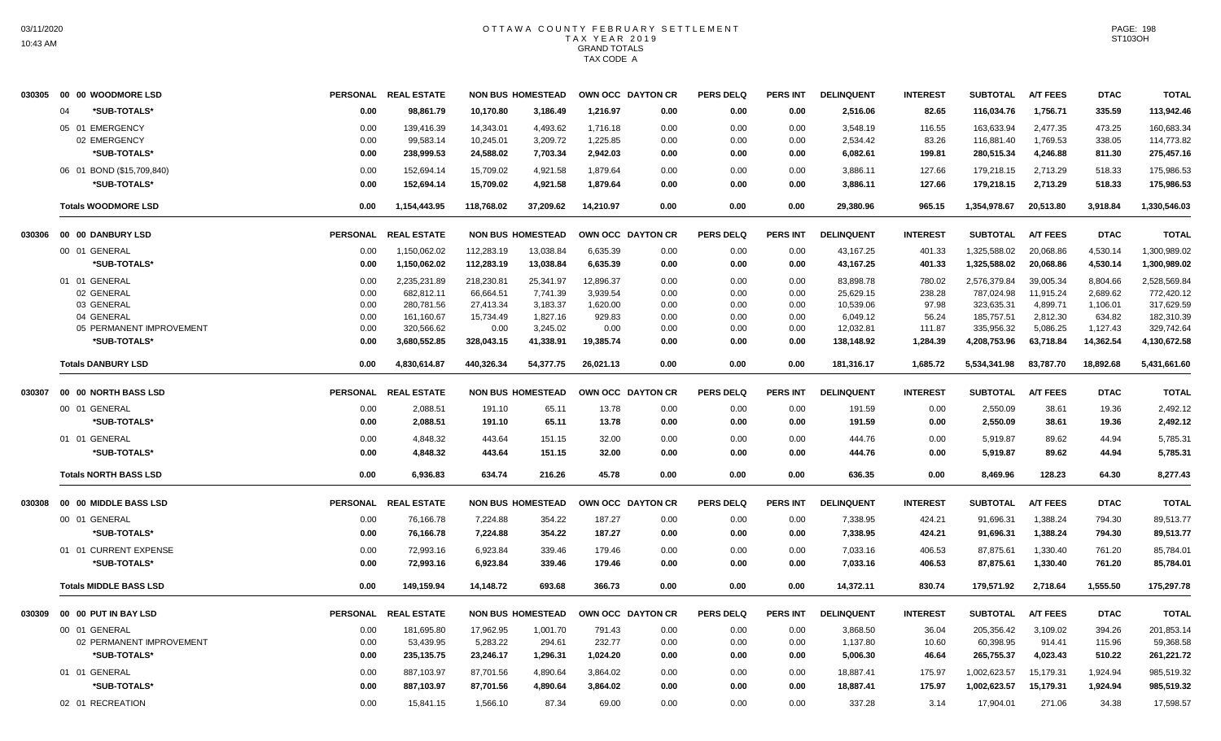# OTTAWA COUNTY FEBRUARY SETTLEMENT
## TAX YEAR 2019
## GRAND TOTALS
## TAX CODE A

| | | PERSONAL | REAL ESTATE | NON BUS | HOMESTEAD | OWN OCC | DAYTON CR | PERS DELQ | PERS INT | DELINQUENT | INTEREST | SUBTOTAL | A/T FEES | DTAC | TOTAL |
|---|---|---|---|---|---|---|---|---|---|---|---|---|---|---|---|
| 030305 | 00 00 WOODMORE LSD | | | | | | | | | | | | | | |
| | 04 *SUB-TOTALS* | 0.00 | 98,861.79 | 10,170.80 | 3,186.49 | 1,216.97 | 0.00 | 0.00 | 0.00 | 2,516.06 | 82.65 | 116,034.76 | 1,756.71 | 335.59 | 113,942.46 |
| | 05 01 EMERGENCY | 0.00 | 139,416.39 | 14,343.01 | 4,493.62 | 1,716.18 | 0.00 | 0.00 | 0.00 | 3,548.19 | 116.55 | 163,633.94 | 2,477.35 | 473.25 | 160,683.34 |
| | 02 EMERGENCY | 0.00 | 99,583.14 | 10,245.01 | 3,209.72 | 1,225.85 | 0.00 | 0.00 | 0.00 | 2,534.42 | 83.26 | 116,881.40 | 1,769.53 | 338.05 | 114,773.82 |
| | *SUB-TOTALS* | 0.00 | 238,999.53 | 24,588.02 | 7,703.34 | 2,942.03 | 0.00 | 0.00 | 0.00 | 6,082.61 | 199.81 | 280,515.34 | 4,246.88 | 811.30 | 275,457.16 |
| | 06 01 BOND ($15,709,840) | 0.00 | 152,694.14 | 15,709.02 | 4,921.58 | 1,879.64 | 0.00 | 0.00 | 0.00 | 3,886.11 | 127.66 | 179,218.15 | 2,713.29 | 518.33 | 175,986.53 |
| | *SUB-TOTALS* | 0.00 | 152,694.14 | 15,709.02 | 4,921.58 | 1,879.64 | 0.00 | 0.00 | 0.00 | 3,886.11 | 127.66 | 179,218.15 | 2,713.29 | 518.33 | 175,986.53 |
| | **Totals WOODMORE LSD** | 0.00 | 1,154,443.95 | 118,768.02 | 37,209.62 | 14,210.97 | 0.00 | 0.00 | 0.00 | 29,380.96 | 965.15 | 1,354,978.67 | 20,513.80 | 3,918.84 | 1,330,546.03 |
| 030306 | 00 00 DANBURY LSD | PERSONAL | REAL ESTATE | NON BUS | HOMESTEAD | OWN OCC | DAYTON CR | PERS DELQ | PERS INT | DELINQUENT | INTEREST | SUBTOTAL | A/T FEES | DTAC | TOTAL |
| | 00 01 GENERAL | 0.00 | 1,150,062.02 | 112,283.19 | 13,038.84 | 6,635.39 | 0.00 | 0.00 | 0.00 | 43,167.25 | 401.33 | 1,325,588.02 | 20,068.86 | 4,530.14 | 1,300,989.02 |
| | *SUB-TOTALS* | 0.00 | 1,150,062.02 | 112,283.19 | 13,038.84 | 6,635.39 | 0.00 | 0.00 | 0.00 | 43,167.25 | 401.33 | 1,325,588.02 | 20,068.86 | 4,530.14 | 1,300,989.02 |
| | 01 01 GENERAL | 0.00 | 2,235,231.89 | 218,230.81 | 25,341.97 | 12,896.37 | 0.00 | 0.00 | 0.00 | 83,898.78 | 780.02 | 2,576,379.84 | 39,005.34 | 8,804.66 | 2,528,569.84 |
| | 02 GENERAL | 0.00 | 682,812.11 | 66,664.51 | 7,741.39 | 3,939.54 | 0.00 | 0.00 | 0.00 | 25,629.15 | 238.28 | 787,024.98 | 11,915.24 | 2,689.62 | 772,420.12 |
| | 03 GENERAL | 0.00 | 280,781.56 | 27,413.34 | 3,183.37 | 1,620.00 | 0.00 | 0.00 | 0.00 | 10,539.06 | 97.98 | 323,635.31 | 4,899.71 | 1,106.01 | 317,629.59 |
| | 04 GENERAL | 0.00 | 161,160.67 | 15,734.49 | 1,827.16 | 929.83 | 0.00 | 0.00 | 0.00 | 6,049.12 | 56.24 | 185,757.51 | 2,812.30 | 634.82 | 182,310.39 |
| | 05 PERMANENT IMPROVEMENT | 0.00 | 320,566.62 | 0.00 | 3,245.02 | 0.00 | 0.00 | 0.00 | 0.00 | 12,032.81 | 111.87 | 335,956.32 | 5,086.25 | 1,127.43 | 329,742.64 |
| | *SUB-TOTALS* | 0.00 | 3,680,552.85 | 328,043.15 | 41,338.91 | 19,385.74 | 0.00 | 0.00 | 0.00 | 138,148.92 | 1,284.39 | 4,208,753.96 | 63,718.84 | 14,362.54 | 4,130,672.58 |
| | **Totals DANBURY LSD** | 0.00 | 4,830,614.87 | 440,326.34 | 54,377.75 | 26,021.13 | 0.00 | 0.00 | 0.00 | 181,316.17 | 1,685.72 | 5,534,341.98 | 83,787.70 | 18,892.68 | 5,431,661.60 |
| 030307 | 00 00 NORTH BASS LSD | PERSONAL | REAL ESTATE | NON BUS | HOMESTEAD | OWN OCC | DAYTON CR | PERS DELQ | PERS INT | DELINQUENT | INTEREST | SUBTOTAL | A/T FEES | DTAC | TOTAL |
| | 00 01 GENERAL | 0.00 | 2,088.51 | 191.10 | 65.11 | 13.78 | 0.00 | 0.00 | 0.00 | 191.59 | 0.00 | 2,550.09 | 38.61 | 19.36 | 2,492.12 |
| | *SUB-TOTALS* | 0.00 | 2,088.51 | 191.10 | 65.11 | 13.78 | 0.00 | 0.00 | 0.00 | 191.59 | 0.00 | 2,550.09 | 38.61 | 19.36 | 2,492.12 |
| | 01 01 GENERAL | 0.00 | 4,848.32 | 443.64 | 151.15 | 32.00 | 0.00 | 0.00 | 0.00 | 444.76 | 0.00 | 5,919.87 | 89.62 | 44.94 | 5,785.31 |
| | *SUB-TOTALS* | 0.00 | 4,848.32 | 443.64 | 151.15 | 32.00 | 0.00 | 0.00 | 0.00 | 444.76 | 0.00 | 5,919.87 | 89.62 | 44.94 | 5,785.31 |
| | **Totals NORTH BASS LSD** | 0.00 | 6,936.83 | 634.74 | 216.26 | 45.78 | 0.00 | 0.00 | 0.00 | 636.35 | 0.00 | 8,469.96 | 128.23 | 64.30 | 8,277.43 |
| 030308 | 00 00 MIDDLE BASS LSD | PERSONAL | REAL ESTATE | NON BUS | HOMESTEAD | OWN OCC | DAYTON CR | PERS DELQ | PERS INT | DELINQUENT | INTEREST | SUBTOTAL | A/T FEES | DTAC | TOTAL |
| | 00 01 GENERAL | 0.00 | 76,166.78 | 7,224.88 | 354.22 | 187.27 | 0.00 | 0.00 | 0.00 | 7,338.95 | 424.21 | 91,696.31 | 1,388.24 | 794.30 | 89,513.77 |
| | *SUB-TOTALS* | 0.00 | 76,166.78 | 7,224.88 | 354.22 | 187.27 | 0.00 | 0.00 | 0.00 | 7,338.95 | 424.21 | 91,696.31 | 1,388.24 | 794.30 | 89,513.77 |
| | 01 01 CURRENT EXPENSE | 0.00 | 72,993.16 | 6,923.84 | 339.46 | 179.46 | 0.00 | 0.00 | 0.00 | 7,033.16 | 406.53 | 87,875.61 | 1,330.40 | 761.20 | 85,784.01 |
| | *SUB-TOTALS* | 0.00 | 72,993.16 | 6,923.84 | 339.46 | 179.46 | 0.00 | 0.00 | 0.00 | 7,033.16 | 406.53 | 87,875.61 | 1,330.40 | 761.20 | 85,784.01 |
| | **Totals MIDDLE BASS LSD** | 0.00 | 149,159.94 | 14,148.72 | 693.68 | 366.73 | 0.00 | 0.00 | 0.00 | 14,372.11 | 830.74 | 179,571.92 | 2,718.64 | 1,555.50 | 175,297.78 |
| 030309 | 00 00 PUT IN BAY LSD | PERSONAL | REAL ESTATE | NON BUS | HOMESTEAD | OWN OCC | DAYTON CR | PERS DELQ | PERS INT | DELINQUENT | INTEREST | SUBTOTAL | A/T FEES | DTAC | TOTAL |
| | 00 01 GENERAL | 0.00 | 181,695.80 | 17,962.95 | 1,001.70 | 791.43 | 0.00 | 0.00 | 0.00 | 3,868.50 | 36.04 | 205,356.42 | 3,109.02 | 394.26 | 201,853.14 |
| | 02 PERMANENT IMPROVEMENT | 0.00 | 53,439.95 | 5,283.22 | 294.61 | 232.77 | 0.00 | 0.00 | 0.00 | 1,137.80 | 10.60 | 60,398.95 | 914.41 | 115.96 | 59,368.58 |
| | *SUB-TOTALS* | 0.00 | 235,135.75 | 23,246.17 | 1,296.31 | 1,024.20 | 0.00 | 0.00 | 0.00 | 5,006.30 | 46.64 | 265,755.37 | 4,023.43 | 510.22 | 261,221.72 |
| | 01 01 GENERAL | 0.00 | 887,103.97 | 87,701.56 | 4,890.64 | 3,864.02 | 0.00 | 0.00 | 0.00 | 18,887.41 | 175.97 | 1,002,623.57 | 15,179.31 | 1,924.94 | 985,519.32 |
| | *SUB-TOTALS* | 0.00 | 887,103.97 | 87,701.56 | 4,890.64 | 3,864.02 | 0.00 | 0.00 | 0.00 | 18,887.41 | 175.97 | 1,002,623.57 | 15,179.31 | 1,924.94 | 985,519.32 |
| | 02 01 RECREATION | 0.00 | 15,841.15 | 1,566.10 | 87.34 | 69.00 | 0.00 | 0.00 | 0.00 | 337.28 | 3.14 | 17,904.01 | 271.06 | 34.38 | 17,598.57 |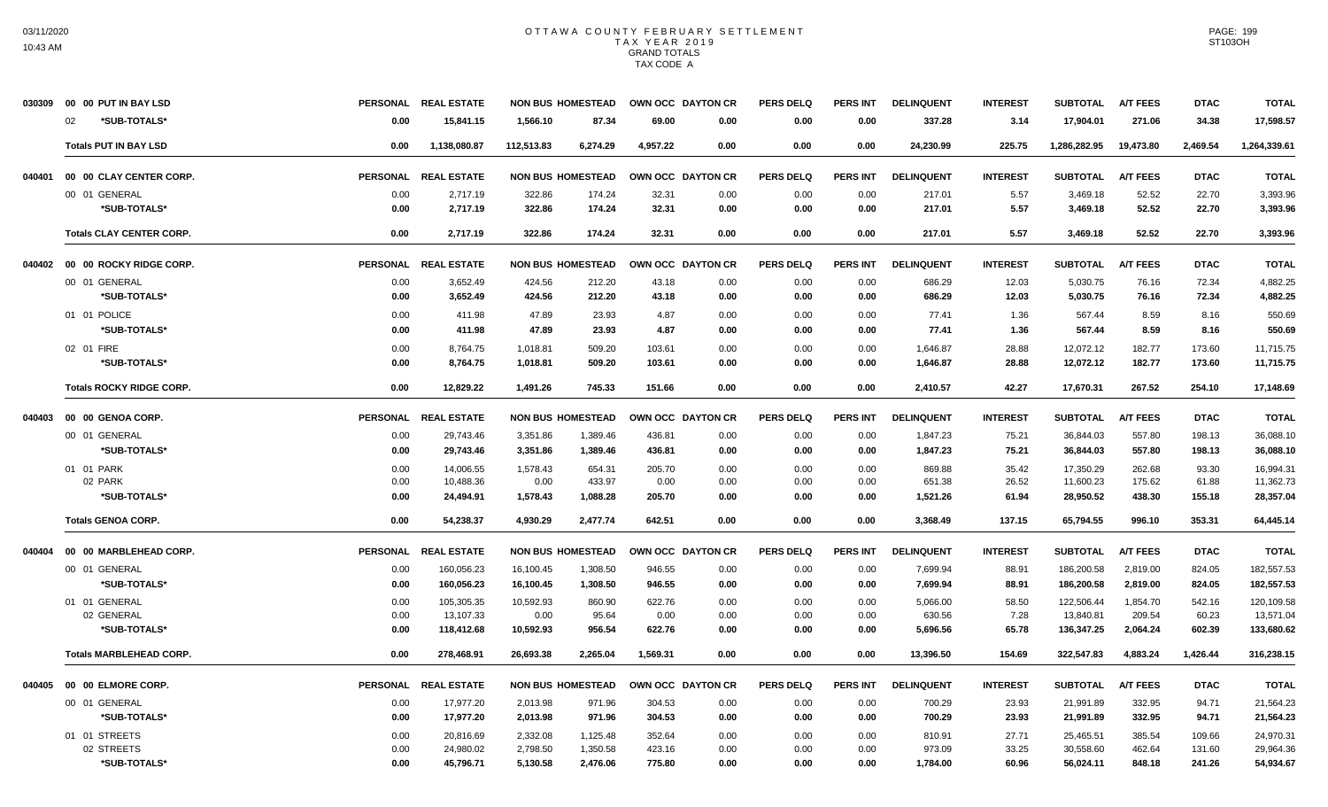# OTTAWA COUNTY FEBRUARY SETTLEMENT
## TAX YEAR 2019
### GRAND TOTALS
### TAX CODE A

| | | PERSONAL | REAL ESTATE | NON BUS | HOMESTEAD | OWN OCC | DAYTON CR | PERS DELQ | PERS INT | DELINQUENT | INTEREST | SUBTOTAL | A/T FEES | DTAC | TOTAL |
|---|---|---|---|---|---|---|---|---|---|---|---|---|---|---|---|
| 030309 | 00 00 PUT IN BAY LSD | | | | | | | | | | | | | | |
| | 02 *SUB-TOTALS* | 0.00 | 15,841.15 | 1,566.10 | 87.34 | 69.00 | 0.00 | 0.00 | 0.00 | 337.28 | 3.14 | 17,904.01 | 271.06 | 34.38 | 17,598.57 |
| | Totals PUT IN BAY LSD | 0.00 | 1,138,080.87 | 112,513.83 | 6,274.29 | 4,957.22 | 0.00 | 0.00 | 0.00 | 24,230.99 | 225.75 | 1,286,282.95 | 19,473.80 | 2,469.54 | 1,264,339.61 |
| 040401 | 00 00 CLAY CENTER CORP. | PERSONAL | REAL ESTATE | NON BUS | HOMESTEAD | OWN OCC | DAYTON CR | PERS DELQ | PERS INT | DELINQUENT | INTEREST | SUBTOTAL | A/T FEES | DTAC | TOTAL |
| | 00 01 GENERAL | 0.00 | 2,717.19 | 322.86 | 174.24 | 32.31 | 0.00 | 0.00 | 0.00 | 217.01 | 5.57 | 3,469.18 | 52.52 | 22.70 | 3,393.96 |
| | *SUB-TOTALS* | 0.00 | 2,717.19 | 322.86 | 174.24 | 32.31 | 0.00 | 0.00 | 0.00 | 217.01 | 5.57 | 3,469.18 | 52.52 | 22.70 | 3,393.96 |
| | Totals CLAY CENTER CORP. | 0.00 | 2,717.19 | 322.86 | 174.24 | 32.31 | 0.00 | 0.00 | 0.00 | 217.01 | 5.57 | 3,469.18 | 52.52 | 22.70 | 3,393.96 |
| 040402 | 00 00 ROCKY RIDGE CORP. | PERSONAL | REAL ESTATE | NON BUS | HOMESTEAD | OWN OCC | DAYTON CR | PERS DELQ | PERS INT | DELINQUENT | INTEREST | SUBTOTAL | A/T FEES | DTAC | TOTAL |
| | 00 01 GENERAL | 0.00 | 3,652.49 | 424.56 | 212.20 | 43.18 | 0.00 | 0.00 | 0.00 | 686.29 | 12.03 | 5,030.75 | 76.16 | 72.34 | 4,882.25 |
| | *SUB-TOTALS* | 0.00 | 3,652.49 | 424.56 | 212.20 | 43.18 | 0.00 | 0.00 | 0.00 | 686.29 | 12.03 | 5,030.75 | 76.16 | 72.34 | 4,882.25 |
| | 01 01 POLICE | 0.00 | 411.98 | 47.89 | 23.93 | 4.87 | 0.00 | 0.00 | 0.00 | 77.41 | 1.36 | 567.44 | 8.59 | 8.16 | 550.69 |
| | *SUB-TOTALS* | 0.00 | 411.98 | 47.89 | 23.93 | 4.87 | 0.00 | 0.00 | 0.00 | 77.41 | 1.36 | 567.44 | 8.59 | 8.16 | 550.69 |
| | 02 01 FIRE | 0.00 | 8,764.75 | 1,018.81 | 509.20 | 103.61 | 0.00 | 0.00 | 0.00 | 1,646.87 | 28.88 | 12,072.12 | 182.77 | 173.60 | 11,715.75 |
| | *SUB-TOTALS* | 0.00 | 8,764.75 | 1,018.81 | 509.20 | 103.61 | 0.00 | 0.00 | 0.00 | 1,646.87 | 28.88 | 12,072.12 | 182.77 | 173.60 | 11,715.75 |
| | Totals ROCKY RIDGE CORP. | 0.00 | 12,829.22 | 1,491.26 | 745.33 | 151.66 | 0.00 | 0.00 | 0.00 | 2,410.57 | 42.27 | 17,670.31 | 267.52 | 254.10 | 17,148.69 |
| 040403 | 00 00 GENOA CORP. | PERSONAL | REAL ESTATE | NON BUS | HOMESTEAD | OWN OCC | DAYTON CR | PERS DELQ | PERS INT | DELINQUENT | INTEREST | SUBTOTAL | A/T FEES | DTAC | TOTAL |
| | 00 01 GENERAL | 0.00 | 29,743.46 | 3,351.86 | 1,389.46 | 436.81 | 0.00 | 0.00 | 0.00 | 1,847.23 | 75.21 | 36,844.03 | 557.80 | 198.13 | 36,088.10 |
| | *SUB-TOTALS* | 0.00 | 29,743.46 | 3,351.86 | 1,389.46 | 436.81 | 0.00 | 0.00 | 0.00 | 1,847.23 | 75.21 | 36,844.03 | 557.80 | 198.13 | 36,088.10 |
| | 01 01 PARK | 0.00 | 14,006.55 | 1,578.43 | 654.31 | 205.70 | 0.00 | 0.00 | 0.00 | 869.88 | 35.42 | 17,350.29 | 262.68 | 93.30 | 16,994.31 |
| | 02 PARK | 0.00 | 10,488.36 | 0.00 | 433.97 | 0.00 | 0.00 | 0.00 | 0.00 | 651.38 | 26.52 | 11,600.23 | 175.62 | 61.88 | 11,362.73 |
| | *SUB-TOTALS* | 0.00 | 24,494.91 | 1,578.43 | 1,088.28 | 205.70 | 0.00 | 0.00 | 0.00 | 1,521.26 | 61.94 | 28,950.52 | 438.30 | 155.18 | 28,357.04 |
| | Totals GENOA CORP. | 0.00 | 54,238.37 | 4,930.29 | 2,477.74 | 642.51 | 0.00 | 0.00 | 0.00 | 3,368.49 | 137.15 | 65,794.55 | 996.10 | 353.31 | 64,445.14 |
| 040404 | 00 00 MARBLEHEAD CORP. | PERSONAL | REAL ESTATE | NON BUS | HOMESTEAD | OWN OCC | DAYTON CR | PERS DELQ | PERS INT | DELINQUENT | INTEREST | SUBTOTAL | A/T FEES | DTAC | TOTAL |
| | 00 01 GENERAL | 0.00 | 160,056.23 | 16,100.45 | 1,308.50 | 946.55 | 0.00 | 0.00 | 0.00 | 7,699.94 | 88.91 | 186,200.58 | 2,819.00 | 824.05 | 182,557.53 |
| | *SUB-TOTALS* | 0.00 | 160,056.23 | 16,100.45 | 1,308.50 | 946.55 | 0.00 | 0.00 | 0.00 | 7,699.94 | 88.91 | 186,200.58 | 2,819.00 | 824.05 | 182,557.53 |
| | 01 01 GENERAL | 0.00 | 105,305.35 | 10,592.93 | 860.90 | 622.76 | 0.00 | 0.00 | 0.00 | 5,066.00 | 58.50 | 122,506.44 | 1,854.70 | 542.16 | 120,109.58 |
| | 02 GENERAL | 0.00 | 13,107.33 | 0.00 | 95.64 | 0.00 | 0.00 | 0.00 | 0.00 | 630.56 | 7.28 | 13,840.81 | 209.54 | 60.23 | 13,571.04 |
| | *SUB-TOTALS* | 0.00 | 118,412.68 | 10,592.93 | 956.54 | 622.76 | 0.00 | 0.00 | 0.00 | 5,696.56 | 65.78 | 136,347.25 | 2,064.24 | 602.39 | 133,680.62 |
| | Totals MARBLEHEAD CORP. | 0.00 | 278,468.91 | 26,693.38 | 2,265.04 | 1,569.31 | 0.00 | 0.00 | 0.00 | 13,396.50 | 154.69 | 322,547.83 | 4,883.24 | 1,426.44 | 316,238.15 |
| 040405 | 00 00 ELMORE CORP. | PERSONAL | REAL ESTATE | NON BUS | HOMESTEAD | OWN OCC | DAYTON CR | PERS DELQ | PERS INT | DELINQUENT | INTEREST | SUBTOTAL | A/T FEES | DTAC | TOTAL |
| | 00 01 GENERAL | 0.00 | 17,977.20 | 2,013.98 | 971.96 | 304.53 | 0.00 | 0.00 | 0.00 | 700.29 | 23.93 | 21,991.89 | 332.95 | 94.71 | 21,564.23 |
| | *SUB-TOTALS* | 0.00 | 17,977.20 | 2,013.98 | 971.96 | 304.53 | 0.00 | 0.00 | 0.00 | 700.29 | 23.93 | 21,991.89 | 332.95 | 94.71 | 21,564.23 |
| | 01 01 STREETS | 0.00 | 20,816.69 | 2,332.08 | 1,125.48 | 352.64 | 0.00 | 0.00 | 0.00 | 810.91 | 27.71 | 25,465.51 | 385.54 | 109.66 | 24,970.31 |
| | 02 STREETS | 0.00 | 24,980.02 | 2,798.50 | 1,350.58 | 423.16 | 0.00 | 0.00 | 0.00 | 973.09 | 33.25 | 30,558.60 | 462.64 | 131.60 | 29,964.36 |
| | *SUB-TOTALS* | 0.00 | 45,796.71 | 5,130.58 | 2,476.06 | 775.80 | 0.00 | 0.00 | 0.00 | 1,784.00 | 60.96 | 56,024.11 | 848.18 | 241.26 | 54,934.67 |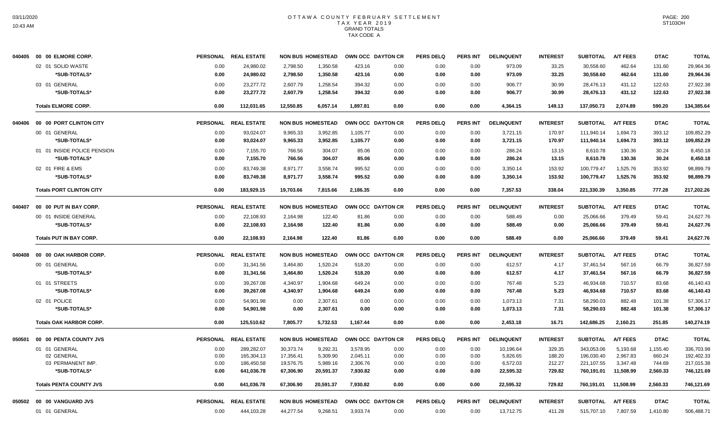# OTTAWA COUNTY FEBRUARY SETTLEMENT
## TAX YEAR 2019
### GRAND TOTALS
### TAX CODE A

| | PERSONAL | REAL ESTATE | NON BUS | HOMESTEAD | OWN OCC | DAYTON CR | PERS DELQ | PERS INT | DELINQUENT | INTEREST | SUBTOTAL | A/T FEES | DTAC | TOTAL |
|---|---|---|---|---|---|---|---|---|---|---|---|---|---|---|
| **040405 00 00 ELMORE CORP.** | | | | | | | | | | | | | | |
| 02 01 SOLID WASTE | 0.00 | 24,980.02 | 2,798.50 | 1,350.58 | 423.16 | 0.00 | 0.00 | 0.00 | 973.09 | 33.25 | 30,558.60 | 462.64 | 131.60 | 29,964.36 |
| *SUB-TOTALS* | 0.00 | 24,980.02 | 2,798.50 | 1,350.58 | 423.16 | 0.00 | 0.00 | 0.00 | 973.09 | 33.25 | 30,558.60 | 462.64 | 131.60 | 29,964.36 |
| 03 01 GENERAL | 0.00 | 23,277.72 | 2,607.79 | 1,258.54 | 394.32 | 0.00 | 0.00 | 0.00 | 906.77 | 30.99 | 28,476.13 | 431.12 | 122.63 | 27,922.38 |
| *SUB-TOTALS* | 0.00 | 23,277.72 | 2,607.79 | 1,258.54 | 394.32 | 0.00 | 0.00 | 0.00 | 906.77 | 30.99 | 28,476.13 | 431.12 | 122.63 | 27,922.38 |
| **Totals ELMORE CORP.** | 0.00 | 112,031.65 | 12,550.85 | 6,057.14 | 1,897.81 | 0.00 | 0.00 | 0.00 | 4,364.15 | 149.13 | 137,050.73 | 2,074.89 | 590.20 | 134,385.64 |
| **040406 00 00 PORT CLINTON CITY** | | | | | | | | | | | | | | |
| 00 01 GENERAL | 0.00 | 93,024.07 | 9,965.33 | 3,952.85 | 1,105.77 | 0.00 | 0.00 | 0.00 | 3,721.15 | 170.97 | 111,940.14 | 1,694.73 | 393.12 | 109,852.29 |
| *SUB-TOTALS* | 0.00 | 93,024.07 | 9,965.33 | 3,952.85 | 1,105.77 | 0.00 | 0.00 | 0.00 | 3,721.15 | 170.97 | 111,940.14 | 1,694.73 | 393.12 | 109,852.29 |
| 01 01 INSIDE POLICE PENSION | 0.00 | 7,155.70 | 766.56 | 304.07 | 85.06 | 0.00 | 0.00 | 0.00 | 286.24 | 13.15 | 8,610.78 | 130.36 | 30.24 | 8,450.18 |
| *SUB-TOTALS* | 0.00 | 7,155.70 | 766.56 | 304.07 | 85.06 | 0.00 | 0.00 | 0.00 | 286.24 | 13.15 | 8,610.78 | 130.36 | 30.24 | 8,450.18 |
| 02 01 FIRE & EMS | 0.00 | 83,749.38 | 8,971.77 | 3,558.74 | 995.52 | 0.00 | 0.00 | 0.00 | 3,350.14 | 153.92 | 100,779.47 | 1,525.76 | 353.92 | 98,899.79 |
| *SUB-TOTALS* | 0.00 | 83,749.38 | 8,971.77 | 3,558.74 | 995.52 | 0.00 | 0.00 | 0.00 | 3,350.14 | 153.92 | 100,779.47 | 1,525.76 | 353.92 | 98,899.79 |
| **Totals PORT CLINTON CITY** | 0.00 | 183,929.15 | 19,703.66 | 7,815.66 | 2,186.35 | 0.00 | 0.00 | 0.00 | 7,357.53 | 338.04 | 221,330.39 | 3,350.85 | 777.28 | 217,202.26 |
| **040407 00 00 PUT IN BAY CORP.** | | | | | | | | | | | | | | |
| 00 01 INSIDE GENERAL | 0.00 | 22,108.93 | 2,164.98 | 122.40 | 81.86 | 0.00 | 0.00 | 0.00 | 588.49 | 0.00 | 25,066.66 | 379.49 | 59.41 | 24,627.76 |
| *SUB-TOTALS* | 0.00 | 22,108.93 | 2,164.98 | 122.40 | 81.86 | 0.00 | 0.00 | 0.00 | 588.49 | 0.00 | 25,066.66 | 379.49 | 59.41 | 24,627.76 |
| **Totals PUT IN BAY CORP.** | 0.00 | 22,108.93 | 2,164.98 | 122.40 | 81.86 | 0.00 | 0.00 | 0.00 | 588.49 | 0.00 | 25,066.66 | 379.49 | 59.41 | 24,627.76 |
| **040408 00 00 OAK HARBOR CORP.** | | | | | | | | | | | | | | |
| 00 01 GENERAL | 0.00 | 31,341.56 | 3,464.80 | 1,520.24 | 518.20 | 0.00 | 0.00 | 0.00 | 612.57 | 4.17 | 37,461.54 | 567.16 | 66.79 | 36,827.59 |
| *SUB-TOTALS* | 0.00 | 31,341.56 | 3,464.80 | 1,520.24 | 518.20 | 0.00 | 0.00 | 0.00 | 612.57 | 4.17 | 37,461.54 | 567.16 | 66.79 | 36,827.59 |
| 01 01 STREETS | 0.00 | 39,267.08 | 4,340.97 | 1,904.68 | 649.24 | 0.00 | 0.00 | 0.00 | 767.48 | 5.23 | 46,934.68 | 710.57 | 83.68 | 46,140.43 |
| *SUB-TOTALS* | 0.00 | 39,267.08 | 4,340.97 | 1,904.68 | 649.24 | 0.00 | 0.00 | 0.00 | 767.48 | 5.23 | 46,934.68 | 710.57 | 83.68 | 46,140.43 |
| 02 01 POLICE | 0.00 | 54,901.98 | 0.00 | 2,307.61 | 0.00 | 0.00 | 0.00 | 0.00 | 1,073.13 | 7.31 | 58,290.03 | 882.48 | 101.38 | 57,306.17 |
| *SUB-TOTALS* | 0.00 | 54,901.98 | 0.00 | 2,307.61 | 0.00 | 0.00 | 0.00 | 0.00 | 1,073.13 | 7.31 | 58,290.03 | 882.48 | 101.38 | 57,306.17 |
| **Totals OAK HARBOR CORP.** | 0.00 | 125,510.62 | 7,805.77 | 5,732.53 | 1,167.44 | 0.00 | 0.00 | 0.00 | 2,453.18 | 16.71 | 142,686.25 | 2,160.21 | 251.85 | 140,274.19 |
| **050501 00 00 PENTA COUNTY JVS** | | | | | | | | | | | | | | |
| 01 01 GENERAL | 0.00 | 289,282.07 | 30,373.74 | 9,292.31 | 3,578.95 | 0.00 | 0.00 | 0.00 | 10,196.64 | 329.35 | 343,053.06 | 5,193.68 | 1,155.40 | 336,703.98 |
| 02 GENERAL | 0.00 | 165,304.13 | 17,356.41 | 5,309.90 | 2,045.11 | 0.00 | 0.00 | 0.00 | 5,826.65 | 188.20 | 196,030.40 | 2,967.83 | 660.24 | 192,402.33 |
| 03 PERMANENT IMP. | 0.00 | 186,450.58 | 19,576.75 | 5,989.16 | 2,306.76 | 0.00 | 0.00 | 0.00 | 6,572.03 | 212.27 | 221,107.55 | 3,347.48 | 744.69 | 217,015.38 |
| *SUB-TOTALS* | 0.00 | 641,036.78 | 67,306.90 | 20,591.37 | 7,930.82 | 0.00 | 0.00 | 0.00 | 22,595.32 | 729.82 | 760,191.01 | 11,508.99 | 2,560.33 | 746,121.69 |
| **Totals PENTA COUNTY JVS** | 0.00 | 641,036.78 | 67,306.90 | 20,591.37 | 7,930.82 | 0.00 | 0.00 | 0.00 | 22,595.32 | 729.82 | 760,191.01 | 11,508.99 | 2,560.33 | 746,121.69 |
| **050502 00 00 VANGUARD JVS** | | | | | | | | | | | | | | |
| 01 01 GENERAL | 0.00 | 444,103.28 | 44,277.54 | 9,268.51 | 3,933.74 | 0.00 | 0.00 | 0.00 | 13,712.75 | 411.28 | 515,707.10 | 7,807.59 | 1,410.80 | 506,488.71 |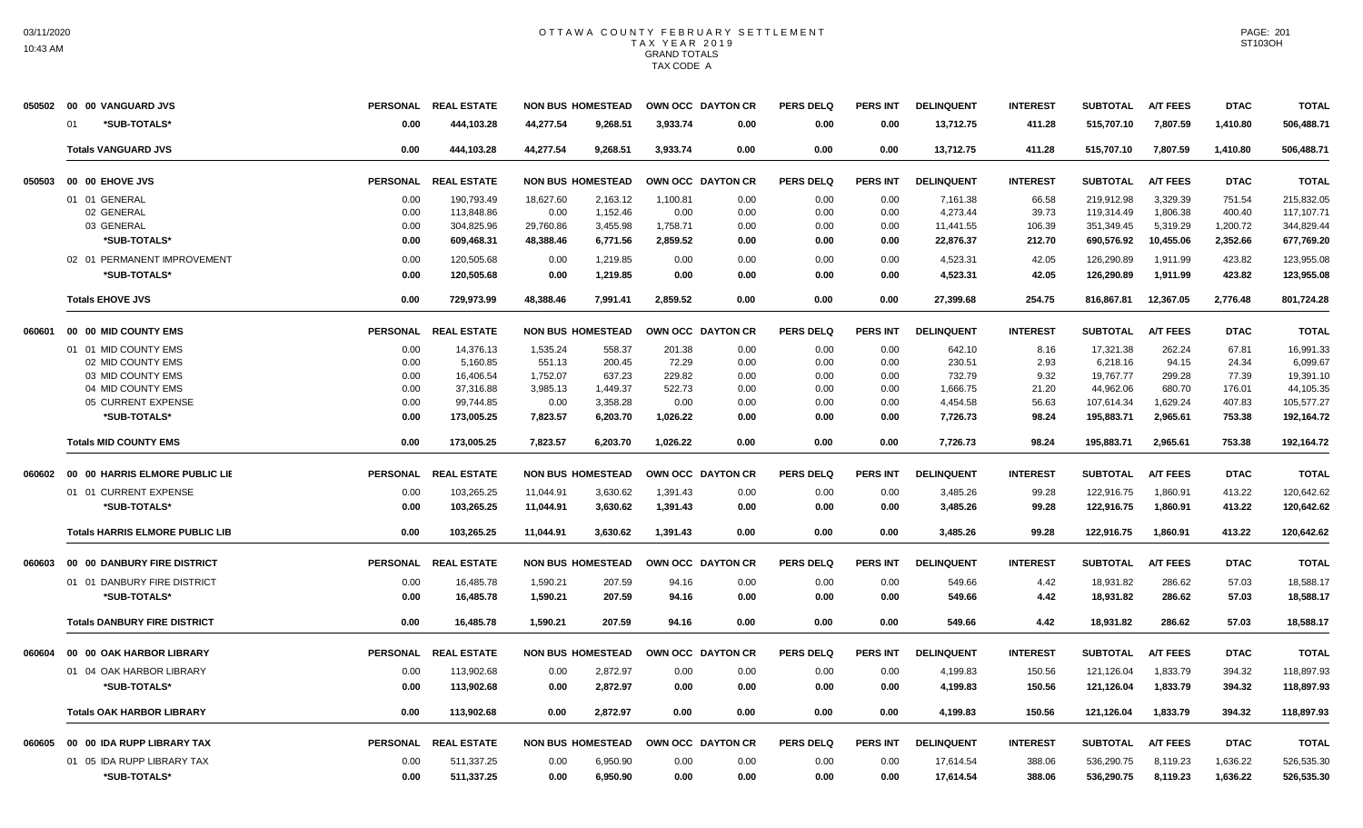# OTTAWA COUNTY FEBRUARY SETTLEMENT
## TAX YEAR 2019
### GRAND TOTALS
### TAX CODE A

| | PERSONAL | REAL ESTATE | NON BUS | HOMESTEAD | OWN OCC | DAYTON CR | PERS DELQ | PERS INT | DELINQUENT | INTEREST | SUBTOTAL | A/T FEES | DTAC | TOTAL |
|---|---|---|---|---|---|---|---|---|---|---|---|---|---|---|
| **050502 00 00 VANGUARD JVS** | | | | | | | | | | | | | | |
| 01 \*SUB-TOTALS\* | 0.00 | 444,103.28 | 44,277.54 | 9,268.51 | 3,933.74 | 0.00 | 0.00 | 0.00 | 13,712.75 | 411.28 | 515,707.10 | 7,807.59 | 1,410.80 | 506,488.71 |
| **Totals VANGUARD JVS** | 0.00 | 444,103.28 | 44,277.54 | 9,268.51 | 3,933.74 | 0.00 | 0.00 | 0.00 | 13,712.75 | 411.28 | 515,707.10 | 7,807.59 | 1,410.80 | 506,488.71 |
| **050503 00 00 EHOVE JVS** | | | | | | | | | | | | | | |
| 01 01 GENERAL | 0.00 | 190,793.49 | 18,627.60 | 2,163.12 | 1,100.81 | 0.00 | 0.00 | 0.00 | 7,161.38 | 66.58 | 219,912.98 | 3,329.39 | 751.54 | 215,832.05 |
| 02 GENERAL | 0.00 | 113,848.86 | 0.00 | 1,152.46 | 0.00 | 0.00 | 0.00 | 0.00 | 4,273.44 | 39.73 | 119,314.49 | 1,806.38 | 400.40 | 117,107.71 |
| 03 GENERAL | 0.00 | 304,825.96 | 29,760.86 | 3,455.98 | 1,758.71 | 0.00 | 0.00 | 0.00 | 11,441.55 | 106.39 | 351,349.45 | 5,319.29 | 1,200.72 | 344,829.44 |
| \*SUB-TOTALS\* | 0.00 | 609,468.31 | 48,388.46 | 6,771.56 | 2,859.52 | 0.00 | 0.00 | 0.00 | 22,876.37 | 212.70 | 690,576.92 | 10,455.06 | 2,352.66 | 677,769.20 |
| 02 01 PERMANENT IMPROVEMENT | 0.00 | 120,505.68 | 0.00 | 1,219.85 | 0.00 | 0.00 | 0.00 | 0.00 | 4,523.31 | 42.05 | 126,290.89 | 1,911.99 | 423.82 | 123,955.08 |
| \*SUB-TOTALS\* | 0.00 | 120,505.68 | 0.00 | 1,219.85 | 0.00 | 0.00 | 0.00 | 0.00 | 4,523.31 | 42.05 | 126,290.89 | 1,911.99 | 423.82 | 123,955.08 |
| **Totals EHOVE JVS** | 0.00 | 729,973.99 | 48,388.46 | 7,991.41 | 2,859.52 | 0.00 | 0.00 | 0.00 | 27,399.68 | 254.75 | 816,867.81 | 12,367.05 | 2,776.48 | 801,724.28 |
| **060601 00 00 MID COUNTY EMS** | | | | | | | | | | | | | | |
| 01 01 MID COUNTY EMS | 0.00 | 14,376.13 | 1,535.24 | 558.37 | 201.38 | 0.00 | 0.00 | 0.00 | 642.10 | 8.16 | 17,321.38 | 262.24 | 67.81 | 16,991.33 |
| 02 MID COUNTY EMS | 0.00 | 5,160.85 | 551.13 | 200.45 | 72.29 | 0.00 | 0.00 | 0.00 | 230.51 | 2.93 | 6,218.16 | 94.15 | 24.34 | 6,099.67 |
| 03 MID COUNTY EMS | 0.00 | 16,406.54 | 1,752.07 | 637.23 | 229.82 | 0.00 | 0.00 | 0.00 | 732.79 | 9.32 | 19,767.77 | 299.28 | 77.39 | 19,391.10 |
| 04 MID COUNTY EMS | 0.00 | 37,316.88 | 3,985.13 | 1,449.37 | 522.73 | 0.00 | 0.00 | 0.00 | 1,666.75 | 21.20 | 44,962.06 | 680.70 | 176.01 | 44,105.35 |
| 05 CURRENT EXPENSE | 0.00 | 99,744.85 | 0.00 | 3,358.28 | 0.00 | 0.00 | 0.00 | 0.00 | 4,454.58 | 56.63 | 107,614.34 | 1,629.24 | 407.83 | 105,577.27 |
| \*SUB-TOTALS\* | 0.00 | 173,005.25 | 7,823.57 | 6,203.70 | 1,026.22 | 0.00 | 0.00 | 0.00 | 7,726.73 | 98.24 | 195,883.71 | 2,965.61 | 753.38 | 192,164.72 |
| **Totals MID COUNTY EMS** | 0.00 | 173,005.25 | 7,823.57 | 6,203.70 | 1,026.22 | 0.00 | 0.00 | 0.00 | 7,726.73 | 98.24 | 195,883.71 | 2,965.61 | 753.38 | 192,164.72 |
| **060602 00 00 HARRIS ELMORE PUBLIC LIB** | | | | | | | | | | | | | | |
| 01 01 CURRENT EXPENSE | 0.00 | 103,265.25 | 11,044.91 | 3,630.62 | 1,391.43 | 0.00 | 0.00 | 0.00 | 3,485.26 | 99.28 | 122,916.75 | 1,860.91 | 413.22 | 120,642.62 |
| \*SUB-TOTALS\* | 0.00 | 103,265.25 | 11,044.91 | 3,630.62 | 1,391.43 | 0.00 | 0.00 | 0.00 | 3,485.26 | 99.28 | 122,916.75 | 1,860.91 | 413.22 | 120,642.62 |
| **Totals HARRIS ELMORE PUBLIC LIB** | 0.00 | 103,265.25 | 11,044.91 | 3,630.62 | 1,391.43 | 0.00 | 0.00 | 0.00 | 3,485.26 | 99.28 | 122,916.75 | 1,860.91 | 413.22 | 120,642.62 |
| **060603 00 00 DANBURY FIRE DISTRICT** | | | | | | | | | | | | | | |
| 01 01 DANBURY FIRE DISTRICT | 0.00 | 16,485.78 | 1,590.21 | 207.59 | 94.16 | 0.00 | 0.00 | 0.00 | 549.66 | 4.42 | 18,931.82 | 286.62 | 57.03 | 18,588.17 |
| \*SUB-TOTALS\* | 0.00 | 16,485.78 | 1,590.21 | 207.59 | 94.16 | 0.00 | 0.00 | 0.00 | 549.66 | 4.42 | 18,931.82 | 286.62 | 57.03 | 18,588.17 |
| **Totals DANBURY FIRE DISTRICT** | 0.00 | 16,485.78 | 1,590.21 | 207.59 | 94.16 | 0.00 | 0.00 | 0.00 | 549.66 | 4.42 | 18,931.82 | 286.62 | 57.03 | 18,588.17 |
| **060604 00 00 OAK HARBOR LIBRARY** | | | | | | | | | | | | | | |
| 01 04 OAK HARBOR LIBRARY | 0.00 | 113,902.68 | 0.00 | 2,872.97 | 0.00 | 0.00 | 0.00 | 0.00 | 4,199.83 | 150.56 | 121,126.04 | 1,833.79 | 394.32 | 118,897.93 |
| \*SUB-TOTALS\* | 0.00 | 113,902.68 | 0.00 | 2,872.97 | 0.00 | 0.00 | 0.00 | 0.00 | 4,199.83 | 150.56 | 121,126.04 | 1,833.79 | 394.32 | 118,897.93 |
| **Totals OAK HARBOR LIBRARY** | 0.00 | 113,902.68 | 0.00 | 2,872.97 | 0.00 | 0.00 | 0.00 | 0.00 | 4,199.83 | 150.56 | 121,126.04 | 1,833.79 | 394.32 | 118,897.93 |
| **060605 00 00 IDA RUPP LIBRARY TAX** | | | | | | | | | | | | | | |
| 01 05 IDA RUPP LIBRARY TAX | 0.00 | 511,337.25 | 0.00 | 6,950.90 | 0.00 | 0.00 | 0.00 | 0.00 | 17,614.54 | 388.06 | 536,290.75 | 8,119.23 | 1,636.22 | 526,535.30 |
| \*SUB-TOTALS\* | 0.00 | 511,337.25 | 0.00 | 6,950.90 | 0.00 | 0.00 | 0.00 | 0.00 | 17,614.54 | 388.06 | 536,290.75 | 8,119.23 | 1,636.22 | 526,535.30 |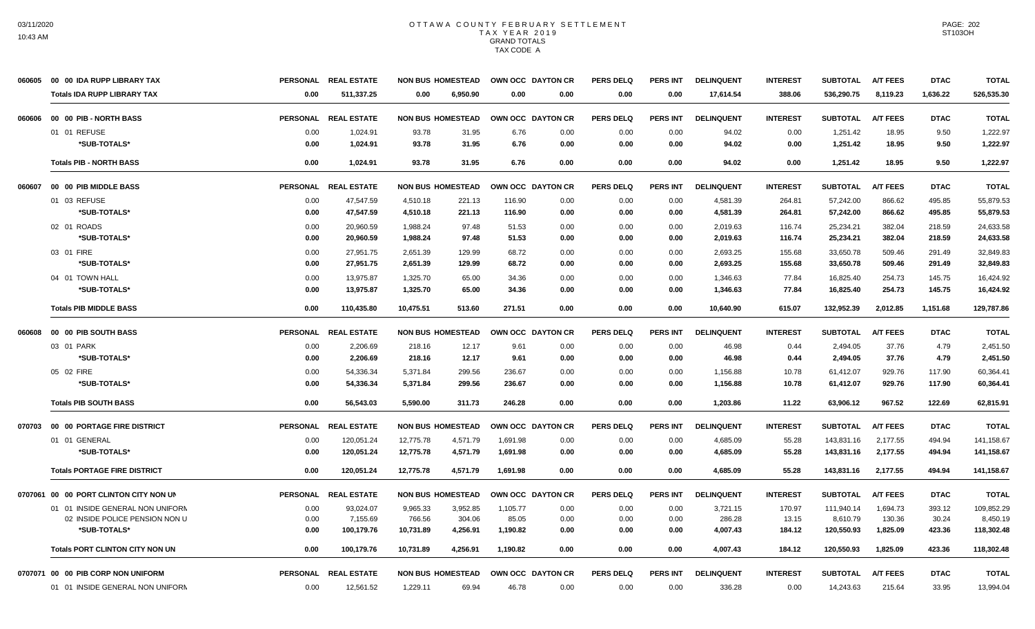# OTTAWA COUNTY FEBRUARY SETTLEMENT
## TAX YEAR 2019
### GRAND TOTALS
### TAX CODE A

| | | PERSONAL | REAL ESTATE | NON BUS | HOMESTEAD | OWN OCC | DAYTON CR | PERS DELQ | PERS INT | DELINQUENT | INTEREST | SUBTOTAL | A/T FEES | DTAC | TOTAL |
|---|---|---|---|---|---|---|---|---|---|---|---|---|---|---|---|
| 060605 | 00 00 IDA RUPP LIBRARY TAX | | | | | | | | | | | | | | |
| | Totals IDA RUPP LIBRARY TAX | 0.00 | 511,337.25 | 0.00 | 6,950.90 | 0.00 | 0.00 | 0.00 | 0.00 | 17,614.54 | 388.06 | 536,290.75 | 8,119.23 | 1,636.22 | 526,535.30 |
| 060606 | 00 00 PIB - NORTH BASS | PERSONAL | REAL ESTATE | NON BUS | HOMESTEAD | OWN OCC | DAYTON CR | PERS DELQ | PERS INT | DELINQUENT | INTEREST | SUBTOTAL | A/T FEES | DTAC | TOTAL |
| | 01 01 REFUSE | 0.00 | 1,024.91 | 93.78 | 31.95 | 6.76 | 0.00 | 0.00 | 0.00 | 94.02 | 0.00 | 1,251.42 | 18.95 | 9.50 | 1,222.97 |
| | *SUB-TOTALS* | 0.00 | 1,024.91 | 93.78 | 31.95 | 6.76 | 0.00 | 0.00 | 0.00 | 94.02 | 0.00 | 1,251.42 | 18.95 | 9.50 | 1,222.97 |
| | Totals PIB - NORTH BASS | 0.00 | 1,024.91 | 93.78 | 31.95 | 6.76 | 0.00 | 0.00 | 0.00 | 94.02 | 0.00 | 1,251.42 | 18.95 | 9.50 | 1,222.97 |
| 060607 | 00 00 PIB MIDDLE BASS | PERSONAL | REAL ESTATE | NON BUS | HOMESTEAD | OWN OCC | DAYTON CR | PERS DELQ | PERS INT | DELINQUENT | INTEREST | SUBTOTAL | A/T FEES | DTAC | TOTAL |
| | 01 03 REFUSE | 0.00 | 47,547.59 | 4,510.18 | 221.13 | 116.90 | 0.00 | 0.00 | 0.00 | 4,581.39 | 264.81 | 57,242.00 | 866.62 | 495.85 | 55,879.53 |
| | *SUB-TOTALS* | 0.00 | 47,547.59 | 4,510.18 | 221.13 | 116.90 | 0.00 | 0.00 | 0.00 | 4,581.39 | 264.81 | 57,242.00 | 866.62 | 495.85 | 55,879.53 |
| | 02 01 ROADS | 0.00 | 20,960.59 | 1,988.24 | 97.48 | 51.53 | 0.00 | 0.00 | 0.00 | 2,019.63 | 116.74 | 25,234.21 | 382.04 | 218.59 | 24,633.58 |
| | *SUB-TOTALS* | 0.00 | 20,960.59 | 1,988.24 | 97.48 | 51.53 | 0.00 | 0.00 | 0.00 | 2,019.63 | 116.74 | 25,234.21 | 382.04 | 218.59 | 24,633.58 |
| | 03 01 FIRE | 0.00 | 27,951.75 | 2,651.39 | 129.99 | 68.72 | 0.00 | 0.00 | 0.00 | 2,693.25 | 155.68 | 33,650.78 | 509.46 | 291.49 | 32,849.83 |
| | *SUB-TOTALS* | 0.00 | 27,951.75 | 2,651.39 | 129.99 | 68.72 | 0.00 | 0.00 | 0.00 | 2,693.25 | 155.68 | 33,650.78 | 509.46 | 291.49 | 32,849.83 |
| | 04 01 TOWN HALL | 0.00 | 13,975.87 | 1,325.70 | 65.00 | 34.36 | 0.00 | 0.00 | 0.00 | 1,346.63 | 77.84 | 16,825.40 | 254.73 | 145.75 | 16,424.92 |
| | *SUB-TOTALS* | 0.00 | 13,975.87 | 1,325.70 | 65.00 | 34.36 | 0.00 | 0.00 | 0.00 | 1,346.63 | 77.84 | 16,825.40 | 254.73 | 145.75 | 16,424.92 |
| | Totals PIB MIDDLE BASS | 0.00 | 110,435.80 | 10,475.51 | 513.60 | 271.51 | 0.00 | 0.00 | 0.00 | 10,640.90 | 615.07 | 132,952.39 | 2,012.85 | 1,151.68 | 129,787.86 |
| 060608 | 00 00 PIB SOUTH BASS | PERSONAL | REAL ESTATE | NON BUS | HOMESTEAD | OWN OCC | DAYTON CR | PERS DELQ | PERS INT | DELINQUENT | INTEREST | SUBTOTAL | A/T FEES | DTAC | TOTAL |
| | 03 01 PARK | 0.00 | 2,206.69 | 218.16 | 12.17 | 9.61 | 0.00 | 0.00 | 0.00 | 46.98 | 0.44 | 2,494.05 | 37.76 | 4.79 | 2,451.50 |
| | *SUB-TOTALS* | 0.00 | 2,206.69 | 218.16 | 12.17 | 9.61 | 0.00 | 0.00 | 0.00 | 46.98 | 0.44 | 2,494.05 | 37.76 | 4.79 | 2,451.50 |
| | 05 02 FIRE | 0.00 | 54,336.34 | 5,371.84 | 299.56 | 236.67 | 0.00 | 0.00 | 0.00 | 1,156.88 | 10.78 | 61,412.07 | 929.76 | 117.90 | 60,364.41 |
| | *SUB-TOTALS* | 0.00 | 54,336.34 | 5,371.84 | 299.56 | 236.67 | 0.00 | 0.00 | 0.00 | 1,156.88 | 10.78 | 61,412.07 | 929.76 | 117.90 | 60,364.41 |
| | Totals PIB SOUTH BASS | 0.00 | 56,543.03 | 5,590.00 | 311.73 | 246.28 | 0.00 | 0.00 | 0.00 | 1,203.86 | 11.22 | 63,906.12 | 967.52 | 122.69 | 62,815.91 |
| 070703 | 00 00 PORTAGE FIRE DISTRICT | PERSONAL | REAL ESTATE | NON BUS | HOMESTEAD | OWN OCC | DAYTON CR | PERS DELQ | PERS INT | DELINQUENT | INTEREST | SUBTOTAL | A/T FEES | DTAC | TOTAL |
| | 01 01 GENERAL | 0.00 | 120,051.24 | 12,775.78 | 4,571.79 | 1,691.98 | 0.00 | 0.00 | 0.00 | 4,685.09 | 55.28 | 143,831.16 | 2,177.55 | 494.94 | 141,158.67 |
| | *SUB-TOTALS* | 0.00 | 120,051.24 | 12,775.78 | 4,571.79 | 1,691.98 | 0.00 | 0.00 | 0.00 | 4,685.09 | 55.28 | 143,831.16 | 2,177.55 | 494.94 | 141,158.67 |
| | Totals PORTAGE FIRE DISTRICT | 0.00 | 120,051.24 | 12,775.78 | 4,571.79 | 1,691.98 | 0.00 | 0.00 | 0.00 | 4,685.09 | 55.28 | 143,831.16 | 2,177.55 | 494.94 | 141,158.67 |
| 0707061 | 00 00 PORT CLINTON CITY NON UN | PERSONAL | REAL ESTATE | NON BUS | HOMESTEAD | OWN OCC | DAYTON CR | PERS DELQ | PERS INT | DELINQUENT | INTEREST | SUBTOTAL | A/T FEES | DTAC | TOTAL |
| | 01 01 INSIDE GENERAL NON UNIFORM | 0.00 | 93,024.07 | 9,965.33 | 3,952.85 | 1,105.77 | 0.00 | 0.00 | 0.00 | 3,721.15 | 170.97 | 111,940.14 | 1,694.73 | 393.12 | 109,852.29 |
| | 02 INSIDE POLICE PENSION NON U | 0.00 | 7,155.69 | 766.56 | 304.06 | 85.05 | 0.00 | 0.00 | 0.00 | 286.28 | 13.15 | 8,610.79 | 130.36 | 30.24 | 8,450.19 |
| | *SUB-TOTALS* | 0.00 | 100,179.76 | 10,731.89 | 4,256.91 | 1,190.82 | 0.00 | 0.00 | 0.00 | 4,007.43 | 184.12 | 120,550.93 | 1,825.09 | 423.36 | 118,302.48 |
| | Totals PORT CLINTON CITY NON UN | 0.00 | 100,179.76 | 10,731.89 | 4,256.91 | 1,190.82 | 0.00 | 0.00 | 0.00 | 4,007.43 | 184.12 | 120,550.93 | 1,825.09 | 423.36 | 118,302.48 |
| 0707071 | 00 00 PIB CORP NON UNIFORM | PERSONAL | REAL ESTATE | NON BUS | HOMESTEAD | OWN OCC | DAYTON CR | PERS DELQ | PERS INT | DELINQUENT | INTEREST | SUBTOTAL | A/T FEES | DTAC | TOTAL |
| | 01 01 INSIDE GENERAL NON UNIFORM | 0.00 | 12,561.52 | 1,229.11 | 69.94 | 46.78 | 0.00 | 0.00 | 0.00 | 336.28 | 0.00 | 14,243.63 | 215.64 | 33.95 | 13,994.04 |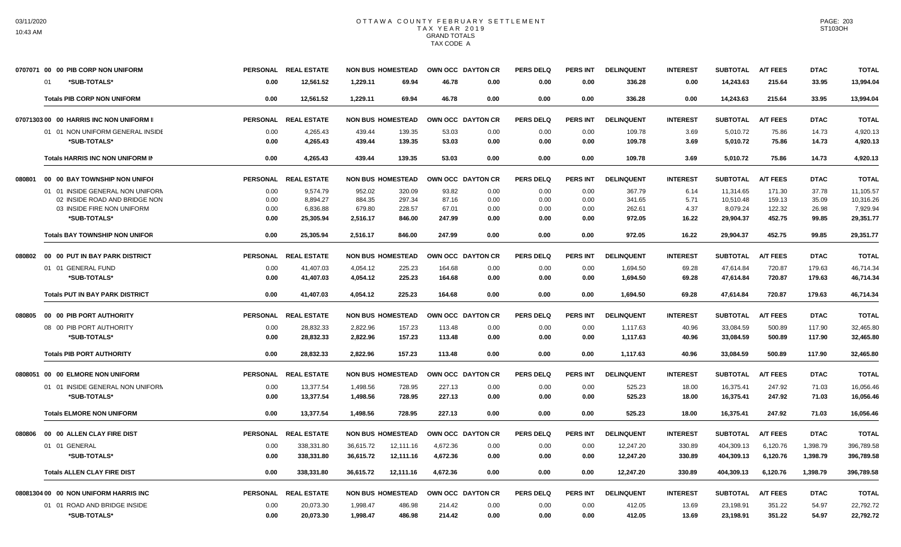# OTTAWA COUNTY FEBRUARY SETTLEMENT
## TAX YEAR 2019
## GRAND TOTALS
## TAX CODE A

| | PERSONAL | REAL ESTATE | NON BUS | HOMESTEAD | OWN OCC | DAYTON CR | PERS DELQ | PERS INT | DELINQUENT | INTEREST | SUBTOTAL | A/T FEES | DTAC | TOTAL |
|---|---|---|---|---|---|---|---|---|---|---|---|---|---|---|
| **0707071 00 00 PIB CORP NON UNIFORM** | | | | | | | | | | | | | | |
| 01 *SUB-TOTALS* | 0.00 | 12,561.52 | 1,229.11 | 69.94 | 46.78 | 0.00 | 0.00 | 0.00 | 336.28 | 0.00 | 14,243.63 | 215.64 | 33.95 | 13,994.04 |
| **Totals PIB CORP NON UNIFORM** | 0.00 | 12,561.52 | 1,229.11 | 69.94 | 46.78 | 0.00 | 0.00 | 0.00 | 336.28 | 0.00 | 14,243.63 | 215.64 | 33.95 | 13,994.04 |
| **07071303 00 00 HARRIS INC NON UNIFORM I** | | | | | | | | | | | | | | |
| 01 01 NON UNIFORM GENERAL INSIDE | 0.00 | 4,265.43 | 439.44 | 139.35 | 53.03 | 0.00 | 0.00 | 0.00 | 109.78 | 3.69 | 5,010.72 | 75.86 | 14.73 | 4,920.13 |
| *SUB-TOTALS* | 0.00 | 4,265.43 | 439.44 | 139.35 | 53.03 | 0.00 | 0.00 | 0.00 | 109.78 | 3.69 | 5,010.72 | 75.86 | 14.73 | 4,920.13 |
| **Totals HARRIS INC NON UNIFORM IN** | 0.00 | 4,265.43 | 439.44 | 139.35 | 53.03 | 0.00 | 0.00 | 0.00 | 109.78 | 3.69 | 5,010.72 | 75.86 | 14.73 | 4,920.13 |
| **080801 00 00 BAY TOWNSHIP NON UNIFOI** | | | | | | | | | | | | | | |
| 01 01 INSIDE GENERAL NON UNIFORM | 0.00 | 9,574.79 | 952.02 | 320.09 | 93.82 | 0.00 | 0.00 | 0.00 | 367.79 | 6.14 | 11,314.65 | 171.30 | 37.78 | 11,105.57 |
| 02 INSIDE ROAD AND BRIDGE NON | 0.00 | 8,894.27 | 884.35 | 297.34 | 87.16 | 0.00 | 0.00 | 0.00 | 341.65 | 5.71 | 10,510.48 | 159.13 | 35.09 | 10,316.26 |
| 03 INSIDE FIRE NON UNIFORM | 0.00 | 6,836.88 | 679.80 | 228.57 | 67.01 | 0.00 | 0.00 | 0.00 | 262.61 | 4.37 | 8,079.24 | 122.32 | 26.98 | 7,929.94 |
| *SUB-TOTALS* | 0.00 | 25,305.94 | 2,516.17 | 846.00 | 247.99 | 0.00 | 0.00 | 0.00 | 972.05 | 16.22 | 29,904.37 | 452.75 | 99.85 | 29,351.77 |
| **Totals BAY TOWNSHIP NON UNIFOR** | 0.00 | 25,305.94 | 2,516.17 | 846.00 | 247.99 | 0.00 | 0.00 | 0.00 | 972.05 | 16.22 | 29,904.37 | 452.75 | 99.85 | 29,351.77 |
| **080802 00 00 PUT IN BAY PARK DISTRICT** | | | | | | | | | | | | | | |
| 01 01 GENERAL FUND | 0.00 | 41,407.03 | 4,054.12 | 225.23 | 164.68 | 0.00 | 0.00 | 0.00 | 1,694.50 | 69.28 | 47,614.84 | 720.87 | 179.63 | 46,714.34 |
| *SUB-TOTALS* | 0.00 | 41,407.03 | 4,054.12 | 225.23 | 164.68 | 0.00 | 0.00 | 0.00 | 1,694.50 | 69.28 | 47,614.84 | 720.87 | 179.63 | 46,714.34 |
| **Totals PUT IN BAY PARK DISTRICT** | 0.00 | 41,407.03 | 4,054.12 | 225.23 | 164.68 | 0.00 | 0.00 | 0.00 | 1,694.50 | 69.28 | 47,614.84 | 720.87 | 179.63 | 46,714.34 |
| **080805 00 00 PIB PORT AUTHORITY** | | | | | | | | | | | | | | |
| 08 00 PIB PORT AUTHORITY | 0.00 | 28,832.33 | 2,822.96 | 157.23 | 113.48 | 0.00 | 0.00 | 0.00 | 1,117.63 | 40.96 | 33,084.59 | 500.89 | 117.90 | 32,465.80 |
| *SUB-TOTALS* | 0.00 | 28,832.33 | 2,822.96 | 157.23 | 113.48 | 0.00 | 0.00 | 0.00 | 1,117.63 | 40.96 | 33,084.59 | 500.89 | 117.90 | 32,465.80 |
| **Totals PIB PORT AUTHORITY** | 0.00 | 28,832.33 | 2,822.96 | 157.23 | 113.48 | 0.00 | 0.00 | 0.00 | 1,117.63 | 40.96 | 33,084.59 | 500.89 | 117.90 | 32,465.80 |
| **0808051 00 00 ELMORE NON UNIFORM** | | | | | | | | | | | | | | |
| 01 01 INSIDE GENERAL NON UNIFORM | 0.00 | 13,377.54 | 1,498.56 | 728.95 | 227.13 | 0.00 | 0.00 | 0.00 | 525.23 | 18.00 | 16,375.41 | 247.92 | 71.03 | 16,056.46 |
| *SUB-TOTALS* | 0.00 | 13,377.54 | 1,498.56 | 728.95 | 227.13 | 0.00 | 0.00 | 0.00 | 525.23 | 18.00 | 16,375.41 | 247.92 | 71.03 | 16,056.46 |
| **Totals ELMORE NON UNIFORM** | 0.00 | 13,377.54 | 1,498.56 | 728.95 | 227.13 | 0.00 | 0.00 | 0.00 | 525.23 | 18.00 | 16,375.41 | 247.92 | 71.03 | 16,056.46 |
| **080806 00 00 ALLEN CLAY FIRE DIST** | | | | | | | | | | | | | | |
| 01 01 GENERAL | 0.00 | 338,331.80 | 36,615.72 | 12,111.16 | 4,672.36 | 0.00 | 0.00 | 0.00 | 12,247.20 | 330.89 | 404,309.13 | 6,120.76 | 1,398.79 | 396,789.58 |
| *SUB-TOTALS* | 0.00 | 338,331.80 | 36,615.72 | 12,111.16 | 4,672.36 | 0.00 | 0.00 | 0.00 | 12,247.20 | 330.89 | 404,309.13 | 6,120.76 | 1,398.79 | 396,789.58 |
| **Totals ALLEN CLAY FIRE DIST** | 0.00 | 338,331.80 | 36,615.72 | 12,111.16 | 4,672.36 | 0.00 | 0.00 | 0.00 | 12,247.20 | 330.89 | 404,309.13 | 6,120.76 | 1,398.79 | 396,789.58 |
| **08081304 00 00 NON UNIFORM HARRIS INC** | | | | | | | | | | | | | | |
| 01 01 ROAD AND BRIDGE INSIDE | 0.00 | 20,073.30 | 1,998.47 | 486.98 | 214.42 | 0.00 | 0.00 | 0.00 | 412.05 | 13.69 | 23,198.91 | 351.22 | 54.97 | 22,792.72 |
| *SUB-TOTALS* | 0.00 | 20,073.30 | 1,998.47 | 486.98 | 214.42 | 0.00 | 0.00 | 0.00 | 412.05 | 13.69 | 23,198.91 | 351.22 | 54.97 | 22,792.72 |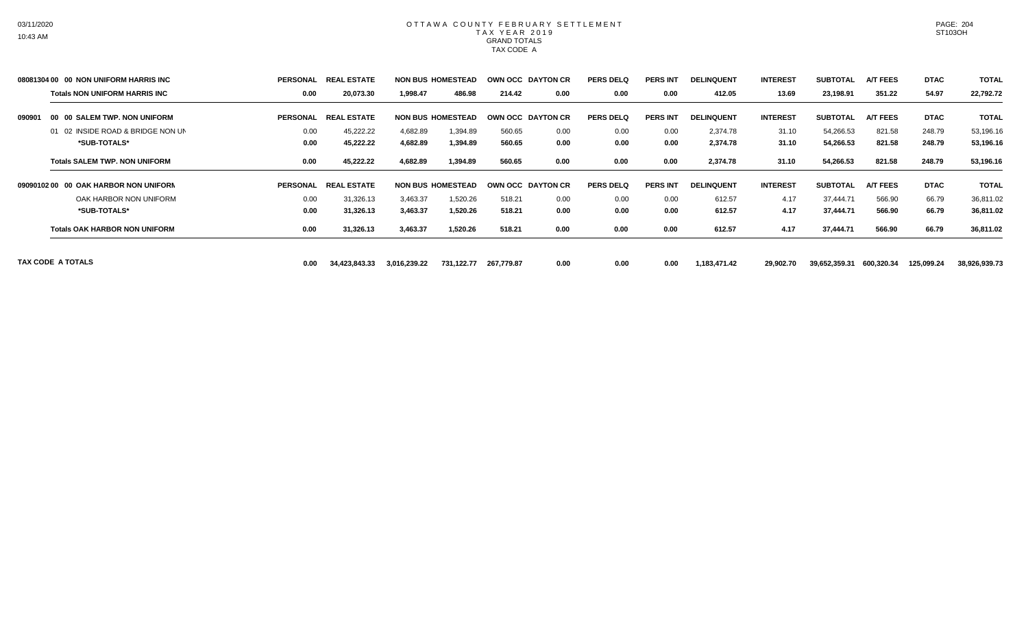# OTTAWA COUNTY FEBRUARY SETTLEMENT
## TAX YEAR 2019
### GRAND TOTALS
### TAX CODE A

| | PERSONAL | REAL ESTATE | NON BUS | HOMESTEAD | OWN OCC | DAYTON CR | PERS DELQ | PERS INT | DELINQUENT | INTEREST | SUBTOTAL | A/T FEES | DTAC | TOTAL |
|---|---|---|---|---|---|---|---|---|---|---|---|---|---|---|
| **08081304 00 00 NON UNIFORM HARRIS INC** | | | | | | | | | | | | | | |
| **Totals NON UNIFORM HARRIS INC** | **0.00** | **20,073.30** | **1,998.47** | **486.98** | **214.42** | **0.00** | **0.00** | **0.00** | **412.05** | **13.69** | **23,198.91** | **351.22** | **54.97** | **22,792.72** |
| **090901 00 00 SALEM TWP. NON UNIFORM** | **PERSONAL** | **REAL ESTATE** | **NON BUS** | **HOMESTEAD** | **OWN OCC** | **DAYTON CR** | **PERS DELQ** | **PERS INT** | **DELINQUENT** | **INTEREST** | **SUBTOTAL** | **A/T FEES** | **DTAC** | **TOTAL** |
| 01 02 INSIDE ROAD & BRIDGE NON UN | 0.00 | 45,222.22 | 4,682.89 | 1,394.89 | 560.65 | 0.00 | 0.00 | 0.00 | 2,374.78 | 31.10 | 54,266.53 | 821.58 | 248.79 | 53,196.16 |
| ***SUB-TOTALS*** | **0.00** | **45,222.22** | **4,682.89** | **1,394.89** | **560.65** | **0.00** | **0.00** | **0.00** | **2,374.78** | **31.10** | **54,266.53** | **821.58** | **248.79** | **53,196.16** |
| **Totals SALEM TWP. NON UNIFORM** | **0.00** | **45,222.22** | **4,682.89** | **1,394.89** | **560.65** | **0.00** | **0.00** | **0.00** | **2,374.78** | **31.10** | **54,266.53** | **821.58** | **248.79** | **53,196.16** |
| **09090102 00 00 OAK HARBOR NON UNIFORM** | **PERSONAL** | **REAL ESTATE** | **NON BUS** | **HOMESTEAD** | **OWN OCC** | **DAYTON CR** | **PERS DELQ** | **PERS INT** | **DELINQUENT** | **INTEREST** | **SUBTOTAL** | **A/T FEES** | **DTAC** | **TOTAL** |
| OAK HARBOR NON UNIFORM | 0.00 | 31,326.13 | 3,463.37 | 1,520.26 | 518.21 | 0.00 | 0.00 | 0.00 | 612.57 | 4.17 | 37,444.71 | 566.90 | 66.79 | 36,811.02 |
| ***SUB-TOTALS*** | **0.00** | **31,326.13** | **3,463.37** | **1,520.26** | **518.21** | **0.00** | **0.00** | **0.00** | **612.57** | **4.17** | **37,444.71** | **566.90** | **66.79** | **36,811.02** |
| **Totals OAK HARBOR NON UNIFORM** | **0.00** | **31,326.13** | **3,463.37** | **1,520.26** | **518.21** | **0.00** | **0.00** | **0.00** | **612.57** | **4.17** | **37,444.71** | **566.90** | **66.79** | **36,811.02** |
| **TAX CODE A TOTALS** | 0.00 | 34,423,843.33 | 3,016,239.22 | 731,122.77 | 267,779.87 | 0.00 | 0.00 | 0.00 | 1,183,471.42 | 29,902.70 | 39,652,359.31 | 600,320.34 | 125,099.24 | 38,926,939.73 |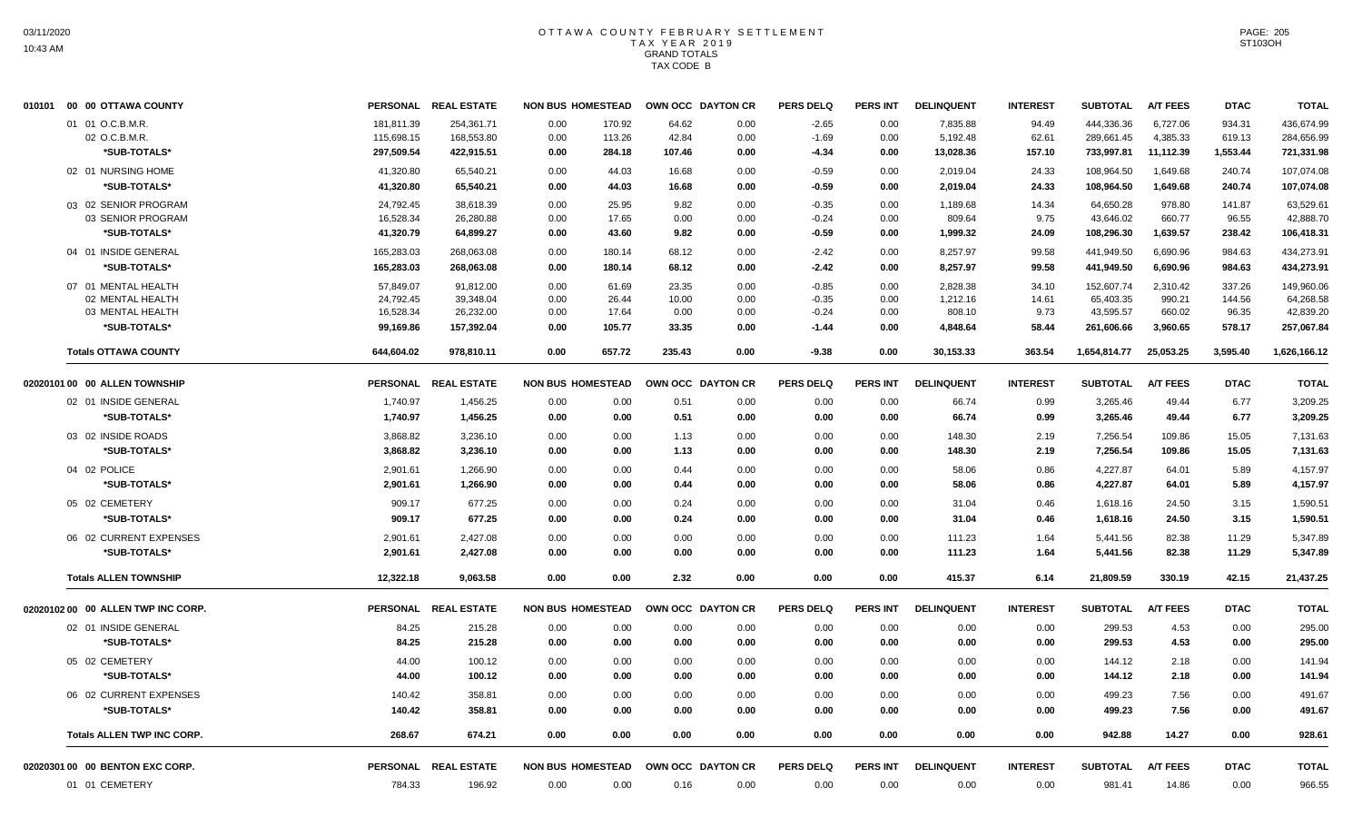# OTTAWA COUNTY FEBRUARY SETTLEMENT
## TAX YEAR 2019
### GRAND TOTALS
### TAX CODE B

| 010101 00 00 OTTAWA COUNTY | PERSONAL | REAL ESTATE | NON BUS | HOMESTEAD | OWN OCC | DAYTON CR | PERS DELQ | PERS INT | DELINQUENT | INTEREST | SUBTOTAL | A/T FEES | DTAC | TOTAL |
|---|---|---|---|---|---|---|---|---|---|---|---|---|---|---|
| 01 01 O.C.B.M.R. | 181,811.39 | 254,361.71 | 0.00 | 170.92 | 64.62 | 0.00 | -2.65 | 0.00 | 7,835.88 | 94.49 | 444,336.36 | 6,727.06 | 934.31 | 436,674.99 |
| 02 O.C.B.M.R. | 115,698.15 | 168,553.80 | 0.00 | 113.26 | 42.84 | 0.00 | -1.69 | 0.00 | 5,192.48 | 62.61 | 289,661.45 | 4,385.33 | 619.13 | 284,656.99 |
| *SUB-TOTALS* | 297,509.54 | 422,915.51 | 0.00 | 284.18 | 107.46 | 0.00 | -4.34 | 0.00 | 13,028.36 | 157.10 | 733,997.81 | 11,112.39 | 1,553.44 | 721,331.98 |
| 02 01 NURSING HOME | 41,320.80 | 65,540.21 | 0.00 | 44.03 | 16.68 | 0.00 | -0.59 | 0.00 | 2,019.04 | 24.33 | 108,964.50 | 1,649.68 | 240.74 | 107,074.08 |
| *SUB-TOTALS* | 41,320.80 | 65,540.21 | 0.00 | 44.03 | 16.68 | 0.00 | -0.59 | 0.00 | 2,019.04 | 24.33 | 108,964.50 | 1,649.68 | 240.74 | 107,074.08 |
| 03 02 SENIOR PROGRAM | 24,792.45 | 38,618.39 | 0.00 | 25.95 | 9.82 | 0.00 | -0.35 | 0.00 | 1,189.68 | 14.34 | 64,650.28 | 978.80 | 141.87 | 63,529.61 |
| 03 SENIOR PROGRAM | 16,528.34 | 26,280.88 | 0.00 | 17.65 | 0.00 | 0.00 | -0.24 | 0.00 | 809.64 | 9.75 | 43,646.02 | 660.77 | 96.55 | 42,888.70 |
| *SUB-TOTALS* | 41,320.79 | 64,899.27 | 0.00 | 43.60 | 9.82 | 0.00 | -0.59 | 0.00 | 1,999.32 | 24.09 | 108,296.30 | 1,639.57 | 238.42 | 106,418.31 |
| 04 01 INSIDE GENERAL | 165,283.03 | 268,063.08 | 0.00 | 180.14 | 68.12 | 0.00 | -2.42 | 0.00 | 8,257.97 | 99.58 | 441,949.50 | 6,690.96 | 984.63 | 434,273.91 |
| *SUB-TOTALS* | 165,283.03 | 268,063.08 | 0.00 | 180.14 | 68.12 | 0.00 | -2.42 | 0.00 | 8,257.97 | 99.58 | 441,949.50 | 6,690.96 | 984.63 | 434,273.91 |
| 07 01 MENTAL HEALTH | 57,849.07 | 91,812.00 | 0.00 | 61.69 | 23.35 | 0.00 | -0.85 | 0.00 | 2,828.38 | 34.10 | 152,607.74 | 2,310.42 | 337.26 | 149,960.06 |
| 02 MENTAL HEALTH | 24,792.45 | 39,348.04 | 0.00 | 26.44 | 10.00 | 0.00 | -0.35 | 0.00 | 1,212.16 | 14.61 | 65,403.35 | 990.21 | 144.56 | 64,268.58 |
| 03 MENTAL HEALTH | 16,528.34 | 26,232.00 | 0.00 | 17.64 | 0.00 | 0.00 | -0.24 | 0.00 | 808.10 | 9.73 | 43,595.57 | 660.02 | 96.35 | 42,839.20 |
| *SUB-TOTALS* | 99,169.86 | 157,392.04 | 0.00 | 105.77 | 33.35 | 0.00 | -1.44 | 0.00 | 4,848.64 | 58.44 | 261,606.66 | 3,960.65 | 578.17 | 257,067.84 |
| **Totals OTTAWA COUNTY** | 644,604.02 | 978,810.11 | 0.00 | 657.72 | 235.43 | 0.00 | -9.38 | 0.00 | 30,153.33 | 363.54 | 1,654,814.77 | 25,053.25 | 3,595.40 | 1,626,166.12 |

| 02020101 00 00 ALLEN TOWNSHIP | PERSONAL | REAL ESTATE | NON BUS | HOMESTEAD | OWN OCC | DAYTON CR | PERS DELQ | PERS INT | DELINQUENT | INTEREST | SUBTOTAL | A/T FEES | DTAC | TOTAL |
|---|---|---|---|---|---|---|---|---|---|---|---|---|---|---|
| 02 01 INSIDE GENERAL | 1,740.97 | 1,456.25 | 0.00 | 0.00 | 0.51 | 0.00 | 0.00 | 0.00 | 66.74 | 0.99 | 3,265.46 | 49.44 | 6.77 | 3,209.25 |
| *SUB-TOTALS* | 1,740.97 | 1,456.25 | 0.00 | 0.00 | 0.51 | 0.00 | 0.00 | 0.00 | 66.74 | 0.99 | 3,265.46 | 49.44 | 6.77 | 3,209.25 |
| 03 02 INSIDE ROADS | 3,868.82 | 3,236.10 | 0.00 | 0.00 | 1.13 | 0.00 | 0.00 | 0.00 | 148.30 | 2.19 | 7,256.54 | 109.86 | 15.05 | 7,131.63 |
| *SUB-TOTALS* | 3,868.82 | 3,236.10 | 0.00 | 0.00 | 1.13 | 0.00 | 0.00 | 0.00 | 148.30 | 2.19 | 7,256.54 | 109.86 | 15.05 | 7,131.63 |
| 04 02 POLICE | 2,901.61 | 1,266.90 | 0.00 | 0.00 | 0.44 | 0.00 | 0.00 | 0.00 | 58.06 | 0.86 | 4,227.87 | 64.01 | 5.89 | 4,157.97 |
| *SUB-TOTALS* | 2,901.61 | 1,266.90 | 0.00 | 0.00 | 0.44 | 0.00 | 0.00 | 0.00 | 58.06 | 0.86 | 4,227.87 | 64.01 | 5.89 | 4,157.97 |
| 05 02 CEMETERY | 909.17 | 677.25 | 0.00 | 0.00 | 0.24 | 0.00 | 0.00 | 0.00 | 31.04 | 0.46 | 1,618.16 | 24.50 | 3.15 | 1,590.51 |
| *SUB-TOTALS* | 909.17 | 677.25 | 0.00 | 0.00 | 0.24 | 0.00 | 0.00 | 0.00 | 31.04 | 0.46 | 1,618.16 | 24.50 | 3.15 | 1,590.51 |
| 06 02 CURRENT EXPENSES | 2,901.61 | 2,427.08 | 0.00 | 0.00 | 0.00 | 0.00 | 0.00 | 0.00 | 111.23 | 1.64 | 5,441.56 | 82.38 | 11.29 | 5,347.89 |
| *SUB-TOTALS* | 2,901.61 | 2,427.08 | 0.00 | 0.00 | 0.00 | 0.00 | 0.00 | 0.00 | 111.23 | 1.64 | 5,441.56 | 82.38 | 11.29 | 5,347.89 |
| **Totals ALLEN TOWNSHIP** | 12,322.18 | 9,063.58 | 0.00 | 0.00 | 2.32 | 0.00 | 0.00 | 0.00 | 415.37 | 6.14 | 21,809.59 | 330.19 | 42.15 | 21,437.25 |

| 02020102 00 00 ALLEN TWP INC CORP. | PERSONAL | REAL ESTATE | NON BUS | HOMESTEAD | OWN OCC | DAYTON CR | PERS DELQ | PERS INT | DELINQUENT | INTEREST | SUBTOTAL | A/T FEES | DTAC | TOTAL |
|---|---|---|---|---|---|---|---|---|---|---|---|---|---|---|
| 02 01 INSIDE GENERAL | 84.25 | 215.28 | 0.00 | 0.00 | 0.00 | 0.00 | 0.00 | 0.00 | 0.00 | 0.00 | 299.53 | 4.53 | 0.00 | 295.00 |
| *SUB-TOTALS* | 84.25 | 215.28 | 0.00 | 0.00 | 0.00 | 0.00 | 0.00 | 0.00 | 0.00 | 0.00 | 299.53 | 4.53 | 0.00 | 295.00 |
| 05 02 CEMETERY | 44.00 | 100.12 | 0.00 | 0.00 | 0.00 | 0.00 | 0.00 | 0.00 | 0.00 | 0.00 | 144.12 | 2.18 | 0.00 | 141.94 |
| *SUB-TOTALS* | 44.00 | 100.12 | 0.00 | 0.00 | 0.00 | 0.00 | 0.00 | 0.00 | 0.00 | 0.00 | 144.12 | 2.18 | 0.00 | 141.94 |
| 06 02 CURRENT EXPENSES | 140.42 | 358.81 | 0.00 | 0.00 | 0.00 | 0.00 | 0.00 | 0.00 | 0.00 | 0.00 | 499.23 | 7.56 | 0.00 | 491.67 |
| *SUB-TOTALS* | 140.42 | 358.81 | 0.00 | 0.00 | 0.00 | 0.00 | 0.00 | 0.00 | 0.00 | 0.00 | 499.23 | 7.56 | 0.00 | 491.67 |
| **Totals ALLEN TWP INC CORP.** | 268.67 | 674.21 | 0.00 | 0.00 | 0.00 | 0.00 | 0.00 | 0.00 | 0.00 | 0.00 | 942.88 | 14.27 | 0.00 | 928.61 |

| 02020301 00 00 BENTON EXC CORP. | PERSONAL | REAL ESTATE | NON BUS | HOMESTEAD | OWN OCC | DAYTON CR | PERS DELQ | PERS INT | DELINQUENT | INTEREST | SUBTOTAL | A/T FEES | DTAC | TOTAL |
|---|---|---|---|---|---|---|---|---|---|---|---|---|---|---|
| 01 01 CEMETERY | 784.33 | 196.92 | 0.00 | 0.00 | 0.16 | 0.00 | 0.00 | 0.00 | 0.00 | 0.00 | 981.41 | 14.86 | 0.00 | 966.55 |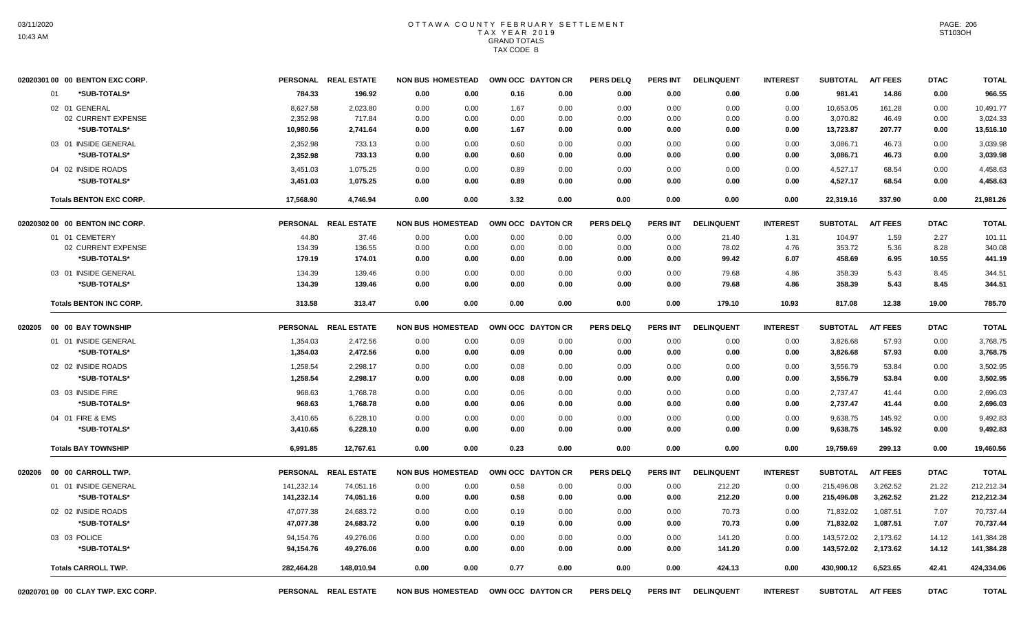# OTTAWA COUNTY FEBRUARY SETTLEMENT
## TAX YEAR 2019
### GRAND TOTALS
### TAX CODE B

| 02020301 00 00 BENTON EXC CORP. | PERSONAL | REAL ESTATE | NON BUS | HOMESTEAD | OWN OCC | DAYTON CR | PERS DELQ | PERS INT | DELINQUENT | INTEREST | SUBTOTAL | A/T FEES | DTAC | TOTAL |
|---|---|---|---|---|---|---|---|---|---|---|---|---|---|---|
| 01 *SUB-TOTALS* | 784.33 | 196.92 | 0.00 | 0.00 | 0.16 | 0.00 | 0.00 | 0.00 | 0.00 | 0.00 | 981.41 | 14.86 | 0.00 | 966.55 |
| 02 01 GENERAL | 8,627.58 | 2,023.80 | 0.00 | 0.00 | 1.67 | 0.00 | 0.00 | 0.00 | 0.00 | 0.00 | 10,653.05 | 161.28 | 0.00 | 10,491.77 |
| 02 CURRENT EXPENSE | 2,352.98 | 717.84 | 0.00 | 0.00 | 0.00 | 0.00 | 0.00 | 0.00 | 0.00 | 0.00 | 3,070.82 | 46.49 | 0.00 | 3,024.33 |
| *SUB-TOTALS* | 10,980.56 | 2,741.64 | 0.00 | 0.00 | 1.67 | 0.00 | 0.00 | 0.00 | 0.00 | 0.00 | 13,723.87 | 207.77 | 0.00 | 13,516.10 |
| 03 01 INSIDE GENERAL | 2,352.98 | 733.13 | 0.00 | 0.00 | 0.60 | 0.00 | 0.00 | 0.00 | 0.00 | 0.00 | 3,086.71 | 46.73 | 0.00 | 3,039.98 |
| *SUB-TOTALS* | 2,352.98 | 733.13 | 0.00 | 0.00 | 0.60 | 0.00 | 0.00 | 0.00 | 0.00 | 0.00 | 3,086.71 | 46.73 | 0.00 | 3,039.98 |
| 04 02 INSIDE ROADS | 3,451.03 | 1,075.25 | 0.00 | 0.00 | 0.89 | 0.00 | 0.00 | 0.00 | 0.00 | 0.00 | 4,527.17 | 68.54 | 0.00 | 4,458.63 |
| *SUB-TOTALS* | 3,451.03 | 1,075.25 | 0.00 | 0.00 | 0.89 | 0.00 | 0.00 | 0.00 | 0.00 | 0.00 | 4,527.17 | 68.54 | 0.00 | 4,458.63 |
| **Totals BENTON EXC CORP.** | 17,568.90 | 4,746.94 | 0.00 | 0.00 | 3.32 | 0.00 | 0.00 | 0.00 | 0.00 | 0.00 | 22,319.16 | 337.90 | 0.00 | 21,981.26 |

| 02020302 00 00 BENTON INC CORP. | PERSONAL | REAL ESTATE | NON BUS | HOMESTEAD | OWN OCC | DAYTON CR | PERS DELQ | PERS INT | DELINQUENT | INTEREST | SUBTOTAL | A/T FEES | DTAC | TOTAL |
|---|---|---|---|---|---|---|---|---|---|---|---|---|---|---|
| 01 01 CEMETERY | 44.80 | 37.46 | 0.00 | 0.00 | 0.00 | 0.00 | 0.00 | 0.00 | 21.40 | 1.31 | 104.97 | 1.59 | 2.27 | 101.11 |
| 02 CURRENT EXPENSE | 134.39 | 136.55 | 0.00 | 0.00 | 0.00 | 0.00 | 0.00 | 0.00 | 78.02 | 4.76 | 353.72 | 5.36 | 8.28 | 340.08 |
| *SUB-TOTALS* | 179.19 | 174.01 | 0.00 | 0.00 | 0.00 | 0.00 | 0.00 | 0.00 | 99.42 | 6.07 | 458.69 | 6.95 | 10.55 | 441.19 |
| 03 01 INSIDE GENERAL | 134.39 | 139.46 | 0.00 | 0.00 | 0.00 | 0.00 | 0.00 | 0.00 | 79.68 | 4.86 | 358.39 | 5.43 | 8.45 | 344.51 |
| *SUB-TOTALS* | 134.39 | 139.46 | 0.00 | 0.00 | 0.00 | 0.00 | 0.00 | 0.00 | 79.68 | 4.86 | 358.39 | 5.43 | 8.45 | 344.51 |
| **Totals BENTON INC CORP.** | 313.58 | 313.47 | 0.00 | 0.00 | 0.00 | 0.00 | 0.00 | 0.00 | 179.10 | 10.93 | 817.08 | 12.38 | 19.00 | 785.70 |

| 020205 00 00 BAY TOWNSHIP | PERSONAL | REAL ESTATE | NON BUS | HOMESTEAD | OWN OCC | DAYTON CR | PERS DELQ | PERS INT | DELINQUENT | INTEREST | SUBTOTAL | A/T FEES | DTAC | TOTAL |
|---|---|---|---|---|---|---|---|---|---|---|---|---|---|---|
| 01 01 INSIDE GENERAL | 1,354.03 | 2,472.56 | 0.00 | 0.00 | 0.09 | 0.00 | 0.00 | 0.00 | 0.00 | 0.00 | 3,826.68 | 57.93 | 0.00 | 3,768.75 |
| *SUB-TOTALS* | 1,354.03 | 2,472.56 | 0.00 | 0.00 | 0.09 | 0.00 | 0.00 | 0.00 | 0.00 | 0.00 | 3,826.68 | 57.93 | 0.00 | 3,768.75 |
| 02 02 INSIDE ROADS | 1,258.54 | 2,298.17 | 0.00 | 0.00 | 0.08 | 0.00 | 0.00 | 0.00 | 0.00 | 0.00 | 3,556.79 | 53.84 | 0.00 | 3,502.95 |
| *SUB-TOTALS* | 1,258.54 | 2,298.17 | 0.00 | 0.00 | 0.08 | 0.00 | 0.00 | 0.00 | 0.00 | 0.00 | 3,556.79 | 53.84 | 0.00 | 3,502.95 |
| 03 03 INSIDE FIRE | 968.63 | 1,768.78 | 0.00 | 0.00 | 0.06 | 0.00 | 0.00 | 0.00 | 0.00 | 0.00 | 2,737.47 | 41.44 | 0.00 | 2,696.03 |
| *SUB-TOTALS* | 968.63 | 1,768.78 | 0.00 | 0.00 | 0.06 | 0.00 | 0.00 | 0.00 | 0.00 | 0.00 | 2,737.47 | 41.44 | 0.00 | 2,696.03 |
| 04 01 FIRE & EMS | 3,410.65 | 6,228.10 | 0.00 | 0.00 | 0.00 | 0.00 | 0.00 | 0.00 | 0.00 | 0.00 | 9,638.75 | 145.92 | 0.00 | 9,492.83 |
| *SUB-TOTALS* | 3,410.65 | 6,228.10 | 0.00 | 0.00 | 0.00 | 0.00 | 0.00 | 0.00 | 0.00 | 0.00 | 9,638.75 | 145.92 | 0.00 | 9,492.83 |
| **Totals BAY TOWNSHIP** | 6,991.85 | 12,767.61 | 0.00 | 0.00 | 0.23 | 0.00 | 0.00 | 0.00 | 0.00 | 0.00 | 19,759.69 | 299.13 | 0.00 | 19,460.56 |

| 020206 00 00 CARROLL TWP. | PERSONAL | REAL ESTATE | NON BUS | HOMESTEAD | OWN OCC | DAYTON CR | PERS DELQ | PERS INT | DELINQUENT | INTEREST | SUBTOTAL | A/T FEES | DTAC | TOTAL |
|---|---|---|---|---|---|---|---|---|---|---|---|---|---|---|
| 01 01 INSIDE GENERAL | 141,232.14 | 74,051.16 | 0.00 | 0.00 | 0.58 | 0.00 | 0.00 | 0.00 | 212.20 | 0.00 | 215,496.08 | 3,262.52 | 21.22 | 212,212.34 |
| *SUB-TOTALS* | 141,232.14 | 74,051.16 | 0.00 | 0.00 | 0.58 | 0.00 | 0.00 | 0.00 | 212.20 | 0.00 | 215,496.08 | 3,262.52 | 21.22 | 212,212.34 |
| 02 02 INSIDE ROADS | 47,077.38 | 24,683.72 | 0.00 | 0.00 | 0.19 | 0.00 | 0.00 | 0.00 | 70.73 | 0.00 | 71,832.02 | 1,087.51 | 7.07 | 70,737.44 |
| *SUB-TOTALS* | 47,077.38 | 24,683.72 | 0.00 | 0.00 | 0.19 | 0.00 | 0.00 | 0.00 | 70.73 | 0.00 | 71,832.02 | 1,087.51 | 7.07 | 70,737.44 |
| 03 03 POLICE | 94,154.76 | 49,276.06 | 0.00 | 0.00 | 0.00 | 0.00 | 0.00 | 0.00 | 141.20 | 0.00 | 143,572.02 | 2,173.62 | 14.12 | 141,384.28 |
| *SUB-TOTALS* | 94,154.76 | 49,276.06 | 0.00 | 0.00 | 0.00 | 0.00 | 0.00 | 0.00 | 141.20 | 0.00 | 143,572.02 | 2,173.62 | 14.12 | 141,384.28 |
| **Totals CARROLL TWP.** | 282,464.28 | 148,010.94 | 0.00 | 0.00 | 0.77 | 0.00 | 0.00 | 0.00 | 424.13 | 0.00 | 430,900.12 | 6,523.65 | 42.41 | 424,334.06 |

| 02020701 00 00 CLAY TWP. EXC CORP. | PERSONAL | REAL ESTATE | NON BUS | HOMESTEAD | OWN OCC | DAYTON CR | PERS DELQ | PERS INT | DELINQUENT | INTEREST | SUBTOTAL | A/T FEES | DTAC | TOTAL |
|---|---|---|---|---|---|---|---|---|---|---|---|---|---|---|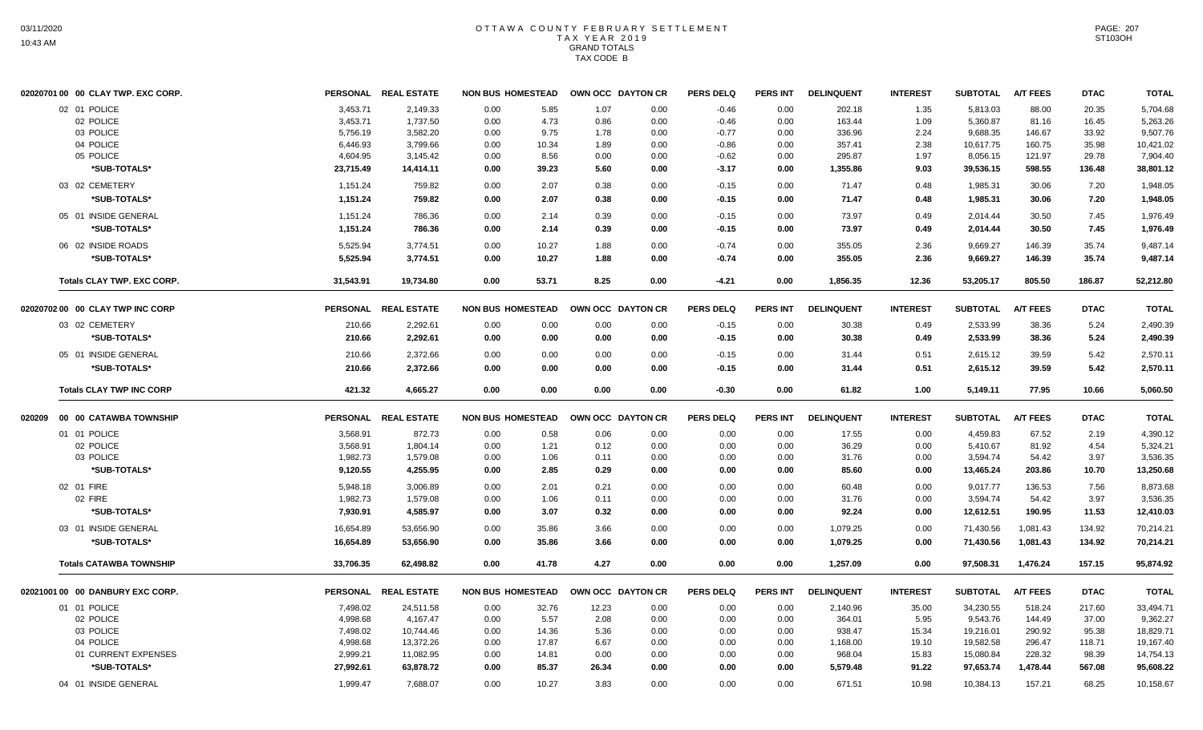# OTTAWA COUNTY FEBRUARY SETTLEMENT
## TAX YEAR 2019
### GRAND TOTALS
### TAX CODE B

| 02020701 00 00 CLAY TWP. EXC CORP. | PERSONAL | REAL ESTATE | NON BUS | HOMESTEAD | OWN OCC | DAYTON CR | PERS DELQ | PERS INT | DELINQUENT | INTEREST | SUBTOTAL | A/T FEES | DTAC | TOTAL |
|---|---|---|---|---|---|---|---|---|---|---|---|---|---|---|
| 02 01 POLICE | 3,453.71 | 2,149.33 | 0.00 | 5.85 | 1.07 | 0.00 | -0.46 | 0.00 | 202.18 | 1.35 | 5,813.03 | 88.00 | 20.35 | 5,704.68 |
| 02 POLICE | 3,453.71 | 1,737.50 | 0.00 | 4.73 | 0.86 | 0.00 | -0.46 | 0.00 | 163.44 | 1.09 | 5,360.87 | 81.16 | 16.45 | 5,263.26 |
| 03 POLICE | 5,756.19 | 3,582.20 | 0.00 | 9.75 | 1.78 | 0.00 | -0.77 | 0.00 | 336.96 | 2.24 | 9,688.35 | 146.67 | 33.92 | 9,507.76 |
| 04 POLICE | 6,446.93 | 3,799.66 | 0.00 | 10.34 | 1.89 | 0.00 | -0.86 | 0.00 | 357.41 | 2.38 | 10,617.75 | 160.75 | 35.98 | 10,421.02 |
| 05 POLICE | 4,604.95 | 3,145.42 | 0.00 | 8.56 | 0.00 | 0.00 | -0.62 | 0.00 | 295.87 | 1.97 | 8,056.15 | 121.97 | 29.78 | 7,904.40 |
| *SUB-TOTALS* | 23,715.49 | 14,414.11 | 0.00 | 39.23 | 5.60 | 0.00 | -3.17 | 0.00 | 1,355.86 | 9.03 | 39,536.15 | 598.55 | 136.48 | 38,801.12 |
| 03 02 CEMETERY | 1,151.24 | 759.82 | 0.00 | 2.07 | 0.38 | 0.00 | -0.15 | 0.00 | 71.47 | 0.48 | 1,985.31 | 30.06 | 7.20 | 1,948.05 |
| *SUB-TOTALS* | 1,151.24 | 759.82 | 0.00 | 2.07 | 0.38 | 0.00 | -0.15 | 0.00 | 71.47 | 0.48 | 1,985.31 | 30.06 | 7.20 | 1,948.05 |
| 05 01 INSIDE GENERAL | 1,151.24 | 786.36 | 0.00 | 2.14 | 0.39 | 0.00 | -0.15 | 0.00 | 73.97 | 0.49 | 2,014.44 | 30.50 | 7.45 | 1,976.49 |
| *SUB-TOTALS* | 1,151.24 | 786.36 | 0.00 | 2.14 | 0.39 | 0.00 | -0.15 | 0.00 | 73.97 | 0.49 | 2,014.44 | 30.50 | 7.45 | 1,976.49 |
| 06 02 INSIDE ROADS | 5,525.94 | 3,774.51 | 0.00 | 10.27 | 1.88 | 0.00 | -0.74 | 0.00 | 355.05 | 2.36 | 9,669.27 | 146.39 | 35.74 | 9,487.14 |
| *SUB-TOTALS* | 5,525.94 | 3,774.51 | 0.00 | 10.27 | 1.88 | 0.00 | -0.74 | 0.00 | 355.05 | 2.36 | 9,669.27 | 146.39 | 35.74 | 9,487.14 |
| **Totals CLAY TWP. EXC CORP.** | 31,543.91 | 19,734.80 | 0.00 | 53.71 | 8.25 | 0.00 | -4.21 | 0.00 | 1,856.35 | 12.36 | 53,205.17 | 805.50 | 186.87 | 52,212.80 |

| 02020702 00 00 CLAY TWP INC CORP | PERSONAL | REAL ESTATE | NON BUS | HOMESTEAD | OWN OCC | DAYTON CR | PERS DELQ | PERS INT | DELINQUENT | INTEREST | SUBTOTAL | A/T FEES | DTAC | TOTAL |
|---|---|---|---|---|---|---|---|---|---|---|---|---|---|---|
| 03 02 CEMETERY | 210.66 | 2,292.61 | 0.00 | 0.00 | 0.00 | 0.00 | -0.15 | 0.00 | 30.38 | 0.49 | 2,533.99 | 38.36 | 5.24 | 2,490.39 |
| *SUB-TOTALS* | 210.66 | 2,292.61 | 0.00 | 0.00 | 0.00 | 0.00 | -0.15 | 0.00 | 30.38 | 0.49 | 2,533.99 | 38.36 | 5.24 | 2,490.39 |
| 05 01 INSIDE GENERAL | 210.66 | 2,372.66 | 0.00 | 0.00 | 0.00 | 0.00 | -0.15 | 0.00 | 31.44 | 0.51 | 2,615.12 | 39.59 | 5.42 | 2,570.11 |
| *SUB-TOTALS* | 210.66 | 2,372.66 | 0.00 | 0.00 | 0.00 | 0.00 | -0.15 | 0.00 | 31.44 | 0.51 | 2,615.12 | 39.59 | 5.42 | 2,570.11 |
| **Totals CLAY TWP INC CORP** | 421.32 | 4,665.27 | 0.00 | 0.00 | 0.00 | 0.00 | -0.30 | 0.00 | 61.82 | 1.00 | 5,149.11 | 77.95 | 10.66 | 5,060.50 |

| 020209 00 00 CATAWBA TOWNSHIP | PERSONAL | REAL ESTATE | NON BUS | HOMESTEAD | OWN OCC | DAYTON CR | PERS DELQ | PERS INT | DELINQUENT | INTEREST | SUBTOTAL | A/T FEES | DTAC | TOTAL |
|---|---|---|---|---|---|---|---|---|---|---|---|---|---|---|
| 01 01 POLICE | 3,568.91 | 872.73 | 0.00 | 0.58 | 0.06 | 0.00 | 0.00 | 0.00 | 17.55 | 0.00 | 4,459.83 | 67.52 | 2.19 | 4,390.12 |
| 02 POLICE | 3,568.91 | 1,804.14 | 0.00 | 1.21 | 0.12 | 0.00 | 0.00 | 0.00 | 36.29 | 0.00 | 5,410.67 | 81.92 | 4.54 | 5,324.21 |
| 03 POLICE | 1,982.73 | 1,579.08 | 0.00 | 1.06 | 0.11 | 0.00 | 0.00 | 0.00 | 31.76 | 0.00 | 3,594.74 | 54.42 | 3.97 | 3,536.35 |
| *SUB-TOTALS* | 9,120.55 | 4,255.95 | 0.00 | 2.85 | 0.29 | 0.00 | 0.00 | 0.00 | 85.60 | 0.00 | 13,465.24 | 203.86 | 10.70 | 13,250.68 |
| 02 01 FIRE | 5,948.18 | 3,006.89 | 0.00 | 2.01 | 0.21 | 0.00 | 0.00 | 0.00 | 60.48 | 0.00 | 9,017.77 | 136.53 | 7.56 | 8,873.68 |
| 02 FIRE | 1,982.73 | 1,579.08 | 0.00 | 1.06 | 0.11 | 0.00 | 0.00 | 0.00 | 31.76 | 0.00 | 3,594.74 | 54.42 | 3.97 | 3,536.35 |
| *SUB-TOTALS* | 7,930.91 | 4,585.97 | 0.00 | 3.07 | 0.32 | 0.00 | 0.00 | 0.00 | 92.24 | 0.00 | 12,612.51 | 190.95 | 11.53 | 12,410.03 |
| 03 01 INSIDE GENERAL | 16,654.89 | 53,656.90 | 0.00 | 35.86 | 3.66 | 0.00 | 0.00 | 0.00 | 1,079.25 | 0.00 | 71,430.56 | 1,081.43 | 134.92 | 70,214.21 |
| *SUB-TOTALS* | 16,654.89 | 53,656.90 | 0.00 | 35.86 | 3.66 | 0.00 | 0.00 | 0.00 | 1,079.25 | 0.00 | 71,430.56 | 1,081.43 | 134.92 | 70,214.21 |
| **Totals CATAWBA TOWNSHIP** | 33,706.35 | 62,498.82 | 0.00 | 41.78 | 4.27 | 0.00 | 0.00 | 0.00 | 1,257.09 | 0.00 | 97,508.31 | 1,476.24 | 157.15 | 95,874.92 |

| 02021001 00 00 DANBURY EXC CORP. | PERSONAL | REAL ESTATE | NON BUS | HOMESTEAD | OWN OCC | DAYTON CR | PERS DELQ | PERS INT | DELINQUENT | INTEREST | SUBTOTAL | A/T FEES | DTAC | TOTAL |
|---|---|---|---|---|---|---|---|---|---|---|---|---|---|---|
| 01 01 POLICE | 7,498.02 | 24,511.58 | 0.00 | 32.76 | 12.23 | 0.00 | 0.00 | 0.00 | 2,140.96 | 35.00 | 34,230.55 | 518.24 | 217.60 | 33,494.71 |
| 02 POLICE | 4,998.68 | 4,167.47 | 0.00 | 5.57 | 2.08 | 0.00 | 0.00 | 0.00 | 364.01 | 5.95 | 9,543.76 | 144.49 | 37.00 | 9,362.27 |
| 03 POLICE | 7,498.02 | 10,744.46 | 0.00 | 14.36 | 5.36 | 0.00 | 0.00 | 0.00 | 938.47 | 15.34 | 19,216.01 | 290.92 | 95.38 | 18,829.71 |
| 04 POLICE | 4,998.68 | 13,372.26 | 0.00 | 17.87 | 6.67 | 0.00 | 0.00 | 0.00 | 1,168.00 | 19.10 | 19,582.58 | 296.47 | 118.71 | 19,167.40 |
| 01 CURRENT EXPENSES | 2,999.21 | 11,082.95 | 0.00 | 14.81 | 0.00 | 0.00 | 0.00 | 0.00 | 968.04 | 15.83 | 15,080.84 | 228.32 | 98.39 | 14,754.13 |
| *SUB-TOTALS* | 27,992.61 | 63,878.72 | 0.00 | 85.37 | 26.34 | 0.00 | 0.00 | 0.00 | 5,579.48 | 91.22 | 97,653.74 | 1,478.44 | 567.08 | 95,608.22 |
| 04 01 INSIDE GENERAL | 1,999.47 | 7,688.07 | 0.00 | 10.27 | 3.83 | 0.00 | 0.00 | 0.00 | 671.51 | 10.98 | 10,384.13 | 157.21 | 68.25 | 10,158.67 |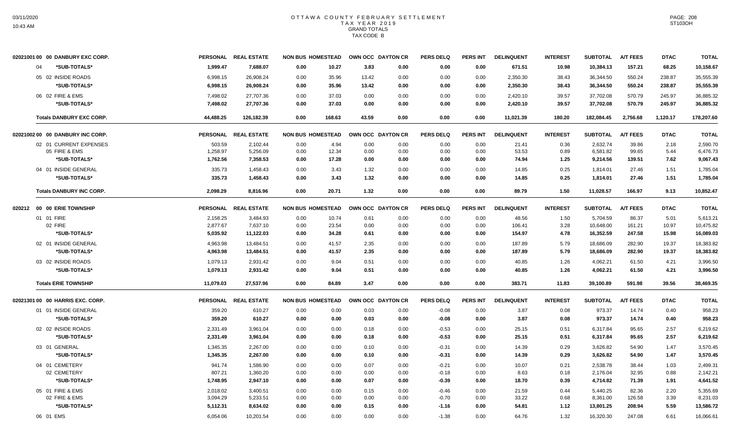# OTTAWA COUNTY FEBRUARY SETTLEMENT
## TAX YEAR 2019
### GRAND TOTALS
### TAX CODE B

03/11/2020
10:43 AM

ST103OH

| 02021001 00 00 DANBURY EXC CORP. | PERSONAL | REAL ESTATE | NON BUS | HOMESTEAD | OWN OCC | DAYTON CR | PERS DELQ | PERS INT | DELINQUENT | INTEREST | SUBTOTAL | A/T FEES | DTAC | TOTAL |
|---|---|---|---|---|---|---|---|---|---|---|---|---|---|---|
| 04 *SUB-TOTALS* | 1,999.47 | 7,688.07 | 0.00 | 10.27 | 3.83 | 0.00 | 0.00 | 0.00 | 671.51 | 10.98 | 10,384.13 | 157.21 | 68.25 | 10,158.67 |
| 05 02 INSIDE ROADS | 6,998.15 | 26,908.24 | 0.00 | 35.96 | 13.42 | 0.00 | 0.00 | 0.00 | 2,350.30 | 38.43 | 36,344.50 | 550.24 | 238.87 | 35,555.39 |
| *SUB-TOTALS* | 6,998.15 | 26,908.24 | 0.00 | 35.96 | 13.42 | 0.00 | 0.00 | 0.00 | 2,350.30 | 38.43 | 36,344.50 | 550.24 | 238.87 | 35,555.39 |
| 06 02 FIRE & EMS | 7,498.02 | 27,707.36 | 0.00 | 37.03 | 0.00 | 0.00 | 0.00 | 0.00 | 2,420.10 | 39.57 | 37,702.08 | 570.79 | 245.97 | 36,885.32 |
| *SUB-TOTALS* | 7,498.02 | 27,707.36 | 0.00 | 37.03 | 0.00 | 0.00 | 0.00 | 0.00 | 2,420.10 | 39.57 | 37,702.08 | 570.79 | 245.97 | 36,885.32 |
| **Totals DANBURY EXC CORP.** | 44,488.25 | 126,182.39 | 0.00 | 168.63 | 43.59 | 0.00 | 0.00 | 0.00 | 11,021.39 | 180.20 | 182,084.45 | 2,756.68 | 1,120.17 | 178,207.60 |

| 02021002 00 00 DANBURY INC CORP. | PERSONAL | REAL ESTATE | NON BUS | HOMESTEAD | OWN OCC | DAYTON CR | PERS DELQ | PERS INT | DELINQUENT | INTEREST | SUBTOTAL | A/T FEES | DTAC | TOTAL |
|---|---|---|---|---|---|---|---|---|---|---|---|---|---|---|
| 02 01 CURRENT EXPENSES | 503.59 | 2,102.44 | 0.00 | 4.94 | 0.00 | 0.00 | 0.00 | 0.00 | 21.41 | 0.36 | 2,632.74 | 39.86 | 2.18 | 2,590.70 |
| 05 FIRE & EMS | 1,258.97 | 5,256.09 | 0.00 | 12.34 | 0.00 | 0.00 | 0.00 | 0.00 | 53.53 | 0.89 | 6,581.82 | 99.65 | 5.44 | 6,476.73 |
| *SUB-TOTALS* | 1,762.56 | 7,358.53 | 0.00 | 17.28 | 0.00 | 0.00 | 0.00 | 0.00 | 74.94 | 1.25 | 9,214.56 | 139.51 | 7.62 | 9,067.43 |
| 04 01 INSIDE GENERAL | 335.73 | 1,458.43 | 0.00 | 3.43 | 1.32 | 0.00 | 0.00 | 0.00 | 14.85 | 0.25 | 1,814.01 | 27.46 | 1.51 | 1,785.04 |
| *SUB-TOTALS* | 335.73 | 1,458.43 | 0.00 | 3.43 | 1.32 | 0.00 | 0.00 | 0.00 | 14.85 | 0.25 | 1,814.01 | 27.46 | 1.51 | 1,785.04 |
| **Totals DANBURY INC CORP.** | 2,098.29 | 8,816.96 | 0.00 | 20.71 | 1.32 | 0.00 | 0.00 | 0.00 | 89.79 | 1.50 | 11,028.57 | 166.97 | 9.13 | 10,852.47 |

| 020212 00 00 ERIE TOWNSHIP | PERSONAL | REAL ESTATE | NON BUS | HOMESTEAD | OWN OCC | DAYTON CR | PERS DELQ | PERS INT | DELINQUENT | INTEREST | SUBTOTAL | A/T FEES | DTAC | TOTAL |
|---|---|---|---|---|---|---|---|---|---|---|---|---|---|---|
| 01 01 FIRE | 2,158.25 | 3,484.93 | 0.00 | 10.74 | 0.61 | 0.00 | 0.00 | 0.00 | 48.56 | 1.50 | 5,704.59 | 86.37 | 5.01 | 5,613.21 |
| 02 FIRE | 2,877.67 | 7,637.10 | 0.00 | 23.54 | 0.00 | 0.00 | 0.00 | 0.00 | 106.41 | 3.28 | 10,648.00 | 161.21 | 10.97 | 10,475.82 |
| *SUB-TOTALS* | 5,035.92 | 11,122.03 | 0.00 | 34.28 | 0.61 | 0.00 | 0.00 | 0.00 | 154.97 | 4.78 | 16,352.59 | 247.58 | 15.98 | 16,089.03 |
| 02 01 INSIDE GENERAL | 4,963.98 | 13,484.51 | 0.00 | 41.57 | 2.35 | 0.00 | 0.00 | 0.00 | 187.89 | 5.79 | 18,686.09 | 282.90 | 19.37 | 18,383.82 |
| *SUB-TOTALS* | 4,963.98 | 13,484.51 | 0.00 | 41.57 | 2.35 | 0.00 | 0.00 | 0.00 | 187.89 | 5.79 | 18,686.09 | 282.90 | 19.37 | 18,383.82 |
| 03 02 INSIDE ROADS | 1,079.13 | 2,931.42 | 0.00 | 9.04 | 0.51 | 0.00 | 0.00 | 0.00 | 40.85 | 1.26 | 4,062.21 | 61.50 | 4.21 | 3,996.50 |
| *SUB-TOTALS* | 1,079.13 | 2,931.42 | 0.00 | 9.04 | 0.51 | 0.00 | 0.00 | 0.00 | 40.85 | 1.26 | 4,062.21 | 61.50 | 4.21 | 3,996.50 |
| **Totals ERIE TOWNSHIP** | 11,079.03 | 27,537.96 | 0.00 | 84.89 | 3.47 | 0.00 | 0.00 | 0.00 | 383.71 | 11.83 | 39,100.89 | 591.98 | 39.56 | 38,469.35 |

| 02021301 00 00 HARRIS EXC. CORP. | PERSONAL | REAL ESTATE | NON BUS | HOMESTEAD | OWN OCC | DAYTON CR | PERS DELQ | PERS INT | DELINQUENT | INTEREST | SUBTOTAL | A/T FEES | DTAC | TOTAL |
|---|---|---|---|---|---|---|---|---|---|---|---|---|---|---|
| 01 01 INSIDE GENERAL | 359.20 | 610.27 | 0.00 | 0.00 | 0.03 | 0.00 | -0.08 | 0.00 | 3.87 | 0.08 | 973.37 | 14.74 | 0.40 | 958.23 |
| *SUB-TOTALS* | 359.20 | 610.27 | 0.00 | 0.00 | 0.03 | 0.00 | -0.08 | 0.00 | 3.87 | 0.08 | 973.37 | 14.74 | 0.40 | 958.23 |
| 02 02 INSIDE ROADS | 2,331.49 | 3,961.04 | 0.00 | 0.00 | 0.18 | 0.00 | -0.53 | 0.00 | 25.15 | 0.51 | 6,317.84 | 95.65 | 2.57 | 6,219.62 |
| *SUB-TOTALS* | 2,331.49 | 3,961.04 | 0.00 | 0.00 | 0.18 | 0.00 | -0.53 | 0.00 | 25.15 | 0.51 | 6,317.84 | 95.65 | 2.57 | 6,219.62 |
| 03 01 GENERAL | 1,345.35 | 2,267.00 | 0.00 | 0.00 | 0.10 | 0.00 | -0.31 | 0.00 | 14.39 | 0.29 | 3,626.82 | 54.90 | 1.47 | 3,570.45 |
| *SUB-TOTALS* | 1,345.35 | 2,267.00 | 0.00 | 0.00 | 0.10 | 0.00 | -0.31 | 0.00 | 14.39 | 0.29 | 3,626.82 | 54.90 | 1.47 | 3,570.45 |
| 04 01 CEMETERY | 941.74 | 1,586.90 | 0.00 | 0.00 | 0.07 | 0.00 | -0.21 | 0.00 | 10.07 | 0.21 | 2,538.78 | 38.44 | 1.03 | 2,499.31 |
| 02 CEMETERY | 807.21 | 1,360.20 | 0.00 | 0.00 | 0.00 | 0.00 | -0.18 | 0.00 | 8.63 | 0.18 | 2,176.04 | 32.95 | 0.88 | 2,142.21 |
| *SUB-TOTALS* | 1,748.95 | 2,947.10 | 0.00 | 0.00 | 0.07 | 0.00 | -0.39 | 0.00 | 18.70 | 0.39 | 4,714.82 | 71.39 | 1.91 | 4,641.52 |
| 05 01 FIRE & EMS | 2,018.02 | 3,400.51 | 0.00 | 0.00 | 0.15 | 0.00 | -0.46 | 0.00 | 21.59 | 0.44 | 5,440.25 | 82.36 | 2.20 | 5,355.69 |
| 02 FIRE & EMS | 3,094.29 | 5,233.51 | 0.00 | 0.00 | 0.00 | 0.00 | -0.70 | 0.00 | 33.22 | 0.68 | 8,361.00 | 126.58 | 3.39 | 8,231.03 |
| *SUB-TOTALS* | 5,112.31 | 8,634.02 | 0.00 | 0.00 | 0.15 | 0.00 | -1.16 | 0.00 | 54.81 | 1.12 | 13,801.25 | 208.94 | 5.59 | 13,586.72 |
| 06 01 EMS | 6,054.06 | 10,201.54 | 0.00 | 0.00 | 0.00 | 0.00 | -1.38 | 0.00 | 64.76 | 1.32 | 16,320.30 | 247.08 | 6.61 | 16,066.61 |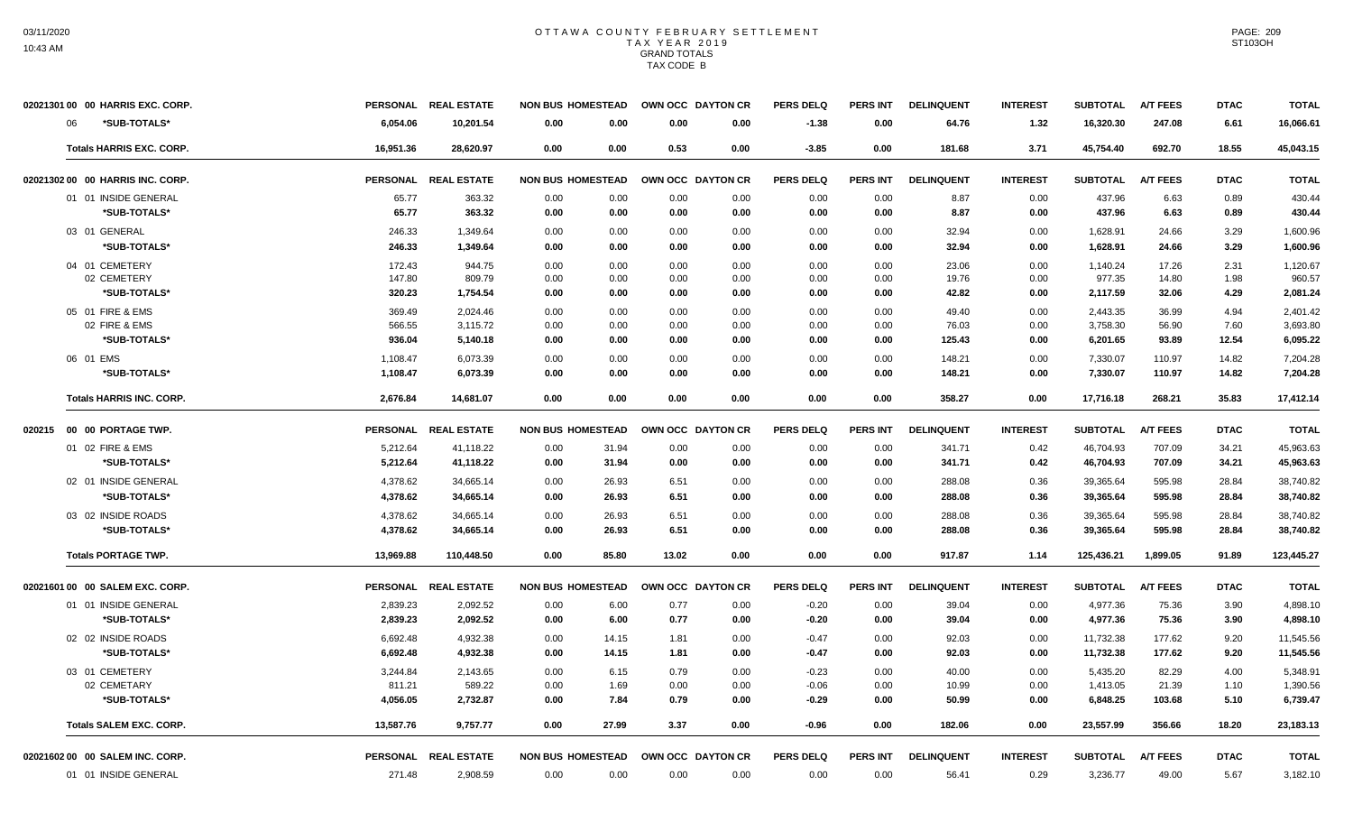# OTTAWA COUNTY FEBRUARY SETTLEMENT
## TAX YEAR 2019
### GRAND TOTALS
### TAX CODE B

| | PERSONAL | REAL ESTATE | NON BUS | HOMESTEAD | OWN OCC | DAYTON CR | PERS DELQ | PERS INT | DELINQUENT | INTEREST | SUBTOTAL | A/T FEES | DTAC | TOTAL |
|---|---|---|---|---|---|---|---|---|---|---|---|---|---|---|
| **02021301 00 00 HARRIS EXC. CORP.** | | | | | | | | | | | | | | |
| 06 *SUB-TOTALS* | 6,054.06 | 10,201.54 | 0.00 | 0.00 | 0.00 | 0.00 | -1.38 | 0.00 | 64.76 | 1.32 | 16,320.30 | 247.08 | 6.61 | 16,066.61 |
| **Totals HARRIS EXC. CORP.** | 16,951.36 | 28,620.97 | 0.00 | 0.00 | 0.53 | 0.00 | -3.85 | 0.00 | 181.68 | 3.71 | 45,754.40 | 692.70 | 18.55 | 45,043.15 |
| **02021302 00 00 HARRIS INC. CORP.** | PERSONAL | REAL ESTATE | NON BUS | HOMESTEAD | OWN OCC | DAYTON CR | PERS DELQ | PERS INT | DELINQUENT | INTEREST | SUBTOTAL | A/T FEES | DTAC | TOTAL |
| 01 01 INSIDE GENERAL | 65.77 | 363.32 | 0.00 | 0.00 | 0.00 | 0.00 | 0.00 | 0.00 | 8.87 | 0.00 | 437.96 | 6.63 | 0.89 | 430.44 |
| *SUB-TOTALS* | 65.77 | 363.32 | 0.00 | 0.00 | 0.00 | 0.00 | 0.00 | 0.00 | 8.87 | 0.00 | 437.96 | 6.63 | 0.89 | 430.44 |
| 03 01 GENERAL | 246.33 | 1,349.64 | 0.00 | 0.00 | 0.00 | 0.00 | 0.00 | 0.00 | 32.94 | 0.00 | 1,628.91 | 24.66 | 3.29 | 1,600.96 |
| *SUB-TOTALS* | 246.33 | 1,349.64 | 0.00 | 0.00 | 0.00 | 0.00 | 0.00 | 0.00 | 32.94 | 0.00 | 1,628.91 | 24.66 | 3.29 | 1,600.96 |
| 04 01 CEMETERY | 172.43 | 944.75 | 0.00 | 0.00 | 0.00 | 0.00 | 0.00 | 0.00 | 23.06 | 0.00 | 1,140.24 | 17.26 | 2.31 | 1,120.67 |
| 02 CEMETERY | 147.80 | 809.79 | 0.00 | 0.00 | 0.00 | 0.00 | 0.00 | 0.00 | 19.76 | 0.00 | 977.35 | 14.80 | 1.98 | 960.57 |
| *SUB-TOTALS* | 320.23 | 1,754.54 | 0.00 | 0.00 | 0.00 | 0.00 | 0.00 | 0.00 | 42.82 | 0.00 | 2,117.59 | 32.06 | 4.29 | 2,081.24 |
| 05 01 FIRE & EMS | 369.49 | 2,024.46 | 0.00 | 0.00 | 0.00 | 0.00 | 0.00 | 0.00 | 49.40 | 0.00 | 2,443.35 | 36.99 | 4.94 | 2,401.42 |
| 02 FIRE & EMS | 566.55 | 3,115.72 | 0.00 | 0.00 | 0.00 | 0.00 | 0.00 | 0.00 | 76.03 | 0.00 | 3,758.30 | 56.90 | 7.60 | 3,693.80 |
| *SUB-TOTALS* | 936.04 | 5,140.18 | 0.00 | 0.00 | 0.00 | 0.00 | 0.00 | 0.00 | 125.43 | 0.00 | 6,201.65 | 93.89 | 12.54 | 6,095.22 |
| 06 01 EMS | 1,108.47 | 6,073.39 | 0.00 | 0.00 | 0.00 | 0.00 | 0.00 | 0.00 | 148.21 | 0.00 | 7,330.07 | 110.97 | 14.82 | 7,204.28 |
| *SUB-TOTALS* | 1,108.47 | 6,073.39 | 0.00 | 0.00 | 0.00 | 0.00 | 0.00 | 0.00 | 148.21 | 0.00 | 7,330.07 | 110.97 | 14.82 | 7,204.28 |
| **Totals HARRIS INC. CORP.** | 2,676.84 | 14,681.07 | 0.00 | 0.00 | 0.00 | 0.00 | 0.00 | 0.00 | 358.27 | 0.00 | 17,716.18 | 268.21 | 35.83 | 17,412.14 |
| **020215 00 00 PORTAGE TWP.** | PERSONAL | REAL ESTATE | NON BUS | HOMESTEAD | OWN OCC | DAYTON CR | PERS DELQ | PERS INT | DELINQUENT | INTEREST | SUBTOTAL | A/T FEES | DTAC | TOTAL |
| 01 02 FIRE & EMS | 5,212.64 | 41,118.22 | 0.00 | 31.94 | 0.00 | 0.00 | 0.00 | 0.00 | 341.71 | 0.42 | 46,704.93 | 707.09 | 34.21 | 45,963.63 |
| *SUB-TOTALS* | 5,212.64 | 41,118.22 | 0.00 | 31.94 | 0.00 | 0.00 | 0.00 | 0.00 | 341.71 | 0.42 | 46,704.93 | 707.09 | 34.21 | 45,963.63 |
| 02 01 INSIDE GENERAL | 4,378.62 | 34,665.14 | 0.00 | 26.93 | 6.51 | 0.00 | 0.00 | 0.00 | 288.08 | 0.36 | 39,365.64 | 595.98 | 28.84 | 38,740.82 |
| *SUB-TOTALS* | 4,378.62 | 34,665.14 | 0.00 | 26.93 | 6.51 | 0.00 | 0.00 | 0.00 | 288.08 | 0.36 | 39,365.64 | 595.98 | 28.84 | 38,740.82 |
| 03 02 INSIDE ROADS | 4,378.62 | 34,665.14 | 0.00 | 26.93 | 6.51 | 0.00 | 0.00 | 0.00 | 288.08 | 0.36 | 39,365.64 | 595.98 | 28.84 | 38,740.82 |
| *SUB-TOTALS* | 4,378.62 | 34,665.14 | 0.00 | 26.93 | 6.51 | 0.00 | 0.00 | 0.00 | 288.08 | 0.36 | 39,365.64 | 595.98 | 28.84 | 38,740.82 |
| **Totals PORTAGE TWP.** | 13,969.88 | 110,448.50 | 0.00 | 85.80 | 13.02 | 0.00 | 0.00 | 0.00 | 917.87 | 1.14 | 125,436.21 | 1,899.05 | 91.89 | 123,445.27 |
| **02021601 00 00 SALEM EXC. CORP.** | PERSONAL | REAL ESTATE | NON BUS | HOMESTEAD | OWN OCC | DAYTON CR | PERS DELQ | PERS INT | DELINQUENT | INTEREST | SUBTOTAL | A/T FEES | DTAC | TOTAL |
| 01 01 INSIDE GENERAL | 2,839.23 | 2,092.52 | 0.00 | 6.00 | 0.77 | 0.00 | -0.20 | 0.00 | 39.04 | 0.00 | 4,977.36 | 75.36 | 3.90 | 4,898.10 |
| *SUB-TOTALS* | 2,839.23 | 2,092.52 | 0.00 | 6.00 | 0.77 | 0.00 | -0.20 | 0.00 | 39.04 | 0.00 | 4,977.36 | 75.36 | 3.90 | 4,898.10 |
| 02 02 INSIDE ROADS | 6,692.48 | 4,932.38 | 0.00 | 14.15 | 1.81 | 0.00 | -0.47 | 0.00 | 92.03 | 0.00 | 11,732.38 | 177.62 | 9.20 | 11,545.56 |
| *SUB-TOTALS* | 6,692.48 | 4,932.38 | 0.00 | 14.15 | 1.81 | 0.00 | -0.47 | 0.00 | 92.03 | 0.00 | 11,732.38 | 177.62 | 9.20 | 11,545.56 |
| 03 01 CEMETERY | 3,244.84 | 2,143.65 | 0.00 | 6.15 | 0.79 | 0.00 | -0.23 | 0.00 | 40.00 | 0.00 | 5,435.20 | 82.29 | 4.00 | 5,348.91 |
| 02 CEMETARY | 811.21 | 589.22 | 0.00 | 1.69 | 0.00 | 0.00 | -0.06 | 0.00 | 10.99 | 0.00 | 1,413.05 | 21.39 | 1.10 | 1,390.56 |
| *SUB-TOTALS* | 4,056.05 | 2,732.87 | 0.00 | 7.84 | 0.79 | 0.00 | -0.29 | 0.00 | 50.99 | 0.00 | 6,848.25 | 103.68 | 5.10 | 6,739.47 |
| **Totals SALEM EXC. CORP.** | 13,587.76 | 9,757.77 | 0.00 | 27.99 | 3.37 | 0.00 | -0.96 | 0.00 | 182.06 | 0.00 | 23,557.99 | 356.66 | 18.20 | 23,183.13 |
| **02021602 00 00 SALEM INC. CORP.** | PERSONAL | REAL ESTATE | NON BUS | HOMESTEAD | OWN OCC | DAYTON CR | PERS DELQ | PERS INT | DELINQUENT | INTEREST | SUBTOTAL | A/T FEES | DTAC | TOTAL |
| 01 01 INSIDE GENERAL | 271.48 | 2,908.59 | 0.00 | 0.00 | 0.00 | 0.00 | 0.00 | 0.00 | 56.41 | 0.29 | 3,236.77 | 49.00 | 5.67 | 3,182.10 |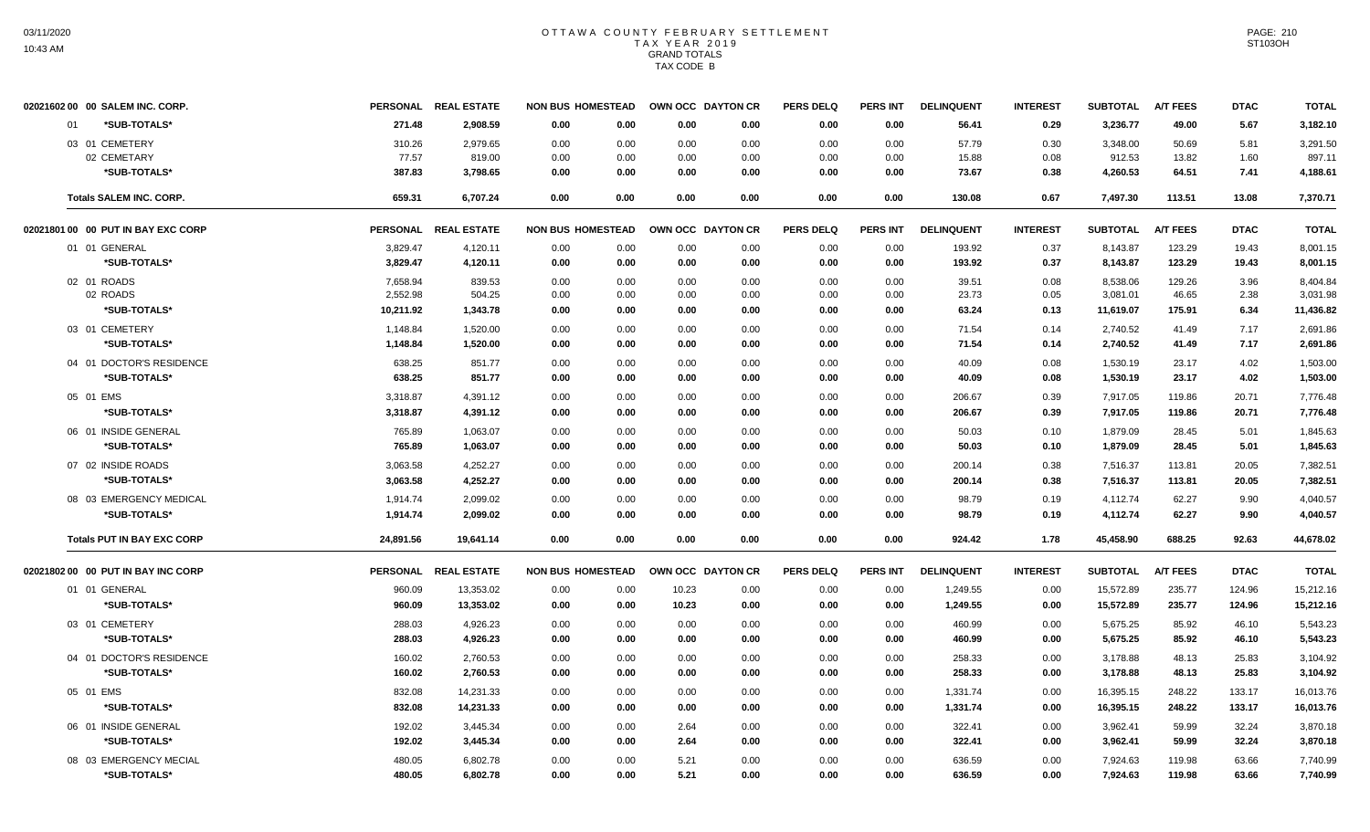# OTTAWA COUNTY FEBRUARY SETTLEMENT
## TAX YEAR 2019
### GRAND TOTALS
### TAX CODE B

| 02021602 00 00 SALEM INC. CORP. | PERSONAL | REAL ESTATE | NON BUS | HOMESTEAD | OWN OCC | DAYTON CR | PERS DELQ | PERS INT | DELINQUENT | INTEREST | SUBTOTAL | A/T FEES | DTAC | TOTAL |
|---|---|---|---|---|---|---|---|---|---|---|---|---|---|---|
| 01 *SUB-TOTALS* | 271.48 | 2,908.59 | 0.00 | 0.00 | 0.00 | 0.00 | 0.00 | 0.00 | 56.41 | 0.29 | 3,236.77 | 49.00 | 5.67 | 3,182.10 |
| 03 01 CEMETERY | 310.26 | 2,979.65 | 0.00 | 0.00 | 0.00 | 0.00 | 0.00 | 0.00 | 57.79 | 0.30 | 3,348.00 | 50.69 | 5.81 | 3,291.50 |
| 02 CEMETARY | 77.57 | 819.00 | 0.00 | 0.00 | 0.00 | 0.00 | 0.00 | 0.00 | 15.88 | 0.08 | 912.53 | 13.82 | 1.60 | 897.11 |
| *SUB-TOTALS* | 387.83 | 3,798.65 | 0.00 | 0.00 | 0.00 | 0.00 | 0.00 | 0.00 | 73.67 | 0.38 | 4,260.53 | 64.51 | 7.41 | 4,188.61 |
| **Totals SALEM INC. CORP.** | 659.31 | 6,707.24 | 0.00 | 0.00 | 0.00 | 0.00 | 0.00 | 0.00 | 130.08 | 0.67 | 7,497.30 | 113.51 | 13.08 | 7,370.71 |

| 02021801 00 00 PUT IN BAY EXC CORP | PERSONAL | REAL ESTATE | NON BUS | HOMESTEAD | OWN OCC | DAYTON CR | PERS DELQ | PERS INT | DELINQUENT | INTEREST | SUBTOTAL | A/T FEES | DTAC | TOTAL |
|---|---|---|---|---|---|---|---|---|---|---|---|---|---|---|
| 01 01 GENERAL | 3,829.47 | 4,120.11 | 0.00 | 0.00 | 0.00 | 0.00 | 0.00 | 0.00 | 193.92 | 0.37 | 8,143.87 | 123.29 | 19.43 | 8,001.15 |
| *SUB-TOTALS* | 3,829.47 | 4,120.11 | 0.00 | 0.00 | 0.00 | 0.00 | 0.00 | 0.00 | 193.92 | 0.37 | 8,143.87 | 123.29 | 19.43 | 8,001.15 |
| 02 01 ROADS | 7,658.94 | 839.53 | 0.00 | 0.00 | 0.00 | 0.00 | 0.00 | 0.00 | 39.51 | 0.08 | 8,538.06 | 129.26 | 3.96 | 8,404.84 |
| 02 ROADS | 2,552.98 | 504.25 | 0.00 | 0.00 | 0.00 | 0.00 | 0.00 | 0.00 | 23.73 | 0.05 | 3,081.01 | 46.65 | 2.38 | 3,031.98 |
| *SUB-TOTALS* | 10,211.92 | 1,343.78 | 0.00 | 0.00 | 0.00 | 0.00 | 0.00 | 0.00 | 63.24 | 0.13 | 11,619.07 | 175.91 | 6.34 | 11,436.82 |
| 03 01 CEMETERY | 1,148.84 | 1,520.00 | 0.00 | 0.00 | 0.00 | 0.00 | 0.00 | 0.00 | 71.54 | 0.14 | 2,740.52 | 41.49 | 7.17 | 2,691.86 |
| *SUB-TOTALS* | 1,148.84 | 1,520.00 | 0.00 | 0.00 | 0.00 | 0.00 | 0.00 | 0.00 | 71.54 | 0.14 | 2,740.52 | 41.49 | 7.17 | 2,691.86 |
| 04 01 DOCTOR'S RESIDENCE | 638.25 | 851.77 | 0.00 | 0.00 | 0.00 | 0.00 | 0.00 | 0.00 | 40.09 | 0.08 | 1,530.19 | 23.17 | 4.02 | 1,503.00 |
| *SUB-TOTALS* | 638.25 | 851.77 | 0.00 | 0.00 | 0.00 | 0.00 | 0.00 | 0.00 | 40.09 | 0.08 | 1,530.19 | 23.17 | 4.02 | 1,503.00 |
| 05 01 EMS | 3,318.87 | 4,391.12 | 0.00 | 0.00 | 0.00 | 0.00 | 0.00 | 0.00 | 206.67 | 0.39 | 7,917.05 | 119.86 | 20.71 | 7,776.48 |
| *SUB-TOTALS* | 3,318.87 | 4,391.12 | 0.00 | 0.00 | 0.00 | 0.00 | 0.00 | 0.00 | 206.67 | 0.39 | 7,917.05 | 119.86 | 20.71 | 7,776.48 |
| 06 01 INSIDE GENERAL | 765.89 | 1,063.07 | 0.00 | 0.00 | 0.00 | 0.00 | 0.00 | 0.00 | 50.03 | 0.10 | 1,879.09 | 28.45 | 5.01 | 1,845.63 |
| *SUB-TOTALS* | 765.89 | 1,063.07 | 0.00 | 0.00 | 0.00 | 0.00 | 0.00 | 0.00 | 50.03 | 0.10 | 1,879.09 | 28.45 | 5.01 | 1,845.63 |
| 07 02 INSIDE ROADS | 3,063.58 | 4,252.27 | 0.00 | 0.00 | 0.00 | 0.00 | 0.00 | 0.00 | 200.14 | 0.38 | 7,516.37 | 113.81 | 20.05 | 7,382.51 |
| *SUB-TOTALS* | 3,063.58 | 4,252.27 | 0.00 | 0.00 | 0.00 | 0.00 | 0.00 | 0.00 | 200.14 | 0.38 | 7,516.37 | 113.81 | 20.05 | 7,382.51 |
| 08 03 EMERGENCY MEDICAL | 1,914.74 | 2,099.02 | 0.00 | 0.00 | 0.00 | 0.00 | 0.00 | 0.00 | 98.79 | 0.19 | 4,112.74 | 62.27 | 9.90 | 4,040.57 |
| *SUB-TOTALS* | 1,914.74 | 2,099.02 | 0.00 | 0.00 | 0.00 | 0.00 | 0.00 | 0.00 | 98.79 | 0.19 | 4,112.74 | 62.27 | 9.90 | 4,040.57 |
| **Totals PUT IN BAY EXC CORP** | 24,891.56 | 19,641.14 | 0.00 | 0.00 | 0.00 | 0.00 | 0.00 | 0.00 | 924.42 | 1.78 | 45,458.90 | 688.25 | 92.63 | 44,678.02 |

| 02021802 00 00 PUT IN BAY INC CORP | PERSONAL | REAL ESTATE | NON BUS | HOMESTEAD | OWN OCC | DAYTON CR | PERS DELQ | PERS INT | DELINQUENT | INTEREST | SUBTOTAL | A/T FEES | DTAC | TOTAL |
|---|---|---|---|---|---|---|---|---|---|---|---|---|---|---|
| 01 01 GENERAL | 960.09 | 13,353.02 | 0.00 | 0.00 | 10.23 | 0.00 | 0.00 | 0.00 | 1,249.55 | 0.00 | 15,572.89 | 235.77 | 124.96 | 15,212.16 |
| *SUB-TOTALS* | 960.09 | 13,353.02 | 0.00 | 0.00 | 10.23 | 0.00 | 0.00 | 0.00 | 1,249.55 | 0.00 | 15,572.89 | 235.77 | 124.96 | 15,212.16 |
| 03 01 CEMETERY | 288.03 | 4,926.23 | 0.00 | 0.00 | 0.00 | 0.00 | 0.00 | 0.00 | 460.99 | 0.00 | 5,675.25 | 85.92 | 46.10 | 5,543.23 |
| *SUB-TOTALS* | 288.03 | 4,926.23 | 0.00 | 0.00 | 0.00 | 0.00 | 0.00 | 0.00 | 460.99 | 0.00 | 5,675.25 | 85.92 | 46.10 | 5,543.23 |
| 04 01 DOCTOR'S RESIDENCE | 160.02 | 2,760.53 | 0.00 | 0.00 | 0.00 | 0.00 | 0.00 | 0.00 | 258.33 | 0.00 | 3,178.88 | 48.13 | 25.83 | 3,104.92 |
| *SUB-TOTALS* | 160.02 | 2,760.53 | 0.00 | 0.00 | 0.00 | 0.00 | 0.00 | 0.00 | 258.33 | 0.00 | 3,178.88 | 48.13 | 25.83 | 3,104.92 |
| 05 01 EMS | 832.08 | 14,231.33 | 0.00 | 0.00 | 0.00 | 0.00 | 0.00 | 0.00 | 1,331.74 | 0.00 | 16,395.15 | 248.22 | 133.17 | 16,013.76 |
| *SUB-TOTALS* | 832.08 | 14,231.33 | 0.00 | 0.00 | 0.00 | 0.00 | 0.00 | 0.00 | 1,331.74 | 0.00 | 16,395.15 | 248.22 | 133.17 | 16,013.76 |
| 06 01 INSIDE GENERAL | 192.02 | 3,445.34 | 0.00 | 0.00 | 2.64 | 0.00 | 0.00 | 0.00 | 322.41 | 0.00 | 3,962.41 | 59.99 | 32.24 | 3,870.18 |
| *SUB-TOTALS* | 192.02 | 3,445.34 | 0.00 | 0.00 | 2.64 | 0.00 | 0.00 | 0.00 | 322.41 | 0.00 | 3,962.41 | 59.99 | 32.24 | 3,870.18 |
| 08 03 EMERGENCY MECIAL | 480.05 | 6,802.78 | 0.00 | 0.00 | 5.21 | 0.00 | 0.00 | 0.00 | 636.59 | 0.00 | 7,924.63 | 119.98 | 63.66 | 7,740.99 |
| *SUB-TOTALS* | 480.05 | 6,802.78 | 0.00 | 0.00 | 5.21 | 0.00 | 0.00 | 0.00 | 636.59 | 0.00 | 7,924.63 | 119.98 | 63.66 | 7,740.99 |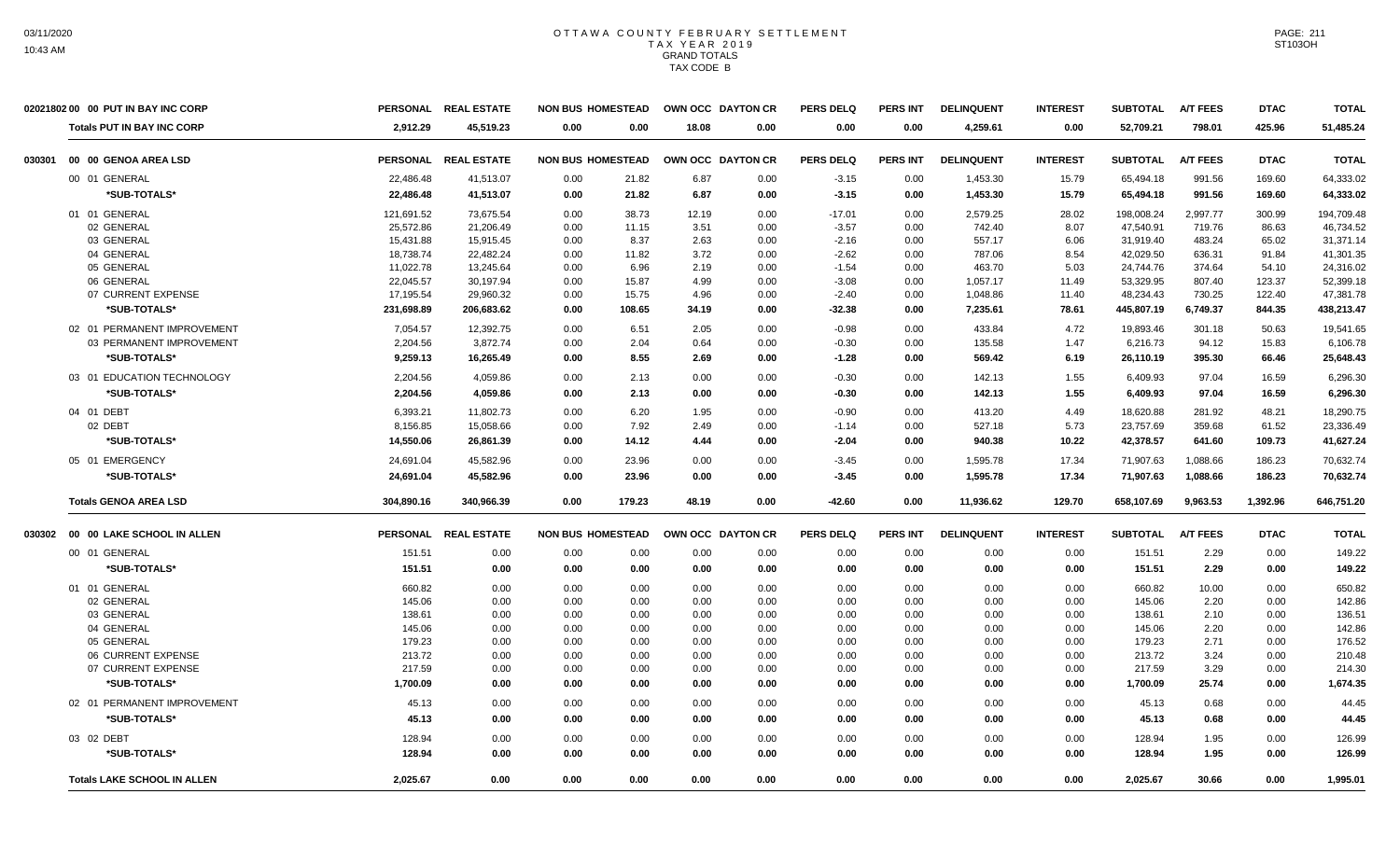# OTTAWA COUNTY FEBRUARY SETTLEMENT
## TAX YEAR 2019
### GRAND TOTALS
### TAX CODE B

| 02021802 00 00 PUT IN BAY INC CORP | PERSONAL | REAL ESTATE | NON BUS | HOMESTEAD | OWN OCC | DAYTON CR | PERS DELQ | PERS INT | DELINQUENT | INTEREST | SUBTOTAL | A/T FEES | DTAC | TOTAL |
|---|---|---|---|---|---|---|---|---|---|---|---|---|---|---|
| **Totals PUT IN BAY INC CORP** | 2,912.29 | 45,519.23 | 0.00 | 0.00 | 18.08 | 0.00 | 0.00 | 0.00 | 4,259.61 | 0.00 | 52,709.21 | 798.01 | 425.96 | 51,485.24 |

| 030301 00 00 GENOA AREA LSD | PERSONAL | REAL ESTATE | NON BUS | HOMESTEAD | OWN OCC | DAYTON CR | PERS DELQ | PERS INT | DELINQUENT | INTEREST | SUBTOTAL | A/T FEES | DTAC | TOTAL |
|---|---|---|---|---|---|---|---|---|---|---|---|---|---|---|
| 00 01 GENERAL | 22,486.48 | 41,513.07 | 0.00 | 21.82 | 6.87 | 0.00 | -3.15 | 0.00 | 1,453.30 | 15.79 | 65,494.18 | 991.56 | 169.60 | 64,333.02 |
| *SUB-TOTALS* | 22,486.48 | 41,513.07 | 0.00 | 21.82 | 6.87 | 0.00 | -3.15 | 0.00 | 1,453.30 | 15.79 | 65,494.18 | 991.56 | 169.60 | 64,333.02 |
| 01 01 GENERAL | 121,691.52 | 73,675.54 | 0.00 | 38.73 | 12.19 | 0.00 | -17.01 | 0.00 | 2,579.25 | 28.02 | 198,008.24 | 2,997.77 | 300.99 | 194,709.48 |
| 02 GENERAL | 25,572.86 | 21,206.49 | 0.00 | 11.15 | 3.51 | 0.00 | -3.57 | 0.00 | 742.40 | 8.07 | 47,540.91 | 719.76 | 86.63 | 46,734.52 |
| 03 GENERAL | 15,431.88 | 15,915.45 | 0.00 | 8.37 | 2.63 | 0.00 | -2.16 | 0.00 | 557.17 | 6.06 | 31,919.40 | 483.24 | 65.02 | 31,371.14 |
| 04 GENERAL | 18,738.74 | 22,482.24 | 0.00 | 11.82 | 3.72 | 0.00 | -2.62 | 0.00 | 787.06 | 8.54 | 42,029.50 | 636.31 | 91.84 | 41,301.35 |
| 05 GENERAL | 11,022.78 | 13,245.64 | 0.00 | 6.96 | 2.19 | 0.00 | -1.54 | 0.00 | 463.70 | 5.03 | 24,744.76 | 374.64 | 54.10 | 24,316.02 |
| 06 GENERAL | 22,045.57 | 30,197.94 | 0.00 | 15.87 | 4.99 | 0.00 | -3.08 | 0.00 | 1,057.17 | 11.49 | 53,329.95 | 807.40 | 123.37 | 52,399.18 |
| 07 CURRENT EXPENSE | 17,195.54 | 29,960.32 | 0.00 | 15.75 | 4.96 | 0.00 | -2.40 | 0.00 | 1,048.86 | 11.40 | 48,234.43 | 730.25 | 122.40 | 47,381.78 |
| *SUB-TOTALS* | 231,698.89 | 206,683.62 | 0.00 | 108.65 | 34.19 | 0.00 | -32.38 | 0.00 | 7,235.61 | 78.61 | 445,807.19 | 6,749.37 | 844.35 | 438,213.47 |
| 02 01 PERMANENT IMPROVEMENT | 7,054.57 | 12,392.75 | 0.00 | 6.51 | 2.05 | 0.00 | -0.98 | 0.00 | 433.84 | 4.72 | 19,893.46 | 301.18 | 50.63 | 19,541.65 |
| 03 PERMANENT IMPROVEMENT | 2,204.56 | 3,872.74 | 0.00 | 2.04 | 0.64 | 0.00 | -0.30 | 0.00 | 135.58 | 1.47 | 6,216.73 | 94.12 | 15.83 | 6,106.78 |
| *SUB-TOTALS* | 9,259.13 | 16,265.49 | 0.00 | 8.55 | 2.69 | 0.00 | -1.28 | 0.00 | 569.42 | 6.19 | 26,110.19 | 395.30 | 66.46 | 25,648.43 |
| 03 01 EDUCATION TECHNOLOGY | 2,204.56 | 4,059.86 | 0.00 | 2.13 | 0.00 | 0.00 | -0.30 | 0.00 | 142.13 | 1.55 | 6,409.93 | 97.04 | 16.59 | 6,296.30 |
| *SUB-TOTALS* | 2,204.56 | 4,059.86 | 0.00 | 2.13 | 0.00 | 0.00 | -0.30 | 0.00 | 142.13 | 1.55 | 6,409.93 | 97.04 | 16.59 | 6,296.30 |
| 04 01 DEBT | 6,393.21 | 11,802.73 | 0.00 | 6.20 | 1.95 | 0.00 | -0.90 | 0.00 | 413.20 | 4.49 | 18,620.88 | 281.92 | 48.21 | 18,290.75 |
| 02 DEBT | 8,156.85 | 15,058.66 | 0.00 | 7.92 | 2.49 | 0.00 | -1.14 | 0.00 | 527.18 | 5.73 | 23,757.69 | 359.68 | 61.52 | 23,336.49 |
| *SUB-TOTALS* | 14,550.06 | 26,861.39 | 0.00 | 14.12 | 4.44 | 0.00 | -2.04 | 0.00 | 940.38 | 10.22 | 42,378.57 | 641.60 | 109.73 | 41,627.24 |
| 05 01 EMERGENCY | 24,691.04 | 45,582.96 | 0.00 | 23.96 | 0.00 | 0.00 | -3.45 | 0.00 | 1,595.78 | 17.34 | 71,907.63 | 1,088.66 | 186.23 | 70,632.74 |
| *SUB-TOTALS* | 24,691.04 | 45,582.96 | 0.00 | 23.96 | 0.00 | 0.00 | -3.45 | 0.00 | 1,595.78 | 17.34 | 71,907.63 | 1,088.66 | 186.23 | 70,632.74 |
| **Totals GENOA AREA LSD** | 304,890.16 | 340,966.39 | 0.00 | 179.23 | 48.19 | 0.00 | -42.60 | 0.00 | 11,936.62 | 129.70 | 658,107.69 | 9,963.53 | 1,392.96 | 646,751.20 |

| 030302 00 00 LAKE SCHOOL IN ALLEN | PERSONAL | REAL ESTATE | NON BUS | HOMESTEAD | OWN OCC | DAYTON CR | PERS DELQ | PERS INT | DELINQUENT | INTEREST | SUBTOTAL | A/T FEES | DTAC | TOTAL |
|---|---|---|---|---|---|---|---|---|---|---|---|---|---|---|
| 00 01 GENERAL | 151.51 | 0.00 | 0.00 | 0.00 | 0.00 | 0.00 | 0.00 | 0.00 | 0.00 | 0.00 | 151.51 | 2.29 | 0.00 | 149.22 |
| *SUB-TOTALS* | 151.51 | 0.00 | 0.00 | 0.00 | 0.00 | 0.00 | 0.00 | 0.00 | 0.00 | 0.00 | 151.51 | 2.29 | 0.00 | 149.22 |
| 01 01 GENERAL | 660.82 | 0.00 | 0.00 | 0.00 | 0.00 | 0.00 | 0.00 | 0.00 | 0.00 | 0.00 | 660.82 | 10.00 | 0.00 | 650.82 |
| 02 GENERAL | 145.06 | 0.00 | 0.00 | 0.00 | 0.00 | 0.00 | 0.00 | 0.00 | 0.00 | 0.00 | 145.06 | 2.20 | 0.00 | 142.86 |
| 03 GENERAL | 138.61 | 0.00 | 0.00 | 0.00 | 0.00 | 0.00 | 0.00 | 0.00 | 0.00 | 0.00 | 138.61 | 2.10 | 0.00 | 136.51 |
| 04 GENERAL | 145.06 | 0.00 | 0.00 | 0.00 | 0.00 | 0.00 | 0.00 | 0.00 | 0.00 | 0.00 | 145.06 | 2.20 | 0.00 | 142.86 |
| 05 GENERAL | 179.23 | 0.00 | 0.00 | 0.00 | 0.00 | 0.00 | 0.00 | 0.00 | 0.00 | 0.00 | 179.23 | 2.71 | 0.00 | 176.52 |
| 06 CURRENT EXPENSE | 213.72 | 0.00 | 0.00 | 0.00 | 0.00 | 0.00 | 0.00 | 0.00 | 0.00 | 0.00 | 213.72 | 3.24 | 0.00 | 210.48 |
| 07 CURRENT EXPENSE | 217.59 | 0.00 | 0.00 | 0.00 | 0.00 | 0.00 | 0.00 | 0.00 | 0.00 | 0.00 | 217.59 | 3.29 | 0.00 | 214.30 |
| *SUB-TOTALS* | 1,700.09 | 0.00 | 0.00 | 0.00 | 0.00 | 0.00 | 0.00 | 0.00 | 0.00 | 0.00 | 1,700.09 | 25.74 | 0.00 | 1,674.35 |
| 02 01 PERMANENT IMPROVEMENT | 45.13 | 0.00 | 0.00 | 0.00 | 0.00 | 0.00 | 0.00 | 0.00 | 0.00 | 0.00 | 45.13 | 0.68 | 0.00 | 44.45 |
| *SUB-TOTALS* | 45.13 | 0.00 | 0.00 | 0.00 | 0.00 | 0.00 | 0.00 | 0.00 | 0.00 | 0.00 | 45.13 | 0.68 | 0.00 | 44.45 |
| 03 02 DEBT | 128.94 | 0.00 | 0.00 | 0.00 | 0.00 | 0.00 | 0.00 | 0.00 | 0.00 | 0.00 | 128.94 | 1.95 | 0.00 | 126.99 |
| *SUB-TOTALS* | 128.94 | 0.00 | 0.00 | 0.00 | 0.00 | 0.00 | 0.00 | 0.00 | 0.00 | 0.00 | 128.94 | 1.95 | 0.00 | 126.99 |
| **Totals LAKE SCHOOL IN ALLEN** | 2,025.67 | 0.00 | 0.00 | 0.00 | 0.00 | 0.00 | 0.00 | 0.00 | 0.00 | 0.00 | 2,025.67 | 30.66 | 0.00 | 1,995.01 |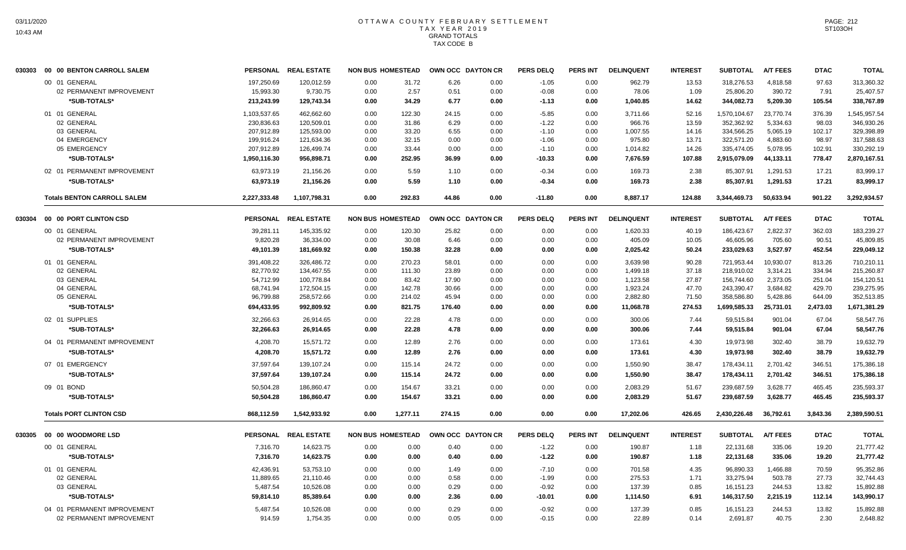# OTTAWA COUNTY FEBRUARY SETTLEMENT
## TAX YEAR 2019
## GRAND TOTALS
## TAX CODE B

| | | PERSONAL | REAL ESTATE | NON BUS | HOMESTEAD | OWN OCC | DAYTON CR | PERS DELQ | PERS INT | DELINQUENT | INTEREST | SUBTOTAL | A/T FEES | DTAC | TOTAL |
|---|---|---|---|---|---|---|---|---|---|---|---|---|---|---|---|
| 030303 | 00 00 BENTON CARROLL SALEM | | | | | | | | | | | | | | |
| | 00 01 GENERAL | 197,250.69 | 120,012.59 | 0.00 | 31.72 | 6.26 | 0.00 | -1.05 | 0.00 | 962.79 | 13.53 | 318,276.53 | 4,818.58 | 97.63 | 313,360.32 |
| | 02 PERMANENT IMPROVEMENT | 15,993.30 | 9,730.75 | 0.00 | 2.57 | 0.51 | 0.00 | -0.08 | 0.00 | 78.06 | 1.09 | 25,806.20 | 390.72 | 7.91 | 25,407.57 |
| | *SUB-TOTALS* | 213,243.99 | 129,743.34 | 0.00 | 34.29 | 6.77 | 0.00 | -1.13 | 0.00 | 1,040.85 | 14.62 | 344,082.73 | 5,209.30 | 105.54 | 338,767.89 |
| | 01 01 GENERAL | 1,103,537.65 | 462,662.60 | 0.00 | 122.30 | 24.15 | 0.00 | -5.85 | 0.00 | 3,711.66 | 52.16 | 1,570,104.67 | 23,770.74 | 376.39 | 1,545,957.54 |
| | 02 GENERAL | 230,836.63 | 120,509.01 | 0.00 | 31.86 | 6.29 | 0.00 | -1.22 | 0.00 | 966.76 | 13.59 | 352,362.92 | 5,334.63 | 98.03 | 346,930.26 |
| | 03 GENERAL | 207,912.89 | 125,593.00 | 0.00 | 33.20 | 6.55 | 0.00 | -1.10 | 0.00 | 1,007.55 | 14.16 | 334,566.25 | 5,065.19 | 102.17 | 329,398.89 |
| | 04 EMERGENCY | 199,916.24 | 121,634.36 | 0.00 | 32.15 | 0.00 | 0.00 | -1.06 | 0.00 | 975.80 | 13.71 | 322,571.20 | 4,883.60 | 98.97 | 317,588.63 |
| | 05 EMERGENCY | 207,912.89 | 126,499.74 | 0.00 | 33.44 | 0.00 | 0.00 | -1.10 | 0.00 | 1,014.82 | 14.26 | 335,474.05 | 5,078.95 | 102.91 | 330,292.19 |
| | *SUB-TOTALS* | 1,950,116.30 | 956,898.71 | 0.00 | 252.95 | 36.99 | 0.00 | -10.33 | 0.00 | 7,676.59 | 107.88 | 2,915,079.09 | 44,133.11 | 778.47 | 2,870,167.51 |
| | 02 01 PERMANENT IMPROVEMENT | 63,973.19 | 21,156.26 | 0.00 | 5.59 | 1.10 | 0.00 | -0.34 | 0.00 | 169.73 | 2.38 | 85,307.91 | 1,291.53 | 17.21 | 83,999.17 |
| | *SUB-TOTALS* | 63,973.19 | 21,156.26 | 0.00 | 5.59 | 1.10 | 0.00 | -0.34 | 0.00 | 169.73 | 2.38 | 85,307.91 | 1,291.53 | 17.21 | 83,999.17 |
| | **Totals BENTON CARROLL SALEM** | 2,227,333.48 | 1,107,798.31 | 0.00 | 292.83 | 44.86 | 0.00 | -11.80 | 0.00 | 8,887.17 | 124.88 | 3,344,469.73 | 50,633.94 | 901.22 | 3,292,934.57 |
| 030304 | 00 00 PORT CLINTON CSD | PERSONAL | REAL ESTATE | NON BUS | HOMESTEAD | OWN OCC | DAYTON CR | PERS DELQ | PERS INT | DELINQUENT | INTEREST | SUBTOTAL | A/T FEES | DTAC | TOTAL |
| | 00 01 GENERAL | 39,281.11 | 145,335.92 | 0.00 | 120.30 | 25.82 | 0.00 | 0.00 | 0.00 | 1,620.33 | 40.19 | 186,423.67 | 2,822.37 | 362.03 | 183,239.27 |
| | 02 PERMANENT IMPROVEMENT | 9,820.28 | 36,334.00 | 0.00 | 30.08 | 6.46 | 0.00 | 0.00 | 0.00 | 405.09 | 10.05 | 46,605.96 | 705.60 | 90.51 | 45,809.85 |
| | *SUB-TOTALS* | 49,101.39 | 181,669.92 | 0.00 | 150.38 | 32.28 | 0.00 | 0.00 | 0.00 | 2,025.42 | 50.24 | 233,029.63 | 3,527.97 | 452.54 | 229,049.12 |
| | 01 01 GENERAL | 391,408.22 | 326,486.72 | 0.00 | 270.23 | 58.01 | 0.00 | 0.00 | 0.00 | 3,639.98 | 90.28 | 721,953.44 | 10,930.07 | 813.26 | 710,210.11 |
| | 02 GENERAL | 82,770.92 | 134,467.55 | 0.00 | 111.30 | 23.89 | 0.00 | 0.00 | 0.00 | 1,499.18 | 37.18 | 218,910.02 | 3,314.21 | 334.94 | 215,260.87 |
| | 03 GENERAL | 54,712.99 | 100,778.84 | 0.00 | 83.42 | 17.90 | 0.00 | 0.00 | 0.00 | 1,123.58 | 27.87 | 156,744.60 | 2,373.05 | 251.04 | 154,120.51 |
| | 04 GENERAL | 68,741.94 | 172,504.15 | 0.00 | 142.78 | 30.66 | 0.00 | 0.00 | 0.00 | 1,923.24 | 47.70 | 243,390.47 | 3,684.82 | 429.70 | 239,275.95 |
| | 05 GENERAL | 96,799.88 | 258,572.66 | 0.00 | 214.02 | 45.94 | 0.00 | 0.00 | 0.00 | 2,882.80 | 71.50 | 358,586.80 | 5,428.86 | 644.09 | 352,513.85 |
| | *SUB-TOTALS* | 694,433.95 | 992,809.92 | 0.00 | 821.75 | 176.40 | 0.00 | 0.00 | 0.00 | 11,068.78 | 274.53 | 1,699,585.33 | 25,731.01 | 2,473.03 | 1,671,381.29 |
| | 02 01 SUPPLIES | 32,266.63 | 26,914.65 | 0.00 | 22.28 | 4.78 | 0.00 | 0.00 | 0.00 | 300.06 | 7.44 | 59,515.84 | 901.04 | 67.04 | 58,547.76 |
| | *SUB-TOTALS* | 32,266.63 | 26,914.65 | 0.00 | 22.28 | 4.78 | 0.00 | 0.00 | 0.00 | 300.06 | 7.44 | 59,515.84 | 901.04 | 67.04 | 58,547.76 |
| | 04 01 PERMANENT IMPROVEMENT | 4,208.70 | 15,571.72 | 0.00 | 12.89 | 2.76 | 0.00 | 0.00 | 0.00 | 173.61 | 4.30 | 19,973.98 | 302.40 | 38.79 | 19,632.79 |
| | *SUB-TOTALS* | 4,208.70 | 15,571.72 | 0.00 | 12.89 | 2.76 | 0.00 | 0.00 | 0.00 | 173.61 | 4.30 | 19,973.98 | 302.40 | 38.79 | 19,632.79 |
| | 07 01 EMERGENCY | 37,597.64 | 139,107.24 | 0.00 | 115.14 | 24.72 | 0.00 | 0.00 | 0.00 | 1,550.90 | 38.47 | 178,434.11 | 2,701.42 | 346.51 | 175,386.18 |
| | *SUB-TOTALS* | 37,597.64 | 139,107.24 | 0.00 | 115.14 | 24.72 | 0.00 | 0.00 | 0.00 | 1,550.90 | 38.47 | 178,434.11 | 2,701.42 | 346.51 | 175,386.18 |
| | 09 01 BOND | 50,504.28 | 186,860.47 | 0.00 | 154.67 | 33.21 | 0.00 | 0.00 | 0.00 | 2,083.29 | 51.67 | 239,687.59 | 3,628.77 | 465.45 | 235,593.37 |
| | *SUB-TOTALS* | 50,504.28 | 186,860.47 | 0.00 | 154.67 | 33.21 | 0.00 | 0.00 | 0.00 | 2,083.29 | 51.67 | 239,687.59 | 3,628.77 | 465.45 | 235,593.37 |
| | **Totals PORT CLINTON CSD** | 868,112.59 | 1,542,933.92 | 0.00 | 1,277.11 | 274.15 | 0.00 | 0.00 | 0.00 | 17,202.06 | 426.65 | 2,430,226.48 | 36,792.61 | 3,843.36 | 2,389,590.51 |
| 030305 | 00 00 WOODMORE LSD | PERSONAL | REAL ESTATE | NON BUS | HOMESTEAD | OWN OCC | DAYTON CR | PERS DELQ | PERS INT | DELINQUENT | INTEREST | SUBTOTAL | A/T FEES | DTAC | TOTAL |
| | 00 01 GENERAL | 7,316.70 | 14,623.75 | 0.00 | 0.00 | 0.40 | 0.00 | -1.22 | 0.00 | 190.87 | 1.18 | 22,131.68 | 335.06 | 19.20 | 21,777.42 |
| | *SUB-TOTALS* | 7,316.70 | 14,623.75 | 0.00 | 0.00 | 0.40 | 0.00 | -1.22 | 0.00 | 190.87 | 1.18 | 22,131.68 | 335.06 | 19.20 | 21,777.42 |
| | 01 01 GENERAL | 42,436.91 | 53,753.10 | 0.00 | 0.00 | 1.49 | 0.00 | -7.10 | 0.00 | 701.58 | 4.35 | 96,890.33 | 1,466.88 | 70.59 | 95,352.86 |
| | 02 GENERAL | 11,889.65 | 21,110.46 | 0.00 | 0.00 | 0.58 | 0.00 | -1.99 | 0.00 | 275.53 | 1.71 | 33,275.94 | 503.78 | 27.73 | 32,744.43 |
| | 03 GENERAL | 5,487.54 | 10,526.08 | 0.00 | 0.00 | 0.29 | 0.00 | -0.92 | 0.00 | 137.39 | 0.85 | 16,151.23 | 244.53 | 13.82 | 15,892.88 |
| | *SUB-TOTALS* | 59,814.10 | 85,389.64 | 0.00 | 0.00 | 2.36 | 0.00 | -10.01 | 0.00 | 1,114.50 | 6.91 | 146,317.50 | 2,215.19 | 112.14 | 143,990.17 |
| | 04 01 PERMANENT IMPROVEMENT | 5,487.54 | 10,526.08 | 0.00 | 0.00 | 0.29 | 0.00 | -0.92 | 0.00 | 137.39 | 0.85 | 16,151.23 | 244.53 | 13.82 | 15,892.88 |
| | 02 PERMANENT IMPROVEMENT | 914.59 | 1,754.35 | 0.00 | 0.00 | 0.05 | 0.00 | -0.15 | 0.00 | 22.89 | 0.14 | 2,691.87 | 40.75 | 2.30 | 2,648.82 |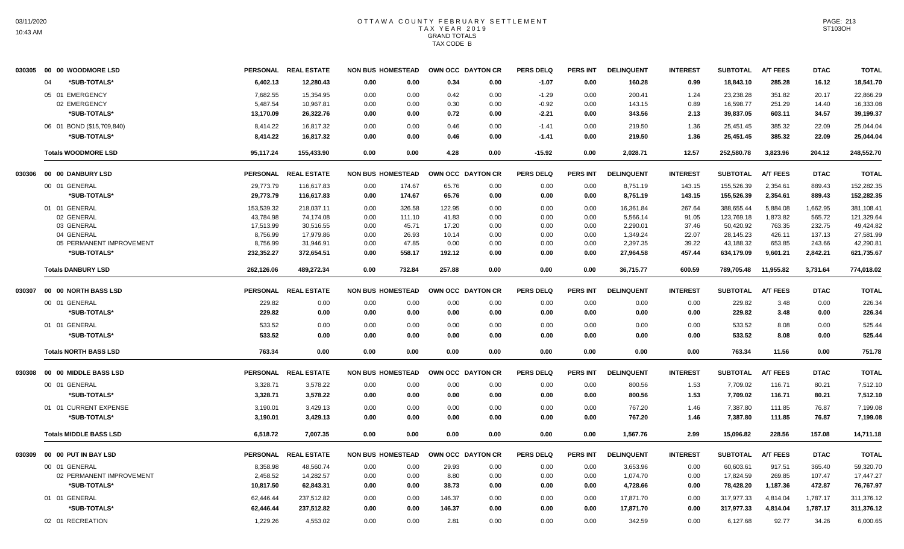# OTTAWA COUNTY FEBRUARY SETTLEMENT
## TAX YEAR 2019
### GRAND TOTALS
### TAX CODE B

| Code | Description | PERSONAL | REAL ESTATE | NON BUS | HOMESTEAD | OWN OCC | DAYTON CR | PERS DELQ | PERS INT | DELINQUENT | INTEREST | SUBTOTAL | A/T FEES | DTAC | TOTAL |
|---|---|---|---|---|---|---|---|---|---|---|---|---|---|---|---|
| 030305 | 00 00 WOODMORE LSD | | | | | | | | | | | | | | |
| | 04 *SUB-TOTALS* | 6,402.13 | 12,280.43 | 0.00 | 0.00 | 0.34 | 0.00 | -1.07 | 0.00 | 160.28 | 0.99 | 18,843.10 | 285.28 | 16.12 | 18,541.70 |
| | 05 01 EMERGENCY | 7,682.55 | 15,354.95 | 0.00 | 0.00 | 0.42 | 0.00 | -1.29 | 0.00 | 200.41 | 1.24 | 23,238.28 | 351.82 | 20.17 | 22,866.29 |
| | 02 EMERGENCY | 5,487.54 | 10,967.81 | 0.00 | 0.00 | 0.30 | 0.00 | -0.92 | 0.00 | 143.15 | 0.89 | 16,598.77 | 251.29 | 14.40 | 16,333.08 |
| | *SUB-TOTALS* | 13,170.09 | 26,322.76 | 0.00 | 0.00 | 0.72 | 0.00 | -2.21 | 0.00 | 343.56 | 2.13 | 39,837.05 | 603.11 | 34.57 | 39,199.37 |
| | 06 01 BOND ($15,709,840) | 8,414.22 | 16,817.32 | 0.00 | 0.00 | 0.46 | 0.00 | -1.41 | 0.00 | 219.50 | 1.36 | 25,451.45 | 385.32 | 22.09 | 25,044.04 |
| | *SUB-TOTALS* | 8,414.22 | 16,817.32 | 0.00 | 0.00 | 0.46 | 0.00 | -1.41 | 0.00 | 219.50 | 1.36 | 25,451.45 | 385.32 | 22.09 | 25,044.04 |
| | **Totals WOODMORE LSD** | 95,117.24 | 155,433.90 | 0.00 | 0.00 | 4.28 | 0.00 | -15.92 | 0.00 | 2,028.71 | 12.57 | 252,580.78 | 3,823.96 | 204.12 | 248,552.70 |
| 030306 | 00 00 DANBURY LSD | | | | | | | | | | | | | | |
| | 00 01 GENERAL | 29,773.79 | 116,617.83 | 0.00 | 174.67 | 65.76 | 0.00 | 0.00 | 0.00 | 8,751.19 | 143.15 | 155,526.39 | 2,354.61 | 889.43 | 152,282.35 |
| | *SUB-TOTALS* | 29,773.79 | 116,617.83 | 0.00 | 174.67 | 65.76 | 0.00 | 0.00 | 0.00 | 8,751.19 | 143.15 | 155,526.39 | 2,354.61 | 889.43 | 152,282.35 |
| | 01 01 GENERAL | 153,539.32 | 218,037.11 | 0.00 | 326.58 | 122.95 | 0.00 | 0.00 | 0.00 | 16,361.84 | 267.64 | 388,655.44 | 5,884.08 | 1,662.95 | 381,108.41 |
| | 02 GENERAL | 43,784.98 | 74,174.08 | 0.00 | 111.10 | 41.83 | 0.00 | 0.00 | 0.00 | 5,566.14 | 91.05 | 123,769.18 | 1,873.82 | 565.72 | 121,329.64 |
| | 03 GENERAL | 17,513.99 | 30,516.55 | 0.00 | 45.71 | 17.20 | 0.00 | 0.00 | 0.00 | 2,290.01 | 37.46 | 50,420.92 | 763.35 | 232.75 | 49,424.82 |
| | 04 GENERAL | 8,756.99 | 17,979.86 | 0.00 | 26.93 | 10.14 | 0.00 | 0.00 | 0.00 | 1,349.24 | 22.07 | 28,145.23 | 426.11 | 137.13 | 27,581.99 |
| | 05 PERMANENT IMPROVEMENT | 8,756.99 | 31,946.91 | 0.00 | 47.85 | 0.00 | 0.00 | 0.00 | 0.00 | 2,397.35 | 39.22 | 43,188.32 | 653.85 | 243.66 | 42,290.81 |
| | *SUB-TOTALS* | 232,352.27 | 372,654.51 | 0.00 | 558.17 | 192.12 | 0.00 | 0.00 | 0.00 | 27,964.58 | 457.44 | 634,179.09 | 9,601.21 | 2,842.21 | 621,735.67 |
| | **Totals DANBURY LSD** | 262,126.06 | 489,272.34 | 0.00 | 732.84 | 257.88 | 0.00 | 0.00 | 0.00 | 36,715.77 | 600.59 | 789,705.48 | 11,955.82 | 3,731.64 | 774,018.02 |
| 030307 | 00 00 NORTH BASS LSD | | | | | | | | | | | | | | |
| | 00 01 GENERAL | 229.82 | 0.00 | 0.00 | 0.00 | 0.00 | 0.00 | 0.00 | 0.00 | 0.00 | 0.00 | 229.82 | 3.48 | 0.00 | 226.34 |
| | *SUB-TOTALS* | 229.82 | 0.00 | 0.00 | 0.00 | 0.00 | 0.00 | 0.00 | 0.00 | 0.00 | 0.00 | 229.82 | 3.48 | 0.00 | 226.34 |
| | 01 01 GENERAL | 533.52 | 0.00 | 0.00 | 0.00 | 0.00 | 0.00 | 0.00 | 0.00 | 0.00 | 0.00 | 533.52 | 8.08 | 0.00 | 525.44 |
| | *SUB-TOTALS* | 533.52 | 0.00 | 0.00 | 0.00 | 0.00 | 0.00 | 0.00 | 0.00 | 0.00 | 0.00 | 533.52 | 8.08 | 0.00 | 525.44 |
| | **Totals NORTH BASS LSD** | 763.34 | 0.00 | 0.00 | 0.00 | 0.00 | 0.00 | 0.00 | 0.00 | 0.00 | 0.00 | 763.34 | 11.56 | 0.00 | 751.78 |
| 030308 | 00 00 MIDDLE BASS LSD | | | | | | | | | | | | | | |
| | 00 01 GENERAL | 3,328.71 | 3,578.22 | 0.00 | 0.00 | 0.00 | 0.00 | 0.00 | 0.00 | 800.56 | 1.53 | 7,709.02 | 116.71 | 80.21 | 7,512.10 |
| | *SUB-TOTALS* | 3,328.71 | 3,578.22 | 0.00 | 0.00 | 0.00 | 0.00 | 0.00 | 0.00 | 800.56 | 1.53 | 7,709.02 | 116.71 | 80.21 | 7,512.10 |
| | 01 01 CURRENT EXPENSE | 3,190.01 | 3,429.13 | 0.00 | 0.00 | 0.00 | 0.00 | 0.00 | 0.00 | 767.20 | 1.46 | 7,387.80 | 111.85 | 76.87 | 7,199.08 |
| | *SUB-TOTALS* | 3,190.01 | 3,429.13 | 0.00 | 0.00 | 0.00 | 0.00 | 0.00 | 0.00 | 767.20 | 1.46 | 7,387.80 | 111.85 | 76.87 | 7,199.08 |
| | **Totals MIDDLE BASS LSD** | 6,518.72 | 7,007.35 | 0.00 | 0.00 | 0.00 | 0.00 | 0.00 | 0.00 | 1,567.76 | 2.99 | 15,096.82 | 228.56 | 157.08 | 14,711.18 |
| 030309 | 00 00 PUT IN BAY LSD | | | | | | | | | | | | | | |
| | 00 01 GENERAL | 8,358.98 | 48,560.74 | 0.00 | 0.00 | 29.93 | 0.00 | 0.00 | 0.00 | 3,653.96 | 0.00 | 60,603.61 | 917.51 | 365.40 | 59,320.70 |
| | 02 PERMANENT IMPROVEMENT | 2,458.52 | 14,282.57 | 0.00 | 0.00 | 8.80 | 0.00 | 0.00 | 0.00 | 1,074.70 | 0.00 | 17,824.59 | 269.85 | 107.47 | 17,447.27 |
| | *SUB-TOTALS* | 10,817.50 | 62,843.31 | 0.00 | 0.00 | 38.73 | 0.00 | 0.00 | 0.00 | 4,728.66 | 0.00 | 78,428.20 | 1,187.36 | 472.87 | 76,767.97 |
| | 01 01 GENERAL | 62,446.44 | 237,512.82 | 0.00 | 0.00 | 146.37 | 0.00 | 0.00 | 0.00 | 17,871.70 | 0.00 | 317,977.33 | 4,814.04 | 1,787.17 | 311,376.12 |
| | *SUB-TOTALS* | 62,446.44 | 237,512.82 | 0.00 | 0.00 | 146.37 | 0.00 | 0.00 | 0.00 | 17,871.70 | 0.00 | 317,977.33 | 4,814.04 | 1,787.17 | 311,376.12 |
| | 02 01 RECREATION | 1,229.26 | 4,553.02 | 0.00 | 0.00 | 2.81 | 0.00 | 0.00 | 0.00 | 342.59 | 0.00 | 6,127.68 | 92.77 | 34.26 | 6,000.65 |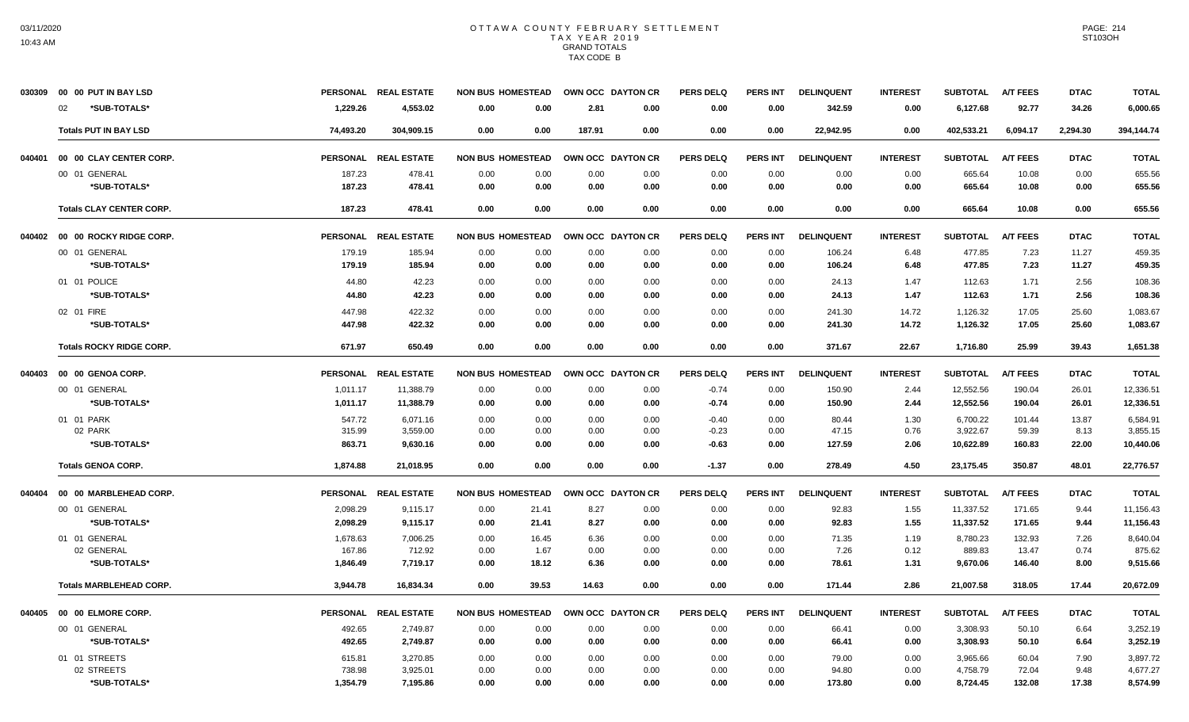# OTTAWA COUNTY FEBRUARY SETTLEMENT
## TAX YEAR 2019
### GRAND TOTALS
### TAX CODE B

| | | PERSONAL | REAL ESTATE | NON BUS | HOMESTEAD | OWN OCC | DAYTON CR | PERS DELQ | PERS INT | DELINQUENT | INTEREST | SUBTOTAL | A/T FEES | DTAC | TOTAL |
|---|---|---|---|---|---|---|---|---|---|---|---|---|---|---|---|
| 030309 | 00 00 PUT IN BAY LSD | | | | | | | | | | | | | | |
| | 02 *SUB-TOTALS* | 1,229.26 | 4,553.02 | 0.00 | 0.00 | 2.81 | 0.00 | 0.00 | 0.00 | 342.59 | 0.00 | 6,127.68 | 92.77 | 34.26 | 6,000.65 |
| | **Totals PUT IN BAY LSD** | 74,493.20 | 304,909.15 | 0.00 | 0.00 | 187.91 | 0.00 | 0.00 | 0.00 | 22,942.95 | 0.00 | 402,533.21 | 6,094.17 | 2,294.30 | 394,144.74 |
| 040401 | 00 00 CLAY CENTER CORP. | PERSONAL | REAL ESTATE | NON BUS | HOMESTEAD | OWN OCC | DAYTON CR | PERS DELQ | PERS INT | DELINQUENT | INTEREST | SUBTOTAL | A/T FEES | DTAC | TOTAL |
| | 00 01 GENERAL | 187.23 | 478.41 | 0.00 | 0.00 | 0.00 | 0.00 | 0.00 | 0.00 | 0.00 | 0.00 | 665.64 | 10.08 | 0.00 | 655.56 |
| | *SUB-TOTALS* | 187.23 | 478.41 | 0.00 | 0.00 | 0.00 | 0.00 | 0.00 | 0.00 | 0.00 | 0.00 | 665.64 | 10.08 | 0.00 | 655.56 |
| | **Totals CLAY CENTER CORP.** | 187.23 | 478.41 | 0.00 | 0.00 | 0.00 | 0.00 | 0.00 | 0.00 | 0.00 | 0.00 | 665.64 | 10.08 | 0.00 | 655.56 |
| 040402 | 00 00 ROCKY RIDGE CORP. | PERSONAL | REAL ESTATE | NON BUS | HOMESTEAD | OWN OCC | DAYTON CR | PERS DELQ | PERS INT | DELINQUENT | INTEREST | SUBTOTAL | A/T FEES | DTAC | TOTAL |
| | 00 01 GENERAL | 179.19 | 185.94 | 0.00 | 0.00 | 0.00 | 0.00 | 0.00 | 0.00 | 106.24 | 6.48 | 477.85 | 7.23 | 11.27 | 459.35 |
| | *SUB-TOTALS* | 179.19 | 185.94 | 0.00 | 0.00 | 0.00 | 0.00 | 0.00 | 0.00 | 106.24 | 6.48 | 477.85 | 7.23 | 11.27 | 459.35 |
| | 01 01 POLICE | 44.80 | 42.23 | 0.00 | 0.00 | 0.00 | 0.00 | 0.00 | 0.00 | 24.13 | 1.47 | 112.63 | 1.71 | 2.56 | 108.36 |
| | *SUB-TOTALS* | 44.80 | 42.23 | 0.00 | 0.00 | 0.00 | 0.00 | 0.00 | 0.00 | 24.13 | 1.47 | 112.63 | 1.71 | 2.56 | 108.36 |
| | 02 01 FIRE | 447.98 | 422.32 | 0.00 | 0.00 | 0.00 | 0.00 | 0.00 | 0.00 | 241.30 | 14.72 | 1,126.32 | 17.05 | 25.60 | 1,083.67 |
| | *SUB-TOTALS* | 447.98 | 422.32 | 0.00 | 0.00 | 0.00 | 0.00 | 0.00 | 0.00 | 241.30 | 14.72 | 1,126.32 | 17.05 | 25.60 | 1,083.67 |
| | **Totals ROCKY RIDGE CORP.** | 671.97 | 650.49 | 0.00 | 0.00 | 0.00 | 0.00 | 0.00 | 0.00 | 371.67 | 22.67 | 1,716.80 | 25.99 | 39.43 | 1,651.38 |
| 040403 | 00 00 GENOA CORP. | PERSONAL | REAL ESTATE | NON BUS | HOMESTEAD | OWN OCC | DAYTON CR | PERS DELQ | PERS INT | DELINQUENT | INTEREST | SUBTOTAL | A/T FEES | DTAC | TOTAL |
| | 00 01 GENERAL | 1,011.17 | 11,388.79 | 0.00 | 0.00 | 0.00 | 0.00 | -0.74 | 0.00 | 150.90 | 2.44 | 12,552.56 | 190.04 | 26.01 | 12,336.51 |
| | *SUB-TOTALS* | 1,011.17 | 11,388.79 | 0.00 | 0.00 | 0.00 | 0.00 | -0.74 | 0.00 | 150.90 | 2.44 | 12,552.56 | 190.04 | 26.01 | 12,336.51 |
| | 01 01 PARK | 547.72 | 6,071.16 | 0.00 | 0.00 | 0.00 | 0.00 | -0.40 | 0.00 | 80.44 | 1.30 | 6,700.22 | 101.44 | 13.87 | 6,584.91 |
| | 02 PARK | 315.99 | 3,559.00 | 0.00 | 0.00 | 0.00 | 0.00 | -0.23 | 0.00 | 47.15 | 0.76 | 3,922.67 | 59.39 | 8.13 | 3,855.15 |
| | *SUB-TOTALS* | 863.71 | 9,630.16 | 0.00 | 0.00 | 0.00 | 0.00 | -0.63 | 0.00 | 127.59 | 2.06 | 10,622.89 | 160.83 | 22.00 | 10,440.06 |
| | **Totals GENOA CORP.** | 1,874.88 | 21,018.95 | 0.00 | 0.00 | 0.00 | 0.00 | -1.37 | 0.00 | 278.49 | 4.50 | 23,175.45 | 350.87 | 48.01 | 22,776.57 |
| 040404 | 00 00 MARBLEHEAD CORP. | PERSONAL | REAL ESTATE | NON BUS | HOMESTEAD | OWN OCC | DAYTON CR | PERS DELQ | PERS INT | DELINQUENT | INTEREST | SUBTOTAL | A/T FEES | DTAC | TOTAL |
| | 00 01 GENERAL | 2,098.29 | 9,115.17 | 0.00 | 21.41 | 8.27 | 0.00 | 0.00 | 0.00 | 92.83 | 1.55 | 11,337.52 | 171.65 | 9.44 | 11,156.43 |
| | *SUB-TOTALS* | 2,098.29 | 9,115.17 | 0.00 | 21.41 | 8.27 | 0.00 | 0.00 | 0.00 | 92.83 | 1.55 | 11,337.52 | 171.65 | 9.44 | 11,156.43 |
| | 01 01 GENERAL | 1,678.63 | 7,006.25 | 0.00 | 16.45 | 6.36 | 0.00 | 0.00 | 0.00 | 71.35 | 1.19 | 8,780.23 | 132.93 | 7.26 | 8,640.04 |
| | 02 GENERAL | 167.86 | 712.92 | 0.00 | 1.67 | 0.00 | 0.00 | 0.00 | 0.00 | 7.26 | 0.12 | 889.83 | 13.47 | 0.74 | 875.62 |
| | *SUB-TOTALS* | 1,846.49 | 7,719.17 | 0.00 | 18.12 | 6.36 | 0.00 | 0.00 | 0.00 | 78.61 | 1.31 | 9,670.06 | 146.40 | 8.00 | 9,515.66 |
| | **Totals MARBLEHEAD CORP.** | 3,944.78 | 16,834.34 | 0.00 | 39.53 | 14.63 | 0.00 | 0.00 | 0.00 | 171.44 | 2.86 | 21,007.58 | 318.05 | 17.44 | 20,672.09 |
| 040405 | 00 00 ELMORE CORP. | PERSONAL | REAL ESTATE | NON BUS | HOMESTEAD | OWN OCC | DAYTON CR | PERS DELQ | PERS INT | DELINQUENT | INTEREST | SUBTOTAL | A/T FEES | DTAC | TOTAL |
| | 00 01 GENERAL | 492.65 | 2,749.87 | 0.00 | 0.00 | 0.00 | 0.00 | 0.00 | 0.00 | 66.41 | 0.00 | 3,308.93 | 50.10 | 6.64 | 3,252.19 |
| | *SUB-TOTALS* | 492.65 | 2,749.87 | 0.00 | 0.00 | 0.00 | 0.00 | 0.00 | 0.00 | 66.41 | 0.00 | 3,308.93 | 50.10 | 6.64 | 3,252.19 |
| | 01 01 STREETS | 615.81 | 3,270.85 | 0.00 | 0.00 | 0.00 | 0.00 | 0.00 | 0.00 | 79.00 | 0.00 | 3,965.66 | 60.04 | 7.90 | 3,897.72 |
| | 02 STREETS | 738.98 | 3,925.01 | 0.00 | 0.00 | 0.00 | 0.00 | 0.00 | 0.00 | 94.80 | 0.00 | 4,758.79 | 72.04 | 9.48 | 4,677.27 |
| | *SUB-TOTALS* | 1,354.79 | 7,195.86 | 0.00 | 0.00 | 0.00 | 0.00 | 0.00 | 0.00 | 173.80 | 0.00 | 8,724.45 | 132.08 | 17.38 | 8,574.99 |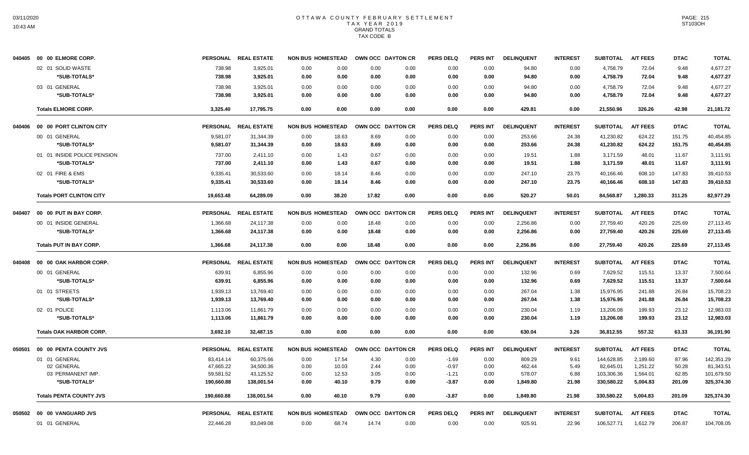# OTTAWA COUNTY FEBRUARY SETTLEMENT
## TAX YEAR 2019
### GRAND TOTALS
### TAX CODE B

| | | PERSONAL | REAL ESTATE | NON BUS | HOMESTEAD | OWN OCC | DAYTON CR | PERS DELQ | PERS INT | DELINQUENT | INTEREST | SUBTOTAL | A/T FEES | DTAC | TOTAL |
|---|---|---|---|---|---|---|---|---|---|---|---|---|---|---|---|
| 040405 | 00 00 ELMORE CORP. | | | | | | | | | | | | | | |
| | 02 01 SOLID WASTE | 738.98 | 3,925.01 | 0.00 | 0.00 | 0.00 | 0.00 | 0.00 | 0.00 | 94.80 | 0.00 | 4,758.79 | 72.04 | 9.48 | 4,677.27 |
| | *SUB-TOTALS* | 738.98 | 3,925.01 | 0.00 | 0.00 | 0.00 | 0.00 | 0.00 | 0.00 | 94.80 | 0.00 | 4,758.79 | 72.04 | 9.48 | 4,677.27 |
| | 03 01 GENERAL | 738.98 | 3,925.01 | 0.00 | 0.00 | 0.00 | 0.00 | 0.00 | 0.00 | 94.80 | 0.00 | 4,758.79 | 72.04 | 9.48 | 4,677.27 |
| | *SUB-TOTALS* | 738.98 | 3,925.01 | 0.00 | 0.00 | 0.00 | 0.00 | 0.00 | 0.00 | 94.80 | 0.00 | 4,758.79 | 72.04 | 9.48 | 4,677.27 |
| | Totals ELMORE CORP. | 3,325.40 | 17,795.75 | 0.00 | 0.00 | 0.00 | 0.00 | 0.00 | 0.00 | 429.81 | 0.00 | 21,550.96 | 326.26 | 42.98 | 21,181.72 |
| 040406 | 00 00 PORT CLINTON CITY | PERSONAL | REAL ESTATE | NON BUS | HOMESTEAD | OWN OCC | DAYTON CR | PERS DELQ | PERS INT | DELINQUENT | INTEREST | SUBTOTAL | A/T FEES | DTAC | TOTAL |
| | 00 01 GENERAL | 9,581.07 | 31,344.39 | 0.00 | 18.63 | 8.69 | 0.00 | 0.00 | 0.00 | 253.66 | 24.38 | 41,230.82 | 624.22 | 151.75 | 40,454.85 |
| | *SUB-TOTALS* | 9,581.07 | 31,344.39 | 0.00 | 18.63 | 8.69 | 0.00 | 0.00 | 0.00 | 253.66 | 24.38 | 41,230.82 | 624.22 | 151.75 | 40,454.85 |
| | 01 01 INSIDE POLICE PENSION | 737.00 | 2,411.10 | 0.00 | 1.43 | 0.67 | 0.00 | 0.00 | 0.00 | 19.51 | 1.88 | 3,171.59 | 48.01 | 11.67 | 3,111.91 |
| | *SUB-TOTALS* | 737.00 | 2,411.10 | 0.00 | 1.43 | 0.67 | 0.00 | 0.00 | 0.00 | 19.51 | 1.88 | 3,171.59 | 48.01 | 11.67 | 3,111.91 |
| | 02 01 FIRE & EMS | 9,335.41 | 30,533.60 | 0.00 | 18.14 | 8.46 | 0.00 | 0.00 | 0.00 | 247.10 | 23.75 | 40,166.46 | 608.10 | 147.83 | 39,410.53 |
| | *SUB-TOTALS* | 9,335.41 | 30,533.60 | 0.00 | 18.14 | 8.46 | 0.00 | 0.00 | 0.00 | 247.10 | 23.75 | 40,166.46 | 608.10 | 147.83 | 39,410.53 |
| | Totals PORT CLINTON CITY | 19,653.48 | 64,289.09 | 0.00 | 38.20 | 17.82 | 0.00 | 0.00 | 0.00 | 520.27 | 50.01 | 84,568.87 | 1,280.33 | 311.25 | 82,977.29 |
| 040407 | 00 00 PUT IN BAY CORP. | PERSONAL | REAL ESTATE | NON BUS | HOMESTEAD | OWN OCC | DAYTON CR | PERS DELQ | PERS INT | DELINQUENT | INTEREST | SUBTOTAL | A/T FEES | DTAC | TOTAL |
| | 00 01 INSIDE GENERAL | 1,366.68 | 24,117.38 | 0.00 | 0.00 | 18.48 | 0.00 | 0.00 | 0.00 | 2,256.86 | 0.00 | 27,759.40 | 420.26 | 225.69 | 27,113.45 |
| | *SUB-TOTALS* | 1,366.68 | 24,117.38 | 0.00 | 0.00 | 18.48 | 0.00 | 0.00 | 0.00 | 2,256.86 | 0.00 | 27,759.40 | 420.26 | 225.69 | 27,113.45 |
| | Totals PUT IN BAY CORP. | 1,366.68 | 24,117.38 | 0.00 | 0.00 | 18.48 | 0.00 | 0.00 | 0.00 | 2,256.86 | 0.00 | 27,759.40 | 420.26 | 225.69 | 27,113.45 |
| 040408 | 00 00 OAK HARBOR CORP. | PERSONAL | REAL ESTATE | NON BUS | HOMESTEAD | OWN OCC | DAYTON CR | PERS DELQ | PERS INT | DELINQUENT | INTEREST | SUBTOTAL | A/T FEES | DTAC | TOTAL |
| | 00 01 GENERAL | 639.91 | 6,855.96 | 0.00 | 0.00 | 0.00 | 0.00 | 0.00 | 0.00 | 132.96 | 0.69 | 7,629.52 | 115.51 | 13.37 | 7,500.64 |
| | *SUB-TOTALS* | 639.91 | 6,855.96 | 0.00 | 0.00 | 0.00 | 0.00 | 0.00 | 0.00 | 132.96 | 0.69 | 7,629.52 | 115.51 | 13.37 | 7,500.64 |
| | 01 01 STREETS | 1,939.13 | 13,769.40 | 0.00 | 0.00 | 0.00 | 0.00 | 0.00 | 0.00 | 267.04 | 1.38 | 15,976.95 | 241.88 | 26.84 | 15,708.23 |
| | *SUB-TOTALS* | 1,939.13 | 13,769.40 | 0.00 | 0.00 | 0.00 | 0.00 | 0.00 | 0.00 | 267.04 | 1.38 | 15,976.95 | 241.88 | 26.84 | 15,708.23 |
| | 02 01 POLICE | 1,113.06 | 11,861.79 | 0.00 | 0.00 | 0.00 | 0.00 | 0.00 | 0.00 | 230.04 | 1.19 | 13,206.08 | 199.93 | 23.12 | 12,983.03 |
| | *SUB-TOTALS* | 1,113.06 | 11,861.79 | 0.00 | 0.00 | 0.00 | 0.00 | 0.00 | 0.00 | 230.04 | 1.19 | 13,206.08 | 199.93 | 23.12 | 12,983.03 |
| | Totals OAK HARBOR CORP. | 3,692.10 | 32,487.15 | 0.00 | 0.00 | 0.00 | 0.00 | 0.00 | 0.00 | 630.04 | 3.26 | 36,812.55 | 557.32 | 63.33 | 36,191.90 |
| 050501 | 00 00 PENTA COUNTY JVS | PERSONAL | REAL ESTATE | NON BUS | HOMESTEAD | OWN OCC | DAYTON CR | PERS DELQ | PERS INT | DELINQUENT | INTEREST | SUBTOTAL | A/T FEES | DTAC | TOTAL |
| | 01 01 GENERAL | 83,414.14 | 60,375.66 | 0.00 | 17.54 | 4.30 | 0.00 | -1.69 | 0.00 | 809.29 | 9.61 | 144,628.85 | 2,189.60 | 87.96 | 142,351.29 |
| | 02 GENERAL | 47,665.22 | 34,500.36 | 0.00 | 10.03 | 2.44 | 0.00 | -0.97 | 0.00 | 462.44 | 5.49 | 82,645.01 | 1,251.22 | 50.28 | 81,343.51 |
| | 03 PERMANENT IMP. | 59,581.52 | 43,125.52 | 0.00 | 12.53 | 3.05 | 0.00 | -1.21 | 0.00 | 578.07 | 6.88 | 103,306.36 | 1,564.01 | 62.85 | 101,679.50 |
| | *SUB-TOTALS* | 190,660.88 | 138,001.54 | 0.00 | 40.10 | 9.79 | 0.00 | -3.87 | 0.00 | 1,849.80 | 21.98 | 330,580.22 | 5,004.83 | 201.09 | 325,374.30 |
| | Totals PENTA COUNTY JVS | 190,660.88 | 138,001.54 | 0.00 | 40.10 | 9.79 | 0.00 | -3.87 | 0.00 | 1,849.80 | 21.98 | 330,580.22 | 5,004.83 | 201.09 | 325,374.30 |
| 050502 | 00 00 VANGUARD JVS | PERSONAL | REAL ESTATE | NON BUS | HOMESTEAD | OWN OCC | DAYTON CR | PERS DELQ | PERS INT | DELINQUENT | INTEREST | SUBTOTAL | A/T FEES | DTAC | TOTAL |
| | 01 01 GENERAL | 22,446.28 | 83,049.08 | 0.00 | 68.74 | 14.74 | 0.00 | 0.00 | 0.00 | 925.91 | 22.96 | 106,527.71 | 1,612.79 | 206.87 | 104,708.05 |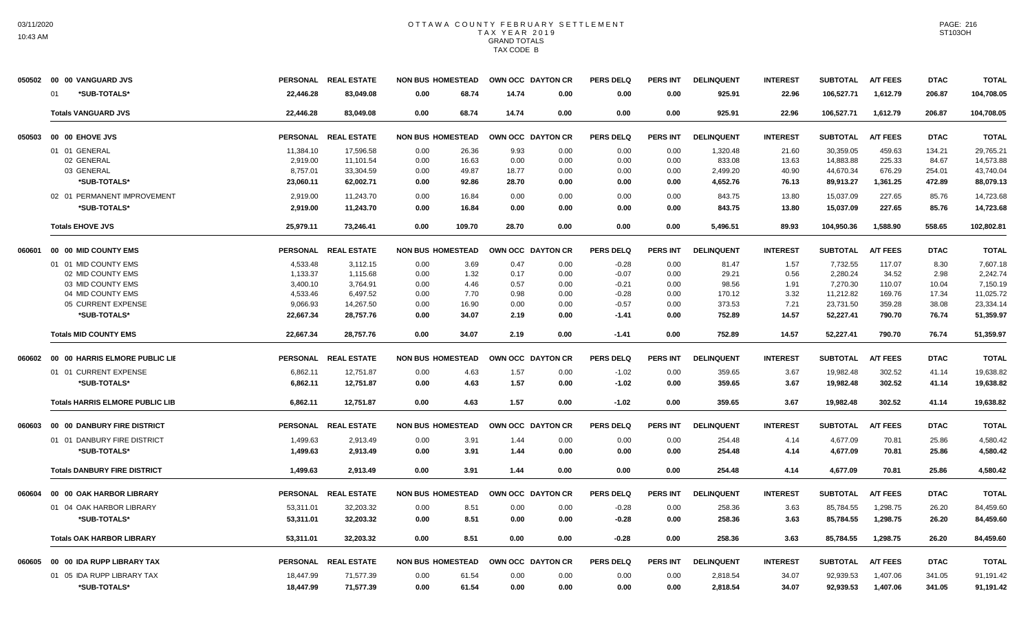# OTTAWA COUNTY FEBRUARY SETTLEMENT
## TAX YEAR 2019
### GRAND TOTALS
### TAX CODE B

| | PERSONAL | REAL ESTATE | NON BUS | HOMESTEAD | OWN OCC | DAYTON CR | PERS DELQ | PERS INT | DELINQUENT | INTEREST | SUBTOTAL | A/T FEES | DTAC | TOTAL |
|---|---|---|---|---|---|---|---|---|---|---|---|---|---|---|
| **050502 00 00 VANGUARD JVS** | | | | | | | | | | | | | | |
| 01 \*SUB-TOTALS\* | 22,446.28 | 83,049.08 | 0.00 | 68.74 | 14.74 | 0.00 | 0.00 | 0.00 | 925.91 | 22.96 | 106,527.71 | 1,612.79 | 206.87 | 104,708.05 |
| **Totals VANGUARD JVS** | 22,446.28 | 83,049.08 | 0.00 | 68.74 | 14.74 | 0.00 | 0.00 | 0.00 | 925.91 | 22.96 | 106,527.71 | 1,612.79 | 206.87 | 104,708.05 |
| **050503 00 00 EHOVE JVS** | | | | | | | | | | | | | | |
| 01 01 GENERAL | 11,384.10 | 17,596.58 | 0.00 | 26.36 | 9.93 | 0.00 | 0.00 | 0.00 | 1,320.48 | 21.60 | 30,359.05 | 459.63 | 134.21 | 29,765.21 |
| 02 GENERAL | 2,919.00 | 11,101.54 | 0.00 | 16.63 | 0.00 | 0.00 | 0.00 | 0.00 | 833.08 | 13.63 | 14,883.88 | 225.33 | 84.67 | 14,573.88 |
| 03 GENERAL | 8,757.01 | 33,304.59 | 0.00 | 49.87 | 18.77 | 0.00 | 0.00 | 0.00 | 2,499.20 | 40.90 | 44,670.34 | 676.29 | 254.01 | 43,740.04 |
| \*SUB-TOTALS\* | 23,060.11 | 62,002.71 | 0.00 | 92.86 | 28.70 | 0.00 | 0.00 | 0.00 | 4,652.76 | 76.13 | 89,913.27 | 1,361.25 | 472.89 | 88,079.13 |
| 02 01 PERMANENT IMPROVEMENT | 2,919.00 | 11,243.70 | 0.00 | 16.84 | 0.00 | 0.00 | 0.00 | 0.00 | 843.75 | 13.80 | 15,037.09 | 227.65 | 85.76 | 14,723.68 |
| \*SUB-TOTALS\* | 2,919.00 | 11,243.70 | 0.00 | 16.84 | 0.00 | 0.00 | 0.00 | 0.00 | 843.75 | 13.80 | 15,037.09 | 227.65 | 85.76 | 14,723.68 |
| **Totals EHOVE JVS** | 25,979.11 | 73,246.41 | 0.00 | 109.70 | 28.70 | 0.00 | 0.00 | 0.00 | 5,496.51 | 89.93 | 104,950.36 | 1,588.90 | 558.65 | 102,802.81 |
| **060601 00 00 MID COUNTY EMS** | | | | | | | | | | | | | | |
| 01 01 MID COUNTY EMS | 4,533.48 | 3,112.15 | 0.00 | 3.69 | 0.47 | 0.00 | -0.28 | 0.00 | 81.47 | 1.57 | 7,732.55 | 117.07 | 8.30 | 7,607.18 |
| 02 MID COUNTY EMS | 1,133.37 | 1,115.68 | 0.00 | 1.32 | 0.17 | 0.00 | -0.07 | 0.00 | 29.21 | 0.56 | 2,280.24 | 34.52 | 2.98 | 2,242.74 |
| 03 MID COUNTY EMS | 3,400.10 | 3,764.91 | 0.00 | 4.46 | 0.57 | 0.00 | -0.21 | 0.00 | 98.56 | 1.91 | 7,270.30 | 110.07 | 10.04 | 7,150.19 |
| 04 MID COUNTY EMS | 4,533.46 | 6,497.52 | 0.00 | 7.70 | 0.98 | 0.00 | -0.28 | 0.00 | 170.12 | 3.32 | 11,212.82 | 169.76 | 17.34 | 11,025.72 |
| 05 CURRENT EXPENSE | 9,066.93 | 14,267.50 | 0.00 | 16.90 | 0.00 | 0.00 | -0.57 | 0.00 | 373.53 | 7.21 | 23,731.50 | 359.28 | 38.08 | 23,334.14 |
| \*SUB-TOTALS\* | 22,667.34 | 28,757.76 | 0.00 | 34.07 | 2.19 | 0.00 | -1.41 | 0.00 | 752.89 | 14.57 | 52,227.41 | 790.70 | 76.74 | 51,359.97 |
| **Totals MID COUNTY EMS** | 22,667.34 | 28,757.76 | 0.00 | 34.07 | 2.19 | 0.00 | -1.41 | 0.00 | 752.89 | 14.57 | 52,227.41 | 790.70 | 76.74 | 51,359.97 |
| **060602 00 00 HARRIS ELMORE PUBLIC LIE** | | | | | | | | | | | | | | |
| 01 01 CURRENT EXPENSE | 6,862.11 | 12,751.87 | 0.00 | 4.63 | 1.57 | 0.00 | -1.02 | 0.00 | 359.65 | 3.67 | 19,982.48 | 302.52 | 41.14 | 19,638.82 |
| \*SUB-TOTALS\* | 6,862.11 | 12,751.87 | 0.00 | 4.63 | 1.57 | 0.00 | -1.02 | 0.00 | 359.65 | 3.67 | 19,982.48 | 302.52 | 41.14 | 19,638.82 |
| **Totals HARRIS ELMORE PUBLIC LIB** | 6,862.11 | 12,751.87 | 0.00 | 4.63 | 1.57 | 0.00 | -1.02 | 0.00 | 359.65 | 3.67 | 19,982.48 | 302.52 | 41.14 | 19,638.82 |
| **060603 00 00 DANBURY FIRE DISTRICT** | | | | | | | | | | | | | | |
| 01 01 DANBURY FIRE DISTRICT | 1,499.63 | 2,913.49 | 0.00 | 3.91 | 1.44 | 0.00 | 0.00 | 0.00 | 254.48 | 4.14 | 4,677.09 | 70.81 | 25.86 | 4,580.42 |
| \*SUB-TOTALS\* | 1,499.63 | 2,913.49 | 0.00 | 3.91 | 1.44 | 0.00 | 0.00 | 0.00 | 254.48 | 4.14 | 4,677.09 | 70.81 | 25.86 | 4,580.42 |
| **Totals DANBURY FIRE DISTRICT** | 1,499.63 | 2,913.49 | 0.00 | 3.91 | 1.44 | 0.00 | 0.00 | 0.00 | 254.48 | 4.14 | 4,677.09 | 70.81 | 25.86 | 4,580.42 |
| **060604 00 00 OAK HARBOR LIBRARY** | | | | | | | | | | | | | | |
| 01 04 OAK HARBOR LIBRARY | 53,311.01 | 32,203.32 | 0.00 | 8.51 | 0.00 | 0.00 | -0.28 | 0.00 | 258.36 | 3.63 | 85,784.55 | 1,298.75 | 26.20 | 84,459.60 |
| \*SUB-TOTALS\* | 53,311.01 | 32,203.32 | 0.00 | 8.51 | 0.00 | 0.00 | -0.28 | 0.00 | 258.36 | 3.63 | 85,784.55 | 1,298.75 | 26.20 | 84,459.60 |
| **Totals OAK HARBOR LIBRARY** | 53,311.01 | 32,203.32 | 0.00 | 8.51 | 0.00 | 0.00 | -0.28 | 0.00 | 258.36 | 3.63 | 85,784.55 | 1,298.75 | 26.20 | 84,459.60 |
| **060605 00 00 IDA RUPP LIBRARY TAX** | | | | | | | | | | | | | | |
| 01 05 IDA RUPP LIBRARY TAX | 18,447.99 | 71,577.39 | 0.00 | 61.54 | 0.00 | 0.00 | 0.00 | 0.00 | 2,818.54 | 34.07 | 92,939.53 | 1,407.06 | 341.05 | 91,191.42 |
| \*SUB-TOTALS\* | 18,447.99 | 71,577.39 | 0.00 | 61.54 | 0.00 | 0.00 | 0.00 | 0.00 | 2,818.54 | 34.07 | 92,939.53 | 1,407.06 | 341.05 | 91,191.42 |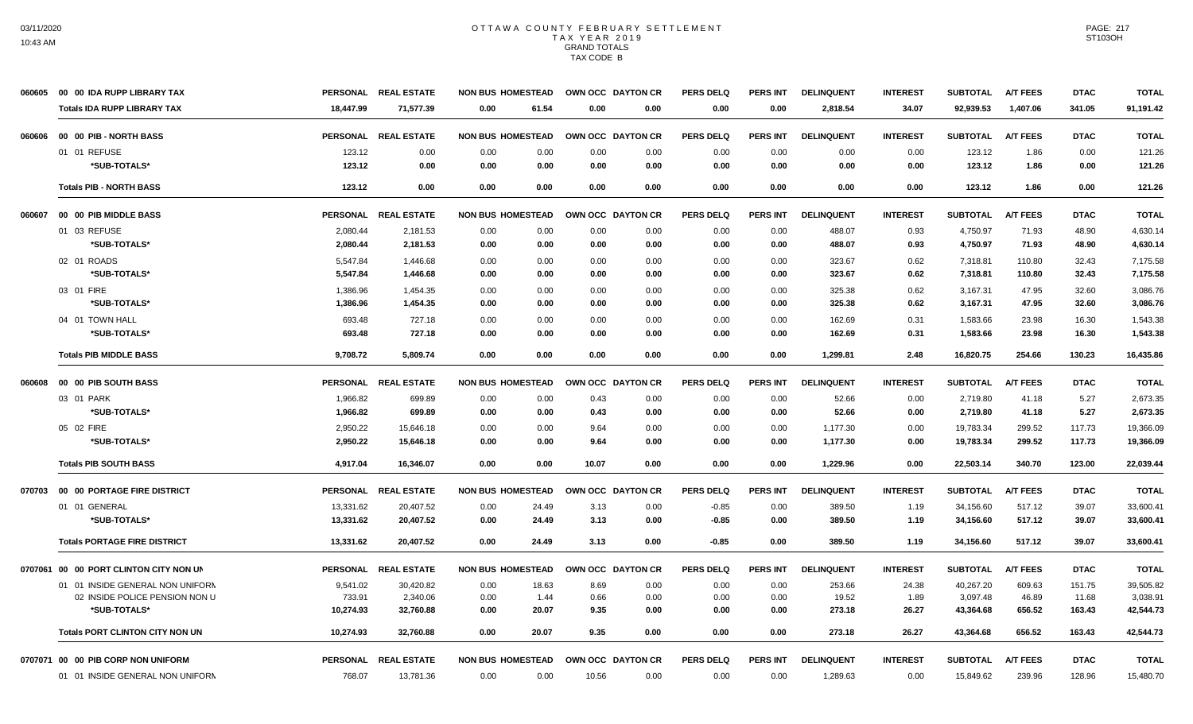# OTTAWA COUNTY FEBRUARY SETTLEMENT
## TAX YEAR 2019
### GRAND TOTALS
### TAX CODE B

| | | PERSONAL | REAL ESTATE | NON BUS | HOMESTEAD | OWN OCC | DAYTON CR | PERS DELQ | PERS INT | DELINQUENT | INTEREST | SUBTOTAL | A/T FEES | DTAC | TOTAL |
|---|---|---|---|---|---|---|---|---|---|---|---|---|---|---|---|
| 060605 | 00 00 IDA RUPP LIBRARY TAX | | | | | | | | | | | | | | |
| | Totals IDA RUPP LIBRARY TAX | 18,447.99 | 71,577.39 | 0.00 | 61.54 | 0.00 | 0.00 | 0.00 | 0.00 | 2,818.54 | 34.07 | 92,939.53 | 1,407.06 | 341.05 | 91,191.42 |
| 060606 | 00 00 PIB - NORTH BASS | PERSONAL | REAL ESTATE | NON BUS | HOMESTEAD | OWN OCC | DAYTON CR | PERS DELQ | PERS INT | DELINQUENT | INTEREST | SUBTOTAL | A/T FEES | DTAC | TOTAL |
| | 01 01 REFUSE | 123.12 | 0.00 | 0.00 | 0.00 | 0.00 | 0.00 | 0.00 | 0.00 | 0.00 | 0.00 | 123.12 | 1.86 | 0.00 | 121.26 |
| | *SUB-TOTALS* | 123.12 | 0.00 | 0.00 | 0.00 | 0.00 | 0.00 | 0.00 | 0.00 | 0.00 | 0.00 | 123.12 | 1.86 | 0.00 | 121.26 |
| | Totals PIB - NORTH BASS | 123.12 | 0.00 | 0.00 | 0.00 | 0.00 | 0.00 | 0.00 | 0.00 | 0.00 | 0.00 | 123.12 | 1.86 | 0.00 | 121.26 |
| 060607 | 00 00 PIB MIDDLE BASS | PERSONAL | REAL ESTATE | NON BUS | HOMESTEAD | OWN OCC | DAYTON CR | PERS DELQ | PERS INT | DELINQUENT | INTEREST | SUBTOTAL | A/T FEES | DTAC | TOTAL |
| | 01 03 REFUSE | 2,080.44 | 2,181.53 | 0.00 | 0.00 | 0.00 | 0.00 | 0.00 | 0.00 | 488.07 | 0.93 | 4,750.97 | 71.93 | 48.90 | 4,630.14 |
| | *SUB-TOTALS* | 2,080.44 | 2,181.53 | 0.00 | 0.00 | 0.00 | 0.00 | 0.00 | 0.00 | 488.07 | 0.93 | 4,750.97 | 71.93 | 48.90 | 4,630.14 |
| | 02 01 ROADS | 5,547.84 | 1,446.68 | 0.00 | 0.00 | 0.00 | 0.00 | 0.00 | 0.00 | 323.67 | 0.62 | 7,318.81 | 110.80 | 32.43 | 7,175.58 |
| | *SUB-TOTALS* | 5,547.84 | 1,446.68 | 0.00 | 0.00 | 0.00 | 0.00 | 0.00 | 0.00 | 323.67 | 0.62 | 7,318.81 | 110.80 | 32.43 | 7,175.58 |
| | 03 01 FIRE | 1,386.96 | 1,454.35 | 0.00 | 0.00 | 0.00 | 0.00 | 0.00 | 0.00 | 325.38 | 0.62 | 3,167.31 | 47.95 | 32.60 | 3,086.76 |
| | *SUB-TOTALS* | 1,386.96 | 1,454.35 | 0.00 | 0.00 | 0.00 | 0.00 | 0.00 | 0.00 | 325.38 | 0.62 | 3,167.31 | 47.95 | 32.60 | 3,086.76 |
| | 04 01 TOWN HALL | 693.48 | 727.18 | 0.00 | 0.00 | 0.00 | 0.00 | 0.00 | 0.00 | 162.69 | 0.31 | 1,583.66 | 23.98 | 16.30 | 1,543.38 |
| | *SUB-TOTALS* | 693.48 | 727.18 | 0.00 | 0.00 | 0.00 | 0.00 | 0.00 | 0.00 | 162.69 | 0.31 | 1,583.66 | 23.98 | 16.30 | 1,543.38 |
| | Totals PIB MIDDLE BASS | 9,708.72 | 5,809.74 | 0.00 | 0.00 | 0.00 | 0.00 | 0.00 | 0.00 | 1,299.81 | 2.48 | 16,820.75 | 254.66 | 130.23 | 16,435.86 |
| 060608 | 00 00 PIB SOUTH BASS | PERSONAL | REAL ESTATE | NON BUS | HOMESTEAD | OWN OCC | DAYTON CR | PERS DELQ | PERS INT | DELINQUENT | INTEREST | SUBTOTAL | A/T FEES | DTAC | TOTAL |
| | 03 01 PARK | 1,966.82 | 699.89 | 0.00 | 0.00 | 0.43 | 0.00 | 0.00 | 0.00 | 52.66 | 0.00 | 2,719.80 | 41.18 | 5.27 | 2,673.35 |
| | *SUB-TOTALS* | 1,966.82 | 699.89 | 0.00 | 0.00 | 0.43 | 0.00 | 0.00 | 0.00 | 52.66 | 0.00 | 2,719.80 | 41.18 | 5.27 | 2,673.35 |
| | 05 02 FIRE | 2,950.22 | 15,646.18 | 0.00 | 0.00 | 9.64 | 0.00 | 0.00 | 0.00 | 1,177.30 | 0.00 | 19,783.34 | 299.52 | 117.73 | 19,366.09 |
| | *SUB-TOTALS* | 2,950.22 | 15,646.18 | 0.00 | 0.00 | 9.64 | 0.00 | 0.00 | 0.00 | 1,177.30 | 0.00 | 19,783.34 | 299.52 | 117.73 | 19,366.09 |
| | Totals PIB SOUTH BASS | 4,917.04 | 16,346.07 | 0.00 | 0.00 | 10.07 | 0.00 | 0.00 | 0.00 | 1,229.96 | 0.00 | 22,503.14 | 340.70 | 123.00 | 22,039.44 |
| 070703 | 00 00 PORTAGE FIRE DISTRICT | PERSONAL | REAL ESTATE | NON BUS | HOMESTEAD | OWN OCC | DAYTON CR | PERS DELQ | PERS INT | DELINQUENT | INTEREST | SUBTOTAL | A/T FEES | DTAC | TOTAL |
| | 01 01 GENERAL | 13,331.62 | 20,407.52 | 0.00 | 24.49 | 3.13 | 0.00 | -0.85 | 0.00 | 389.50 | 1.19 | 34,156.60 | 517.12 | 39.07 | 33,600.41 |
| | *SUB-TOTALS* | 13,331.62 | 20,407.52 | 0.00 | 24.49 | 3.13 | 0.00 | -0.85 | 0.00 | 389.50 | 1.19 | 34,156.60 | 517.12 | 39.07 | 33,600.41 |
| | Totals PORTAGE FIRE DISTRICT | 13,331.62 | 20,407.52 | 0.00 | 24.49 | 3.13 | 0.00 | -0.85 | 0.00 | 389.50 | 1.19 | 34,156.60 | 517.12 | 39.07 | 33,600.41 |
| 0707061 | 00 00 PORT CLINTON CITY NON UN | PERSONAL | REAL ESTATE | NON BUS | HOMESTEAD | OWN OCC | DAYTON CR | PERS DELQ | PERS INT | DELINQUENT | INTEREST | SUBTOTAL | A/T FEES | DTAC | TOTAL |
| | 01 01 INSIDE GENERAL NON UNIFORN | 9,541.02 | 30,420.82 | 0.00 | 18.63 | 8.69 | 0.00 | 0.00 | 0.00 | 253.66 | 24.38 | 40,267.20 | 609.63 | 151.75 | 39,505.82 |
| | 02 INSIDE POLICE PENSION NON U | 733.91 | 2,340.06 | 0.00 | 1.44 | 0.66 | 0.00 | 0.00 | 0.00 | 19.52 | 1.89 | 3,097.48 | 46.89 | 11.68 | 3,038.91 |
| | *SUB-TOTALS* | 10,274.93 | 32,760.88 | 0.00 | 20.07 | 9.35 | 0.00 | 0.00 | 0.00 | 273.18 | 26.27 | 43,364.68 | 656.52 | 163.43 | 42,544.73 |
| | Totals PORT CLINTON CITY NON UN | 10,274.93 | 32,760.88 | 0.00 | 20.07 | 9.35 | 0.00 | 0.00 | 0.00 | 273.18 | 26.27 | 43,364.68 | 656.52 | 163.43 | 42,544.73 |
| 0707071 | 00 00 PIB CORP NON UNIFORM | PERSONAL | REAL ESTATE | NON BUS | HOMESTEAD | OWN OCC | DAYTON CR | PERS DELQ | PERS INT | DELINQUENT | INTEREST | SUBTOTAL | A/T FEES | DTAC | TOTAL |
| | 01 01 INSIDE GENERAL NON UNIFORN | 768.07 | 13,781.36 | 0.00 | 0.00 | 10.56 | 0.00 | 0.00 | 0.00 | 1,289.63 | 0.00 | 15,849.62 | 239.96 | 128.96 | 15,480.70 |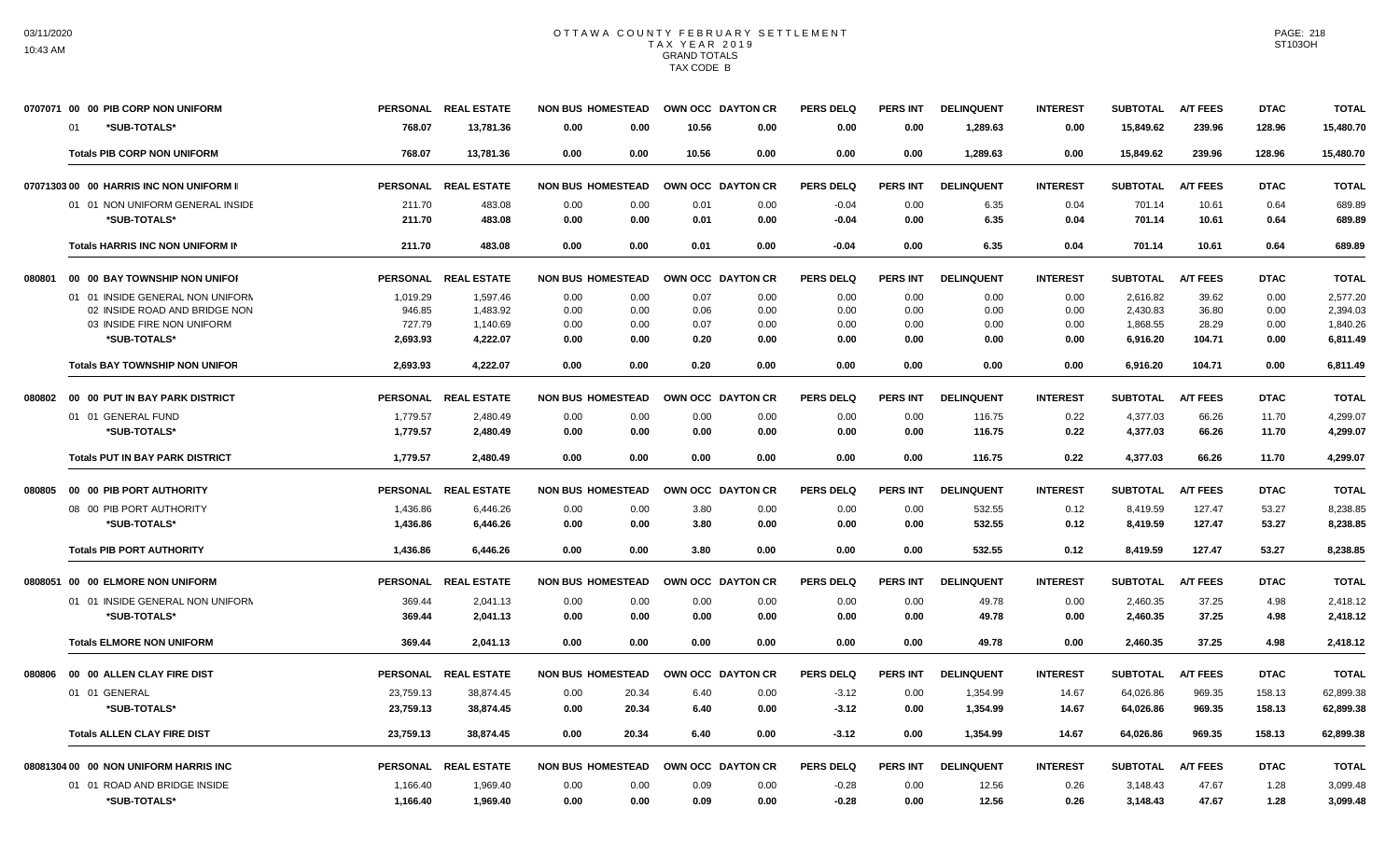# OTTAWA COUNTY FEBRUARY SETTLEMENT
## TAX YEAR 2019
### GRAND TOTALS
### TAX CODE B

| | PERSONAL | REAL ESTATE | NON BUS | HOMESTEAD | OWN OCC | DAYTON CR | PERS DELQ | PERS INT | DELINQUENT | INTEREST | SUBTOTAL | A/T FEES | DTAC | TOTAL |
|---|---|---|---|---|---|---|---|---|---|---|---|---|---|---|
| **0707071 00 00 PIB CORP NON UNIFORM** | | | | | | | | | | | | | | |
| 01 *SUB-TOTALS* | 768.07 | 13,781.36 | 0.00 | 0.00 | 10.56 | 0.00 | 0.00 | 0.00 | 1,289.63 | 0.00 | 15,849.62 | 239.96 | 128.96 | 15,480.70 |
| **Totals PIB CORP NON UNIFORM** | 768.07 | 13,781.36 | 0.00 | 0.00 | 10.56 | 0.00 | 0.00 | 0.00 | 1,289.63 | 0.00 | 15,849.62 | 239.96 | 128.96 | 15,480.70 |
| **07071303 00 00 HARRIS INC NON UNIFORM I** | PERSONAL | REAL ESTATE | NON BUS | HOMESTEAD | OWN OCC | DAYTON CR | PERS DELQ | PERS INT | DELINQUENT | INTEREST | SUBTOTAL | A/T FEES | DTAC | TOTAL |
| 01 01 NON UNIFORM GENERAL INSIDE | 211.70 | 483.08 | 0.00 | 0.00 | 0.01 | 0.00 | -0.04 | 0.00 | 6.35 | 0.04 | 701.14 | 10.61 | 0.64 | 689.89 |
| *SUB-TOTALS* | 211.70 | 483.08 | 0.00 | 0.00 | 0.01 | 0.00 | -0.04 | 0.00 | 6.35 | 0.04 | 701.14 | 10.61 | 0.64 | 689.89 |
| **Totals HARRIS INC NON UNIFORM IN** | 211.70 | 483.08 | 0.00 | 0.00 | 0.01 | 0.00 | -0.04 | 0.00 | 6.35 | 0.04 | 701.14 | 10.61 | 0.64 | 689.89 |
| **080801 00 00 BAY TOWNSHIP NON UNIFOI** | PERSONAL | REAL ESTATE | NON BUS | HOMESTEAD | OWN OCC | DAYTON CR | PERS DELQ | PERS INT | DELINQUENT | INTEREST | SUBTOTAL | A/T FEES | DTAC | TOTAL |
| 01 01 INSIDE GENERAL NON UNIFORM | 1,019.29 | 1,597.46 | 0.00 | 0.00 | 0.07 | 0.00 | 0.00 | 0.00 | 0.00 | 0.00 | 2,616.82 | 39.62 | 0.00 | 2,577.20 |
| 02 INSIDE ROAD AND BRIDGE NON | 946.85 | 1,483.92 | 0.00 | 0.00 | 0.06 | 0.00 | 0.00 | 0.00 | 0.00 | 0.00 | 2,430.83 | 36.80 | 0.00 | 2,394.03 |
| 03 INSIDE FIRE NON UNIFORM | 727.79 | 1,140.69 | 0.00 | 0.00 | 0.07 | 0.00 | 0.00 | 0.00 | 0.00 | 0.00 | 1,868.55 | 28.29 | 0.00 | 1,840.26 |
| *SUB-TOTALS* | 2,693.93 | 4,222.07 | 0.00 | 0.00 | 0.20 | 0.00 | 0.00 | 0.00 | 0.00 | 0.00 | 6,916.20 | 104.71 | 0.00 | 6,811.49 |
| **Totals BAY TOWNSHIP NON UNIFOR** | 2,693.93 | 4,222.07 | 0.00 | 0.00 | 0.20 | 0.00 | 0.00 | 0.00 | 0.00 | 0.00 | 6,916.20 | 104.71 | 0.00 | 6,811.49 |
| **080802 00 00 PUT IN BAY PARK DISTRICT** | PERSONAL | REAL ESTATE | NON BUS | HOMESTEAD | OWN OCC | DAYTON CR | PERS DELQ | PERS INT | DELINQUENT | INTEREST | SUBTOTAL | A/T FEES | DTAC | TOTAL |
| 01 01 GENERAL FUND | 1,779.57 | 2,480.49 | 0.00 | 0.00 | 0.00 | 0.00 | 0.00 | 0.00 | 116.75 | 0.22 | 4,377.03 | 66.26 | 11.70 | 4,299.07 |
| *SUB-TOTALS* | 1,779.57 | 2,480.49 | 0.00 | 0.00 | 0.00 | 0.00 | 0.00 | 0.00 | 116.75 | 0.22 | 4,377.03 | 66.26 | 11.70 | 4,299.07 |
| **Totals PUT IN BAY PARK DISTRICT** | 1,779.57 | 2,480.49 | 0.00 | 0.00 | 0.00 | 0.00 | 0.00 | 0.00 | 116.75 | 0.22 | 4,377.03 | 66.26 | 11.70 | 4,299.07 |
| **080805 00 00 PIB PORT AUTHORITY** | PERSONAL | REAL ESTATE | NON BUS | HOMESTEAD | OWN OCC | DAYTON CR | PERS DELQ | PERS INT | DELINQUENT | INTEREST | SUBTOTAL | A/T FEES | DTAC | TOTAL |
| 08 00 PIB PORT AUTHORITY | 1,436.86 | 6,446.26 | 0.00 | 0.00 | 3.80 | 0.00 | 0.00 | 0.00 | 532.55 | 0.12 | 8,419.59 | 127.47 | 53.27 | 8,238.85 |
| *SUB-TOTALS* | 1,436.86 | 6,446.26 | 0.00 | 0.00 | 3.80 | 0.00 | 0.00 | 0.00 | 532.55 | 0.12 | 8,419.59 | 127.47 | 53.27 | 8,238.85 |
| **Totals PIB PORT AUTHORITY** | 1,436.86 | 6,446.26 | 0.00 | 0.00 | 3.80 | 0.00 | 0.00 | 0.00 | 532.55 | 0.12 | 8,419.59 | 127.47 | 53.27 | 8,238.85 |
| **0808051 00 00 ELMORE NON UNIFORM** | PERSONAL | REAL ESTATE | NON BUS | HOMESTEAD | OWN OCC | DAYTON CR | PERS DELQ | PERS INT | DELINQUENT | INTEREST | SUBTOTAL | A/T FEES | DTAC | TOTAL |
| 01 01 INSIDE GENERAL NON UNIFORM | 369.44 | 2,041.13 | 0.00 | 0.00 | 0.00 | 0.00 | 0.00 | 0.00 | 49.78 | 0.00 | 2,460.35 | 37.25 | 4.98 | 2,418.12 |
| *SUB-TOTALS* | 369.44 | 2,041.13 | 0.00 | 0.00 | 0.00 | 0.00 | 0.00 | 0.00 | 49.78 | 0.00 | 2,460.35 | 37.25 | 4.98 | 2,418.12 |
| **Totals ELMORE NON UNIFORM** | 369.44 | 2,041.13 | 0.00 | 0.00 | 0.00 | 0.00 | 0.00 | 0.00 | 49.78 | 0.00 | 2,460.35 | 37.25 | 4.98 | 2,418.12 |
| **080806 00 00 ALLEN CLAY FIRE DIST** | PERSONAL | REAL ESTATE | NON BUS | HOMESTEAD | OWN OCC | DAYTON CR | PERS DELQ | PERS INT | DELINQUENT | INTEREST | SUBTOTAL | A/T FEES | DTAC | TOTAL |
| 01 01 GENERAL | 23,759.13 | 38,874.45 | 0.00 | 20.34 | 6.40 | 0.00 | -3.12 | 0.00 | 1,354.99 | 14.67 | 64,026.86 | 969.35 | 158.13 | 62,899.38 |
| *SUB-TOTALS* | 23,759.13 | 38,874.45 | 0.00 | 20.34 | 6.40 | 0.00 | -3.12 | 0.00 | 1,354.99 | 14.67 | 64,026.86 | 969.35 | 158.13 | 62,899.38 |
| **Totals ALLEN CLAY FIRE DIST** | 23,759.13 | 38,874.45 | 0.00 | 20.34 | 6.40 | 0.00 | -3.12 | 0.00 | 1,354.99 | 14.67 | 64,026.86 | 969.35 | 158.13 | 62,899.38 |
| **08081304 00 00 NON UNIFORM HARRIS INC** | PERSONAL | REAL ESTATE | NON BUS | HOMESTEAD | OWN OCC | DAYTON CR | PERS DELQ | PERS INT | DELINQUENT | INTEREST | SUBTOTAL | A/T FEES | DTAC | TOTAL |
| 01 01 ROAD AND BRIDGE INSIDE | 1,166.40 | 1,969.40 | 0.00 | 0.00 | 0.09 | 0.00 | -0.28 | 0.00 | 12.56 | 0.26 | 3,148.43 | 47.67 | 1.28 | 3,099.48 |
| *SUB-TOTALS* | 1,166.40 | 1,969.40 | 0.00 | 0.00 | 0.09 | 0.00 | -0.28 | 0.00 | 12.56 | 0.26 | 3,148.43 | 47.67 | 1.28 | 3,099.48 |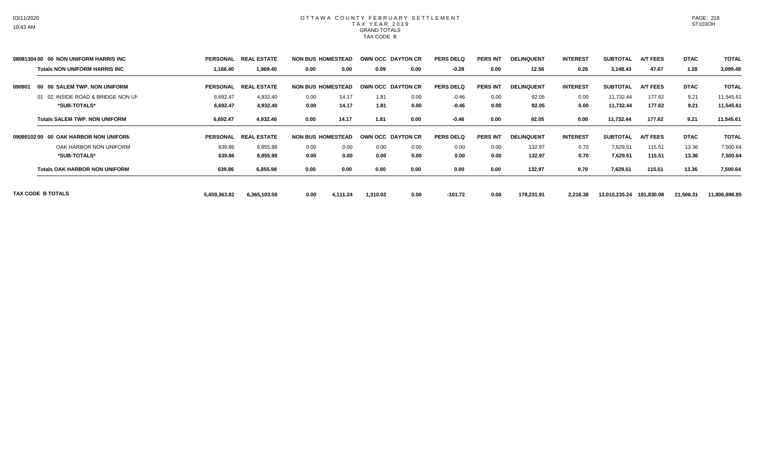# OTTAWA COUNTY FEBRUARY SETTLEMENT
## TAX YEAR 2019
### GRAND TOTALS
### TAX CODE B

| | PERSONAL | REAL ESTATE | NON BUS | HOMESTEAD | OWN OCC | DAYTON CR | PERS DELQ | PERS INT | DELINQUENT | INTEREST | SUBTOTAL | A/T FEES | DTAC | TOTAL |
|---|---|---|---|---|---|---|---|---|---|---|---|---|---|---|
| **08081304 00 00 NON UNIFORM HARRIS INC** | | | | | | | | | | | | | | |
| **Totals NON UNIFORM HARRIS INC** | **1,166.40** | **1,969.40** | **0.00** | **0.00** | **0.09** | **0.00** | **-0.28** | **0.00** | **12.56** | **0.26** | **3,148.43** | **47.67** | **1.28** | **3,099.48** |
| **090901 00 00 SALEM TWP. NON UNIFORM** | | | | | | | | | | | | | | |
| 01 02 INSIDE ROAD & BRIDGE NON UN | 6,692.47 | 4,932.40 | 0.00 | 14.17 | 1.81 | 0.00 | -0.46 | 0.00 | 92.05 | 0.00 | 11,732.44 | 177.62 | 9.21 | 11,545.61 |
| ***SUB-TOTALS*** | **6,692.47** | **4,932.40** | **0.00** | **14.17** | **1.81** | **0.00** | **-0.46** | **0.00** | **92.05** | **0.00** | **11,732.44** | **177.62** | **9.21** | **11,545.61** |
| **Totals SALEM TWP. NON UNIFORM** | **6,692.47** | **4,932.40** | **0.00** | **14.17** | **1.81** | **0.00** | **-0.46** | **0.00** | **92.05** | **0.00** | **11,732.44** | **177.62** | **9.21** | **11,545.61** |
| **09090102 00 00 OAK HARBOR NON UNIFORM** | | | | | | | | | | | | | | |
| OAK HARBOR NON UNIFORM | 639.86 | 6,855.98 | 0.00 | 0.00 | 0.00 | 0.00 | 0.00 | 0.00 | 132.97 | 0.70 | 7,629.51 | 115.51 | 13.36 | 7,500.64 |
| ***SUB-TOTALS*** | **639.86** | **6,855.98** | **0.00** | **0.00** | **0.00** | **0.00** | **0.00** | **0.00** | **132.97** | **0.70** | **7,629.51** | **115.51** | **13.36** | **7,500.64** |
| **Totals OAK HARBOR NON UNIFORM** | **639.86** | **6,855.98** | **0.00** | **0.00** | **0.00** | **0.00** | **0.00** | **0.00** | **132.97** | **0.70** | **7,629.51** | **115.51** | **13.36** | **7,500.64** |
| **TAX CODE B TOTALS** | **5,459,363.82** | **6,365,103.59** | **0.00** | **4,111.24** | **1,310.02** | **0.00** | **-101.72** | **0.00** | **178,231.91** | **2,216.38** | **12,010,235.24** | **181,830.08** | **21,506.31** | **11,806,898.85** |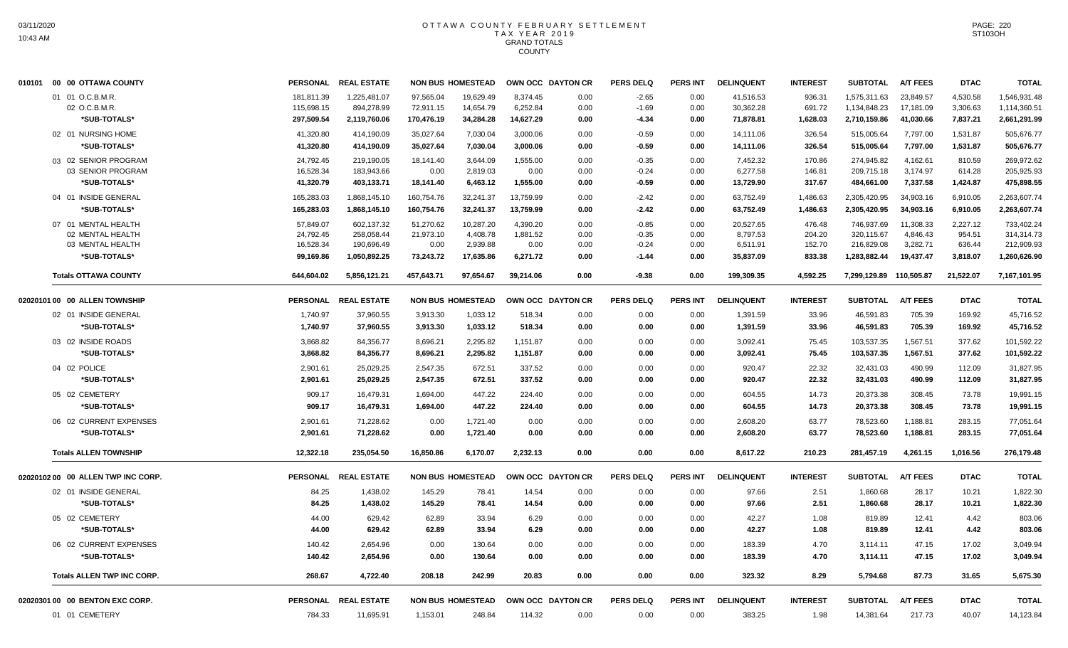# OTTAWA COUNTY FEBRUARY SETTLEMENT
## TAX YEAR 2019
### GRAND TOTALS
### COUNTY

| 010101 00 00 OTTAWA COUNTY | PERSONAL | REAL ESTATE | NON BUS | HOMESTEAD | OWN OCC | DAYTON CR | PERS DELQ | PERS INT | DELINQUENT | INTEREST | SUBTOTAL | A/T FEES | DTAC | TOTAL |
|---|---|---|---|---|---|---|---|---|---|---|---|---|---|---|
| 01 01 O.C.B.M.R. | 181,811.39 | 1,225,481.07 | 97,565.04 | 19,629.49 | 8,374.45 | 0.00 | -2.65 | 0.00 | 41,516.53 | 936.31 | 1,575,311.63 | 23,849.57 | 4,530.58 | 1,546,931.48 |
| 02 O.C.B.M.R. | 115,698.15 | 894,278.99 | 72,911.15 | 14,654.79 | 6,252.84 | 0.00 | -1.69 | 0.00 | 30,362.28 | 691.72 | 1,134,848.23 | 17,181.09 | 3,306.63 | 1,114,360.51 |
| *SUB-TOTALS* | 297,509.54 | 2,119,760.06 | 170,476.19 | 34,284.28 | 14,627.29 | 0.00 | -4.34 | 0.00 | 71,878.81 | 1,628.03 | 2,710,159.86 | 41,030.66 | 7,837.21 | 2,661,291.99 |
| 02 01 NURSING HOME | 41,320.80 | 414,190.09 | 35,027.64 | 7,030.04 | 3,000.06 | 0.00 | -0.59 | 0.00 | 14,111.06 | 326.54 | 515,005.64 | 7,797.00 | 1,531.87 | 505,676.77 |
| *SUB-TOTALS* | 41,320.80 | 414,190.09 | 35,027.64 | 7,030.04 | 3,000.06 | 0.00 | -0.59 | 0.00 | 14,111.06 | 326.54 | 515,005.64 | 7,797.00 | 1,531.87 | 505,676.77 |
| 03 02 SENIOR PROGRAM | 24,792.45 | 219,190.05 | 18,141.40 | 3,644.09 | 1,555.00 | 0.00 | -0.35 | 0.00 | 7,452.32 | 170.86 | 274,945.82 | 4,162.61 | 810.59 | 269,972.62 |
| 03 SENIOR PROGRAM | 16,528.34 | 183,943.66 | 0.00 | 2,819.03 | 0.00 | 0.00 | -0.24 | 0.00 | 6,277.58 | 146.81 | 209,715.18 | 3,174.97 | 614.28 | 205,925.93 |
| *SUB-TOTALS* | 41,320.79 | 403,133.71 | 18,141.40 | 6,463.12 | 1,555.00 | 0.00 | -0.59 | 0.00 | 13,729.90 | 317.67 | 484,661.00 | 7,337.58 | 1,424.87 | 475,898.55 |
| 04 01 INSIDE GENERAL | 165,283.03 | 1,868,145.10 | 160,754.76 | 32,241.37 | 13,759.99 | 0.00 | -2.42 | 0.00 | 63,752.49 | 1,486.63 | 2,305,420.95 | 34,903.16 | 6,910.05 | 2,263,607.74 |
| *SUB-TOTALS* | 165,283.03 | 1,868,145.10 | 160,754.76 | 32,241.37 | 13,759.99 | 0.00 | -2.42 | 0.00 | 63,752.49 | 1,486.63 | 2,305,420.95 | 34,903.16 | 6,910.05 | 2,263,607.74 |
| 07 01 MENTAL HEALTH | 57,849.07 | 602,137.32 | 51,270.62 | 10,287.20 | 4,390.20 | 0.00 | -0.85 | 0.00 | 20,527.65 | 476.48 | 746,937.69 | 11,308.33 | 2,227.12 | 733,402.24 |
| 02 MENTAL HEALTH | 24,792.45 | 258,058.44 | 21,973.10 | 4,408.78 | 1,881.52 | 0.00 | -0.35 | 0.00 | 8,797.53 | 204.20 | 320,115.67 | 4,846.43 | 954.51 | 314,314.73 |
| 03 MENTAL HEALTH | 16,528.34 | 190,696.49 | 0.00 | 2,939.88 | 0.00 | 0.00 | -0.24 | 0.00 | 6,511.91 | 152.70 | 216,829.08 | 3,282.71 | 636.44 | 212,909.93 |
| *SUB-TOTALS* | 99,169.86 | 1,050,892.25 | 73,243.72 | 17,635.86 | 6,271.72 | 0.00 | -1.44 | 0.00 | 35,837.09 | 833.38 | 1,283,882.44 | 19,437.47 | 3,818.07 | 1,260,626.90 |
| **Totals OTTAWA COUNTY** | 644,604.02 | 5,856,121.21 | 457,643.71 | 97,654.67 | 39,214.06 | 0.00 | -9.38 | 0.00 | 199,309.35 | 4,592.25 | 7,299,129.89 | 110,505.87 | 21,522.07 | 7,167,101.95 |

| 02020101 00 00 ALLEN TOWNSHIP | PERSONAL | REAL ESTATE | NON BUS | HOMESTEAD | OWN OCC | DAYTON CR | PERS DELQ | PERS INT | DELINQUENT | INTEREST | SUBTOTAL | A/T FEES | DTAC | TOTAL |
|---|---|---|---|---|---|---|---|---|---|---|---|---|---|---|
| 02 01 INSIDE GENERAL | 1,740.97 | 37,960.55 | 3,913.30 | 1,033.12 | 518.34 | 0.00 | 0.00 | 0.00 | 1,391.59 | 33.96 | 46,591.83 | 705.39 | 169.92 | 45,716.52 |
| *SUB-TOTALS* | 1,740.97 | 37,960.55 | 3,913.30 | 1,033.12 | 518.34 | 0.00 | 0.00 | 0.00 | 1,391.59 | 33.96 | 46,591.83 | 705.39 | 169.92 | 45,716.52 |
| 03 02 INSIDE ROADS | 3,868.82 | 84,356.77 | 8,696.21 | 2,295.82 | 1,151.87 | 0.00 | 0.00 | 0.00 | 3,092.41 | 75.45 | 103,537.35 | 1,567.51 | 377.62 | 101,592.22 |
| *SUB-TOTALS* | 3,868.82 | 84,356.77 | 8,696.21 | 2,295.82 | 1,151.87 | 0.00 | 0.00 | 0.00 | 3,092.41 | 75.45 | 103,537.35 | 1,567.51 | 377.62 | 101,592.22 |
| 04 02 POLICE | 2,901.61 | 25,029.25 | 2,547.35 | 672.51 | 337.52 | 0.00 | 0.00 | 0.00 | 920.47 | 22.32 | 32,431.03 | 490.99 | 112.09 | 31,827.95 |
| *SUB-TOTALS* | 2,901.61 | 25,029.25 | 2,547.35 | 672.51 | 337.52 | 0.00 | 0.00 | 0.00 | 920.47 | 22.32 | 32,431.03 | 490.99 | 112.09 | 31,827.95 |
| 05 02 CEMETERY | 909.17 | 16,479.31 | 1,694.00 | 447.22 | 224.40 | 0.00 | 0.00 | 0.00 | 604.55 | 14.73 | 20,373.38 | 308.45 | 73.78 | 19,991.15 |
| *SUB-TOTALS* | 909.17 | 16,479.31 | 1,694.00 | 447.22 | 224.40 | 0.00 | 0.00 | 0.00 | 604.55 | 14.73 | 20,373.38 | 308.45 | 73.78 | 19,991.15 |
| 06 02 CURRENT EXPENSES | 2,901.61 | 71,228.62 | 0.00 | 1,721.40 | 0.00 | 0.00 | 0.00 | 0.00 | 2,608.20 | 63.77 | 78,523.60 | 1,188.81 | 283.15 | 77,051.64 |
| *SUB-TOTALS* | 2,901.61 | 71,228.62 | 0.00 | 1,721.40 | 0.00 | 0.00 | 0.00 | 0.00 | 2,608.20 | 63.77 | 78,523.60 | 1,188.81 | 283.15 | 77,051.64 |
| **Totals ALLEN TOWNSHIP** | 12,322.18 | 235,054.50 | 16,850.86 | 6,170.07 | 2,232.13 | 0.00 | 0.00 | 0.00 | 8,617.22 | 210.23 | 281,457.19 | 4,261.15 | 1,016.56 | 276,179.48 |

| 02020102 00 00 ALLEN TWP INC CORP. | PERSONAL | REAL ESTATE | NON BUS | HOMESTEAD | OWN OCC | DAYTON CR | PERS DELQ | PERS INT | DELINQUENT | INTEREST | SUBTOTAL | A/T FEES | DTAC | TOTAL |
|---|---|---|---|---|---|---|---|---|---|---|---|---|---|---|
| 02 01 INSIDE GENERAL | 84.25 | 1,438.02 | 145.29 | 78.41 | 14.54 | 0.00 | 0.00 | 0.00 | 97.66 | 2.51 | 1,860.68 | 28.17 | 10.21 | 1,822.30 |
| *SUB-TOTALS* | 84.25 | 1,438.02 | 145.29 | 78.41 | 14.54 | 0.00 | 0.00 | 0.00 | 97.66 | 2.51 | 1,860.68 | 28.17 | 10.21 | 1,822.30 |
| 05 02 CEMETERY | 44.00 | 629.42 | 62.89 | 33.94 | 6.29 | 0.00 | 0.00 | 0.00 | 42.27 | 1.08 | 819.89 | 12.41 | 4.42 | 803.06 |
| *SUB-TOTALS* | 44.00 | 629.42 | 62.89 | 33.94 | 6.29 | 0.00 | 0.00 | 0.00 | 42.27 | 1.08 | 819.89 | 12.41 | 4.42 | 803.06 |
| 06 02 CURRENT EXPENSES | 140.42 | 2,654.96 | 0.00 | 130.64 | 0.00 | 0.00 | 0.00 | 0.00 | 183.39 | 4.70 | 3,114.11 | 47.15 | 17.02 | 3,049.94 |
| *SUB-TOTALS* | 140.42 | 2,654.96 | 0.00 | 130.64 | 0.00 | 0.00 | 0.00 | 0.00 | 183.39 | 4.70 | 3,114.11 | 47.15 | 17.02 | 3,049.94 |
| **Totals ALLEN TWP INC CORP.** | 268.67 | 4,722.40 | 208.18 | 242.99 | 20.83 | 0.00 | 0.00 | 0.00 | 323.32 | 8.29 | 5,794.68 | 87.73 | 31.65 | 5,675.30 |

| 02020301 00 00 BENTON EXC CORP. | PERSONAL | REAL ESTATE | NON BUS | HOMESTEAD | OWN OCC | DAYTON CR | PERS DELQ | PERS INT | DELINQUENT | INTEREST | SUBTOTAL | A/T FEES | DTAC | TOTAL |
|---|---|---|---|---|---|---|---|---|---|---|---|---|---|---|
| 01 01 CEMETERY | 784.33 | 11,695.91 | 1,153.01 | 248.84 | 114.32 | 0.00 | 0.00 | 0.00 | 383.25 | 1.98 | 14,381.64 | 217.73 | 40.07 | 14,123.84 |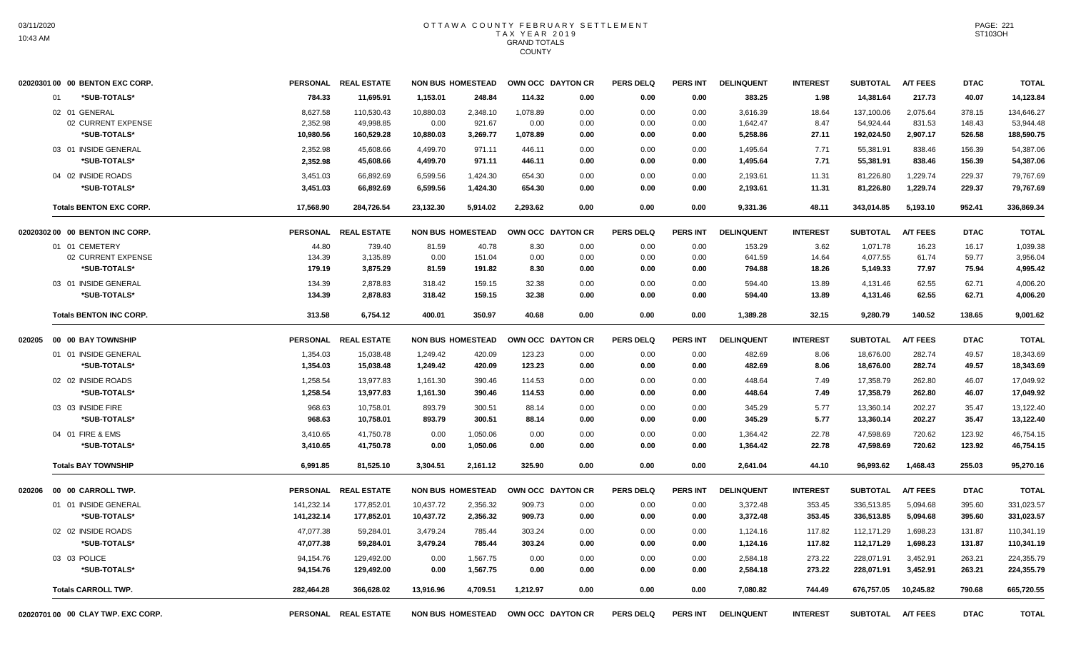# OTTAWA COUNTY FEBRUARY SETTLEMENT
## TAX YEAR 2019
### GRAND TOTALS
### COUNTY

| 02020301 00 00 BENTON EXC CORP. | PERSONAL | REAL ESTATE | NON BUS | HOMESTEAD | OWN OCC | DAYTON CR | PERS DELQ | PERS INT | DELINQUENT | INTEREST | SUBTOTAL | A/T FEES | DTAC | TOTAL |
|---|---|---|---|---|---|---|---|---|---|---|---|---|---|---|
| 01 *SUB-TOTALS* | 784.33 | 11,695.91 | 1,153.01 | 248.84 | 114.32 | 0.00 | 0.00 | 0.00 | 383.25 | 1.98 | 14,381.64 | 217.73 | 40.07 | 14,123.84 |
| 02 01 GENERAL | 8,627.58 | 110,530.43 | 10,880.03 | 2,348.10 | 1,078.89 | 0.00 | 0.00 | 0.00 | 3,616.39 | 18.64 | 137,100.06 | 2,075.64 | 378.15 | 134,646.27 |
| 02 CURRENT EXPENSE | 2,352.98 | 49,998.85 | 0.00 | 921.67 | 0.00 | 0.00 | 0.00 | 0.00 | 1,642.47 | 8.47 | 54,924.44 | 831.53 | 148.43 | 53,944.48 |
| *SUB-TOTALS* | 10,980.56 | 160,529.28 | 10,880.03 | 3,269.77 | 1,078.89 | 0.00 | 0.00 | 0.00 | 5,258.86 | 27.11 | 192,024.50 | 2,907.17 | 526.58 | 188,590.75 |
| 03 01 INSIDE GENERAL | 2,352.98 | 45,608.66 | 4,499.70 | 971.11 | 446.11 | 0.00 | 0.00 | 0.00 | 1,495.64 | 7.71 | 55,381.91 | 838.46 | 156.39 | 54,387.06 |
| *SUB-TOTALS* | 2,352.98 | 45,608.66 | 4,499.70 | 971.11 | 446.11 | 0.00 | 0.00 | 0.00 | 1,495.64 | 7.71 | 55,381.91 | 838.46 | 156.39 | 54,387.06 |
| 04 02 INSIDE ROADS | 3,451.03 | 66,892.69 | 6,599.56 | 1,424.30 | 654.30 | 0.00 | 0.00 | 0.00 | 2,193.61 | 11.31 | 81,226.80 | 1,229.74 | 229.37 | 79,767.69 |
| *SUB-TOTALS* | 3,451.03 | 66,892.69 | 6,599.56 | 1,424.30 | 654.30 | 0.00 | 0.00 | 0.00 | 2,193.61 | 11.31 | 81,226.80 | 1,229.74 | 229.37 | 79,767.69 |
| **Totals BENTON EXC CORP.** | 17,568.90 | 284,726.54 | 23,132.30 | 5,914.02 | 2,293.62 | 0.00 | 0.00 | 0.00 | 9,331.36 | 48.11 | 343,014.85 | 5,193.10 | 952.41 | 336,869.34 |

| 02020302 00 00 BENTON INC CORP. | PERSONAL | REAL ESTATE | NON BUS | HOMESTEAD | OWN OCC | DAYTON CR | PERS DELQ | PERS INT | DELINQUENT | INTEREST | SUBTOTAL | A/T FEES | DTAC | TOTAL |
|---|---|---|---|---|---|---|---|---|---|---|---|---|---|---|
| 01 01 CEMETERY | 44.80 | 739.40 | 81.59 | 40.78 | 8.30 | 0.00 | 0.00 | 0.00 | 153.29 | 3.62 | 1,071.78 | 16.23 | 16.17 | 1,039.38 |
| 02 CURRENT EXPENSE | 134.39 | 3,135.89 | 0.00 | 151.04 | 0.00 | 0.00 | 0.00 | 0.00 | 641.59 | 14.64 | 4,077.55 | 61.74 | 59.77 | 3,956.04 |
| *SUB-TOTALS* | 179.19 | 3,875.29 | 81.59 | 191.82 | 8.30 | 0.00 | 0.00 | 0.00 | 794.88 | 18.26 | 5,149.33 | 77.97 | 75.94 | 4,995.42 |
| 03 01 INSIDE GENERAL | 134.39 | 2,878.83 | 318.42 | 159.15 | 32.38 | 0.00 | 0.00 | 0.00 | 594.40 | 13.89 | 4,131.46 | 62.55 | 62.71 | 4,006.20 |
| *SUB-TOTALS* | 134.39 | 2,878.83 | 318.42 | 159.15 | 32.38 | 0.00 | 0.00 | 0.00 | 594.40 | 13.89 | 4,131.46 | 62.55 | 62.71 | 4,006.20 |
| **Totals BENTON INC CORP.** | 313.58 | 6,754.12 | 400.01 | 350.97 | 40.68 | 0.00 | 0.00 | 0.00 | 1,389.28 | 32.15 | 9,280.79 | 140.52 | 138.65 | 9,001.62 |

| 020205 00 00 BAY TOWNSHIP | PERSONAL | REAL ESTATE | NON BUS | HOMESTEAD | OWN OCC | DAYTON CR | PERS DELQ | PERS INT | DELINQUENT | INTEREST | SUBTOTAL | A/T FEES | DTAC | TOTAL |
|---|---|---|---|---|---|---|---|---|---|---|---|---|---|---|
| 01 01 INSIDE GENERAL | 1,354.03 | 15,038.48 | 1,249.42 | 420.09 | 123.23 | 0.00 | 0.00 | 0.00 | 482.69 | 8.06 | 18,676.00 | 282.74 | 49.57 | 18,343.69 |
| *SUB-TOTALS* | 1,354.03 | 15,038.48 | 1,249.42 | 420.09 | 123.23 | 0.00 | 0.00 | 0.00 | 482.69 | 8.06 | 18,676.00 | 282.74 | 49.57 | 18,343.69 |
| 02 02 INSIDE ROADS | 1,258.54 | 13,977.83 | 1,161.30 | 390.46 | 114.53 | 0.00 | 0.00 | 0.00 | 448.64 | 7.49 | 17,358.79 | 262.80 | 46.07 | 17,049.92 |
| *SUB-TOTALS* | 1,258.54 | 13,977.83 | 1,161.30 | 390.46 | 114.53 | 0.00 | 0.00 | 0.00 | 448.64 | 7.49 | 17,358.79 | 262.80 | 46.07 | 17,049.92 |
| 03 03 INSIDE FIRE | 968.63 | 10,758.01 | 893.79 | 300.51 | 88.14 | 0.00 | 0.00 | 0.00 | 345.29 | 5.77 | 13,360.14 | 202.27 | 35.47 | 13,122.40 |
| *SUB-TOTALS* | 968.63 | 10,758.01 | 893.79 | 300.51 | 88.14 | 0.00 | 0.00 | 0.00 | 345.29 | 5.77 | 13,360.14 | 202.27 | 35.47 | 13,122.40 |
| 04 01 FIRE & EMS | 3,410.65 | 41,750.78 | 0.00 | 1,050.06 | 0.00 | 0.00 | 0.00 | 0.00 | 1,364.42 | 22.78 | 47,598.69 | 720.62 | 123.92 | 46,754.15 |
| *SUB-TOTALS* | 3,410.65 | 41,750.78 | 0.00 | 1,050.06 | 0.00 | 0.00 | 0.00 | 0.00 | 1,364.42 | 22.78 | 47,598.69 | 720.62 | 123.92 | 46,754.15 |
| **Totals BAY TOWNSHIP** | 6,991.85 | 81,525.10 | 3,304.51 | 2,161.12 | 325.90 | 0.00 | 0.00 | 0.00 | 2,641.04 | 44.10 | 96,993.62 | 1,468.43 | 255.03 | 95,270.16 |

| 020206 00 00 CARROLL TWP. | PERSONAL | REAL ESTATE | NON BUS | HOMESTEAD | OWN OCC | DAYTON CR | PERS DELQ | PERS INT | DELINQUENT | INTEREST | SUBTOTAL | A/T FEES | DTAC | TOTAL |
|---|---|---|---|---|---|---|---|---|---|---|---|---|---|---|
| 01 01 INSIDE GENERAL | 141,232.14 | 177,852.01 | 10,437.72 | 2,356.32 | 909.73 | 0.00 | 0.00 | 0.00 | 3,372.48 | 353.45 | 336,513.85 | 5,094.68 | 395.60 | 331,023.57 |
| *SUB-TOTALS* | 141,232.14 | 177,852.01 | 10,437.72 | 2,356.32 | 909.73 | 0.00 | 0.00 | 0.00 | 3,372.48 | 353.45 | 336,513.85 | 5,094.68 | 395.60 | 331,023.57 |
| 02 02 INSIDE ROADS | 47,077.38 | 59,284.01 | 3,479.24 | 785.44 | 303.24 | 0.00 | 0.00 | 0.00 | 1,124.16 | 117.82 | 112,171.29 | 1,698.23 | 131.87 | 110,341.19 |
| *SUB-TOTALS* | 47,077.38 | 59,284.01 | 3,479.24 | 785.44 | 303.24 | 0.00 | 0.00 | 0.00 | 1,124.16 | 117.82 | 112,171.29 | 1,698.23 | 131.87 | 110,341.19 |
| 03 03 POLICE | 94,154.76 | 129,492.00 | 0.00 | 1,567.75 | 0.00 | 0.00 | 0.00 | 0.00 | 2,584.18 | 273.22 | 228,071.91 | 3,452.91 | 263.21 | 224,355.79 |
| *SUB-TOTALS* | 94,154.76 | 129,492.00 | 0.00 | 1,567.75 | 0.00 | 0.00 | 0.00 | 0.00 | 2,584.18 | 273.22 | 228,071.91 | 3,452.91 | 263.21 | 224,355.79 |
| **Totals CARROLL TWP.** | 282,464.28 | 366,628.02 | 13,916.96 | 4,709.51 | 1,212.97 | 0.00 | 0.00 | 0.00 | 7,080.82 | 744.49 | 676,757.05 | 10,245.82 | 790.68 | 665,720.55 |

| 02020701 00 00 CLAY TWP. EXC CORP. | PERSONAL | REAL ESTATE | NON BUS | HOMESTEAD | OWN OCC | DAYTON CR | PERS DELQ | PERS INT | DELINQUENT | INTEREST | SUBTOTAL | A/T FEES | DTAC | TOTAL |
|---|---|---|---|---|---|---|---|---|---|---|---|---|---|---|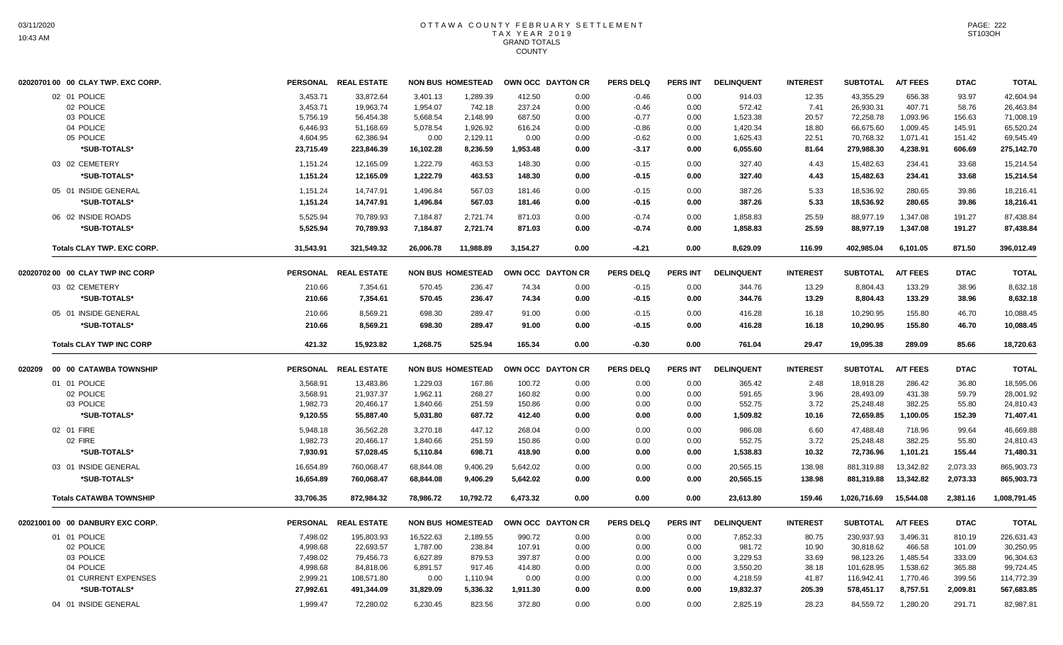# OTTAWA COUNTY FEBRUARY SETTLEMENT
## TAX YEAR 2019
### GRAND TOTALS
### COUNTY

| 02020701 00 00 CLAY TWP. EXC CORP. | PERSONAL | REAL ESTATE | NON BUS | HOMESTEAD | OWN OCC | DAYTON CR | PERS DELQ | PERS INT | DELINQUENT | INTEREST | SUBTOTAL | A/T FEES | DTAC | TOTAL |
|---|---|---|---|---|---|---|---|---|---|---|---|---|---|---|
| 02 01 POLICE | 3,453.71 | 33,872.64 | 3,401.13 | 1,289.39 | 412.50 | 0.00 | -0.46 | 0.00 | 914.03 | 12.35 | 43,355.29 | 656.38 | 93.97 | 42,604.94 |
| 02 POLICE | 3,453.71 | 19,963.74 | 1,954.07 | 742.18 | 237.24 | 0.00 | -0.46 | 0.00 | 572.42 | 7.41 | 26,930.31 | 407.71 | 58.76 | 26,463.84 |
| 03 POLICE | 5,756.19 | 56,454.38 | 5,668.54 | 2,148.99 | 687.50 | 0.00 | -0.77 | 0.00 | 1,523.38 | 20.57 | 72,258.78 | 1,093.96 | 156.63 | 71,008.19 |
| 04 POLICE | 6,446.93 | 51,168.69 | 5,078.54 | 1,926.92 | 616.24 | 0.00 | -0.86 | 0.00 | 1,420.34 | 18.80 | 66,675.60 | 1,009.45 | 145.91 | 65,520.24 |
| 05 POLICE | 4,604.95 | 62,386.94 | 0.00 | 2,129.11 | 0.00 | 0.00 | -0.62 | 0.00 | 1,625.43 | 22.51 | 70,768.32 | 1,071.41 | 151.42 | 69,545.49 |
| **\*SUB-TOTALS\*** | **23,715.49** | **223,846.39** | **16,102.28** | **8,236.59** | **1,953.48** | **0.00** | **-3.17** | **0.00** | **6,055.60** | **81.64** | **279,988.30** | **4,238.91** | **606.69** | **275,142.70** |
| 03 02 CEMETERY | 1,151.24 | 12,165.09 | 1,222.79 | 463.53 | 148.30 | 0.00 | -0.15 | 0.00 | 327.40 | 4.43 | 15,482.63 | 234.41 | 33.68 | 15,214.54 |
| **\*SUB-TOTALS\*** | **1,151.24** | **12,165.09** | **1,222.79** | **463.53** | **148.30** | **0.00** | **-0.15** | **0.00** | **327.40** | **4.43** | **15,482.63** | **234.41** | **33.68** | **15,214.54** |
| 05 01 INSIDE GENERAL | 1,151.24 | 14,747.91 | 1,496.84 | 567.03 | 181.46 | 0.00 | -0.15 | 0.00 | 387.26 | 5.33 | 18,536.92 | 280.65 | 39.86 | 18,216.41 |
| **\*SUB-TOTALS\*** | **1,151.24** | **14,747.91** | **1,496.84** | **567.03** | **181.46** | **0.00** | **-0.15** | **0.00** | **387.26** | **5.33** | **18,536.92** | **280.65** | **39.86** | **18,216.41** |
| 06 02 INSIDE ROADS | 5,525.94 | 70,789.93 | 7,184.87 | 2,721.74 | 871.03 | 0.00 | -0.74 | 0.00 | 1,858.83 | 25.59 | 88,977.19 | 1,347.08 | 191.27 | 87,438.84 |
| **\*SUB-TOTALS\*** | **5,525.94** | **70,789.93** | **7,184.87** | **2,721.74** | **871.03** | **0.00** | **-0.74** | **0.00** | **1,858.83** | **25.59** | **88,977.19** | **1,347.08** | **191.27** | **87,438.84** |
| **Totals CLAY TWP. EXC CORP.** | **31,543.91** | **321,549.32** | **26,006.78** | **11,988.89** | **3,154.27** | **0.00** | **-4.21** | **0.00** | **8,629.09** | **116.99** | **402,985.04** | **6,101.05** | **871.50** | **396,012.49** |

| 02020702 00 00 CLAY TWP INC CORP | PERSONAL | REAL ESTATE | NON BUS | HOMESTEAD | OWN OCC | DAYTON CR | PERS DELQ | PERS INT | DELINQUENT | INTEREST | SUBTOTAL | A/T FEES | DTAC | TOTAL |
|---|---|---|---|---|---|---|---|---|---|---|---|---|---|---|
| 03 02 CEMETERY | 210.66 | 7,354.61 | 570.45 | 236.47 | 74.34 | 0.00 | -0.15 | 0.00 | 344.76 | 13.29 | 8,804.43 | 133.29 | 38.96 | 8,632.18 |
| **\*SUB-TOTALS\*** | **210.66** | **7,354.61** | **570.45** | **236.47** | **74.34** | **0.00** | **-0.15** | **0.00** | **344.76** | **13.29** | **8,804.43** | **133.29** | **38.96** | **8,632.18** |
| 05 01 INSIDE GENERAL | 210.66 | 8,569.21 | 698.30 | 289.47 | 91.00 | 0.00 | -0.15 | 0.00 | 416.28 | 16.18 | 10,290.95 | 155.80 | 46.70 | 10,088.45 |
| **\*SUB-TOTALS\*** | **210.66** | **8,569.21** | **698.30** | **289.47** | **91.00** | **0.00** | **-0.15** | **0.00** | **416.28** | **16.18** | **10,290.95** | **155.80** | **46.70** | **10,088.45** |
| **Totals CLAY TWP INC CORP** | **421.32** | **15,923.82** | **1,268.75** | **525.94** | **165.34** | **0.00** | **-0.30** | **0.00** | **761.04** | **29.47** | **19,095.38** | **289.09** | **85.66** | **18,720.63** |

| 020209 00 00 CATAWBA TOWNSHIP | PERSONAL | REAL ESTATE | NON BUS | HOMESTEAD | OWN OCC | DAYTON CR | PERS DELQ | PERS INT | DELINQUENT | INTEREST | SUBTOTAL | A/T FEES | DTAC | TOTAL |
|---|---|---|---|---|---|---|---|---|---|---|---|---|---|---|
| 01 01 POLICE | 3,568.91 | 13,483.86 | 1,229.03 | 167.86 | 100.72 | 0.00 | 0.00 | 0.00 | 365.42 | 2.48 | 18,918.28 | 286.42 | 36.80 | 18,595.06 |
| 02 POLICE | 3,568.91 | 21,937.37 | 1,962.11 | 268.27 | 160.82 | 0.00 | 0.00 | 0.00 | 591.65 | 3.96 | 28,493.09 | 431.38 | 59.79 | 28,001.92 |
| 03 POLICE | 1,982.73 | 20,466.17 | 1,840.66 | 251.59 | 150.86 | 0.00 | 0.00 | 0.00 | 552.75 | 3.72 | 25,248.48 | 382.25 | 55.80 | 24,810.43 |
| **\*SUB-TOTALS\*** | **9,120.55** | **55,887.40** | **5,031.80** | **687.72** | **412.40** | **0.00** | **0.00** | **0.00** | **1,509.82** | **10.16** | **72,659.85** | **1,100.05** | **152.39** | **71,407.41** |
| 02 01 FIRE | 5,948.18 | 36,562.28 | 3,270.18 | 447.12 | 268.04 | 0.00 | 0.00 | 0.00 | 986.08 | 6.60 | 47,488.48 | 718.96 | 99.64 | 46,669.88 |
| 02 FIRE | 1,982.73 | 20,466.17 | 1,840.66 | 251.59 | 150.86 | 0.00 | 0.00 | 0.00 | 552.75 | 3.72 | 25,248.48 | 382.25 | 55.80 | 24,810.43 |
| **\*SUB-TOTALS\*** | **7,930.91** | **57,028.45** | **5,110.84** | **698.71** | **418.90** | **0.00** | **0.00** | **0.00** | **1,538.83** | **10.32** | **72,736.96** | **1,101.21** | **155.44** | **71,480.31** |
| 03 01 INSIDE GENERAL | 16,654.89 | 760,068.47 | 68,844.08 | 9,406.29 | 5,642.02 | 0.00 | 0.00 | 0.00 | 20,565.15 | 138.98 | 881,319.88 | 13,342.82 | 2,073.33 | 865,903.73 |
| **\*SUB-TOTALS\*** | **16,654.89** | **760,068.47** | **68,844.08** | **9,406.29** | **5,642.02** | **0.00** | **0.00** | **0.00** | **20,565.15** | **138.98** | **881,319.88** | **13,342.82** | **2,073.33** | **865,903.73** |
| **Totals CATAWBA TOWNSHIP** | **33,706.35** | **872,984.32** | **78,986.72** | **10,792.72** | **6,473.32** | **0.00** | **0.00** | **0.00** | **23,613.80** | **159.46** | **1,026,716.69** | **15,544.08** | **2,381.16** | **1,008,791.45** |

| 02021001 00 00 DANBURY EXC CORP. | PERSONAL | REAL ESTATE | NON BUS | HOMESTEAD | OWN OCC | DAYTON CR | PERS DELQ | PERS INT | DELINQUENT | INTEREST | SUBTOTAL | A/T FEES | DTAC | TOTAL |
|---|---|---|---|---|---|---|---|---|---|---|---|---|---|---|
| 01 01 POLICE | 7,498.02 | 195,803.93 | 16,522.63 | 2,189.55 | 990.72 | 0.00 | 0.00 | 0.00 | 7,852.33 | 80.75 | 230,937.93 | 3,496.31 | 810.19 | 226,631.43 |
| 02 POLICE | 4,998.68 | 22,693.57 | 1,787.00 | 238.84 | 107.91 | 0.00 | 0.00 | 0.00 | 981.72 | 10.90 | 30,818.62 | 466.58 | 101.09 | 30,250.95 |
| 03 POLICE | 7,498.02 | 79,456.73 | 6,627.89 | 879.53 | 397.87 | 0.00 | 0.00 | 0.00 | 3,229.53 | 33.69 | 98,123.26 | 1,485.54 | 333.09 | 96,304.63 |
| 04 POLICE | 4,998.68 | 84,818.06 | 6,891.57 | 917.46 | 414.80 | 0.00 | 0.00 | 0.00 | 3,550.20 | 38.18 | 101,628.95 | 1,538.62 | 365.88 | 99,724.45 |
| 01 CURRENT EXPENSES | 2,999.21 | 108,571.80 | 0.00 | 1,110.94 | 0.00 | 0.00 | 0.00 | 0.00 | 4,218.59 | 41.87 | 116,942.41 | 1,770.46 | 399.56 | 114,772.39 |
| **\*SUB-TOTALS\*** | **27,992.61** | **491,344.09** | **31,829.09** | **5,336.32** | **1,911.30** | **0.00** | **0.00** | **0.00** | **19,832.37** | **205.39** | **578,451.17** | **8,757.51** | **2,009.81** | **567,683.85** |
| 04 01 INSIDE GENERAL | 1,999.47 | 72,280.02 | 6,230.45 | 823.56 | 372.80 | 0.00 | 0.00 | 0.00 | 2,825.19 | 28.23 | 84,559.72 | 1,280.20 | 291.71 | 82,987.81 |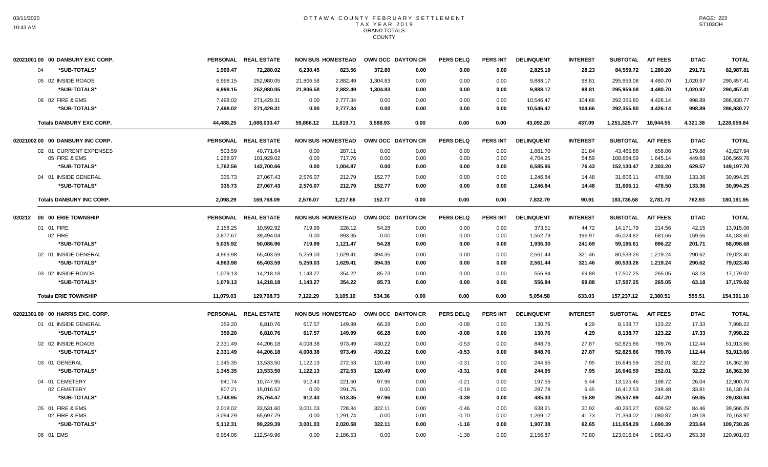# OTTAWA COUNTY FEBRUARY SETTLEMENT
## TAX YEAR 2019
### GRAND TOTALS
### COUNTY

| 02021001 00 00 DANBURY EXC CORP. | PERSONAL | REAL ESTATE | NON BUS | HOMESTEAD | OWN OCC | DAYTON CR | PERS DELQ | PERS INT | DELINQUENT | INTEREST | SUBTOTAL | A/T FEES | DTAC | TOTAL |
|---|---|---|---|---|---|---|---|---|---|---|---|---|---|---|
| 04 *SUB-TOTALS* | 1,999.47 | 72,280.02 | 6,230.45 | 823.56 | 372.80 | 0.00 | 0.00 | 0.00 | 2,825.19 | 28.23 | 84,559.72 | 1,280.20 | 291.71 | 82,987.81 |
| 05 02 INSIDE ROADS | 6,998.15 | 252,980.05 | 21,806.58 | 2,882.49 | 1,304.83 | 0.00 | 0.00 | 0.00 | 9,888.17 | 98.81 | 295,959.08 | 4,480.70 | 1,020.97 | 290,457.41 |
| *SUB-TOTALS* | 6,998.15 | 252,980.05 | 21,806.58 | 2,882.49 | 1,304.83 | 0.00 | 0.00 | 0.00 | 9,888.17 | 98.81 | 295,959.08 | 4,480.70 | 1,020.97 | 290,457.41 |
| 06 02 FIRE & EMS | 7,498.02 | 271,429.31 | 0.00 | 2,777.34 | 0.00 | 0.00 | 0.00 | 0.00 | 10,546.47 | 104.66 | 292,355.80 | 4,426.14 | 998.89 | 286,930.77 |
| *SUB-TOTALS* | 7,498.02 | 271,429.31 | 0.00 | 2,777.34 | 0.00 | 0.00 | 0.00 | 0.00 | 10,546.47 | 104.66 | 292,355.80 | 4,426.14 | 998.89 | 286,930.77 |
| **Totals DANBURY EXC CORP.** | 44,488.25 | 1,088,033.47 | 59,866.12 | 11,819.71 | 3,588.93 | 0.00 | 0.00 | 0.00 | 43,092.20 | 437.09 | 1,251,325.77 | 18,944.55 | 4,321.38 | 1,228,059.84 |

| 02021002 00 00 DANBURY INC CORP. | PERSONAL | REAL ESTATE | NON BUS | HOMESTEAD | OWN OCC | DAYTON CR | PERS DELQ | PERS INT | DELINQUENT | INTEREST | SUBTOTAL | A/T FEES | DTAC | TOTAL |
|---|---|---|---|---|---|---|---|---|---|---|---|---|---|---|
| 02 01 CURRENT EXPENSES | 503.59 | 40,771.64 | 0.00 | 287.11 | 0.00 | 0.00 | 0.00 | 0.00 | 1,881.70 | 21.84 | 43,465.88 | 658.06 | 179.88 | 42,627.94 |
| 05 FIRE & EMS | 1,258.97 | 101,929.02 | 0.00 | 717.76 | 0.00 | 0.00 | 0.00 | 0.00 | 4,704.25 | 54.59 | 108,664.59 | 1,645.14 | 449.69 | 106,569.76 |
| *SUB-TOTALS* | 1,762.56 | 142,700.66 | 0.00 | 1,004.87 | 0.00 | 0.00 | 0.00 | 0.00 | 6,585.95 | 76.43 | 152,130.47 | 2,303.20 | 629.57 | 149,197.70 |
| 04 01 INSIDE GENERAL | 335.73 | 27,067.43 | 2,576.07 | 212.79 | 152.77 | 0.00 | 0.00 | 0.00 | 1,246.84 | 14.48 | 31,606.11 | 478.50 | 133.36 | 30,994.25 |
| *SUB-TOTALS* | 335.73 | 27,067.43 | 2,576.07 | 212.79 | 152.77 | 0.00 | 0.00 | 0.00 | 1,246.84 | 14.48 | 31,606.11 | 478.50 | 133.36 | 30,994.25 |
| **Totals DANBURY INC CORP.** | 2,098.29 | 169,768.09 | 2,576.07 | 1,217.66 | 152.77 | 0.00 | 0.00 | 0.00 | 7,832.79 | 90.91 | 183,736.58 | 2,781.70 | 762.93 | 180,191.95 |

| 020212 00 00 ERIE TOWNSHIP | PERSONAL | REAL ESTATE | NON BUS | HOMESTEAD | OWN OCC | DAYTON CR | PERS DELQ | PERS INT | DELINQUENT | INTEREST | SUBTOTAL | A/T FEES | DTAC | TOTAL |
|---|---|---|---|---|---|---|---|---|---|---|---|---|---|---|
| 01 01 FIRE | 2,158.25 | 10,592.92 | 719.99 | 228.12 | 54.28 | 0.00 | 0.00 | 0.00 | 373.51 | 44.72 | 14,171.79 | 214.56 | 42.15 | 13,915.08 |
| 02 FIRE | 2,877.67 | 39,494.04 | 0.00 | 893.35 | 0.00 | 0.00 | 0.00 | 0.00 | 1,562.79 | 196.97 | 45,024.82 | 681.66 | 159.56 | 44,183.60 |
| *SUB-TOTALS* | 5,035.92 | 50,086.96 | 719.99 | 1,121.47 | 54.28 | 0.00 | 0.00 | 0.00 | 1,936.30 | 241.69 | 59,196.61 | 896.22 | 201.71 | 58,098.68 |
| 02 01 INSIDE GENERAL | 4,963.98 | 65,403.59 | 5,259.03 | 1,629.41 | 394.35 | 0.00 | 0.00 | 0.00 | 2,561.44 | 321.46 | 80,533.26 | 1,219.24 | 290.62 | 79,023.40 |
| *SUB-TOTALS* | 4,963.98 | 65,403.59 | 5,259.03 | 1,629.41 | 394.35 | 0.00 | 0.00 | 0.00 | 2,561.44 | 321.46 | 80,533.26 | 1,219.24 | 290.62 | 79,023.40 |
| 03 02 INSIDE ROADS | 1,079.13 | 14,218.18 | 1,143.27 | 354.22 | 85.73 | 0.00 | 0.00 | 0.00 | 556.84 | 69.88 | 17,507.25 | 265.05 | 63.18 | 17,179.02 |
| *SUB-TOTALS* | 1,079.13 | 14,218.18 | 1,143.27 | 354.22 | 85.73 | 0.00 | 0.00 | 0.00 | 556.84 | 69.88 | 17,507.25 | 265.05 | 63.18 | 17,179.02 |
| **Totals ERIE TOWNSHIP** | 11,079.03 | 129,708.73 | 7,122.29 | 3,105.10 | 534.36 | 0.00 | 0.00 | 0.00 | 5,054.58 | 633.03 | 157,237.12 | 2,380.51 | 555.51 | 154,301.10 |

| 02021301 00 00 HARRIS EXC. CORP. | PERSONAL | REAL ESTATE | NON BUS | HOMESTEAD | OWN OCC | DAYTON CR | PERS DELQ | PERS INT | DELINQUENT | INTEREST | SUBTOTAL | A/T FEES | DTAC | TOTAL |
|---|---|---|---|---|---|---|---|---|---|---|---|---|---|---|
| 01 01 INSIDE GENERAL | 359.20 | 6,810.76 | 617.57 | 149.99 | 66.28 | 0.00 | -0.08 | 0.00 | 130.76 | 4.29 | 8,138.77 | 123.22 | 17.33 | 7,998.22 |
| *SUB-TOTALS* | 359.20 | 6,810.76 | 617.57 | 149.99 | 66.28 | 0.00 | -0.08 | 0.00 | 130.76 | 4.29 | 8,138.77 | 123.22 | 17.33 | 7,998.22 |
| 02 02 INSIDE ROADS | 2,331.49 | 44,206.18 | 4,008.38 | 973.49 | 430.22 | 0.00 | -0.53 | 0.00 | 848.76 | 27.87 | 52,825.86 | 799.76 | 112.44 | 51,913.66 |
| *SUB-TOTALS* | 2,331.49 | 44,206.18 | 4,008.38 | 973.49 | 430.22 | 0.00 | -0.53 | 0.00 | 848.76 | 27.87 | 52,825.86 | 799.76 | 112.44 | 51,913.66 |
| 03 01 GENERAL | 1,345.35 | 13,533.50 | 1,122.13 | 272.53 | 120.49 | 0.00 | -0.31 | 0.00 | 244.95 | 7.95 | 16,646.59 | 252.01 | 32.22 | 16,362.36 |
| *SUB-TOTALS* | 1,345.35 | 13,533.50 | 1,122.13 | 272.53 | 120.49 | 0.00 | -0.31 | 0.00 | 244.95 | 7.95 | 16,646.59 | 252.01 | 32.22 | 16,362.36 |
| 04 01 CEMETERY | 941.74 | 10,747.95 | 912.43 | 221.60 | 97.96 | 0.00 | -0.21 | 0.00 | 197.55 | 6.44 | 13,125.46 | 198.72 | 26.04 | 12,900.70 |
| 02 CEMETERY | 807.21 | 15,016.52 | 0.00 | 291.75 | 0.00 | 0.00 | -0.18 | 0.00 | 287.78 | 9.45 | 16,412.53 | 248.48 | 33.81 | 16,130.24 |
| *SUB-TOTALS* | 1,748.95 | 25,764.47 | 912.43 | 513.35 | 97.96 | 0.00 | -0.39 | 0.00 | 485.33 | 15.89 | 29,537.99 | 447.20 | 59.85 | 29,030.94 |
| 05 01 FIRE & EMS | 2,018.02 | 33,531.60 | 3,001.03 | 728.84 | 322.11 | 0.00 | -0.46 | 0.00 | 638.21 | 20.92 | 40,260.27 | 609.52 | 84.46 | 39,566.29 |
| 02 FIRE & EMS | 3,094.29 | 65,697.79 | 0.00 | 1,291.74 | 0.00 | 0.00 | -0.70 | 0.00 | 1,269.17 | 41.73 | 71,394.02 | 1,080.87 | 149.18 | 70,163.97 |
| *SUB-TOTALS* | 5,112.31 | 99,229.39 | 3,001.03 | 2,020.58 | 322.11 | 0.00 | -1.16 | 0.00 | 1,907.38 | 62.65 | 111,654.29 | 1,690.39 | 233.64 | 109,730.26 |
| 06 01 EMS | 6,054.06 | 112,549.96 | 0.00 | 2,186.53 | 0.00 | 0.00 | -1.38 | 0.00 | 2,156.87 | 70.80 | 123,016.84 | 1,862.43 | 253.38 | 120,901.03 |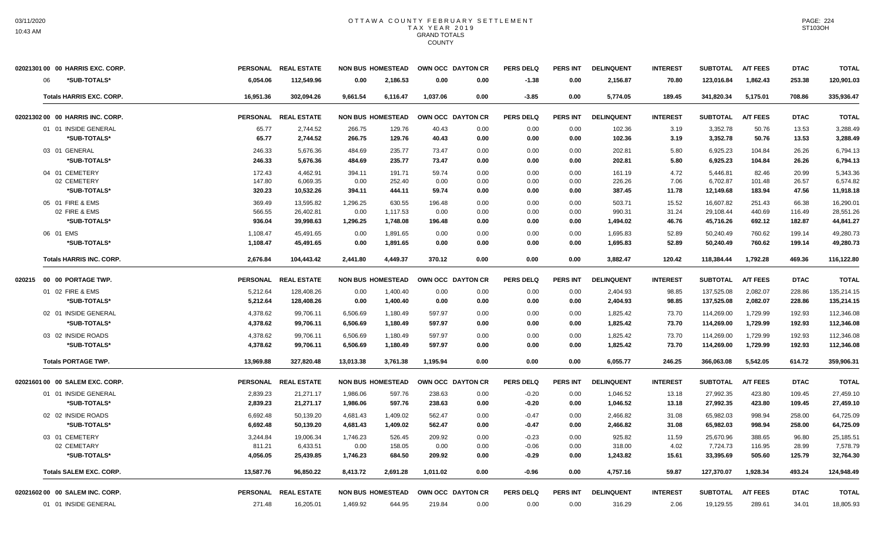# OTTAWA COUNTY FEBRUARY SETTLEMENT
## TAX YEAR 2019
### GRAND TOTALS
### COUNTY

| 02021301 00 00 HARRIS EXC. CORP. | PERSONAL | REAL ESTATE | NON BUS | HOMESTEAD | OWN OCC | DAYTON CR | PERS DELQ | PERS INT | DELINQUENT | INTEREST | SUBTOTAL | A/T FEES | DTAC | TOTAL |
|---|---|---|---|---|---|---|---|---|---|---|---|---|---|---|
| 06 *SUB-TOTALS* | 6,054.06 | 112,549.96 | 0.00 | 2,186.53 | 0.00 | 0.00 | -1.38 | 0.00 | 2,156.87 | 70.80 | 123,016.84 | 1,862.43 | 253.38 | 120,901.03 |
| Totals HARRIS EXC. CORP. | 16,951.36 | 302,094.26 | 9,661.54 | 6,116.47 | 1,037.06 | 0.00 | -3.85 | 0.00 | 5,774.05 | 189.45 | 341,820.34 | 5,175.01 | 708.86 | 335,936.47 |

| 02021302 00 00 HARRIS INC. CORP. | PERSONAL | REAL ESTATE | NON BUS | HOMESTEAD | OWN OCC | DAYTON CR | PERS DELQ | PERS INT | DELINQUENT | INTEREST | SUBTOTAL | A/T FEES | DTAC | TOTAL |
|---|---|---|---|---|---|---|---|---|---|---|---|---|---|---|
| 01 01 INSIDE GENERAL | 65.77 | 2,744.52 | 266.75 | 129.76 | 40.43 | 0.00 | 0.00 | 0.00 | 102.36 | 3.19 | 3,352.78 | 50.76 | 13.53 | 3,288.49 |
| *SUB-TOTALS* | 65.77 | 2,744.52 | 266.75 | 129.76 | 40.43 | 0.00 | 0.00 | 0.00 | 102.36 | 3.19 | 3,352.78 | 50.76 | 13.53 | 3,288.49 |
| 03 01 GENERAL | 246.33 | 5,676.36 | 484.69 | 235.77 | 73.47 | 0.00 | 0.00 | 0.00 | 202.81 | 5.80 | 6,925.23 | 104.84 | 26.26 | 6,794.13 |
| *SUB-TOTALS* | 246.33 | 5,676.36 | 484.69 | 235.77 | 73.47 | 0.00 | 0.00 | 0.00 | 202.81 | 5.80 | 6,925.23 | 104.84 | 26.26 | 6,794.13 |
| 04 01 CEMETERY | 172.43 | 4,462.91 | 394.11 | 191.71 | 59.74 | 0.00 | 0.00 | 0.00 | 161.19 | 4.72 | 5,446.81 | 82.46 | 20.99 | 5,343.36 |
| 02 CEMETERY | 147.80 | 6,069.35 | 0.00 | 252.40 | 0.00 | 0.00 | 0.00 | 0.00 | 226.26 | 7.06 | 6,702.87 | 101.48 | 26.57 | 6,574.82 |
| *SUB-TOTALS* | 320.23 | 10,532.26 | 394.11 | 444.11 | 59.74 | 0.00 | 0.00 | 0.00 | 387.45 | 11.78 | 12,149.68 | 183.94 | 47.56 | 11,918.18 |
| 05 01 FIRE & EMS | 369.49 | 13,595.82 | 1,296.25 | 630.55 | 196.48 | 0.00 | 0.00 | 0.00 | 503.71 | 15.52 | 16,607.82 | 251.43 | 66.38 | 16,290.01 |
| 02 FIRE & EMS | 566.55 | 26,402.81 | 0.00 | 1,117.53 | 0.00 | 0.00 | 0.00 | 0.00 | 990.31 | 31.24 | 29,108.44 | 440.69 | 116.49 | 28,551.26 |
| *SUB-TOTALS* | 936.04 | 39,998.63 | 1,296.25 | 1,748.08 | 196.48 | 0.00 | 0.00 | 0.00 | 1,494.02 | 46.76 | 45,716.26 | 692.12 | 182.87 | 44,841.27 |
| 06 01 EMS | 1,108.47 | 45,491.65 | 0.00 | 1,891.65 | 0.00 | 0.00 | 0.00 | 0.00 | 1,695.83 | 52.89 | 50,240.49 | 760.62 | 199.14 | 49,280.73 |
| *SUB-TOTALS* | 1,108.47 | 45,491.65 | 0.00 | 1,891.65 | 0.00 | 0.00 | 0.00 | 0.00 | 1,695.83 | 52.89 | 50,240.49 | 760.62 | 199.14 | 49,280.73 |
| Totals HARRIS INC. CORP. | 2,676.84 | 104,443.42 | 2,441.80 | 4,449.37 | 370.12 | 0.00 | 0.00 | 0.00 | 3,882.47 | 120.42 | 118,384.44 | 1,792.28 | 469.36 | 116,122.80 |

| 020215 00 00 PORTAGE TWP. | PERSONAL | REAL ESTATE | NON BUS | HOMESTEAD | OWN OCC | DAYTON CR | PERS DELQ | PERS INT | DELINQUENT | INTEREST | SUBTOTAL | A/T FEES | DTAC | TOTAL |
|---|---|---|---|---|---|---|---|---|---|---|---|---|---|---|
| 01 02 FIRE & EMS | 5,212.64 | 128,408.26 | 0.00 | 1,400.40 | 0.00 | 0.00 | 0.00 | 0.00 | 2,404.93 | 98.85 | 137,525.08 | 2,082.07 | 228.86 | 135,214.15 |
| *SUB-TOTALS* | 5,212.64 | 128,408.26 | 0.00 | 1,400.40 | 0.00 | 0.00 | 0.00 | 0.00 | 2,404.93 | 98.85 | 137,525.08 | 2,082.07 | 228.86 | 135,214.15 |
| 02 01 INSIDE GENERAL | 4,378.62 | 99,706.11 | 6,506.69 | 1,180.49 | 597.97 | 0.00 | 0.00 | 0.00 | 1,825.42 | 73.70 | 114,269.00 | 1,729.99 | 192.93 | 112,346.08 |
| *SUB-TOTALS* | 4,378.62 | 99,706.11 | 6,506.69 | 1,180.49 | 597.97 | 0.00 | 0.00 | 0.00 | 1,825.42 | 73.70 | 114,269.00 | 1,729.99 | 192.93 | 112,346.08 |
| 03 02 INSIDE ROADS | 4,378.62 | 99,706.11 | 6,506.69 | 1,180.49 | 597.97 | 0.00 | 0.00 | 0.00 | 1,825.42 | 73.70 | 114,269.00 | 1,729.99 | 192.93 | 112,346.08 |
| *SUB-TOTALS* | 4,378.62 | 99,706.11 | 6,506.69 | 1,180.49 | 597.97 | 0.00 | 0.00 | 0.00 | 1,825.42 | 73.70 | 114,269.00 | 1,729.99 | 192.93 | 112,346.08 |
| Totals PORTAGE TWP. | 13,969.88 | 327,820.48 | 13,013.38 | 3,761.38 | 1,195.94 | 0.00 | 0.00 | 0.00 | 6,055.77 | 246.25 | 366,063.08 | 5,542.05 | 614.72 | 359,906.31 |

| 02021601 00 00 SALEM EXC. CORP. | PERSONAL | REAL ESTATE | NON BUS | HOMESTEAD | OWN OCC | DAYTON CR | PERS DELQ | PERS INT | DELINQUENT | INTEREST | SUBTOTAL | A/T FEES | DTAC | TOTAL |
|---|---|---|---|---|---|---|---|---|---|---|---|---|---|---|
| 01 01 INSIDE GENERAL | 2,839.23 | 21,271.17 | 1,986.06 | 597.76 | 238.63 | 0.00 | -0.20 | 0.00 | 1,046.52 | 13.18 | 27,992.35 | 423.80 | 109.45 | 27,459.10 |
| *SUB-TOTALS* | 2,839.23 | 21,271.17 | 1,986.06 | 597.76 | 238.63 | 0.00 | -0.20 | 0.00 | 1,046.52 | 13.18 | 27,992.35 | 423.80 | 109.45 | 27,459.10 |
| 02 02 INSIDE ROADS | 6,692.48 | 50,139.20 | 4,681.43 | 1,409.02 | 562.47 | 0.00 | -0.47 | 0.00 | 2,466.82 | 31.08 | 65,982.03 | 998.94 | 258.00 | 64,725.09 |
| *SUB-TOTALS* | 6,692.48 | 50,139.20 | 4,681.43 | 1,409.02 | 562.47 | 0.00 | -0.47 | 0.00 | 2,466.82 | 31.08 | 65,982.03 | 998.94 | 258.00 | 64,725.09 |
| 03 01 CEMETERY | 3,244.84 | 19,006.34 | 1,746.23 | 526.45 | 209.92 | 0.00 | -0.23 | 0.00 | 925.82 | 11.59 | 25,670.96 | 388.65 | 96.80 | 25,185.51 |
| 02 CEMETARY | 811.21 | 6,433.51 | 0.00 | 158.05 | 0.00 | 0.00 | -0.06 | 0.00 | 318.00 | 4.02 | 7,724.73 | 116.95 | 28.99 | 7,578.79 |
| *SUB-TOTALS* | 4,056.05 | 25,439.85 | 1,746.23 | 684.50 | 209.92 | 0.00 | -0.29 | 0.00 | 1,243.82 | 15.61 | 33,395.69 | 505.60 | 125.79 | 32,764.30 |
| Totals SALEM EXC. CORP. | 13,587.76 | 96,850.22 | 8,413.72 | 2,691.28 | 1,011.02 | 0.00 | -0.96 | 0.00 | 4,757.16 | 59.87 | 127,370.07 | 1,928.34 | 493.24 | 124,948.49 |

| 02021602 00 00 SALEM INC. CORP. | PERSONAL | REAL ESTATE | NON BUS | HOMESTEAD | OWN OCC | DAYTON CR | PERS DELQ | PERS INT | DELINQUENT | INTEREST | SUBTOTAL | A/T FEES | DTAC | TOTAL |
|---|---|---|---|---|---|---|---|---|---|---|---|---|---|---|
| 01 01 INSIDE GENERAL | 271.48 | 16,205.01 | 1,469.92 | 644.95 | 219.84 | 0.00 | 0.00 | 0.00 | 316.29 | 2.06 | 19,129.55 | 289.61 | 34.01 | 18,805.93 |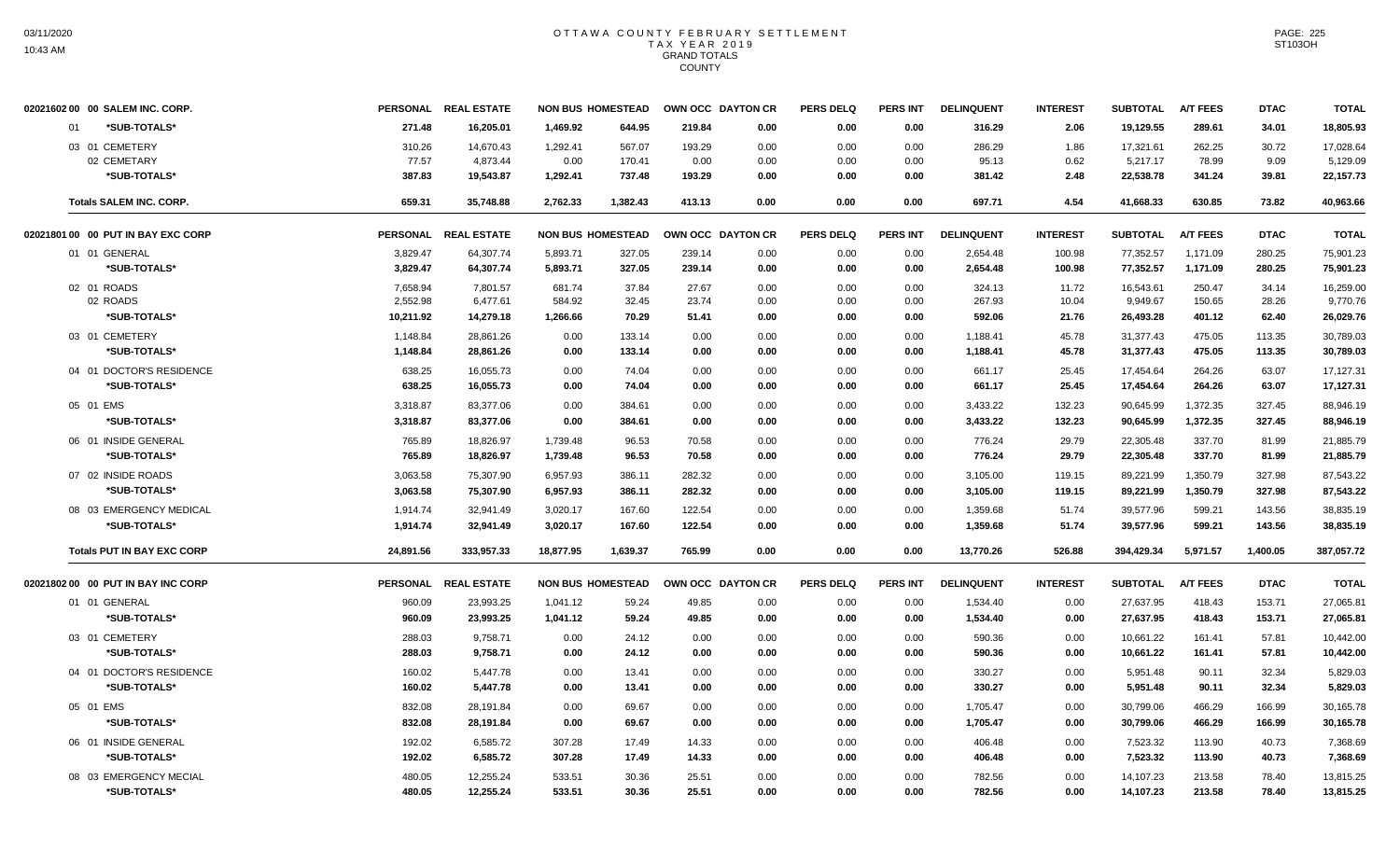# OTTAWA COUNTY FEBRUARY SETTLEMENT
## TAX YEAR 2019
## GRAND TOTALS
## COUNTY

| 02021602 00 00 SALEM INC. CORP. | PERSONAL | REAL ESTATE | NON BUS | HOMESTEAD | OWN OCC | DAYTON CR | PERS DELQ | PERS INT | DELINQUENT | INTEREST | SUBTOTAL | A/T FEES | DTAC | TOTAL |
|---|---|---|---|---|---|---|---|---|---|---|---|---|---|---|
| 01 *SUB-TOTALS* | 271.48 | 16,205.01 | 1,469.92 | 644.95 | 219.84 | 0.00 | 0.00 | 0.00 | 316.29 | 2.06 | 19,129.55 | 289.61 | 34.01 | 18,805.93 |
| 03 01 CEMETERY | 310.26 | 14,670.43 | 1,292.41 | 567.07 | 193.29 | 0.00 | 0.00 | 0.00 | 286.29 | 1.86 | 17,321.61 | 262.25 | 30.72 | 17,028.64 |
| 02 CEMETARY | 77.57 | 4,873.44 | 0.00 | 170.41 | 0.00 | 0.00 | 0.00 | 0.00 | 95.13 | 0.62 | 5,217.17 | 78.99 | 9.09 | 5,129.09 |
| *SUB-TOTALS* | 387.83 | 19,543.87 | 1,292.41 | 737.48 | 193.29 | 0.00 | 0.00 | 0.00 | 381.42 | 2.48 | 22,538.78 | 341.24 | 39.81 | 22,157.73 |
| **Totals SALEM INC. CORP.** | 659.31 | 35,748.88 | 2,762.33 | 1,382.43 | 413.13 | 0.00 | 0.00 | 0.00 | 697.71 | 4.54 | 41,668.33 | 630.85 | 73.82 | 40,963.66 |

| 02021801 00 00 PUT IN BAY EXC CORP | PERSONAL | REAL ESTATE | NON BUS | HOMESTEAD | OWN OCC | DAYTON CR | PERS DELQ | PERS INT | DELINQUENT | INTEREST | SUBTOTAL | A/T FEES | DTAC | TOTAL |
|---|---|---|---|---|---|---|---|---|---|---|---|---|---|---|
| 01 01 GENERAL | 3,829.47 | 64,307.74 | 5,893.71 | 327.05 | 239.14 | 0.00 | 0.00 | 0.00 | 2,654.48 | 100.98 | 77,352.57 | 1,171.09 | 280.25 | 75,901.23 |
| *SUB-TOTALS* | 3,829.47 | 64,307.74 | 5,893.71 | 327.05 | 239.14 | 0.00 | 0.00 | 0.00 | 2,654.48 | 100.98 | 77,352.57 | 1,171.09 | 280.25 | 75,901.23 |
| 02 01 ROADS | 7,658.94 | 7,801.57 | 681.74 | 37.84 | 27.67 | 0.00 | 0.00 | 0.00 | 324.13 | 11.72 | 16,543.61 | 250.47 | 34.14 | 16,259.00 |
| 02 ROADS | 2,552.98 | 6,477.61 | 584.92 | 32.45 | 23.74 | 0.00 | 0.00 | 0.00 | 267.93 | 10.04 | 9,949.67 | 150.65 | 28.26 | 9,770.76 |
| *SUB-TOTALS* | 10,211.92 | 14,279.18 | 1,266.66 | 70.29 | 51.41 | 0.00 | 0.00 | 0.00 | 592.06 | 21.76 | 26,493.28 | 401.12 | 62.40 | 26,029.76 |
| 03 01 CEMETERY | 1,148.84 | 28,861.26 | 0.00 | 133.14 | 0.00 | 0.00 | 0.00 | 0.00 | 1,188.41 | 45.78 | 31,377.43 | 475.05 | 113.35 | 30,789.03 |
| *SUB-TOTALS* | 1,148.84 | 28,861.26 | 0.00 | 133.14 | 0.00 | 0.00 | 0.00 | 0.00 | 1,188.41 | 45.78 | 31,377.43 | 475.05 | 113.35 | 30,789.03 |
| 04 01 DOCTOR'S RESIDENCE | 638.25 | 16,055.73 | 0.00 | 74.04 | 0.00 | 0.00 | 0.00 | 0.00 | 661.17 | 25.45 | 17,454.64 | 264.26 | 63.07 | 17,127.31 |
| *SUB-TOTALS* | 638.25 | 16,055.73 | 0.00 | 74.04 | 0.00 | 0.00 | 0.00 | 0.00 | 661.17 | 25.45 | 17,454.64 | 264.26 | 63.07 | 17,127.31 |
| 05 01 EMS | 3,318.87 | 83,377.06 | 0.00 | 384.61 | 0.00 | 0.00 | 0.00 | 0.00 | 3,433.22 | 132.23 | 90,645.99 | 1,372.35 | 327.45 | 88,946.19 |
| *SUB-TOTALS* | 3,318.87 | 83,377.06 | 0.00 | 384.61 | 0.00 | 0.00 | 0.00 | 0.00 | 3,433.22 | 132.23 | 90,645.99 | 1,372.35 | 327.45 | 88,946.19 |
| 06 01 INSIDE GENERAL | 765.89 | 18,826.97 | 1,739.48 | 96.53 | 70.58 | 0.00 | 0.00 | 0.00 | 776.24 | 29.79 | 22,305.48 | 337.70 | 81.99 | 21,885.79 |
| *SUB-TOTALS* | 765.89 | 18,826.97 | 1,739.48 | 96.53 | 70.58 | 0.00 | 0.00 | 0.00 | 776.24 | 29.79 | 22,305.48 | 337.70 | 81.99 | 21,885.79 |
| 07 02 INSIDE ROADS | 3,063.58 | 75,307.90 | 6,957.93 | 386.11 | 282.32 | 0.00 | 0.00 | 0.00 | 3,105.00 | 119.15 | 89,221.99 | 1,350.79 | 327.98 | 87,543.22 |
| *SUB-TOTALS* | 3,063.58 | 75,307.90 | 6,957.93 | 386.11 | 282.32 | 0.00 | 0.00 | 0.00 | 3,105.00 | 119.15 | 89,221.99 | 1,350.79 | 327.98 | 87,543.22 |
| 08 03 EMERGENCY MEDICAL | 1,914.74 | 32,941.49 | 3,020.17 | 167.60 | 122.54 | 0.00 | 0.00 | 0.00 | 1,359.68 | 51.74 | 39,577.96 | 599.21 | 143.56 | 38,835.19 |
| *SUB-TOTALS* | 1,914.74 | 32,941.49 | 3,020.17 | 167.60 | 122.54 | 0.00 | 0.00 | 0.00 | 1,359.68 | 51.74 | 39,577.96 | 599.21 | 143.56 | 38,835.19 |
| **Totals PUT IN BAY EXC CORP** | 24,891.56 | 333,957.33 | 18,877.95 | 1,639.37 | 765.99 | 0.00 | 0.00 | 0.00 | 13,770.26 | 526.88 | 394,429.34 | 5,971.57 | 1,400.05 | 387,057.72 |

| 02021802 00 00 PUT IN BAY INC CORP | PERSONAL | REAL ESTATE | NON BUS | HOMESTEAD | OWN OCC | DAYTON CR | PERS DELQ | PERS INT | DELINQUENT | INTEREST | SUBTOTAL | A/T FEES | DTAC | TOTAL |
|---|---|---|---|---|---|---|---|---|---|---|---|---|---|---|
| 01 01 GENERAL | 960.09 | 23,993.25 | 1,041.12 | 59.24 | 49.85 | 0.00 | 0.00 | 0.00 | 1,534.40 | 0.00 | 27,637.95 | 418.43 | 153.71 | 27,065.81 |
| *SUB-TOTALS* | 960.09 | 23,993.25 | 1,041.12 | 59.24 | 49.85 | 0.00 | 0.00 | 0.00 | 1,534.40 | 0.00 | 27,637.95 | 418.43 | 153.71 | 27,065.81 |
| 03 01 CEMETERY | 288.03 | 9,758.71 | 0.00 | 24.12 | 0.00 | 0.00 | 0.00 | 0.00 | 590.36 | 0.00 | 10,661.22 | 161.41 | 57.81 | 10,442.00 |
| *SUB-TOTALS* | 288.03 | 9,758.71 | 0.00 | 24.12 | 0.00 | 0.00 | 0.00 | 0.00 | 590.36 | 0.00 | 10,661.22 | 161.41 | 57.81 | 10,442.00 |
| 04 01 DOCTOR'S RESIDENCE | 160.02 | 5,447.78 | 0.00 | 13.41 | 0.00 | 0.00 | 0.00 | 0.00 | 330.27 | 0.00 | 5,951.48 | 90.11 | 32.34 | 5,829.03 |
| *SUB-TOTALS* | 160.02 | 5,447.78 | 0.00 | 13.41 | 0.00 | 0.00 | 0.00 | 0.00 | 330.27 | 0.00 | 5,951.48 | 90.11 | 32.34 | 5,829.03 |
| 05 01 EMS | 832.08 | 28,191.84 | 0.00 | 69.67 | 0.00 | 0.00 | 0.00 | 0.00 | 1,705.47 | 0.00 | 30,799.06 | 466.29 | 166.99 | 30,165.78 |
| *SUB-TOTALS* | 832.08 | 28,191.84 | 0.00 | 69.67 | 0.00 | 0.00 | 0.00 | 0.00 | 1,705.47 | 0.00 | 30,799.06 | 466.29 | 166.99 | 30,165.78 |
| 06 01 INSIDE GENERAL | 192.02 | 6,585.72 | 307.28 | 17.49 | 14.33 | 0.00 | 0.00 | 0.00 | 406.48 | 0.00 | 7,523.32 | 113.90 | 40.73 | 7,368.69 |
| *SUB-TOTALS* | 192.02 | 6,585.72 | 307.28 | 17.49 | 14.33 | 0.00 | 0.00 | 0.00 | 406.48 | 0.00 | 7,523.32 | 113.90 | 40.73 | 7,368.69 |
| 08 03 EMERGENCY MECIAL | 480.05 | 12,255.24 | 533.51 | 30.36 | 25.51 | 0.00 | 0.00 | 0.00 | 782.56 | 0.00 | 14,107.23 | 213.58 | 78.40 | 13,815.25 |
| *SUB-TOTALS* | 480.05 | 12,255.24 | 533.51 | 30.36 | 25.51 | 0.00 | 0.00 | 0.00 | 782.56 | 0.00 | 14,107.23 | 213.58 | 78.40 | 13,815.25 |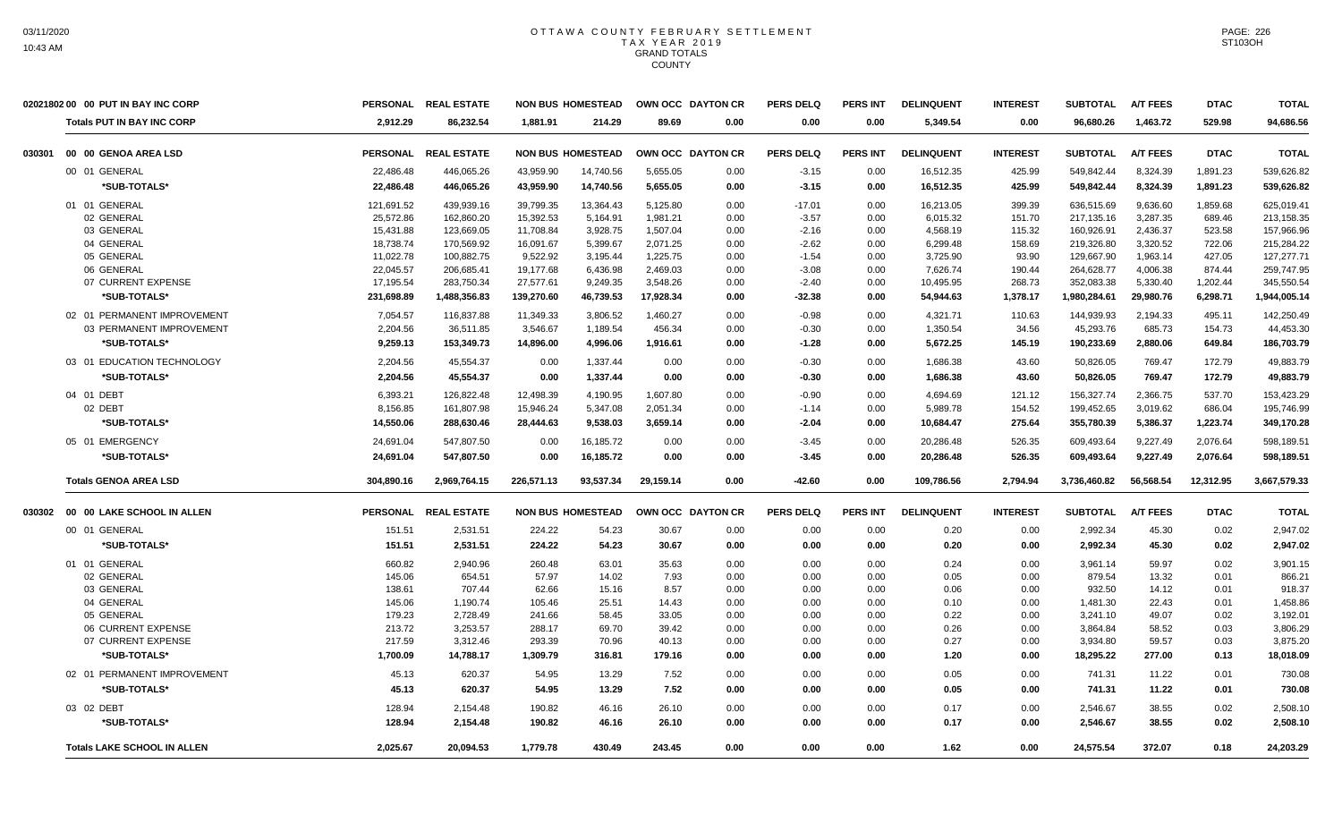# OTTAWA COUNTY FEBRUARY SETTLEMENT
## TAX YEAR 2019
### GRAND TOTALS
### COUNTY

| | | PERSONAL | REAL ESTATE | NON BUS | HOMESTEAD | OWN OCC | DAYTON CR | PERS DELQ | PERS INT | DELINQUENT | INTEREST | SUBTOTAL | A/T FEES | DTAC | TOTAL |
|---|---|---|---|---|---|---|---|---|---|---|---|---|---|---|---|
| 02021802 00 | 00 PUT IN BAY INC CORP | | | | | | | | | | | | | | |
| | Totals PUT IN BAY INC CORP | 2,912.29 | 86,232.54 | 1,881.91 | 214.29 | 89.69 | 0.00 | 0.00 | 0.00 | 5,349.54 | 0.00 | 96,680.26 | 1,463.72 | 529.98 | 94,686.56 |
| 030301 | 00 00 GENOA AREA LSD | PERSONAL | REAL ESTATE | NON BUS | HOMESTEAD | OWN OCC | DAYTON CR | PERS DELQ | PERS INT | DELINQUENT | INTEREST | SUBTOTAL | A/T FEES | DTAC | TOTAL |
| | 00 01 GENERAL | 22,486.48 | 446,065.26 | 43,959.90 | 14,740.56 | 5,655.05 | 0.00 | -3.15 | 0.00 | 16,512.35 | 425.99 | 549,842.44 | 8,324.39 | 1,891.23 | 539,626.82 |
| | *SUB-TOTALS* | 22,486.48 | 446,065.26 | 43,959.90 | 14,740.56 | 5,655.05 | 0.00 | -3.15 | 0.00 | 16,512.35 | 425.99 | 549,842.44 | 8,324.39 | 1,891.23 | 539,626.82 |
| | 01 01 GENERAL | 121,691.52 | 439,939.16 | 39,799.35 | 13,364.43 | 5,125.80 | 0.00 | -17.01 | 0.00 | 16,213.05 | 399.39 | 636,515.69 | 9,636.60 | 1,859.68 | 625,019.41 |
| | 02 GENERAL | 25,572.86 | 162,860.20 | 15,392.53 | 5,164.91 | 1,981.21 | 0.00 | -3.57 | 0.00 | 6,015.32 | 151.70 | 217,135.16 | 3,287.35 | 689.46 | 213,158.35 |
| | 03 GENERAL | 15,431.88 | 123,669.05 | 11,708.84 | 3,928.75 | 1,507.04 | 0.00 | -2.16 | 0.00 | 4,568.19 | 115.32 | 160,926.91 | 2,436.37 | 523.58 | 157,966.96 |
| | 04 GENERAL | 18,738.74 | 170,569.92 | 16,091.67 | 5,399.67 | 2,071.25 | 0.00 | -2.62 | 0.00 | 6,299.48 | 158.69 | 219,326.80 | 3,320.52 | 722.06 | 215,284.22 |
| | 05 GENERAL | 11,022.78 | 100,882.75 | 9,522.92 | 3,195.44 | 1,225.75 | 0.00 | -1.54 | 0.00 | 3,725.90 | 93.90 | 129,667.90 | 1,963.14 | 427.05 | 127,277.71 |
| | 06 GENERAL | 22,045.57 | 206,685.41 | 19,177.68 | 6,436.98 | 2,469.03 | 0.00 | -3.08 | 0.00 | 7,626.74 | 190.44 | 264,628.77 | 4,006.38 | 874.44 | 259,747.95 |
| | 07 CURRENT EXPENSE | 17,195.54 | 283,750.34 | 27,577.61 | 9,249.35 | 3,548.26 | 0.00 | -2.40 | 0.00 | 10,495.95 | 268.73 | 352,083.38 | 5,330.40 | 1,202.44 | 345,550.54 |
| | *SUB-TOTALS* | 231,698.89 | 1,488,356.83 | 139,270.60 | 46,739.53 | 17,928.34 | 0.00 | -32.38 | 0.00 | 54,944.63 | 1,378.17 | 1,980,284.61 | 29,980.76 | 6,298.71 | 1,944,005.14 |
| | 02 01 PERMANENT IMPROVEMENT | 7,054.57 | 116,837.88 | 11,349.33 | 3,806.52 | 1,460.27 | 0.00 | -0.98 | 0.00 | 4,321.71 | 110.63 | 144,939.93 | 2,194.33 | 495.11 | 142,250.49 |
| | 03 PERMANENT IMPROVEMENT | 2,204.56 | 36,511.85 | 3,546.67 | 1,189.54 | 456.34 | 0.00 | -0.30 | 0.00 | 1,350.54 | 34.56 | 45,293.76 | 685.73 | 154.73 | 44,453.30 |
| | *SUB-TOTALS* | 9,259.13 | 153,349.73 | 14,896.00 | 4,996.06 | 1,916.61 | 0.00 | -1.28 | 0.00 | 5,672.25 | 145.19 | 190,233.69 | 2,880.06 | 649.84 | 186,703.79 |
| | 03 01 EDUCATION TECHNOLOGY | 2,204.56 | 45,554.37 | 0.00 | 1,337.44 | 0.00 | 0.00 | -0.30 | 0.00 | 1,686.38 | 43.60 | 50,826.05 | 769.47 | 172.79 | 49,883.79 |
| | *SUB-TOTALS* | 2,204.56 | 45,554.37 | 0.00 | 1,337.44 | 0.00 | 0.00 | -0.30 | 0.00 | 1,686.38 | 43.60 | 50,826.05 | 769.47 | 172.79 | 49,883.79 |
| | 04 01 DEBT | 6,393.21 | 126,822.48 | 12,498.39 | 4,190.95 | 1,607.80 | 0.00 | -0.90 | 0.00 | 4,694.69 | 121.12 | 156,327.74 | 2,366.75 | 537.70 | 153,423.29 |
| | 02 DEBT | 8,156.85 | 161,807.98 | 15,946.24 | 5,347.08 | 2,051.34 | 0.00 | -1.14 | 0.00 | 5,989.78 | 154.52 | 199,452.65 | 3,019.62 | 686.04 | 195,746.99 |
| | *SUB-TOTALS* | 14,550.06 | 288,630.46 | 28,444.63 | 9,538.03 | 3,659.14 | 0.00 | -2.04 | 0.00 | 10,684.47 | 275.64 | 355,780.39 | 5,386.37 | 1,223.74 | 349,170.28 |
| | 05 01 EMERGENCY | 24,691.04 | 547,807.50 | 0.00 | 16,185.72 | 0.00 | 0.00 | -3.45 | 0.00 | 20,286.48 | 526.35 | 609,493.64 | 9,227.49 | 2,076.64 | 598,189.51 |
| | *SUB-TOTALS* | 24,691.04 | 547,807.50 | 0.00 | 16,185.72 | 0.00 | 0.00 | -3.45 | 0.00 | 20,286.48 | 526.35 | 609,493.64 | 9,227.49 | 2,076.64 | 598,189.51 |
| | Totals GENOA AREA LSD | 304,890.16 | 2,969,764.15 | 226,571.13 | 93,537.34 | 29,159.14 | 0.00 | -42.60 | 0.00 | 109,786.56 | 2,794.94 | 3,736,460.82 | 56,568.54 | 12,312.95 | 3,667,579.33 |
| 030302 | 00 00 LAKE SCHOOL IN ALLEN | PERSONAL | REAL ESTATE | NON BUS | HOMESTEAD | OWN OCC | DAYTON CR | PERS DELQ | PERS INT | DELINQUENT | INTEREST | SUBTOTAL | A/T FEES | DTAC | TOTAL |
| | 00 01 GENERAL | 151.51 | 2,531.51 | 224.22 | 54.23 | 30.67 | 0.00 | 0.00 | 0.00 | 0.20 | 0.00 | 2,992.34 | 45.30 | 0.02 | 2,947.02 |
| | *SUB-TOTALS* | 151.51 | 2,531.51 | 224.22 | 54.23 | 30.67 | 0.00 | 0.00 | 0.00 | 0.20 | 0.00 | 2,992.34 | 45.30 | 0.02 | 2,947.02 |
| | 01 01 GENERAL | 660.82 | 2,940.96 | 260.48 | 63.01 | 35.63 | 0.00 | 0.00 | 0.00 | 0.24 | 0.00 | 3,961.14 | 59.97 | 0.02 | 3,901.15 |
| | 02 GENERAL | 145.06 | 654.51 | 57.97 | 14.02 | 7.93 | 0.00 | 0.00 | 0.00 | 0.05 | 0.00 | 879.54 | 13.32 | 0.01 | 866.21 |
| | 03 GENERAL | 138.61 | 707.44 | 62.66 | 15.16 | 8.57 | 0.00 | 0.00 | 0.00 | 0.06 | 0.00 | 932.50 | 14.12 | 0.01 | 918.37 |
| | 04 GENERAL | 145.06 | 1,190.74 | 105.46 | 25.51 | 14.43 | 0.00 | 0.00 | 0.00 | 0.10 | 0.00 | 1,481.30 | 22.43 | 0.01 | 1,458.86 |
| | 05 GENERAL | 179.23 | 2,728.49 | 241.66 | 58.45 | 33.05 | 0.00 | 0.00 | 0.00 | 0.22 | 0.00 | 3,241.10 | 49.07 | 0.02 | 3,192.01 |
| | 06 CURRENT EXPENSE | 213.72 | 3,253.57 | 288.17 | 69.70 | 39.42 | 0.00 | 0.00 | 0.00 | 0.26 | 0.00 | 3,864.84 | 58.52 | 0.03 | 3,806.29 |
| | 07 CURRENT EXPENSE | 217.59 | 3,312.46 | 293.39 | 70.96 | 40.13 | 0.00 | 0.00 | 0.00 | 0.27 | 0.00 | 3,934.80 | 59.57 | 0.03 | 3,875.20 |
| | *SUB-TOTALS* | 1,700.09 | 14,788.17 | 1,309.79 | 316.81 | 179.16 | 0.00 | 0.00 | 0.00 | 1.20 | 0.00 | 18,295.22 | 277.00 | 0.13 | 18,018.09 |
| | 02 01 PERMANENT IMPROVEMENT | 45.13 | 620.37 | 54.95 | 13.29 | 7.52 | 0.00 | 0.00 | 0.00 | 0.05 | 0.00 | 741.31 | 11.22 | 0.01 | 730.08 |
| | *SUB-TOTALS* | 45.13 | 620.37 | 54.95 | 13.29 | 7.52 | 0.00 | 0.00 | 0.00 | 0.05 | 0.00 | 741.31 | 11.22 | 0.01 | 730.08 |
| | 03 02 DEBT | 128.94 | 2,154.48 | 190.82 | 46.16 | 26.10 | 0.00 | 0.00 | 0.00 | 0.17 | 0.00 | 2,546.67 | 38.55 | 0.02 | 2,508.10 |
| | *SUB-TOTALS* | 128.94 | 2,154.48 | 190.82 | 46.16 | 26.10 | 0.00 | 0.00 | 0.00 | 0.17 | 0.00 | 2,546.67 | 38.55 | 0.02 | 2,508.10 |
| | Totals LAKE SCHOOL IN ALLEN | 2,025.67 | 20,094.53 | 1,779.78 | 430.49 | 243.45 | 0.00 | 0.00 | 0.00 | 1.62 | 0.00 | 24,575.54 | 372.07 | 0.18 | 24,203.29 |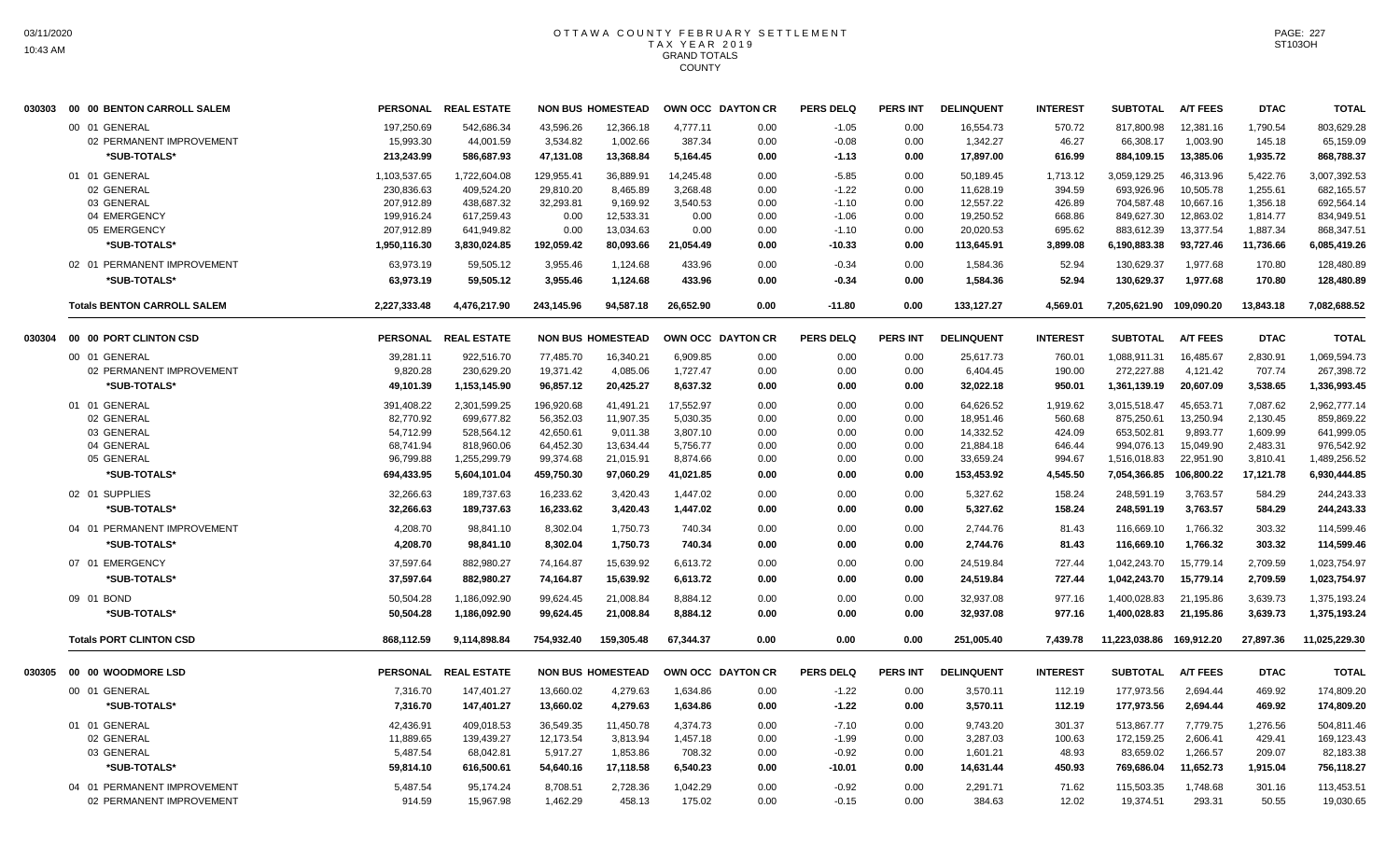# OTTAWA COUNTY FEBRUARY SETTLEMENT
## TAX YEAR 2019
## GRAND TOTALS
## COUNTY

| | | PERSONAL | REAL ESTATE | NON BUS | HOMESTEAD | OWN OCC | DAYTON CR | PERS DELQ | PERS INT | DELINQUENT | INTEREST | SUBTOTAL | A/T FEES | DTAC | TOTAL |
|---|---|---|---|---|---|---|---|---|---|---|---|---|---|---|---|
| 030303 | 00 00 BENTON CARROLL SALEM | | | | | | | | | | | | | | |
| | 00 01 GENERAL | 197,250.69 | 542,686.34 | 43,596.26 | 12,366.18 | 4,777.11 | 0.00 | -1.05 | 0.00 | 16,554.73 | 570.72 | 817,800.98 | 12,381.16 | 1,790.54 | 803,629.28 |
| | 02 PERMANENT IMPROVEMENT | 15,993.30 | 44,001.59 | 3,534.82 | 1,002.66 | 387.34 | 0.00 | -0.08 | 0.00 | 1,342.27 | 46.27 | 66,308.17 | 1,003.90 | 145.18 | 65,159.09 |
| | *SUB-TOTALS* | 213,243.99 | 586,687.93 | 47,131.08 | 13,368.84 | 5,164.45 | 0.00 | -1.13 | 0.00 | 17,897.00 | 616.99 | 884,109.15 | 13,385.06 | 1,935.72 | 868,788.37 |
| | 01 01 GENERAL | 1,103,537.65 | 1,722,604.08 | 129,955.41 | 36,889.91 | 14,245.48 | 0.00 | -5.85 | 0.00 | 50,189.45 | 1,713.12 | 3,059,129.25 | 46,313.96 | 5,422.76 | 3,007,392.53 |
| | 02 GENERAL | 230,836.63 | 409,524.20 | 29,810.20 | 8,465.89 | 3,268.48 | 0.00 | -1.22 | 0.00 | 11,628.19 | 394.59 | 693,926.96 | 10,505.78 | 1,255.61 | 682,165.57 |
| | 03 GENERAL | 207,912.89 | 438,687.32 | 32,293.81 | 9,169.92 | 3,540.53 | 0.00 | -1.10 | 0.00 | 12,557.22 | 426.89 | 704,587.48 | 10,667.16 | 1,356.18 | 692,564.14 |
| | 04 EMERGENCY | 199,916.24 | 617,259.43 | 0.00 | 12,533.31 | 0.00 | 0.00 | -1.06 | 0.00 | 19,250.52 | 668.86 | 849,627.30 | 12,863.02 | 1,814.77 | 834,949.51 |
| | 05 EMERGENCY | 207,912.89 | 641,949.82 | 0.00 | 13,034.63 | 0.00 | 0.00 | -1.10 | 0.00 | 20,020.53 | 695.62 | 883,612.39 | 13,377.54 | 1,887.34 | 868,347.51 |
| | *SUB-TOTALS* | 1,950,116.30 | 3,830,024.85 | 192,059.42 | 80,093.66 | 21,054.49 | 0.00 | -10.33 | 0.00 | 113,645.91 | 3,899.08 | 6,190,883.38 | 93,727.46 | 11,736.66 | 6,085,419.26 |
| | 02 01 PERMANENT IMPROVEMENT | 63,973.19 | 59,505.12 | 3,955.46 | 1,124.68 | 433.96 | 0.00 | -0.34 | 0.00 | 1,584.36 | 52.94 | 130,629.37 | 1,977.68 | 170.80 | 128,480.89 |
| | *SUB-TOTALS* | 63,973.19 | 59,505.12 | 3,955.46 | 1,124.68 | 433.96 | 0.00 | -0.34 | 0.00 | 1,584.36 | 52.94 | 130,629.37 | 1,977.68 | 170.80 | 128,480.89 |
| | **Totals BENTON CARROLL SALEM** | 2,227,333.48 | 4,476,217.90 | 243,145.96 | 94,587.18 | 26,652.90 | 0.00 | -11.80 | 0.00 | 133,127.27 | 4,569.01 | 7,205,621.90 | 109,090.20 | 13,843.18 | 7,082,688.52 |
| 030304 | 00 00 PORT CLINTON CSD | | | | | | | | | | | | | | |
| | 00 01 GENERAL | 39,281.11 | 922,516.70 | 77,485.70 | 16,340.21 | 6,909.85 | 0.00 | 0.00 | 0.00 | 25,617.73 | 760.01 | 1,088,911.31 | 16,485.67 | 2,830.91 | 1,069,594.73 |
| | 02 PERMANENT IMPROVEMENT | 9,820.28 | 230,629.20 | 19,371.42 | 4,085.06 | 1,727.47 | 0.00 | 0.00 | 0.00 | 6,404.45 | 190.00 | 272,227.88 | 4,121.42 | 707.74 | 267,398.72 |
| | *SUB-TOTALS* | 49,101.39 | 1,153,145.90 | 96,857.12 | 20,425.27 | 8,637.32 | 0.00 | 0.00 | 0.00 | 32,022.18 | 950.01 | 1,361,139.19 | 20,607.09 | 3,538.65 | 1,336,993.45 |
| | 01 01 GENERAL | 391,408.22 | 2,301,599.25 | 196,920.68 | 41,491.21 | 17,552.97 | 0.00 | 0.00 | 0.00 | 64,626.52 | 1,919.62 | 3,015,518.47 | 45,653.71 | 7,087.62 | 2,962,777.14 |
| | 02 GENERAL | 82,770.92 | 699,677.82 | 56,352.03 | 11,907.35 | 5,030.35 | 0.00 | 0.00 | 0.00 | 18,951.46 | 560.68 | 875,250.61 | 13,250.94 | 2,130.45 | 859,869.22 |
| | 03 GENERAL | 54,712.99 | 528,564.12 | 42,650.61 | 9,011.38 | 3,807.10 | 0.00 | 0.00 | 0.00 | 14,332.52 | 424.09 | 653,502.81 | 9,893.77 | 1,609.99 | 641,999.05 |
| | 04 GENERAL | 68,741.94 | 818,960.06 | 64,452.30 | 13,634.44 | 5,756.77 | 0.00 | 0.00 | 0.00 | 21,884.18 | 646.44 | 994,076.13 | 15,049.90 | 2,483.31 | 976,542.92 |
| | 05 GENERAL | 96,799.88 | 1,255,299.79 | 99,374.68 | 21,015.91 | 8,874.66 | 0.00 | 0.00 | 0.00 | 33,659.24 | 994.67 | 1,516,018.83 | 22,951.90 | 3,810.41 | 1,489,256.52 |
| | *SUB-TOTALS* | 694,433.95 | 5,604,101.04 | 459,750.30 | 97,060.29 | 41,021.85 | 0.00 | 0.00 | 0.00 | 153,453.92 | 4,545.50 | 7,054,366.85 | 106,800.22 | 17,121.78 | 6,930,444.85 |
| | 02 01 SUPPLIES | 32,266.63 | 189,737.63 | 16,233.62 | 3,420.43 | 1,447.02 | 0.00 | 0.00 | 0.00 | 5,327.62 | 158.24 | 248,591.19 | 3,763.57 | 584.29 | 244,243.33 |
| | *SUB-TOTALS* | 32,266.63 | 189,737.63 | 16,233.62 | 3,420.43 | 1,447.02 | 0.00 | 0.00 | 0.00 | 5,327.62 | 158.24 | 248,591.19 | 3,763.57 | 584.29 | 244,243.33 |
| | 04 01 PERMANENT IMPROVEMENT | 4,208.70 | 98,841.10 | 8,302.04 | 1,750.73 | 740.34 | 0.00 | 0.00 | 0.00 | 2,744.76 | 81.43 | 116,669.10 | 1,766.32 | 303.32 | 114,599.46 |
| | *SUB-TOTALS* | 4,208.70 | 98,841.10 | 8,302.04 | 1,750.73 | 740.34 | 0.00 | 0.00 | 0.00 | 2,744.76 | 81.43 | 116,669.10 | 1,766.32 | 303.32 | 114,599.46 |
| | 07 01 EMERGENCY | 37,597.64 | 882,980.27 | 74,164.87 | 15,639.92 | 6,613.72 | 0.00 | 0.00 | 0.00 | 24,519.84 | 727.44 | 1,042,243.70 | 15,779.14 | 2,709.59 | 1,023,754.97 |
| | *SUB-TOTALS* | 37,597.64 | 882,980.27 | 74,164.87 | 15,639.92 | 6,613.72 | 0.00 | 0.00 | 0.00 | 24,519.84 | 727.44 | 1,042,243.70 | 15,779.14 | 2,709.59 | 1,023,754.97 |
| | 09 01 BOND | 50,504.28 | 1,186,092.90 | 99,624.45 | 21,008.84 | 8,884.12 | 0.00 | 0.00 | 0.00 | 32,937.08 | 977.16 | 1,400,028.83 | 21,195.86 | 3,639.73 | 1,375,193.24 |
| | *SUB-TOTALS* | 50,504.28 | 1,186,092.90 | 99,624.45 | 21,008.84 | 8,884.12 | 0.00 | 0.00 | 0.00 | 32,937.08 | 977.16 | 1,400,028.83 | 21,195.86 | 3,639.73 | 1,375,193.24 |
| | **Totals PORT CLINTON CSD** | 868,112.59 | 9,114,898.84 | 754,932.40 | 159,305.48 | 67,344.37 | 0.00 | 0.00 | 0.00 | 251,005.40 | 7,439.78 | 11,223,038.86 | 169,912.20 | 27,897.36 | 11,025,229.30 |
| 030305 | 00 00 WOODMORE LSD | | | | | | | | | | | | | | |
| | 00 01 GENERAL | 7,316.70 | 147,401.27 | 13,660.02 | 4,279.63 | 1,634.86 | 0.00 | -1.22 | 0.00 | 3,570.11 | 112.19 | 177,973.56 | 2,694.44 | 469.92 | 174,809.20 |
| | *SUB-TOTALS* | 7,316.70 | 147,401.27 | 13,660.02 | 4,279.63 | 1,634.86 | 0.00 | -1.22 | 0.00 | 3,570.11 | 112.19 | 177,973.56 | 2,694.44 | 469.92 | 174,809.20 |
| | 01 01 GENERAL | 42,436.91 | 409,018.53 | 36,549.35 | 11,450.78 | 4,374.73 | 0.00 | -7.10 | 0.00 | 9,743.20 | 301.37 | 513,867.77 | 7,779.75 | 1,276.56 | 504,811.46 |
| | 02 GENERAL | 11,889.65 | 139,439.27 | 12,173.54 | 3,813.94 | 1,457.18 | 0.00 | -1.99 | 0.00 | 3,287.03 | 100.63 | 172,159.25 | 2,606.41 | 429.41 | 169,123.43 |
| | 03 GENERAL | 5,487.54 | 68,042.81 | 5,917.27 | 1,853.86 | 708.32 | 0.00 | -0.92 | 0.00 | 1,601.21 | 48.93 | 83,659.02 | 1,266.57 | 209.07 | 82,183.38 |
| | *SUB-TOTALS* | 59,814.10 | 616,500.61 | 54,640.16 | 17,118.58 | 6,540.23 | 0.00 | -10.01 | 0.00 | 14,631.44 | 450.93 | 769,686.04 | 11,652.73 | 1,915.04 | 756,118.27 |
| | 04 01 PERMANENT IMPROVEMENT | 5,487.54 | 95,174.24 | 8,708.51 | 2,728.36 | 1,042.29 | 0.00 | -0.92 | 0.00 | 2,291.71 | 71.62 | 115,503.35 | 1,748.68 | 301.16 | 113,453.51 |
| | 02 PERMANENT IMPROVEMENT | 914.59 | 15,967.98 | 1,462.29 | 458.13 | 175.02 | 0.00 | -0.15 | 0.00 | 384.63 | 12.02 | 19,374.51 | 293.31 | 50.55 | 19,030.65 |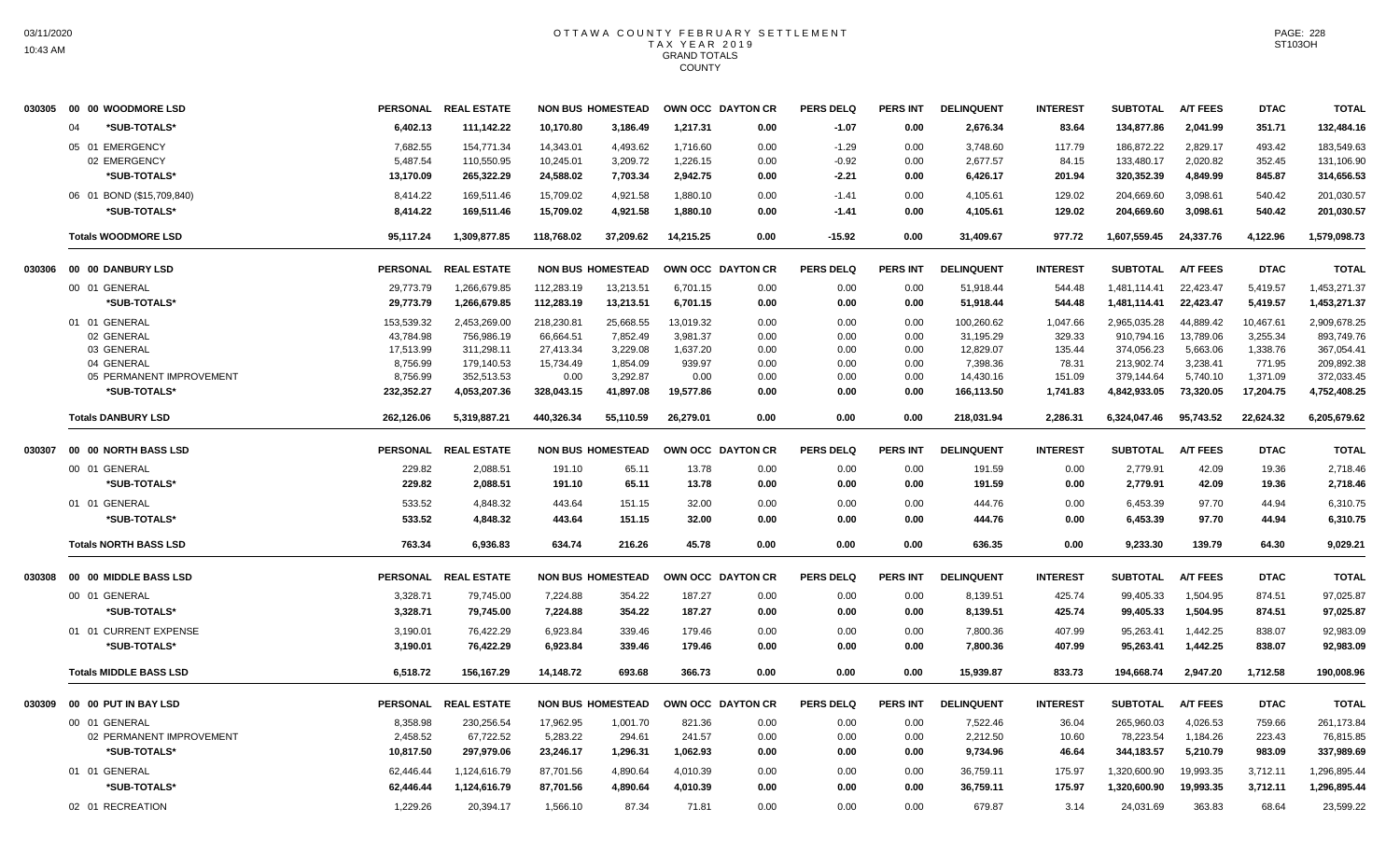# OTTAWA COUNTY FEBRUARY SETTLEMENT
## TAX YEAR 2019
### GRAND TOTALS
### COUNTY

| | | PERSONAL | REAL ESTATE | NON BUS | HOMESTEAD | OWN OCC | DAYTON CR | PERS DELQ | PERS INT | DELINQUENT | INTEREST | SUBTOTAL | A/T FEES | DTAC | TOTAL |
|---|---|---|---|---|---|---|---|---|---|---|---|---|---|---|---|
| 030305 | 00 00 WOODMORE LSD | | | | | | | | | | | | | | |
| | 04 *SUB-TOTALS* | 6,402.13 | 111,142.22 | 10,170.80 | 3,186.49 | 1,217.31 | 0.00 | -1.07 | 0.00 | 2,676.34 | 83.64 | 134,877.86 | 2,041.99 | 351.71 | 132,484.16 |
| | 05 01 EMERGENCY | 7,682.55 | 154,771.34 | 14,343.01 | 4,493.62 | 1,716.60 | 0.00 | -1.29 | 0.00 | 3,748.60 | 117.79 | 186,872.22 | 2,829.17 | 493.42 | 183,549.63 |
| | 02 EMERGENCY | 5,487.54 | 110,550.95 | 10,245.01 | 3,209.72 | 1,226.15 | 0.00 | -0.92 | 0.00 | 2,677.57 | 84.15 | 133,480.17 | 2,020.82 | 352.45 | 131,106.90 |
| | *SUB-TOTALS* | 13,170.09 | 265,322.29 | 24,588.02 | 7,703.34 | 2,942.75 | 0.00 | -2.21 | 0.00 | 6,426.17 | 201.94 | 320,352.39 | 4,849.99 | 845.87 | 314,656.53 |
| | 06 01 BOND ($15,709,840) | 8,414.22 | 169,511.46 | 15,709.02 | 4,921.58 | 1,880.10 | 0.00 | -1.41 | 0.00 | 4,105.61 | 129.02 | 204,669.60 | 3,098.61 | 540.42 | 201,030.57 |
| | *SUB-TOTALS* | 8,414.22 | 169,511.46 | 15,709.02 | 4,921.58 | 1,880.10 | 0.00 | -1.41 | 0.00 | 4,105.61 | 129.02 | 204,669.60 | 3,098.61 | 540.42 | 201,030.57 |
| | **Totals WOODMORE LSD** | 95,117.24 | 1,309,877.85 | 118,768.02 | 37,209.62 | 14,215.25 | 0.00 | -15.92 | 0.00 | 31,409.67 | 977.72 | 1,607,559.45 | 24,337.76 | 4,122.96 | 1,579,098.73 |
| 030306 | 00 00 DANBURY LSD | PERSONAL | REAL ESTATE | NON BUS | HOMESTEAD | OWN OCC | DAYTON CR | PERS DELQ | PERS INT | DELINQUENT | INTEREST | SUBTOTAL | A/T FEES | DTAC | TOTAL |
| | 00 01 GENERAL | 29,773.79 | 1,266,679.85 | 112,283.19 | 13,213.51 | 6,701.15 | 0.00 | 0.00 | 0.00 | 51,918.44 | 544.48 | 1,481,114.41 | 22,423.47 | 5,419.57 | 1,453,271.37 |
| | *SUB-TOTALS* | 29,773.79 | 1,266,679.85 | 112,283.19 | 13,213.51 | 6,701.15 | 0.00 | 0.00 | 0.00 | 51,918.44 | 544.48 | 1,481,114.41 | 22,423.47 | 5,419.57 | 1,453,271.37 |
| | 01 01 GENERAL | 153,539.32 | 2,453,269.00 | 218,230.81 | 25,668.55 | 13,019.32 | 0.00 | 0.00 | 0.00 | 100,260.62 | 1,047.66 | 2,965,035.28 | 44,889.42 | 10,467.61 | 2,909,678.25 |
| | 02 GENERAL | 43,784.98 | 756,986.19 | 66,664.51 | 7,852.49 | 3,981.37 | 0.00 | 0.00 | 0.00 | 31,195.29 | 329.33 | 910,794.16 | 13,789.06 | 3,255.34 | 893,749.76 |
| | 03 GENERAL | 17,513.99 | 311,298.11 | 27,413.34 | 3,229.08 | 1,637.20 | 0.00 | 0.00 | 0.00 | 12,829.07 | 135.44 | 374,056.23 | 5,663.06 | 1,338.76 | 367,054.41 |
| | 04 GENERAL | 8,756.99 | 179,140.53 | 15,734.49 | 1,854.09 | 939.97 | 0.00 | 0.00 | 0.00 | 7,398.36 | 78.31 | 213,902.74 | 3,238.41 | 771.95 | 209,892.38 |
| | 05 PERMANENT IMPROVEMENT | 8,756.99 | 352,513.53 | 0.00 | 3,292.87 | 0.00 | 0.00 | 0.00 | 0.00 | 14,430.16 | 151.09 | 379,144.64 | 5,740.10 | 1,371.09 | 372,033.45 |
| | *SUB-TOTALS* | 232,352.27 | 4,053,207.36 | 328,043.15 | 41,897.08 | 19,577.86 | 0.00 | 0.00 | 0.00 | 166,113.50 | 1,741.83 | 4,842,933.05 | 73,320.05 | 17,204.75 | 4,752,408.25 |
| | **Totals DANBURY LSD** | 262,126.06 | 5,319,887.21 | 440,326.34 | 55,110.59 | 26,279.01 | 0.00 | 0.00 | 0.00 | 218,031.94 | 2,286.31 | 6,324,047.46 | 95,743.52 | 22,624.32 | 6,205,679.62 |
| 030307 | 00 00 NORTH BASS LSD | PERSONAL | REAL ESTATE | NON BUS | HOMESTEAD | OWN OCC | DAYTON CR | PERS DELQ | PERS INT | DELINQUENT | INTEREST | SUBTOTAL | A/T FEES | DTAC | TOTAL |
| | 00 01 GENERAL | 229.82 | 2,088.51 | 191.10 | 65.11 | 13.78 | 0.00 | 0.00 | 0.00 | 191.59 | 0.00 | 2,779.91 | 42.09 | 19.36 | 2,718.46 |
| | *SUB-TOTALS* | 229.82 | 2,088.51 | 191.10 | 65.11 | 13.78 | 0.00 | 0.00 | 0.00 | 191.59 | 0.00 | 2,779.91 | 42.09 | 19.36 | 2,718.46 |
| | 01 01 GENERAL | 533.52 | 4,848.32 | 443.64 | 151.15 | 32.00 | 0.00 | 0.00 | 0.00 | 444.76 | 0.00 | 6,453.39 | 97.70 | 44.94 | 6,310.75 |
| | *SUB-TOTALS* | 533.52 | 4,848.32 | 443.64 | 151.15 | 32.00 | 0.00 | 0.00 | 0.00 | 444.76 | 0.00 | 6,453.39 | 97.70 | 44.94 | 6,310.75 |
| | **Totals NORTH BASS LSD** | 763.34 | 6,936.83 | 634.74 | 216.26 | 45.78 | 0.00 | 0.00 | 0.00 | 636.35 | 0.00 | 9,233.30 | 139.79 | 64.30 | 9,029.21 |
| 030308 | 00 00 MIDDLE BASS LSD | PERSONAL | REAL ESTATE | NON BUS | HOMESTEAD | OWN OCC | DAYTON CR | PERS DELQ | PERS INT | DELINQUENT | INTEREST | SUBTOTAL | A/T FEES | DTAC | TOTAL |
| | 00 01 GENERAL | 3,328.71 | 79,745.00 | 7,224.88 | 354.22 | 187.27 | 0.00 | 0.00 | 0.00 | 8,139.51 | 425.74 | 99,405.33 | 1,504.95 | 874.51 | 97,025.87 |
| | *SUB-TOTALS* | 3,328.71 | 79,745.00 | 7,224.88 | 354.22 | 187.27 | 0.00 | 0.00 | 0.00 | 8,139.51 | 425.74 | 99,405.33 | 1,504.95 | 874.51 | 97,025.87 |
| | 01 01 CURRENT EXPENSE | 3,190.01 | 76,422.29 | 6,923.84 | 339.46 | 179.46 | 0.00 | 0.00 | 0.00 | 7,800.36 | 407.99 | 95,263.41 | 1,442.25 | 838.07 | 92,983.09 |
| | *SUB-TOTALS* | 3,190.01 | 76,422.29 | 6,923.84 | 339.46 | 179.46 | 0.00 | 0.00 | 0.00 | 7,800.36 | 407.99 | 95,263.41 | 1,442.25 | 838.07 | 92,983.09 |
| | **Totals MIDDLE BASS LSD** | 6,518.72 | 156,167.29 | 14,148.72 | 693.68 | 366.73 | 0.00 | 0.00 | 0.00 | 15,939.87 | 833.73 | 194,668.74 | 2,947.20 | 1,712.58 | 190,008.96 |
| 030309 | 00 00 PUT IN BAY LSD | PERSONAL | REAL ESTATE | NON BUS | HOMESTEAD | OWN OCC | DAYTON CR | PERS DELQ | PERS INT | DELINQUENT | INTEREST | SUBTOTAL | A/T FEES | DTAC | TOTAL |
| | 00 01 GENERAL | 8,358.98 | 230,256.54 | 17,962.95 | 1,001.70 | 821.36 | 0.00 | 0.00 | 0.00 | 7,522.46 | 36.04 | 265,960.03 | 4,026.53 | 759.66 | 261,173.84 |
| | 02 PERMANENT IMPROVEMENT | 2,458.52 | 67,722.52 | 5,283.22 | 294.61 | 241.57 | 0.00 | 0.00 | 0.00 | 2,212.50 | 10.60 | 78,223.54 | 1,184.26 | 223.43 | 76,815.85 |
| | *SUB-TOTALS* | 10,817.50 | 297,979.06 | 23,246.17 | 1,296.31 | 1,062.93 | 0.00 | 0.00 | 0.00 | 9,734.96 | 46.64 | 344,183.57 | 5,210.79 | 983.09 | 337,989.69 |
| | 01 01 GENERAL | 62,446.44 | 1,124,616.79 | 87,701.56 | 4,890.64 | 4,010.39 | 0.00 | 0.00 | 0.00 | 36,759.11 | 175.97 | 1,320,600.90 | 19,993.35 | 3,712.11 | 1,296,895.44 |
| | *SUB-TOTALS* | 62,446.44 | 1,124,616.79 | 87,701.56 | 4,890.64 | 4,010.39 | 0.00 | 0.00 | 0.00 | 36,759.11 | 175.97 | 1,320,600.90 | 19,993.35 | 3,712.11 | 1,296,895.44 |
| | 02 01 RECREATION | 1,229.26 | 20,394.17 | 1,566.10 | 87.34 | 71.81 | 0.00 | 0.00 | 0.00 | 679.87 | 3.14 | 24,031.69 | 363.83 | 68.64 | 23,599.22 |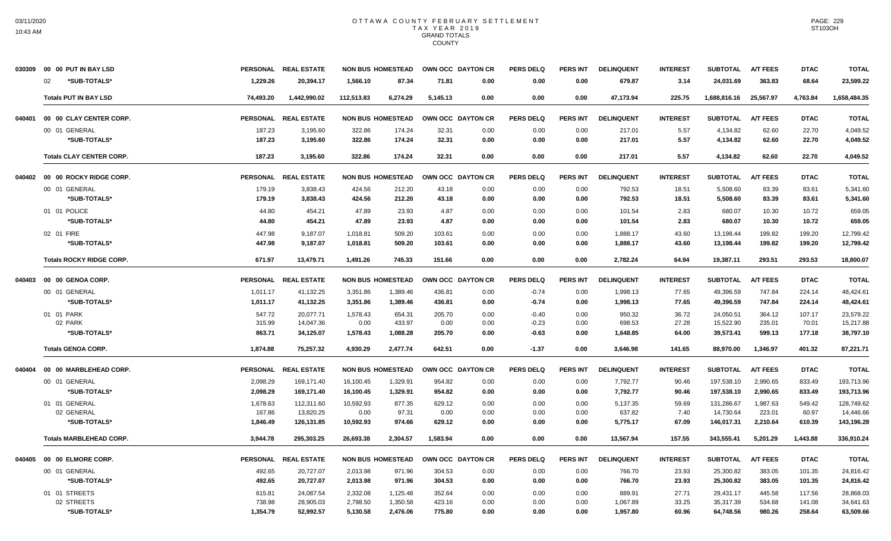# OTTAWA COUNTY FEBRUARY SETTLEMENT
## TAX YEAR 2019
### GRAND TOTALS
### COUNTY

| | | PERSONAL | REAL ESTATE | NON BUS | HOMESTEAD | OWN OCC | DAYTON CR | PERS DELQ | PERS INT | DELINQUENT | INTEREST | SUBTOTAL | A/T FEES | DTAC | TOTAL |
|---|---|---|---|---|---|---|---|---|---|---|---|---|---|---|---|
| 030309 | 00 00 PUT IN BAY LSD | | | | | | | | | | | | | | |
| | 02 *SUB-TOTALS* | 1,229.26 | 20,394.17 | 1,566.10 | 87.34 | 71.81 | 0.00 | 0.00 | 0.00 | 679.87 | 3.14 | 24,031.69 | 363.83 | 68.64 | 23,599.22 |
| | **Totals PUT IN BAY LSD** | 74,493.20 | 1,442,990.02 | 112,513.83 | 6,274.29 | 5,145.13 | 0.00 | 0.00 | 0.00 | 47,173.94 | 225.75 | 1,688,816.16 | 25,567.97 | 4,763.84 | 1,658,484.35 |
| 040401 | 00 00 CLAY CENTER CORP. | PERSONAL | REAL ESTATE | NON BUS | HOMESTEAD | OWN OCC | DAYTON CR | PERS DELQ | PERS INT | DELINQUENT | INTEREST | SUBTOTAL | A/T FEES | DTAC | TOTAL |
| | 00 01 GENERAL | 187.23 | 3,195.60 | 322.86 | 174.24 | 32.31 | 0.00 | 0.00 | 0.00 | 217.01 | 5.57 | 4,134.82 | 62.60 | 22.70 | 4,049.52 |
| | *SUB-TOTALS* | 187.23 | 3,195.60 | 322.86 | 174.24 | 32.31 | 0.00 | 0.00 | 0.00 | 217.01 | 5.57 | 4,134.82 | 62.60 | 22.70 | 4,049.52 |
| | **Totals CLAY CENTER CORP.** | 187.23 | 3,195.60 | 322.86 | 174.24 | 32.31 | 0.00 | 0.00 | 0.00 | 217.01 | 5.57 | 4,134.82 | 62.60 | 22.70 | 4,049.52 |
| 040402 | 00 00 ROCKY RIDGE CORP. | PERSONAL | REAL ESTATE | NON BUS | HOMESTEAD | OWN OCC | DAYTON CR | PERS DELQ | PERS INT | DELINQUENT | INTEREST | SUBTOTAL | A/T FEES | DTAC | TOTAL |
| | 00 01 GENERAL | 179.19 | 3,838.43 | 424.56 | 212.20 | 43.18 | 0.00 | 0.00 | 0.00 | 792.53 | 18.51 | 5,508.60 | 83.39 | 83.61 | 5,341.60 |
| | *SUB-TOTALS* | 179.19 | 3,838.43 | 424.56 | 212.20 | 43.18 | 0.00 | 0.00 | 0.00 | 792.53 | 18.51 | 5,508.60 | 83.39 | 83.61 | 5,341.60 |
| | 01 01 POLICE | 44.80 | 454.21 | 47.89 | 23.93 | 4.87 | 0.00 | 0.00 | 0.00 | 101.54 | 2.83 | 680.07 | 10.30 | 10.72 | 659.05 |
| | *SUB-TOTALS* | 44.80 | 454.21 | 47.89 | 23.93 | 4.87 | 0.00 | 0.00 | 0.00 | 101.54 | 2.83 | 680.07 | 10.30 | 10.72 | 659.05 |
| | 02 01 FIRE | 447.98 | 9,187.07 | 1,018.81 | 509.20 | 103.61 | 0.00 | 0.00 | 0.00 | 1,888.17 | 43.60 | 13,198.44 | 199.82 | 199.20 | 12,799.42 |
| | *SUB-TOTALS* | 447.98 | 9,187.07 | 1,018.81 | 509.20 | 103.61 | 0.00 | 0.00 | 0.00 | 1,888.17 | 43.60 | 13,198.44 | 199.82 | 199.20 | 12,799.42 |
| | **Totals ROCKY RIDGE CORP.** | 671.97 | 13,479.71 | 1,491.26 | 745.33 | 151.66 | 0.00 | 0.00 | 0.00 | 2,782.24 | 64.94 | 19,387.11 | 293.51 | 293.53 | 18,800.07 |
| 040403 | 00 00 GENOA CORP. | PERSONAL | REAL ESTATE | NON BUS | HOMESTEAD | OWN OCC | DAYTON CR | PERS DELQ | PERS INT | DELINQUENT | INTEREST | SUBTOTAL | A/T FEES | DTAC | TOTAL |
| | 00 01 GENERAL | 1,011.17 | 41,132.25 | 3,351.86 | 1,389.46 | 436.81 | 0.00 | -0.74 | 0.00 | 1,998.13 | 77.65 | 49,396.59 | 747.84 | 224.14 | 48,424.61 |
| | *SUB-TOTALS* | 1,011.17 | 41,132.25 | 3,351.86 | 1,389.46 | 436.81 | 0.00 | -0.74 | 0.00 | 1,998.13 | 77.65 | 49,396.59 | 747.84 | 224.14 | 48,424.61 |
| | 01 01 PARK | 547.72 | 20,077.71 | 1,578.43 | 654.31 | 205.70 | 0.00 | -0.40 | 0.00 | 950.32 | 36.72 | 24,050.51 | 364.12 | 107.17 | 23,579.22 |
| | 02 PARK | 315.99 | 14,047.36 | 0.00 | 433.97 | 0.00 | 0.00 | -0.23 | 0.00 | 698.53 | 27.28 | 15,522.90 | 235.01 | 70.01 | 15,217.88 |
| | *SUB-TOTALS* | 863.71 | 34,125.07 | 1,578.43 | 1,088.28 | 205.70 | 0.00 | -0.63 | 0.00 | 1,648.85 | 64.00 | 39,573.41 | 599.13 | 177.18 | 38,797.10 |
| | **Totals GENOA CORP.** | 1,874.88 | 75,257.32 | 4,930.29 | 2,477.74 | 642.51 | 0.00 | -1.37 | 0.00 | 3,646.98 | 141.65 | 88,970.00 | 1,346.97 | 401.32 | 87,221.71 |
| 040404 | 00 00 MARBLEHEAD CORP. | PERSONAL | REAL ESTATE | NON BUS | HOMESTEAD | OWN OCC | DAYTON CR | PERS DELQ | PERS INT | DELINQUENT | INTEREST | SUBTOTAL | A/T FEES | DTAC | TOTAL |
| | 00 01 GENERAL | 2,098.29 | 169,171.40 | 16,100.45 | 1,329.91 | 954.82 | 0.00 | 0.00 | 0.00 | 7,792.77 | 90.46 | 197,538.10 | 2,990.65 | 833.49 | 193,713.96 |
| | *SUB-TOTALS* | 2,098.29 | 169,171.40 | 16,100.45 | 1,329.91 | 954.82 | 0.00 | 0.00 | 0.00 | 7,792.77 | 90.46 | 197,538.10 | 2,990.65 | 833.49 | 193,713.96 |
| | 01 01 GENERAL | 1,678.63 | 112,311.60 | 10,592.93 | 877.35 | 629.12 | 0.00 | 0.00 | 0.00 | 5,137.35 | 59.69 | 131,286.67 | 1,987.63 | 549.42 | 128,749.62 |
| | 02 GENERAL | 167.86 | 13,820.25 | 0.00 | 97.31 | 0.00 | 0.00 | 0.00 | 0.00 | 637.82 | 7.40 | 14,730.64 | 223.01 | 60.97 | 14,446.66 |
| | *SUB-TOTALS* | 1,846.49 | 126,131.85 | 10,592.93 | 974.66 | 629.12 | 0.00 | 0.00 | 0.00 | 5,775.17 | 67.09 | 146,017.31 | 2,210.64 | 610.39 | 143,196.28 |
| | **Totals MARBLEHEAD CORP.** | 3,944.78 | 295,303.25 | 26,693.38 | 2,304.57 | 1,583.94 | 0.00 | 0.00 | 0.00 | 13,567.94 | 157.55 | 343,555.41 | 5,201.29 | 1,443.88 | 336,910.24 |
| 040405 | 00 00 ELMORE CORP. | PERSONAL | REAL ESTATE | NON BUS | HOMESTEAD | OWN OCC | DAYTON CR | PERS DELQ | PERS INT | DELINQUENT | INTEREST | SUBTOTAL | A/T FEES | DTAC | TOTAL |
| | 00 01 GENERAL | 492.65 | 20,727.07 | 2,013.98 | 971.96 | 304.53 | 0.00 | 0.00 | 0.00 | 766.70 | 23.93 | 25,300.82 | 383.05 | 101.35 | 24,816.42 |
| | *SUB-TOTALS* | 492.65 | 20,727.07 | 2,013.98 | 971.96 | 304.53 | 0.00 | 0.00 | 0.00 | 766.70 | 23.93 | 25,300.82 | 383.05 | 101.35 | 24,816.42 |
| | 01 01 STREETS | 615.81 | 24,087.54 | 2,332.08 | 1,125.48 | 352.64 | 0.00 | 0.00 | 0.00 | 889.91 | 27.71 | 29,431.17 | 445.58 | 117.56 | 28,868.03 |
| | 02 STREETS | 738.98 | 28,905.03 | 2,798.50 | 1,350.58 | 423.16 | 0.00 | 0.00 | 0.00 | 1,067.89 | 33.25 | 35,317.39 | 534.68 | 141.08 | 34,641.63 |
| | *SUB-TOTALS* | 1,354.79 | 52,992.57 | 5,130.58 | 2,476.06 | 775.80 | 0.00 | 0.00 | 0.00 | 1,957.80 | 60.96 | 64,748.56 | 980.26 | 258.64 | 63,509.66 |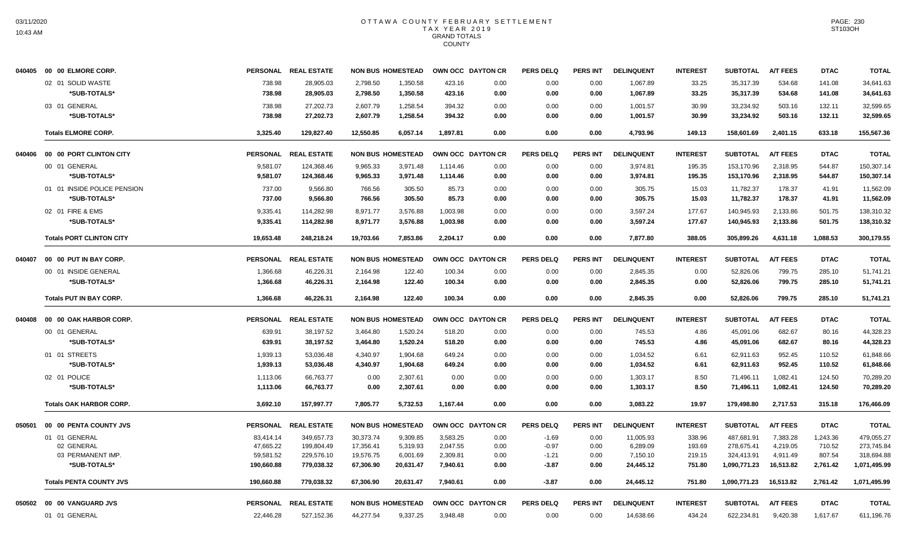# OTTAWA COUNTY FEBRUARY SETTLEMENT
## TAX YEAR 2019
## GRAND TOTALS
## COUNTY

| | | PERSONAL | REAL ESTATE | NON BUS | HOMESTEAD | OWN OCC | DAYTON CR | PERS DELQ | PERS INT | DELINQUENT | INTEREST | SUBTOTAL | A/T FEES | DTAC | TOTAL |
|---|---|---|---|---|---|---|---|---|---|---|---|---|---|---|---|
| 040405 | 00 00 ELMORE CORP. | PERSONAL | REAL ESTATE | NON BUS | HOMESTEAD | OWN OCC | DAYTON CR | PERS DELQ | PERS INT | DELINQUENT | INTEREST | SUBTOTAL | A/T FEES | DTAC | TOTAL |
| | 02 01 SOLID WASTE | 738.98 | 28,905.03 | 2,798.50 | 1,350.58 | 423.16 | 0.00 | 0.00 | 0.00 | 1,067.89 | 33.25 | 35,317.39 | 534.68 | 141.08 | 34,641.63 |
| | *SUB-TOTALS* | 738.98 | 28,905.03 | 2,798.50 | 1,350.58 | 423.16 | 0.00 | 0.00 | 0.00 | 1,067.89 | 33.25 | 35,317.39 | 534.68 | 141.08 | 34,641.63 |
| | 03 01 GENERAL | 738.98 | 27,202.73 | 2,607.79 | 1,258.54 | 394.32 | 0.00 | 0.00 | 0.00 | 1,001.57 | 30.99 | 33,234.92 | 503.16 | 132.11 | 32,599.65 |
| | *SUB-TOTALS* | 738.98 | 27,202.73 | 2,607.79 | 1,258.54 | 394.32 | 0.00 | 0.00 | 0.00 | 1,001.57 | 30.99 | 33,234.92 | 503.16 | 132.11 | 32,599.65 |
| | **Totals ELMORE CORP.** | 3,325.40 | 129,827.40 | 12,550.85 | 6,057.14 | 1,897.81 | 0.00 | 0.00 | 0.00 | 4,793.96 | 149.13 | 158,601.69 | 2,401.15 | 633.18 | 155,567.36 |
| 040406 | 00 00 PORT CLINTON CITY | PERSONAL | REAL ESTATE | NON BUS | HOMESTEAD | OWN OCC | DAYTON CR | PERS DELQ | PERS INT | DELINQUENT | INTEREST | SUBTOTAL | A/T FEES | DTAC | TOTAL |
| | 00 01 GENERAL | 9,581.07 | 124,368.46 | 9,965.33 | 3,971.48 | 1,114.46 | 0.00 | 0.00 | 0.00 | 3,974.81 | 195.35 | 153,170.96 | 2,318.95 | 544.87 | 150,307.14 |
| | *SUB-TOTALS* | 9,581.07 | 124,368.46 | 9,965.33 | 3,971.48 | 1,114.46 | 0.00 | 0.00 | 0.00 | 3,974.81 | 195.35 | 153,170.96 | 2,318.95 | 544.87 | 150,307.14 |
| | 01 01 INSIDE POLICE PENSION | 737.00 | 9,566.80 | 766.56 | 305.50 | 85.73 | 0.00 | 0.00 | 0.00 | 305.75 | 15.03 | 11,782.37 | 178.37 | 41.91 | 11,562.09 |
| | *SUB-TOTALS* | 737.00 | 9,566.80 | 766.56 | 305.50 | 85.73 | 0.00 | 0.00 | 0.00 | 305.75 | 15.03 | 11,782.37 | 178.37 | 41.91 | 11,562.09 |
| | 02 01 FIRE & EMS | 9,335.41 | 114,282.98 | 8,971.77 | 3,576.88 | 1,003.98 | 0.00 | 0.00 | 0.00 | 3,597.24 | 177.67 | 140,945.93 | 2,133.86 | 501.75 | 138,310.32 |
| | *SUB-TOTALS* | 9,335.41 | 114,282.98 | 8,971.77 | 3,576.88 | 1,003.98 | 0.00 | 0.00 | 0.00 | 3,597.24 | 177.67 | 140,945.93 | 2,133.86 | 501.75 | 138,310.32 |
| | **Totals PORT CLINTON CITY** | 19,653.48 | 248,218.24 | 19,703.66 | 7,853.86 | 2,204.17 | 0.00 | 0.00 | 0.00 | 7,877.80 | 388.05 | 305,899.26 | 4,631.18 | 1,088.53 | 300,179.55 |
| 040407 | 00 00 PUT IN BAY CORP. | PERSONAL | REAL ESTATE | NON BUS | HOMESTEAD | OWN OCC | DAYTON CR | PERS DELQ | PERS INT | DELINQUENT | INTEREST | SUBTOTAL | A/T FEES | DTAC | TOTAL |
| | 00 01 INSIDE GENERAL | 1,366.68 | 46,226.31 | 2,164.98 | 122.40 | 100.34 | 0.00 | 0.00 | 0.00 | 2,845.35 | 0.00 | 52,826.06 | 799.75 | 285.10 | 51,741.21 |
| | *SUB-TOTALS* | 1,366.68 | 46,226.31 | 2,164.98 | 122.40 | 100.34 | 0.00 | 0.00 | 0.00 | 2,845.35 | 0.00 | 52,826.06 | 799.75 | 285.10 | 51,741.21 |
| | **Totals PUT IN BAY CORP.** | 1,366.68 | 46,226.31 | 2,164.98 | 122.40 | 100.34 | 0.00 | 0.00 | 0.00 | 2,845.35 | 0.00 | 52,826.06 | 799.75 | 285.10 | 51,741.21 |
| 040408 | 00 00 OAK HARBOR CORP. | PERSONAL | REAL ESTATE | NON BUS | HOMESTEAD | OWN OCC | DAYTON CR | PERS DELQ | PERS INT | DELINQUENT | INTEREST | SUBTOTAL | A/T FEES | DTAC | TOTAL |
| | 00 01 GENERAL | 639.91 | 38,197.52 | 3,464.80 | 1,520.24 | 518.20 | 0.00 | 0.00 | 0.00 | 745.53 | 4.86 | 45,091.06 | 682.67 | 80.16 | 44,328.23 |
| | *SUB-TOTALS* | 639.91 | 38,197.52 | 3,464.80 | 1,520.24 | 518.20 | 0.00 | 0.00 | 0.00 | 745.53 | 4.86 | 45,091.06 | 682.67 | 80.16 | 44,328.23 |
| | 01 01 STREETS | 1,939.13 | 53,036.48 | 4,340.97 | 1,904.68 | 649.24 | 0.00 | 0.00 | 0.00 | 1,034.52 | 6.61 | 62,911.63 | 952.45 | 110.52 | 61,848.66 |
| | *SUB-TOTALS* | 1,939.13 | 53,036.48 | 4,340.97 | 1,904.68 | 649.24 | 0.00 | 0.00 | 0.00 | 1,034.52 | 6.61 | 62,911.63 | 952.45 | 110.52 | 61,848.66 |
| | 02 01 POLICE | 1,113.06 | 66,763.77 | 0.00 | 2,307.61 | 0.00 | 0.00 | 0.00 | 0.00 | 1,303.17 | 8.50 | 71,496.11 | 1,082.41 | 124.50 | 70,289.20 |
| | *SUB-TOTALS* | 1,113.06 | 66,763.77 | 0.00 | 2,307.61 | 0.00 | 0.00 | 0.00 | 0.00 | 1,303.17 | 8.50 | 71,496.11 | 1,082.41 | 124.50 | 70,289.20 |
| | **Totals OAK HARBOR CORP.** | 3,692.10 | 157,997.77 | 7,805.77 | 5,732.53 | 1,167.44 | 0.00 | 0.00 | 0.00 | 3,083.22 | 19.97 | 179,498.80 | 2,717.53 | 315.18 | 176,466.09 |
| 050501 | 00 00 PENTA COUNTY JVS | PERSONAL | REAL ESTATE | NON BUS | HOMESTEAD | OWN OCC | DAYTON CR | PERS DELQ | PERS INT | DELINQUENT | INTEREST | SUBTOTAL | A/T FEES | DTAC | TOTAL |
| | 01 01 GENERAL | 83,414.14 | 349,657.73 | 30,373.74 | 9,309.85 | 3,583.25 | 0.00 | -1.69 | 0.00 | 11,005.93 | 338.96 | 487,681.91 | 7,383.28 | 1,243.36 | 479,055.27 |
| | 02 GENERAL | 47,665.22 | 199,804.49 | 17,356.41 | 5,319.93 | 2,047.55 | 0.00 | -0.97 | 0.00 | 6,289.09 | 193.69 | 278,675.41 | 4,219.05 | 710.52 | 273,745.84 |
| | 03 PERMANENT IMP. | 59,581.52 | 229,576.10 | 19,576.75 | 6,001.69 | 2,309.81 | 0.00 | -1.21 | 0.00 | 7,150.10 | 219.15 | 324,413.91 | 4,911.49 | 807.54 | 318,694.88 |
| | *SUB-TOTALS* | 190,660.88 | 779,038.32 | 67,306.90 | 20,631.47 | 7,940.61 | 0.00 | -3.87 | 0.00 | 24,445.12 | 751.80 | 1,090,771.23 | 16,513.82 | 2,761.42 | 1,071,495.99 |
| | **Totals PENTA COUNTY JVS** | 190,660.88 | 779,038.32 | 67,306.90 | 20,631.47 | 7,940.61 | 0.00 | -3.87 | 0.00 | 24,445.12 | 751.80 | 1,090,771.23 | 16,513.82 | 2,761.42 | 1,071,495.99 |
| 050502 | 00 00 VANGUARD JVS | PERSONAL | REAL ESTATE | NON BUS | HOMESTEAD | OWN OCC | DAYTON CR | PERS DELQ | PERS INT | DELINQUENT | INTEREST | SUBTOTAL | A/T FEES | DTAC | TOTAL |
| | 01 01 GENERAL | 22,446.28 | 527,152.36 | 44,277.54 | 9,337.25 | 3,948.48 | 0.00 | 0.00 | 0.00 | 14,638.66 | 434.24 | 622,234.81 | 9,420.38 | 1,617.67 | 611,196.76 |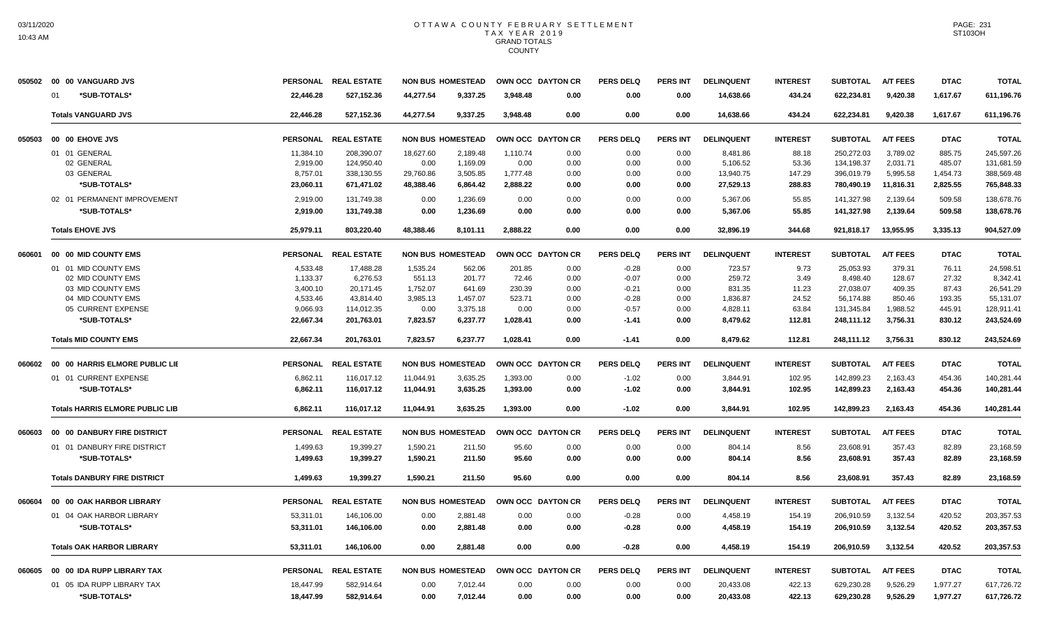# OTTAWA COUNTY FEBRUARY SETTLEMENT
## TAX YEAR 2019
### GRAND TOTALS
### COUNTY

| 050502 00 00 VANGUARD JVS | PERSONAL | REAL ESTATE | NON BUS | HOMESTEAD | OWN OCC | DAYTON CR | PERS DELQ | PERS INT | DELINQUENT | INTEREST | SUBTOTAL | A/T FEES | DTAC | TOTAL |
|---|---|---|---|---|---|---|---|---|---|---|---|---|---|---|
| 01 *SUB-TOTALS* | 22,446.28 | 527,152.36 | 44,277.54 | 9,337.25 | 3,948.48 | 0.00 | 0.00 | 0.00 | 14,638.66 | 434.24 | 622,234.81 | 9,420.38 | 1,617.67 | 611,196.76 |
| Totals VANGUARD JVS | 22,446.28 | 527,152.36 | 44,277.54 | 9,337.25 | 3,948.48 | 0.00 | 0.00 | 0.00 | 14,638.66 | 434.24 | 622,234.81 | 9,420.38 | 1,617.67 | 611,196.76 |

| 050503 00 00 EHOVE JVS | PERSONAL | REAL ESTATE | NON BUS | HOMESTEAD | OWN OCC | DAYTON CR | PERS DELQ | PERS INT | DELINQUENT | INTEREST | SUBTOTAL | A/T FEES | DTAC | TOTAL |
|---|---|---|---|---|---|---|---|---|---|---|---|---|---|---|
| 01 01 GENERAL | 11,384.10 | 208,390.07 | 18,627.60 | 2,189.48 | 1,110.74 | 0.00 | 0.00 | 0.00 | 8,481.86 | 88.18 | 250,272.03 | 3,789.02 | 885.75 | 245,597.26 |
| 02 GENERAL | 2,919.00 | 124,950.40 | 0.00 | 1,169.09 | 0.00 | 0.00 | 0.00 | 0.00 | 5,106.52 | 53.36 | 134,198.37 | 2,031.71 | 485.07 | 131,681.59 |
| 03 GENERAL | 8,757.01 | 338,130.55 | 29,760.86 | 3,505.85 | 1,777.48 | 0.00 | 0.00 | 0.00 | 13,940.75 | 147.29 | 396,019.79 | 5,995.58 | 1,454.73 | 388,569.48 |
| *SUB-TOTALS* | 23,060.11 | 671,471.02 | 48,388.46 | 6,864.42 | 2,888.22 | 0.00 | 0.00 | 0.00 | 27,529.13 | 288.83 | 780,490.19 | 11,816.31 | 2,825.55 | 765,848.33 |
| 02 01 PERMANENT IMPROVEMENT | 2,919.00 | 131,749.38 | 0.00 | 1,236.69 | 0.00 | 0.00 | 0.00 | 0.00 | 5,367.06 | 55.85 | 141,327.98 | 2,139.64 | 509.58 | 138,678.76 |
| *SUB-TOTALS* | 2,919.00 | 131,749.38 | 0.00 | 1,236.69 | 0.00 | 0.00 | 0.00 | 0.00 | 5,367.06 | 55.85 | 141,327.98 | 2,139.64 | 509.58 | 138,678.76 |
| Totals EHOVE JVS | 25,979.11 | 803,220.40 | 48,388.46 | 8,101.11 | 2,888.22 | 0.00 | 0.00 | 0.00 | 32,896.19 | 344.68 | 921,818.17 | 13,955.95 | 3,335.13 | 904,527.09 |

| 060601 00 00 MID COUNTY EMS | PERSONAL | REAL ESTATE | NON BUS | HOMESTEAD | OWN OCC | DAYTON CR | PERS DELQ | PERS INT | DELINQUENT | INTEREST | SUBTOTAL | A/T FEES | DTAC | TOTAL |
|---|---|---|---|---|---|---|---|---|---|---|---|---|---|---|
| 01 01 MID COUNTY EMS | 4,533.48 | 17,488.28 | 1,535.24 | 562.06 | 201.85 | 0.00 | -0.28 | 0.00 | 723.57 | 9.73 | 25,053.93 | 379.31 | 76.11 | 24,598.51 |
| 02 MID COUNTY EMS | 1,133.37 | 6,276.53 | 551.13 | 201.77 | 72.46 | 0.00 | -0.07 | 0.00 | 259.72 | 3.49 | 8,498.40 | 128.67 | 27.32 | 8,342.41 |
| 03 MID COUNTY EMS | 3,400.10 | 20,171.45 | 1,752.07 | 641.69 | 230.39 | 0.00 | -0.21 | 0.00 | 831.35 | 11.23 | 27,038.07 | 409.35 | 87.43 | 26,541.29 |
| 04 MID COUNTY EMS | 4,533.46 | 43,814.40 | 3,985.13 | 1,457.07 | 523.71 | 0.00 | -0.28 | 0.00 | 1,836.87 | 24.52 | 56,174.88 | 850.46 | 193.35 | 55,131.07 |
| 05 CURRENT EXPENSE | 9,066.93 | 114,012.35 | 0.00 | 3,375.18 | 0.00 | 0.00 | -0.57 | 0.00 | 4,828.11 | 63.84 | 131,345.84 | 1,988.52 | 445.91 | 128,911.41 |
| *SUB-TOTALS* | 22,667.34 | 201,763.01 | 7,823.57 | 6,237.77 | 1,028.41 | 0.00 | -1.41 | 0.00 | 8,479.62 | 112.81 | 248,111.12 | 3,756.31 | 830.12 | 243,524.69 |
| Totals MID COUNTY EMS | 22,667.34 | 201,763.01 | 7,823.57 | 6,237.77 | 1,028.41 | 0.00 | -1.41 | 0.00 | 8,479.62 | 112.81 | 248,111.12 | 3,756.31 | 830.12 | 243,524.69 |

| 060602 00 00 HARRIS ELMORE PUBLIC LIE | PERSONAL | REAL ESTATE | NON BUS | HOMESTEAD | OWN OCC | DAYTON CR | PERS DELQ | PERS INT | DELINQUENT | INTEREST | SUBTOTAL | A/T FEES | DTAC | TOTAL |
|---|---|---|---|---|---|---|---|---|---|---|---|---|---|---|
| 01 01 CURRENT EXPENSE | 6,862.11 | 116,017.12 | 11,044.91 | 3,635.25 | 1,393.00 | 0.00 | -1.02 | 0.00 | 3,844.91 | 102.95 | 142,899.23 | 2,163.43 | 454.36 | 140,281.44 |
| *SUB-TOTALS* | 6,862.11 | 116,017.12 | 11,044.91 | 3,635.25 | 1,393.00 | 0.00 | -1.02 | 0.00 | 3,844.91 | 102.95 | 142,899.23 | 2,163.43 | 454.36 | 140,281.44 |
| Totals HARRIS ELMORE PUBLIC LIB | 6,862.11 | 116,017.12 | 11,044.91 | 3,635.25 | 1,393.00 | 0.00 | -1.02 | 0.00 | 3,844.91 | 102.95 | 142,899.23 | 2,163.43 | 454.36 | 140,281.44 |

| 060603 00 00 DANBURY FIRE DISTRICT | PERSONAL | REAL ESTATE | NON BUS | HOMESTEAD | OWN OCC | DAYTON CR | PERS DELQ | PERS INT | DELINQUENT | INTEREST | SUBTOTAL | A/T FEES | DTAC | TOTAL |
|---|---|---|---|---|---|---|---|---|---|---|---|---|---|---|
| 01 01 DANBURY FIRE DISTRICT | 1,499.63 | 19,399.27 | 1,590.21 | 211.50 | 95.60 | 0.00 | 0.00 | 0.00 | 804.14 | 8.56 | 23,608.91 | 357.43 | 82.89 | 23,168.59 |
| *SUB-TOTALS* | 1,499.63 | 19,399.27 | 1,590.21 | 211.50 | 95.60 | 0.00 | 0.00 | 0.00 | 804.14 | 8.56 | 23,608.91 | 357.43 | 82.89 | 23,168.59 |
| Totals DANBURY FIRE DISTRICT | 1,499.63 | 19,399.27 | 1,590.21 | 211.50 | 95.60 | 0.00 | 0.00 | 0.00 | 804.14 | 8.56 | 23,608.91 | 357.43 | 82.89 | 23,168.59 |

| 060604 00 00 OAK HARBOR LIBRARY | PERSONAL | REAL ESTATE | NON BUS | HOMESTEAD | OWN OCC | DAYTON CR | PERS DELQ | PERS INT | DELINQUENT | INTEREST | SUBTOTAL | A/T FEES | DTAC | TOTAL |
|---|---|---|---|---|---|---|---|---|---|---|---|---|---|---|
| 01 04 OAK HARBOR LIBRARY | 53,311.01 | 146,106.00 | 0.00 | 2,881.48 | 0.00 | 0.00 | -0.28 | 0.00 | 4,458.19 | 154.19 | 206,910.59 | 3,132.54 | 420.52 | 203,357.53 |
| *SUB-TOTALS* | 53,311.01 | 146,106.00 | 0.00 | 2,881.48 | 0.00 | 0.00 | -0.28 | 0.00 | 4,458.19 | 154.19 | 206,910.59 | 3,132.54 | 420.52 | 203,357.53 |
| Totals OAK HARBOR LIBRARY | 53,311.01 | 146,106.00 | 0.00 | 2,881.48 | 0.00 | 0.00 | -0.28 | 0.00 | 4,458.19 | 154.19 | 206,910.59 | 3,132.54 | 420.52 | 203,357.53 |

| 060605 00 00 IDA RUPP LIBRARY TAX | PERSONAL | REAL ESTATE | NON BUS | HOMESTEAD | OWN OCC | DAYTON CR | PERS DELQ | PERS INT | DELINQUENT | INTEREST | SUBTOTAL | A/T FEES | DTAC | TOTAL |
|---|---|---|---|---|---|---|---|---|---|---|---|---|---|---|
| 01 05 IDA RUPP LIBRARY TAX | 18,447.99 | 582,914.64 | 0.00 | 7,012.44 | 0.00 | 0.00 | 0.00 | 0.00 | 20,433.08 | 422.13 | 629,230.28 | 9,526.29 | 1,977.27 | 617,726.72 |
| *SUB-TOTALS* | 18,447.99 | 582,914.64 | 0.00 | 7,012.44 | 0.00 | 0.00 | 0.00 | 0.00 | 20,433.08 | 422.13 | 629,230.28 | 9,526.29 | 1,977.27 | 617,726.72 |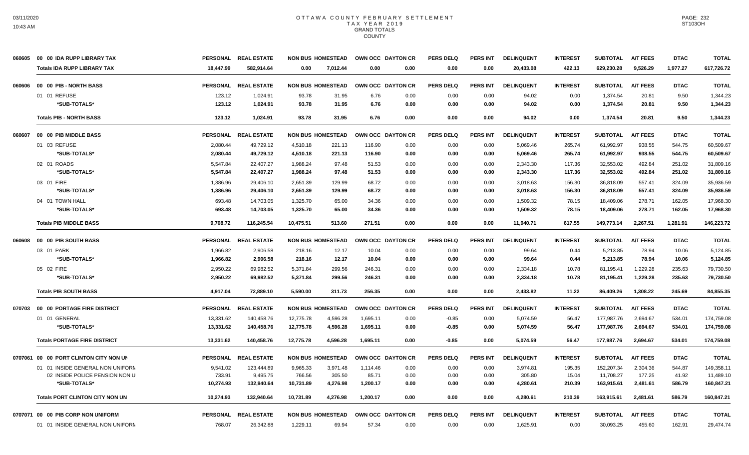# OTTAWA COUNTY FEBRUARY SETTLEMENT
## TAX YEAR 2019
### GRAND TOTALS
### COUNTY

| | | PERSONAL | REAL ESTATE | NON BUS | HOMESTEAD | OWN OCC | DAYTON CR | PERS DELQ | PERS INT | DELINQUENT | INTEREST | SUBTOTAL | A/T FEES | DTAC | TOTAL |
|---|---|---|---|---|---|---|---|---|---|---|---|---|---|---|---|
| 060605 | 00 00 IDA RUPP LIBRARY TAX | PERSONAL | REAL ESTATE | NON BUS | HOMESTEAD | OWN OCC | DAYTON CR | PERS DELQ | PERS INT | DELINQUENT | INTEREST | SUBTOTAL | A/T FEES | DTAC | TOTAL |
| | **Totals IDA RUPP LIBRARY TAX** | **18,447.99** | **582,914.64** | **0.00** | **7,012.44** | **0.00** | **0.00** | **0.00** | **0.00** | **20,433.08** | **422.13** | **629,230.28** | **9,526.29** | **1,977.27** | **617,726.72** |
| 060606 | 00 00 PIB - NORTH BASS | PERSONAL | REAL ESTATE | NON BUS | HOMESTEAD | OWN OCC | DAYTON CR | PERS DELQ | PERS INT | DELINQUENT | INTEREST | SUBTOTAL | A/T FEES | DTAC | TOTAL |
| | 01 01 REFUSE | 123.12 | 1,024.91 | 93.78 | 31.95 | 6.76 | 0.00 | 0.00 | 0.00 | 94.02 | 0.00 | 1,374.54 | 20.81 | 9.50 | 1,344.23 |
| | **\*SUB-TOTALS\*** | **123.12** | **1,024.91** | **93.78** | **31.95** | **6.76** | **0.00** | **0.00** | **0.00** | **94.02** | **0.00** | **1,374.54** | **20.81** | **9.50** | **1,344.23** |
| | **Totals PIB - NORTH BASS** | **123.12** | **1,024.91** | **93.78** | **31.95** | **6.76** | **0.00** | **0.00** | **0.00** | **94.02** | **0.00** | **1,374.54** | **20.81** | **9.50** | **1,344.23** |
| 060607 | 00 00 PIB MIDDLE BASS | PERSONAL | REAL ESTATE | NON BUS | HOMESTEAD | OWN OCC | DAYTON CR | PERS DELQ | PERS INT | DELINQUENT | INTEREST | SUBTOTAL | A/T FEES | DTAC | TOTAL |
| | 01 03 REFUSE | 2,080.44 | 49,729.12 | 4,510.18 | 221.13 | 116.90 | 0.00 | 0.00 | 0.00 | 5,069.46 | 265.74 | 61,992.97 | 938.55 | 544.75 | 60,509.67 |
| | **\*SUB-TOTALS\*** | **2,080.44** | **49,729.12** | **4,510.18** | **221.13** | **116.90** | **0.00** | **0.00** | **0.00** | **5,069.46** | **265.74** | **61,992.97** | **938.55** | **544.75** | **60,509.67** |
| | 02 01 ROADS | 5,547.84 | 22,407.27 | 1,988.24 | 97.48 | 51.53 | 0.00 | 0.00 | 0.00 | 2,343.30 | 117.36 | 32,553.02 | 492.84 | 251.02 | 31,809.16 |
| | **\*SUB-TOTALS\*** | **5,547.84** | **22,407.27** | **1,988.24** | **97.48** | **51.53** | **0.00** | **0.00** | **0.00** | **2,343.30** | **117.36** | **32,553.02** | **492.84** | **251.02** | **31,809.16** |
| | 03 01 FIRE | 1,386.96 | 29,406.10 | 2,651.39 | 129.99 | 68.72 | 0.00 | 0.00 | 0.00 | 3,018.63 | 156.30 | 36,818.09 | 557.41 | 324.09 | 35,936.59 |
| | **\*SUB-TOTALS\*** | **1,386.96** | **29,406.10** | **2,651.39** | **129.99** | **68.72** | **0.00** | **0.00** | **0.00** | **3,018.63** | **156.30** | **36,818.09** | **557.41** | **324.09** | **35,936.59** |
| | 04 01 TOWN HALL | 693.48 | 14,703.05 | 1,325.70 | 65.00 | 34.36 | 0.00 | 0.00 | 0.00 | 1,509.32 | 78.15 | 18,409.06 | 278.71 | 162.05 | 17,968.30 |
| | **\*SUB-TOTALS\*** | **693.48** | **14,703.05** | **1,325.70** | **65.00** | **34.36** | **0.00** | **0.00** | **0.00** | **1,509.32** | **78.15** | **18,409.06** | **278.71** | **162.05** | **17,968.30** |
| | **Totals PIB MIDDLE BASS** | **9,708.72** | **116,245.54** | **10,475.51** | **513.60** | **271.51** | **0.00** | **0.00** | **0.00** | **11,940.71** | **617.55** | **149,773.14** | **2,267.51** | **1,281.91** | **146,223.72** |
| 060608 | 00 00 PIB SOUTH BASS | PERSONAL | REAL ESTATE | NON BUS | HOMESTEAD | OWN OCC | DAYTON CR | PERS DELQ | PERS INT | DELINQUENT | INTEREST | SUBTOTAL | A/T FEES | DTAC | TOTAL |
| | 03 01 PARK | 1,966.82 | 2,906.58 | 218.16 | 12.17 | 10.04 | 0.00 | 0.00 | 0.00 | 99.64 | 0.44 | 5,213.85 | 78.94 | 10.06 | 5,124.85 |
| | **\*SUB-TOTALS\*** | **1,966.82** | **2,906.58** | **218.16** | **12.17** | **10.04** | **0.00** | **0.00** | **0.00** | **99.64** | **0.44** | **5,213.85** | **78.94** | **10.06** | **5,124.85** |
| | 05 02 FIRE | 2,950.22 | 69,982.52 | 5,371.84 | 299.56 | 246.31 | 0.00 | 0.00 | 0.00 | 2,334.18 | 10.78 | 81,195.41 | 1,229.28 | 235.63 | 79,730.50 |
| | **\*SUB-TOTALS\*** | **2,950.22** | **69,982.52** | **5,371.84** | **299.56** | **246.31** | **0.00** | **0.00** | **0.00** | **2,334.18** | **10.78** | **81,195.41** | **1,229.28** | **235.63** | **79,730.50** |
| | **Totals PIB SOUTH BASS** | **4,917.04** | **72,889.10** | **5,590.00** | **311.73** | **256.35** | **0.00** | **0.00** | **0.00** | **2,433.82** | **11.22** | **86,409.26** | **1,308.22** | **245.69** | **84,855.35** |
| 070703 | 00 00 PORTAGE FIRE DISTRICT | PERSONAL | REAL ESTATE | NON BUS | HOMESTEAD | OWN OCC | DAYTON CR | PERS DELQ | PERS INT | DELINQUENT | INTEREST | SUBTOTAL | A/T FEES | DTAC | TOTAL |
| | 01 01 GENERAL | 13,331.62 | 140,458.76 | 12,775.78 | 4,596.28 | 1,695.11 | 0.00 | -0.85 | 0.00 | 5,074.59 | 56.47 | 177,987.76 | 2,694.67 | 534.01 | 174,759.08 |
| | **\*SUB-TOTALS\*** | **13,331.62** | **140,458.76** | **12,775.78** | **4,596.28** | **1,695.11** | **0.00** | **-0.85** | **0.00** | **5,074.59** | **56.47** | **177,987.76** | **2,694.67** | **534.01** | **174,759.08** |
| | **Totals PORTAGE FIRE DISTRICT** | **13,331.62** | **140,458.76** | **12,775.78** | **4,596.28** | **1,695.11** | **0.00** | **-0.85** | **0.00** | **5,074.59** | **56.47** | **177,987.76** | **2,694.67** | **534.01** | **174,759.08** |
| 0707061 | 00 00 PORT CLINTON CITY NON UN | PERSONAL | REAL ESTATE | NON BUS | HOMESTEAD | OWN OCC | DAYTON CR | PERS DELQ | PERS INT | DELINQUENT | INTEREST | SUBTOTAL | A/T FEES | DTAC | TOTAL |
| | 01 01 INSIDE GENERAL NON UNIFORM | 9,541.02 | 123,444.89 | 9,965.33 | 3,971.48 | 1,114.46 | 0.00 | 0.00 | 0.00 | 3,974.81 | 195.35 | 152,207.34 | 2,304.36 | 544.87 | 149,358.11 |
| | 02 INSIDE POLICE PENSION NON U | 733.91 | 9,495.75 | 766.56 | 305.50 | 85.71 | 0.00 | 0.00 | 0.00 | 305.80 | 15.04 | 11,708.27 | 177.25 | 41.92 | 11,489.10 |
| | **\*SUB-TOTALS\*** | **10,274.93** | **132,940.64** | **10,731.89** | **4,276.98** | **1,200.17** | **0.00** | **0.00** | **0.00** | **4,280.61** | **210.39** | **163,915.61** | **2,481.61** | **586.79** | **160,847.21** |
| | **Totals PORT CLINTON CITY NON UN** | **10,274.93** | **132,940.64** | **10,731.89** | **4,276.98** | **1,200.17** | **0.00** | **0.00** | **0.00** | **4,280.61** | **210.39** | **163,915.61** | **2,481.61** | **586.79** | **160,847.21** |
| 0707071 | 00 00 PIB CORP NON UNIFORM | PERSONAL | REAL ESTATE | NON BUS | HOMESTEAD | OWN OCC | DAYTON CR | PERS DELQ | PERS INT | DELINQUENT | INTEREST | SUBTOTAL | A/T FEES | DTAC | TOTAL |
| | 01 01 INSIDE GENERAL NON UNIFORM | 768.07 | 26,342.88 | 1,229.11 | 69.94 | 57.34 | 0.00 | 0.00 | 0.00 | 1,625.91 | 0.00 | 30,093.25 | 455.60 | 162.91 | 29,474.74 |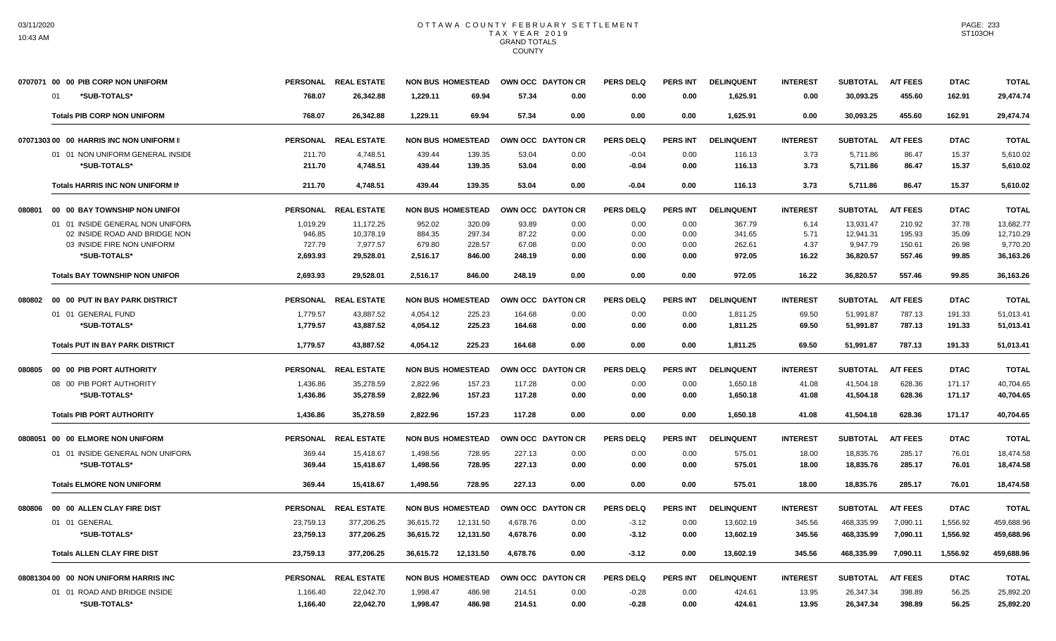# OTTAWA COUNTY FEBRUARY SETTLEMENT
## TAX YEAR 2019
### GRAND TOTALS
### COUNTY

| | PERSONAL | REAL ESTATE | NON BUS | HOMESTEAD | OWN OCC | DAYTON CR | PERS DELQ | PERS INT | DELINQUENT | INTEREST | SUBTOTAL | A/T FEES | DTAC | TOTAL |
|---|---|---|---|---|---|---|---|---|---|---|---|---|---|---|
| **0707071 00 00 PIB CORP NON UNIFORM** | | | | | | | | | | | | | | |
| 01 *SUB-TOTALS* | 768.07 | 26,342.88 | 1,229.11 | 69.94 | 57.34 | 0.00 | 0.00 | 0.00 | 1,625.91 | 0.00 | 30,093.25 | 455.60 | 162.91 | 29,474.74 |
| **Totals PIB CORP NON UNIFORM** | 768.07 | 26,342.88 | 1,229.11 | 69.94 | 57.34 | 0.00 | 0.00 | 0.00 | 1,625.91 | 0.00 | 30,093.25 | 455.60 | 162.91 | 29,474.74 |
| **07071303 00 00 HARRIS INC NON UNIFORM I** | | | | | | | | | | | | | | |
| 01 01 NON UNIFORM GENERAL INSIDE | 211.70 | 4,748.51 | 439.44 | 139.35 | 53.04 | 0.00 | -0.04 | 0.00 | 116.13 | 3.73 | 5,711.86 | 86.47 | 15.37 | 5,610.02 |
| *SUB-TOTALS* | 211.70 | 4,748.51 | 439.44 | 139.35 | 53.04 | 0.00 | -0.04 | 0.00 | 116.13 | 3.73 | 5,711.86 | 86.47 | 15.37 | 5,610.02 |
| **Totals HARRIS INC NON UNIFORM IN** | 211.70 | 4,748.51 | 439.44 | 139.35 | 53.04 | 0.00 | -0.04 | 0.00 | 116.13 | 3.73 | 5,711.86 | 86.47 | 15.37 | 5,610.02 |
| **080801 00 00 BAY TOWNSHIP NON UNIFOI** | | | | | | | | | | | | | | |
| 01 01 INSIDE GENERAL NON UNIFORM | 1,019.29 | 11,172.25 | 952.02 | 320.09 | 93.89 | 0.00 | 0.00 | 0.00 | 367.79 | 6.14 | 13,931.47 | 210.92 | 37.78 | 13,682.77 |
| 02 INSIDE ROAD AND BRIDGE NON | 946.85 | 10,378.19 | 884.35 | 297.34 | 87.22 | 0.00 | 0.00 | 0.00 | 341.65 | 5.71 | 12,941.31 | 195.93 | 35.09 | 12,710.29 |
| 03 INSIDE FIRE NON UNIFORM | 727.79 | 7,977.57 | 679.80 | 228.57 | 67.08 | 0.00 | 0.00 | 0.00 | 262.61 | 4.37 | 9,947.79 | 150.61 | 26.98 | 9,770.20 |
| *SUB-TOTALS* | 2,693.93 | 29,528.01 | 2,516.17 | 846.00 | 248.19 | 0.00 | 0.00 | 0.00 | 972.05 | 16.22 | 36,820.57 | 557.46 | 99.85 | 36,163.26 |
| **Totals BAY TOWNSHIP NON UNIFOR** | 2,693.93 | 29,528.01 | 2,516.17 | 846.00 | 248.19 | 0.00 | 0.00 | 0.00 | 972.05 | 16.22 | 36,820.57 | 557.46 | 99.85 | 36,163.26 |
| **080802 00 00 PUT IN BAY PARK DISTRICT** | | | | | | | | | | | | | | |
| 01 01 GENERAL FUND | 1,779.57 | 43,887.52 | 4,054.12 | 225.23 | 164.68 | 0.00 | 0.00 | 0.00 | 1,811.25 | 69.50 | 51,991.87 | 787.13 | 191.33 | 51,013.41 |
| *SUB-TOTALS* | 1,779.57 | 43,887.52 | 4,054.12 | 225.23 | 164.68 | 0.00 | 0.00 | 0.00 | 1,811.25 | 69.50 | 51,991.87 | 787.13 | 191.33 | 51,013.41 |
| **Totals PUT IN BAY PARK DISTRICT** | 1,779.57 | 43,887.52 | 4,054.12 | 225.23 | 164.68 | 0.00 | 0.00 | 0.00 | 1,811.25 | 69.50 | 51,991.87 | 787.13 | 191.33 | 51,013.41 |
| **080805 00 00 PIB PORT AUTHORITY** | | | | | | | | | | | | | | |
| 08 00 PIB PORT AUTHORITY | 1,436.86 | 35,278.59 | 2,822.96 | 157.23 | 117.28 | 0.00 | 0.00 | 0.00 | 1,650.18 | 41.08 | 41,504.18 | 628.36 | 171.17 | 40,704.65 |
| *SUB-TOTALS* | 1,436.86 | 35,278.59 | 2,822.96 | 157.23 | 117.28 | 0.00 | 0.00 | 0.00 | 1,650.18 | 41.08 | 41,504.18 | 628.36 | 171.17 | 40,704.65 |
| **Totals PIB PORT AUTHORITY** | 1,436.86 | 35,278.59 | 2,822.96 | 157.23 | 117.28 | 0.00 | 0.00 | 0.00 | 1,650.18 | 41.08 | 41,504.18 | 628.36 | 171.17 | 40,704.65 |
| **0808051 00 00 ELMORE NON UNIFORM** | | | | | | | | | | | | | | |
| 01 01 INSIDE GENERAL NON UNIFORM | 369.44 | 15,418.67 | 1,498.56 | 728.95 | 227.13 | 0.00 | 0.00 | 0.00 | 575.01 | 18.00 | 18,835.76 | 285.17 | 76.01 | 18,474.58 |
| *SUB-TOTALS* | 369.44 | 15,418.67 | 1,498.56 | 728.95 | 227.13 | 0.00 | 0.00 | 0.00 | 575.01 | 18.00 | 18,835.76 | 285.17 | 76.01 | 18,474.58 |
| **Totals ELMORE NON UNIFORM** | 369.44 | 15,418.67 | 1,498.56 | 728.95 | 227.13 | 0.00 | 0.00 | 0.00 | 575.01 | 18.00 | 18,835.76 | 285.17 | 76.01 | 18,474.58 |
| **080806 00 00 ALLEN CLAY FIRE DIST** | | | | | | | | | | | | | | |
| 01 01 GENERAL | 23,759.13 | 377,206.25 | 36,615.72 | 12,131.50 | 4,678.76 | 0.00 | -3.12 | 0.00 | 13,602.19 | 345.56 | 468,335.99 | 7,090.11 | 1,556.92 | 459,688.96 |
| *SUB-TOTALS* | 23,759.13 | 377,206.25 | 36,615.72 | 12,131.50 | 4,678.76 | 0.00 | -3.12 | 0.00 | 13,602.19 | 345.56 | 468,335.99 | 7,090.11 | 1,556.92 | 459,688.96 |
| **Totals ALLEN CLAY FIRE DIST** | 23,759.13 | 377,206.25 | 36,615.72 | 12,131.50 | 4,678.76 | 0.00 | -3.12 | 0.00 | 13,602.19 | 345.56 | 468,335.99 | 7,090.11 | 1,556.92 | 459,688.96 |
| **08081304 00 00 NON UNIFORM HARRIS INC** | | | | | | | | | | | | | | |
| 01 01 ROAD AND BRIDGE INSIDE | 1,166.40 | 22,042.70 | 1,998.47 | 486.98 | 214.51 | 0.00 | -0.28 | 0.00 | 424.61 | 13.95 | 26,347.34 | 398.89 | 56.25 | 25,892.20 |
| *SUB-TOTALS* | 1,166.40 | 22,042.70 | 1,998.47 | 486.98 | 214.51 | 0.00 | -0.28 | 0.00 | 424.61 | 13.95 | 26,347.34 | 398.89 | 56.25 | 25,892.20 |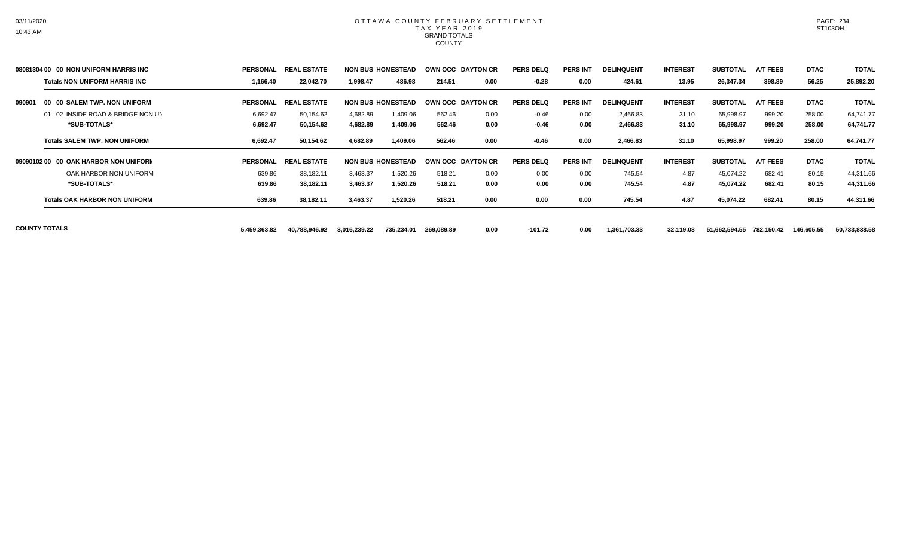# OTTAWA COUNTY FEBRUARY SETTLEMENT
## TAX YEAR 2019
### GRAND TOTALS
### COUNTY

| | PERSONAL | REAL ESTATE | NON BUS | HOMESTEAD | OWN OCC | DAYTON CR | PERS DELQ | PERS INT | DELINQUENT | INTEREST | SUBTOTAL | A/T FEES | DTAC | TOTAL |
|---|---|---|---|---|---|---|---|---|---|---|---|---|---|---|
| **08081304 00 00 NON UNIFORM HARRIS INC** | | | | | | | | | | | | | | |
| **Totals NON UNIFORM HARRIS INC** | **1,166.40** | **22,042.70** | **1,998.47** | **486.98** | **214.51** | **0.00** | **-0.28** | **0.00** | **424.61** | **13.95** | **26,347.34** | **398.89** | **56.25** | **25,892.20** |
| **090901 00 00 SALEM TWP. NON UNIFORM** | **PERSONAL** | **REAL ESTATE** | **NON BUS** | **HOMESTEAD** | **OWN OCC** | **DAYTON CR** | **PERS DELQ** | **PERS INT** | **DELINQUENT** | **INTEREST** | **SUBTOTAL** | **A/T FEES** | **DTAC** | **TOTAL** |
| 01 02 INSIDE ROAD & BRIDGE NON UN | 6,692.47 | 50,154.62 | 4,682.89 | 1,409.06 | 562.46 | 0.00 | -0.46 | 0.00 | 2,466.83 | 31.10 | 65,998.97 | 999.20 | 258.00 | 64,741.77 |
| ***SUB-TOTALS*** | **6,692.47** | **50,154.62** | **4,682.89** | **1,409.06** | **562.46** | **0.00** | **-0.46** | **0.00** | **2,466.83** | **31.10** | **65,998.97** | **999.20** | **258.00** | **64,741.77** |
| **Totals SALEM TWP. NON UNIFORM** | **6,692.47** | **50,154.62** | **4,682.89** | **1,409.06** | **562.46** | **0.00** | **-0.46** | **0.00** | **2,466.83** | **31.10** | **65,998.97** | **999.20** | **258.00** | **64,741.77** |
| **09090102 00 00 OAK HARBOR NON UNIFORM** | **PERSONAL** | **REAL ESTATE** | **NON BUS** | **HOMESTEAD** | **OWN OCC** | **DAYTON CR** | **PERS DELQ** | **PERS INT** | **DELINQUENT** | **INTEREST** | **SUBTOTAL** | **A/T FEES** | **DTAC** | **TOTAL** |
| OAK HARBOR NON UNIFORM | 639.86 | 38,182.11 | 3,463.37 | 1,520.26 | 518.21 | 0.00 | 0.00 | 0.00 | 745.54 | 4.87 | 45,074.22 | 682.41 | 80.15 | 44,311.66 |
| ***SUB-TOTALS*** | **639.86** | **38,182.11** | **3,463.37** | **1,520.26** | **518.21** | **0.00** | **0.00** | **0.00** | **745.54** | **4.87** | **45,074.22** | **682.41** | **80.15** | **44,311.66** |
| **Totals OAK HARBOR NON UNIFORM** | **639.86** | **38,182.11** | **3,463.37** | **1,520.26** | **518.21** | **0.00** | **0.00** | **0.00** | **745.54** | **4.87** | **45,074.22** | **682.41** | **80.15** | **44,311.66** |
| **COUNTY TOTALS** | **5,459,363.82** | **40,788,946.92** | **3,016,239.22** | **735,234.01** | **269,089.89** | **0.00** | **-101.72** | **0.00** | **1,361,703.33** | **32,119.08** | **51,662,594.55** | **782,150.42** | **146,605.55** | **50,733,838.58** |